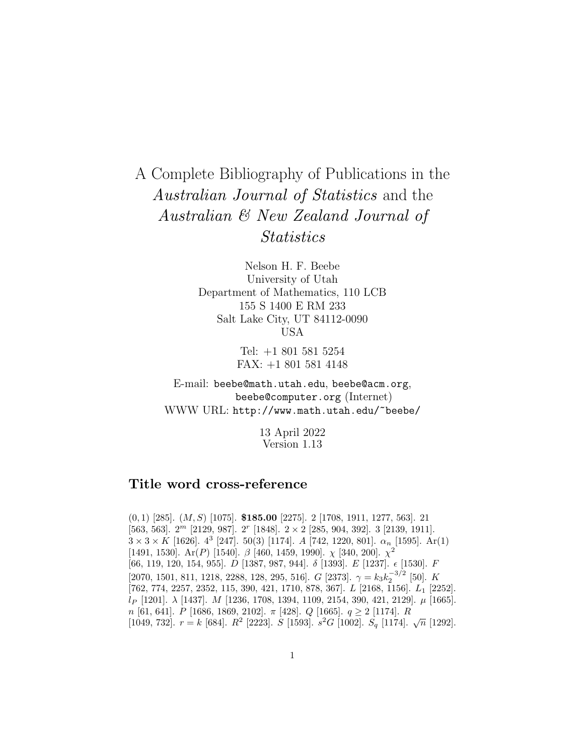# A Complete Bibliography of Publications in the *Australian Journal of Statistics* and the *Australian & New Zealand Journal of Statistics*

Nelson H. F. Beebe
University of Utah
Department of Mathematics, 110 LCB
155 S 1400 E RM 233
Salt Lake City, UT 84112-0090
USA

Tel: +1 801 581 5254
FAX: +1 801 581 4148

E-mail: `beebe@math.utah.edu`, `beebe@acm.org`, `beebe@computer.org` (Internet)
WWW URL: `http://www.math.utah.edu/~beebe/`

13 April 2022
Version 1.13

## Title word cross-reference

$(0,1)$ [285]. $(M,S)$ [1075]. **$185.00** [2275]. 2 [1708, 1911, 1277, 563]. 21 [563, 563]. $2^m$ [2129, 987]. $2^r$ [1848]. $2 \times 2$ [285, 904, 392]. 3 [2139, 1911]. $3 \times 3 \times K$ [1626]. $4^3$ [247]. 50(3) [1174]. $A$ [742, 1220, 801]. $\alpha_n$ [1595]. $\mathrm{Ar}(1)$ [1491, 1530]. $\mathrm{Ar}(P)$ [1540]. $\beta$ [460, 1459, 1990]. $\chi$ [340, 200]. $\chi^2$ [66, 119, 120, 154, 955]. $D$ [1387, 987, 944]. $\delta$ [1393]. $E$ [1237]. $\epsilon$ [1530]. $F$ [2070, 1501, 811, 1218, 2288, 128, 295, 516]. $G$ [2373]. $\gamma = k_3 k_2^{-3/2}$ [50]. $K$ [762, 774, 2257, 2352, 115, 390, 421, 1710, 878, 367]. $L$ [2168, 1156]. $L_1$ [2252]. $l_P$ [1201]. $\lambda$ [1437]. $M$ [1236, 1708, 1394, 1109, 2154, 390, 421, 2129]. $\mu$ [1665]. $n$ [61, 641]. $P$ [1686, 1869, 2102]. $\pi$ [428]. $Q$ [1665]. $q \geq 2$ [1174]. $R$ [1049, 732]. $r = k$ [684]. $R^2$ [2223]. $S$ [1593]. $s^2G$ [1002]. $S_q$ [1174]. $\sqrt{n}$ [1292].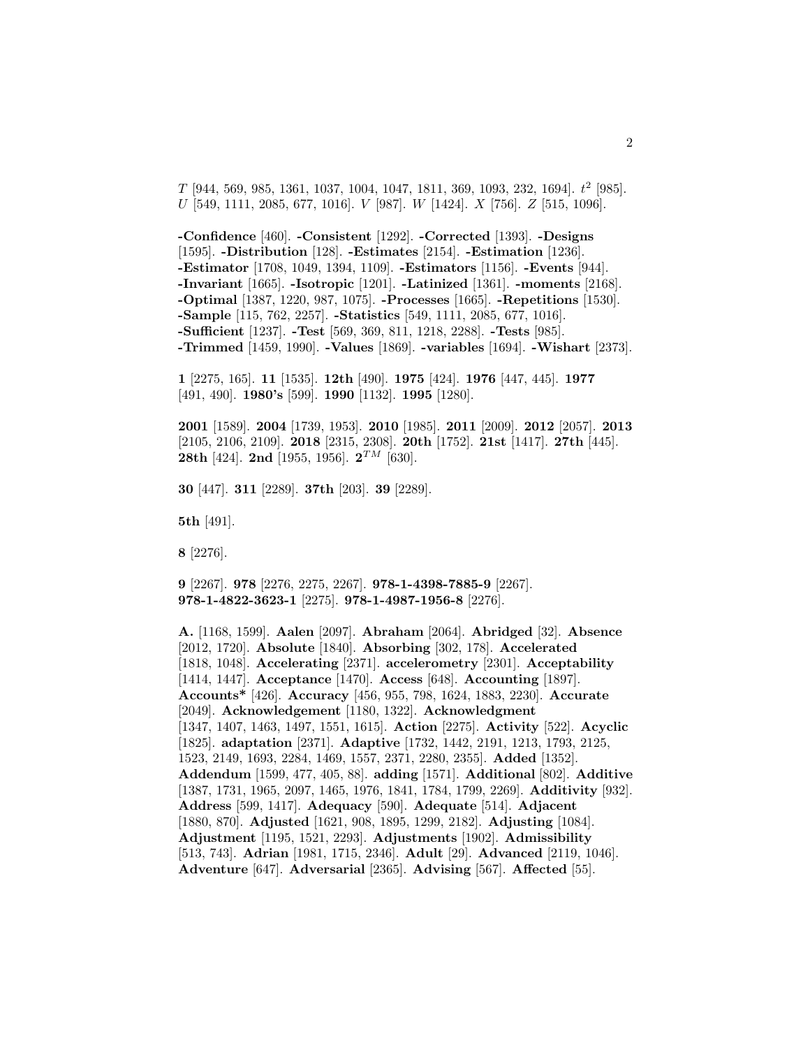$T$ [944, 569, 985, 1361, 1037, 1004, 1047, 1811, 369, 1093, 232, 1694]. $t^2$ [985]. $U$ [549, 1111, 2085, 677, 1016]. $V$ [987]. $W$ [1424]. $X$ [756]. $Z$ [515, 1096].

**-Confidence** [460]. **-Consistent** [1292]. **-Corrected** [1393]. **-Designs** [1595]. **-Distribution** [128]. **-Estimates** [2154]. **-Estimation** [1236]. **-Estimator** [1708, 1049, 1394, 1109]. **-Estimators** [1156]. **-Events** [944]. **-Invariant** [1665]. **-Isotropic** [1201]. **-Latinized** [1361]. **-moments** [2168]. **-Optimal** [1387, 1220, 987, 1075]. **-Processes** [1665]. **-Repetitions** [1530]. **-Sample** [115, 762, 2257]. **-Statistics** [549, 1111, 2085, 677, 1016]. **-Sufficient** [1237]. **-Test** [569, 369, 811, 1218, 2288]. **-Tests** [985]. **-Trimmed** [1459, 1990]. **-Values** [1869]. **-variables** [1694]. **-Wishart** [2373].

**1** [2275, 165]. **11** [1535]. **12th** [490]. **1975** [424]. **1976** [447, 445]. **1977** [491, 490]. **1980's** [599]. **1990** [1132]. **1995** [1280].

**2001** [1589]. **2004** [1739, 1953]. **2010** [1985]. **2011** [2009]. **2012** [2057]. **2013** [2105, 2106, 2109]. **2018** [2315, 2308]. **20th** [1752]. **21st** [1417]. **27th** [445]. **28th** [424]. **2nd** [1955, 1956]. **$2^{TM}$** [630].

**30** [447]. **311** [2289]. **37th** [203]. **39** [2289].

**5th** [491].

**8** [2276].

**9** [2267]. **978** [2276, 2275, 2267]. **978-1-4398-7885-9** [2267]. **978-1-4822-3623-1** [2275]. **978-1-4987-1956-8** [2276].

**A.** [1168, 1599]. **Aalen** [2097]. **Abraham** [2064]. **Abridged** [32]. **Absence** [2012, 1720]. **Absolute** [1840]. **Absorbing** [302, 178]. **Accelerated** [1818, 1048]. **Accelerating** [2371]. **accelerometry** [2301]. **Acceptability** [1414, 1447]. **Acceptance** [1470]. **Access** [648]. **Accounting** [1897]. **Accounts*** [426]. **Accuracy** [456, 955, 798, 1624, 1883, 2230]. **Accurate** [2049]. **Acknowledgement** [1180, 1322]. **Acknowledgment** [1347, 1407, 1463, 1497, 1551, 1615]. **Action** [2275]. **Activity** [522]. **Acyclic** [1825]. **adaptation** [2371]. **Adaptive** [1732, 1442, 2191, 1213, 1793, 2125, 1523, 2149, 1693, 2284, 1469, 1557, 2371, 2280, 2355]. **Added** [1352]. **Addendum** [1599, 477, 405, 88]. **adding** [1571]. **Additional** [802]. **Additive** [1387, 1731, 1965, 2097, 1465, 1976, 1841, 1784, 1799, 2269]. **Additivity** [932]. **Address** [599, 1417]. **Adequacy** [590]. **Adequate** [514]. **Adjacent** [1880, 870]. **Adjusted** [1621, 908, 1895, 1299, 2182]. **Adjusting** [1084]. **Adjustment** [1195, 1521, 2293]. **Adjustments** [1902]. **Admissibility** [513, 743]. **Adrian** [1981, 1715, 2346]. **Adult** [29]. **Advanced** [2119, 1046]. **Adventure** [647]. **Adversarial** [2365]. **Advising** [567]. **Affected** [55].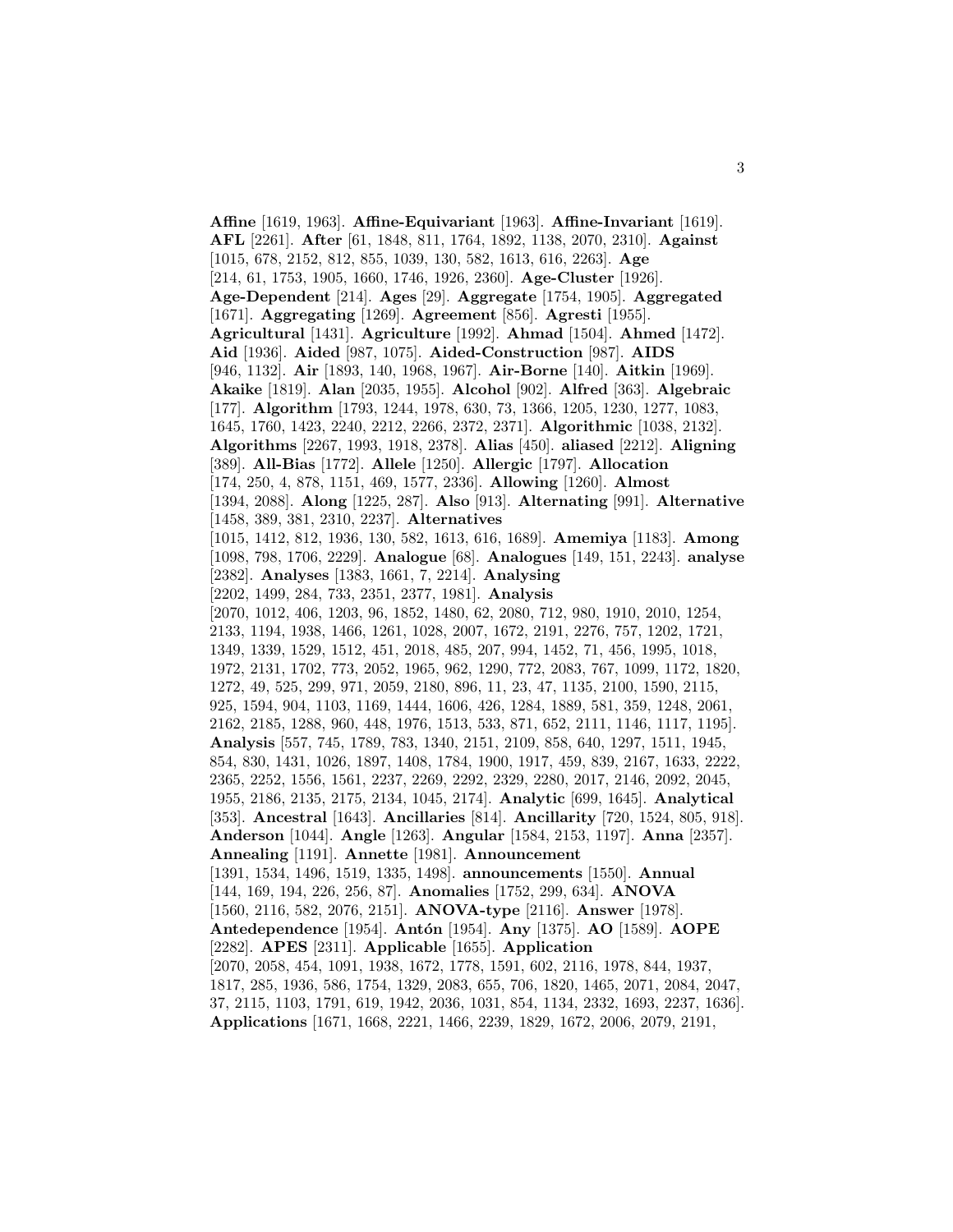**Affine** [1619, 1963]. **Affine-Equivariant** [1963]. **Affine-Invariant** [1619]. **AFL** [2261]. **After** [61, 1848, 811, 1764, 1892, 1138, 2070, 2310]. **Against** [1015, 678, 2152, 812, 855, 1039, 130, 582, 1613, 616, 2263]. **Age** [214, 61, 1753, 1905, 1660, 1746, 1926, 2360]. **Age-Cluster** [1926]. **Age-Dependent** [214]. **Ages** [29]. **Aggregate** [1754, 1905]. **Aggregated** [1671]. **Aggregating** [1269]. **Agreement** [856]. **Agresti** [1955]. **Agricultural** [1431]. **Agriculture** [1992]. **Ahmad** [1504]. **Ahmed** [1472]. **Aid** [1936]. **Aided** [987, 1075]. **Aided-Construction** [987]. **AIDS** [946, 1132]. **Air** [1893, 140, 1968, 1967]. **Air-Borne** [140]. **Aitkin** [1969]. **Akaike** [1819]. **Alan** [2035, 1955]. **Alcohol** [902]. **Alfred** [363]. **Algebraic** [177]. **Algorithm** [1793, 1244, 1978, 630, 73, 1366, 1205, 1230, 1277, 1083, 1645, 1760, 1423, 2240, 2212, 2266, 2372, 2371]. **Algorithmic** [1038, 2132]. **Algorithms** [2267, 1993, 1918, 2378]. **Alias** [450]. **aliased** [2212]. **Aligning** [389]. **All-Bias** [1772]. **Allele** [1250]. **Allergic** [1797]. **Allocation** [174, 250, 4, 878, 1151, 469, 1577, 2336]. **Allowing** [1260]. **Almost** [1394, 2088]. **Along** [1225, 287]. **Also** [913]. **Alternating** [991]. **Alternative** [1458, 389, 381, 2310, 2237]. **Alternatives** [1015, 1412, 812, 1936, 130, 582, 1613, 616, 1689]. **Amemiya** [1183]. **Among** [1098, 798, 1706, 2229]. **Analogue** [68]. **Analogues** [149, 151, 2243]. **analyse** [2382]. **Analyses** [1383, 1661, 7, 2214]. **Analysing** [2202, 1499, 284, 733, 2351, 2377, 1981]. **Analysis** [2070, 1012, 406, 1203, 96, 1852, 1480, 62, 2080, 712, 980, 1910, 2010, 1254, 2133, 1194, 1938, 1466, 1261, 1028, 2007, 1672, 2191, 2276, 757, 1202, 1721, 1349, 1339, 1529, 1512, 451, 2018, 485, 207, 994, 1452, 71, 456, 1995, 1018, 1972, 2131, 1702, 773, 2052, 1965, 962, 1290, 772, 2083, 767, 1099, 1172, 1820, 1272, 49, 525, 299, 971, 2059, 2180, 896, 11, 23, 47, 1135, 2100, 1590, 2115, 925, 1594, 904, 1103, 1169, 1444, 1606, 426, 1284, 1889, 581, 359, 1248, 2061, 2162, 2185, 1288, 960, 448, 1976, 1513, 533, 871, 652, 2111, 1146, 1117, 1195]. **Analysis** [557, 745, 1789, 783, 1340, 2151, 2109, 858, 640, 1297, 1511, 1945, 854, 830, 1431, 1026, 1897, 1408, 1784, 1900, 1917, 459, 839, 2167, 1633, 2222, 2365, 2252, 1556, 1561, 2237, 2269, 2292, 2329, 2280, 2017, 2146, 2092, 2045, 1955, 2186, 2135, 2175, 2134, 1045, 2174]. **Analytic** [699, 1645]. **Analytical** [353]. **Ancestral** [1643]. **Ancillaries** [814]. **Ancillarity** [720, 1524, 805, 918]. **Anderson** [1044]. **Angle** [1263]. **Angular** [1584, 2153, 1197]. **Anna** [2357]. **Annealing** [1191]. **Annette** [1981]. **Announcement** [1391, 1534, 1496, 1519, 1335, 1498]. **announcements** [1550]. **Annual** [144, 169, 194, 226, 256, 87]. **Anomalies** [1752, 299, 634]. **ANOVA** [1560, 2116, 582, 2076, 2151]. **ANOVA-type** [2116]. **Answer** [1978]. **Antedependence** [1954]. **Antón** [1954]. **Any** [1375]. **AO** [1589]. **AOPE** [2282]. **APES** [2311]. **Applicable** [1655]. **Application** [2070, 2058, 454, 1091, 1938, 1672, 1778, 1591, 602, 2116, 1978, 844, 1937, 1817, 285, 1936, 586, 1754, 1329, 2083, 655, 706, 1820, 1465, 2071, 2084, 2047, 37, 2115, 1103, 1791, 619, 1942, 2036, 1031, 854, 1134, 2332, 1693, 2237, 1636]. **Applications** [1671, 1668, 2221, 1466, 2239, 1829, 1672, 2006, 2079, 2191,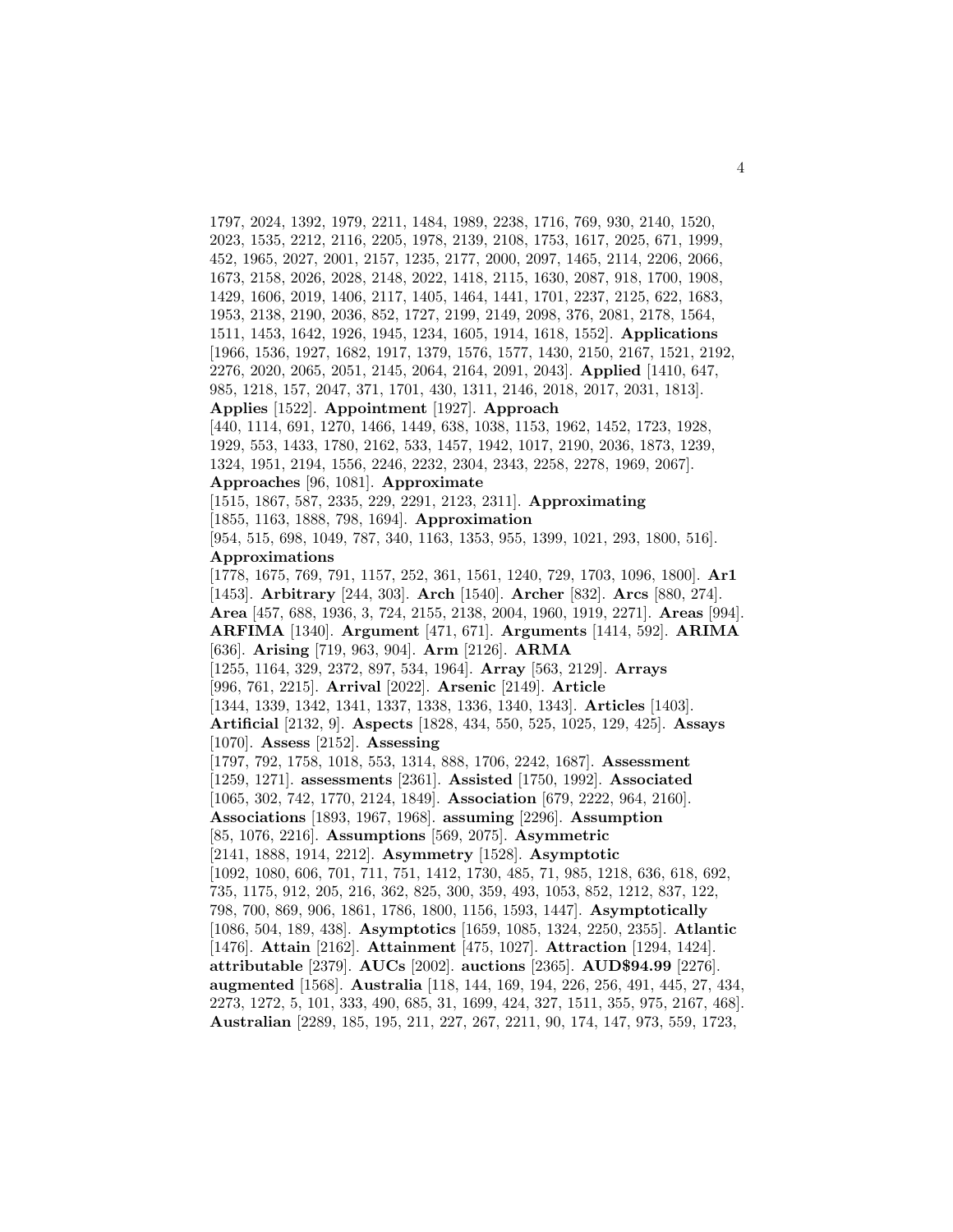1797, 2024, 1392, 1979, 2211, 1484, 1989, 2238, 1716, 769, 930, 2140, 1520, 2023, 1535, 2212, 2116, 2205, 1978, 2139, 2108, 1753, 1617, 2025, 671, 1999, 452, 1965, 2027, 2001, 2157, 1235, 2177, 2000, 2097, 1465, 2114, 2206, 2066, 1673, 2158, 2026, 2028, 2148, 2022, 1418, 2115, 1630, 2087, 918, 1700, 1908, 1429, 1606, 2019, 1406, 2117, 1405, 1464, 1441, 1701, 2237, 2125, 622, 1683, 1953, 2138, 2190, 2036, 852, 1727, 2199, 2149, 2098, 376, 2081, 2178, 1564, 1511, 1453, 1642, 1926, 1945, 1234, 1605, 1914, 1618, 1552]. **Applications** [1966, 1536, 1927, 1682, 1917, 1379, 1576, 1577, 1430, 2150, 2167, 1521, 2192, 2276, 2020, 2065, 2051, 2145, 2064, 2164, 2091, 2043]. **Applied** [1410, 647, 985, 1218, 157, 2047, 371, 1701, 430, 1311, 2146, 2018, 2017, 2031, 1813]. **Applies** [1522]. **Appointment** [1927]. **Approach** [440, 1114, 691, 1270, 1466, 1449, 638, 1038, 1153, 1962, 1452, 1723, 1928, 1929, 553, 1433, 1780, 2162, 533, 1457, 1942, 1017, 2190, 2036, 1873, 1239, 1324, 1951, 2194, 1556, 2246, 2232, 2304, 2343, 2258, 2278, 1969, 2067]. **Approaches** [96, 1081]. **Approximate** [1515, 1867, 587, 2335, 229, 2291, 2123, 2311]. **Approximating** [1855, 1163, 1888, 798, 1694]. **Approximation** [954, 515, 698, 1049, 787, 340, 1163, 1353, 955, 1399, 1021, 293, 1800, 516]. **Approximations** [1778, 1675, 769, 791, 1157, 252, 361, 1561, 1240, 729, 1703, 1096, 1800]. **Ar1** [1453]. **Arbitrary** [244, 303]. **Arch** [1540]. **Archer** [832]. **Arcs** [880, 274]. **Area** [457, 688, 1936, 3, 724, 2155, 2138, 2004, 1960, 1919, 2271]. **Areas** [994]. **ARFIMA** [1340]. **Argument** [471, 671]. **Arguments** [1414, 592]. **ARIMA** [636]. **Arising** [719, 963, 904]. **Arm** [2126]. **ARMA** [1255, 1164, 329, 2372, 897, 534, 1964]. **Array** [563, 2129]. **Arrays** [996, 761, 2215]. **Arrival** [2022]. **Arsenic** [2149]. **Article** [1344, 1339, 1342, 1341, 1337, 1338, 1336, 1340, 1343]. **Articles** [1403]. **Artificial** [2132, 9]. **Aspects** [1828, 434, 550, 525, 1025, 129, 425]. **Assays** [1070]. **Assess** [2152]. **Assessing** [1797, 792, 1758, 1018, 553, 1314, 888, 1706, 2242, 1687]. **Assessment** [1259, 1271]. **assessments** [2361]. **Assisted** [1750, 1992]. **Associated** [1065, 302, 742, 1770, 2124, 1849]. **Association** [679, 2222, 964, 2160]. **Associations** [1893, 1967, 1968]. **assuming** [2296]. **Assumption** [85, 1076, 2216]. **Assumptions** [569, 2075]. **Asymmetric** [2141, 1888, 1914, 2212]. **Asymmetry** [1528]. **Asymptotic** [1092, 1080, 606, 701, 711, 751, 1412, 1730, 485, 71, 985, 1218, 636, 618, 692, 735, 1175, 912, 205, 216, 362, 825, 300, 359, 493, 1053, 852, 1212, 837, 122, 798, 700, 869, 906, 1861, 1786, 1800, 1156, 1593, 1447]. **Asymptotically** [1086, 504, 189, 438]. **Asymptotics** [1659, 1085, 1324, 2250, 2355]. **Atlantic** [1476]. **Attain** [2162]. **Attainment** [475, 1027]. **Attraction** [1294, 1424]. **attributable** [2379]. **AUCs** [2002]. **auctions** [2365]. **AUD$94.99** [2276]. **augmented** [1568]. **Australia** [118, 144, 169, 194, 226, 256, 491, 445, 27, 434, 2273, 1272, 5, 101, 333, 490, 685, 31, 1699, 424, 327, 1511, 355, 975, 2167, 468]. **Australian** [2289, 185, 195, 211, 227, 267, 2211, 90, 174, 147, 973, 559, 1723,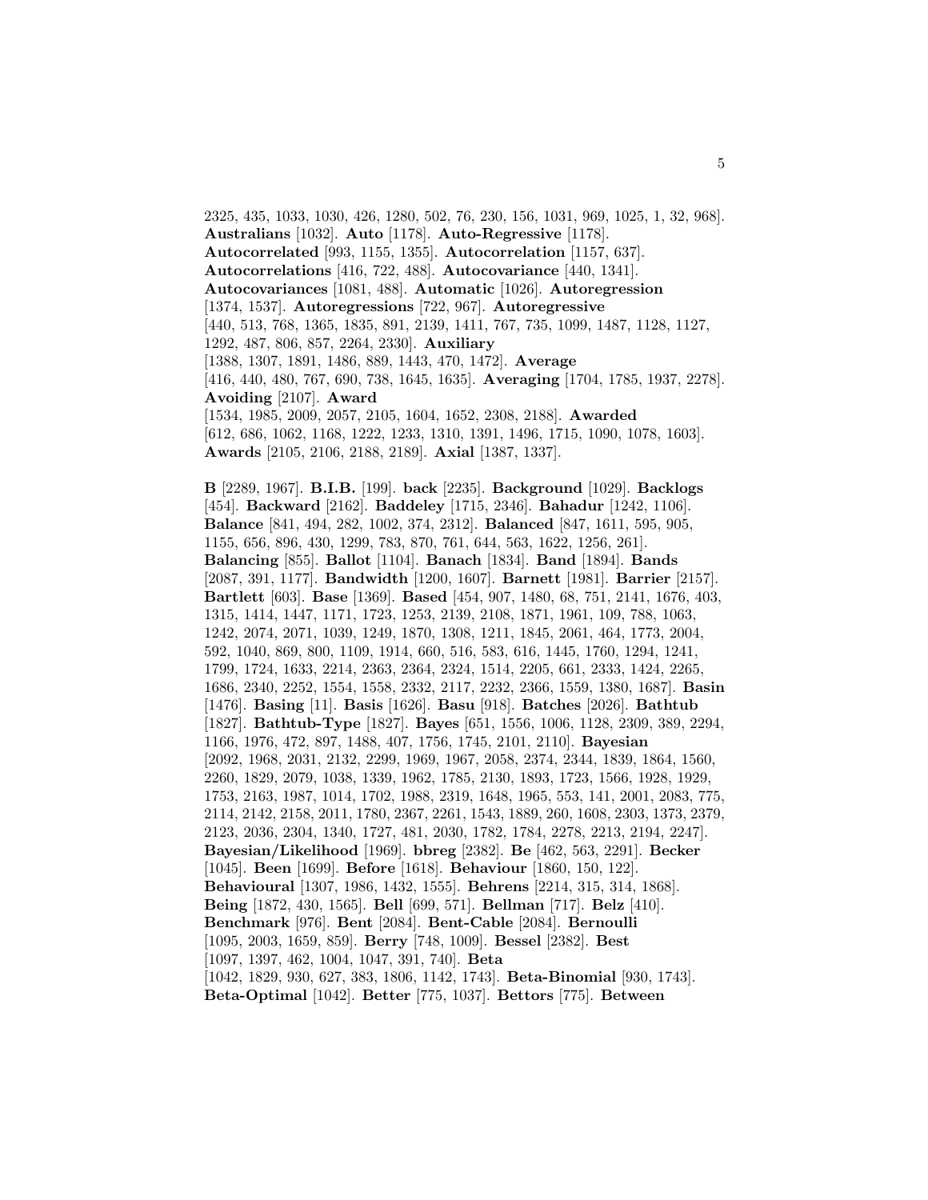2325, 435, 1033, 1030, 426, 1280, 502, 76, 230, 156, 1031, 969, 1025, 1, 32, 968]. **Australians** [1032]. **Auto** [1178]. **Auto-Regressive** [1178]. **Autocorrelated** [993, 1155, 1355]. **Autocorrelation** [1157, 637]. **Autocorrelations** [416, 722, 488]. **Autocovariance** [440, 1341]. **Autocovariances** [1081, 488]. **Automatic** [1026]. **Autoregression** [1374, 1537]. **Autoregressions** [722, 967]. **Autoregressive** [440, 513, 768, 1365, 1835, 891, 2139, 1411, 767, 735, 1099, 1487, 1128, 1127, 1292, 487, 806, 857, 2264, 2330]. **Auxiliary** [1388, 1307, 1891, 1486, 889, 1443, 470, 1472]. **Average** [416, 440, 480, 767, 690, 738, 1645, 1635]. **Averaging** [1704, 1785, 1937, 2278]. **Avoiding** [2107]. **Award** [1534, 1985, 2009, 2057, 2105, 1604, 1652, 2308, 2188]. **Awarded** [612, 686, 1062, 1168, 1222, 1233, 1310, 1391, 1496, 1715, 1090, 1078, 1603]. **Awards** [2105, 2106, 2188, 2189]. **Axial** [1387, 1337].

**B** [2289, 1967]. **B.I.B.** [199]. **back** [2235]. **Background** [1029]. **Backlogs** [454]. **Backward** [2162]. **Baddeley** [1715, 2346]. **Bahadur** [1242, 1106]. **Balance** [841, 494, 282, 1002, 374, 2312]. **Balanced** [847, 1611, 595, 905, 1155, 656, 896, 430, 1299, 783, 870, 761, 644, 563, 1622, 1256, 261]. **Balancing** [855]. **Ballot** [1104]. **Banach** [1834]. **Band** [1894]. **Bands** [2087, 391, 1177]. **Bandwidth** [1200, 1607]. **Barnett** [1981]. **Barrier** [2157]. **Bartlett** [603]. **Base** [1369]. **Based** [454, 907, 1480, 68, 751, 2141, 1676, 403, 1315, 1414, 1447, 1171, 1723, 1253, 2139, 2108, 1871, 1961, 109, 788, 1063, 1242, 2074, 2071, 1039, 1249, 1870, 1308, 1211, 1845, 2061, 464, 1773, 2004, 592, 1040, 869, 800, 1109, 1914, 660, 516, 583, 616, 1445, 1760, 1294, 1241, 1799, 1724, 1633, 2214, 2363, 2364, 2324, 1514, 2205, 661, 2333, 1424, 2265, 1686, 2340, 2252, 1554, 1558, 2332, 2117, 2232, 2366, 1559, 1380, 1687]. **Basin** [1476]. **Basing** [11]. **Basis** [1626]. **Basu** [918]. **Batches** [2026]. **Bathtub** [1827]. **Bathtub-Type** [1827]. **Bayes** [651, 1556, 1006, 1128, 2309, 389, 2294, 1166, 1976, 472, 897, 1488, 407, 1756, 1745, 2101, 2110]. **Bayesian** [2092, 1968, 2031, 2132, 2299, 1969, 1967, 2058, 2374, 2344, 1839, 1864, 1560, 2260, 1829, 2079, 1038, 1339, 1962, 1785, 2130, 1893, 1723, 1566, 1928, 1929, 1753, 2163, 1987, 1014, 1702, 1988, 2319, 1648, 1965, 553, 141, 2001, 2083, 775, 2114, 2142, 2158, 2011, 1780, 2367, 2261, 1543, 1889, 260, 1608, 2303, 1373, 2379, 2123, 2036, 2304, 1340, 1727, 481, 2030, 1782, 1784, 2278, 2213, 2194, 2247]. **Bayesian/Likelihood** [1969]. **bbreg** [2382]. **Be** [462, 563, 2291]. **Becker** [1045]. **Been** [1699]. **Before** [1618]. **Behaviour** [1860, 150, 122]. **Behavioural** [1307, 1986, 1432, 1555]. **Behrens** [2214, 315, 314, 1868]. **Being** [1872, 430, 1565]. **Bell** [699, 571]. **Bellman** [717]. **Belz** [410]. **Benchmark** [976]. **Bent** [2084]. **Bent-Cable** [2084]. **Bernoulli** [1095, 2003, 1659, 859]. **Berry** [748, 1009]. **Bessel** [2382]. **Best** [1097, 1397, 462, 1004, 1047, 391, 740]. **Beta** [1042, 1829, 930, 627, 383, 1806, 1142, 1743]. **Beta-Binomial** [930, 1743]. **Beta-Optimal** [1042]. **Better** [775, 1037]. **Bettors** [775]. **Between**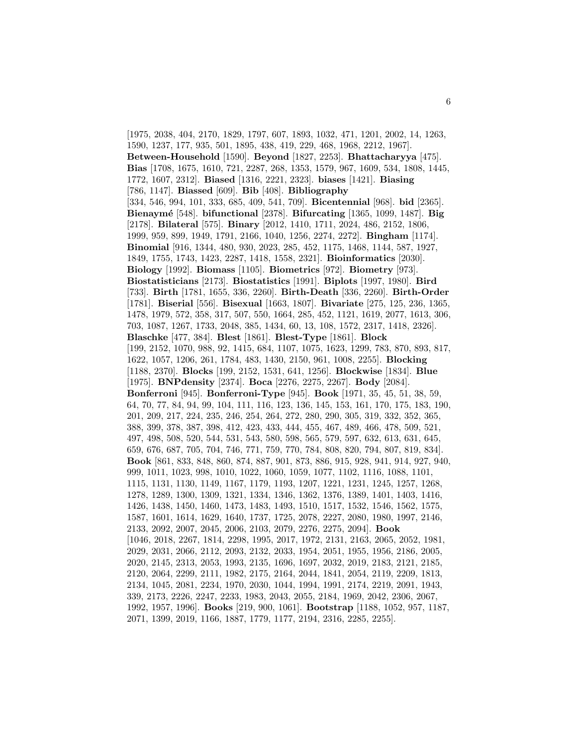[1975, 2038, 404, 2170, 1829, 1797, 607, 1893, 1032, 471, 1201, 2002, 14, 1263, 1590, 1237, 177, 935, 501, 1895, 438, 419, 229, 468, 1968, 2212, 1967]. **Between-Household** [1590]. **Beyond** [1827, 2253]. **Bhattacharyya** [475]. **Bias** [1708, 1675, 1610, 721, 2287, 268, 1353, 1579, 967, 1609, 534, 1808, 1445, 1772, 1607, 2312]. **Biased** [1316, 2221, 2323]. **biases** [1421]. **Biasing** [786, 1147]. **Biassed** [609]. **Bib** [408]. **Bibliography** [334, 546, 994, 101, 333, 685, 409, 541, 709]. **Bicentennial** [968]. **bid** [2365]. **Bienaymé** [548]. **bifunctional** [2378]. **Bifurcating** [1365, 1099, 1487]. **Big** [2178]. **Bilateral** [575]. **Binary** [2012, 1410, 1711, 2024, 486, 2152, 1806, 1999, 959, 899, 1949, 1791, 2166, 1040, 1256, 2274, 2272]. **Bingham** [1174]. **Binomial** [916, 1344, 480, 930, 2023, 285, 452, 1175, 1468, 1144, 587, 1927, 1849, 1755, 1743, 1423, 2287, 1418, 1558, 2321]. **Bioinformatics** [2030]. **Biology** [1992]. **Biomass** [1105]. **Biometrics** [972]. **Biometry** [973]. **Biostatisticians** [2173]. **Biostatistics** [1991]. **Biplots** [1997, 1980]. **Bird** [733]. **Birth** [1781, 1655, 336, 2260]. **Birth-Death** [336, 2260]. **Birth-Order** [1781]. **Biserial** [556]. **Bisexual** [1663, 1807]. **Bivariate** [275, 125, 236, 1365, 1478, 1979, 572, 358, 317, 507, 550, 1664, 285, 452, 1121, 1619, 2077, 1613, 306, 703, 1087, 1267, 1733, 2048, 385, 1434, 60, 13, 108, 1572, 2317, 1418, 2326]. **Blaschke** [477, 384]. **Blest** [1861]. **Blest-Type** [1861]. **Block** [199, 2152, 1070, 988, 92, 1415, 684, 1107, 1075, 1623, 1299, 783, 870, 893, 817, 1622, 1057, 1206, 261, 1784, 483, 1430, 2150, 961, 1008, 2255]. **Blocking** [1188, 2370]. **Blocks** [199, 2152, 1531, 641, 1256]. **Blockwise** [1834]. **Blue** [1975]. **BNPdensity** [2374]. **Boca** [2276, 2275, 2267]. **Body** [2084]. **Bonferroni** [945]. **Bonferroni-Type** [945]. **Book** [1971, 35, 45, 51, 38, 59, 64, 70, 77, 84, 94, 99, 104, 111, 116, 123, 136, 145, 153, 161, 170, 175, 183, 190, 201, 209, 217, 224, 235, 246, 254, 264, 272, 280, 290, 305, 319, 332, 352, 365, 388, 399, 378, 387, 398, 412, 423, 433, 444, 455, 467, 489, 466, 478, 509, 521, 497, 498, 508, 520, 544, 531, 543, 580, 598, 565, 579, 597, 632, 613, 631, 645, 659, 676, 687, 705, 704, 746, 771, 759, 770, 784, 808, 820, 794, 807, 819, 834]. **Book** [861, 833, 848, 860, 874, 887, 901, 873, 886, 915, 928, 941, 914, 927, 940, 999, 1011, 1023, 998, 1010, 1022, 1060, 1059, 1077, 1102, 1116, 1088, 1101, 1115, 1131, 1130, 1149, 1167, 1179, 1193, 1207, 1221, 1231, 1245, 1257, 1268, 1278, 1289, 1300, 1309, 1321, 1334, 1346, 1362, 1376, 1389, 1401, 1403, 1416, 1426, 1438, 1450, 1460, 1473, 1483, 1493, 1510, 1517, 1532, 1546, 1562, 1575, 1587, 1601, 1614, 1629, 1640, 1737, 1725, 2078, 2227, 2080, 1980, 1997, 2146, 2133, 2092, 2007, 2045, 2006, 2103, 2079, 2276, 2275, 2094]. **Book** [1046, 2018, 2267, 1814, 2298, 1995, 2017, 1972, 2131, 2163, 2065, 2052, 1981, 2029, 2031, 2066, 2112, 2093, 2132, 2033, 1954, 2051, 1955, 1956, 2186, 2005, 2020, 2145, 2313, 2053, 1993, 2135, 1696, 1697, 2032, 2019, 2183, 2121, 2185, 2120, 2064, 2299, 2111, 1982, 2175, 2164, 2044, 1841, 2054, 2119, 2209, 1813, 2134, 1045, 2081, 2234, 1970, 2030, 1044, 1994, 1991, 2174, 2219, 2091, 1943, 339, 2173, 2226, 2247, 2233, 1983, 2043, 2055, 2184, 1969, 2042, 2306, 2067, 1992, 1957, 1996]. **Books** [219, 900, 1061]. **Bootstrap** [1188, 1052, 957, 1187, 2071, 1399, 2019, 1166, 1887, 1779, 1177, 2194, 2316, 2285, 2255].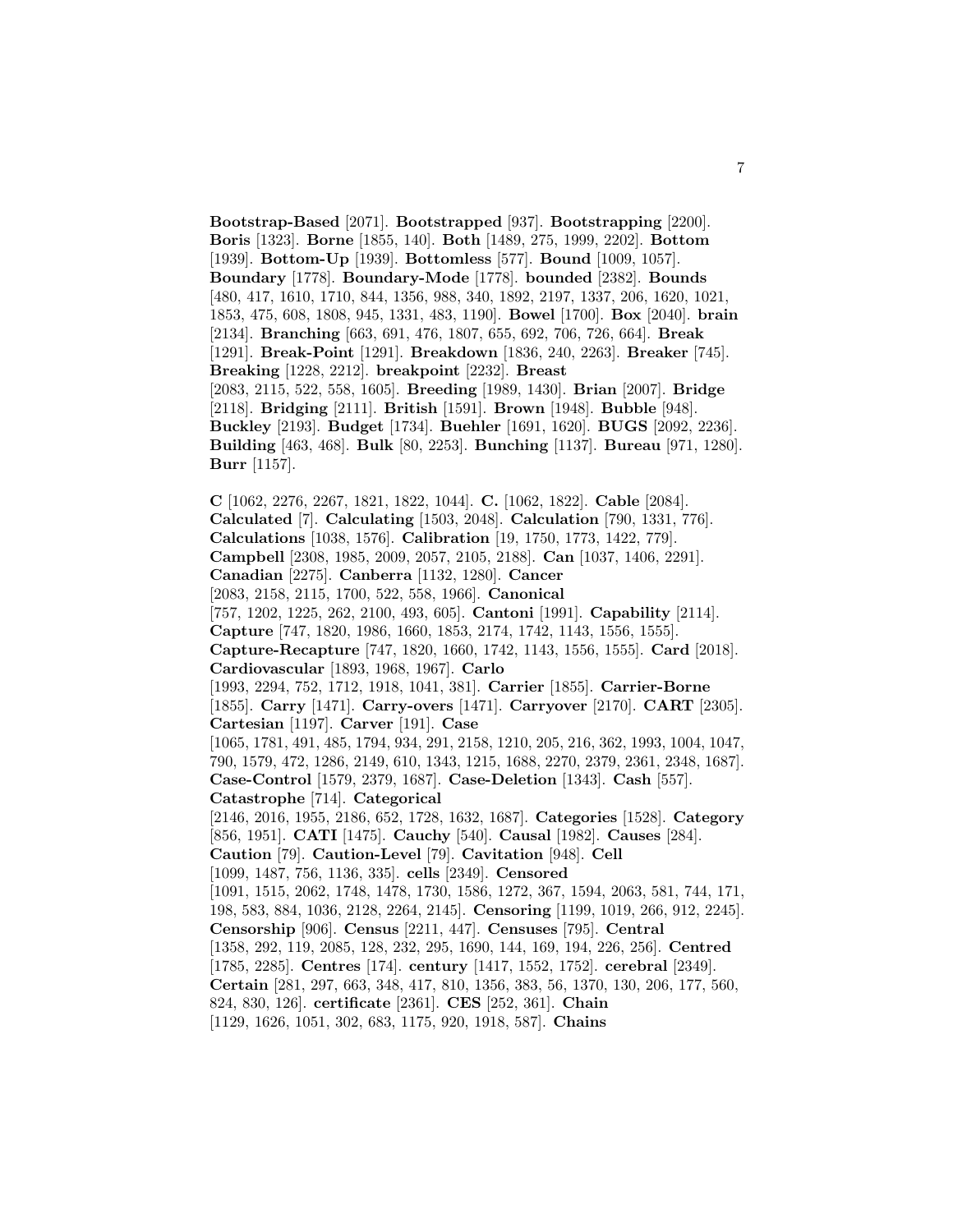**Bootstrap-Based** [2071]. **Bootstrapped** [937]. **Bootstrapping** [2200]. **Boris** [1323]. **Borne** [1855, 140]. **Both** [1489, 275, 1999, 2202]. **Bottom** [1939]. **Bottom-Up** [1939]. **Bottomless** [577]. **Bound** [1009, 1057]. **Boundary** [1778]. **Boundary-Mode** [1778]. **bounded** [2382]. **Bounds** [480, 417, 1610, 1710, 844, 1356, 988, 340, 1892, 2197, 1337, 206, 1620, 1021, 1853, 475, 608, 1808, 945, 1331, 483, 1190]. **Bowel** [1700]. **Box** [2040]. **brain** [2134]. **Branching** [663, 691, 476, 1807, 655, 692, 706, 726, 664]. **Break** [1291]. **Break-Point** [1291]. **Breakdown** [1836, 240, 2263]. **Breaker** [745]. **Breaking** [1228, 2212]. **breakpoint** [2232]. **Breast** [2083, 2115, 522, 558, 1605]. **Breeding** [1989, 1430]. **Brian** [2007]. **Bridge** [2118]. **Bridging** [2111]. **British** [1591]. **Brown** [1948]. **Bubble** [948]. **Buckley** [2193]. **Budget** [1734]. **Buehler** [1691, 1620]. **BUGS** [2092, 2236]. **Building** [463, 468]. **Bulk** [80, 2253]. **Bunching** [1137]. **Bureau** [971, 1280]. **Burr** [1157].

**C** [1062, 2276, 2267, 1821, 1822, 1044]. **C.** [1062, 1822]. **Cable** [2084]. **Calculated** [7]. **Calculating** [1503, 2048]. **Calculation** [790, 1331, 776]. **Calculations** [1038, 1576]. **Calibration** [19, 1750, 1773, 1422, 779]. **Campbell** [2308, 1985, 2009, 2057, 2105, 2188]. **Can** [1037, 1406, 2291]. **Canadian** [2275]. **Canberra** [1132, 1280]. **Cancer** [2083, 2158, 2115, 1700, 522, 558, 1966]. **Canonical** [757, 1202, 1225, 262, 2100, 493, 605]. **Cantoni** [1991]. **Capability** [2114]. **Capture** [747, 1820, 1986, 1660, 1853, 2174, 1742, 1143, 1556, 1555]. **Capture-Recapture** [747, 1820, 1660, 1742, 1143, 1556, 1555]. **Card** [2018]. **Cardiovascular** [1893, 1968, 1967]. **Carlo** [1993, 2294, 752, 1712, 1918, 1041, 381]. **Carrier** [1855]. **Carrier-Borne** [1855]. **Carry** [1471]. **Carry-overs** [1471]. **Carryover** [2170]. **CART** [2305]. **Cartesian** [1197]. **Carver** [191]. **Case** [1065, 1781, 491, 485, 1794, 934, 291, 2158, 1210, 205, 216, 362, 1993, 1004, 1047, 790, 1579, 472, 1286, 2149, 610, 1343, 1215, 1688, 2270, 2379, 2361, 2348, 1687]. **Case-Control** [1579, 2379, 1687]. **Case-Deletion** [1343]. **Cash** [557]. **Catastrophe** [714]. **Categorical** [2146, 2016, 1955, 2186, 652, 1728, 1632, 1687]. **Categories** [1528]. **Category** [856, 1951]. **CATI** [1475]. **Cauchy** [540]. **Causal** [1982]. **Causes** [284]. **Caution** [79]. **Caution-Level** [79]. **Cavitation** [948]. **Cell** [1099, 1487, 756, 1136, 335]. **cells** [2349]. **Censored** [1091, 1515, 2062, 1748, 1478, 1730, 1586, 1272, 367, 1594, 2063, 581, 744, 171, 198, 583, 884, 1036, 2128, 2264, 2145]. **Censoring** [1199, 1019, 266, 912, 2245]. **Censorship** [906]. **Census** [2211, 447]. **Censuses** [795]. **Central** [1358, 292, 119, 2085, 128, 232, 295, 1690, 144, 169, 194, 226, 256]. **Centred** [1785, 2285]. **Centres** [174]. **century** [1417, 1552, 1752]. **cerebral** [2349]. **Certain** [281, 297, 663, 348, 417, 810, 1356, 383, 56, 1370, 130, 206, 177, 560, 824, 830, 126]. **certificate** [2361]. **CES** [252, 361]. **Chain** [1129, 1626, 1051, 302, 683, 1175, 920, 1918, 587]. **Chains**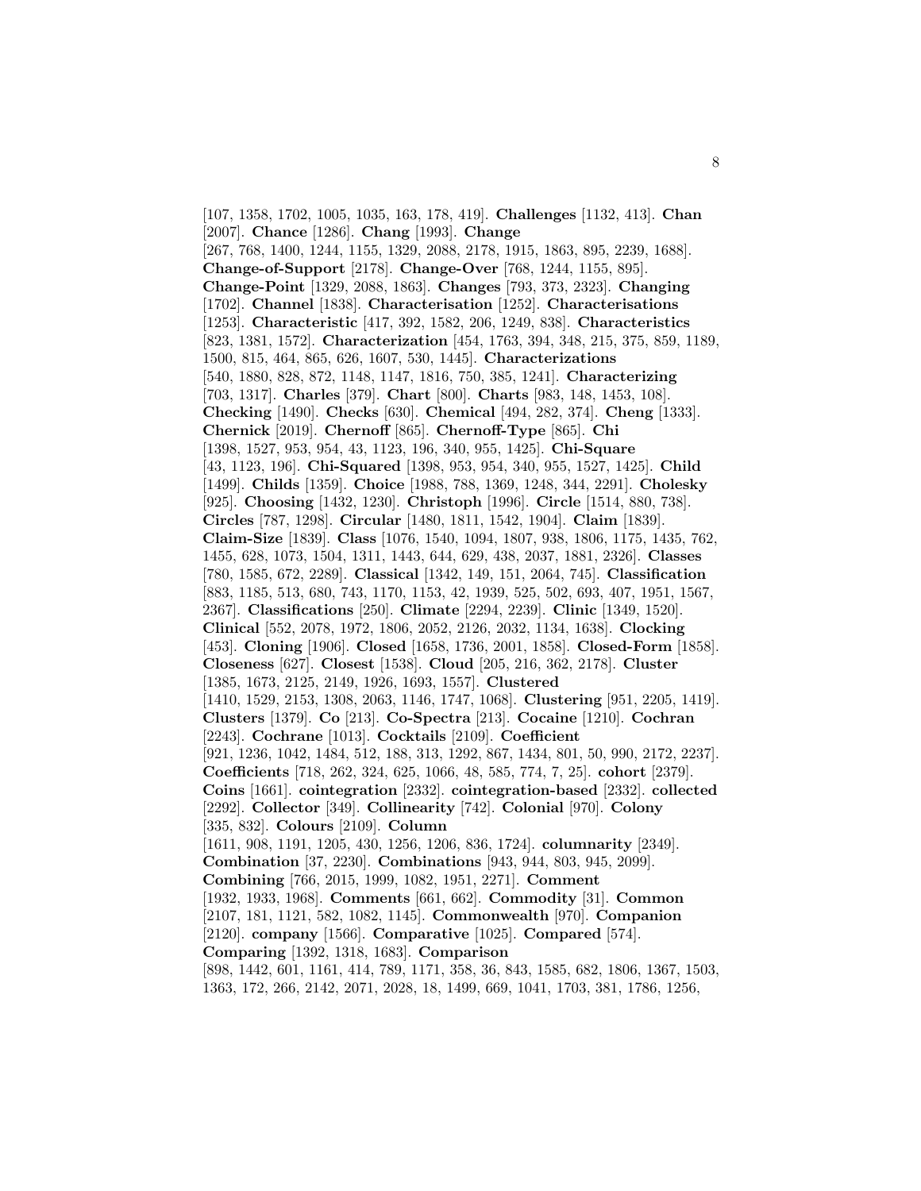[107, 1358, 1702, 1005, 1035, 163, 178, 419]. **Challenges** [1132, 413]. **Chan** [2007]. **Chance** [1286]. **Chang** [1993]. **Change** [267, 768, 1400, 1244, 1155, 1329, 2088, 2178, 1915, 1863, 895, 2239, 1688]. **Change-of-Support** [2178]. **Change-Over** [768, 1244, 1155, 895]. **Change-Point** [1329, 2088, 1863]. **Changes** [793, 373, 2323]. **Changing** [1702]. **Channel** [1838]. **Characterisation** [1252]. **Characterisations** [1253]. **Characteristic** [417, 392, 1582, 206, 1249, 838]. **Characteristics** [823, 1381, 1572]. **Characterization** [454, 1763, 394, 348, 215, 375, 859, 1189, 1500, 815, 464, 865, 626, 1607, 530, 1445]. **Characterizations** [540, 1880, 828, 872, 1148, 1147, 1816, 750, 385, 1241]. **Characterizing** [703, 1317]. **Charles** [379]. **Chart** [800]. **Charts** [983, 148, 1453, 108]. **Checking** [1490]. **Checks** [630]. **Chemical** [494, 282, 374]. **Cheng** [1333]. **Chernick** [2019]. **Chernoff** [865]. **Chernoff-Type** [865]. **Chi** [1398, 1527, 953, 954, 43, 1123, 196, 340, 955, 1425]. **Chi-Square** [43, 1123, 196]. **Chi-Squared** [1398, 953, 954, 340, 955, 1527, 1425]. **Child** [1499]. **Childs** [1359]. **Choice** [1988, 788, 1369, 1248, 344, 2291]. **Cholesky** [925]. **Choosing** [1432, 1230]. **Christoph** [1996]. **Circle** [1514, 880, 738]. **Circles** [787, 1298]. **Circular** [1480, 1811, 1542, 1904]. **Claim** [1839]. **Claim-Size** [1839]. **Class** [1076, 1540, 1094, 1807, 938, 1806, 1175, 1435, 762, 1455, 628, 1073, 1504, 1311, 1443, 644, 629, 438, 2037, 1881, 2326]. **Classes** [780, 1585, 672, 2289]. **Classical** [1342, 149, 151, 2064, 745]. **Classification** [883, 1185, 513, 680, 743, 1170, 1153, 42, 1939, 525, 502, 693, 407, 1951, 1567, 2367]. **Classifications** [250]. **Climate** [2294, 2239]. **Clinic** [1349, 1520]. **Clinical** [552, 2078, 1972, 1806, 2052, 2126, 2032, 1134, 1638]. **Clocking** [453]. **Cloning** [1906]. **Closed** [1658, 1736, 2001, 1858]. **Closed-Form** [1858]. **Closeness** [627]. **Closest** [1538]. **Cloud** [205, 216, 362, 2178]. **Cluster** [1385, 1673, 2125, 2149, 1926, 1693, 1557]. **Clustered** [1410, 1529, 2153, 1308, 2063, 1146, 1747, 1068]. **Clustering** [951, 2205, 1419]. **Clusters** [1379]. **Co** [213]. **Co-Spectra** [213]. **Cocaine** [1210]. **Cochran** [2243]. **Cochrane** [1013]. **Cocktails** [2109]. **Coefficient** [921, 1236, 1042, 1484, 512, 188, 313, 1292, 867, 1434, 801, 50, 990, 2172, 2237]. **Coefficients** [718, 262, 324, 625, 1066, 48, 585, 774, 7, 25]. **cohort** [2379]. **Coins** [1661]. **cointegration** [2332]. **cointegration-based** [2332]. **collected** [2292]. **Collector** [349]. **Collinearity** [742]. **Colonial** [970]. **Colony** [335, 832]. **Colours** [2109]. **Column** [1611, 908, 1191, 1205, 430, 1256, 1206, 836, 1724]. **columnarity** [2349]. **Combination** [37, 2230]. **Combinations** [943, 944, 803, 945, 2099]. **Combining** [766, 2015, 1999, 1082, 1951, 2271]. **Comment** [1932, 1933, 1968]. **Comments** [661, 662]. **Commodity** [31]. **Common** [2107, 181, 1121, 582, 1082, 1145]. **Commonwealth** [970]. **Companion** [2120]. **company** [1566]. **Comparative** [1025]. **Compared** [574]. **Comparing** [1392, 1318, 1683]. **Comparison** [898, 1442, 601, 1161, 414, 789, 1171, 358, 36, 843, 1585, 682, 1806, 1367, 1503, 1363, 172, 266, 2142, 2071, 2028, 18, 1499, 669, 1041, 1703, 381, 1786, 1256,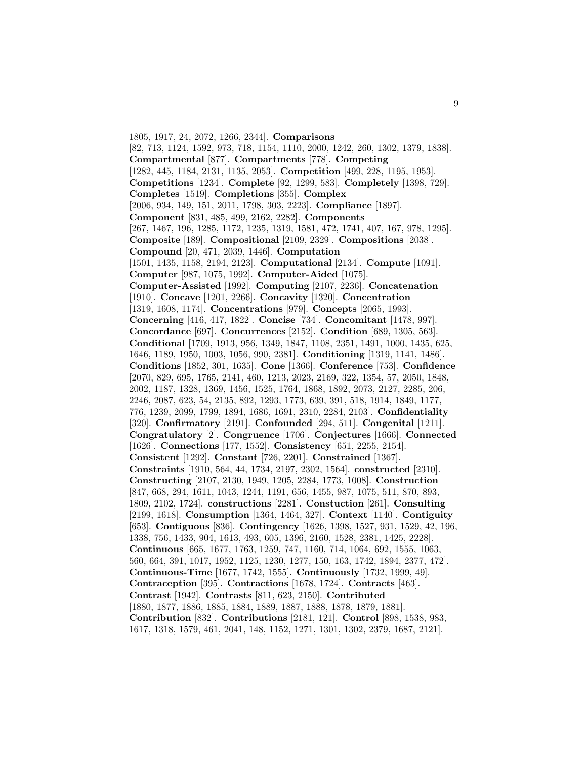1805, 1917, 24, 2072, 1266, 2344]. **Comparisons** [82, 713, 1124, 1592, 973, 718, 1154, 1110, 2000, 1242, 260, 1302, 1379, 1838]. **Compartmental** [877]. **Compartments** [778]. **Competing** [1282, 445, 1184, 2131, 1135, 2053]. **Competition** [499, 228, 1195, 1953]. **Competitions** [1234]. **Complete** [92, 1299, 583]. **Completely** [1398, 729]. **Completes** [1519]. **Completions** [355]. **Complex** [2006, 934, 149, 151, 2011, 1798, 303, 2223]. **Compliance** [1897]. **Component** [831, 485, 499, 2162, 2282]. **Components** [267, 1467, 196, 1285, 1172, 1235, 1319, 1581, 472, 1741, 407, 167, 978, 1295]. **Composite** [189]. **Compositional** [2109, 2329]. **Compositions** [2038]. **Compound** [20, 471, 2039, 1446]. **Computation** [1501, 1435, 1158, 2194, 2123]. **Computational** [2134]. **Compute** [1091]. **Computer** [987, 1075, 1992]. **Computer-Aided** [1075]. **Computer-Assisted** [1992]. **Computing** [2107, 2236]. **Concatenation** [1910]. **Concave** [1201, 2266]. **Concavity** [1320]. **Concentration** [1319, 1608, 1174]. **Concentrations** [979]. **Concepts** [2065, 1993]. **Concerning** [416, 417, 1822]. **Concise** [734]. **Concomitant** [1478, 997]. **Concordance** [697]. **Concurrences** [2152]. **Condition** [689, 1305, 563]. **Conditional** [1709, 1913, 956, 1349, 1847, 1108, 2351, 1491, 1000, 1435, 625, 1646, 1189, 1950, 1003, 1056, 990, 2381]. **Conditioning** [1319, 1141, 1486]. **Conditions** [1852, 301, 1635]. **Cone** [1366]. **Conference** [753]. **Confidence** [2070, 829, 695, 1765, 2141, 460, 1213, 2023, 2169, 322, 1354, 57, 2050, 1848, 2002, 1187, 1328, 1369, 1456, 1525, 1764, 1868, 1892, 2073, 2127, 2285, 206, 2246, 2087, 623, 54, 2135, 892, 1293, 1773, 639, 391, 518, 1914, 1849, 1177, 776, 1239, 2099, 1799, 1894, 1686, 1691, 2310, 2284, 2103]. **Confidentiality** [320]. **Confirmatory** [2191]. **Confounded** [294, 511]. **Congenital** [1211]. **Congratulatory** [2]. **Congruence** [1706]. **Conjectures** [1666]. **Connected** [1626]. **Connections** [177, 1552]. **Consistency** [651, 2255, 2154]. **Consistent** [1292]. **Constant** [726, 2201]. **Constrained** [1367]. **Constraints** [1910, 564, 44, 1734, 2197, 2302, 1564]. **constructed** [2310]. **Constructing** [2107, 2130, 1949, 1205, 2284, 1773, 1008]. **Construction** [847, 668, 294, 1611, 1043, 1244, 1191, 656, 1455, 987, 1075, 511, 870, 893, 1809, 2102, 1724]. **constructions** [2281]. **Constuction** [261]. **Consulting** [2199, 1618]. **Consumption** [1364, 1464, 327]. **Context** [1140]. **Contiguity** [653]. **Contiguous** [836]. **Contingency** [1626, 1398, 1527, 931, 1529, 42, 196, 1338, 756, 1433, 904, 1613, 493, 605, 1396, 2160, 1528, 2381, 1425, 2228]. **Continuous** [665, 1677, 1763, 1259, 747, 1160, 714, 1064, 692, 1555, 1063, 560, 664, 391, 1017, 1952, 1125, 1230, 1277, 150, 163, 1742, 1894, 2377, 472]. **Continuous-Time** [1677, 1742, 1555]. **Continuously** [1732, 1999, 49]. **Contraception** [395]. **Contractions** [1678, 1724]. **Contracts** [463]. **Contrast** [1942]. **Contrasts** [811, 623, 2150]. **Contributed** [1880, 1877, 1886, 1885, 1884, 1889, 1887, 1888, 1878, 1879, 1881]. **Contribution** [832]. **Contributions** [2181, 121]. **Control** [898, 1538, 983, 1617, 1318, 1579, 461, 2041, 148, 1152, 1271, 1301, 1302, 2379, 1687, 2121].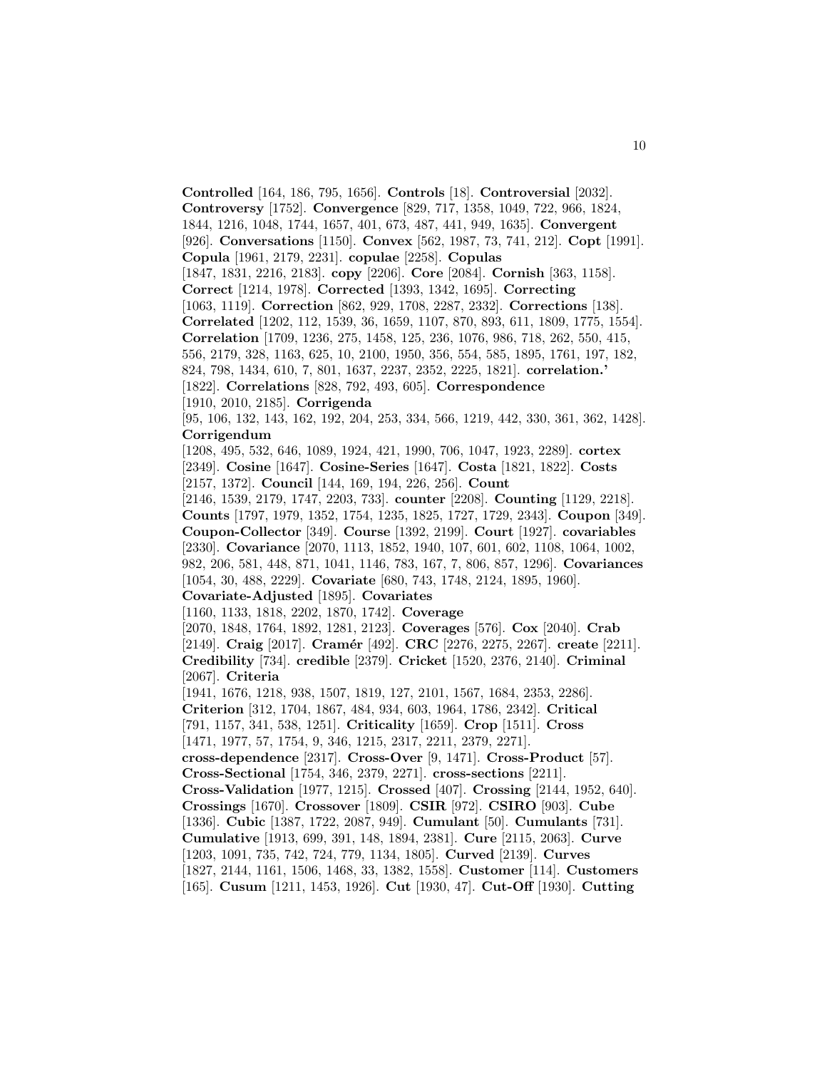**Controlled** [164, 186, 795, 1656]. **Controls** [18]. **Controversial** [2032]. **Controversy** [1752]. **Convergence** [829, 717, 1358, 1049, 722, 966, 1824, 1844, 1216, 1048, 1744, 1657, 401, 673, 487, 441, 949, 1635]. **Convergent** [926]. **Conversations** [1150]. **Convex** [562, 1987, 73, 741, 212]. **Copt** [1991]. **Copula** [1961, 2179, 2231]. **copulae** [2258]. **Copulas** [1847, 1831, 2216, 2183]. **copy** [2206]. **Core** [2084]. **Cornish** [363, 1158]. **Correct** [1214, 1978]. **Corrected** [1393, 1342, 1695]. **Correcting** [1063, 1119]. **Correction** [862, 929, 1708, 2287, 2332]. **Corrections** [138]. **Correlated** [1202, 112, 1539, 36, 1659, 1107, 870, 893, 611, 1809, 1775, 1554]. **Correlation** [1709, 1236, 275, 1458, 125, 236, 1076, 986, 718, 262, 550, 415, 556, 2179, 328, 1163, 625, 10, 2100, 1950, 356, 554, 585, 1895, 1761, 197, 182, 824, 798, 1434, 610, 7, 801, 1637, 2237, 2352, 2225, 1821]. **correlation.'** [1822]. **Correlations** [828, 792, 493, 605]. **Correspondence** [1910, 2010, 2185]. **Corrigenda** [95, 106, 132, 143, 162, 192, 204, 253, 334, 566, 1219, 442, 330, 361, 362, 1428]. **Corrigendum** [1208, 495, 532, 646, 1089, 1924, 421, 1990, 706, 1047, 1923, 2289]. **cortex** [2349]. **Cosine** [1647]. **Cosine-Series** [1647]. **Costa** [1821, 1822]. **Costs** [2157, 1372]. **Council** [144, 169, 194, 226, 256]. **Count** [2146, 1539, 2179, 1747, 2203, 733]. **counter** [2208]. **Counting** [1129, 2218]. **Counts** [1797, 1979, 1352, 1754, 1235, 1825, 1727, 1729, 2343]. **Coupon** [349]. **Coupon-Collector** [349]. **Course** [1392, 2199]. **Court** [1927]. **covariables** [2330]. **Covariance** [2070, 1113, 1852, 1940, 107, 601, 602, 1108, 1064, 1002, 982, 206, 581, 448, 871, 1041, 1146, 783, 167, 7, 806, 857, 1296]. **Covariances** [1054, 30, 488, 2229]. **Covariate** [680, 743, 1748, 2124, 1895, 1960]. **Covariate-Adjusted** [1895]. **Covariates** [1160, 1133, 1818, 2202, 1870, 1742]. **Coverage** [2070, 1848, 1764, 1892, 1281, 2123]. **Coverages** [576]. **Cox** [2040]. **Crab** [2149]. **Craig** [2017]. **Cramér** [492]. **CRC** [2276, 2275, 2267]. **create** [2211]. **Credibility** [734]. **credible** [2379]. **Cricket** [1520, 2376, 2140]. **Criminal** [2067]. **Criteria** [1941, 1676, 1218, 938, 1507, 1819, 127, 2101, 1567, 1684, 2353, 2286]. **Criterion** [312, 1704, 1867, 484, 934, 603, 1964, 1786, 2342]. **Critical** [791, 1157, 341, 538, 1251]. **Criticality** [1659]. **Crop** [1511]. **Cross** [1471, 1977, 57, 1754, 9, 346, 1215, 2317, 2211, 2379, 2271]. **cross-dependence** [2317]. **Cross-Over** [9, 1471]. **Cross-Product** [57]. **Cross-Sectional** [1754, 346, 2379, 2271]. **cross-sections** [2211]. **Cross-Validation** [1977, 1215]. **Crossed** [407]. **Crossing** [2144, 1952, 640]. **Crossings** [1670]. **Crossover** [1809]. **CSIR** [972]. **CSIRO** [903]. **Cube** [1336]. **Cubic** [1387, 1722, 2087, 949]. **Cumulant** [50]. **Cumulants** [731]. **Cumulative** [1913, 699, 391, 148, 1894, 2381]. **Cure** [2115, 2063]. **Curve** [1203, 1091, 735, 742, 724, 779, 1134, 1805]. **Curved** [2139]. **Curves** [1827, 2144, 1161, 1506, 1468, 33, 1382, 1558]. **Customer** [114]. **Customers** [165]. **Cusum** [1211, 1453, 1926]. **Cut** [1930, 47]. **Cut-Off** [1930]. **Cutting**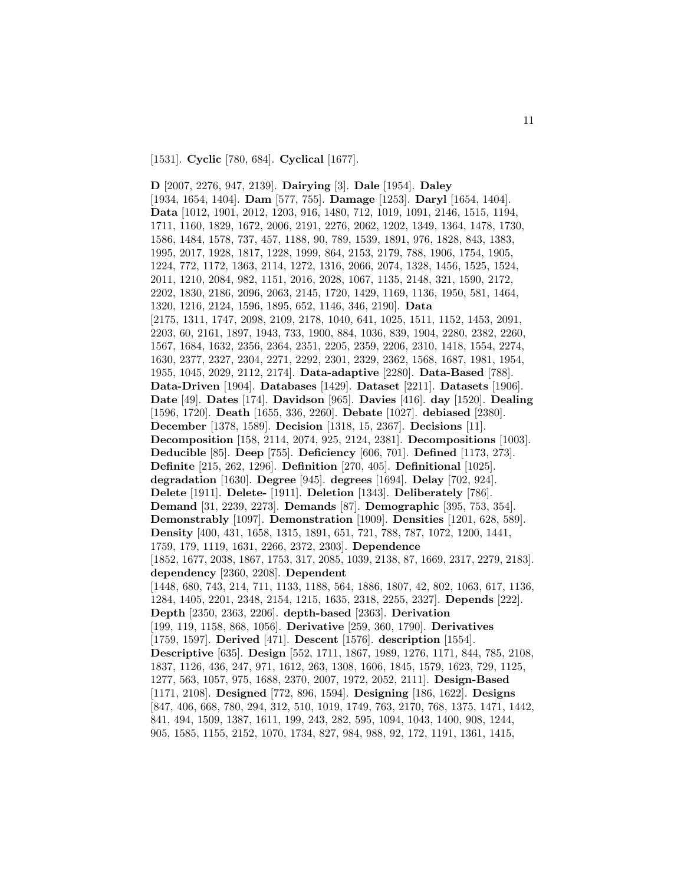[1531]. **Cyclic** [780, 684]. **Cyclical** [1677].

**D** [2007, 2276, 947, 2139]. **Dairying** [3]. **Dale** [1954]. **Daley** [1934, 1654, 1404]. **Dam** [577, 755]. **Damage** [1253]. **Daryl** [1654, 1404]. **Data** [1012, 1901, 2012, 1203, 916, 1480, 712, 1019, 1091, 2146, 1515, 1194, 1711, 1160, 1829, 1672, 2006, 2191, 2276, 2062, 1202, 1349, 1364, 1478, 1730, 1586, 1484, 1578, 737, 457, 1188, 90, 789, 1539, 1891, 976, 1828, 843, 1383, 1995, 2017, 1928, 1817, 1228, 1999, 864, 2153, 2179, 788, 1906, 1754, 1905, 1224, 772, 1172, 1363, 2114, 1272, 1316, 2066, 2074, 1328, 1456, 1525, 1524, 2011, 1210, 2084, 982, 1151, 2016, 2028, 1067, 1135, 2148, 321, 1590, 2172, 2202, 1830, 2186, 2096, 2063, 2145, 1720, 1429, 1169, 1136, 1950, 581, 1464, 1320, 1216, 2124, 1596, 1895, 652, 1146, 346, 2190]. **Data** [2175, 1311, 1747, 2098, 2109, 2178, 1040, 641, 1025, 1511, 1152, 1453, 2091, 2203, 60, 2161, 1897, 1943, 733, 1900, 884, 1036, 839, 1904, 2280, 2382, 2260, 1567, 1684, 1632, 2356, 2364, 2351, 2205, 2359, 2206, 2310, 1418, 1554, 2274, 1630, 2377, 2327, 2304, 2271, 2292, 2301, 2329, 2362, 1568, 1687, 1981, 1954, 1955, 1045, 2029, 2112, 2174]. **Data-adaptive** [2280]. **Data-Based** [788]. **Data-Driven** [1904]. **Databases** [1429]. **Dataset** [2211]. **Datasets** [1906]. **Date** [49]. **Dates** [174]. **Davidson** [965]. **Davies** [416]. **day** [1520]. **Dealing** [1596, 1720]. **Death** [1655, 336, 2260]. **Debate** [1027]. **debiased** [2380]. **December** [1378, 1589]. **Decision** [1318, 15, 2367]. **Decisions** [11]. **Decomposition** [158, 2114, 2074, 925, 2124, 2381]. **Decompositions** [1003]. **Deducible** [85]. **Deep** [755]. **Deficiency** [606, 701]. **Defined** [1173, 273]. **Definite** [215, 262, 1296]. **Definition** [270, 405]. **Definitional** [1025]. **degradation** [1630]. **Degree** [945]. **degrees** [1694]. **Delay** [702, 924]. **Delete** [1911]. **Delete-** [1911]. **Deletion** [1343]. **Deliberately** [786]. **Demand** [31, 2239, 2273]. **Demands** [87]. **Demographic** [395, 753, 354]. **Demonstrably** [1097]. **Demonstration** [1909]. **Densities** [1201, 628, 589]. **Density** [400, 431, 1658, 1315, 1891, 651, 721, 788, 787, 1072, 1200, 1441, 1759, 179, 1119, 1631, 2266, 2372, 2303]. **Dependence** [1852, 1677, 2038, 1867, 1753, 317, 2085, 1039, 2138, 87, 1669, 2317, 2279, 2183]. **dependency** [2360, 2208]. **Dependent** [1448, 680, 743, 214, 711, 1133, 1188, 564, 1886, 1807, 42, 802, 1063, 617, 1136, 1284, 1405, 2201, 2348, 2154, 1215, 1635, 2318, 2255, 2327]. **Depends** [222]. **Depth** [2350, 2363, 2206]. **depth-based** [2363]. **Derivation** [199, 119, 1158, 868, 1056]. **Derivative** [259, 360, 1790]. **Derivatives** [1759, 1597]. **Derived** [471]. **Descent** [1576]. **description** [1554]. **Descriptive** [635]. **Design** [552, 1711, 1867, 1989, 1276, 1171, 844, 785, 2108, 1837, 1126, 436, 247, 971, 1612, 263, 1308, 1606, 1845, 1579, 1623, 729, 1125, 1277, 563, 1057, 975, 1688, 2370, 2007, 1972, 2052, 2111]. **Design-Based** [1171, 2108]. **Designed** [772, 896, 1594]. **Designing** [186, 1622]. **Designs** [847, 406, 668, 780, 294, 312, 510, 1019, 1749, 763, 2170, 768, 1375, 1471, 1442, 841, 494, 1509, 1387, 1611, 199, 243, 282, 595, 1094, 1043, 1400, 908, 1244, 905, 1585, 1155, 2152, 1070, 1734, 827, 984, 988, 92, 172, 1191, 1361, 1415,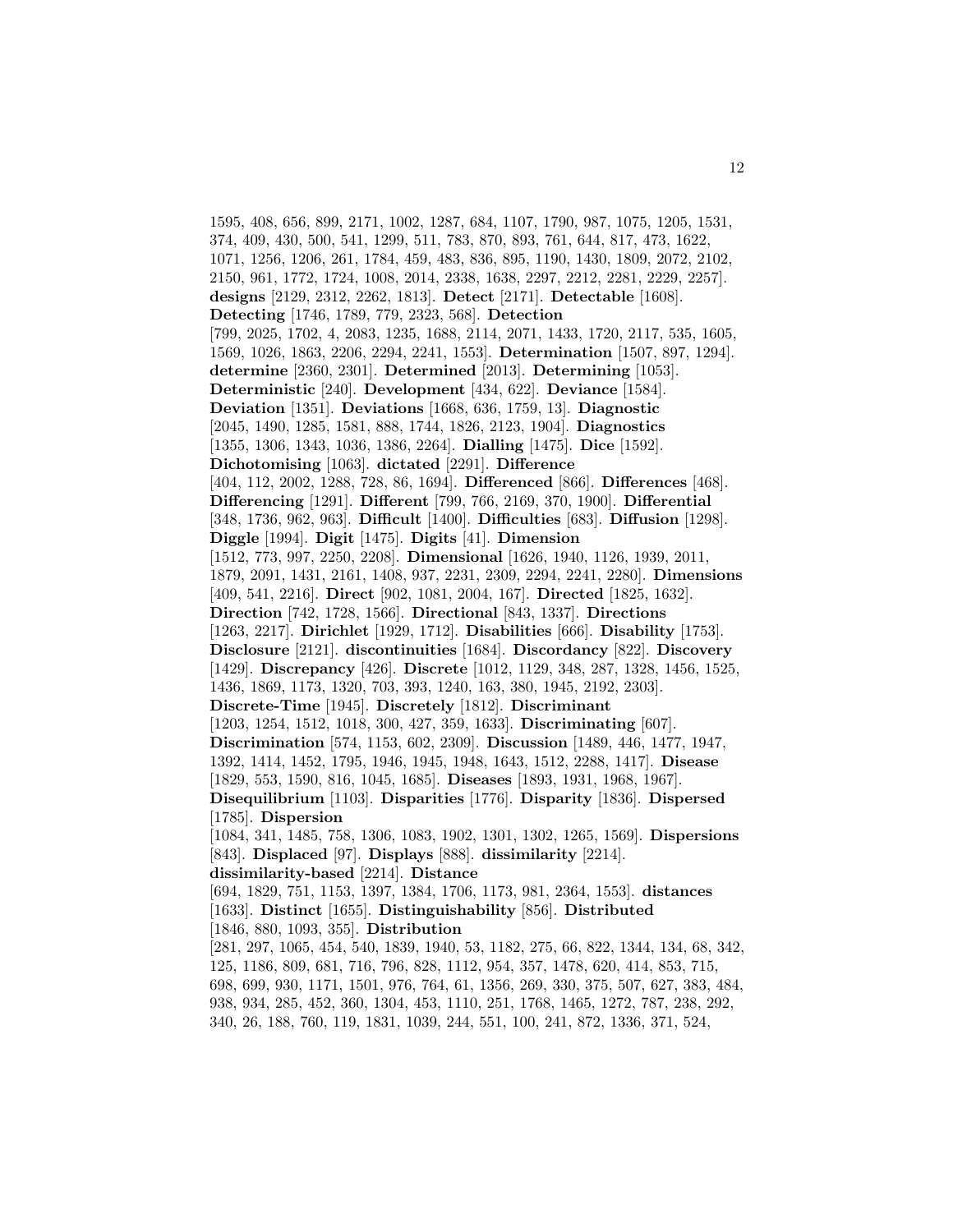1595, 408, 656, 899, 2171, 1002, 1287, 684, 1107, 1790, 987, 1075, 1205, 1531, 374, 409, 430, 500, 541, 1299, 511, 783, 870, 893, 761, 644, 817, 473, 1622, 1071, 1256, 1206, 261, 1784, 459, 483, 836, 895, 1190, 1430, 1809, 2072, 2102, 2150, 961, 1772, 1724, 1008, 2014, 2338, 1638, 2297, 2212, 2281, 2229, 2257]. **designs** [2129, 2312, 2262, 1813]. **Detect** [2171]. **Detectable** [1608]. **Detecting** [1746, 1789, 779, 2323, 568]. **Detection** [799, 2025, 1702, 4, 2083, 1235, 1688, 2114, 2071, 1433, 1720, 2117, 535, 1605, 1569, 1026, 1863, 2206, 2294, 2241, 1553]. **Determination** [1507, 897, 1294]. **determine** [2360, 2301]. **Determined** [2013]. **Determining** [1053]. **Deterministic** [240]. **Development** [434, 622]. **Deviance** [1584]. **Deviation** [1351]. **Deviations** [1668, 636, 1759, 13]. **Diagnostic** [2045, 1490, 1285, 1581, 888, 1744, 1826, 2123, 1904]. **Diagnostics** [1355, 1306, 1343, 1036, 1386, 2264]. **Dialling** [1475]. **Dice** [1592]. **Dichotomising** [1063]. **dictated** [2291]. **Difference** [404, 112, 2002, 1288, 728, 86, 1694]. **Differenced** [866]. **Differences** [468]. **Differencing** [1291]. **Different** [799, 766, 2169, 370, 1900]. **Differential** [348, 1736, 962, 963]. **Difficult** [1400]. **Difficulties** [683]. **Diffusion** [1298]. **Diggle** [1994]. **Digit** [1475]. **Digits** [41]. **Dimension** [1512, 773, 997, 2250, 2208]. **Dimensional** [1626, 1940, 1126, 1939, 2011, 1879, 2091, 1431, 2161, 1408, 937, 2231, 2309, 2294, 2241, 2280]. **Dimensions** [409, 541, 2216]. **Direct** [902, 1081, 2004, 167]. **Directed** [1825, 1632]. **Direction** [742, 1728, 1566]. **Directional** [843, 1337]. **Directions** [1263, 2217]. **Dirichlet** [1929, 1712]. **Disabilities** [666]. **Disability** [1753]. **Disclosure** [2121]. **discontinuities** [1684]. **Discordancy** [822]. **Discovery** [1429]. **Discrepancy** [426]. **Discrete** [1012, 1129, 348, 287, 1328, 1456, 1525, 1436, 1869, 1173, 1320, 703, 393, 1240, 163, 380, 1945, 2192, 2303]. **Discrete-Time** [1945]. **Discretely** [1812]. **Discriminant** [1203, 1254, 1512, 1018, 300, 427, 359, 1633]. **Discriminating** [607]. **Discrimination** [574, 1153, 602, 2309]. **Discussion** [1489, 446, 1477, 1947, 1392, 1414, 1452, 1795, 1946, 1945, 1948, 1643, 1512, 2288, 1417]. **Disease** [1829, 553, 1590, 816, 1045, 1685]. **Diseases** [1893, 1931, 1968, 1967]. **Disequilibrium** [1103]. **Disparities** [1776]. **Disparity** [1836]. **Dispersed** [1785]. **Dispersion** [1084, 341, 1485, 758, 1306, 1083, 1902, 1301, 1302, 1265, 1569]. **Dispersions** [843]. **Displaced** [97]. **Displays** [888]. **dissimilarity** [2214]. **dissimilarity-based** [2214]. **Distance** [694, 1829, 751, 1153, 1397, 1384, 1706, 1173, 981, 2364, 1553]. **distances** [1633]. **Distinct** [1655]. **Distinguishability** [856]. **Distributed** [1846, 880, 1093, 355]. **Distribution** [281, 297, 1065, 454, 540, 1839, 1940, 53, 1182, 275, 66, 822, 1344, 134, 68, 342, 125, 1186, 809, 681, 716, 796, 828, 1112, 954, 357, 1478, 620, 414, 853, 715, 698, 699, 930, 1171, 1501, 976, 764, 61, 1356, 269, 330, 375, 507, 627, 383, 484, 938, 934, 285, 452, 360, 1304, 453, 1110, 251, 1768, 1465, 1272, 787, 238, 292, 340, 26, 188, 760, 119, 1831, 1039, 244, 551, 100, 241, 872, 1336, 371, 524,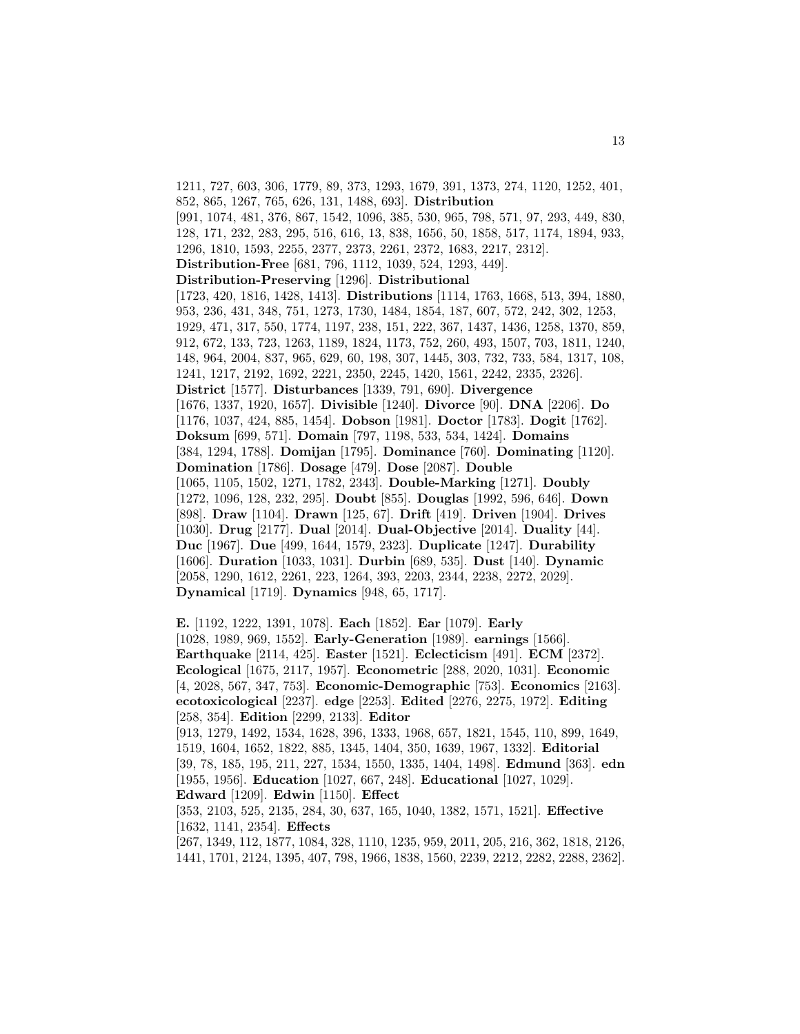1211, 727, 603, 306, 1779, 89, 373, 1293, 1679, 391, 1373, 274, 1120, 1252, 401, 852, 865, 1267, 765, 626, 131, 1488, 693]. **Distribution** [991, 1074, 481, 376, 867, 1542, 1096, 385, 530, 965, 798, 571, 97, 293, 449, 830, 128, 171, 232, 283, 295, 516, 616, 13, 838, 1656, 50, 1858, 517, 1174, 1894, 933, 1296, 1810, 1593, 2255, 2377, 2373, 2261, 2372, 1683, 2217, 2312]. **Distribution-Free** [681, 796, 1112, 1039, 524, 1293, 449]. **Distribution-Preserving** [1296]. **Distributional** [1723, 420, 1816, 1428, 1413]. **Distributions** [1114, 1763, 1668, 513, 394, 1880, 953, 236, 431, 348, 751, 1273, 1730, 1484, 1854, 187, 607, 572, 242, 302, 1253, 1929, 471, 317, 550, 1774, 1197, 238, 151, 222, 367, 1437, 1436, 1258, 1370, 859, 912, 672, 133, 723, 1263, 1189, 1824, 1173, 752, 260, 493, 1507, 703, 1811, 1240, 148, 964, 2004, 837, 965, 629, 60, 198, 307, 1445, 303, 732, 733, 584, 1317, 108, 1241, 1217, 2192, 1692, 2221, 2350, 2245, 1420, 1561, 2242, 2335, 2326]. **District** [1577]. **Disturbances** [1339, 791, 690]. **Divergence** [1676, 1337, 1920, 1657]. **Divisible** [1240]. **Divorce** [90]. **DNA** [2206]. **Do** [1176, 1037, 424, 885, 1454]. **Dobson** [1981]. **Doctor** [1783]. **Dogit** [1762]. **Doksum** [699, 571]. **Domain** [797, 1198, 533, 534, 1424]. **Domains** [384, 1294, 1788]. **Domijan** [1795]. **Dominance** [760]. **Dominating** [1120]. **Domination** [1786]. **Dosage** [479]. **Dose** [2087]. **Double** [1065, 1105, 1502, 1271, 1782, 2343]. **Double-Marking** [1271]. **Doubly** [1272, 1096, 128, 232, 295]. **Doubt** [855]. **Douglas** [1992, 596, 646]. **Down** [898]. **Draw** [1104]. **Drawn** [125, 67]. **Drift** [419]. **Driven** [1904]. **Drives** [1030]. **Drug** [2177]. **Dual** [2014]. **Dual-Objective** [2014]. **Duality** [44]. **Duc** [1967]. **Due** [499, 1644, 1579, 2323]. **Duplicate** [1247]. **Durability** [1606]. **Duration** [1033, 1031]. **Durbin** [689, 535]. **Dust** [140]. **Dynamic** [2058, 1290, 1612, 2261, 223, 1264, 393, 2203, 2344, 2238, 2272, 2029]. **Dynamical** [1719]. **Dynamics** [948, 65, 1717].

**E.** [1192, 1222, 1391, 1078]. **Each** [1852]. **Ear** [1079]. **Early** [1028, 1989, 969, 1552]. **Early-Generation** [1989]. **earnings** [1566]. **Earthquake** [2114, 425]. **Easter** [1521]. **Eclecticism** [491]. **ECM** [2372]. **Ecological** [1675, 2117, 1957]. **Econometric** [288, 2020, 1031]. **Economic** [4, 2028, 567, 347, 753]. **Economic-Demographic** [753]. **Economics** [2163]. **ecotoxicological** [2237]. **edge** [2253]. **Edited** [2276, 2275, 1972]. **Editing** [258, 354]. **Edition** [2299, 2133]. **Editor** [913, 1279, 1492, 1534, 1628, 396, 1333, 1968, 657, 1821, 1545, 110, 899, 1649, 1519, 1604, 1652, 1822, 885, 1345, 1404, 350, 1639, 1967, 1332]. **Editorial** [39, 78, 185, 195, 211, 227, 1534, 1550, 1335, 1404, 1498]. **Edmund** [363]. **edn** [1955, 1956]. **Education** [1027, 667, 248]. **Educational** [1027, 1029]. **Edward** [1209]. **Edwin** [1150]. **Effect** [353, 2103, 525, 2135, 284, 30, 637, 165, 1040, 1382, 1571, 1521]. **Effective** [1632, 1141, 2354]. **Effects** [267, 1349, 112, 1877, 1084, 328, 1110, 1235, 959, 2011, 205, 216, 362, 1818, 2126, 1441, 1701, 2124, 1395, 407, 798, 1966, 1838, 1560, 2239, 2212, 2282, 2288, 2362].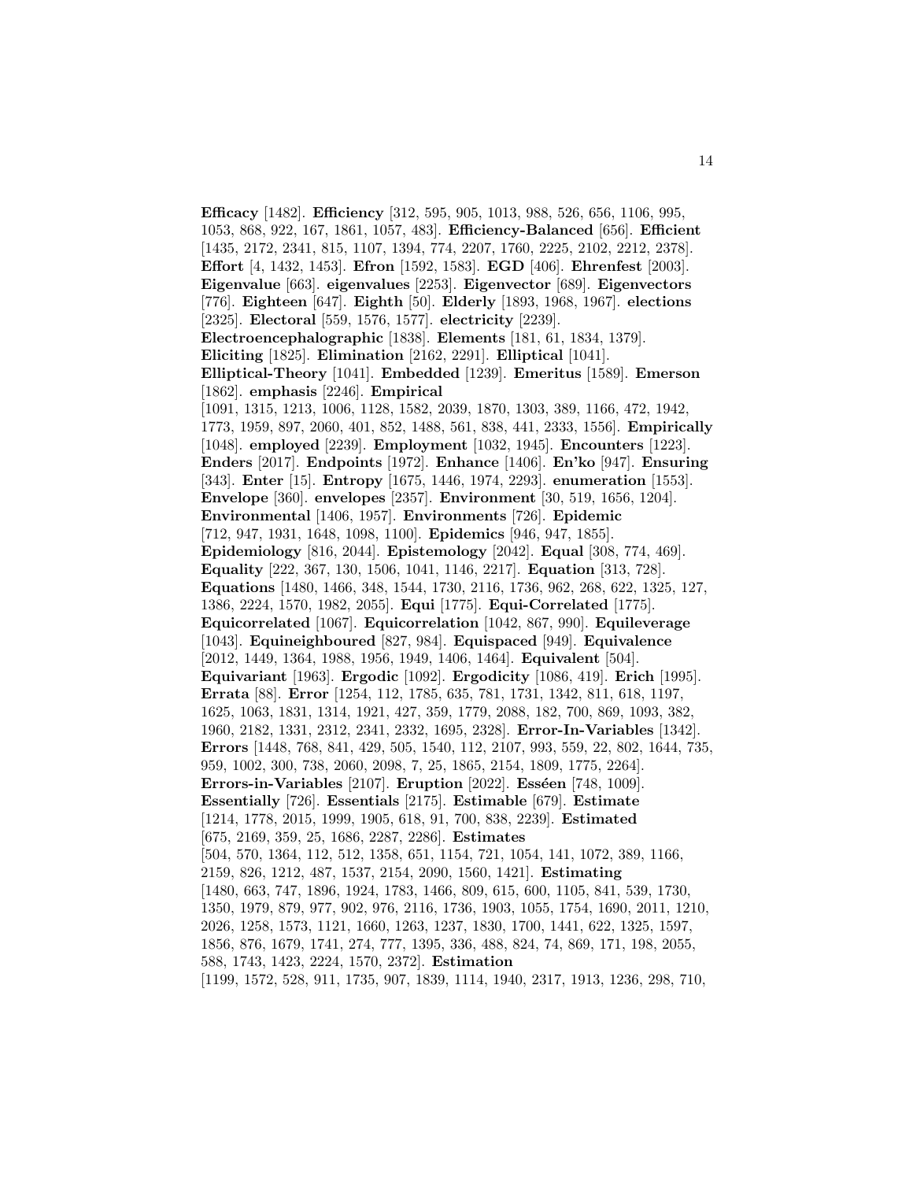**Efficacy** [1482]. **Efficiency** [312, 595, 905, 1013, 988, 526, 656, 1106, 995, 1053, 868, 922, 167, 1861, 1057, 483]. **Efficiency-Balanced** [656]. **Efficient** [1435, 2172, 2341, 815, 1107, 1394, 774, 2207, 1760, 2225, 2102, 2212, 2378]. **Effort** [4, 1432, 1453]. **Efron** [1592, 1583]. **EGD** [406]. **Ehrenfest** [2003]. **Eigenvalue** [663]. **eigenvalues** [2253]. **Eigenvector** [689]. **Eigenvectors** [776]. **Eighteen** [647]. **Eighth** [50]. **Elderly** [1893, 1968, 1967]. **elections** [2325]. **Electoral** [559, 1576, 1577]. **electricity** [2239]. **Electroencephalographic** [1838]. **Elements** [181, 61, 1834, 1379]. **Eliciting** [1825]. **Elimination** [2162, 2291]. **Elliptical** [1041]. **Elliptical-Theory** [1041]. **Embedded** [1239]. **Emeritus** [1589]. **Emerson** [1862]. **emphasis** [2246]. **Empirical** [1091, 1315, 1213, 1006, 1128, 1582, 2039, 1870, 1303, 389, 1166, 472, 1942, 1773, 1959, 897, 2060, 401, 852, 1488, 561, 838, 441, 2333, 1556]. **Empirically** [1048]. **employed** [2239]. **Employment** [1032, 1945]. **Encounters** [1223]. **Enders** [2017]. **Endpoints** [1972]. **Enhance** [1406]. **En'ko** [947]. **Ensuring** [343]. **Enter** [15]. **Entropy** [1675, 1446, 1974, 2293]. **enumeration** [1553]. **Envelope** [360]. **envelopes** [2357]. **Environment** [30, 519, 1656, 1204]. **Environmental** [1406, 1957]. **Environments** [726]. **Epidemic** [712, 947, 1931, 1648, 1098, 1100]. **Epidemics** [946, 947, 1855]. **Epidemiology** [816, 2044]. **Epistemology** [2042]. **Equal** [308, 774, 469]. **Equality** [222, 367, 130, 1506, 1041, 1146, 2217]. **Equation** [313, 728]. **Equations** [1480, 1466, 348, 1544, 1730, 2116, 1736, 962, 268, 622, 1325, 127, 1386, 2224, 1570, 1982, 2055]. **Equi** [1775]. **Equi-Correlated** [1775]. **Equicorrelated** [1067]. **Equicorrelation** [1042, 867, 990]. **Equileverage** [1043]. **Equineighboured** [827, 984]. **Equispaced** [949]. **Equivalence** [2012, 1449, 1364, 1988, 1956, 1949, 1406, 1464]. **Equivalent** [504]. **Equivariant** [1963]. **Ergodic** [1092]. **Ergodicity** [1086, 419]. **Erich** [1995]. **Errata** [88]. **Error** [1254, 112, 1785, 635, 781, 1731, 1342, 811, 618, 1197, 1625, 1063, 1831, 1314, 1921, 427, 359, 1779, 2088, 182, 700, 869, 1093, 382, 1960, 2182, 1331, 2312, 2341, 2332, 1695, 2328]. **Error-In-Variables** [1342]. **Errors** [1448, 768, 841, 429, 505, 1540, 112, 2107, 993, 559, 22, 802, 1644, 735, 959, 1002, 300, 738, 2060, 2098, 7, 25, 1865, 2154, 1809, 1775, 2264]. **Errors-in-Variables** [2107]. **Eruption** [2022]. **Esséen** [748, 1009]. **Essentially** [726]. **Essentials** [2175]. **Estimable** [679]. **Estimate** [1214, 1778, 2015, 1999, 1905, 618, 91, 700, 838, 2239]. **Estimated** [675, 2169, 359, 25, 1686, 2287, 2286]. **Estimates** [504, 570, 1364, 112, 512, 1358, 651, 1154, 721, 1054, 141, 1072, 389, 1166, 2159, 826, 1212, 487, 1537, 2154, 2090, 1560, 1421]. **Estimating** [1480, 663, 747, 1896, 1924, 1783, 1466, 809, 615, 600, 1105, 841, 539, 1730, 1350, 1979, 879, 977, 902, 976, 2116, 1736, 1903, 1055, 1754, 1690, 2011, 1210, 2026, 1258, 1573, 1121, 1660, 1263, 1237, 1830, 1700, 1441, 622, 1325, 1597, 1856, 876, 1679, 1741, 274, 777, 1395, 336, 488, 824, 74, 869, 171, 198, 2055, 588, 1743, 1423, 2224, 1570, 2372]. **Estimation** [1199, 1572, 528, 911, 1735, 907, 1839, 1114, 1940, 2317, 1913, 1236, 298, 710,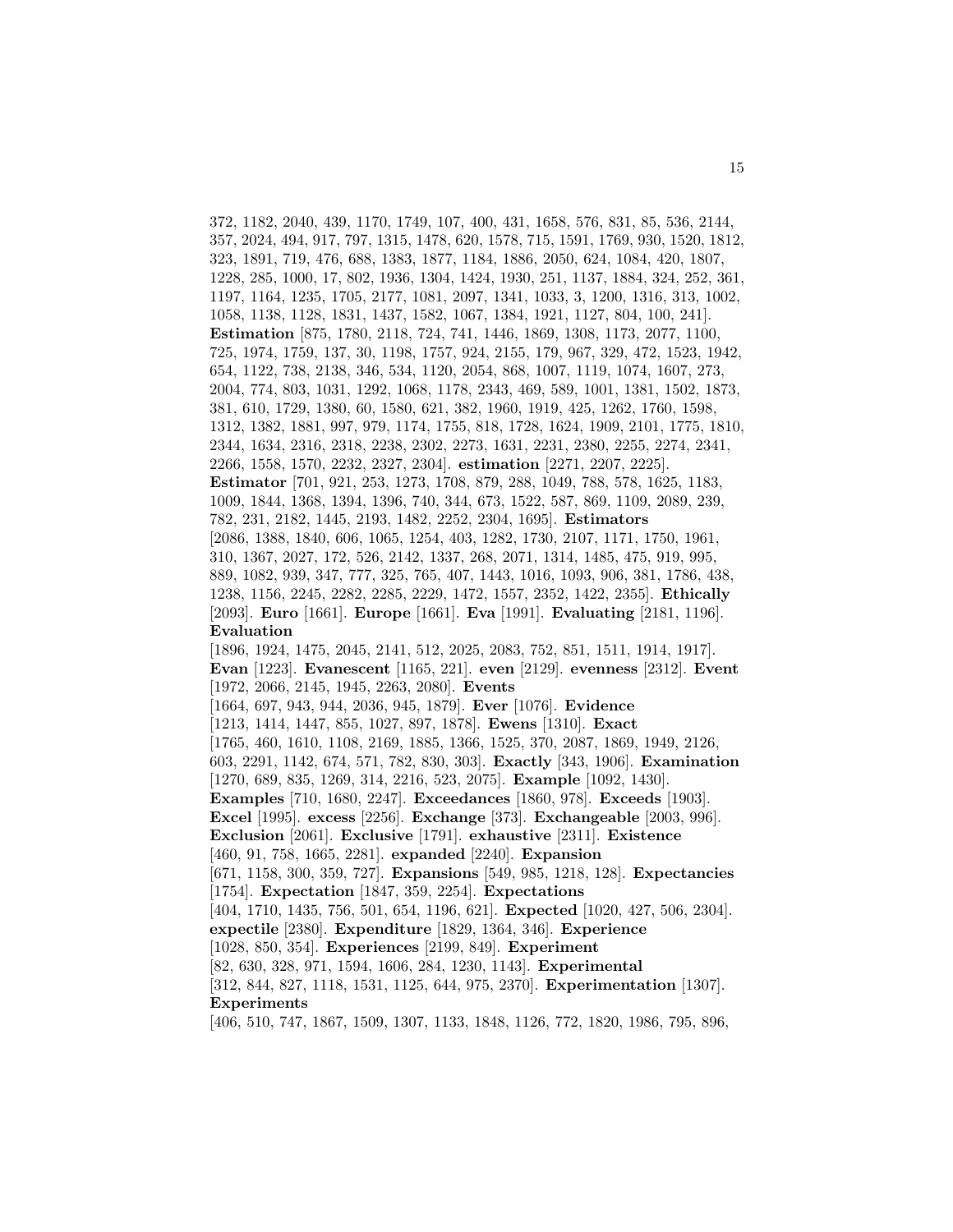372, 1182, 2040, 439, 1170, 1749, 107, 400, 431, 1658, 576, 831, 85, 536, 2144, 357, 2024, 494, 917, 797, 1315, 1478, 620, 1578, 715, 1591, 1769, 930, 1520, 1812, 323, 1891, 719, 476, 688, 1383, 1877, 1184, 1886, 2050, 624, 1084, 420, 1807, 1228, 285, 1000, 17, 802, 1936, 1304, 1424, 1930, 251, 1137, 1884, 324, 252, 361, 1197, 1164, 1235, 1705, 2177, 1081, 2097, 1341, 1033, 3, 1200, 1316, 313, 1002, 1058, 1138, 1128, 1831, 1437, 1582, 1067, 1384, 1921, 1127, 804, 100, 241]. **Estimation** [875, 1780, 2118, 724, 741, 1446, 1869, 1308, 1173, 2077, 1100, 725, 1974, 1759, 137, 30, 1198, 1757, 924, 2155, 179, 967, 329, 472, 1523, 1942, 654, 1122, 738, 2138, 346, 534, 1120, 2054, 868, 1007, 1119, 1074, 1607, 273, 2004, 774, 803, 1031, 1292, 1068, 1178, 2343, 469, 589, 1001, 1381, 1502, 1873, 381, 610, 1729, 1380, 60, 1580, 621, 382, 1960, 1919, 425, 1262, 1760, 1598, 1312, 1382, 1881, 997, 979, 1174, 1755, 818, 1728, 1624, 1909, 2101, 1775, 1810, 2344, 1634, 2316, 2318, 2238, 2302, 2273, 1631, 2231, 2380, 2255, 2274, 2341, 2266, 1558, 1570, 2232, 2327, 2304]. **estimation** [2271, 2207, 2225]. **Estimator** [701, 921, 253, 1273, 1708, 879, 288, 1049, 788, 578, 1625, 1183, 1009, 1844, 1368, 1394, 1396, 740, 344, 673, 1522, 587, 869, 1109, 2089, 239, 782, 231, 2182, 1445, 2193, 1482, 2252, 2304, 1695]. **Estimators** [2086, 1388, 1840, 606, 1065, 1254, 403, 1282, 1730, 2107, 1171, 1750, 1961, 310, 1367, 2027, 172, 526, 2142, 1337, 268, 2071, 1314, 1485, 475, 919, 995, 889, 1082, 939, 347, 777, 325, 765, 407, 1443, 1016, 1093, 906, 381, 1786, 438, 1238, 1156, 2245, 2282, 2285, 2229, 1472, 1557, 2352, 1422, 2355]. **Ethically** [2093]. **Euro** [1661]. **Europe** [1661]. **Eva** [1991]. **Evaluating** [2181, 1196]. **Evaluation** [1896, 1924, 1475, 2045, 2141, 512, 2025, 2083, 752, 851, 1511, 1914, 1917]. **Evan** [1223]. **Evanescent** [1165, 221]. **even** [2129]. **evenness** [2312]. **Event** [1972, 2066, 2145, 1945, 2263, 2080]. **Events** [1664, 697, 943, 944, 2036, 945, 1879]. **Ever** [1076]. **Evidence** [1213, 1414, 1447, 855, 1027, 897, 1878]. **Ewens** [1310]. **Exact** [1765, 460, 1610, 1108, 2169, 1885, 1366, 1525, 370, 2087, 1869, 1949, 2126, 603, 2291, 1142, 674, 571, 782, 830, 303]. **Exactly** [343, 1906]. **Examination** [1270, 689, 835, 1269, 314, 2216, 523, 2075]. **Example** [1092, 1430]. **Examples** [710, 1680, 2247]. **Exceedances** [1860, 978]. **Exceeds** [1903]. **Excel** [1995]. **excess** [2256]. **Exchange** [373]. **Exchangeable** [2003, 996]. **Exclusion** [2061]. **Exclusive** [1791]. **exhaustive** [2311]. **Existence** [460, 91, 758, 1665, 2281]. **expanded** [2240]. **Expansion** [671, 1158, 300, 359, 727]. **Expansions** [549, 985, 1218, 128]. **Expectancies** [1754]. **Expectation** [1847, 359, 2254]. **Expectations** [404, 1710, 1435, 756, 501, 654, 1196, 621]. **Expected** [1020, 427, 506, 2304]. **expectile** [2380]. **Expenditure** [1829, 1364, 346]. **Experience** [1028, 850, 354]. **Experiences** [2199, 849]. **Experiment** [82, 630, 328, 971, 1594, 1606, 284, 1230, 1143]. **Experimental** [312, 844, 827, 1118, 1531, 1125, 644, 975, 2370]. **Experimentation** [1307]. **Experiments** [406, 510, 747, 1867, 1509, 1307, 1133, 1848, 1126, 772, 1820, 1986, 795, 896,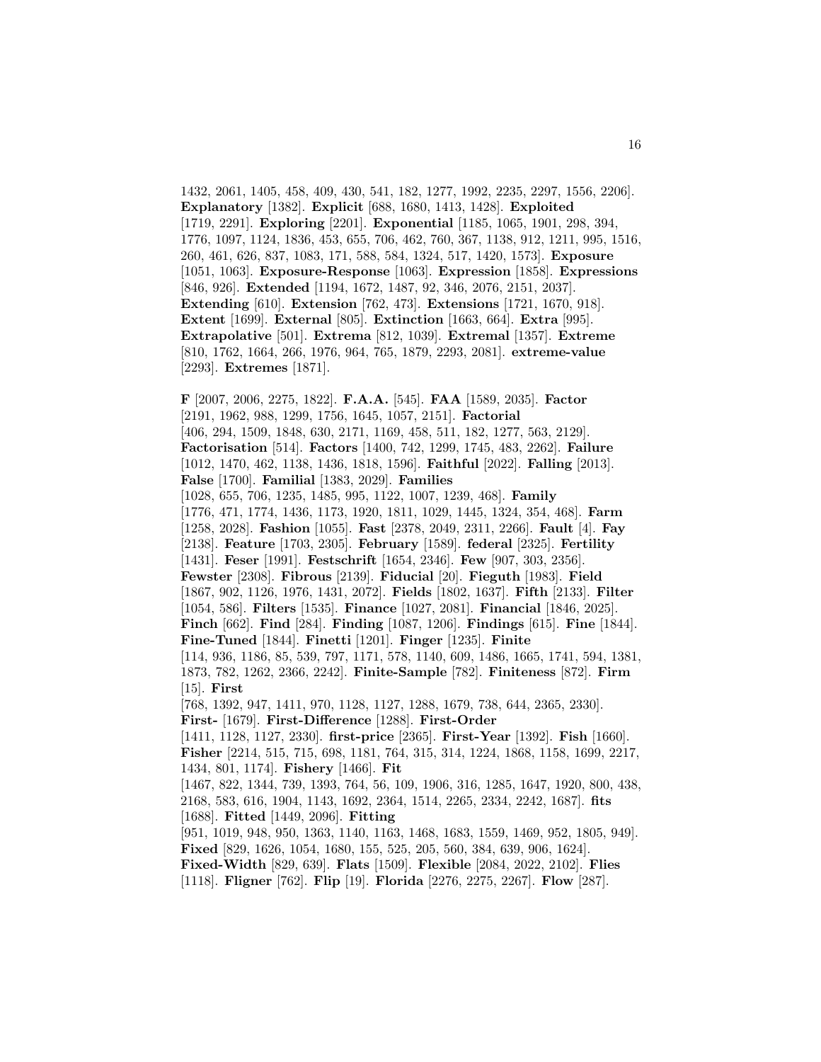1432, 2061, 1405, 458, 409, 430, 541, 182, 1277, 1992, 2235, 2297, 1556, 2206]. **Explanatory** [1382]. **Explicit** [688, 1680, 1413, 1428]. **Exploited** [1719, 2291]. **Exploring** [2201]. **Exponential** [1185, 1065, 1901, 298, 394, 1776, 1097, 1124, 1836, 453, 655, 706, 462, 760, 367, 1138, 912, 1211, 995, 1516, 260, 461, 626, 837, 1083, 171, 588, 584, 1324, 517, 1420, 1573]. **Exposure** [1051, 1063]. **Exposure-Response** [1063]. **Expression** [1858]. **Expressions** [846, 926]. **Extended** [1194, 1672, 1487, 92, 346, 2076, 2151, 2037]. **Extending** [610]. **Extension** [762, 473]. **Extensions** [1721, 1670, 918]. **Extent** [1699]. **External** [805]. **Extinction** [1663, 664]. **Extra** [995]. **Extrapolative** [501]. **Extrema** [812, 1039]. **Extremal** [1357]. **Extreme** [810, 1762, 1664, 266, 1976, 964, 765, 1879, 2293, 2081]. **extreme-value** [2293]. **Extremes** [1871].

**F** [2007, 2006, 2275, 1822]. **F.A.A.** [545]. **FAA** [1589, 2035]. **Factor** [2191, 1962, 988, 1299, 1756, 1645, 1057, 2151]. **Factorial** [406, 294, 1509, 1848, 630, 2171, 1169, 458, 511, 182, 1277, 563, 2129]. **Factorisation** [514]. **Factors** [1400, 742, 1299, 1745, 483, 2262]. **Failure** [1012, 1470, 462, 1138, 1436, 1818, 1596]. **Faithful** [2022]. **Falling** [2013]. **False** [1700]. **Familial** [1383, 2029]. **Families** [1028, 655, 706, 1235, 1485, 995, 1122, 1007, 1239, 468]. **Family** [1776, 471, 1774, 1436, 1173, 1920, 1811, 1029, 1445, 1324, 354, 468]. **Farm** [1258, 2028]. **Fashion** [1055]. **Fast** [2378, 2049, 2311, 2266]. **Fault** [4]. **Fay** [2138]. **Feature** [1703, 2305]. **February** [1589]. **federal** [2325]. **Fertility** [1431]. **Feser** [1991]. **Festschrift** [1654, 2346]. **Few** [907, 303, 2356]. **Fewster** [2308]. **Fibrous** [2139]. **Fiducial** [20]. **Fieguth** [1983]. **Field** [1867, 902, 1126, 1976, 1431, 2072]. **Fields** [1802, 1637]. **Fifth** [2133]. **Filter** [1054, 586]. **Filters** [1535]. **Finance** [1027, 2081]. **Financial** [1846, 2025]. **Finch** [662]. **Find** [284]. **Finding** [1087, 1206]. **Findings** [615]. **Fine** [1844]. **Fine-Tuned** [1844]. **Finetti** [1201]. **Finger** [1235]. **Finite** [114, 936, 1186, 85, 539, 797, 1171, 578, 1140, 609, 1486, 1665, 1741, 594, 1381, 1873, 782, 1262, 2366, 2242]. **Finite-Sample** [782]. **Finiteness** [872]. **Firm** [15]. **First** [768, 1392, 947, 1411, 970, 1128, 1127, 1288, 1679, 738, 644, 2365, 2330]. **First-** [1679]. **First-Difference** [1288]. **First-Order** [1411, 1128, 1127, 2330]. **first-price** [2365]. **First-Year** [1392]. **Fish** [1660]. **Fisher** [2214, 515, 715, 698, 1181, 764, 315, 314, 1224, 1868, 1158, 1699, 2217, 1434, 801, 1174]. **Fishery** [1466]. **Fit** [1467, 822, 1344, 739, 1393, 764, 56, 109, 1906, 316, 1285, 1647, 1920, 800, 438, 2168, 583, 616, 1904, 1143, 1692, 2364, 1514, 2265, 2334, 2242, 1687]. **fits** [1688]. **Fitted** [1449, 2096]. **Fitting** [951, 1019, 948, 950, 1363, 1140, 1163, 1468, 1683, 1559, 1469, 952, 1805, 949]. **Fixed** [829, 1626, 1054, 1680, 155, 525, 205, 560, 384, 639, 906, 1624]. **Fixed-Width** [829, 639]. **Flats** [1509]. **Flexible** [2084, 2022, 2102]. **Flies** [1118]. **Fligner** [762]. **Flip** [19]. **Florida** [2276, 2275, 2267]. **Flow** [287].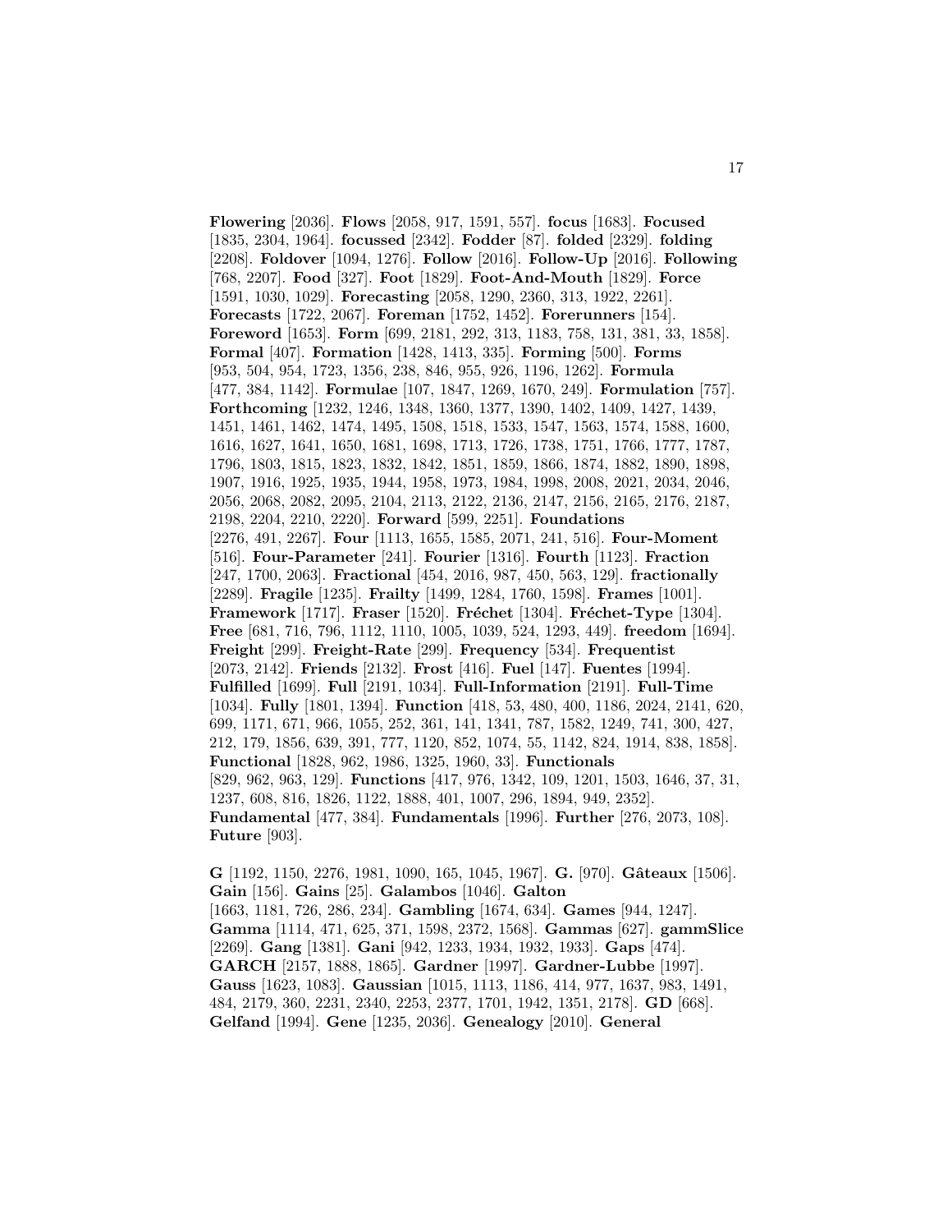**Flowering** [2036]. **Flows** [2058, 917, 1591, 557]. **focus** [1683]. **Focused** [1835, 2304, 1964]. **focussed** [2342]. **Fodder** [87]. **folded** [2329]. **folding** [2208]. **Foldover** [1094, 1276]. **Follow** [2016]. **Follow-Up** [2016]. **Following** [768, 2207]. **Food** [327]. **Foot** [1829]. **Foot-And-Mouth** [1829]. **Force** [1591, 1030, 1029]. **Forecasting** [2058, 1290, 2360, 313, 1922, 2261]. **Forecasts** [1722, 2067]. **Foreman** [1752, 1452]. **Forerunners** [154]. **Foreword** [1653]. **Form** [699, 2181, 292, 313, 1183, 758, 131, 381, 33, 1858]. **Formal** [407]. **Formation** [1428, 1413, 335]. **Forming** [500]. **Forms** [953, 504, 954, 1723, 1356, 238, 846, 955, 926, 1196, 1262]. **Formula** [477, 384, 1142]. **Formulae** [107, 1847, 1269, 1670, 249]. **Formulation** [757]. **Forthcoming** [1232, 1246, 1348, 1360, 1377, 1390, 1402, 1409, 1427, 1439, 1451, 1461, 1462, 1474, 1495, 1508, 1518, 1533, 1547, 1563, 1574, 1588, 1600, 1616, 1627, 1641, 1650, 1681, 1698, 1713, 1726, 1738, 1751, 1766, 1777, 1787, 1796, 1803, 1815, 1823, 1832, 1842, 1851, 1859, 1866, 1874, 1882, 1890, 1898, 1907, 1916, 1925, 1935, 1944, 1958, 1973, 1984, 1998, 2008, 2021, 2034, 2046, 2056, 2068, 2082, 2095, 2104, 2113, 2122, 2136, 2147, 2156, 2165, 2176, 2187, 2198, 2204, 2210, 2220]. **Forward** [599, 2251]. **Foundations** [2276, 491, 2267]. **Four** [1113, 1655, 1585, 2071, 241, 516]. **Four-Moment** [516]. **Four-Parameter** [241]. **Fourier** [1316]. **Fourth** [1123]. **Fraction** [247, 1700, 2063]. **Fractional** [454, 2016, 987, 450, 563, 129]. **fractionally** [2289]. **Fragile** [1235]. **Frailty** [1499, 1284, 1760, 1598]. **Frames** [1001]. **Framework** [1717]. **Fraser** [1520]. **Fréchet** [1304]. **Fréchet-Type** [1304]. **Free** [681, 716, 796, 1112, 1110, 1005, 1039, 524, 1293, 449]. **freedom** [1694]. **Freight** [299]. **Freight-Rate** [299]. **Frequency** [534]. **Frequentist** [2073, 2142]. **Friends** [2132]. **Frost** [416]. **Fuel** [147]. **Fuentes** [1994]. **Fulfilled** [1699]. **Full** [2191, 1034]. **Full-Information** [2191]. **Full-Time** [1034]. **Fully** [1801, 1394]. **Function** [418, 53, 480, 400, 1186, 2024, 2141, 620, 699, 1171, 671, 966, 1055, 252, 361, 141, 1341, 787, 1582, 1249, 741, 300, 427, 212, 179, 1856, 639, 391, 777, 1120, 852, 1074, 55, 1142, 824, 1914, 838, 1858]. **Functional** [1828, 962, 1986, 1325, 1960, 33]. **Functionals** [829, 962, 963, 129]. **Functions** [417, 976, 1342, 109, 1201, 1503, 1646, 37, 31, 1237, 608, 816, 1826, 1122, 1888, 401, 1007, 296, 1894, 949, 2352]. **Fundamental** [477, 384]. **Fundamentals** [1996]. **Further** [276, 2073, 108]. **Future** [903].

**G** [1192, 1150, 2276, 1981, 1090, 165, 1045, 1967]. **G.** [970]. **Gâteaux** [1506]. **Gain** [156]. **Gains** [25]. **Galambos** [1046]. **Galton** [1663, 1181, 726, 286, 234]. **Gambling** [1674, 634]. **Games** [944, 1247]. **Gamma** [1114, 471, 625, 371, 1598, 2372, 1568]. **Gammas** [627]. **gammSlice** [2269]. **Gang** [1381]. **Gani** [942, 1233, 1934, 1932, 1933]. **Gaps** [474]. **GARCH** [2157, 1888, 1865]. **Gardner** [1997]. **Gardner-Lubbe** [1997]. **Gauss** [1623, 1083]. **Gaussian** [1015, 1113, 1186, 414, 977, 1637, 983, 1491, 484, 2179, 360, 2231, 2340, 2253, 2377, 1701, 1942, 1351, 2178]. **GD** [668]. **Gelfand** [1994]. **Gene** [1235, 2036]. **Genealogy** [2010]. **General**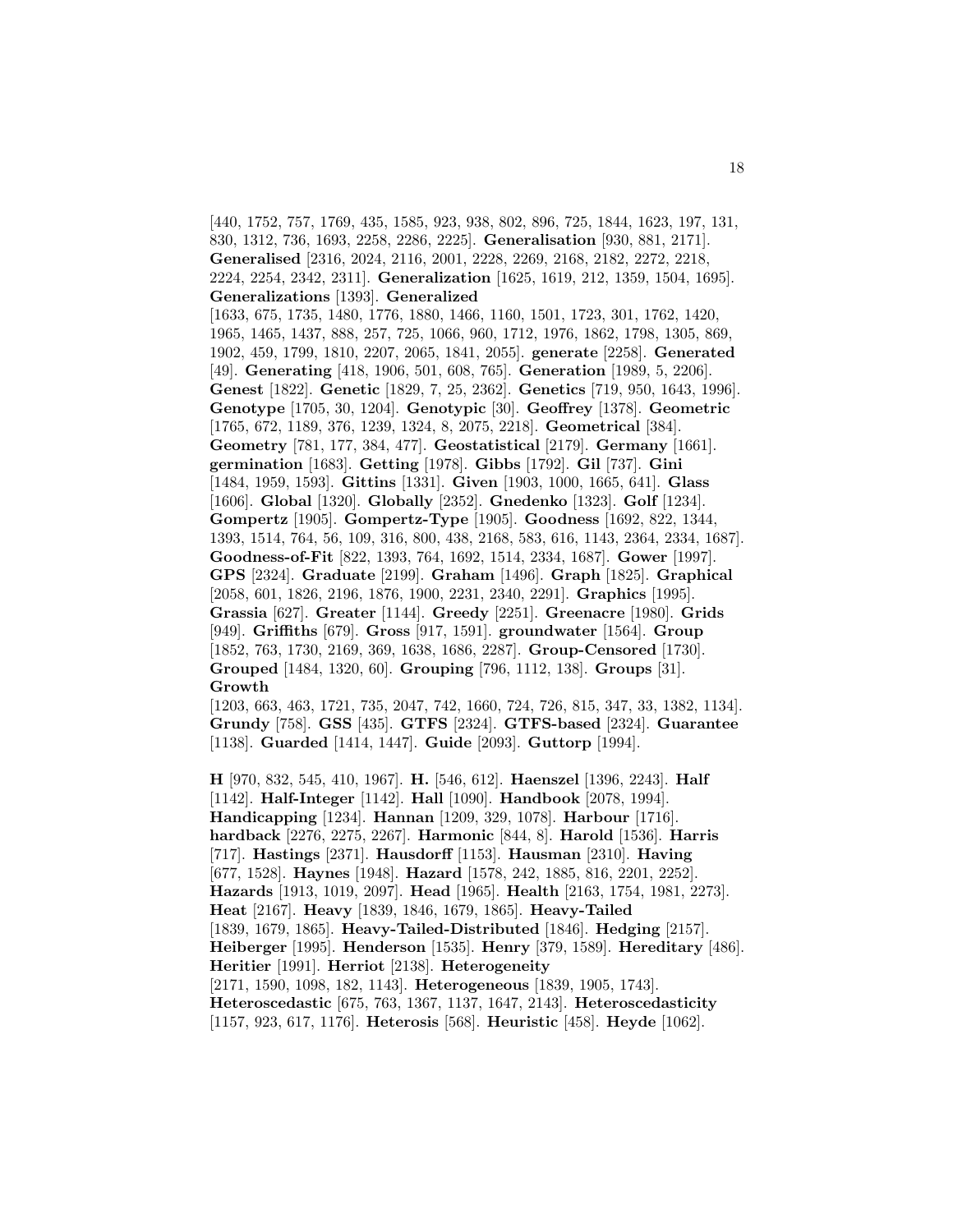[440, 1752, 757, 1769, 435, 1585, 923, 938, 802, 896, 725, 1844, 1623, 197, 131, 830, 1312, 736, 1693, 2258, 2286, 2225]. **Generalisation** [930, 881, 2171]. **Generalised** [2316, 2024, 2116, 2001, 2228, 2269, 2168, 2182, 2272, 2218, 2224, 2254, 2342, 2311]. **Generalization** [1625, 1619, 212, 1359, 1504, 1695]. **Generalizations** [1393]. **Generalized** [1633, 675, 1735, 1480, 1776, 1880, 1466, 1160, 1501, 1723, 301, 1762, 1420, 1965, 1465, 1437, 888, 257, 725, 1066, 960, 1712, 1976, 1862, 1798, 1305, 869, 1902, 459, 1799, 1810, 2207, 2065, 1841, 2055]. **generate** [2258]. **Generated** [49]. **Generating** [418, 1906, 501, 608, 765]. **Generation** [1989, 5, 2206]. **Genest** [1822]. **Genetic** [1829, 7, 25, 2362]. **Genetics** [719, 950, 1643, 1996]. **Genotype** [1705, 30, 1204]. **Genotypic** [30]. **Geoffrey** [1378]. **Geometric** [1765, 672, 1189, 376, 1239, 1324, 8, 2075, 2218]. **Geometrical** [384]. **Geometry** [781, 177, 384, 477]. **Geostatistical** [2179]. **Germany** [1661]. **germination** [1683]. **Getting** [1978]. **Gibbs** [1792]. **Gil** [737]. **Gini** [1484, 1959, 1593]. **Gittins** [1331]. **Given** [1903, 1000, 1665, 641]. **Glass** [1606]. **Global** [1320]. **Globally** [2352]. **Gnedenko** [1323]. **Golf** [1234]. **Gompertz** [1905]. **Gompertz-Type** [1905]. **Goodness** [1692, 822, 1344, 1393, 1514, 764, 56, 109, 316, 800, 438, 2168, 583, 616, 1143, 2364, 2334, 1687]. **Goodness-of-Fit** [822, 1393, 764, 1692, 1514, 2334, 1687]. **Gower** [1997]. **GPS** [2324]. **Graduate** [2199]. **Graham** [1496]. **Graph** [1825]. **Graphical** [2058, 601, 1826, 2196, 1876, 1900, 2231, 2340, 2291]. **Graphics** [1995]. **Grassia** [627]. **Greater** [1144]. **Greedy** [2251]. **Greenacre** [1980]. **Grids** [949]. **Griffiths** [679]. **Gross** [917, 1591]. **groundwater** [1564]. **Group** [1852, 763, 1730, 2169, 369, 1638, 1686, 2287]. **Group-Censored** [1730]. **Grouped** [1484, 1320, 60]. **Grouping** [796, 1112, 138]. **Groups** [31]. **Growth** [1203, 663, 463, 1721, 735, 2047, 742, 1660, 724, 726, 815, 347, 33, 1382, 1134]. **Grundy** [758]. **GSS** [435]. **GTFS** [2324]. **GTFS-based** [2324]. **Guarantee** [1138]. **Guarded** [1414, 1447]. **Guide** [2093]. **Guttorp** [1994].

**H** [970, 832, 545, 410, 1967]. **H.** [546, 612]. **Haenszel** [1396, 2243]. **Half** [1142]. **Half-Integer** [1142]. **Hall** [1090]. **Handbook** [2078, 1994]. **Handicapping** [1234]. **Hannan** [1209, 329, 1078]. **Harbour** [1716]. **hardback** [2276, 2275, 2267]. **Harmonic** [844, 8]. **Harold** [1536]. **Harris** [717]. **Hastings** [2371]. **Hausdorff** [1153]. **Hausman** [2310]. **Having** [677, 1528]. **Haynes** [1948]. **Hazard** [1578, 242, 1885, 816, 2201, 2252]. **Hazards** [1913, 1019, 2097]. **Head** [1965]. **Health** [2163, 1754, 1981, 2273]. **Heat** [2167]. **Heavy** [1839, 1846, 1679, 1865]. **Heavy-Tailed** [1839, 1679, 1865]. **Heavy-Tailed-Distributed** [1846]. **Hedging** [2157]. **Heiberger** [1995]. **Henderson** [1535]. **Henry** [379, 1589]. **Hereditary** [486]. **Heritier** [1991]. **Herriot** [2138]. **Heterogeneity** [2171, 1590, 1098, 182, 1143]. **Heterogeneous** [1839, 1905, 1743]. **Heteroscedastic** [675, 763, 1367, 1137, 1647, 2143]. **Heteroscedasticity** [1157, 923, 617, 1176]. **Heterosis** [568]. **Heuristic** [458]. **Heyde** [1062].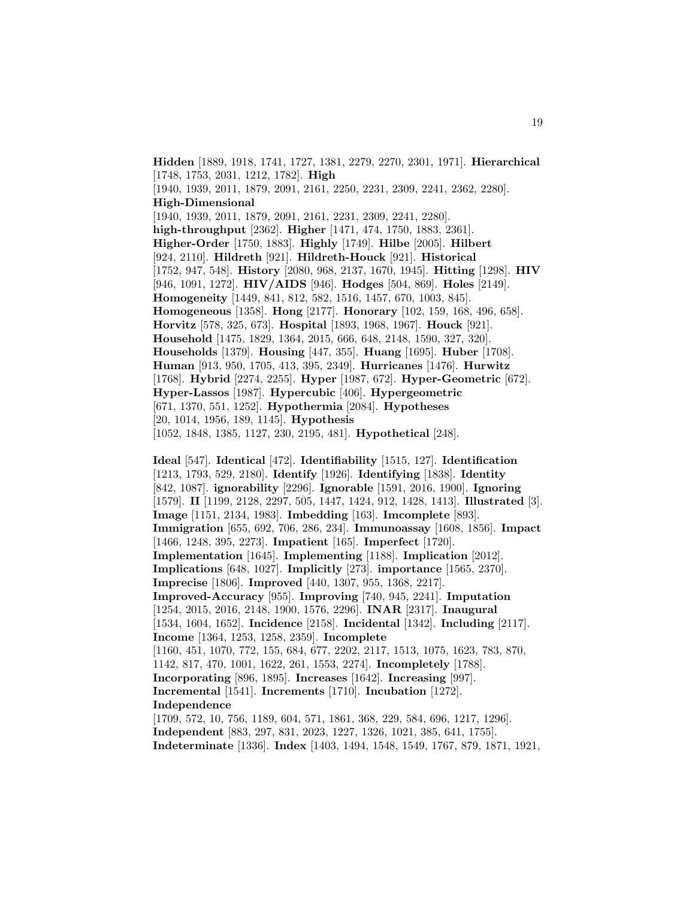**Hidden** [1889, 1918, 1741, 1727, 1381, 2279, 2270, 2301, 1971]. **Hierarchical** [1748, 1753, 2031, 1212, 1782]. **High** [1940, 1939, 2011, 1879, 2091, 2161, 2250, 2231, 2309, 2241, 2362, 2280]. **High-Dimensional** [1940, 1939, 2011, 1879, 2091, 2161, 2231, 2309, 2241, 2280]. **high-throughput** [2362]. **Higher** [1471, 474, 1750, 1883, 2361]. **Higher-Order** [1750, 1883]. **Highly** [1749]. **Hilbe** [2005]. **Hilbert** [924, 2110]. **Hildreth** [921]. **Hildreth-Houck** [921]. **Historical** [1752, 947, 548]. **History** [2080, 968, 2137, 1670, 1945]. **Hitting** [1298]. **HIV** [946, 1091, 1272]. **HIV/AIDS** [946]. **Hodges** [504, 869]. **Holes** [2149]. **Homogeneity** [1449, 841, 812, 582, 1516, 1457, 670, 1003, 845]. **Homogeneous** [1358]. **Hong** [2177]. **Honorary** [102, 159, 168, 496, 658]. **Horvitz** [578, 325, 673]. **Hospital** [1893, 1968, 1967]. **Houck** [921]. **Household** [1475, 1829, 1364, 2015, 666, 648, 2148, 1590, 327, 320]. **Households** [1379]. **Housing** [447, 355]. **Huang** [1695]. **Huber** [1708]. **Human** [913, 950, 1705, 413, 395, 2349]. **Hurricanes** [1476]. **Hurwitz** [1768]. **Hybrid** [2274, 2255]. **Hyper** [1987, 672]. **Hyper-Geometric** [672]. **Hyper-Lassos** [1987]. **Hypercubic** [406]. **Hypergeometric** [671, 1370, 551, 1252]. **Hypothermia** [2084]. **Hypotheses** [20, 1014, 1956, 189, 1145]. **Hypothesis** [1052, 1848, 1385, 1127, 230, 2195, 481]. **Hypothetical** [248].

**Ideal** [547]. **Identical** [472]. **Identifiability** [1515, 127]. **Identification** [1213, 1793, 529, 2180]. **Identify** [1926]. **Identifying** [1838]. **Identity** [842, 1087]. **ignorability** [2296]. **Ignorable** [1591, 2016, 1900]. **Ignoring** [1579]. **II** [1199, 2128, 2297, 505, 1447, 1424, 912, 1428, 1413]. **Illustrated** [3]. **Image** [1151, 2134, 1983]. **Imbedding** [163]. **Imcomplete** [893]. **Immigration** [655, 692, 706, 286, 234]. **Immunoassay** [1608, 1856]. **Impact** [1466, 1248, 395, 2273]. **Impatient** [165]. **Imperfect** [1720]. **Implementation** [1645]. **Implementing** [1188]. **Implication** [2012]. **Implications** [648, 1027]. **Implicitly** [273]. **importance** [1565, 2370]. **Imprecise** [1806]. **Improved** [440, 1307, 955, 1368, 2217]. **Improved-Accuracy** [955]. **Improving** [740, 945, 2241]. **Imputation** [1254, 2015, 2016, 2148, 1900, 1576, 2296]. **INAR** [2317]. **Inaugural** [1534, 1604, 1652]. **Incidence** [2158]. **Incidental** [1342]. **Including** [2117]. **Income** [1364, 1253, 1258, 2359]. **Incomplete** [1160, 451, 1070, 772, 155, 684, 677, 2202, 2117, 1513, 1075, 1623, 783, 870, 1142, 817, 470, 1001, 1622, 261, 1553, 2274]. **Incompletely** [1788]. **Incorporating** [896, 1895]. **Increases** [1642]. **Increasing** [997]. **Incremental** [1541]. **Increments** [1710]. **Incubation** [1272]. **Independence** [1709, 572, 10, 756, 1189, 604, 571, 1861, 368, 229, 584, 696, 1217, 1296]. **Independent** [883, 297, 831, 2023, 1227, 1326, 1021, 385, 641, 1755]. **Indeterminate** [1336]. **Index** [1403, 1494, 1548, 1549, 1767, 879, 1871, 1921,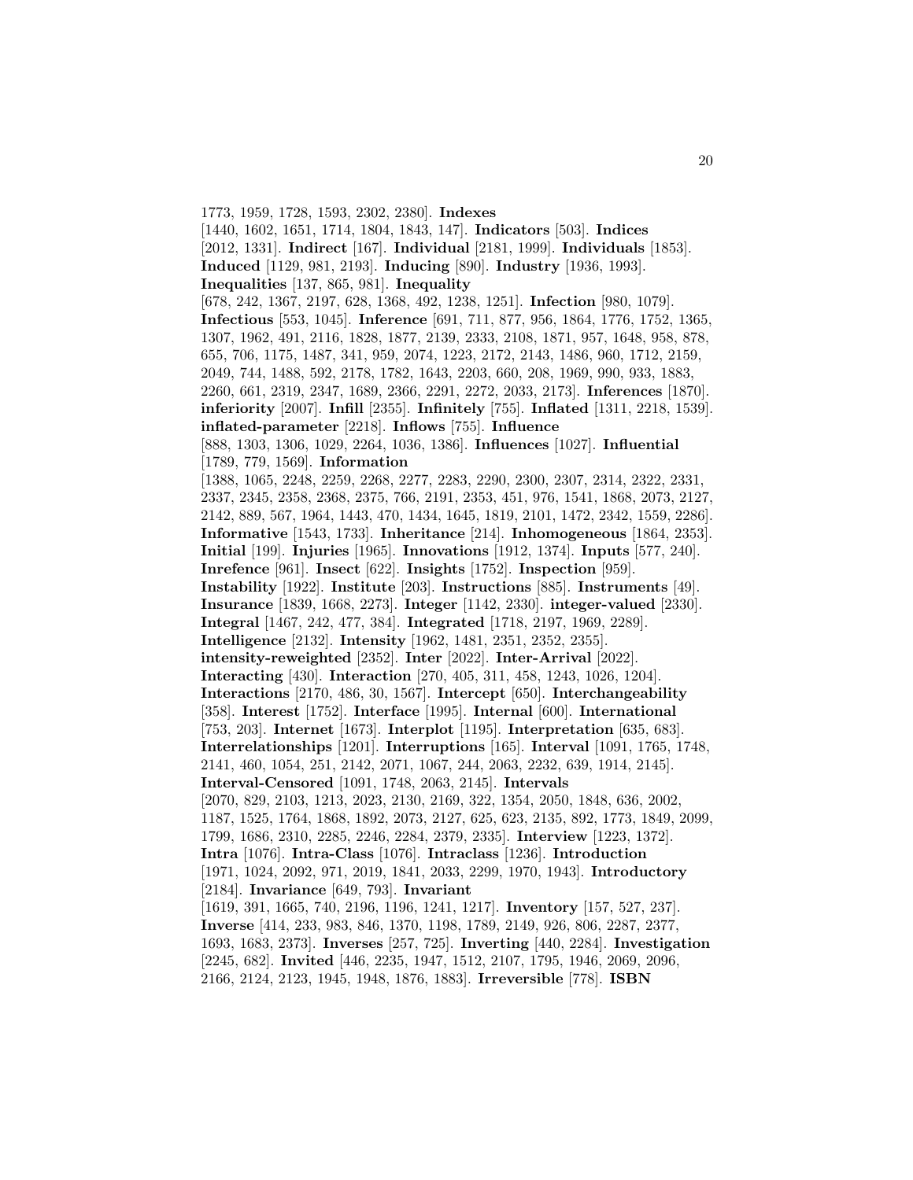1773, 1959, 1728, 1593, 2302, 2380]. **Indexes** [1440, 1602, 1651, 1714, 1804, 1843, 147]. **Indicators** [503]. **Indices** [2012, 1331]. **Indirect** [167]. **Individual** [2181, 1999]. **Individuals** [1853]. **Induced** [1129, 981, 2193]. **Inducing** [890]. **Industry** [1936, 1993]. **Inequalities** [137, 865, 981]. **Inequality** [678, 242, 1367, 2197, 628, 1368, 492, 1238, 1251]. **Infection** [980, 1079]. **Infectious** [553, 1045]. **Inference** [691, 711, 877, 956, 1864, 1776, 1752, 1365, 1307, 1962, 491, 2116, 1828, 1877, 2139, 2333, 2108, 1871, 957, 1648, 958, 878, 655, 706, 1175, 1487, 341, 959, 2074, 1223, 2172, 2143, 1486, 960, 1712, 2159, 2049, 744, 1488, 592, 2178, 1782, 1643, 2203, 660, 208, 1969, 990, 933, 1883, 2260, 661, 2319, 2347, 1689, 2366, 2291, 2272, 2033, 2173]. **Inferences** [1870]. **inferiority** [2007]. **Infill** [2355]. **Infinitely** [755]. **Inflated** [1311, 2218, 1539]. **inflated-parameter** [2218]. **Inflows** [755]. **Influence** [888, 1303, 1306, 1029, 2264, 1036, 1386]. **Influences** [1027]. **Influential** [1789, 779, 1569]. **Information** [1388, 1065, 2248, 2259, 2268, 2277, 2283, 2290, 2300, 2307, 2314, 2322, 2331, 2337, 2345, 2358, 2368, 2375, 766, 2191, 2353, 451, 976, 1541, 1868, 2073, 2127, 2142, 889, 567, 1964, 1443, 470, 1434, 1645, 1819, 2101, 1472, 2342, 1559, 2286]. **Informative** [1543, 1733]. **Inheritance** [214]. **Inhomogeneous** [1864, 2353]. **Initial** [199]. **Injuries** [1965]. **Innovations** [1912, 1374]. **Inputs** [577, 240]. **Inrefence** [961]. **Insect** [622]. **Insights** [1752]. **Inspection** [959]. **Instability** [1922]. **Institute** [203]. **Instructions** [885]. **Instruments** [49]. **Insurance** [1839, 1668, 2273]. **Integer** [1142, 2330]. **integer-valued** [2330]. **Integral** [1467, 242, 477, 384]. **Integrated** [1718, 2197, 1969, 2289]. **Intelligence** [2132]. **Intensity** [1962, 1481, 2351, 2352, 2355]. **intensity-reweighted** [2352]. **Inter** [2022]. **Inter-Arrival** [2022]. **Interacting** [430]. **Interaction** [270, 405, 311, 458, 1243, 1026, 1204]. **Interactions** [2170, 486, 30, 1567]. **Intercept** [650]. **Interchangeability** [358]. **Interest** [1752]. **Interface** [1995]. **Internal** [600]. **International** [753, 203]. **Internet** [1673]. **Interplot** [1195]. **Interpretation** [635, 683]. **Interrelationships** [1201]. **Interruptions** [165]. **Interval** [1091, 1765, 1748, 2141, 460, 1054, 251, 2142, 2071, 1067, 244, 2063, 2232, 639, 1914, 2145]. **Interval-Censored** [1091, 1748, 2063, 2145]. **Intervals** [2070, 829, 2103, 1213, 2023, 2130, 2169, 322, 1354, 2050, 1848, 636, 2002, 1187, 1525, 1764, 1868, 1892, 2073, 2127, 625, 623, 2135, 892, 1773, 1849, 2099, 1799, 1686, 2310, 2285, 2246, 2284, 2379, 2335]. **Interview** [1223, 1372]. **Intra** [1076]. **Intra-Class** [1076]. **Intraclass** [1236]. **Introduction** [1971, 1024, 2092, 971, 2019, 1841, 2033, 2299, 1970, 1943]. **Introductory** [2184]. **Invariance** [649, 793]. **Invariant** [1619, 391, 1665, 740, 2196, 1196, 1241, 1217]. **Inventory** [157, 527, 237]. **Inverse** [414, 233, 983, 846, 1370, 1198, 1789, 2149, 926, 806, 2287, 2377, 1693, 1683, 2373]. **Inverses** [257, 725]. **Inverting** [440, 2284]. **Investigation** [2245, 682]. **Invited** [446, 2235, 1947, 1512, 2107, 1795, 1946, 2069, 2096, 2166, 2124, 2123, 1945, 1948, 1876, 1883]. **Irreversible** [778]. **ISBN**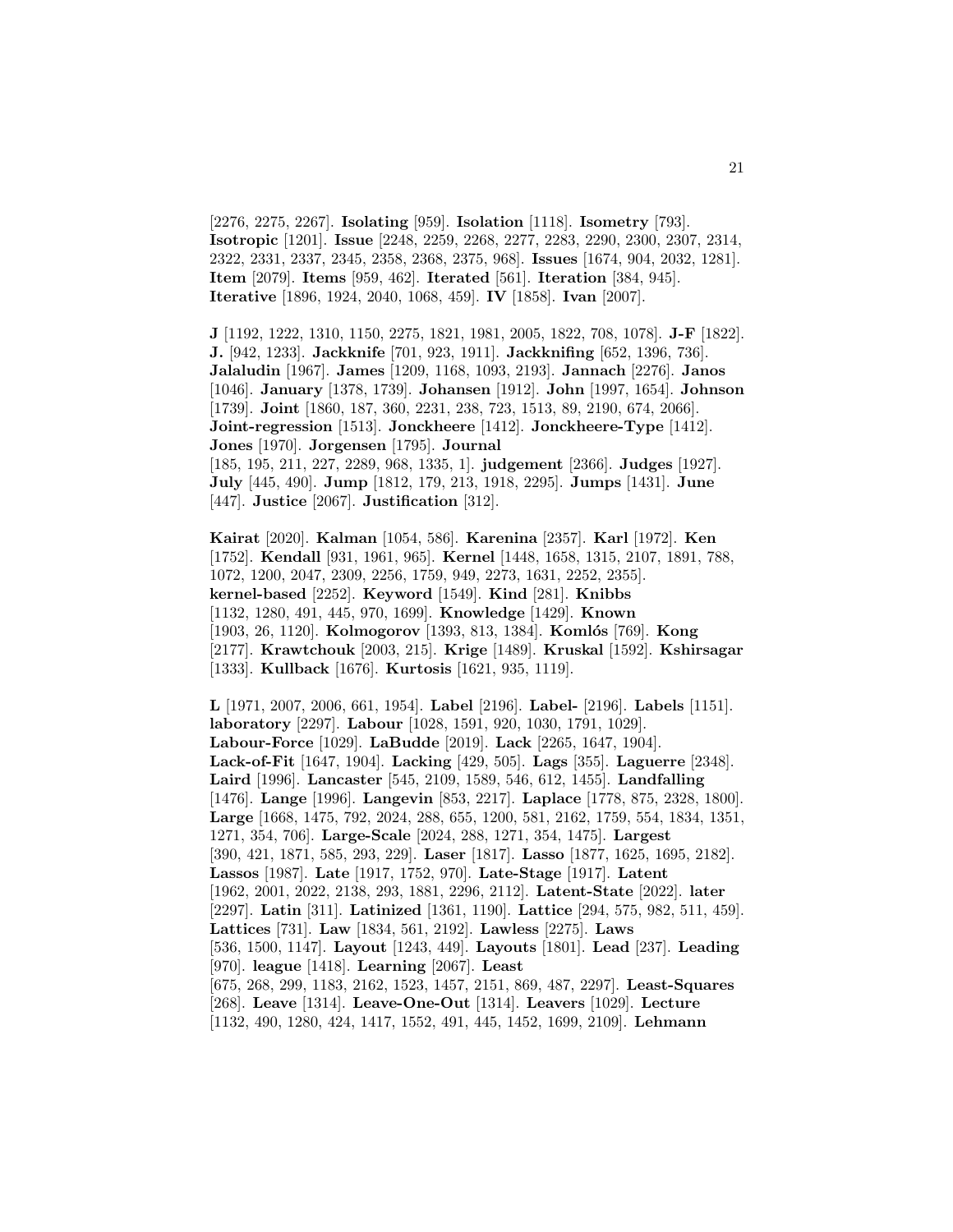[2276, 2275, 2267]. **Isolating** [959]. **Isolation** [1118]. **Isometry** [793]. **Isotropic** [1201]. **Issue** [2248, 2259, 2268, 2277, 2283, 2290, 2300, 2307, 2314, 2322, 2331, 2337, 2345, 2358, 2368, 2375, 968]. **Issues** [1674, 904, 2032, 1281]. **Item** [2079]. **Items** [959, 462]. **Iterated** [561]. **Iteration** [384, 945]. **Iterative** [1896, 1924, 2040, 1068, 459]. **IV** [1858]. **Ivan** [2007].

**J** [1192, 1222, 1310, 1150, 2275, 1821, 1981, 2005, 1822, 708, 1078]. **J-F** [1822]. **J.** [942, 1233]. **Jackknife** [701, 923, 1911]. **Jackknifing** [652, 1396, 736]. **Jalaludin** [1967]. **James** [1209, 1168, 1093, 2193]. **Jannach** [2276]. **Janos** [1046]. **January** [1378, 1739]. **Johansen** [1912]. **John** [1997, 1654]. **Johnson** [1739]. **Joint** [1860, 187, 360, 2231, 238, 723, 1513, 89, 2190, 674, 2066]. **Joint-regression** [1513]. **Jonckheere** [1412]. **Jonckheere-Type** [1412]. **Jones** [1970]. **Jorgensen** [1795]. **Journal** [185, 195, 211, 227, 2289, 968, 1335, 1]. **judgement** [2366]. **Judges** [1927]. **July** [445, 490]. **Jump** [1812, 179, 213, 1918, 2295]. **Jumps** [1431]. **June** [447]. **Justice** [2067]. **Justification** [312].

**Kairat** [2020]. **Kalman** [1054, 586]. **Karenina** [2357]. **Karl** [1972]. **Ken** [1752]. **Kendall** [931, 1961, 965]. **Kernel** [1448, 1658, 1315, 2107, 1891, 788, 1072, 1200, 2047, 2309, 2256, 1759, 949, 2273, 1631, 2252, 2355]. **kernel-based** [2252]. **Keyword** [1549]. **Kind** [281]. **Knibbs** [1132, 1280, 491, 445, 970, 1699]. **Knowledge** [1429]. **Known** [1903, 26, 1120]. **Kolmogorov** [1393, 813, 1384]. **Komlós** [769]. **Kong** [2177]. **Krawtchouk** [2003, 215]. **Krige** [1489]. **Kruskal** [1592]. **Kshirsagar** [1333]. **Kullback** [1676]. **Kurtosis** [1621, 935, 1119].

**L** [1971, 2007, 2006, 661, 1954]. **Label** [2196]. **Label-** [2196]. **Labels** [1151]. **laboratory** [2297]. **Labour** [1028, 1591, 920, 1030, 1791, 1029]. **Labour-Force** [1029]. **LaBudde** [2019]. **Lack** [2265, 1647, 1904]. **Lack-of-Fit** [1647, 1904]. **Lacking** [429, 505]. **Lags** [355]. **Laguerre** [2348]. **Laird** [1996]. **Lancaster** [545, 2109, 1589, 546, 612, 1455]. **Landfalling** [1476]. **Lange** [1996]. **Langevin** [853, 2217]. **Laplace** [1778, 875, 2328, 1800]. **Large** [1668, 1475, 792, 2024, 288, 655, 1200, 581, 2162, 1759, 554, 1834, 1351, 1271, 354, 706]. **Large-Scale** [2024, 288, 1271, 354, 1475]. **Largest** [390, 421, 1871, 585, 293, 229]. **Laser** [1817]. **Lasso** [1877, 1625, 1695, 2182]. **Lassos** [1987]. **Late** [1917, 1752, 970]. **Late-Stage** [1917]. **Latent** [1962, 2001, 2022, 2138, 293, 1881, 2296, 2112]. **Latent-State** [2022]. **later** [2297]. **Latin** [311]. **Latinized** [1361, 1190]. **Lattice** [294, 575, 982, 511, 459]. **Lattices** [731]. **Law** [1834, 561, 2192]. **Lawless** [2275]. **Laws** [536, 1500, 1147]. **Layout** [1243, 449]. **Layouts** [1801]. **Lead** [237]. **Leading** [970]. **league** [1418]. **Learning** [2067]. **Least** [675, 268, 299, 1183, 2162, 1523, 1457, 2151, 869, 487, 2297]. **Least-Squares** [268]. **Leave** [1314]. **Leave-One-Out** [1314]. **Leavers** [1029]. **Lecture** [1132, 490, 1280, 424, 1417, 1552, 491, 445, 1452, 1699, 2109]. **Lehmann**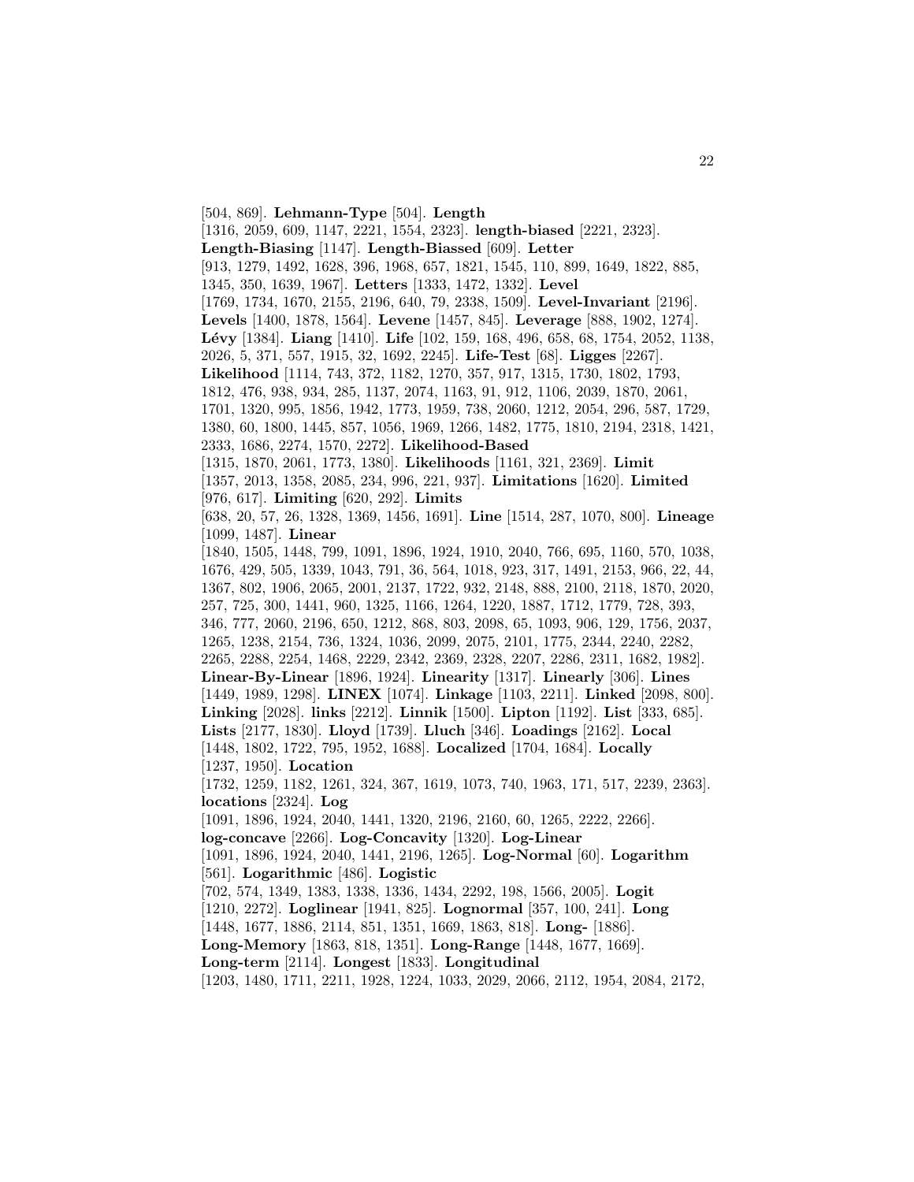[504, 869]. **Lehmann-Type** [504]. **Length** [1316, 2059, 609, 1147, 2221, 1554, 2323]. **length-biased** [2221, 2323]. **Length-Biasing** [1147]. **Length-Biassed** [609]. **Letter** [913, 1279, 1492, 1628, 396, 1968, 657, 1821, 1545, 110, 899, 1649, 1822, 885, 1345, 350, 1639, 1967]. **Letters** [1333, 1472, 1332]. **Level** [1769, 1734, 1670, 2155, 2196, 640, 79, 2338, 1509]. **Level-Invariant** [2196]. **Levels** [1400, 1878, 1564]. **Levene** [1457, 845]. **Leverage** [888, 1902, 1274]. **Lévy** [1384]. **Liang** [1410]. **Life** [102, 159, 168, 496, 658, 68, 1754, 2052, 1138, 2026, 5, 371, 557, 1915, 32, 1692, 2245]. **Life-Test** [68]. **Ligges** [2267]. **Likelihood** [1114, 743, 372, 1182, 1270, 357, 917, 1315, 1730, 1802, 1793, 1812, 476, 938, 934, 285, 1137, 2074, 1163, 91, 912, 1106, 2039, 1870, 2061, 1701, 1320, 995, 1856, 1942, 1773, 1959, 738, 2060, 1212, 2054, 296, 587, 1729, 1380, 60, 1800, 1445, 857, 1056, 1969, 1266, 1482, 1775, 1810, 2194, 2318, 1421, 2333, 1686, 2274, 1570, 2272]. **Likelihood-Based** [1315, 1870, 2061, 1773, 1380]. **Likelihoods** [1161, 321, 2369]. **Limit** [1357, 2013, 1358, 2085, 234, 996, 221, 937]. **Limitations** [1620]. **Limited** [976, 617]. **Limiting** [620, 292]. **Limits** [638, 20, 57, 26, 1328, 1369, 1456, 1691]. **Line** [1514, 287, 1070, 800]. **Lineage** [1099, 1487]. **Linear** [1840, 1505, 1448, 799, 1091, 1896, 1924, 1910, 2040, 766, 695, 1160, 570, 1038, 1676, 429, 505, 1339, 1043, 791, 36, 564, 1018, 923, 317, 1491, 2153, 966, 22, 44, 1367, 802, 1906, 2065, 2001, 2137, 1722, 932, 2148, 888, 2100, 2118, 1870, 2020, 257, 725, 300, 1441, 960, 1325, 1166, 1264, 1220, 1887, 1712, 1779, 728, 393, 346, 777, 2060, 2196, 650, 1212, 868, 803, 2098, 65, 1093, 906, 129, 1756, 2037, 1265, 1238, 2154, 736, 1324, 1036, 2099, 2075, 2101, 1775, 2344, 2240, 2282, 2265, 2288, 2254, 1468, 2229, 2342, 2369, 2328, 2207, 2286, 2311, 1682, 1982]. **Linear-By-Linear** [1896, 1924]. **Linearity** [1317]. **Linearly** [306]. **Lines** [1449, 1989, 1298]. **LINEX** [1074]. **Linkage** [1103, 2211]. **Linked** [2098, 800]. **Linking** [2028]. **links** [2212]. **Linnik** [1500]. **Lipton** [1192]. **List** [333, 685]. **Lists** [2177, 1830]. **Lloyd** [1739]. **Lluch** [346]. **Loadings** [2162]. **Local** [1448, 1802, 1722, 795, 1952, 1688]. **Localized** [1704, 1684]. **Locally** [1237, 1950]. **Location** [1732, 1259, 1182, 1261, 324, 367, 1619, 1073, 740, 1963, 171, 517, 2239, 2363]. **locations** [2324]. **Log** [1091, 1896, 1924, 2040, 1441, 1320, 2196, 2160, 60, 1265, 2222, 2266]. **log-concave** [2266]. **Log-Concavity** [1320]. **Log-Linear** [1091, 1896, 1924, 2040, 1441, 2196, 1265]. **Log-Normal** [60]. **Logarithm** [561]. **Logarithmic** [486]. **Logistic** [702, 574, 1349, 1383, 1338, 1336, 1434, 2292, 198, 1566, 2005]. **Logit** [1210, 2272]. **Loglinear** [1941, 825]. **Lognormal** [357, 100, 241]. **Long** [1448, 1677, 1886, 2114, 851, 1351, 1669, 1863, 818]. **Long-** [1886]. **Long-Memory** [1863, 818, 1351]. **Long-Range** [1448, 1677, 1669]. **Long-term** [2114]. **Longest** [1833]. **Longitudinal** [1203, 1480, 1711, 2211, 1928, 1224, 1033, 2029, 2066, 2112, 1954, 2084, 2172,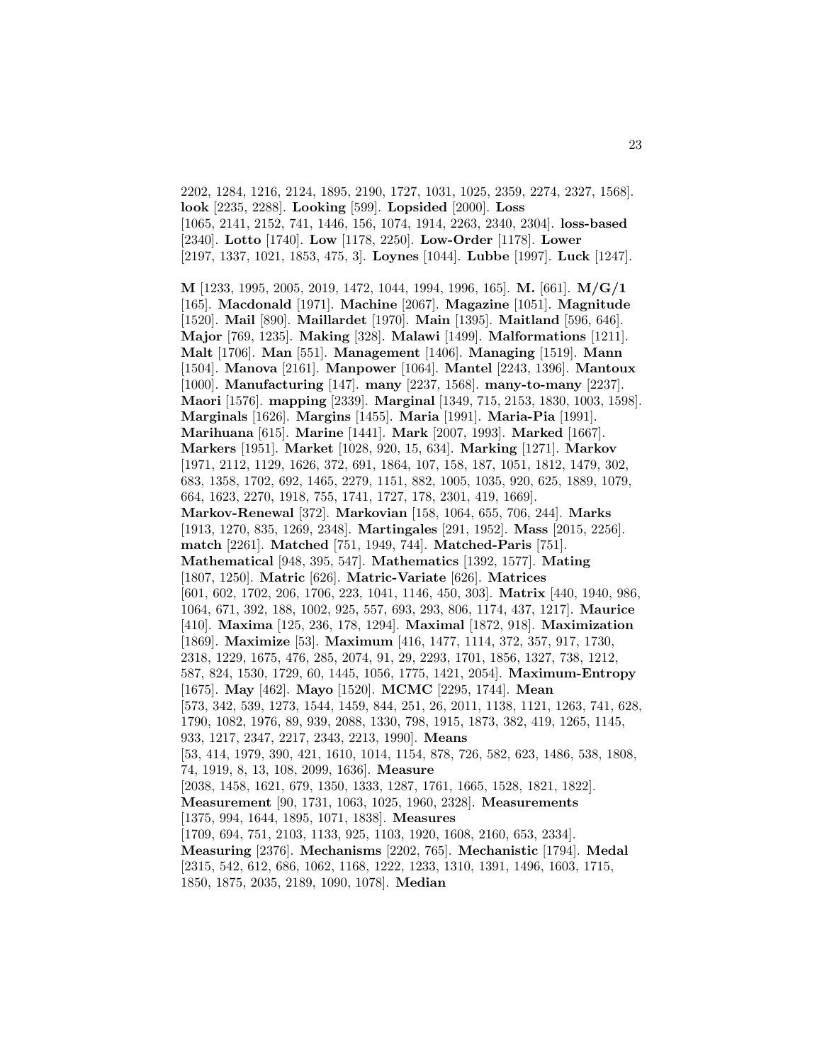2202, 1284, 1216, 2124, 1895, 2190, 1727, 1031, 1025, 2359, 2274, 2327, 1568]. **look** [2235, 2288]. **Looking** [599]. **Lopsided** [2000]. **Loss** [1065, 2141, 2152, 741, 1446, 156, 1074, 1914, 2263, 2340, 2304]. **loss-based** [2340]. **Lotto** [1740]. **Low** [1178, 2250]. **Low-Order** [1178]. **Lower** [2197, 1337, 1021, 1853, 475, 3]. **Loynes** [1044]. **Lubbe** [1997]. **Luck** [1247].

**M** [1233, 1995, 2005, 2019, 1472, 1044, 1994, 1996, 165]. **M.** [661]. **M/G/1** [165]. **Macdonald** [1971]. **Machine** [2067]. **Magazine** [1051]. **Magnitude** [1520]. **Mail** [890]. **Maillardet** [1970]. **Main** [1395]. **Maitland** [596, 646]. **Major** [769, 1235]. **Making** [328]. **Malawi** [1499]. **Malformations** [1211]. **Malt** [1706]. **Man** [551]. **Management** [1406]. **Managing** [1519]. **Mann** [1504]. **Manova** [2161]. **Manpower** [1064]. **Mantel** [2243, 1396]. **Mantoux** [1000]. **Manufacturing** [147]. **many** [2237, 1568]. **many-to-many** [2237]. **Maori** [1576]. **mapping** [2339]. **Marginal** [1349, 715, 2153, 1830, 1003, 1598]. **Marginals** [1626]. **Margins** [1455]. **Maria** [1991]. **Maria-Pia** [1991]. **Marihuana** [615]. **Marine** [1441]. **Mark** [2007, 1993]. **Marked** [1667]. **Markers** [1951]. **Market** [1028, 920, 15, 634]. **Marking** [1271]. **Markov** [1971, 2112, 1129, 1626, 372, 691, 1864, 107, 158, 187, 1051, 1812, 1479, 302, 683, 1358, 1702, 692, 1465, 2279, 1151, 882, 1005, 1035, 920, 625, 1889, 1079, 664, 1623, 2270, 1918, 755, 1741, 1727, 178, 2301, 419, 1669]. **Markov-Renewal** [372]. **Markovian** [158, 1064, 655, 706, 244]. **Marks** [1913, 1270, 835, 1269, 2348]. **Martingales** [291, 1952]. **Mass** [2015, 2256]. **match** [2261]. **Matched** [751, 1949, 744]. **Matched-Paris** [751]. **Mathematical** [948, 395, 547]. **Mathematics** [1392, 1577]. **Mating** [1807, 1250]. **Matric** [626]. **Matric-Variate** [626]. **Matrices** [601, 602, 1702, 206, 1706, 223, 1041, 1146, 450, 303]. **Matrix** [440, 1940, 986, 1064, 671, 392, 188, 1002, 925, 557, 693, 293, 806, 1174, 437, 1217]. **Maurice** [410]. **Maxima** [125, 236, 178, 1294]. **Maximal** [1872, 918]. **Maximization** [1869]. **Maximize** [53]. **Maximum** [416, 1477, 1114, 372, 357, 917, 1730, 2318, 1229, 1675, 476, 285, 2074, 91, 29, 2293, 1701, 1856, 1327, 738, 1212, 587, 824, 1530, 1729, 60, 1445, 1056, 1775, 1421, 2054]. **Maximum-Entropy** [1675]. **May** [462]. **Mayo** [1520]. **MCMC** [2295, 1744]. **Mean** [573, 342, 539, 1273, 1544, 1459, 844, 251, 26, 2011, 1138, 1121, 1263, 741, 628, 1790, 1082, 1976, 89, 939, 2088, 1330, 798, 1915, 1873, 382, 419, 1265, 1145, 933, 1217, 2347, 2217, 2343, 2213, 1990]. **Means** [53, 414, 1979, 390, 421, 1610, 1014, 1154, 878, 726, 582, 623, 1486, 538, 1808, 74, 1919, 8, 13, 108, 2099, 1636]. **Measure** [2038, 1458, 1621, 679, 1350, 1333, 1287, 1761, 1665, 1528, 1821, 1822]. **Measurement** [90, 1731, 1063, 1025, 1960, 2328]. **Measurements** [1375, 994, 1644, 1895, 1071, 1838]. **Measures** [1709, 694, 751, 2103, 1133, 925, 1103, 1920, 1608, 2160, 653, 2334]. **Measuring** [2376]. **Mechanisms** [2202, 765]. **Mechanistic** [1794]. **Medal** [2315, 542, 612, 686, 1062, 1168, 1222, 1233, 1310, 1391, 1496, 1603, 1715, 1850, 1875, 2035, 2189, 1090, 1078]. **Median**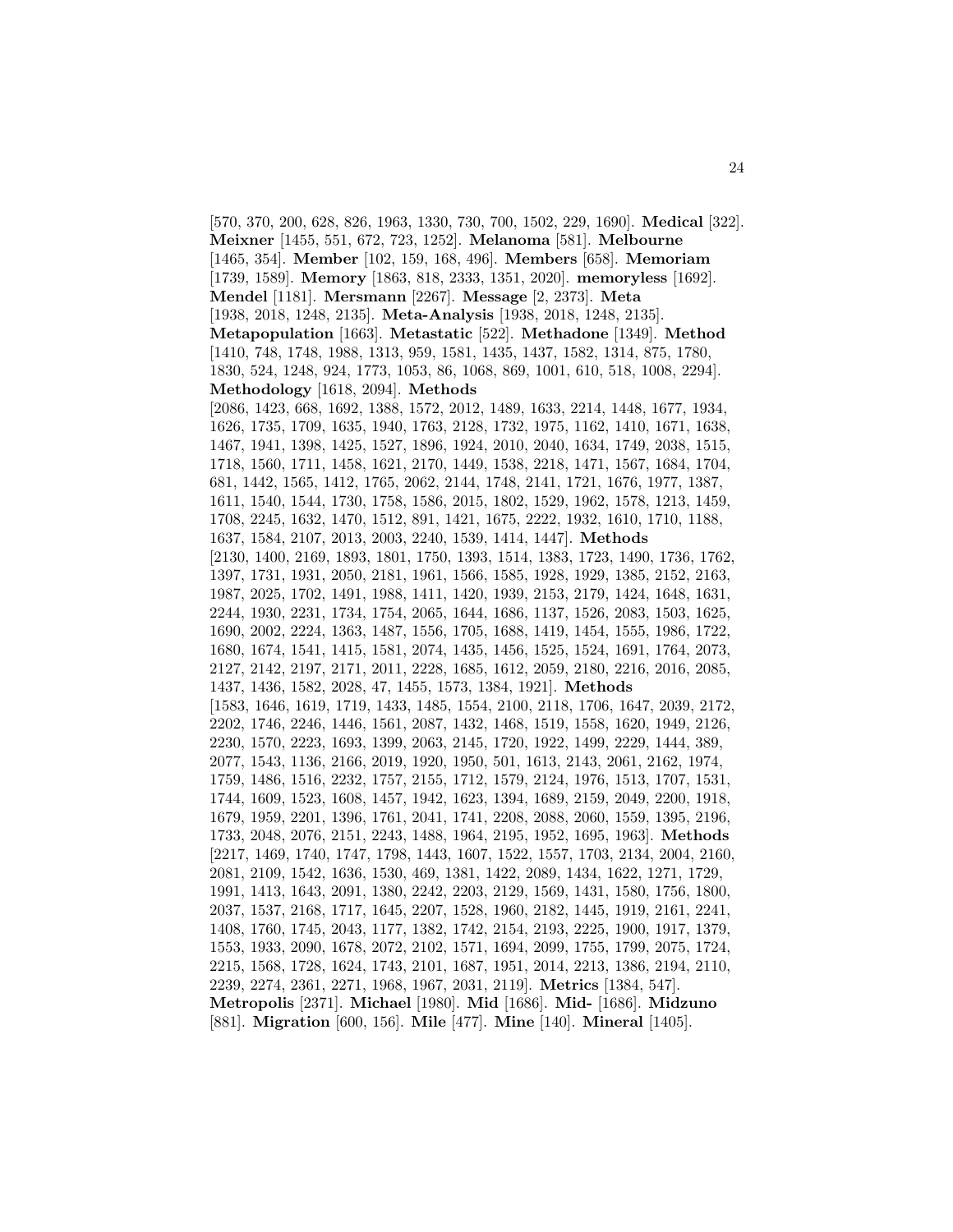[570, 370, 200, 628, 826, 1963, 1330, 730, 700, 1502, 229, 1690]. **Medical** [322]. **Meixner** [1455, 551, 672, 723, 1252]. **Melanoma** [581]. **Melbourne** [1465, 354]. **Member** [102, 159, 168, 496]. **Members** [658]. **Memoriam** [1739, 1589]. **Memory** [1863, 818, 2333, 1351, 2020]. **memoryless** [1692]. **Mendel** [1181]. **Mersmann** [2267]. **Message** [2, 2373]. **Meta** [1938, 2018, 1248, 2135]. **Meta-Analysis** [1938, 2018, 1248, 2135]. **Metapopulation** [1663]. **Metastatic** [522]. **Methadone** [1349]. **Method** [1410, 748, 1748, 1988, 1313, 959, 1581, 1435, 1437, 1582, 1314, 875, 1780, 1830, 524, 1248, 924, 1773, 1053, 86, 1068, 869, 1001, 610, 518, 1008, 2294]. **Methodology** [1618, 2094]. **Methods** [2086, 1423, 668, 1692, 1388, 1572, 2012, 1489, 1633, 2214, 1448, 1677, 1934, 1626, 1735, 1709, 1635, 1940, 1763, 2128, 1732, 1975, 1162, 1410, 1671, 1638, 1467, 1941, 1398, 1425, 1527, 1896, 1924, 2010, 2040, 1634, 1749, 2038, 1515, 1718, 1560, 1711, 1458, 1621, 2170, 1449, 1538, 2218, 1471, 1567, 1684, 1704, 681, 1442, 1565, 1412, 1765, 2062, 2144, 1748, 2141, 1721, 1676, 1977, 1387, 1611, 1540, 1544, 1730, 1758, 1586, 2015, 1802, 1529, 1962, 1578, 1213, 1459, 1708, 2245, 1632, 1470, 1512, 891, 1421, 1675, 2222, 1932, 1610, 1710, 1188, 1637, 1584, 2107, 2013, 2003, 2240, 1539, 1414, 1447]. **Methods** [2130, 1400, 2169, 1893, 1801, 1750, 1393, 1514, 1383, 1723, 1490, 1736, 1762, 1397, 1731, 1931, 2050, 2181, 1961, 1566, 1585, 1928, 1929, 1385, 2152, 2163, 1987, 2025, 1702, 1491, 1988, 1411, 1420, 1939, 2153, 2179, 1424, 1648, 1631, 2244, 1930, 2231, 1734, 1754, 2065, 1644, 1686, 1137, 1526, 2083, 1503, 1625, 1690, 2002, 2224, 1363, 1487, 1556, 1705, 1688, 1419, 1454, 1555, 1986, 1722, 1680, 1674, 1541, 1415, 1581, 2074, 1435, 1456, 1525, 1524, 1691, 1764, 2073, 2127, 2142, 2197, 2171, 2011, 2228, 1685, 1612, 2059, 2180, 2216, 2016, 2085, 1437, 1436, 1582, 2028, 47, 1455, 1573, 1384, 1921]. **Methods** [1583, 1646, 1619, 1719, 1433, 1485, 1554, 2100, 2118, 1706, 1647, 2039, 2172, 2202, 1746, 2246, 1446, 1561, 2087, 1432, 1468, 1519, 1558, 1620, 1949, 2126, 2230, 1570, 2223, 1693, 1399, 2063, 2145, 1720, 1922, 1499, 2229, 1444, 389, 2077, 1543, 1136, 2166, 2019, 1920, 1950, 501, 1613, 2143, 2061, 2162, 1974, 1759, 1486, 1516, 2232, 1757, 2155, 1712, 1579, 2124, 1976, 1513, 1707, 1531, 1744, 1609, 1523, 1608, 1457, 1942, 1623, 1394, 1689, 2159, 2049, 2200, 1918, 1679, 1959, 2201, 1396, 1761, 2041, 1741, 2208, 2088, 2060, 1559, 1395, 2196, 1733, 2048, 2076, 2151, 2243, 1488, 1964, 2195, 1952, 1695, 1963]. **Methods** [2217, 1469, 1740, 1747, 1798, 1443, 1607, 1522, 1557, 1703, 2134, 2004, 2160, 2081, 2109, 1542, 1636, 1530, 469, 1381, 1422, 2089, 1434, 1622, 1271, 1729, 1991, 1413, 1643, 2091, 1380, 2242, 2203, 2129, 1569, 1431, 1580, 1756, 1800, 2037, 1537, 2168, 1717, 1645, 2207, 1528, 1960, 2182, 1445, 1919, 2161, 2241, 1408, 1760, 1745, 2043, 1177, 1382, 1742, 2154, 2193, 2225, 1900, 1917, 1379, 1553, 1933, 2090, 1678, 2072, 2102, 1571, 1694, 2099, 1755, 1799, 2075, 1724, 2215, 1568, 1728, 1624, 1743, 2101, 1687, 1951, 2014, 2213, 1386, 2194, 2110, 2239, 2274, 2361, 2271, 1968, 1967, 2031, 2119]. **Metrics** [1384, 547]. **Metropolis** [2371]. **Michael** [1980]. **Mid** [1686]. **Mid-** [1686]. **Midzuno** [881]. **Migration** [600, 156]. **Mile** [477]. **Mine** [140]. **Mineral** [1405].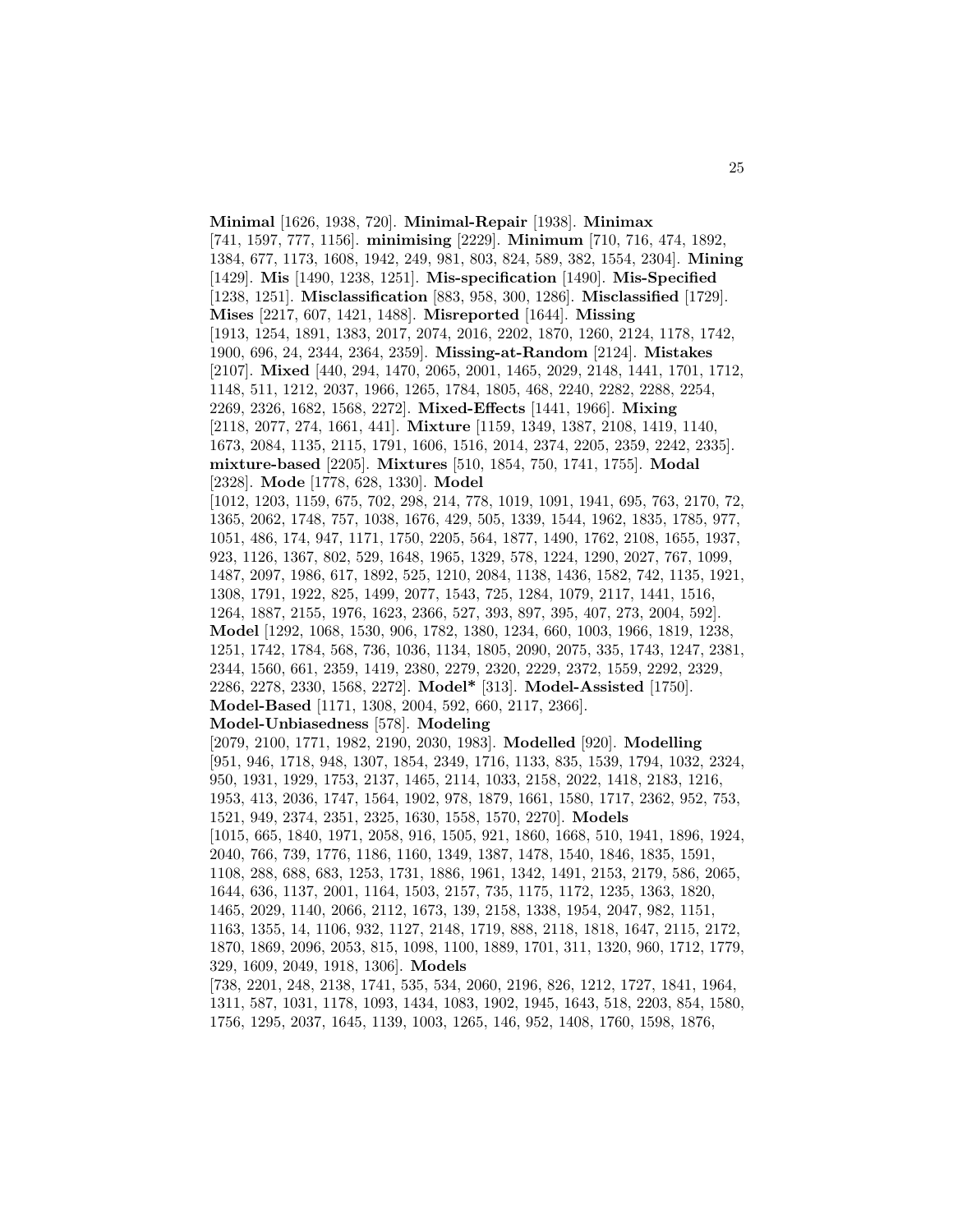**Minimal** [1626, 1938, 720]. **Minimal-Repair** [1938]. **Minimax** [741, 1597, 777, 1156]. **minimising** [2229]. **Minimum** [710, 716, 474, 1892, 1384, 677, 1173, 1608, 1942, 249, 981, 803, 824, 589, 382, 1554, 2304]. **Mining** [1429]. **Mis** [1490, 1238, 1251]. **Mis-specification** [1490]. **Mis-Specified** [1238, 1251]. **Misclassification** [883, 958, 300, 1286]. **Misclassified** [1729]. **Mises** [2217, 607, 1421, 1488]. **Misreported** [1644]. **Missing** [1913, 1254, 1891, 1383, 2017, 2074, 2016, 2202, 1870, 1260, 2124, 1178, 1742, 1900, 696, 24, 2344, 2364, 2359]. **Missing-at-Random** [2124]. **Mistakes** [2107]. **Mixed** [440, 294, 1470, 2065, 2001, 1465, 2029, 2148, 1441, 1701, 1712, 1148, 511, 1212, 2037, 1966, 1265, 1784, 1805, 468, 2240, 2282, 2288, 2254, 2269, 2326, 1682, 1568, 2272]. **Mixed-Effects** [1441, 1966]. **Mixing** [2118, 2077, 274, 1661, 441]. **Mixture** [1159, 1349, 1387, 2108, 1419, 1140, 1673, 2084, 1135, 2115, 1791, 1606, 1516, 2014, 2374, 2205, 2359, 2242, 2335]. **mixture-based** [2205]. **Mixtures** [510, 1854, 750, 1741, 1755]. **Modal** [2328]. **Mode** [1778, 628, 1330]. **Model** [1012, 1203, 1159, 675, 702, 298, 214, 778, 1019, 1091, 1941, 695, 763, 2170, 72, 1365, 2062, 1748, 757, 1038, 1676, 429, 505, 1339, 1544, 1962, 1835, 1785, 977, 1051, 486, 174, 947, 1171, 1750, 2205, 564, 1877, 1490, 1762, 2108, 1655, 1937, 923, 1126, 1367, 802, 529, 1648, 1965, 1329, 578, 1224, 1290, 2027, 767, 1099, 1487, 2097, 1986, 617, 1892, 525, 1210, 2084, 1138, 1436, 1582, 742, 1135, 1921, 1308, 1791, 1922, 825, 1499, 2077, 1543, 725, 1284, 1079, 2117, 1441, 1516, 1264, 1887, 2155, 1976, 1623, 2366, 527, 393, 897, 395, 407, 273, 2004, 592]. **Model** [1292, 1068, 1530, 906, 1782, 1380, 1234, 660, 1003, 1966, 1819, 1238, 1251, 1742, 1784, 568, 736, 1036, 1134, 1805, 2090, 2075, 335, 1743, 1247, 2381, 2344, 1560, 661, 2359, 1419, 2380, 2279, 2320, 2229, 2372, 1559, 2292, 2329, 2286, 2278, 2330, 1568, 2272]. **Model*** [313]. **Model-Assisted** [1750]. **Model-Based** [1171, 1308, 2004, 592, 660, 2117, 2366]. **Model-Unbiasedness** [578]. **Modeling** [2079, 2100, 1771, 1982, 2190, 2030, 1983]. **Modelled** [920]. **Modelling** [951, 946, 1718, 948, 1307, 1854, 2349, 1716, 1133, 835, 1539, 1794, 1032, 2324, 950, 1931, 1929, 1753, 2137, 1465, 2114, 1033, 2158, 2022, 1418, 2183, 1216, 1953, 413, 2036, 1747, 1564, 1902, 978, 1879, 1661, 1580, 1717, 2362, 952, 753, 1521, 949, 2374, 2351, 2325, 1630, 1558, 1570, 2270]. **Models** [1015, 665, 1840, 1971, 2058, 916, 1505, 921, 1860, 1668, 510, 1941, 1896, 1924, 2040, 766, 739, 1776, 1186, 1160, 1349, 1387, 1478, 1540, 1846, 1835, 1591, 1108, 288, 688, 683, 1253, 1731, 1886, 1961, 1342, 1491, 2153, 2179, 586, 2065, 1644, 636, 1137, 2001, 1164, 1503, 2157, 735, 1175, 1172, 1235, 1363, 1820, 1465, 2029, 1140, 2066, 2112, 1673, 139, 2158, 1338, 1954, 2047, 982, 1151, 1163, 1355, 14, 1106, 932, 1127, 2148, 1719, 888, 2118, 1818, 1647, 2115, 2172, 1870, 1869, 2096, 2053, 815, 1098, 1100, 1889, 1701, 311, 1320, 960, 1712, 1779, 329, 1609, 2049, 1918, 1306]. **Models** [738, 2201, 248, 2138, 1741, 535, 534, 2060, 2196, 826, 1212, 1727, 1841, 1964, 1311, 587, 1031, 1178, 1093, 1434, 1083, 1902, 1945, 1643, 518, 2203, 854, 1580, 1756, 1295, 2037, 1645, 1139, 1003, 1265, 146, 952, 1408, 1760, 1598, 1876,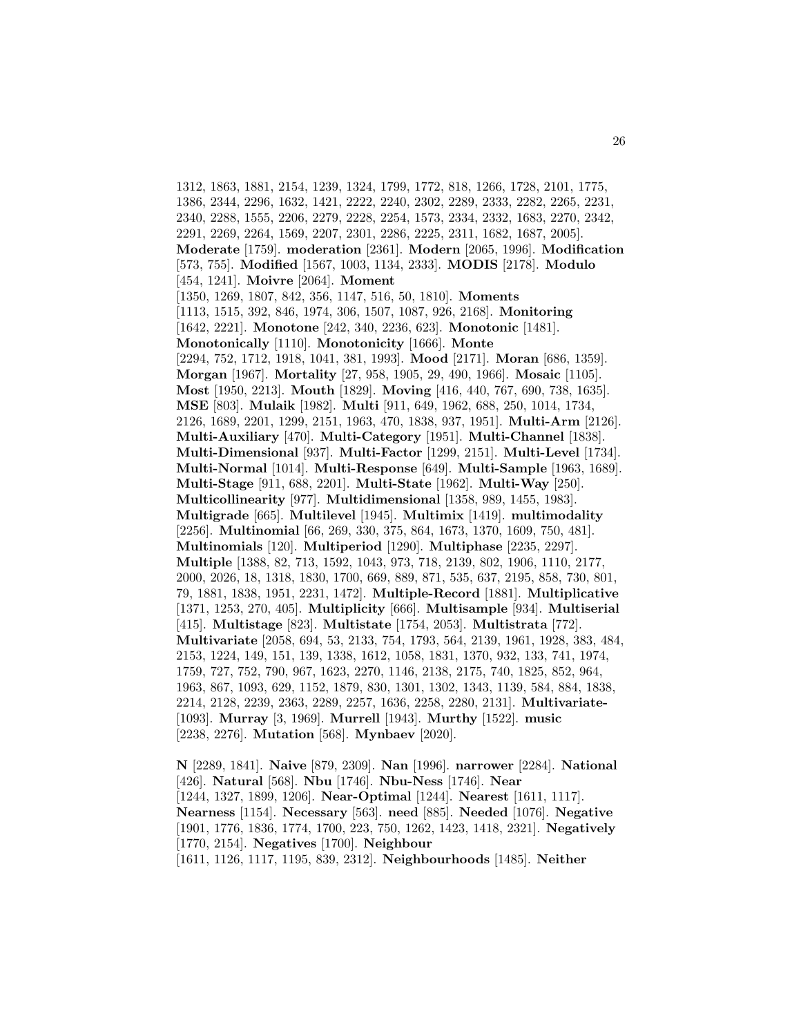1312, 1863, 1881, 2154, 1239, 1324, 1799, 1772, 818, 1266, 1728, 2101, 1775, 1386, 2344, 2296, 1632, 1421, 2222, 2240, 2302, 2289, 2333, 2282, 2265, 2231, 2340, 2288, 1555, 2206, 2279, 2228, 2254, 1573, 2334, 2332, 1683, 2270, 2342, 2291, 2269, 2264, 1569, 2207, 2301, 2286, 2225, 2311, 1682, 1687, 2005]. **Moderate** [1759]. **moderation** [2361]. **Modern** [2065, 1996]. **Modification** [573, 755]. **Modified** [1567, 1003, 1134, 2333]. **MODIS** [2178]. **Modulo** [454, 1241]. **Moivre** [2064]. **Moment** [1350, 1269, 1807, 842, 356, 1147, 516, 50, 1810]. **Moments** [1113, 1515, 392, 846, 1974, 306, 1507, 1087, 926, 2168]. **Monitoring** [1642, 2221]. **Monotone** [242, 340, 2236, 623]. **Monotonic** [1481]. **Monotonically** [1110]. **Monotonicity** [1666]. **Monte** [2294, 752, 1712, 1918, 1041, 381, 1993]. **Mood** [2171]. **Moran** [686, 1359]. **Morgan** [1967]. **Mortality** [27, 958, 1905, 29, 490, 1966]. **Mosaic** [1105]. **Most** [1950, 2213]. **Mouth** [1829]. **Moving** [416, 440, 767, 690, 738, 1635]. **MSE** [803]. **Mulaik** [1982]. **Multi** [911, 649, 1962, 688, 250, 1014, 1734, 2126, 1689, 2201, 1299, 2151, 1963, 470, 1838, 937, 1951]. **Multi-Arm** [2126]. **Multi-Auxiliary** [470]. **Multi-Category** [1951]. **Multi-Channel** [1838]. **Multi-Dimensional** [937]. **Multi-Factor** [1299, 2151]. **Multi-Level** [1734]. **Multi-Normal** [1014]. **Multi-Response** [649]. **Multi-Sample** [1963, 1689]. **Multi-Stage** [911, 688, 2201]. **Multi-State** [1962]. **Multi-Way** [250]. **Multicollinearity** [977]. **Multidimensional** [1358, 989, 1455, 1983]. **Multigrade** [665]. **Multilevel** [1945]. **Multimix** [1419]. **multimodality** [2256]. **Multinomial** [66, 269, 330, 375, 864, 1673, 1370, 1609, 750, 481]. **Multinomials** [120]. **Multiperiod** [1290]. **Multiphase** [2235, 2297]. **Multiple** [1388, 82, 713, 1592, 1043, 973, 718, 2139, 802, 1906, 1110, 2177, 2000, 2026, 18, 1318, 1830, 1700, 669, 889, 871, 535, 637, 2195, 858, 730, 801, 79, 1881, 1838, 1951, 2231, 1472]. **Multiple-Record** [1881]. **Multiplicative** [1371, 1253, 270, 405]. **Multiplicity** [666]. **Multisample** [934]. **Multiserial** [415]. **Multistage** [823]. **Multistate** [1754, 2053]. **Multistrata** [772]. **Multivariate** [2058, 694, 53, 2133, 754, 1793, 564, 2139, 1961, 1928, 383, 484, 2153, 1224, 149, 151, 139, 1338, 1612, 1058, 1831, 1370, 932, 133, 741, 1974, 1759, 727, 752, 790, 967, 1623, 2270, 1146, 2138, 2175, 740, 1825, 852, 964, 1963, 867, 1093, 629, 1152, 1879, 830, 1301, 1302, 1343, 1139, 584, 884, 1838, 2214, 2128, 2239, 2363, 2289, 2257, 1636, 2258, 2280, 2131]. **Multivariate-** [1093]. **Murray** [3, 1969]. **Murrell** [1943]. **Murthy** [1522]. **music** [2238, 2276]. **Mutation** [568]. **Mynbaev** [2020].

**N** [2289, 1841]. **Naive** [879, 2309]. **Nan** [1996]. **narrower** [2284]. **National** [426]. **Natural** [568]. **Nbu** [1746]. **Nbu-Ness** [1746]. **Near** [1244, 1327, 1899, 1206]. **Near-Optimal** [1244]. **Nearest** [1611, 1117]. **Nearness** [1154]. **Necessary** [563]. **need** [885]. **Needed** [1076]. **Negative** [1901, 1776, 1836, 1774, 1700, 223, 750, 1262, 1423, 1418, 2321]. **Negatively** [1770, 2154]. **Negatives** [1700]. **Neighbour** [1611, 1126, 1117, 1195, 839, 2312]. **Neighbourhoods** [1485]. **Neither**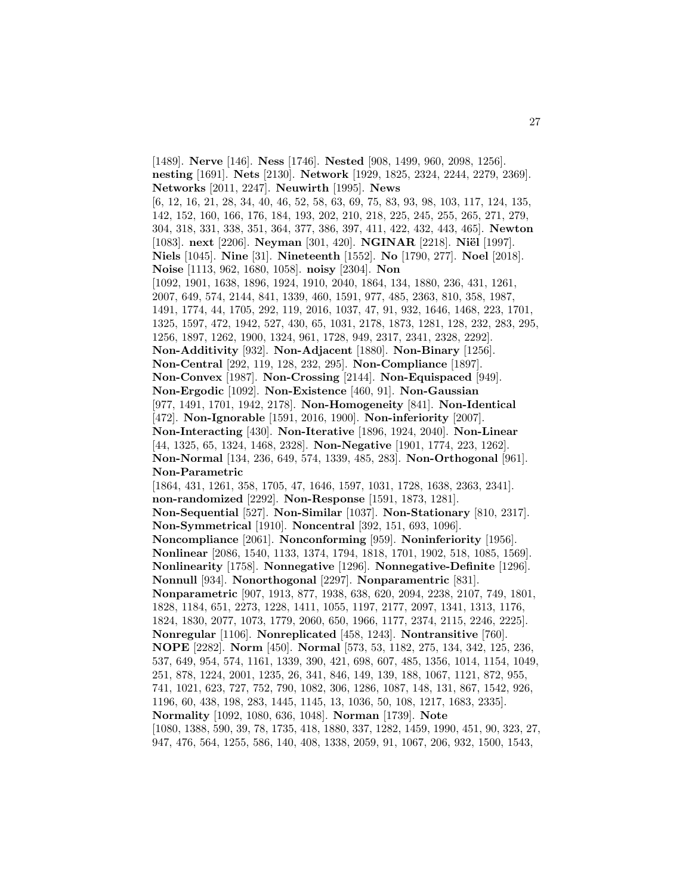[1489]. **Nerve** [146]. **Ness** [1746]. **Nested** [908, 1499, 960, 2098, 1256]. **nesting** [1691]. **Nets** [2130]. **Network** [1929, 1825, 2324, 2244, 2279, 2369]. **Networks** [2011, 2247]. **Neuwirth** [1995]. **News** [6, 12, 16, 21, 28, 34, 40, 46, 52, 58, 63, 69, 75, 83, 93, 98, 103, 117, 124, 135, 142, 152, 160, 166, 176, 184, 193, 202, 210, 218, 225, 245, 255, 265, 271, 279, 304, 318, 331, 338, 351, 364, 377, 386, 397, 411, 422, 432, 443, 465]. **Newton** [1083]. **next** [2206]. **Neyman** [301, 420]. **NGINAR** [2218]. **Niël** [1997]. **Niels** [1045]. **Nine** [31]. **Nineteenth** [1552]. **No** [1790, 277]. **Noel** [2018]. **Noise** [1113, 962, 1680, 1058]. **noisy** [2304]. **Non** [1092, 1901, 1638, 1896, 1924, 1910, 2040, 1864, 134, 1880, 236, 431, 1261, 2007, 649, 574, 2144, 841, 1339, 460, 1591, 977, 485, 2363, 810, 358, 1987, 1491, 1774, 44, 1705, 292, 119, 2016, 1037, 47, 91, 932, 1646, 1468, 223, 1701, 1325, 1597, 472, 1942, 527, 430, 65, 1031, 2178, 1873, 1281, 128, 232, 283, 295, 1256, 1897, 1262, 1900, 1324, 961, 1728, 949, 2317, 2341, 2328, 2292]. **Non-Additivity** [932]. **Non-Adjacent** [1880]. **Non-Binary** [1256]. **Non-Central** [292, 119, 128, 232, 295]. **Non-Compliance** [1897]. **Non-Convex** [1987]. **Non-Crossing** [2144]. **Non-Equispaced** [949]. **Non-Ergodic** [1092]. **Non-Existence** [460, 91]. **Non-Gaussian** [977, 1491, 1701, 1942, 2178]. **Non-Homogeneity** [841]. **Non-Identical** [472]. **Non-Ignorable** [1591, 2016, 1900]. **Non-inferiority** [2007]. **Non-Interacting** [430]. **Non-Iterative** [1896, 1924, 2040]. **Non-Linear** [44, 1325, 65, 1324, 1468, 2328]. **Non-Negative** [1901, 1774, 223, 1262]. **Non-Normal** [134, 236, 649, 574, 1339, 485, 283]. **Non-Orthogonal** [961]. **Non-Parametric** [1864, 431, 1261, 358, 1705, 47, 1646, 1597, 1031, 1728, 1638, 2363, 2341]. **non-randomized** [2292]. **Non-Response** [1591, 1873, 1281]. **Non-Sequential** [527]. **Non-Similar** [1037]. **Non-Stationary** [810, 2317]. **Non-Symmetrical** [1910]. **Noncentral** [392, 151, 693, 1096]. **Noncompliance** [2061]. **Nonconforming** [959]. **Noninferiority** [1956]. **Nonlinear** [2086, 1540, 1133, 1374, 1794, 1818, 1701, 1902, 518, 1085, 1569]. **Nonlinearity** [1758]. **Nonnegative** [1296]. **Nonnegative-Definite** [1296]. **Nonnull** [934]. **Nonorthogonal** [2297]. **Nonparamentric** [831]. **Nonparametric** [907, 1913, 877, 1938, 638, 620, 2094, 2238, 2107, 749, 1801, 1828, 1184, 651, 2273, 1228, 1411, 1055, 1197, 2177, 2097, 1341, 1313, 1176, 1824, 1830, 2077, 1073, 1779, 2060, 650, 1966, 1177, 2374, 2115, 2246, 2225]. **Nonregular** [1106]. **Nonreplicated** [458, 1243]. **Nontransitive** [760]. **NOPE** [2282]. **Norm** [450]. **Normal** [573, 53, 1182, 275, 134, 342, 125, 236, 537, 649, 954, 574, 1161, 1339, 390, 421, 698, 607, 485, 1356, 1014, 1154, 1049, 251, 878, 1224, 2001, 1235, 26, 341, 846, 149, 139, 188, 1067, 1121, 872, 955, 741, 1021, 623, 727, 752, 790, 1082, 306, 1286, 1087, 148, 131, 867, 1542, 926, 1196, 60, 438, 198, 283, 1445, 1145, 13, 1036, 50, 108, 1217, 1683, 2335]. **Normality** [1092, 1080, 636, 1048]. **Norman** [1739]. **Note** [1080, 1388, 590, 39, 78, 1735, 418, 1880, 337, 1282, 1459, 1990, 451, 90, 323, 27, 947, 476, 564, 1255, 586, 140, 408, 1338, 2059, 91, 1067, 206, 932, 1500, 1543,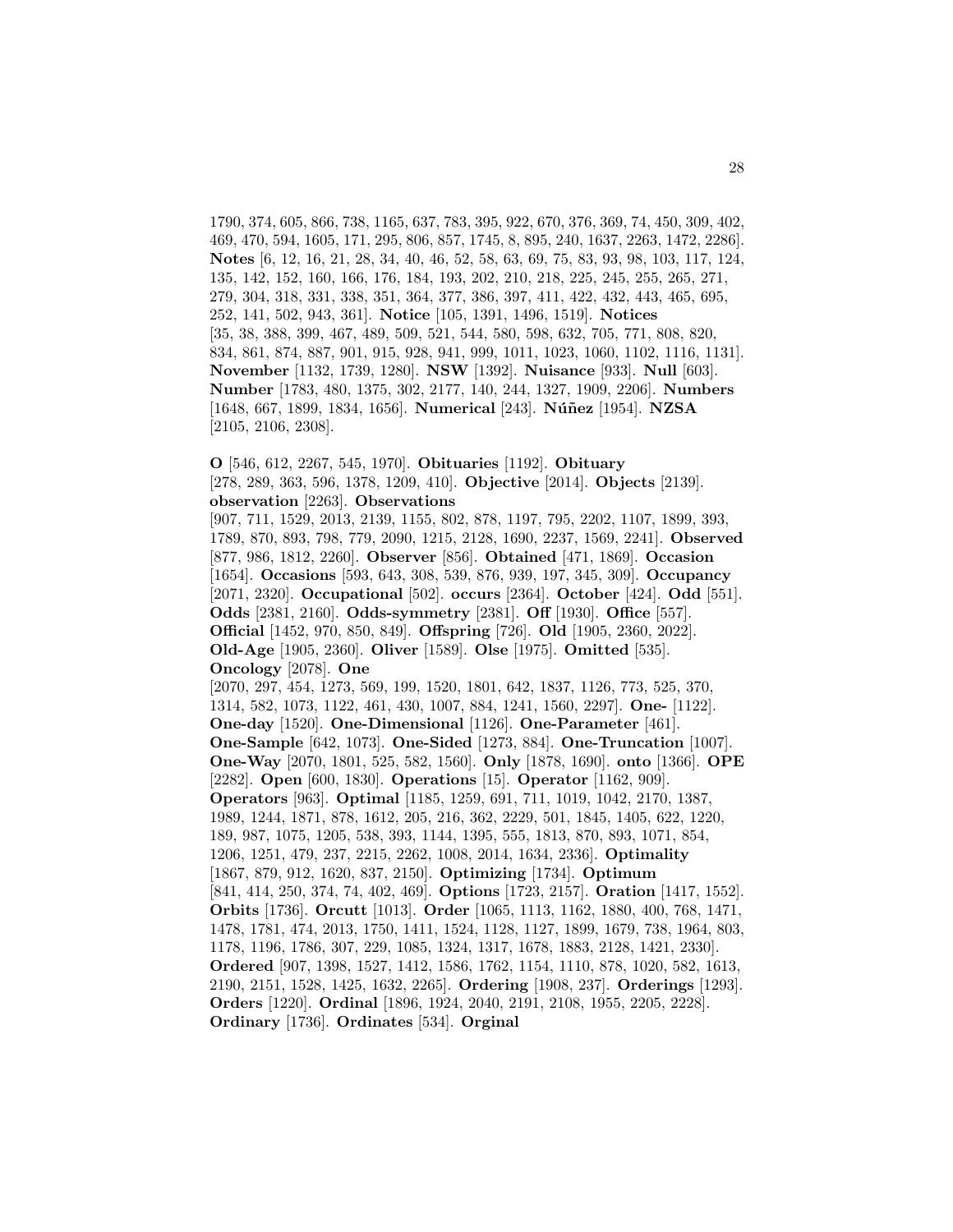1790, 374, 605, 866, 738, 1165, 637, 783, 395, 922, 670, 376, 369, 74, 450, 309, 402, 469, 470, 594, 1605, 171, 295, 806, 857, 1745, 8, 895, 240, 1637, 2263, 1472, 2286]. **Notes** [6, 12, 16, 21, 28, 34, 40, 46, 52, 58, 63, 69, 75, 83, 93, 98, 103, 117, 124, 135, 142, 152, 160, 166, 176, 184, 193, 202, 210, 218, 225, 245, 255, 265, 271, 279, 304, 318, 331, 338, 351, 364, 377, 386, 397, 411, 422, 432, 443, 465, 695, 252, 141, 502, 943, 361]. **Notice** [105, 1391, 1496, 1519]. **Notices** [35, 38, 388, 399, 467, 489, 509, 521, 544, 580, 598, 632, 705, 771, 808, 820, 834, 861, 874, 887, 901, 915, 928, 941, 999, 1011, 1023, 1060, 1102, 1116, 1131]. **November** [1132, 1739, 1280]. **NSW** [1392]. **Nuisance** [933]. **Null** [603]. **Number** [1783, 480, 1375, 302, 2177, 140, 244, 1327, 1909, 2206]. **Numbers** [1648, 667, 1899, 1834, 1656]. **Numerical** [243]. **Núñez** [1954]. **NZSA** [2105, 2106, 2308].

**O** [546, 612, 2267, 545, 1970]. **Obituaries** [1192]. **Obituary** [278, 289, 363, 596, 1378, 1209, 410]. **Objective** [2014]. **Objects** [2139]. **observation** [2263]. **Observations** [907, 711, 1529, 2013, 2139, 1155, 802, 878, 1197, 795, 2202, 1107, 1899, 393, 1789, 870, 893, 798, 779, 2090, 1215, 2128, 1690, 2237, 1569, 2241]. **Observed** [877, 986, 1812, 2260]. **Observer** [856]. **Obtained** [471, 1869]. **Occasion** [1654]. **Occasions** [593, 643, 308, 539, 876, 939, 197, 345, 309]. **Occupancy** [2071, 2320]. **Occupational** [502]. **occurs** [2364]. **October** [424]. **Odd** [551]. **Odds** [2381, 2160]. **Odds-symmetry** [2381]. **Off** [1930]. **Office** [557]. **Official** [1452, 970, 850, 849]. **Offspring** [726]. **Old** [1905, 2360, 2022]. **Old-Age** [1905, 2360]. **Oliver** [1589]. **Olse** [1975]. **Omitted** [535]. **Oncology** [2078]. **One** [2070, 297, 454, 1273, 569, 199, 1520, 1801, 642, 1837, 1126, 773, 525, 370, 1314, 582, 1073, 1122, 461, 430, 1007, 884, 1241, 1560, 2297]. **One-** [1122]. **One-day** [1520]. **One-Dimensional** [1126]. **One-Parameter** [461]. **One-Sample** [642, 1073]. **One-Sided** [1273, 884]. **One-Truncation** [1007]. **One-Way** [2070, 1801, 525, 582, 1560]. **Only** [1878, 1690]. **onto** [1366]. **OPE** [2282]. **Open** [600, 1830]. **Operations** [15]. **Operator** [1162, 909]. **Operators** [963]. **Optimal** [1185, 1259, 691, 711, 1019, 1042, 2170, 1387, 1989, 1244, 1871, 878, 1612, 205, 216, 362, 2229, 501, 1845, 1405, 622, 1220, 189, 987, 1075, 1205, 538, 393, 1144, 1395, 555, 1813, 870, 893, 1071, 854, 1206, 1251, 479, 237, 2215, 2262, 1008, 2014, 1634, 2336]. **Optimality** [1867, 879, 912, 1620, 837, 2150]. **Optimizing** [1734]. **Optimum** [841, 414, 250, 374, 74, 402, 469]. **Options** [1723, 2157]. **Oration** [1417, 1552]. **Orbits** [1736]. **Orcutt** [1013]. **Order** [1065, 1113, 1162, 1880, 400, 768, 1471, 1478, 1781, 474, 2013, 1750, 1411, 1524, 1128, 1127, 1899, 1679, 738, 1964, 803, 1178, 1196, 1786, 307, 229, 1085, 1324, 1317, 1678, 1883, 2128, 1421, 2330]. **Ordered** [907, 1398, 1527, 1412, 1586, 1762, 1154, 1110, 878, 1020, 582, 1613, 2190, 2151, 1528, 1425, 1632, 2265]. **Ordering** [1908, 237]. **Orderings** [1293]. **Orders** [1220]. **Ordinal** [1896, 1924, 2040, 2191, 2108, 1955, 2205, 2228]. **Ordinary** [1736]. **Ordinates** [534]. **Orginal**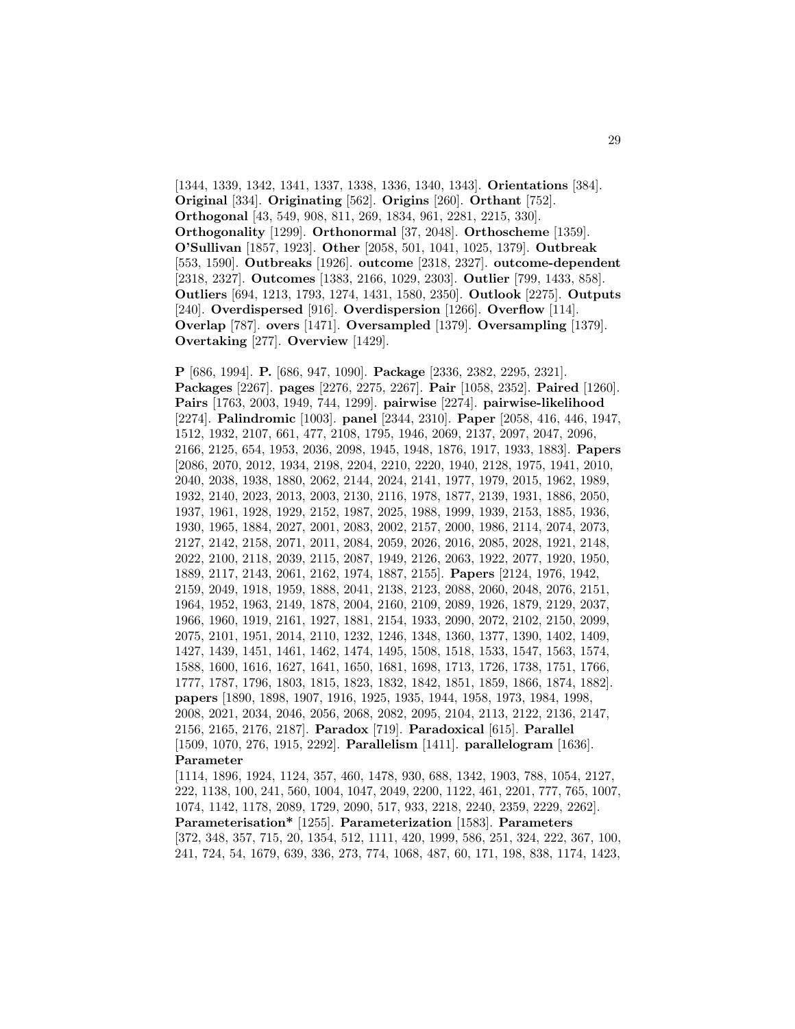[1344, 1339, 1342, 1341, 1337, 1338, 1336, 1340, 1343]. **Orientations** [384]. **Original** [334]. **Originating** [562]. **Origins** [260]. **Orthant** [752]. **Orthogonal** [43, 549, 908, 811, 269, 1834, 961, 2281, 2215, 330]. **Orthogonality** [1299]. **Orthonormal** [37, 2048]. **Orthoscheme** [1359]. **O'Sullivan** [1857, 1923]. **Other** [2058, 501, 1041, 1025, 1379]. **Outbreak** [553, 1590]. **Outbreaks** [1926]. **outcome** [2318, 2327]. **outcome-dependent** [2318, 2327]. **Outcomes** [1383, 2166, 1029, 2303]. **Outlier** [799, 1433, 858]. **Outliers** [694, 1213, 1793, 1274, 1431, 1580, 2350]. **Outlook** [2275]. **Outputs** [240]. **Overdispersed** [916]. **Overdispersion** [1266]. **Overflow** [114]. **Overlap** [787]. **overs** [1471]. **Oversampled** [1379]. **Oversampling** [1379]. **Overtaking** [277]. **Overview** [1429].

**P** [686, 1994]. **P.** [686, 947, 1090]. **Package** [2336, 2382, 2295, 2321]. **Packages** [2267]. **pages** [2276, 2275, 2267]. **Pair** [1058, 2352]. **Paired** [1260]. **Pairs** [1763, 2003, 1949, 744, 1299]. **pairwise** [2274]. **pairwise-likelihood** [2274]. **Palindromic** [1003]. **panel** [2344, 2310]. **Paper** [2058, 416, 446, 1947, 1512, 1932, 2107, 661, 477, 2108, 1795, 1946, 2069, 2137, 2097, 2047, 2096, 2166, 2125, 654, 1953, 2036, 2098, 1945, 1948, 1876, 1917, 1933, 1883]. **Papers** [2086, 2070, 2012, 1934, 2198, 2204, 2210, 2220, 1940, 2128, 1975, 1941, 2010, 2040, 2038, 1938, 1880, 2062, 2144, 2024, 2141, 1977, 1979, 2015, 1962, 1989, 1932, 2140, 2023, 2013, 2003, 2130, 2116, 1978, 1877, 2139, 1931, 1886, 2050, 1937, 1961, 1928, 1929, 2152, 1987, 2025, 1988, 1999, 1939, 2153, 1885, 1936, 1930, 1965, 1884, 2027, 2001, 2083, 2002, 2157, 2000, 1986, 2114, 2074, 2073, 2127, 2142, 2158, 2071, 2011, 2084, 2059, 2026, 2016, 2085, 2028, 1921, 2148, 2022, 2100, 2118, 2039, 2115, 2087, 1949, 2126, 2063, 1922, 2077, 1920, 1950, 1889, 2117, 2143, 2061, 2162, 1974, 1887, 2155]. **Papers** [2124, 1976, 1942, 2159, 2049, 1918, 1959, 1888, 2041, 2138, 2123, 2088, 2060, 2048, 2076, 2151, 1964, 1952, 1963, 2149, 1878, 2004, 2160, 2109, 2089, 1926, 1879, 2129, 2037, 1966, 1960, 1919, 2161, 1927, 1881, 2154, 1933, 2090, 2072, 2102, 2150, 2099, 2075, 2101, 1951, 2014, 2110, 1232, 1246, 1348, 1360, 1377, 1390, 1402, 1409, 1427, 1439, 1451, 1461, 1462, 1474, 1495, 1508, 1518, 1533, 1547, 1563, 1574, 1588, 1600, 1616, 1627, 1641, 1650, 1681, 1698, 1713, 1726, 1738, 1751, 1766, 1777, 1787, 1796, 1803, 1815, 1823, 1832, 1842, 1851, 1859, 1866, 1874, 1882]. **papers** [1890, 1898, 1907, 1916, 1925, 1935, 1944, 1958, 1973, 1984, 1998, 2008, 2021, 2034, 2046, 2056, 2068, 2082, 2095, 2104, 2113, 2122, 2136, 2147, 2156, 2165, 2176, 2187]. **Paradox** [719]. **Paradoxical** [615]. **Parallel** [1509, 1070, 276, 1915, 2292]. **Parallelism** [1411]. **parallelogram** [1636]. **Parameter** [1114, 1896, 1924, 1124, 357, 460, 1478, 930, 688, 1342, 1903, 788, 1054, 2127, 222, 1138, 100, 241, 560, 1004, 1047, 2049, 2200, 1122, 461, 2201, 777, 765, 1007, 1074, 1142, 1178, 2089, 1729, 2090, 517, 933, 2218, 2240, 2359, 2229, 2262]. **Parameterisation*** [1255]. **Parameterization** [1583]. **Parameters** [372, 348, 357, 715, 20, 1354, 512, 1111, 420, 1999, 586, 251, 324, 222, 367, 100, 241, 724, 54, 1679, 639, 336, 273, 774, 1068, 487, 60, 171, 198, 838, 1174, 1423,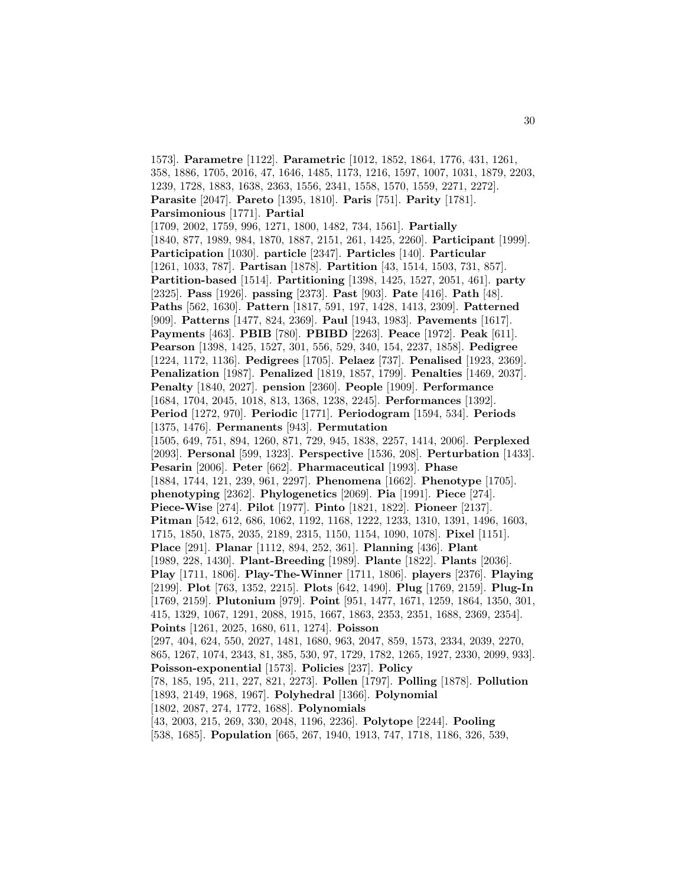1573]. **Parametre** [1122]. **Parametric** [1012, 1852, 1864, 1776, 431, 1261, 358, 1886, 1705, 2016, 47, 1646, 1485, 1173, 1216, 1597, 1007, 1031, 1879, 2203, 1239, 1728, 1883, 1638, 2363, 1556, 2341, 1558, 1570, 1559, 2271, 2272]. **Parasite** [2047]. **Pareto** [1395, 1810]. **Paris** [751]. **Parity** [1781]. **Parsimonious** [1771]. **Partial** [1709, 2002, 1759, 996, 1271, 1800, 1482, 734, 1561]. **Partially** [1840, 877, 1989, 984, 1870, 1887, 2151, 261, 1425, 2260]. **Participant** [1999]. **Participation** [1030]. **particle** [2347]. **Particles** [140]. **Particular** [1261, 1033, 787]. **Partisan** [1878]. **Partition** [43, 1514, 1503, 731, 857]. **Partition-based** [1514]. **Partitioning** [1398, 1425, 1527, 2051, 461]. **party** [2325]. **Pass** [1926]. **passing** [2373]. **Past** [903]. **Pate** [416]. **Path** [48]. **Paths** [562, 1630]. **Pattern** [1817, 591, 197, 1428, 1413, 2309]. **Patterned** [909]. **Patterns** [1477, 824, 2369]. **Paul** [1943, 1983]. **Pavements** [1617]. **Payments** [463]. **PBIB** [780]. **PBIBD** [2263]. **Peace** [1972]. **Peak** [611]. **Pearson** [1398, 1425, 1527, 301, 556, 529, 340, 154, 2237, 1858]. **Pedigree** [1224, 1172, 1136]. **Pedigrees** [1705]. **Pelaez** [737]. **Penalised** [1923, 2369]. **Penalization** [1987]. **Penalized** [1819, 1857, 1799]. **Penalties** [1469, 2037]. **Penalty** [1840, 2027]. **pension** [2360]. **People** [1909]. **Performance** [1684, 1704, 2045, 1018, 813, 1368, 1238, 2245]. **Performances** [1392]. **Period** [1272, 970]. **Periodic** [1771]. **Periodogram** [1594, 534]. **Periods** [1375, 1476]. **Permanents** [943]. **Permutation** [1505, 649, 751, 894, 1260, 871, 729, 945, 1838, 2257, 1414, 2006]. **Perplexed** [2093]. **Personal** [599, 1323]. **Perspective** [1536, 208]. **Perturbation** [1433]. **Pesarin** [2006]. **Peter** [662]. **Pharmaceutical** [1993]. **Phase** [1884, 1744, 121, 239, 961, 2297]. **Phenomena** [1662]. **Phenotype** [1705]. **phenotyping** [2362]. **Phylogenetics** [2069]. **Pia** [1991]. **Piece** [274]. **Piece-Wise** [274]. **Pilot** [1977]. **Pinto** [1821, 1822]. **Pioneer** [2137]. **Pitman** [542, 612, 686, 1062, 1192, 1168, 1222, 1233, 1310, 1391, 1496, 1603, 1715, 1850, 1875, 2035, 2189, 2315, 1150, 1154, 1090, 1078]. **Pixel** [1151]. **Place** [291]. **Planar** [1112, 894, 252, 361]. **Planning** [436]. **Plant** [1989, 228, 1430]. **Plant-Breeding** [1989]. **Plante** [1822]. **Plants** [2036]. **Play** [1711, 1806]. **Play-The-Winner** [1711, 1806]. **players** [2376]. **Playing** [2199]. **Plot** [763, 1352, 2215]. **Plots** [642, 1490]. **Plug** [1769, 2159]. **Plug-In** [1769, 2159]. **Plutonium** [979]. **Point** [951, 1477, 1671, 1259, 1864, 1350, 301, 415, 1329, 1067, 1291, 2088, 1915, 1667, 1863, 2353, 2351, 1688, 2369, 2354]. **Points** [1261, 2025, 1680, 611, 1274]. **Poisson** [297, 404, 624, 550, 2027, 1481, 1680, 963, 2047, 859, 1573, 2334, 2039, 2270, 865, 1267, 1074, 2343, 81, 385, 530, 97, 1729, 1782, 1265, 1927, 2330, 2099, 933]. **Poisson-exponential** [1573]. **Policies** [237]. **Policy** [78, 185, 195, 211, 227, 821, 2273]. **Pollen** [1797]. **Polling** [1878]. **Pollution** [1893, 2149, 1968, 1967]. **Polyhedral** [1366]. **Polynomial** [1802, 2087, 274, 1772, 1688]. **Polynomials** [43, 2003, 215, 269, 330, 2048, 1196, 2236]. **Polytope** [2244]. **Pooling** [538, 1685]. **Population** [665, 267, 1940, 1913, 747, 1718, 1186, 326, 539,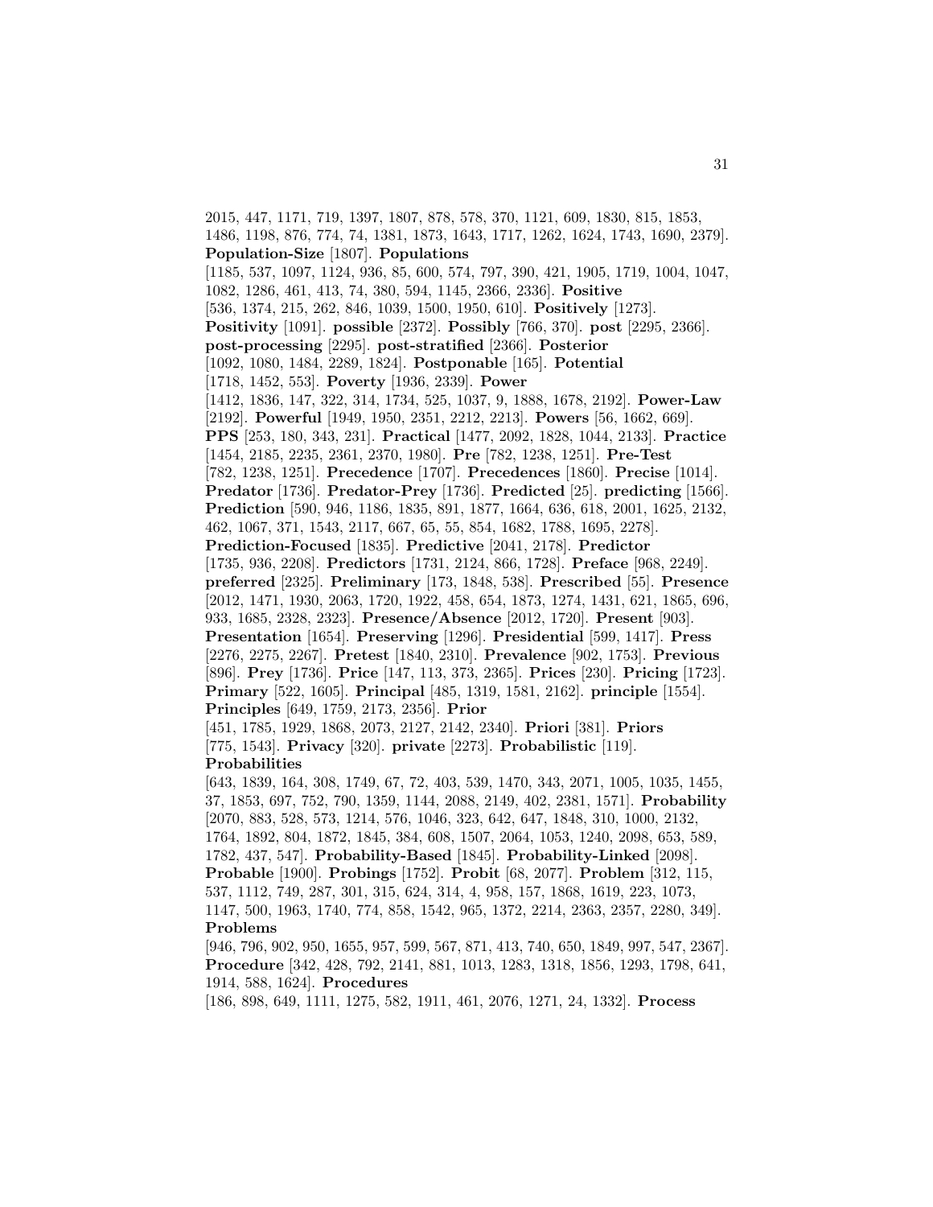2015, 447, 1171, 719, 1397, 1807, 878, 578, 370, 1121, 609, 1830, 815, 1853, 1486, 1198, 876, 774, 74, 1381, 1873, 1643, 1717, 1262, 1624, 1743, 1690, 2379]. **Population-Size** [1807]. **Populations** [1185, 537, 1097, 1124, 936, 85, 600, 574, 797, 390, 421, 1905, 1719, 1004, 1047, 1082, 1286, 461, 413, 74, 380, 594, 1145, 2366, 2336]. **Positive** [536, 1374, 215, 262, 846, 1039, 1500, 1950, 610]. **Positively** [1273]. **Positivity** [1091]. **possible** [2372]. **Possibly** [766, 370]. **post** [2295, 2366]. **post-processing** [2295]. **post-stratified** [2366]. **Posterior** [1092, 1080, 1484, 2289, 1824]. **Postponable** [165]. **Potential** [1718, 1452, 553]. **Poverty** [1936, 2339]. **Power** [1412, 1836, 147, 322, 314, 1734, 525, 1037, 9, 1888, 1678, 2192]. **Power-Law** [2192]. **Powerful** [1949, 1950, 2351, 2212, 2213]. **Powers** [56, 1662, 669]. **PPS** [253, 180, 343, 231]. **Practical** [1477, 2092, 1828, 1044, 2133]. **Practice** [1454, 2185, 2235, 2361, 2370, 1980]. **Pre** [782, 1238, 1251]. **Pre-Test** [782, 1238, 1251]. **Precedence** [1707]. **Precedences** [1860]. **Precise** [1014]. **Predator** [1736]. **Predator-Prey** [1736]. **Predicted** [25]. **predicting** [1566]. **Prediction** [590, 946, 1186, 1835, 891, 1877, 1664, 636, 618, 2001, 1625, 2132, 462, 1067, 371, 1543, 2117, 667, 65, 55, 854, 1682, 1788, 1695, 2278]. **Prediction-Focused** [1835]. **Predictive** [2041, 2178]. **Predictor** [1735, 936, 2208]. **Predictors** [1731, 2124, 866, 1728]. **Preface** [968, 2249]. **preferred** [2325]. **Preliminary** [173, 1848, 538]. **Prescribed** [55]. **Presence** [2012, 1471, 1930, 2063, 1720, 1922, 458, 654, 1873, 1274, 1431, 621, 1865, 696, 933, 1685, 2328, 2323]. **Presence/Absence** [2012, 1720]. **Present** [903]. **Presentation** [1654]. **Preserving** [1296]. **Presidential** [599, 1417]. **Press** [2276, 2275, 2267]. **Pretest** [1840, 2310]. **Prevalence** [902, 1753]. **Previous** [896]. **Prey** [1736]. **Price** [147, 113, 373, 2365]. **Prices** [230]. **Pricing** [1723]. **Primary** [522, 1605]. **Principal** [485, 1319, 1581, 2162]. **principle** [1554]. **Principles** [649, 1759, 2173, 2356]. **Prior** [451, 1785, 1929, 1868, 2073, 2127, 2142, 2340]. **Priori** [381]. **Priors** [775, 1543]. **Privacy** [320]. **private** [2273]. **Probabilistic** [119]. **Probabilities** [643, 1839, 164, 308, 1749, 67, 72, 403, 539, 1470, 343, 2071, 1005, 1035, 1455, 37, 1853, 697, 752, 790, 1359, 1144, 2088, 2149, 402, 2381, 1571]. **Probability** [2070, 883, 528, 573, 1214, 576, 1046, 323, 642, 647, 1848, 310, 1000, 2132, 1764, 1892, 804, 1872, 1845, 384, 608, 1507, 2064, 1053, 1240, 2098, 653, 589, 1782, 437, 547]. **Probability-Based** [1845]. **Probability-Linked** [2098]. **Probable** [1900]. **Probings** [1752]. **Probit** [68, 2077]. **Problem** [312, 115, 537, 1112, 749, 287, 301, 315, 624, 314, 4, 958, 157, 1868, 1619, 223, 1073, 1147, 500, 1963, 1740, 774, 858, 1542, 965, 1372, 2214, 2363, 2357, 2280, 349]. **Problems** [946, 796, 902, 950, 1655, 957, 599, 567, 871, 413, 740, 650, 1849, 997, 547, 2367]. **Procedure** [342, 428, 792, 2141, 881, 1013, 1283, 1318, 1856, 1293, 1798, 641, 1914, 588, 1624]. **Procedures** [186, 898, 649, 1111, 1275, 582, 1911, 461, 2076, 1271, 24, 1332]. **Process**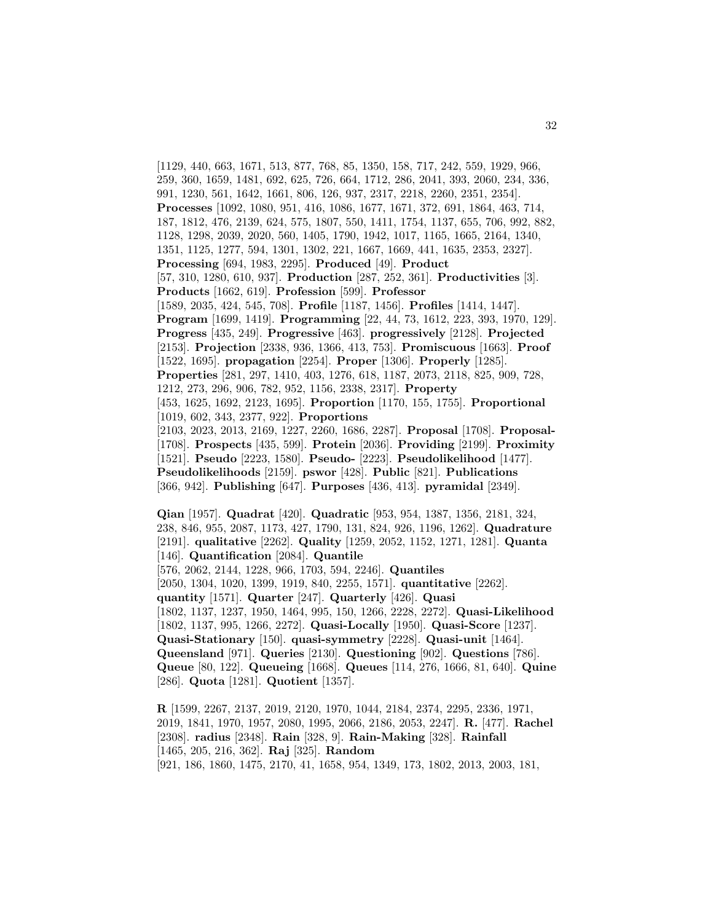[1129, 440, 663, 1671, 513, 877, 768, 85, 1350, 158, 717, 242, 559, 1929, 966, 259, 360, 1659, 1481, 692, 625, 726, 664, 1712, 286, 2041, 393, 2060, 234, 336, 991, 1230, 561, 1642, 1661, 806, 126, 937, 2317, 2218, 2260, 2351, 2354]. **Processes** [1092, 1080, 951, 416, 1086, 1677, 1671, 372, 691, 1864, 463, 714, 187, 1812, 476, 2139, 624, 575, 1807, 550, 1411, 1754, 1137, 655, 706, 992, 882, 1128, 1298, 2039, 2020, 560, 1405, 1790, 1942, 1017, 1165, 1665, 2164, 1340, 1351, 1125, 1277, 594, 1301, 1302, 221, 1667, 1669, 441, 1635, 2353, 2327]. **Processing** [694, 1983, 2295]. **Produced** [49]. **Product** [57, 310, 1280, 610, 937]. **Production** [287, 252, 361]. **Productivities** [3]. **Products** [1662, 619]. **Profession** [599]. **Professor** [1589, 2035, 424, 545, 708]. **Profile** [1187, 1456]. **Profiles** [1414, 1447]. **Program** [1699, 1419]. **Programming** [22, 44, 73, 1612, 223, 393, 1970, 129]. **Progress** [435, 249]. **Progressive** [463]. **progressively** [2128]. **Projected** [2153]. **Projection** [2338, 936, 1366, 413, 753]. **Promiscuous** [1663]. **Proof** [1522, 1695]. **propagation** [2254]. **Proper** [1306]. **Properly** [1285]. **Properties** [281, 297, 1410, 403, 1276, 618, 1187, 2073, 2118, 825, 909, 728, 1212, 273, 296, 906, 782, 952, 1156, 2338, 2317]. **Property** [453, 1625, 1692, 2123, 1695]. **Proportion** [1170, 155, 1755]. **Proportional** [1019, 602, 343, 2377, 922]. **Proportions** [2103, 2023, 2013, 2169, 1227, 2260, 1686, 2287]. **Proposal** [1708]. **Proposal-** [1708]. **Prospects** [435, 599]. **Protein** [2036]. **Providing** [2199]. **Proximity** [1521]. **Pseudo** [2223, 1580]. **Pseudo-** [2223]. **Pseudolikelihood** [1477]. **Pseudolikelihoods** [2159]. **pswor** [428]. **Public** [821]. **Publications** [366, 942]. **Publishing** [647]. **Purposes** [436, 413]. **pyramidal** [2349].

**Qian** [1957]. **Quadrat** [420]. **Quadratic** [953, 954, 1387, 1356, 2181, 324, 238, 846, 955, 2087, 1173, 427, 1790, 131, 824, 926, 1196, 1262]. **Quadrature** [2191]. **qualitative** [2262]. **Quality** [1259, 2052, 1152, 1271, 1281]. **Quanta** [146]. **Quantification** [2084]. **Quantile** [576, 2062, 2144, 1228, 966, 1703, 594, 2246]. **Quantiles** [2050, 1304, 1020, 1399, 1919, 840, 2255, 1571]. **quantitative** [2262]. **quantity** [1571]. **Quarter** [247]. **Quarterly** [426]. **Quasi** [1802, 1137, 1237, 1950, 1464, 995, 150, 1266, 2228, 2272]. **Quasi-Likelihood** [1802, 1137, 995, 1266, 2272]. **Quasi-Locally** [1950]. **Quasi-Score** [1237]. **Quasi-Stationary** [150]. **quasi-symmetry** [2228]. **Quasi-unit** [1464]. **Queensland** [971]. **Queries** [2130]. **Questioning** [902]. **Questions** [786]. **Queue** [80, 122]. **Queueing** [1668]. **Queues** [114, 276, 1666, 81, 640]. **Quine** [286]. **Quota** [1281]. **Quotient** [1357].

**R** [1599, 2267, 2137, 2019, 2120, 1970, 1044, 2184, 2374, 2295, 2336, 1971, 2019, 1841, 1970, 1957, 2080, 1995, 2066, 2186, 2053, 2247]. **R.** [477]. **Rachel** [2308]. **radius** [2348]. **Rain** [328, 9]. **Rain-Making** [328]. **Rainfall** [1465, 205, 216, 362]. **Raj** [325]. **Random** [921, 186, 1860, 1475, 2170, 41, 1658, 954, 1349, 173, 1802, 2013, 2003, 181,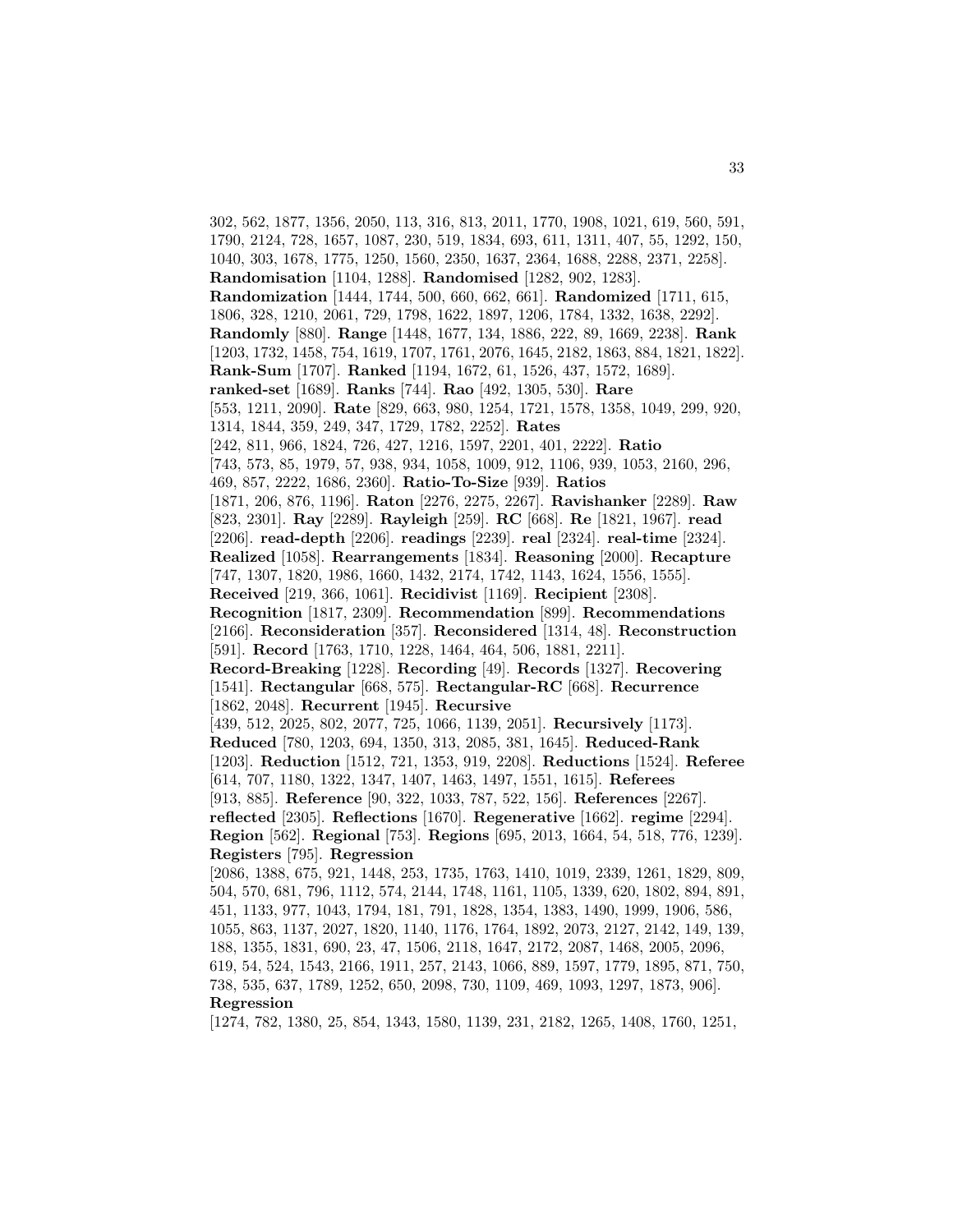302, 562, 1877, 1356, 2050, 113, 316, 813, 2011, 1770, 1908, 1021, 619, 560, 591, 1790, 2124, 728, 1657, 1087, 230, 519, 1834, 693, 611, 1311, 407, 55, 1292, 150, 1040, 303, 1678, 1775, 1250, 1560, 2350, 1637, 2364, 1688, 2288, 2371, 2258]. **Randomisation** [1104, 1288]. **Randomised** [1282, 902, 1283]. **Randomization** [1444, 1744, 500, 660, 662, 661]. **Randomized** [1711, 615, 1806, 328, 1210, 2061, 729, 1798, 1622, 1897, 1206, 1784, 1332, 1638, 2292]. **Randomly** [880]. **Range** [1448, 1677, 134, 1886, 222, 89, 1669, 2238]. **Rank** [1203, 1732, 1458, 754, 1619, 1707, 1761, 2076, 1645, 2182, 1863, 884, 1821, 1822]. **Rank-Sum** [1707]. **Ranked** [1194, 1672, 61, 1526, 437, 1572, 1689]. **ranked-set** [1689]. **Ranks** [744]. **Rao** [492, 1305, 530]. **Rare** [553, 1211, 2090]. **Rate** [829, 663, 980, 1254, 1721, 1578, 1358, 1049, 299, 920, 1314, 1844, 359, 249, 347, 1729, 1782, 2252]. **Rates** [242, 811, 966, 1824, 726, 427, 1216, 1597, 2201, 401, 2222]. **Ratio** [743, 573, 85, 1979, 57, 938, 934, 1058, 1009, 912, 1106, 939, 1053, 2160, 296, 469, 857, 2222, 1686, 2360]. **Ratio-To-Size** [939]. **Ratios** [1871, 206, 876, 1196]. **Raton** [2276, 2275, 2267]. **Ravishanker** [2289]. **Raw** [823, 2301]. **Ray** [2289]. **Rayleigh** [259]. **RC** [668]. **Re** [1821, 1967]. **read** [2206]. **read-depth** [2206]. **readings** [2239]. **real** [2324]. **real-time** [2324]. **Realized** [1058]. **Rearrangements** [1834]. **Reasoning** [2000]. **Recapture** [747, 1307, 1820, 1986, 1660, 1432, 2174, 1742, 1143, 1624, 1556, 1555]. **Received** [219, 366, 1061]. **Recidivist** [1169]. **Recipient** [2308]. **Recognition** [1817, 2309]. **Recommendation** [899]. **Recommendations** [2166]. **Reconsideration** [357]. **Reconsidered** [1314, 48]. **Reconstruction** [591]. **Record** [1763, 1710, 1228, 1464, 464, 506, 1881, 2211]. **Record-Breaking** [1228]. **Recording** [49]. **Records** [1327]. **Recovering** [1541]. **Rectangular** [668, 575]. **Rectangular-RC** [668]. **Recurrence** [1862, 2048]. **Recurrent** [1945]. **Recursive** [439, 512, 2025, 802, 2077, 725, 1066, 1139, 2051]. **Recursively** [1173]. **Reduced** [780, 1203, 694, 1350, 313, 2085, 381, 1645]. **Reduced-Rank** [1203]. **Reduction** [1512, 721, 1353, 919, 2208]. **Reductions** [1524]. **Referee** [614, 707, 1180, 1322, 1347, 1407, 1463, 1497, 1551, 1615]. **Referees** [913, 885]. **Reference** [90, 322, 1033, 787, 522, 156]. **References** [2267]. **reflected** [2305]. **Reflections** [1670]. **Regenerative** [1662]. **regime** [2294]. **Region** [562]. **Regional** [753]. **Regions** [695, 2013, 1664, 54, 518, 776, 1239]. **Registers** [795]. **Regression** [2086, 1388, 675, 921, 1448, 253, 1735, 1763, 1410, 1019, 2339, 1261, 1829, 809, 504, 570, 681, 796, 1112, 574, 2144, 1748, 1161, 1105, 1339, 620, 1802, 894, 891, 451, 1133, 977, 1043, 1794, 181, 791, 1828, 1354, 1383, 1490, 1999, 1906, 586, 1055, 863, 1137, 2027, 1820, 1140, 1176, 1764, 1892, 2073, 2127, 2142, 149, 139, 188, 1355, 1831, 690, 23, 47, 1506, 2118, 1647, 2172, 2087, 1468, 2005, 2096, 619, 54, 524, 1543, 2166, 1911, 257, 2143, 1066, 889, 1597, 1779, 1895, 871, 750, 738, 535, 637, 1789, 1252, 650, 2098, 730, 1109, 469, 1093, 1297, 1873, 906]. **Regression** [1274, 782, 1380, 25, 854, 1343, 1580, 1139, 231, 2182, 1265, 1408, 1760, 1251,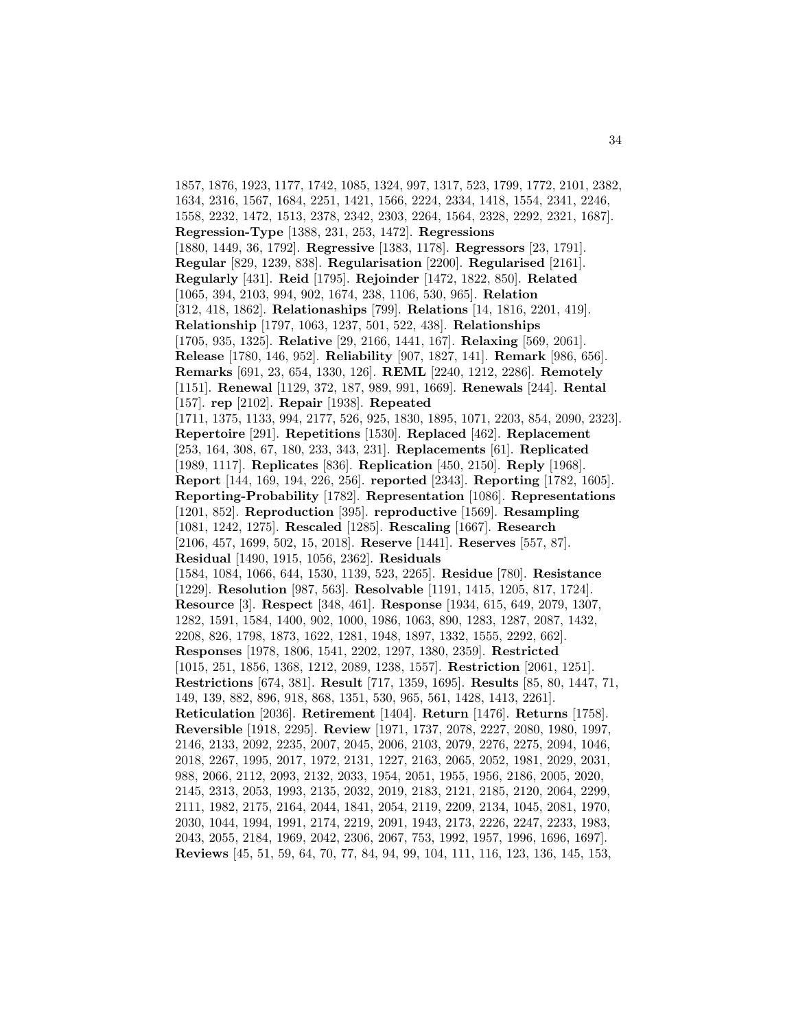1857, 1876, 1923, 1177, 1742, 1085, 1324, 997, 1317, 523, 1799, 1772, 2101, 2382, 1634, 2316, 1567, 1684, 2251, 1421, 1566, 2224, 2334, 1418, 1554, 2341, 2246, 1558, 2232, 1472, 1513, 2378, 2342, 2303, 2264, 1564, 2328, 2292, 2321, 1687]. **Regression-Type** [1388, 231, 253, 1472]. **Regressions** [1880, 1449, 36, 1792]. **Regressive** [1383, 1178]. **Regressors** [23, 1791]. **Regular** [829, 1239, 838]. **Regularisation** [2200]. **Regularised** [2161]. **Regularly** [431]. **Reid** [1795]. **Rejoinder** [1472, 1822, 850]. **Related** [1065, 394, 2103, 994, 902, 1674, 238, 1106, 530, 965]. **Relation** [312, 418, 1862]. **Relationaships** [799]. **Relations** [14, 1816, 2201, 419]. **Relationship** [1797, 1063, 1237, 501, 522, 438]. **Relationships** [1705, 935, 1325]. **Relative** [29, 2166, 1441, 167]. **Relaxing** [569, 2061]. **Release** [1780, 146, 952]. **Reliability** [907, 1827, 141]. **Remark** [986, 656]. **Remarks** [691, 23, 654, 1330, 126]. **REML** [2240, 1212, 2286]. **Remotely** [1151]. **Renewal** [1129, 372, 187, 989, 991, 1669]. **Renewals** [244]. **Rental** [157]. **rep** [2102]. **Repair** [1938]. **Repeated** [1711, 1375, 1133, 994, 2177, 526, 925, 1830, 1895, 1071, 2203, 854, 2090, 2323]. **Repertoire** [291]. **Repetitions** [1530]. **Replaced** [462]. **Replacement** [253, 164, 308, 67, 180, 233, 343, 231]. **Replacements** [61]. **Replicated** [1989, 1117]. **Replicates** [836]. **Replication** [450, 2150]. **Reply** [1968]. **Report** [144, 169, 194, 226, 256]. **reported** [2343]. **Reporting** [1782, 1605]. **Reporting-Probability** [1782]. **Representation** [1086]. **Representations** [1201, 852]. **Reproduction** [395]. **reproductive** [1569]. **Resampling** [1081, 1242, 1275]. **Rescaled** [1285]. **Rescaling** [1667]. **Research** [2106, 457, 1699, 502, 15, 2018]. **Reserve** [1441]. **Reserves** [557, 87]. **Residual** [1490, 1915, 1056, 2362]. **Residuals** [1584, 1084, 1066, 644, 1530, 1139, 523, 2265]. **Residue** [780]. **Resistance** [1229]. **Resolution** [987, 563]. **Resolvable** [1191, 1415, 1205, 817, 1724]. **Resource** [3]. **Respect** [348, 461]. **Response** [1934, 615, 649, 2079, 1307, 1282, 1591, 1584, 1400, 902, 1000, 1986, 1063, 890, 1283, 1287, 2087, 1432, 2208, 826, 1798, 1873, 1622, 1281, 1948, 1897, 1332, 1555, 2292, 662]. **Responses** [1978, 1806, 1541, 2202, 1297, 1380, 2359]. **Restricted** [1015, 251, 1856, 1368, 1212, 2089, 1238, 1557]. **Restriction** [2061, 1251]. **Restrictions** [674, 381]. **Result** [717, 1359, 1695]. **Results** [85, 80, 1447, 71, 149, 139, 882, 896, 918, 868, 1351, 530, 965, 561, 1428, 1413, 2261]. **Reticulation** [2036]. **Retirement** [1404]. **Return** [1476]. **Returns** [1758]. **Reversible** [1918, 2295]. **Review** [1971, 1737, 2078, 2227, 2080, 1980, 1997, 2146, 2133, 2092, 2235, 2007, 2045, 2006, 2103, 2079, 2276, 2275, 2094, 1046, 2018, 2267, 1995, 2017, 1972, 2131, 1227, 2163, 2065, 2052, 1981, 2029, 2031, 988, 2066, 2112, 2093, 2132, 2033, 1954, 2051, 1955, 1956, 2186, 2005, 2020, 2145, 2313, 2053, 1993, 2135, 2032, 2019, 2183, 2121, 2185, 2120, 2064, 2299, 2111, 1982, 2175, 2164, 2044, 1841, 2054, 2119, 2209, 2134, 1045, 2081, 1970, 2030, 1044, 1994, 1991, 2174, 2219, 2091, 1943, 2173, 2226, 2247, 2233, 1983, 2043, 2055, 2184, 1969, 2042, 2306, 2067, 753, 1992, 1957, 1996, 1696, 1697]. **Reviews** [45, 51, 59, 64, 70, 77, 84, 94, 99, 104, 111, 116, 123, 136, 145, 153,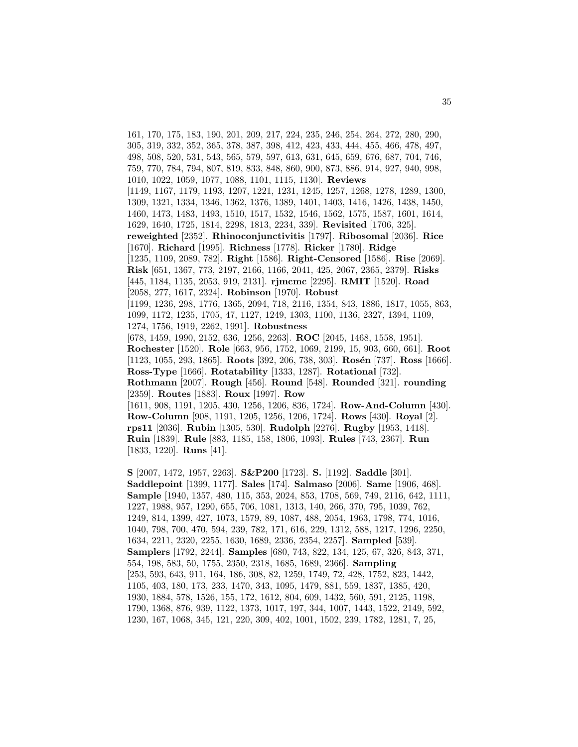161, 170, 175, 183, 190, 201, 209, 217, 224, 235, 246, 254, 264, 272, 280, 290, 305, 319, 332, 352, 365, 378, 387, 398, 412, 423, 433, 444, 455, 466, 478, 497, 498, 508, 520, 531, 543, 565, 579, 597, 613, 631, 645, 659, 676, 687, 704, 746, 759, 770, 784, 794, 807, 819, 833, 848, 860, 900, 873, 886, 914, 927, 940, 998, 1010, 1022, 1059, 1077, 1088, 1101, 1115, 1130]. **Reviews** [1149, 1167, 1179, 1193, 1207, 1221, 1231, 1245, 1257, 1268, 1278, 1289, 1300, 1309, 1321, 1334, 1346, 1362, 1376, 1389, 1401, 1403, 1416, 1426, 1438, 1450, 1460, 1473, 1483, 1493, 1510, 1517, 1532, 1546, 1562, 1575, 1587, 1601, 1614, 1629, 1640, 1725, 1814, 2298, 1813, 2234, 339]. **Revisited** [1706, 325]. **reweighted** [2352]. **Rhinoconjunctivitis** [1797]. **Ribosomal** [2036]. **Rice** [1670]. **Richard** [1995]. **Richness** [1778]. **Ricker** [1780]. **Ridge** [1235, 1109, 2089, 782]. **Right** [1586]. **Right-Censored** [1586]. **Rise** [2069]. **Risk** [651, 1367, 773, 2197, 2166, 1166, 2041, 425, 2067, 2365, 2379]. **Risks** [445, 1184, 1135, 2053, 919, 2131]. **rjmcmc** [2295]. **RMIT** [1520]. **Road** [2058, 277, 1617, 2324]. **Robinson** [1970]. **Robust** [1199, 1236, 298, 1776, 1365, 2094, 718, 2116, 1354, 843, 1886, 1817, 1055, 863, 1099, 1172, 1235, 1705, 47, 1127, 1249, 1303, 1100, 1136, 2327, 1394, 1109, 1274, 1756, 1919, 2262, 1991]. **Robustness** [678, 1459, 1990, 2152, 636, 1256, 2263]. **ROC** [2045, 1468, 1558, 1951]. **Rochester** [1520]. **Role** [663, 956, 1752, 1069, 2199, 15, 903, 660, 661]. **Root** [1123, 1055, 293, 1865]. **Roots** [392, 206, 738, 303]. **Rosén** [737]. **Ross** [1666]. **Ross-Type** [1666]. **Rotatability** [1333, 1287]. **Rotational** [732]. **Rothmann** [2007]. **Rough** [456]. **Round** [548]. **Rounded** [321]. **rounding** [2359]. **Routes** [1883]. **Roux** [1997]. **Row** [1611, 908, 1191, 1205, 430, 1256, 1206, 836, 1724]. **Row-And-Column** [430]. **Row-Column** [908, 1191, 1205, 1256, 1206, 1724]. **Rows** [430]. **Royal** [2]. **rps11** [2036]. **Rubin** [1305, 530]. **Rudolph** [2276]. **Rugby** [1953, 1418]. **Ruin** [1839]. **Rule** [883, 1185, 158, 1806, 1093]. **Rules** [743, 2367]. **Run** [1833, 1220]. **Runs** [41].

**S** [2007, 1472, 1957, 2263]. **S&P200** [1723]. **S.** [1192]. **Saddle** [301]. **Saddlepoint** [1399, 1177]. **Sales** [174]. **Salmaso** [2006]. **Same** [1906, 468]. **Sample** [1940, 1357, 480, 115, 353, 2024, 853, 1708, 569, 749, 2116, 642, 1111, 1227, 1988, 957, 1290, 655, 706, 1081, 1313, 140, 266, 370, 795, 1039, 762, 1249, 814, 1399, 427, 1073, 1579, 89, 1087, 488, 2054, 1963, 1798, 774, 1016, 1040, 798, 700, 470, 594, 239, 782, 171, 616, 229, 1312, 588, 1217, 1296, 2250, 1634, 2211, 2320, 2255, 1630, 1689, 2336, 2354, 2257]. **Sampled** [539]. **Samplers** [1792, 2244]. **Samples** [680, 743, 822, 134, 125, 67, 326, 843, 371, 554, 198, 583, 50, 1755, 2350, 2318, 1685, 1689, 2366]. **Sampling** [253, 593, 643, 911, 164, 186, 308, 82, 1259, 1749, 72, 428, 1752, 823, 1442, 1105, 403, 180, 173, 233, 1470, 343, 1095, 1479, 881, 559, 1837, 1385, 420, 1930, 1884, 578, 1526, 155, 172, 1612, 804, 609, 1432, 560, 591, 2125, 1198, 1790, 1368, 876, 939, 1122, 1373, 1017, 197, 344, 1007, 1443, 1522, 2149, 592, 1230, 167, 1068, 345, 121, 220, 309, 402, 1001, 1502, 239, 1782, 1281, 7, 25,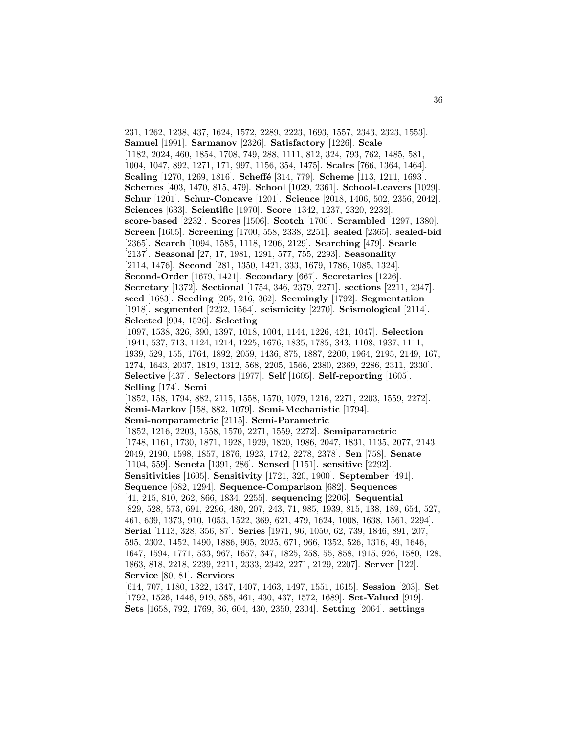231, 1262, 1238, 437, 1624, 1572, 2289, 2223, 1693, 1557, 2343, 2323, 1553]. **Samuel** [1991]. **Sarmanov** [2326]. **Satisfactory** [1226]. **Scale** [1182, 2024, 460, 1854, 1708, 749, 288, 1111, 812, 324, 793, 762, 1485, 581, 1004, 1047, 892, 1271, 171, 997, 1156, 354, 1475]. **Scales** [766, 1364, 1464]. **Scaling** [1270, 1269, 1816]. **Scheffé** [314, 779]. **Scheme** [113, 1211, 1693]. **Schemes** [403, 1470, 815, 479]. **School** [1029, 2361]. **School-Leavers** [1029]. **Schur** [1201]. **Schur-Concave** [1201]. **Science** [2018, 1406, 502, 2356, 2042]. **Sciences** [633]. **Scientific** [1970]. **Score** [1342, 1237, 2320, 2232]. **score-based** [2232]. **Scores** [1506]. **Scotch** [1706]. **Scrambled** [1297, 1380]. **Screen** [1605]. **Screening** [1700, 558, 2338, 2251]. **sealed** [2365]. **sealed-bid** [2365]. **Search** [1094, 1585, 1118, 1206, 2129]. **Searching** [479]. **Searle** [2137]. **Seasonal** [27, 17, 1981, 1291, 577, 755, 2293]. **Seasonality** [2114, 1476]. **Second** [281, 1350, 1421, 333, 1679, 1786, 1085, 1324]. **Second-Order** [1679, 1421]. **Secondary** [667]. **Secretaries** [1226]. **Secretary** [1372]. **Sectional** [1754, 346, 2379, 2271]. **sections** [2211, 2347]. **seed** [1683]. **Seeding** [205, 216, 362]. **Seemingly** [1792]. **Segmentation** [1918]. **segmented** [2232, 1564]. **seismicity** [2270]. **Seismological** [2114]. **Selected** [994, 1526]. **Selecting** [1097, 1538, 326, 390, 1397, 1018, 1004, 1144, 1226, 421, 1047]. **Selection** [1941, 537, 713, 1124, 1214, 1225, 1676, 1835, 1785, 343, 1108, 1937, 1111, 1939, 529, 155, 1764, 1892, 2059, 1436, 875, 1887, 2200, 1964, 2195, 2149, 167, 1274, 1643, 2037, 1819, 1312, 568, 2205, 1566, 2380, 2369, 2286, 2311, 2330]. **Selective** [437]. **Selectors** [1977]. **Self** [1605]. **Self-reporting** [1605]. **Selling** [174]. **Semi** [1852, 158, 1794, 882, 2115, 1558, 1570, 1079, 1216, 2271, 2203, 1559, 2272]. **Semi-Markov** [158, 882, 1079]. **Semi-Mechanistic** [1794]. **Semi-nonparametric** [2115]. **Semi-Parametric** [1852, 1216, 2203, 1558, 1570, 2271, 1559, 2272]. **Semiparametric** [1748, 1161, 1730, 1871, 1928, 1929, 1820, 1986, 2047, 1831, 1135, 2077, 2143, 2049, 2190, 1598, 1857, 1876, 1923, 1742, 2278, 2378]. **Sen** [758]. **Senate** [1104, 559]. **Seneta** [1391, 286]. **Sensed** [1151]. **sensitive** [2292]. **Sensitivities** [1605]. **Sensitivity** [1721, 320, 1900]. **September** [491]. **Sequence** [682, 1294]. **Sequence-Comparison** [682]. **Sequences** [41, 215, 810, 262, 866, 1834, 2255]. **sequencing** [2206]. **Sequential** [829, 528, 573, 691, 2296, 480, 207, 243, 71, 985, 1939, 815, 138, 189, 654, 527, 461, 639, 1373, 910, 1053, 1522, 369, 621, 479, 1624, 1008, 1638, 1561, 2294]. **Serial** [1113, 328, 356, 87]. **Series** [1971, 96, 1050, 62, 739, 1846, 891, 207, 595, 2302, 1452, 1490, 1886, 905, 2025, 671, 966, 1352, 526, 1316, 49, 1646, 1647, 1594, 1771, 533, 967, 1657, 347, 1825, 258, 55, 858, 1915, 926, 1580, 128, 1863, 818, 2218, 2239, 2211, 2333, 2342, 2271, 2129, 2207]. **Server** [122]. **Service** [80, 81]. **Services** [614, 707, 1180, 1322, 1347, 1407, 1463, 1497, 1551, 1615]. **Session** [203]. **Set** [1792, 1526, 1446, 919, 585, 461, 430, 437, 1572, 1689]. **Set-Valued** [919]. **Sets** [1658, 792, 1769, 36, 604, 430, 2350, 2304]. **Setting** [2064]. **settings**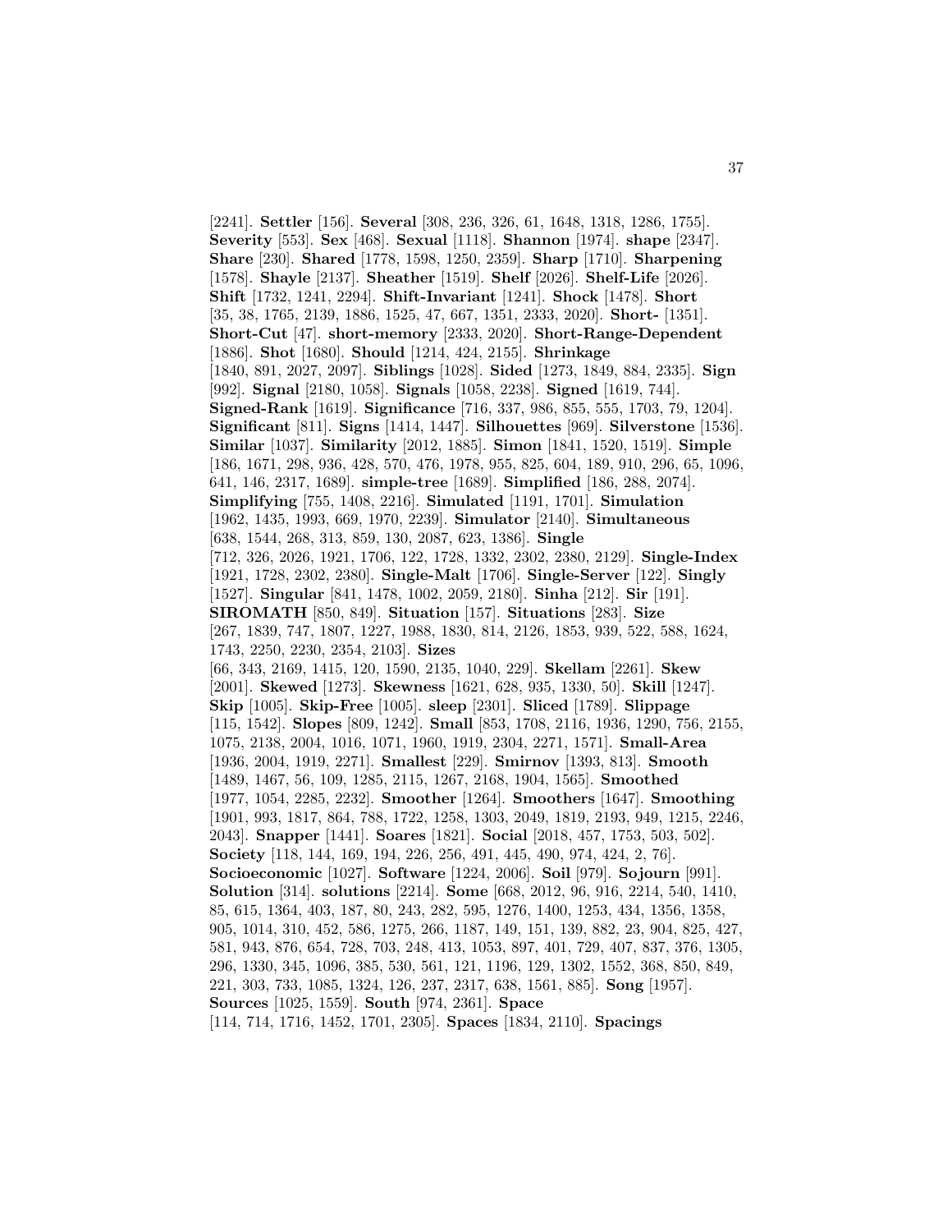[2241]. **Settler** [156]. **Several** [308, 236, 326, 61, 1648, 1318, 1286, 1755]. **Severity** [553]. **Sex** [468]. **Sexual** [1118]. **Shannon** [1974]. **shape** [2347]. **Share** [230]. **Shared** [1778, 1598, 1250, 2359]. **Sharp** [1710]. **Sharpening** [1578]. **Shayle** [2137]. **Sheather** [1519]. **Shelf** [2026]. **Shelf-Life** [2026]. **Shift** [1732, 1241, 2294]. **Shift-Invariant** [1241]. **Shock** [1478]. **Short** [35, 38, 1765, 2139, 1886, 1525, 47, 667, 1351, 2333, 2020]. **Short-** [1351]. **Short-Cut** [47]. **short-memory** [2333, 2020]. **Short-Range-Dependent** [1886]. **Shot** [1680]. **Should** [1214, 424, 2155]. **Shrinkage** [1840, 891, 2027, 2097]. **Siblings** [1028]. **Sided** [1273, 1849, 884, 2335]. **Sign** [992]. **Signal** [2180, 1058]. **Signals** [1058, 2238]. **Signed** [1619, 744]. **Signed-Rank** [1619]. **Significance** [716, 337, 986, 855, 555, 1703, 79, 1204]. **Significant** [811]. **Signs** [1414, 1447]. **Silhouettes** [969]. **Silverstone** [1536]. **Similar** [1037]. **Similarity** [2012, 1885]. **Simon** [1841, 1520, 1519]. **Simple** [186, 1671, 298, 936, 428, 570, 476, 1978, 955, 825, 604, 189, 910, 296, 65, 1096, 641, 146, 2317, 1689]. **simple-tree** [1689]. **Simplified** [186, 288, 2074]. **Simplifying** [755, 1408, 2216]. **Simulated** [1191, 1701]. **Simulation** [1962, 1435, 1993, 669, 1970, 2239]. **Simulator** [2140]. **Simultaneous** [638, 1544, 268, 313, 859, 130, 2087, 623, 1386]. **Single** [712, 326, 2026, 1921, 1706, 122, 1728, 1332, 2302, 2380, 2129]. **Single-Index** [1921, 1728, 2302, 2380]. **Single-Malt** [1706]. **Single-Server** [122]. **Singly** [1527]. **Singular** [841, 1478, 1002, 2059, 2180]. **Sinha** [212]. **Sir** [191]. **SIROMATH** [850, 849]. **Situation** [157]. **Situations** [283]. **Size** [267, 1839, 747, 1807, 1227, 1988, 1830, 814, 2126, 1853, 939, 522, 588, 1624, 1743, 2250, 2230, 2354, 2103]. **Sizes** [66, 343, 2169, 1415, 120, 1590, 2135, 1040, 229]. **Skellam** [2261]. **Skew** [2001]. **Skewed** [1273]. **Skewness** [1621, 628, 935, 1330, 50]. **Skill** [1247]. **Skip** [1005]. **Skip-Free** [1005]. **sleep** [2301]. **Sliced** [1789]. **Slippage** [115, 1542]. **Slopes** [809, 1242]. **Small** [853, 1708, 2116, 1936, 1290, 756, 2155, 1075, 2138, 2004, 1016, 1071, 1960, 1919, 2304, 2271, 1571]. **Small-Area** [1936, 2004, 1919, 2271]. **Smallest** [229]. **Smirnov** [1393, 813]. **Smooth** [1489, 1467, 56, 109, 1285, 2115, 1267, 2168, 1904, 1565]. **Smoothed** [1977, 1054, 2285, 2232]. **Smoother** [1264]. **Smoothers** [1647]. **Smoothing** [1901, 993, 1817, 864, 788, 1722, 1258, 1303, 2049, 1819, 2193, 949, 1215, 2246, 2043]. **Snapper** [1441]. **Soares** [1821]. **Social** [2018, 457, 1753, 503, 502]. **Society** [118, 144, 169, 194, 226, 256, 491, 445, 490, 974, 424, 2, 76]. **Socioeconomic** [1027]. **Software** [1224, 2006]. **Soil** [979]. **Sojourn** [991]. **Solution** [314]. **solutions** [2214]. **Some** [668, 2012, 96, 916, 2214, 540, 1410, 85, 615, 1364, 403, 187, 80, 243, 282, 595, 1276, 1400, 1253, 434, 1356, 1358, 905, 1014, 310, 452, 586, 1275, 266, 1187, 149, 151, 139, 882, 23, 904, 825, 427, 581, 943, 876, 654, 728, 703, 248, 413, 1053, 897, 401, 729, 407, 837, 376, 1305, 296, 1330, 345, 1096, 385, 530, 561, 121, 1196, 129, 1302, 1552, 368, 850, 849, 221, 303, 733, 1085, 1324, 126, 237, 2317, 638, 1561, 885]. **Song** [1957]. **Sources** [1025, 1559]. **South** [974, 2361]. **Space** [114, 714, 1716, 1452, 1701, 2305]. **Spaces** [1834, 2110]. **Spacings**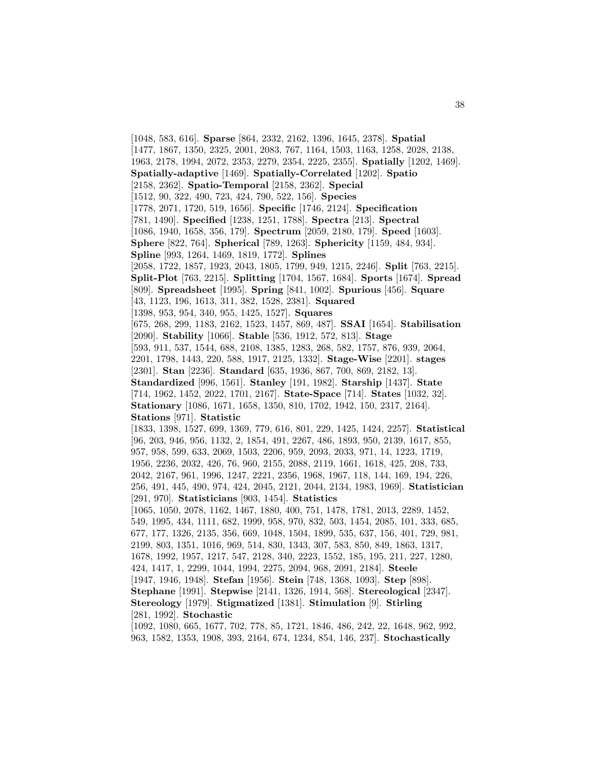[1048, 583, 616]. **Sparse** [864, 2332, 2162, 1396, 1645, 2378]. **Spatial** [1477, 1867, 1350, 2325, 2001, 2083, 767, 1164, 1503, 1163, 1258, 2028, 2138, 1963, 2178, 1994, 2072, 2353, 2279, 2354, 2225, 2355]. **Spatially** [1202, 1469]. **Spatially-adaptive** [1469]. **Spatially-Correlated** [1202]. **Spatio** [2158, 2362]. **Spatio-Temporal** [2158, 2362]. **Special** [1512, 90, 322, 490, 723, 424, 790, 522, 156]. **Species** [1778, 2071, 1720, 519, 1656]. **Specific** [1746, 2124]. **Specification** [781, 1490]. **Specified** [1238, 1251, 1788]. **Spectra** [213]. **Spectral** [1086, 1940, 1658, 356, 179]. **Spectrum** [2059, 2180, 179]. **Speed** [1603]. **Sphere** [822, 764]. **Spherical** [789, 1263]. **Sphericity** [1159, 484, 934]. **Spline** [993, 1264, 1469, 1819, 1772]. **Splines** [2058, 1722, 1857, 1923, 2043, 1805, 1799, 949, 1215, 2246]. **Split** [763, 2215]. **Split-Plot** [763, 2215]. **Splitting** [1704, 1567, 1684]. **Sports** [1674]. **Spread** [809]. **Spreadsheet** [1995]. **Spring** [841, 1002]. **Spurious** [456]. **Square** [43, 1123, 196, 1613, 311, 382, 1528, 2381]. **Squared** [1398, 953, 954, 340, 955, 1425, 1527]. **Squares** [675, 268, 299, 1183, 2162, 1523, 1457, 869, 487]. **SSAI** [1654]. **Stabilisation** [2090]. **Stability** [1066]. **Stable** [536, 1912, 572, 813]. **Stage** [593, 911, 537, 1544, 688, 2108, 1385, 1283, 268, 582, 1757, 876, 939, 2064, 2201, 1798, 1443, 220, 588, 1917, 2125, 1332]. **Stage-Wise** [2201]. **stages** [2301]. **Stan** [2236]. **Standard** [635, 1936, 867, 700, 869, 2182, 13]. **Standardized** [996, 1561]. **Stanley** [191, 1982]. **Starship** [1437]. **State** [714, 1962, 1452, 2022, 1701, 2167]. **State-Space** [714]. **States** [1032, 32]. **Stationary** [1086, 1671, 1658, 1350, 810, 1702, 1942, 150, 2317, 2164]. **Stations** [971]. **Statistic** [1833, 1398, 1527, 699, 1369, 779, 616, 801, 229, 1425, 1424, 2257]. **Statistical** [96, 203, 946, 956, 1132, 2, 1854, 491, 2267, 486, 1893, 950, 2139, 1617, 855, 957, 958, 599, 633, 2069, 1503, 2206, 959, 2093, 2033, 971, 14, 1223, 1719, 1956, 2236, 2032, 426, 76, 960, 2155, 2088, 2119, 1661, 1618, 425, 208, 733, 2042, 2167, 961, 1996, 1247, 2221, 2356, 1968, 1967, 118, 144, 169, 194, 226, 256, 491, 445, 490, 974, 424, 2045, 2121, 2044, 2134, 1983, 1969]. **Statistician** [291, 970]. **Statisticians** [903, 1454]. **Statistics** [1065, 1050, 2078, 1162, 1467, 1880, 400, 751, 1478, 1781, 2013, 2289, 1452, 549, 1995, 434, 1111, 682, 1999, 958, 970, 832, 503, 1454, 2085, 101, 333, 685, 677, 177, 1326, 2135, 356, 669, 1048, 1504, 1899, 535, 637, 156, 401, 729, 981, 2199, 803, 1351, 1016, 969, 514, 830, 1343, 307, 583, 850, 849, 1863, 1317, 1678, 1992, 1957, 1217, 547, 2128, 340, 2223, 1552, 185, 195, 211, 227, 1280, 424, 1417, 1, 2299, 1044, 1994, 2275, 2094, 968, 2091, 2184]. **Steele** [1947, 1946, 1948]. **Stefan** [1956]. **Stein** [748, 1368, 1093]. **Step** [898]. **Stephane** [1991]. **Stepwise** [2141, 1326, 1914, 568]. **Stereological** [2347]. **Stereology** [1979]. **Stigmatized** [1381]. **Stimulation** [9]. **Stirling** [281, 1992]. **Stochastic** [1092, 1080, 665, 1677, 702, 778, 85, 1721, 1846, 486, 242, 22, 1648, 962, 992, 963, 1582, 1353, 1908, 393, 2164, 674, 1234, 854, 146, 237]. **Stochastically**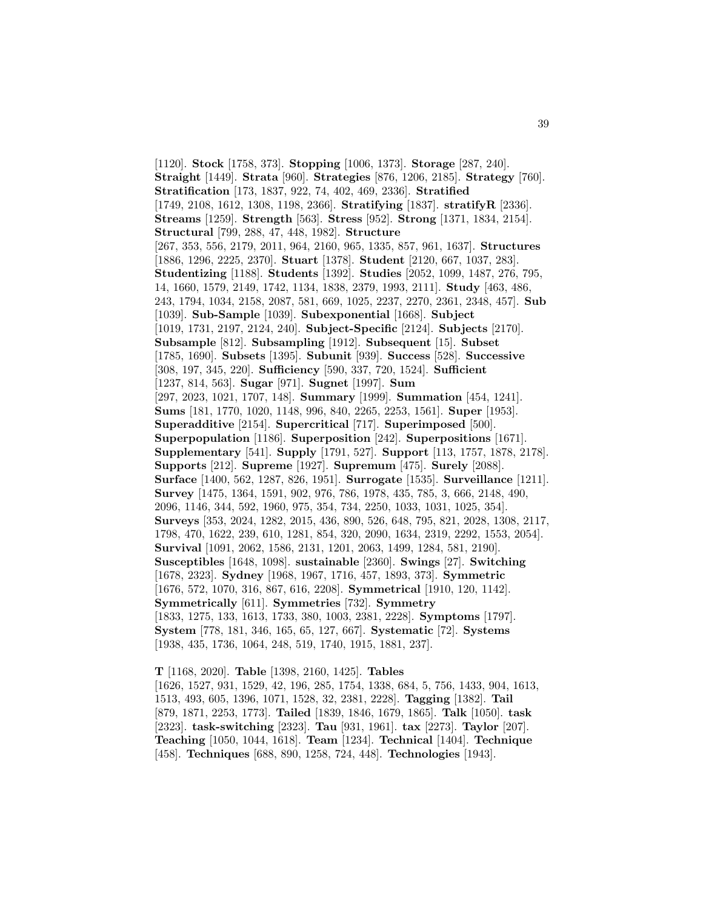[1120]. **Stock** [1758, 373]. **Stopping** [1006, 1373]. **Storage** [287, 240]. **Straight** [1449]. **Strata** [960]. **Strategies** [876, 1206, 2185]. **Strategy** [760]. **Stratification** [173, 1837, 922, 74, 402, 469, 2336]. **Stratified** [1749, 2108, 1612, 1308, 1198, 2366]. **Stratifying** [1837]. **stratifyR** [2336]. **Streams** [1259]. **Strength** [563]. **Stress** [952]. **Strong** [1371, 1834, 2154]. **Structural** [799, 288, 47, 448, 1982]. **Structure** [267, 353, 556, 2179, 2011, 964, 2160, 965, 1335, 857, 961, 1637]. **Structures** [1886, 1296, 2225, 2370]. **Stuart** [1378]. **Student** [2120, 667, 1037, 283]. **Studentizing** [1188]. **Students** [1392]. **Studies** [2052, 1099, 1487, 276, 795, 14, 1660, 1579, 2149, 1742, 1134, 1838, 2379, 1993, 2111]. **Study** [463, 486, 243, 1794, 1034, 2158, 2087, 581, 669, 1025, 2237, 2270, 2361, 2348, 457]. **Sub** [1039]. **Sub-Sample** [1039]. **Subexponential** [1668]. **Subject** [1019, 1731, 2197, 2124, 240]. **Subject-Specific** [2124]. **Subjects** [2170]. **Subsample** [812]. **Subsampling** [1912]. **Subsequent** [15]. **Subset** [1785, 1690]. **Subsets** [1395]. **Subunit** [939]. **Success** [528]. **Successive** [308, 197, 345, 220]. **Sufficiency** [590, 337, 720, 1524]. **Sufficient** [1237, 814, 563]. **Sugar** [971]. **Sugnet** [1997]. **Sum** [297, 2023, 1021, 1707, 148]. **Summary** [1999]. **Summation** [454, 1241]. **Sums** [181, 1770, 1020, 1148, 996, 840, 2265, 2253, 1561]. **Super** [1953]. **Superadditive** [2154]. **Supercritical** [717]. **Superimposed** [500]. **Superpopulation** [1186]. **Superposition** [242]. **Superpositions** [1671]. **Supplementary** [541]. **Supply** [1791, 527]. **Support** [113, 1757, 1878, 2178]. **Supports** [212]. **Supreme** [1927]. **Supremum** [475]. **Surely** [2088]. **Surface** [1400, 562, 1287, 826, 1951]. **Surrogate** [1535]. **Surveillance** [1211]. **Survey** [1475, 1364, 1591, 902, 976, 786, 1978, 435, 785, 3, 666, 2148, 490, 2096, 1146, 344, 592, 1960, 975, 354, 734, 2250, 1033, 1031, 1025, 354]. **Surveys** [353, 2024, 1282, 2015, 436, 890, 526, 648, 795, 821, 2028, 1308, 2117, 1798, 470, 1622, 239, 610, 1281, 854, 320, 2090, 1634, 2319, 2292, 1553, 2054]. **Survival** [1091, 2062, 1586, 2131, 1201, 2063, 1499, 1284, 581, 2190]. **Susceptibles** [1648, 1098]. **sustainable** [2360]. **Swings** [27]. **Switching** [1678, 2323]. **Sydney** [1968, 1967, 1716, 457, 1893, 373]. **Symmetric** [1676, 572, 1070, 316, 867, 616, 2208]. **Symmetrical** [1910, 120, 1142]. **Symmetrically** [611]. **Symmetries** [732]. **Symmetry** [1833, 1275, 133, 1613, 1733, 380, 1003, 2381, 2228]. **Symptoms** [1797]. **System** [778, 181, 346, 165, 65, 127, 667]. **Systematic** [72]. **Systems** [1938, 435, 1736, 1064, 248, 519, 1740, 1915, 1881, 237].

**T** [1168, 2020]. **Table** [1398, 2160, 1425]. **Tables** [1626, 1527, 931, 1529, 42, 196, 285, 1754, 1338, 684, 5, 756, 1433, 904, 1613, 1513, 493, 605, 1396, 1071, 1528, 32, 2381, 2228]. **Tagging** [1382]. **Tail** [879, 1871, 2253, 1773]. **Tailed** [1839, 1846, 1679, 1865]. **Talk** [1050]. **task** [2323]. **task-switching** [2323]. **Tau** [931, 1961]. **tax** [2273]. **Taylor** [207]. **Teaching** [1050, 1044, 1618]. **Team** [1234]. **Technical** [1404]. **Technique** [458]. **Techniques** [688, 890, 1258, 724, 448]. **Technologies** [1943].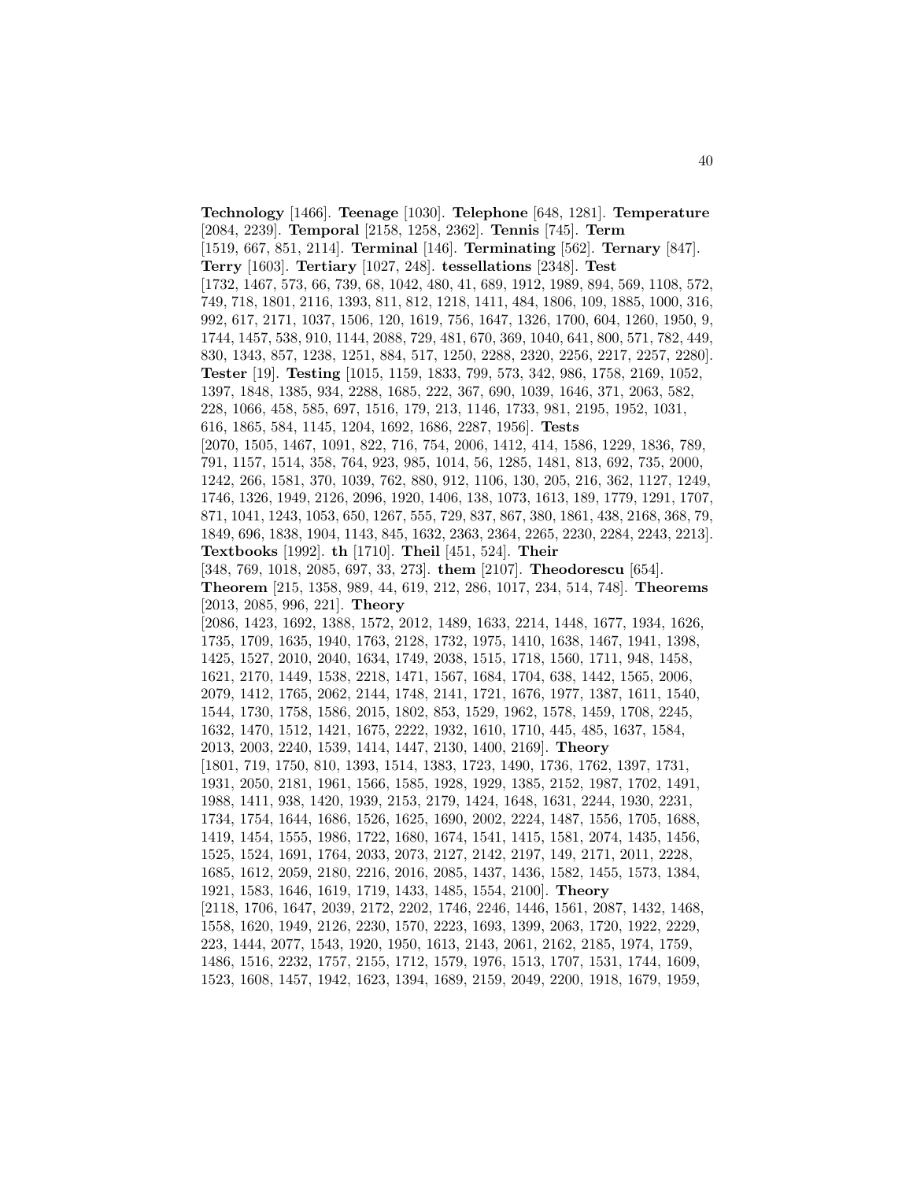**Technology** [1466]. **Teenage** [1030]. **Telephone** [648, 1281]. **Temperature** [2084, 2239]. **Temporal** [2158, 1258, 2362]. **Tennis** [745]. **Term** [1519, 667, 851, 2114]. **Terminal** [146]. **Terminating** [562]. **Ternary** [847]. **Terry** [1603]. **Tertiary** [1027, 248]. **tessellations** [2348]. **Test** [1732, 1467, 573, 66, 739, 68, 1042, 480, 41, 689, 1912, 1989, 894, 569, 1108, 572, 749, 718, 1801, 2116, 1393, 811, 812, 1218, 1411, 484, 1806, 109, 1885, 1000, 316, 992, 617, 2171, 1037, 1506, 120, 1619, 756, 1647, 1326, 1700, 604, 1260, 1950, 9, 1744, 1457, 538, 910, 1144, 2088, 729, 481, 670, 369, 1040, 641, 800, 571, 782, 449, 830, 1343, 857, 1238, 1251, 884, 517, 1250, 2288, 2320, 2256, 2217, 2257, 2280]. **Tester** [19]. **Testing** [1015, 1159, 1833, 799, 573, 342, 986, 1758, 2169, 1052, 1397, 1848, 1385, 934, 2288, 1685, 222, 367, 690, 1039, 1646, 371, 2063, 582, 228, 1066, 458, 585, 697, 1516, 179, 213, 1146, 1733, 981, 2195, 1952, 1031, 616, 1865, 584, 1145, 1204, 1692, 1686, 2287, 1956]. **Tests** [2070, 1505, 1467, 1091, 822, 716, 754, 2006, 1412, 414, 1586, 1229, 1836, 789, 791, 1157, 1514, 358, 764, 923, 985, 1014, 56, 1285, 1481, 813, 692, 735, 2000, 1242, 266, 1581, 370, 1039, 762, 880, 912, 1106, 130, 205, 216, 362, 1127, 1249, 1746, 1326, 1949, 2126, 2096, 1920, 1406, 138, 1073, 1613, 189, 1779, 1291, 1707, 871, 1041, 1243, 1053, 650, 1267, 555, 729, 837, 867, 380, 1861, 438, 2168, 368, 79, 1849, 696, 1838, 1904, 1143, 845, 1632, 2363, 2364, 2265, 2230, 2284, 2243, 2213]. **Textbooks** [1992]. **th** [1710]. **Theil** [451, 524]. **Their** [348, 769, 1018, 2085, 697, 33, 273]. **them** [2107]. **Theodorescu** [654]. **Theorem** [215, 1358, 989, 44, 619, 212, 286, 1017, 234, 514, 748]. **Theorems** [2013, 2085, 996, 221]. **Theory** [2086, 1423, 1692, 1388, 1572, 2012, 1489, 1633, 2214, 1448, 1677, 1934, 1626, 1735, 1709, 1635, 1940, 1763, 2128, 1732, 1975, 1410, 1638, 1467, 1941, 1398, 1425, 1527, 2010, 2040, 1634, 1749, 2038, 1515, 1718, 1560, 1711, 948, 1458, 1621, 2170, 1449, 1538, 2218, 1471, 1567, 1684, 1704, 638, 1442, 1565, 2006, 2079, 1412, 1765, 2062, 2144, 1748, 2141, 1721, 1676, 1977, 1387, 1611, 1540, 1544, 1730, 1758, 1586, 2015, 1802, 853, 1529, 1962, 1578, 1459, 1708, 2245, 1632, 1470, 1512, 1421, 1675, 2222, 1932, 1610, 1710, 445, 485, 1637, 1584, 2013, 2003, 2240, 1539, 1414, 1447, 2130, 1400, 2169]. **Theory** [1801, 719, 1750, 810, 1393, 1514, 1383, 1723, 1490, 1736, 1762, 1397, 1731, 1931, 2050, 2181, 1961, 1566, 1585, 1928, 1929, 1385, 2152, 1987, 1702, 1491, 1988, 1411, 938, 1420, 1939, 2153, 2179, 1424, 1648, 1631, 2244, 1930, 2231, 1734, 1754, 1644, 1686, 1526, 1625, 1690, 2002, 2224, 1487, 1556, 1705, 1688, 1419, 1454, 1555, 1986, 1722, 1680, 1674, 1541, 1415, 1581, 2074, 1435, 1456, 1525, 1524, 1691, 1764, 2033, 2073, 2127, 2142, 2197, 149, 2171, 2011, 2228, 1685, 1612, 2059, 2180, 2216, 2016, 2085, 1437, 1436, 1582, 1455, 1573, 1384, 1921, 1583, 1646, 1619, 1719, 1433, 1485, 1554, 2100]. **Theory** [2118, 1706, 1647, 2039, 2172, 2202, 1746, 2246, 1446, 1561, 2087, 1432, 1468, 1558, 1620, 1949, 2126, 2230, 1570, 2223, 1693, 1399, 2063, 1720, 1922, 2229, 223, 1444, 2077, 1543, 1920, 1950, 1613, 2143, 2061, 2162, 2185, 1974, 1759, 1486, 1516, 2232, 1757, 2155, 1712, 1579, 1976, 1513, 1707, 1531, 1744, 1609, 1523, 1608, 1457, 1942, 1623, 1394, 1689, 2159, 2049, 2200, 1918, 1679, 1959,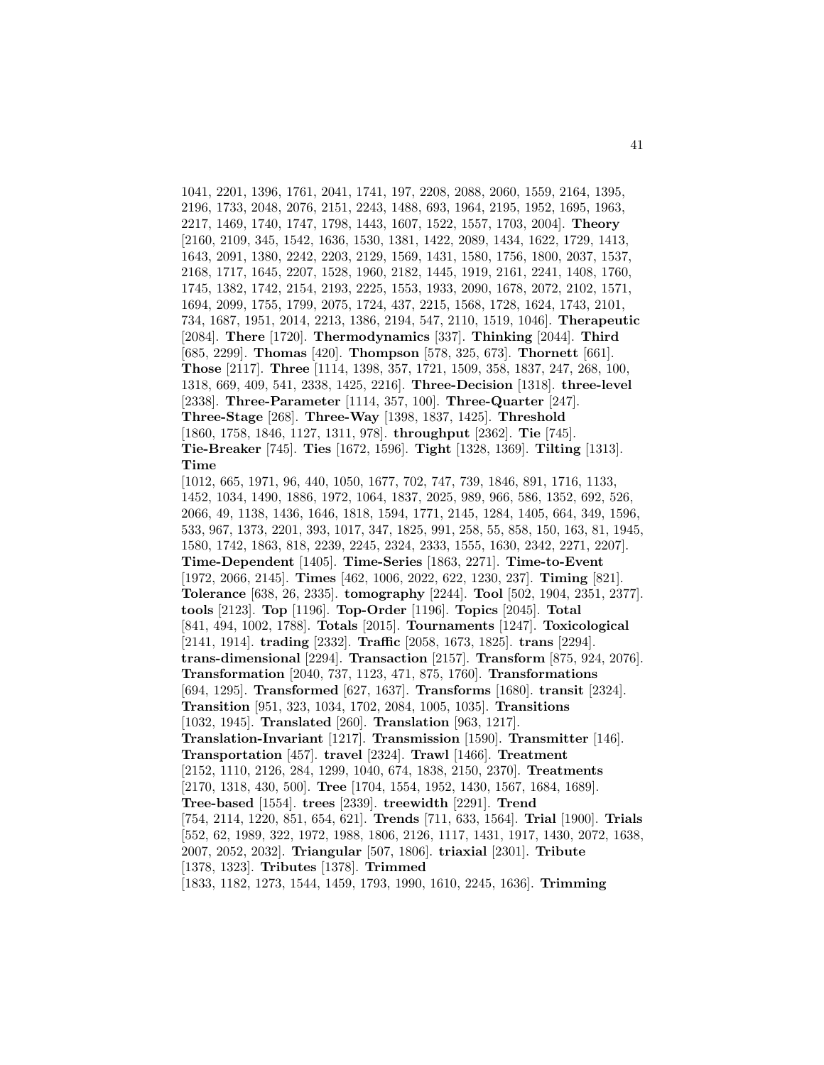1041, 2201, 1396, 1761, 2041, 1741, 197, 2208, 2088, 2060, 1559, 2164, 1395, 2196, 1733, 2048, 2076, 2151, 2243, 1488, 693, 1964, 2195, 1952, 1695, 1963, 2217, 1469, 1740, 1747, 1798, 1443, 1607, 1522, 1557, 1703, 2004]. **Theory** [2160, 2109, 345, 1542, 1636, 1530, 1381, 1422, 2089, 1434, 1622, 1729, 1413, 1643, 2091, 1380, 2242, 2203, 2129, 1569, 1431, 1580, 1756, 1800, 2037, 1537, 2168, 1717, 1645, 2207, 1528, 1960, 2182, 1445, 1919, 2161, 2241, 1408, 1760, 1745, 1382, 1742, 2154, 2193, 2225, 1553, 1933, 2090, 1678, 2072, 2102, 1571, 1694, 2099, 1755, 1799, 2075, 1724, 437, 2215, 1568, 1728, 1624, 1743, 2101, 734, 1687, 1951, 2014, 2213, 1386, 2194, 547, 2110, 1519, 1046]. **Therapeutic** [2084]. **There** [1720]. **Thermodynamics** [337]. **Thinking** [2044]. **Third** [685, 2299]. **Thomas** [420]. **Thompson** [578, 325, 673]. **Thornett** [661]. **Those** [2117]. **Three** [1114, 1398, 357, 1721, 1509, 358, 1837, 247, 268, 100, 1318, 669, 409, 541, 2338, 1425, 2216]. **Three-Decision** [1318]. **three-level** [2338]. **Three-Parameter** [1114, 357, 100]. **Three-Quarter** [247]. **Three-Stage** [268]. **Three-Way** [1398, 1837, 1425]. **Threshold** [1860, 1758, 1846, 1127, 1311, 978]. **throughput** [2362]. **Tie** [745]. **Tie-Breaker** [745]. **Ties** [1672, 1596]. **Tight** [1328, 1369]. **Tilting** [1313]. **Time** [1012, 665, 1971, 96, 440, 1050, 1677, 702, 747, 739, 1846, 891, 1716, 1133, 1452, 1034, 1490, 1886, 1972, 1064, 1837, 2025, 989, 966, 586, 1352, 692, 526, 2066, 49, 1138, 1436, 1646, 1818, 1594, 1771, 2145, 1284, 1405, 664, 349, 1596, 533, 967, 1373, 2201, 393, 1017, 347, 1825, 991, 258, 55, 858, 150, 163, 81, 1945, 1580, 1742, 1863, 818, 2239, 2245, 2324, 2333, 1555, 1630, 2342, 2271, 2207]. **Time-Dependent** [1405]. **Time-Series** [1863, 2271]. **Time-to-Event** [1972, 2066, 2145]. **Times** [462, 1006, 2022, 622, 1230, 237]. **Timing** [821]. **Tolerance** [638, 26, 2335]. **tomography** [2244]. **Tool** [502, 1904, 2351, 2377]. **tools** [2123]. **Top** [1196]. **Top-Order** [1196]. **Topics** [2045]. **Total** [841, 494, 1002, 1788]. **Totals** [2015]. **Tournaments** [1247]. **Toxicological** [2141, 1914]. **trading** [2332]. **Traffic** [2058, 1673, 1825]. **trans** [2294]. **trans-dimensional** [2294]. **Transaction** [2157]. **Transform** [875, 924, 2076]. **Transformation** [2040, 737, 1123, 471, 875, 1760]. **Transformations** [694, 1295]. **Transformed** [627, 1637]. **Transforms** [1680]. **transit** [2324]. **Transition** [951, 323, 1034, 1702, 2084, 1005, 1035]. **Transitions** [1032, 1945]. **Translated** [260]. **Translation** [963, 1217]. **Translation-Invariant** [1217]. **Transmission** [1590]. **Transmitter** [146]. **Transportation** [457]. **travel** [2324]. **Trawl** [1466]. **Treatment** [2152, 1110, 2126, 284, 1299, 1040, 674, 1838, 2150, 2370]. **Treatments** [2170, 1318, 430, 500]. **Tree** [1704, 1554, 1952, 1430, 1567, 1684, 1689]. **Tree-based** [1554]. **trees** [2339]. **treewidth** [2291]. **Trend** [754, 2114, 1220, 851, 654, 621]. **Trends** [711, 633, 1564]. **Trial** [1900]. **Trials** [552, 62, 1989, 322, 1972, 1988, 1806, 2126, 1117, 1431, 1917, 1430, 2072, 1638, 2007, 2052, 2032]. **Triangular** [507, 1806]. **triaxial** [2301]. **Tribute** [1378, 1323]. **Tributes** [1378]. **Trimmed** [1833, 1182, 1273, 1544, 1459, 1793, 1990, 1610, 2245, 1636]. **Trimming**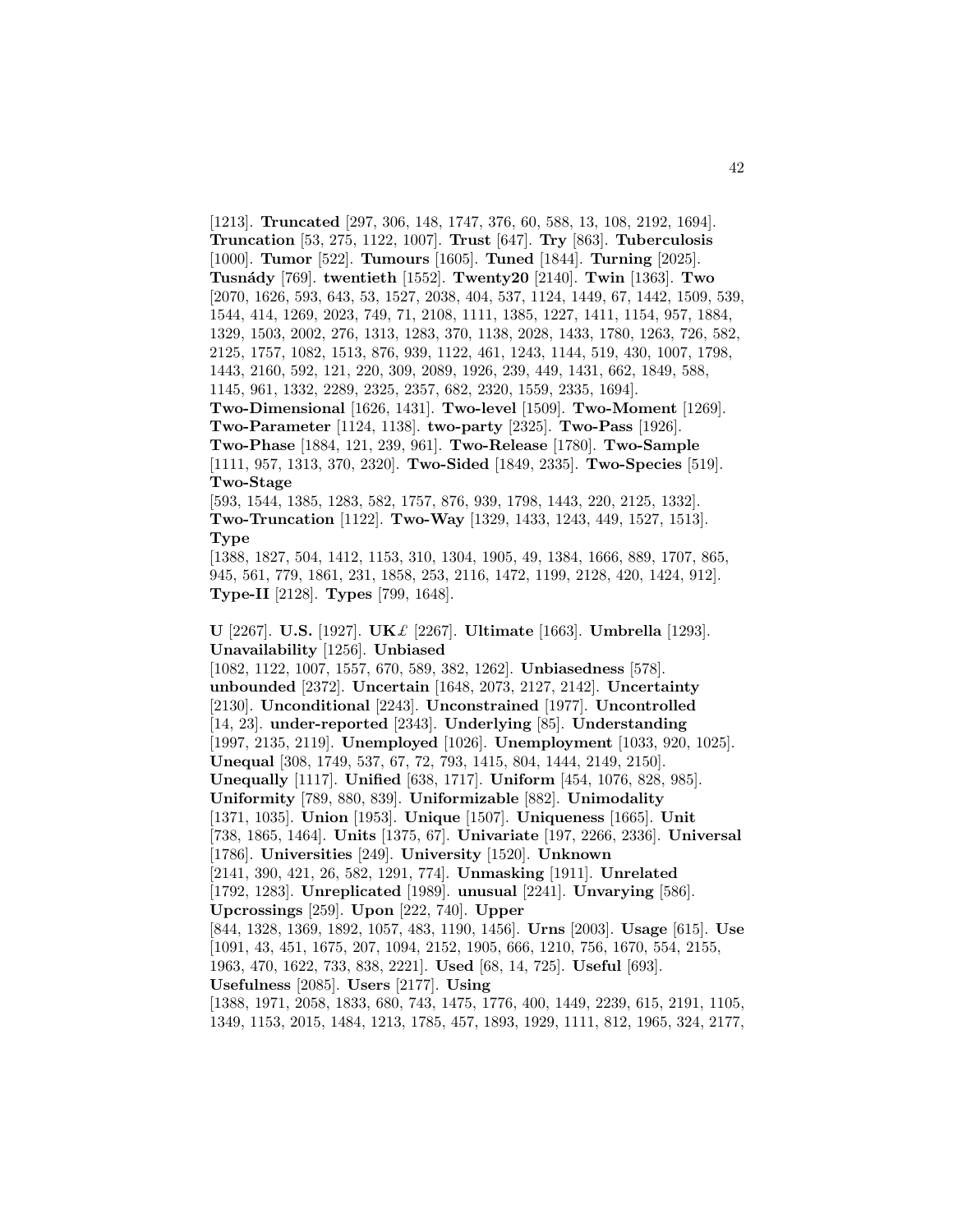[1213]. **Truncated** [297, 306, 148, 1747, 376, 60, 588, 13, 108, 2192, 1694]. **Truncation** [53, 275, 1122, 1007]. **Trust** [647]. **Try** [863]. **Tuberculosis** [1000]. **Tumor** [522]. **Tumours** [1605]. **Tuned** [1844]. **Turning** [2025]. **Tusnády** [769]. **twentieth** [1552]. **Twenty20** [2140]. **Twin** [1363]. **Two** [2070, 1626, 593, 643, 53, 1527, 2038, 404, 537, 1124, 1449, 67, 1442, 1509, 539, 1544, 414, 1269, 2023, 749, 71, 2108, 1111, 1385, 1227, 1411, 1154, 957, 1884, 1329, 1503, 2002, 276, 1313, 1283, 370, 1138, 2028, 1433, 1780, 1263, 726, 582, 2125, 1757, 1082, 1513, 876, 939, 1122, 461, 1243, 1144, 519, 430, 1007, 1798, 1443, 2160, 592, 121, 220, 309, 2089, 1926, 239, 449, 1431, 662, 1849, 588, 1145, 961, 1332, 2289, 2325, 2357, 682, 2320, 1559, 2335, 1694]. **Two-Dimensional** [1626, 1431]. **Two-level** [1509]. **Two-Moment** [1269]. **Two-Parameter** [1124, 1138]. **two-party** [2325]. **Two-Pass** [1926]. **Two-Phase** [1884, 121, 239, 961]. **Two-Release** [1780]. **Two-Sample** [1111, 957, 1313, 370, 2320]. **Two-Sided** [1849, 2335]. **Two-Species** [519]. **Two-Stage** [593, 1544, 1385, 1283, 582, 1757, 876, 939, 1798, 1443, 220, 2125, 1332]. **Two-Truncation** [1122]. **Two-Way** [1329, 1433, 1243, 449, 1527, 1513]. **Type** [1388, 1827, 504, 1412, 1153, 310, 1304, 1905, 49, 1384, 1666, 889, 1707, 865, 945, 561, 779, 1861, 231, 1858, 253, 2116, 1472, 1199, 2128, 420, 1424, 912]. **Type-II** [2128]. **Types** [799, 1648].

**U** [2267]. **U.S.** [1927]. **UK£** [2267]. **Ultimate** [1663]. **Umbrella** [1293]. **Unavailability** [1256]. **Unbiased** [1082, 1122, 1007, 1557, 670, 589, 382, 1262]. **Unbiasedness** [578]. **unbounded** [2372]. **Uncertain** [1648, 2073, 2127, 2142]. **Uncertainty** [2130]. **Unconditional** [2243]. **Unconstrained** [1977]. **Uncontrolled** [14, 23]. **under-reported** [2343]. **Underlying** [85]. **Understanding** [1997, 2135, 2119]. **Unemployed** [1026]. **Unemployment** [1033, 920, 1025]. **Unequal** [308, 1749, 537, 67, 72, 793, 1415, 804, 1444, 2149, 2150]. **Unequally** [1117]. **Unified** [638, 1717]. **Uniform** [454, 1076, 828, 985]. **Uniformity** [789, 880, 839]. **Uniformizable** [882]. **Unimodality** [1371, 1035]. **Union** [1953]. **Unique** [1507]. **Uniqueness** [1665]. **Unit** [738, 1865, 1464]. **Units** [1375, 67]. **Univariate** [197, 2266, 2336]. **Universal** [1786]. **Universities** [249]. **University** [1520]. **Unknown** [2141, 390, 421, 26, 582, 1291, 774]. **Unmasking** [1911]. **Unrelated** [1792, 1283]. **Unreplicated** [1989]. **unusual** [2241]. **Unvarying** [586]. **Upcrossings** [259]. **Upon** [222, 740]. **Upper** [844, 1328, 1369, 1892, 1057, 483, 1190, 1456]. **Urns** [2003]. **Usage** [615]. **Use** [1091, 43, 451, 1675, 207, 1094, 2152, 1905, 666, 1210, 756, 1670, 554, 2155, 1963, 470, 1622, 733, 838, 2221]. **Used** [68, 14, 725]. **Useful** [693]. **Usefulness** [2085]. **Users** [2177]. **Using** [1388, 1971, 2058, 1833, 680, 743, 1475, 1776, 400, 1449, 2239, 615, 2191, 1105, 1349, 1153, 2015, 1484, 1213, 1785, 457, 1893, 1929, 1111, 812, 1965, 324, 2177,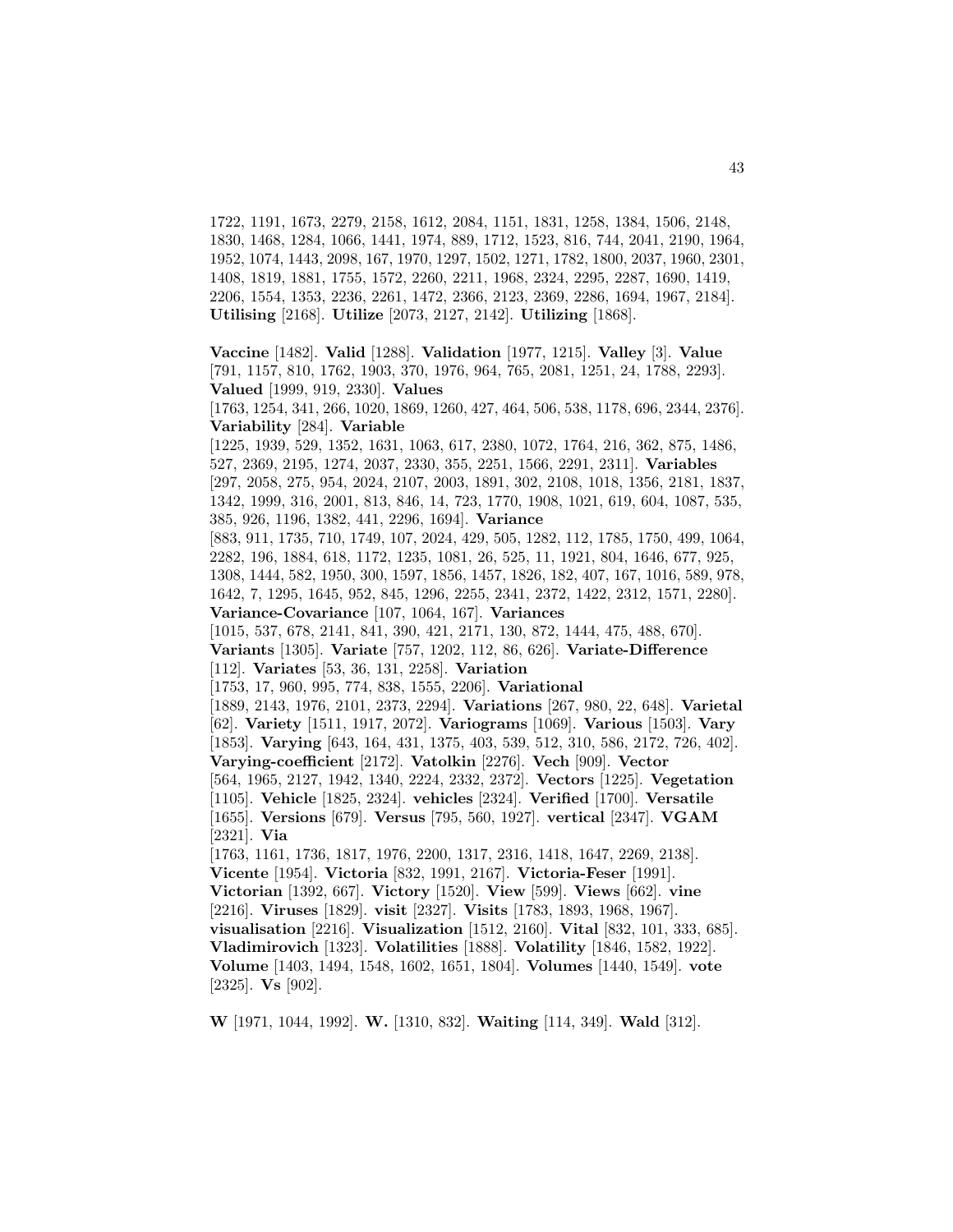1722, 1191, 1673, 2279, 2158, 1612, 2084, 1151, 1831, 1258, 1384, 1506, 2148, 1830, 1468, 1284, 1066, 1441, 1974, 889, 1712, 1523, 816, 744, 2041, 2190, 1964, 1952, 1074, 1443, 2098, 167, 1970, 1297, 1502, 1271, 1782, 1800, 2037, 1960, 2301, 1408, 1819, 1881, 1755, 1572, 2260, 2211, 1968, 2324, 2295, 2287, 1690, 1419, 2206, 1554, 1353, 2236, 2261, 1472, 2366, 2123, 2369, 2286, 1694, 1967, 2184]. **Utilising** [2168]. **Utilize** [2073, 2127, 2142]. **Utilizing** [1868].

**Vaccine** [1482]. **Valid** [1288]. **Validation** [1977, 1215]. **Valley** [3]. **Value** [791, 1157, 810, 1762, 1903, 370, 1976, 964, 765, 2081, 1251, 24, 1788, 2293]. **Valued** [1999, 919, 2330]. **Values** [1763, 1254, 341, 266, 1020, 1869, 1260, 427, 464, 506, 538, 1178, 696, 2344, 2376]. **Variability** [284]. **Variable** [1225, 1939, 529, 1352, 1631, 1063, 617, 2380, 1072, 1764, 216, 362, 875, 1486, 527, 2369, 2195, 1274, 2037, 2330, 355, 2251, 1566, 2291, 2311]. **Variables** [297, 2058, 275, 954, 2024, 2107, 2003, 1891, 302, 2108, 1018, 1356, 2181, 1837, 1342, 1999, 316, 2001, 813, 846, 14, 723, 1770, 1908, 1021, 619, 604, 1087, 535, 385, 926, 1196, 1382, 441, 2296, 1694]. **Variance** [883, 911, 1735, 710, 1749, 107, 2024, 429, 505, 1282, 112, 1785, 1750, 499, 1064, 2282, 196, 1884, 618, 1172, 1235, 1081, 26, 525, 11, 1921, 804, 1646, 677, 925, 1308, 1444, 582, 1950, 300, 1597, 1856, 1457, 1826, 182, 407, 167, 1016, 589, 978, 1642, 7, 1295, 1645, 952, 845, 1296, 2255, 2341, 2372, 1422, 2312, 1571, 2280]. **Variance-Covariance** [107, 1064, 167]. **Variances** [1015, 537, 678, 2141, 841, 390, 421, 2171, 130, 872, 1444, 475, 488, 670]. **Variants** [1305]. **Variate** [757, 1202, 112, 86, 626]. **Variate-Difference** [112]. **Variates** [53, 36, 131, 2258]. **Variation** [1753, 17, 960, 995, 774, 838, 1555, 2206]. **Variational** [1889, 2143, 1976, 2101, 2373, 2294]. **Variations** [267, 980, 22, 648]. **Varietal** [62]. **Variety** [1511, 1917, 2072]. **Variograms** [1069]. **Various** [1503]. **Vary** [1853]. **Varying** [643, 164, 431, 1375, 403, 539, 512, 310, 586, 2172, 726, 402]. **Varying-coefficient** [2172]. **Vatolkin** [2276]. **Vech** [909]. **Vector** [564, 1965, 2127, 1942, 1340, 2224, 2332, 2372]. **Vectors** [1225]. **Vegetation** [1105]. **Vehicle** [1825, 2324]. **vehicles** [2324]. **Verified** [1700]. **Versatile** [1655]. **Versions** [679]. **Versus** [795, 560, 1927]. **vertical** [2347]. **VGAM** [2321]. **Via** [1763, 1161, 1736, 1817, 1976, 2200, 1317, 2316, 1418, 1647, 2269, 2138]. **Vicente** [1954]. **Victoria** [832, 1991, 2167]. **Victoria-Feser** [1991]. **Victorian** [1392, 667]. **Victory** [1520]. **View** [599]. **Views** [662]. **vine** [2216]. **Viruses** [1829]. **visit** [2327]. **Visits** [1783, 1893, 1968, 1967]. **visualisation** [2216]. **Visualization** [1512, 2160]. **Vital** [832, 101, 333, 685]. **Vladimirovich** [1323]. **Volatilities** [1888]. **Volatility** [1846, 1582, 1922]. **Volume** [1403, 1494, 1548, 1602, 1651, 1804]. **Volumes** [1440, 1549]. **vote** [2325]. **Vs** [902].

**W** [1971, 1044, 1992]. **W.** [1310, 832]. **Waiting** [114, 349]. **Wald** [312].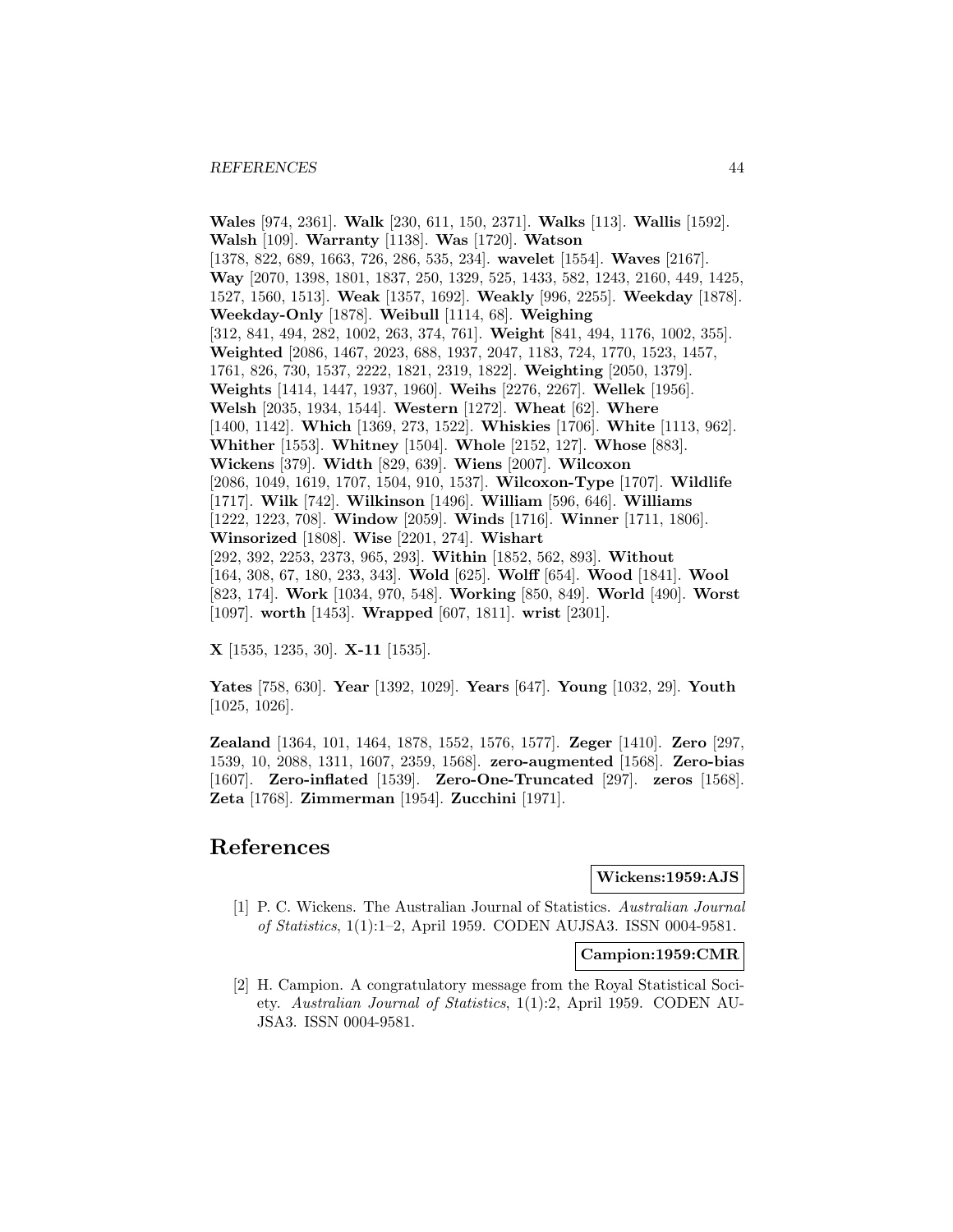**Wales** [974, 2361]. **Walk** [230, 611, 150, 2371]. **Walks** [113]. **Wallis** [1592]. **Walsh** [109]. **Warranty** [1138]. **Was** [1720]. **Watson** [1378, 822, 689, 1663, 726, 286, 535, 234]. **wavelet** [1554]. **Waves** [2167]. **Way** [2070, 1398, 1801, 1837, 250, 1329, 525, 1433, 582, 1243, 2160, 449, 1425, 1527, 1560, 1513]. **Weak** [1357, 1692]. **Weakly** [996, 2255]. **Weekday** [1878]. **Weekday-Only** [1878]. **Weibull** [1114, 68]. **Weighing** [312, 841, 494, 282, 1002, 263, 374, 761]. **Weight** [841, 494, 1176, 1002, 355]. **Weighted** [2086, 1467, 2023, 688, 1937, 2047, 1183, 724, 1770, 1523, 1457, 1761, 826, 730, 1537, 2222, 1821, 2319, 1822]. **Weighting** [2050, 1379]. **Weights** [1414, 1447, 1937, 1960]. **Weihs** [2276, 2267]. **Wellek** [1956]. **Welsh** [2035, 1934, 1544]. **Western** [1272]. **Wheat** [62]. **Where** [1400, 1142]. **Which** [1369, 273, 1522]. **Whiskies** [1706]. **White** [1113, 962]. **Whither** [1553]. **Whitney** [1504]. **Whole** [2152, 127]. **Whose** [883]. **Wickens** [379]. **Width** [829, 639]. **Wiens** [2007]. **Wilcoxon** [2086, 1049, 1619, 1707, 1504, 910, 1537]. **Wilcoxon-Type** [1707]. **Wildlife** [1717]. **Wilk** [742]. **Wilkinson** [1496]. **William** [596, 646]. **Williams** [1222, 1223, 708]. **Window** [2059]. **Winds** [1716]. **Winner** [1711, 1806]. **Winsorized** [1808]. **Wise** [2201, 274]. **Wishart** [292, 392, 2253, 2373, 965, 293]. **Within** [1852, 562, 893]. **Without** [164, 308, 67, 180, 233, 343]. **Wold** [625]. **Wolff** [654]. **Wood** [1841]. **Wool** [823, 174]. **Work** [1034, 970, 548]. **Working** [850, 849]. **World** [490]. **Worst** [1097]. **worth** [1453]. **Wrapped** [607, 1811]. **wrist** [2301].

**X** [1535, 1235, 30]. **X-11** [1535].

**Yates** [758, 630]. **Year** [1392, 1029]. **Years** [647]. **Young** [1032, 29]. **Youth** [1025, 1026].

**Zealand** [1364, 101, 1464, 1878, 1552, 1576, 1577]. **Zeger** [1410]. **Zero** [297, 1539, 10, 2088, 1311, 1607, 2359, 1568]. **zero-augmented** [1568]. **Zero-bias** [1607]. **Zero-inflated** [1539]. **Zero-One-Truncated** [297]. **zeros** [1568]. **Zeta** [1768]. **Zimmerman** [1954]. **Zucchini** [1971].

# References

**Wickens:1959:AJS**

[1] P. C. Wickens. The Australian Journal of Statistics. *Australian Journal of Statistics*, 1(1):1–2, April 1959. CODEN AUJSA3. ISSN 0004-9581.

**Campion:1959:CMR**

[2] H. Campion. A congratulatory message from the Royal Statistical Society. *Australian Journal of Statistics*, 1(1):2, April 1959. CODEN AUJSA3. ISSN 0004-9581.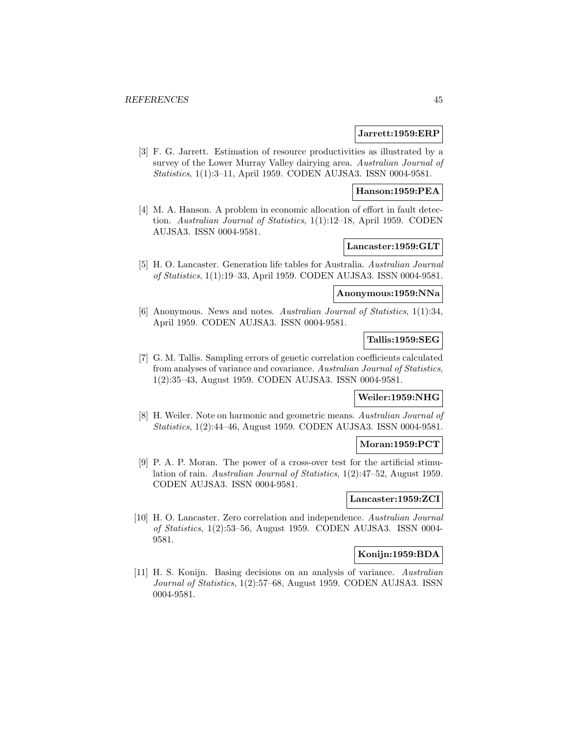**Jarrett:1959:ERP**

[3] F. G. Jarrett. Estimation of resource productivities as illustrated by a survey of the Lower Murray Valley dairying area. *Australian Journal of Statistics*, 1(1):3–11, April 1959. CODEN AUJSA3. ISSN 0004-9581.

**Hanson:1959:PEA**

[4] M. A. Hanson. A problem in economic allocation of effort in fault detection. *Australian Journal of Statistics*, 1(1):12–18, April 1959. CODEN AUJSA3. ISSN 0004-9581.

**Lancaster:1959:GLT**

[5] H. O. Lancaster. Generation life tables for Australia. *Australian Journal of Statistics*, 1(1):19–33, April 1959. CODEN AUJSA3. ISSN 0004-9581.

**Anonymous:1959:NNa**

[6] Anonymous. News and notes. *Australian Journal of Statistics*, 1(1):34, April 1959. CODEN AUJSA3. ISSN 0004-9581.

**Tallis:1959:SEG**

[7] G. M. Tallis. Sampling errors of genetic correlation coefficients calculated from analyses of variance and covariance. *Australian Journal of Statistics*, 1(2):35–43, August 1959. CODEN AUJSA3. ISSN 0004-9581.

**Weiler:1959:NHG**

[8] H. Weiler. Note on harmonic and geometric means. *Australian Journal of Statistics*, 1(2):44–46, August 1959. CODEN AUJSA3. ISSN 0004-9581.

**Moran:1959:PCT**

[9] P. A. P. Moran. The power of a cross-over test for the artificial stimulation of rain. *Australian Journal of Statistics*, 1(2):47–52, August 1959. CODEN AUJSA3. ISSN 0004-9581.

**Lancaster:1959:ZCI**

[10] H. O. Lancaster. Zero correlation and independence. *Australian Journal of Statistics*, 1(2):53–56, August 1959. CODEN AUJSA3. ISSN 0004-9581.

**Konijn:1959:BDA**

[11] H. S. Konijn. Basing decisions on an analysis of variance. *Australian Journal of Statistics*, 1(2):57–68, August 1959. CODEN AUJSA3. ISSN 0004-9581.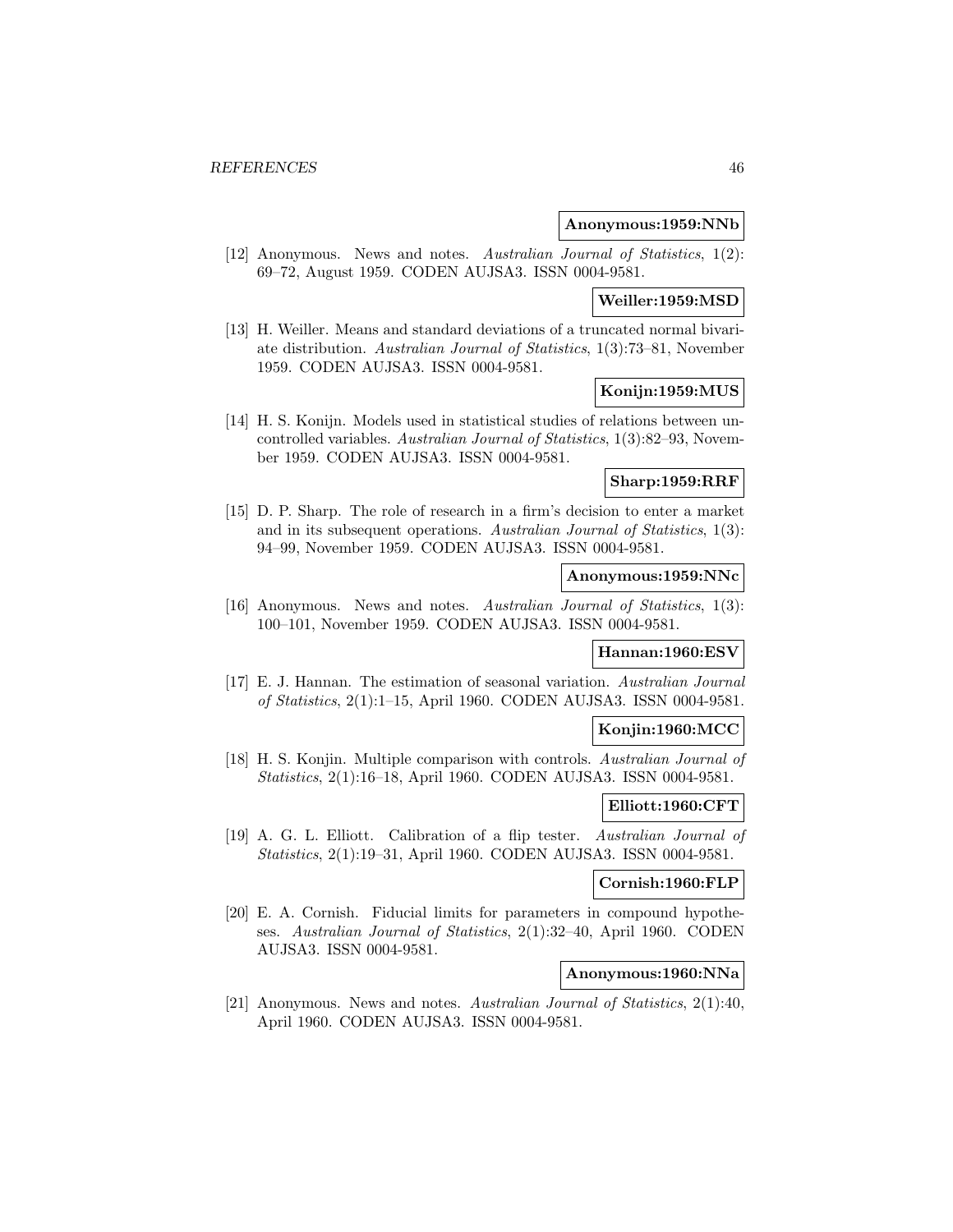**Anonymous:1959:NNb**

[12] Anonymous. News and notes. *Australian Journal of Statistics*, 1(2): 69–72, August 1959. CODEN AUJSA3. ISSN 0004-9581.

**Weiller:1959:MSD**

[13] H. Weiller. Means and standard deviations of a truncated normal bivariate distribution. *Australian Journal of Statistics*, 1(3):73–81, November 1959. CODEN AUJSA3. ISSN 0004-9581.

**Konijn:1959:MUS**

[14] H. S. Konijn. Models used in statistical studies of relations between uncontrolled variables. *Australian Journal of Statistics*, 1(3):82–93, November 1959. CODEN AUJSA3. ISSN 0004-9581.

**Sharp:1959:RRF**

[15] D. P. Sharp. The role of research in a firm's decision to enter a market and in its subsequent operations. *Australian Journal of Statistics*, 1(3): 94–99, November 1959. CODEN AUJSA3. ISSN 0004-9581.

**Anonymous:1959:NNc**

[16] Anonymous. News and notes. *Australian Journal of Statistics*, 1(3): 100–101, November 1959. CODEN AUJSA3. ISSN 0004-9581.

**Hannan:1960:ESV**

[17] E. J. Hannan. The estimation of seasonal variation. *Australian Journal of Statistics*, 2(1):1–15, April 1960. CODEN AUJSA3. ISSN 0004-9581.

**Konjin:1960:MCC**

[18] H. S. Konjin. Multiple comparison with controls. *Australian Journal of Statistics*, 2(1):16–18, April 1960. CODEN AUJSA3. ISSN 0004-9581.

**Elliott:1960:CFT**

[19] A. G. L. Elliott. Calibration of a flip tester. *Australian Journal of Statistics*, 2(1):19–31, April 1960. CODEN AUJSA3. ISSN 0004-9581.

**Cornish:1960:FLP**

[20] E. A. Cornish. Fiducial limits for parameters in compound hypotheses. *Australian Journal of Statistics*, 2(1):32–40, April 1960. CODEN AUJSA3. ISSN 0004-9581.

**Anonymous:1960:NNa**

[21] Anonymous. News and notes. *Australian Journal of Statistics*, 2(1):40, April 1960. CODEN AUJSA3. ISSN 0004-9581.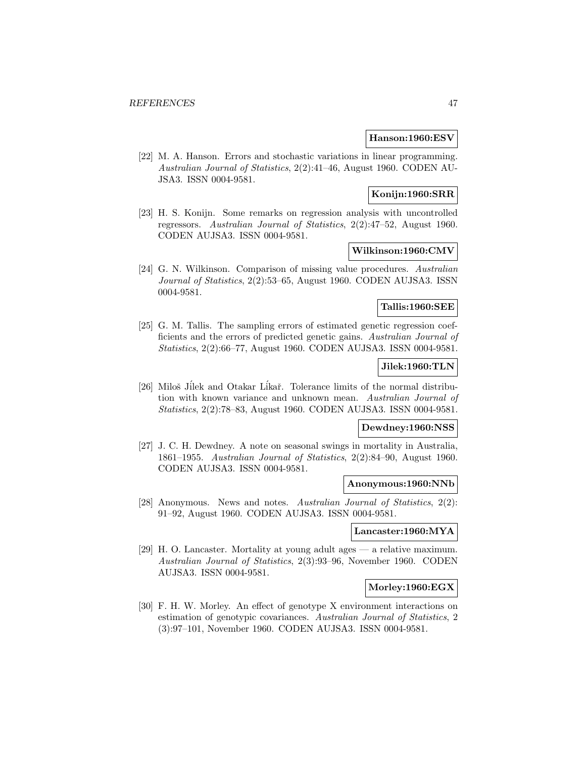**Hanson:1960:ESV**

[22] M. A. Hanson. Errors and stochastic variations in linear programming. *Australian Journal of Statistics*, 2(2):41–46, August 1960. CODEN AUJSA3. ISSN 0004-9581.

**Konijn:1960:SRR**

[23] H. S. Konijn. Some remarks on regression analysis with uncontrolled regressors. *Australian Journal of Statistics*, 2(2):47–52, August 1960. CODEN AUJSA3. ISSN 0004-9581.

**Wilkinson:1960:CMV**

[24] G. N. Wilkinson. Comparison of missing value procedures. *Australian Journal of Statistics*, 2(2):53–65, August 1960. CODEN AUJSA3. ISSN 0004-9581.

**Tallis:1960:SEE**

[25] G. M. Tallis. The sampling errors of estimated genetic regression coefficients and the errors of predicted genetic gains. *Australian Journal of Statistics*, 2(2):66–77, August 1960. CODEN AUJSA3. ISSN 0004-9581.

**Jilek:1960:TLN**

[26] Miloš Jílek and Otakar Líkař. Tolerance limits of the normal distribution with known variance and unknown mean. *Australian Journal of Statistics*, 2(2):78–83, August 1960. CODEN AUJSA3. ISSN 0004-9581.

**Dewdney:1960:NSS**

[27] J. C. H. Dewdney. A note on seasonal swings in mortality in Australia, 1861–1955. *Australian Journal of Statistics*, 2(2):84–90, August 1960. CODEN AUJSA3. ISSN 0004-9581.

**Anonymous:1960:NNb**

[28] Anonymous. News and notes. *Australian Journal of Statistics*, 2(2): 91–92, August 1960. CODEN AUJSA3. ISSN 0004-9581.

**Lancaster:1960:MYA**

[29] H. O. Lancaster. Mortality at young adult ages — a relative maximum. *Australian Journal of Statistics*, 2(3):93–96, November 1960. CODEN AUJSA3. ISSN 0004-9581.

**Morley:1960:EGX**

[30] F. H. W. Morley. An effect of genotype X environment interactions on estimation of genotypic covariances. *Australian Journal of Statistics*, 2 (3):97–101, November 1960. CODEN AUJSA3. ISSN 0004-9581.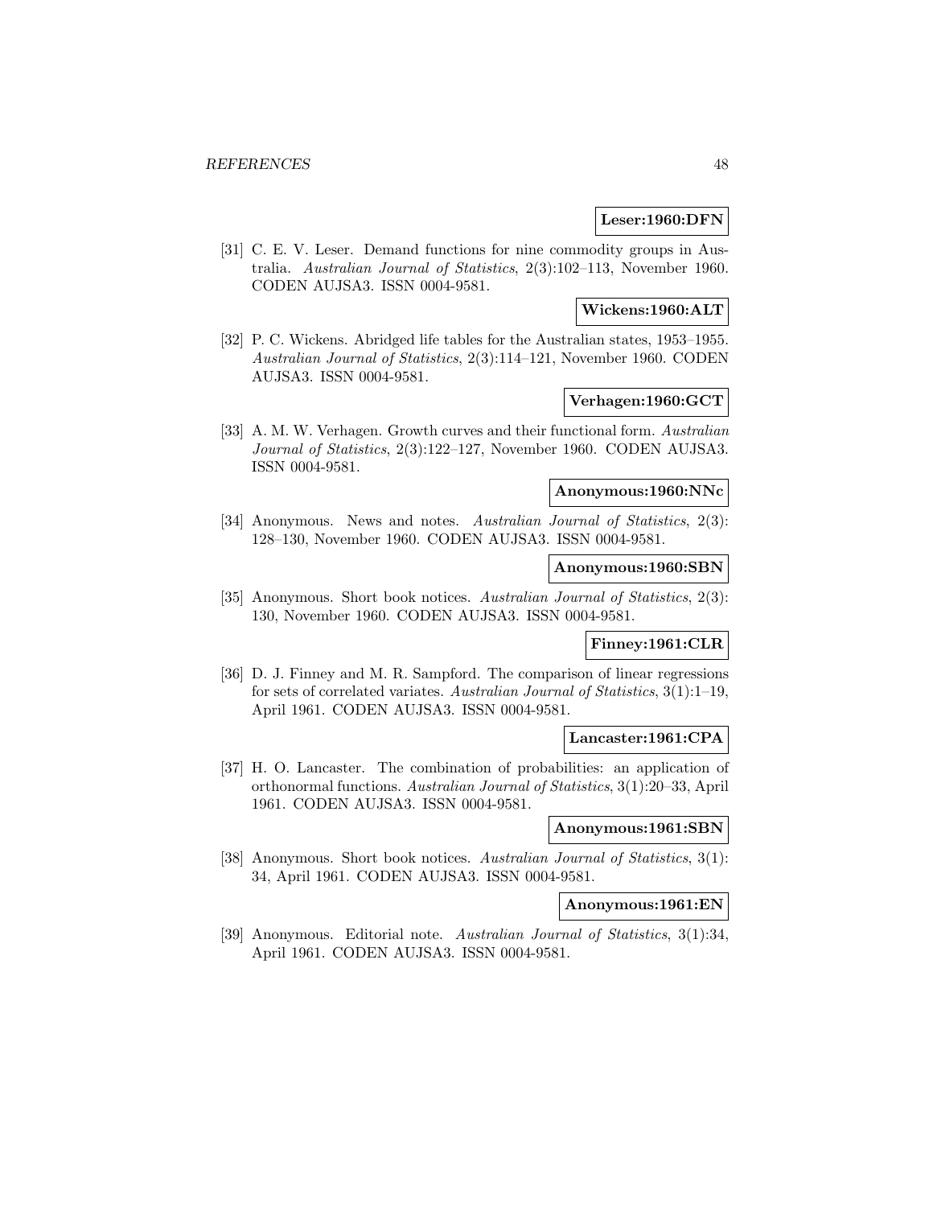**Leser:1960:DFN**

[31] C. E. V. Leser. Demand functions for nine commodity groups in Australia. *Australian Journal of Statistics*, 2(3):102–113, November 1960. CODEN AUJSA3. ISSN 0004-9581.

**Wickens:1960:ALT**

[32] P. C. Wickens. Abridged life tables for the Australian states, 1953–1955. *Australian Journal of Statistics*, 2(3):114–121, November 1960. CODEN AUJSA3. ISSN 0004-9581.

**Verhagen:1960:GCT**

[33] A. M. W. Verhagen. Growth curves and their functional form. *Australian Journal of Statistics*, 2(3):122–127, November 1960. CODEN AUJSA3. ISSN 0004-9581.

**Anonymous:1960:NNc**

[34] Anonymous. News and notes. *Australian Journal of Statistics*, 2(3): 128–130, November 1960. CODEN AUJSA3. ISSN 0004-9581.

**Anonymous:1960:SBN**

[35] Anonymous. Short book notices. *Australian Journal of Statistics*, 2(3): 130, November 1960. CODEN AUJSA3. ISSN 0004-9581.

**Finney:1961:CLR**

[36] D. J. Finney and M. R. Sampford. The comparison of linear regressions for sets of correlated variates. *Australian Journal of Statistics*, 3(1):1–19, April 1961. CODEN AUJSA3. ISSN 0004-9581.

**Lancaster:1961:CPA**

[37] H. O. Lancaster. The combination of probabilities: an application of orthonormal functions. *Australian Journal of Statistics*, 3(1):20–33, April 1961. CODEN AUJSA3. ISSN 0004-9581.

**Anonymous:1961:SBN**

[38] Anonymous. Short book notices. *Australian Journal of Statistics*, 3(1): 34, April 1961. CODEN AUJSA3. ISSN 0004-9581.

**Anonymous:1961:EN**

[39] Anonymous. Editorial note. *Australian Journal of Statistics*, 3(1):34, April 1961. CODEN AUJSA3. ISSN 0004-9581.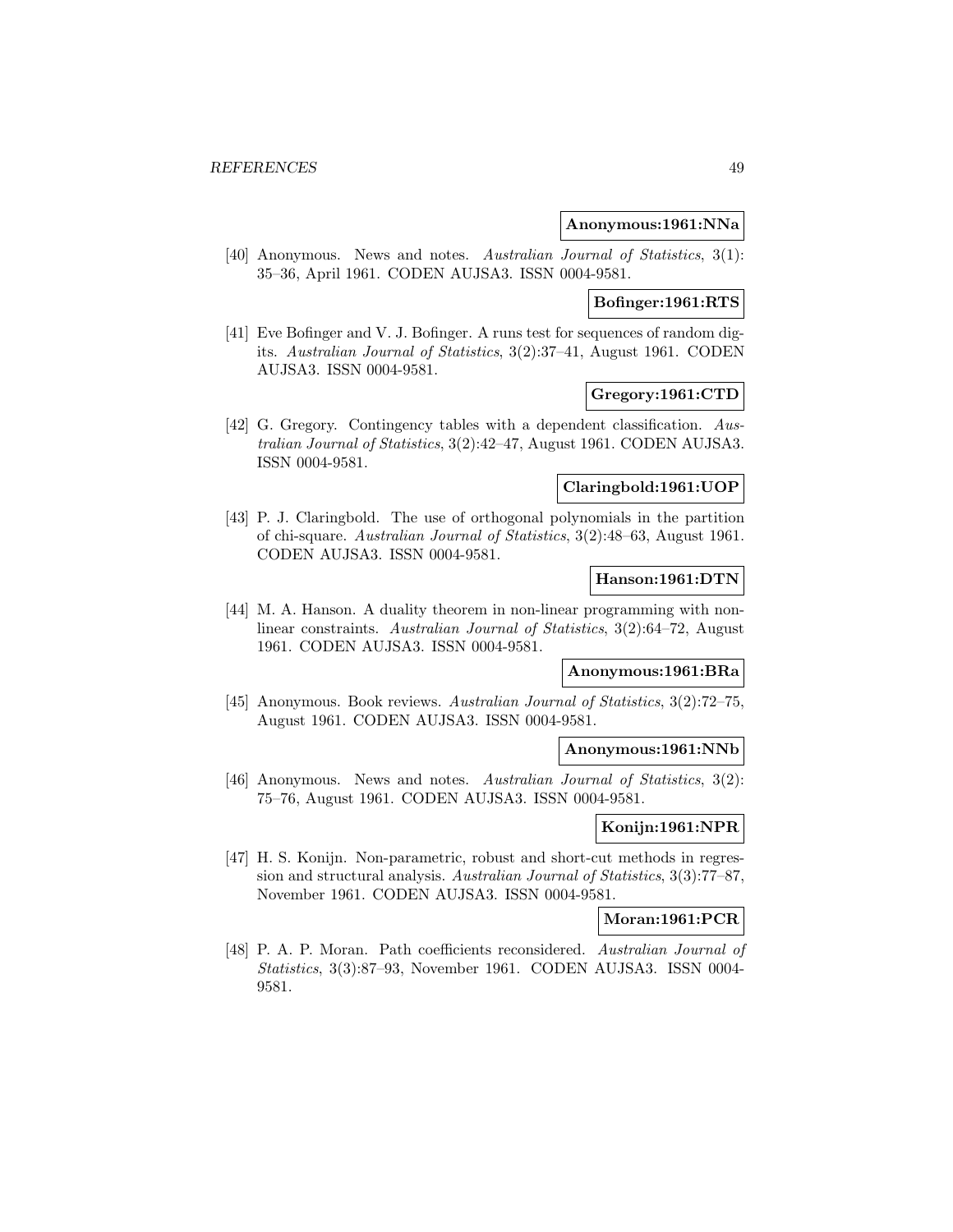**Anonymous:1961:NNa**

[40] Anonymous. News and notes. *Australian Journal of Statistics*, 3(1): 35–36, April 1961. CODEN AUJSA3. ISSN 0004-9581.

**Bofinger:1961:RTS**

[41] Eve Bofinger and V. J. Bofinger. A runs test for sequences of random digits. *Australian Journal of Statistics*, 3(2):37–41, August 1961. CODEN AUJSA3. ISSN 0004-9581.

**Gregory:1961:CTD**

[42] G. Gregory. Contingency tables with a dependent classification. *Australian Journal of Statistics*, 3(2):42–47, August 1961. CODEN AUJSA3. ISSN 0004-9581.

**Claringbold:1961:UOP**

[43] P. J. Claringbold. The use of orthogonal polynomials in the partition of chi-square. *Australian Journal of Statistics*, 3(2):48–63, August 1961. CODEN AUJSA3. ISSN 0004-9581.

**Hanson:1961:DTN**

[44] M. A. Hanson. A duality theorem in non-linear programming with non-linear constraints. *Australian Journal of Statistics*, 3(2):64–72, August 1961. CODEN AUJSA3. ISSN 0004-9581.

**Anonymous:1961:BRa**

[45] Anonymous. Book reviews. *Australian Journal of Statistics*, 3(2):72–75, August 1961. CODEN AUJSA3. ISSN 0004-9581.

**Anonymous:1961:NNb**

[46] Anonymous. News and notes. *Australian Journal of Statistics*, 3(2): 75–76, August 1961. CODEN AUJSA3. ISSN 0004-9581.

**Konijn:1961:NPR**

[47] H. S. Konijn. Non-parametric, robust and short-cut methods in regression and structural analysis. *Australian Journal of Statistics*, 3(3):77–87, November 1961. CODEN AUJSA3. ISSN 0004-9581.

**Moran:1961:PCR**

[48] P. A. P. Moran. Path coefficients reconsidered. *Australian Journal of Statistics*, 3(3):87–93, November 1961. CODEN AUJSA3. ISSN 0004-9581.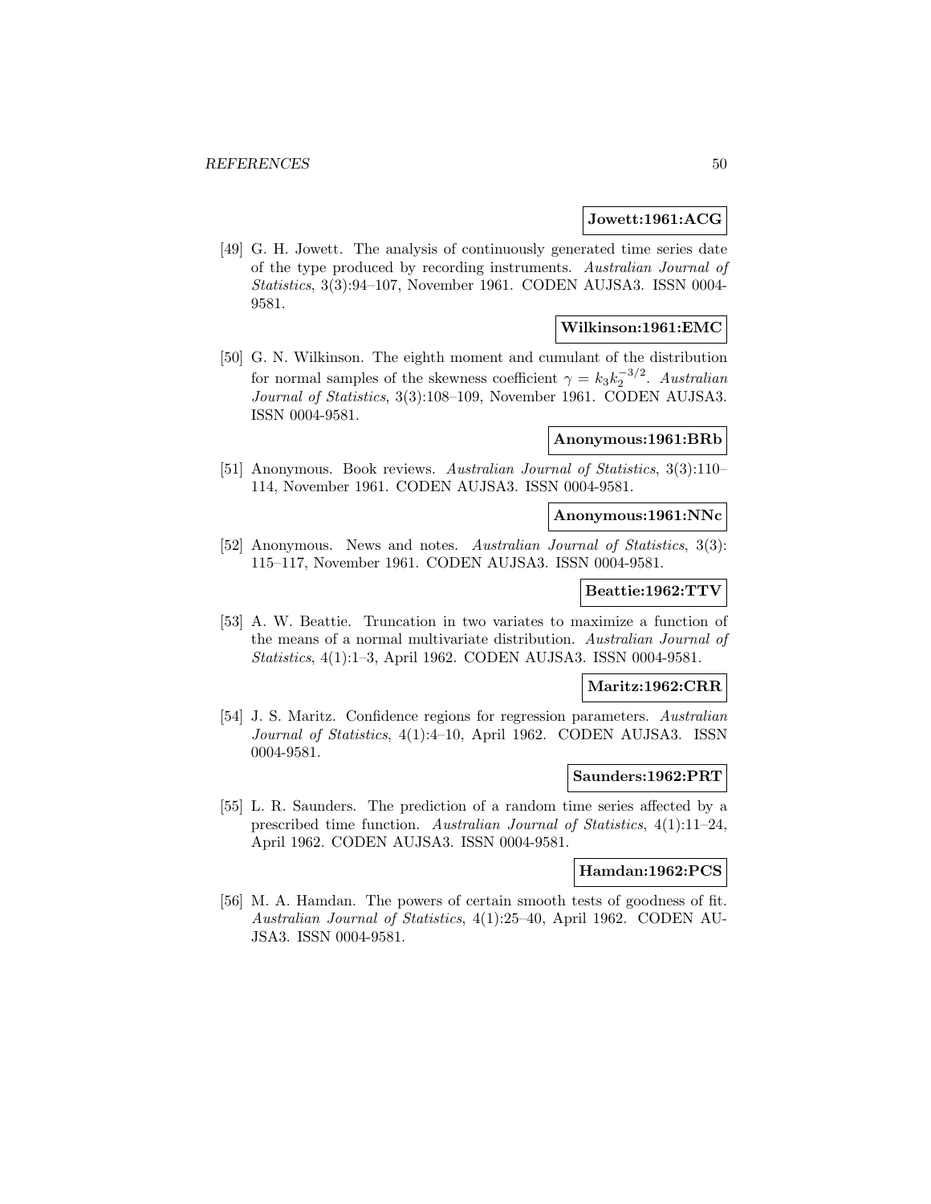**Jowett:1961:ACG**

[49] G. H. Jowett. The analysis of continuously generated time series date of the type produced by recording instruments. *Australian Journal of Statistics*, 3(3):94–107, November 1961. CODEN AUJSA3. ISSN 0004-9581.

**Wilkinson:1961:EMC**

[50] G. N. Wilkinson. The eighth moment and cumulant of the distribution for normal samples of the skewness coefficient $\gamma = k_3 k_2^{-3/2}$. *Australian Journal of Statistics*, 3(3):108–109, November 1961. CODEN AUJSA3. ISSN 0004-9581.

**Anonymous:1961:BRb**

[51] Anonymous. Book reviews. *Australian Journal of Statistics*, 3(3):110–114, November 1961. CODEN AUJSA3. ISSN 0004-9581.

**Anonymous:1961:NNc**

[52] Anonymous. News and notes. *Australian Journal of Statistics*, 3(3): 115–117, November 1961. CODEN AUJSA3. ISSN 0004-9581.

**Beattie:1962:TTV**

[53] A. W. Beattie. Truncation in two variates to maximize a function of the means of a normal multivariate distribution. *Australian Journal of Statistics*, 4(1):1–3, April 1962. CODEN AUJSA3. ISSN 0004-9581.

**Maritz:1962:CRR**

[54] J. S. Maritz. Confidence regions for regression parameters. *Australian Journal of Statistics*, 4(1):4–10, April 1962. CODEN AUJSA3. ISSN 0004-9581.

**Saunders:1962:PRT**

[55] L. R. Saunders. The prediction of a random time series affected by a prescribed time function. *Australian Journal of Statistics*, 4(1):11–24, April 1962. CODEN AUJSA3. ISSN 0004-9581.

**Hamdan:1962:PCS**

[56] M. A. Hamdan. The powers of certain smooth tests of goodness of fit. *Australian Journal of Statistics*, 4(1):25–40, April 1962. CODEN AUJSA3. ISSN 0004-9581.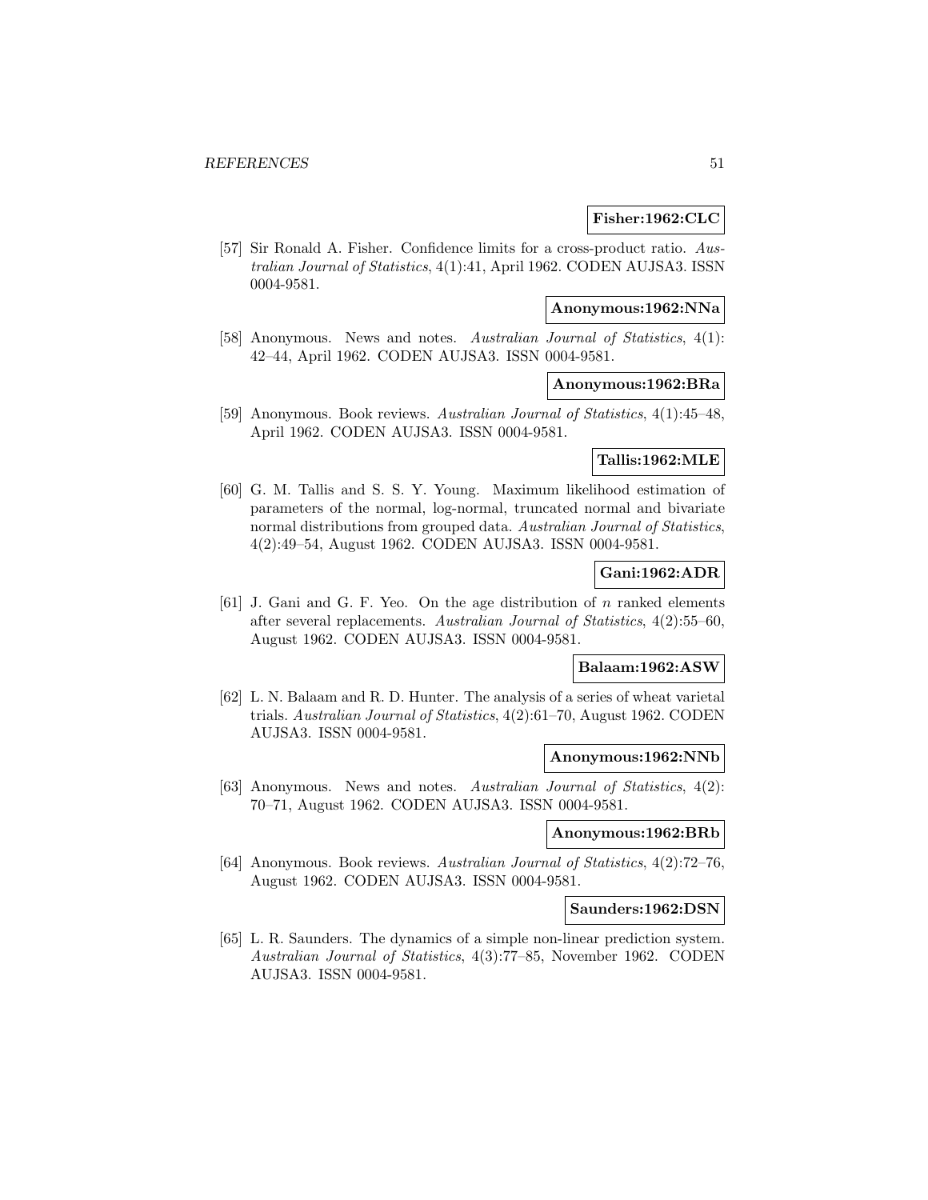**Fisher:1962:CLC**

[57] Sir Ronald A. Fisher. Confidence limits for a cross-product ratio. *Australian Journal of Statistics*, 4(1):41, April 1962. CODEN AUJSA3. ISSN 0004-9581.

**Anonymous:1962:NNa**

[58] Anonymous. News and notes. *Australian Journal of Statistics*, 4(1): 42–44, April 1962. CODEN AUJSA3. ISSN 0004-9581.

**Anonymous:1962:BRa**

[59] Anonymous. Book reviews. *Australian Journal of Statistics*, 4(1):45–48, April 1962. CODEN AUJSA3. ISSN 0004-9581.

**Tallis:1962:MLE**

[60] G. M. Tallis and S. S. Y. Young. Maximum likelihood estimation of parameters of the normal, log-normal, truncated normal and bivariate normal distributions from grouped data. *Australian Journal of Statistics*, 4(2):49–54, August 1962. CODEN AUJSA3. ISSN 0004-9581.

**Gani:1962:ADR**

[61] J. Gani and G. F. Yeo. On the age distribution of $n$ ranked elements after several replacements. *Australian Journal of Statistics*, 4(2):55–60, August 1962. CODEN AUJSA3. ISSN 0004-9581.

**Balaam:1962:ASW**

[62] L. N. Balaam and R. D. Hunter. The analysis of a series of wheat varietal trials. *Australian Journal of Statistics*, 4(2):61–70, August 1962. CODEN AUJSA3. ISSN 0004-9581.

**Anonymous:1962:NNb**

[63] Anonymous. News and notes. *Australian Journal of Statistics*, 4(2): 70–71, August 1962. CODEN AUJSA3. ISSN 0004-9581.

**Anonymous:1962:BRb**

[64] Anonymous. Book reviews. *Australian Journal of Statistics*, 4(2):72–76, August 1962. CODEN AUJSA3. ISSN 0004-9581.

**Saunders:1962:DSN**

[65] L. R. Saunders. The dynamics of a simple non-linear prediction system. *Australian Journal of Statistics*, 4(3):77–85, November 1962. CODEN AUJSA3. ISSN 0004-9581.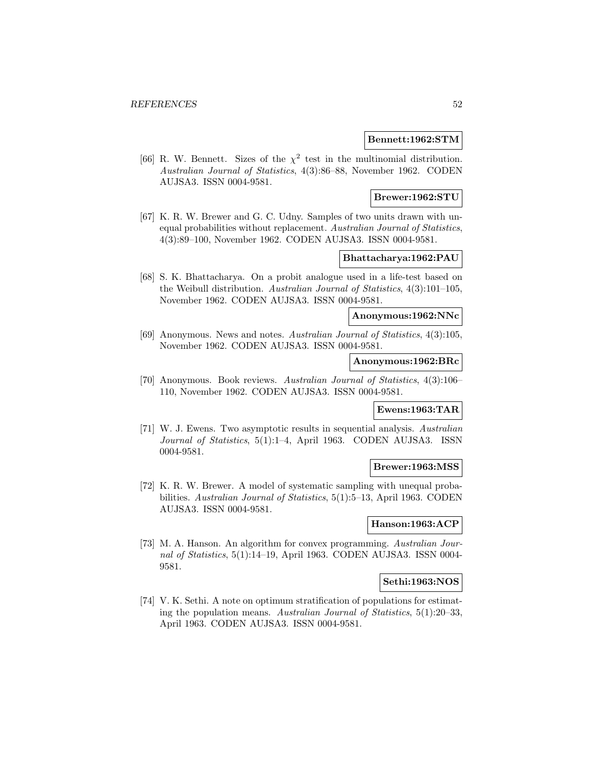**Bennett:1962:STM**

[66] R. W. Bennett. Sizes of the $\chi^2$ test in the multinomial distribution. *Australian Journal of Statistics*, 4(3):86–88, November 1962. CODEN AUJSA3. ISSN 0004-9581.

**Brewer:1962:STU**

[67] K. R. W. Brewer and G. C. Udny. Samples of two units drawn with unequal probabilities without replacement. *Australian Journal of Statistics*, 4(3):89–100, November 1962. CODEN AUJSA3. ISSN 0004-9581.

**Bhattacharya:1962:PAU**

[68] S. K. Bhattacharya. On a probit analogue used in a life-test based on the Weibull distribution. *Australian Journal of Statistics*, 4(3):101–105, November 1962. CODEN AUJSA3. ISSN 0004-9581.

**Anonymous:1962:NNc**

[69] Anonymous. News and notes. *Australian Journal of Statistics*, 4(3):105, November 1962. CODEN AUJSA3. ISSN 0004-9581.

**Anonymous:1962:BRc**

[70] Anonymous. Book reviews. *Australian Journal of Statistics*, 4(3):106–110, November 1962. CODEN AUJSA3. ISSN 0004-9581.

**Ewens:1963:TAR**

[71] W. J. Ewens. Two asymptotic results in sequential analysis. *Australian Journal of Statistics*, 5(1):1–4, April 1963. CODEN AUJSA3. ISSN 0004-9581.

**Brewer:1963:MSS**

[72] K. R. W. Brewer. A model of systematic sampling with unequal probabilities. *Australian Journal of Statistics*, 5(1):5–13, April 1963. CODEN AUJSA3. ISSN 0004-9581.

**Hanson:1963:ACP**

[73] M. A. Hanson. An algorithm for convex programming. *Australian Journal of Statistics*, 5(1):14–19, April 1963. CODEN AUJSA3. ISSN 0004-9581.

**Sethi:1963:NOS**

[74] V. K. Sethi. A note on optimum stratification of populations for estimating the population means. *Australian Journal of Statistics*, 5(1):20–33, April 1963. CODEN AUJSA3. ISSN 0004-9581.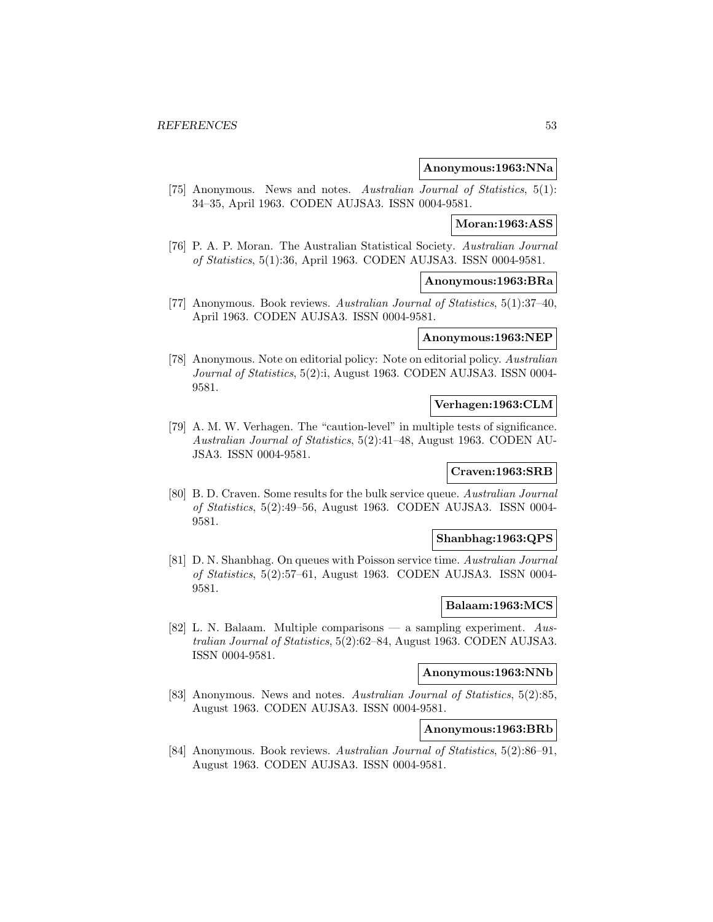**Anonymous:1963:NNa**

[75] Anonymous. News and notes. *Australian Journal of Statistics*, 5(1): 34–35, April 1963. CODEN AUJSA3. ISSN 0004-9581.

**Moran:1963:ASS**

[76] P. A. P. Moran. The Australian Statistical Society. *Australian Journal of Statistics*, 5(1):36, April 1963. CODEN AUJSA3. ISSN 0004-9581.

**Anonymous:1963:BRa**

[77] Anonymous. Book reviews. *Australian Journal of Statistics*, 5(1):37–40, April 1963. CODEN AUJSA3. ISSN 0004-9581.

**Anonymous:1963:NEP**

[78] Anonymous. Note on editorial policy: Note on editorial policy. *Australian Journal of Statistics*, 5(2):i, August 1963. CODEN AUJSA3. ISSN 0004-9581.

**Verhagen:1963:CLM**

[79] A. M. W. Verhagen. The "caution-level" in multiple tests of significance. *Australian Journal of Statistics*, 5(2):41–48, August 1963. CODEN AUJSA3. ISSN 0004-9581.

**Craven:1963:SRB**

[80] B. D. Craven. Some results for the bulk service queue. *Australian Journal of Statistics*, 5(2):49–56, August 1963. CODEN AUJSA3. ISSN 0004-9581.

**Shanbhag:1963:QPS**

[81] D. N. Shanbhag. On queues with Poisson service time. *Australian Journal of Statistics*, 5(2):57–61, August 1963. CODEN AUJSA3. ISSN 0004-9581.

**Balaam:1963:MCS**

[82] L. N. Balaam. Multiple comparisons — a sampling experiment. *Australian Journal of Statistics*, 5(2):62–84, August 1963. CODEN AUJSA3. ISSN 0004-9581.

**Anonymous:1963:NNb**

[83] Anonymous. News and notes. *Australian Journal of Statistics*, 5(2):85, August 1963. CODEN AUJSA3. ISSN 0004-9581.

**Anonymous:1963:BRb**

[84] Anonymous. Book reviews. *Australian Journal of Statistics*, 5(2):86–91, August 1963. CODEN AUJSA3. ISSN 0004-9581.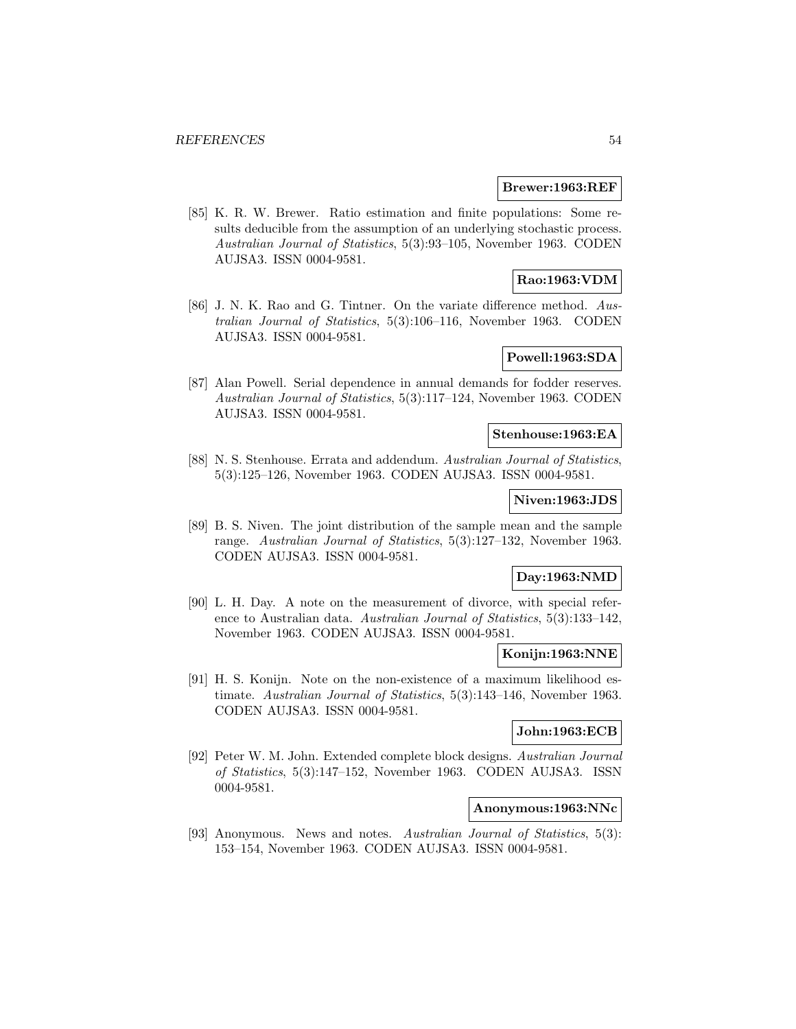**Brewer:1963:REF**

[85] K. R. W. Brewer. Ratio estimation and finite populations: Some results deducible from the assumption of an underlying stochastic process. *Australian Journal of Statistics*, 5(3):93–105, November 1963. CODEN AUJSA3. ISSN 0004-9581.

**Rao:1963:VDM**

[86] J. N. K. Rao and G. Tintner. On the variate difference method. *Australian Journal of Statistics*, 5(3):106–116, November 1963. CODEN AUJSA3. ISSN 0004-9581.

**Powell:1963:SDA**

[87] Alan Powell. Serial dependence in annual demands for fodder reserves. *Australian Journal of Statistics*, 5(3):117–124, November 1963. CODEN AUJSA3. ISSN 0004-9581.

**Stenhouse:1963:EA**

[88] N. S. Stenhouse. Errata and addendum. *Australian Journal of Statistics*, 5(3):125–126, November 1963. CODEN AUJSA3. ISSN 0004-9581.

**Niven:1963:JDS**

[89] B. S. Niven. The joint distribution of the sample mean and the sample range. *Australian Journal of Statistics*, 5(3):127–132, November 1963. CODEN AUJSA3. ISSN 0004-9581.

**Day:1963:NMD**

[90] L. H. Day. A note on the measurement of divorce, with special reference to Australian data. *Australian Journal of Statistics*, 5(3):133–142, November 1963. CODEN AUJSA3. ISSN 0004-9581.

**Konijn:1963:NNE**

[91] H. S. Konijn. Note on the non-existence of a maximum likelihood estimate. *Australian Journal of Statistics*, 5(3):143–146, November 1963. CODEN AUJSA3. ISSN 0004-9581.

**John:1963:ECB**

[92] Peter W. M. John. Extended complete block designs. *Australian Journal of Statistics*, 5(3):147–152, November 1963. CODEN AUJSA3. ISSN 0004-9581.

**Anonymous:1963:NNc**

[93] Anonymous. News and notes. *Australian Journal of Statistics*, 5(3): 153–154, November 1963. CODEN AUJSA3. ISSN 0004-9581.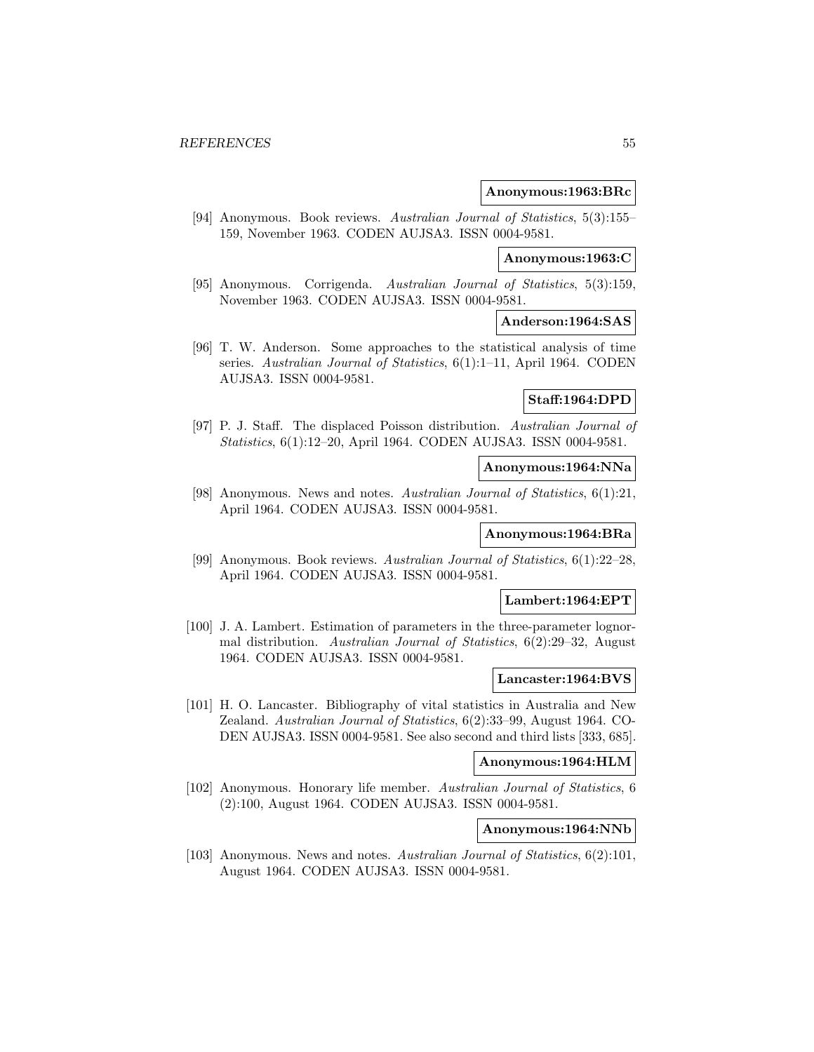**Anonymous:1963:BRc**

[94] Anonymous. Book reviews. *Australian Journal of Statistics*, 5(3):155–159, November 1963. CODEN AUJSA3. ISSN 0004-9581.

**Anonymous:1963:C**

[95] Anonymous. Corrigenda. *Australian Journal of Statistics*, 5(3):159, November 1963. CODEN AUJSA3. ISSN 0004-9581.

**Anderson:1964:SAS**

[96] T. W. Anderson. Some approaches to the statistical analysis of time series. *Australian Journal of Statistics*, 6(1):1–11, April 1964. CODEN AUJSA3. ISSN 0004-9581.

**Staff:1964:DPD**

[97] P. J. Staff. The displaced Poisson distribution. *Australian Journal of Statistics*, 6(1):12–20, April 1964. CODEN AUJSA3. ISSN 0004-9581.

**Anonymous:1964:NNa**

[98] Anonymous. News and notes. *Australian Journal of Statistics*, 6(1):21, April 1964. CODEN AUJSA3. ISSN 0004-9581.

**Anonymous:1964:BRa**

[99] Anonymous. Book reviews. *Australian Journal of Statistics*, 6(1):22–28, April 1964. CODEN AUJSA3. ISSN 0004-9581.

**Lambert:1964:EPT**

[100] J. A. Lambert. Estimation of parameters in the three-parameter lognormal distribution. *Australian Journal of Statistics*, 6(2):29–32, August 1964. CODEN AUJSA3. ISSN 0004-9581.

**Lancaster:1964:BVS**

[101] H. O. Lancaster. Bibliography of vital statistics in Australia and New Zealand. *Australian Journal of Statistics*, 6(2):33–99, August 1964. CODEN AUJSA3. ISSN 0004-9581. See also second and third lists [333, 685].

**Anonymous:1964:HLM**

[102] Anonymous. Honorary life member. *Australian Journal of Statistics*, 6 (2):100, August 1964. CODEN AUJSA3. ISSN 0004-9581.

**Anonymous:1964:NNb**

[103] Anonymous. News and notes. *Australian Journal of Statistics*, 6(2):101, August 1964. CODEN AUJSA3. ISSN 0004-9581.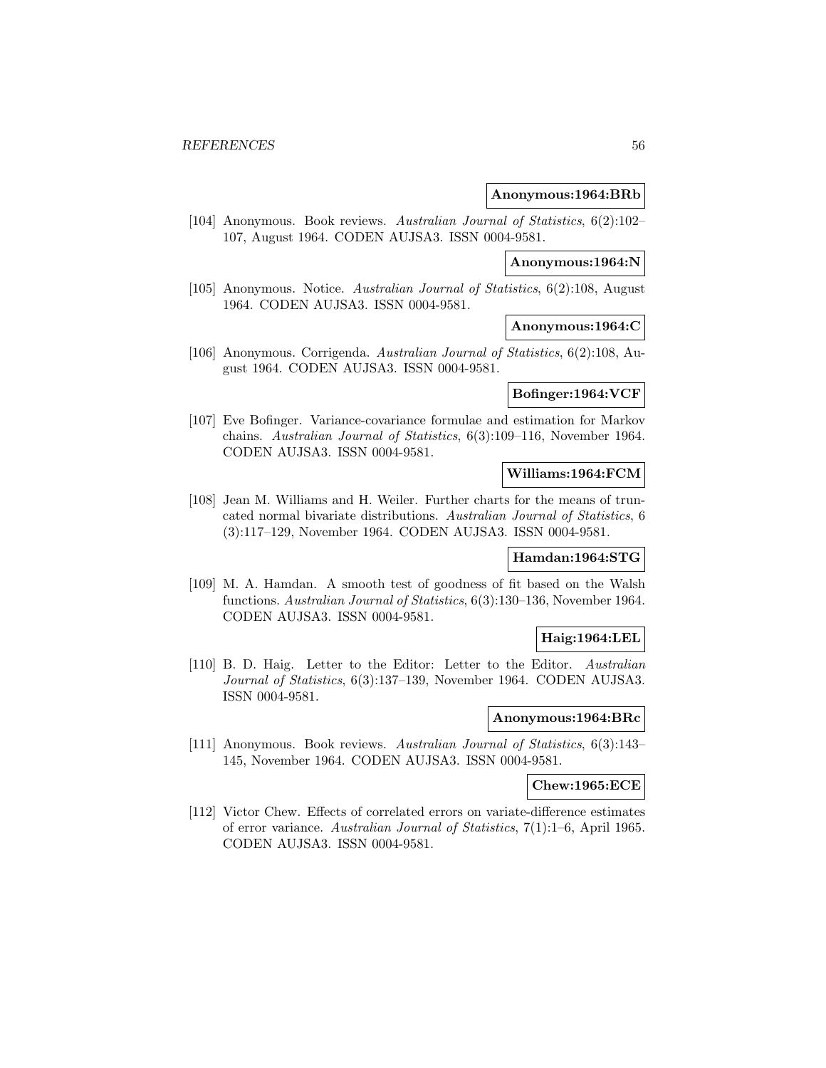**Anonymous:1964:BRb**

[104] Anonymous. Book reviews. *Australian Journal of Statistics*, 6(2):102–107, August 1964. CODEN AUJSA3. ISSN 0004-9581.

**Anonymous:1964:N**

[105] Anonymous. Notice. *Australian Journal of Statistics*, 6(2):108, August 1964. CODEN AUJSA3. ISSN 0004-9581.

**Anonymous:1964:C**

[106] Anonymous. Corrigenda. *Australian Journal of Statistics*, 6(2):108, August 1964. CODEN AUJSA3. ISSN 0004-9581.

**Bofinger:1964:VCF**

[107] Eve Bofinger. Variance-covariance formulae and estimation for Markov chains. *Australian Journal of Statistics*, 6(3):109–116, November 1964. CODEN AUJSA3. ISSN 0004-9581.

**Williams:1964:FCM**

[108] Jean M. Williams and H. Weiler. Further charts for the means of truncated normal bivariate distributions. *Australian Journal of Statistics*, 6 (3):117–129, November 1964. CODEN AUJSA3. ISSN 0004-9581.

**Hamdan:1964:STG**

[109] M. A. Hamdan. A smooth test of goodness of fit based on the Walsh functions. *Australian Journal of Statistics*, 6(3):130–136, November 1964. CODEN AUJSA3. ISSN 0004-9581.

**Haig:1964:LEL**

[110] B. D. Haig. Letter to the Editor: Letter to the Editor. *Australian Journal of Statistics*, 6(3):137–139, November 1964. CODEN AUJSA3. ISSN 0004-9581.

**Anonymous:1964:BRc**

[111] Anonymous. Book reviews. *Australian Journal of Statistics*, 6(3):143–145, November 1964. CODEN AUJSA3. ISSN 0004-9581.

**Chew:1965:ECE**

[112] Victor Chew. Effects of correlated errors on variate-difference estimates of error variance. *Australian Journal of Statistics*, 7(1):1–6, April 1965. CODEN AUJSA3. ISSN 0004-9581.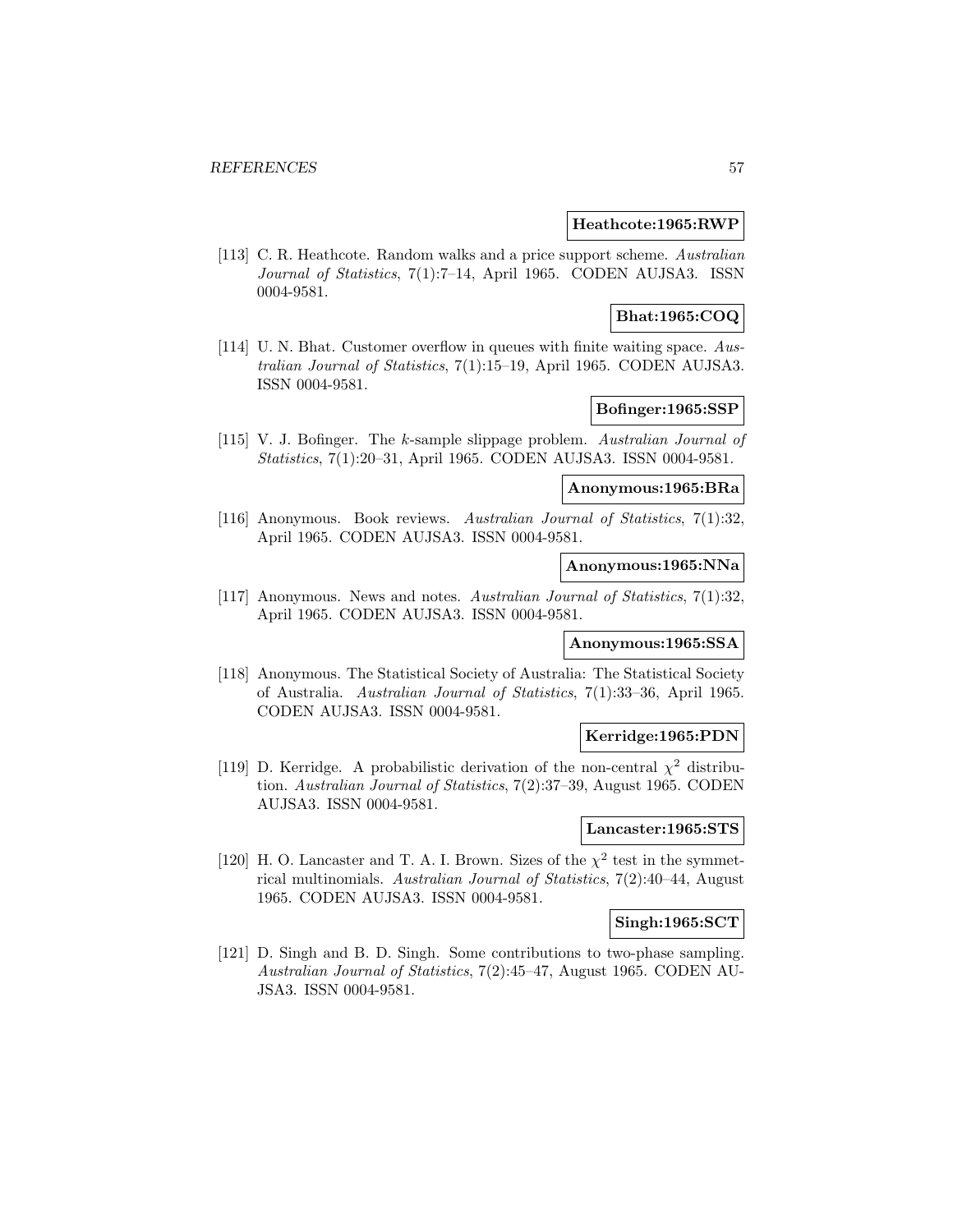**Heathcote:1965:RWP**

[113] C. R. Heathcote. Random walks and a price support scheme. *Australian Journal of Statistics*, 7(1):7–14, April 1965. CODEN AUJSA3. ISSN 0004-9581.

**Bhat:1965:COQ**

[114] U. N. Bhat. Customer overflow in queues with finite waiting space. *Australian Journal of Statistics*, 7(1):15–19, April 1965. CODEN AUJSA3. ISSN 0004-9581.

**Bofinger:1965:SSP**

[115] V. J. Bofinger. The $k$-sample slippage problem. *Australian Journal of Statistics*, 7(1):20–31, April 1965. CODEN AUJSA3. ISSN 0004-9581.

**Anonymous:1965:BRa**

[116] Anonymous. Book reviews. *Australian Journal of Statistics*, 7(1):32, April 1965. CODEN AUJSA3. ISSN 0004-9581.

**Anonymous:1965:NNa**

[117] Anonymous. News and notes. *Australian Journal of Statistics*, 7(1):32, April 1965. CODEN AUJSA3. ISSN 0004-9581.

**Anonymous:1965:SSA**

[118] Anonymous. The Statistical Society of Australia: The Statistical Society of Australia. *Australian Journal of Statistics*, 7(1):33–36, April 1965. CODEN AUJSA3. ISSN 0004-9581.

**Kerridge:1965:PDN**

[119] D. Kerridge. A probabilistic derivation of the non-central $\chi^2$ distribution. *Australian Journal of Statistics*, 7(2):37–39, August 1965. CODEN AUJSA3. ISSN 0004-9581.

**Lancaster:1965:STS**

[120] H. O. Lancaster and T. A. I. Brown. Sizes of the $\chi^2$ test in the symmetrical multinomials. *Australian Journal of Statistics*, 7(2):40–44, August 1965. CODEN AUJSA3. ISSN 0004-9581.

**Singh:1965:SCT**

[121] D. Singh and B. D. Singh. Some contributions to two-phase sampling. *Australian Journal of Statistics*, 7(2):45–47, August 1965. CODEN AUJSA3. ISSN 0004-9581.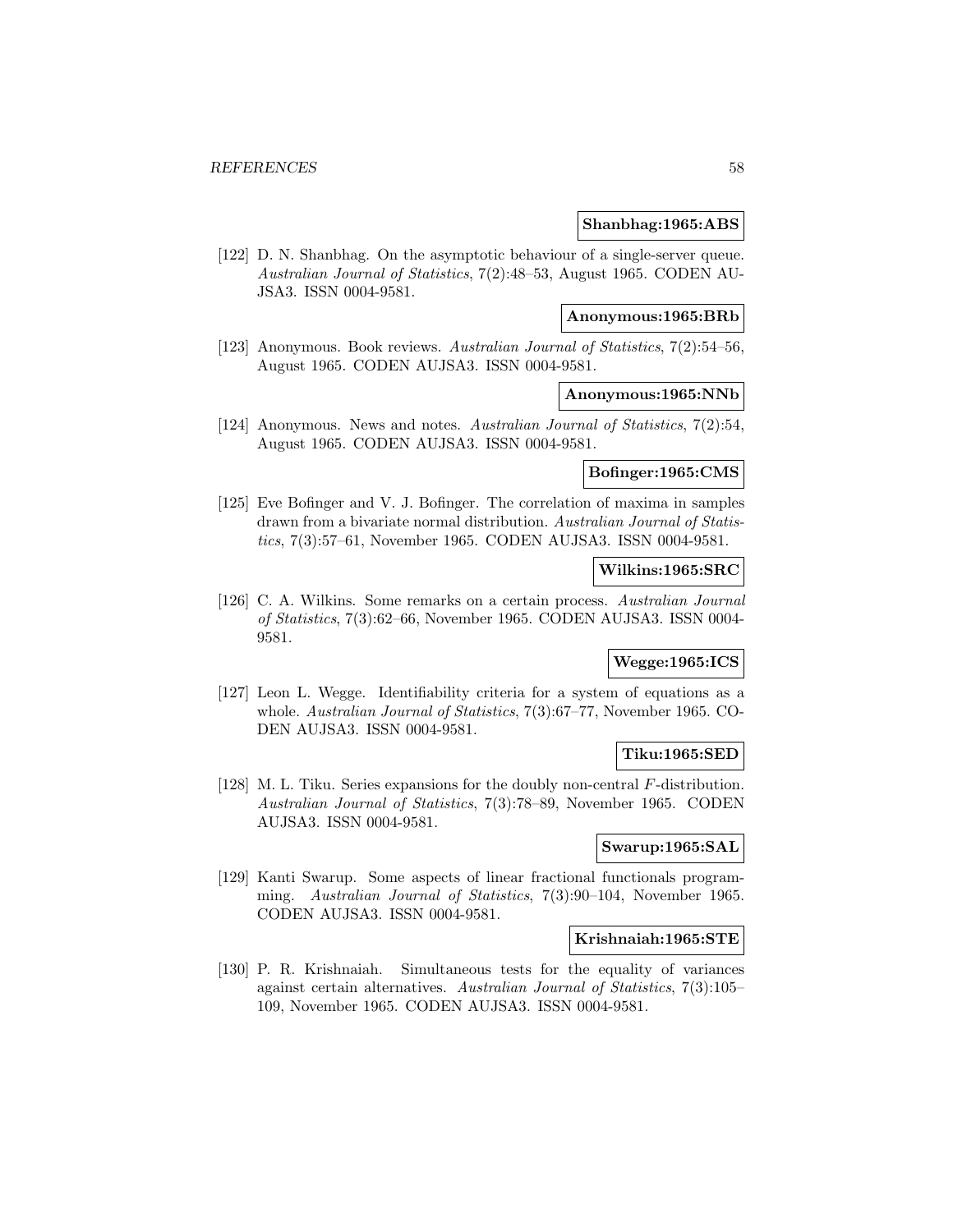**Shanbhag:1965:ABS**

[122] D. N. Shanbhag. On the asymptotic behaviour of a single-server queue. *Australian Journal of Statistics*, 7(2):48–53, August 1965. CODEN AUJSA3. ISSN 0004-9581.

**Anonymous:1965:BRb**

[123] Anonymous. Book reviews. *Australian Journal of Statistics*, 7(2):54–56, August 1965. CODEN AUJSA3. ISSN 0004-9581.

**Anonymous:1965:NNb**

[124] Anonymous. News and notes. *Australian Journal of Statistics*, 7(2):54, August 1965. CODEN AUJSA3. ISSN 0004-9581.

**Bofinger:1965:CMS**

[125] Eve Bofinger and V. J. Bofinger. The correlation of maxima in samples drawn from a bivariate normal distribution. *Australian Journal of Statistics*, 7(3):57–61, November 1965. CODEN AUJSA3. ISSN 0004-9581.

**Wilkins:1965:SRC**

[126] C. A. Wilkins. Some remarks on a certain process. *Australian Journal of Statistics*, 7(3):62–66, November 1965. CODEN AUJSA3. ISSN 0004-9581.

**Wegge:1965:ICS**

[127] Leon L. Wegge. Identifiability criteria for a system of equations as a whole. *Australian Journal of Statistics*, 7(3):67–77, November 1965. CODEN AUJSA3. ISSN 0004-9581.

**Tiku:1965:SED**

[128] M. L. Tiku. Series expansions for the doubly non-central $F$-distribution. *Australian Journal of Statistics*, 7(3):78–89, November 1965. CODEN AUJSA3. ISSN 0004-9581.

**Swarup:1965:SAL**

[129] Kanti Swarup. Some aspects of linear fractional functionals programming. *Australian Journal of Statistics*, 7(3):90–104, November 1965. CODEN AUJSA3. ISSN 0004-9581.

**Krishnaiah:1965:STE**

[130] P. R. Krishnaiah. Simultaneous tests for the equality of variances against certain alternatives. *Australian Journal of Statistics*, 7(3):105–109, November 1965. CODEN AUJSA3. ISSN 0004-9581.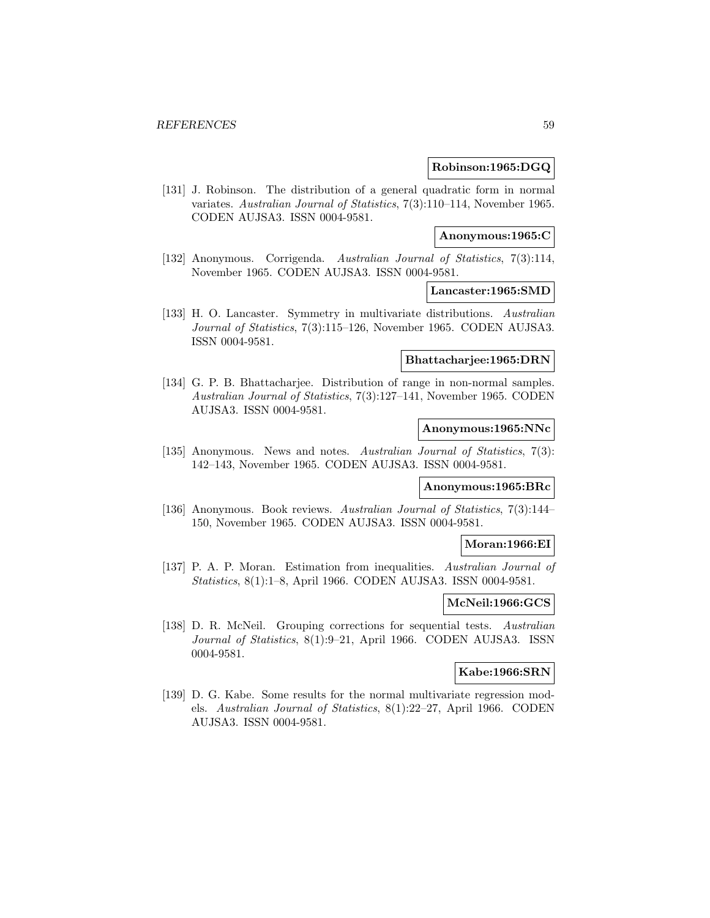**Robinson:1965:DGQ**

[131] J. Robinson. The distribution of a general quadratic form in normal variates. *Australian Journal of Statistics*, 7(3):110–114, November 1965. CODEN AUJSA3. ISSN 0004-9581.

**Anonymous:1965:C**

[132] Anonymous. Corrigenda. *Australian Journal of Statistics*, 7(3):114, November 1965. CODEN AUJSA3. ISSN 0004-9581.

**Lancaster:1965:SMD**

[133] H. O. Lancaster. Symmetry in multivariate distributions. *Australian Journal of Statistics*, 7(3):115–126, November 1965. CODEN AUJSA3. ISSN 0004-9581.

**Bhattacharjee:1965:DRN**

[134] G. P. B. Bhattacharjee. Distribution of range in non-normal samples. *Australian Journal of Statistics*, 7(3):127–141, November 1965. CODEN AUJSA3. ISSN 0004-9581.

**Anonymous:1965:NNc**

[135] Anonymous. News and notes. *Australian Journal of Statistics*, 7(3): 142–143, November 1965. CODEN AUJSA3. ISSN 0004-9581.

**Anonymous:1965:BRc**

[136] Anonymous. Book reviews. *Australian Journal of Statistics*, 7(3):144–150, November 1965. CODEN AUJSA3. ISSN 0004-9581.

**Moran:1966:EI**

[137] P. A. P. Moran. Estimation from inequalities. *Australian Journal of Statistics*, 8(1):1–8, April 1966. CODEN AUJSA3. ISSN 0004-9581.

**McNeil:1966:GCS**

[138] D. R. McNeil. Grouping corrections for sequential tests. *Australian Journal of Statistics*, 8(1):9–21, April 1966. CODEN AUJSA3. ISSN 0004-9581.

**Kabe:1966:SRN**

[139] D. G. Kabe. Some results for the normal multivariate regression models. *Australian Journal of Statistics*, 8(1):22–27, April 1966. CODEN AUJSA3. ISSN 0004-9581.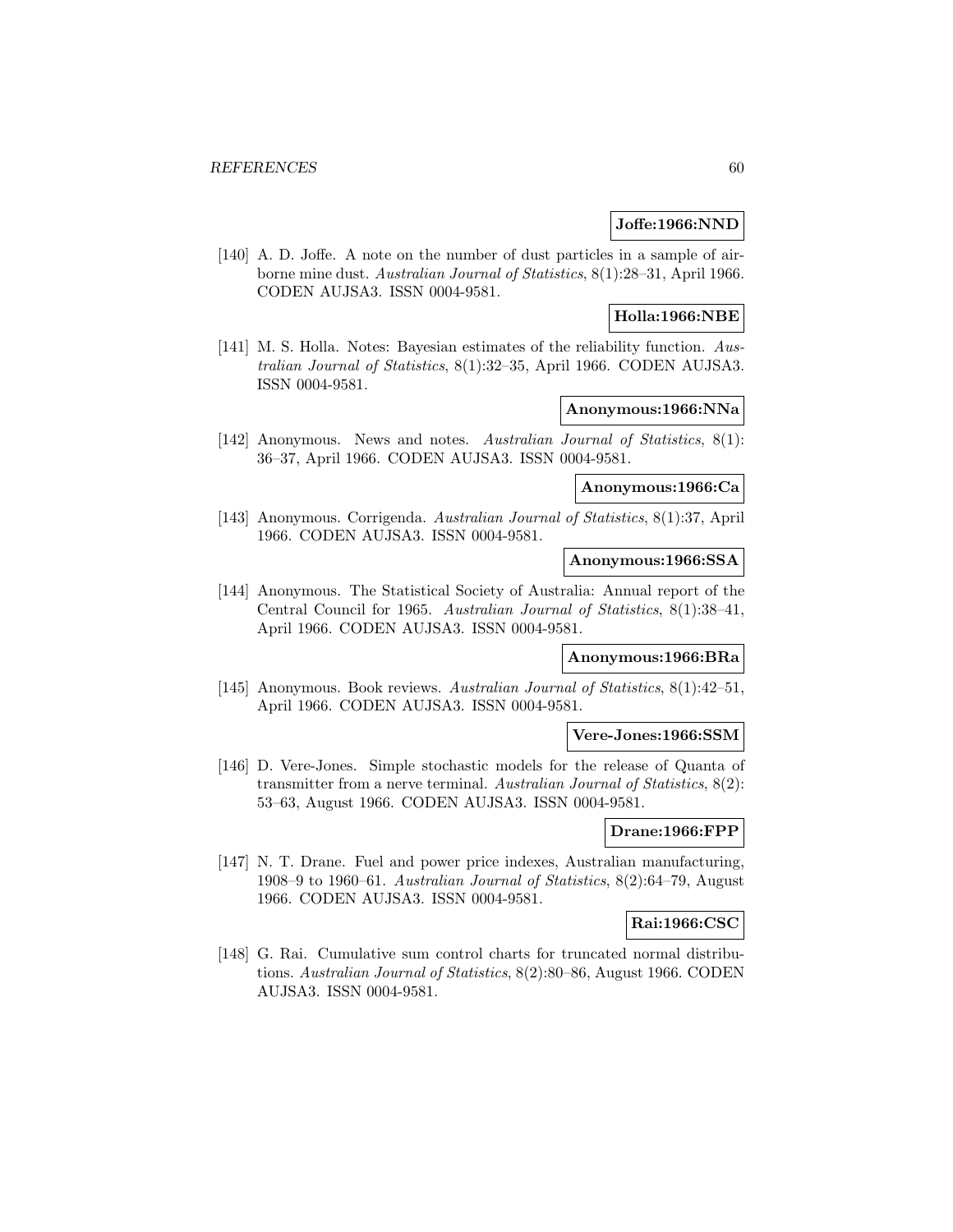**Joffe:1966:NND**

[140] A. D. Joffe. A note on the number of dust particles in a sample of airborne mine dust. *Australian Journal of Statistics*, 8(1):28–31, April 1966. CODEN AUJSA3. ISSN 0004-9581.

**Holla:1966:NBE**

[141] M. S. Holla. Notes: Bayesian estimates of the reliability function. *Australian Journal of Statistics*, 8(1):32–35, April 1966. CODEN AUJSA3. ISSN 0004-9581.

**Anonymous:1966:NNa**

[142] Anonymous. News and notes. *Australian Journal of Statistics*, 8(1): 36–37, April 1966. CODEN AUJSA3. ISSN 0004-9581.

**Anonymous:1966:Ca**

[143] Anonymous. Corrigenda. *Australian Journal of Statistics*, 8(1):37, April 1966. CODEN AUJSA3. ISSN 0004-9581.

**Anonymous:1966:SSA**

[144] Anonymous. The Statistical Society of Australia: Annual report of the Central Council for 1965. *Australian Journal of Statistics*, 8(1):38–41, April 1966. CODEN AUJSA3. ISSN 0004-9581.

**Anonymous:1966:BRa**

[145] Anonymous. Book reviews. *Australian Journal of Statistics*, 8(1):42–51, April 1966. CODEN AUJSA3. ISSN 0004-9581.

**Vere-Jones:1966:SSM**

[146] D. Vere-Jones. Simple stochastic models for the release of Quanta of transmitter from a nerve terminal. *Australian Journal of Statistics*, 8(2): 53–63, August 1966. CODEN AUJSA3. ISSN 0004-9581.

**Drane:1966:FPP**

[147] N. T. Drane. Fuel and power price indexes, Australian manufacturing, 1908–9 to 1960–61. *Australian Journal of Statistics*, 8(2):64–79, August 1966. CODEN AUJSA3. ISSN 0004-9581.

**Rai:1966:CSC**

[148] G. Rai. Cumulative sum control charts for truncated normal distributions. *Australian Journal of Statistics*, 8(2):80–86, August 1966. CODEN AUJSA3. ISSN 0004-9581.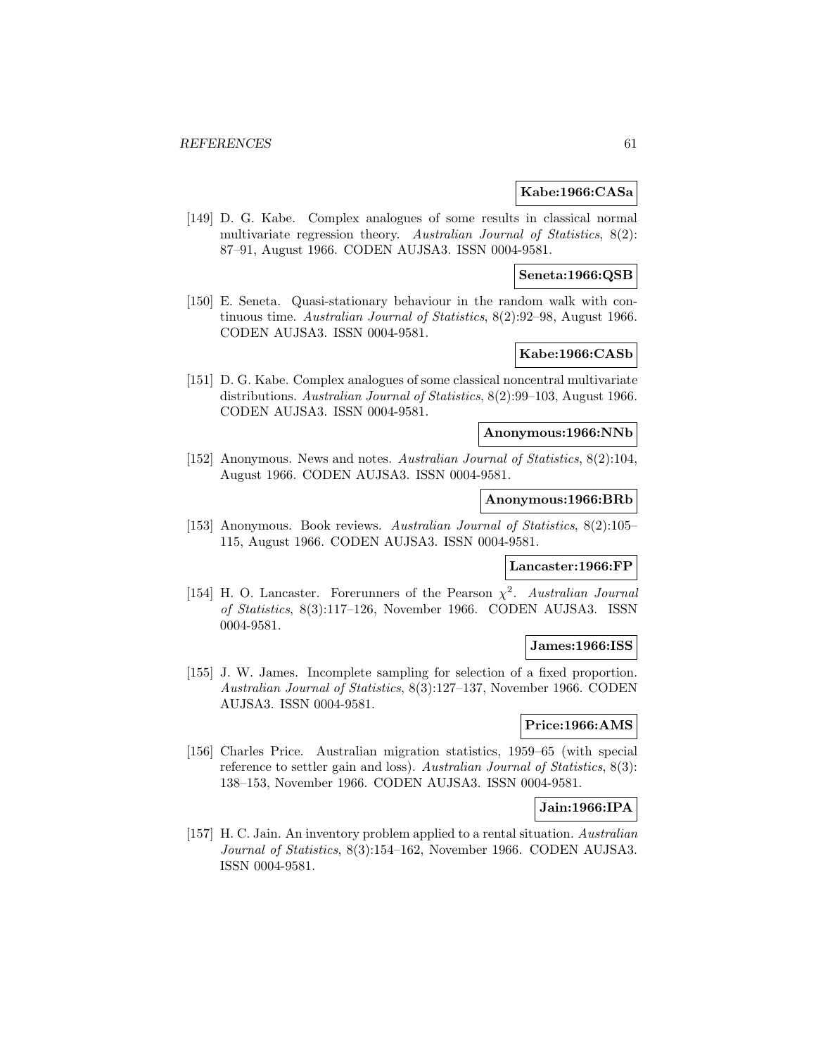**Kabe:1966:CASa**

[149] D. G. Kabe. Complex analogues of some results in classical normal multivariate regression theory. *Australian Journal of Statistics*, 8(2): 87–91, August 1966. CODEN AUJSA3. ISSN 0004-9581.

**Seneta:1966:QSB**

[150] E. Seneta. Quasi-stationary behaviour in the random walk with continuous time. *Australian Journal of Statistics*, 8(2):92–98, August 1966. CODEN AUJSA3. ISSN 0004-9581.

**Kabe:1966:CASb**

[151] D. G. Kabe. Complex analogues of some classical noncentral multivariate distributions. *Australian Journal of Statistics*, 8(2):99–103, August 1966. CODEN AUJSA3. ISSN 0004-9581.

**Anonymous:1966:NNb**

[152] Anonymous. News and notes. *Australian Journal of Statistics*, 8(2):104, August 1966. CODEN AUJSA3. ISSN 0004-9581.

**Anonymous:1966:BRb**

[153] Anonymous. Book reviews. *Australian Journal of Statistics*, 8(2):105–115, August 1966. CODEN AUJSA3. ISSN 0004-9581.

**Lancaster:1966:FP**

[154] H. O. Lancaster. Forerunners of the Pearson $\chi^2$. *Australian Journal of Statistics*, 8(3):117–126, November 1966. CODEN AUJSA3. ISSN 0004-9581.

**James:1966:ISS**

[155] J. W. James. Incomplete sampling for selection of a fixed proportion. *Australian Journal of Statistics*, 8(3):127–137, November 1966. CODEN AUJSA3. ISSN 0004-9581.

**Price:1966:AMS**

[156] Charles Price. Australian migration statistics, 1959–65 (with special reference to settler gain and loss). *Australian Journal of Statistics*, 8(3): 138–153, November 1966. CODEN AUJSA3. ISSN 0004-9581.

**Jain:1966:IPA**

[157] H. C. Jain. An inventory problem applied to a rental situation. *Australian Journal of Statistics*, 8(3):154–162, November 1966. CODEN AUJSA3. ISSN 0004-9581.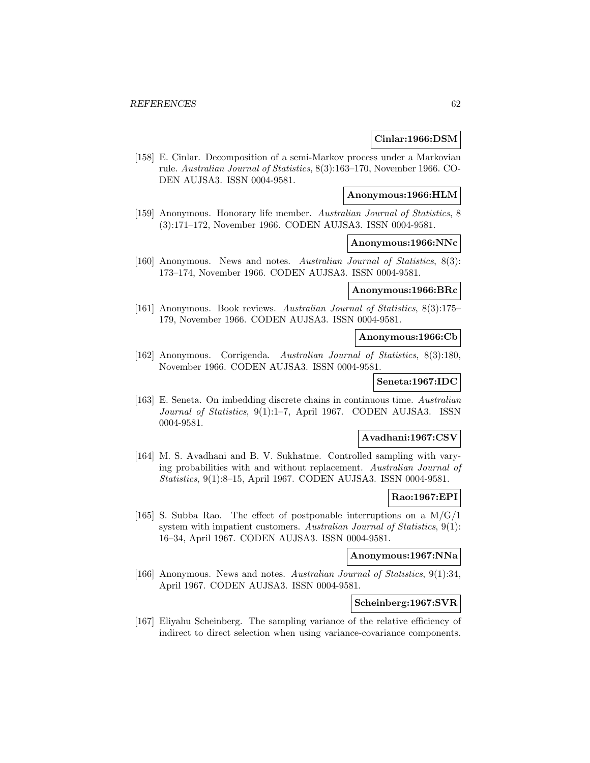**Cinlar:1966:DSM**

[158] E. Cinlar. Decomposition of a semi-Markov process under a Markovian rule. *Australian Journal of Statistics*, 8(3):163–170, November 1966. CODEN AUJSA3. ISSN 0004-9581.

**Anonymous:1966:HLM**

[159] Anonymous. Honorary life member. *Australian Journal of Statistics*, 8 (3):171–172, November 1966. CODEN AUJSA3. ISSN 0004-9581.

**Anonymous:1966:NNc**

[160] Anonymous. News and notes. *Australian Journal of Statistics*, 8(3): 173–174, November 1966. CODEN AUJSA3. ISSN 0004-9581.

**Anonymous:1966:BRc**

[161] Anonymous. Book reviews. *Australian Journal of Statistics*, 8(3):175–179, November 1966. CODEN AUJSA3. ISSN 0004-9581.

**Anonymous:1966:Cb**

[162] Anonymous. Corrigenda. *Australian Journal of Statistics*, 8(3):180, November 1966. CODEN AUJSA3. ISSN 0004-9581.

**Seneta:1967:IDC**

[163] E. Seneta. On imbedding discrete chains in continuous time. *Australian Journal of Statistics*, 9(1):1–7, April 1967. CODEN AUJSA3. ISSN 0004-9581.

**Avadhani:1967:CSV**

[164] M. S. Avadhani and B. V. Sukhatme. Controlled sampling with varying probabilities with and without replacement. *Australian Journal of Statistics*, 9(1):8–15, April 1967. CODEN AUJSA3. ISSN 0004-9581.

**Rao:1967:EPI**

[165] S. Subba Rao. The effect of postponable interruptions on a M/G/1 system with impatient customers. *Australian Journal of Statistics*, 9(1): 16–34, April 1967. CODEN AUJSA3. ISSN 0004-9581.

**Anonymous:1967:NNa**

[166] Anonymous. News and notes. *Australian Journal of Statistics*, 9(1):34, April 1967. CODEN AUJSA3. ISSN 0004-9581.

**Scheinberg:1967:SVR**

[167] Eliyahu Scheinberg. The sampling variance of the relative efficiency of indirect to direct selection when using variance-covariance components.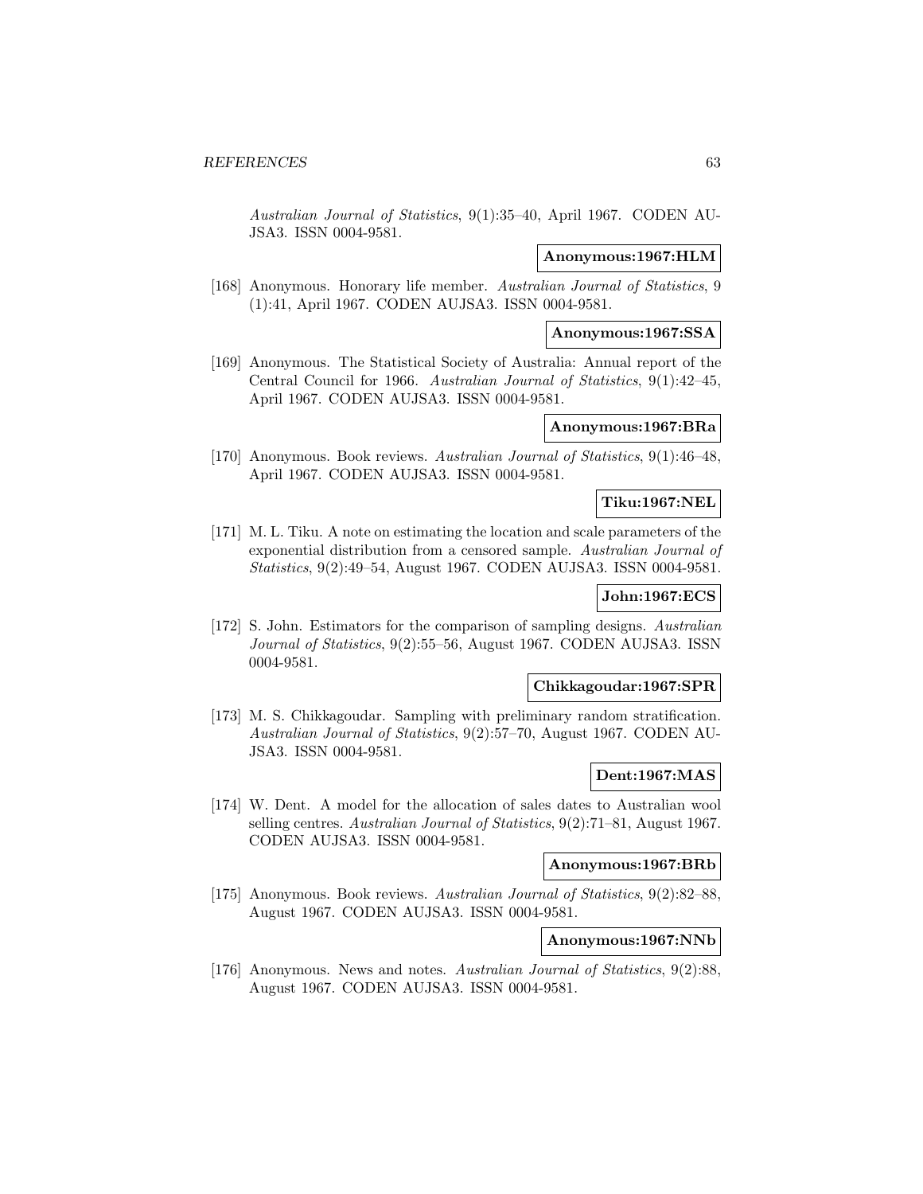*Australian Journal of Statistics*, 9(1):35–40, April 1967. CODEN AUJSA3. ISSN 0004-9581.

**Anonymous:1967:HLM**

[168] Anonymous. Honorary life member. *Australian Journal of Statistics*, 9 (1):41, April 1967. CODEN AUJSA3. ISSN 0004-9581.

**Anonymous:1967:SSA**

[169] Anonymous. The Statistical Society of Australia: Annual report of the Central Council for 1966. *Australian Journal of Statistics*, 9(1):42–45, April 1967. CODEN AUJSA3. ISSN 0004-9581.

**Anonymous:1967:BRa**

[170] Anonymous. Book reviews. *Australian Journal of Statistics*, 9(1):46–48, April 1967. CODEN AUJSA3. ISSN 0004-9581.

**Tiku:1967:NEL**

[171] M. L. Tiku. A note on estimating the location and scale parameters of the exponential distribution from a censored sample. *Australian Journal of Statistics*, 9(2):49–54, August 1967. CODEN AUJSA3. ISSN 0004-9581.

**John:1967:ECS**

[172] S. John. Estimators for the comparison of sampling designs. *Australian Journal of Statistics*, 9(2):55–56, August 1967. CODEN AUJSA3. ISSN 0004-9581.

**Chikkagoudar:1967:SPR**

[173] M. S. Chikkagoudar. Sampling with preliminary random stratification. *Australian Journal of Statistics*, 9(2):57–70, August 1967. CODEN AUJSA3. ISSN 0004-9581.

**Dent:1967:MAS**

[174] W. Dent. A model for the allocation of sales dates to Australian wool selling centres. *Australian Journal of Statistics*, 9(2):71–81, August 1967. CODEN AUJSA3. ISSN 0004-9581.

**Anonymous:1967:BRb**

[175] Anonymous. Book reviews. *Australian Journal of Statistics*, 9(2):82–88, August 1967. CODEN AUJSA3. ISSN 0004-9581.

**Anonymous:1967:NNb**

[176] Anonymous. News and notes. *Australian Journal of Statistics*, 9(2):88, August 1967. CODEN AUJSA3. ISSN 0004-9581.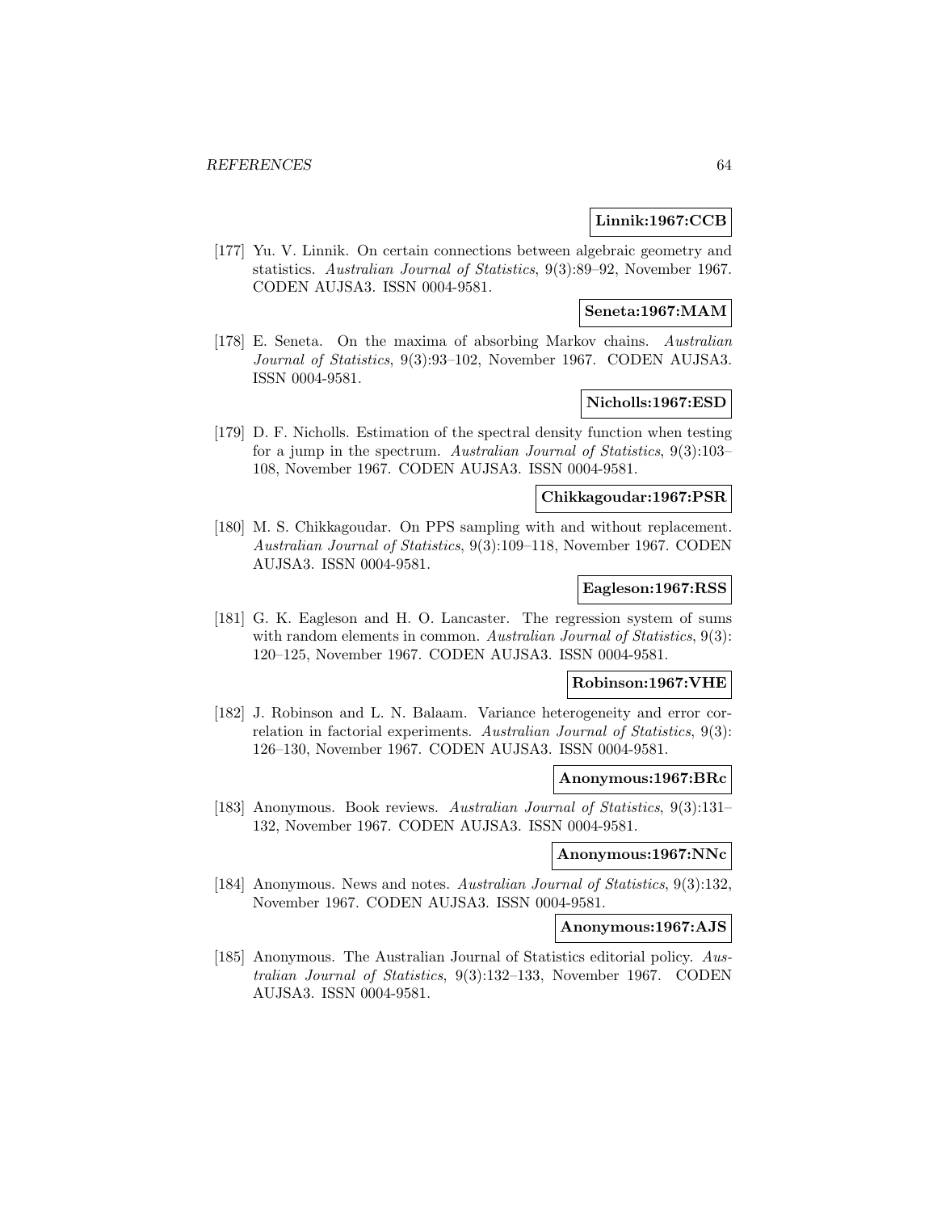**Linnik:1967:CCB**

[177] Yu. V. Linnik. On certain connections between algebraic geometry and statistics. *Australian Journal of Statistics*, 9(3):89–92, November 1967. CODEN AUJSA3. ISSN 0004-9581.

**Seneta:1967:MAM**

[178] E. Seneta. On the maxima of absorbing Markov chains. *Australian Journal of Statistics*, 9(3):93–102, November 1967. CODEN AUJSA3. ISSN 0004-9581.

**Nicholls:1967:ESD**

[179] D. F. Nicholls. Estimation of the spectral density function when testing for a jump in the spectrum. *Australian Journal of Statistics*, 9(3):103–108, November 1967. CODEN AUJSA3. ISSN 0004-9581.

**Chikkagoudar:1967:PSR**

[180] M. S. Chikkagoudar. On PPS sampling with and without replacement. *Australian Journal of Statistics*, 9(3):109–118, November 1967. CODEN AUJSA3. ISSN 0004-9581.

**Eagleson:1967:RSS**

[181] G. K. Eagleson and H. O. Lancaster. The regression system of sums with random elements in common. *Australian Journal of Statistics*, 9(3): 120–125, November 1967. CODEN AUJSA3. ISSN 0004-9581.

**Robinson:1967:VHE**

[182] J. Robinson and L. N. Balaam. Variance heterogeneity and error correlation in factorial experiments. *Australian Journal of Statistics*, 9(3): 126–130, November 1967. CODEN AUJSA3. ISSN 0004-9581.

**Anonymous:1967:BRc**

[183] Anonymous. Book reviews. *Australian Journal of Statistics*, 9(3):131–132, November 1967. CODEN AUJSA3. ISSN 0004-9581.

**Anonymous:1967:NNc**

[184] Anonymous. News and notes. *Australian Journal of Statistics*, 9(3):132, November 1967. CODEN AUJSA3. ISSN 0004-9581.

**Anonymous:1967:AJS**

[185] Anonymous. The Australian Journal of Statistics editorial policy. *Australian Journal of Statistics*, 9(3):132–133, November 1967. CODEN AUJSA3. ISSN 0004-9581.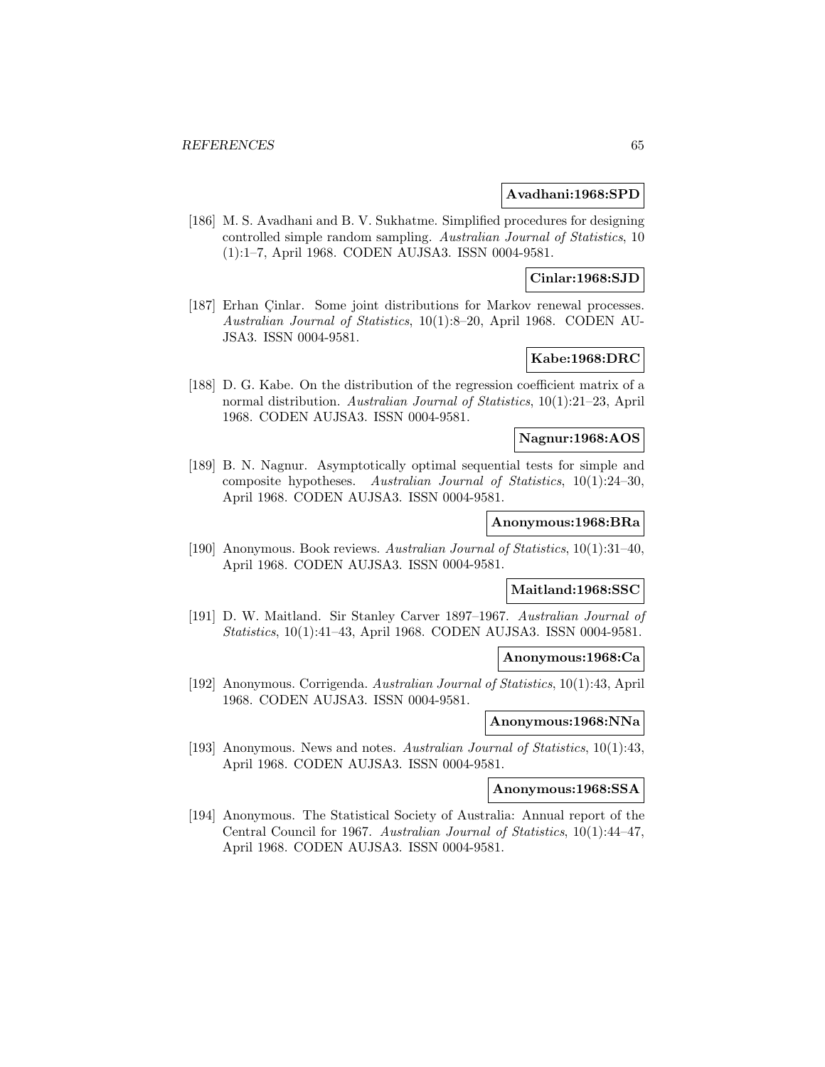**Avadhani:1968:SPD**

[186] M. S. Avadhani and B. V. Sukhatme. Simplified procedures for designing controlled simple random sampling. *Australian Journal of Statistics*, 10 (1):1–7, April 1968. CODEN AUJSA3. ISSN 0004-9581.

**Cinlar:1968:SJD**

[187] Erhan Çinlar. Some joint distributions for Markov renewal processes. *Australian Journal of Statistics*, 10(1):8–20, April 1968. CODEN AUJSA3. ISSN 0004-9581.

**Kabe:1968:DRC**

[188] D. G. Kabe. On the distribution of the regression coefficient matrix of a normal distribution. *Australian Journal of Statistics*, 10(1):21–23, April 1968. CODEN AUJSA3. ISSN 0004-9581.

**Nagnur:1968:AOS**

[189] B. N. Nagnur. Asymptotically optimal sequential tests for simple and composite hypotheses. *Australian Journal of Statistics*, 10(1):24–30, April 1968. CODEN AUJSA3. ISSN 0004-9581.

**Anonymous:1968:BRa**

[190] Anonymous. Book reviews. *Australian Journal of Statistics*, 10(1):31–40, April 1968. CODEN AUJSA3. ISSN 0004-9581.

**Maitland:1968:SSC**

[191] D. W. Maitland. Sir Stanley Carver 1897–1967. *Australian Journal of Statistics*, 10(1):41–43, April 1968. CODEN AUJSA3. ISSN 0004-9581.

**Anonymous:1968:Ca**

[192] Anonymous. Corrigenda. *Australian Journal of Statistics*, 10(1):43, April 1968. CODEN AUJSA3. ISSN 0004-9581.

**Anonymous:1968:NNa**

[193] Anonymous. News and notes. *Australian Journal of Statistics*, 10(1):43, April 1968. CODEN AUJSA3. ISSN 0004-9581.

**Anonymous:1968:SSA**

[194] Anonymous. The Statistical Society of Australia: Annual report of the Central Council for 1967. *Australian Journal of Statistics*, 10(1):44–47, April 1968. CODEN AUJSA3. ISSN 0004-9581.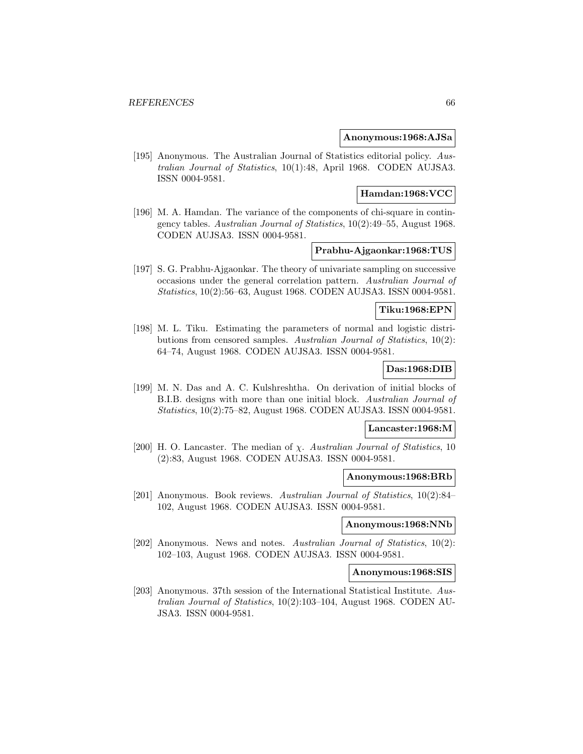**Anonymous:1968:AJSa**

[195] Anonymous. The Australian Journal of Statistics editorial policy. *Australian Journal of Statistics*, 10(1):48, April 1968. CODEN AUJSA3. ISSN 0004-9581.

**Hamdan:1968:VCC**

[196] M. A. Hamdan. The variance of the components of chi-square in contingency tables. *Australian Journal of Statistics*, 10(2):49–55, August 1968. CODEN AUJSA3. ISSN 0004-9581.

**Prabhu-Ajgaonkar:1968:TUS**

[197] S. G. Prabhu-Ajgaonkar. The theory of univariate sampling on successive occasions under the general correlation pattern. *Australian Journal of Statistics*, 10(2):56–63, August 1968. CODEN AUJSA3. ISSN 0004-9581.

**Tiku:1968:EPN**

[198] M. L. Tiku. Estimating the parameters of normal and logistic distributions from censored samples. *Australian Journal of Statistics*, 10(2): 64–74, August 1968. CODEN AUJSA3. ISSN 0004-9581.

**Das:1968:DIB**

[199] M. N. Das and A. C. Kulshreshtha. On derivation of initial blocks of B.I.B. designs with more than one initial block. *Australian Journal of Statistics*, 10(2):75–82, August 1968. CODEN AUJSA3. ISSN 0004-9581.

**Lancaster:1968:M**

[200] H. O. Lancaster. The median of $\chi$. *Australian Journal of Statistics*, 10 (2):83, August 1968. CODEN AUJSA3. ISSN 0004-9581.

**Anonymous:1968:BRb**

[201] Anonymous. Book reviews. *Australian Journal of Statistics*, 10(2):84–102, August 1968. CODEN AUJSA3. ISSN 0004-9581.

**Anonymous:1968:NNb**

[202] Anonymous. News and notes. *Australian Journal of Statistics*, 10(2): 102–103, August 1968. CODEN AUJSA3. ISSN 0004-9581.

**Anonymous:1968:SIS**

[203] Anonymous. 37th session of the International Statistical Institute. *Australian Journal of Statistics*, 10(2):103–104, August 1968. CODEN AUJSA3. ISSN 0004-9581.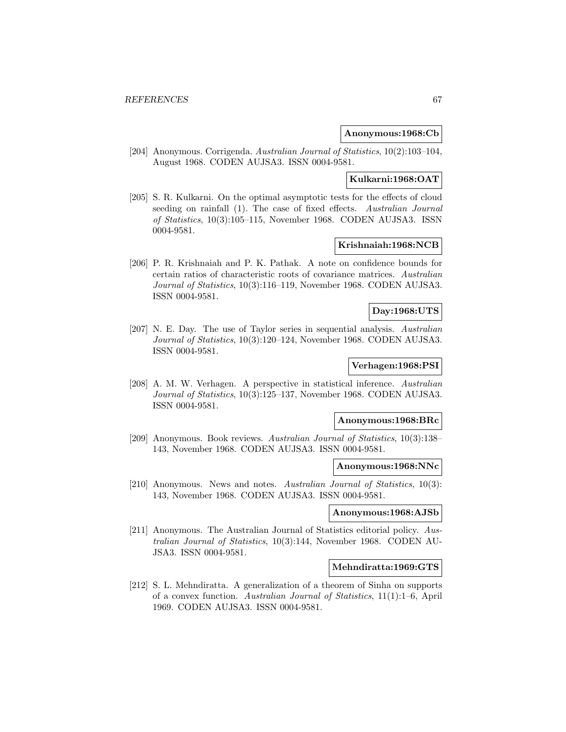**Anonymous:1968:Cb**

[204] Anonymous. Corrigenda. *Australian Journal of Statistics*, 10(2):103–104, August 1968. CODEN AUJSA3. ISSN 0004-9581.

**Kulkarni:1968:OAT**

[205] S. R. Kulkarni. On the optimal asymptotic tests for the effects of cloud seeding on rainfall (1). The case of fixed effects. *Australian Journal of Statistics*, 10(3):105–115, November 1968. CODEN AUJSA3. ISSN 0004-9581.

**Krishnaiah:1968:NCB**

[206] P. R. Krishnaiah and P. K. Pathak. A note on confidence bounds for certain ratios of characteristic roots of covariance matrices. *Australian Journal of Statistics*, 10(3):116–119, November 1968. CODEN AUJSA3. ISSN 0004-9581.

**Day:1968:UTS**

[207] N. E. Day. The use of Taylor series in sequential analysis. *Australian Journal of Statistics*, 10(3):120–124, November 1968. CODEN AUJSA3. ISSN 0004-9581.

**Verhagen:1968:PSI**

[208] A. M. W. Verhagen. A perspective in statistical inference. *Australian Journal of Statistics*, 10(3):125–137, November 1968. CODEN AUJSA3. ISSN 0004-9581.

**Anonymous:1968:BRc**

[209] Anonymous. Book reviews. *Australian Journal of Statistics*, 10(3):138–143, November 1968. CODEN AUJSA3. ISSN 0004-9581.

**Anonymous:1968:NNc**

[210] Anonymous. News and notes. *Australian Journal of Statistics*, 10(3):143, November 1968. CODEN AUJSA3. ISSN 0004-9581.

**Anonymous:1968:AJSb**

[211] Anonymous. The Australian Journal of Statistics editorial policy. *Australian Journal of Statistics*, 10(3):144, November 1968. CODEN AUJSA3. ISSN 0004-9581.

**Mehndiratta:1969:GTS**

[212] S. L. Mehndiratta. A generalization of a theorem of Sinha on supports of a convex function. *Australian Journal of Statistics*, 11(1):1–6, April 1969. CODEN AUJSA3. ISSN 0004-9581.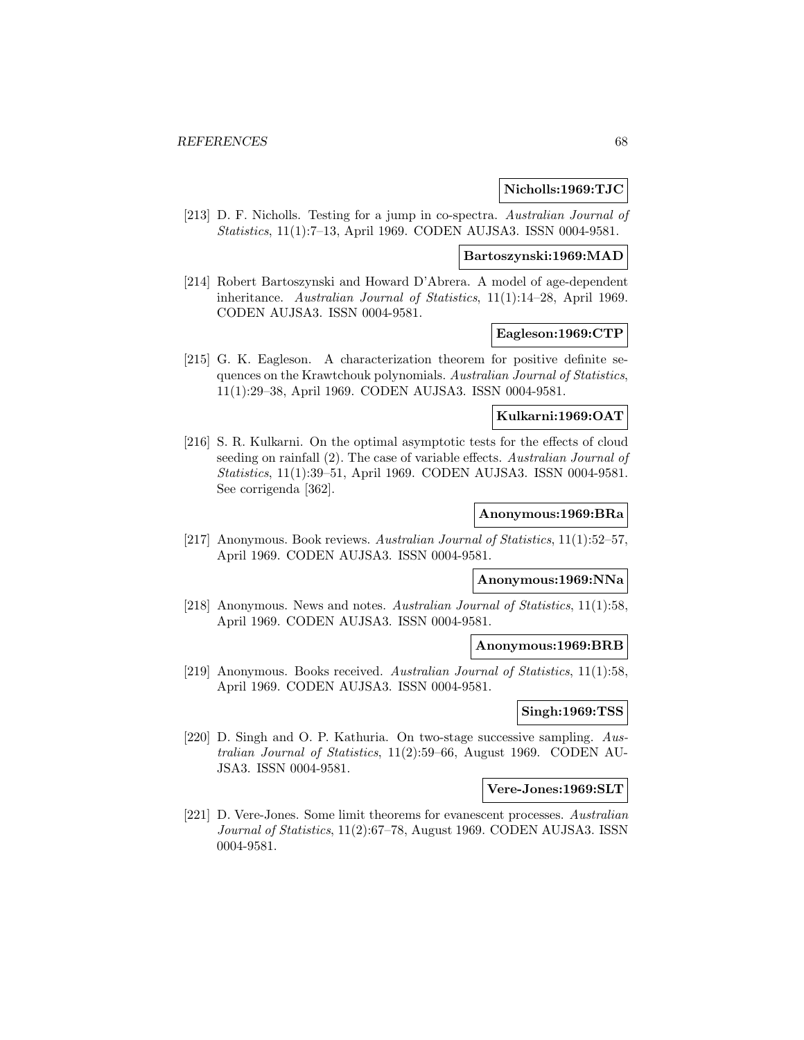**Nicholls:1969:TJC**

[213] D. F. Nicholls. Testing for a jump in co-spectra. *Australian Journal of Statistics*, 11(1):7–13, April 1969. CODEN AUJSA3. ISSN 0004-9581.

**Bartoszynski:1969:MAD**

[214] Robert Bartoszynski and Howard D'Abrera. A model of age-dependent inheritance. *Australian Journal of Statistics*, 11(1):14–28, April 1969. CODEN AUJSA3. ISSN 0004-9581.

**Eagleson:1969:CTP**

[215] G. K. Eagleson. A characterization theorem for positive definite sequences on the Krawtchouk polynomials. *Australian Journal of Statistics*, 11(1):29–38, April 1969. CODEN AUJSA3. ISSN 0004-9581.

**Kulkarni:1969:OAT**

[216] S. R. Kulkarni. On the optimal asymptotic tests for the effects of cloud seeding on rainfall (2). The case of variable effects. *Australian Journal of Statistics*, 11(1):39–51, April 1969. CODEN AUJSA3. ISSN 0004-9581. See corrigenda [362].

**Anonymous:1969:BRa**

[217] Anonymous. Book reviews. *Australian Journal of Statistics*, 11(1):52–57, April 1969. CODEN AUJSA3. ISSN 0004-9581.

**Anonymous:1969:NNa**

[218] Anonymous. News and notes. *Australian Journal of Statistics*, 11(1):58, April 1969. CODEN AUJSA3. ISSN 0004-9581.

**Anonymous:1969:BRB**

[219] Anonymous. Books received. *Australian Journal of Statistics*, 11(1):58, April 1969. CODEN AUJSA3. ISSN 0004-9581.

**Singh:1969:TSS**

[220] D. Singh and O. P. Kathuria. On two-stage successive sampling. *Australian Journal of Statistics*, 11(2):59–66, August 1969. CODEN AUJSA3. ISSN 0004-9581.

**Vere-Jones:1969:SLT**

[221] D. Vere-Jones. Some limit theorems for evanescent processes. *Australian Journal of Statistics*, 11(2):67–78, August 1969. CODEN AUJSA3. ISSN 0004-9581.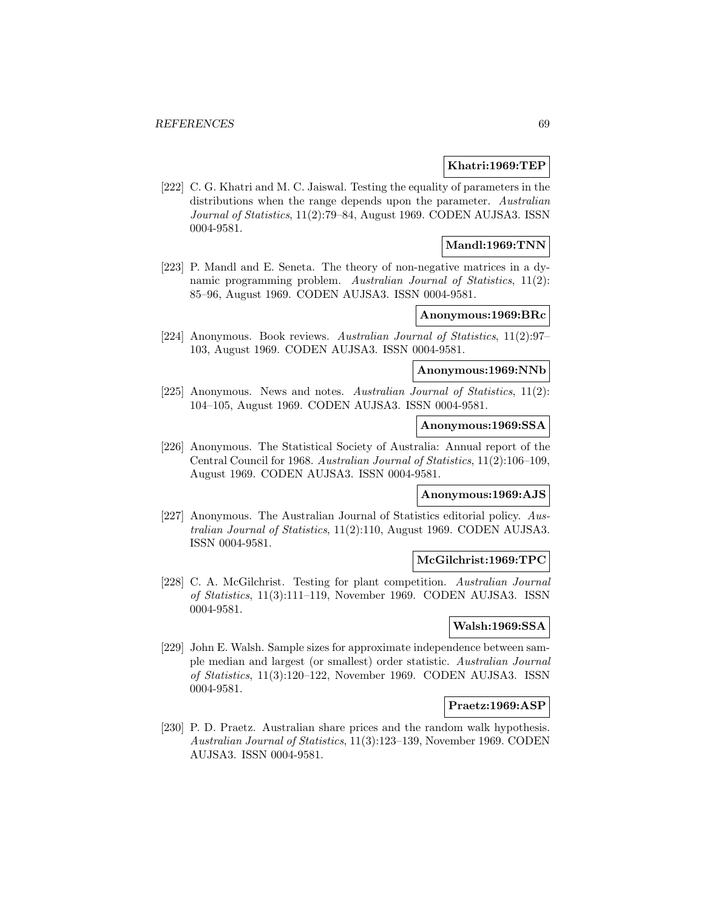**Khatri:1969:TEP**

[222] C. G. Khatri and M. C. Jaiswal. Testing the equality of parameters in the distributions when the range depends upon the parameter. *Australian Journal of Statistics*, 11(2):79–84, August 1969. CODEN AUJSA3. ISSN 0004-9581.

**Mandl:1969:TNN**

[223] P. Mandl and E. Seneta. The theory of non-negative matrices in a dynamic programming problem. *Australian Journal of Statistics*, 11(2): 85–96, August 1969. CODEN AUJSA3. ISSN 0004-9581.

**Anonymous:1969:BRc**

[224] Anonymous. Book reviews. *Australian Journal of Statistics*, 11(2):97–103, August 1969. CODEN AUJSA3. ISSN 0004-9581.

**Anonymous:1969:NNb**

[225] Anonymous. News and notes. *Australian Journal of Statistics*, 11(2): 104–105, August 1969. CODEN AUJSA3. ISSN 0004-9581.

**Anonymous:1969:SSA**

[226] Anonymous. The Statistical Society of Australia: Annual report of the Central Council for 1968. *Australian Journal of Statistics*, 11(2):106–109, August 1969. CODEN AUJSA3. ISSN 0004-9581.

**Anonymous:1969:AJS**

[227] Anonymous. The Australian Journal of Statistics editorial policy. *Australian Journal of Statistics*, 11(2):110, August 1969. CODEN AUJSA3. ISSN 0004-9581.

**McGilchrist:1969:TPC**

[228] C. A. McGilchrist. Testing for plant competition. *Australian Journal of Statistics*, 11(3):111–119, November 1969. CODEN AUJSA3. ISSN 0004-9581.

**Walsh:1969:SSA**

[229] John E. Walsh. Sample sizes for approximate independence between sample median and largest (or smallest) order statistic. *Australian Journal of Statistics*, 11(3):120–122, November 1969. CODEN AUJSA3. ISSN 0004-9581.

**Praetz:1969:ASP**

[230] P. D. Praetz. Australian share prices and the random walk hypothesis. *Australian Journal of Statistics*, 11(3):123–139, November 1969. CODEN AUJSA3. ISSN 0004-9581.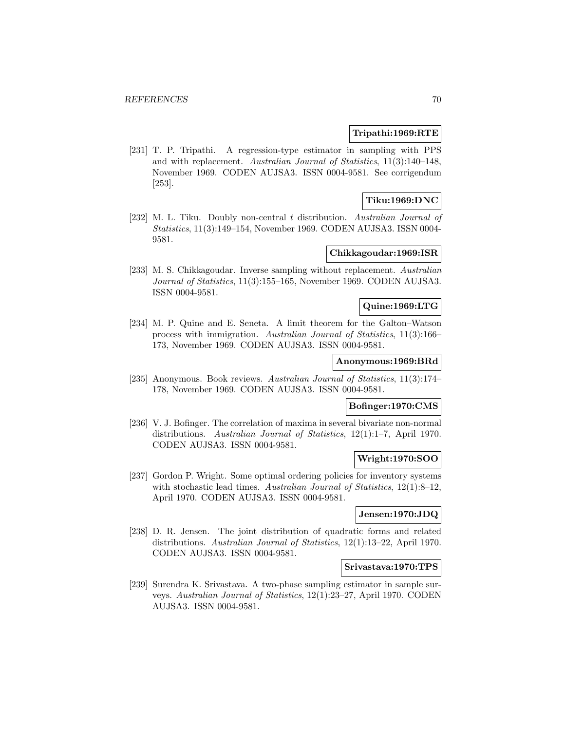**Tripathi:1969:RTE**

[231] T. P. Tripathi. A regression-type estimator in sampling with PPS and with replacement. *Australian Journal of Statistics*, 11(3):140–148, November 1969. CODEN AUJSA3. ISSN 0004-9581. See corrigendum [253].

**Tiku:1969:DNC**

[232] M. L. Tiku. Doubly non-central $t$ distribution. *Australian Journal of Statistics*, 11(3):149–154, November 1969. CODEN AUJSA3. ISSN 0004-9581.

**Chikkagoudar:1969:ISR**

[233] M. S. Chikkagoudar. Inverse sampling without replacement. *Australian Journal of Statistics*, 11(3):155–165, November 1969. CODEN AUJSA3. ISSN 0004-9581.

**Quine:1969:LTG**

[234] M. P. Quine and E. Seneta. A limit theorem for the Galton–Watson process with immigration. *Australian Journal of Statistics*, 11(3):166–173, November 1969. CODEN AUJSA3. ISSN 0004-9581.

**Anonymous:1969:BRd**

[235] Anonymous. Book reviews. *Australian Journal of Statistics*, 11(3):174–178, November 1969. CODEN AUJSA3. ISSN 0004-9581.

**Bofinger:1970:CMS**

[236] V. J. Bofinger. The correlation of maxima in several bivariate non-normal distributions. *Australian Journal of Statistics*, 12(1):1–7, April 1970. CODEN AUJSA3. ISSN 0004-9581.

**Wright:1970:SOO**

[237] Gordon P. Wright. Some optimal ordering policies for inventory systems with stochastic lead times. *Australian Journal of Statistics*, 12(1):8–12, April 1970. CODEN AUJSA3. ISSN 0004-9581.

**Jensen:1970:JDQ**

[238] D. R. Jensen. The joint distribution of quadratic forms and related distributions. *Australian Journal of Statistics*, 12(1):13–22, April 1970. CODEN AUJSA3. ISSN 0004-9581.

**Srivastava:1970:TPS**

[239] Surendra K. Srivastava. A two-phase sampling estimator in sample surveys. *Australian Journal of Statistics*, 12(1):23–27, April 1970. CODEN AUJSA3. ISSN 0004-9581.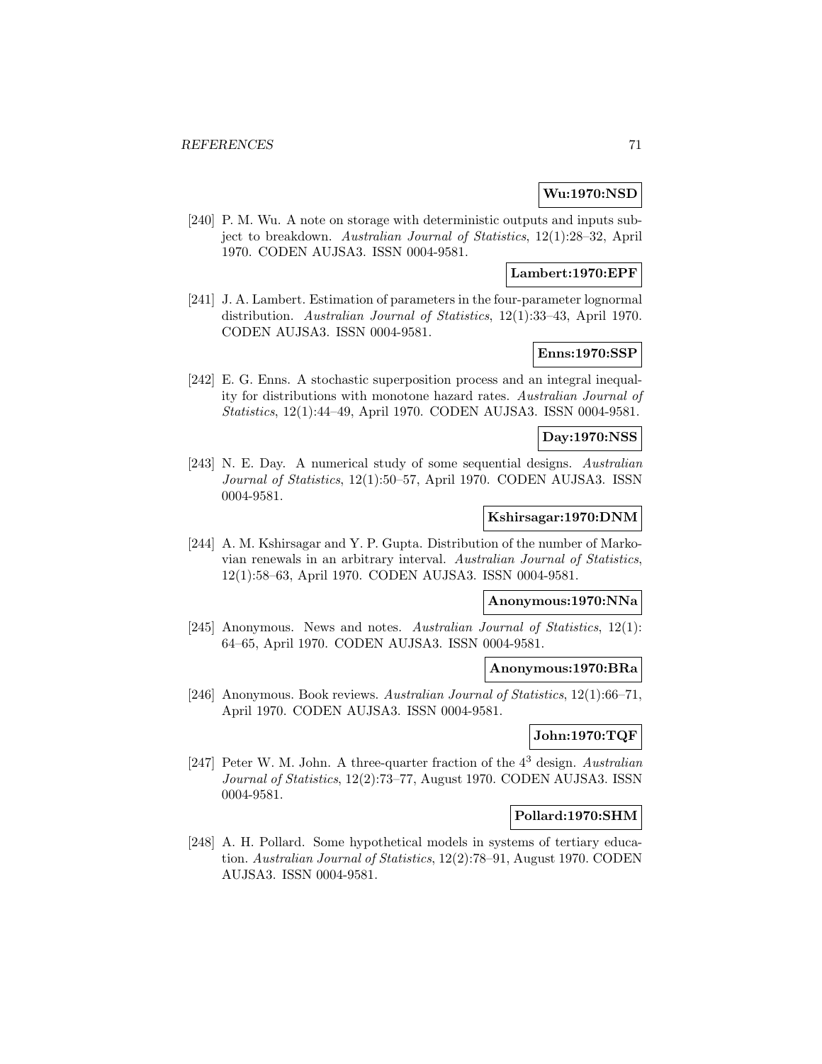**Wu:1970:NSD**

[240] P. M. Wu. A note on storage with deterministic outputs and inputs subject to breakdown. *Australian Journal of Statistics*, 12(1):28–32, April 1970. CODEN AUJSA3. ISSN 0004-9581.

**Lambert:1970:EPF**

[241] J. A. Lambert. Estimation of parameters in the four-parameter lognormal distribution. *Australian Journal of Statistics*, 12(1):33–43, April 1970. CODEN AUJSA3. ISSN 0004-9581.

**Enns:1970:SSP**

[242] E. G. Enns. A stochastic superposition process and an integral inequality for distributions with monotone hazard rates. *Australian Journal of Statistics*, 12(1):44–49, April 1970. CODEN AUJSA3. ISSN 0004-9581.

**Day:1970:NSS**

[243] N. E. Day. A numerical study of some sequential designs. *Australian Journal of Statistics*, 12(1):50–57, April 1970. CODEN AUJSA3. ISSN 0004-9581.

**Kshirsagar:1970:DNM**

[244] A. M. Kshirsagar and Y. P. Gupta. Distribution of the number of Markovian renewals in an arbitrary interval. *Australian Journal of Statistics*, 12(1):58–63, April 1970. CODEN AUJSA3. ISSN 0004-9581.

**Anonymous:1970:NNa**

[245] Anonymous. News and notes. *Australian Journal of Statistics*, 12(1): 64–65, April 1970. CODEN AUJSA3. ISSN 0004-9581.

**Anonymous:1970:BRa**

[246] Anonymous. Book reviews. *Australian Journal of Statistics*, 12(1):66–71, April 1970. CODEN AUJSA3. ISSN 0004-9581.

**John:1970:TQF**

[247] Peter W. M. John. A three-quarter fraction of the $4^3$ design. *Australian Journal of Statistics*, 12(2):73–77, August 1970. CODEN AUJSA3. ISSN 0004-9581.

**Pollard:1970:SHM**

[248] A. H. Pollard. Some hypothetical models in systems of tertiary education. *Australian Journal of Statistics*, 12(2):78–91, August 1970. CODEN AUJSA3. ISSN 0004-9581.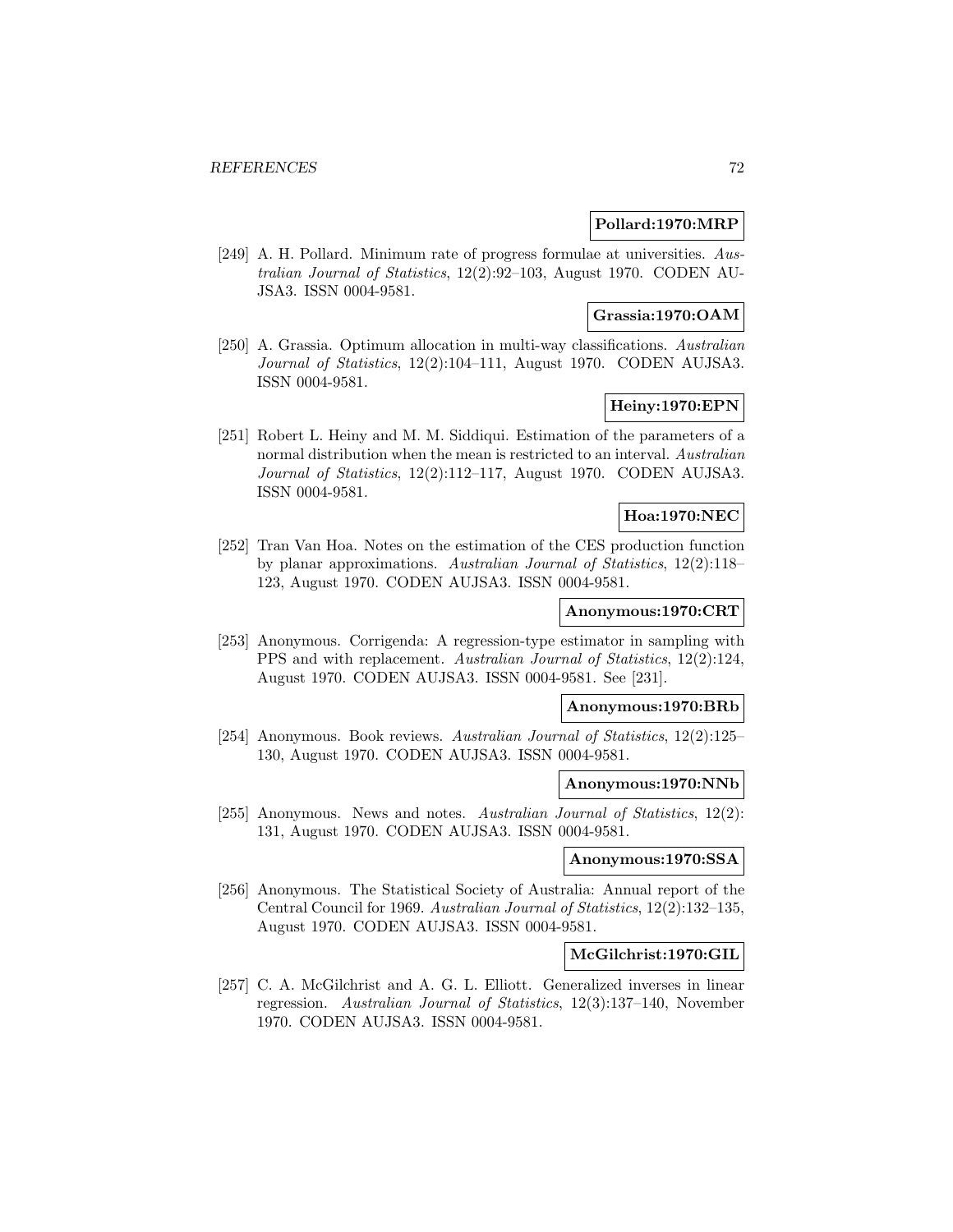**Pollard:1970:MRP**

[249] A. H. Pollard. Minimum rate of progress formulae at universities. *Australian Journal of Statistics*, 12(2):92–103, August 1970. CODEN AUJSA3. ISSN 0004-9581.

**Grassia:1970:OAM**

[250] A. Grassia. Optimum allocation in multi-way classifications. *Australian Journal of Statistics*, 12(2):104–111, August 1970. CODEN AUJSA3. ISSN 0004-9581.

**Heiny:1970:EPN**

[251] Robert L. Heiny and M. M. Siddiqui. Estimation of the parameters of a normal distribution when the mean is restricted to an interval. *Australian Journal of Statistics*, 12(2):112–117, August 1970. CODEN AUJSA3. ISSN 0004-9581.

**Hoa:1970:NEC**

[252] Tran Van Hoa. Notes on the estimation of the CES production function by planar approximations. *Australian Journal of Statistics*, 12(2):118–123, August 1970. CODEN AUJSA3. ISSN 0004-9581.

**Anonymous:1970:CRT**

[253] Anonymous. Corrigenda: A regression-type estimator in sampling with PPS and with replacement. *Australian Journal of Statistics*, 12(2):124, August 1970. CODEN AUJSA3. ISSN 0004-9581. See [231].

**Anonymous:1970:BRb**

[254] Anonymous. Book reviews. *Australian Journal of Statistics*, 12(2):125–130, August 1970. CODEN AUJSA3. ISSN 0004-9581.

**Anonymous:1970:NNb**

[255] Anonymous. News and notes. *Australian Journal of Statistics*, 12(2):131, August 1970. CODEN AUJSA3. ISSN 0004-9581.

**Anonymous:1970:SSA**

[256] Anonymous. The Statistical Society of Australia: Annual report of the Central Council for 1969. *Australian Journal of Statistics*, 12(2):132–135, August 1970. CODEN AUJSA3. ISSN 0004-9581.

**McGilchrist:1970:GIL**

[257] C. A. McGilchrist and A. G. L. Elliott. Generalized inverses in linear regression. *Australian Journal of Statistics*, 12(3):137–140, November 1970. CODEN AUJSA3. ISSN 0004-9581.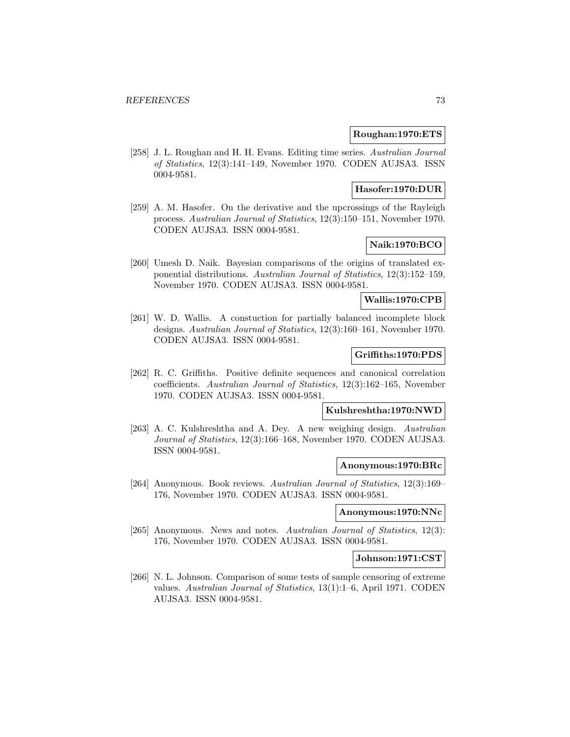**Roughan:1970:ETS**

[258] J. L. Roughan and H. H. Evans. Editing time series. *Australian Journal of Statistics*, 12(3):141–149, November 1970. CODEN AUJSA3. ISSN 0004-9581.

**Hasofer:1970:DUR**

[259] A. M. Hasofer. On the derivative and the upcrossings of the Rayleigh process. *Australian Journal of Statistics*, 12(3):150–151, November 1970. CODEN AUJSA3. ISSN 0004-9581.

**Naik:1970:BCO**

[260] Umesh D. Naik. Bayesian comparisons of the origins of translated exponential distributions. *Australian Journal of Statistics*, 12(3):152–159, November 1970. CODEN AUJSA3. ISSN 0004-9581.

**Wallis:1970:CPB**

[261] W. D. Wallis. A constuction for partially balanced incomplete block designs. *Australian Journal of Statistics*, 12(3):160–161, November 1970. CODEN AUJSA3. ISSN 0004-9581.

**Griffiths:1970:PDS**

[262] R. C. Griffiths. Positive definite sequences and canonical correlation coefficients. *Australian Journal of Statistics*, 12(3):162–165, November 1970. CODEN AUJSA3. ISSN 0004-9581.

**Kulshreshtha:1970:NWD**

[263] A. C. Kulshreshtha and A. Dey. A new weighing design. *Australian Journal of Statistics*, 12(3):166–168, November 1970. CODEN AUJSA3. ISSN 0004-9581.

**Anonymous:1970:BRc**

[264] Anonymous. Book reviews. *Australian Journal of Statistics*, 12(3):169–176, November 1970. CODEN AUJSA3. ISSN 0004-9581.

**Anonymous:1970:NNc**

[265] Anonymous. News and notes. *Australian Journal of Statistics*, 12(3):176, November 1970. CODEN AUJSA3. ISSN 0004-9581.

**Johnson:1971:CST**

[266] N. L. Johnson. Comparison of some tests of sample censoring of extreme values. *Australian Journal of Statistics*, 13(1):1–6, April 1971. CODEN AUJSA3. ISSN 0004-9581.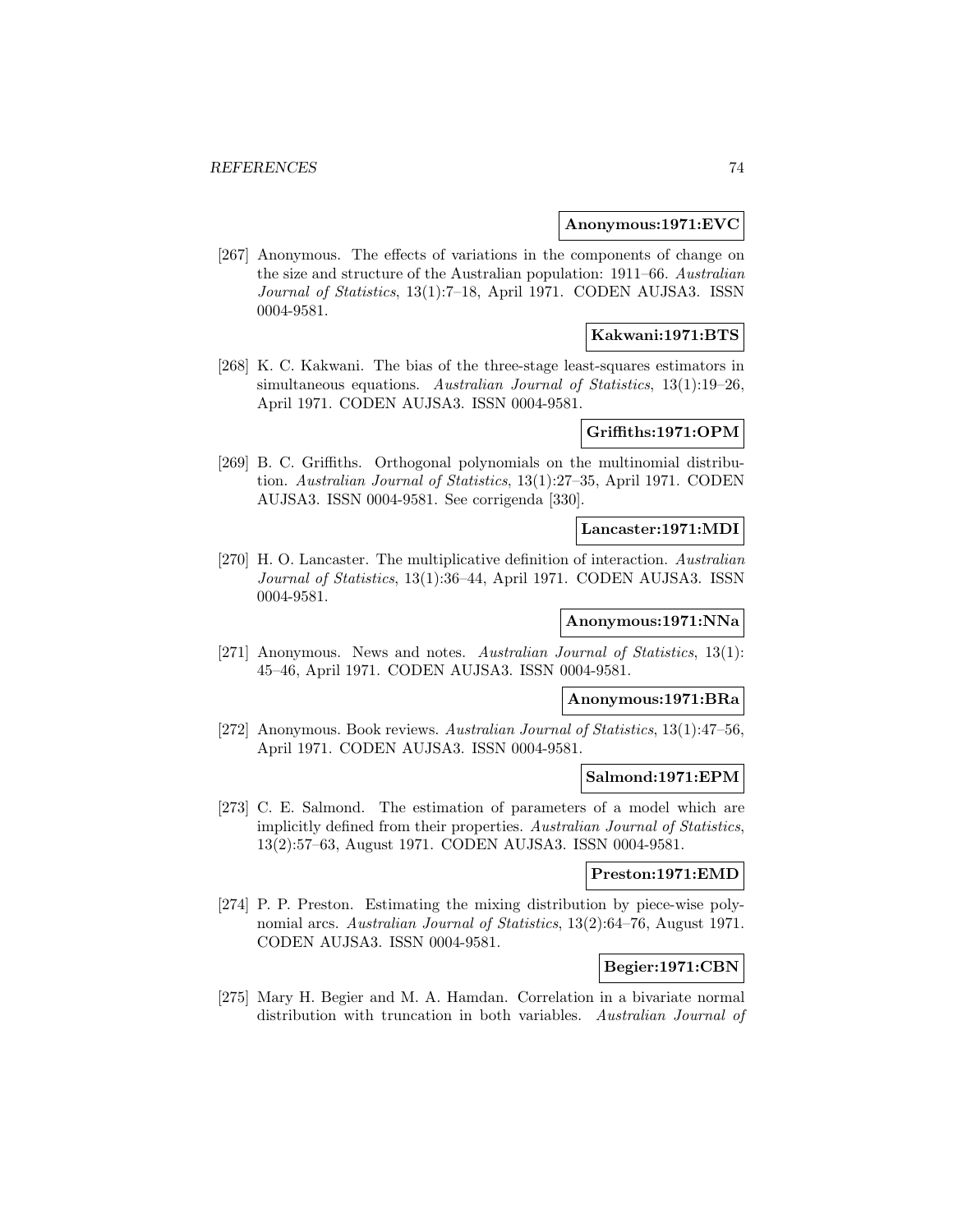**Anonymous:1971:EVC**

[267] Anonymous. The effects of variations in the components of change on the size and structure of the Australian population: 1911–66. *Australian Journal of Statistics*, 13(1):7–18, April 1971. CODEN AUJSA3. ISSN 0004-9581.

**Kakwani:1971:BTS**

[268] K. C. Kakwani. The bias of the three-stage least-squares estimators in simultaneous equations. *Australian Journal of Statistics*, 13(1):19–26, April 1971. CODEN AUJSA3. ISSN 0004-9581.

**Griffiths:1971:OPM**

[269] B. C. Griffiths. Orthogonal polynomials on the multinomial distribution. *Australian Journal of Statistics*, 13(1):27–35, April 1971. CODEN AUJSA3. ISSN 0004-9581. See corrigenda [330].

**Lancaster:1971:MDI**

[270] H. O. Lancaster. The multiplicative definition of interaction. *Australian Journal of Statistics*, 13(1):36–44, April 1971. CODEN AUJSA3. ISSN 0004-9581.

**Anonymous:1971:NNa**

[271] Anonymous. News and notes. *Australian Journal of Statistics*, 13(1): 45–46, April 1971. CODEN AUJSA3. ISSN 0004-9581.

**Anonymous:1971:BRa**

[272] Anonymous. Book reviews. *Australian Journal of Statistics*, 13(1):47–56, April 1971. CODEN AUJSA3. ISSN 0004-9581.

**Salmond:1971:EPM**

[273] C. E. Salmond. The estimation of parameters of a model which are implicitly defined from their properties. *Australian Journal of Statistics*, 13(2):57–63, August 1971. CODEN AUJSA3. ISSN 0004-9581.

**Preston:1971:EMD**

[274] P. P. Preston. Estimating the mixing distribution by piece-wise polynomial arcs. *Australian Journal of Statistics*, 13(2):64–76, August 1971. CODEN AUJSA3. ISSN 0004-9581.

**Begier:1971:CBN**

[275] Mary H. Begier and M. A. Hamdan. Correlation in a bivariate normal distribution with truncation in both variables. *Australian Journal of*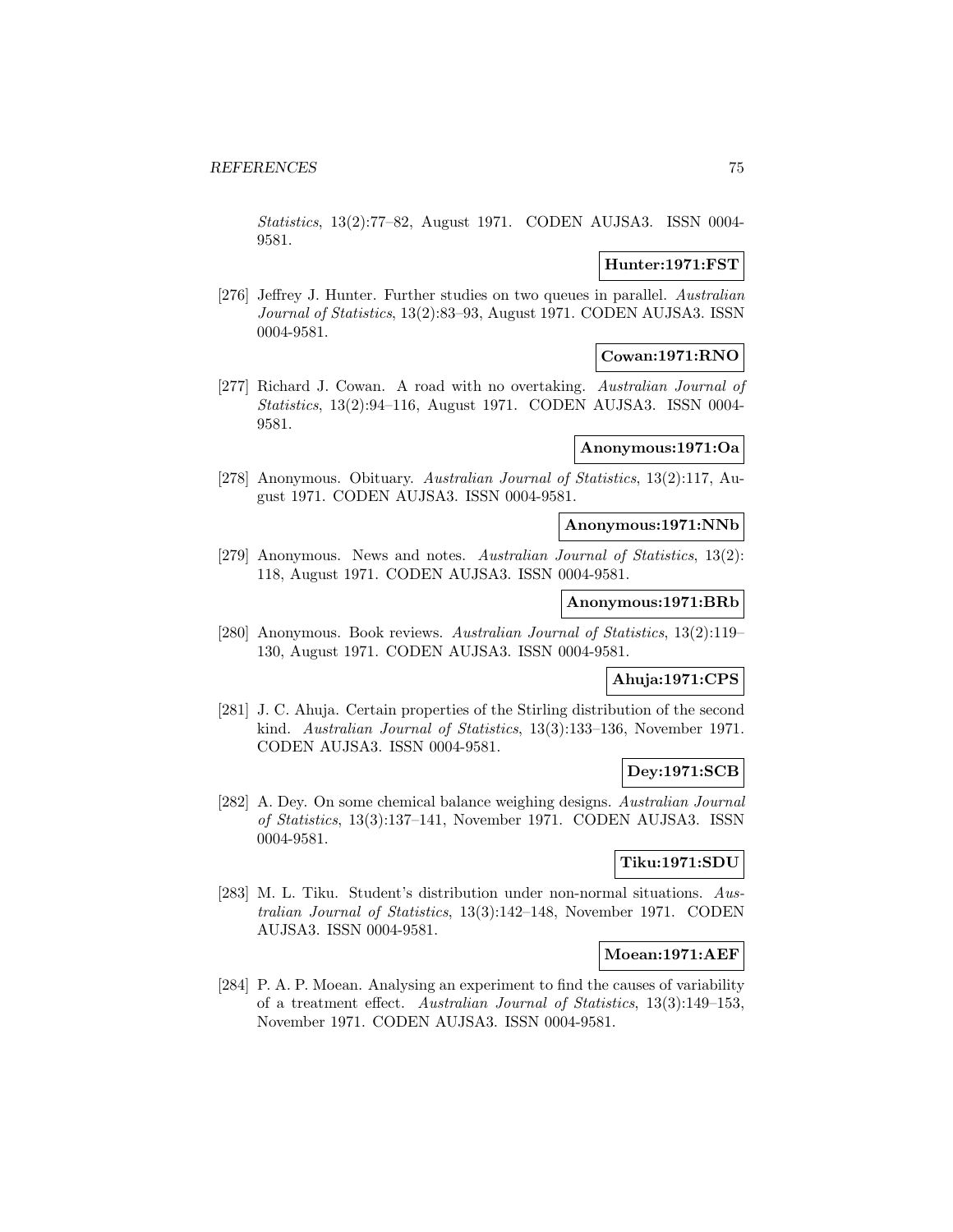*Statistics*, 13(2):77–82, August 1971. CODEN AUJSA3. ISSN 0004-9581.

**Hunter:1971:FST**

[276] Jeffrey J. Hunter. Further studies on two queues in parallel. *Australian Journal of Statistics*, 13(2):83–93, August 1971. CODEN AUJSA3. ISSN 0004-9581.

**Cowan:1971:RNO**

[277] Richard J. Cowan. A road with no overtaking. *Australian Journal of Statistics*, 13(2):94–116, August 1971. CODEN AUJSA3. ISSN 0004-9581.

**Anonymous:1971:Oa**

[278] Anonymous. Obituary. *Australian Journal of Statistics*, 13(2):117, August 1971. CODEN AUJSA3. ISSN 0004-9581.

**Anonymous:1971:NNb**

[279] Anonymous. News and notes. *Australian Journal of Statistics*, 13(2):118, August 1971. CODEN AUJSA3. ISSN 0004-9581.

**Anonymous:1971:BRb**

[280] Anonymous. Book reviews. *Australian Journal of Statistics*, 13(2):119–130, August 1971. CODEN AUJSA3. ISSN 0004-9581.

**Ahuja:1971:CPS**

[281] J. C. Ahuja. Certain properties of the Stirling distribution of the second kind. *Australian Journal of Statistics*, 13(3):133–136, November 1971. CODEN AUJSA3. ISSN 0004-9581.

**Dey:1971:SCB**

[282] A. Dey. On some chemical balance weighing designs. *Australian Journal of Statistics*, 13(3):137–141, November 1971. CODEN AUJSA3. ISSN 0004-9581.

**Tiku:1971:SDU**

[283] M. L. Tiku. Student's distribution under non-normal situations. *Australian Journal of Statistics*, 13(3):142–148, November 1971. CODEN AUJSA3. ISSN 0004-9581.

**Moean:1971:AEF**

[284] P. A. P. Moean. Analysing an experiment to find the causes of variability of a treatment effect. *Australian Journal of Statistics*, 13(3):149–153, November 1971. CODEN AUJSA3. ISSN 0004-9581.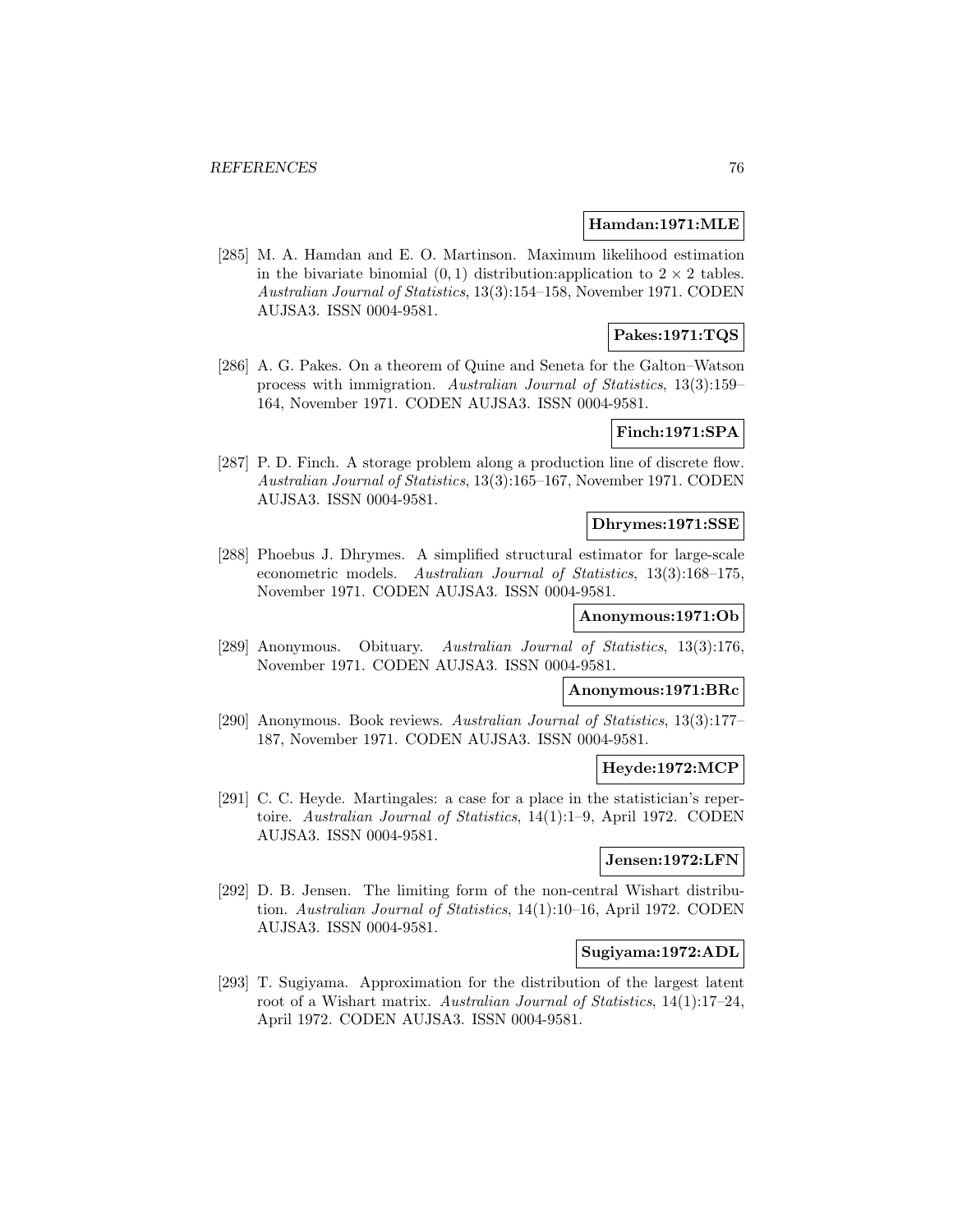**Hamdan:1971:MLE**

[285] M. A. Hamdan and E. O. Martinson. Maximum likelihood estimation in the bivariate binomial $(0,1)$ distribution:application to $2 \times 2$ tables. *Australian Journal of Statistics*, 13(3):154–158, November 1971. CODEN AUJSA3. ISSN 0004-9581.

**Pakes:1971:TQS**

[286] A. G. Pakes. On a theorem of Quine and Seneta for the Galton–Watson process with immigration. *Australian Journal of Statistics*, 13(3):159–164, November 1971. CODEN AUJSA3. ISSN 0004-9581.

**Finch:1971:SPA**

[287] P. D. Finch. A storage problem along a production line of discrete flow. *Australian Journal of Statistics*, 13(3):165–167, November 1971. CODEN AUJSA3. ISSN 0004-9581.

**Dhrymes:1971:SSE**

[288] Phoebus J. Dhrymes. A simplified structural estimator for large-scale econometric models. *Australian Journal of Statistics*, 13(3):168–175, November 1971. CODEN AUJSA3. ISSN 0004-9581.

**Anonymous:1971:Ob**

[289] Anonymous. Obituary. *Australian Journal of Statistics*, 13(3):176, November 1971. CODEN AUJSA3. ISSN 0004-9581.

**Anonymous:1971:BRc**

[290] Anonymous. Book reviews. *Australian Journal of Statistics*, 13(3):177–187, November 1971. CODEN AUJSA3. ISSN 0004-9581.

**Heyde:1972:MCP**

[291] C. C. Heyde. Martingales: a case for a place in the statistician's repertoire. *Australian Journal of Statistics*, 14(1):1–9, April 1972. CODEN AUJSA3. ISSN 0004-9581.

**Jensen:1972:LFN**

[292] D. B. Jensen. The limiting form of the non-central Wishart distribution. *Australian Journal of Statistics*, 14(1):10–16, April 1972. CODEN AUJSA3. ISSN 0004-9581.

**Sugiyama:1972:ADL**

[293] T. Sugiyama. Approximation for the distribution of the largest latent root of a Wishart matrix. *Australian Journal of Statistics*, 14(1):17–24, April 1972. CODEN AUJSA3. ISSN 0004-9581.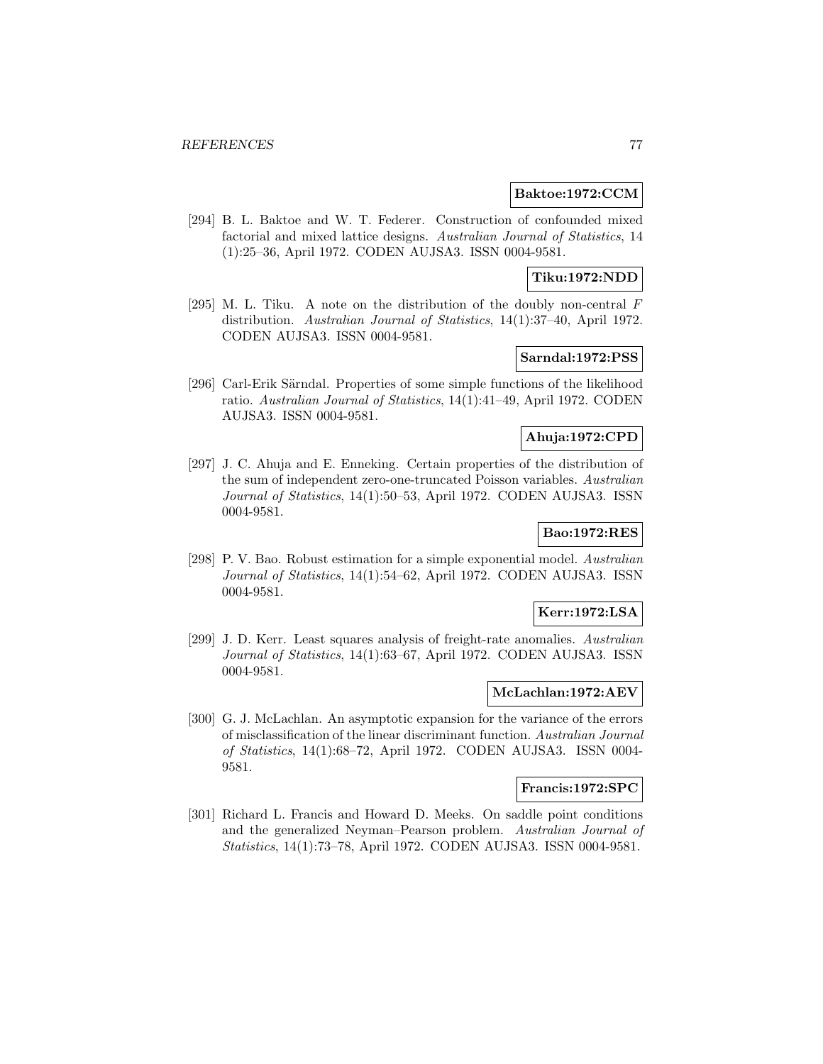**Baktoe:1972:CCM**

[294] B. L. Baktoe and W. T. Federer. Construction of confounded mixed factorial and mixed lattice designs. *Australian Journal of Statistics*, 14 (1):25–36, April 1972. CODEN AUJSA3. ISSN 0004-9581.

**Tiku:1972:NDD**

[295] M. L. Tiku. A note on the distribution of the doubly non-central $F$ distribution. *Australian Journal of Statistics*, 14(1):37–40, April 1972. CODEN AUJSA3. ISSN 0004-9581.

**Sarndal:1972:PSS**

[296] Carl-Erik Särndal. Properties of some simple functions of the likelihood ratio. *Australian Journal of Statistics*, 14(1):41–49, April 1972. CODEN AUJSA3. ISSN 0004-9581.

**Ahuja:1972:CPD**

[297] J. C. Ahuja and E. Enneking. Certain properties of the distribution of the sum of independent zero-one-truncated Poisson variables. *Australian Journal of Statistics*, 14(1):50–53, April 1972. CODEN AUJSA3. ISSN 0004-9581.

**Bao:1972:RES**

[298] P. V. Bao. Robust estimation for a simple exponential model. *Australian Journal of Statistics*, 14(1):54–62, April 1972. CODEN AUJSA3. ISSN 0004-9581.

**Kerr:1972:LSA**

[299] J. D. Kerr. Least squares analysis of freight-rate anomalies. *Australian Journal of Statistics*, 14(1):63–67, April 1972. CODEN AUJSA3. ISSN 0004-9581.

**McLachlan:1972:AEV**

[300] G. J. McLachlan. An asymptotic expansion for the variance of the errors of misclassification of the linear discriminant function. *Australian Journal of Statistics*, 14(1):68–72, April 1972. CODEN AUJSA3. ISSN 0004-9581.

**Francis:1972:SPC**

[301] Richard L. Francis and Howard D. Meeks. On saddle point conditions and the generalized Neyman–Pearson problem. *Australian Journal of Statistics*, 14(1):73–78, April 1972. CODEN AUJSA3. ISSN 0004-9581.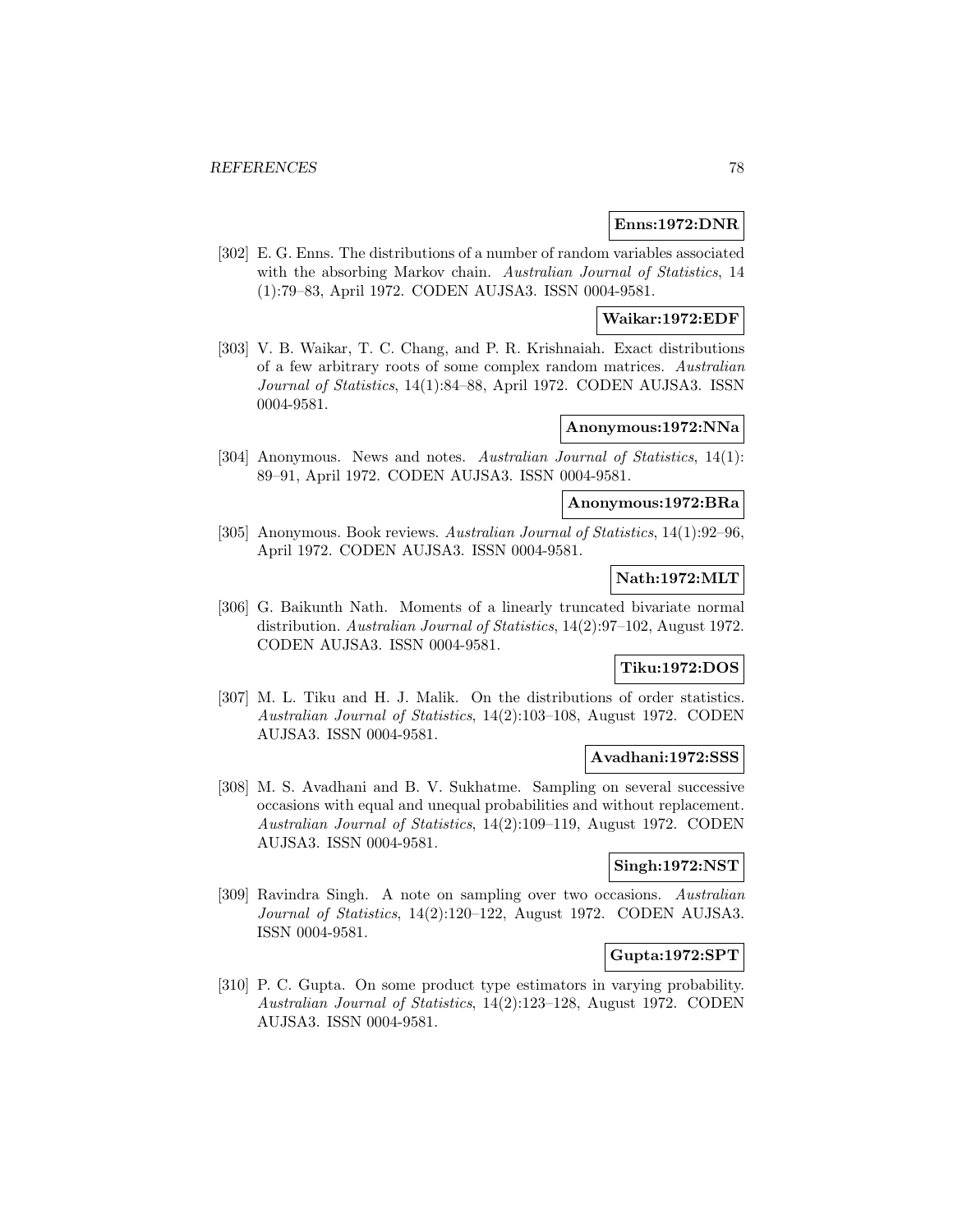**Enns:1972:DNR**

[302] E. G. Enns. The distributions of a number of random variables associated with the absorbing Markov chain. *Australian Journal of Statistics*, 14 (1):79–83, April 1972. CODEN AUJSA3. ISSN 0004-9581.

**Waikar:1972:EDF**

[303] V. B. Waikar, T. C. Chang, and P. R. Krishnaiah. Exact distributions of a few arbitrary roots of some complex random matrices. *Australian Journal of Statistics*, 14(1):84–88, April 1972. CODEN AUJSA3. ISSN 0004-9581.

**Anonymous:1972:NNa**

[304] Anonymous. News and notes. *Australian Journal of Statistics*, 14(1): 89–91, April 1972. CODEN AUJSA3. ISSN 0004-9581.

**Anonymous:1972:BRa**

[305] Anonymous. Book reviews. *Australian Journal of Statistics*, 14(1):92–96, April 1972. CODEN AUJSA3. ISSN 0004-9581.

**Nath:1972:MLT**

[306] G. Baikunth Nath. Moments of a linearly truncated bivariate normal distribution. *Australian Journal of Statistics*, 14(2):97–102, August 1972. CODEN AUJSA3. ISSN 0004-9581.

**Tiku:1972:DOS**

[307] M. L. Tiku and H. J. Malik. On the distributions of order statistics. *Australian Journal of Statistics*, 14(2):103–108, August 1972. CODEN AUJSA3. ISSN 0004-9581.

**Avadhani:1972:SSS**

[308] M. S. Avadhani and B. V. Sukhatme. Sampling on several successive occasions with equal and unequal probabilities and without replacement. *Australian Journal of Statistics*, 14(2):109–119, August 1972. CODEN AUJSA3. ISSN 0004-9581.

**Singh:1972:NST**

[309] Ravindra Singh. A note on sampling over two occasions. *Australian Journal of Statistics*, 14(2):120–122, August 1972. CODEN AUJSA3. ISSN 0004-9581.

**Gupta:1972:SPT**

[310] P. C. Gupta. On some product type estimators in varying probability. *Australian Journal of Statistics*, 14(2):123–128, August 1972. CODEN AUJSA3. ISSN 0004-9581.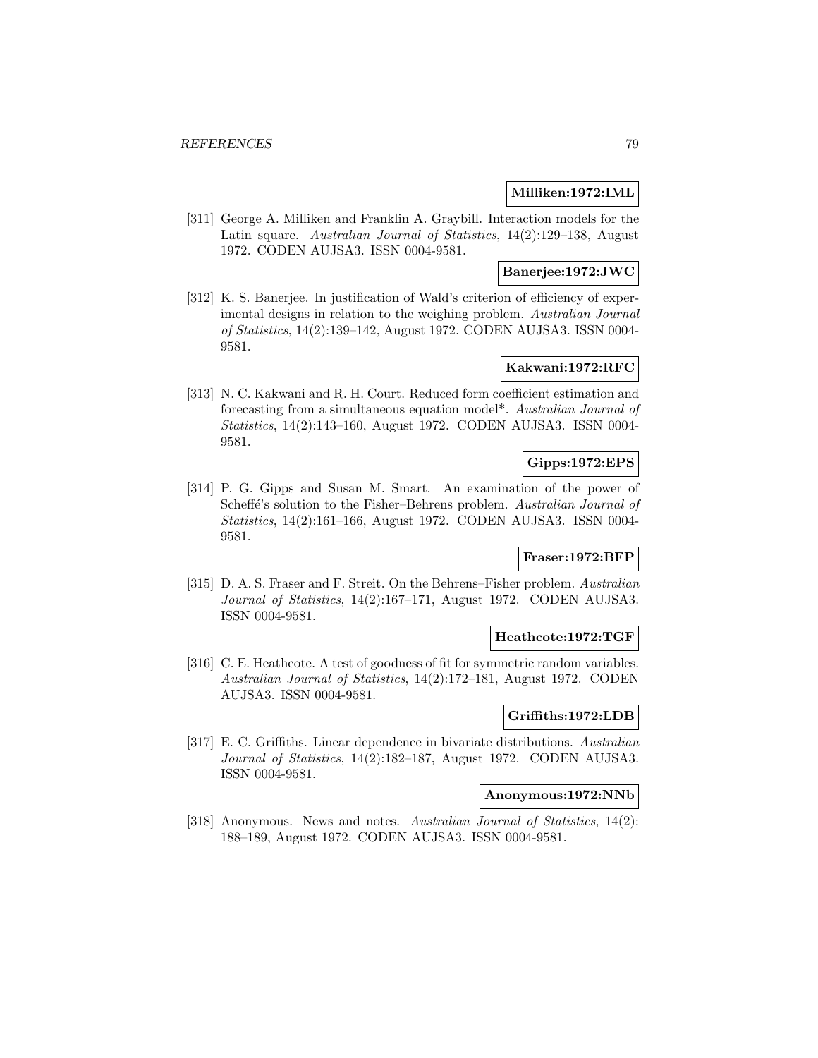**Milliken:1972:IML**

[311] George A. Milliken and Franklin A. Graybill. Interaction models for the Latin square. *Australian Journal of Statistics*, 14(2):129–138, August 1972. CODEN AUJSA3. ISSN 0004-9581.

**Banerjee:1972:JWC**

[312] K. S. Banerjee. In justification of Wald's criterion of efficiency of experimental designs in relation to the weighing problem. *Australian Journal of Statistics*, 14(2):139–142, August 1972. CODEN AUJSA3. ISSN 0004-9581.

**Kakwani:1972:RFC**

[313] N. C. Kakwani and R. H. Court. Reduced form coefficient estimation and forecasting from a simultaneous equation model*. *Australian Journal of Statistics*, 14(2):143–160, August 1972. CODEN AUJSA3. ISSN 0004-9581.

**Gipps:1972:EPS**

[314] P. G. Gipps and Susan M. Smart. An examination of the power of Scheffé's solution to the Fisher–Behrens problem. *Australian Journal of Statistics*, 14(2):161–166, August 1972. CODEN AUJSA3. ISSN 0004-9581.

**Fraser:1972:BFP**

[315] D. A. S. Fraser and F. Streit. On the Behrens–Fisher problem. *Australian Journal of Statistics*, 14(2):167–171, August 1972. CODEN AUJSA3. ISSN 0004-9581.

**Heathcote:1972:TGF**

[316] C. E. Heathcote. A test of goodness of fit for symmetric random variables. *Australian Journal of Statistics*, 14(2):172–181, August 1972. CODEN AUJSA3. ISSN 0004-9581.

**Griffiths:1972:LDB**

[317] E. C. Griffiths. Linear dependence in bivariate distributions. *Australian Journal of Statistics*, 14(2):182–187, August 1972. CODEN AUJSA3. ISSN 0004-9581.

**Anonymous:1972:NNb**

[318] Anonymous. News and notes. *Australian Journal of Statistics*, 14(2): 188–189, August 1972. CODEN AUJSA3. ISSN 0004-9581.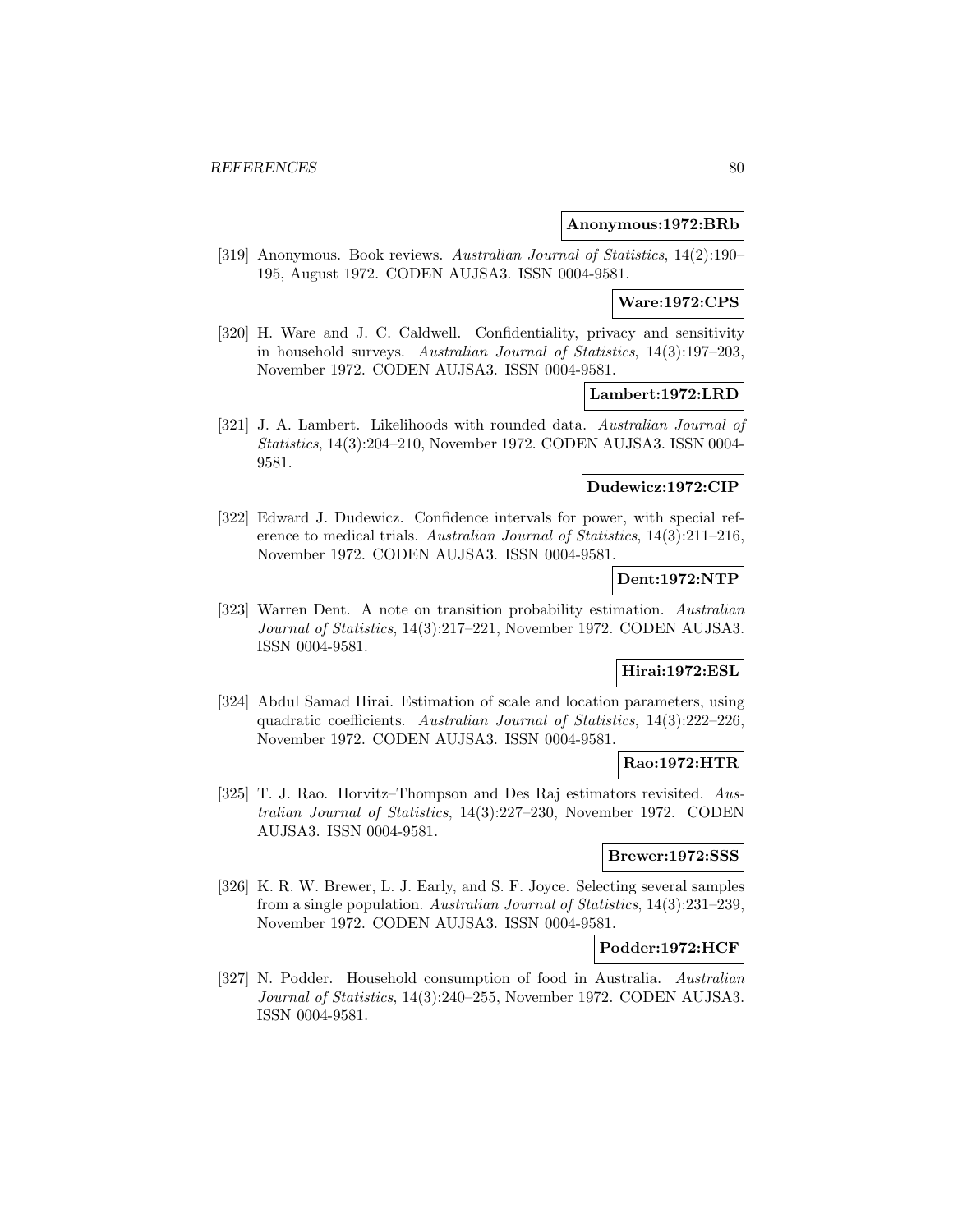**Anonymous:1972:BRb**

[319] Anonymous. Book reviews. *Australian Journal of Statistics*, 14(2):190–195, August 1972. CODEN AUJSA3. ISSN 0004-9581.

**Ware:1972:CPS**

[320] H. Ware and J. C. Caldwell. Confidentiality, privacy and sensitivity in household surveys. *Australian Journal of Statistics*, 14(3):197–203, November 1972. CODEN AUJSA3. ISSN 0004-9581.

**Lambert:1972:LRD**

[321] J. A. Lambert. Likelihoods with rounded data. *Australian Journal of Statistics*, 14(3):204–210, November 1972. CODEN AUJSA3. ISSN 0004-9581.

**Dudewicz:1972:CIP**

[322] Edward J. Dudewicz. Confidence intervals for power, with special reference to medical trials. *Australian Journal of Statistics*, 14(3):211–216, November 1972. CODEN AUJSA3. ISSN 0004-9581.

**Dent:1972:NTP**

[323] Warren Dent. A note on transition probability estimation. *Australian Journal of Statistics*, 14(3):217–221, November 1972. CODEN AUJSA3. ISSN 0004-9581.

**Hirai:1972:ESL**

[324] Abdul Samad Hirai. Estimation of scale and location parameters, using quadratic coefficients. *Australian Journal of Statistics*, 14(3):222–226, November 1972. CODEN AUJSA3. ISSN 0004-9581.

**Rao:1972:HTR**

[325] T. J. Rao. Horvitz–Thompson and Des Raj estimators revisited. *Australian Journal of Statistics*, 14(3):227–230, November 1972. CODEN AUJSA3. ISSN 0004-9581.

**Brewer:1972:SSS**

[326] K. R. W. Brewer, L. J. Early, and S. F. Joyce. Selecting several samples from a single population. *Australian Journal of Statistics*, 14(3):231–239, November 1972. CODEN AUJSA3. ISSN 0004-9581.

**Podder:1972:HCF**

[327] N. Podder. Household consumption of food in Australia. *Australian Journal of Statistics*, 14(3):240–255, November 1972. CODEN AUJSA3. ISSN 0004-9581.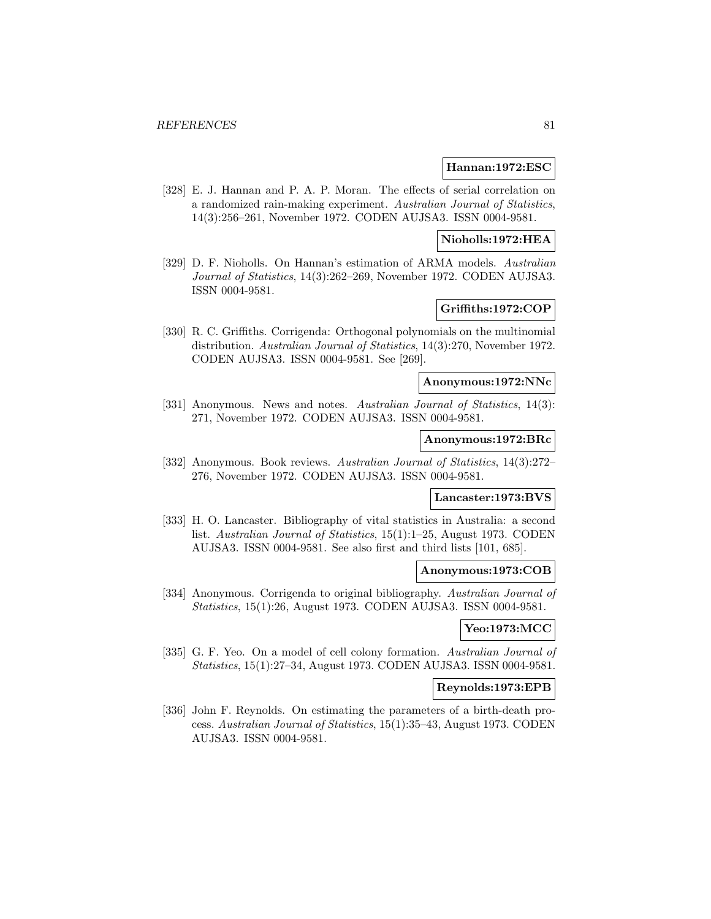**Hannan:1972:ESC**

[328] E. J. Hannan and P. A. P. Moran. The effects of serial correlation on a randomized rain-making experiment. *Australian Journal of Statistics*, 14(3):256–261, November 1972. CODEN AUJSA3. ISSN 0004-9581.

**Nioholls:1972:HEA**

[329] D. F. Nioholls. On Hannan's estimation of ARMA models. *Australian Journal of Statistics*, 14(3):262–269, November 1972. CODEN AUJSA3. ISSN 0004-9581.

**Griffiths:1972:COP**

[330] R. C. Griffiths. Corrigenda: Orthogonal polynomials on the multinomial distribution. *Australian Journal of Statistics*, 14(3):270, November 1972. CODEN AUJSA3. ISSN 0004-9581. See [269].

**Anonymous:1972:NNc**

[331] Anonymous. News and notes. *Australian Journal of Statistics*, 14(3): 271, November 1972. CODEN AUJSA3. ISSN 0004-9581.

**Anonymous:1972:BRc**

[332] Anonymous. Book reviews. *Australian Journal of Statistics*, 14(3):272–276, November 1972. CODEN AUJSA3. ISSN 0004-9581.

**Lancaster:1973:BVS**

[333] H. O. Lancaster. Bibliography of vital statistics in Australia: a second list. *Australian Journal of Statistics*, 15(1):1–25, August 1973. CODEN AUJSA3. ISSN 0004-9581. See also first and third lists [101, 685].

**Anonymous:1973:COB**

[334] Anonymous. Corrigenda to original bibliography. *Australian Journal of Statistics*, 15(1):26, August 1973. CODEN AUJSA3. ISSN 0004-9581.

**Yeo:1973:MCC**

[335] G. F. Yeo. On a model of cell colony formation. *Australian Journal of Statistics*, 15(1):27–34, August 1973. CODEN AUJSA3. ISSN 0004-9581.

**Reynolds:1973:EPB**

[336] John F. Reynolds. On estimating the parameters of a birth-death process. *Australian Journal of Statistics*, 15(1):35–43, August 1973. CODEN AUJSA3. ISSN 0004-9581.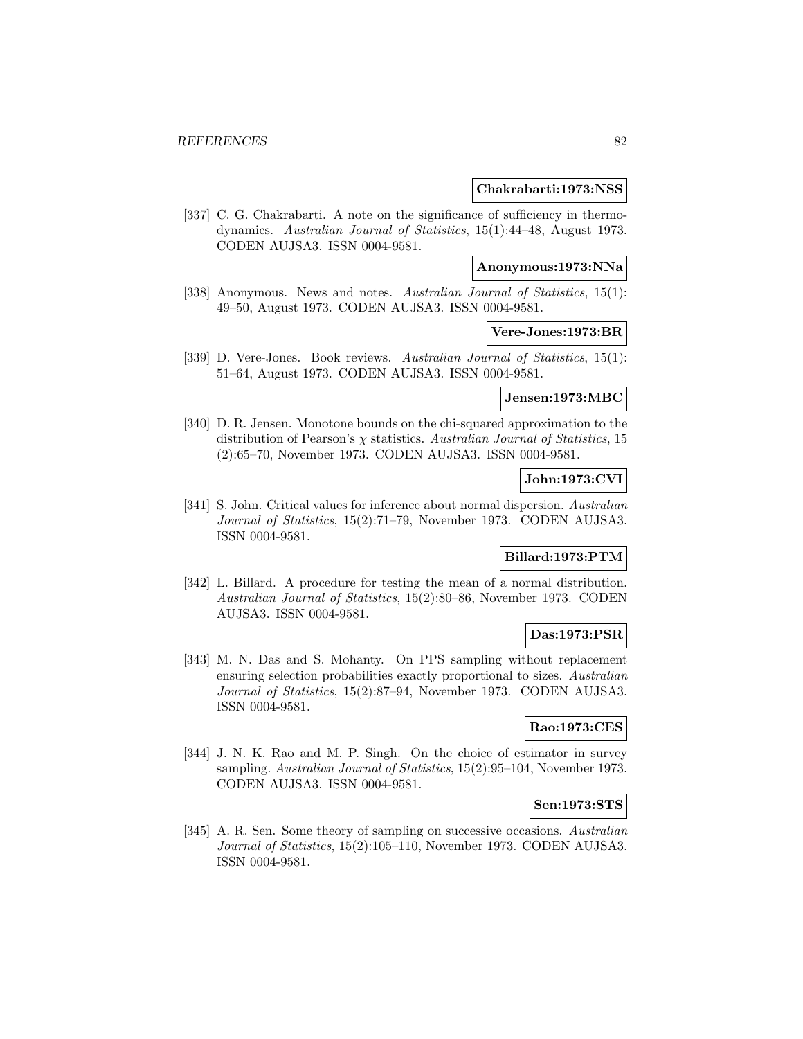**Chakrabarti:1973:NSS**

[337] C. G. Chakrabarti. A note on the significance of sufficiency in thermodynamics. *Australian Journal of Statistics*, 15(1):44–48, August 1973. CODEN AUJSA3. ISSN 0004-9581.

**Anonymous:1973:NNa**

[338] Anonymous. News and notes. *Australian Journal of Statistics*, 15(1): 49–50, August 1973. CODEN AUJSA3. ISSN 0004-9581.

**Vere-Jones:1973:BR**

[339] D. Vere-Jones. Book reviews. *Australian Journal of Statistics*, 15(1): 51–64, August 1973. CODEN AUJSA3. ISSN 0004-9581.

**Jensen:1973:MBC**

[340] D. R. Jensen. Monotone bounds on the chi-squared approximation to the distribution of Pearson's $\chi$ statistics. *Australian Journal of Statistics*, 15 (2):65–70, November 1973. CODEN AUJSA3. ISSN 0004-9581.

**John:1973:CVI**

[341] S. John. Critical values for inference about normal dispersion. *Australian Journal of Statistics*, 15(2):71–79, November 1973. CODEN AUJSA3. ISSN 0004-9581.

**Billard:1973:PTM**

[342] L. Billard. A procedure for testing the mean of a normal distribution. *Australian Journal of Statistics*, 15(2):80–86, November 1973. CODEN AUJSA3. ISSN 0004-9581.

**Das:1973:PSR**

[343] M. N. Das and S. Mohanty. On PPS sampling without replacement ensuring selection probabilities exactly proportional to sizes. *Australian Journal of Statistics*, 15(2):87–94, November 1973. CODEN AUJSA3. ISSN 0004-9581.

**Rao:1973:CES**

[344] J. N. K. Rao and M. P. Singh. On the choice of estimator in survey sampling. *Australian Journal of Statistics*, 15(2):95–104, November 1973. CODEN AUJSA3. ISSN 0004-9581.

**Sen:1973:STS**

[345] A. R. Sen. Some theory of sampling on successive occasions. *Australian Journal of Statistics*, 15(2):105–110, November 1973. CODEN AUJSA3. ISSN 0004-9581.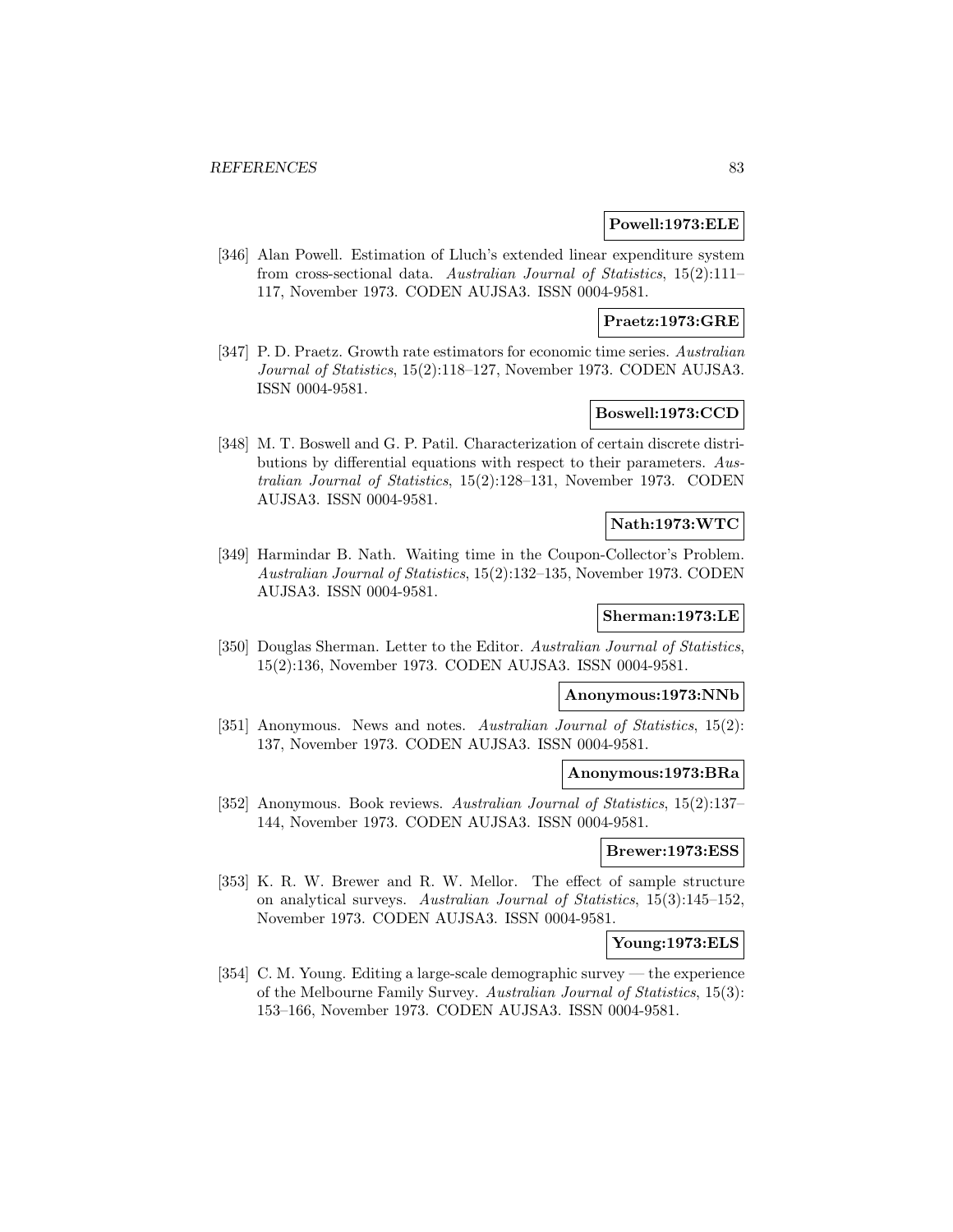**Powell:1973:ELE**

[346] Alan Powell. Estimation of Lluch's extended linear expenditure system from cross-sectional data. *Australian Journal of Statistics*, 15(2):111–117, November 1973. CODEN AUJSA3. ISSN 0004-9581.

**Praetz:1973:GRE**

[347] P. D. Praetz. Growth rate estimators for economic time series. *Australian Journal of Statistics*, 15(2):118–127, November 1973. CODEN AUJSA3. ISSN 0004-9581.

**Boswell:1973:CCD**

[348] M. T. Boswell and G. P. Patil. Characterization of certain discrete distributions by differential equations with respect to their parameters. *Australian Journal of Statistics*, 15(2):128–131, November 1973. CODEN AUJSA3. ISSN 0004-9581.

**Nath:1973:WTC**

[349] Harmindar B. Nath. Waiting time in the Coupon-Collector's Problem. *Australian Journal of Statistics*, 15(2):132–135, November 1973. CODEN AUJSA3. ISSN 0004-9581.

**Sherman:1973:LE**

[350] Douglas Sherman. Letter to the Editor. *Australian Journal of Statistics*, 15(2):136, November 1973. CODEN AUJSA3. ISSN 0004-9581.

**Anonymous:1973:NNb**

[351] Anonymous. News and notes. *Australian Journal of Statistics*, 15(2): 137, November 1973. CODEN AUJSA3. ISSN 0004-9581.

**Anonymous:1973:BRa**

[352] Anonymous. Book reviews. *Australian Journal of Statistics*, 15(2):137–144, November 1973. CODEN AUJSA3. ISSN 0004-9581.

**Brewer:1973:ESS**

[353] K. R. W. Brewer and R. W. Mellor. The effect of sample structure on analytical surveys. *Australian Journal of Statistics*, 15(3):145–152, November 1973. CODEN AUJSA3. ISSN 0004-9581.

**Young:1973:ELS**

[354] C. M. Young. Editing a large-scale demographic survey — the experience of the Melbourne Family Survey. *Australian Journal of Statistics*, 15(3): 153–166, November 1973. CODEN AUJSA3. ISSN 0004-9581.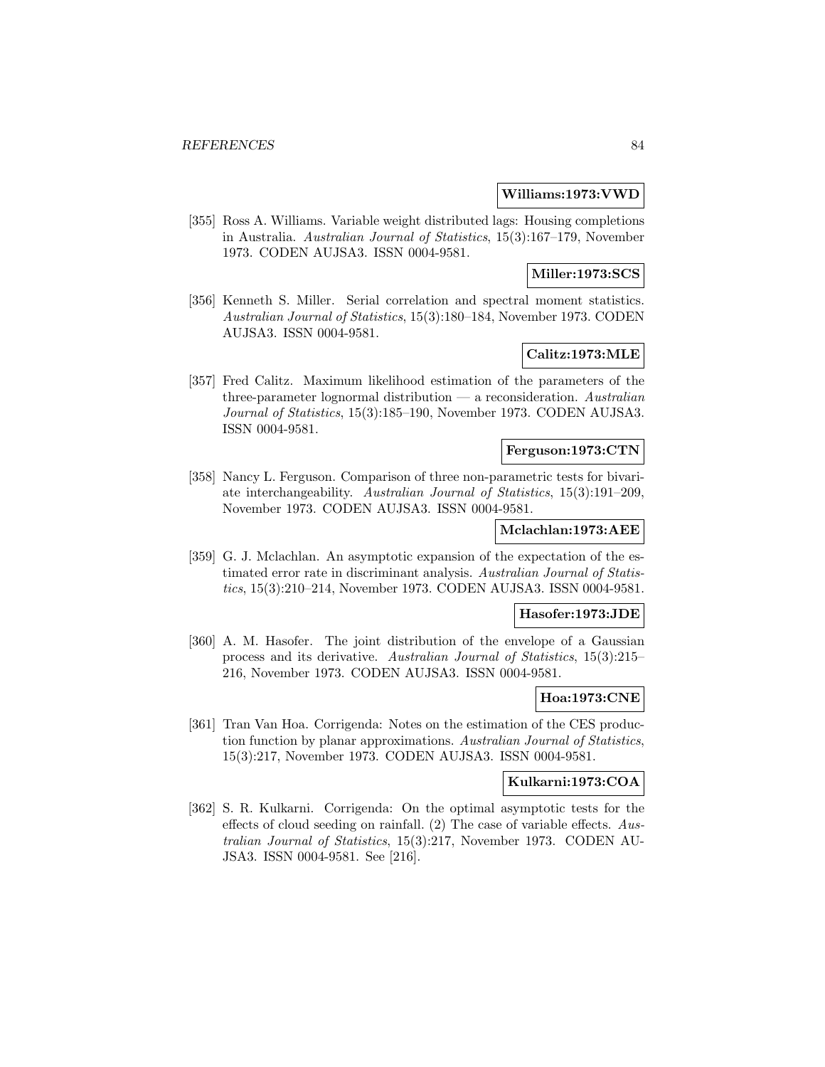**Williams:1973:VWD**

[355] Ross A. Williams. Variable weight distributed lags: Housing completions in Australia. *Australian Journal of Statistics*, 15(3):167–179, November 1973. CODEN AUJSA3. ISSN 0004-9581.

**Miller:1973:SCS**

[356] Kenneth S. Miller. Serial correlation and spectral moment statistics. *Australian Journal of Statistics*, 15(3):180–184, November 1973. CODEN AUJSA3. ISSN 0004-9581.

**Calitz:1973:MLE**

[357] Fred Calitz. Maximum likelihood estimation of the parameters of the three-parameter lognormal distribution — a reconsideration. *Australian Journal of Statistics*, 15(3):185–190, November 1973. CODEN AUJSA3. ISSN 0004-9581.

**Ferguson:1973:CTN**

[358] Nancy L. Ferguson. Comparison of three non-parametric tests for bivariate interchangeability. *Australian Journal of Statistics*, 15(3):191–209, November 1973. CODEN AUJSA3. ISSN 0004-9581.

**Mclachlan:1973:AEE**

[359] G. J. Mclachlan. An asymptotic expansion of the expectation of the estimated error rate in discriminant analysis. *Australian Journal of Statistics*, 15(3):210–214, November 1973. CODEN AUJSA3. ISSN 0004-9581.

**Hasofer:1973:JDE**

[360] A. M. Hasofer. The joint distribution of the envelope of a Gaussian process and its derivative. *Australian Journal of Statistics*, 15(3):215–216, November 1973. CODEN AUJSA3. ISSN 0004-9581.

**Hoa:1973:CNE**

[361] Tran Van Hoa. Corrigenda: Notes on the estimation of the CES production function by planar approximations. *Australian Journal of Statistics*, 15(3):217, November 1973. CODEN AUJSA3. ISSN 0004-9581.

**Kulkarni:1973:COA**

[362] S. R. Kulkarni. Corrigenda: On the optimal asymptotic tests for the effects of cloud seeding on rainfall. (2) The case of variable effects. *Australian Journal of Statistics*, 15(3):217, November 1973. CODEN AUJSA3. ISSN 0004-9581. See [216].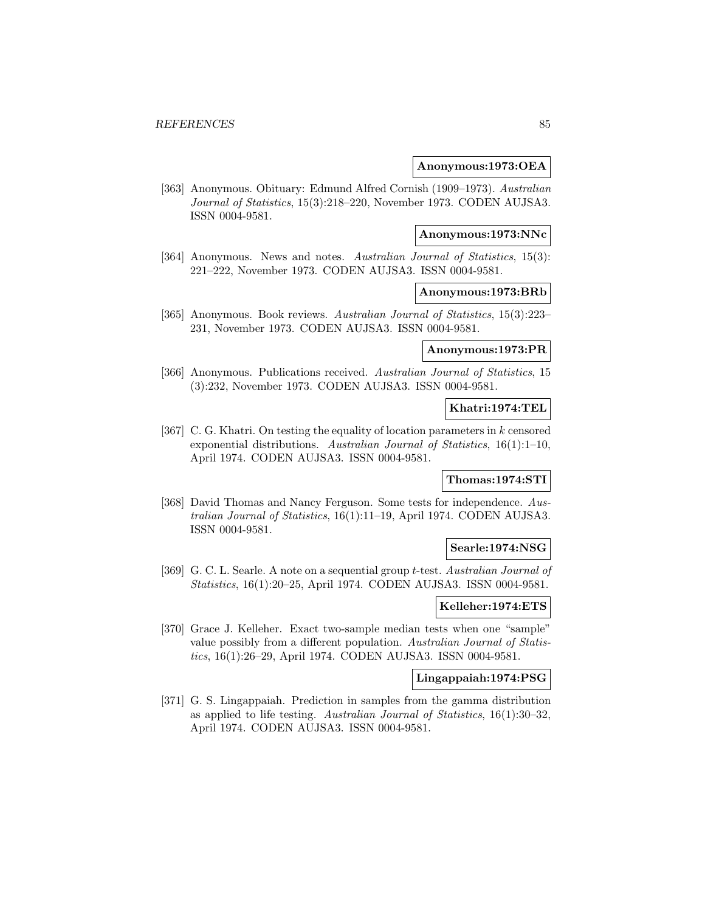**Anonymous:1973:OEA**

[363] Anonymous. Obituary: Edmund Alfred Cornish (1909–1973). *Australian Journal of Statistics*, 15(3):218–220, November 1973. CODEN AUJSA3. ISSN 0004-9581.

**Anonymous:1973:NNc**

[364] Anonymous. News and notes. *Australian Journal of Statistics*, 15(3): 221–222, November 1973. CODEN AUJSA3. ISSN 0004-9581.

**Anonymous:1973:BRb**

[365] Anonymous. Book reviews. *Australian Journal of Statistics*, 15(3):223–231, November 1973. CODEN AUJSA3. ISSN 0004-9581.

**Anonymous:1973:PR**

[366] Anonymous. Publications received. *Australian Journal of Statistics*, 15 (3):232, November 1973. CODEN AUJSA3. ISSN 0004-9581.

**Khatri:1974:TEL**

[367] C. G. Khatri. On testing the equality of location parameters in $k$ censored exponential distributions. *Australian Journal of Statistics*, 16(1):1–10, April 1974. CODEN AUJSA3. ISSN 0004-9581.

**Thomas:1974:STI**

[368] David Thomas and Nancy Ferguson. Some tests for independence. *Australian Journal of Statistics*, 16(1):11–19, April 1974. CODEN AUJSA3. ISSN 0004-9581.

**Searle:1974:NSG**

[369] G. C. L. Searle. A note on a sequential group $t$-test. *Australian Journal of Statistics*, 16(1):20–25, April 1974. CODEN AUJSA3. ISSN 0004-9581.

**Kelleher:1974:ETS**

[370] Grace J. Kelleher. Exact two-sample median tests when one "sample" value possibly from a different population. *Australian Journal of Statistics*, 16(1):26–29, April 1974. CODEN AUJSA3. ISSN 0004-9581.

**Lingappaiah:1974:PSG**

[371] G. S. Lingappaiah. Prediction in samples from the gamma distribution as applied to life testing. *Australian Journal of Statistics*, 16(1):30–32, April 1974. CODEN AUJSA3. ISSN 0004-9581.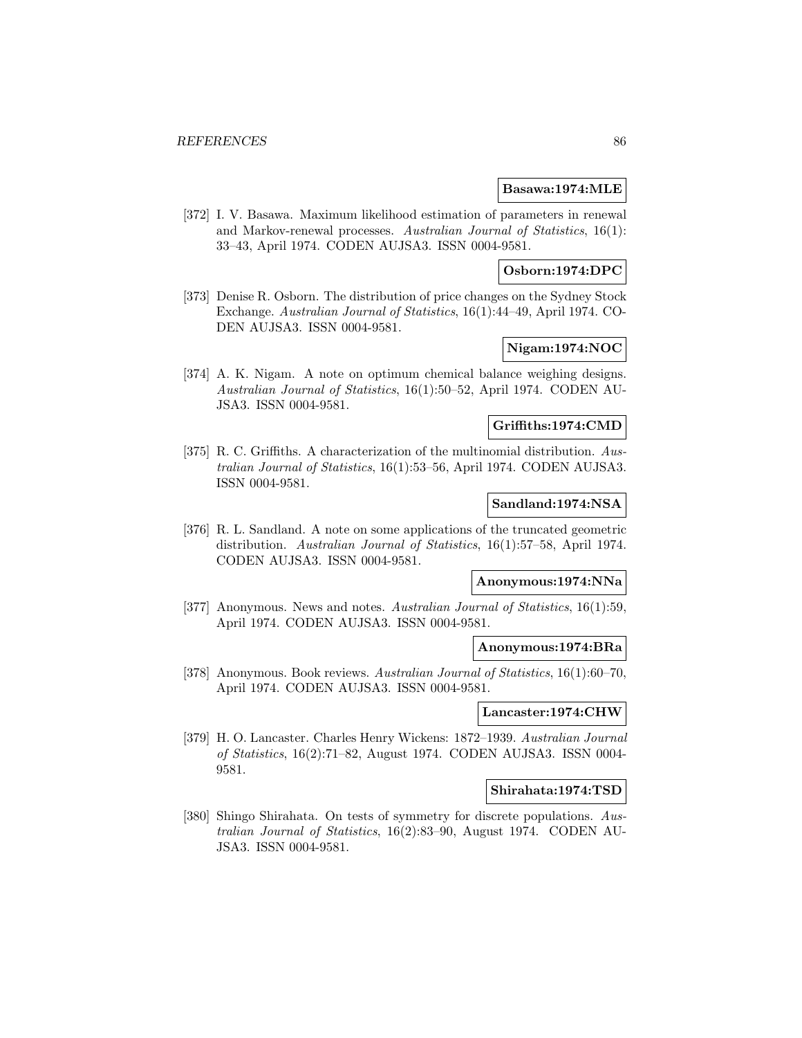**Basawa:1974:MLE**

[372] I. V. Basawa. Maximum likelihood estimation of parameters in renewal and Markov-renewal processes. *Australian Journal of Statistics*, 16(1): 33–43, April 1974. CODEN AUJSA3. ISSN 0004-9581.

**Osborn:1974:DPC**

[373] Denise R. Osborn. The distribution of price changes on the Sydney Stock Exchange. *Australian Journal of Statistics*, 16(1):44–49, April 1974. CODEN AUJSA3. ISSN 0004-9581.

**Nigam:1974:NOC**

[374] A. K. Nigam. A note on optimum chemical balance weighing designs. *Australian Journal of Statistics*, 16(1):50–52, April 1974. CODEN AUJSA3. ISSN 0004-9581.

**Griffiths:1974:CMD**

[375] R. C. Griffiths. A characterization of the multinomial distribution. *Australian Journal of Statistics*, 16(1):53–56, April 1974. CODEN AUJSA3. ISSN 0004-9581.

**Sandland:1974:NSA**

[376] R. L. Sandland. A note on some applications of the truncated geometric distribution. *Australian Journal of Statistics*, 16(1):57–58, April 1974. CODEN AUJSA3. ISSN 0004-9581.

**Anonymous:1974:NNa**

[377] Anonymous. News and notes. *Australian Journal of Statistics*, 16(1):59, April 1974. CODEN AUJSA3. ISSN 0004-9581.

**Anonymous:1974:BRa**

[378] Anonymous. Book reviews. *Australian Journal of Statistics*, 16(1):60–70, April 1974. CODEN AUJSA3. ISSN 0004-9581.

**Lancaster:1974:CHW**

[379] H. O. Lancaster. Charles Henry Wickens: 1872–1939. *Australian Journal of Statistics*, 16(2):71–82, August 1974. CODEN AUJSA3. ISSN 0004-9581.

**Shirahata:1974:TSD**

[380] Shingo Shirahata. On tests of symmetry for discrete populations. *Australian Journal of Statistics*, 16(2):83–90, August 1974. CODEN AUJSA3. ISSN 0004-9581.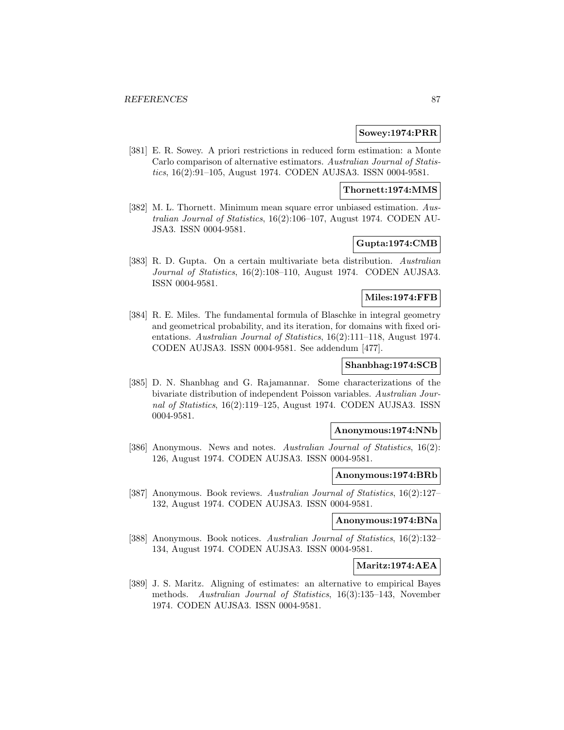**Sowey:1974:PRR**

[381] E. R. Sowey. A priori restrictions in reduced form estimation: a Monte Carlo comparison of alternative estimators. *Australian Journal of Statistics*, 16(2):91–105, August 1974. CODEN AUJSA3. ISSN 0004-9581.

**Thornett:1974:MMS**

[382] M. L. Thornett. Minimum mean square error unbiased estimation. *Australian Journal of Statistics*, 16(2):106–107, August 1974. CODEN AUJSA3. ISSN 0004-9581.

**Gupta:1974:CMB**

[383] R. D. Gupta. On a certain multivariate beta distribution. *Australian Journal of Statistics*, 16(2):108–110, August 1974. CODEN AUJSA3. ISSN 0004-9581.

**Miles:1974:FFB**

[384] R. E. Miles. The fundamental formula of Blaschke in integral geometry and geometrical probability, and its iteration, for domains with fixed orientations. *Australian Journal of Statistics*, 16(2):111–118, August 1974. CODEN AUJSA3. ISSN 0004-9581. See addendum [477].

**Shanbhag:1974:SCB**

[385] D. N. Shanbhag and G. Rajamannar. Some characterizations of the bivariate distribution of independent Poisson variables. *Australian Journal of Statistics*, 16(2):119–125, August 1974. CODEN AUJSA3. ISSN 0004-9581.

**Anonymous:1974:NNb**

[386] Anonymous. News and notes. *Australian Journal of Statistics*, 16(2): 126, August 1974. CODEN AUJSA3. ISSN 0004-9581.

**Anonymous:1974:BRb**

[387] Anonymous. Book reviews. *Australian Journal of Statistics*, 16(2):127–132, August 1974. CODEN AUJSA3. ISSN 0004-9581.

**Anonymous:1974:BNa**

[388] Anonymous. Book notices. *Australian Journal of Statistics*, 16(2):132–134, August 1974. CODEN AUJSA3. ISSN 0004-9581.

**Maritz:1974:AEA**

[389] J. S. Maritz. Aligning of estimates: an alternative to empirical Bayes methods. *Australian Journal of Statistics*, 16(3):135–143, November 1974. CODEN AUJSA3. ISSN 0004-9581.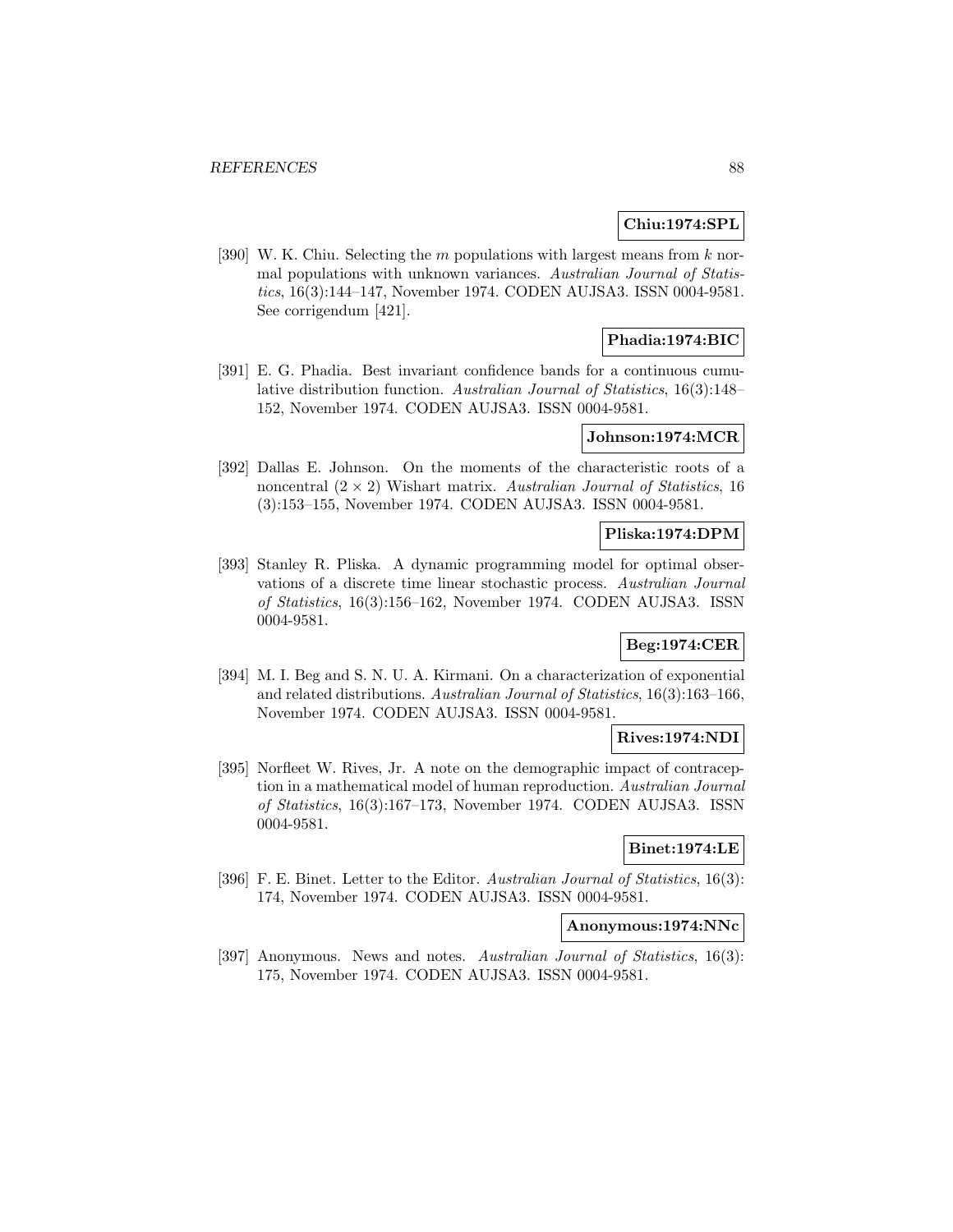**Chiu:1974:SPL**

[390] W. K. Chiu. Selecting the $m$ populations with largest means from $k$ normal populations with unknown variances. *Australian Journal of Statistics*, 16(3):144–147, November 1974. CODEN AUJSA3. ISSN 0004-9581. See corrigendum [421].

**Phadia:1974:BIC**

[391] E. G. Phadia. Best invariant confidence bands for a continuous cumulative distribution function. *Australian Journal of Statistics*, 16(3):148–152, November 1974. CODEN AUJSA3. ISSN 0004-9581.

**Johnson:1974:MCR**

[392] Dallas E. Johnson. On the moments of the characteristic roots of a noncentral $(2 \times 2)$ Wishart matrix. *Australian Journal of Statistics*, 16 (3):153–155, November 1974. CODEN AUJSA3. ISSN 0004-9581.

**Pliska:1974:DPM**

[393] Stanley R. Pliska. A dynamic programming model for optimal observations of a discrete time linear stochastic process. *Australian Journal of Statistics*, 16(3):156–162, November 1974. CODEN AUJSA3. ISSN 0004-9581.

**Beg:1974:CER**

[394] M. I. Beg and S. N. U. A. Kirmani. On a characterization of exponential and related distributions. *Australian Journal of Statistics*, 16(3):163–166, November 1974. CODEN AUJSA3. ISSN 0004-9581.

**Rives:1974:NDI**

[395] Norfleet W. Rives, Jr. A note on the demographic impact of contraception in a mathematical model of human reproduction. *Australian Journal of Statistics*, 16(3):167–173, November 1974. CODEN AUJSA3. ISSN 0004-9581.

**Binet:1974:LE**

[396] F. E. Binet. Letter to the Editor. *Australian Journal of Statistics*, 16(3): 174, November 1974. CODEN AUJSA3. ISSN 0004-9581.

**Anonymous:1974:NNc**

[397] Anonymous. News and notes. *Australian Journal of Statistics*, 16(3): 175, November 1974. CODEN AUJSA3. ISSN 0004-9581.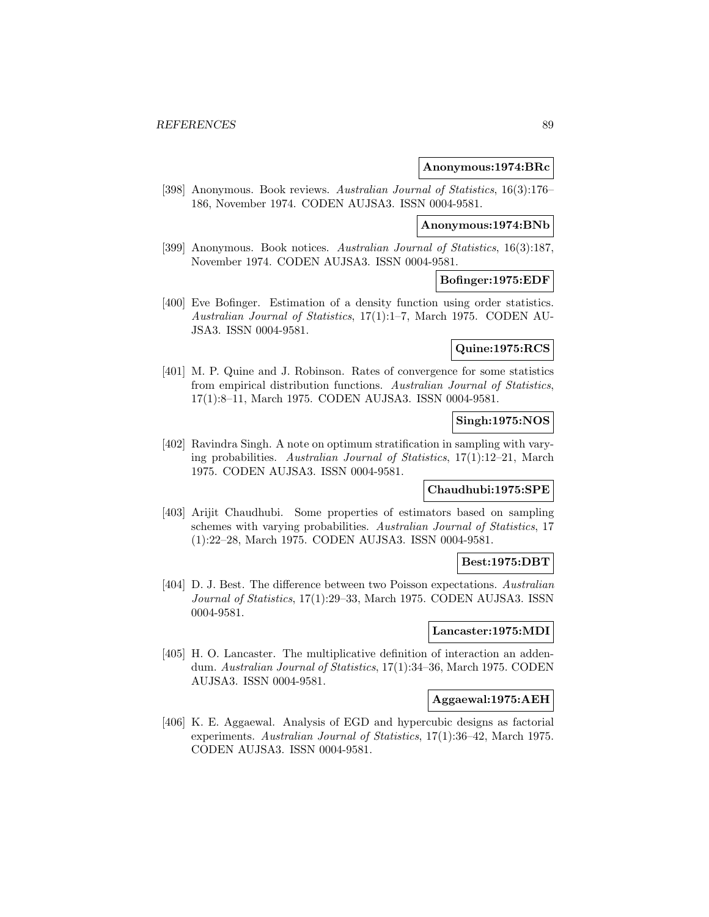**Anonymous:1974:BRc**

[398] Anonymous. Book reviews. *Australian Journal of Statistics*, 16(3):176–186, November 1974. CODEN AUJSA3. ISSN 0004-9581.

**Anonymous:1974:BNb**

[399] Anonymous. Book notices. *Australian Journal of Statistics*, 16(3):187, November 1974. CODEN AUJSA3. ISSN 0004-9581.

**Bofinger:1975:EDF**

[400] Eve Bofinger. Estimation of a density function using order statistics. *Australian Journal of Statistics*, 17(1):1–7, March 1975. CODEN AUJSA3. ISSN 0004-9581.

**Quine:1975:RCS**

[401] M. P. Quine and J. Robinson. Rates of convergence for some statistics from empirical distribution functions. *Australian Journal of Statistics*, 17(1):8–11, March 1975. CODEN AUJSA3. ISSN 0004-9581.

**Singh:1975:NOS**

[402] Ravindra Singh. A note on optimum stratification in sampling with varying probabilities. *Australian Journal of Statistics*, 17(1):12–21, March 1975. CODEN AUJSA3. ISSN 0004-9581.

**Chaudhubi:1975:SPE**

[403] Arijit Chaudhubi. Some properties of estimators based on sampling schemes with varying probabilities. *Australian Journal of Statistics*, 17 (1):22–28, March 1975. CODEN AUJSA3. ISSN 0004-9581.

**Best:1975:DBT**

[404] D. J. Best. The difference between two Poisson expectations. *Australian Journal of Statistics*, 17(1):29–33, March 1975. CODEN AUJSA3. ISSN 0004-9581.

**Lancaster:1975:MDI**

[405] H. O. Lancaster. The multiplicative definition of interaction an addendum. *Australian Journal of Statistics*, 17(1):34–36, March 1975. CODEN AUJSA3. ISSN 0004-9581.

**Aggaewal:1975:AEH**

[406] K. E. Aggaewal. Analysis of EGD and hypercubic designs as factorial experiments. *Australian Journal of Statistics*, 17(1):36–42, March 1975. CODEN AUJSA3. ISSN 0004-9581.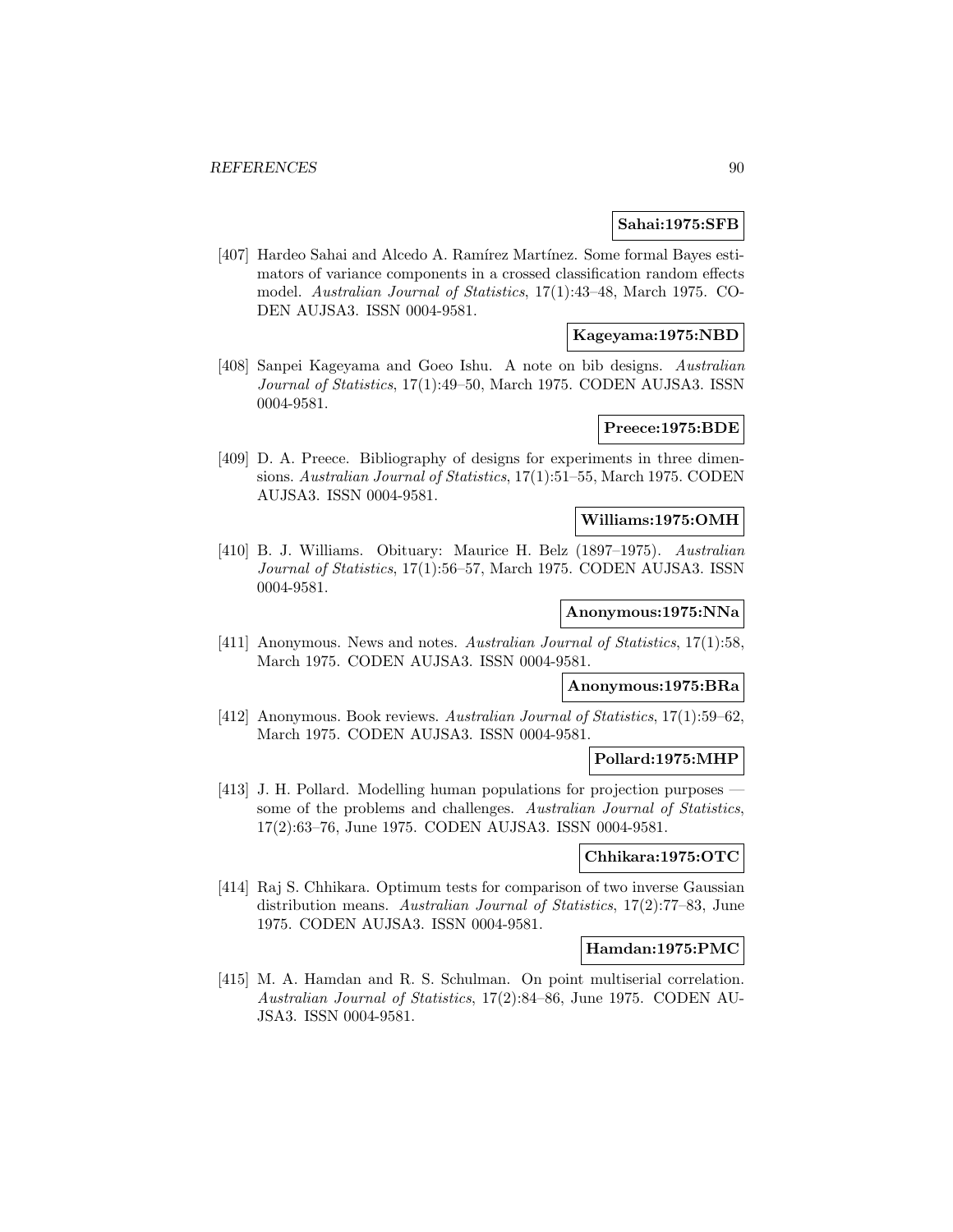**Sahai:1975:SFB**

[407] Hardeo Sahai and Alcedo A. Ramírez Martínez. Some formal Bayes estimators of variance components in a crossed classification random effects model. *Australian Journal of Statistics*, 17(1):43–48, March 1975. CODEN AUJSA3. ISSN 0004-9581.

**Kageyama:1975:NBD**

[408] Sanpei Kageyama and Goeo Ishu. A note on bib designs. *Australian Journal of Statistics*, 17(1):49–50, March 1975. CODEN AUJSA3. ISSN 0004-9581.

**Preece:1975:BDE**

[409] D. A. Preece. Bibliography of designs for experiments in three dimensions. *Australian Journal of Statistics*, 17(1):51–55, March 1975. CODEN AUJSA3. ISSN 0004-9581.

**Williams:1975:OMH**

[410] B. J. Williams. Obituary: Maurice H. Belz (1897–1975). *Australian Journal of Statistics*, 17(1):56–57, March 1975. CODEN AUJSA3. ISSN 0004-9581.

**Anonymous:1975:NNa**

[411] Anonymous. News and notes. *Australian Journal of Statistics*, 17(1):58, March 1975. CODEN AUJSA3. ISSN 0004-9581.

**Anonymous:1975:BRa**

[412] Anonymous. Book reviews. *Australian Journal of Statistics*, 17(1):59–62, March 1975. CODEN AUJSA3. ISSN 0004-9581.

**Pollard:1975:MHP**

[413] J. H. Pollard. Modelling human populations for projection purposes — some of the problems and challenges. *Australian Journal of Statistics*, 17(2):63–76, June 1975. CODEN AUJSA3. ISSN 0004-9581.

**Chhikara:1975:OTC**

[414] Raj S. Chhikara. Optimum tests for comparison of two inverse Gaussian distribution means. *Australian Journal of Statistics*, 17(2):77–83, June 1975. CODEN AUJSA3. ISSN 0004-9581.

**Hamdan:1975:PMC**

[415] M. A. Hamdan and R. S. Schulman. On point multiserial correlation. *Australian Journal of Statistics*, 17(2):84–86, June 1975. CODEN AUJSA3. ISSN 0004-9581.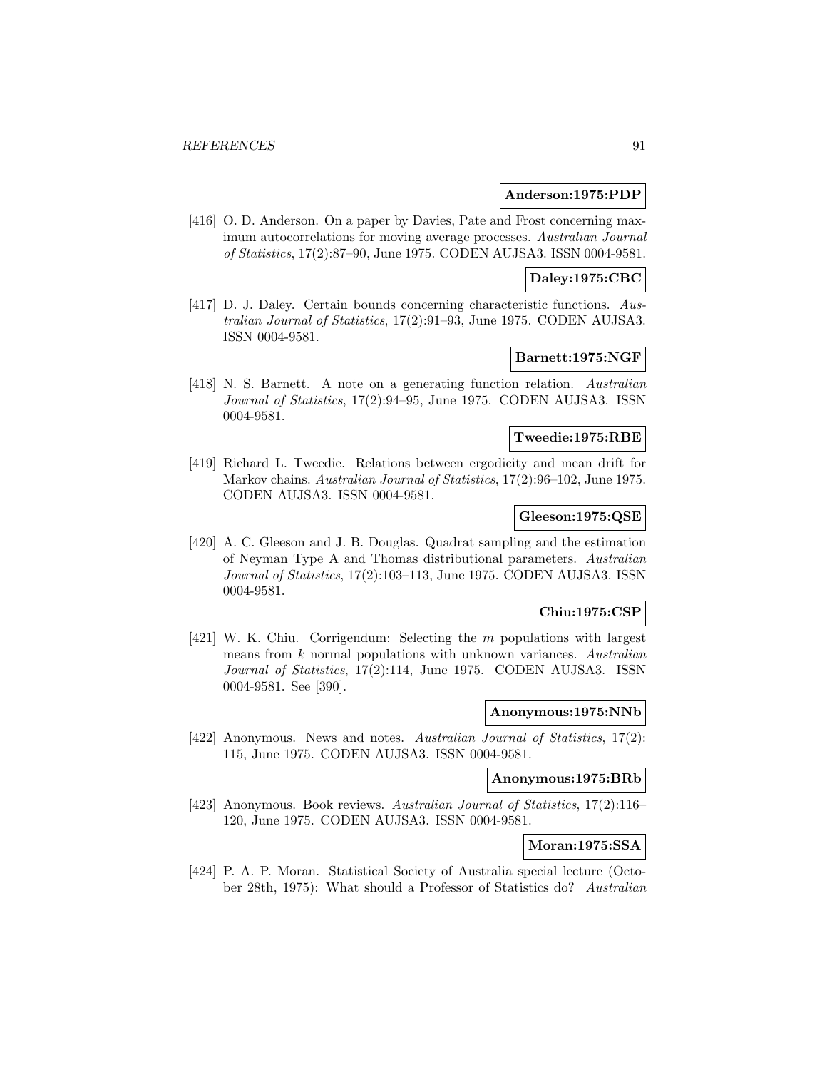**Anderson:1975:PDP**

[416] O. D. Anderson. On a paper by Davies, Pate and Frost concerning maximum autocorrelations for moving average processes. *Australian Journal of Statistics*, 17(2):87–90, June 1975. CODEN AUJSA3. ISSN 0004-9581.

**Daley:1975:CBC**

[417] D. J. Daley. Certain bounds concerning characteristic functions. *Australian Journal of Statistics*, 17(2):91–93, June 1975. CODEN AUJSA3. ISSN 0004-9581.

**Barnett:1975:NGF**

[418] N. S. Barnett. A note on a generating function relation. *Australian Journal of Statistics*, 17(2):94–95, June 1975. CODEN AUJSA3. ISSN 0004-9581.

**Tweedie:1975:RBE**

[419] Richard L. Tweedie. Relations between ergodicity and mean drift for Markov chains. *Australian Journal of Statistics*, 17(2):96–102, June 1975. CODEN AUJSA3. ISSN 0004-9581.

**Gleeson:1975:QSE**

[420] A. C. Gleeson and J. B. Douglas. Quadrat sampling and the estimation of Neyman Type A and Thomas distributional parameters. *Australian Journal of Statistics*, 17(2):103–113, June 1975. CODEN AUJSA3. ISSN 0004-9581.

**Chiu:1975:CSP**

[421] W. K. Chiu. Corrigendum: Selecting the $m$ populations with largest means from $k$ normal populations with unknown variances. *Australian Journal of Statistics*, 17(2):114, June 1975. CODEN AUJSA3. ISSN 0004-9581. See [390].

**Anonymous:1975:NNb**

[422] Anonymous. News and notes. *Australian Journal of Statistics*, 17(2): 115, June 1975. CODEN AUJSA3. ISSN 0004-9581.

**Anonymous:1975:BRb**

[423] Anonymous. Book reviews. *Australian Journal of Statistics*, 17(2):116–120, June 1975. CODEN AUJSA3. ISSN 0004-9581.

**Moran:1975:SSA**

[424] P. A. P. Moran. Statistical Society of Australia special lecture (October 28th, 1975): What should a Professor of Statistics do? *Australian*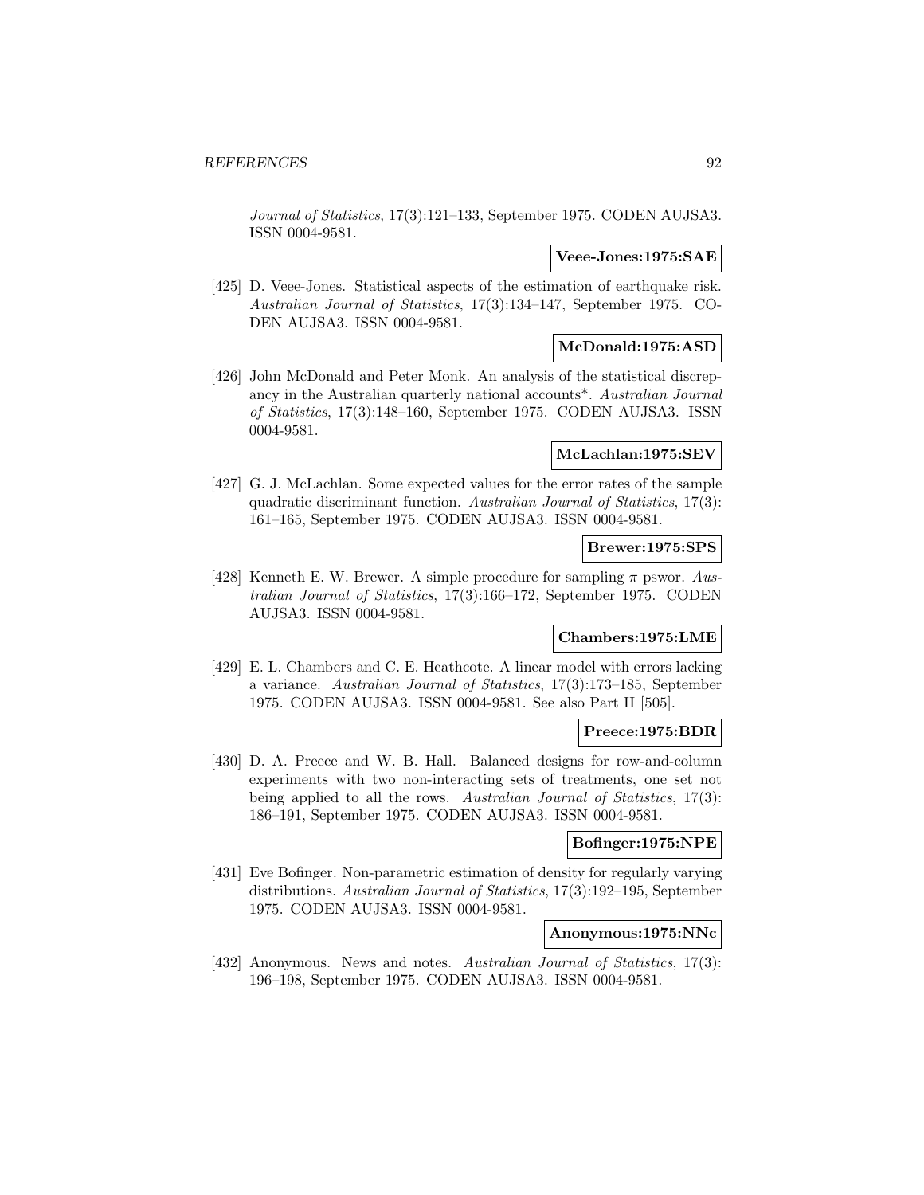*Journal of Statistics*, 17(3):121–133, September 1975. CODEN AUJSA3. ISSN 0004-9581.

**Veee-Jones:1975:SAE**

[425] D. Veee-Jones. Statistical aspects of the estimation of earthquake risk. *Australian Journal of Statistics*, 17(3):134–147, September 1975. CODEN AUJSA3. ISSN 0004-9581.

**McDonald:1975:ASD**

[426] John McDonald and Peter Monk. An analysis of the statistical discrepancy in the Australian quarterly national accounts*. *Australian Journal of Statistics*, 17(3):148–160, September 1975. CODEN AUJSA3. ISSN 0004-9581.

**McLachlan:1975:SEV**

[427] G. J. McLachlan. Some expected values for the error rates of the sample quadratic discriminant function. *Australian Journal of Statistics*, 17(3): 161–165, September 1975. CODEN AUJSA3. ISSN 0004-9581.

**Brewer:1975:SPS**

[428] Kenneth E. W. Brewer. A simple procedure for sampling $\pi$ pswor. *Australian Journal of Statistics*, 17(3):166–172, September 1975. CODEN AUJSA3. ISSN 0004-9581.

**Chambers:1975:LME**

[429] E. L. Chambers and C. E. Heathcote. A linear model with errors lacking a variance. *Australian Journal of Statistics*, 17(3):173–185, September 1975. CODEN AUJSA3. ISSN 0004-9581. See also Part II [505].

**Preece:1975:BDR**

[430] D. A. Preece and W. B. Hall. Balanced designs for row-and-column experiments with two non-interacting sets of treatments, one set not being applied to all the rows. *Australian Journal of Statistics*, 17(3): 186–191, September 1975. CODEN AUJSA3. ISSN 0004-9581.

**Bofinger:1975:NPE**

[431] Eve Bofinger. Non-parametric estimation of density for regularly varying distributions. *Australian Journal of Statistics*, 17(3):192–195, September 1975. CODEN AUJSA3. ISSN 0004-9581.

**Anonymous:1975:NNc**

[432] Anonymous. News and notes. *Australian Journal of Statistics*, 17(3): 196–198, September 1975. CODEN AUJSA3. ISSN 0004-9581.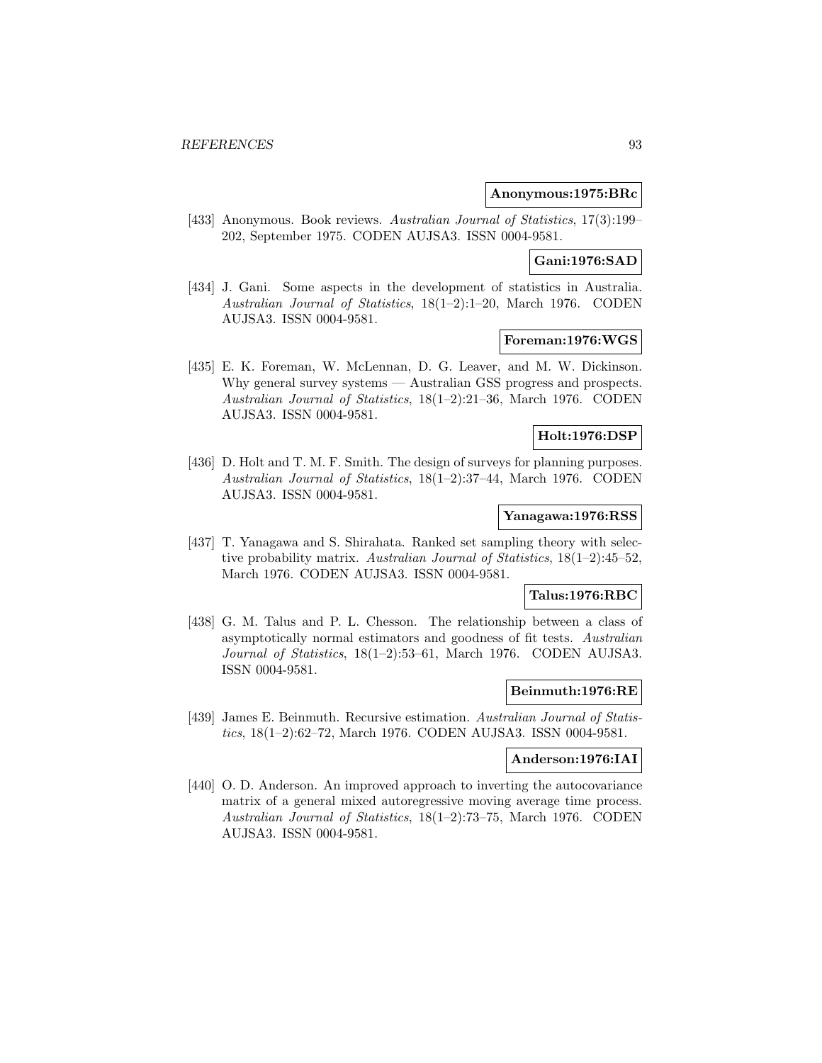**Anonymous:1975:BRc**

[433] Anonymous. Book reviews. *Australian Journal of Statistics*, 17(3):199–202, September 1975. CODEN AUJSA3. ISSN 0004-9581.

**Gani:1976:SAD**

[434] J. Gani. Some aspects in the development of statistics in Australia. *Australian Journal of Statistics*, 18(1–2):1–20, March 1976. CODEN AUJSA3. ISSN 0004-9581.

**Foreman:1976:WGS**

[435] E. K. Foreman, W. McLennan, D. G. Leaver, and M. W. Dickinson. Why general survey systems — Australian GSS progress and prospects. *Australian Journal of Statistics*, 18(1–2):21–36, March 1976. CODEN AUJSA3. ISSN 0004-9581.

**Holt:1976:DSP**

[436] D. Holt and T. M. F. Smith. The design of surveys for planning purposes. *Australian Journal of Statistics*, 18(1–2):37–44, March 1976. CODEN AUJSA3. ISSN 0004-9581.

**Yanagawa:1976:RSS**

[437] T. Yanagawa and S. Shirahata. Ranked set sampling theory with selective probability matrix. *Australian Journal of Statistics*, 18(1–2):45–52, March 1976. CODEN AUJSA3. ISSN 0004-9581.

**Talus:1976:RBC**

[438] G. M. Talus and P. L. Chesson. The relationship between a class of asymptotically normal estimators and goodness of fit tests. *Australian Journal of Statistics*, 18(1–2):53–61, March 1976. CODEN AUJSA3. ISSN 0004-9581.

**Beinmuth:1976:RE**

[439] James E. Beinmuth. Recursive estimation. *Australian Journal of Statistics*, 18(1–2):62–72, March 1976. CODEN AUJSA3. ISSN 0004-9581.

**Anderson:1976:IAI**

[440] O. D. Anderson. An improved approach to inverting the autocovariance matrix of a general mixed autoregressive moving average time process. *Australian Journal of Statistics*, 18(1–2):73–75, March 1976. CODEN AUJSA3. ISSN 0004-9581.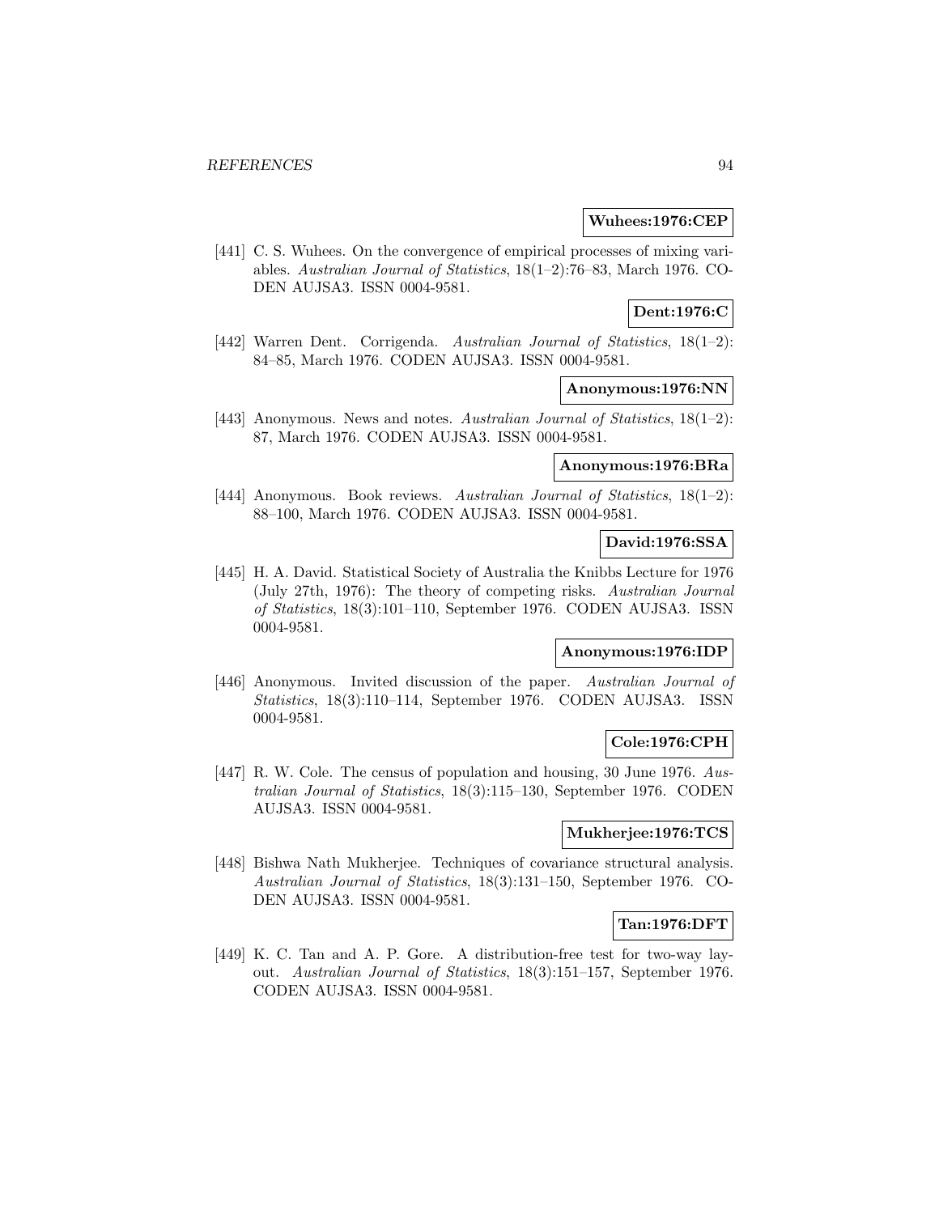**Wuhees:1976:CEP**

[441] C. S. Wuhees. On the convergence of empirical processes of mixing variables. *Australian Journal of Statistics*, 18(1–2):76–83, March 1976. CODEN AUJSA3. ISSN 0004-9581.

**Dent:1976:C**

[442] Warren Dent. Corrigenda. *Australian Journal of Statistics*, 18(1–2): 84–85, March 1976. CODEN AUJSA3. ISSN 0004-9581.

**Anonymous:1976:NN**

[443] Anonymous. News and notes. *Australian Journal of Statistics*, 18(1–2): 87, March 1976. CODEN AUJSA3. ISSN 0004-9581.

**Anonymous:1976:BRa**

[444] Anonymous. Book reviews. *Australian Journal of Statistics*, 18(1–2): 88–100, March 1976. CODEN AUJSA3. ISSN 0004-9581.

**David:1976:SSA**

[445] H. A. David. Statistical Society of Australia the Knibbs Lecture for 1976 (July 27th, 1976): The theory of competing risks. *Australian Journal of Statistics*, 18(3):101–110, September 1976. CODEN AUJSA3. ISSN 0004-9581.

**Anonymous:1976:IDP**

[446] Anonymous. Invited discussion of the paper. *Australian Journal of Statistics*, 18(3):110–114, September 1976. CODEN AUJSA3. ISSN 0004-9581.

**Cole:1976:CPH**

[447] R. W. Cole. The census of population and housing, 30 June 1976. *Australian Journal of Statistics*, 18(3):115–130, September 1976. CODEN AUJSA3. ISSN 0004-9581.

**Mukherjee:1976:TCS**

[448] Bishwa Nath Mukherjee. Techniques of covariance structural analysis. *Australian Journal of Statistics*, 18(3):131–150, September 1976. CODEN AUJSA3. ISSN 0004-9581.

**Tan:1976:DFT**

[449] K. C. Tan and A. P. Gore. A distribution-free test for two-way layout. *Australian Journal of Statistics*, 18(3):151–157, September 1976. CODEN AUJSA3. ISSN 0004-9581.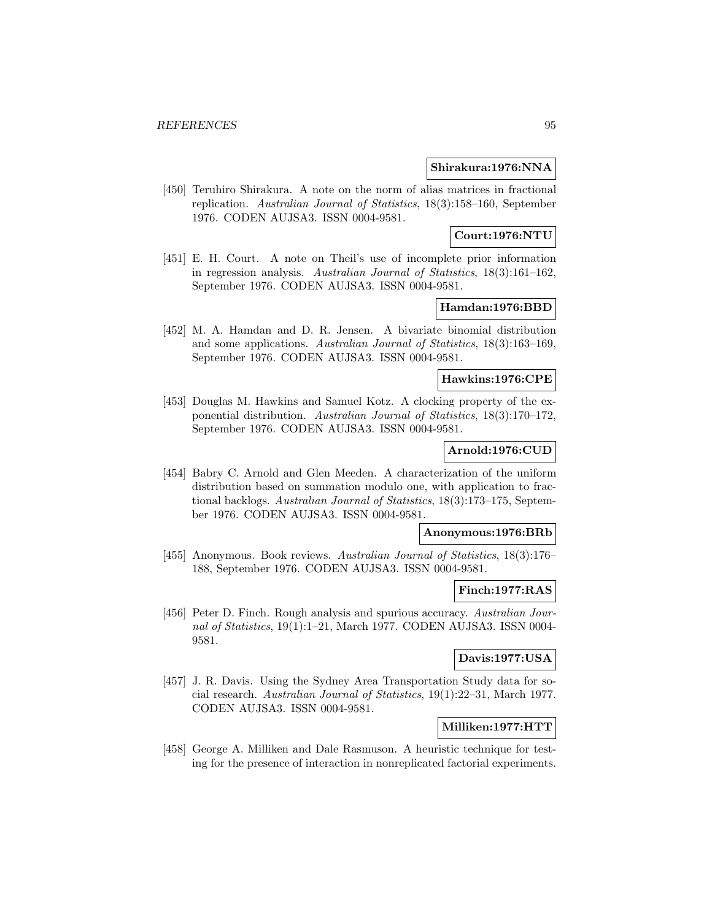**Shirakura:1976:NNA**

[450] Teruhiro Shirakura. A note on the norm of alias matrices in fractional replication. *Australian Journal of Statistics*, 18(3):158–160, September 1976. CODEN AUJSA3. ISSN 0004-9581.

**Court:1976:NTU**

[451] E. H. Court. A note on Theil's use of incomplete prior information in regression analysis. *Australian Journal of Statistics*, 18(3):161–162, September 1976. CODEN AUJSA3. ISSN 0004-9581.

**Hamdan:1976:BBD**

[452] M. A. Hamdan and D. R. Jensen. A bivariate binomial distribution and some applications. *Australian Journal of Statistics*, 18(3):163–169, September 1976. CODEN AUJSA3. ISSN 0004-9581.

**Hawkins:1976:CPE**

[453] Douglas M. Hawkins and Samuel Kotz. A clocking property of the exponential distribution. *Australian Journal of Statistics*, 18(3):170–172, September 1976. CODEN AUJSA3. ISSN 0004-9581.

**Arnold:1976:CUD**

[454] Babry C. Arnold and Glen Meeden. A characterization of the uniform distribution based on summation modulo one, with application to fractional backlogs. *Australian Journal of Statistics*, 18(3):173–175, September 1976. CODEN AUJSA3. ISSN 0004-9581.

**Anonymous:1976:BRb**

[455] Anonymous. Book reviews. *Australian Journal of Statistics*, 18(3):176–188, September 1976. CODEN AUJSA3. ISSN 0004-9581.

**Finch:1977:RAS**

[456] Peter D. Finch. Rough analysis and spurious accuracy. *Australian Journal of Statistics*, 19(1):1–21, March 1977. CODEN AUJSA3. ISSN 0004-9581.

**Davis:1977:USA**

[457] J. R. Davis. Using the Sydney Area Transportation Study data for social research. *Australian Journal of Statistics*, 19(1):22–31, March 1977. CODEN AUJSA3. ISSN 0004-9581.

**Milliken:1977:HTT**

[458] George A. Milliken and Dale Rasmuson. A heuristic technique for testing for the presence of interaction in nonreplicated factorial experiments.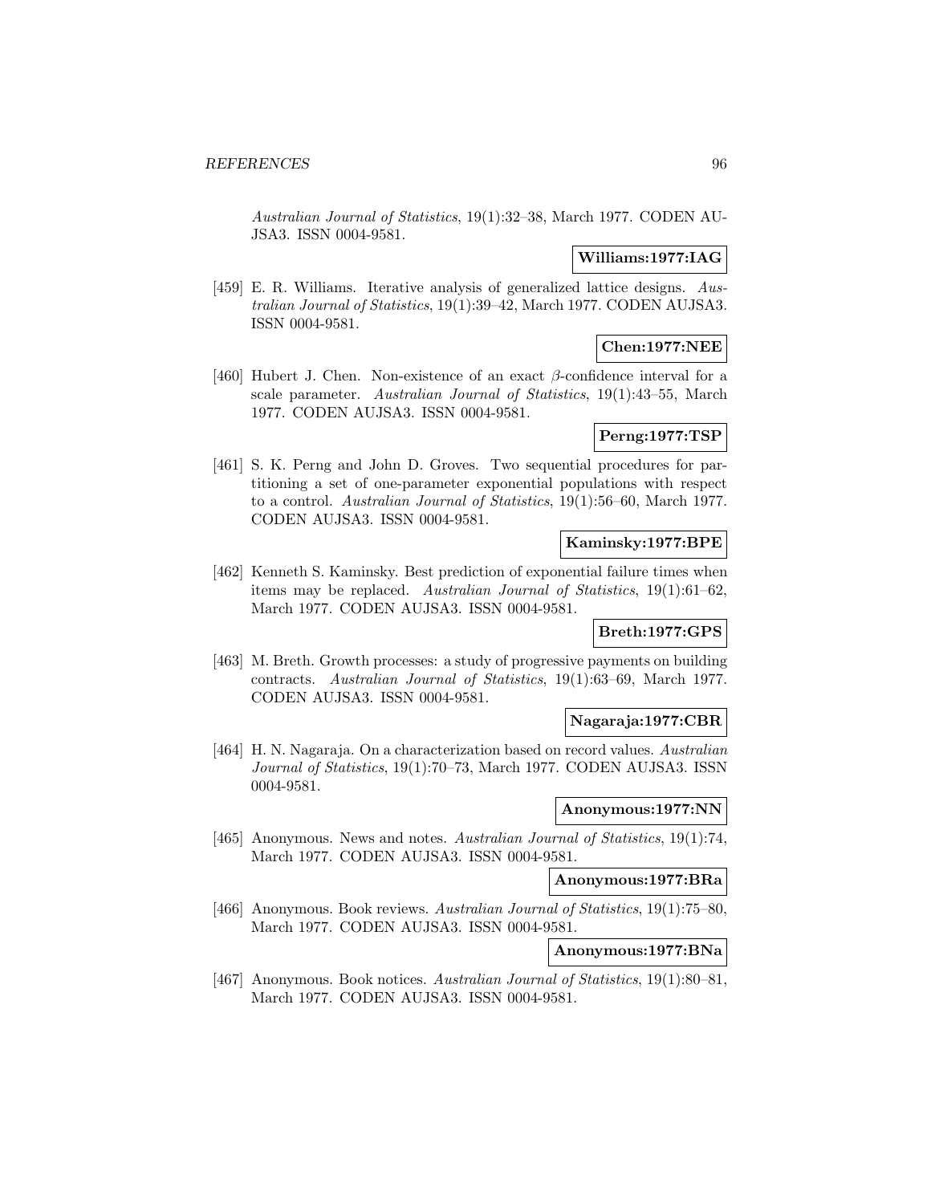*Australian Journal of Statistics*, 19(1):32–38, March 1977. CODEN AUJSA3. ISSN 0004-9581.

**Williams:1977:IAG**

[459] E. R. Williams. Iterative analysis of generalized lattice designs. *Australian Journal of Statistics*, 19(1):39–42, March 1977. CODEN AUJSA3. ISSN 0004-9581.

**Chen:1977:NEE**

[460] Hubert J. Chen. Non-existence of an exact $\beta$-confidence interval for a scale parameter. *Australian Journal of Statistics*, 19(1):43–55, March 1977. CODEN AUJSA3. ISSN 0004-9581.

**Perng:1977:TSP**

[461] S. K. Perng and John D. Groves. Two sequential procedures for partitioning a set of one-parameter exponential populations with respect to a control. *Australian Journal of Statistics*, 19(1):56–60, March 1977. CODEN AUJSA3. ISSN 0004-9581.

**Kaminsky:1977:BPE**

[462] Kenneth S. Kaminsky. Best prediction of exponential failure times when items may be replaced. *Australian Journal of Statistics*, 19(1):61–62, March 1977. CODEN AUJSA3. ISSN 0004-9581.

**Breth:1977:GPS**

[463] M. Breth. Growth processes: a study of progressive payments on building contracts. *Australian Journal of Statistics*, 19(1):63–69, March 1977. CODEN AUJSA3. ISSN 0004-9581.

**Nagaraja:1977:CBR**

[464] H. N. Nagaraja. On a characterization based on record values. *Australian Journal of Statistics*, 19(1):70–73, March 1977. CODEN AUJSA3. ISSN 0004-9581.

**Anonymous:1977:NN**

[465] Anonymous. News and notes. *Australian Journal of Statistics*, 19(1):74, March 1977. CODEN AUJSA3. ISSN 0004-9581.

**Anonymous:1977:BRa**

[466] Anonymous. Book reviews. *Australian Journal of Statistics*, 19(1):75–80, March 1977. CODEN AUJSA3. ISSN 0004-9581.

**Anonymous:1977:BNa**

[467] Anonymous. Book notices. *Australian Journal of Statistics*, 19(1):80–81, March 1977. CODEN AUJSA3. ISSN 0004-9581.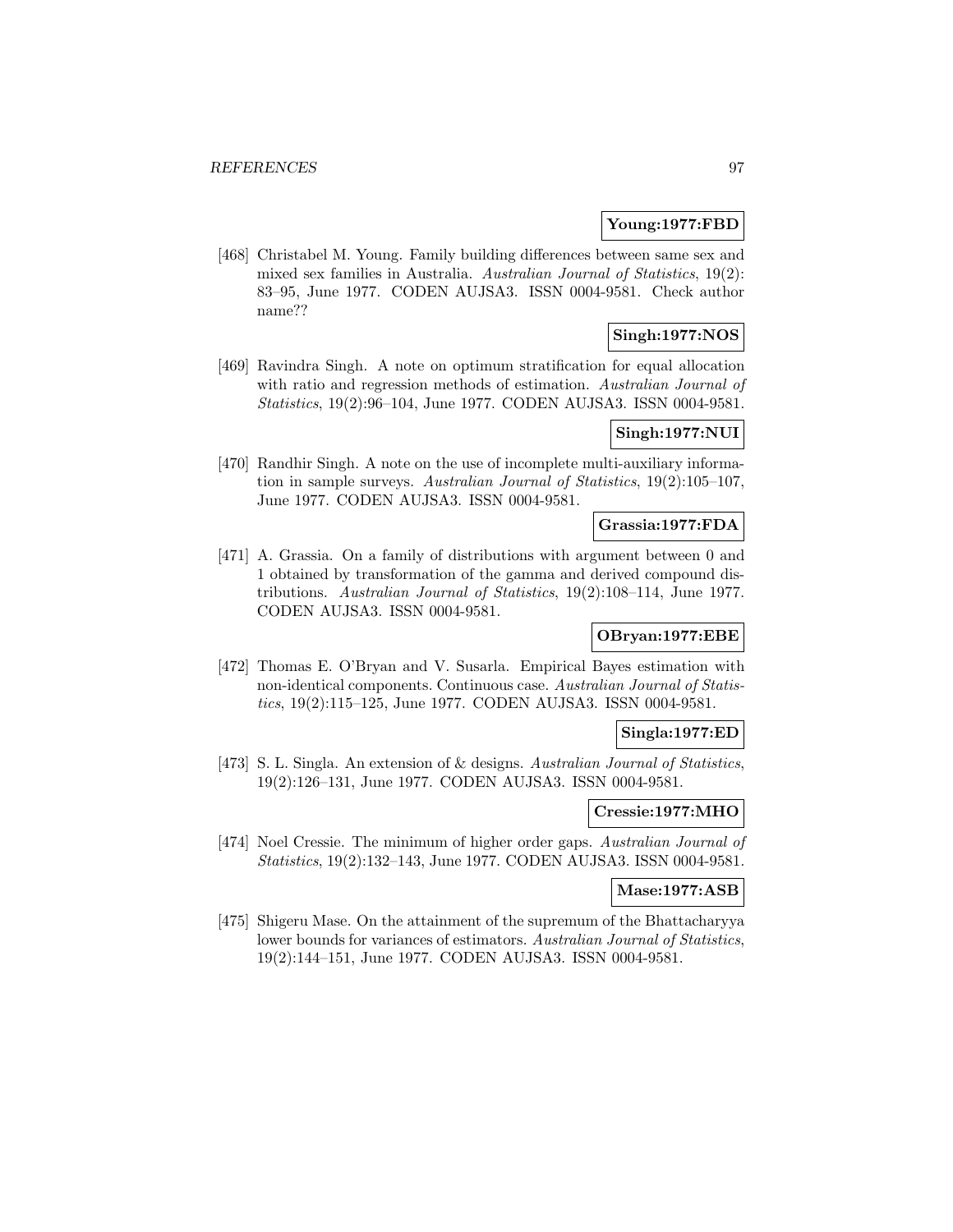**Young:1977:FBD**

[468] Christabel M. Young. Family building differences between same sex and mixed sex families in Australia. *Australian Journal of Statistics*, 19(2): 83–95, June 1977. CODEN AUJSA3. ISSN 0004-9581. Check author name??

**Singh:1977:NOS**

[469] Ravindra Singh. A note on optimum stratification for equal allocation with ratio and regression methods of estimation. *Australian Journal of Statistics*, 19(2):96–104, June 1977. CODEN AUJSA3. ISSN 0004-9581.

**Singh:1977:NUI**

[470] Randhir Singh. A note on the use of incomplete multi-auxiliary information in sample surveys. *Australian Journal of Statistics*, 19(2):105–107, June 1977. CODEN AUJSA3. ISSN 0004-9581.

**Grassia:1977:FDA**

[471] A. Grassia. On a family of distributions with argument between 0 and 1 obtained by transformation of the gamma and derived compound distributions. *Australian Journal of Statistics*, 19(2):108–114, June 1977. CODEN AUJSA3. ISSN 0004-9581.

**OBryan:1977:EBE**

[472] Thomas E. O'Bryan and V. Susarla. Empirical Bayes estimation with non-identical components. Continuous case. *Australian Journal of Statistics*, 19(2):115–125, June 1977. CODEN AUJSA3. ISSN 0004-9581.

**Singla:1977:ED**

[473] S. L. Singla. An extension of & designs. *Australian Journal of Statistics*, 19(2):126–131, June 1977. CODEN AUJSA3. ISSN 0004-9581.

**Cressie:1977:MHO**

[474] Noel Cressie. The minimum of higher order gaps. *Australian Journal of Statistics*, 19(2):132–143, June 1977. CODEN AUJSA3. ISSN 0004-9581.

**Mase:1977:ASB**

[475] Shigeru Mase. On the attainment of the supremum of the Bhattacharyya lower bounds for variances of estimators. *Australian Journal of Statistics*, 19(2):144–151, June 1977. CODEN AUJSA3. ISSN 0004-9581.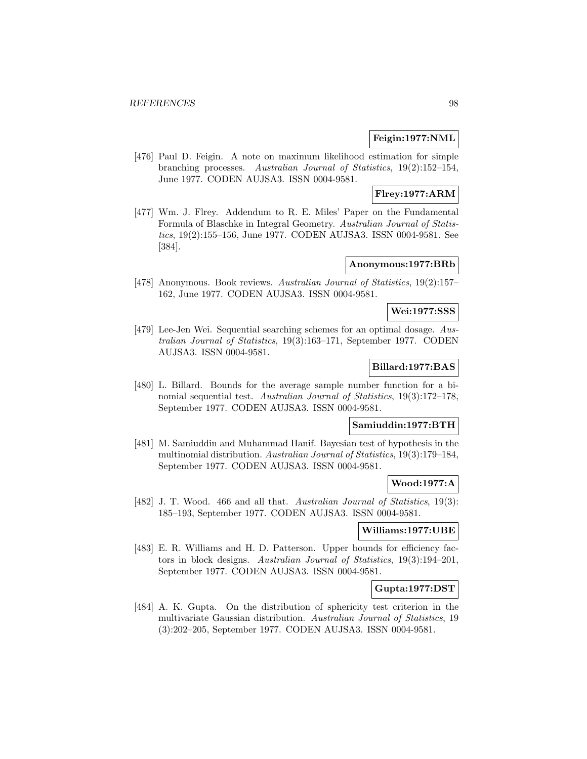**Feigin:1977:NML**

[476] Paul D. Feigin. A note on maximum likelihood estimation for simple branching processes. *Australian Journal of Statistics*, 19(2):152–154, June 1977. CODEN AUJSA3. ISSN 0004-9581.

**Flrey:1977:ARM**

[477] Wm. J. Flrey. Addendum to R. E. Miles' Paper on the Fundamental Formula of Blaschke in Integral Geometry. *Australian Journal of Statistics*, 19(2):155–156, June 1977. CODEN AUJSA3. ISSN 0004-9581. See [384].

**Anonymous:1977:BRb**

[478] Anonymous. Book reviews. *Australian Journal of Statistics*, 19(2):157–162, June 1977. CODEN AUJSA3. ISSN 0004-9581.

**Wei:1977:SSS**

[479] Lee-Jen Wei. Sequential searching schemes for an optimal dosage. *Australian Journal of Statistics*, 19(3):163–171, September 1977. CODEN AUJSA3. ISSN 0004-9581.

**Billard:1977:BAS**

[480] L. Billard. Bounds for the average sample number function for a binomial sequential test. *Australian Journal of Statistics*, 19(3):172–178, September 1977. CODEN AUJSA3. ISSN 0004-9581.

**Samiuddin:1977:BTH**

[481] M. Samiuddin and Muhammad Hanif. Bayesian test of hypothesis in the multinomial distribution. *Australian Journal of Statistics*, 19(3):179–184, September 1977. CODEN AUJSA3. ISSN 0004-9581.

**Wood:1977:A**

[482] J. T. Wood. 466 and all that. *Australian Journal of Statistics*, 19(3): 185–193, September 1977. CODEN AUJSA3. ISSN 0004-9581.

**Williams:1977:UBE**

[483] E. R. Williams and H. D. Patterson. Upper bounds for efficiency factors in block designs. *Australian Journal of Statistics*, 19(3):194–201, September 1977. CODEN AUJSA3. ISSN 0004-9581.

**Gupta:1977:DST**

[484] A. K. Gupta. On the distribution of sphericity test criterion in the multivariate Gaussian distribution. *Australian Journal of Statistics*, 19 (3):202–205, September 1977. CODEN AUJSA3. ISSN 0004-9581.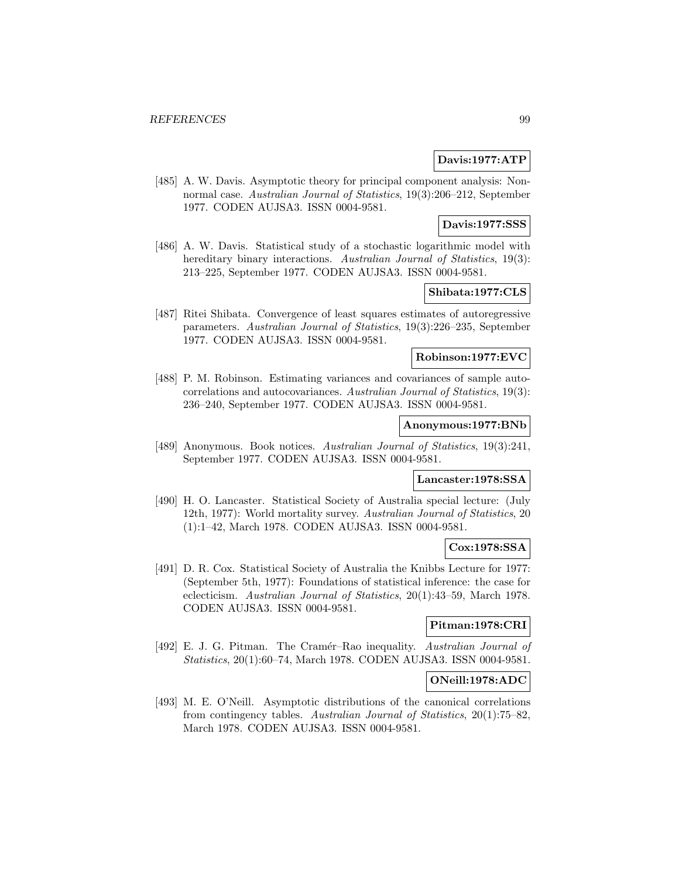**Davis:1977:ATP**

[485] A. W. Davis. Asymptotic theory for principal component analysis: Nonnormal case. *Australian Journal of Statistics*, 19(3):206–212, September 1977. CODEN AUJSA3. ISSN 0004-9581.

**Davis:1977:SSS**

[486] A. W. Davis. Statistical study of a stochastic logarithmic model with hereditary binary interactions. *Australian Journal of Statistics*, 19(3): 213–225, September 1977. CODEN AUJSA3. ISSN 0004-9581.

**Shibata:1977:CLS**

[487] Ritei Shibata. Convergence of least squares estimates of autoregressive parameters. *Australian Journal of Statistics*, 19(3):226–235, September 1977. CODEN AUJSA3. ISSN 0004-9581.

**Robinson:1977:EVC**

[488] P. M. Robinson. Estimating variances and covariances of sample autocorrelations and autocovariances. *Australian Journal of Statistics*, 19(3): 236–240, September 1977. CODEN AUJSA3. ISSN 0004-9581.

**Anonymous:1977:BNb**

[489] Anonymous. Book notices. *Australian Journal of Statistics*, 19(3):241, September 1977. CODEN AUJSA3. ISSN 0004-9581.

**Lancaster:1978:SSA**

[490] H. O. Lancaster. Statistical Society of Australia special lecture: (July 12th, 1977): World mortality survey. *Australian Journal of Statistics*, 20 (1):1–42, March 1978. CODEN AUJSA3. ISSN 0004-9581.

**Cox:1978:SSA**

[491] D. R. Cox. Statistical Society of Australia the Knibbs Lecture for 1977: (September 5th, 1977): Foundations of statistical inference: the case for eclecticism. *Australian Journal of Statistics*, 20(1):43–59, March 1978. CODEN AUJSA3. ISSN 0004-9581.

**Pitman:1978:CRI**

[492] E. J. G. Pitman. The Cramér–Rao inequality. *Australian Journal of Statistics*, 20(1):60–74, March 1978. CODEN AUJSA3. ISSN 0004-9581.

**ONeill:1978:ADC**

[493] M. E. O'Neill. Asymptotic distributions of the canonical correlations from contingency tables. *Australian Journal of Statistics*, 20(1):75–82, March 1978. CODEN AUJSA3. ISSN 0004-9581.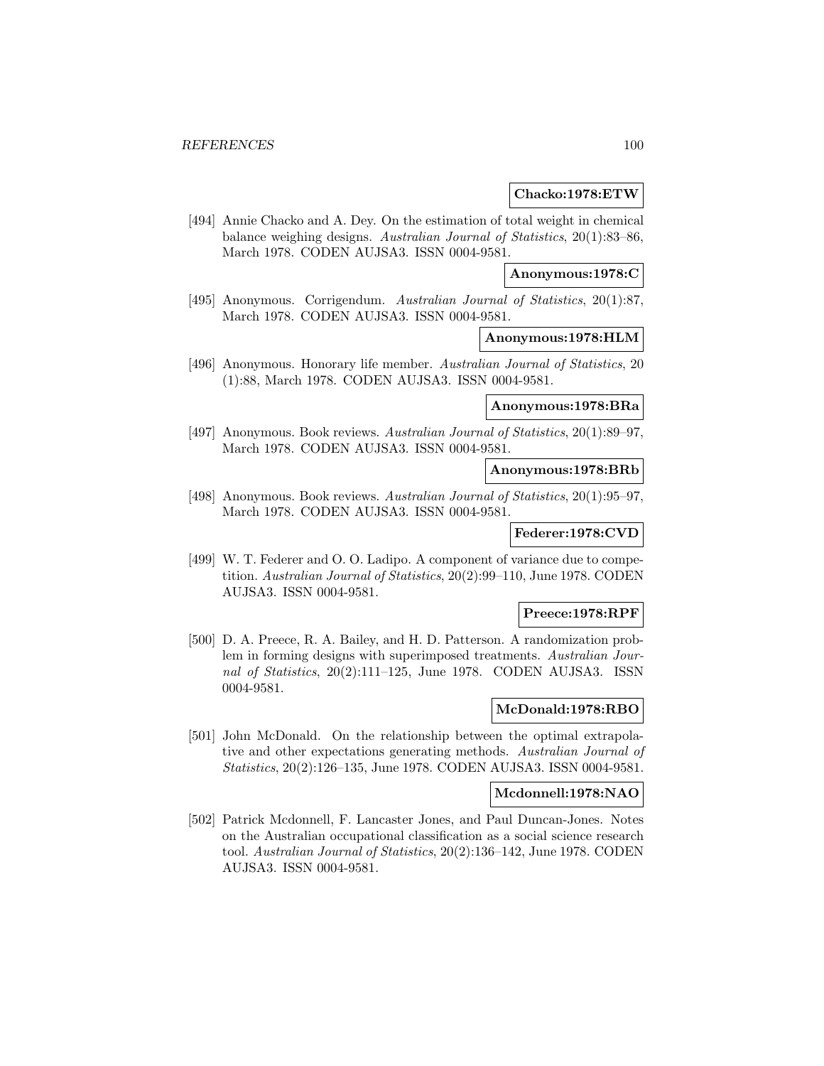**Chacko:1978:ETW**

[494] Annie Chacko and A. Dey. On the estimation of total weight in chemical balance weighing designs. *Australian Journal of Statistics*, 20(1):83–86, March 1978. CODEN AUJSA3. ISSN 0004-9581.

**Anonymous:1978:C**

[495] Anonymous. Corrigendum. *Australian Journal of Statistics*, 20(1):87, March 1978. CODEN AUJSA3. ISSN 0004-9581.

**Anonymous:1978:HLM**

[496] Anonymous. Honorary life member. *Australian Journal of Statistics*, 20 (1):88, March 1978. CODEN AUJSA3. ISSN 0004-9581.

**Anonymous:1978:BRa**

[497] Anonymous. Book reviews. *Australian Journal of Statistics*, 20(1):89–97, March 1978. CODEN AUJSA3. ISSN 0004-9581.

**Anonymous:1978:BRb**

[498] Anonymous. Book reviews. *Australian Journal of Statistics*, 20(1):95–97, March 1978. CODEN AUJSA3. ISSN 0004-9581.

**Federer:1978:CVD**

[499] W. T. Federer and O. O. Ladipo. A component of variance due to competition. *Australian Journal of Statistics*, 20(2):99–110, June 1978. CODEN AUJSA3. ISSN 0004-9581.

**Preece:1978:RPF**

[500] D. A. Preece, R. A. Bailey, and H. D. Patterson. A randomization problem in forming designs with superimposed treatments. *Australian Journal of Statistics*, 20(2):111–125, June 1978. CODEN AUJSA3. ISSN 0004-9581.

**McDonald:1978:RBO**

[501] John McDonald. On the relationship between the optimal extrapolative and other expectations generating methods. *Australian Journal of Statistics*, 20(2):126–135, June 1978. CODEN AUJSA3. ISSN 0004-9581.

**Mcdonnell:1978:NAO**

[502] Patrick Mcdonnell, F. Lancaster Jones, and Paul Duncan-Jones. Notes on the Australian occupational classification as a social science research tool. *Australian Journal of Statistics*, 20(2):136–142, June 1978. CODEN AUJSA3. ISSN 0004-9581.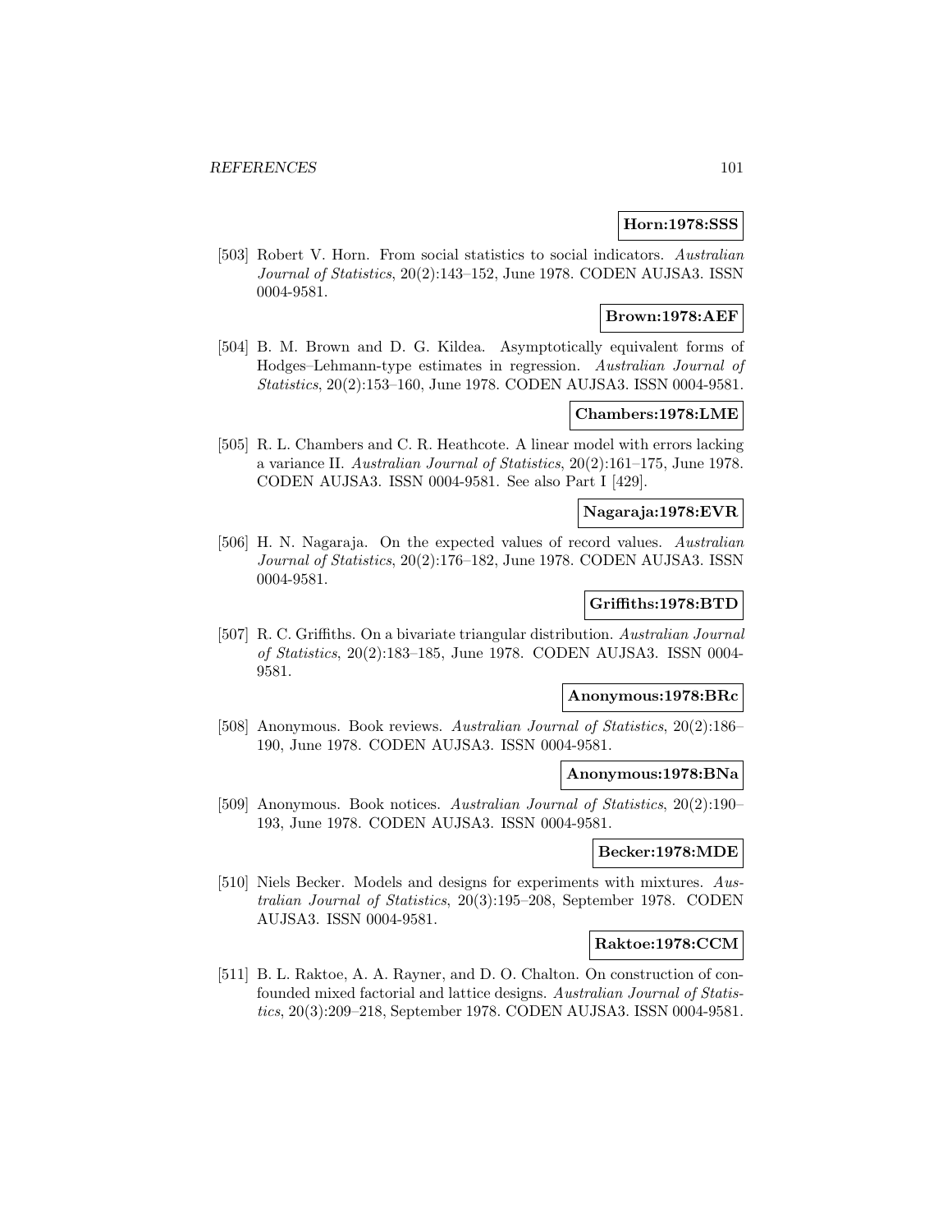**Horn:1978:SSS**

[503] Robert V. Horn. From social statistics to social indicators. *Australian Journal of Statistics*, 20(2):143–152, June 1978. CODEN AUJSA3. ISSN 0004-9581.

**Brown:1978:AEF**

[504] B. M. Brown and D. G. Kildea. Asymptotically equivalent forms of Hodges–Lehmann-type estimates in regression. *Australian Journal of Statistics*, 20(2):153–160, June 1978. CODEN AUJSA3. ISSN 0004-9581.

**Chambers:1978:LME**

[505] R. L. Chambers and C. R. Heathcote. A linear model with errors lacking a variance II. *Australian Journal of Statistics*, 20(2):161–175, June 1978. CODEN AUJSA3. ISSN 0004-9581. See also Part I [429].

**Nagaraja:1978:EVR**

[506] H. N. Nagaraja. On the expected values of record values. *Australian Journal of Statistics*, 20(2):176–182, June 1978. CODEN AUJSA3. ISSN 0004-9581.

**Griffiths:1978:BTD**

[507] R. C. Griffiths. On a bivariate triangular distribution. *Australian Journal of Statistics*, 20(2):183–185, June 1978. CODEN AUJSA3. ISSN 0004-9581.

**Anonymous:1978:BRc**

[508] Anonymous. Book reviews. *Australian Journal of Statistics*, 20(2):186–190, June 1978. CODEN AUJSA3. ISSN 0004-9581.

**Anonymous:1978:BNa**

[509] Anonymous. Book notices. *Australian Journal of Statistics*, 20(2):190–193, June 1978. CODEN AUJSA3. ISSN 0004-9581.

**Becker:1978:MDE**

[510] Niels Becker. Models and designs for experiments with mixtures. *Australian Journal of Statistics*, 20(3):195–208, September 1978. CODEN AUJSA3. ISSN 0004-9581.

**Raktoe:1978:CCM**

[511] B. L. Raktoe, A. A. Rayner, and D. O. Chalton. On construction of confounded mixed factorial and lattice designs. *Australian Journal of Statistics*, 20(3):209–218, September 1978. CODEN AUJSA3. ISSN 0004-9581.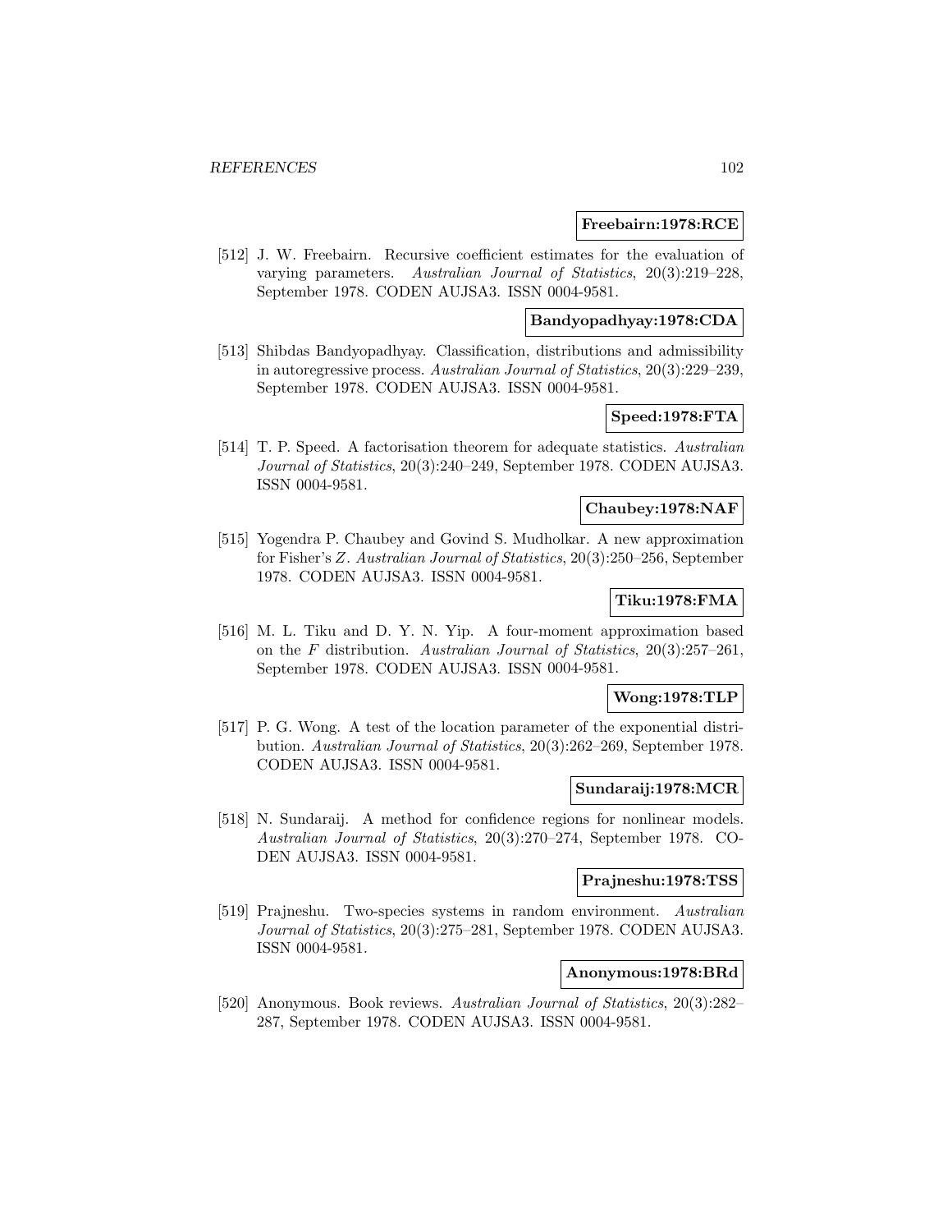**Freebairn:1978:RCE**

[512] J. W. Freebairn. Recursive coefficient estimates for the evaluation of varying parameters. *Australian Journal of Statistics*, 20(3):219–228, September 1978. CODEN AUJSA3. ISSN 0004-9581.

**Bandyopadhyay:1978:CDA**

[513] Shibdas Bandyopadhyay. Classification, distributions and admissibility in autoregressive process. *Australian Journal of Statistics*, 20(3):229–239, September 1978. CODEN AUJSA3. ISSN 0004-9581.

**Speed:1978:FTA**

[514] T. P. Speed. A factorisation theorem for adequate statistics. *Australian Journal of Statistics*, 20(3):240–249, September 1978. CODEN AUJSA3. ISSN 0004-9581.

**Chaubey:1978:NAF**

[515] Yogendra P. Chaubey and Govind S. Mudholkar. A new approximation for Fisher's $Z$. *Australian Journal of Statistics*, 20(3):250–256, September 1978. CODEN AUJSA3. ISSN 0004-9581.

**Tiku:1978:FMA**

[516] M. L. Tiku and D. Y. N. Yip. A four-moment approximation based on the $F$ distribution. *Australian Journal of Statistics*, 20(3):257–261, September 1978. CODEN AUJSA3. ISSN 0004-9581.

**Wong:1978:TLP**

[517] P. G. Wong. A test of the location parameter of the exponential distribution. *Australian Journal of Statistics*, 20(3):262–269, September 1978. CODEN AUJSA3. ISSN 0004-9581.

**Sundaraij:1978:MCR**

[518] N. Sundaraij. A method for confidence regions for nonlinear models. *Australian Journal of Statistics*, 20(3):270–274, September 1978. CODEN AUJSA3. ISSN 0004-9581.

**Prajneshu:1978:TSS**

[519] Prajneshu. Two-species systems in random environment. *Australian Journal of Statistics*, 20(3):275–281, September 1978. CODEN AUJSA3. ISSN 0004-9581.

**Anonymous:1978:BRd**

[520] Anonymous. Book reviews. *Australian Journal of Statistics*, 20(3):282–287, September 1978. CODEN AUJSA3. ISSN 0004-9581.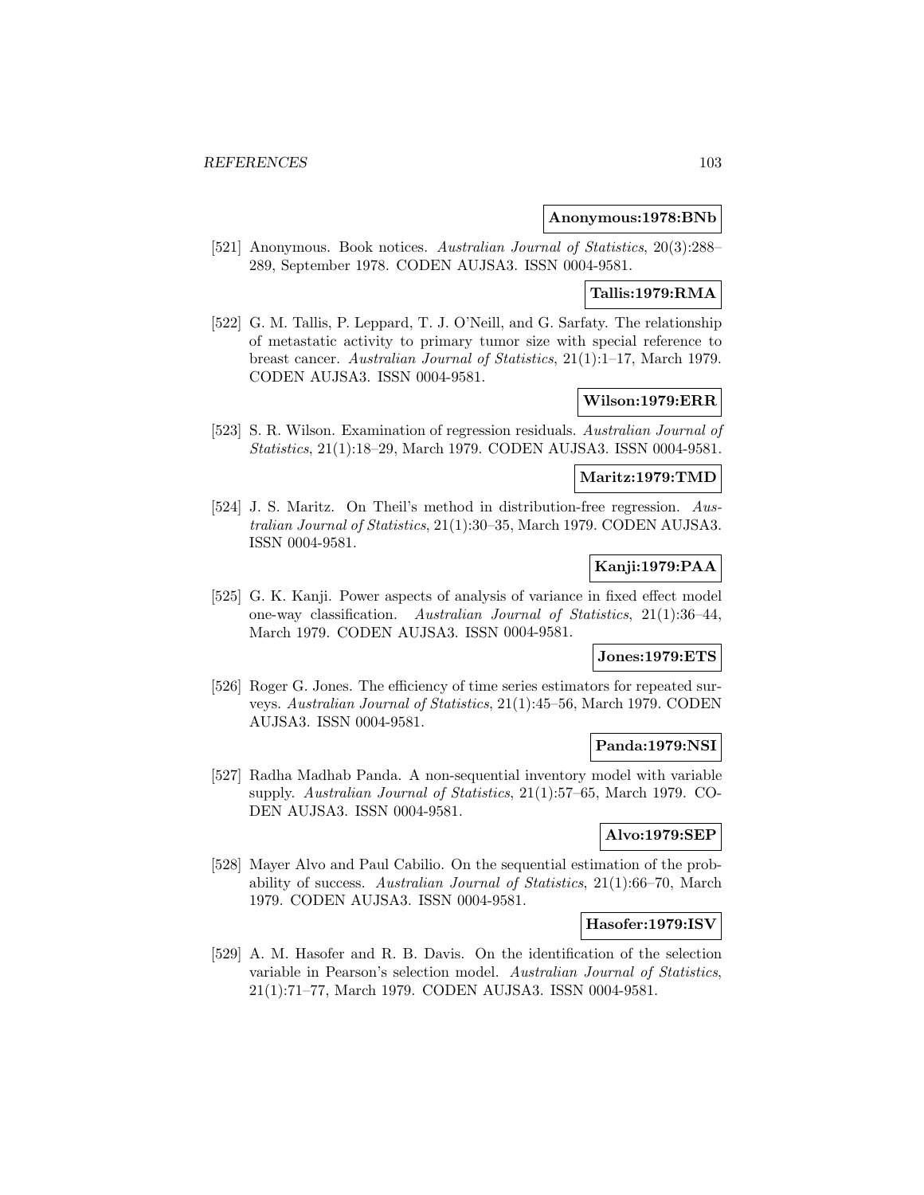**Anonymous:1978:BNb**

[521] Anonymous. Book notices. *Australian Journal of Statistics*, 20(3):288–289, September 1978. CODEN AUJSA3. ISSN 0004-9581.

**Tallis:1979:RMA**

[522] G. M. Tallis, P. Leppard, T. J. O'Neill, and G. Sarfaty. The relationship of metastatic activity to primary tumor size with special reference to breast cancer. *Australian Journal of Statistics*, 21(1):1–17, March 1979. CODEN AUJSA3. ISSN 0004-9581.

**Wilson:1979:ERR**

[523] S. R. Wilson. Examination of regression residuals. *Australian Journal of Statistics*, 21(1):18–29, March 1979. CODEN AUJSA3. ISSN 0004-9581.

**Maritz:1979:TMD**

[524] J. S. Maritz. On Theil's method in distribution-free regression. *Australian Journal of Statistics*, 21(1):30–35, March 1979. CODEN AUJSA3. ISSN 0004-9581.

**Kanji:1979:PAA**

[525] G. K. Kanji. Power aspects of analysis of variance in fixed effect model one-way classification. *Australian Journal of Statistics*, 21(1):36–44, March 1979. CODEN AUJSA3. ISSN 0004-9581.

**Jones:1979:ETS**

[526] Roger G. Jones. The efficiency of time series estimators for repeated surveys. *Australian Journal of Statistics*, 21(1):45–56, March 1979. CODEN AUJSA3. ISSN 0004-9581.

**Panda:1979:NSI**

[527] Radha Madhab Panda. A non-sequential inventory model with variable supply. *Australian Journal of Statistics*, 21(1):57–65, March 1979. CODEN AUJSA3. ISSN 0004-9581.

**Alvo:1979:SEP**

[528] Mayer Alvo and Paul Cabilio. On the sequential estimation of the probability of success. *Australian Journal of Statistics*, 21(1):66–70, March 1979. CODEN AUJSA3. ISSN 0004-9581.

**Hasofer:1979:ISV**

[529] A. M. Hasofer and R. B. Davis. On the identification of the selection variable in Pearson's selection model. *Australian Journal of Statistics*, 21(1):71–77, March 1979. CODEN AUJSA3. ISSN 0004-9581.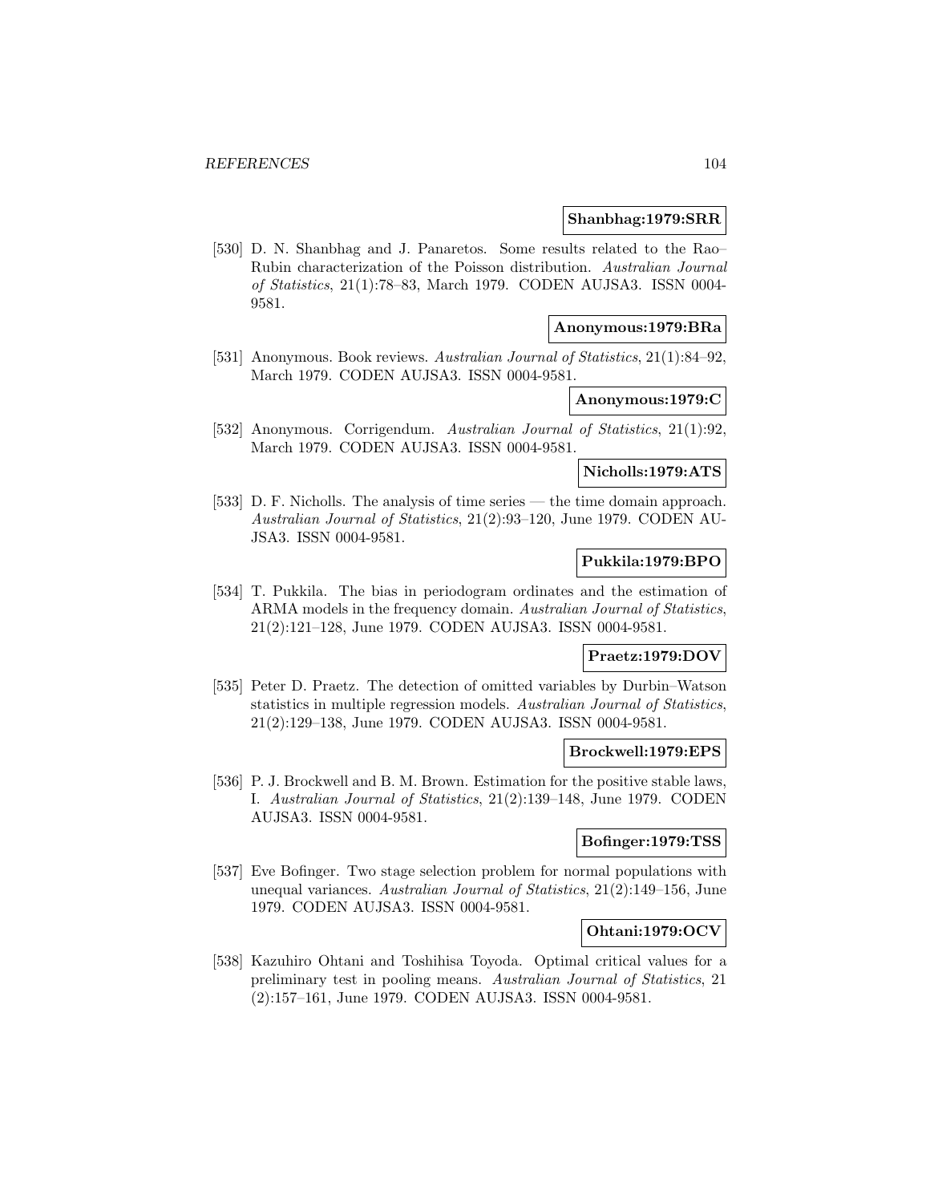**Shanbhag:1979:SRR**

[530] D. N. Shanbhag and J. Panaretos. Some results related to the Rao–Rubin characterization of the Poisson distribution. *Australian Journal of Statistics*, 21(1):78–83, March 1979. CODEN AUJSA3. ISSN 0004-9581.

**Anonymous:1979:BRa**

[531] Anonymous. Book reviews. *Australian Journal of Statistics*, 21(1):84–92, March 1979. CODEN AUJSA3. ISSN 0004-9581.

**Anonymous:1979:C**

[532] Anonymous. Corrigendum. *Australian Journal of Statistics*, 21(1):92, March 1979. CODEN AUJSA3. ISSN 0004-9581.

**Nicholls:1979:ATS**

[533] D. F. Nicholls. The analysis of time series — the time domain approach. *Australian Journal of Statistics*, 21(2):93–120, June 1979. CODEN AUJSA3. ISSN 0004-9581.

**Pukkila:1979:BPO**

[534] T. Pukkila. The bias in periodogram ordinates and the estimation of ARMA models in the frequency domain. *Australian Journal of Statistics*, 21(2):121–128, June 1979. CODEN AUJSA3. ISSN 0004-9581.

**Praetz:1979:DOV**

[535] Peter D. Praetz. The detection of omitted variables by Durbin–Watson statistics in multiple regression models. *Australian Journal of Statistics*, 21(2):129–138, June 1979. CODEN AUJSA3. ISSN 0004-9581.

**Brockwell:1979:EPS**

[536] P. J. Brockwell and B. M. Brown. Estimation for the positive stable laws, I. *Australian Journal of Statistics*, 21(2):139–148, June 1979. CODEN AUJSA3. ISSN 0004-9581.

**Bofinger:1979:TSS**

[537] Eve Bofinger. Two stage selection problem for normal populations with unequal variances. *Australian Journal of Statistics*, 21(2):149–156, June 1979. CODEN AUJSA3. ISSN 0004-9581.

**Ohtani:1979:OCV**

[538] Kazuhiro Ohtani and Toshihisa Toyoda. Optimal critical values for a preliminary test in pooling means. *Australian Journal of Statistics*, 21 (2):157–161, June 1979. CODEN AUJSA3. ISSN 0004-9581.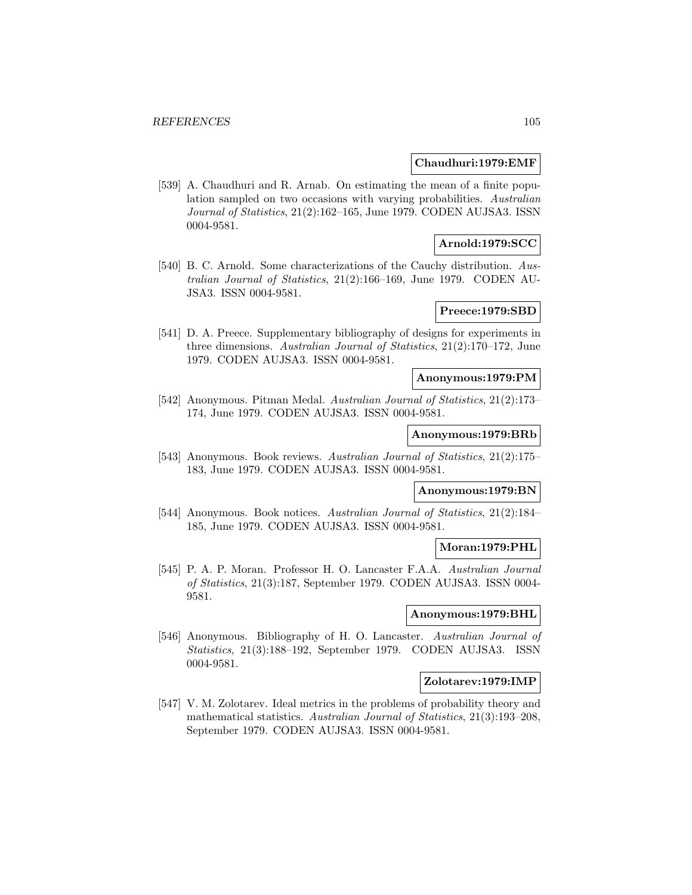**Chaudhuri:1979:EMF**

[539] A. Chaudhuri and R. Arnab. On estimating the mean of a finite population sampled on two occasions with varying probabilities. *Australian Journal of Statistics*, 21(2):162–165, June 1979. CODEN AUJSA3. ISSN 0004-9581.

**Arnold:1979:SCC**

[540] B. C. Arnold. Some characterizations of the Cauchy distribution. *Australian Journal of Statistics*, 21(2):166–169, June 1979. CODEN AUJSA3. ISSN 0004-9581.

**Preece:1979:SBD**

[541] D. A. Preece. Supplementary bibliography of designs for experiments in three dimensions. *Australian Journal of Statistics*, 21(2):170–172, June 1979. CODEN AUJSA3. ISSN 0004-9581.

**Anonymous:1979:PM**

[542] Anonymous. Pitman Medal. *Australian Journal of Statistics*, 21(2):173–174, June 1979. CODEN AUJSA3. ISSN 0004-9581.

**Anonymous:1979:BRb**

[543] Anonymous. Book reviews. *Australian Journal of Statistics*, 21(2):175–183, June 1979. CODEN AUJSA3. ISSN 0004-9581.

**Anonymous:1979:BN**

[544] Anonymous. Book notices. *Australian Journal of Statistics*, 21(2):184–185, June 1979. CODEN AUJSA3. ISSN 0004-9581.

**Moran:1979:PHL**

[545] P. A. P. Moran. Professor H. O. Lancaster F.A.A. *Australian Journal of Statistics*, 21(3):187, September 1979. CODEN AUJSA3. ISSN 0004-9581.

**Anonymous:1979:BHL**

[546] Anonymous. Bibliography of H. O. Lancaster. *Australian Journal of Statistics*, 21(3):188–192, September 1979. CODEN AUJSA3. ISSN 0004-9581.

**Zolotarev:1979:IMP**

[547] V. M. Zolotarev. Ideal metrics in the problems of probability theory and mathematical statistics. *Australian Journal of Statistics*, 21(3):193–208, September 1979. CODEN AUJSA3. ISSN 0004-9581.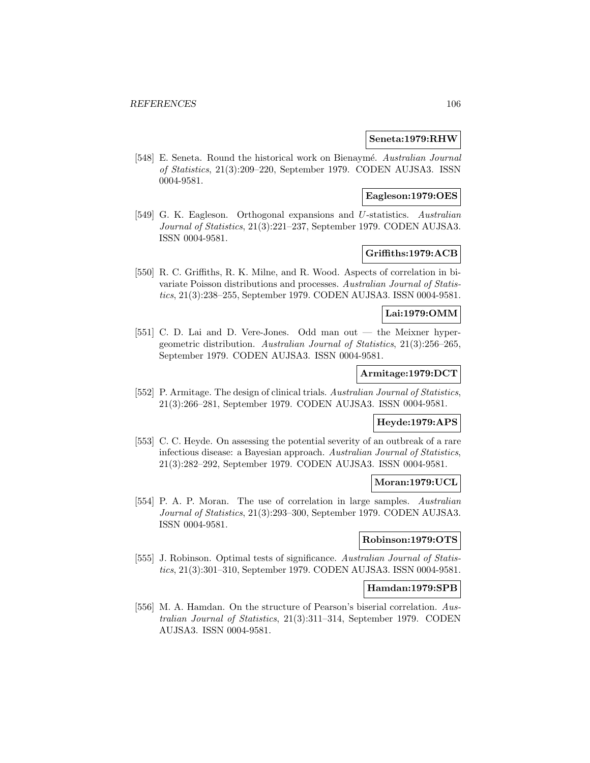**Seneta:1979:RHW**

[548] E. Seneta. Round the historical work on Bienaymé. *Australian Journal of Statistics*, 21(3):209–220, September 1979. CODEN AUJSA3. ISSN 0004-9581.

**Eagleson:1979:OES**

[549] G. K. Eagleson. Orthogonal expansions and $U$-statistics. *Australian Journal of Statistics*, 21(3):221–237, September 1979. CODEN AUJSA3. ISSN 0004-9581.

**Griffiths:1979:ACB**

[550] R. C. Griffiths, R. K. Milne, and R. Wood. Aspects of correlation in bivariate Poisson distributions and processes. *Australian Journal of Statistics*, 21(3):238–255, September 1979. CODEN AUJSA3. ISSN 0004-9581.

**Lai:1979:OMM**

[551] C. D. Lai and D. Vere-Jones. Odd man out — the Meixner hypergeometric distribution. *Australian Journal of Statistics*, 21(3):256–265, September 1979. CODEN AUJSA3. ISSN 0004-9581.

**Armitage:1979:DCT**

[552] P. Armitage. The design of clinical trials. *Australian Journal of Statistics*, 21(3):266–281, September 1979. CODEN AUJSA3. ISSN 0004-9581.

**Heyde:1979:APS**

[553] C. C. Heyde. On assessing the potential severity of an outbreak of a rare infectious disease: a Bayesian approach. *Australian Journal of Statistics*, 21(3):282–292, September 1979. CODEN AUJSA3. ISSN 0004-9581.

**Moran:1979:UCL**

[554] P. A. P. Moran. The use of correlation in large samples. *Australian Journal of Statistics*, 21(3):293–300, September 1979. CODEN AUJSA3. ISSN 0004-9581.

**Robinson:1979:OTS**

[555] J. Robinson. Optimal tests of significance. *Australian Journal of Statistics*, 21(3):301–310, September 1979. CODEN AUJSA3. ISSN 0004-9581.

**Hamdan:1979:SPB**

[556] M. A. Hamdan. On the structure of Pearson's biserial correlation. *Australian Journal of Statistics*, 21(3):311–314, September 1979. CODEN AUJSA3. ISSN 0004-9581.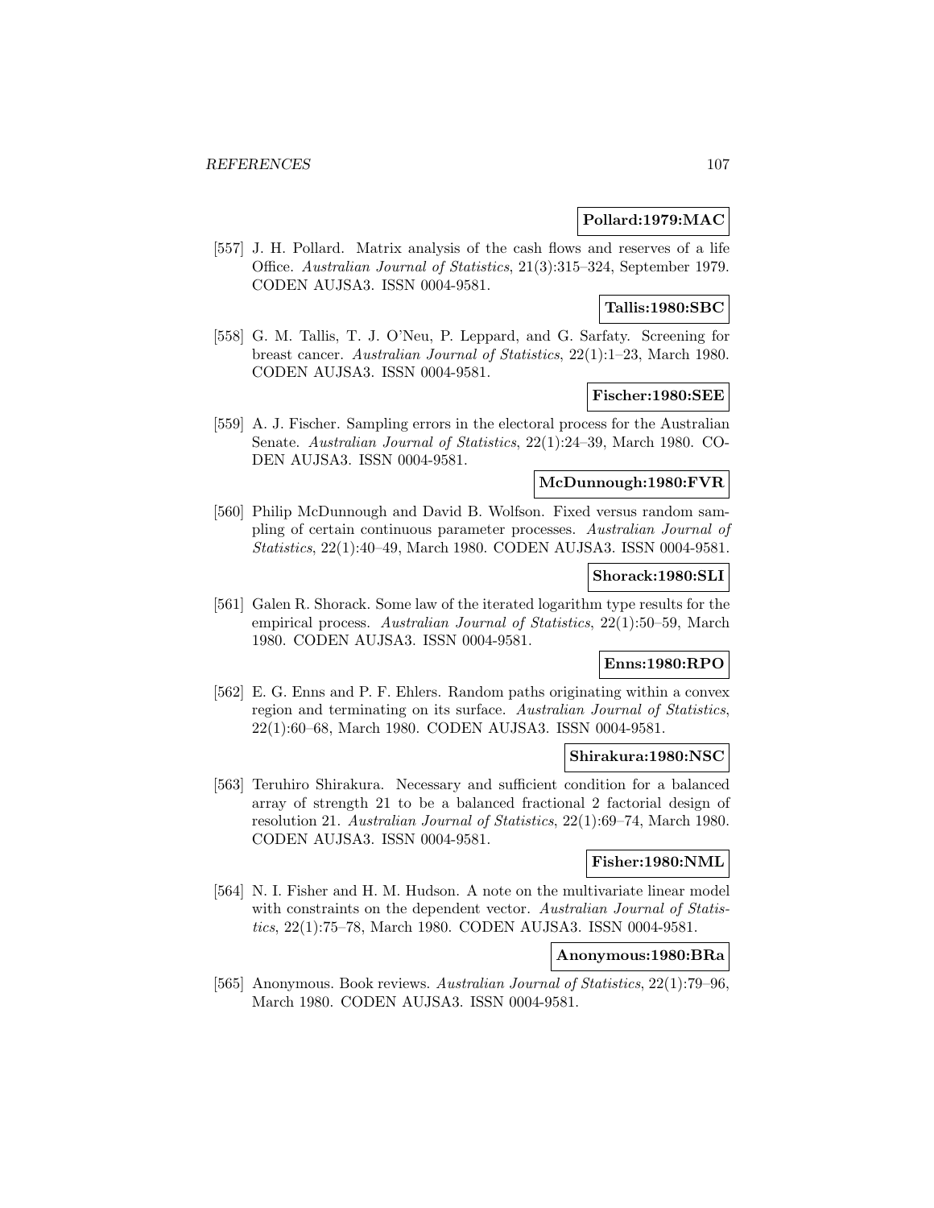**Pollard:1979:MAC**

[557] J. H. Pollard. Matrix analysis of the cash flows and reserves of a life Office. *Australian Journal of Statistics*, 21(3):315–324, September 1979. CODEN AUJSA3. ISSN 0004-9581.

**Tallis:1980:SBC**

[558] G. M. Tallis, T. J. O'Neu, P. Leppard, and G. Sarfaty. Screening for breast cancer. *Australian Journal of Statistics*, 22(1):1–23, March 1980. CODEN AUJSA3. ISSN 0004-9581.

**Fischer:1980:SEE**

[559] A. J. Fischer. Sampling errors in the electoral process for the Australian Senate. *Australian Journal of Statistics*, 22(1):24–39, March 1980. CODEN AUJSA3. ISSN 0004-9581.

**McDunnough:1980:FVR**

[560] Philip McDunnough and David B. Wolfson. Fixed versus random sampling of certain continuous parameter processes. *Australian Journal of Statistics*, 22(1):40–49, March 1980. CODEN AUJSA3. ISSN 0004-9581.

**Shorack:1980:SLI**

[561] Galen R. Shorack. Some law of the iterated logarithm type results for the empirical process. *Australian Journal of Statistics*, 22(1):50–59, March 1980. CODEN AUJSA3. ISSN 0004-9581.

**Enns:1980:RPO**

[562] E. G. Enns and P. F. Ehlers. Random paths originating within a convex region and terminating on its surface. *Australian Journal of Statistics*, 22(1):60–68, March 1980. CODEN AUJSA3. ISSN 0004-9581.

**Shirakura:1980:NSC**

[563] Teruhiro Shirakura. Necessary and sufficient condition for a balanced array of strength 21 to be a balanced fractional 2 factorial design of resolution 21. *Australian Journal of Statistics*, 22(1):69–74, March 1980. CODEN AUJSA3. ISSN 0004-9581.

**Fisher:1980:NML**

[564] N. I. Fisher and H. M. Hudson. A note on the multivariate linear model with constraints on the dependent vector. *Australian Journal of Statistics*, 22(1):75–78, March 1980. CODEN AUJSA3. ISSN 0004-9581.

**Anonymous:1980:BRa**

[565] Anonymous. Book reviews. *Australian Journal of Statistics*, 22(1):79–96, March 1980. CODEN AUJSA3. ISSN 0004-9581.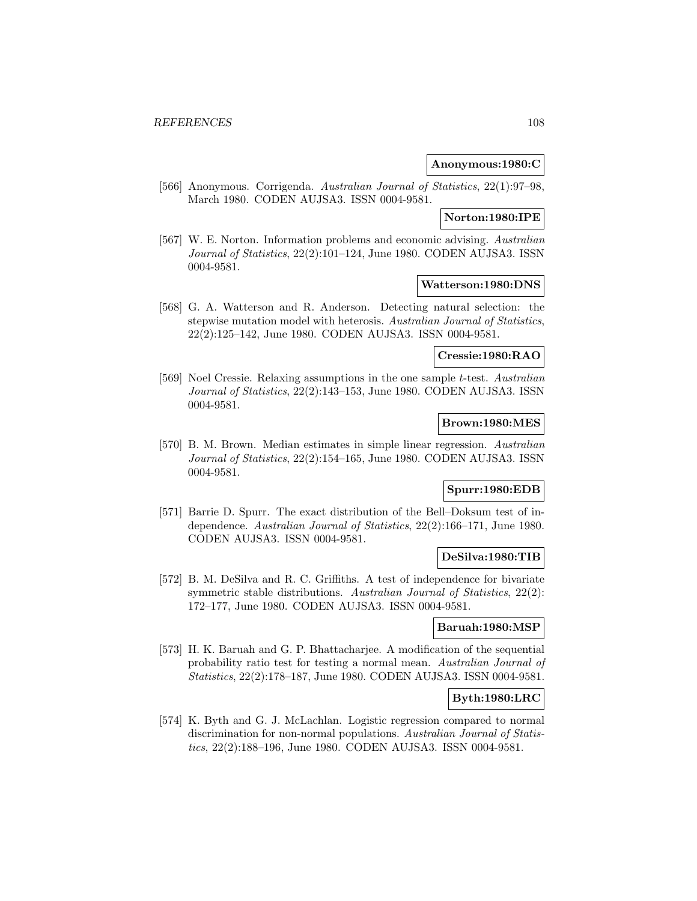**Anonymous:1980:C**

[566] Anonymous. Corrigenda. *Australian Journal of Statistics*, 22(1):97–98, March 1980. CODEN AUJSA3. ISSN 0004-9581.

**Norton:1980:IPE**

[567] W. E. Norton. Information problems and economic advising. *Australian Journal of Statistics*, 22(2):101–124, June 1980. CODEN AUJSA3. ISSN 0004-9581.

**Watterson:1980:DNS**

[568] G. A. Watterson and R. Anderson. Detecting natural selection: the stepwise mutation model with heterosis. *Australian Journal of Statistics*, 22(2):125–142, June 1980. CODEN AUJSA3. ISSN 0004-9581.

**Cressie:1980:RAO**

[569] Noel Cressie. Relaxing assumptions in the one sample $t$-test. *Australian Journal of Statistics*, 22(2):143–153, June 1980. CODEN AUJSA3. ISSN 0004-9581.

**Brown:1980:MES**

[570] B. M. Brown. Median estimates in simple linear regression. *Australian Journal of Statistics*, 22(2):154–165, June 1980. CODEN AUJSA3. ISSN 0004-9581.

**Spurr:1980:EDB**

[571] Barrie D. Spurr. The exact distribution of the Bell–Doksum test of independence. *Australian Journal of Statistics*, 22(2):166–171, June 1980. CODEN AUJSA3. ISSN 0004-9581.

**DeSilva:1980:TIB**

[572] B. M. DeSilva and R. C. Griffiths. A test of independence for bivariate symmetric stable distributions. *Australian Journal of Statistics*, 22(2): 172–177, June 1980. CODEN AUJSA3. ISSN 0004-9581.

**Baruah:1980:MSP**

[573] H. K. Baruah and G. P. Bhattacharjee. A modification of the sequential probability ratio test for testing a normal mean. *Australian Journal of Statistics*, 22(2):178–187, June 1980. CODEN AUJSA3. ISSN 0004-9581.

**Byth:1980:LRC**

[574] K. Byth and G. J. McLachlan. Logistic regression compared to normal discrimination for non-normal populations. *Australian Journal of Statistics*, 22(2):188–196, June 1980. CODEN AUJSA3. ISSN 0004-9581.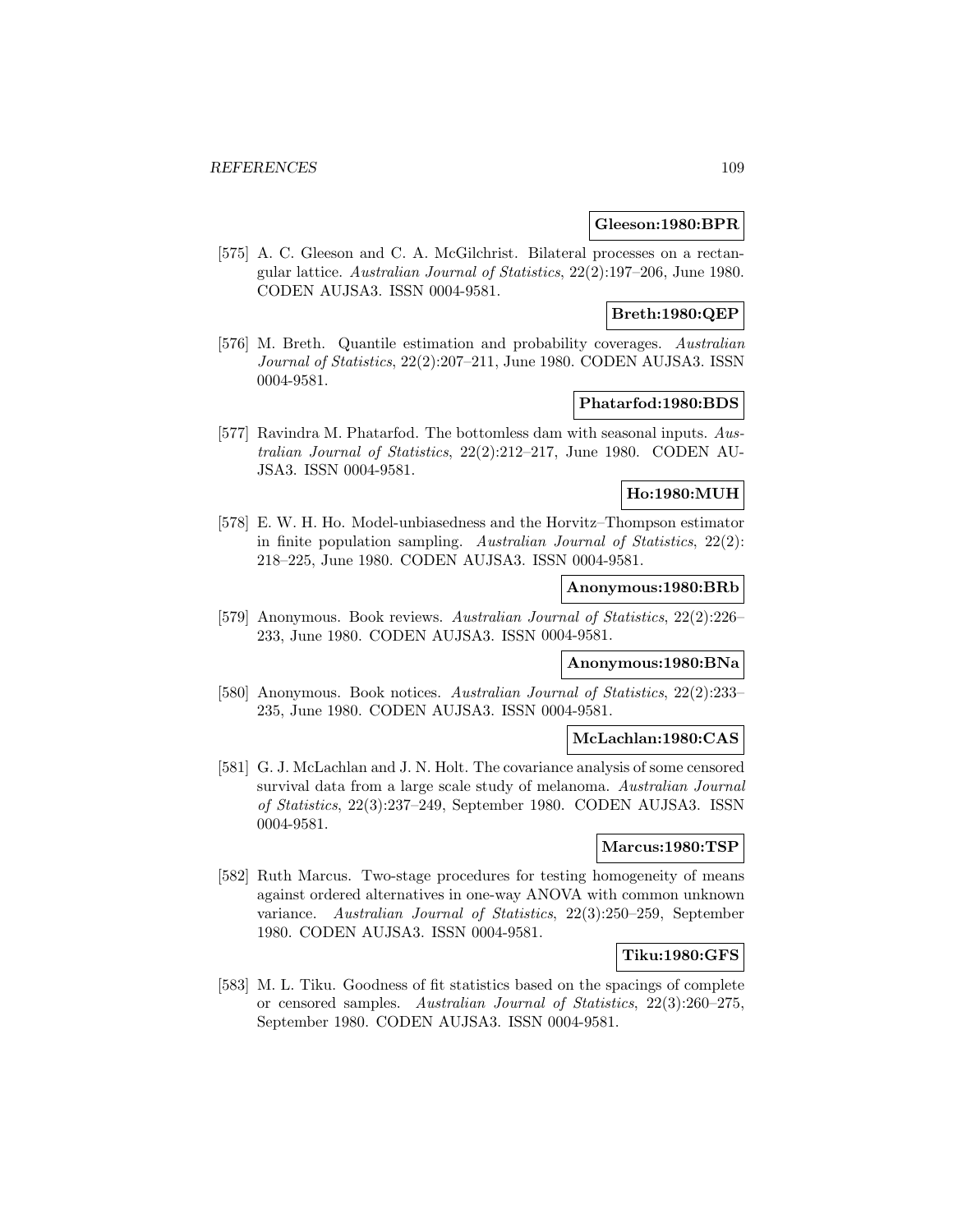**Gleeson:1980:BPR**

[575] A. C. Gleeson and C. A. McGilchrist. Bilateral processes on a rectangular lattice. *Australian Journal of Statistics*, 22(2):197–206, June 1980. CODEN AUJSA3. ISSN 0004-9581.

**Breth:1980:QEP**

[576] M. Breth. Quantile estimation and probability coverages. *Australian Journal of Statistics*, 22(2):207–211, June 1980. CODEN AUJSA3. ISSN 0004-9581.

**Phatarfod:1980:BDS**

[577] Ravindra M. Phatarfod. The bottomless dam with seasonal inputs. *Australian Journal of Statistics*, 22(2):212–217, June 1980. CODEN AUJSA3. ISSN 0004-9581.

**Ho:1980:MUH**

[578] E. W. H. Ho. Model-unbiasedness and the Horvitz–Thompson estimator in finite population sampling. *Australian Journal of Statistics*, 22(2): 218–225, June 1980. CODEN AUJSA3. ISSN 0004-9581.

**Anonymous:1980:BRb**

[579] Anonymous. Book reviews. *Australian Journal of Statistics*, 22(2):226–233, June 1980. CODEN AUJSA3. ISSN 0004-9581.

**Anonymous:1980:BNa**

[580] Anonymous. Book notices. *Australian Journal of Statistics*, 22(2):233–235, June 1980. CODEN AUJSA3. ISSN 0004-9581.

**McLachlan:1980:CAS**

[581] G. J. McLachlan and J. N. Holt. The covariance analysis of some censored survival data from a large scale study of melanoma. *Australian Journal of Statistics*, 22(3):237–249, September 1980. CODEN AUJSA3. ISSN 0004-9581.

**Marcus:1980:TSP**

[582] Ruth Marcus. Two-stage procedures for testing homogeneity of means against ordered alternatives in one-way ANOVA with common unknown variance. *Australian Journal of Statistics*, 22(3):250–259, September 1980. CODEN AUJSA3. ISSN 0004-9581.

**Tiku:1980:GFS**

[583] M. L. Tiku. Goodness of fit statistics based on the spacings of complete or censored samples. *Australian Journal of Statistics*, 22(3):260–275, September 1980. CODEN AUJSA3. ISSN 0004-9581.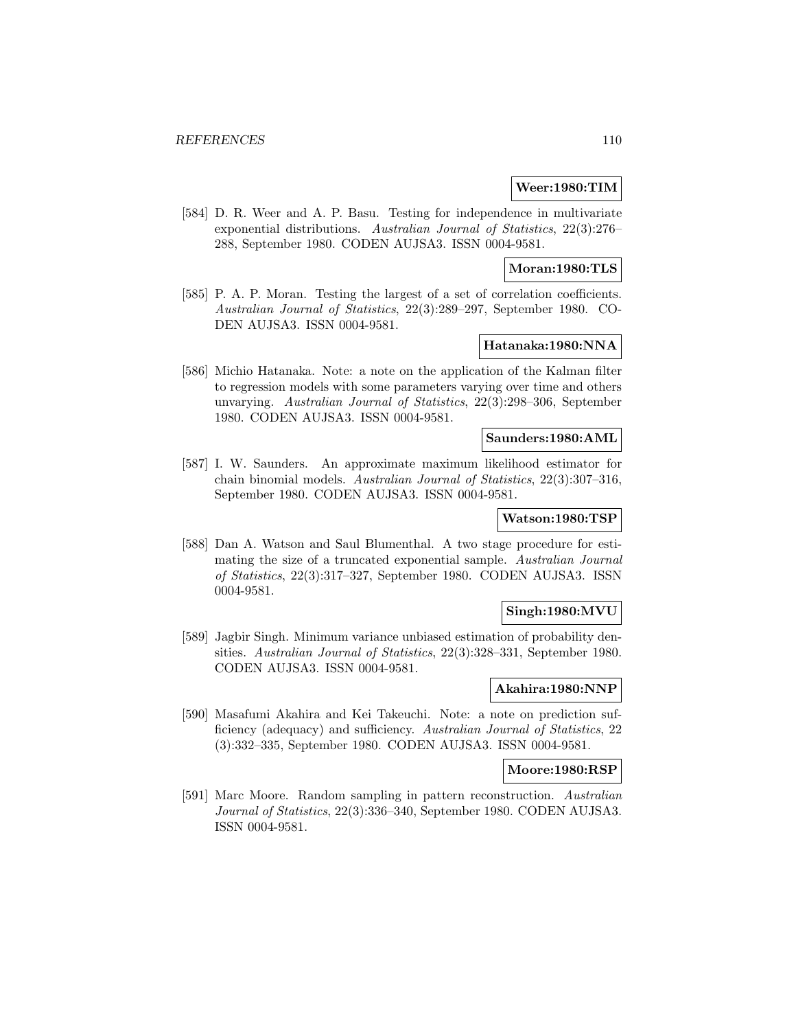**Weer:1980:TIM**

[584] D. R. Weer and A. P. Basu. Testing for independence in multivariate exponential distributions. *Australian Journal of Statistics*, 22(3):276–288, September 1980. CODEN AUJSA3. ISSN 0004-9581.

**Moran:1980:TLS**

[585] P. A. P. Moran. Testing the largest of a set of correlation coefficients. *Australian Journal of Statistics*, 22(3):289–297, September 1980. CODEN AUJSA3. ISSN 0004-9581.

**Hatanaka:1980:NNA**

[586] Michio Hatanaka. Note: a note on the application of the Kalman filter to regression models with some parameters varying over time and others unvarying. *Australian Journal of Statistics*, 22(3):298–306, September 1980. CODEN AUJSA3. ISSN 0004-9581.

**Saunders:1980:AML**

[587] I. W. Saunders. An approximate maximum likelihood estimator for chain binomial models. *Australian Journal of Statistics*, 22(3):307–316, September 1980. CODEN AUJSA3. ISSN 0004-9581.

**Watson:1980:TSP**

[588] Dan A. Watson and Saul Blumenthal. A two stage procedure for estimating the size of a truncated exponential sample. *Australian Journal of Statistics*, 22(3):317–327, September 1980. CODEN AUJSA3. ISSN 0004-9581.

**Singh:1980:MVU**

[589] Jagbir Singh. Minimum variance unbiased estimation of probability densities. *Australian Journal of Statistics*, 22(3):328–331, September 1980. CODEN AUJSA3. ISSN 0004-9581.

**Akahira:1980:NNP**

[590] Masafumi Akahira and Kei Takeuchi. Note: a note on prediction sufficiency (adequacy) and sufficiency. *Australian Journal of Statistics*, 22 (3):332–335, September 1980. CODEN AUJSA3. ISSN 0004-9581.

**Moore:1980:RSP**

[591] Marc Moore. Random sampling in pattern reconstruction. *Australian Journal of Statistics*, 22(3):336–340, September 1980. CODEN AUJSA3. ISSN 0004-9581.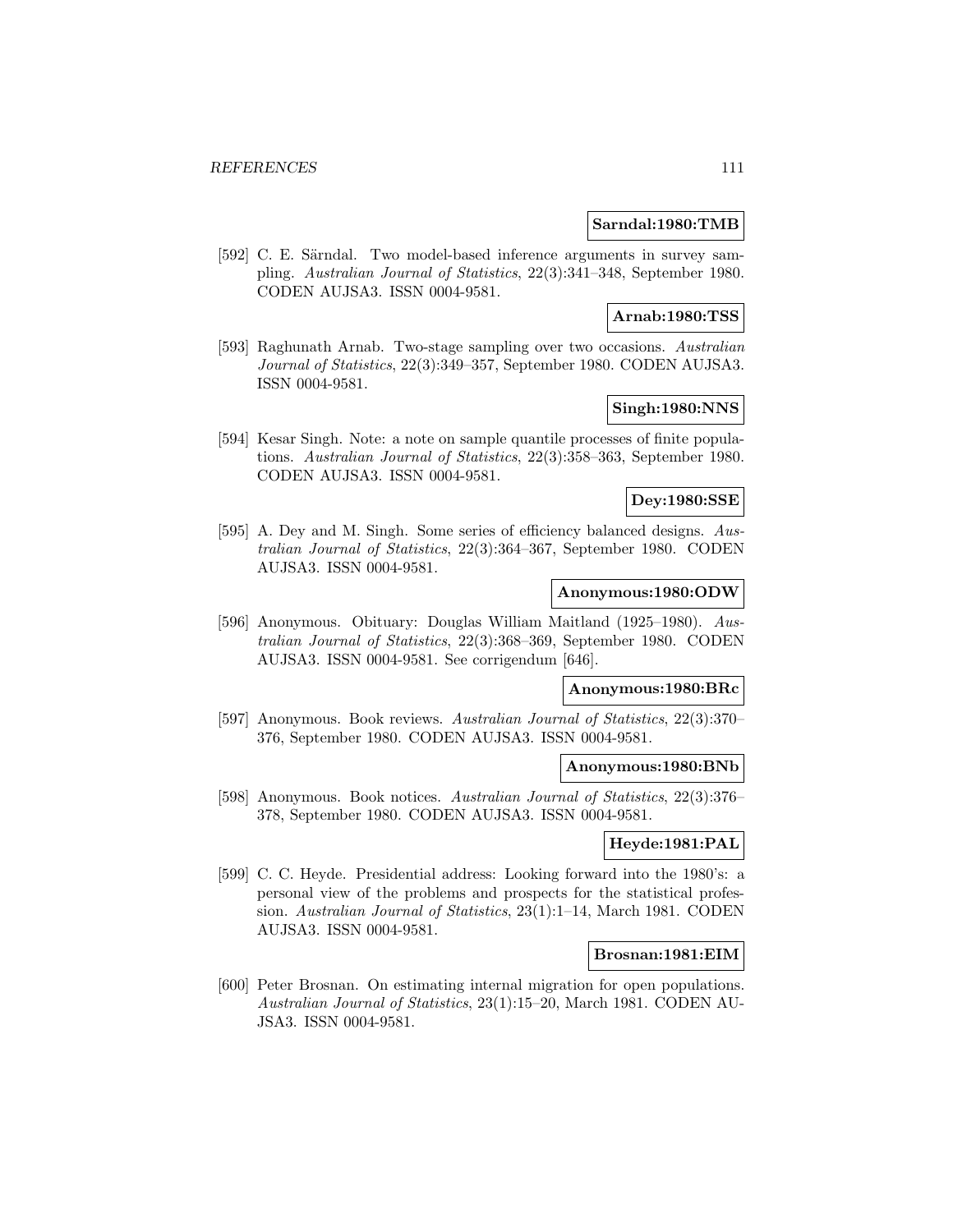**Sarndal:1980:TMB**

[592] C. E. Särndal. Two model-based inference arguments in survey sampling. *Australian Journal of Statistics*, 22(3):341–348, September 1980. CODEN AUJSA3. ISSN 0004-9581.

**Arnab:1980:TSS**

[593] Raghunath Arnab. Two-stage sampling over two occasions. *Australian Journal of Statistics*, 22(3):349–357, September 1980. CODEN AUJSA3. ISSN 0004-9581.

**Singh:1980:NNS**

[594] Kesar Singh. Note: a note on sample quantile processes of finite populations. *Australian Journal of Statistics*, 22(3):358–363, September 1980. CODEN AUJSA3. ISSN 0004-9581.

**Dey:1980:SSE**

[595] A. Dey and M. Singh. Some series of efficiency balanced designs. *Australian Journal of Statistics*, 22(3):364–367, September 1980. CODEN AUJSA3. ISSN 0004-9581.

**Anonymous:1980:ODW**

[596] Anonymous. Obituary: Douglas William Maitland (1925–1980). *Australian Journal of Statistics*, 22(3):368–369, September 1980. CODEN AUJSA3. ISSN 0004-9581. See corrigendum [646].

**Anonymous:1980:BRc**

[597] Anonymous. Book reviews. *Australian Journal of Statistics*, 22(3):370–376, September 1980. CODEN AUJSA3. ISSN 0004-9581.

**Anonymous:1980:BNb**

[598] Anonymous. Book notices. *Australian Journal of Statistics*, 22(3):376–378, September 1980. CODEN AUJSA3. ISSN 0004-9581.

**Heyde:1981:PAL**

[599] C. C. Heyde. Presidential address: Looking forward into the 1980's: a personal view of the problems and prospects for the statistical profession. *Australian Journal of Statistics*, 23(1):1–14, March 1981. CODEN AUJSA3. ISSN 0004-9581.

**Brosnan:1981:EIM**

[600] Peter Brosnan. On estimating internal migration for open populations. *Australian Journal of Statistics*, 23(1):15–20, March 1981. CODEN AUJSA3. ISSN 0004-9581.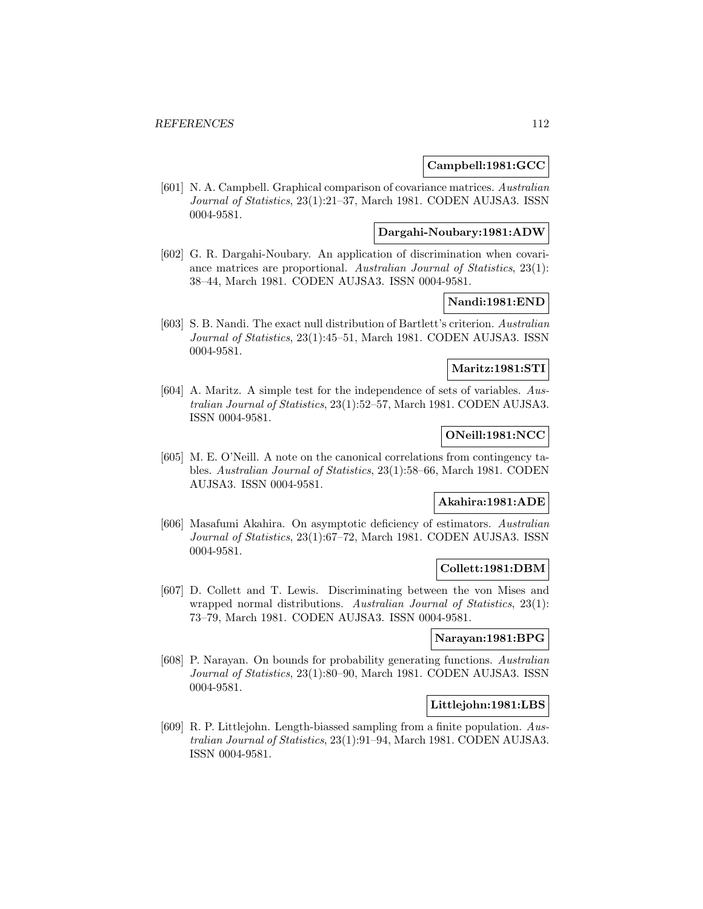**Campbell:1981:GCC**

[601] N. A. Campbell. Graphical comparison of covariance matrices. *Australian Journal of Statistics*, 23(1):21–37, March 1981. CODEN AUJSA3. ISSN 0004-9581.

**Dargahi-Noubary:1981:ADW**

[602] G. R. Dargahi-Noubary. An application of discrimination when covariance matrices are proportional. *Australian Journal of Statistics*, 23(1): 38–44, March 1981. CODEN AUJSA3. ISSN 0004-9581.

**Nandi:1981:END**

[603] S. B. Nandi. The exact null distribution of Bartlett's criterion. *Australian Journal of Statistics*, 23(1):45–51, March 1981. CODEN AUJSA3. ISSN 0004-9581.

**Maritz:1981:STI**

[604] A. Maritz. A simple test for the independence of sets of variables. *Australian Journal of Statistics*, 23(1):52–57, March 1981. CODEN AUJSA3. ISSN 0004-9581.

**ONeill:1981:NCC**

[605] M. E. O'Neill. A note on the canonical correlations from contingency tables. *Australian Journal of Statistics*, 23(1):58–66, March 1981. CODEN AUJSA3. ISSN 0004-9581.

**Akahira:1981:ADE**

[606] Masafumi Akahira. On asymptotic deficiency of estimators. *Australian Journal of Statistics*, 23(1):67–72, March 1981. CODEN AUJSA3. ISSN 0004-9581.

**Collett:1981:DBM**

[607] D. Collett and T. Lewis. Discriminating between the von Mises and wrapped normal distributions. *Australian Journal of Statistics*, 23(1): 73–79, March 1981. CODEN AUJSA3. ISSN 0004-9581.

**Narayan:1981:BPG**

[608] P. Narayan. On bounds for probability generating functions. *Australian Journal of Statistics*, 23(1):80–90, March 1981. CODEN AUJSA3. ISSN 0004-9581.

**Littlejohn:1981:LBS**

[609] R. P. Littlejohn. Length-biassed sampling from a finite population. *Australian Journal of Statistics*, 23(1):91–94, March 1981. CODEN AUJSA3. ISSN 0004-9581.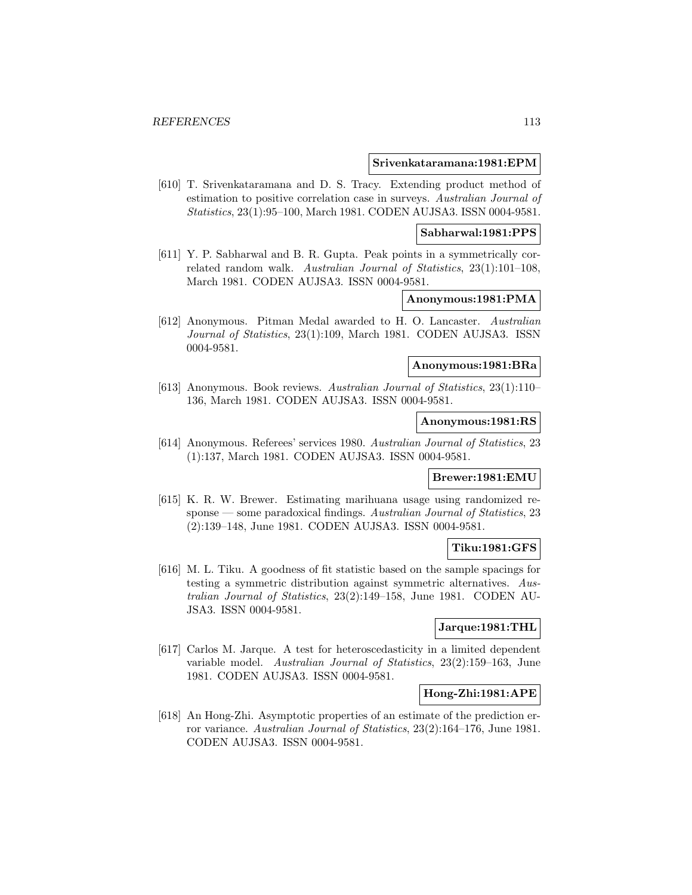**Srivenkataramana:1981:EPM**

[610] T. Srivenkataramana and D. S. Tracy. Extending product method of estimation to positive correlation case in surveys. *Australian Journal of Statistics*, 23(1):95–100, March 1981. CODEN AUJSA3. ISSN 0004-9581.

**Sabharwal:1981:PPS**

[611] Y. P. Sabharwal and B. R. Gupta. Peak points in a symmetrically correlated random walk. *Australian Journal of Statistics*, 23(1):101–108, March 1981. CODEN AUJSA3. ISSN 0004-9581.

**Anonymous:1981:PMA**

[612] Anonymous. Pitman Medal awarded to H. O. Lancaster. *Australian Journal of Statistics*, 23(1):109, March 1981. CODEN AUJSA3. ISSN 0004-9581.

**Anonymous:1981:BRa**

[613] Anonymous. Book reviews. *Australian Journal of Statistics*, 23(1):110–136, March 1981. CODEN AUJSA3. ISSN 0004-9581.

**Anonymous:1981:RS**

[614] Anonymous. Referees' services 1980. *Australian Journal of Statistics*, 23(1):137, March 1981. CODEN AUJSA3. ISSN 0004-9581.

**Brewer:1981:EMU**

[615] K. R. W. Brewer. Estimating marihuana usage using randomized response — some paradoxical findings. *Australian Journal of Statistics*, 23(2):139–148, June 1981. CODEN AUJSA3. ISSN 0004-9581.

**Tiku:1981:GFS**

[616] M. L. Tiku. A goodness of fit statistic based on the sample spacings for testing a symmetric distribution against symmetric alternatives. *Australian Journal of Statistics*, 23(2):149–158, June 1981. CODEN AUJSA3. ISSN 0004-9581.

**Jarque:1981:THL**

[617] Carlos M. Jarque. A test for heteroscedasticity in a limited dependent variable model. *Australian Journal of Statistics*, 23(2):159–163, June 1981. CODEN AUJSA3. ISSN 0004-9581.

**Hong-Zhi:1981:APE**

[618] An Hong-Zhi. Asymptotic properties of an estimate of the prediction error variance. *Australian Journal of Statistics*, 23(2):164–176, June 1981. CODEN AUJSA3. ISSN 0004-9581.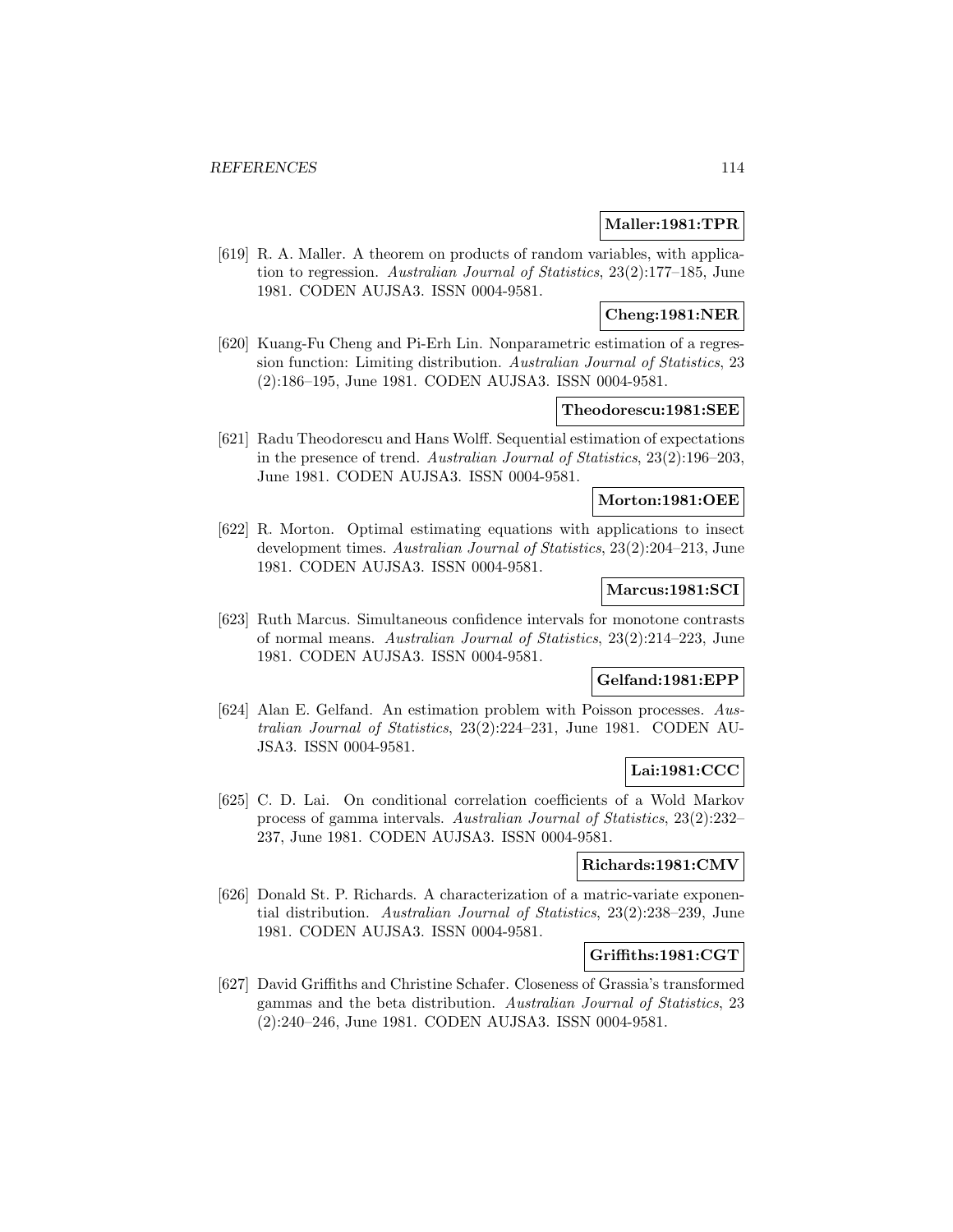**Maller:1981:TPR**

[619] R. A. Maller. A theorem on products of random variables, with application to regression. *Australian Journal of Statistics*, 23(2):177–185, June 1981. CODEN AUJSA3. ISSN 0004-9581.

**Cheng:1981:NER**

[620] Kuang-Fu Cheng and Pi-Erh Lin. Nonparametric estimation of a regression function: Limiting distribution. *Australian Journal of Statistics*, 23 (2):186–195, June 1981. CODEN AUJSA3. ISSN 0004-9581.

**Theodorescu:1981:SEE**

[621] Radu Theodorescu and Hans Wolff. Sequential estimation of expectations in the presence of trend. *Australian Journal of Statistics*, 23(2):196–203, June 1981. CODEN AUJSA3. ISSN 0004-9581.

**Morton:1981:OEE**

[622] R. Morton. Optimal estimating equations with applications to insect development times. *Australian Journal of Statistics*, 23(2):204–213, June 1981. CODEN AUJSA3. ISSN 0004-9581.

**Marcus:1981:SCI**

[623] Ruth Marcus. Simultaneous confidence intervals for monotone contrasts of normal means. *Australian Journal of Statistics*, 23(2):214–223, June 1981. CODEN AUJSA3. ISSN 0004-9581.

**Gelfand:1981:EPP**

[624] Alan E. Gelfand. An estimation problem with Poisson processes. *Australian Journal of Statistics*, 23(2):224–231, June 1981. CODEN AUJSA3. ISSN 0004-9581.

**Lai:1981:CCC**

[625] C. D. Lai. On conditional correlation coefficients of a Wold Markov process of gamma intervals. *Australian Journal of Statistics*, 23(2):232–237, June 1981. CODEN AUJSA3. ISSN 0004-9581.

**Richards:1981:CMV**

[626] Donald St. P. Richards. A characterization of a matric-variate exponential distribution. *Australian Journal of Statistics*, 23(2):238–239, June 1981. CODEN AUJSA3. ISSN 0004-9581.

**Griffiths:1981:CGT**

[627] David Griffiths and Christine Schafer. Closeness of Grassia's transformed gammas and the beta distribution. *Australian Journal of Statistics*, 23 (2):240–246, June 1981. CODEN AUJSA3. ISSN 0004-9581.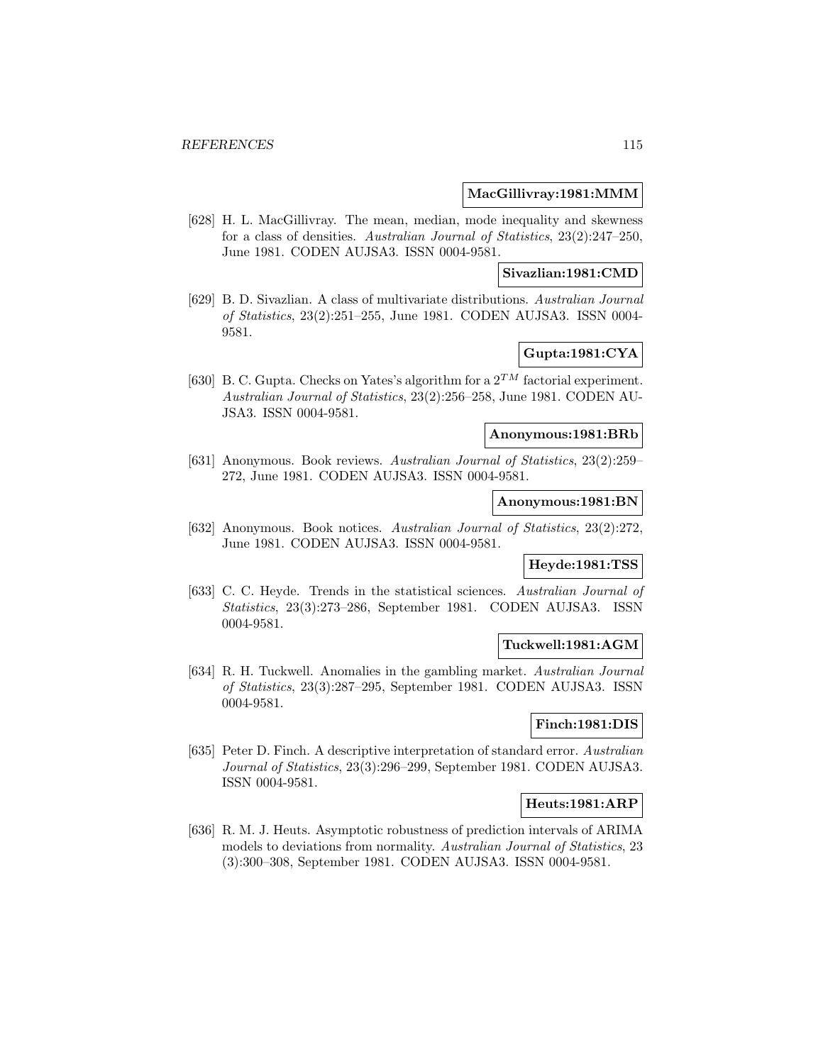**MacGillivray:1981:MMM**

[628] H. L. MacGillivray. The mean, median, mode inequality and skewness for a class of densities. *Australian Journal of Statistics*, 23(2):247–250, June 1981. CODEN AUJSA3. ISSN 0004-9581.

**Sivazlian:1981:CMD**

[629] B. D. Sivazlian. A class of multivariate distributions. *Australian Journal of Statistics*, 23(2):251–255, June 1981. CODEN AUJSA3. ISSN 0004-9581.

**Gupta:1981:CYA**

[630] B. C. Gupta. Checks on Yates's algorithm for a $2^{TM}$ factorial experiment. *Australian Journal of Statistics*, 23(2):256–258, June 1981. CODEN AUJSA3. ISSN 0004-9581.

**Anonymous:1981:BRb**

[631] Anonymous. Book reviews. *Australian Journal of Statistics*, 23(2):259–272, June 1981. CODEN AUJSA3. ISSN 0004-9581.

**Anonymous:1981:BN**

[632] Anonymous. Book notices. *Australian Journal of Statistics*, 23(2):272, June 1981. CODEN AUJSA3. ISSN 0004-9581.

**Heyde:1981:TSS**

[633] C. C. Heyde. Trends in the statistical sciences. *Australian Journal of Statistics*, 23(3):273–286, September 1981. CODEN AUJSA3. ISSN 0004-9581.

**Tuckwell:1981:AGM**

[634] R. H. Tuckwell. Anomalies in the gambling market. *Australian Journal of Statistics*, 23(3):287–295, September 1981. CODEN AUJSA3. ISSN 0004-9581.

**Finch:1981:DIS**

[635] Peter D. Finch. A descriptive interpretation of standard error. *Australian Journal of Statistics*, 23(3):296–299, September 1981. CODEN AUJSA3. ISSN 0004-9581.

**Heuts:1981:ARP**

[636] R. M. J. Heuts. Asymptotic robustness of prediction intervals of ARIMA models to deviations from normality. *Australian Journal of Statistics*, 23 (3):300–308, September 1981. CODEN AUJSA3. ISSN 0004-9581.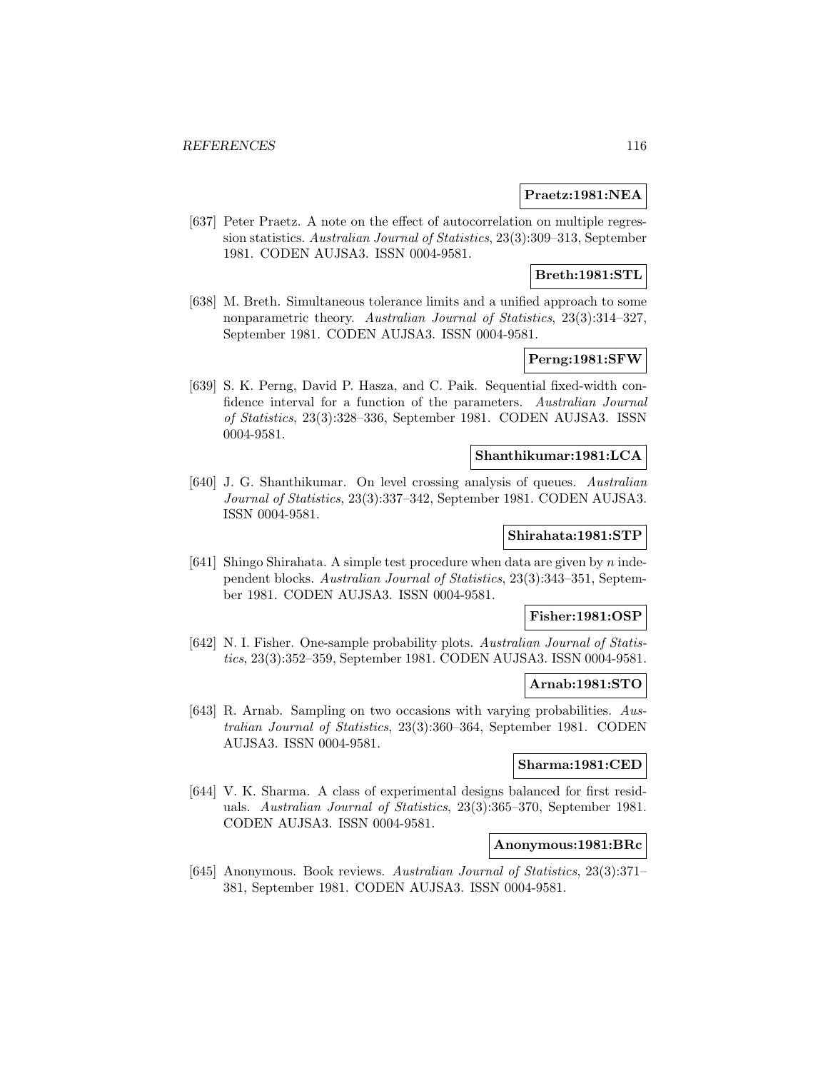**Praetz:1981:NEA**

[637] Peter Praetz. A note on the effect of autocorrelation on multiple regression statistics. *Australian Journal of Statistics*, 23(3):309–313, September 1981. CODEN AUJSA3. ISSN 0004-9581.

**Breth:1981:STL**

[638] M. Breth. Simultaneous tolerance limits and a unified approach to some nonparametric theory. *Australian Journal of Statistics*, 23(3):314–327, September 1981. CODEN AUJSA3. ISSN 0004-9581.

**Perng:1981:SFW**

[639] S. K. Perng, David P. Hasza, and C. Paik. Sequential fixed-width confidence interval for a function of the parameters. *Australian Journal of Statistics*, 23(3):328–336, September 1981. CODEN AUJSA3. ISSN 0004-9581.

**Shanthikumar:1981:LCA**

[640] J. G. Shanthikumar. On level crossing analysis of queues. *Australian Journal of Statistics*, 23(3):337–342, September 1981. CODEN AUJSA3. ISSN 0004-9581.

**Shirahata:1981:STP**

[641] Shingo Shirahata. A simple test procedure when data are given by $n$ independent blocks. *Australian Journal of Statistics*, 23(3):343–351, September 1981. CODEN AUJSA3. ISSN 0004-9581.

**Fisher:1981:OSP**

[642] N. I. Fisher. One-sample probability plots. *Australian Journal of Statistics*, 23(3):352–359, September 1981. CODEN AUJSA3. ISSN 0004-9581.

**Arnab:1981:STO**

[643] R. Arnab. Sampling on two occasions with varying probabilities. *Australian Journal of Statistics*, 23(3):360–364, September 1981. CODEN AUJSA3. ISSN 0004-9581.

**Sharma:1981:CED**

[644] V. K. Sharma. A class of experimental designs balanced for first residuals. *Australian Journal of Statistics*, 23(3):365–370, September 1981. CODEN AUJSA3. ISSN 0004-9581.

**Anonymous:1981:BRc**

[645] Anonymous. Book reviews. *Australian Journal of Statistics*, 23(3):371–381, September 1981. CODEN AUJSA3. ISSN 0004-9581.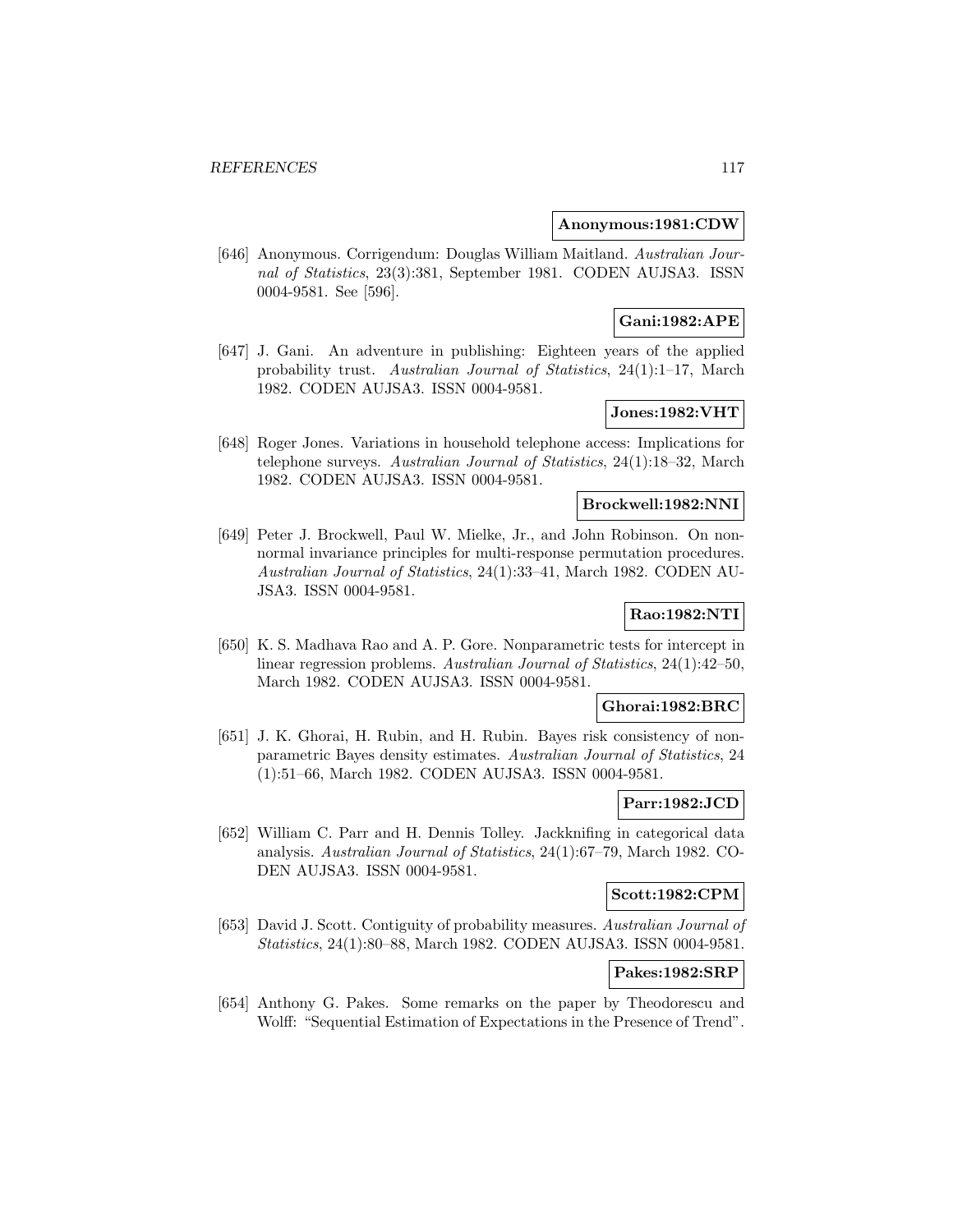**Anonymous:1981:CDW**

[646] Anonymous. Corrigendum: Douglas William Maitland. *Australian Journal of Statistics*, 23(3):381, September 1981. CODEN AUJSA3. ISSN 0004-9581. See [596].

**Gani:1982:APE**

[647] J. Gani. An adventure in publishing: Eighteen years of the applied probability trust. *Australian Journal of Statistics*, 24(1):1–17, March 1982. CODEN AUJSA3. ISSN 0004-9581.

**Jones:1982:VHT**

[648] Roger Jones. Variations in household telephone access: Implications for telephone surveys. *Australian Journal of Statistics*, 24(1):18–32, March 1982. CODEN AUJSA3. ISSN 0004-9581.

**Brockwell:1982:NNI**

[649] Peter J. Brockwell, Paul W. Mielke, Jr., and John Robinson. On non-normal invariance principles for multi-response permutation procedures. *Australian Journal of Statistics*, 24(1):33–41, March 1982. CODEN AUJSA3. ISSN 0004-9581.

**Rao:1982:NTI**

[650] K. S. Madhava Rao and A. P. Gore. Nonparametric tests for intercept in linear regression problems. *Australian Journal of Statistics*, 24(1):42–50, March 1982. CODEN AUJSA3. ISSN 0004-9581.

**Ghorai:1982:BRC**

[651] J. K. Ghorai, H. Rubin, and H. Rubin. Bayes risk consistency of non-parametric Bayes density estimates. *Australian Journal of Statistics*, 24 (1):51–66, March 1982. CODEN AUJSA3. ISSN 0004-9581.

**Parr:1982:JCD**

[652] William C. Parr and H. Dennis Tolley. Jackknifing in categorical data analysis. *Australian Journal of Statistics*, 24(1):67–79, March 1982. CODEN AUJSA3. ISSN 0004-9581.

**Scott:1982:CPM**

[653] David J. Scott. Contiguity of probability measures. *Australian Journal of Statistics*, 24(1):80–88, March 1982. CODEN AUJSA3. ISSN 0004-9581.

**Pakes:1982:SRP**

[654] Anthony G. Pakes. Some remarks on the paper by Theodorescu and Wolff: "Sequential Estimation of Expectations in the Presence of Trend".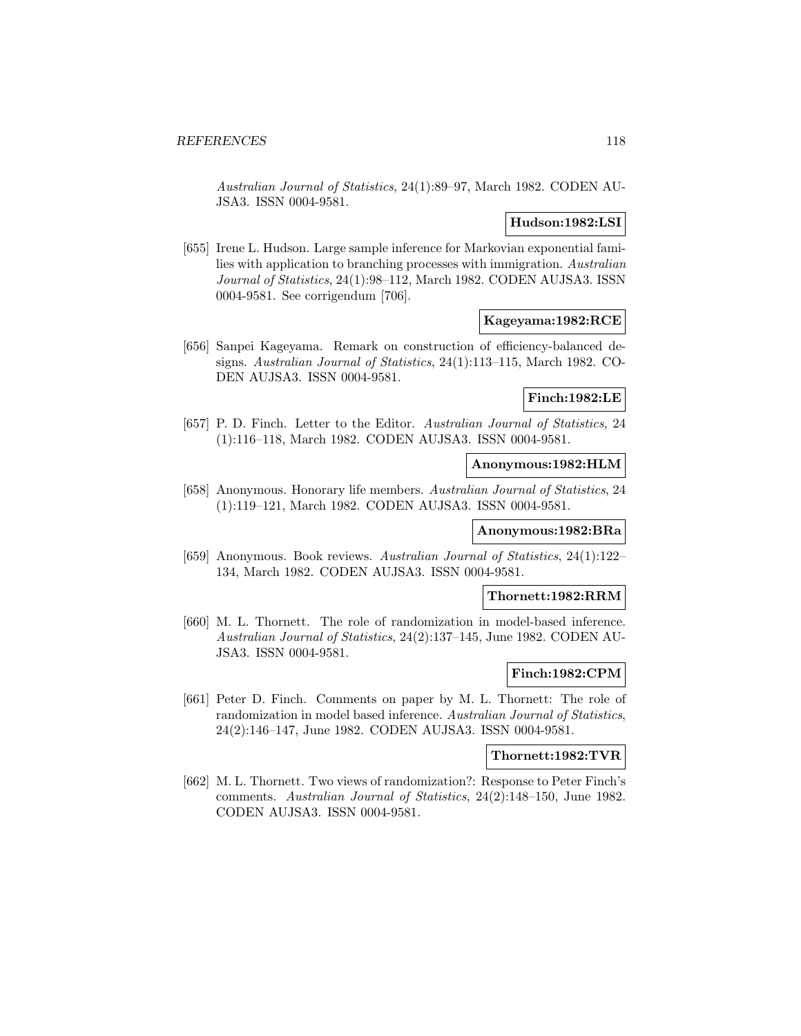*Australian Journal of Statistics*, 24(1):89–97, March 1982. CODEN AUJSA3. ISSN 0004-9581.

**Hudson:1982:LSI**

[655] Irene L. Hudson. Large sample inference for Markovian exponential families with application to branching processes with immigration. *Australian Journal of Statistics*, 24(1):98–112, March 1982. CODEN AUJSA3. ISSN 0004-9581. See corrigendum [706].

**Kageyama:1982:RCE**

[656] Sanpei Kageyama. Remark on construction of efficiency-balanced designs. *Australian Journal of Statistics*, 24(1):113–115, March 1982. CODEN AUJSA3. ISSN 0004-9581.

**Finch:1982:LE**

[657] P. D. Finch. Letter to the Editor. *Australian Journal of Statistics*, 24 (1):116–118, March 1982. CODEN AUJSA3. ISSN 0004-9581.

**Anonymous:1982:HLM**

[658] Anonymous. Honorary life members. *Australian Journal of Statistics*, 24 (1):119–121, March 1982. CODEN AUJSA3. ISSN 0004-9581.

**Anonymous:1982:BRa**

[659] Anonymous. Book reviews. *Australian Journal of Statistics*, 24(1):122–134, March 1982. CODEN AUJSA3. ISSN 0004-9581.

**Thornett:1982:RRM**

[660] M. L. Thornett. The role of randomization in model-based inference. *Australian Journal of Statistics*, 24(2):137–145, June 1982. CODEN AUJSA3. ISSN 0004-9581.

**Finch:1982:CPM**

[661] Peter D. Finch. Comments on paper by M. L. Thornett: The role of randomization in model based inference. *Australian Journal of Statistics*, 24(2):146–147, June 1982. CODEN AUJSA3. ISSN 0004-9581.

**Thornett:1982:TVR**

[662] M. L. Thornett. Two views of randomization?: Response to Peter Finch's comments. *Australian Journal of Statistics*, 24(2):148–150, June 1982. CODEN AUJSA3. ISSN 0004-9581.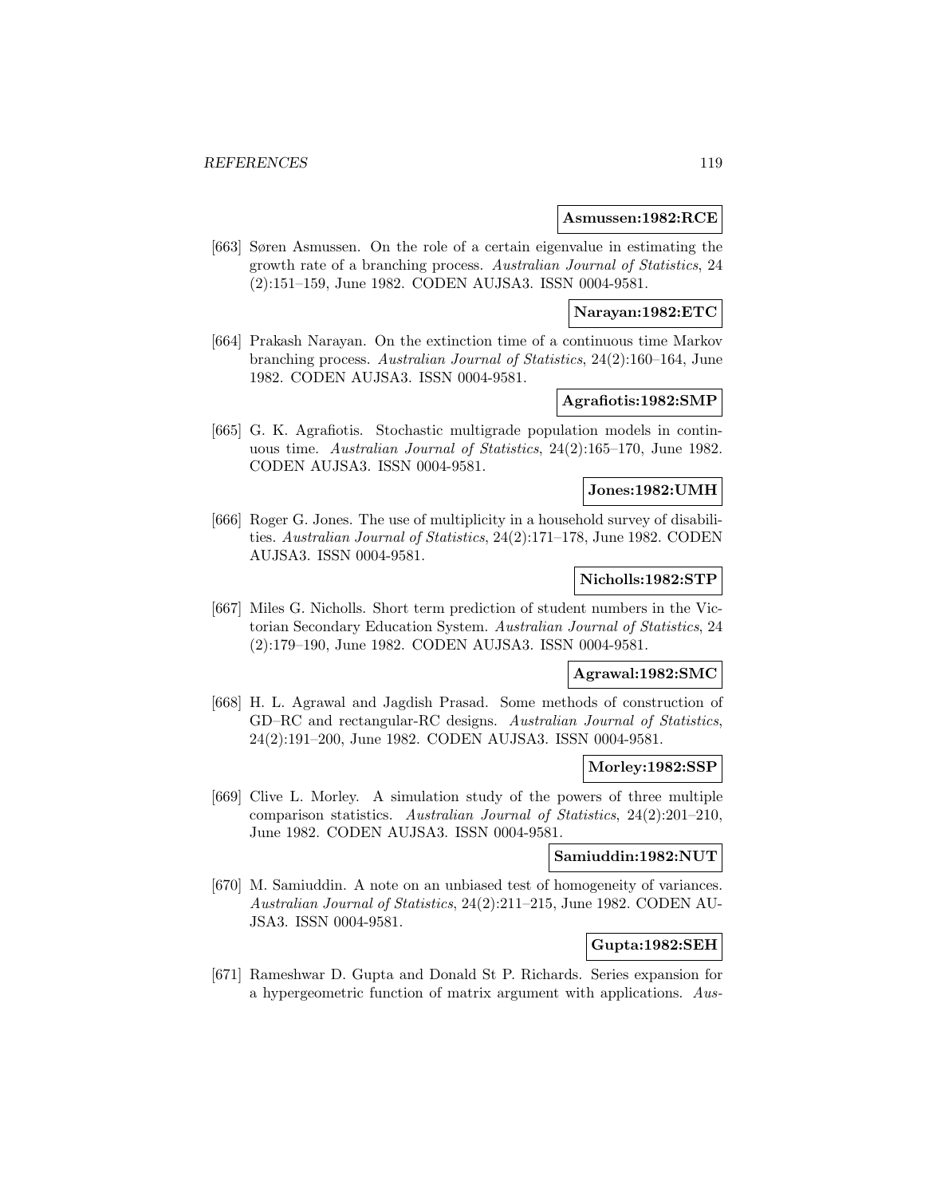**Asmussen:1982:RCE**

[663] Søren Asmussen. On the role of a certain eigenvalue in estimating the growth rate of a branching process. *Australian Journal of Statistics*, 24 (2):151–159, June 1982. CODEN AUJSA3. ISSN 0004-9581.

**Narayan:1982:ETC**

[664] Prakash Narayan. On the extinction time of a continuous time Markov branching process. *Australian Journal of Statistics*, 24(2):160–164, June 1982. CODEN AUJSA3. ISSN 0004-9581.

**Agrafiotis:1982:SMP**

[665] G. K. Agrafiotis. Stochastic multigrade population models in continuous time. *Australian Journal of Statistics*, 24(2):165–170, June 1982. CODEN AUJSA3. ISSN 0004-9581.

**Jones:1982:UMH**

[666] Roger G. Jones. The use of multiplicity in a household survey of disabilities. *Australian Journal of Statistics*, 24(2):171–178, June 1982. CODEN AUJSA3. ISSN 0004-9581.

**Nicholls:1982:STP**

[667] Miles G. Nicholls. Short term prediction of student numbers in the Victorian Secondary Education System. *Australian Journal of Statistics*, 24 (2):179–190, June 1982. CODEN AUJSA3. ISSN 0004-9581.

**Agrawal:1982:SMC**

[668] H. L. Agrawal and Jagdish Prasad. Some methods of construction of GD–RC and rectangular-RC designs. *Australian Journal of Statistics*, 24(2):191–200, June 1982. CODEN AUJSA3. ISSN 0004-9581.

**Morley:1982:SSP**

[669] Clive L. Morley. A simulation study of the powers of three multiple comparison statistics. *Australian Journal of Statistics*, 24(2):201–210, June 1982. CODEN AUJSA3. ISSN 0004-9581.

**Samiuddin:1982:NUT**

[670] M. Samiuddin. A note on an unbiased test of homogeneity of variances. *Australian Journal of Statistics*, 24(2):211–215, June 1982. CODEN AUJSA3. ISSN 0004-9581.

**Gupta:1982:SEH**

[671] Rameshwar D. Gupta and Donald St P. Richards. Series expansion for a hypergeometric function of matrix argument with applications. *Aus-*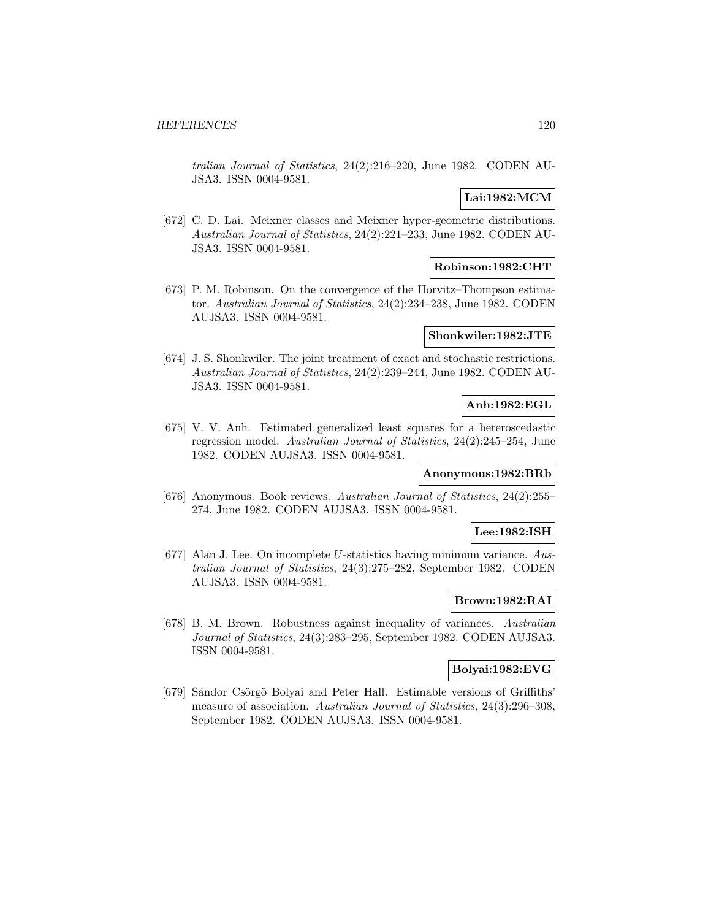tralian Journal of Statistics*, 24(2):216–220, June 1982. CODEN AUJSA3. ISSN 0004-9581.

**Lai:1982:MCM**

[672] C. D. Lai. Meixner classes and Meixner hyper-geometric distributions. *Australian Journal of Statistics*, 24(2):221–233, June 1982. CODEN AUJSA3. ISSN 0004-9581.

**Robinson:1982:CHT**

[673] P. M. Robinson. On the convergence of the Horvitz–Thompson estimator. *Australian Journal of Statistics*, 24(2):234–238, June 1982. CODEN AUJSA3. ISSN 0004-9581.

**Shonkwiler:1982:JTE**

[674] J. S. Shonkwiler. The joint treatment of exact and stochastic restrictions. *Australian Journal of Statistics*, 24(2):239–244, June 1982. CODEN AUJSA3. ISSN 0004-9581.

**Anh:1982:EGL**

[675] V. V. Anh. Estimated generalized least squares for a heteroscedastic regression model. *Australian Journal of Statistics*, 24(2):245–254, June 1982. CODEN AUJSA3. ISSN 0004-9581.

**Anonymous:1982:BRb**

[676] Anonymous. Book reviews. *Australian Journal of Statistics*, 24(2):255–274, June 1982. CODEN AUJSA3. ISSN 0004-9581.

**Lee:1982:ISH**

[677] Alan J. Lee. On incomplete $U$-statistics having minimum variance. *Australian Journal of Statistics*, 24(3):275–282, September 1982. CODEN AUJSA3. ISSN 0004-9581.

**Brown:1982:RAI**

[678] B. M. Brown. Robustness against inequality of variances. *Australian Journal of Statistics*, 24(3):283–295, September 1982. CODEN AUJSA3. ISSN 0004-9581.

**Bolyai:1982:EVG**

[679] Sándor Csörgö Bolyai and Peter Hall. Estimable versions of Griffiths' measure of association. *Australian Journal of Statistics*, 24(3):296–308, September 1982. CODEN AUJSA3. ISSN 0004-9581.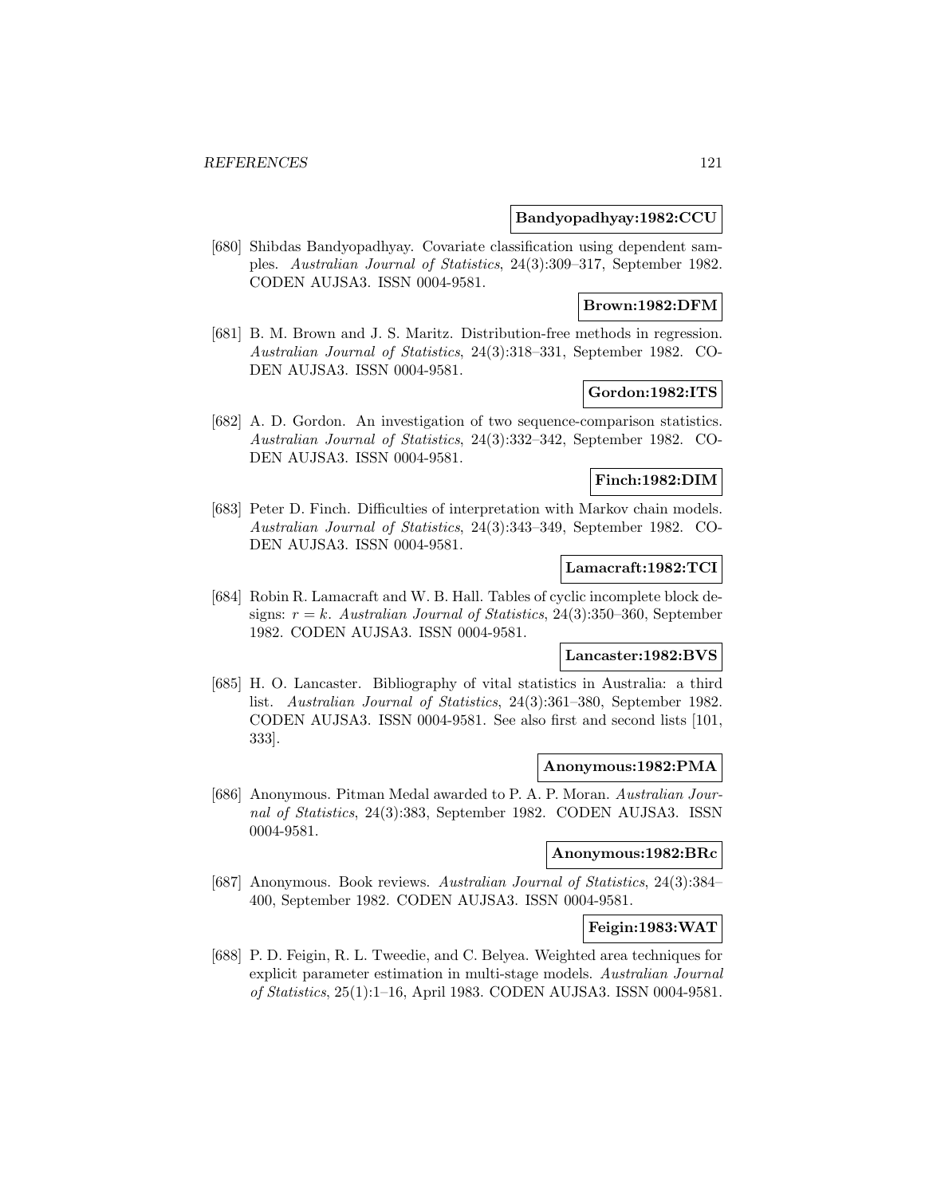**Bandyopadhyay:1982:CCU**

[680] Shibdas Bandyopadhyay. Covariate classification using dependent samples. *Australian Journal of Statistics*, 24(3):309–317, September 1982. CODEN AUJSA3. ISSN 0004-9581.

**Brown:1982:DFM**

[681] B. M. Brown and J. S. Maritz. Distribution-free methods in regression. *Australian Journal of Statistics*, 24(3):318–331, September 1982. CODEN AUJSA3. ISSN 0004-9581.

**Gordon:1982:ITS**

[682] A. D. Gordon. An investigation of two sequence-comparison statistics. *Australian Journal of Statistics*, 24(3):332–342, September 1982. CODEN AUJSA3. ISSN 0004-9581.

**Finch:1982:DIM**

[683] Peter D. Finch. Difficulties of interpretation with Markov chain models. *Australian Journal of Statistics*, 24(3):343–349, September 1982. CODEN AUJSA3. ISSN 0004-9581.

**Lamacraft:1982:TCI**

[684] Robin R. Lamacraft and W. B. Hall. Tables of cyclic incomplete block designs: $r = k$. *Australian Journal of Statistics*, 24(3):350–360, September 1982. CODEN AUJSA3. ISSN 0004-9581.

**Lancaster:1982:BVS**

[685] H. O. Lancaster. Bibliography of vital statistics in Australia: a third list. *Australian Journal of Statistics*, 24(3):361–380, September 1982. CODEN AUJSA3. ISSN 0004-9581. See also first and second lists [101, 333].

**Anonymous:1982:PMA**

[686] Anonymous. Pitman Medal awarded to P. A. P. Moran. *Australian Journal of Statistics*, 24(3):383, September 1982. CODEN AUJSA3. ISSN 0004-9581.

**Anonymous:1982:BRc**

[687] Anonymous. Book reviews. *Australian Journal of Statistics*, 24(3):384–400, September 1982. CODEN AUJSA3. ISSN 0004-9581.

**Feigin:1983:WAT**

[688] P. D. Feigin, R. L. Tweedie, and C. Belyea. Weighted area techniques for explicit parameter estimation in multi-stage models. *Australian Journal of Statistics*, 25(1):1–16, April 1983. CODEN AUJSA3. ISSN 0004-9581.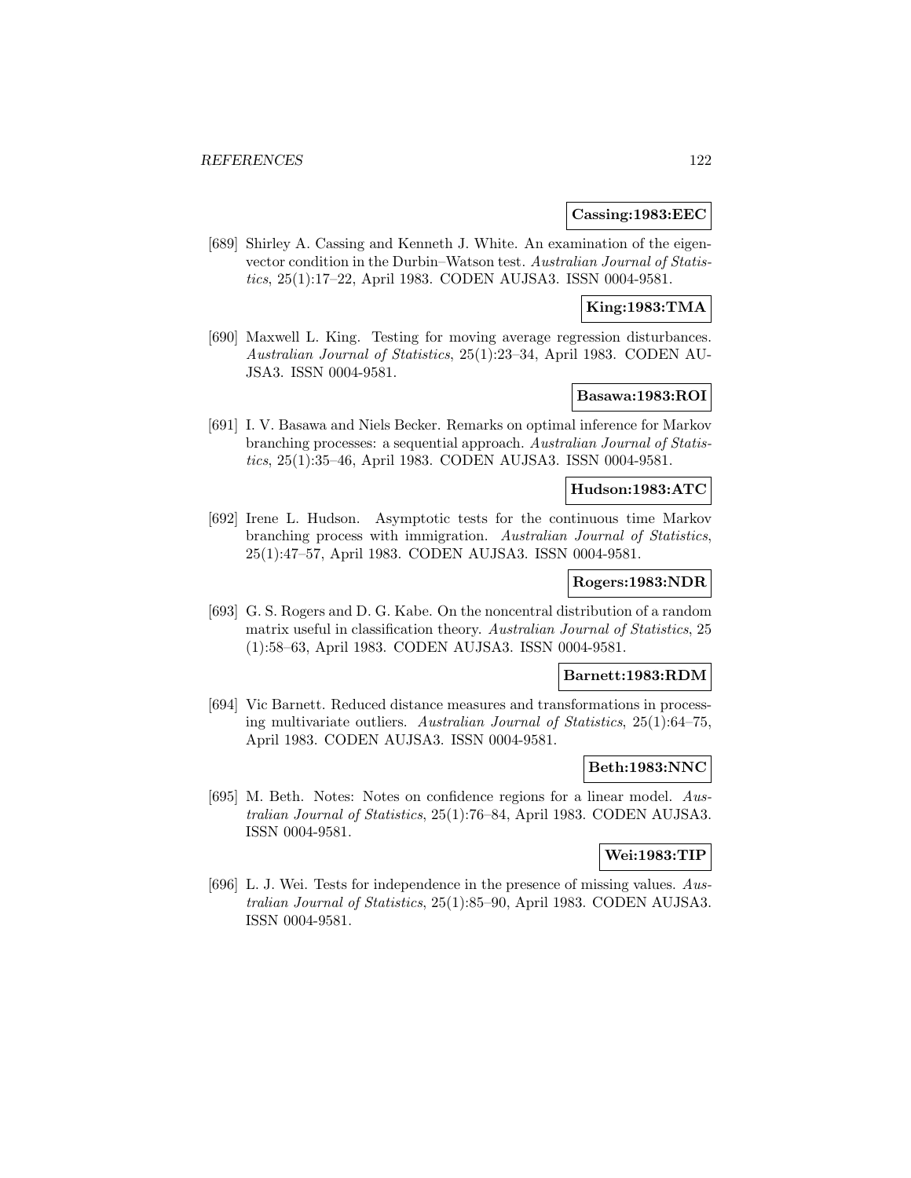**Cassing:1983:EEC**

[689] Shirley A. Cassing and Kenneth J. White. An examination of the eigenvector condition in the Durbin–Watson test. *Australian Journal of Statistics*, 25(1):17–22, April 1983. CODEN AUJSA3. ISSN 0004-9581.

**King:1983:TMA**

[690] Maxwell L. King. Testing for moving average regression disturbances. *Australian Journal of Statistics*, 25(1):23–34, April 1983. CODEN AUJSA3. ISSN 0004-9581.

**Basawa:1983:ROI**

[691] I. V. Basawa and Niels Becker. Remarks on optimal inference for Markov branching processes: a sequential approach. *Australian Journal of Statistics*, 25(1):35–46, April 1983. CODEN AUJSA3. ISSN 0004-9581.

**Hudson:1983:ATC**

[692] Irene L. Hudson. Asymptotic tests for the continuous time Markov branching process with immigration. *Australian Journal of Statistics*, 25(1):47–57, April 1983. CODEN AUJSA3. ISSN 0004-9581.

**Rogers:1983:NDR**

[693] G. S. Rogers and D. G. Kabe. On the noncentral distribution of a random matrix useful in classification theory. *Australian Journal of Statistics*, 25 (1):58–63, April 1983. CODEN AUJSA3. ISSN 0004-9581.

**Barnett:1983:RDM**

[694] Vic Barnett. Reduced distance measures and transformations in processing multivariate outliers. *Australian Journal of Statistics*, 25(1):64–75, April 1983. CODEN AUJSA3. ISSN 0004-9581.

**Beth:1983:NNC**

[695] M. Beth. Notes: Notes on confidence regions for a linear model. *Australian Journal of Statistics*, 25(1):76–84, April 1983. CODEN AUJSA3. ISSN 0004-9581.

**Wei:1983:TIP**

[696] L. J. Wei. Tests for independence in the presence of missing values. *Australian Journal of Statistics*, 25(1):85–90, April 1983. CODEN AUJSA3. ISSN 0004-9581.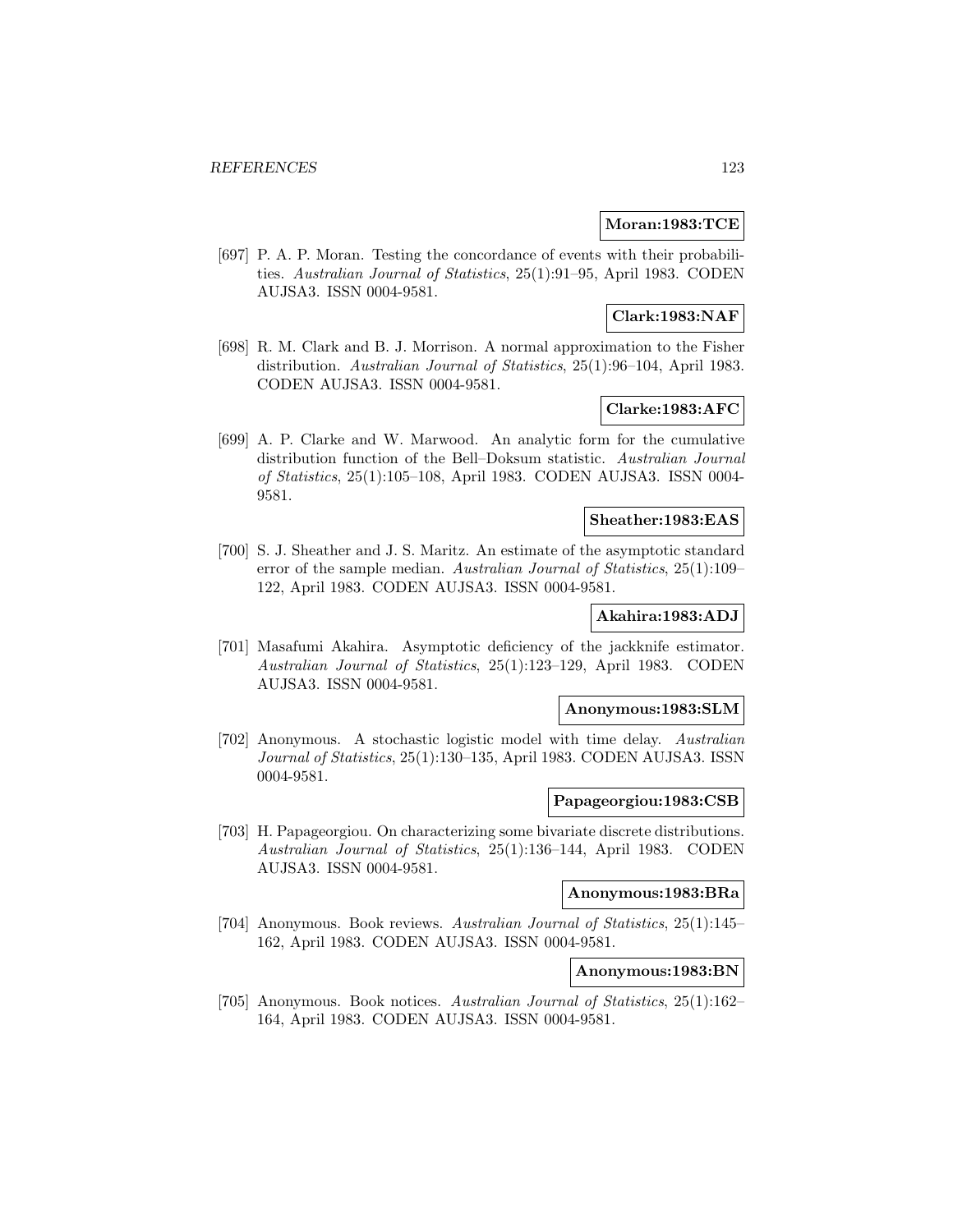**Moran:1983:TCE**

[697] P. A. P. Moran. Testing the concordance of events with their probabilities. *Australian Journal of Statistics*, 25(1):91–95, April 1983. CODEN AUJSA3. ISSN 0004-9581.

**Clark:1983:NAF**

[698] R. M. Clark and B. J. Morrison. A normal approximation to the Fisher distribution. *Australian Journal of Statistics*, 25(1):96–104, April 1983. CODEN AUJSA3. ISSN 0004-9581.

**Clarke:1983:AFC**

[699] A. P. Clarke and W. Marwood. An analytic form for the cumulative distribution function of the Bell–Doksum statistic. *Australian Journal of Statistics*, 25(1):105–108, April 1983. CODEN AUJSA3. ISSN 0004-9581.

**Sheather:1983:EAS**

[700] S. J. Sheather and J. S. Maritz. An estimate of the asymptotic standard error of the sample median. *Australian Journal of Statistics*, 25(1):109–122, April 1983. CODEN AUJSA3. ISSN 0004-9581.

**Akahira:1983:ADJ**

[701] Masafumi Akahira. Asymptotic deficiency of the jackknife estimator. *Australian Journal of Statistics*, 25(1):123–129, April 1983. CODEN AUJSA3. ISSN 0004-9581.

**Anonymous:1983:SLM**

[702] Anonymous. A stochastic logistic model with time delay. *Australian Journal of Statistics*, 25(1):130–135, April 1983. CODEN AUJSA3. ISSN 0004-9581.

**Papageorgiou:1983:CSB**

[703] H. Papageorgiou. On characterizing some bivariate discrete distributions. *Australian Journal of Statistics*, 25(1):136–144, April 1983. CODEN AUJSA3. ISSN 0004-9581.

**Anonymous:1983:BRa**

[704] Anonymous. Book reviews. *Australian Journal of Statistics*, 25(1):145–162, April 1983. CODEN AUJSA3. ISSN 0004-9581.

**Anonymous:1983:BN**

[705] Anonymous. Book notices. *Australian Journal of Statistics*, 25(1):162–164, April 1983. CODEN AUJSA3. ISSN 0004-9581.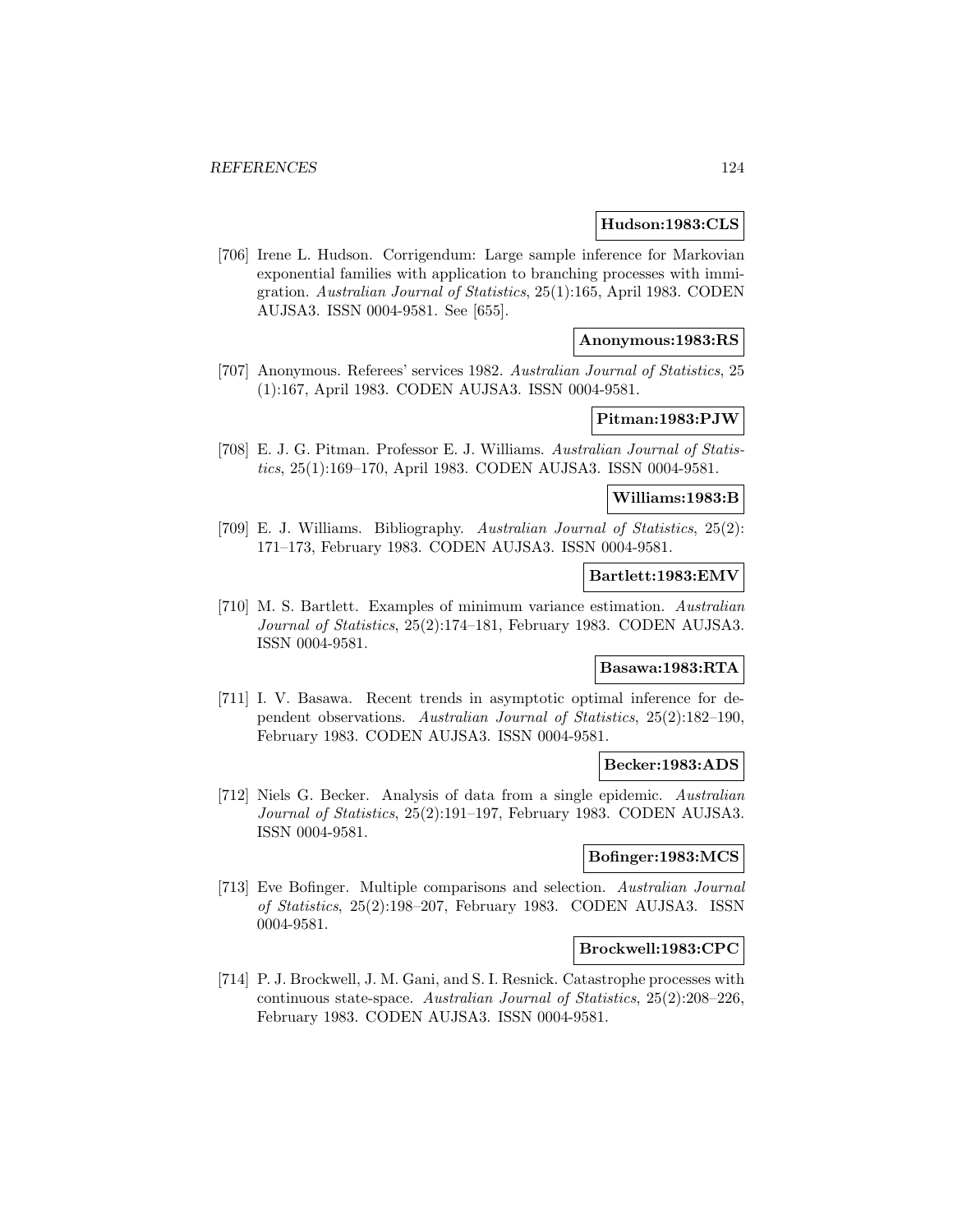**Hudson:1983:CLS**

[706] Irene L. Hudson. Corrigendum: Large sample inference for Markovian exponential families with application to branching processes with immigration. *Australian Journal of Statistics*, 25(1):165, April 1983. CODEN AUJSA3. ISSN 0004-9581. See [655].

**Anonymous:1983:RS**

[707] Anonymous. Referees' services 1982. *Australian Journal of Statistics*, 25 (1):167, April 1983. CODEN AUJSA3. ISSN 0004-9581.

**Pitman:1983:PJW**

[708] E. J. G. Pitman. Professor E. J. Williams. *Australian Journal of Statistics*, 25(1):169–170, April 1983. CODEN AUJSA3. ISSN 0004-9581.

**Williams:1983:B**

[709] E. J. Williams. Bibliography. *Australian Journal of Statistics*, 25(2): 171–173, February 1983. CODEN AUJSA3. ISSN 0004-9581.

**Bartlett:1983:EMV**

[710] M. S. Bartlett. Examples of minimum variance estimation. *Australian Journal of Statistics*, 25(2):174–181, February 1983. CODEN AUJSA3. ISSN 0004-9581.

**Basawa:1983:RTA**

[711] I. V. Basawa. Recent trends in asymptotic optimal inference for dependent observations. *Australian Journal of Statistics*, 25(2):182–190, February 1983. CODEN AUJSA3. ISSN 0004-9581.

**Becker:1983:ADS**

[712] Niels G. Becker. Analysis of data from a single epidemic. *Australian Journal of Statistics*, 25(2):191–197, February 1983. CODEN AUJSA3. ISSN 0004-9581.

**Bofinger:1983:MCS**

[713] Eve Bofinger. Multiple comparisons and selection. *Australian Journal of Statistics*, 25(2):198–207, February 1983. CODEN AUJSA3. ISSN 0004-9581.

**Brockwell:1983:CPC**

[714] P. J. Brockwell, J. M. Gani, and S. I. Resnick. Catastrophe processes with continuous state-space. *Australian Journal of Statistics*, 25(2):208–226, February 1983. CODEN AUJSA3. ISSN 0004-9581.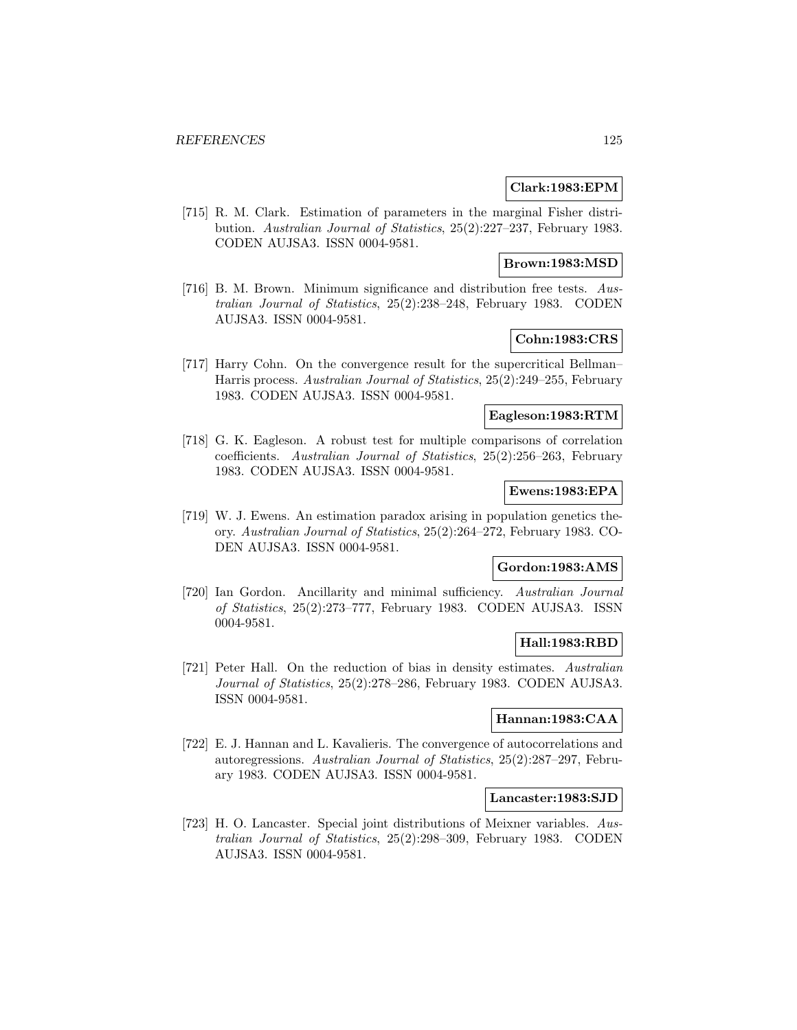**Clark:1983:EPM**

[715] R. M. Clark. Estimation of parameters in the marginal Fisher distribution. *Australian Journal of Statistics*, 25(2):227–237, February 1983. CODEN AUJSA3. ISSN 0004-9581.

**Brown:1983:MSD**

[716] B. M. Brown. Minimum significance and distribution free tests. *Australian Journal of Statistics*, 25(2):238–248, February 1983. CODEN AUJSA3. ISSN 0004-9581.

**Cohn:1983:CRS**

[717] Harry Cohn. On the convergence result for the supercritical Bellman–Harris process. *Australian Journal of Statistics*, 25(2):249–255, February 1983. CODEN AUJSA3. ISSN 0004-9581.

**Eagleson:1983:RTM**

[718] G. K. Eagleson. A robust test for multiple comparisons of correlation coefficients. *Australian Journal of Statistics*, 25(2):256–263, February 1983. CODEN AUJSA3. ISSN 0004-9581.

**Ewens:1983:EPA**

[719] W. J. Ewens. An estimation paradox arising in population genetics theory. *Australian Journal of Statistics*, 25(2):264–272, February 1983. CODEN AUJSA3. ISSN 0004-9581.

**Gordon:1983:AMS**

[720] Ian Gordon. Ancillarity and minimal sufficiency. *Australian Journal of Statistics*, 25(2):273–777, February 1983. CODEN AUJSA3. ISSN 0004-9581.

**Hall:1983:RBD**

[721] Peter Hall. On the reduction of bias in density estimates. *Australian Journal of Statistics*, 25(2):278–286, February 1983. CODEN AUJSA3. ISSN 0004-9581.

**Hannan:1983:CAA**

[722] E. J. Hannan and L. Kavalieris. The convergence of autocorrelations and autoregressions. *Australian Journal of Statistics*, 25(2):287–297, February 1983. CODEN AUJSA3. ISSN 0004-9581.

**Lancaster:1983:SJD**

[723] H. O. Lancaster. Special joint distributions of Meixner variables. *Australian Journal of Statistics*, 25(2):298–309, February 1983. CODEN AUJSA3. ISSN 0004-9581.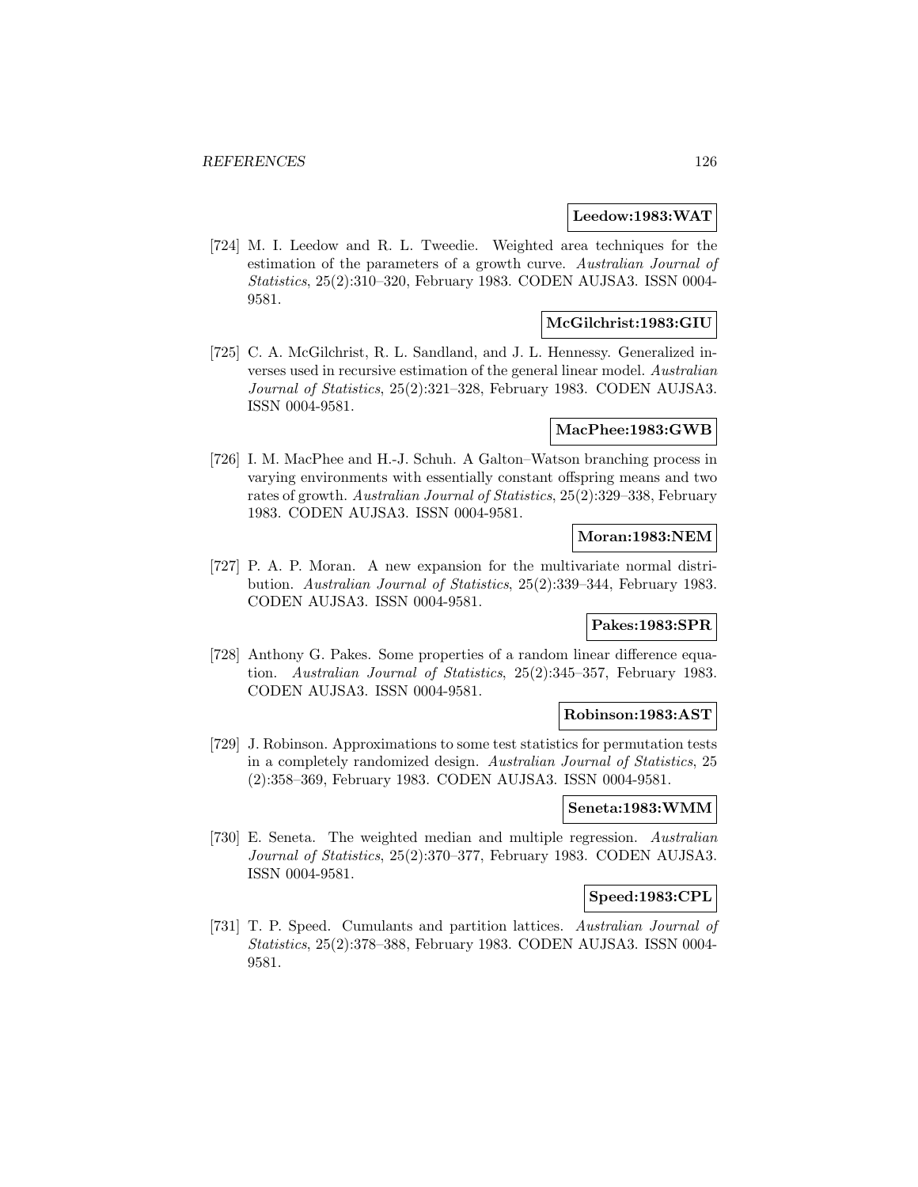**Leedow:1983:WAT**

[724] M. I. Leedow and R. L. Tweedie. Weighted area techniques for the estimation of the parameters of a growth curve. *Australian Journal of Statistics*, 25(2):310–320, February 1983. CODEN AUJSA3. ISSN 0004-9581.

**McGilchrist:1983:GIU**

[725] C. A. McGilchrist, R. L. Sandland, and J. L. Hennessy. Generalized inverses used in recursive estimation of the general linear model. *Australian Journal of Statistics*, 25(2):321–328, February 1983. CODEN AUJSA3. ISSN 0004-9581.

**MacPhee:1983:GWB**

[726] I. M. MacPhee and H.-J. Schuh. A Galton–Watson branching process in varying environments with essentially constant offspring means and two rates of growth. *Australian Journal of Statistics*, 25(2):329–338, February 1983. CODEN AUJSA3. ISSN 0004-9581.

**Moran:1983:NEM**

[727] P. A. P. Moran. A new expansion for the multivariate normal distribution. *Australian Journal of Statistics*, 25(2):339–344, February 1983. CODEN AUJSA3. ISSN 0004-9581.

**Pakes:1983:SPR**

[728] Anthony G. Pakes. Some properties of a random linear difference equation. *Australian Journal of Statistics*, 25(2):345–357, February 1983. CODEN AUJSA3. ISSN 0004-9581.

**Robinson:1983:AST**

[729] J. Robinson. Approximations to some test statistics for permutation tests in a completely randomized design. *Australian Journal of Statistics*, 25 (2):358–369, February 1983. CODEN AUJSA3. ISSN 0004-9581.

**Seneta:1983:WMM**

[730] E. Seneta. The weighted median and multiple regression. *Australian Journal of Statistics*, 25(2):370–377, February 1983. CODEN AUJSA3. ISSN 0004-9581.

**Speed:1983:CPL**

[731] T. P. Speed. Cumulants and partition lattices. *Australian Journal of Statistics*, 25(2):378–388, February 1983. CODEN AUJSA3. ISSN 0004-9581.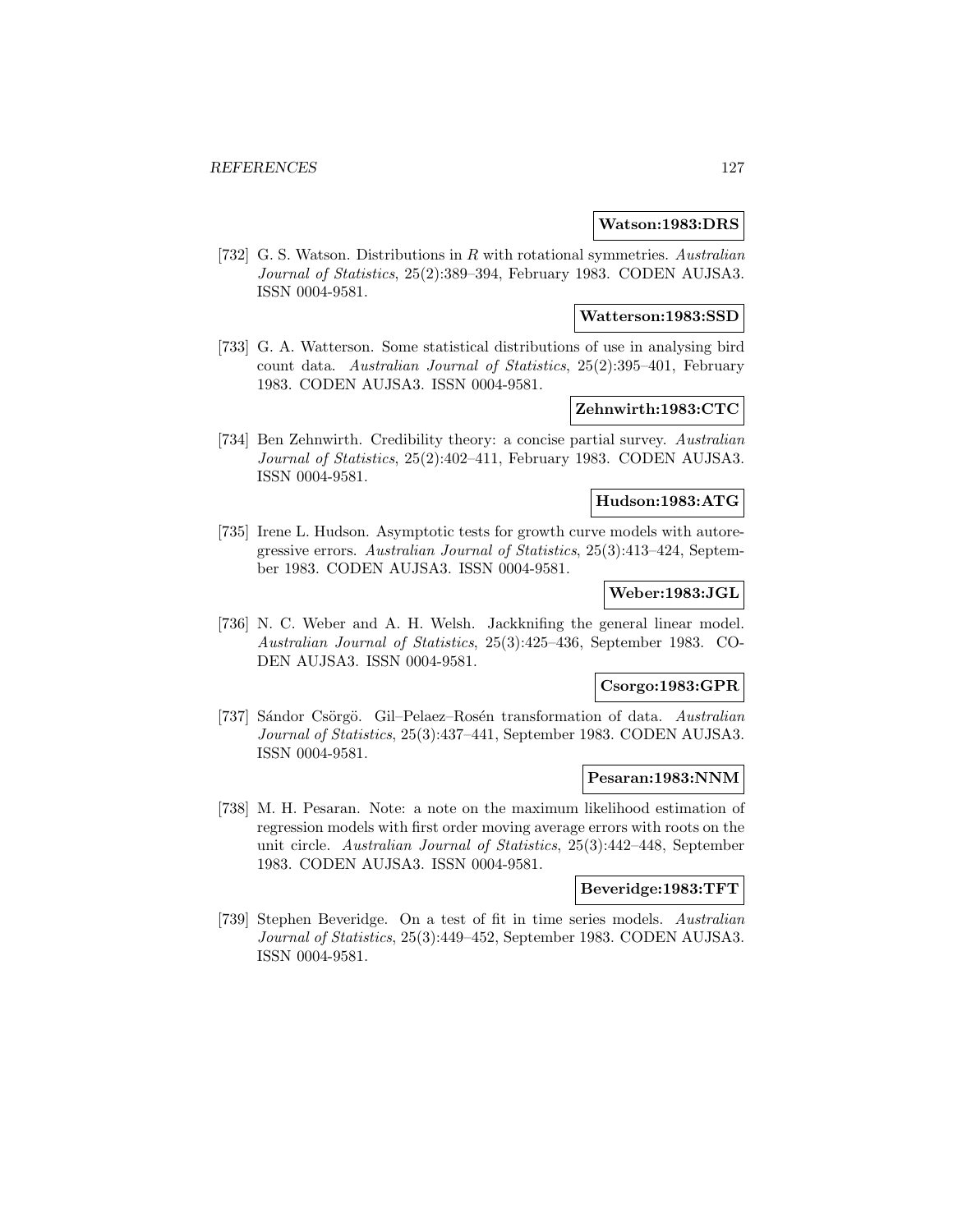**Watson:1983:DRS**

[732] G. S. Watson. Distributions in $R$ with rotational symmetries. *Australian Journal of Statistics*, 25(2):389–394, February 1983. CODEN AUJSA3. ISSN 0004-9581.

**Watterson:1983:SSD**

[733] G. A. Watterson. Some statistical distributions of use in analysing bird count data. *Australian Journal of Statistics*, 25(2):395–401, February 1983. CODEN AUJSA3. ISSN 0004-9581.

**Zehnwirth:1983:CTC**

[734] Ben Zehnwirth. Credibility theory: a concise partial survey. *Australian Journal of Statistics*, 25(2):402–411, February 1983. CODEN AUJSA3. ISSN 0004-9581.

**Hudson:1983:ATG**

[735] Irene L. Hudson. Asymptotic tests for growth curve models with autoregressive errors. *Australian Journal of Statistics*, 25(3):413–424, September 1983. CODEN AUJSA3. ISSN 0004-9581.

**Weber:1983:JGL**

[736] N. C. Weber and A. H. Welsh. Jackknifing the general linear model. *Australian Journal of Statistics*, 25(3):425–436, September 1983. CODEN AUJSA3. ISSN 0004-9581.

**Csorgo:1983:GPR**

[737] Sándor Csörgö. Gil–Pelaez–Rosén transformation of data. *Australian Journal of Statistics*, 25(3):437–441, September 1983. CODEN AUJSA3. ISSN 0004-9581.

**Pesaran:1983:NNM**

[738] M. H. Pesaran. Note: a note on the maximum likelihood estimation of regression models with first order moving average errors with roots on the unit circle. *Australian Journal of Statistics*, 25(3):442–448, September 1983. CODEN AUJSA3. ISSN 0004-9581.

**Beveridge:1983:TFT**

[739] Stephen Beveridge. On a test of fit in time series models. *Australian Journal of Statistics*, 25(3):449–452, September 1983. CODEN AUJSA3. ISSN 0004-9581.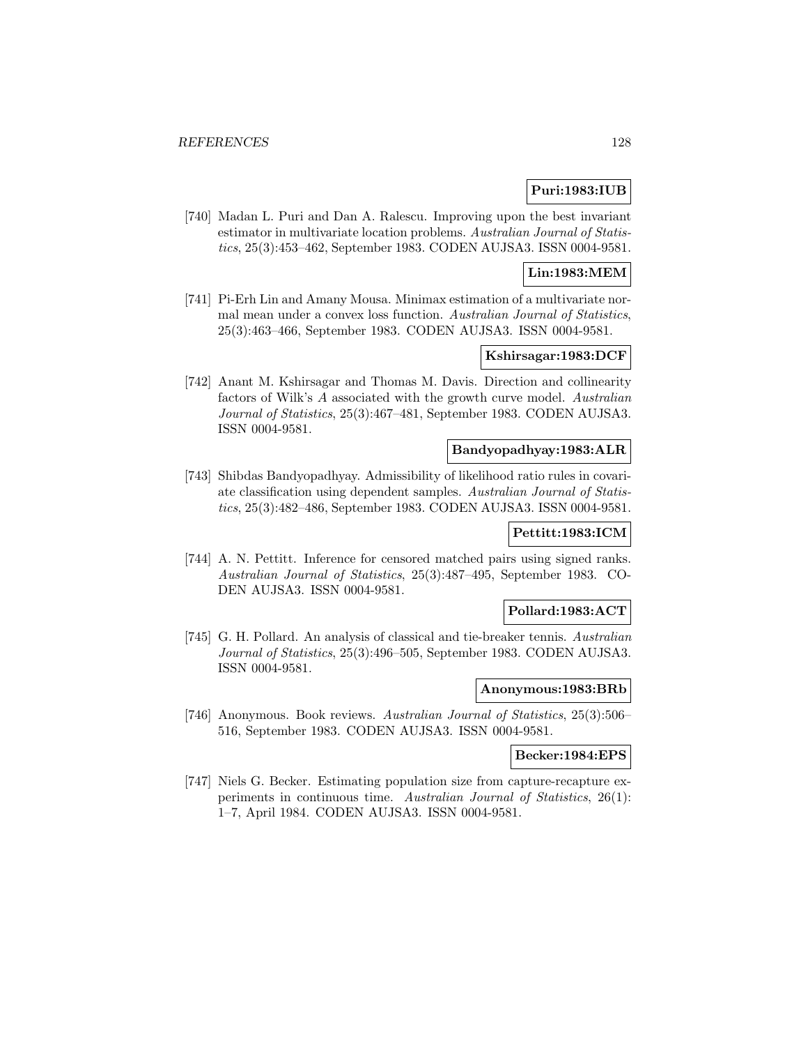**Puri:1983:IUB**

[740] Madan L. Puri and Dan A. Ralescu. Improving upon the best invariant estimator in multivariate location problems. *Australian Journal of Statistics*, 25(3):453–462, September 1983. CODEN AUJSA3. ISSN 0004-9581.

**Lin:1983:MEM**

[741] Pi-Erh Lin and Amany Mousa. Minimax estimation of a multivariate normal mean under a convex loss function. *Australian Journal of Statistics*, 25(3):463–466, September 1983. CODEN AUJSA3. ISSN 0004-9581.

**Kshirsagar:1983:DCF**

[742] Anant M. Kshirsagar and Thomas M. Davis. Direction and collinearity factors of Wilk's $A$ associated with the growth curve model. *Australian Journal of Statistics*, 25(3):467–481, September 1983. CODEN AUJSA3. ISSN 0004-9581.

**Bandyopadhyay:1983:ALR**

[743] Shibdas Bandyopadhyay. Admissibility of likelihood ratio rules in covariate classification using dependent samples. *Australian Journal of Statistics*, 25(3):482–486, September 1983. CODEN AUJSA3. ISSN 0004-9581.

**Pettitt:1983:ICM**

[744] A. N. Pettitt. Inference for censored matched pairs using signed ranks. *Australian Journal of Statistics*, 25(3):487–495, September 1983. CODEN AUJSA3. ISSN 0004-9581.

**Pollard:1983:ACT**

[745] G. H. Pollard. An analysis of classical and tie-breaker tennis. *Australian Journal of Statistics*, 25(3):496–505, September 1983. CODEN AUJSA3. ISSN 0004-9581.

**Anonymous:1983:BRb**

[746] Anonymous. Book reviews. *Australian Journal of Statistics*, 25(3):506–516, September 1983. CODEN AUJSA3. ISSN 0004-9581.

**Becker:1984:EPS**

[747] Niels G. Becker. Estimating population size from capture-recapture experiments in continuous time. *Australian Journal of Statistics*, 26(1): 1–7, April 1984. CODEN AUJSA3. ISSN 0004-9581.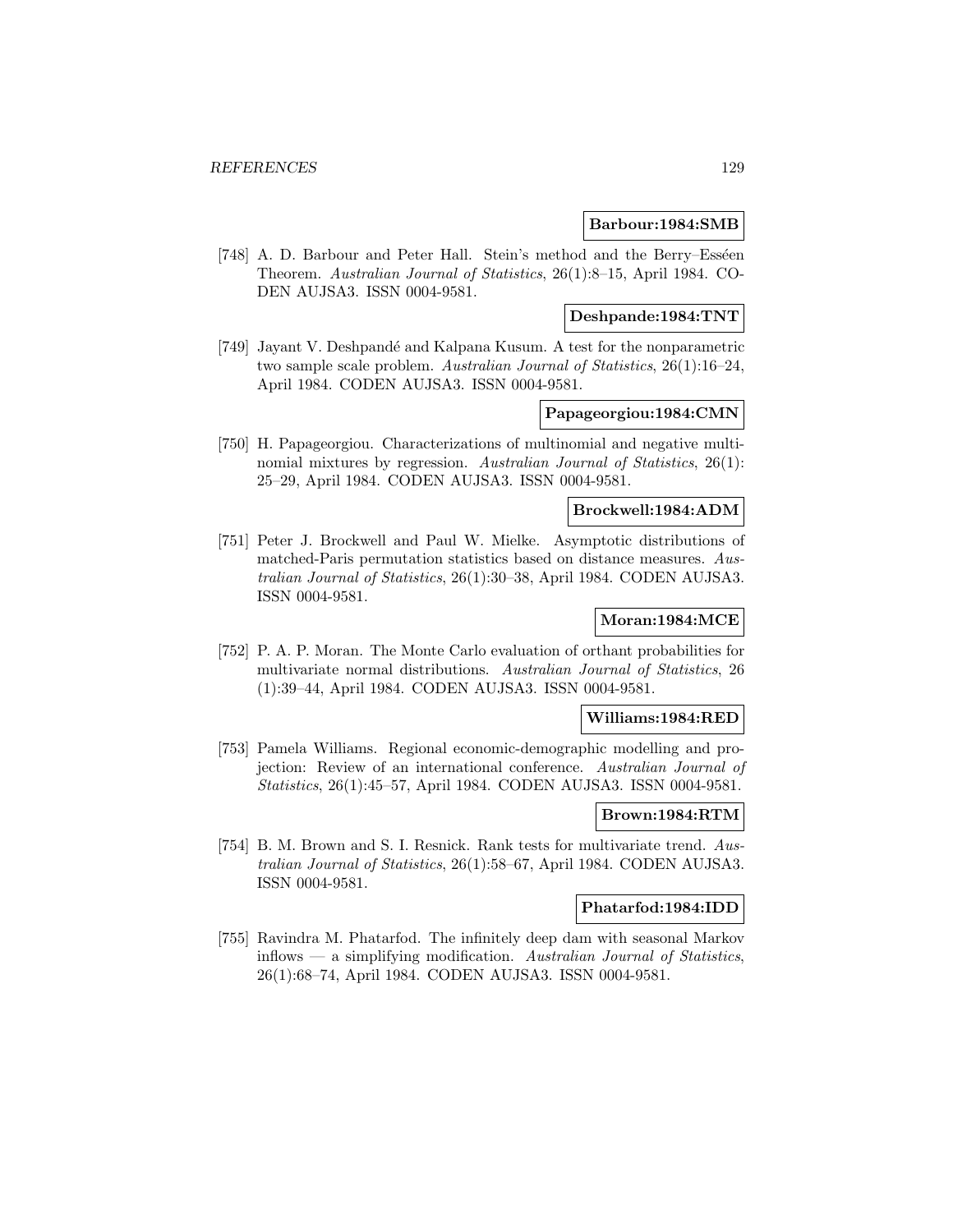**Barbour:1984:SMB**

[748] A. D. Barbour and Peter Hall. Stein's method and the Berry–Esséen Theorem. *Australian Journal of Statistics*, 26(1):8–15, April 1984. CODEN AUJSA3. ISSN 0004-9581.

**Deshpande:1984:TNT**

[749] Jayant V. Deshpandé and Kalpana Kusum. A test for the nonparametric two sample scale problem. *Australian Journal of Statistics*, 26(1):16–24, April 1984. CODEN AUJSA3. ISSN 0004-9581.

**Papageorgiou:1984:CMN**

[750] H. Papageorgiou. Characterizations of multinomial and negative multinomial mixtures by regression. *Australian Journal of Statistics*, 26(1): 25–29, April 1984. CODEN AUJSA3. ISSN 0004-9581.

**Brockwell:1984:ADM**

[751] Peter J. Brockwell and Paul W. Mielke. Asymptotic distributions of matched-Paris permutation statistics based on distance measures. *Australian Journal of Statistics*, 26(1):30–38, April 1984. CODEN AUJSA3. ISSN 0004-9581.

**Moran:1984:MCE**

[752] P. A. P. Moran. The Monte Carlo evaluation of orthant probabilities for multivariate normal distributions. *Australian Journal of Statistics*, 26 (1):39–44, April 1984. CODEN AUJSA3. ISSN 0004-9581.

**Williams:1984:RED**

[753] Pamela Williams. Regional economic-demographic modelling and projection: Review of an international conference. *Australian Journal of Statistics*, 26(1):45–57, April 1984. CODEN AUJSA3. ISSN 0004-9581.

**Brown:1984:RTM**

[754] B. M. Brown and S. I. Resnick. Rank tests for multivariate trend. *Australian Journal of Statistics*, 26(1):58–67, April 1984. CODEN AUJSA3. ISSN 0004-9581.

**Phatarfod:1984:IDD**

[755] Ravindra M. Phatarfod. The infinitely deep dam with seasonal Markov inflows — a simplifying modification. *Australian Journal of Statistics*, 26(1):68–74, April 1984. CODEN AUJSA3. ISSN 0004-9581.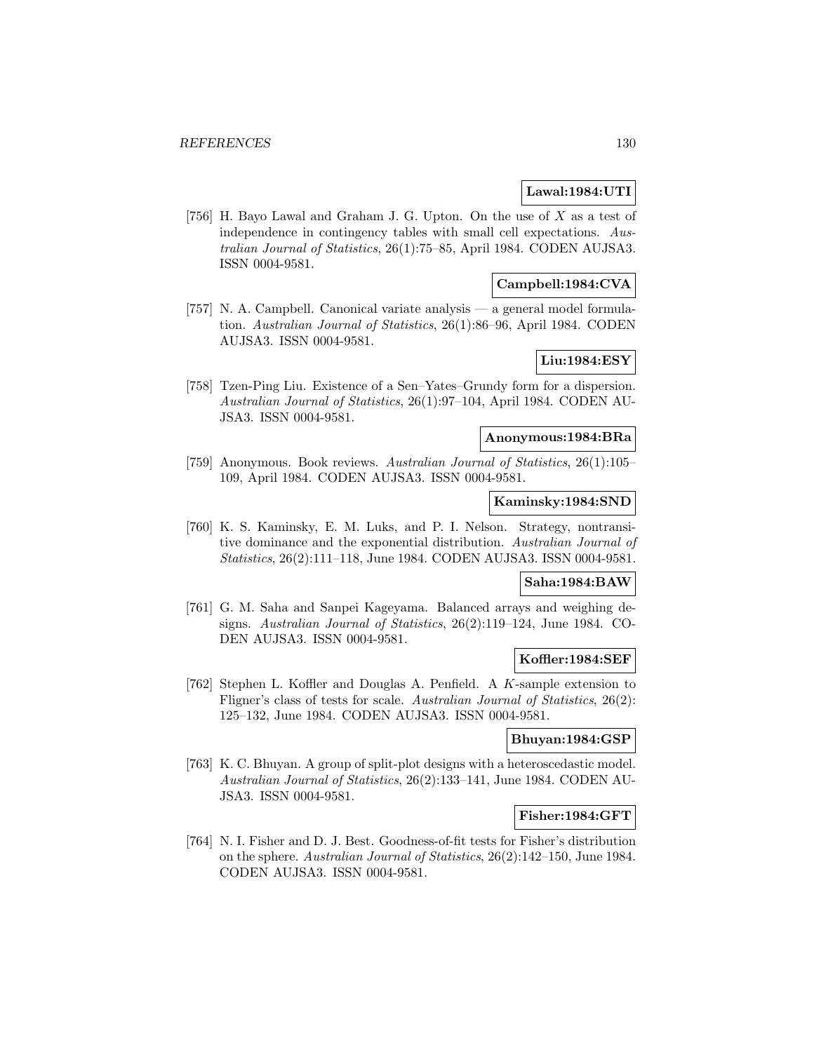**Lawal:1984:UTI**

[756] H. Bayo Lawal and Graham J. G. Upton. On the use of $X$ as a test of independence in contingency tables with small cell expectations. *Australian Journal of Statistics*, 26(1):75–85, April 1984. CODEN AUJSA3. ISSN 0004-9581.

**Campbell:1984:CVA**

[757] N. A. Campbell. Canonical variate analysis — a general model formulation. *Australian Journal of Statistics*, 26(1):86–96, April 1984. CODEN AUJSA3. ISSN 0004-9581.

**Liu:1984:ESY**

[758] Tzen-Ping Liu. Existence of a Sen–Yates–Grundy form for a dispersion. *Australian Journal of Statistics*, 26(1):97–104, April 1984. CODEN AUJSA3. ISSN 0004-9581.

**Anonymous:1984:BRa**

[759] Anonymous. Book reviews. *Australian Journal of Statistics*, 26(1):105–109, April 1984. CODEN AUJSA3. ISSN 0004-9581.

**Kaminsky:1984:SND**

[760] K. S. Kaminsky, E. M. Luks, and P. I. Nelson. Strategy, nontransitive dominance and the exponential distribution. *Australian Journal of Statistics*, 26(2):111–118, June 1984. CODEN AUJSA3. ISSN 0004-9581.

**Saha:1984:BAW**

[761] G. M. Saha and Sanpei Kageyama. Balanced arrays and weighing designs. *Australian Journal of Statistics*, 26(2):119–124, June 1984. CODEN AUJSA3. ISSN 0004-9581.

**Koffler:1984:SEF**

[762] Stephen L. Koffler and Douglas A. Penfield. A $K$-sample extension to Fligner's class of tests for scale. *Australian Journal of Statistics*, 26(2): 125–132, June 1984. CODEN AUJSA3. ISSN 0004-9581.

**Bhuyan:1984:GSP**

[763] K. C. Bhuyan. A group of split-plot designs with a heteroscedastic model. *Australian Journal of Statistics*, 26(2):133–141, June 1984. CODEN AUJSA3. ISSN 0004-9581.

**Fisher:1984:GFT**

[764] N. I. Fisher and D. J. Best. Goodness-of-fit tests for Fisher's distribution on the sphere. *Australian Journal of Statistics*, 26(2):142–150, June 1984. CODEN AUJSA3. ISSN 0004-9581.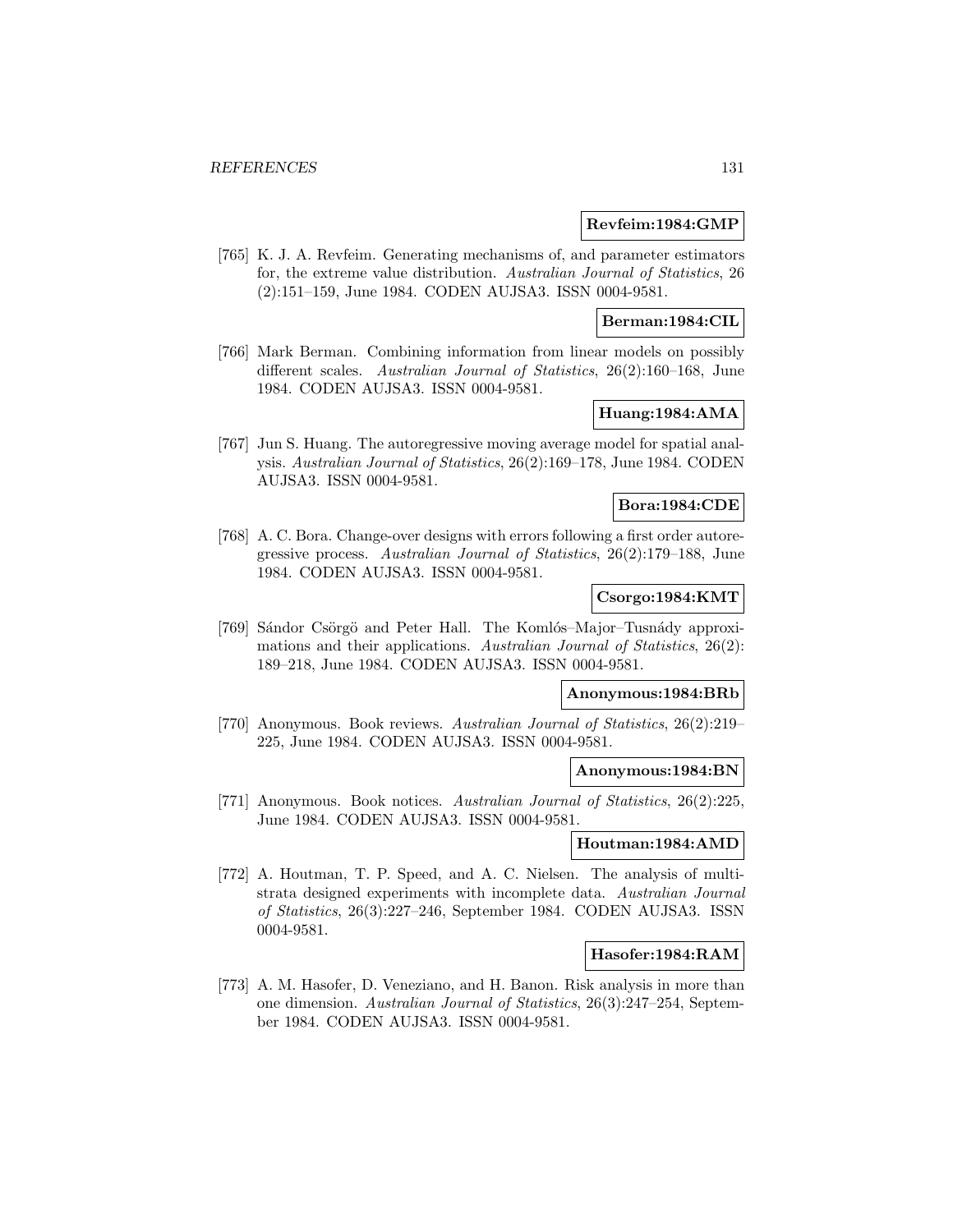**Revfeim:1984:GMP**

[765] K. J. A. Revfeim. Generating mechanisms of, and parameter estimators for, the extreme value distribution. *Australian Journal of Statistics*, 26 (2):151–159, June 1984. CODEN AUJSA3. ISSN 0004-9581.

**Berman:1984:CIL**

[766] Mark Berman. Combining information from linear models on possibly different scales. *Australian Journal of Statistics*, 26(2):160–168, June 1984. CODEN AUJSA3. ISSN 0004-9581.

**Huang:1984:AMA**

[767] Jun S. Huang. The autoregressive moving average model for spatial analysis. *Australian Journal of Statistics*, 26(2):169–178, June 1984. CODEN AUJSA3. ISSN 0004-9581.

**Bora:1984:CDE**

[768] A. C. Bora. Change-over designs with errors following a first order autoregressive process. *Australian Journal of Statistics*, 26(2):179–188, June 1984. CODEN AUJSA3. ISSN 0004-9581.

**Csorgo:1984:KMT**

[769] Sándor Csörgö and Peter Hall. The Komlós–Major–Tusnády approximations and their applications. *Australian Journal of Statistics*, 26(2): 189–218, June 1984. CODEN AUJSA3. ISSN 0004-9581.

**Anonymous:1984:BRb**

[770] Anonymous. Book reviews. *Australian Journal of Statistics*, 26(2):219–225, June 1984. CODEN AUJSA3. ISSN 0004-9581.

**Anonymous:1984:BN**

[771] Anonymous. Book notices. *Australian Journal of Statistics*, 26(2):225, June 1984. CODEN AUJSA3. ISSN 0004-9581.

**Houtman:1984:AMD**

[772] A. Houtman, T. P. Speed, and A. C. Nielsen. The analysis of multistrata designed experiments with incomplete data. *Australian Journal of Statistics*, 26(3):227–246, September 1984. CODEN AUJSA3. ISSN 0004-9581.

**Hasofer:1984:RAM**

[773] A. M. Hasofer, D. Veneziano, and H. Banon. Risk analysis in more than one dimension. *Australian Journal of Statistics*, 26(3):247–254, September 1984. CODEN AUJSA3. ISSN 0004-9581.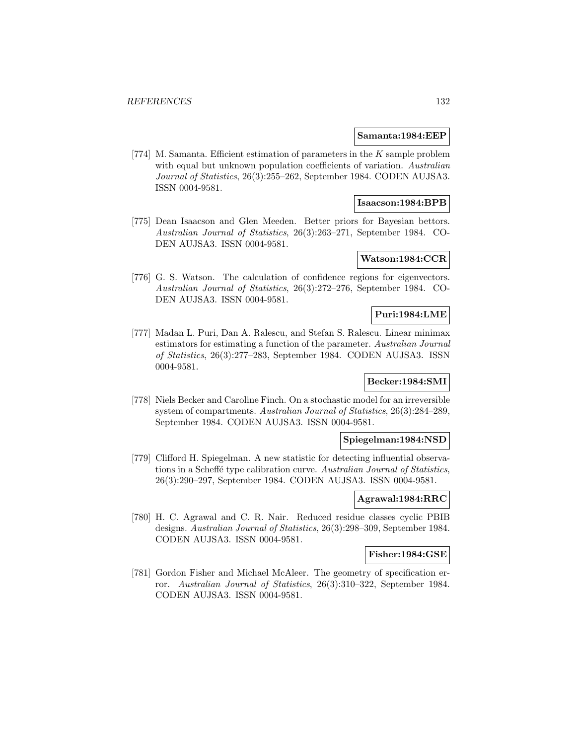**Samanta:1984:EEP**

[774] M. Samanta. Efficient estimation of parameters in the $K$ sample problem with equal but unknown population coefficients of variation. *Australian Journal of Statistics*, 26(3):255–262, September 1984. CODEN AUJSA3. ISSN 0004-9581.

**Isaacson:1984:BPB**

[775] Dean Isaacson and Glen Meeden. Better priors for Bayesian bettors. *Australian Journal of Statistics*, 26(3):263–271, September 1984. CODEN AUJSA3. ISSN 0004-9581.

**Watson:1984:CCR**

[776] G. S. Watson. The calculation of confidence regions for eigenvectors. *Australian Journal of Statistics*, 26(3):272–276, September 1984. CODEN AUJSA3. ISSN 0004-9581.

**Puri:1984:LME**

[777] Madan L. Puri, Dan A. Ralescu, and Stefan S. Ralescu. Linear minimax estimators for estimating a function of the parameter. *Australian Journal of Statistics*, 26(3):277–283, September 1984. CODEN AUJSA3. ISSN 0004-9581.

**Becker:1984:SMI**

[778] Niels Becker and Caroline Finch. On a stochastic model for an irreversible system of compartments. *Australian Journal of Statistics*, 26(3):284–289, September 1984. CODEN AUJSA3. ISSN 0004-9581.

**Spiegelman:1984:NSD**

[779] Clifford H. Spiegelman. A new statistic for detecting influential observations in a Scheffé type calibration curve. *Australian Journal of Statistics*, 26(3):290–297, September 1984. CODEN AUJSA3. ISSN 0004-9581.

**Agrawal:1984:RRC**

[780] H. C. Agrawal and C. R. Nair. Reduced residue classes cyclic PBIB designs. *Australian Journal of Statistics*, 26(3):298–309, September 1984. CODEN AUJSA3. ISSN 0004-9581.

**Fisher:1984:GSE**

[781] Gordon Fisher and Michael McAleer. The geometry of specification error. *Australian Journal of Statistics*, 26(3):310–322, September 1984. CODEN AUJSA3. ISSN 0004-9581.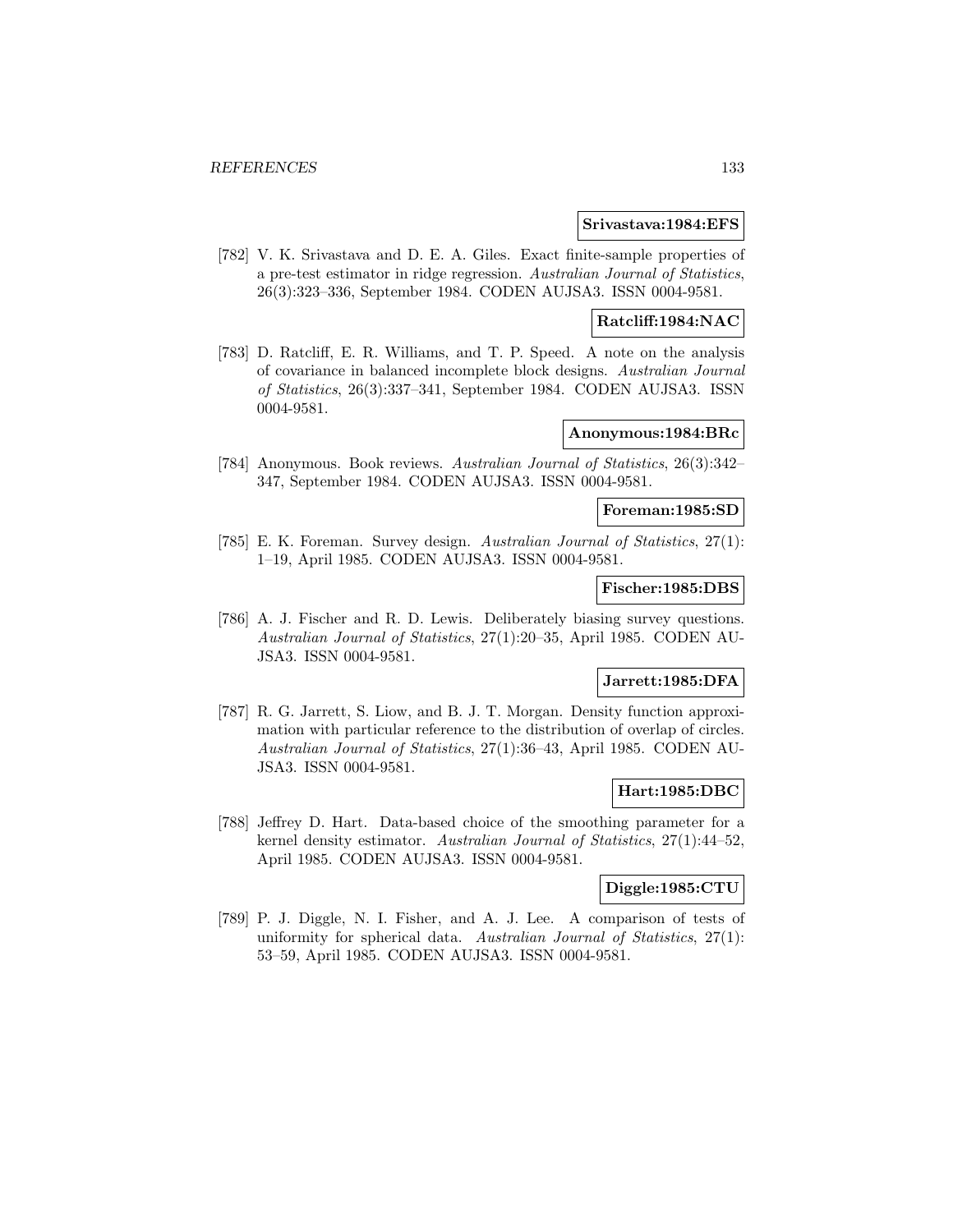**Srivastava:1984:EFS**

[782] V. K. Srivastava and D. E. A. Giles. Exact finite-sample properties of a pre-test estimator in ridge regression. *Australian Journal of Statistics*, 26(3):323–336, September 1984. CODEN AUJSA3. ISSN 0004-9581.

**Ratcliff:1984:NAC**

[783] D. Ratcliff, E. R. Williams, and T. P. Speed. A note on the analysis of covariance in balanced incomplete block designs. *Australian Journal of Statistics*, 26(3):337–341, September 1984. CODEN AUJSA3. ISSN 0004-9581.

**Anonymous:1984:BRc**

[784] Anonymous. Book reviews. *Australian Journal of Statistics*, 26(3):342–347, September 1984. CODEN AUJSA3. ISSN 0004-9581.

**Foreman:1985:SD**

[785] E. K. Foreman. Survey design. *Australian Journal of Statistics*, 27(1): 1–19, April 1985. CODEN AUJSA3. ISSN 0004-9581.

**Fischer:1985:DBS**

[786] A. J. Fischer and R. D. Lewis. Deliberately biasing survey questions. *Australian Journal of Statistics*, 27(1):20–35, April 1985. CODEN AUJSA3. ISSN 0004-9581.

**Jarrett:1985:DFA**

[787] R. G. Jarrett, S. Liow, and B. J. T. Morgan. Density function approximation with particular reference to the distribution of overlap of circles. *Australian Journal of Statistics*, 27(1):36–43, April 1985. CODEN AUJSA3. ISSN 0004-9581.

**Hart:1985:DBC**

[788] Jeffrey D. Hart. Data-based choice of the smoothing parameter for a kernel density estimator. *Australian Journal of Statistics*, 27(1):44–52, April 1985. CODEN AUJSA3. ISSN 0004-9581.

**Diggle:1985:CTU**

[789] P. J. Diggle, N. I. Fisher, and A. J. Lee. A comparison of tests of uniformity for spherical data. *Australian Journal of Statistics*, 27(1): 53–59, April 1985. CODEN AUJSA3. ISSN 0004-9581.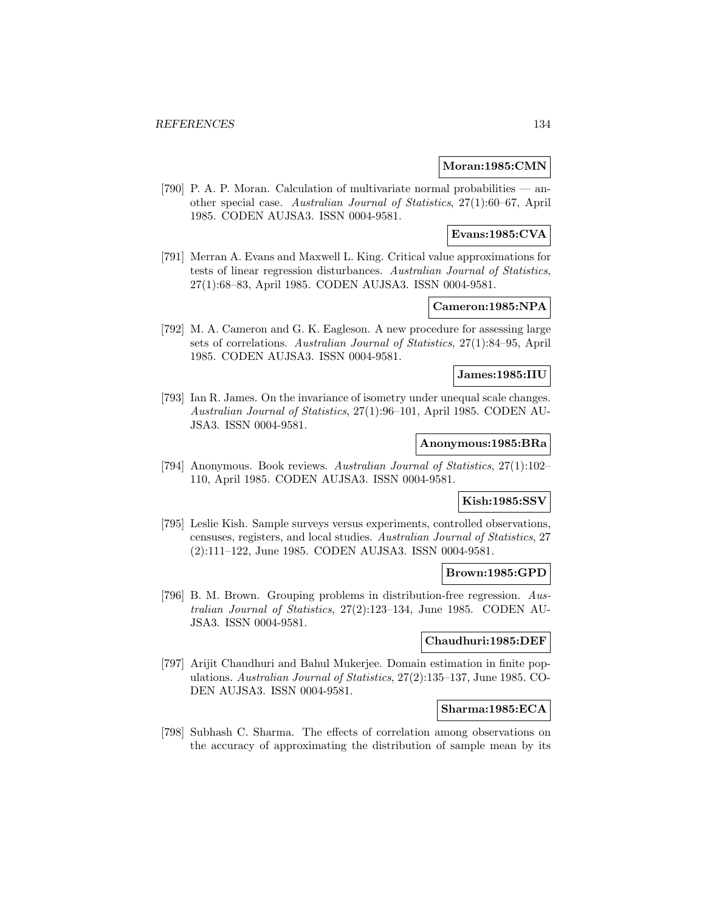**Moran:1985:CMN**

[790] P. A. P. Moran. Calculation of multivariate normal probabilities — another special case. *Australian Journal of Statistics*, 27(1):60–67, April 1985. CODEN AUJSA3. ISSN 0004-9581.

**Evans:1985:CVA**

[791] Merran A. Evans and Maxwell L. King. Critical value approximations for tests of linear regression disturbances. *Australian Journal of Statistics*, 27(1):68–83, April 1985. CODEN AUJSA3. ISSN 0004-9581.

**Cameron:1985:NPA**

[792] M. A. Cameron and G. K. Eagleson. A new procedure for assessing large sets of correlations. *Australian Journal of Statistics*, 27(1):84–95, April 1985. CODEN AUJSA3. ISSN 0004-9581.

**James:1985:IIU**

[793] Ian R. James. On the invariance of isometry under unequal scale changes. *Australian Journal of Statistics*, 27(1):96–101, April 1985. CODEN AUJSA3. ISSN 0004-9581.

**Anonymous:1985:BRa**

[794] Anonymous. Book reviews. *Australian Journal of Statistics*, 27(1):102–110, April 1985. CODEN AUJSA3. ISSN 0004-9581.

**Kish:1985:SSV**

[795] Leslie Kish. Sample surveys versus experiments, controlled observations, censuses, registers, and local studies. *Australian Journal of Statistics*, 27 (2):111–122, June 1985. CODEN AUJSA3. ISSN 0004-9581.

**Brown:1985:GPD**

[796] B. M. Brown. Grouping problems in distribution-free regression. *Australian Journal of Statistics*, 27(2):123–134, June 1985. CODEN AUJSA3. ISSN 0004-9581.

**Chaudhuri:1985:DEF**

[797] Arijit Chaudhuri and Bahul Mukerjee. Domain estimation in finite populations. *Australian Journal of Statistics*, 27(2):135–137, June 1985. CODEN AUJSA3. ISSN 0004-9581.

**Sharma:1985:ECA**

[798] Subhash C. Sharma. The effects of correlation among observations on the accuracy of approximating the distribution of sample mean by its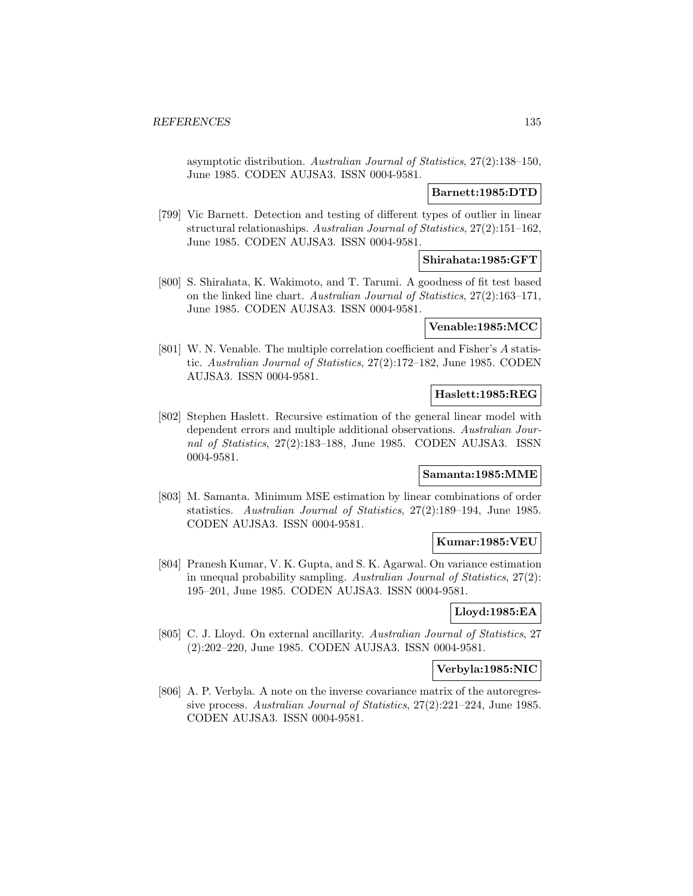asymptotic distribution. *Australian Journal of Statistics*, 27(2):138–150, June 1985. CODEN AUJSA3. ISSN 0004-9581.

**Barnett:1985:DTD**

[799] Vic Barnett. Detection and testing of different types of outlier in linear structural relationaships. *Australian Journal of Statistics*, 27(2):151–162, June 1985. CODEN AUJSA3. ISSN 0004-9581.

**Shirahata:1985:GFT**

[800] S. Shirahata, K. Wakimoto, and T. Tarumi. A goodness of fit test based on the linked line chart. *Australian Journal of Statistics*, 27(2):163–171, June 1985. CODEN AUJSA3. ISSN 0004-9581.

**Venable:1985:MCC**

[801] W. N. Venable. The multiple correlation coefficient and Fisher's $A$ statistic. *Australian Journal of Statistics*, 27(2):172–182, June 1985. CODEN AUJSA3. ISSN 0004-9581.

**Haslett:1985:REG**

[802] Stephen Haslett. Recursive estimation of the general linear model with dependent errors and multiple additional observations. *Australian Journal of Statistics*, 27(2):183–188, June 1985. CODEN AUJSA3. ISSN 0004-9581.

**Samanta:1985:MME**

[803] M. Samanta. Minimum MSE estimation by linear combinations of order statistics. *Australian Journal of Statistics*, 27(2):189–194, June 1985. CODEN AUJSA3. ISSN 0004-9581.

**Kumar:1985:VEU**

[804] Pranesh Kumar, V. K. Gupta, and S. K. Agarwal. On variance estimation in unequal probability sampling. *Australian Journal of Statistics*, 27(2): 195–201, June 1985. CODEN AUJSA3. ISSN 0004-9581.

**Lloyd:1985:EA**

[805] C. J. Lloyd. On external ancillarity. *Australian Journal of Statistics*, 27 (2):202–220, June 1985. CODEN AUJSA3. ISSN 0004-9581.

**Verbyla:1985:NIC**

[806] A. P. Verbyla. A note on the inverse covariance matrix of the autoregressive process. *Australian Journal of Statistics*, 27(2):221–224, June 1985. CODEN AUJSA3. ISSN 0004-9581.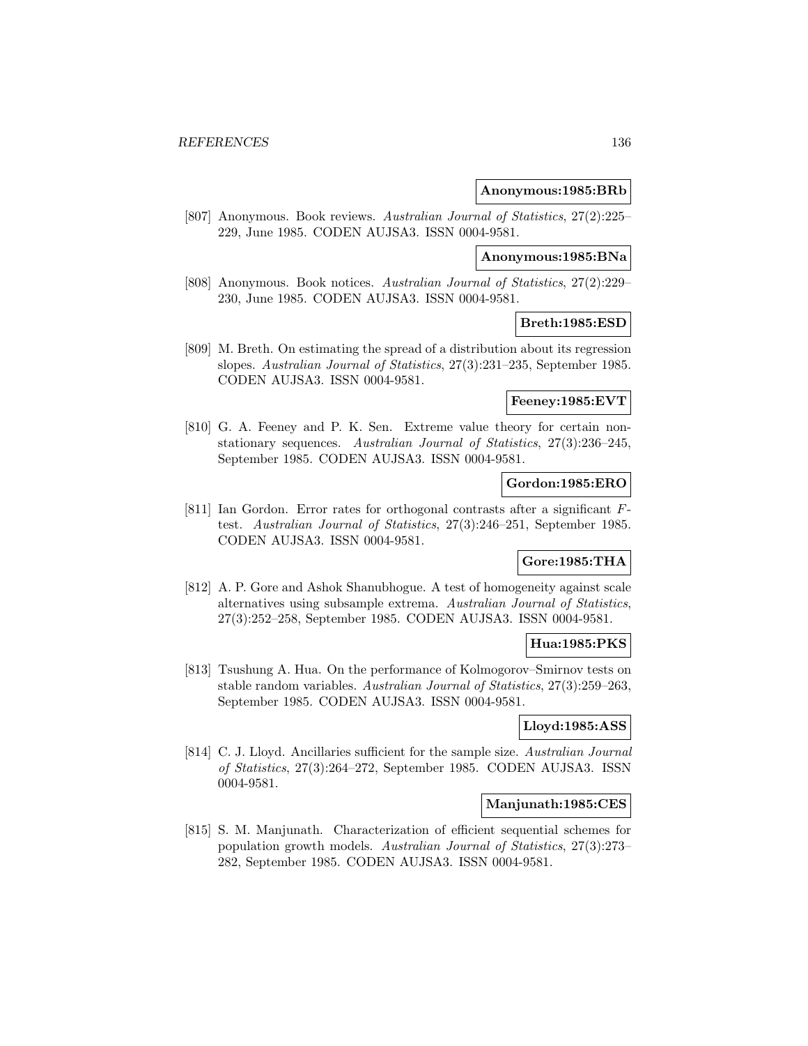**Anonymous:1985:BRb**

[807] Anonymous. Book reviews. *Australian Journal of Statistics*, 27(2):225–229, June 1985. CODEN AUJSA3. ISSN 0004-9581.

**Anonymous:1985:BNa**

[808] Anonymous. Book notices. *Australian Journal of Statistics*, 27(2):229–230, June 1985. CODEN AUJSA3. ISSN 0004-9581.

**Breth:1985:ESD**

[809] M. Breth. On estimating the spread of a distribution about its regression slopes. *Australian Journal of Statistics*, 27(3):231–235, September 1985. CODEN AUJSA3. ISSN 0004-9581.

**Feeney:1985:EVT**

[810] G. A. Feeney and P. K. Sen. Extreme value theory for certain non-stationary sequences. *Australian Journal of Statistics*, 27(3):236–245, September 1985. CODEN AUJSA3. ISSN 0004-9581.

**Gordon:1985:ERO**

[811] Ian Gordon. Error rates for orthogonal contrasts after a significant $F$-test. *Australian Journal of Statistics*, 27(3):246–251, September 1985. CODEN AUJSA3. ISSN 0004-9581.

**Gore:1985:THA**

[812] A. P. Gore and Ashok Shanubhogue. A test of homogeneity against scale alternatives using subsample extrema. *Australian Journal of Statistics*, 27(3):252–258, September 1985. CODEN AUJSA3. ISSN 0004-9581.

**Hua:1985:PKS**

[813] Tsushung A. Hua. On the performance of Kolmogorov–Smirnov tests on stable random variables. *Australian Journal of Statistics*, 27(3):259–263, September 1985. CODEN AUJSA3. ISSN 0004-9581.

**Lloyd:1985:ASS**

[814] C. J. Lloyd. Ancillaries sufficient for the sample size. *Australian Journal of Statistics*, 27(3):264–272, September 1985. CODEN AUJSA3. ISSN 0004-9581.

**Manjunath:1985:CES**

[815] S. M. Manjunath. Characterization of efficient sequential schemes for population growth models. *Australian Journal of Statistics*, 27(3):273–282, September 1985. CODEN AUJSA3. ISSN 0004-9581.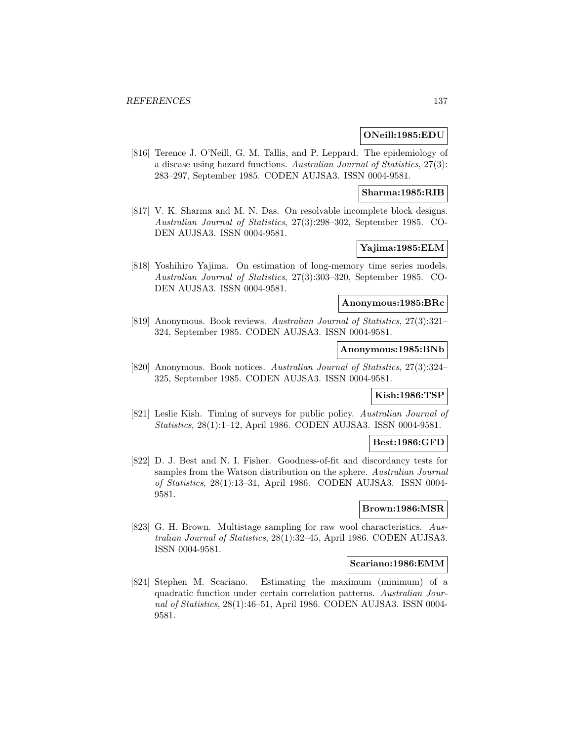**ONeill:1985:EDU**

[816] Terence J. O'Neill, G. M. Tallis, and P. Leppard. The epidemiology of a disease using hazard functions. *Australian Journal of Statistics*, 27(3): 283–297, September 1985. CODEN AUJSA3. ISSN 0004-9581.

**Sharma:1985:RIB**

[817] V. K. Sharma and M. N. Das. On resolvable incomplete block designs. *Australian Journal of Statistics*, 27(3):298–302, September 1985. CODEN AUJSA3. ISSN 0004-9581.

**Yajima:1985:ELM**

[818] Yoshihiro Yajima. On estimation of long-memory time series models. *Australian Journal of Statistics*, 27(3):303–320, September 1985. CODEN AUJSA3. ISSN 0004-9581.

**Anonymous:1985:BRc**

[819] Anonymous. Book reviews. *Australian Journal of Statistics*, 27(3):321–324, September 1985. CODEN AUJSA3. ISSN 0004-9581.

**Anonymous:1985:BNb**

[820] Anonymous. Book notices. *Australian Journal of Statistics*, 27(3):324–325, September 1985. CODEN AUJSA3. ISSN 0004-9581.

**Kish:1986:TSP**

[821] Leslie Kish. Timing of surveys for public policy. *Australian Journal of Statistics*, 28(1):1–12, April 1986. CODEN AUJSA3. ISSN 0004-9581.

**Best:1986:GFD**

[822] D. J. Best and N. I. Fisher. Goodness-of-fit and discordancy tests for samples from the Watson distribution on the sphere. *Australian Journal of Statistics*, 28(1):13–31, April 1986. CODEN AUJSA3. ISSN 0004-9581.

**Brown:1986:MSR**

[823] G. H. Brown. Multistage sampling for raw wool characteristics. *Australian Journal of Statistics*, 28(1):32–45, April 1986. CODEN AUJSA3. ISSN 0004-9581.

**Scariano:1986:EMM**

[824] Stephen M. Scariano. Estimating the maximum (minimum) of a quadratic function under certain correlation patterns. *Australian Journal of Statistics*, 28(1):46–51, April 1986. CODEN AUJSA3. ISSN 0004-9581.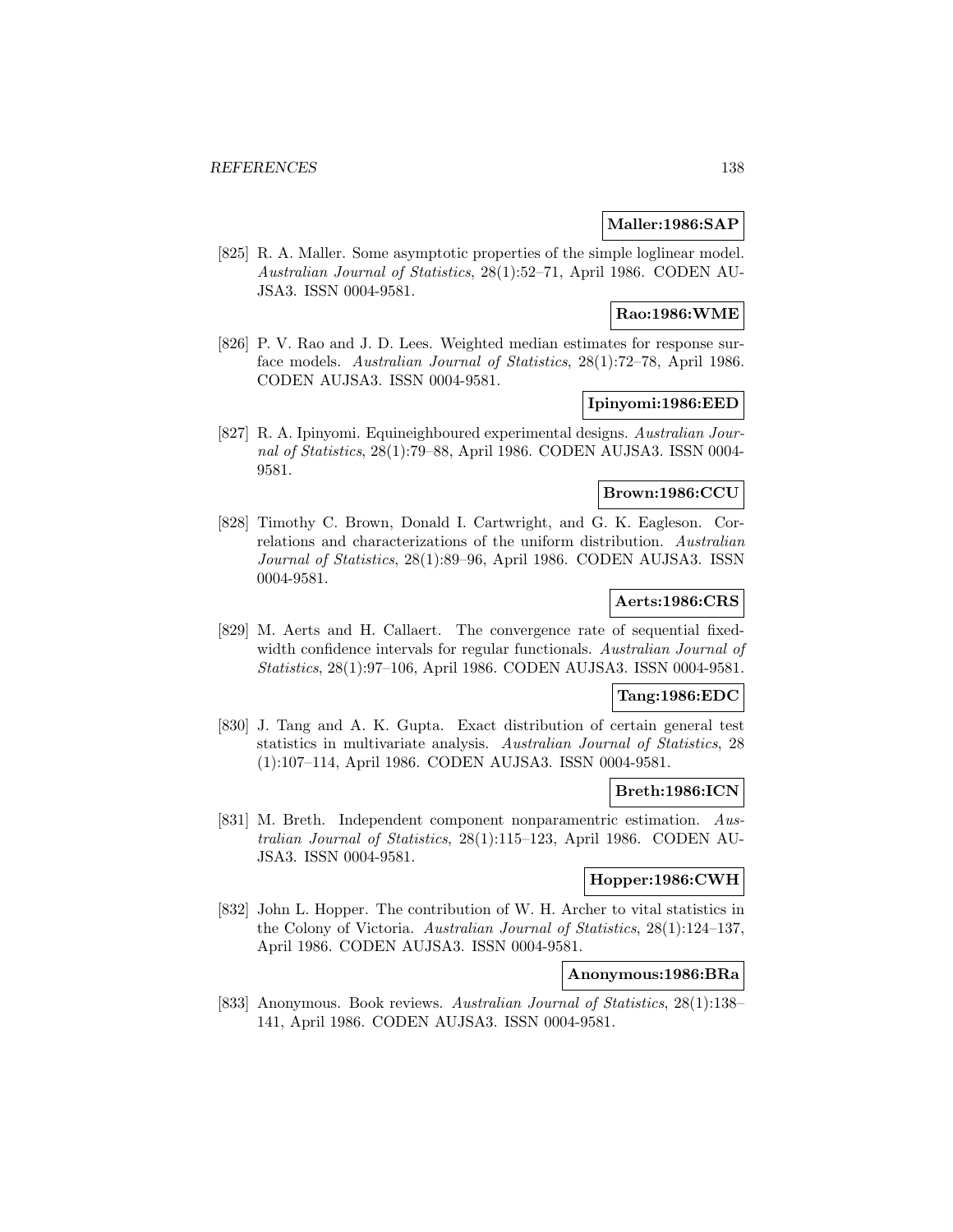**Maller:1986:SAP**

[825] R. A. Maller. Some asymptotic properties of the simple loglinear model. *Australian Journal of Statistics*, 28(1):52–71, April 1986. CODEN AUJSA3. ISSN 0004-9581.

**Rao:1986:WME**

[826] P. V. Rao and J. D. Lees. Weighted median estimates for response surface models. *Australian Journal of Statistics*, 28(1):72–78, April 1986. CODEN AUJSA3. ISSN 0004-9581.

**Ipinyomi:1986:EED**

[827] R. A. Ipinyomi. Equineighboured experimental designs. *Australian Journal of Statistics*, 28(1):79–88, April 1986. CODEN AUJSA3. ISSN 0004-9581.

**Brown:1986:CCU**

[828] Timothy C. Brown, Donald I. Cartwright, and G. K. Eagleson. Correlations and characterizations of the uniform distribution. *Australian Journal of Statistics*, 28(1):89–96, April 1986. CODEN AUJSA3. ISSN 0004-9581.

**Aerts:1986:CRS**

[829] M. Aerts and H. Callaert. The convergence rate of sequential fixed-width confidence intervals for regular functionals. *Australian Journal of Statistics*, 28(1):97–106, April 1986. CODEN AUJSA3. ISSN 0004-9581.

**Tang:1986:EDC**

[830] J. Tang and A. K. Gupta. Exact distribution of certain general test statistics in multivariate analysis. *Australian Journal of Statistics*, 28 (1):107–114, April 1986. CODEN AUJSA3. ISSN 0004-9581.

**Breth:1986:ICN**

[831] M. Breth. Independent component nonparamentric estimation. *Australian Journal of Statistics*, 28(1):115–123, April 1986. CODEN AUJSA3. ISSN 0004-9581.

**Hopper:1986:CWH**

[832] John L. Hopper. The contribution of W. H. Archer to vital statistics in the Colony of Victoria. *Australian Journal of Statistics*, 28(1):124–137, April 1986. CODEN AUJSA3. ISSN 0004-9581.

**Anonymous:1986:BRa**

[833] Anonymous. Book reviews. *Australian Journal of Statistics*, 28(1):138–141, April 1986. CODEN AUJSA3. ISSN 0004-9581.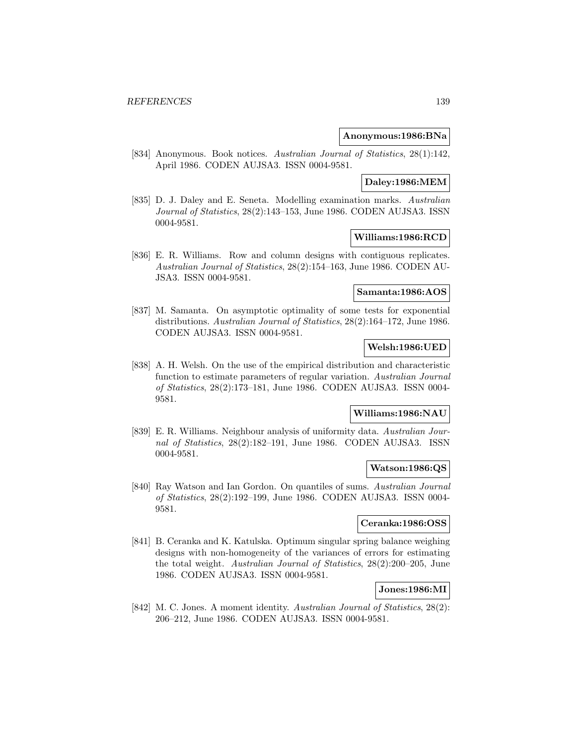**Anonymous:1986:BNa**

[834] Anonymous. Book notices. *Australian Journal of Statistics*, 28(1):142, April 1986. CODEN AUJSA3. ISSN 0004-9581.

**Daley:1986:MEM**

[835] D. J. Daley and E. Seneta. Modelling examination marks. *Australian Journal of Statistics*, 28(2):143–153, June 1986. CODEN AUJSA3. ISSN 0004-9581.

**Williams:1986:RCD**

[836] E. R. Williams. Row and column designs with contiguous replicates. *Australian Journal of Statistics*, 28(2):154–163, June 1986. CODEN AUJSA3. ISSN 0004-9581.

**Samanta:1986:AOS**

[837] M. Samanta. On asymptotic optimality of some tests for exponential distributions. *Australian Journal of Statistics*, 28(2):164–172, June 1986. CODEN AUJSA3. ISSN 0004-9581.

**Welsh:1986:UED**

[838] A. H. Welsh. On the use of the empirical distribution and characteristic function to estimate parameters of regular variation. *Australian Journal of Statistics*, 28(2):173–181, June 1986. CODEN AUJSA3. ISSN 0004-9581.

**Williams:1986:NAU**

[839] E. R. Williams. Neighbour analysis of uniformity data. *Australian Journal of Statistics*, 28(2):182–191, June 1986. CODEN AUJSA3. ISSN 0004-9581.

**Watson:1986:QS**

[840] Ray Watson and Ian Gordon. On quantiles of sums. *Australian Journal of Statistics*, 28(2):192–199, June 1986. CODEN AUJSA3. ISSN 0004-9581.

**Ceranka:1986:OSS**

[841] B. Ceranka and K. Katulska. Optimum singular spring balance weighing designs with non-homogeneity of the variances of errors for estimating the total weight. *Australian Journal of Statistics*, 28(2):200–205, June 1986. CODEN AUJSA3. ISSN 0004-9581.

**Jones:1986:MI**

[842] M. C. Jones. A moment identity. *Australian Journal of Statistics*, 28(2):206–212, June 1986. CODEN AUJSA3. ISSN 0004-9581.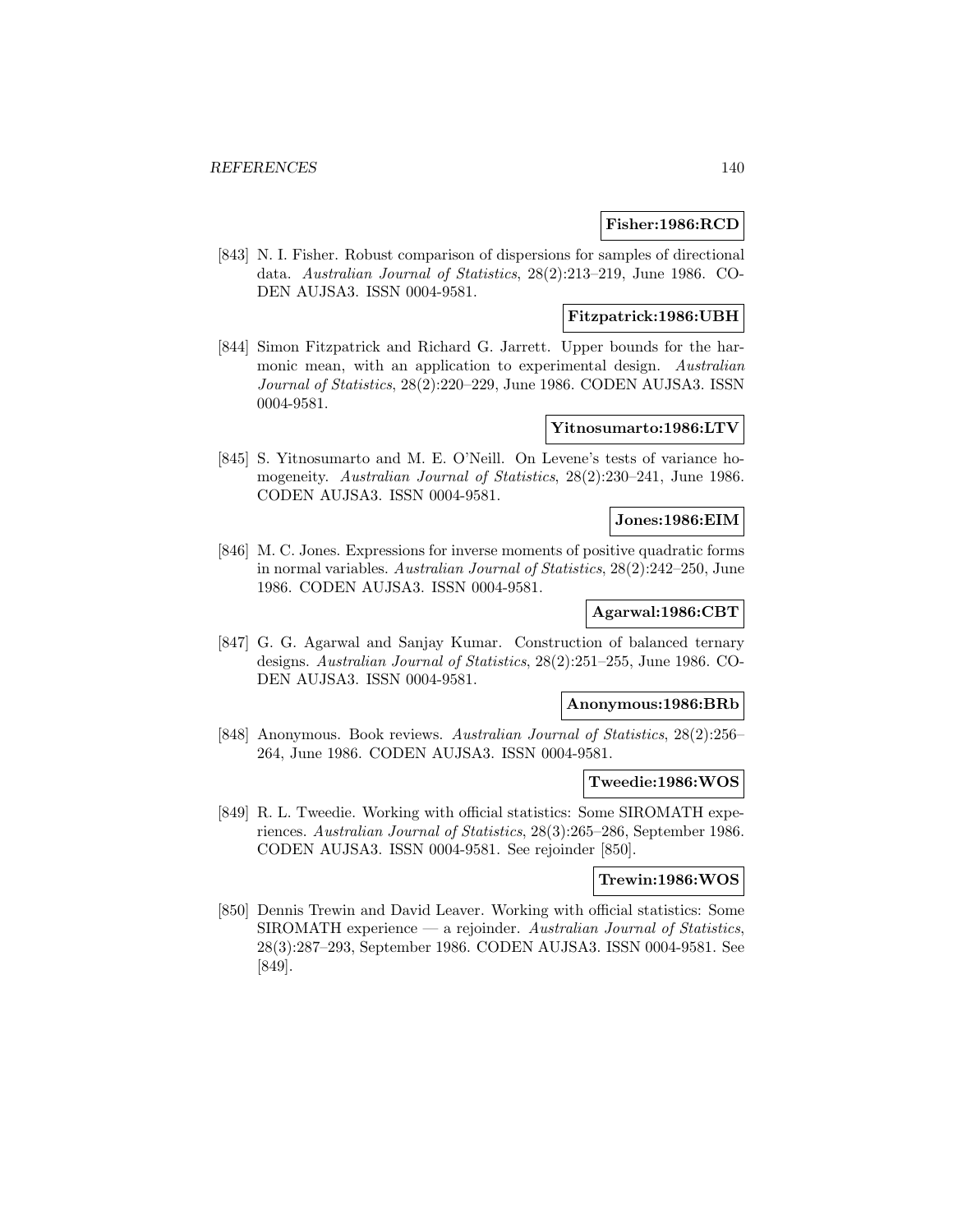**Fisher:1986:RCD**

[843] N. I. Fisher. Robust comparison of dispersions for samples of directional data. *Australian Journal of Statistics*, 28(2):213–219, June 1986. CODEN AUJSA3. ISSN 0004-9581.

**Fitzpatrick:1986:UBH**

[844] Simon Fitzpatrick and Richard G. Jarrett. Upper bounds for the harmonic mean, with an application to experimental design. *Australian Journal of Statistics*, 28(2):220–229, June 1986. CODEN AUJSA3. ISSN 0004-9581.

**Yitnosumarto:1986:LTV**

[845] S. Yitnosumarto and M. E. O'Neill. On Levene's tests of variance homogeneity. *Australian Journal of Statistics*, 28(2):230–241, June 1986. CODEN AUJSA3. ISSN 0004-9581.

**Jones:1986:EIM**

[846] M. C. Jones. Expressions for inverse moments of positive quadratic forms in normal variables. *Australian Journal of Statistics*, 28(2):242–250, June 1986. CODEN AUJSA3. ISSN 0004-9581.

**Agarwal:1986:CBT**

[847] G. G. Agarwal and Sanjay Kumar. Construction of balanced ternary designs. *Australian Journal of Statistics*, 28(2):251–255, June 1986. CODEN AUJSA3. ISSN 0004-9581.

**Anonymous:1986:BRb**

[848] Anonymous. Book reviews. *Australian Journal of Statistics*, 28(2):256–264, June 1986. CODEN AUJSA3. ISSN 0004-9581.

**Tweedie:1986:WOS**

[849] R. L. Tweedie. Working with official statistics: Some SIROMATH experiences. *Australian Journal of Statistics*, 28(3):265–286, September 1986. CODEN AUJSA3. ISSN 0004-9581. See rejoinder [850].

**Trewin:1986:WOS**

[850] Dennis Trewin and David Leaver. Working with official statistics: Some SIROMATH experience — a rejoinder. *Australian Journal of Statistics*, 28(3):287–293, September 1986. CODEN AUJSA3. ISSN 0004-9581. See [849].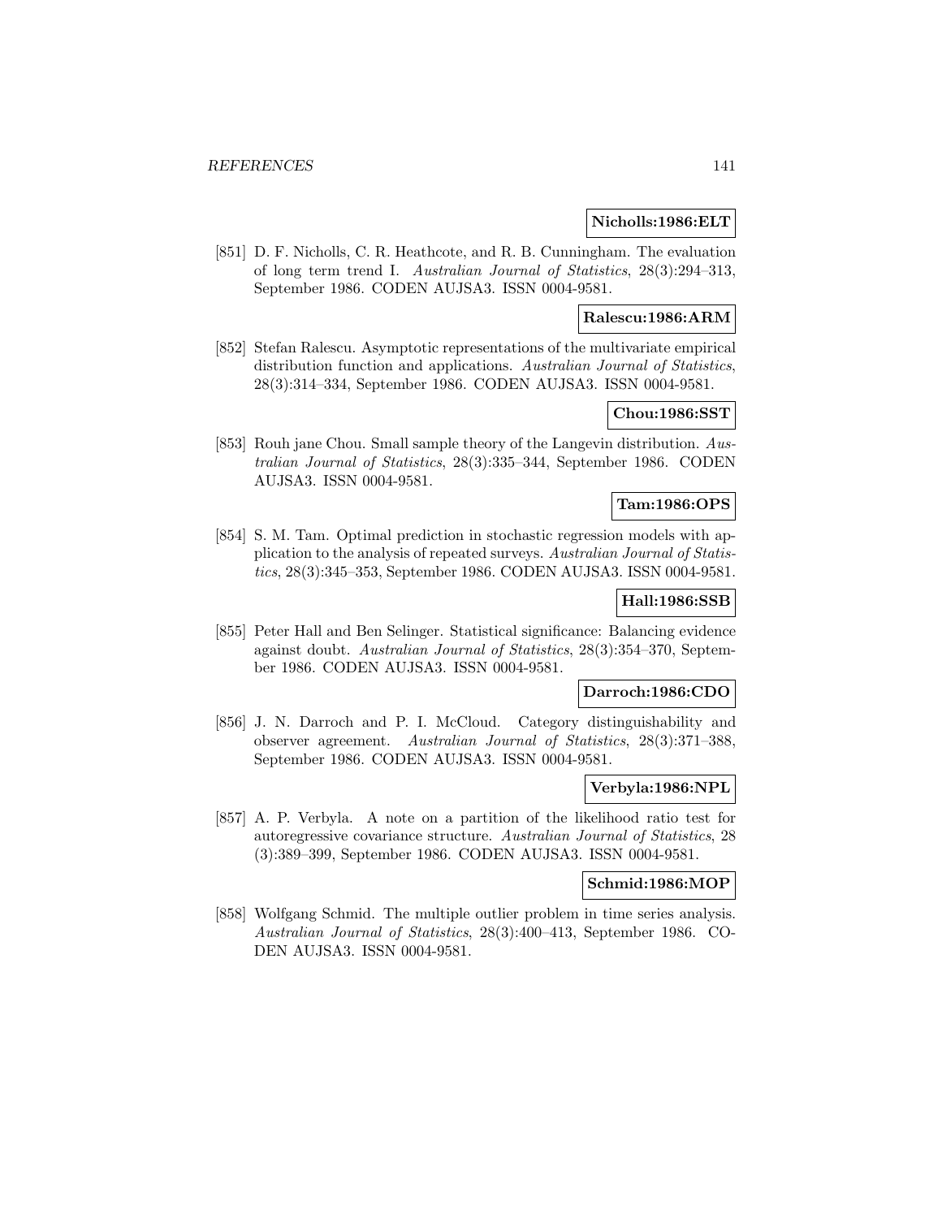**Nicholls:1986:ELT**

[851] D. F. Nicholls, C. R. Heathcote, and R. B. Cunningham. The evaluation of long term trend I. *Australian Journal of Statistics*, 28(3):294–313, September 1986. CODEN AUJSA3. ISSN 0004-9581.

**Ralescu:1986:ARM**

[852] Stefan Ralescu. Asymptotic representations of the multivariate empirical distribution function and applications. *Australian Journal of Statistics*, 28(3):314–334, September 1986. CODEN AUJSA3. ISSN 0004-9581.

**Chou:1986:SST**

[853] Rouh jane Chou. Small sample theory of the Langevin distribution. *Australian Journal of Statistics*, 28(3):335–344, September 1986. CODEN AUJSA3. ISSN 0004-9581.

**Tam:1986:OPS**

[854] S. M. Tam. Optimal prediction in stochastic regression models with application to the analysis of repeated surveys. *Australian Journal of Statistics*, 28(3):345–353, September 1986. CODEN AUJSA3. ISSN 0004-9581.

**Hall:1986:SSB**

[855] Peter Hall and Ben Selinger. Statistical significance: Balancing evidence against doubt. *Australian Journal of Statistics*, 28(3):354–370, September 1986. CODEN AUJSA3. ISSN 0004-9581.

**Darroch:1986:CDO**

[856] J. N. Darroch and P. I. McCloud. Category distinguishability and observer agreement. *Australian Journal of Statistics*, 28(3):371–388, September 1986. CODEN AUJSA3. ISSN 0004-9581.

**Verbyla:1986:NPL**

[857] A. P. Verbyla. A note on a partition of the likelihood ratio test for autoregressive covariance structure. *Australian Journal of Statistics*, 28 (3):389–399, September 1986. CODEN AUJSA3. ISSN 0004-9581.

**Schmid:1986:MOP**

[858] Wolfgang Schmid. The multiple outlier problem in time series analysis. *Australian Journal of Statistics*, 28(3):400–413, September 1986. CODEN AUJSA3. ISSN 0004-9581.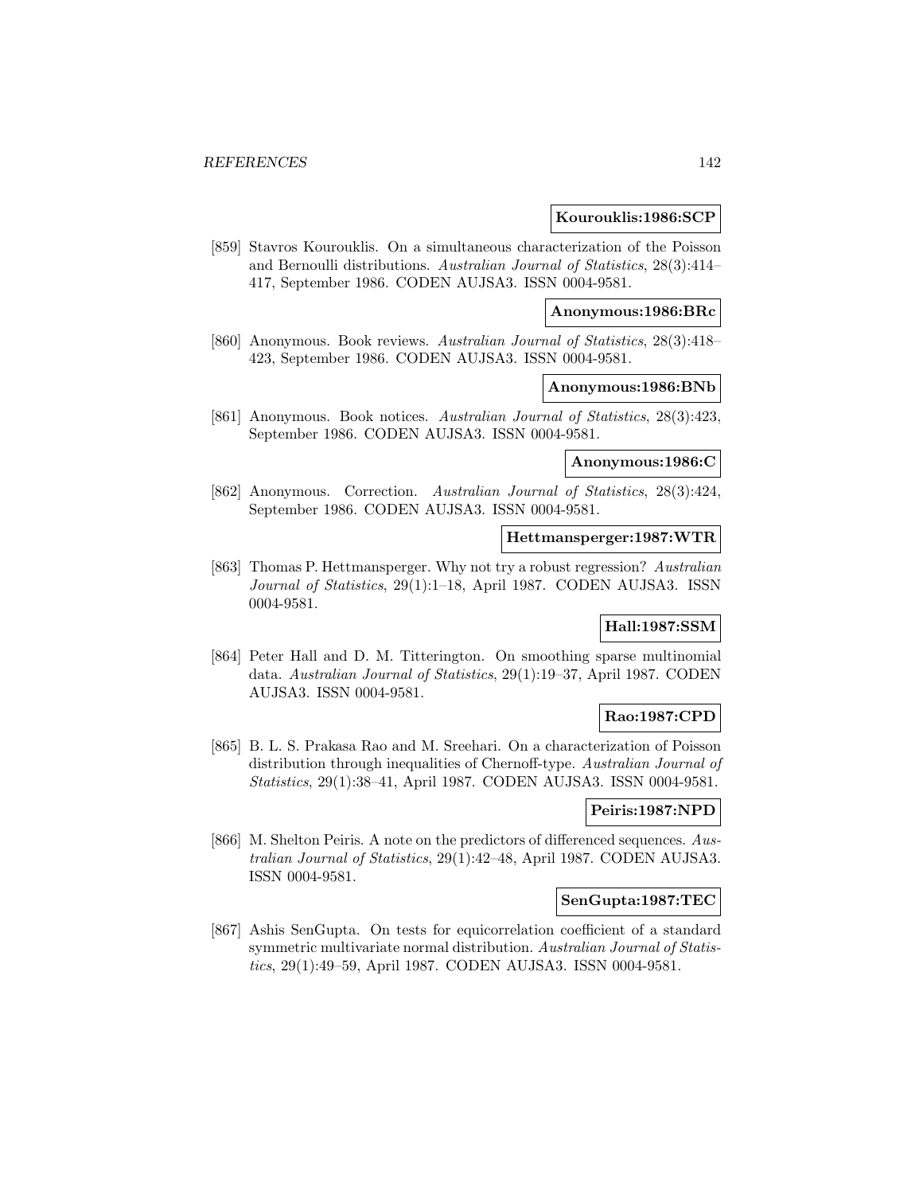**Kourouklis:1986:SCP**

[859] Stavros Kourouklis. On a simultaneous characterization of the Poisson and Bernoulli distributions. *Australian Journal of Statistics*, 28(3):414–417, September 1986. CODEN AUJSA3. ISSN 0004-9581.

**Anonymous:1986:BRc**

[860] Anonymous. Book reviews. *Australian Journal of Statistics*, 28(3):418–423, September 1986. CODEN AUJSA3. ISSN 0004-9581.

**Anonymous:1986:BNb**

[861] Anonymous. Book notices. *Australian Journal of Statistics*, 28(3):423, September 1986. CODEN AUJSA3. ISSN 0004-9581.

**Anonymous:1986:C**

[862] Anonymous. Correction. *Australian Journal of Statistics*, 28(3):424, September 1986. CODEN AUJSA3. ISSN 0004-9581.

**Hettmansperger:1987:WTR**

[863] Thomas P. Hettmansperger. Why not try a robust regression? *Australian Journal of Statistics*, 29(1):1–18, April 1987. CODEN AUJSA3. ISSN 0004-9581.

**Hall:1987:SSM**

[864] Peter Hall and D. M. Titterington. On smoothing sparse multinomial data. *Australian Journal of Statistics*, 29(1):19–37, April 1987. CODEN AUJSA3. ISSN 0004-9581.

**Rao:1987:CPD**

[865] B. L. S. Prakasa Rao and M. Sreehari. On a characterization of Poisson distribution through inequalities of Chernoff-type. *Australian Journal of Statistics*, 29(1):38–41, April 1987. CODEN AUJSA3. ISSN 0004-9581.

**Peiris:1987:NPD**

[866] M. Shelton Peiris. A note on the predictors of differenced sequences. *Australian Journal of Statistics*, 29(1):42–48, April 1987. CODEN AUJSA3. ISSN 0004-9581.

**SenGupta:1987:TEC**

[867] Ashis SenGupta. On tests for equicorrelation coefficient of a standard symmetric multivariate normal distribution. *Australian Journal of Statistics*, 29(1):49–59, April 1987. CODEN AUJSA3. ISSN 0004-9581.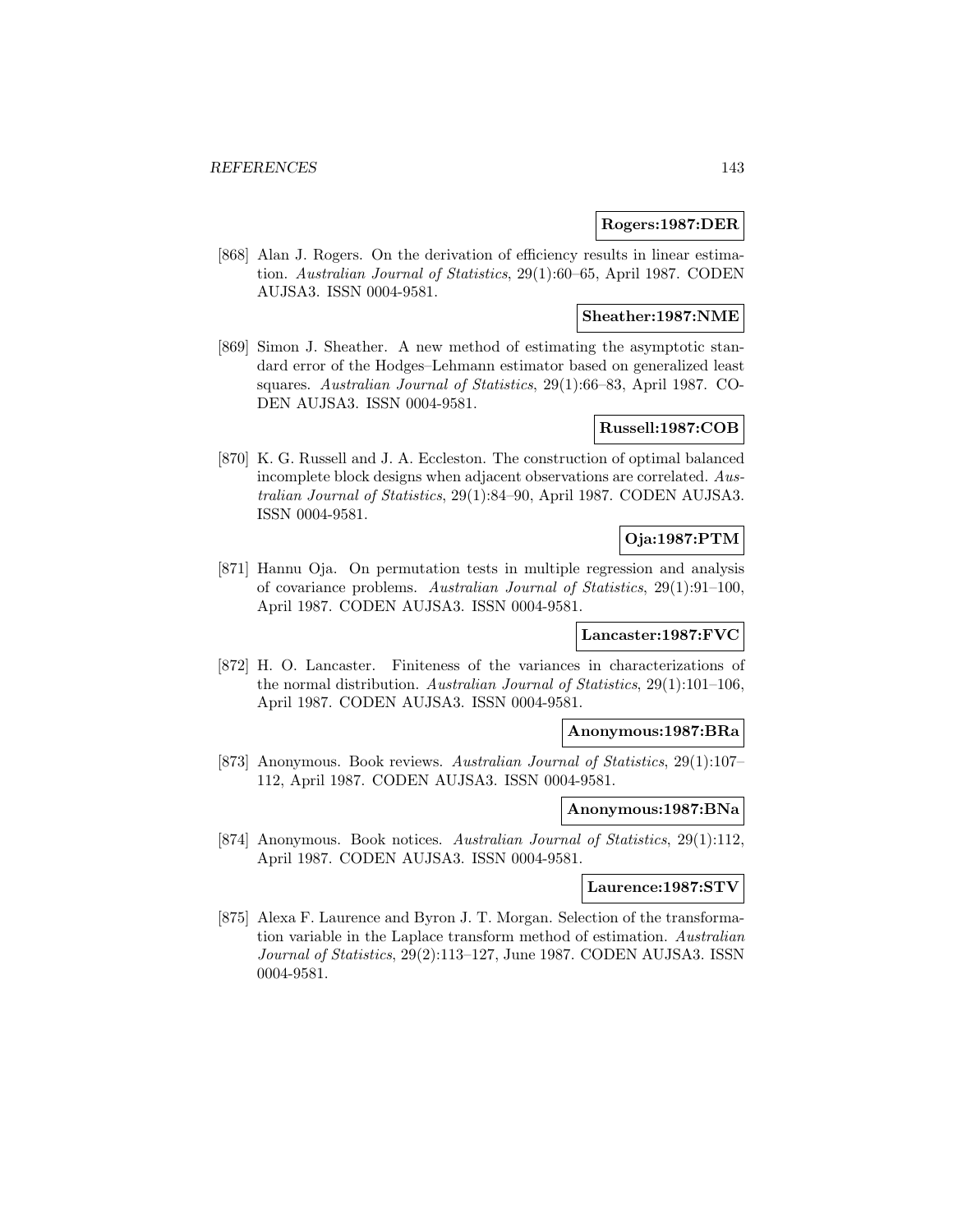**Rogers:1987:DER**

[868] Alan J. Rogers. On the derivation of efficiency results in linear estimation. *Australian Journal of Statistics*, 29(1):60–65, April 1987. CODEN AUJSA3. ISSN 0004-9581.

**Sheather:1987:NME**

[869] Simon J. Sheather. A new method of estimating the asymptotic standard error of the Hodges–Lehmann estimator based on generalized least squares. *Australian Journal of Statistics*, 29(1):66–83, April 1987. CODEN AUJSA3. ISSN 0004-9581.

**Russell:1987:COB**

[870] K. G. Russell and J. A. Eccleston. The construction of optimal balanced incomplete block designs when adjacent observations are correlated. *Australian Journal of Statistics*, 29(1):84–90, April 1987. CODEN AUJSA3. ISSN 0004-9581.

**Oja:1987:PTM**

[871] Hannu Oja. On permutation tests in multiple regression and analysis of covariance problems. *Australian Journal of Statistics*, 29(1):91–100, April 1987. CODEN AUJSA3. ISSN 0004-9581.

**Lancaster:1987:FVC**

[872] H. O. Lancaster. Finiteness of the variances in characterizations of the normal distribution. *Australian Journal of Statistics*, 29(1):101–106, April 1987. CODEN AUJSA3. ISSN 0004-9581.

**Anonymous:1987:BRa**

[873] Anonymous. Book reviews. *Australian Journal of Statistics*, 29(1):107–112, April 1987. CODEN AUJSA3. ISSN 0004-9581.

**Anonymous:1987:BNa**

[874] Anonymous. Book notices. *Australian Journal of Statistics*, 29(1):112, April 1987. CODEN AUJSA3. ISSN 0004-9581.

**Laurence:1987:STV**

[875] Alexa F. Laurence and Byron J. T. Morgan. Selection of the transformation variable in the Laplace transform method of estimation. *Australian Journal of Statistics*, 29(2):113–127, June 1987. CODEN AUJSA3. ISSN 0004-9581.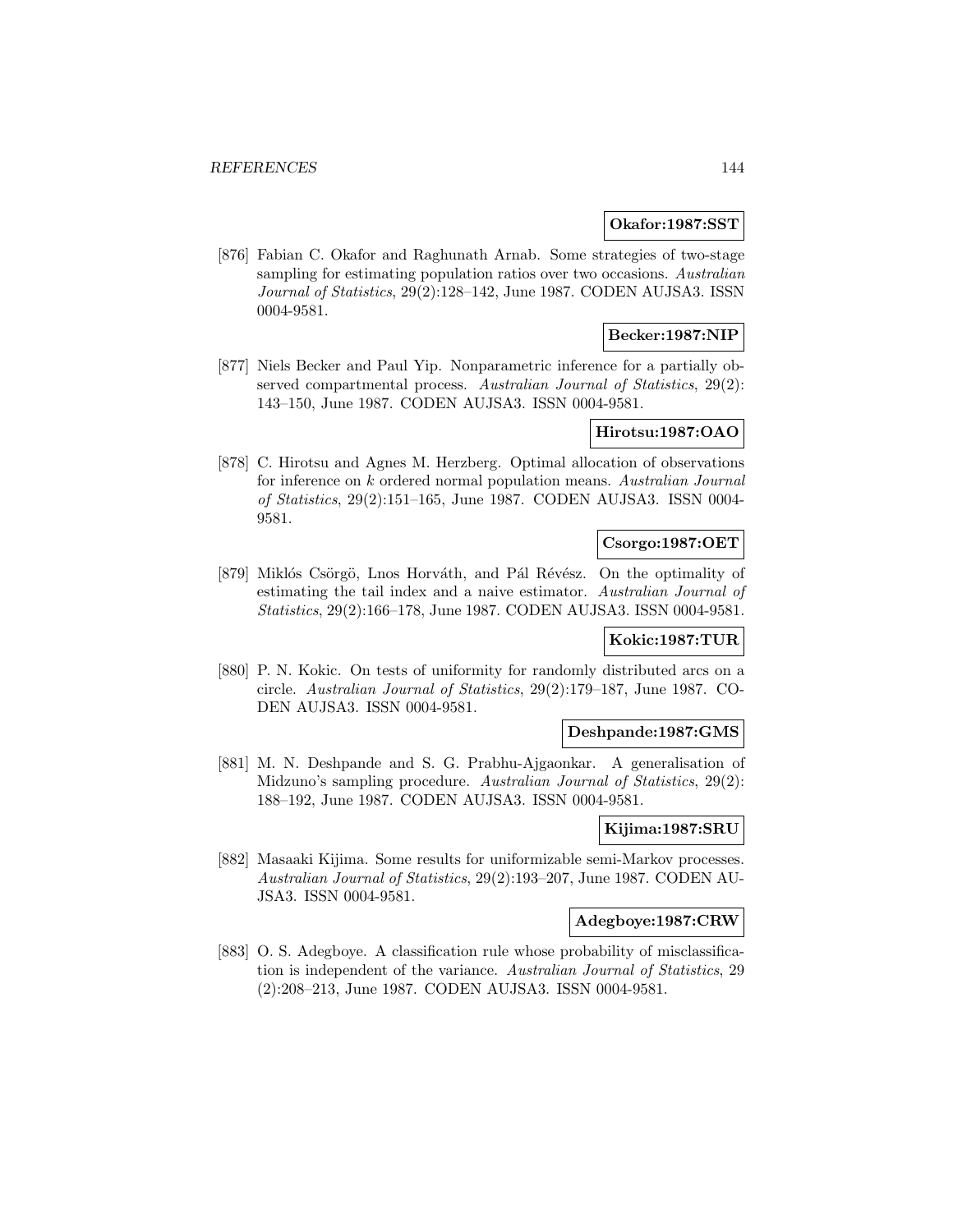**Okafor:1987:SST**

[876] Fabian C. Okafor and Raghunath Arnab. Some strategies of two-stage sampling for estimating population ratios over two occasions. *Australian Journal of Statistics*, 29(2):128–142, June 1987. CODEN AUJSA3. ISSN 0004-9581.

**Becker:1987:NIP**

[877] Niels Becker and Paul Yip. Nonparametric inference for a partially observed compartmental process. *Australian Journal of Statistics*, 29(2): 143–150, June 1987. CODEN AUJSA3. ISSN 0004-9581.

**Hirotsu:1987:OAO**

[878] C. Hirotsu and Agnes M. Herzberg. Optimal allocation of observations for inference on $k$ ordered normal population means. *Australian Journal of Statistics*, 29(2):151–165, June 1987. CODEN AUJSA3. ISSN 0004-9581.

**Csorgo:1987:OET**

[879] Miklós Csörgö, Lnos Horváth, and Pál Révész. On the optimality of estimating the tail index and a naive estimator. *Australian Journal of Statistics*, 29(2):166–178, June 1987. CODEN AUJSA3. ISSN 0004-9581.

**Kokic:1987:TUR**

[880] P. N. Kokic. On tests of uniformity for randomly distributed arcs on a circle. *Australian Journal of Statistics*, 29(2):179–187, June 1987. CODEN AUJSA3. ISSN 0004-9581.

**Deshpande:1987:GMS**

[881] M. N. Deshpande and S. G. Prabhu-Ajgaonkar. A generalisation of Midzuno's sampling procedure. *Australian Journal of Statistics*, 29(2): 188–192, June 1987. CODEN AUJSA3. ISSN 0004-9581.

**Kijima:1987:SRU**

[882] Masaaki Kijima. Some results for uniformizable semi-Markov processes. *Australian Journal of Statistics*, 29(2):193–207, June 1987. CODEN AUJSA3. ISSN 0004-9581.

**Adegboye:1987:CRW**

[883] O. S. Adegboye. A classification rule whose probability of misclassification is independent of the variance. *Australian Journal of Statistics*, 29 (2):208–213, June 1987. CODEN AUJSA3. ISSN 0004-9581.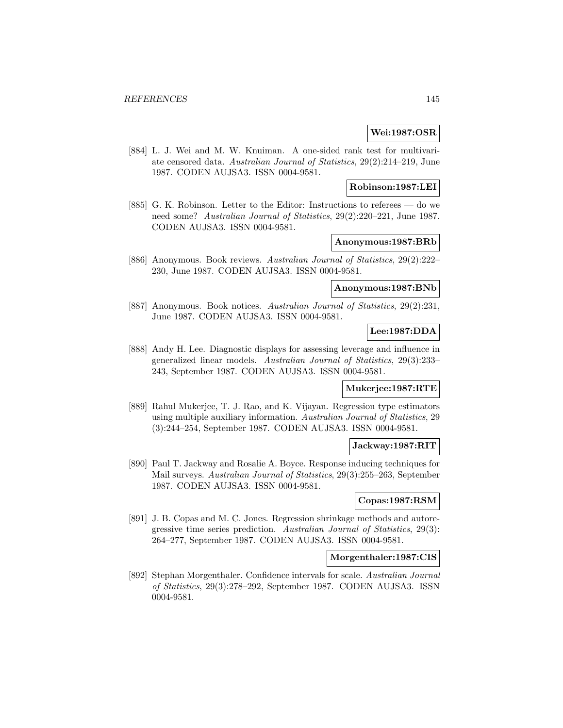**Wei:1987:OSR**

[884] L. J. Wei and M. W. Knuiman. A one-sided rank test for multivariate censored data. *Australian Journal of Statistics*, 29(2):214–219, June 1987. CODEN AUJSA3. ISSN 0004-9581.

**Robinson:1987:LEI**

[885] G. K. Robinson. Letter to the Editor: Instructions to referees — do we need some? *Australian Journal of Statistics*, 29(2):220–221, June 1987. CODEN AUJSA3. ISSN 0004-9581.

**Anonymous:1987:BRb**

[886] Anonymous. Book reviews. *Australian Journal of Statistics*, 29(2):222–230, June 1987. CODEN AUJSA3. ISSN 0004-9581.

**Anonymous:1987:BNb**

[887] Anonymous. Book notices. *Australian Journal of Statistics*, 29(2):231, June 1987. CODEN AUJSA3. ISSN 0004-9581.

**Lee:1987:DDA**

[888] Andy H. Lee. Diagnostic displays for assessing leverage and influence in generalized linear models. *Australian Journal of Statistics*, 29(3):233–243, September 1987. CODEN AUJSA3. ISSN 0004-9581.

**Mukerjee:1987:RTE**

[889] Rahul Mukerjee, T. J. Rao, and K. Vijayan. Regression type estimators using multiple auxiliary information. *Australian Journal of Statistics*, 29 (3):244–254, September 1987. CODEN AUJSA3. ISSN 0004-9581.

**Jackway:1987:RIT**

[890] Paul T. Jackway and Rosalie A. Boyce. Response inducing techniques for Mail surveys. *Australian Journal of Statistics*, 29(3):255–263, September 1987. CODEN AUJSA3. ISSN 0004-9581.

**Copas:1987:RSM**

[891] J. B. Copas and M. C. Jones. Regression shrinkage methods and autoregressive time series prediction. *Australian Journal of Statistics*, 29(3): 264–277, September 1987. CODEN AUJSA3. ISSN 0004-9581.

**Morgenthaler:1987:CIS**

[892] Stephan Morgenthaler. Confidence intervals for scale. *Australian Journal of Statistics*, 29(3):278–292, September 1987. CODEN AUJSA3. ISSN 0004-9581.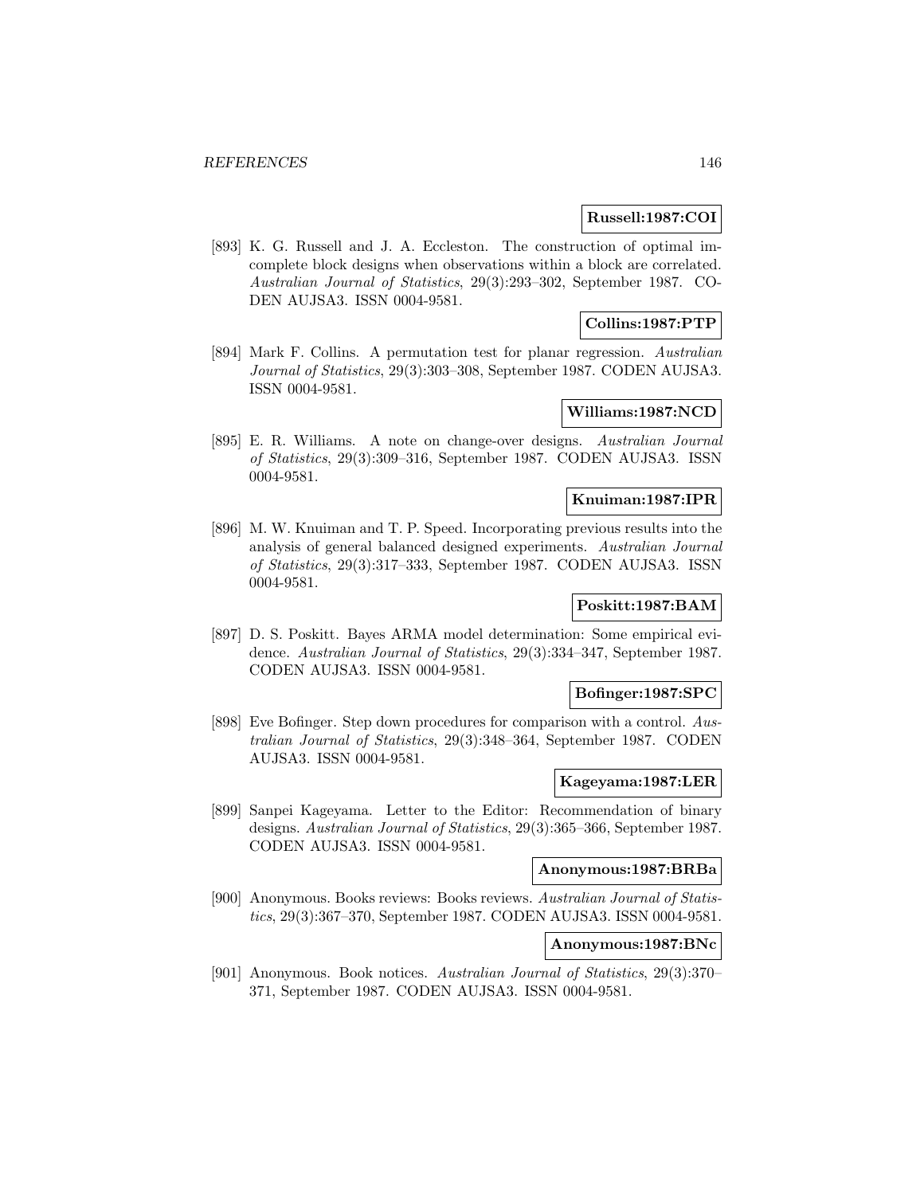**Russell:1987:COI**

[893] K. G. Russell and J. A. Eccleston. The construction of optimal incomplete block designs when observations within a block are correlated. *Australian Journal of Statistics*, 29(3):293–302, September 1987. CODEN AUJSA3. ISSN 0004-9581.

**Collins:1987:PTP**

[894] Mark F. Collins. A permutation test for planar regression. *Australian Journal of Statistics*, 29(3):303–308, September 1987. CODEN AUJSA3. ISSN 0004-9581.

**Williams:1987:NCD**

[895] E. R. Williams. A note on change-over designs. *Australian Journal of Statistics*, 29(3):309–316, September 1987. CODEN AUJSA3. ISSN 0004-9581.

**Knuiman:1987:IPR**

[896] M. W. Knuiman and T. P. Speed. Incorporating previous results into the analysis of general balanced designed experiments. *Australian Journal of Statistics*, 29(3):317–333, September 1987. CODEN AUJSA3. ISSN 0004-9581.

**Poskitt:1987:BAM**

[897] D. S. Poskitt. Bayes ARMA model determination: Some empirical evidence. *Australian Journal of Statistics*, 29(3):334–347, September 1987. CODEN AUJSA3. ISSN 0004-9581.

**Bofinger:1987:SPC**

[898] Eve Bofinger. Step down procedures for comparison with a control. *Australian Journal of Statistics*, 29(3):348–364, September 1987. CODEN AUJSA3. ISSN 0004-9581.

**Kageyama:1987:LER**

[899] Sanpei Kageyama. Letter to the Editor: Recommendation of binary designs. *Australian Journal of Statistics*, 29(3):365–366, September 1987. CODEN AUJSA3. ISSN 0004-9581.

**Anonymous:1987:BRBa**

[900] Anonymous. Books reviews: Books reviews. *Australian Journal of Statistics*, 29(3):367–370, September 1987. CODEN AUJSA3. ISSN 0004-9581.

**Anonymous:1987:BNc**

[901] Anonymous. Book notices. *Australian Journal of Statistics*, 29(3):370–371, September 1987. CODEN AUJSA3. ISSN 0004-9581.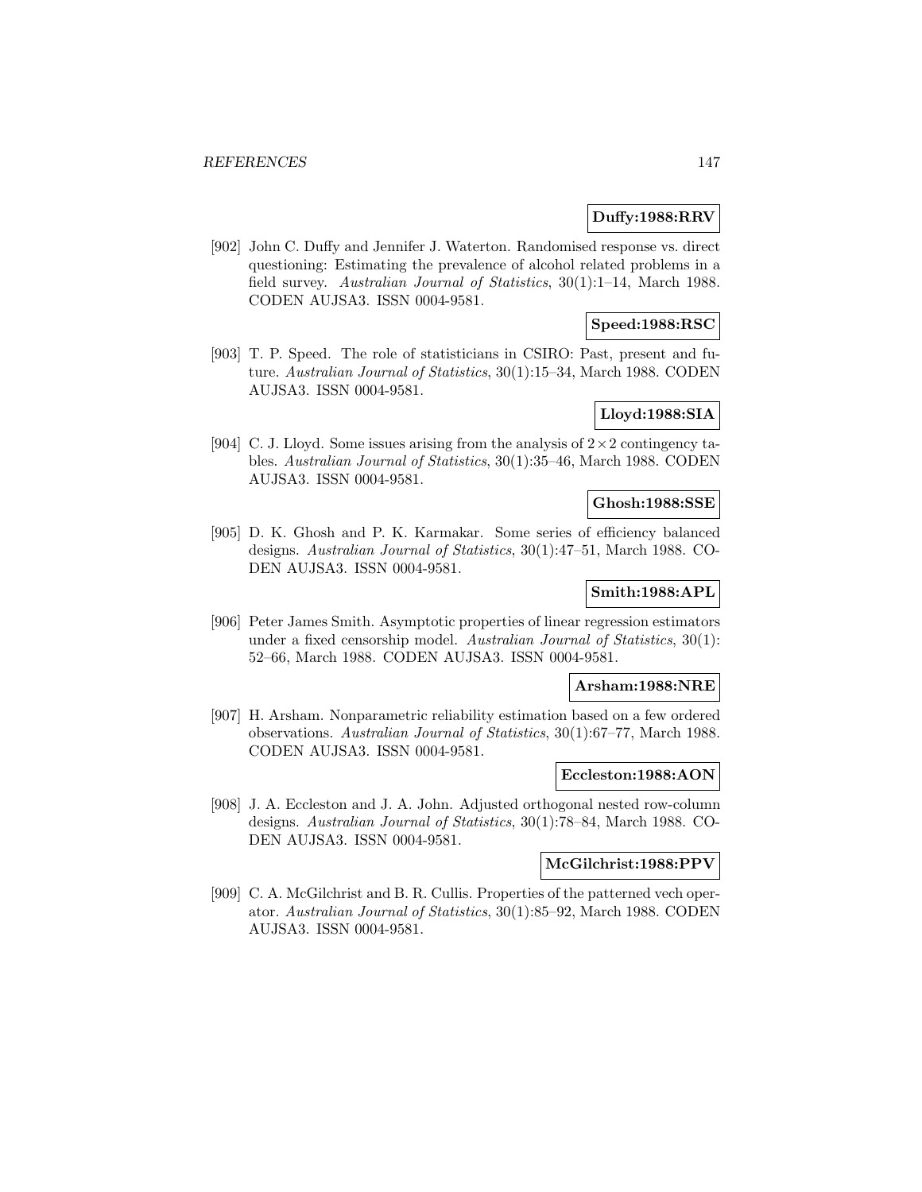**Duffy:1988:RRV**

[902] John C. Duffy and Jennifer J. Waterton. Randomised response vs. direct questioning: Estimating the prevalence of alcohol related problems in a field survey. *Australian Journal of Statistics*, 30(1):1–14, March 1988. CODEN AUJSA3. ISSN 0004-9581.

**Speed:1988:RSC**

[903] T. P. Speed. The role of statisticians in CSIRO: Past, present and future. *Australian Journal of Statistics*, 30(1):15–34, March 1988. CODEN AUJSA3. ISSN 0004-9581.

**Lloyd:1988:SIA**

[904] C. J. Lloyd. Some issues arising from the analysis of $2 \times 2$ contingency tables. *Australian Journal of Statistics*, 30(1):35–46, March 1988. CODEN AUJSA3. ISSN 0004-9581.

**Ghosh:1988:SSE**

[905] D. K. Ghosh and P. K. Karmakar. Some series of efficiency balanced designs. *Australian Journal of Statistics*, 30(1):47–51, March 1988. CODEN AUJSA3. ISSN 0004-9581.

**Smith:1988:APL**

[906] Peter James Smith. Asymptotic properties of linear regression estimators under a fixed censorship model. *Australian Journal of Statistics*, 30(1): 52–66, March 1988. CODEN AUJSA3. ISSN 0004-9581.

**Arsham:1988:NRE**

[907] H. Arsham. Nonparametric reliability estimation based on a few ordered observations. *Australian Journal of Statistics*, 30(1):67–77, March 1988. CODEN AUJSA3. ISSN 0004-9581.

**Eccleston:1988:AON**

[908] J. A. Eccleston and J. A. John. Adjusted orthogonal nested row-column designs. *Australian Journal of Statistics*, 30(1):78–84, March 1988. CODEN AUJSA3. ISSN 0004-9581.

**McGilchrist:1988:PPV**

[909] C. A. McGilchrist and B. R. Cullis. Properties of the patterned vech operator. *Australian Journal of Statistics*, 30(1):85–92, March 1988. CODEN AUJSA3. ISSN 0004-9581.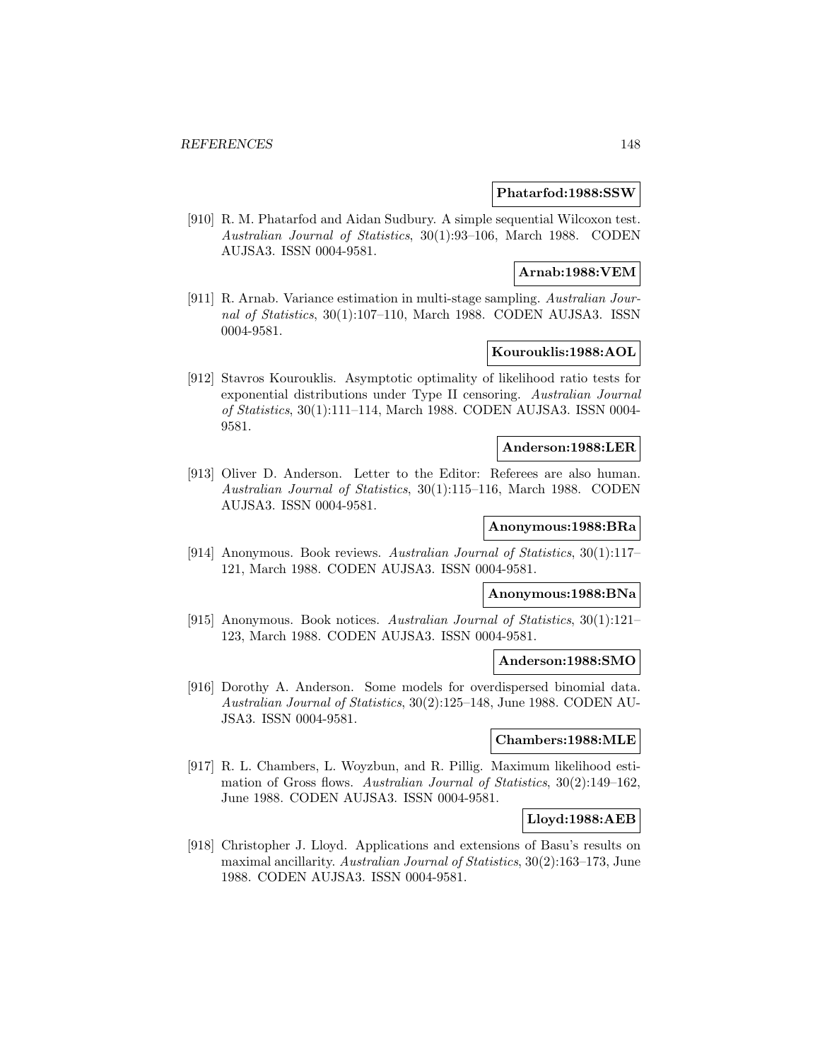**Phatarfod:1988:SSW**

[910] R. M. Phatarfod and Aidan Sudbury. A simple sequential Wilcoxon test. *Australian Journal of Statistics*, 30(1):93–106, March 1988. CODEN AUJSA3. ISSN 0004-9581.

**Arnab:1988:VEM**

[911] R. Arnab. Variance estimation in multi-stage sampling. *Australian Journal of Statistics*, 30(1):107–110, March 1988. CODEN AUJSA3. ISSN 0004-9581.

**Kourouklis:1988:AOL**

[912] Stavros Kourouklis. Asymptotic optimality of likelihood ratio tests for exponential distributions under Type II censoring. *Australian Journal of Statistics*, 30(1):111–114, March 1988. CODEN AUJSA3. ISSN 0004-9581.

**Anderson:1988:LER**

[913] Oliver D. Anderson. Letter to the Editor: Referees are also human. *Australian Journal of Statistics*, 30(1):115–116, March 1988. CODEN AUJSA3. ISSN 0004-9581.

**Anonymous:1988:BRa**

[914] Anonymous. Book reviews. *Australian Journal of Statistics*, 30(1):117–121, March 1988. CODEN AUJSA3. ISSN 0004-9581.

**Anonymous:1988:BNa**

[915] Anonymous. Book notices. *Australian Journal of Statistics*, 30(1):121–123, March 1988. CODEN AUJSA3. ISSN 0004-9581.

**Anderson:1988:SMO**

[916] Dorothy A. Anderson. Some models for overdispersed binomial data. *Australian Journal of Statistics*, 30(2):125–148, June 1988. CODEN AUJSA3. ISSN 0004-9581.

**Chambers:1988:MLE**

[917] R. L. Chambers, L. Woyzbun, and R. Pillig. Maximum likelihood estimation of Gross flows. *Australian Journal of Statistics*, 30(2):149–162, June 1988. CODEN AUJSA3. ISSN 0004-9581.

**Lloyd:1988:AEB**

[918] Christopher J. Lloyd. Applications and extensions of Basu's results on maximal ancillarity. *Australian Journal of Statistics*, 30(2):163–173, June 1988. CODEN AUJSA3. ISSN 0004-9581.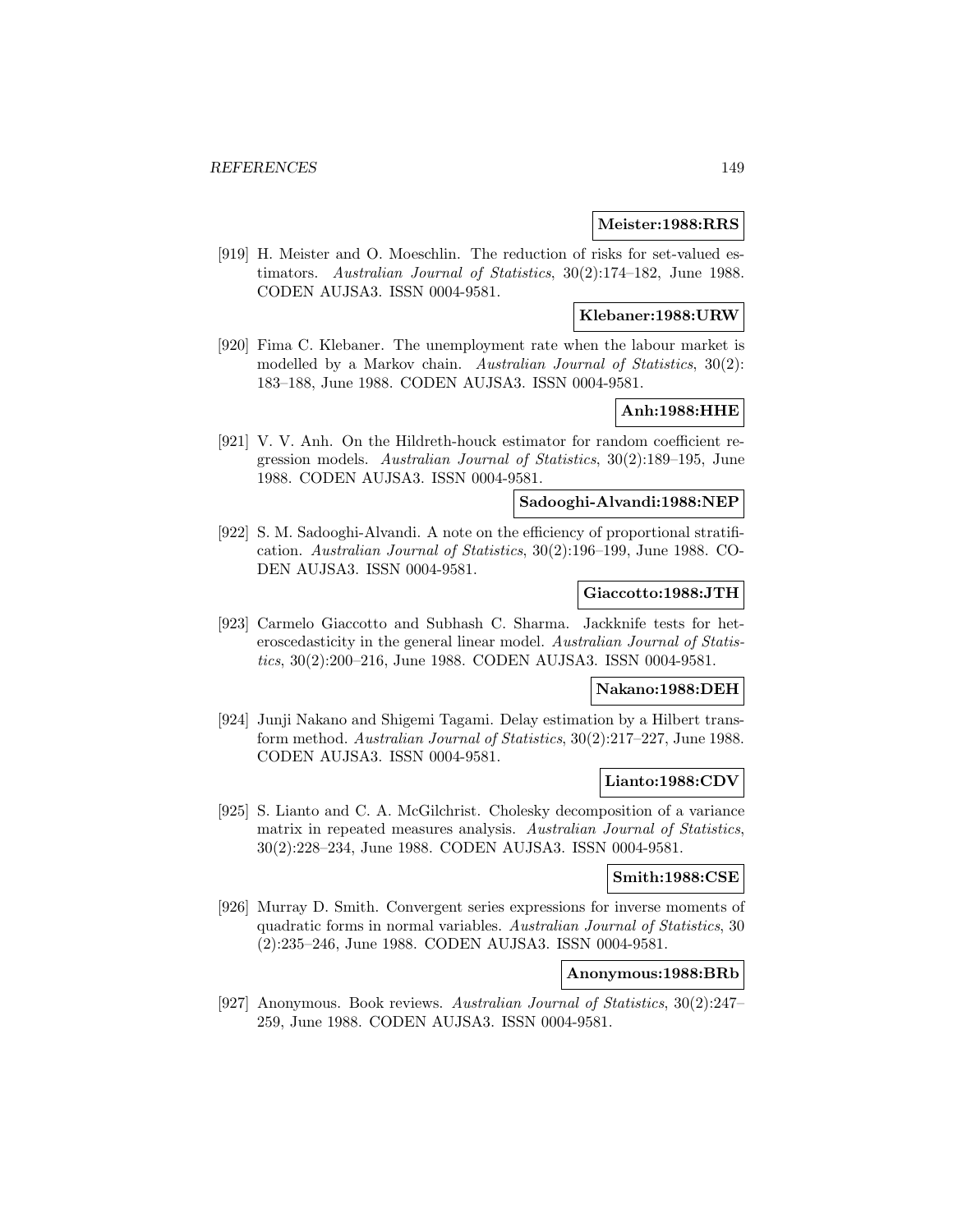**Meister:1988:RRS**

[919] H. Meister and O. Moeschlin. The reduction of risks for set-valued estimators. *Australian Journal of Statistics*, 30(2):174–182, June 1988. CODEN AUJSA3. ISSN 0004-9581.

**Klebaner:1988:URW**

[920] Fima C. Klebaner. The unemployment rate when the labour market is modelled by a Markov chain. *Australian Journal of Statistics*, 30(2): 183–188, June 1988. CODEN AUJSA3. ISSN 0004-9581.

**Anh:1988:HHE**

[921] V. V. Anh. On the Hildreth-houck estimator for random coefficient regression models. *Australian Journal of Statistics*, 30(2):189–195, June 1988. CODEN AUJSA3. ISSN 0004-9581.

**Sadooghi-Alvandi:1988:NEP**

[922] S. M. Sadooghi-Alvandi. A note on the efficiency of proportional stratification. *Australian Journal of Statistics*, 30(2):196–199, June 1988. CODEN AUJSA3. ISSN 0004-9581.

**Giaccotto:1988:JTH**

[923] Carmelo Giaccotto and Subhash C. Sharma. Jackknife tests for heteroscedasticity in the general linear model. *Australian Journal of Statistics*, 30(2):200–216, June 1988. CODEN AUJSA3. ISSN 0004-9581.

**Nakano:1988:DEH**

[924] Junji Nakano and Shigemi Tagami. Delay estimation by a Hilbert transform method. *Australian Journal of Statistics*, 30(2):217–227, June 1988. CODEN AUJSA3. ISSN 0004-9581.

**Lianto:1988:CDV**

[925] S. Lianto and C. A. McGilchrist. Cholesky decomposition of a variance matrix in repeated measures analysis. *Australian Journal of Statistics*, 30(2):228–234, June 1988. CODEN AUJSA3. ISSN 0004-9581.

**Smith:1988:CSE**

[926] Murray D. Smith. Convergent series expressions for inverse moments of quadratic forms in normal variables. *Australian Journal of Statistics*, 30 (2):235–246, June 1988. CODEN AUJSA3. ISSN 0004-9581.

**Anonymous:1988:BRb**

[927] Anonymous. Book reviews. *Australian Journal of Statistics*, 30(2):247–259, June 1988. CODEN AUJSA3. ISSN 0004-9581.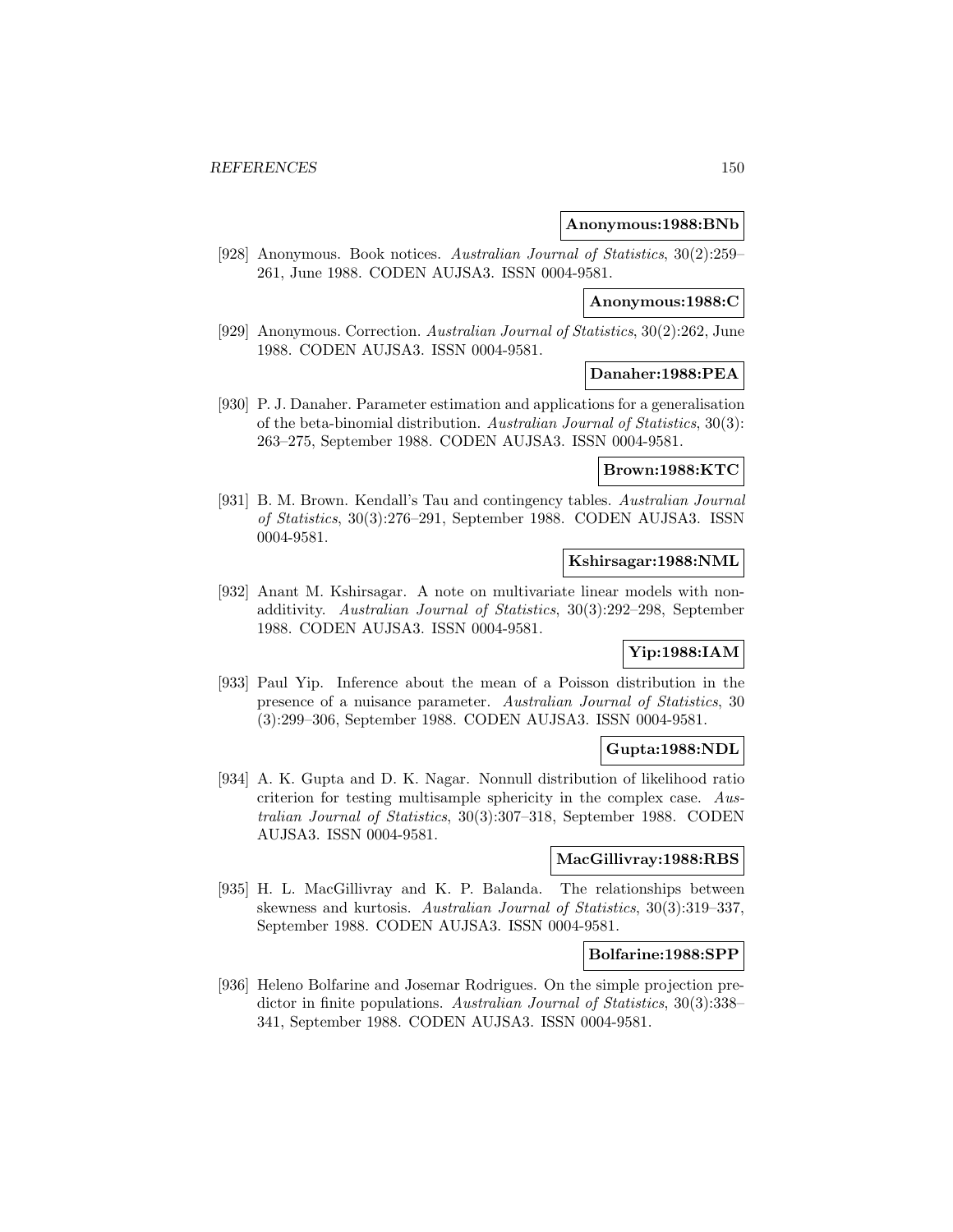**Anonymous:1988:BNb**

[928] Anonymous. Book notices. *Australian Journal of Statistics*, 30(2):259–261, June 1988. CODEN AUJSA3. ISSN 0004-9581.

**Anonymous:1988:C**

[929] Anonymous. Correction. *Australian Journal of Statistics*, 30(2):262, June 1988. CODEN AUJSA3. ISSN 0004-9581.

**Danaher:1988:PEA**

[930] P. J. Danaher. Parameter estimation and applications for a generalisation of the beta-binomial distribution. *Australian Journal of Statistics*, 30(3): 263–275, September 1988. CODEN AUJSA3. ISSN 0004-9581.

**Brown:1988:KTC**

[931] B. M. Brown. Kendall's Tau and contingency tables. *Australian Journal of Statistics*, 30(3):276–291, September 1988. CODEN AUJSA3. ISSN 0004-9581.

**Kshirsagar:1988:NML**

[932] Anant M. Kshirsagar. A note on multivariate linear models with nonadditivity. *Australian Journal of Statistics*, 30(3):292–298, September 1988. CODEN AUJSA3. ISSN 0004-9581.

**Yip:1988:IAM**

[933] Paul Yip. Inference about the mean of a Poisson distribution in the presence of a nuisance parameter. *Australian Journal of Statistics*, 30 (3):299–306, September 1988. CODEN AUJSA3. ISSN 0004-9581.

**Gupta:1988:NDL**

[934] A. K. Gupta and D. K. Nagar. Nonnull distribution of likelihood ratio criterion for testing multisample sphericity in the complex case. *Australian Journal of Statistics*, 30(3):307–318, September 1988. CODEN AUJSA3. ISSN 0004-9581.

**MacGillivray:1988:RBS**

[935] H. L. MacGillivray and K. P. Balanda. The relationships between skewness and kurtosis. *Australian Journal of Statistics*, 30(3):319–337, September 1988. CODEN AUJSA3. ISSN 0004-9581.

**Bolfarine:1988:SPP**

[936] Heleno Bolfarine and Josemar Rodrigues. On the simple projection predictor in finite populations. *Australian Journal of Statistics*, 30(3):338–341, September 1988. CODEN AUJSA3. ISSN 0004-9581.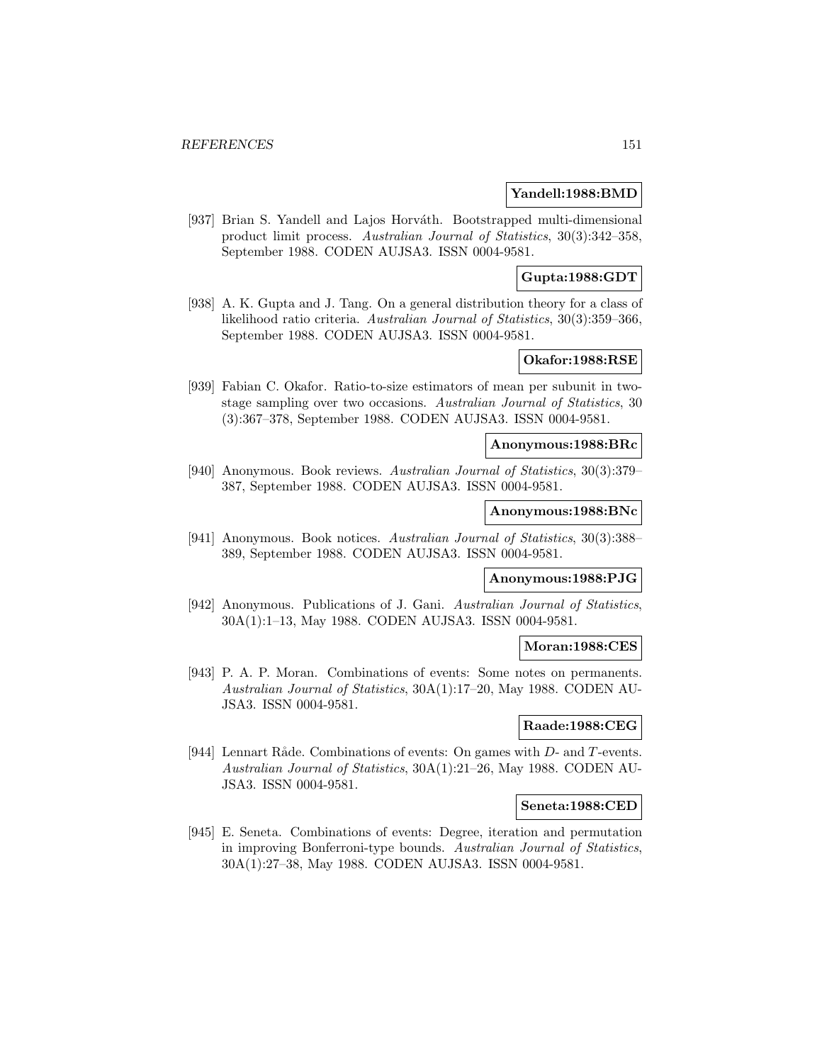**Yandell:1988:BMD**

[937] Brian S. Yandell and Lajos Horváth. Bootstrapped multi-dimensional product limit process. *Australian Journal of Statistics*, 30(3):342–358, September 1988. CODEN AUJSA3. ISSN 0004-9581.

**Gupta:1988:GDT**

[938] A. K. Gupta and J. Tang. On a general distribution theory for a class of likelihood ratio criteria. *Australian Journal of Statistics*, 30(3):359–366, September 1988. CODEN AUJSA3. ISSN 0004-9581.

**Okafor:1988:RSE**

[939] Fabian C. Okafor. Ratio-to-size estimators of mean per subunit in two-stage sampling over two occasions. *Australian Journal of Statistics*, 30 (3):367–378, September 1988. CODEN AUJSA3. ISSN 0004-9581.

**Anonymous:1988:BRc**

[940] Anonymous. Book reviews. *Australian Journal of Statistics*, 30(3):379–387, September 1988. CODEN AUJSA3. ISSN 0004-9581.

**Anonymous:1988:BNc**

[941] Anonymous. Book notices. *Australian Journal of Statistics*, 30(3):388–389, September 1988. CODEN AUJSA3. ISSN 0004-9581.

**Anonymous:1988:PJG**

[942] Anonymous. Publications of J. Gani. *Australian Journal of Statistics*, 30A(1):1–13, May 1988. CODEN AUJSA3. ISSN 0004-9581.

**Moran:1988:CES**

[943] P. A. P. Moran. Combinations of events: Some notes on permanents. *Australian Journal of Statistics*, 30A(1):17–20, May 1988. CODEN AUJSA3. ISSN 0004-9581.

**Raade:1988:CEG**

[944] Lennart Råde. Combinations of events: On games with $D$- and $T$-events. *Australian Journal of Statistics*, 30A(1):21–26, May 1988. CODEN AUJSA3. ISSN 0004-9581.

**Seneta:1988:CED**

[945] E. Seneta. Combinations of events: Degree, iteration and permutation in improving Bonferroni-type bounds. *Australian Journal of Statistics*, 30A(1):27–38, May 1988. CODEN AUJSA3. ISSN 0004-9581.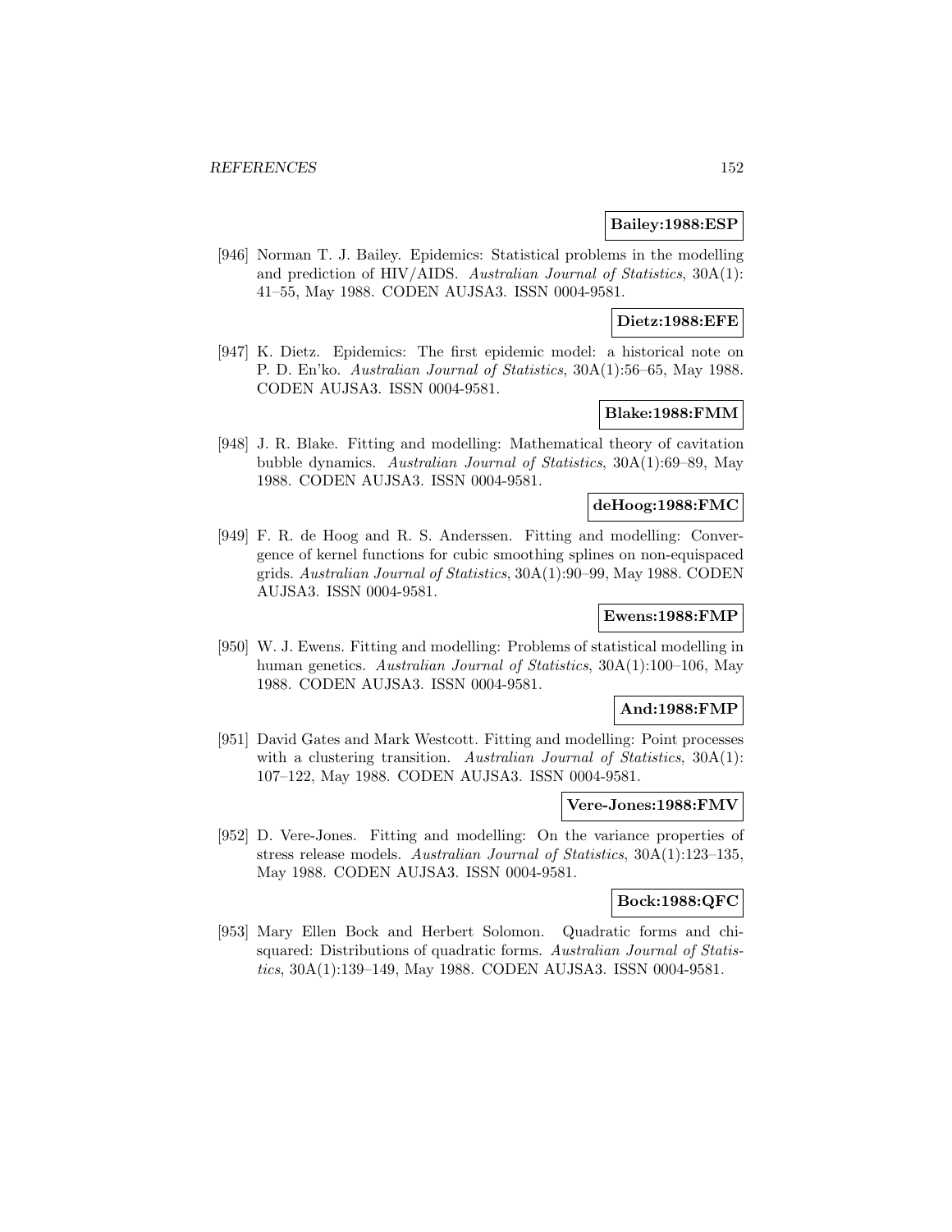**Bailey:1988:ESP**

[946] Norman T. J. Bailey. Epidemics: Statistical problems in the modelling and prediction of HIV/AIDS. *Australian Journal of Statistics*, 30A(1): 41–55, May 1988. CODEN AUJSA3. ISSN 0004-9581.

**Dietz:1988:EFE**

[947] K. Dietz. Epidemics: The first epidemic model: a historical note on P. D. En'ko. *Australian Journal of Statistics*, 30A(1):56–65, May 1988. CODEN AUJSA3. ISSN 0004-9581.

**Blake:1988:FMM**

[948] J. R. Blake. Fitting and modelling: Mathematical theory of cavitation bubble dynamics. *Australian Journal of Statistics*, 30A(1):69–89, May 1988. CODEN AUJSA3. ISSN 0004-9581.

**deHoog:1988:FMC**

[949] F. R. de Hoog and R. S. Anderssen. Fitting and modelling: Convergence of kernel functions for cubic smoothing splines on non-equispaced grids. *Australian Journal of Statistics*, 30A(1):90–99, May 1988. CODEN AUJSA3. ISSN 0004-9581.

**Ewens:1988:FMP**

[950] W. J. Ewens. Fitting and modelling: Problems of statistical modelling in human genetics. *Australian Journal of Statistics*, 30A(1):100–106, May 1988. CODEN AUJSA3. ISSN 0004-9581.

**And:1988:FMP**

[951] David Gates and Mark Westcott. Fitting and modelling: Point processes with a clustering transition. *Australian Journal of Statistics*, 30A(1): 107–122, May 1988. CODEN AUJSA3. ISSN 0004-9581.

**Vere-Jones:1988:FMV**

[952] D. Vere-Jones. Fitting and modelling: On the variance properties of stress release models. *Australian Journal of Statistics*, 30A(1):123–135, May 1988. CODEN AUJSA3. ISSN 0004-9581.

**Bock:1988:QFC**

[953] Mary Ellen Bock and Herbert Solomon. Quadratic forms and chi-squared: Distributions of quadratic forms. *Australian Journal of Statistics*, 30A(1):139–149, May 1988. CODEN AUJSA3. ISSN 0004-9581.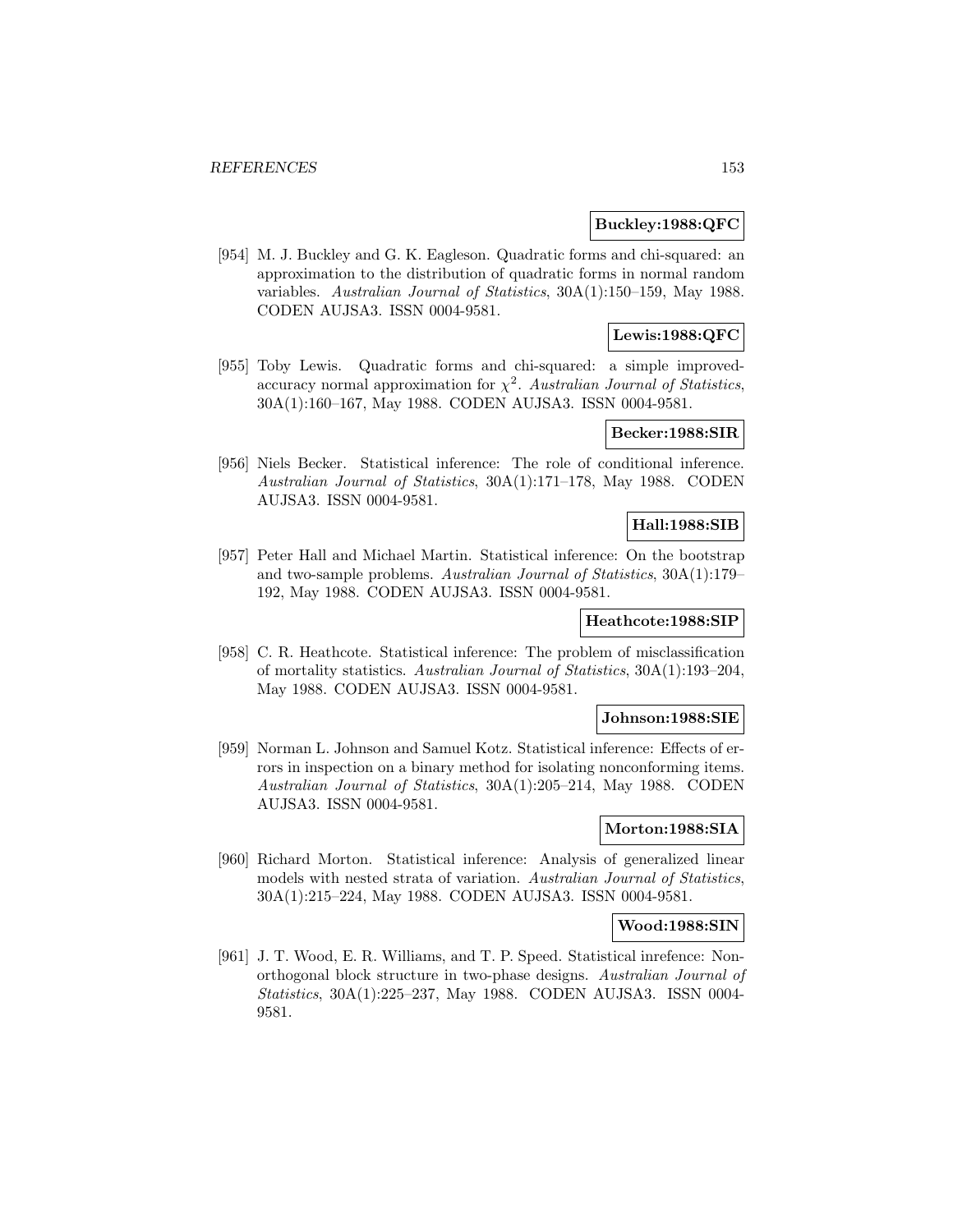**Buckley:1988:QFC**

[954] M. J. Buckley and G. K. Eagleson. Quadratic forms and chi-squared: an approximation to the distribution of quadratic forms in normal random variables. *Australian Journal of Statistics*, 30A(1):150–159, May 1988. CODEN AUJSA3. ISSN 0004-9581.

**Lewis:1988:QFC**

[955] Toby Lewis. Quadratic forms and chi-squared: a simple improved-accuracy normal approximation for $\chi^2$. *Australian Journal of Statistics*, 30A(1):160–167, May 1988. CODEN AUJSA3. ISSN 0004-9581.

**Becker:1988:SIR**

[956] Niels Becker. Statistical inference: The role of conditional inference. *Australian Journal of Statistics*, 30A(1):171–178, May 1988. CODEN AUJSA3. ISSN 0004-9581.

**Hall:1988:SIB**

[957] Peter Hall and Michael Martin. Statistical inference: On the bootstrap and two-sample problems. *Australian Journal of Statistics*, 30A(1):179–192, May 1988. CODEN AUJSA3. ISSN 0004-9581.

**Heathcote:1988:SIP**

[958] C. R. Heathcote. Statistical inference: The problem of misclassification of mortality statistics. *Australian Journal of Statistics*, 30A(1):193–204, May 1988. CODEN AUJSA3. ISSN 0004-9581.

**Johnson:1988:SIE**

[959] Norman L. Johnson and Samuel Kotz. Statistical inference: Effects of errors in inspection on a binary method for isolating nonconforming items. *Australian Journal of Statistics*, 30A(1):205–214, May 1988. CODEN AUJSA3. ISSN 0004-9581.

**Morton:1988:SIA**

[960] Richard Morton. Statistical inference: Analysis of generalized linear models with nested strata of variation. *Australian Journal of Statistics*, 30A(1):215–224, May 1988. CODEN AUJSA3. ISSN 0004-9581.

**Wood:1988:SIN**

[961] J. T. Wood, E. R. Williams, and T. P. Speed. Statistical inrefence: Non-orthogonal block structure in two-phase designs. *Australian Journal of Statistics*, 30A(1):225–237, May 1988. CODEN AUJSA3. ISSN 0004-9581.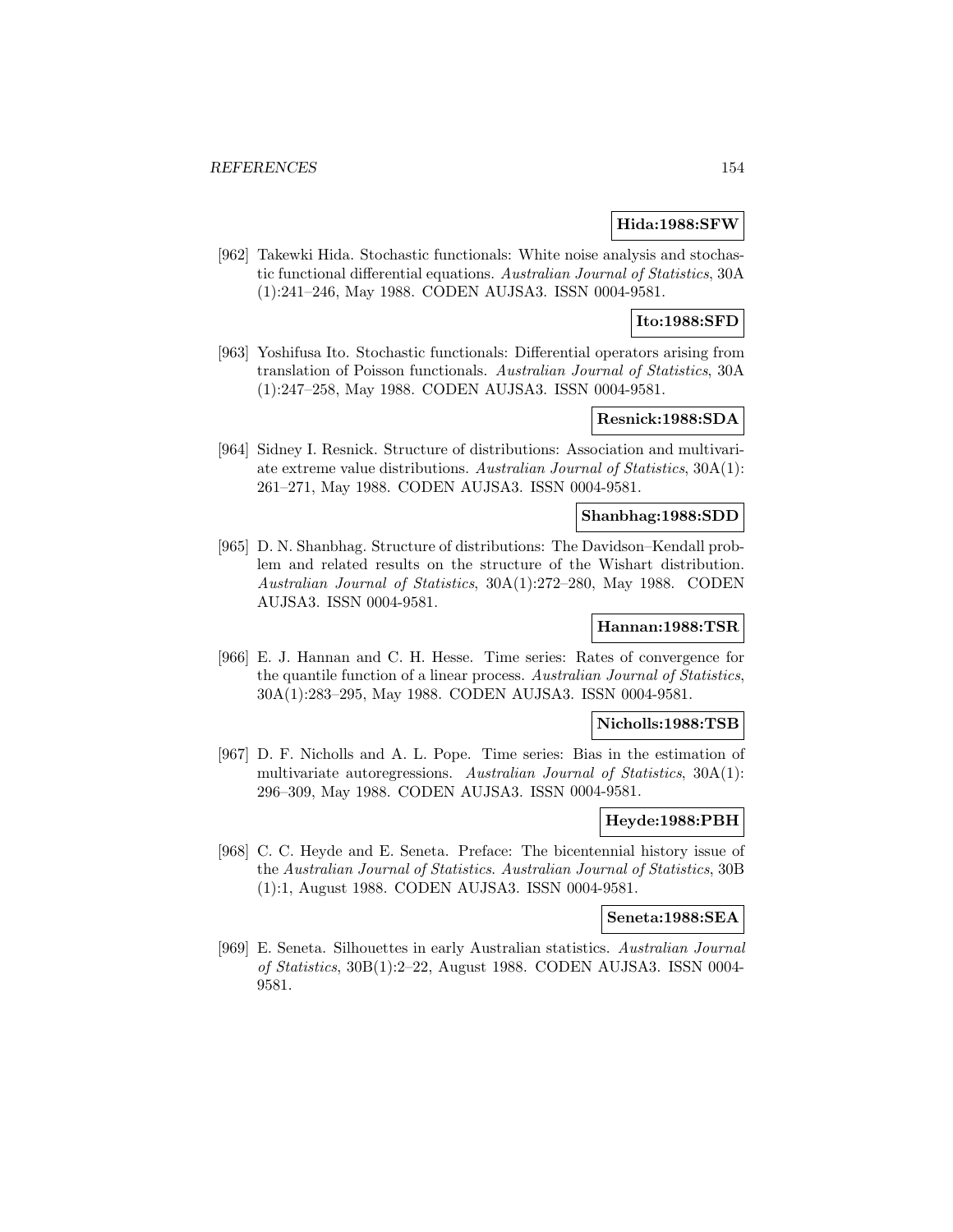**Hida:1988:SFW**

[962] Takewki Hida. Stochastic functionals: White noise analysis and stochastic functional differential equations. *Australian Journal of Statistics*, 30A (1):241–246, May 1988. CODEN AUJSA3. ISSN 0004-9581.

**Ito:1988:SFD**

[963] Yoshifusa Ito. Stochastic functionals: Differential operators arising from translation of Poisson functionals. *Australian Journal of Statistics*, 30A (1):247–258, May 1988. CODEN AUJSA3. ISSN 0004-9581.

**Resnick:1988:SDA**

[964] Sidney I. Resnick. Structure of distributions: Association and multivariate extreme value distributions. *Australian Journal of Statistics*, 30A(1): 261–271, May 1988. CODEN AUJSA3. ISSN 0004-9581.

**Shanbhag:1988:SDD**

[965] D. N. Shanbhag. Structure of distributions: The Davidson–Kendall problem and related results on the structure of the Wishart distribution. *Australian Journal of Statistics*, 30A(1):272–280, May 1988. CODEN AUJSA3. ISSN 0004-9581.

**Hannan:1988:TSR**

[966] E. J. Hannan and C. H. Hesse. Time series: Rates of convergence for the quantile function of a linear process. *Australian Journal of Statistics*, 30A(1):283–295, May 1988. CODEN AUJSA3. ISSN 0004-9581.

**Nicholls:1988:TSB**

[967] D. F. Nicholls and A. L. Pope. Time series: Bias in the estimation of multivariate autoregressions. *Australian Journal of Statistics*, 30A(1): 296–309, May 1988. CODEN AUJSA3. ISSN 0004-9581.

**Heyde:1988:PBH**

[968] C. C. Heyde and E. Seneta. Preface: The bicentennial history issue of the *Australian Journal of Statistics*. *Australian Journal of Statistics*, 30B (1):1, August 1988. CODEN AUJSA3. ISSN 0004-9581.

**Seneta:1988:SEA**

[969] E. Seneta. Silhouettes in early Australian statistics. *Australian Journal of Statistics*, 30B(1):2–22, August 1988. CODEN AUJSA3. ISSN 0004-9581.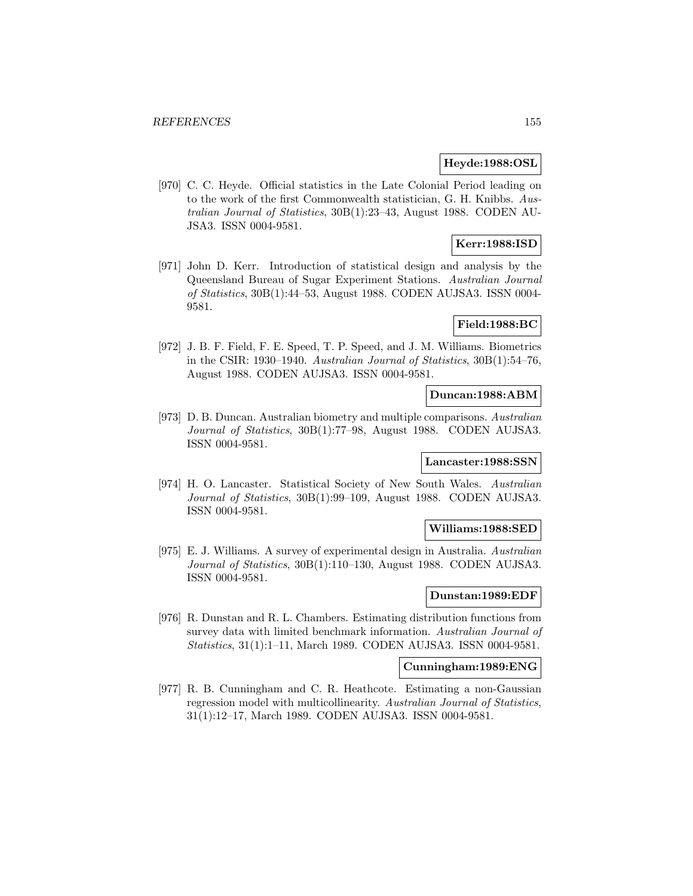**Heyde:1988:OSL**

[970] C. C. Heyde. Official statistics in the Late Colonial Period leading on to the work of the first Commonwealth statistician, G. H. Knibbs. *Australian Journal of Statistics*, 30B(1):23–43, August 1988. CODEN AUJSA3. ISSN 0004-9581.

**Kerr:1988:ISD**

[971] John D. Kerr. Introduction of statistical design and analysis by the Queensland Bureau of Sugar Experiment Stations. *Australian Journal of Statistics*, 30B(1):44–53, August 1988. CODEN AUJSA3. ISSN 0004-9581.

**Field:1988:BC**

[972] J. B. F. Field, F. E. Speed, T. P. Speed, and J. M. Williams. Biometrics in the CSIR: 1930–1940. *Australian Journal of Statistics*, 30B(1):54–76, August 1988. CODEN AUJSA3. ISSN 0004-9581.

**Duncan:1988:ABM**

[973] D. B. Duncan. Australian biometry and multiple comparisons. *Australian Journal of Statistics*, 30B(1):77–98, August 1988. CODEN AUJSA3. ISSN 0004-9581.

**Lancaster:1988:SSN**

[974] H. O. Lancaster. Statistical Society of New South Wales. *Australian Journal of Statistics*, 30B(1):99–109, August 1988. CODEN AUJSA3. ISSN 0004-9581.

**Williams:1988:SED**

[975] E. J. Williams. A survey of experimental design in Australia. *Australian Journal of Statistics*, 30B(1):110–130, August 1988. CODEN AUJSA3. ISSN 0004-9581.

**Dunstan:1989:EDF**

[976] R. Dunstan and R. L. Chambers. Estimating distribution functions from survey data with limited benchmark information. *Australian Journal of Statistics*, 31(1):1–11, March 1989. CODEN AUJSA3. ISSN 0004-9581.

**Cunningham:1989:ENG**

[977] R. B. Cunningham and C. R. Heathcote. Estimating a non-Gaussian regression model with multicollinearity. *Australian Journal of Statistics*, 31(1):12–17, March 1989. CODEN AUJSA3. ISSN 0004-9581.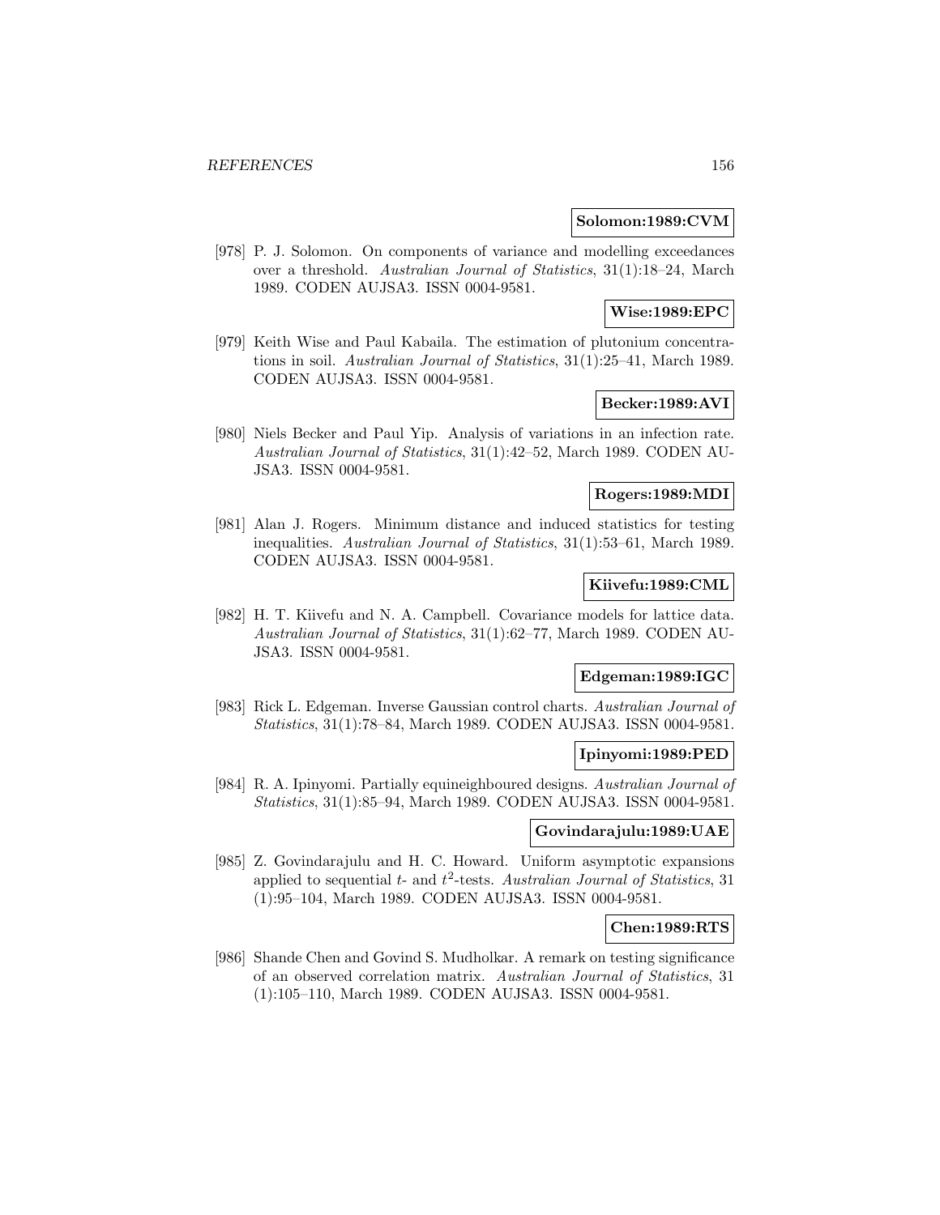**Solomon:1989:CVM**

[978] P. J. Solomon. On components of variance and modelling exceedances over a threshold. *Australian Journal of Statistics*, 31(1):18–24, March 1989. CODEN AUJSA3. ISSN 0004-9581.

**Wise:1989:EPC**

[979] Keith Wise and Paul Kabaila. The estimation of plutonium concentrations in soil. *Australian Journal of Statistics*, 31(1):25–41, March 1989. CODEN AUJSA3. ISSN 0004-9581.

**Becker:1989:AVI**

[980] Niels Becker and Paul Yip. Analysis of variations in an infection rate. *Australian Journal of Statistics*, 31(1):42–52, March 1989. CODEN AUJSA3. ISSN 0004-9581.

**Rogers:1989:MDI**

[981] Alan J. Rogers. Minimum distance and induced statistics for testing inequalities. *Australian Journal of Statistics*, 31(1):53–61, March 1989. CODEN AUJSA3. ISSN 0004-9581.

**Kiivefu:1989:CML**

[982] H. T. Kiivefu and N. A. Campbell. Covariance models for lattice data. *Australian Journal of Statistics*, 31(1):62–77, March 1989. CODEN AUJSA3. ISSN 0004-9581.

**Edgeman:1989:IGC**

[983] Rick L. Edgeman. Inverse Gaussian control charts. *Australian Journal of Statistics*, 31(1):78–84, March 1989. CODEN AUJSA3. ISSN 0004-9581.

**Ipinyomi:1989:PED**

[984] R. A. Ipinyomi. Partially equineighboured designs. *Australian Journal of Statistics*, 31(1):85–94, March 1989. CODEN AUJSA3. ISSN 0004-9581.

**Govindarajulu:1989:UAE**

[985] Z. Govindarajulu and H. C. Howard. Uniform asymptotic expansions applied to sequential $t$- and $t^2$-tests. *Australian Journal of Statistics*, 31 (1):95–104, March 1989. CODEN AUJSA3. ISSN 0004-9581.

**Chen:1989:RTS**

[986] Shande Chen and Govind S. Mudholkar. A remark on testing significance of an observed correlation matrix. *Australian Journal of Statistics*, 31 (1):105–110, March 1989. CODEN AUJSA3. ISSN 0004-9581.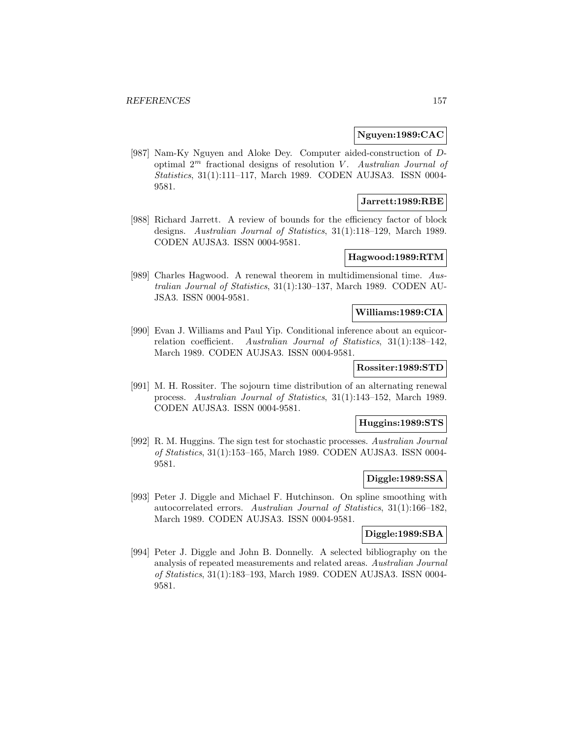**Nguyen:1989:CAC**

[987] Nam-Ky Nguyen and Aloke Dey. Computer aided-construction of $D$-optimal $2^m$ fractional designs of resolution $V$. *Australian Journal of Statistics*, 31(1):111–117, March 1989. CODEN AUJSA3. ISSN 0004-9581.

**Jarrett:1989:RBE**

[988] Richard Jarrett. A review of bounds for the efficiency factor of block designs. *Australian Journal of Statistics*, 31(1):118–129, March 1989. CODEN AUJSA3. ISSN 0004-9581.

**Hagwood:1989:RTM**

[989] Charles Hagwood. A renewal theorem in multidimensional time. *Australian Journal of Statistics*, 31(1):130–137, March 1989. CODEN AUJSA3. ISSN 0004-9581.

**Williams:1989:CIA**

[990] Evan J. Williams and Paul Yip. Conditional inference about an equicorrelation coefficient. *Australian Journal of Statistics*, 31(1):138–142, March 1989. CODEN AUJSA3. ISSN 0004-9581.

**Rossiter:1989:STD**

[991] M. H. Rossiter. The sojourn time distribution of an alternating renewal process. *Australian Journal of Statistics*, 31(1):143–152, March 1989. CODEN AUJSA3. ISSN 0004-9581.

**Huggins:1989:STS**

[992] R. M. Huggins. The sign test for stochastic processes. *Australian Journal of Statistics*, 31(1):153–165, March 1989. CODEN AUJSA3. ISSN 0004-9581.

**Diggle:1989:SSA**

[993] Peter J. Diggle and Michael F. Hutchinson. On spline smoothing with autocorrelated errors. *Australian Journal of Statistics*, 31(1):166–182, March 1989. CODEN AUJSA3. ISSN 0004-9581.

**Diggle:1989:SBA**

[994] Peter J. Diggle and John B. Donnelly. A selected bibliography on the analysis of repeated measurements and related areas. *Australian Journal of Statistics*, 31(1):183–193, March 1989. CODEN AUJSA3. ISSN 0004-9581.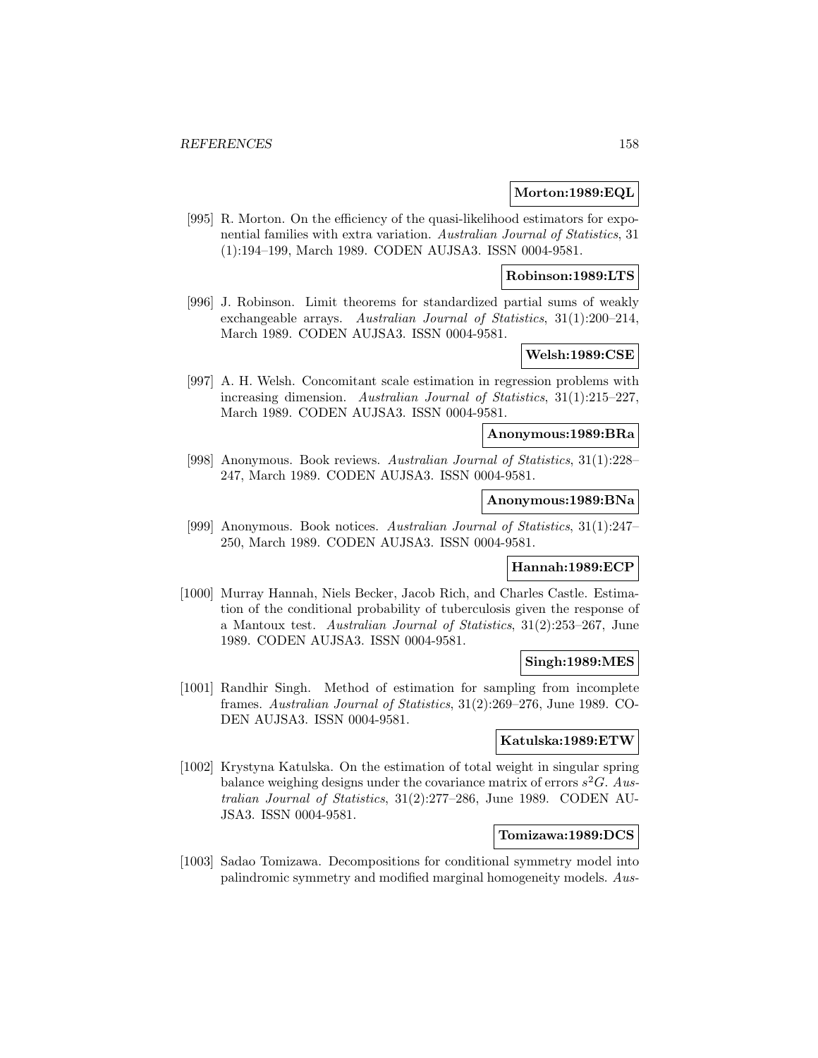**Morton:1989:EQL**

[995] R. Morton. On the efficiency of the quasi-likelihood estimators for exponential families with extra variation. *Australian Journal of Statistics*, 31 (1):194–199, March 1989. CODEN AUJSA3. ISSN 0004-9581.

**Robinson:1989:LTS**

[996] J. Robinson. Limit theorems for standardized partial sums of weakly exchangeable arrays. *Australian Journal of Statistics*, 31(1):200–214, March 1989. CODEN AUJSA3. ISSN 0004-9581.

**Welsh:1989:CSE**

[997] A. H. Welsh. Concomitant scale estimation in regression problems with increasing dimension. *Australian Journal of Statistics*, 31(1):215–227, March 1989. CODEN AUJSA3. ISSN 0004-9581.

**Anonymous:1989:BRa**

[998] Anonymous. Book reviews. *Australian Journal of Statistics*, 31(1):228–247, March 1989. CODEN AUJSA3. ISSN 0004-9581.

**Anonymous:1989:BNa**

[999] Anonymous. Book notices. *Australian Journal of Statistics*, 31(1):247–250, March 1989. CODEN AUJSA3. ISSN 0004-9581.

**Hannah:1989:ECP**

[1000] Murray Hannah, Niels Becker, Jacob Rich, and Charles Castle. Estimation of the conditional probability of tuberculosis given the response of a Mantoux test. *Australian Journal of Statistics*, 31(2):253–267, June 1989. CODEN AUJSA3. ISSN 0004-9581.

**Singh:1989:MES**

[1001] Randhir Singh. Method of estimation for sampling from incomplete frames. *Australian Journal of Statistics*, 31(2):269–276, June 1989. CODEN AUJSA3. ISSN 0004-9581.

**Katulska:1989:ETW**

[1002] Krystyna Katulska. On the estimation of total weight in singular spring balance weighing designs under the covariance matrix of errors $s^2G$. *Australian Journal of Statistics*, 31(2):277–286, June 1989. CODEN AUJSA3. ISSN 0004-9581.

**Tomizawa:1989:DCS**

[1003] Sadao Tomizawa. Decompositions for conditional symmetry model into palindromic symmetry and modified marginal homogeneity models. *Aus-*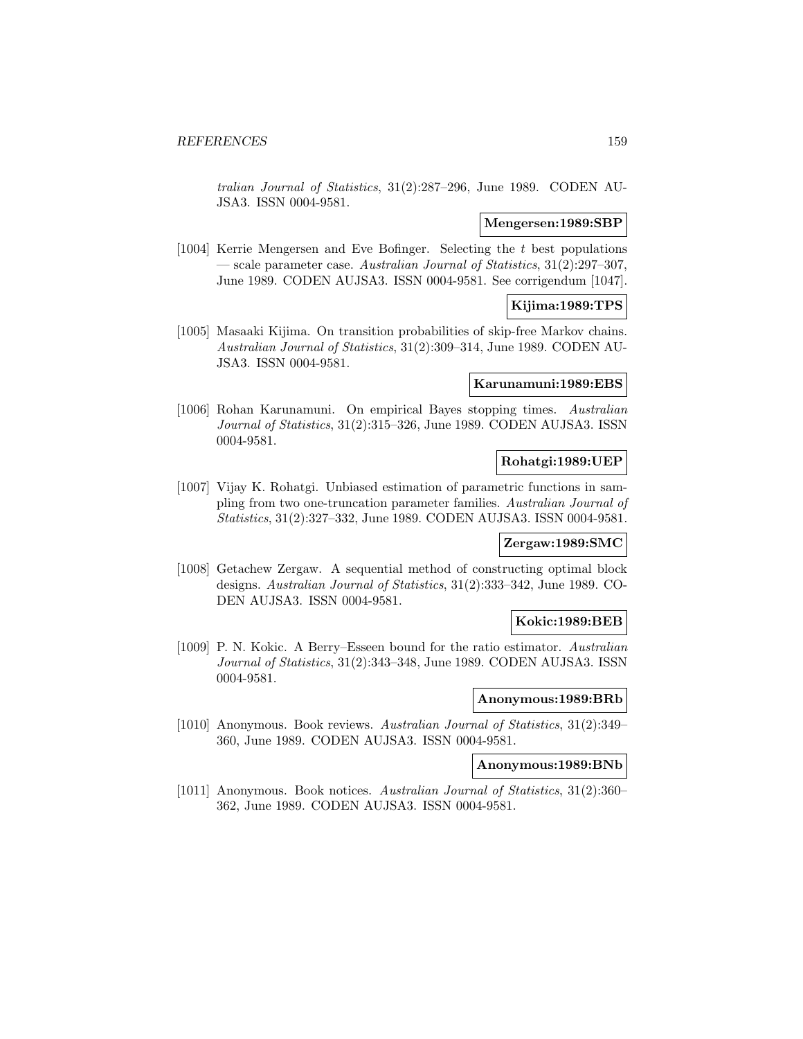*tralian Journal of Statistics*, 31(2):287–296, June 1989. CODEN AUJSA3. ISSN 0004-9581.

**Mengersen:1989:SBP**

[1004] Kerrie Mengersen and Eve Bofinger. Selecting the $t$ best populations — scale parameter case. *Australian Journal of Statistics*, 31(2):297–307, June 1989. CODEN AUJSA3. ISSN 0004-9581. See corrigendum [1047].

**Kijima:1989:TPS**

[1005] Masaaki Kijima. On transition probabilities of skip-free Markov chains. *Australian Journal of Statistics*, 31(2):309–314, June 1989. CODEN AUJSA3. ISSN 0004-9581.

**Karunamuni:1989:EBS**

[1006] Rohan Karunamuni. On empirical Bayes stopping times. *Australian Journal of Statistics*, 31(2):315–326, June 1989. CODEN AUJSA3. ISSN 0004-9581.

**Rohatgi:1989:UEP**

[1007] Vijay K. Rohatgi. Unbiased estimation of parametric functions in sampling from two one-truncation parameter families. *Australian Journal of Statistics*, 31(2):327–332, June 1989. CODEN AUJSA3. ISSN 0004-9581.

**Zergaw:1989:SMC**

[1008] Getachew Zergaw. A sequential method of constructing optimal block designs. *Australian Journal of Statistics*, 31(2):333–342, June 1989. CODEN AUJSA3. ISSN 0004-9581.

**Kokic:1989:BEB**

[1009] P. N. Kokic. A Berry–Esseen bound for the ratio estimator. *Australian Journal of Statistics*, 31(2):343–348, June 1989. CODEN AUJSA3. ISSN 0004-9581.

**Anonymous:1989:BRb**

[1010] Anonymous. Book reviews. *Australian Journal of Statistics*, 31(2):349–360, June 1989. CODEN AUJSA3. ISSN 0004-9581.

**Anonymous:1989:BNb**

[1011] Anonymous. Book notices. *Australian Journal of Statistics*, 31(2):360–362, June 1989. CODEN AUJSA3. ISSN 0004-9581.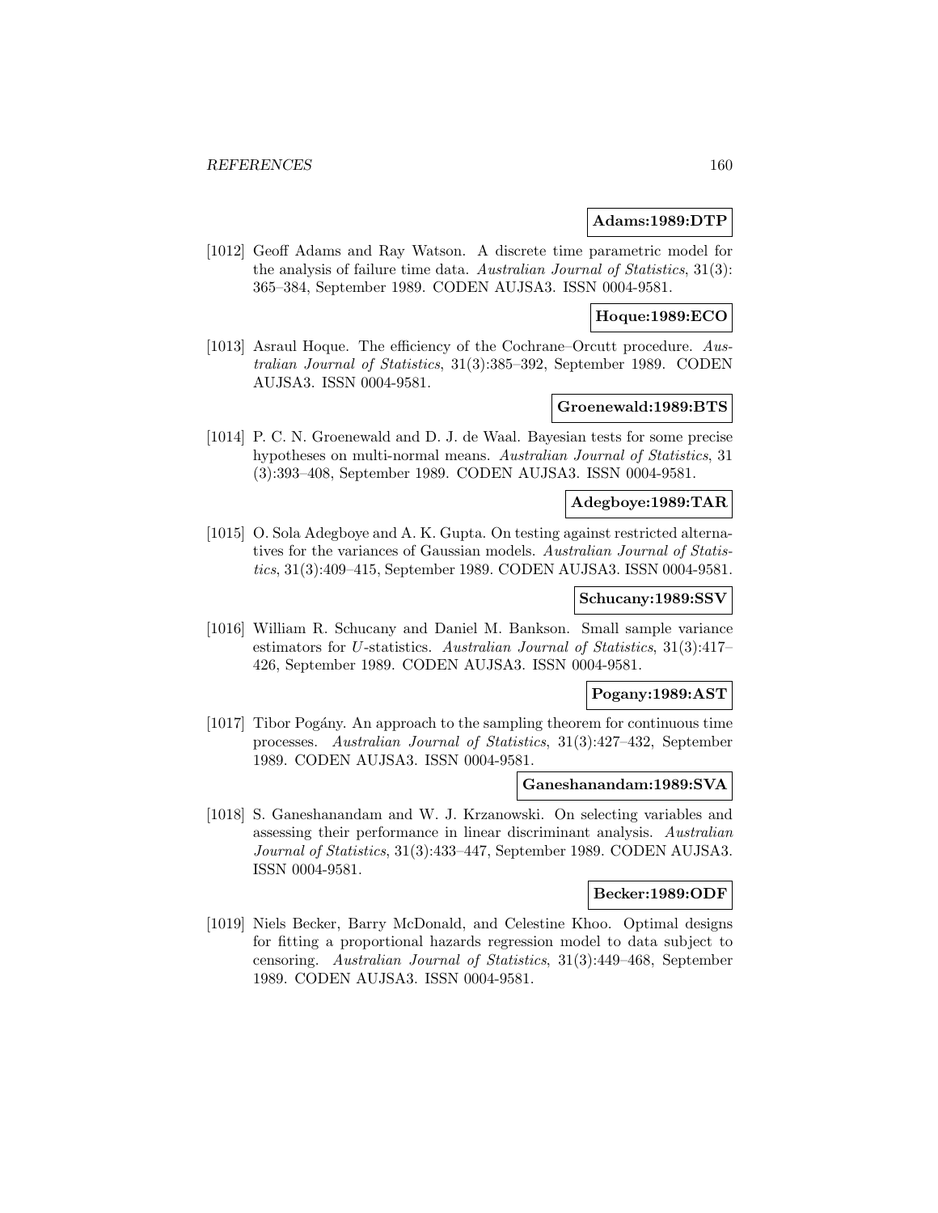**Adams:1989:DTP**

[1012] Geoff Adams and Ray Watson. A discrete time parametric model for the analysis of failure time data. *Australian Journal of Statistics*, 31(3): 365–384, September 1989. CODEN AUJSA3. ISSN 0004-9581.

**Hoque:1989:ECO**

[1013] Asraul Hoque. The efficiency of the Cochrane–Orcutt procedure. *Australian Journal of Statistics*, 31(3):385–392, September 1989. CODEN AUJSA3. ISSN 0004-9581.

**Groenewald:1989:BTS**

[1014] P. C. N. Groenewald and D. J. de Waal. Bayesian tests for some precise hypotheses on multi-normal means. *Australian Journal of Statistics*, 31 (3):393–408, September 1989. CODEN AUJSA3. ISSN 0004-9581.

**Adegboye:1989:TAR**

[1015] O. Sola Adegboye and A. K. Gupta. On testing against restricted alternatives for the variances of Gaussian models. *Australian Journal of Statistics*, 31(3):409–415, September 1989. CODEN AUJSA3. ISSN 0004-9581.

**Schucany:1989:SSV**

[1016] William R. Schucany and Daniel M. Bankson. Small sample variance estimators for $U$-statistics. *Australian Journal of Statistics*, 31(3):417–426, September 1989. CODEN AUJSA3. ISSN 0004-9581.

**Pogany:1989:AST**

[1017] Tibor Pogány. An approach to the sampling theorem for continuous time processes. *Australian Journal of Statistics*, 31(3):427–432, September 1989. CODEN AUJSA3. ISSN 0004-9581.

**Ganeshanandam:1989:SVA**

[1018] S. Ganeshanandam and W. J. Krzanowski. On selecting variables and assessing their performance in linear discriminant analysis. *Australian Journal of Statistics*, 31(3):433–447, September 1989. CODEN AUJSA3. ISSN 0004-9581.

**Becker:1989:ODF**

[1019] Niels Becker, Barry McDonald, and Celestine Khoo. Optimal designs for fitting a proportional hazards regression model to data subject to censoring. *Australian Journal of Statistics*, 31(3):449–468, September 1989. CODEN AUJSA3. ISSN 0004-9581.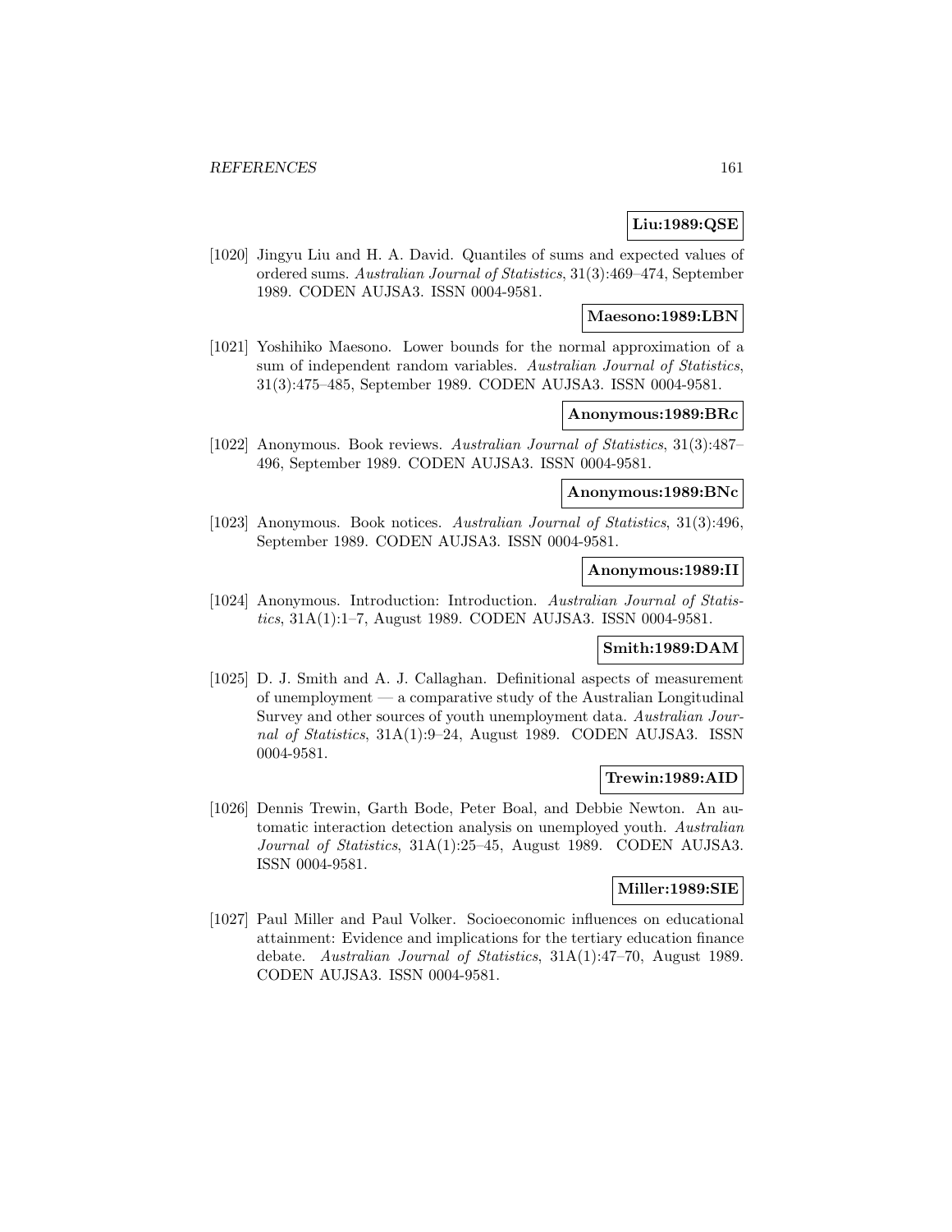**Liu:1989:QSE**

[1020] Jingyu Liu and H. A. David. Quantiles of sums and expected values of ordered sums. *Australian Journal of Statistics*, 31(3):469–474, September 1989. CODEN AUJSA3. ISSN 0004-9581.

**Maesono:1989:LBN**

[1021] Yoshihiko Maesono. Lower bounds for the normal approximation of a sum of independent random variables. *Australian Journal of Statistics*, 31(3):475–485, September 1989. CODEN AUJSA3. ISSN 0004-9581.

**Anonymous:1989:BRc**

[1022] Anonymous. Book reviews. *Australian Journal of Statistics*, 31(3):487–496, September 1989. CODEN AUJSA3. ISSN 0004-9581.

**Anonymous:1989:BNc**

[1023] Anonymous. Book notices. *Australian Journal of Statistics*, 31(3):496, September 1989. CODEN AUJSA3. ISSN 0004-9581.

**Anonymous:1989:II**

[1024] Anonymous. Introduction: Introduction. *Australian Journal of Statistics*, 31A(1):1–7, August 1989. CODEN AUJSA3. ISSN 0004-9581.

**Smith:1989:DAM**

[1025] D. J. Smith and A. J. Callaghan. Definitional aspects of measurement of unemployment — a comparative study of the Australian Longitudinal Survey and other sources of youth unemployment data. *Australian Journal of Statistics*, 31A(1):9–24, August 1989. CODEN AUJSA3. ISSN 0004-9581.

**Trewin:1989:AID**

[1026] Dennis Trewin, Garth Bode, Peter Boal, and Debbie Newton. An automatic interaction detection analysis on unemployed youth. *Australian Journal of Statistics*, 31A(1):25–45, August 1989. CODEN AUJSA3. ISSN 0004-9581.

**Miller:1989:SIE**

[1027] Paul Miller and Paul Volker. Socioeconomic influences on educational attainment: Evidence and implications for the tertiary education finance debate. *Australian Journal of Statistics*, 31A(1):47–70, August 1989. CODEN AUJSA3. ISSN 0004-9581.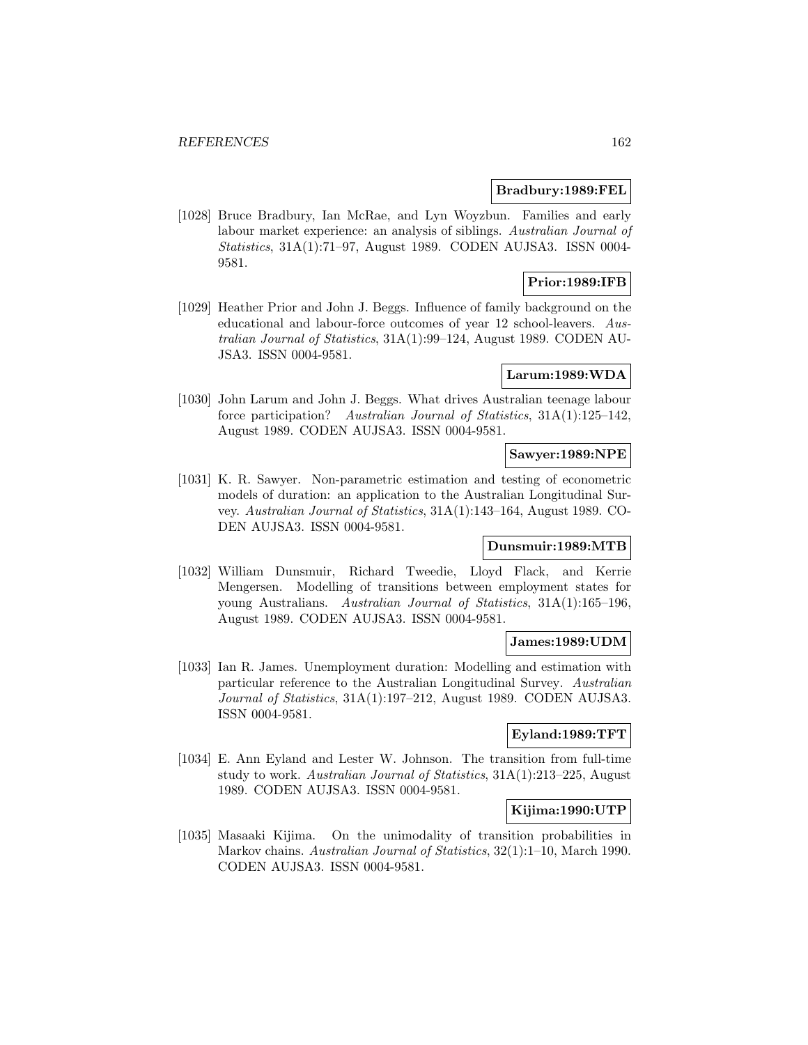**Bradbury:1989:FEL**

[1028] Bruce Bradbury, Ian McRae, and Lyn Woyzbun. Families and early labour market experience: an analysis of siblings. *Australian Journal of Statistics*, 31A(1):71–97, August 1989. CODEN AUJSA3. ISSN 0004-9581.

**Prior:1989:IFB**

[1029] Heather Prior and John J. Beggs. Influence of family background on the educational and labour-force outcomes of year 12 school-leavers. *Australian Journal of Statistics*, 31A(1):99–124, August 1989. CODEN AUJSA3. ISSN 0004-9581.

**Larum:1989:WDA**

[1030] John Larum and John J. Beggs. What drives Australian teenage labour force participation? *Australian Journal of Statistics*, 31A(1):125–142, August 1989. CODEN AUJSA3. ISSN 0004-9581.

**Sawyer:1989:NPE**

[1031] K. R. Sawyer. Non-parametric estimation and testing of econometric models of duration: an application to the Australian Longitudinal Survey. *Australian Journal of Statistics*, 31A(1):143–164, August 1989. CODEN AUJSA3. ISSN 0004-9581.

**Dunsmuir:1989:MTB**

[1032] William Dunsmuir, Richard Tweedie, Lloyd Flack, and Kerrie Mengersen. Modelling of transitions between employment states for young Australians. *Australian Journal of Statistics*, 31A(1):165–196, August 1989. CODEN AUJSA3. ISSN 0004-9581.

**James:1989:UDM**

[1033] Ian R. James. Unemployment duration: Modelling and estimation with particular reference to the Australian Longitudinal Survey. *Australian Journal of Statistics*, 31A(1):197–212, August 1989. CODEN AUJSA3. ISSN 0004-9581.

**Eyland:1989:TFT**

[1034] E. Ann Eyland and Lester W. Johnson. The transition from full-time study to work. *Australian Journal of Statistics*, 31A(1):213–225, August 1989. CODEN AUJSA3. ISSN 0004-9581.

**Kijima:1990:UTP**

[1035] Masaaki Kijima. On the unimodality of transition probabilities in Markov chains. *Australian Journal of Statistics*, 32(1):1–10, March 1990. CODEN AUJSA3. ISSN 0004-9581.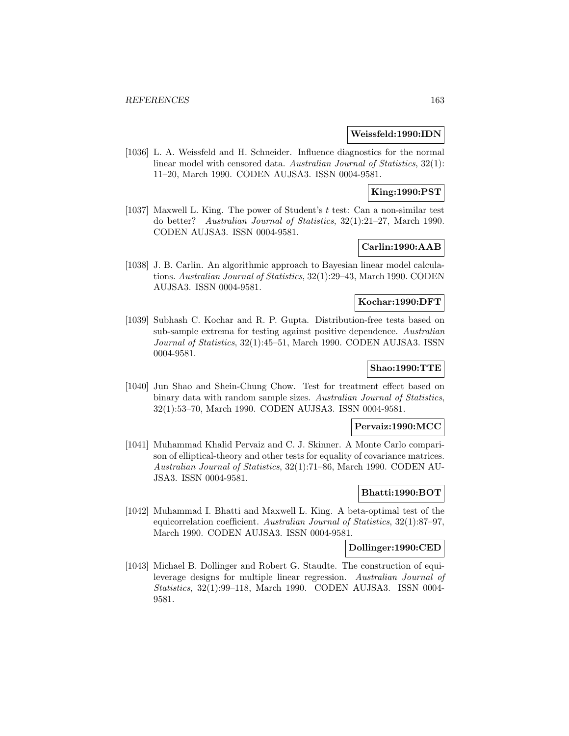**Weissfeld:1990:IDN**

[1036] L. A. Weissfeld and H. Schneider. Influence diagnostics for the normal linear model with censored data. *Australian Journal of Statistics*, 32(1): 11–20, March 1990. CODEN AUJSA3. ISSN 0004-9581.

**King:1990:PST**

[1037] Maxwell L. King. The power of Student's $t$ test: Can a non-similar test do better? *Australian Journal of Statistics*, 32(1):21–27, March 1990. CODEN AUJSA3. ISSN 0004-9581.

**Carlin:1990:AAB**

[1038] J. B. Carlin. An algorithmic approach to Bayesian linear model calculations. *Australian Journal of Statistics*, 32(1):29–43, March 1990. CODEN AUJSA3. ISSN 0004-9581.

**Kochar:1990:DFT**

[1039] Subhash C. Kochar and R. P. Gupta. Distribution-free tests based on sub-sample extrema for testing against positive dependence. *Australian Journal of Statistics*, 32(1):45–51, March 1990. CODEN AUJSA3. ISSN 0004-9581.

**Shao:1990:TTE**

[1040] Jun Shao and Shein-Chung Chow. Test for treatment effect based on binary data with random sample sizes. *Australian Journal of Statistics*, 32(1):53–70, March 1990. CODEN AUJSA3. ISSN 0004-9581.

**Pervaiz:1990:MCC**

[1041] Muhammad Khalid Pervaiz and C. J. Skinner. A Monte Carlo comparison of elliptical-theory and other tests for equality of covariance matrices. *Australian Journal of Statistics*, 32(1):71–86, March 1990. CODEN AUJSA3. ISSN 0004-9581.

**Bhatti:1990:BOT**

[1042] Muhammad I. Bhatti and Maxwell L. King. A beta-optimal test of the equicorrelation coefficient. *Australian Journal of Statistics*, 32(1):87–97, March 1990. CODEN AUJSA3. ISSN 0004-9581.

**Dollinger:1990:CED**

[1043] Michael B. Dollinger and Robert G. Staudte. The construction of equileverage designs for multiple linear regression. *Australian Journal of Statistics*, 32(1):99–118, March 1990. CODEN AUJSA3. ISSN 0004-9581.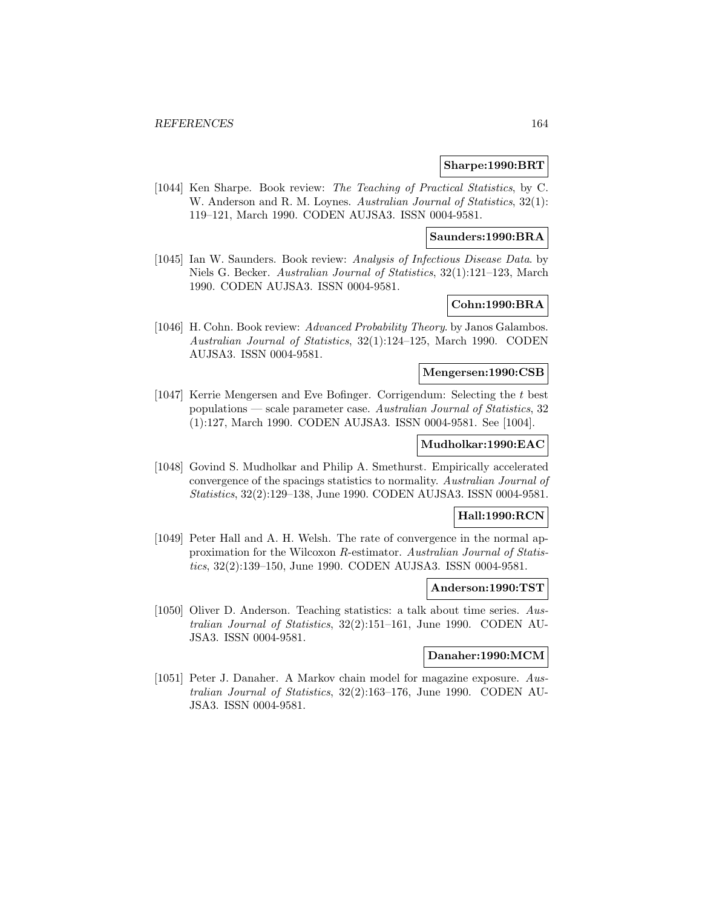**Sharpe:1990:BRT**

[1044] Ken Sharpe. Book review: *The Teaching of Practical Statistics*, by C. W. Anderson and R. M. Loynes. *Australian Journal of Statistics*, 32(1): 119–121, March 1990. CODEN AUJSA3. ISSN 0004-9581.

**Saunders:1990:BRA**

[1045] Ian W. Saunders. Book review: *Analysis of Infectious Disease Data*. by Niels G. Becker. *Australian Journal of Statistics*, 32(1):121–123, March 1990. CODEN AUJSA3. ISSN 0004-9581.

**Cohn:1990:BRA**

[1046] H. Cohn. Book review: *Advanced Probability Theory*. by Janos Galambos. *Australian Journal of Statistics*, 32(1):124–125, March 1990. CODEN AUJSA3. ISSN 0004-9581.

**Mengersen:1990:CSB**

[1047] Kerrie Mengersen and Eve Bofinger. Corrigendum: Selecting the $t$ best populations — scale parameter case. *Australian Journal of Statistics*, 32 (1):127, March 1990. CODEN AUJSA3. ISSN 0004-9581. See [1004].

**Mudholkar:1990:EAC**

[1048] Govind S. Mudholkar and Philip A. Smethurst. Empirically accelerated convergence of the spacings statistics to normality. *Australian Journal of Statistics*, 32(2):129–138, June 1990. CODEN AUJSA3. ISSN 0004-9581.

**Hall:1990:RCN**

[1049] Peter Hall and A. H. Welsh. The rate of convergence in the normal approximation for the Wilcoxon $R$-estimator. *Australian Journal of Statistics*, 32(2):139–150, June 1990. CODEN AUJSA3. ISSN 0004-9581.

**Anderson:1990:TST**

[1050] Oliver D. Anderson. Teaching statistics: a talk about time series. *Australian Journal of Statistics*, 32(2):151–161, June 1990. CODEN AUJSA3. ISSN 0004-9581.

**Danaher:1990:MCM**

[1051] Peter J. Danaher. A Markov chain model for magazine exposure. *Australian Journal of Statistics*, 32(2):163–176, June 1990. CODEN AUJSA3. ISSN 0004-9581.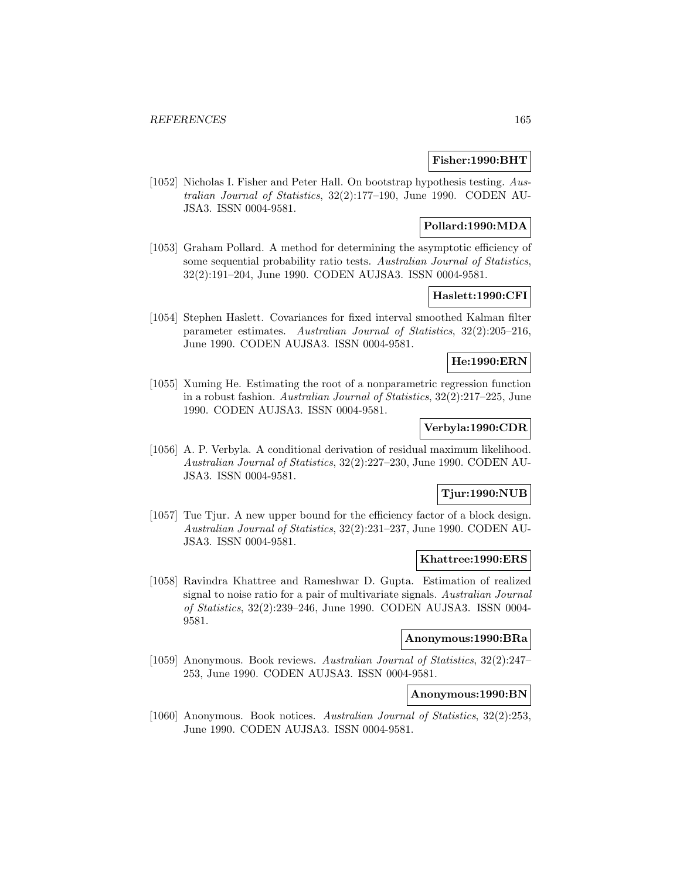**Fisher:1990:BHT**

[1052] Nicholas I. Fisher and Peter Hall. On bootstrap hypothesis testing. *Australian Journal of Statistics*, 32(2):177–190, June 1990. CODEN AUJSA3. ISSN 0004-9581.

**Pollard:1990:MDA**

[1053] Graham Pollard. A method for determining the asymptotic efficiency of some sequential probability ratio tests. *Australian Journal of Statistics*, 32(2):191–204, June 1990. CODEN AUJSA3. ISSN 0004-9581.

**Haslett:1990:CFI**

[1054] Stephen Haslett. Covariances for fixed interval smoothed Kalman filter parameter estimates. *Australian Journal of Statistics*, 32(2):205–216, June 1990. CODEN AUJSA3. ISSN 0004-9581.

**He:1990:ERN**

[1055] Xuming He. Estimating the root of a nonparametric regression function in a robust fashion. *Australian Journal of Statistics*, 32(2):217–225, June 1990. CODEN AUJSA3. ISSN 0004-9581.

**Verbyla:1990:CDR**

[1056] A. P. Verbyla. A conditional derivation of residual maximum likelihood. *Australian Journal of Statistics*, 32(2):227–230, June 1990. CODEN AUJSA3. ISSN 0004-9581.

**Tjur:1990:NUB**

[1057] Tue Tjur. A new upper bound for the efficiency factor of a block design. *Australian Journal of Statistics*, 32(2):231–237, June 1990. CODEN AUJSA3. ISSN 0004-9581.

**Khattree:1990:ERS**

[1058] Ravindra Khattree and Rameshwar D. Gupta. Estimation of realized signal to noise ratio for a pair of multivariate signals. *Australian Journal of Statistics*, 32(2):239–246, June 1990. CODEN AUJSA3. ISSN 0004-9581.

**Anonymous:1990:BRa**

[1059] Anonymous. Book reviews. *Australian Journal of Statistics*, 32(2):247–253, June 1990. CODEN AUJSA3. ISSN 0004-9581.

**Anonymous:1990:BN**

[1060] Anonymous. Book notices. *Australian Journal of Statistics*, 32(2):253, June 1990. CODEN AUJSA3. ISSN 0004-9581.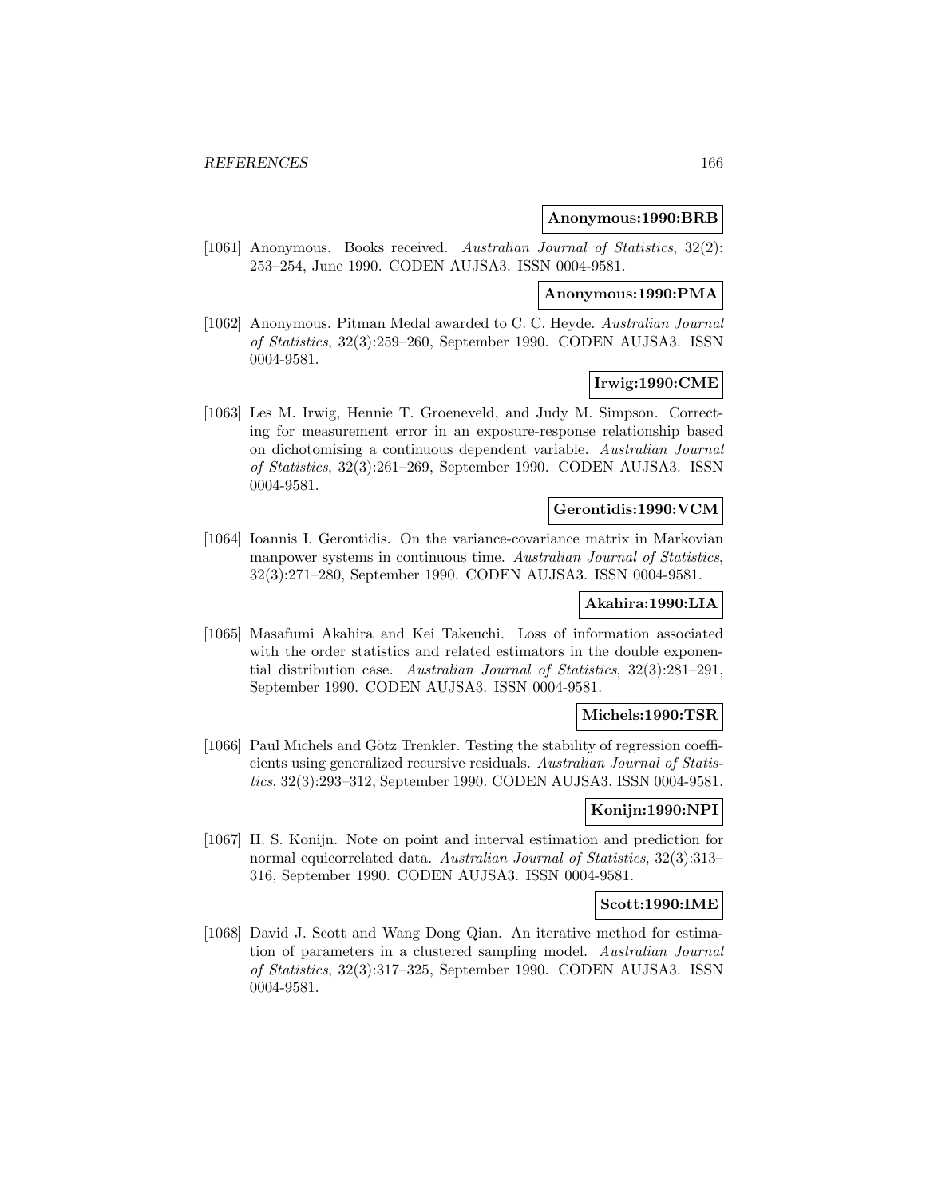**Anonymous:1990:BRB**

[1061] Anonymous. Books received. *Australian Journal of Statistics*, 32(2): 253–254, June 1990. CODEN AUJSA3. ISSN 0004-9581.

**Anonymous:1990:PMA**

[1062] Anonymous. Pitman Medal awarded to C. C. Heyde. *Australian Journal of Statistics*, 32(3):259–260, September 1990. CODEN AUJSA3. ISSN 0004-9581.

**Irwig:1990:CME**

[1063] Les M. Irwig, Hennie T. Groeneveld, and Judy M. Simpson. Correcting for measurement error in an exposure-response relationship based on dichotomising a continuous dependent variable. *Australian Journal of Statistics*, 32(3):261–269, September 1990. CODEN AUJSA3. ISSN 0004-9581.

**Gerontidis:1990:VCM**

[1064] Ioannis I. Gerontidis. On the variance-covariance matrix in Markovian manpower systems in continuous time. *Australian Journal of Statistics*, 32(3):271–280, September 1990. CODEN AUJSA3. ISSN 0004-9581.

**Akahira:1990:LIA**

[1065] Masafumi Akahira and Kei Takeuchi. Loss of information associated with the order statistics and related estimators in the double exponential distribution case. *Australian Journal of Statistics*, 32(3):281–291, September 1990. CODEN AUJSA3. ISSN 0004-9581.

**Michels:1990:TSR**

[1066] Paul Michels and Götz Trenkler. Testing the stability of regression coefficients using generalized recursive residuals. *Australian Journal of Statistics*, 32(3):293–312, September 1990. CODEN AUJSA3. ISSN 0004-9581.

**Konijn:1990:NPI**

[1067] H. S. Konijn. Note on point and interval estimation and prediction for normal equicorrelated data. *Australian Journal of Statistics*, 32(3):313–316, September 1990. CODEN AUJSA3. ISSN 0004-9581.

**Scott:1990:IME**

[1068] David J. Scott and Wang Dong Qian. An iterative method for estimation of parameters in a clustered sampling model. *Australian Journal of Statistics*, 32(3):317–325, September 1990. CODEN AUJSA3. ISSN 0004-9581.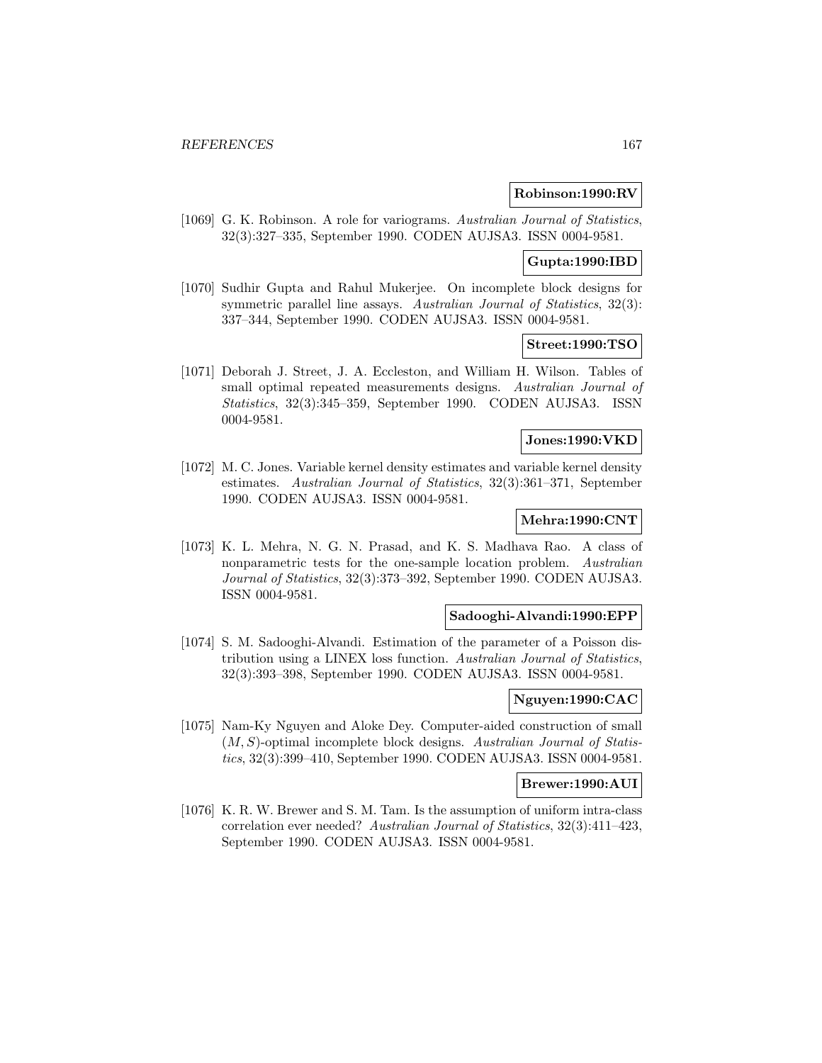**Robinson:1990:RV**

[1069] G. K. Robinson. A role for variograms. *Australian Journal of Statistics*, 32(3):327–335, September 1990. CODEN AUJSA3. ISSN 0004-9581.

**Gupta:1990:IBD**

[1070] Sudhir Gupta and Rahul Mukerjee. On incomplete block designs for symmetric parallel line assays. *Australian Journal of Statistics*, 32(3): 337–344, September 1990. CODEN AUJSA3. ISSN 0004-9581.

**Street:1990:TSO**

[1071] Deborah J. Street, J. A. Eccleston, and William H. Wilson. Tables of small optimal repeated measurements designs. *Australian Journal of Statistics*, 32(3):345–359, September 1990. CODEN AUJSA3. ISSN 0004-9581.

**Jones:1990:VKD**

[1072] M. C. Jones. Variable kernel density estimates and variable kernel density estimates. *Australian Journal of Statistics*, 32(3):361–371, September 1990. CODEN AUJSA3. ISSN 0004-9581.

**Mehra:1990:CNT**

[1073] K. L. Mehra, N. G. N. Prasad, and K. S. Madhava Rao. A class of nonparametric tests for the one-sample location problem. *Australian Journal of Statistics*, 32(3):373–392, September 1990. CODEN AUJSA3. ISSN 0004-9581.

**Sadooghi-Alvandi:1990:EPP**

[1074] S. M. Sadooghi-Alvandi. Estimation of the parameter of a Poisson distribution using a LINEX loss function. *Australian Journal of Statistics*, 32(3):393–398, September 1990. CODEN AUJSA3. ISSN 0004-9581.

**Nguyen:1990:CAC**

[1075] Nam-Ky Nguyen and Aloke Dey. Computer-aided construction of small $(M, S)$-optimal incomplete block designs. *Australian Journal of Statistics*, 32(3):399–410, September 1990. CODEN AUJSA3. ISSN 0004-9581.

**Brewer:1990:AUI**

[1076] K. R. W. Brewer and S. M. Tam. Is the assumption of uniform intra-class correlation ever needed? *Australian Journal of Statistics*, 32(3):411–423, September 1990. CODEN AUJSA3. ISSN 0004-9581.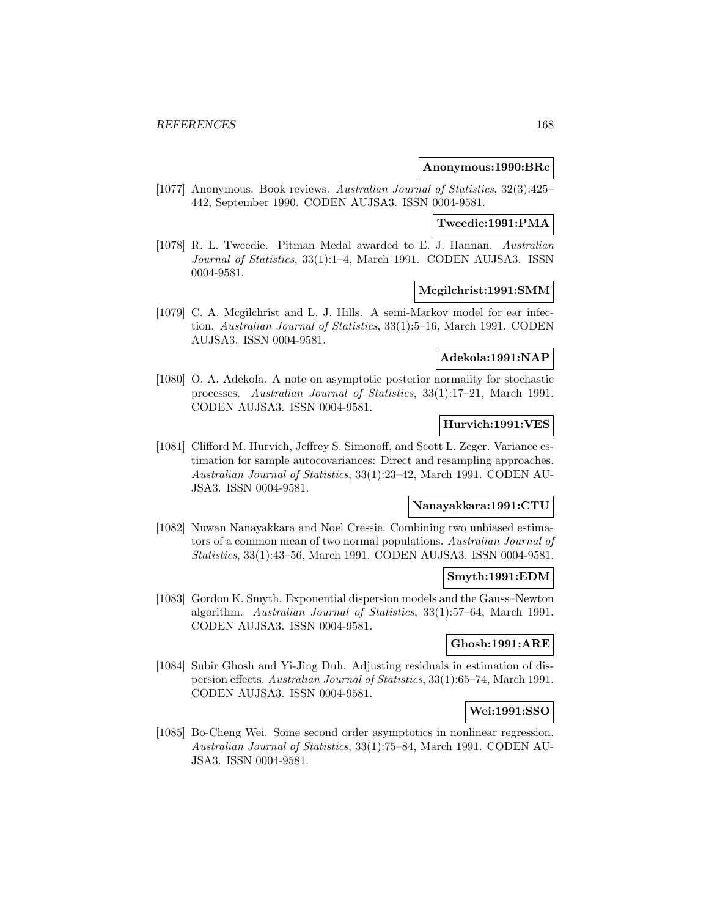**Anonymous:1990:BRc**

[1077] Anonymous. Book reviews. *Australian Journal of Statistics*, 32(3):425–442, September 1990. CODEN AUJSA3. ISSN 0004-9581.

**Tweedie:1991:PMA**

[1078] R. L. Tweedie. Pitman Medal awarded to E. J. Hannan. *Australian Journal of Statistics*, 33(1):1–4, March 1991. CODEN AUJSA3. ISSN 0004-9581.

**Mcgilchrist:1991:SMM**

[1079] C. A. Mcgilchrist and L. J. Hills. A semi-Markov model for ear infection. *Australian Journal of Statistics*, 33(1):5–16, March 1991. CODEN AUJSA3. ISSN 0004-9581.

**Adekola:1991:NAP**

[1080] O. A. Adekola. A note on asymptotic posterior normality for stochastic processes. *Australian Journal of Statistics*, 33(1):17–21, March 1991. CODEN AUJSA3. ISSN 0004-9581.

**Hurvich:1991:VES**

[1081] Clifford M. Hurvich, Jeffrey S. Simonoff, and Scott L. Zeger. Variance estimation for sample autocovariances: Direct and resampling approaches. *Australian Journal of Statistics*, 33(1):23–42, March 1991. CODEN AUJSA3. ISSN 0004-9581.

**Nanayakkara:1991:CTU**

[1082] Nuwan Nanayakkara and Noel Cressie. Combining two unbiased estimators of a common mean of two normal populations. *Australian Journal of Statistics*, 33(1):43–56, March 1991. CODEN AUJSA3. ISSN 0004-9581.

**Smyth:1991:EDM**

[1083] Gordon K. Smyth. Exponential dispersion models and the Gauss–Newton algorithm. *Australian Journal of Statistics*, 33(1):57–64, March 1991. CODEN AUJSA3. ISSN 0004-9581.

**Ghosh:1991:ARE**

[1084] Subir Ghosh and Yi-Jing Duh. Adjusting residuals in estimation of dispersion effects. *Australian Journal of Statistics*, 33(1):65–74, March 1991. CODEN AUJSA3. ISSN 0004-9581.

**Wei:1991:SSO**

[1085] Bo-Cheng Wei. Some second order asymptotics in nonlinear regression. *Australian Journal of Statistics*, 33(1):75–84, March 1991. CODEN AUJSA3. ISSN 0004-9581.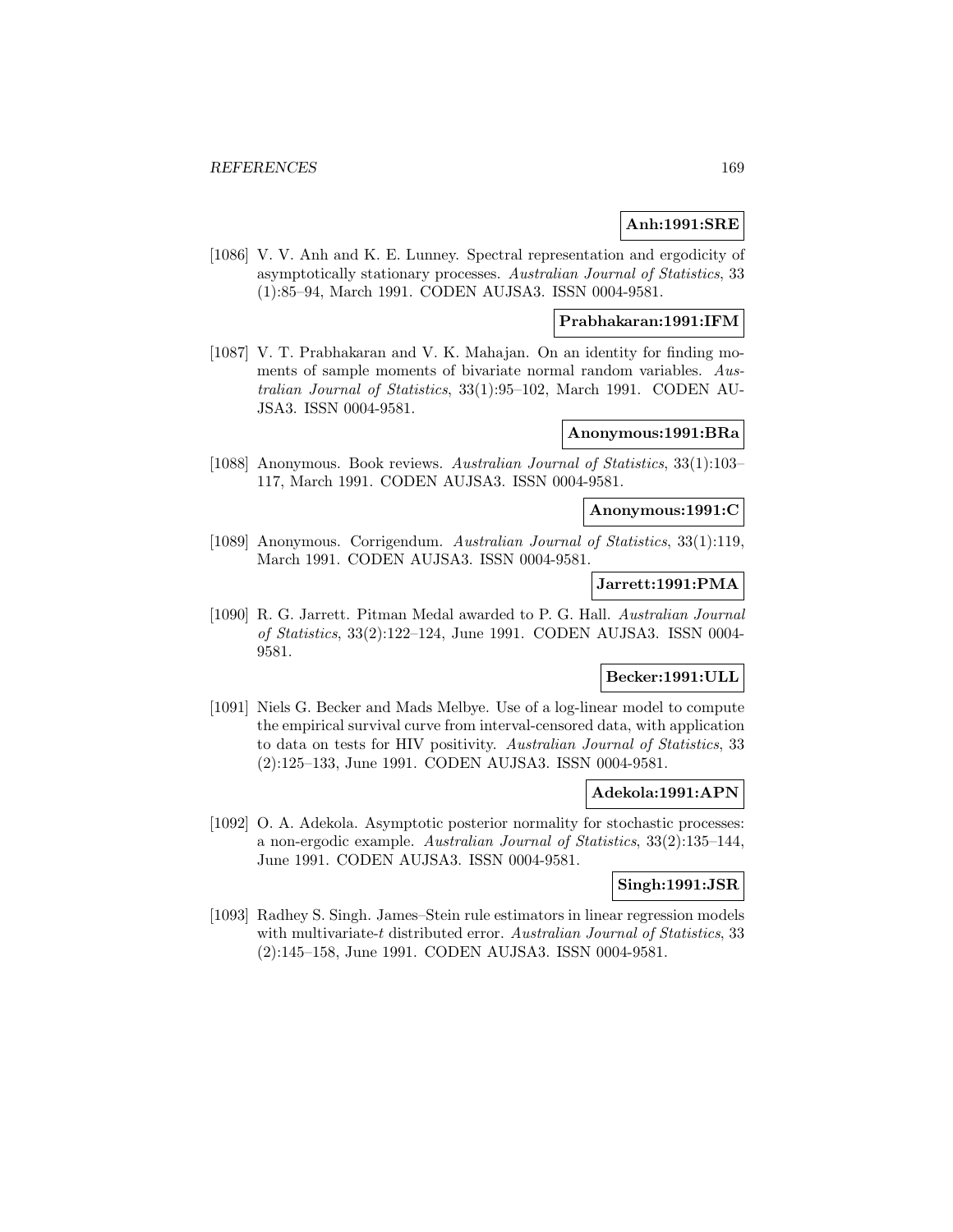**Anh:1991:SRE**

[1086] V. V. Anh and K. E. Lunney. Spectral representation and ergodicity of asymptotically stationary processes. *Australian Journal of Statistics*, 33 (1):85–94, March 1991. CODEN AUJSA3. ISSN 0004-9581.

**Prabhakaran:1991:IFM**

[1087] V. T. Prabhakaran and V. K. Mahajan. On an identity for finding moments of sample moments of bivariate normal random variables. *Australian Journal of Statistics*, 33(1):95–102, March 1991. CODEN AUJSA3. ISSN 0004-9581.

**Anonymous:1991:BRa**

[1088] Anonymous. Book reviews. *Australian Journal of Statistics*, 33(1):103–117, March 1991. CODEN AUJSA3. ISSN 0004-9581.

**Anonymous:1991:C**

[1089] Anonymous. Corrigendum. *Australian Journal of Statistics*, 33(1):119, March 1991. CODEN AUJSA3. ISSN 0004-9581.

**Jarrett:1991:PMA**

[1090] R. G. Jarrett. Pitman Medal awarded to P. G. Hall. *Australian Journal of Statistics*, 33(2):122–124, June 1991. CODEN AUJSA3. ISSN 0004-9581.

**Becker:1991:ULL**

[1091] Niels G. Becker and Mads Melbye. Use of a log-linear model to compute the empirical survival curve from interval-censored data, with application to data on tests for HIV positivity. *Australian Journal of Statistics*, 33 (2):125–133, June 1991. CODEN AUJSA3. ISSN 0004-9581.

**Adekola:1991:APN**

[1092] O. A. Adekola. Asymptotic posterior normality for stochastic processes: a non-ergodic example. *Australian Journal of Statistics*, 33(2):135–144, June 1991. CODEN AUJSA3. ISSN 0004-9581.

**Singh:1991:JSR**

[1093] Radhey S. Singh. James–Stein rule estimators in linear regression models with multivariate-$t$ distributed error. *Australian Journal of Statistics*, 33 (2):145–158, June 1991. CODEN AUJSA3. ISSN 0004-9581.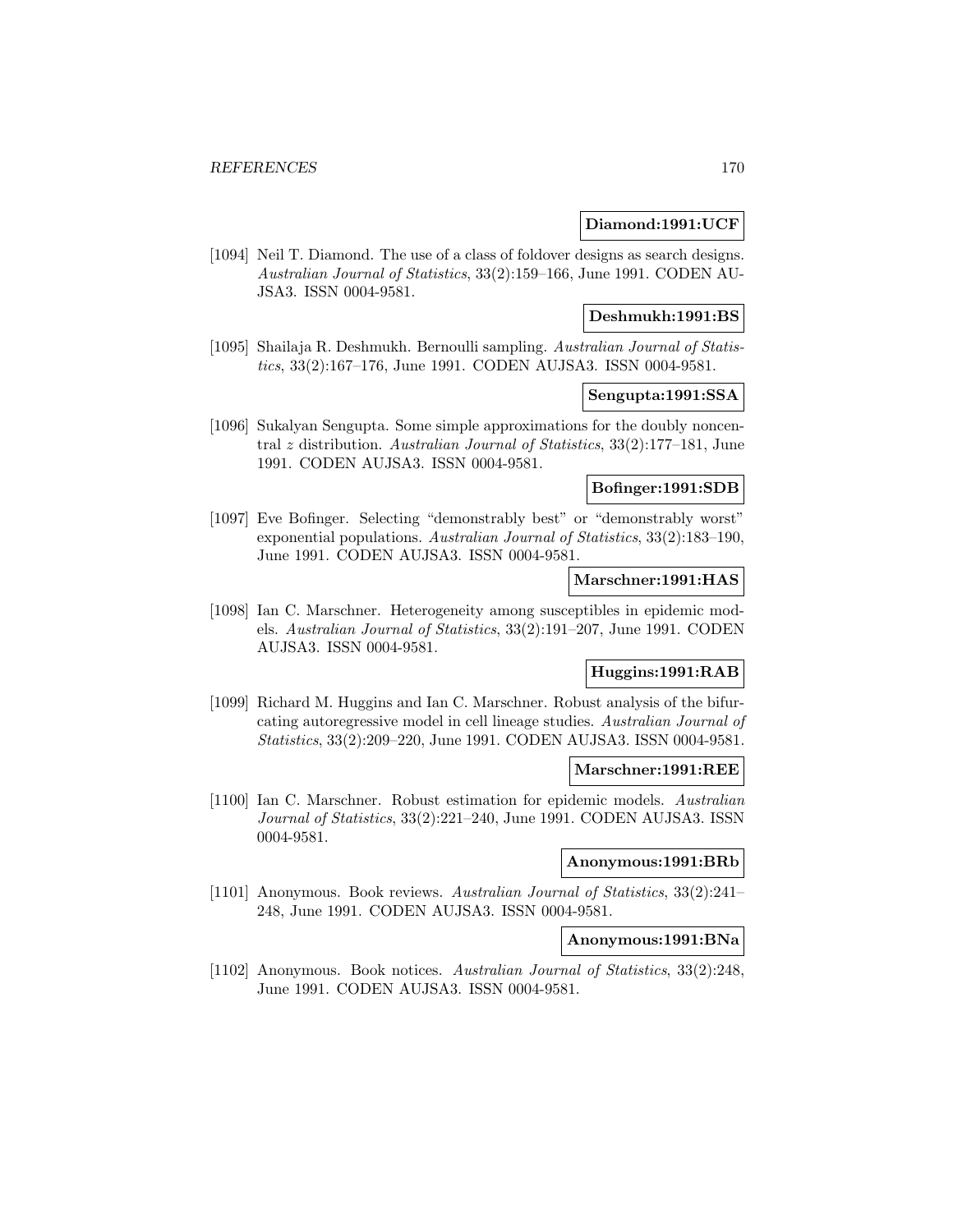**Diamond:1991:UCF**

[1094] Neil T. Diamond. The use of a class of foldover designs as search designs. *Australian Journal of Statistics*, 33(2):159–166, June 1991. CODEN AUJSA3. ISSN 0004-9581.

**Deshmukh:1991:BS**

[1095] Shailaja R. Deshmukh. Bernoulli sampling. *Australian Journal of Statistics*, 33(2):167–176, June 1991. CODEN AUJSA3. ISSN 0004-9581.

**Sengupta:1991:SSA**

[1096] Sukalyan Sengupta. Some simple approximations for the doubly noncentral $z$ distribution. *Australian Journal of Statistics*, 33(2):177–181, June 1991. CODEN AUJSA3. ISSN 0004-9581.

**Bofinger:1991:SDB**

[1097] Eve Bofinger. Selecting "demonstrably best" or "demonstrably worst" exponential populations. *Australian Journal of Statistics*, 33(2):183–190, June 1991. CODEN AUJSA3. ISSN 0004-9581.

**Marschner:1991:HAS**

[1098] Ian C. Marschner. Heterogeneity among susceptibles in epidemic models. *Australian Journal of Statistics*, 33(2):191–207, June 1991. CODEN AUJSA3. ISSN 0004-9581.

**Huggins:1991:RAB**

[1099] Richard M. Huggins and Ian C. Marschner. Robust analysis of the bifurcating autoregressive model in cell lineage studies. *Australian Journal of Statistics*, 33(2):209–220, June 1991. CODEN AUJSA3. ISSN 0004-9581.

**Marschner:1991:REE**

[1100] Ian C. Marschner. Robust estimation for epidemic models. *Australian Journal of Statistics*, 33(2):221–240, June 1991. CODEN AUJSA3. ISSN 0004-9581.

**Anonymous:1991:BRb**

[1101] Anonymous. Book reviews. *Australian Journal of Statistics*, 33(2):241–248, June 1991. CODEN AUJSA3. ISSN 0004-9581.

**Anonymous:1991:BNa**

[1102] Anonymous. Book notices. *Australian Journal of Statistics*, 33(2):248, June 1991. CODEN AUJSA3. ISSN 0004-9581.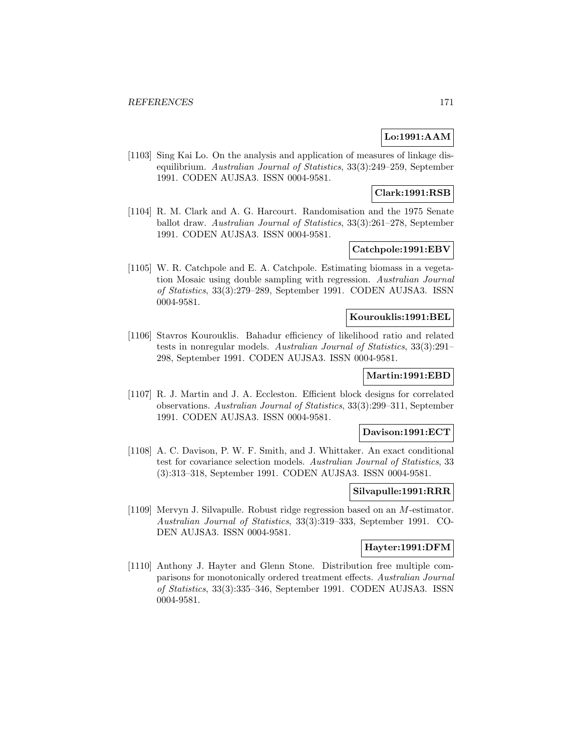**Lo:1991:AAM**

[1103] Sing Kai Lo. On the analysis and application of measures of linkage disequilibrium. *Australian Journal of Statistics*, 33(3):249–259, September 1991. CODEN AUJSA3. ISSN 0004-9581.

**Clark:1991:RSB**

[1104] R. M. Clark and A. G. Harcourt. Randomisation and the 1975 Senate ballot draw. *Australian Journal of Statistics*, 33(3):261–278, September 1991. CODEN AUJSA3. ISSN 0004-9581.

**Catchpole:1991:EBV**

[1105] W. R. Catchpole and E. A. Catchpole. Estimating biomass in a vegetation Mosaic using double sampling with regression. *Australian Journal of Statistics*, 33(3):279–289, September 1991. CODEN AUJSA3. ISSN 0004-9581.

**Kourouklis:1991:BEL**

[1106] Stavros Kourouklis. Bahadur efficiency of likelihood ratio and related tests in nonregular models. *Australian Journal of Statistics*, 33(3):291–298, September 1991. CODEN AUJSA3. ISSN 0004-9581.

**Martin:1991:EBD**

[1107] R. J. Martin and J. A. Eccleston. Efficient block designs for correlated observations. *Australian Journal of Statistics*, 33(3):299–311, September 1991. CODEN AUJSA3. ISSN 0004-9581.

**Davison:1991:ECT**

[1108] A. C. Davison, P. W. F. Smith, and J. Whittaker. An exact conditional test for covariance selection models. *Australian Journal of Statistics*, 33 (3):313–318, September 1991. CODEN AUJSA3. ISSN 0004-9581.

**Silvapulle:1991:RRR**

[1109] Mervyn J. Silvapulle. Robust ridge regression based on an $M$-estimator. *Australian Journal of Statistics*, 33(3):319–333, September 1991. CODEN AUJSA3. ISSN 0004-9581.

**Hayter:1991:DFM**

[1110] Anthony J. Hayter and Glenn Stone. Distribution free multiple comparisons for monotonically ordered treatment effects. *Australian Journal of Statistics*, 33(3):335–346, September 1991. CODEN AUJSA3. ISSN 0004-9581.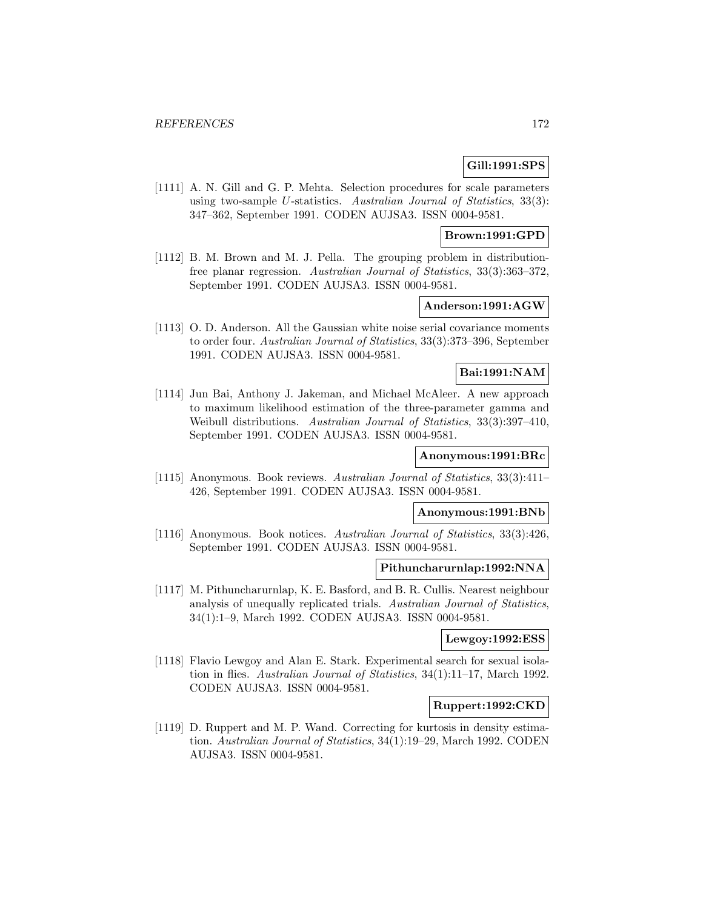**Gill:1991:SPS**

[1111] A. N. Gill and G. P. Mehta. Selection procedures for scale parameters using two-sample $U$-statistics. *Australian Journal of Statistics*, 33(3): 347–362, September 1991. CODEN AUJSA3. ISSN 0004-9581.

**Brown:1991:GPD**

[1112] B. M. Brown and M. J. Pella. The grouping problem in distribution-free planar regression. *Australian Journal of Statistics*, 33(3):363–372, September 1991. CODEN AUJSA3. ISSN 0004-9581.

**Anderson:1991:AGW**

[1113] O. D. Anderson. All the Gaussian white noise serial covariance moments to order four. *Australian Journal of Statistics*, 33(3):373–396, September 1991. CODEN AUJSA3. ISSN 0004-9581.

**Bai:1991:NAM**

[1114] Jun Bai, Anthony J. Jakeman, and Michael McAleer. A new approach to maximum likelihood estimation of the three-parameter gamma and Weibull distributions. *Australian Journal of Statistics*, 33(3):397–410, September 1991. CODEN AUJSA3. ISSN 0004-9581.

**Anonymous:1991:BRc**

[1115] Anonymous. Book reviews. *Australian Journal of Statistics*, 33(3):411–426, September 1991. CODEN AUJSA3. ISSN 0004-9581.

**Anonymous:1991:BNb**

[1116] Anonymous. Book notices. *Australian Journal of Statistics*, 33(3):426, September 1991. CODEN AUJSA3. ISSN 0004-9581.

**Pithuncharurnlap:1992:NNA**

[1117] M. Pithuncharurnlap, K. E. Basford, and B. R. Cullis. Nearest neighbour analysis of unequally replicated trials. *Australian Journal of Statistics*, 34(1):1–9, March 1992. CODEN AUJSA3. ISSN 0004-9581.

**Lewgoy:1992:ESS**

[1118] Flavio Lewgoy and Alan E. Stark. Experimental search for sexual isolation in flies. *Australian Journal of Statistics*, 34(1):11–17, March 1992. CODEN AUJSA3. ISSN 0004-9581.

**Ruppert:1992:CKD**

[1119] D. Ruppert and M. P. Wand. Correcting for kurtosis in density estimation. *Australian Journal of Statistics*, 34(1):19–29, March 1992. CODEN AUJSA3. ISSN 0004-9581.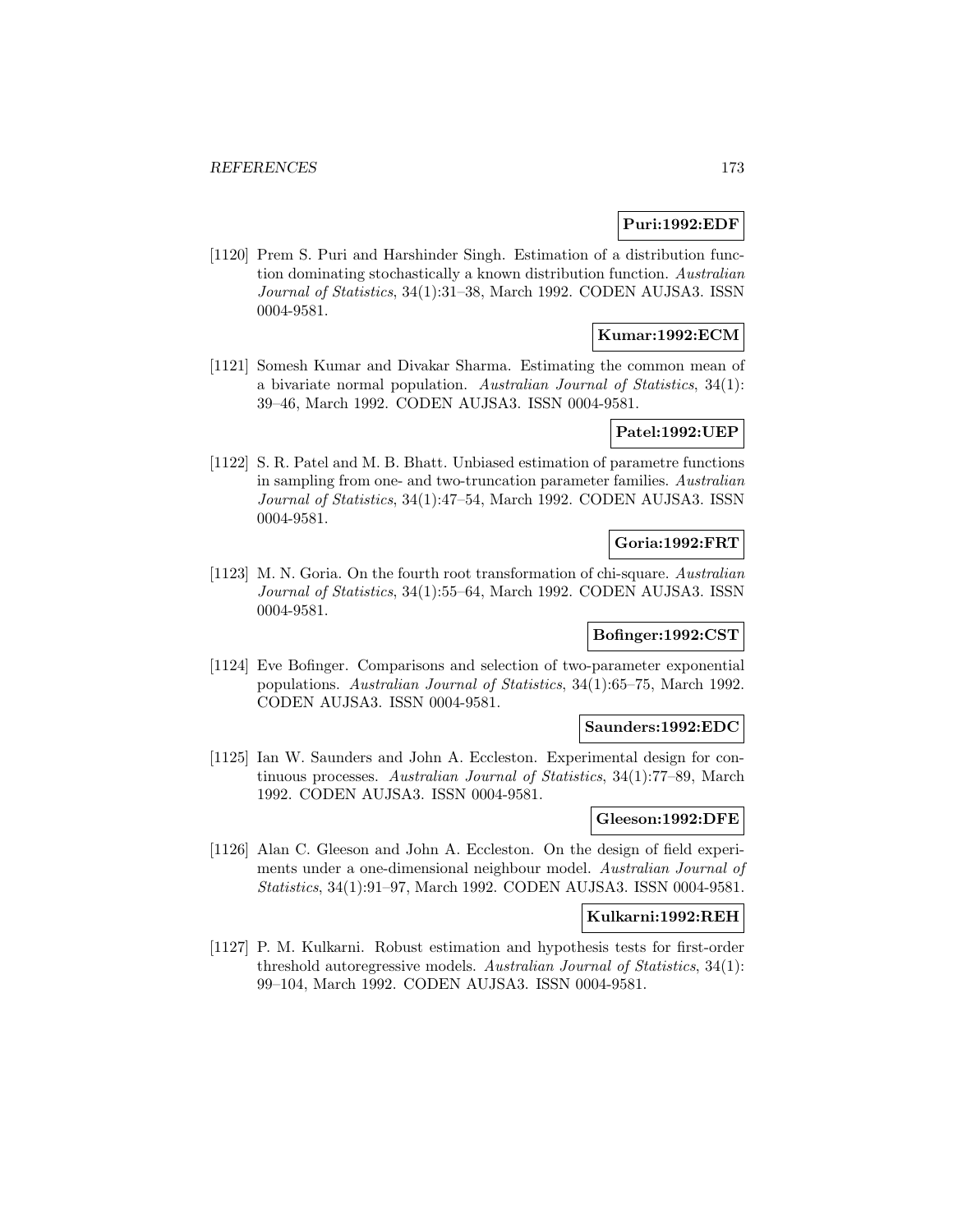**Puri:1992:EDF**

[1120] Prem S. Puri and Harshinder Singh. Estimation of a distribution function dominating stochastically a known distribution function. *Australian Journal of Statistics*, 34(1):31–38, March 1992. CODEN AUJSA3. ISSN 0004-9581.

**Kumar:1992:ECM**

[1121] Somesh Kumar and Divakar Sharma. Estimating the common mean of a bivariate normal population. *Australian Journal of Statistics*, 34(1): 39–46, March 1992. CODEN AUJSA3. ISSN 0004-9581.

**Patel:1992:UEP**

[1122] S. R. Patel and M. B. Bhatt. Unbiased estimation of parametre functions in sampling from one- and two-truncation parameter families. *Australian Journal of Statistics*, 34(1):47–54, March 1992. CODEN AUJSA3. ISSN 0004-9581.

**Goria:1992:FRT**

[1123] M. N. Goria. On the fourth root transformation of chi-square. *Australian Journal of Statistics*, 34(1):55–64, March 1992. CODEN AUJSA3. ISSN 0004-9581.

**Bofinger:1992:CST**

[1124] Eve Bofinger. Comparisons and selection of two-parameter exponential populations. *Australian Journal of Statistics*, 34(1):65–75, March 1992. CODEN AUJSA3. ISSN 0004-9581.

**Saunders:1992:EDC**

[1125] Ian W. Saunders and John A. Eccleston. Experimental design for continuous processes. *Australian Journal of Statistics*, 34(1):77–89, March 1992. CODEN AUJSA3. ISSN 0004-9581.

**Gleeson:1992:DFE**

[1126] Alan C. Gleeson and John A. Eccleston. On the design of field experiments under a one-dimensional neighbour model. *Australian Journal of Statistics*, 34(1):91–97, March 1992. CODEN AUJSA3. ISSN 0004-9581.

**Kulkarni:1992:REH**

[1127] P. M. Kulkarni. Robust estimation and hypothesis tests for first-order threshold autoregressive models. *Australian Journal of Statistics*, 34(1): 99–104, March 1992. CODEN AUJSA3. ISSN 0004-9581.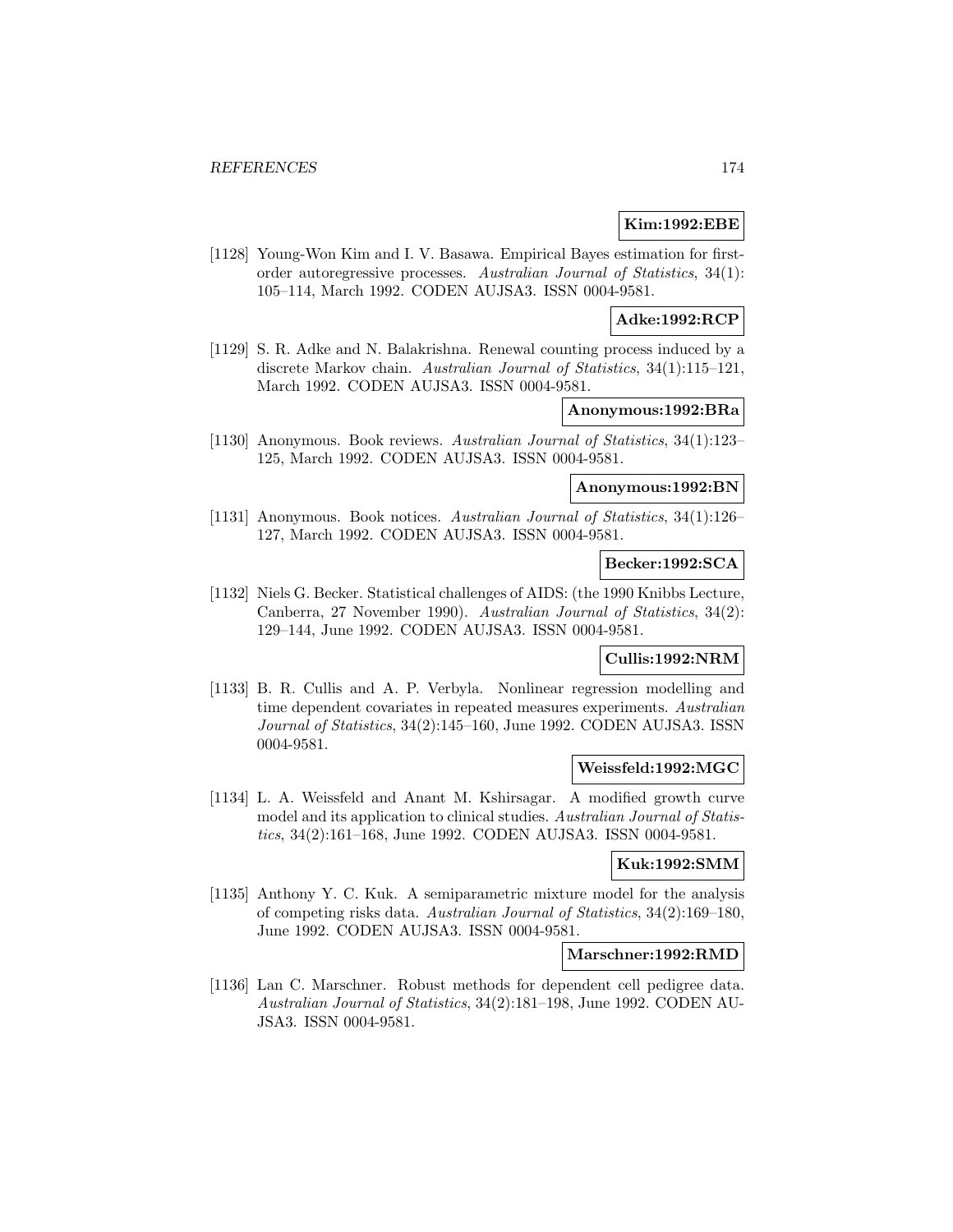**Kim:1992:EBE**

[1128] Young-Won Kim and I. V. Basawa. Empirical Bayes estimation for first-order autoregressive processes. *Australian Journal of Statistics*, 34(1): 105–114, March 1992. CODEN AUJSA3. ISSN 0004-9581.

**Adke:1992:RCP**

[1129] S. R. Adke and N. Balakrishna. Renewal counting process induced by a discrete Markov chain. *Australian Journal of Statistics*, 34(1):115–121, March 1992. CODEN AUJSA3. ISSN 0004-9581.

**Anonymous:1992:BRa**

[1130] Anonymous. Book reviews. *Australian Journal of Statistics*, 34(1):123–125, March 1992. CODEN AUJSA3. ISSN 0004-9581.

**Anonymous:1992:BN**

[1131] Anonymous. Book notices. *Australian Journal of Statistics*, 34(1):126–127, March 1992. CODEN AUJSA3. ISSN 0004-9581.

**Becker:1992:SCA**

[1132] Niels G. Becker. Statistical challenges of AIDS: (the 1990 Knibbs Lecture, Canberra, 27 November 1990). *Australian Journal of Statistics*, 34(2): 129–144, June 1992. CODEN AUJSA3. ISSN 0004-9581.

**Cullis:1992:NRM**

[1133] B. R. Cullis and A. P. Verbyla. Nonlinear regression modelling and time dependent covariates in repeated measures experiments. *Australian Journal of Statistics*, 34(2):145–160, June 1992. CODEN AUJSA3. ISSN 0004-9581.

**Weissfeld:1992:MGC**

[1134] L. A. Weissfeld and Anant M. Kshirsagar. A modified growth curve model and its application to clinical studies. *Australian Journal of Statistics*, 34(2):161–168, June 1992. CODEN AUJSA3. ISSN 0004-9581.

**Kuk:1992:SMM**

[1135] Anthony Y. C. Kuk. A semiparametric mixture model for the analysis of competing risks data. *Australian Journal of Statistics*, 34(2):169–180, June 1992. CODEN AUJSA3. ISSN 0004-9581.

**Marschner:1992:RMD**

[1136] Lan C. Marschner. Robust methods for dependent cell pedigree data. *Australian Journal of Statistics*, 34(2):181–198, June 1992. CODEN AUJSA3. ISSN 0004-9581.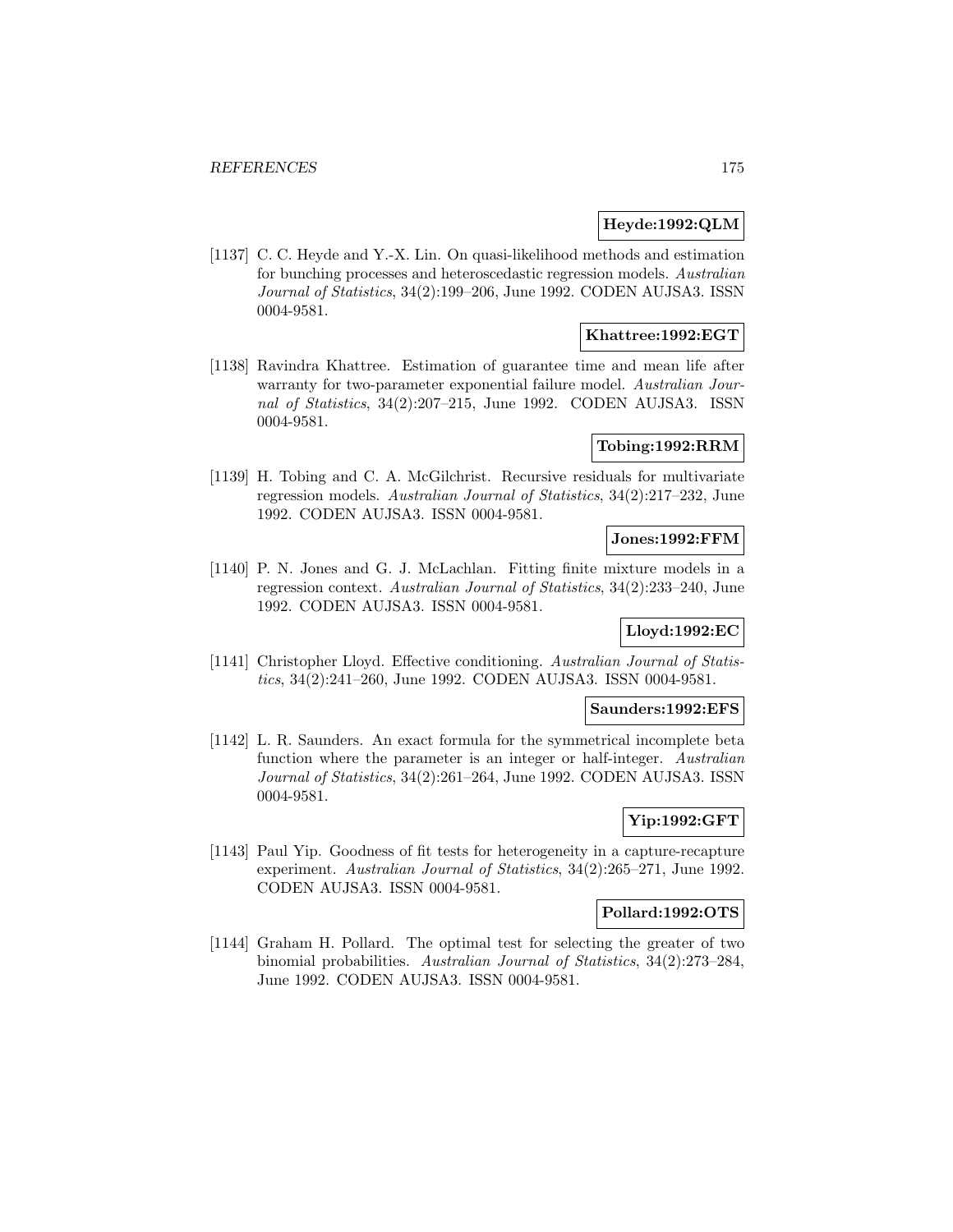**Heyde:1992:QLM**

[1137] C. C. Heyde and Y.-X. Lin. On quasi-likelihood methods and estimation for bunching processes and heteroscedastic regression models. *Australian Journal of Statistics*, 34(2):199–206, June 1992. CODEN AUJSA3. ISSN 0004-9581.

**Khattree:1992:EGT**

[1138] Ravindra Khattree. Estimation of guarantee time and mean life after warranty for two-parameter exponential failure model. *Australian Journal of Statistics*, 34(2):207–215, June 1992. CODEN AUJSA3. ISSN 0004-9581.

**Tobing:1992:RRM**

[1139] H. Tobing and C. A. McGilchrist. Recursive residuals for multivariate regression models. *Australian Journal of Statistics*, 34(2):217–232, June 1992. CODEN AUJSA3. ISSN 0004-9581.

**Jones:1992:FFM**

[1140] P. N. Jones and G. J. McLachlan. Fitting finite mixture models in a regression context. *Australian Journal of Statistics*, 34(2):233–240, June 1992. CODEN AUJSA3. ISSN 0004-9581.

**Lloyd:1992:EC**

[1141] Christopher Lloyd. Effective conditioning. *Australian Journal of Statistics*, 34(2):241–260, June 1992. CODEN AUJSA3. ISSN 0004-9581.

**Saunders:1992:EFS**

[1142] L. R. Saunders. An exact formula for the symmetrical incomplete beta function where the parameter is an integer or half-integer. *Australian Journal of Statistics*, 34(2):261–264, June 1992. CODEN AUJSA3. ISSN 0004-9581.

**Yip:1992:GFT**

[1143] Paul Yip. Goodness of fit tests for heterogeneity in a capture-recapture experiment. *Australian Journal of Statistics*, 34(2):265–271, June 1992. CODEN AUJSA3. ISSN 0004-9581.

**Pollard:1992:OTS**

[1144] Graham H. Pollard. The optimal test for selecting the greater of two binomial probabilities. *Australian Journal of Statistics*, 34(2):273–284, June 1992. CODEN AUJSA3. ISSN 0004-9581.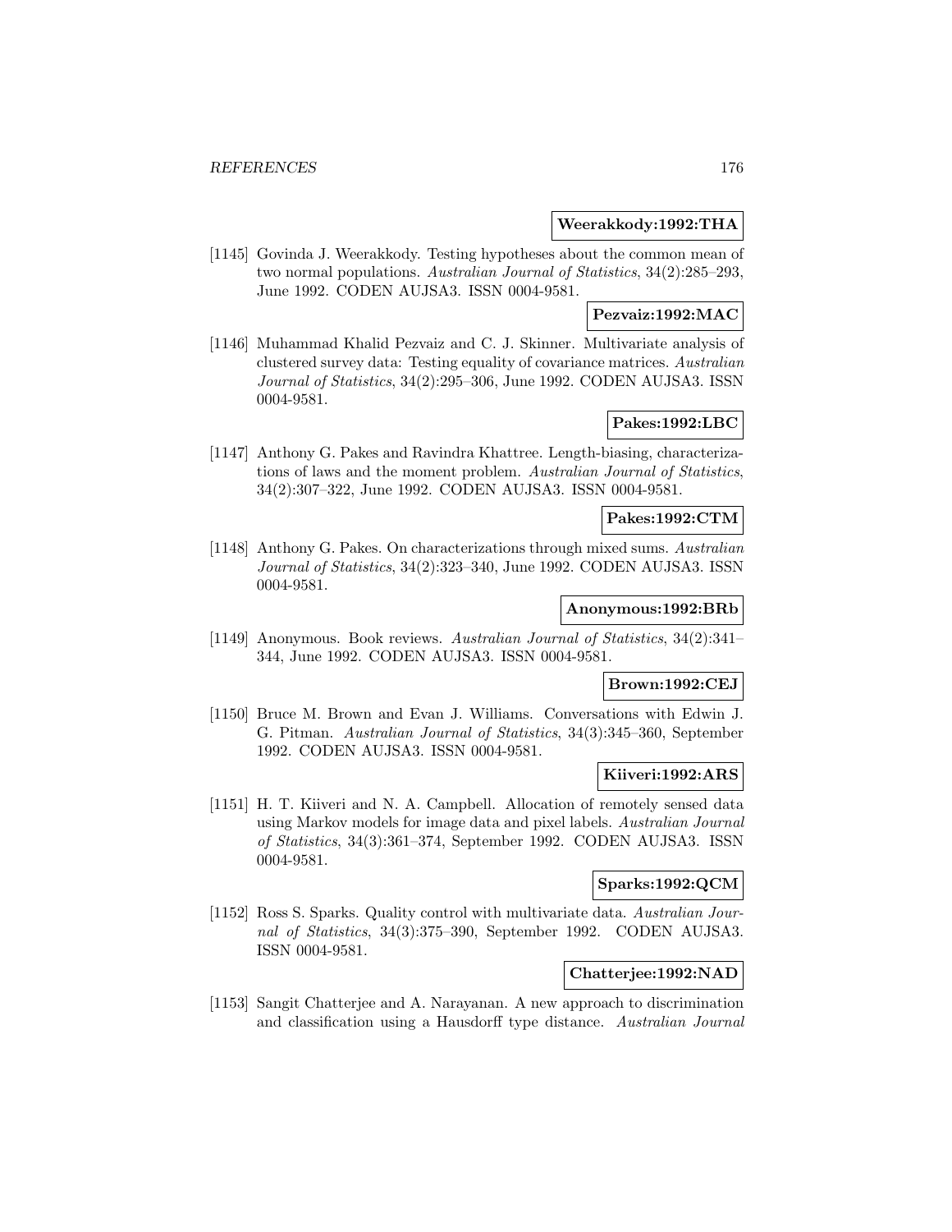**Weerakkody:1992:THA**

[1145] Govinda J. Weerakkody. Testing hypotheses about the common mean of two normal populations. *Australian Journal of Statistics*, 34(2):285–293, June 1992. CODEN AUJSA3. ISSN 0004-9581.

**Pezvaiz:1992:MAC**

[1146] Muhammad Khalid Pezvaiz and C. J. Skinner. Multivariate analysis of clustered survey data: Testing equality of covariance matrices. *Australian Journal of Statistics*, 34(2):295–306, June 1992. CODEN AUJSA3. ISSN 0004-9581.

**Pakes:1992:LBC**

[1147] Anthony G. Pakes and Ravindra Khattree. Length-biasing, characterizations of laws and the moment problem. *Australian Journal of Statistics*, 34(2):307–322, June 1992. CODEN AUJSA3. ISSN 0004-9581.

**Pakes:1992:CTM**

[1148] Anthony G. Pakes. On characterizations through mixed sums. *Australian Journal of Statistics*, 34(2):323–340, June 1992. CODEN AUJSA3. ISSN 0004-9581.

**Anonymous:1992:BRb**

[1149] Anonymous. Book reviews. *Australian Journal of Statistics*, 34(2):341–344, June 1992. CODEN AUJSA3. ISSN 0004-9581.

**Brown:1992:CEJ**

[1150] Bruce M. Brown and Evan J. Williams. Conversations with Edwin J. G. Pitman. *Australian Journal of Statistics*, 34(3):345–360, September 1992. CODEN AUJSA3. ISSN 0004-9581.

**Kiiveri:1992:ARS**

[1151] H. T. Kiiveri and N. A. Campbell. Allocation of remotely sensed data using Markov models for image data and pixel labels. *Australian Journal of Statistics*, 34(3):361–374, September 1992. CODEN AUJSA3. ISSN 0004-9581.

**Sparks:1992:QCM**

[1152] Ross S. Sparks. Quality control with multivariate data. *Australian Journal of Statistics*, 34(3):375–390, September 1992. CODEN AUJSA3. ISSN 0004-9581.

**Chatterjee:1992:NAD**

[1153] Sangit Chatterjee and A. Narayanan. A new approach to discrimination and classification using a Hausdorff type distance. *Australian Journal*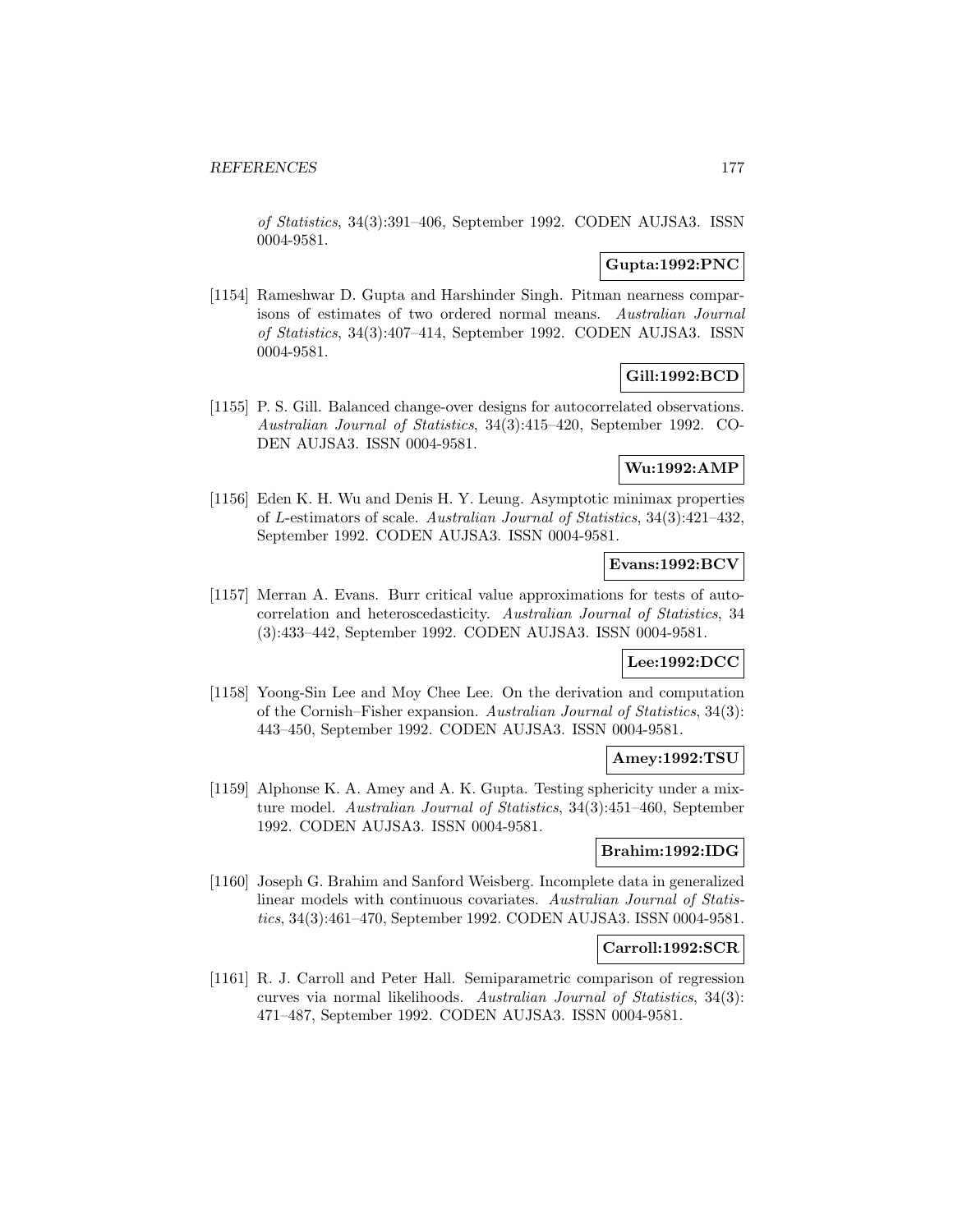*of Statistics*, 34(3):391–406, September 1992. CODEN AUJSA3. ISSN 0004-9581.

**Gupta:1992:PNC**

[1154] Rameshwar D. Gupta and Harshinder Singh. Pitman nearness comparisons of estimates of two ordered normal means. *Australian Journal of Statistics*, 34(3):407–414, September 1992. CODEN AUJSA3. ISSN 0004-9581.

**Gill:1992:BCD**

[1155] P. S. Gill. Balanced change-over designs for autocorrelated observations. *Australian Journal of Statistics*, 34(3):415–420, September 1992. CODEN AUJSA3. ISSN 0004-9581.

**Wu:1992:AMP**

[1156] Eden K. H. Wu and Denis H. Y. Leung. Asymptotic minimax properties of $L$-estimators of scale. *Australian Journal of Statistics*, 34(3):421–432, September 1992. CODEN AUJSA3. ISSN 0004-9581.

**Evans:1992:BCV**

[1157] Merran A. Evans. Burr critical value approximations for tests of autocorrelation and heteroscedasticity. *Australian Journal of Statistics*, 34 (3):433–442, September 1992. CODEN AUJSA3. ISSN 0004-9581.

**Lee:1992:DCC**

[1158] Yoong-Sin Lee and Moy Chee Lee. On the derivation and computation of the Cornish–Fisher expansion. *Australian Journal of Statistics*, 34(3): 443–450, September 1992. CODEN AUJSA3. ISSN 0004-9581.

**Amey:1992:TSU**

[1159] Alphonse K. A. Amey and A. K. Gupta. Testing sphericity under a mixture model. *Australian Journal of Statistics*, 34(3):451–460, September 1992. CODEN AUJSA3. ISSN 0004-9581.

**Brahim:1992:IDG**

[1160] Joseph G. Brahim and Sanford Weisberg. Incomplete data in generalized linear models with continuous covariates. *Australian Journal of Statistics*, 34(3):461–470, September 1992. CODEN AUJSA3. ISSN 0004-9581.

**Carroll:1992:SCR**

[1161] R. J. Carroll and Peter Hall. Semiparametric comparison of regression curves via normal likelihoods. *Australian Journal of Statistics*, 34(3): 471–487, September 1992. CODEN AUJSA3. ISSN 0004-9581.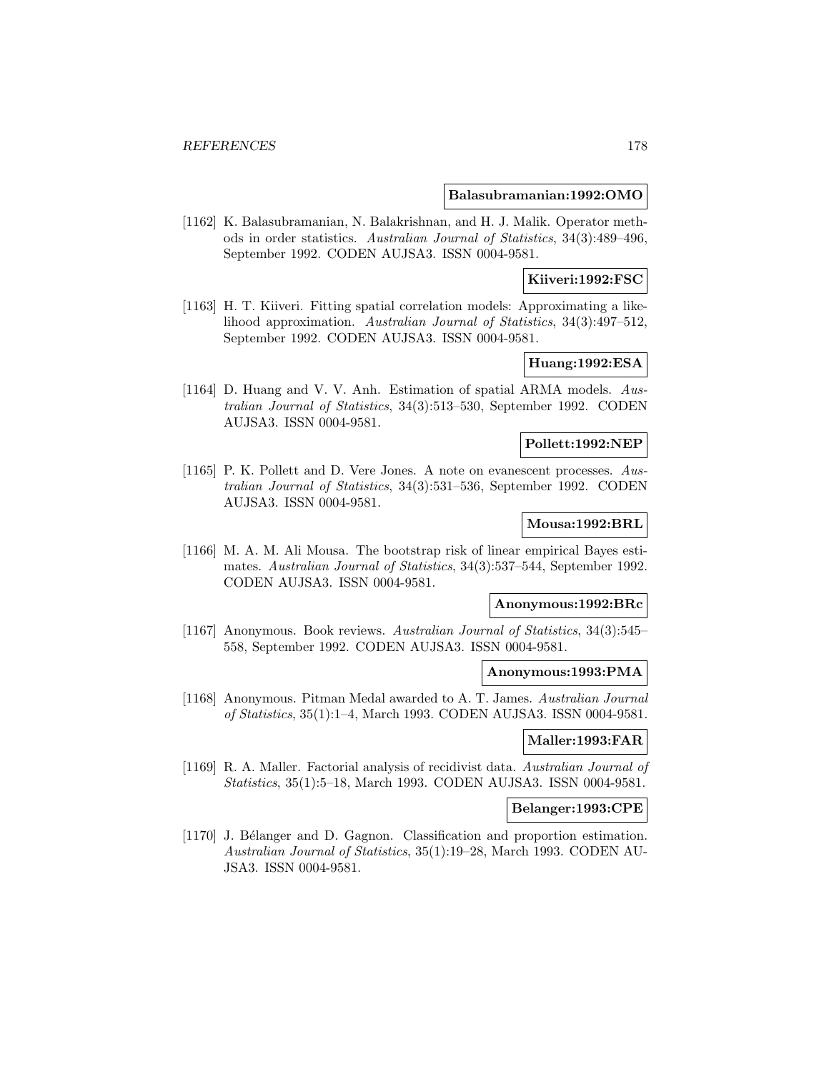**Balasubramanian:1992:OMO**

[1162] K. Balasubramanian, N. Balakrishnan, and H. J. Malik. Operator methods in order statistics. *Australian Journal of Statistics*, 34(3):489–496, September 1992. CODEN AUJSA3. ISSN 0004-9581.

**Kiiveri:1992:FSC**

[1163] H. T. Kiiveri. Fitting spatial correlation models: Approximating a likelihood approximation. *Australian Journal of Statistics*, 34(3):497–512, September 1992. CODEN AUJSA3. ISSN 0004-9581.

**Huang:1992:ESA**

[1164] D. Huang and V. V. Anh. Estimation of spatial ARMA models. *Australian Journal of Statistics*, 34(3):513–530, September 1992. CODEN AUJSA3. ISSN 0004-9581.

**Pollett:1992:NEP**

[1165] P. K. Pollett and D. Vere Jones. A note on evanescent processes. *Australian Journal of Statistics*, 34(3):531–536, September 1992. CODEN AUJSA3. ISSN 0004-9581.

**Mousa:1992:BRL**

[1166] M. A. M. Ali Mousa. The bootstrap risk of linear empirical Bayes estimates. *Australian Journal of Statistics*, 34(3):537–544, September 1992. CODEN AUJSA3. ISSN 0004-9581.

**Anonymous:1992:BRc**

[1167] Anonymous. Book reviews. *Australian Journal of Statistics*, 34(3):545–558, September 1992. CODEN AUJSA3. ISSN 0004-9581.

**Anonymous:1993:PMA**

[1168] Anonymous. Pitman Medal awarded to A. T. James. *Australian Journal of Statistics*, 35(1):1–4, March 1993. CODEN AUJSA3. ISSN 0004-9581.

**Maller:1993:FAR**

[1169] R. A. Maller. Factorial analysis of recidivist data. *Australian Journal of Statistics*, 35(1):5–18, March 1993. CODEN AUJSA3. ISSN 0004-9581.

**Belanger:1993:CPE**

[1170] J. Bélanger and D. Gagnon. Classification and proportion estimation. *Australian Journal of Statistics*, 35(1):19–28, March 1993. CODEN AUJSA3. ISSN 0004-9581.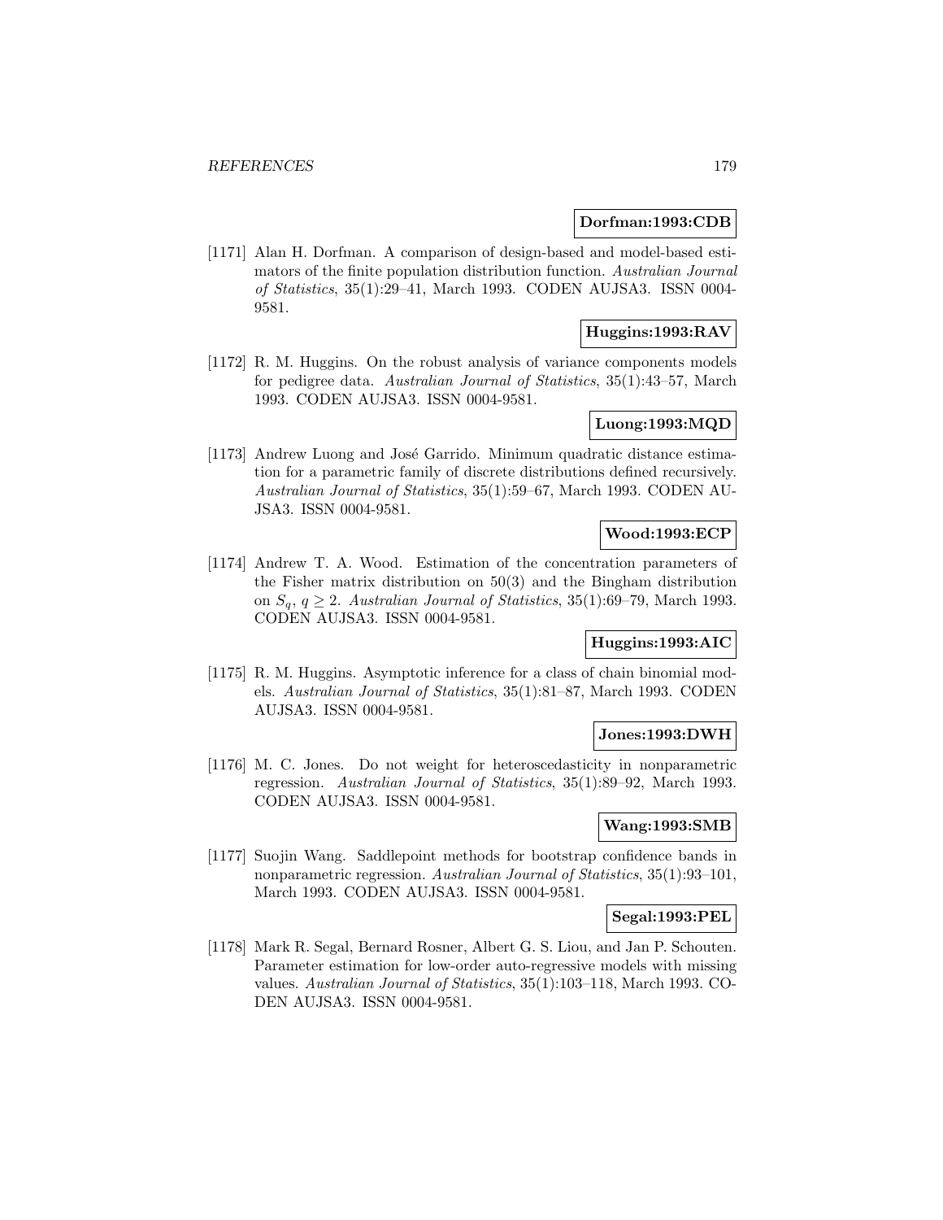**Dorfman:1993:CDB**

[1171] Alan H. Dorfman. A comparison of design-based and model-based estimators of the finite population distribution function. *Australian Journal of Statistics*, 35(1):29–41, March 1993. CODEN AUJSA3. ISSN 0004-9581.

**Huggins:1993:RAV**

[1172] R. M. Huggins. On the robust analysis of variance components models for pedigree data. *Australian Journal of Statistics*, 35(1):43–57, March 1993. CODEN AUJSA3. ISSN 0004-9581.

**Luong:1993:MQD**

[1173] Andrew Luong and José Garrido. Minimum quadratic distance estimation for a parametric family of discrete distributions defined recursively. *Australian Journal of Statistics*, 35(1):59–67, March 1993. CODEN AUJSA3. ISSN 0004-9581.

**Wood:1993:ECP**

[1174] Andrew T. A. Wood. Estimation of the concentration parameters of the Fisher matrix distribution on 50(3) and the Bingham distribution on $S_q$, $q \geq 2$. *Australian Journal of Statistics*, 35(1):69–79, March 1993. CODEN AUJSA3. ISSN 0004-9581.

**Huggins:1993:AIC**

[1175] R. M. Huggins. Asymptotic inference for a class of chain binomial models. *Australian Journal of Statistics*, 35(1):81–87, March 1993. CODEN AUJSA3. ISSN 0004-9581.

**Jones:1993:DWH**

[1176] M. C. Jones. Do not weight for heteroscedasticity in nonparametric regression. *Australian Journal of Statistics*, 35(1):89–92, March 1993. CODEN AUJSA3. ISSN 0004-9581.

**Wang:1993:SMB**

[1177] Suojin Wang. Saddlepoint methods for bootstrap confidence bands in nonparametric regression. *Australian Journal of Statistics*, 35(1):93–101, March 1993. CODEN AUJSA3. ISSN 0004-9581.

**Segal:1993:PEL**

[1178] Mark R. Segal, Bernard Rosner, Albert G. S. Liou, and Jan P. Schouten. Parameter estimation for low-order auto-regressive models with missing values. *Australian Journal of Statistics*, 35(1):103–118, March 1993. CODEN AUJSA3. ISSN 0004-9581.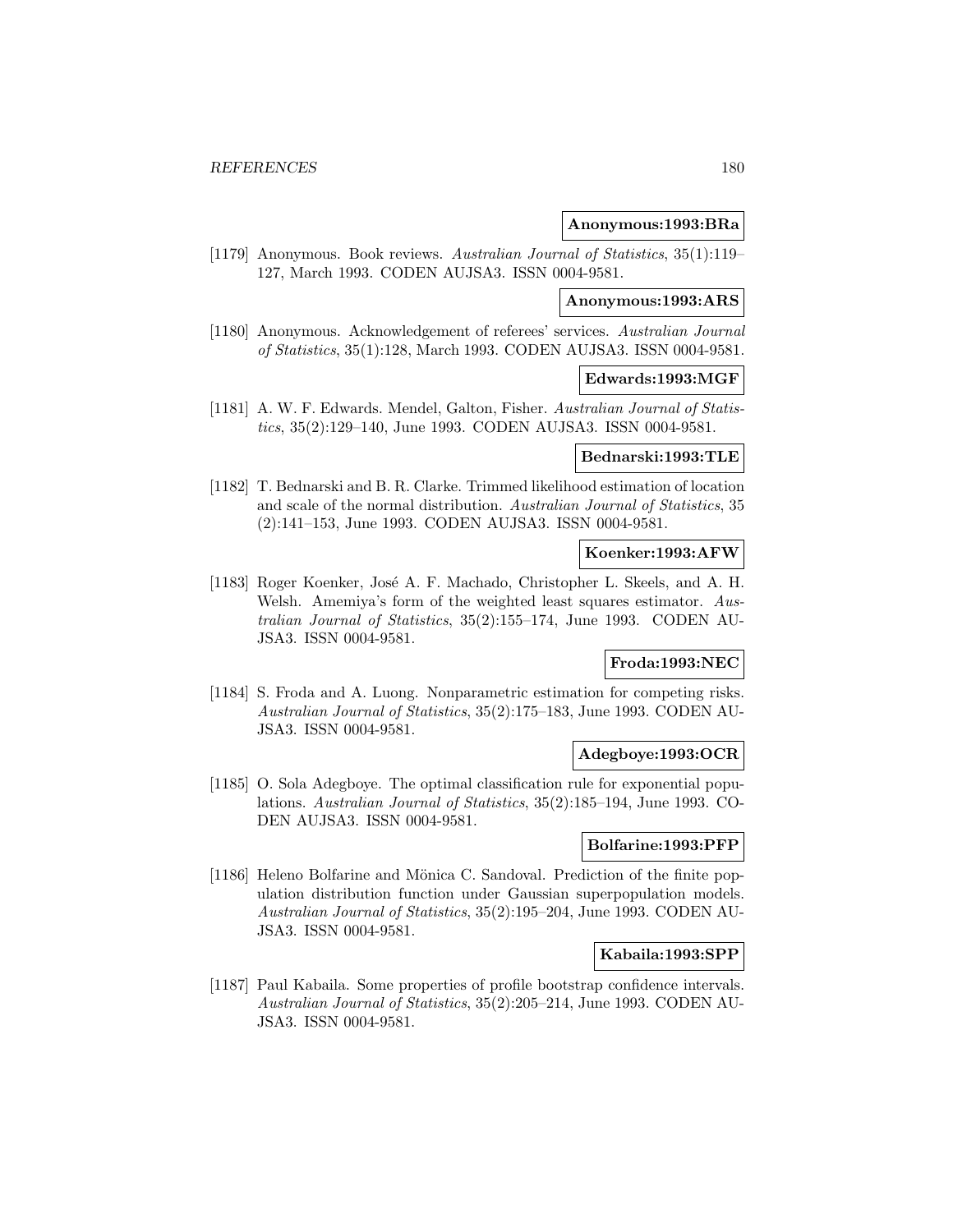**Anonymous:1993:BRa**

[1179] Anonymous. Book reviews. *Australian Journal of Statistics*, 35(1):119–127, March 1993. CODEN AUJSA3. ISSN 0004-9581.

**Anonymous:1993:ARS**

[1180] Anonymous. Acknowledgement of referees' services. *Australian Journal of Statistics*, 35(1):128, March 1993. CODEN AUJSA3. ISSN 0004-9581.

**Edwards:1993:MGF**

[1181] A. W. F. Edwards. Mendel, Galton, Fisher. *Australian Journal of Statistics*, 35(2):129–140, June 1993. CODEN AUJSA3. ISSN 0004-9581.

**Bednarski:1993:TLE**

[1182] T. Bednarski and B. R. Clarke. Trimmed likelihood estimation of location and scale of the normal distribution. *Australian Journal of Statistics*, 35 (2):141–153, June 1993. CODEN AUJSA3. ISSN 0004-9581.

**Koenker:1993:AFW**

[1183] Roger Koenker, José A. F. Machado, Christopher L. Skeels, and A. H. Welsh. Amemiya's form of the weighted least squares estimator. *Australian Journal of Statistics*, 35(2):155–174, June 1993. CODEN AUJSA3. ISSN 0004-9581.

**Froda:1993:NEC**

[1184] S. Froda and A. Luong. Nonparametric estimation for competing risks. *Australian Journal of Statistics*, 35(2):175–183, June 1993. CODEN AUJSA3. ISSN 0004-9581.

**Adegboye:1993:OCR**

[1185] O. Sola Adegboye. The optimal classification rule for exponential populations. *Australian Journal of Statistics*, 35(2):185–194, June 1993. CODEN AUJSA3. ISSN 0004-9581.

**Bolfarine:1993:PFP**

[1186] Heleno Bolfarine and Mönica C. Sandoval. Prediction of the finite population distribution function under Gaussian superpopulation models. *Australian Journal of Statistics*, 35(2):195–204, June 1993. CODEN AUJSA3. ISSN 0004-9581.

**Kabaila:1993:SPP**

[1187] Paul Kabaila. Some properties of profile bootstrap confidence intervals. *Australian Journal of Statistics*, 35(2):205–214, June 1993. CODEN AUJSA3. ISSN 0004-9581.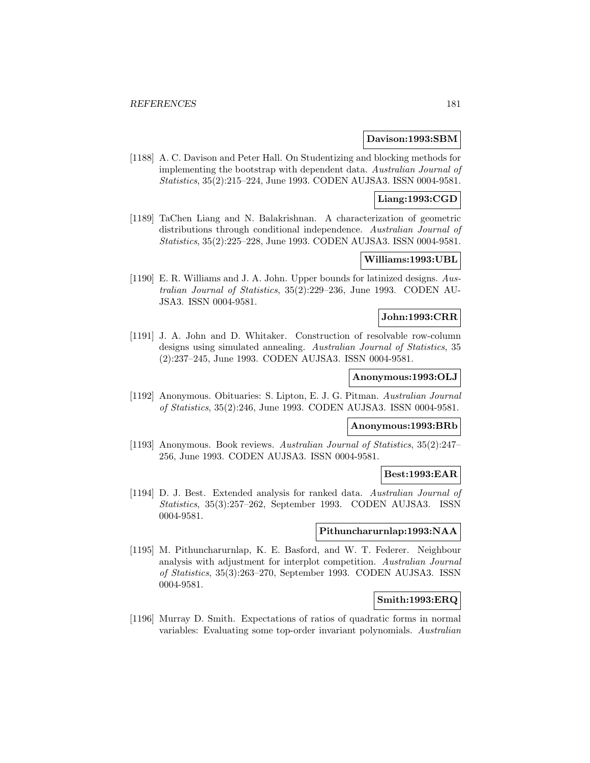**Davison:1993:SBM**

[1188] A. C. Davison and Peter Hall. On Studentizing and blocking methods for implementing the bootstrap with dependent data. *Australian Journal of Statistics*, 35(2):215–224, June 1993. CODEN AUJSA3. ISSN 0004-9581.

**Liang:1993:CGD**

[1189] TaChen Liang and N. Balakrishnan. A characterization of geometric distributions through conditional independence. *Australian Journal of Statistics*, 35(2):225–228, June 1993. CODEN AUJSA3. ISSN 0004-9581.

**Williams:1993:UBL**

[1190] E. R. Williams and J. A. John. Upper bounds for latinized designs. *Australian Journal of Statistics*, 35(2):229–236, June 1993. CODEN AUJSA3. ISSN 0004-9581.

**John:1993:CRR**

[1191] J. A. John and D. Whitaker. Construction of resolvable row-column designs using simulated annealing. *Australian Journal of Statistics*, 35 (2):237–245, June 1993. CODEN AUJSA3. ISSN 0004-9581.

**Anonymous:1993:OLJ**

[1192] Anonymous. Obituaries: S. Lipton, E. J. G. Pitman. *Australian Journal of Statistics*, 35(2):246, June 1993. CODEN AUJSA3. ISSN 0004-9581.

**Anonymous:1993:BRb**

[1193] Anonymous. Book reviews. *Australian Journal of Statistics*, 35(2):247–256, June 1993. CODEN AUJSA3. ISSN 0004-9581.

**Best:1993:EAR**

[1194] D. J. Best. Extended analysis for ranked data. *Australian Journal of Statistics*, 35(3):257–262, September 1993. CODEN AUJSA3. ISSN 0004-9581.

**Pithuncharurnlap:1993:NAA**

[1195] M. Pithuncharurnlap, K. E. Basford, and W. T. Federer. Neighbour analysis with adjustment for interplot competition. *Australian Journal of Statistics*, 35(3):263–270, September 1993. CODEN AUJSA3. ISSN 0004-9581.

**Smith:1993:ERQ**

[1196] Murray D. Smith. Expectations of ratios of quadratic forms in normal variables: Evaluating some top-order invariant polynomials. *Australian*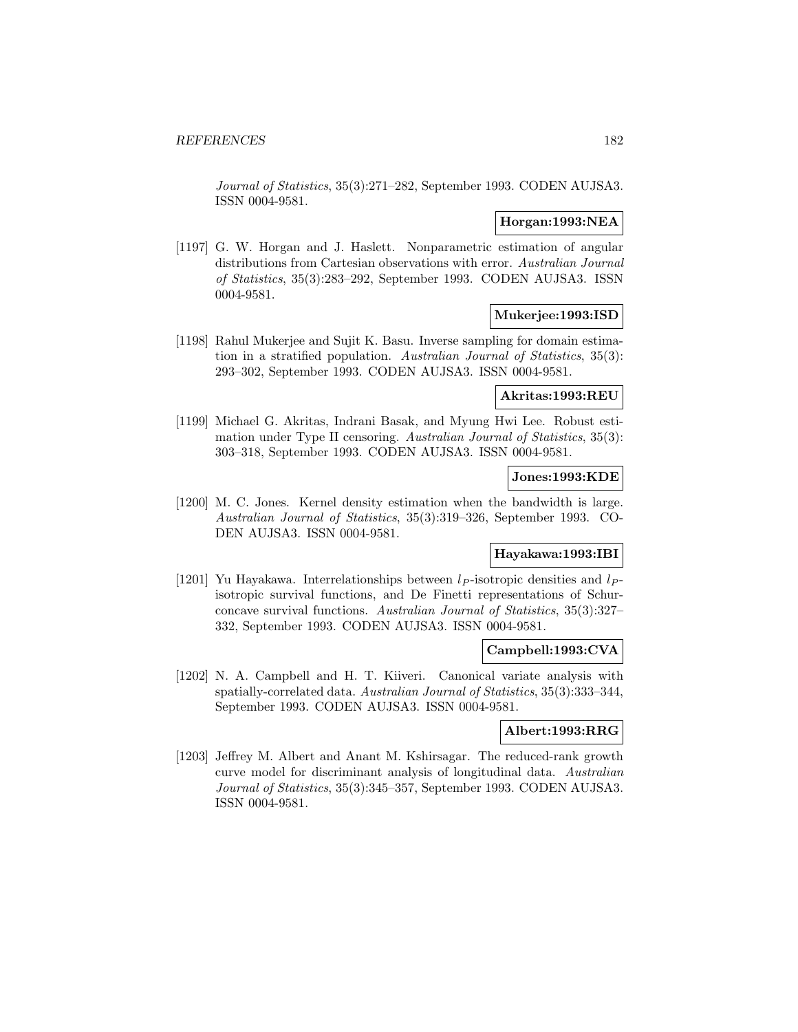*Journal of Statistics*, 35(3):271–282, September 1993. CODEN AUJSA3. ISSN 0004-9581.

**Horgan:1993:NEA**

[1197] G. W. Horgan and J. Haslett. Nonparametric estimation of angular distributions from Cartesian observations with error. *Australian Journal of Statistics*, 35(3):283–292, September 1993. CODEN AUJSA3. ISSN 0004-9581.

**Mukerjee:1993:ISD**

[1198] Rahul Mukerjee and Sujit K. Basu. Inverse sampling for domain estimation in a stratified population. *Australian Journal of Statistics*, 35(3): 293–302, September 1993. CODEN AUJSA3. ISSN 0004-9581.

**Akritas:1993:REU**

[1199] Michael G. Akritas, Indrani Basak, and Myung Hwi Lee. Robust estimation under Type II censoring. *Australian Journal of Statistics*, 35(3): 303–318, September 1993. CODEN AUJSA3. ISSN 0004-9581.

**Jones:1993:KDE**

[1200] M. C. Jones. Kernel density estimation when the bandwidth is large. *Australian Journal of Statistics*, 35(3):319–326, September 1993. CODEN AUJSA3. ISSN 0004-9581.

**Hayakawa:1993:IBI**

[1201] Yu Hayakawa. Interrelationships between $l_P$-isotropic densities and $l_P$-isotropic survival functions, and De Finetti representations of Schur-concave survival functions. *Australian Journal of Statistics*, 35(3):327–332, September 1993. CODEN AUJSA3. ISSN 0004-9581.

**Campbell:1993:CVA**

[1202] N. A. Campbell and H. T. Kiiveri. Canonical variate analysis with spatially-correlated data. *Australian Journal of Statistics*, 35(3):333–344, September 1993. CODEN AUJSA3. ISSN 0004-9581.

**Albert:1993:RRG**

[1203] Jeffrey M. Albert and Anant M. Kshirsagar. The reduced-rank growth curve model for discriminant analysis of longitudinal data. *Australian Journal of Statistics*, 35(3):345–357, September 1993. CODEN AUJSA3. ISSN 0004-9581.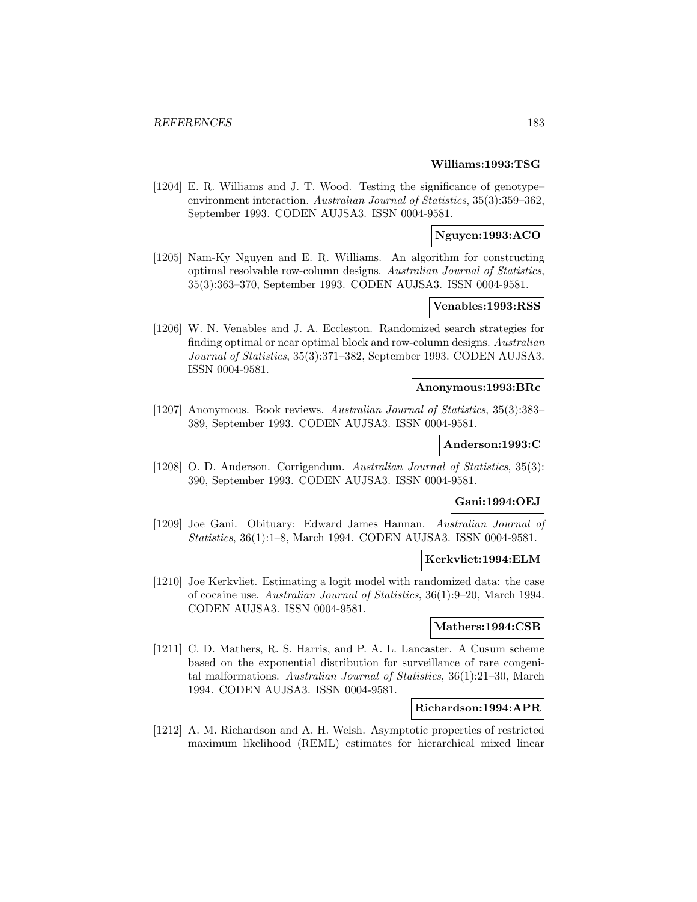**Williams:1993:TSG**

[1204] E. R. Williams and J. T. Wood. Testing the significance of genotype–environment interaction. *Australian Journal of Statistics*, 35(3):359–362, September 1993. CODEN AUJSA3. ISSN 0004-9581.

**Nguyen:1993:ACO**

[1205] Nam-Ky Nguyen and E. R. Williams. An algorithm for constructing optimal resolvable row-column designs. *Australian Journal of Statistics*, 35(3):363–370, September 1993. CODEN AUJSA3. ISSN 0004-9581.

**Venables:1993:RSS**

[1206] W. N. Venables and J. A. Eccleston. Randomized search strategies for finding optimal or near optimal block and row-column designs. *Australian Journal of Statistics*, 35(3):371–382, September 1993. CODEN AUJSA3. ISSN 0004-9581.

**Anonymous:1993:BRc**

[1207] Anonymous. Book reviews. *Australian Journal of Statistics*, 35(3):383–389, September 1993. CODEN AUJSA3. ISSN 0004-9581.

**Anderson:1993:C**

[1208] O. D. Anderson. Corrigendum. *Australian Journal of Statistics*, 35(3): 390, September 1993. CODEN AUJSA3. ISSN 0004-9581.

**Gani:1994:OEJ**

[1209] Joe Gani. Obituary: Edward James Hannan. *Australian Journal of Statistics*, 36(1):1–8, March 1994. CODEN AUJSA3. ISSN 0004-9581.

**Kerkvliet:1994:ELM**

[1210] Joe Kerkvliet. Estimating a logit model with randomized data: the case of cocaine use. *Australian Journal of Statistics*, 36(1):9–20, March 1994. CODEN AUJSA3. ISSN 0004-9581.

**Mathers:1994:CSB**

[1211] C. D. Mathers, R. S. Harris, and P. A. L. Lancaster. A Cusum scheme based on the exponential distribution for surveillance of rare congenital malformations. *Australian Journal of Statistics*, 36(1):21–30, March 1994. CODEN AUJSA3. ISSN 0004-9581.

**Richardson:1994:APR**

[1212] A. M. Richardson and A. H. Welsh. Asymptotic properties of restricted maximum likelihood (REML) estimates for hierarchical mixed linear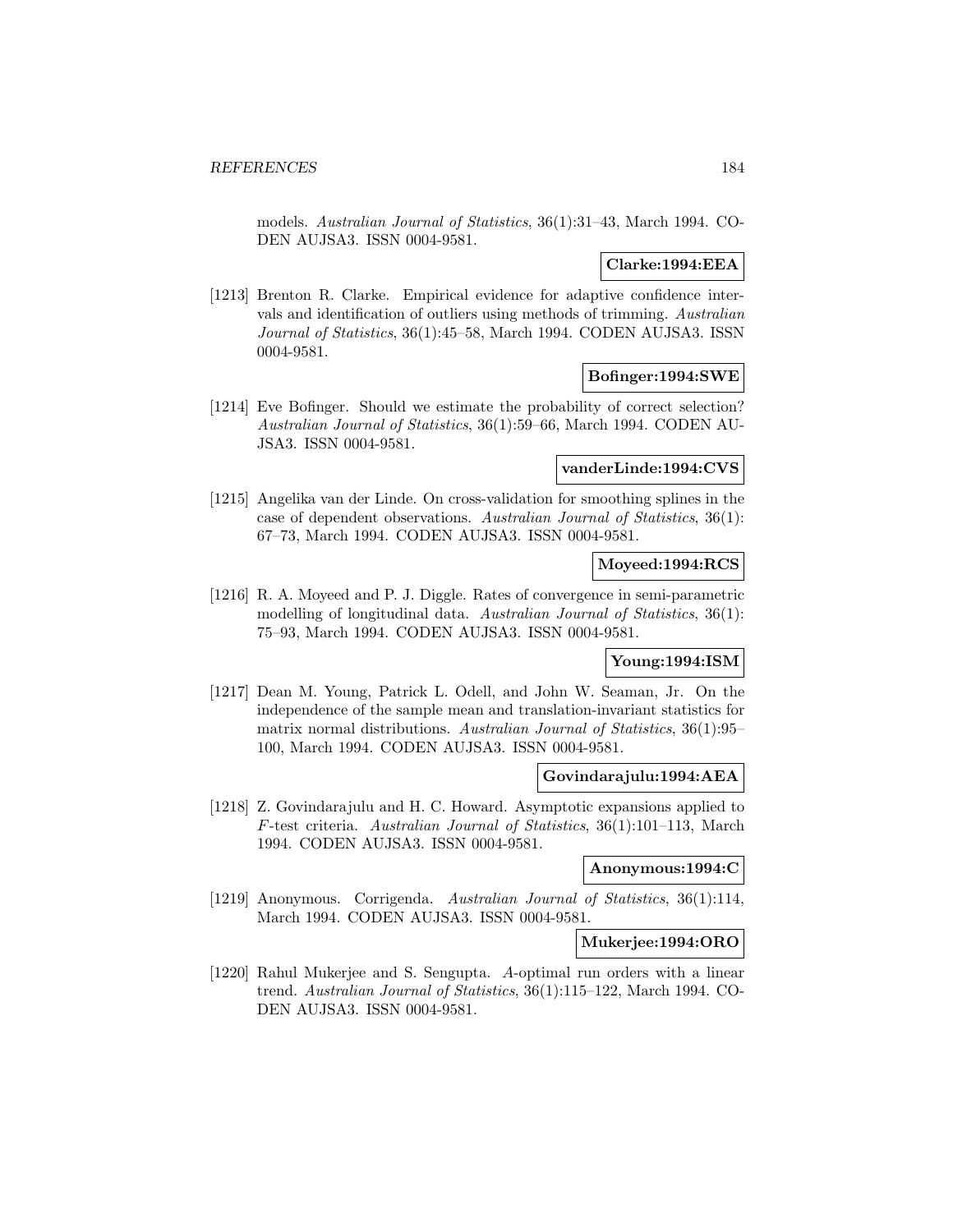models. *Australian Journal of Statistics*, 36(1):31–43, March 1994. CODEN AUJSA3. ISSN 0004-9581.

**Clarke:1994:EEA**

[1213] Brenton R. Clarke. Empirical evidence for adaptive confidence intervals and identification of outliers using methods of trimming. *Australian Journal of Statistics*, 36(1):45–58, March 1994. CODEN AUJSA3. ISSN 0004-9581.

**Bofinger:1994:SWE**

[1214] Eve Bofinger. Should we estimate the probability of correct selection? *Australian Journal of Statistics*, 36(1):59–66, March 1994. CODEN AUJSA3. ISSN 0004-9581.

**vanderLinde:1994:CVS**

[1215] Angelika van der Linde. On cross-validation for smoothing splines in the case of dependent observations. *Australian Journal of Statistics*, 36(1): 67–73, March 1994. CODEN AUJSA3. ISSN 0004-9581.

**Moyeed:1994:RCS**

[1216] R. A. Moyeed and P. J. Diggle. Rates of convergence in semi-parametric modelling of longitudinal data. *Australian Journal of Statistics*, 36(1): 75–93, March 1994. CODEN AUJSA3. ISSN 0004-9581.

**Young:1994:ISM**

[1217] Dean M. Young, Patrick L. Odell, and John W. Seaman, Jr. On the independence of the sample mean and translation-invariant statistics for matrix normal distributions. *Australian Journal of Statistics*, 36(1):95–100, March 1994. CODEN AUJSA3. ISSN 0004-9581.

**Govindarajulu:1994:AEA**

[1218] Z. Govindarajulu and H. C. Howard. Asymptotic expansions applied to $F$-test criteria. *Australian Journal of Statistics*, 36(1):101–113, March 1994. CODEN AUJSA3. ISSN 0004-9581.

**Anonymous:1994:C**

[1219] Anonymous. Corrigenda. *Australian Journal of Statistics*, 36(1):114, March 1994. CODEN AUJSA3. ISSN 0004-9581.

**Mukerjee:1994:ORO**

[1220] Rahul Mukerjee and S. Sengupta. $A$-optimal run orders with a linear trend. *Australian Journal of Statistics*, 36(1):115–122, March 1994. CODEN AUJSA3. ISSN 0004-9581.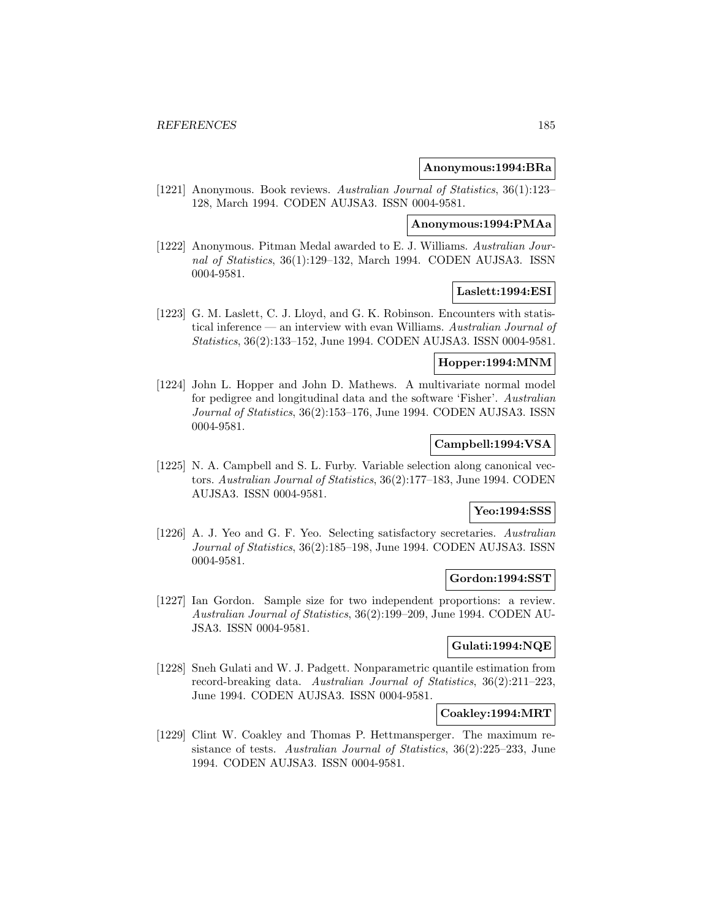**Anonymous:1994:BRa**

[1221] Anonymous. Book reviews. *Australian Journal of Statistics*, 36(1):123–128, March 1994. CODEN AUJSA3. ISSN 0004-9581.

**Anonymous:1994:PMAa**

[1222] Anonymous. Pitman Medal awarded to E. J. Williams. *Australian Journal of Statistics*, 36(1):129–132, March 1994. CODEN AUJSA3. ISSN 0004-9581.

**Laslett:1994:ESI**

[1223] G. M. Laslett, C. J. Lloyd, and G. K. Robinson. Encounters with statistical inference — an interview with evan Williams. *Australian Journal of Statistics*, 36(2):133–152, June 1994. CODEN AUJSA3. ISSN 0004-9581.

**Hopper:1994:MNM**

[1224] John L. Hopper and John D. Mathews. A multivariate normal model for pedigree and longitudinal data and the software 'Fisher'. *Australian Journal of Statistics*, 36(2):153–176, June 1994. CODEN AUJSA3. ISSN 0004-9581.

**Campbell:1994:VSA**

[1225] N. A. Campbell and S. L. Furby. Variable selection along canonical vectors. *Australian Journal of Statistics*, 36(2):177–183, June 1994. CODEN AUJSA3. ISSN 0004-9581.

**Yeo:1994:SSS**

[1226] A. J. Yeo and G. F. Yeo. Selecting satisfactory secretaries. *Australian Journal of Statistics*, 36(2):185–198, June 1994. CODEN AUJSA3. ISSN 0004-9581.

**Gordon:1994:SST**

[1227] Ian Gordon. Sample size for two independent proportions: a review. *Australian Journal of Statistics*, 36(2):199–209, June 1994. CODEN AUJSA3. ISSN 0004-9581.

**Gulati:1994:NQE**

[1228] Sneh Gulati and W. J. Padgett. Nonparametric quantile estimation from record-breaking data. *Australian Journal of Statistics*, 36(2):211–223, June 1994. CODEN AUJSA3. ISSN 0004-9581.

**Coakley:1994:MRT**

[1229] Clint W. Coakley and Thomas P. Hettmansperger. The maximum resistance of tests. *Australian Journal of Statistics*, 36(2):225–233, June 1994. CODEN AUJSA3. ISSN 0004-9581.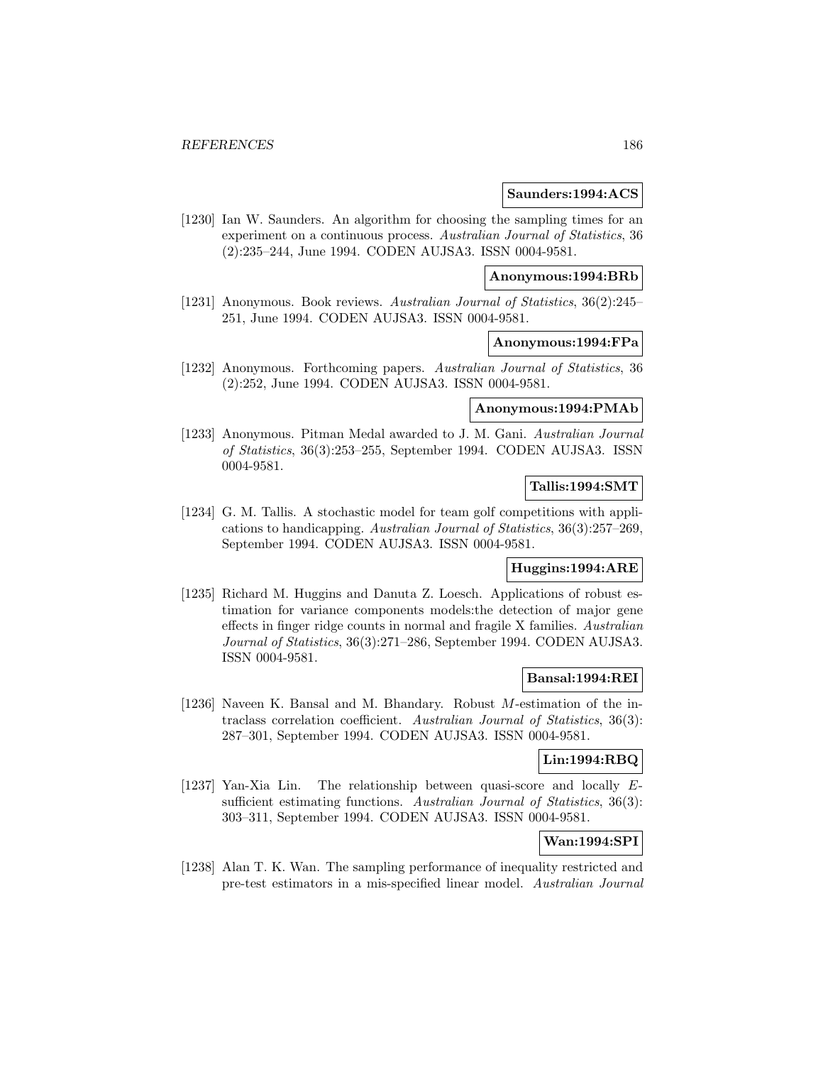**Saunders:1994:ACS**

[1230] Ian W. Saunders. An algorithm for choosing the sampling times for an experiment on a continuous process. *Australian Journal of Statistics*, 36 (2):235–244, June 1994. CODEN AUJSA3. ISSN 0004-9581.

**Anonymous:1994:BRb**

[1231] Anonymous. Book reviews. *Australian Journal of Statistics*, 36(2):245–251, June 1994. CODEN AUJSA3. ISSN 0004-9581.

**Anonymous:1994:FPa**

[1232] Anonymous. Forthcoming papers. *Australian Journal of Statistics*, 36 (2):252, June 1994. CODEN AUJSA3. ISSN 0004-9581.

**Anonymous:1994:PMAb**

[1233] Anonymous. Pitman Medal awarded to J. M. Gani. *Australian Journal of Statistics*, 36(3):253–255, September 1994. CODEN AUJSA3. ISSN 0004-9581.

**Tallis:1994:SMT**

[1234] G. M. Tallis. A stochastic model for team golf competitions with applications to handicapping. *Australian Journal of Statistics*, 36(3):257–269, September 1994. CODEN AUJSA3. ISSN 0004-9581.

**Huggins:1994:ARE**

[1235] Richard M. Huggins and Danuta Z. Loesch. Applications of robust estimation for variance components models:the detection of major gene effects in finger ridge counts in normal and fragile X families. *Australian Journal of Statistics*, 36(3):271–286, September 1994. CODEN AUJSA3. ISSN 0004-9581.

**Bansal:1994:REI**

[1236] Naveen K. Bansal and M. Bhandary. Robust $M$-estimation of the intraclass correlation coefficient. *Australian Journal of Statistics*, 36(3): 287–301, September 1994. CODEN AUJSA3. ISSN 0004-9581.

**Lin:1994:RBQ**

[1237] Yan-Xia Lin. The relationship between quasi-score and locally $E$-sufficient estimating functions. *Australian Journal of Statistics*, 36(3): 303–311, September 1994. CODEN AUJSA3. ISSN 0004-9581.

**Wan:1994:SPI**

[1238] Alan T. K. Wan. The sampling performance of inequality restricted and pre-test estimators in a mis-specified linear model. *Australian Journal*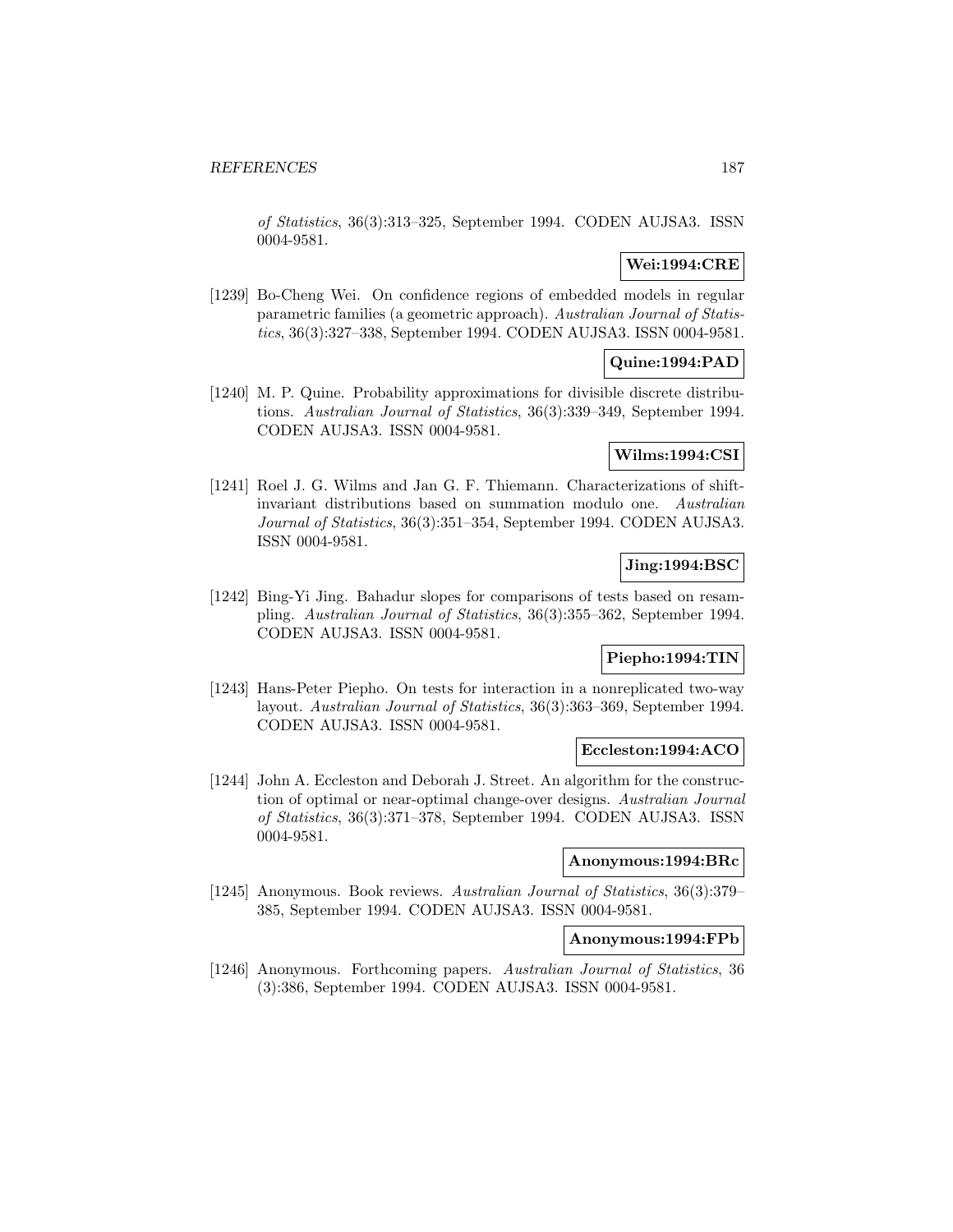*of Statistics*, 36(3):313–325, September 1994. CODEN AUJSA3. ISSN 0004-9581.

**Wei:1994:CRE**

[1239] Bo-Cheng Wei. On confidence regions of embedded models in regular parametric families (a geometric approach). *Australian Journal of Statistics*, 36(3):327–338, September 1994. CODEN AUJSA3. ISSN 0004-9581.

**Quine:1994:PAD**

[1240] M. P. Quine. Probability approximations for divisible discrete distributions. *Australian Journal of Statistics*, 36(3):339–349, September 1994. CODEN AUJSA3. ISSN 0004-9581.

**Wilms:1994:CSI**

[1241] Roel J. G. Wilms and Jan G. F. Thiemann. Characterizations of shift-invariant distributions based on summation modulo one. *Australian Journal of Statistics*, 36(3):351–354, September 1994. CODEN AUJSA3. ISSN 0004-9581.

**Jing:1994:BSC**

[1242] Bing-Yi Jing. Bahadur slopes for comparisons of tests based on resampling. *Australian Journal of Statistics*, 36(3):355–362, September 1994. CODEN AUJSA3. ISSN 0004-9581.

**Piepho:1994:TIN**

[1243] Hans-Peter Piepho. On tests for interaction in a nonreplicated two-way layout. *Australian Journal of Statistics*, 36(3):363–369, September 1994. CODEN AUJSA3. ISSN 0004-9581.

**Eccleston:1994:ACO**

[1244] John A. Eccleston and Deborah J. Street. An algorithm for the construction of optimal or near-optimal change-over designs. *Australian Journal of Statistics*, 36(3):371–378, September 1994. CODEN AUJSA3. ISSN 0004-9581.

**Anonymous:1994:BRc**

[1245] Anonymous. Book reviews. *Australian Journal of Statistics*, 36(3):379–385, September 1994. CODEN AUJSA3. ISSN 0004-9581.

**Anonymous:1994:FPb**

[1246] Anonymous. Forthcoming papers. *Australian Journal of Statistics*, 36 (3):386, September 1994. CODEN AUJSA3. ISSN 0004-9581.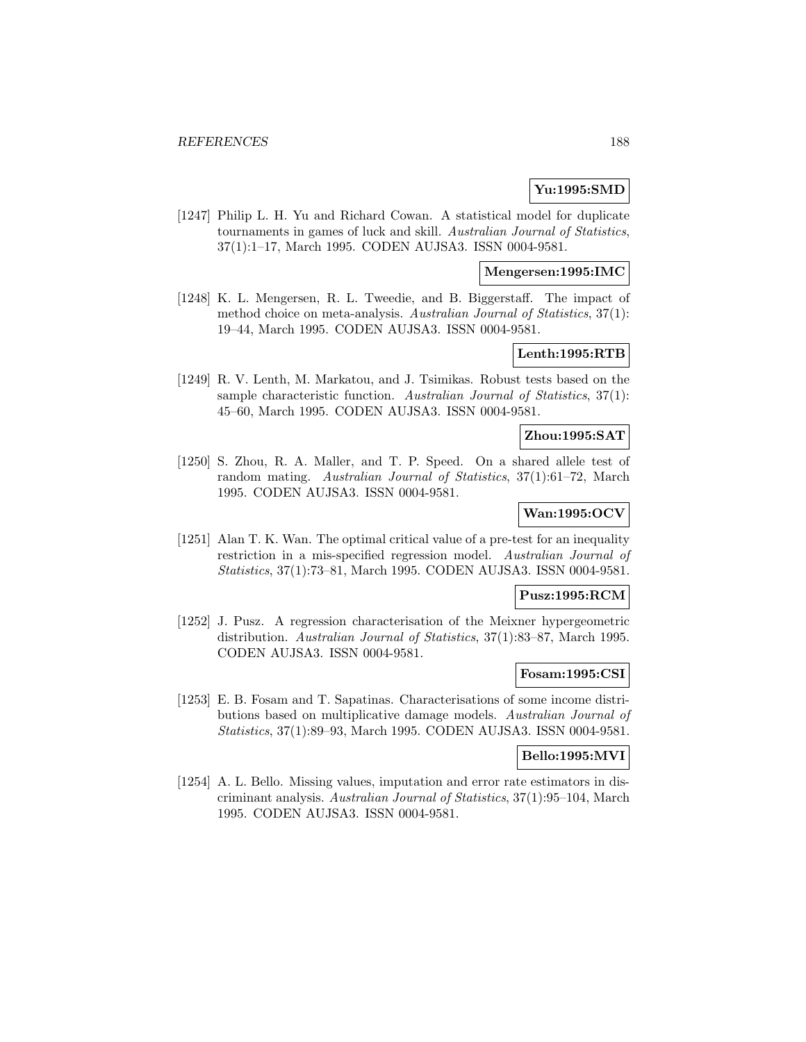**Yu:1995:SMD**

[1247] Philip L. H. Yu and Richard Cowan. A statistical model for duplicate tournaments in games of luck and skill. *Australian Journal of Statistics*, 37(1):1–17, March 1995. CODEN AUJSA3. ISSN 0004-9581.

**Mengersen:1995:IMC**

[1248] K. L. Mengersen, R. L. Tweedie, and B. Biggerstaff. The impact of method choice on meta-analysis. *Australian Journal of Statistics*, 37(1): 19–44, March 1995. CODEN AUJSA3. ISSN 0004-9581.

**Lenth:1995:RTB**

[1249] R. V. Lenth, M. Markatou, and J. Tsimikas. Robust tests based on the sample characteristic function. *Australian Journal of Statistics*, 37(1): 45–60, March 1995. CODEN AUJSA3. ISSN 0004-9581.

**Zhou:1995:SAT**

[1250] S. Zhou, R. A. Maller, and T. P. Speed. On a shared allele test of random mating. *Australian Journal of Statistics*, 37(1):61–72, March 1995. CODEN AUJSA3. ISSN 0004-9581.

**Wan:1995:OCV**

[1251] Alan T. K. Wan. The optimal critical value of a pre-test for an inequality restriction in a mis-specified regression model. *Australian Journal of Statistics*, 37(1):73–81, March 1995. CODEN AUJSA3. ISSN 0004-9581.

**Pusz:1995:RCM**

[1252] J. Pusz. A regression characterisation of the Meixner hypergeometric distribution. *Australian Journal of Statistics*, 37(1):83–87, March 1995. CODEN AUJSA3. ISSN 0004-9581.

**Fosam:1995:CSI**

[1253] E. B. Fosam and T. Sapatinas. Characterisations of some income distributions based on multiplicative damage models. *Australian Journal of Statistics*, 37(1):89–93, March 1995. CODEN AUJSA3. ISSN 0004-9581.

**Bello:1995:MVI**

[1254] A. L. Bello. Missing values, imputation and error rate estimators in discriminant analysis. *Australian Journal of Statistics*, 37(1):95–104, March 1995. CODEN AUJSA3. ISSN 0004-9581.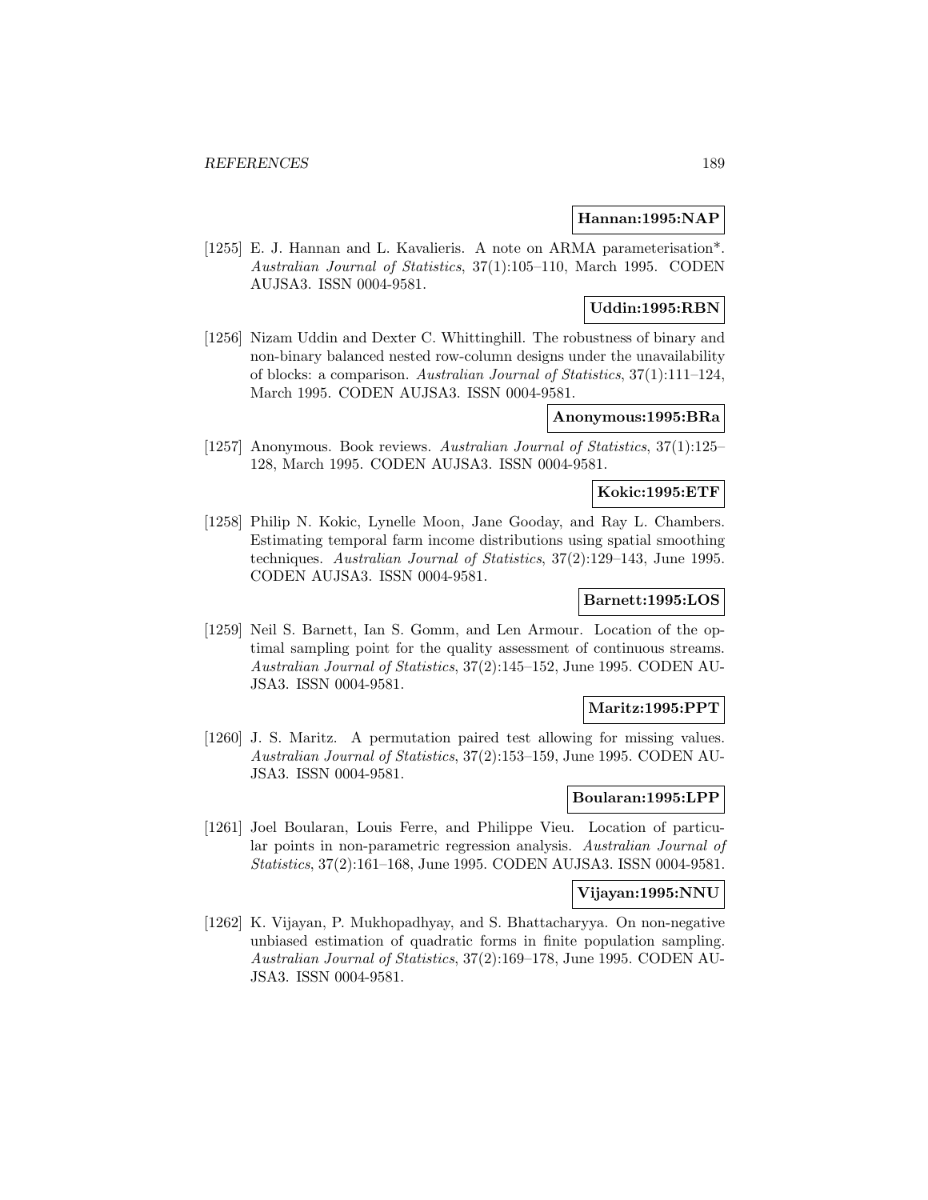**Hannan:1995:NAP**

[1255] E. J. Hannan and L. Kavalieris. A note on ARMA parameterisation*. *Australian Journal of Statistics*, 37(1):105–110, March 1995. CODEN AUJSA3. ISSN 0004-9581.

**Uddin:1995:RBN**

[1256] Nizam Uddin and Dexter C. Whittinghill. The robustness of binary and non-binary balanced nested row-column designs under the unavailability of blocks: a comparison. *Australian Journal of Statistics*, 37(1):111–124, March 1995. CODEN AUJSA3. ISSN 0004-9581.

**Anonymous:1995:BRa**

[1257] Anonymous. Book reviews. *Australian Journal of Statistics*, 37(1):125–128, March 1995. CODEN AUJSA3. ISSN 0004-9581.

**Kokic:1995:ETF**

[1258] Philip N. Kokic, Lynelle Moon, Jane Gooday, and Ray L. Chambers. Estimating temporal farm income distributions using spatial smoothing techniques. *Australian Journal of Statistics*, 37(2):129–143, June 1995. CODEN AUJSA3. ISSN 0004-9581.

**Barnett:1995:LOS**

[1259] Neil S. Barnett, Ian S. Gomm, and Len Armour. Location of the optimal sampling point for the quality assessment of continuous streams. *Australian Journal of Statistics*, 37(2):145–152, June 1995. CODEN AUJSA3. ISSN 0004-9581.

**Maritz:1995:PPT**

[1260] J. S. Maritz. A permutation paired test allowing for missing values. *Australian Journal of Statistics*, 37(2):153–159, June 1995. CODEN AUJSA3. ISSN 0004-9581.

**Boularan:1995:LPP**

[1261] Joel Boularan, Louis Ferre, and Philippe Vieu. Location of particular points in non-parametric regression analysis. *Australian Journal of Statistics*, 37(2):161–168, June 1995. CODEN AUJSA3. ISSN 0004-9581.

**Vijayan:1995:NNU**

[1262] K. Vijayan, P. Mukhopadhyay, and S. Bhattacharyya. On non-negative unbiased estimation of quadratic forms in finite population sampling. *Australian Journal of Statistics*, 37(2):169–178, June 1995. CODEN AUJSA3. ISSN 0004-9581.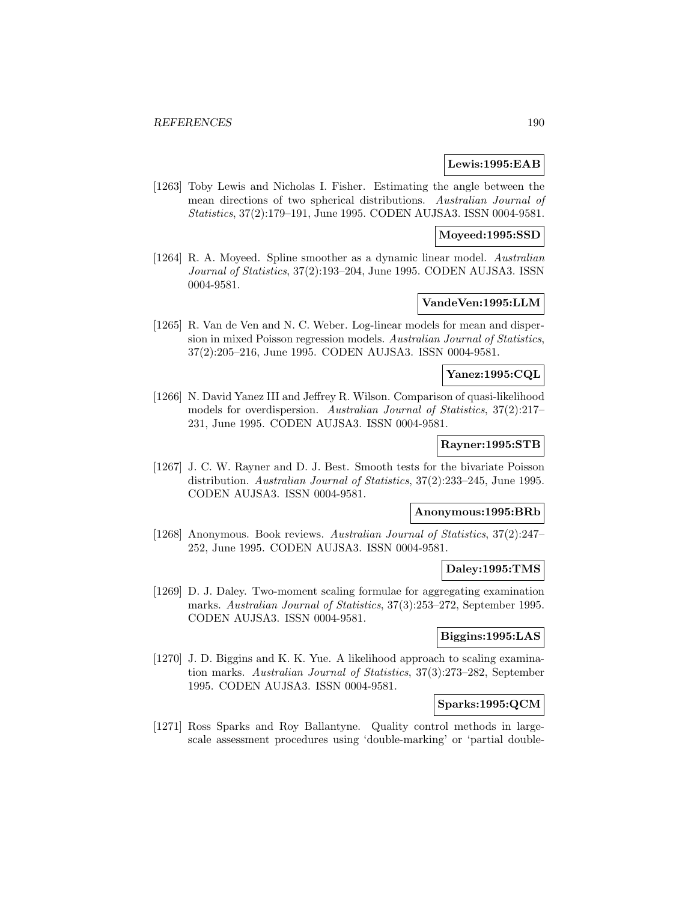**Lewis:1995:EAB**

[1263] Toby Lewis and Nicholas I. Fisher. Estimating the angle between the mean directions of two spherical distributions. *Australian Journal of Statistics*, 37(2):179–191, June 1995. CODEN AUJSA3. ISSN 0004-9581.

**Moyeed:1995:SSD**

[1264] R. A. Moyeed. Spline smoother as a dynamic linear model. *Australian Journal of Statistics*, 37(2):193–204, June 1995. CODEN AUJSA3. ISSN 0004-9581.

**VandeVen:1995:LLM**

[1265] R. Van de Ven and N. C. Weber. Log-linear models for mean and dispersion in mixed Poisson regression models. *Australian Journal of Statistics*, 37(2):205–216, June 1995. CODEN AUJSA3. ISSN 0004-9581.

**Yanez:1995:CQL**

[1266] N. David Yanez III and Jeffrey R. Wilson. Comparison of quasi-likelihood models for overdispersion. *Australian Journal of Statistics*, 37(2):217–231, June 1995. CODEN AUJSA3. ISSN 0004-9581.

**Rayner:1995:STB**

[1267] J. C. W. Rayner and D. J. Best. Smooth tests for the bivariate Poisson distribution. *Australian Journal of Statistics*, 37(2):233–245, June 1995. CODEN AUJSA3. ISSN 0004-9581.

**Anonymous:1995:BRb**

[1268] Anonymous. Book reviews. *Australian Journal of Statistics*, 37(2):247–252, June 1995. CODEN AUJSA3. ISSN 0004-9581.

**Daley:1995:TMS**

[1269] D. J. Daley. Two-moment scaling formulae for aggregating examination marks. *Australian Journal of Statistics*, 37(3):253–272, September 1995. CODEN AUJSA3. ISSN 0004-9581.

**Biggins:1995:LAS**

[1270] J. D. Biggins and K. K. Yue. A likelihood approach to scaling examination marks. *Australian Journal of Statistics*, 37(3):273–282, September 1995. CODEN AUJSA3. ISSN 0004-9581.

**Sparks:1995:QCM**

[1271] Ross Sparks and Roy Ballantyne. Quality control methods in large-scale assessment procedures using 'double-marking' or 'partial double-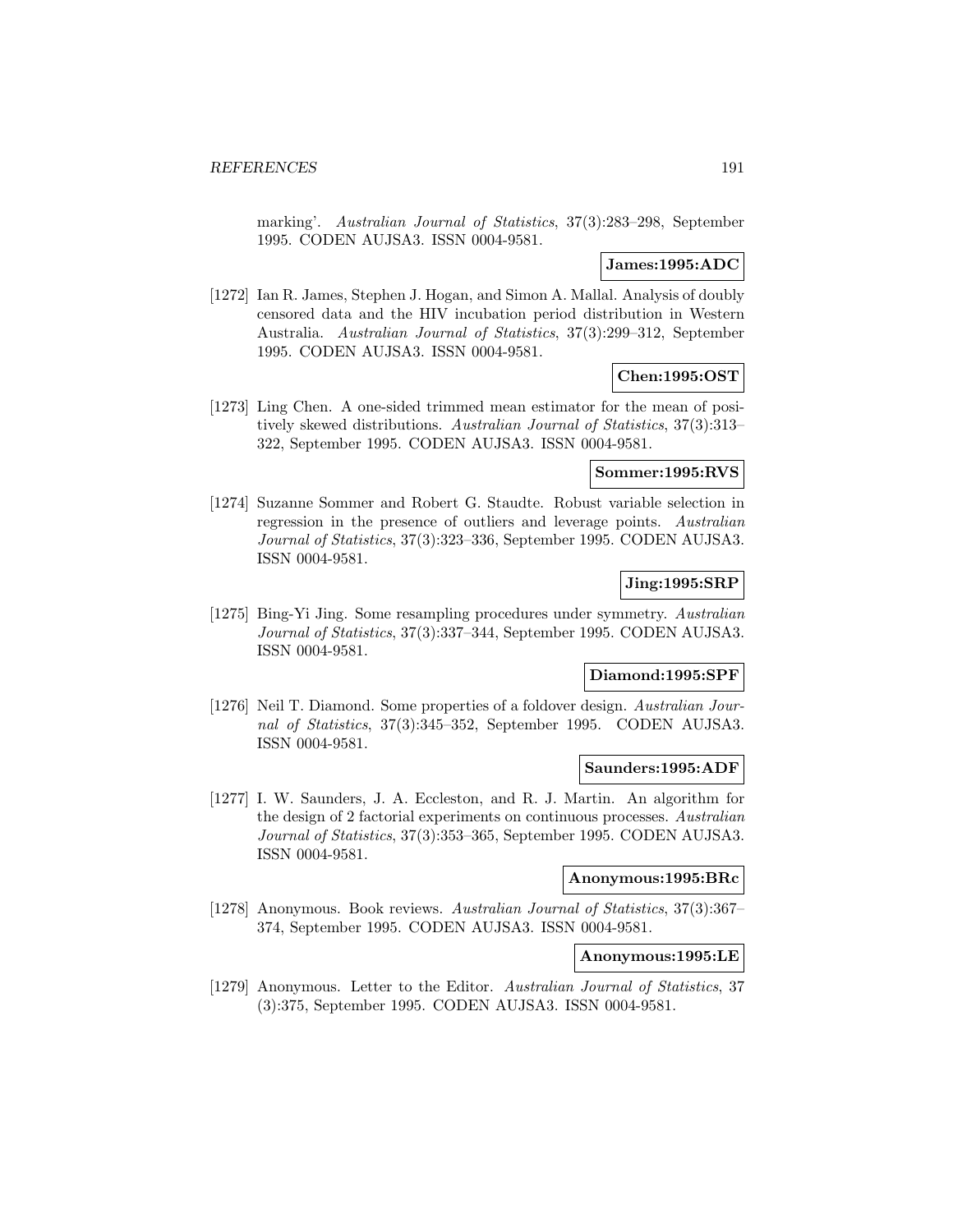marking'. *Australian Journal of Statistics*, 37(3):283–298, September 1995. CODEN AUJSA3. ISSN 0004-9581.

**James:1995:ADC**

[1272] Ian R. James, Stephen J. Hogan, and Simon A. Mallal. Analysis of doubly censored data and the HIV incubation period distribution in Western Australia. *Australian Journal of Statistics*, 37(3):299–312, September 1995. CODEN AUJSA3. ISSN 0004-9581.

**Chen:1995:OST**

[1273] Ling Chen. A one-sided trimmed mean estimator for the mean of positively skewed distributions. *Australian Journal of Statistics*, 37(3):313–322, September 1995. CODEN AUJSA3. ISSN 0004-9581.

**Sommer:1995:RVS**

[1274] Suzanne Sommer and Robert G. Staudte. Robust variable selection in regression in the presence of outliers and leverage points. *Australian Journal of Statistics*, 37(3):323–336, September 1995. CODEN AUJSA3. ISSN 0004-9581.

**Jing:1995:SRP**

[1275] Bing-Yi Jing. Some resampling procedures under symmetry. *Australian Journal of Statistics*, 37(3):337–344, September 1995. CODEN AUJSA3. ISSN 0004-9581.

**Diamond:1995:SPF**

[1276] Neil T. Diamond. Some properties of a foldover design. *Australian Journal of Statistics*, 37(3):345–352, September 1995. CODEN AUJSA3. ISSN 0004-9581.

**Saunders:1995:ADF**

[1277] I. W. Saunders, J. A. Eccleston, and R. J. Martin. An algorithm for the design of 2 factorial experiments on continuous processes. *Australian Journal of Statistics*, 37(3):353–365, September 1995. CODEN AUJSA3. ISSN 0004-9581.

**Anonymous:1995:BRc**

[1278] Anonymous. Book reviews. *Australian Journal of Statistics*, 37(3):367–374, September 1995. CODEN AUJSA3. ISSN 0004-9581.

**Anonymous:1995:LE**

[1279] Anonymous. Letter to the Editor. *Australian Journal of Statistics*, 37 (3):375, September 1995. CODEN AUJSA3. ISSN 0004-9581.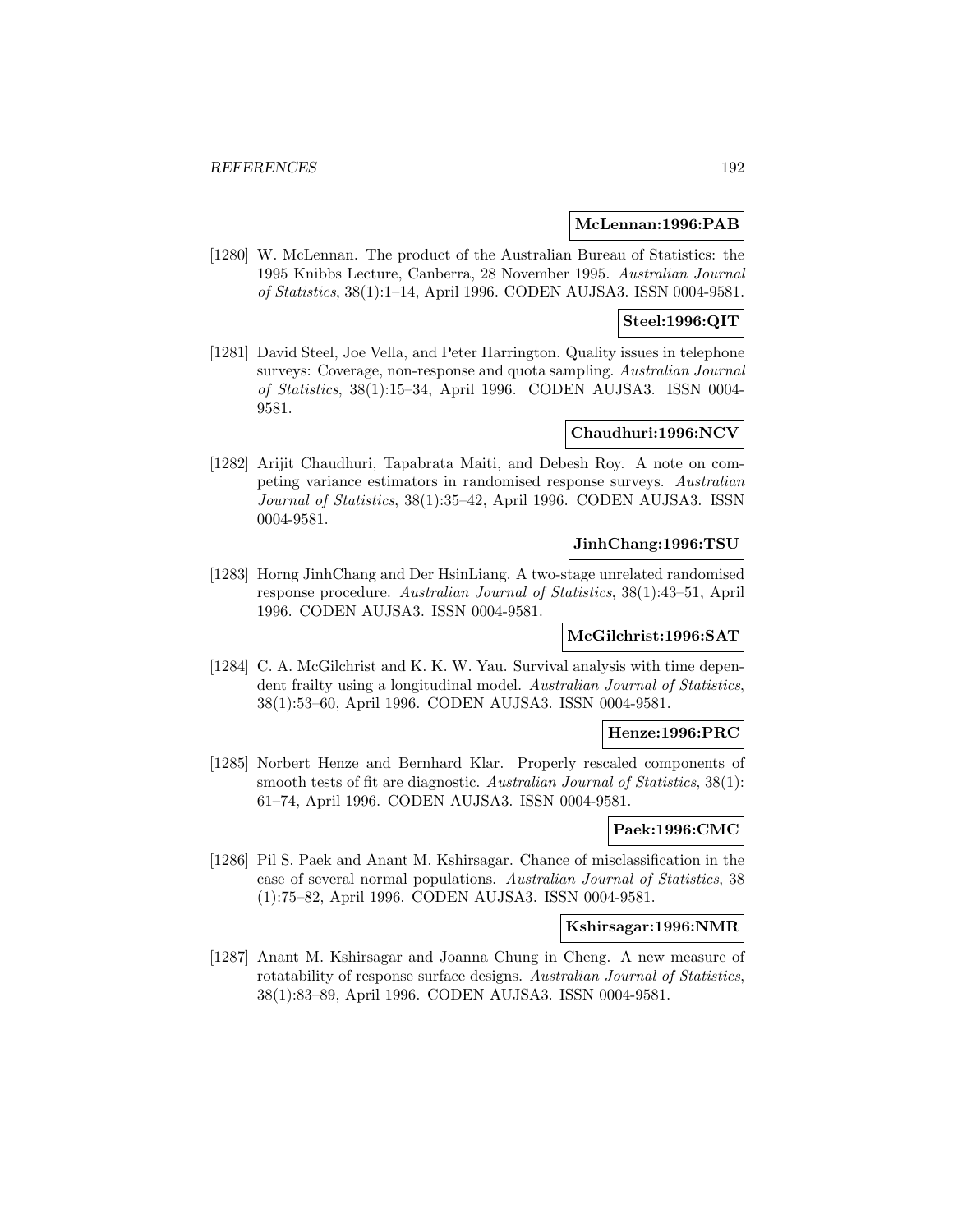**McLennan:1996:PAB**

[1280] W. McLennan. The product of the Australian Bureau of Statistics: the 1995 Knibbs Lecture, Canberra, 28 November 1995. *Australian Journal of Statistics*, 38(1):1–14, April 1996. CODEN AUJSA3. ISSN 0004-9581.

**Steel:1996:QIT**

[1281] David Steel, Joe Vella, and Peter Harrington. Quality issues in telephone surveys: Coverage, non-response and quota sampling. *Australian Journal of Statistics*, 38(1):15–34, April 1996. CODEN AUJSA3. ISSN 0004-9581.

**Chaudhuri:1996:NCV**

[1282] Arijit Chaudhuri, Tapabrata Maiti, and Debesh Roy. A note on competing variance estimators in randomised response surveys. *Australian Journal of Statistics*, 38(1):35–42, April 1996. CODEN AUJSA3. ISSN 0004-9581.

**JinhChang:1996:TSU**

[1283] Horng JinhChang and Der HsinLiang. A two-stage unrelated randomised response procedure. *Australian Journal of Statistics*, 38(1):43–51, April 1996. CODEN AUJSA3. ISSN 0004-9581.

**McGilchrist:1996:SAT**

[1284] C. A. McGilchrist and K. K. W. Yau. Survival analysis with time dependent frailty using a longitudinal model. *Australian Journal of Statistics*, 38(1):53–60, April 1996. CODEN AUJSA3. ISSN 0004-9581.

**Henze:1996:PRC**

[1285] Norbert Henze and Bernhard Klar. Properly rescaled components of smooth tests of fit are diagnostic. *Australian Journal of Statistics*, 38(1):61–74, April 1996. CODEN AUJSA3. ISSN 0004-9581.

**Paek:1996:CMC**

[1286] Pil S. Paek and Anant M. Kshirsagar. Chance of misclassification in the case of several normal populations. *Australian Journal of Statistics*, 38 (1):75–82, April 1996. CODEN AUJSA3. ISSN 0004-9581.

**Kshirsagar:1996:NMR**

[1287] Anant M. Kshirsagar and Joanna Chung in Cheng. A new measure of rotatability of response surface designs. *Australian Journal of Statistics*, 38(1):83–89, April 1996. CODEN AUJSA3. ISSN 0004-9581.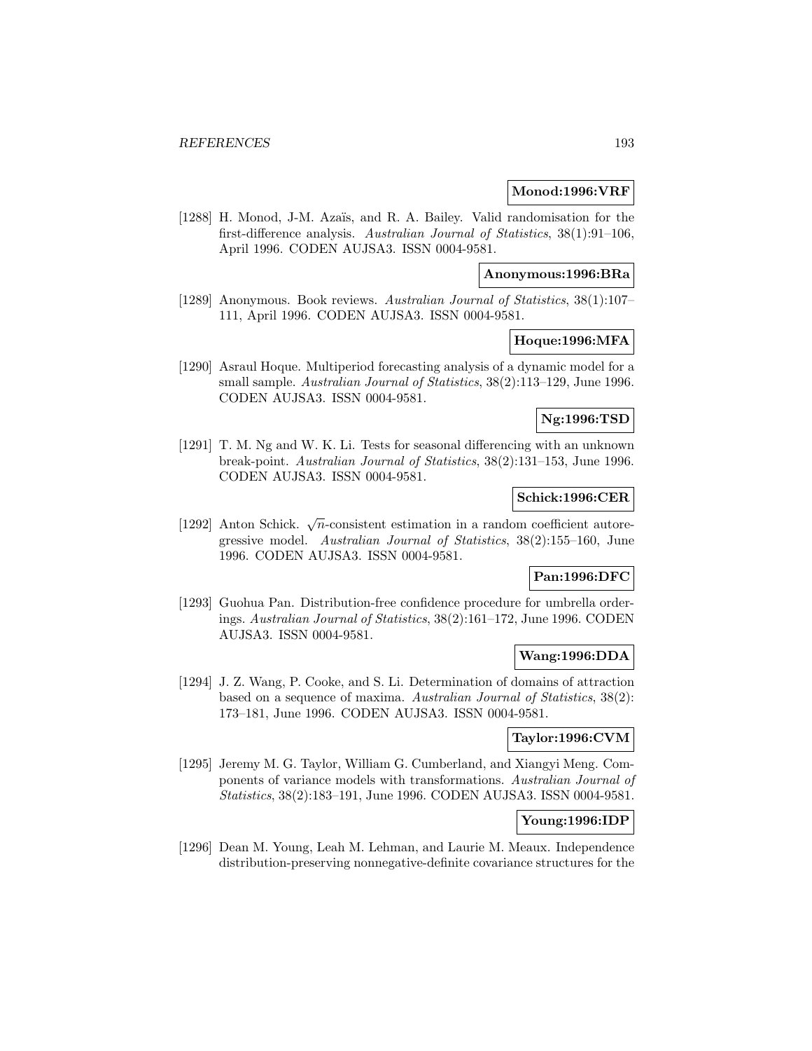**Monod:1996:VRF**

[1288] H. Monod, J-M. Azaïs, and R. A. Bailey. Valid randomisation for the first-difference analysis. *Australian Journal of Statistics*, 38(1):91–106, April 1996. CODEN AUJSA3. ISSN 0004-9581.

**Anonymous:1996:BRa**

[1289] Anonymous. Book reviews. *Australian Journal of Statistics*, 38(1):107–111, April 1996. CODEN AUJSA3. ISSN 0004-9581.

**Hoque:1996:MFA**

[1290] Asraul Hoque. Multiperiod forecasting analysis of a dynamic model for a small sample. *Australian Journal of Statistics*, 38(2):113–129, June 1996. CODEN AUJSA3. ISSN 0004-9581.

**Ng:1996:TSD**

[1291] T. M. Ng and W. K. Li. Tests for seasonal differencing with an unknown break-point. *Australian Journal of Statistics*, 38(2):131–153, June 1996. CODEN AUJSA3. ISSN 0004-9581.

**Schick:1996:CER**

[1292] Anton Schick. $\sqrt{n}$-consistent estimation in a random coefficient autoregressive model. *Australian Journal of Statistics*, 38(2):155–160, June 1996. CODEN AUJSA3. ISSN 0004-9581.

**Pan:1996:DFC**

[1293] Guohua Pan. Distribution-free confidence procedure for umbrella orderings. *Australian Journal of Statistics*, 38(2):161–172, June 1996. CODEN AUJSA3. ISSN 0004-9581.

**Wang:1996:DDA**

[1294] J. Z. Wang, P. Cooke, and S. Li. Determination of domains of attraction based on a sequence of maxima. *Australian Journal of Statistics*, 38(2): 173–181, June 1996. CODEN AUJSA3. ISSN 0004-9581.

**Taylor:1996:CVM**

[1295] Jeremy M. G. Taylor, William G. Cumberland, and Xiangyi Meng. Components of variance models with transformations. *Australian Journal of Statistics*, 38(2):183–191, June 1996. CODEN AUJSA3. ISSN 0004-9581.

**Young:1996:IDP**

[1296] Dean M. Young, Leah M. Lehman, and Laurie M. Meaux. Independence distribution-preserving nonnegative-definite covariance structures for the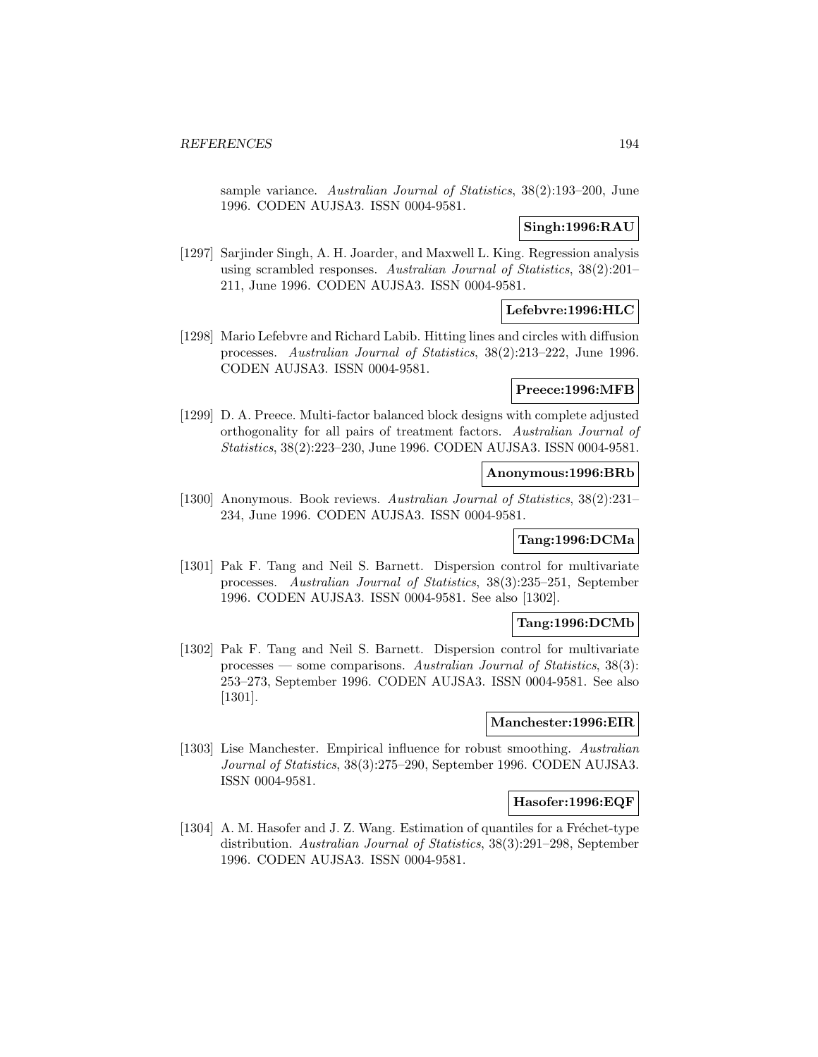sample variance. *Australian Journal of Statistics*, 38(2):193–200, June 1996. CODEN AUJSA3. ISSN 0004-9581.

**Singh:1996:RAU**

[1297] Sarjinder Singh, A. H. Joarder, and Maxwell L. King. Regression analysis using scrambled responses. *Australian Journal of Statistics*, 38(2):201–211, June 1996. CODEN AUJSA3. ISSN 0004-9581.

**Lefebvre:1996:HLC**

[1298] Mario Lefebvre and Richard Labib. Hitting lines and circles with diffusion processes. *Australian Journal of Statistics*, 38(2):213–222, June 1996. CODEN AUJSA3. ISSN 0004-9581.

**Preece:1996:MFB**

[1299] D. A. Preece. Multi-factor balanced block designs with complete adjusted orthogonality for all pairs of treatment factors. *Australian Journal of Statistics*, 38(2):223–230, June 1996. CODEN AUJSA3. ISSN 0004-9581.

**Anonymous:1996:BRb**

[1300] Anonymous. Book reviews. *Australian Journal of Statistics*, 38(2):231–234, June 1996. CODEN AUJSA3. ISSN 0004-9581.

**Tang:1996:DCMa**

[1301] Pak F. Tang and Neil S. Barnett. Dispersion control for multivariate processes. *Australian Journal of Statistics*, 38(3):235–251, September 1996. CODEN AUJSA3. ISSN 0004-9581. See also [1302].

**Tang:1996:DCMb**

[1302] Pak F. Tang and Neil S. Barnett. Dispersion control for multivariate processes — some comparisons. *Australian Journal of Statistics*, 38(3):253–273, September 1996. CODEN AUJSA3. ISSN 0004-9581. See also [1301].

**Manchester:1996:EIR**

[1303] Lise Manchester. Empirical influence for robust smoothing. *Australian Journal of Statistics*, 38(3):275–290, September 1996. CODEN AUJSA3. ISSN 0004-9581.

**Hasofer:1996:EQF**

[1304] A. M. Hasofer and J. Z. Wang. Estimation of quantiles for a Fréchet-type distribution. *Australian Journal of Statistics*, 38(3):291–298, September 1996. CODEN AUJSA3. ISSN 0004-9581.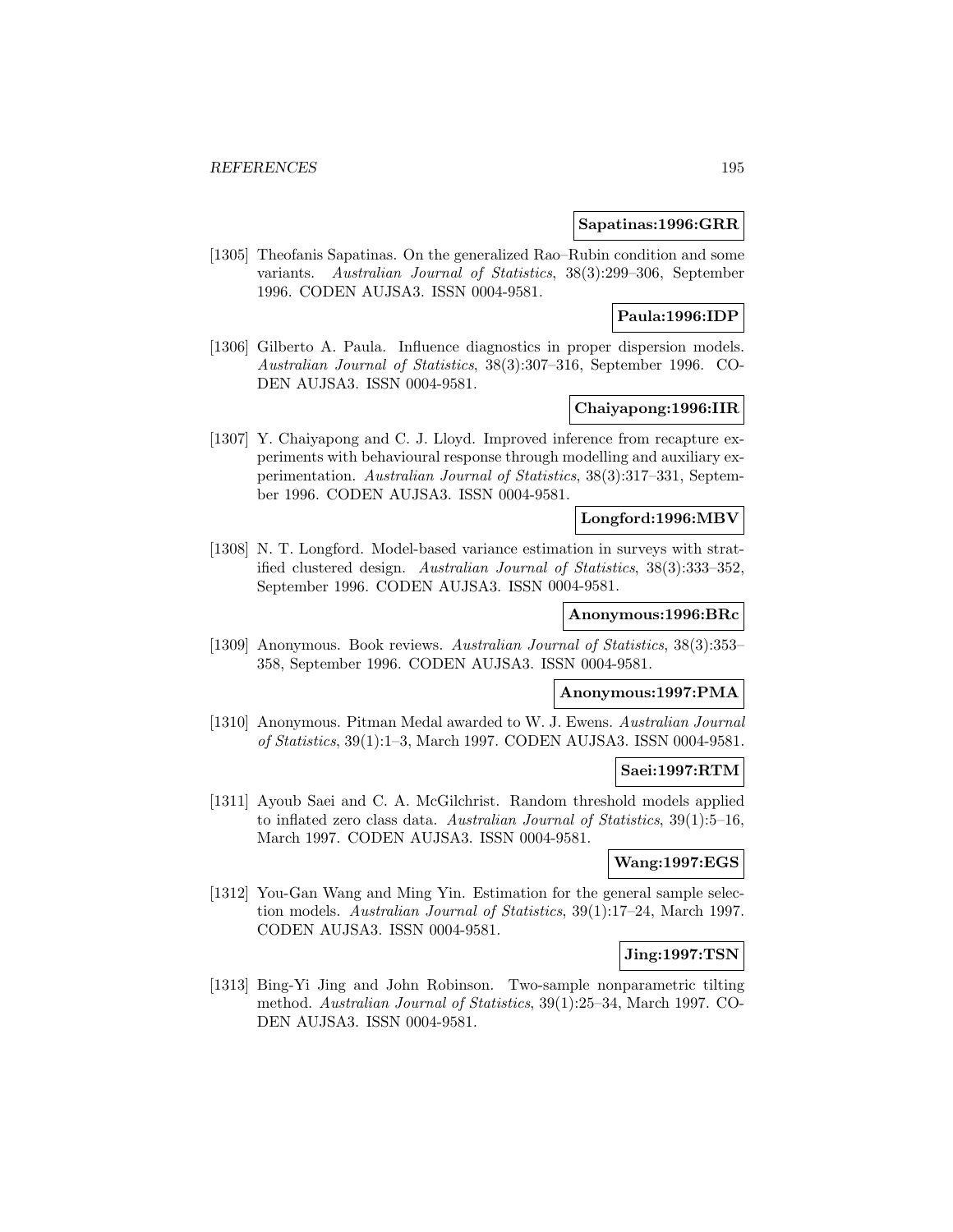**Sapatinas:1996:GRR**

[1305] Theofanis Sapatinas. On the generalized Rao–Rubin condition and some variants. *Australian Journal of Statistics*, 38(3):299–306, September 1996. CODEN AUJSA3. ISSN 0004-9581.

**Paula:1996:IDP**

[1306] Gilberto A. Paula. Influence diagnostics in proper dispersion models. *Australian Journal of Statistics*, 38(3):307–316, September 1996. CODEN AUJSA3. ISSN 0004-9581.

**Chaiyapong:1996:IIR**

[1307] Y. Chaiyapong and C. J. Lloyd. Improved inference from recapture experiments with behavioural response through modelling and auxiliary experimentation. *Australian Journal of Statistics*, 38(3):317–331, September 1996. CODEN AUJSA3. ISSN 0004-9581.

**Longford:1996:MBV**

[1308] N. T. Longford. Model-based variance estimation in surveys with stratified clustered design. *Australian Journal of Statistics*, 38(3):333–352, September 1996. CODEN AUJSA3. ISSN 0004-9581.

**Anonymous:1996:BRc**

[1309] Anonymous. Book reviews. *Australian Journal of Statistics*, 38(3):353–358, September 1996. CODEN AUJSA3. ISSN 0004-9581.

**Anonymous:1997:PMA**

[1310] Anonymous. Pitman Medal awarded to W. J. Ewens. *Australian Journal of Statistics*, 39(1):1–3, March 1997. CODEN AUJSA3. ISSN 0004-9581.

**Saei:1997:RTM**

[1311] Ayoub Saei and C. A. McGilchrist. Random threshold models applied to inflated zero class data. *Australian Journal of Statistics*, 39(1):5–16, March 1997. CODEN AUJSA3. ISSN 0004-9581.

**Wang:1997:EGS**

[1312] You-Gan Wang and Ming Yin. Estimation for the general sample selection models. *Australian Journal of Statistics*, 39(1):17–24, March 1997. CODEN AUJSA3. ISSN 0004-9581.

**Jing:1997:TSN**

[1313] Bing-Yi Jing and John Robinson. Two-sample nonparametric tilting method. *Australian Journal of Statistics*, 39(1):25–34, March 1997. CODEN AUJSA3. ISSN 0004-9581.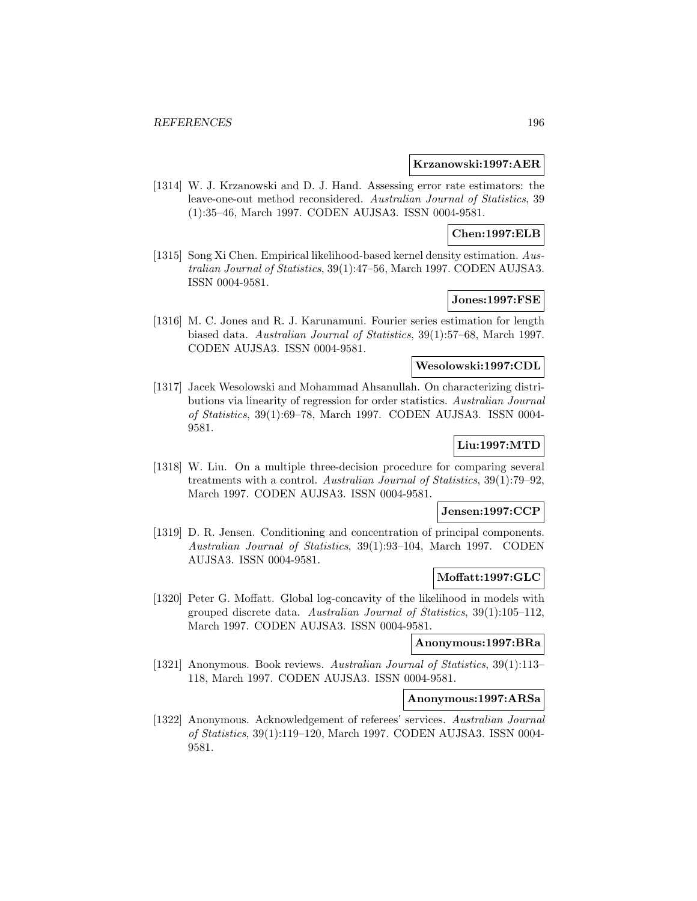**Krzanowski:1997:AER**

[1314] W. J. Krzanowski and D. J. Hand. Assessing error rate estimators: the leave-one-out method reconsidered. *Australian Journal of Statistics*, 39 (1):35–46, March 1997. CODEN AUJSA3. ISSN 0004-9581.

**Chen:1997:ELB**

[1315] Song Xi Chen. Empirical likelihood-based kernel density estimation. *Australian Journal of Statistics*, 39(1):47–56, March 1997. CODEN AUJSA3. ISSN 0004-9581.

**Jones:1997:FSE**

[1316] M. C. Jones and R. J. Karunamuni. Fourier series estimation for length biased data. *Australian Journal of Statistics*, 39(1):57–68, March 1997. CODEN AUJSA3. ISSN 0004-9581.

**Wesolowski:1997:CDL**

[1317] Jacek Wesolowski and Mohammad Ahsanullah. On characterizing distributions via linearity of regression for order statistics. *Australian Journal of Statistics*, 39(1):69–78, March 1997. CODEN AUJSA3. ISSN 0004-9581.

**Liu:1997:MTD**

[1318] W. Liu. On a multiple three-decision procedure for comparing several treatments with a control. *Australian Journal of Statistics*, 39(1):79–92, March 1997. CODEN AUJSA3. ISSN 0004-9581.

**Jensen:1997:CCP**

[1319] D. R. Jensen. Conditioning and concentration of principal components. *Australian Journal of Statistics*, 39(1):93–104, March 1997. CODEN AUJSA3. ISSN 0004-9581.

**Moffatt:1997:GLC**

[1320] Peter G. Moffatt. Global log-concavity of the likelihood in models with grouped discrete data. *Australian Journal of Statistics*, 39(1):105–112, March 1997. CODEN AUJSA3. ISSN 0004-9581.

**Anonymous:1997:BRa**

[1321] Anonymous. Book reviews. *Australian Journal of Statistics*, 39(1):113–118, March 1997. CODEN AUJSA3. ISSN 0004-9581.

**Anonymous:1997:ARSa**

[1322] Anonymous. Acknowledgement of referees' services. *Australian Journal of Statistics*, 39(1):119–120, March 1997. CODEN AUJSA3. ISSN 0004-9581.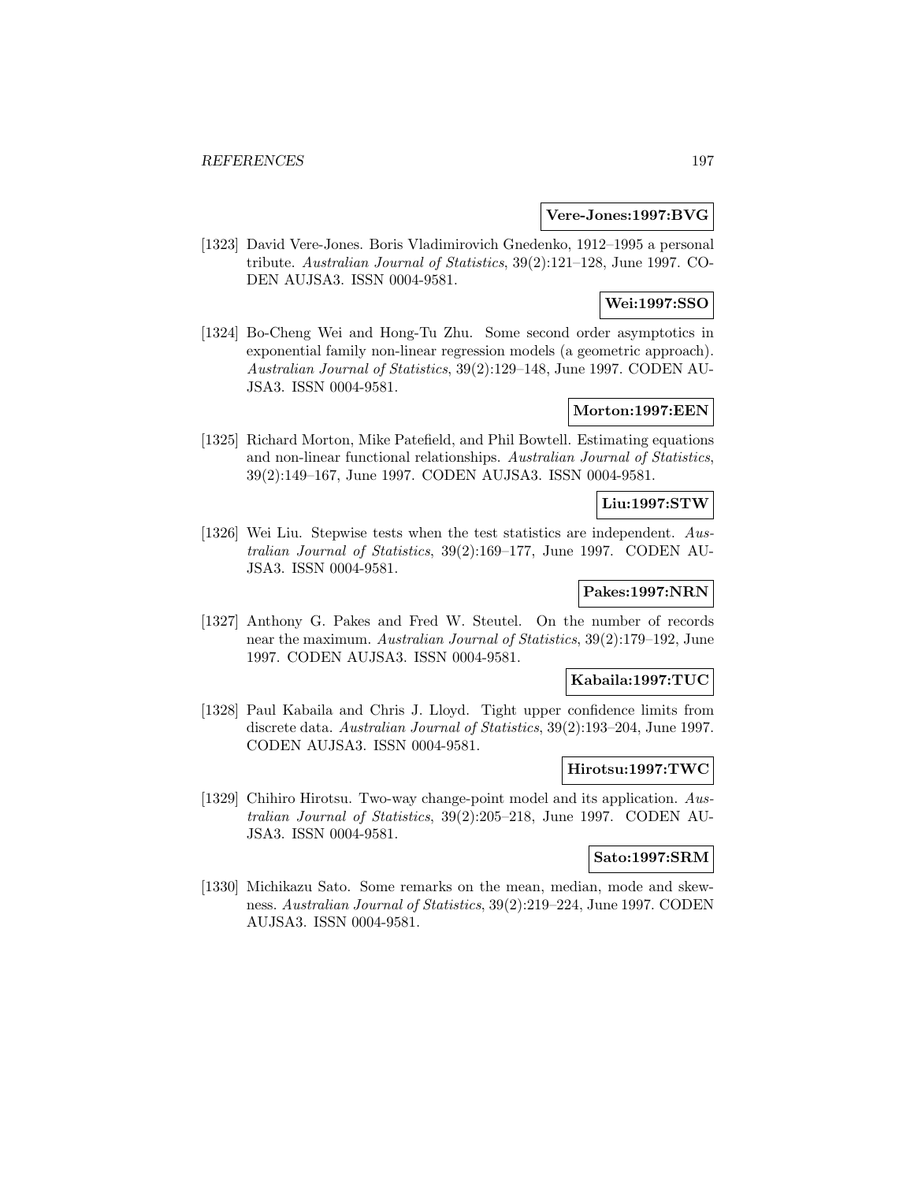**Vere-Jones:1997:BVG**

[1323] David Vere-Jones. Boris Vladimirovich Gnedenko, 1912–1995 a personal tribute. *Australian Journal of Statistics*, 39(2):121–128, June 1997. CODEN AUJSA3. ISSN 0004-9581.

**Wei:1997:SSO**

[1324] Bo-Cheng Wei and Hong-Tu Zhu. Some second order asymptotics in exponential family non-linear regression models (a geometric approach). *Australian Journal of Statistics*, 39(2):129–148, June 1997. CODEN AUJSA3. ISSN 0004-9581.

**Morton:1997:EEN**

[1325] Richard Morton, Mike Patefield, and Phil Bowtell. Estimating equations and non-linear functional relationships. *Australian Journal of Statistics*, 39(2):149–167, June 1997. CODEN AUJSA3. ISSN 0004-9581.

**Liu:1997:STW**

[1326] Wei Liu. Stepwise tests when the test statistics are independent. *Australian Journal of Statistics*, 39(2):169–177, June 1997. CODEN AUJSA3. ISSN 0004-9581.

**Pakes:1997:NRN**

[1327] Anthony G. Pakes and Fred W. Steutel. On the number of records near the maximum. *Australian Journal of Statistics*, 39(2):179–192, June 1997. CODEN AUJSA3. ISSN 0004-9581.

**Kabaila:1997:TUC**

[1328] Paul Kabaila and Chris J. Lloyd. Tight upper confidence limits from discrete data. *Australian Journal of Statistics*, 39(2):193–204, June 1997. CODEN AUJSA3. ISSN 0004-9581.

**Hirotsu:1997:TWC**

[1329] Chihiro Hirotsu. Two-way change-point model and its application. *Australian Journal of Statistics*, 39(2):205–218, June 1997. CODEN AUJSA3. ISSN 0004-9581.

**Sato:1997:SRM**

[1330] Michikazu Sato. Some remarks on the mean, median, mode and skewness. *Australian Journal of Statistics*, 39(2):219–224, June 1997. CODEN AUJSA3. ISSN 0004-9581.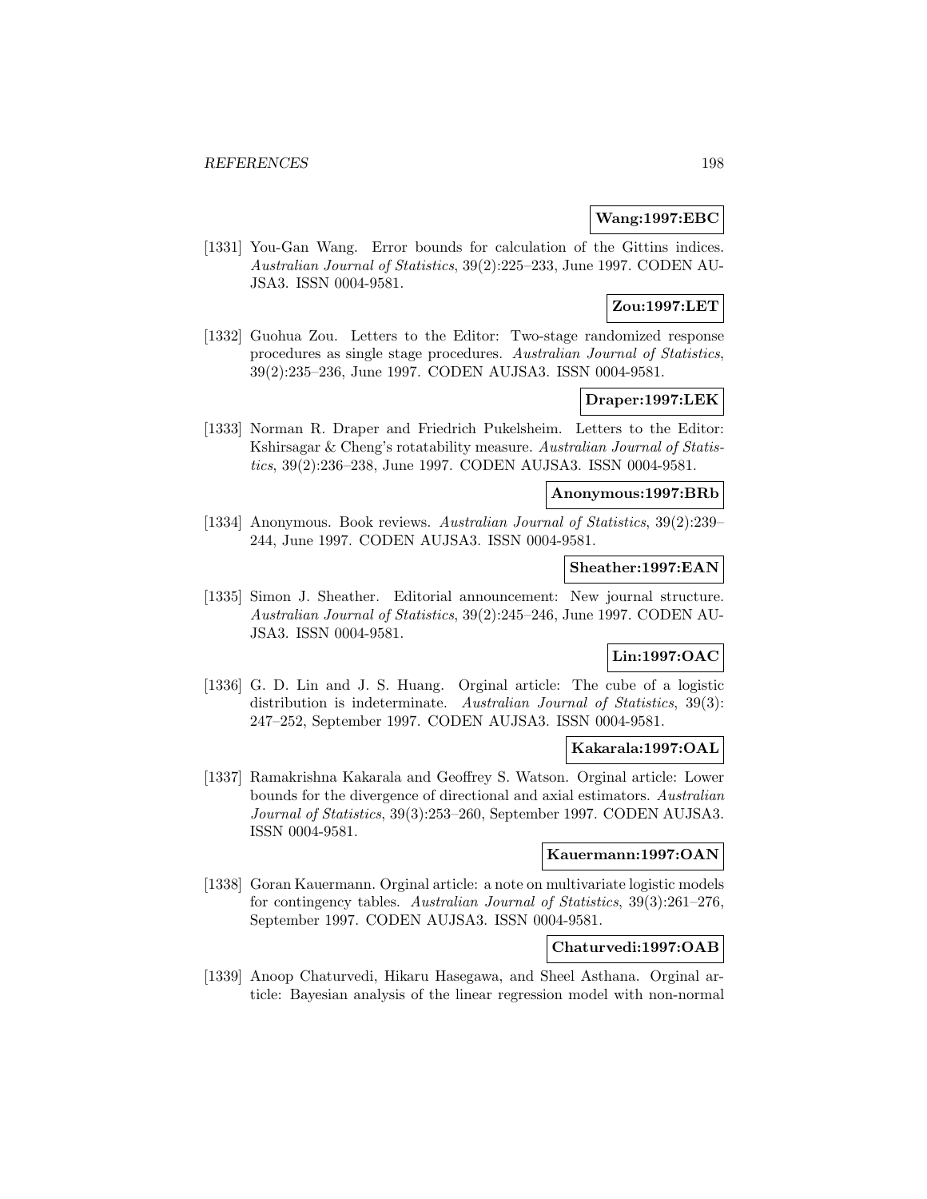**Wang:1997:EBC**

[1331] You-Gan Wang. Error bounds for calculation of the Gittins indices. *Australian Journal of Statistics*, 39(2):225–233, June 1997. CODEN AUJSA3. ISSN 0004-9581.

**Zou:1997:LET**

[1332] Guohua Zou. Letters to the Editor: Two-stage randomized response procedures as single stage procedures. *Australian Journal of Statistics*, 39(2):235–236, June 1997. CODEN AUJSA3. ISSN 0004-9581.

**Draper:1997:LEK**

[1333] Norman R. Draper and Friedrich Pukelsheim. Letters to the Editor: Kshirsagar & Cheng's rotatability measure. *Australian Journal of Statistics*, 39(2):236–238, June 1997. CODEN AUJSA3. ISSN 0004-9581.

**Anonymous:1997:BRb**

[1334] Anonymous. Book reviews. *Australian Journal of Statistics*, 39(2):239–244, June 1997. CODEN AUJSA3. ISSN 0004-9581.

**Sheather:1997:EAN**

[1335] Simon J. Sheather. Editorial announcement: New journal structure. *Australian Journal of Statistics*, 39(2):245–246, June 1997. CODEN AUJSA3. ISSN 0004-9581.

**Lin:1997:OAC**

[1336] G. D. Lin and J. S. Huang. Orginal article: The cube of a logistic distribution is indeterminate. *Australian Journal of Statistics*, 39(3): 247–252, September 1997. CODEN AUJSA3. ISSN 0004-9581.

**Kakarala:1997:OAL**

[1337] Ramakrishna Kakarala and Geoffrey S. Watson. Orginal article: Lower bounds for the divergence of directional and axial estimators. *Australian Journal of Statistics*, 39(3):253–260, September 1997. CODEN AUJSA3. ISSN 0004-9581.

**Kauermann:1997:OAN**

[1338] Goran Kauermann. Orginal article: a note on multivariate logistic models for contingency tables. *Australian Journal of Statistics*, 39(3):261–276, September 1997. CODEN AUJSA3. ISSN 0004-9581.

**Chaturvedi:1997:OAB**

[1339] Anoop Chaturvedi, Hikaru Hasegawa, and Sheel Asthana. Orginal article: Bayesian analysis of the linear regression model with non-normal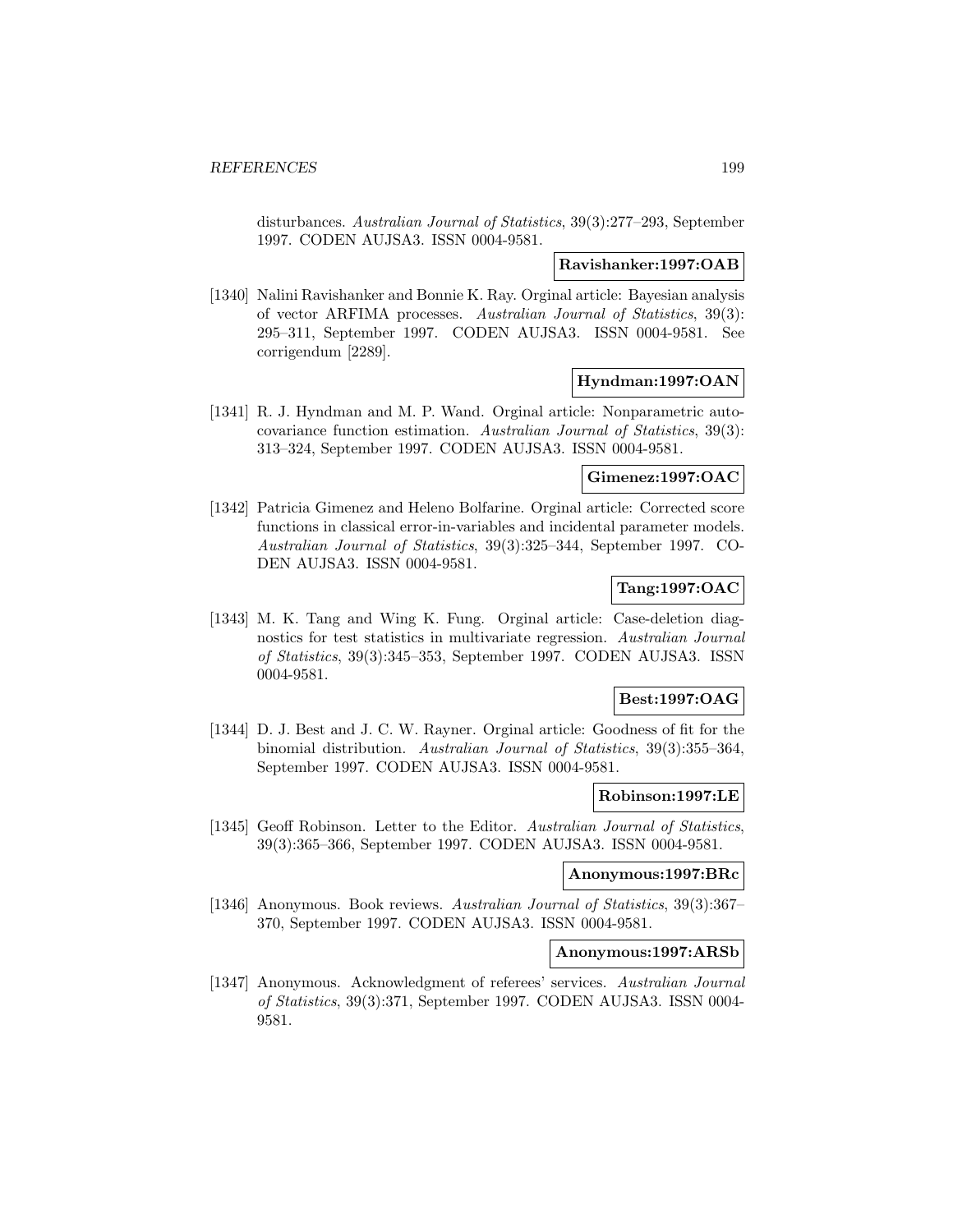disturbances. *Australian Journal of Statistics*, 39(3):277–293, September 1997. CODEN AUJSA3. ISSN 0004-9581.

**Ravishanker:1997:OAB**

[1340] Nalini Ravishanker and Bonnie K. Ray. Orginal article: Bayesian analysis of vector ARFIMA processes. *Australian Journal of Statistics*, 39(3): 295–311, September 1997. CODEN AUJSA3. ISSN 0004-9581. See corrigendum [2289].

**Hyndman:1997:OAN**

[1341] R. J. Hyndman and M. P. Wand. Orginal article: Nonparametric autocovariance function estimation. *Australian Journal of Statistics*, 39(3): 313–324, September 1997. CODEN AUJSA3. ISSN 0004-9581.

**Gimenez:1997:OAC**

[1342] Patricia Gimenez and Heleno Bolfarine. Orginal article: Corrected score functions in classical error-in-variables and incidental parameter models. *Australian Journal of Statistics*, 39(3):325–344, September 1997. CODEN AUJSA3. ISSN 0004-9581.

**Tang:1997:OAC**

[1343] M. K. Tang and Wing K. Fung. Orginal article: Case-deletion diagnostics for test statistics in multivariate regression. *Australian Journal of Statistics*, 39(3):345–353, September 1997. CODEN AUJSA3. ISSN 0004-9581.

**Best:1997:OAG**

[1344] D. J. Best and J. C. W. Rayner. Orginal article: Goodness of fit for the binomial distribution. *Australian Journal of Statistics*, 39(3):355–364, September 1997. CODEN AUJSA3. ISSN 0004-9581.

**Robinson:1997:LE**

[1345] Geoff Robinson. Letter to the Editor. *Australian Journal of Statistics*, 39(3):365–366, September 1997. CODEN AUJSA3. ISSN 0004-9581.

**Anonymous:1997:BRc**

[1346] Anonymous. Book reviews. *Australian Journal of Statistics*, 39(3):367–370, September 1997. CODEN AUJSA3. ISSN 0004-9581.

**Anonymous:1997:ARSb**

[1347] Anonymous. Acknowledgment of referees' services. *Australian Journal of Statistics*, 39(3):371, September 1997. CODEN AUJSA3. ISSN 0004-9581.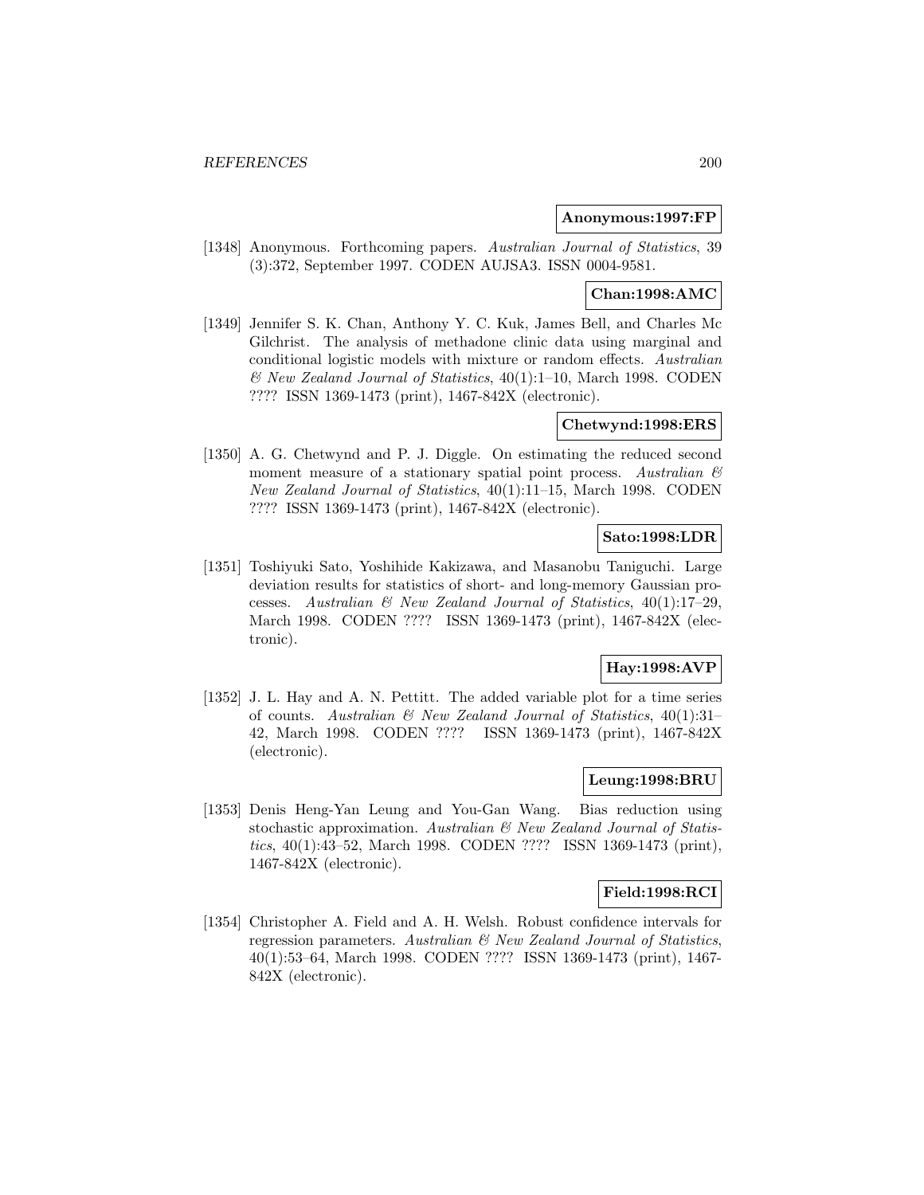**Anonymous:1997:FP**

[1348] Anonymous. Forthcoming papers. *Australian Journal of Statistics*, 39 (3):372, September 1997. CODEN AUJSA3. ISSN 0004-9581.

**Chan:1998:AMC**

[1349] Jennifer S. K. Chan, Anthony Y. C. Kuk, James Bell, and Charles Mc Gilchrist. The analysis of methadone clinic data using marginal and conditional logistic models with mixture or random effects. *Australian & New Zealand Journal of Statistics*, 40(1):1–10, March 1998. CODEN ???? ISSN 1369-1473 (print), 1467-842X (electronic).

**Chetwynd:1998:ERS**

[1350] A. G. Chetwynd and P. J. Diggle. On estimating the reduced second moment measure of a stationary spatial point process. *Australian & New Zealand Journal of Statistics*, 40(1):11–15, March 1998. CODEN ???? ISSN 1369-1473 (print), 1467-842X (electronic).

**Sato:1998:LDR**

[1351] Toshiyuki Sato, Yoshihide Kakizawa, and Masanobu Taniguchi. Large deviation results for statistics of short- and long-memory Gaussian processes. *Australian & New Zealand Journal of Statistics*, 40(1):17–29, March 1998. CODEN ???? ISSN 1369-1473 (print), 1467-842X (electronic).

**Hay:1998:AVP**

[1352] J. L. Hay and A. N. Pettitt. The added variable plot for a time series of counts. *Australian & New Zealand Journal of Statistics*, 40(1):31–42, March 1998. CODEN ???? ISSN 1369-1473 (print), 1467-842X (electronic).

**Leung:1998:BRU**

[1353] Denis Heng-Yan Leung and You-Gan Wang. Bias reduction using stochastic approximation. *Australian & New Zealand Journal of Statistics*, 40(1):43–52, March 1998. CODEN ???? ISSN 1369-1473 (print), 1467-842X (electronic).

**Field:1998:RCI**

[1354] Christopher A. Field and A. H. Welsh. Robust confidence intervals for regression parameters. *Australian & New Zealand Journal of Statistics*, 40(1):53–64, March 1998. CODEN ???? ISSN 1369-1473 (print), 1467-842X (electronic).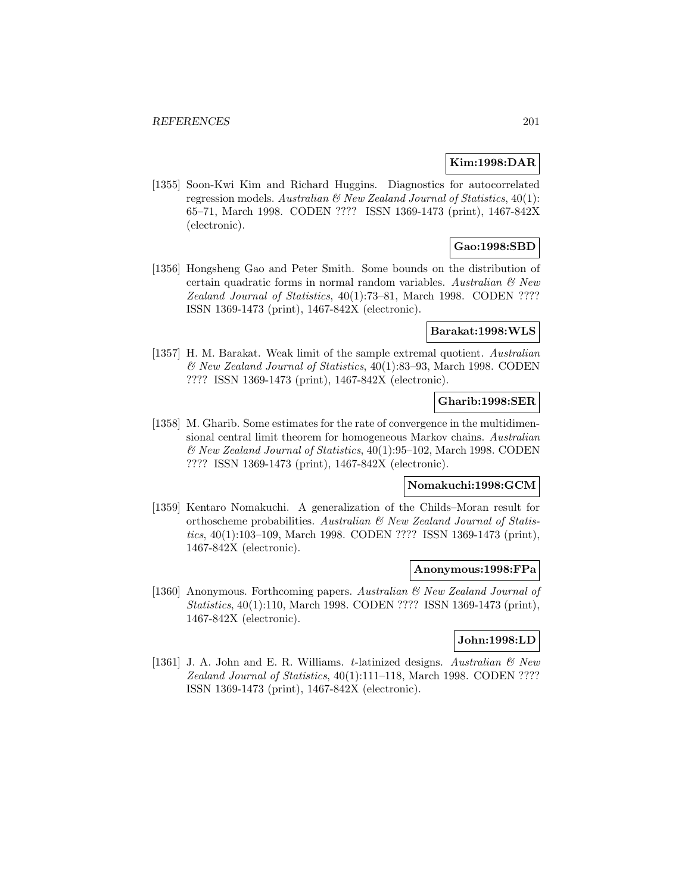**Kim:1998:DAR**

[1355] Soon-Kwi Kim and Richard Huggins. Diagnostics for autocorrelated regression models. *Australian & New Zealand Journal of Statistics*, 40(1): 65–71, March 1998. CODEN ???? ISSN 1369-1473 (print), 1467-842X (electronic).

**Gao:1998:SBD**

[1356] Hongsheng Gao and Peter Smith. Some bounds on the distribution of certain quadratic forms in normal random variables. *Australian & New Zealand Journal of Statistics*, 40(1):73–81, March 1998. CODEN ???? ISSN 1369-1473 (print), 1467-842X (electronic).

**Barakat:1998:WLS**

[1357] H. M. Barakat. Weak limit of the sample extremal quotient. *Australian & New Zealand Journal of Statistics*, 40(1):83–93, March 1998. CODEN ???? ISSN 1369-1473 (print), 1467-842X (electronic).

**Gharib:1998:SER**

[1358] M. Gharib. Some estimates for the rate of convergence in the multidimensional central limit theorem for homogeneous Markov chains. *Australian & New Zealand Journal of Statistics*, 40(1):95–102, March 1998. CODEN ???? ISSN 1369-1473 (print), 1467-842X (electronic).

**Nomakuchi:1998:GCM**

[1359] Kentaro Nomakuchi. A generalization of the Childs–Moran result for orthoscheme probabilities. *Australian & New Zealand Journal of Statistics*, 40(1):103–109, March 1998. CODEN ???? ISSN 1369-1473 (print), 1467-842X (electronic).

**Anonymous:1998:FPa**

[1360] Anonymous. Forthcoming papers. *Australian & New Zealand Journal of Statistics*, 40(1):110, March 1998. CODEN ???? ISSN 1369-1473 (print), 1467-842X (electronic).

**John:1998:LD**

[1361] J. A. John and E. R. Williams. $t$-latinized designs. *Australian & New Zealand Journal of Statistics*, 40(1):111–118, March 1998. CODEN ???? ISSN 1369-1473 (print), 1467-842X (electronic).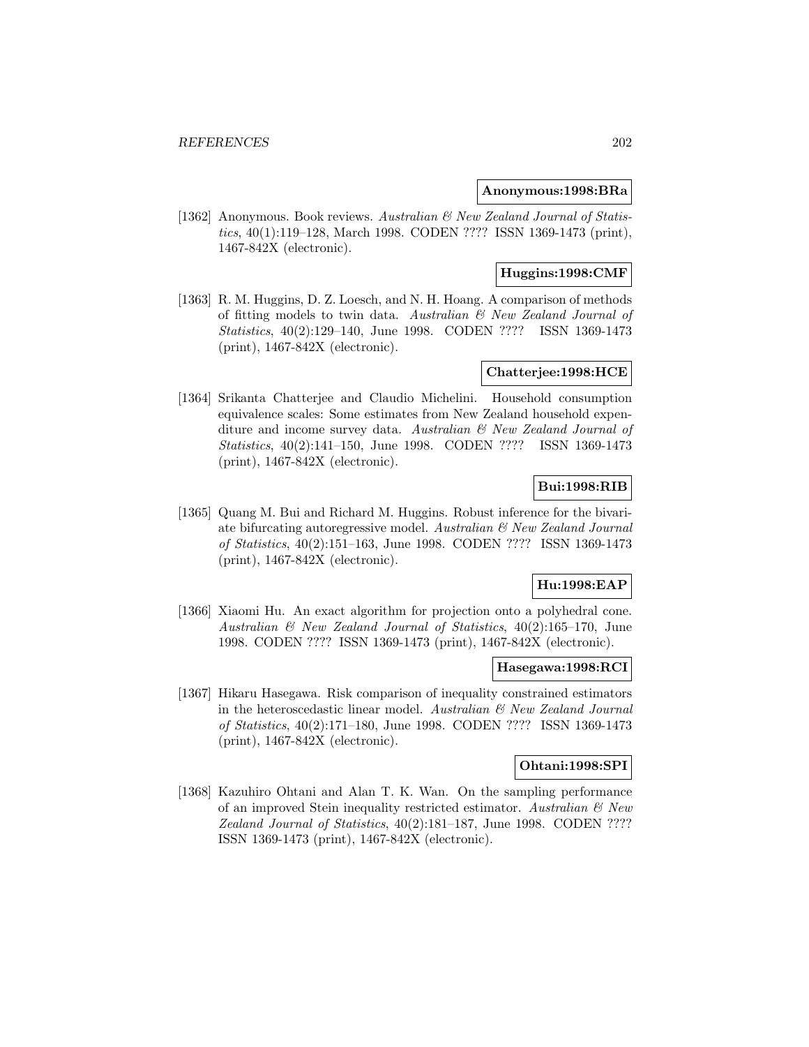**Anonymous:1998:BRa**

[1362] Anonymous. Book reviews. *Australian & New Zealand Journal of Statistics*, 40(1):119–128, March 1998. CODEN ???? ISSN 1369-1473 (print), 1467-842X (electronic).

**Huggins:1998:CMF**

[1363] R. M. Huggins, D. Z. Loesch, and N. H. Hoang. A comparison of methods of fitting models to twin data. *Australian & New Zealand Journal of Statistics*, 40(2):129–140, June 1998. CODEN ???? ISSN 1369-1473 (print), 1467-842X (electronic).

**Chatterjee:1998:HCE**

[1364] Srikanta Chatterjee and Claudio Michelini. Household consumption equivalence scales: Some estimates from New Zealand household expenditure and income survey data. *Australian & New Zealand Journal of Statistics*, 40(2):141–150, June 1998. CODEN ???? ISSN 1369-1473 (print), 1467-842X (electronic).

**Bui:1998:RIB**

[1365] Quang M. Bui and Richard M. Huggins. Robust inference for the bivariate bifurcating autoregressive model. *Australian & New Zealand Journal of Statistics*, 40(2):151–163, June 1998. CODEN ???? ISSN 1369-1473 (print), 1467-842X (electronic).

**Hu:1998:EAP**

[1366] Xiaomi Hu. An exact algorithm for projection onto a polyhedral cone. *Australian & New Zealand Journal of Statistics*, 40(2):165–170, June 1998. CODEN ???? ISSN 1369-1473 (print), 1467-842X (electronic).

**Hasegawa:1998:RCI**

[1367] Hikaru Hasegawa. Risk comparison of inequality constrained estimators in the heteroscedastic linear model. *Australian & New Zealand Journal of Statistics*, 40(2):171–180, June 1998. CODEN ???? ISSN 1369-1473 (print), 1467-842X (electronic).

**Ohtani:1998:SPI**

[1368] Kazuhiro Ohtani and Alan T. K. Wan. On the sampling performance of an improved Stein inequality restricted estimator. *Australian & New Zealand Journal of Statistics*, 40(2):181–187, June 1998. CODEN ???? ISSN 1369-1473 (print), 1467-842X (electronic).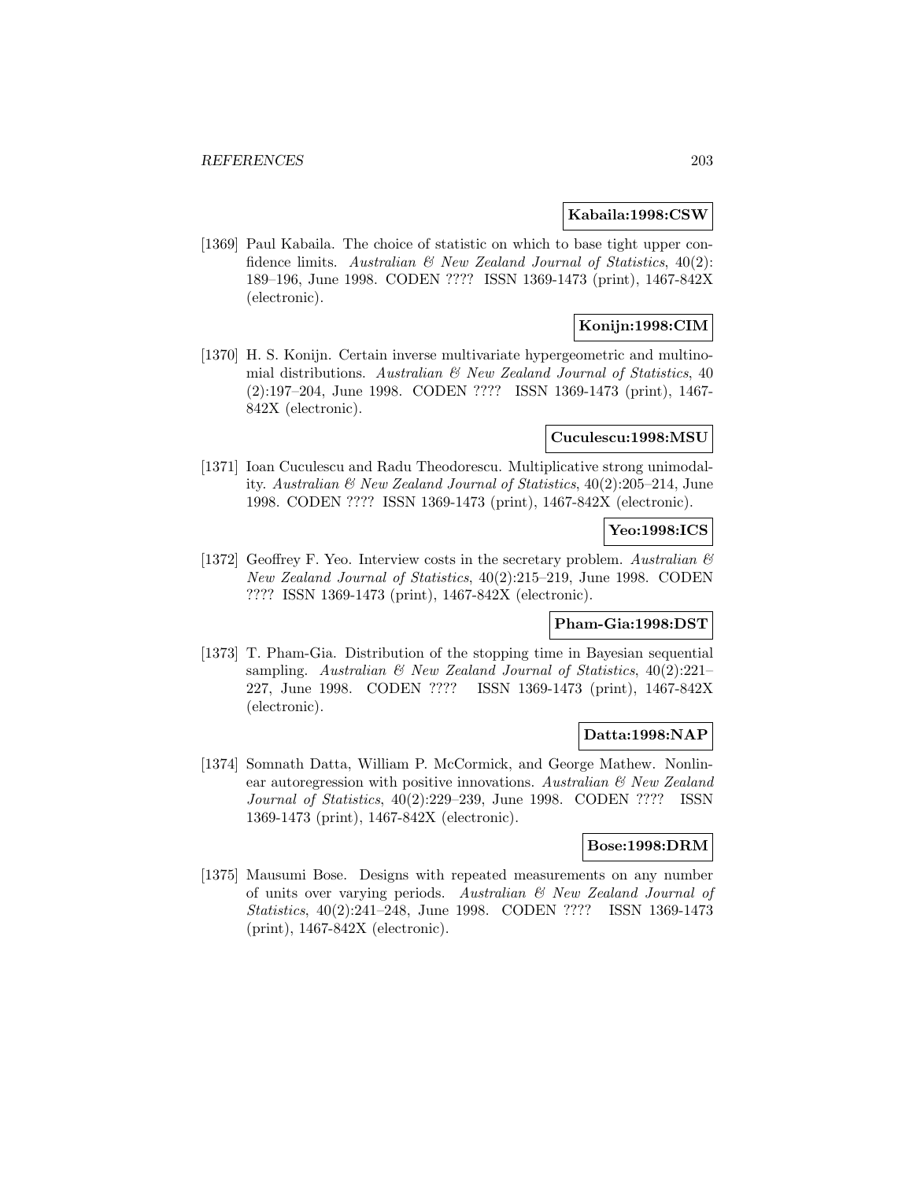**Kabaila:1998:CSW**

[1369] Paul Kabaila. The choice of statistic on which to base tight upper confidence limits. *Australian & New Zealand Journal of Statistics*, 40(2): 189–196, June 1998. CODEN ???? ISSN 1369-1473 (print), 1467-842X (electronic).

**Konijn:1998:CIM**

[1370] H. S. Konijn. Certain inverse multivariate hypergeometric and multinomial distributions. *Australian & New Zealand Journal of Statistics*, 40 (2):197–204, June 1998. CODEN ???? ISSN 1369-1473 (print), 1467-842X (electronic).

**Cuculescu:1998:MSU**

[1371] Ioan Cuculescu and Radu Theodorescu. Multiplicative strong unimodality. *Australian & New Zealand Journal of Statistics*, 40(2):205–214, June 1998. CODEN ???? ISSN 1369-1473 (print), 1467-842X (electronic).

**Yeo:1998:ICS**

[1372] Geoffrey F. Yeo. Interview costs in the secretary problem. *Australian & New Zealand Journal of Statistics*, 40(2):215–219, June 1998. CODEN ???? ISSN 1369-1473 (print), 1467-842X (electronic).

**Pham-Gia:1998:DST**

[1373] T. Pham-Gia. Distribution of the stopping time in Bayesian sequential sampling. *Australian & New Zealand Journal of Statistics*, 40(2):221–227, June 1998. CODEN ???? ISSN 1369-1473 (print), 1467-842X (electronic).

**Datta:1998:NAP**

[1374] Somnath Datta, William P. McCormick, and George Mathew. Nonlinear autoregression with positive innovations. *Australian & New Zealand Journal of Statistics*, 40(2):229–239, June 1998. CODEN ???? ISSN 1369-1473 (print), 1467-842X (electronic).

**Bose:1998:DRM**

[1375] Mausumi Bose. Designs with repeated measurements on any number of units over varying periods. *Australian & New Zealand Journal of Statistics*, 40(2):241–248, June 1998. CODEN ???? ISSN 1369-1473 (print), 1467-842X (electronic).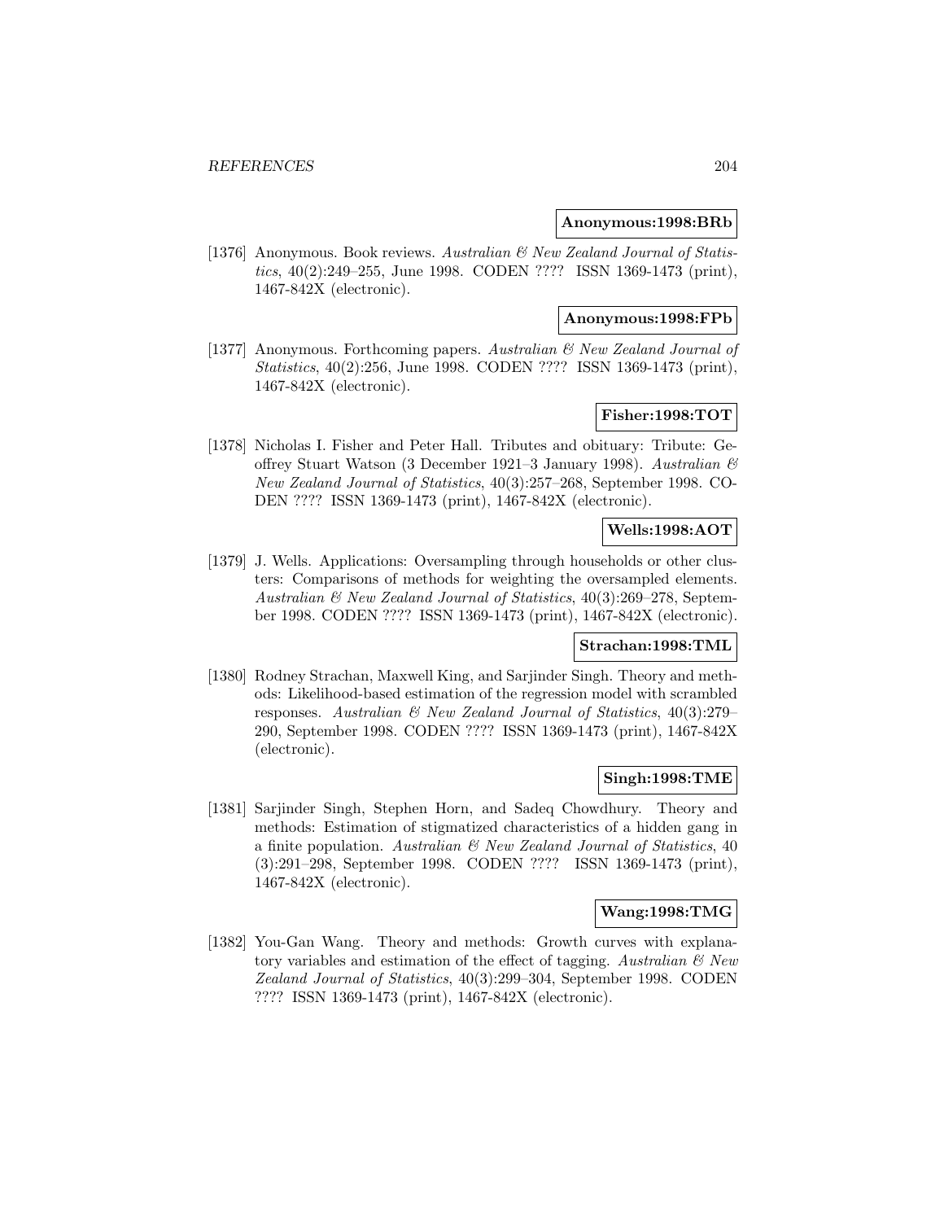**Anonymous:1998:BRb**

[1376] Anonymous. Book reviews. *Australian & New Zealand Journal of Statistics*, 40(2):249–255, June 1998. CODEN ???? ISSN 1369-1473 (print), 1467-842X (electronic).

**Anonymous:1998:FPb**

[1377] Anonymous. Forthcoming papers. *Australian & New Zealand Journal of Statistics*, 40(2):256, June 1998. CODEN ???? ISSN 1369-1473 (print), 1467-842X (electronic).

**Fisher:1998:TOT**

[1378] Nicholas I. Fisher and Peter Hall. Tributes and obituary: Tribute: Geoffrey Stuart Watson (3 December 1921–3 January 1998). *Australian & New Zealand Journal of Statistics*, 40(3):257–268, September 1998. CODEN ???? ISSN 1369-1473 (print), 1467-842X (electronic).

**Wells:1998:AOT**

[1379] J. Wells. Applications: Oversampling through households or other clusters: Comparisons of methods for weighting the oversampled elements. *Australian & New Zealand Journal of Statistics*, 40(3):269–278, September 1998. CODEN ???? ISSN 1369-1473 (print), 1467-842X (electronic).

**Strachan:1998:TML**

[1380] Rodney Strachan, Maxwell King, and Sarjinder Singh. Theory and methods: Likelihood-based estimation of the regression model with scrambled responses. *Australian & New Zealand Journal of Statistics*, 40(3):279–290, September 1998. CODEN ???? ISSN 1369-1473 (print), 1467-842X (electronic).

**Singh:1998:TME**

[1381] Sarjinder Singh, Stephen Horn, and Sadeq Chowdhury. Theory and methods: Estimation of stigmatized characteristics of a hidden gang in a finite population. *Australian & New Zealand Journal of Statistics*, 40 (3):291–298, September 1998. CODEN ???? ISSN 1369-1473 (print), 1467-842X (electronic).

**Wang:1998:TMG**

[1382] You-Gan Wang. Theory and methods: Growth curves with explanatory variables and estimation of the effect of tagging. *Australian & New Zealand Journal of Statistics*, 40(3):299–304, September 1998. CODEN ???? ISSN 1369-1473 (print), 1467-842X (electronic).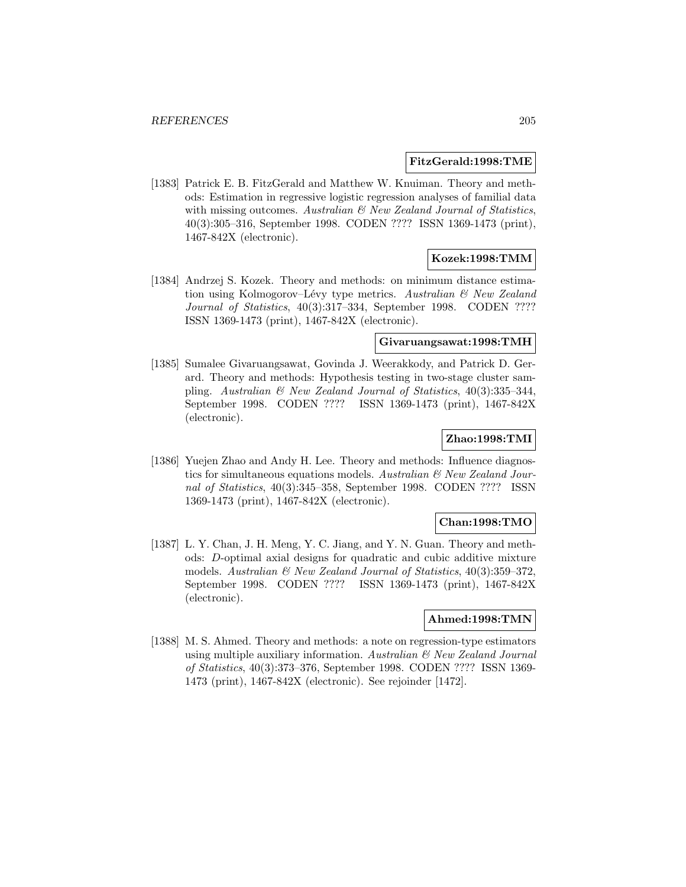**FitzGerald:1998:TME**

[1383] Patrick E. B. FitzGerald and Matthew W. Knuiman. Theory and methods: Estimation in regressive logistic regression analyses of familial data with missing outcomes. *Australian & New Zealand Journal of Statistics*, 40(3):305–316, September 1998. CODEN ???? ISSN 1369-1473 (print), 1467-842X (electronic).

**Kozek:1998:TMM**

[1384] Andrzej S. Kozek. Theory and methods: on minimum distance estimation using Kolmogorov–Lévy type metrics. *Australian & New Zealand Journal of Statistics*, 40(3):317–334, September 1998. CODEN ???? ISSN 1369-1473 (print), 1467-842X (electronic).

**Givaruangsawat:1998:TMH**

[1385] Sumalee Givaruangsawat, Govinda J. Weerakkody, and Patrick D. Gerard. Theory and methods: Hypothesis testing in two-stage cluster sampling. *Australian & New Zealand Journal of Statistics*, 40(3):335–344, September 1998. CODEN ???? ISSN 1369-1473 (print), 1467-842X (electronic).

**Zhao:1998:TMI**

[1386] Yuejen Zhao and Andy H. Lee. Theory and methods: Influence diagnostics for simultaneous equations models. *Australian & New Zealand Journal of Statistics*, 40(3):345–358, September 1998. CODEN ???? ISSN 1369-1473 (print), 1467-842X (electronic).

**Chan:1998:TMO**

[1387] L. Y. Chan, J. H. Meng, Y. C. Jiang, and Y. N. Guan. Theory and methods: *D*-optimal axial designs for quadratic and cubic additive mixture models. *Australian & New Zealand Journal of Statistics*, 40(3):359–372, September 1998. CODEN ???? ISSN 1369-1473 (print), 1467-842X (electronic).

**Ahmed:1998:TMN**

[1388] M. S. Ahmed. Theory and methods: a note on regression-type estimators using multiple auxiliary information. *Australian & New Zealand Journal of Statistics*, 40(3):373–376, September 1998. CODEN ???? ISSN 1369-1473 (print), 1467-842X (electronic). See rejoinder [1472].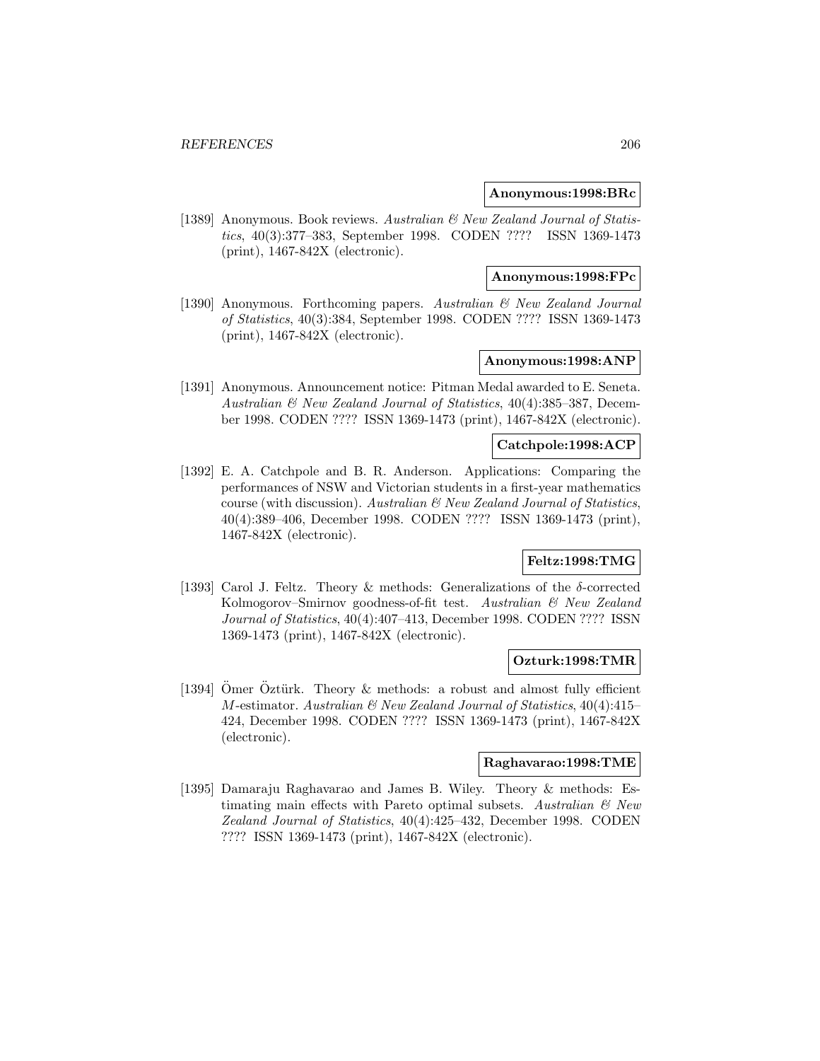**Anonymous:1998:BRc**

[1389] Anonymous. Book reviews. *Australian & New Zealand Journal of Statistics*, 40(3):377–383, September 1998. CODEN ???? ISSN 1369-1473 (print), 1467-842X (electronic).

**Anonymous:1998:FPc**

[1390] Anonymous. Forthcoming papers. *Australian & New Zealand Journal of Statistics*, 40(3):384, September 1998. CODEN ???? ISSN 1369-1473 (print), 1467-842X (electronic).

**Anonymous:1998:ANP**

[1391] Anonymous. Announcement notice: Pitman Medal awarded to E. Seneta. *Australian & New Zealand Journal of Statistics*, 40(4):385–387, December 1998. CODEN ???? ISSN 1369-1473 (print), 1467-842X (electronic).

**Catchpole:1998:ACP**

[1392] E. A. Catchpole and B. R. Anderson. Applications: Comparing the performances of NSW and Victorian students in a first-year mathematics course (with discussion). *Australian & New Zealand Journal of Statistics*, 40(4):389–406, December 1998. CODEN ???? ISSN 1369-1473 (print), 1467-842X (electronic).

**Feltz:1998:TMG**

[1393] Carol J. Feltz. Theory & methods: Generalizations of the $\delta$-corrected Kolmogorov–Smirnov goodness-of-fit test. *Australian & New Zealand Journal of Statistics*, 40(4):407–413, December 1998. CODEN ???? ISSN 1369-1473 (print), 1467-842X (electronic).

**Ozturk:1998:TMR**

[1394] Ömer Öztürk. Theory & methods: a robust and almost fully efficient $M$-estimator. *Australian & New Zealand Journal of Statistics*, 40(4):415–424, December 1998. CODEN ???? ISSN 1369-1473 (print), 1467-842X (electronic).

**Raghavarao:1998:TME**

[1395] Damaraju Raghavarao and James B. Wiley. Theory & methods: Estimating main effects with Pareto optimal subsets. *Australian & New Zealand Journal of Statistics*, 40(4):425–432, December 1998. CODEN ???? ISSN 1369-1473 (print), 1467-842X (electronic).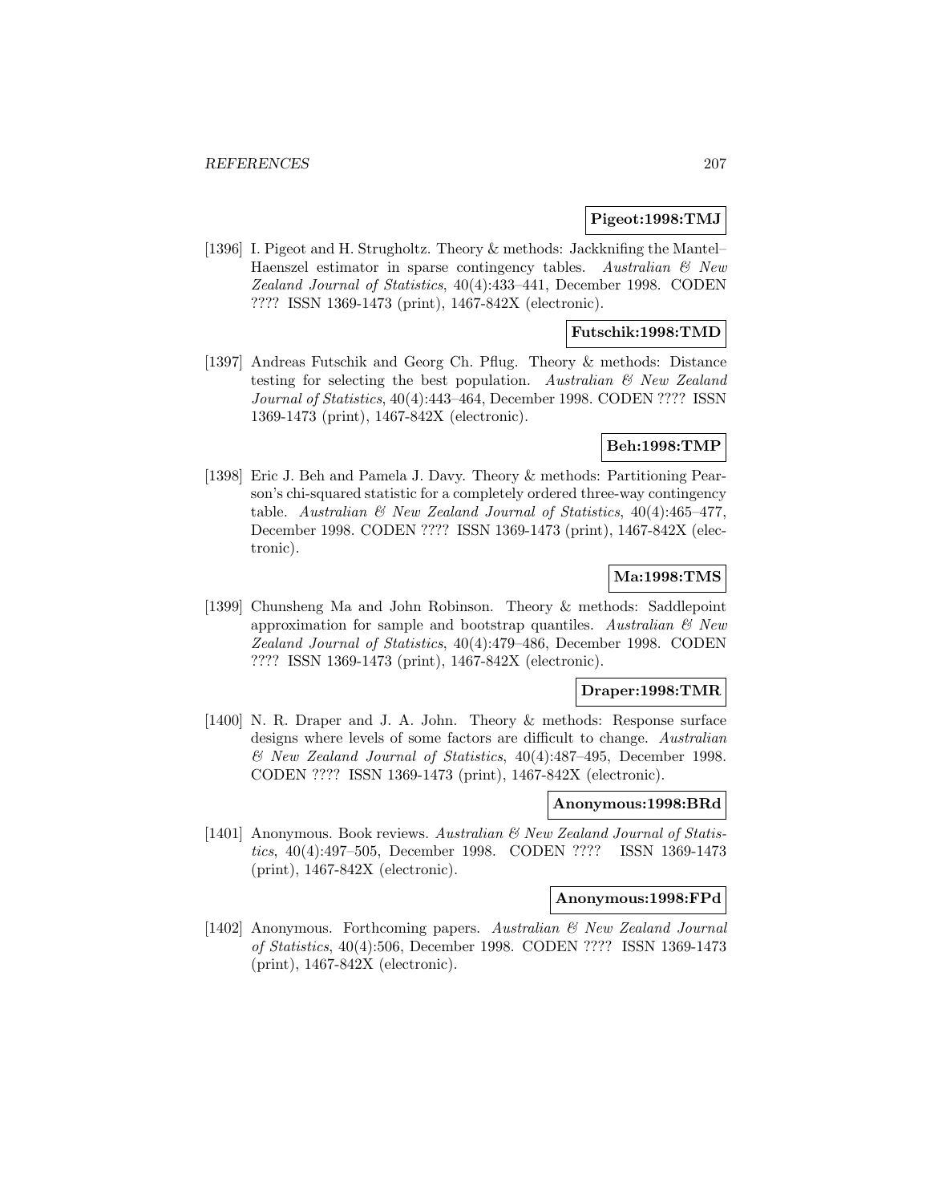**Pigeot:1998:TMJ**

[1396] I. Pigeot and H. Strugholtz. Theory & methods: Jackknifing the Mantel–Haenszel estimator in sparse contingency tables. *Australian & New Zealand Journal of Statistics*, 40(4):433–441, December 1998. CODEN ???? ISSN 1369-1473 (print), 1467-842X (electronic).

**Futschik:1998:TMD**

[1397] Andreas Futschik and Georg Ch. Pflug. Theory & methods: Distance testing for selecting the best population. *Australian & New Zealand Journal of Statistics*, 40(4):443–464, December 1998. CODEN ???? ISSN 1369-1473 (print), 1467-842X (electronic).

**Beh:1998:TMP**

[1398] Eric J. Beh and Pamela J. Davy. Theory & methods: Partitioning Pearson's chi-squared statistic for a completely ordered three-way contingency table. *Australian & New Zealand Journal of Statistics*, 40(4):465–477, December 1998. CODEN ???? ISSN 1369-1473 (print), 1467-842X (electronic).

**Ma:1998:TMS**

[1399] Chunsheng Ma and John Robinson. Theory & methods: Saddlepoint approximation for sample and bootstrap quantiles. *Australian & New Zealand Journal of Statistics*, 40(4):479–486, December 1998. CODEN ???? ISSN 1369-1473 (print), 1467-842X (electronic).

**Draper:1998:TMR**

[1400] N. R. Draper and J. A. John. Theory & methods: Response surface designs where levels of some factors are difficult to change. *Australian & New Zealand Journal of Statistics*, 40(4):487–495, December 1998. CODEN ???? ISSN 1369-1473 (print), 1467-842X (electronic).

**Anonymous:1998:BRd**

[1401] Anonymous. Book reviews. *Australian & New Zealand Journal of Statistics*, 40(4):497–505, December 1998. CODEN ???? ISSN 1369-1473 (print), 1467-842X (electronic).

**Anonymous:1998:FPd**

[1402] Anonymous. Forthcoming papers. *Australian & New Zealand Journal of Statistics*, 40(4):506, December 1998. CODEN ???? ISSN 1369-1473 (print), 1467-842X (electronic).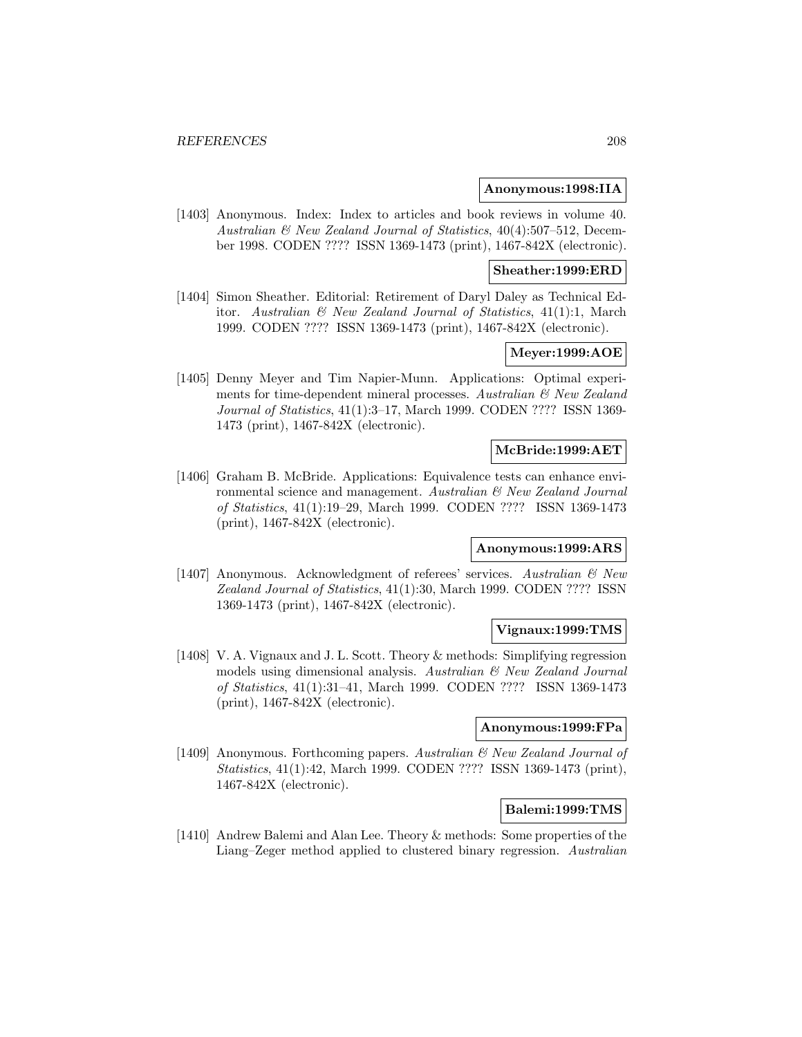**Anonymous:1998:IIA**

[1403] Anonymous. Index: Index to articles and book reviews in volume 40. *Australian & New Zealand Journal of Statistics*, 40(4):507–512, December 1998. CODEN ???? ISSN 1369-1473 (print), 1467-842X (electronic).

**Sheather:1999:ERD**

[1404] Simon Sheather. Editorial: Retirement of Daryl Daley as Technical Editor. *Australian & New Zealand Journal of Statistics*, 41(1):1, March 1999. CODEN ???? ISSN 1369-1473 (print), 1467-842X (electronic).

**Meyer:1999:AOE**

[1405] Denny Meyer and Tim Napier-Munn. Applications: Optimal experiments for time-dependent mineral processes. *Australian & New Zealand Journal of Statistics*, 41(1):3–17, March 1999. CODEN ???? ISSN 1369-1473 (print), 1467-842X (electronic).

**McBride:1999:AET**

[1406] Graham B. McBride. Applications: Equivalence tests can enhance environmental science and management. *Australian & New Zealand Journal of Statistics*, 41(1):19–29, March 1999. CODEN ???? ISSN 1369-1473 (print), 1467-842X (electronic).

**Anonymous:1999:ARS**

[1407] Anonymous. Acknowledgment of referees' services. *Australian & New Zealand Journal of Statistics*, 41(1):30, March 1999. CODEN ???? ISSN 1369-1473 (print), 1467-842X (electronic).

**Vignaux:1999:TMS**

[1408] V. A. Vignaux and J. L. Scott. Theory & methods: Simplifying regression models using dimensional analysis. *Australian & New Zealand Journal of Statistics*, 41(1):31–41, March 1999. CODEN ???? ISSN 1369-1473 (print), 1467-842X (electronic).

**Anonymous:1999:FPa**

[1409] Anonymous. Forthcoming papers. *Australian & New Zealand Journal of Statistics*, 41(1):42, March 1999. CODEN ???? ISSN 1369-1473 (print), 1467-842X (electronic).

**Balemi:1999:TMS**

[1410] Andrew Balemi and Alan Lee. Theory & methods: Some properties of the Liang–Zeger method applied to clustered binary regression. *Australian*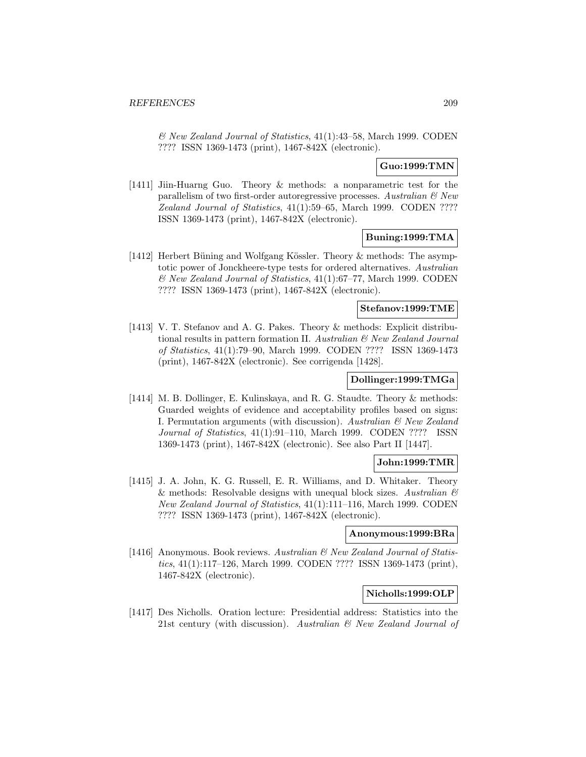*& New Zealand Journal of Statistics*, 41(1):43–58, March 1999. CODEN ???? ISSN 1369-1473 (print), 1467-842X (electronic).

**Guo:1999:TMN**

[1411] Jiin-Huarng Guo. Theory & methods: a nonparametric test for the parallelism of two first-order autoregressive processes. *Australian & New Zealand Journal of Statistics*, 41(1):59–65, March 1999. CODEN ???? ISSN 1369-1473 (print), 1467-842X (electronic).

**Buning:1999:TMA**

[1412] Herbert Büning and Wolfgang Kössler. Theory & methods: The asymptotic power of Jonckheere-type tests for ordered alternatives. *Australian & New Zealand Journal of Statistics*, 41(1):67–77, March 1999. CODEN ???? ISSN 1369-1473 (print), 1467-842X (electronic).

**Stefanov:1999:TME**

[1413] V. T. Stefanov and A. G. Pakes. Theory & methods: Explicit distributional results in pattern formation II. *Australian & New Zealand Journal of Statistics*, 41(1):79–90, March 1999. CODEN ???? ISSN 1369-1473 (print), 1467-842X (electronic). See corrigenda [1428].

**Dollinger:1999:TMGa**

[1414] M. B. Dollinger, E. Kulinskaya, and R. G. Staudte. Theory & methods: Guarded weights of evidence and acceptability profiles based on signs: I. Permutation arguments (with discussion). *Australian & New Zealand Journal of Statistics*, 41(1):91–110, March 1999. CODEN ???? ISSN 1369-1473 (print), 1467-842X (electronic). See also Part II [1447].

**John:1999:TMR**

[1415] J. A. John, K. G. Russell, E. R. Williams, and D. Whitaker. Theory & methods: Resolvable designs with unequal block sizes. *Australian & New Zealand Journal of Statistics*, 41(1):111–116, March 1999. CODEN ???? ISSN 1369-1473 (print), 1467-842X (electronic).

**Anonymous:1999:BRa**

[1416] Anonymous. Book reviews. *Australian & New Zealand Journal of Statistics*, 41(1):117–126, March 1999. CODEN ???? ISSN 1369-1473 (print), 1467-842X (electronic).

**Nicholls:1999:OLP**

[1417] Des Nicholls. Oration lecture: Presidential address: Statistics into the 21st century (with discussion). *Australian & New Zealand Journal of*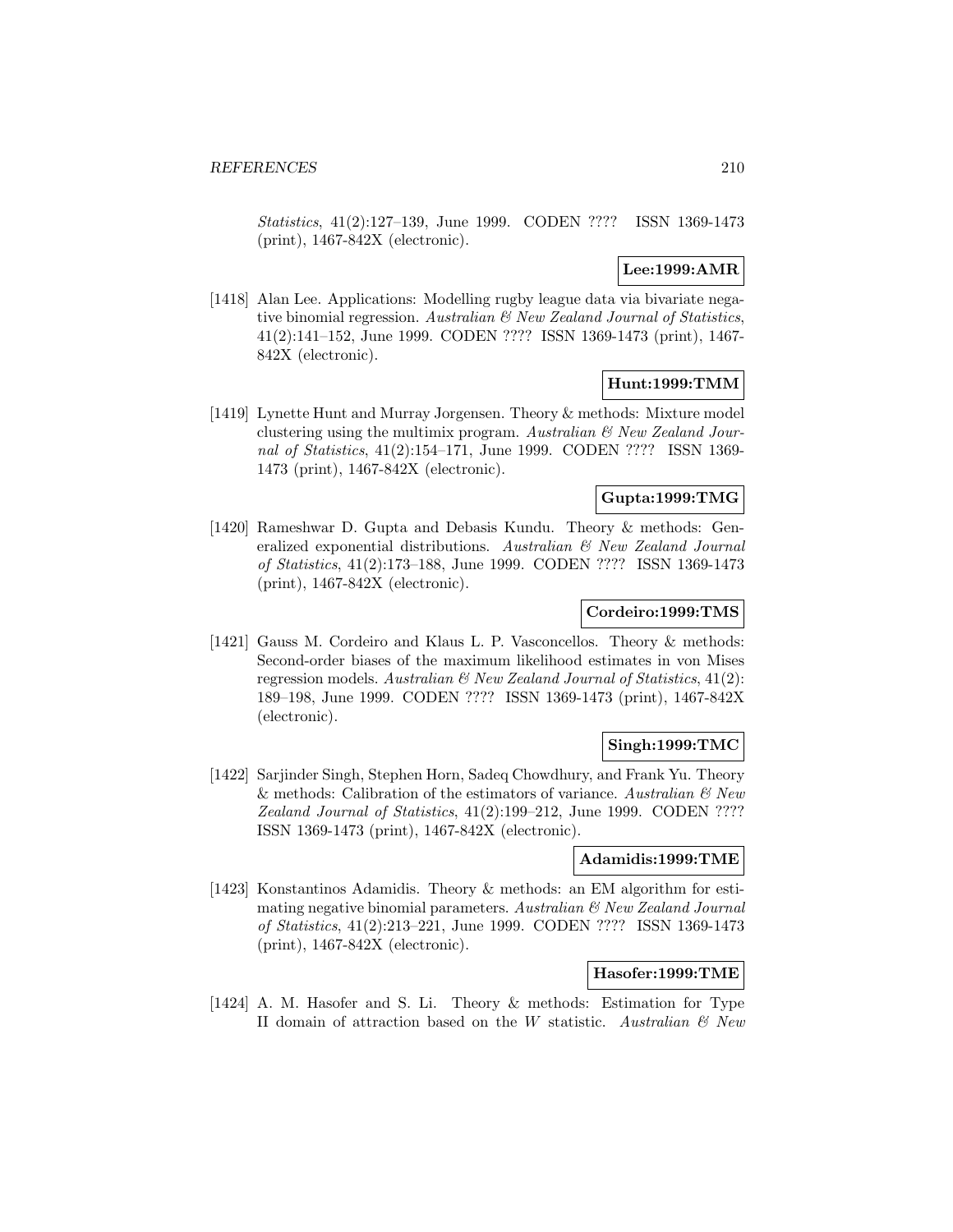*Statistics*, 41(2):127–139, June 1999. CODEN ???? ISSN 1369-1473 (print), 1467-842X (electronic).

**Lee:1999:AMR**

[1418] Alan Lee. Applications: Modelling rugby league data via bivariate negative binomial regression. *Australian & New Zealand Journal of Statistics*, 41(2):141–152, June 1999. CODEN ???? ISSN 1369-1473 (print), 1467-842X (electronic).

**Hunt:1999:TMM**

[1419] Lynette Hunt and Murray Jorgensen. Theory & methods: Mixture model clustering using the multimix program. *Australian & New Zealand Journal of Statistics*, 41(2):154–171, June 1999. CODEN ???? ISSN 1369-1473 (print), 1467-842X (electronic).

**Gupta:1999:TMG**

[1420] Rameshwar D. Gupta and Debasis Kundu. Theory & methods: Generalized exponential distributions. *Australian & New Zealand Journal of Statistics*, 41(2):173–188, June 1999. CODEN ???? ISSN 1369-1473 (print), 1467-842X (electronic).

**Cordeiro:1999:TMS**

[1421] Gauss M. Cordeiro and Klaus L. P. Vasconcellos. Theory & methods: Second-order biases of the maximum likelihood estimates in von Mises regression models. *Australian & New Zealand Journal of Statistics*, 41(2): 189–198, June 1999. CODEN ???? ISSN 1369-1473 (print), 1467-842X (electronic).

**Singh:1999:TMC**

[1422] Sarjinder Singh, Stephen Horn, Sadeq Chowdhury, and Frank Yu. Theory & methods: Calibration of the estimators of variance. *Australian & New Zealand Journal of Statistics*, 41(2):199–212, June 1999. CODEN ???? ISSN 1369-1473 (print), 1467-842X (electronic).

**Adamidis:1999:TME**

[1423] Konstantinos Adamidis. Theory & methods: an EM algorithm for estimating negative binomial parameters. *Australian & New Zealand Journal of Statistics*, 41(2):213–221, June 1999. CODEN ???? ISSN 1369-1473 (print), 1467-842X (electronic).

**Hasofer:1999:TME**

[1424] A. M. Hasofer and S. Li. Theory & methods: Estimation for Type II domain of attraction based on the $W$ statistic. *Australian & New*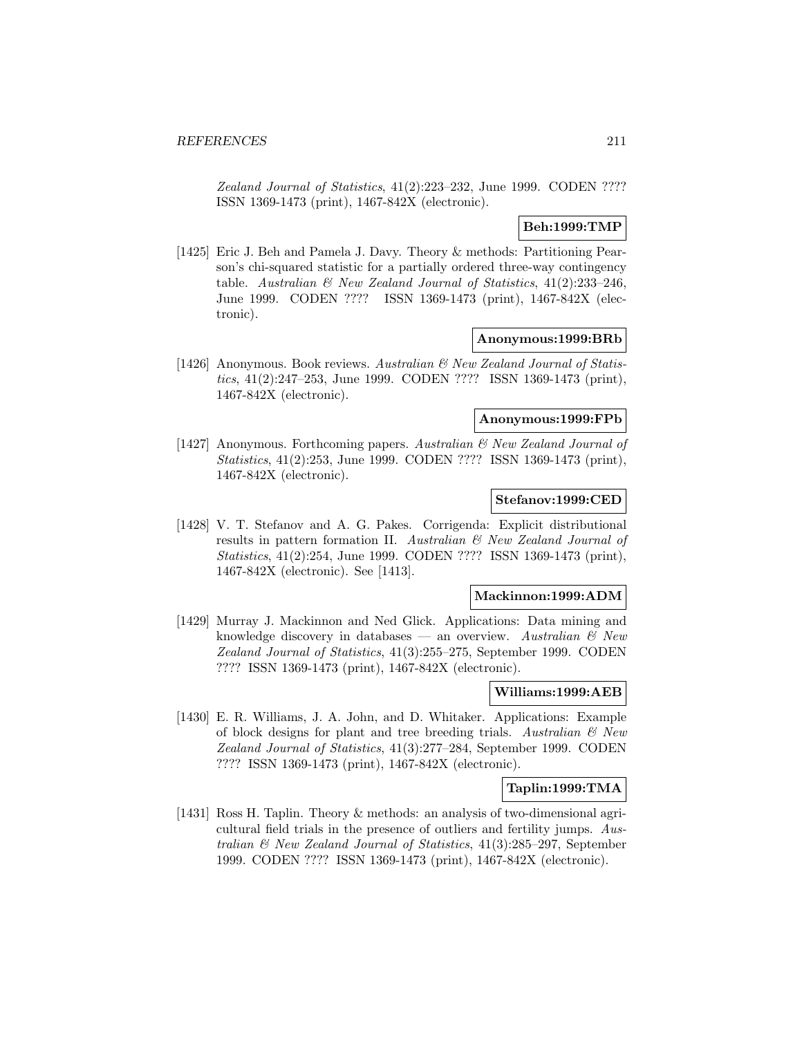*Zealand Journal of Statistics*, 41(2):223–232, June 1999. CODEN ???? ISSN 1369-1473 (print), 1467-842X (electronic).

**Beh:1999:TMP**

[1425] Eric J. Beh and Pamela J. Davy. Theory & methods: Partitioning Pearson's chi-squared statistic for a partially ordered three-way contingency table. *Australian & New Zealand Journal of Statistics*, 41(2):233–246, June 1999. CODEN ???? ISSN 1369-1473 (print), 1467-842X (electronic).

**Anonymous:1999:BRb**

[1426] Anonymous. Book reviews. *Australian & New Zealand Journal of Statistics*, 41(2):247–253, June 1999. CODEN ???? ISSN 1369-1473 (print), 1467-842X (electronic).

**Anonymous:1999:FPb**

[1427] Anonymous. Forthcoming papers. *Australian & New Zealand Journal of Statistics*, 41(2):253, June 1999. CODEN ???? ISSN 1369-1473 (print), 1467-842X (electronic).

**Stefanov:1999:CED**

[1428] V. T. Stefanov and A. G. Pakes. Corrigenda: Explicit distributional results in pattern formation II. *Australian & New Zealand Journal of Statistics*, 41(2):254, June 1999. CODEN ???? ISSN 1369-1473 (print), 1467-842X (electronic). See [1413].

**Mackinnon:1999:ADM**

[1429] Murray J. Mackinnon and Ned Glick. Applications: Data mining and knowledge discovery in databases — an overview. *Australian & New Zealand Journal of Statistics*, 41(3):255–275, September 1999. CODEN ???? ISSN 1369-1473 (print), 1467-842X (electronic).

**Williams:1999:AEB**

[1430] E. R. Williams, J. A. John, and D. Whitaker. Applications: Example of block designs for plant and tree breeding trials. *Australian & New Zealand Journal of Statistics*, 41(3):277–284, September 1999. CODEN ???? ISSN 1369-1473 (print), 1467-842X (electronic).

**Taplin:1999:TMA**

[1431] Ross H. Taplin. Theory & methods: an analysis of two-dimensional agricultural field trials in the presence of outliers and fertility jumps. *Australian & New Zealand Journal of Statistics*, 41(3):285–297, September 1999. CODEN ???? ISSN 1369-1473 (print), 1467-842X (electronic).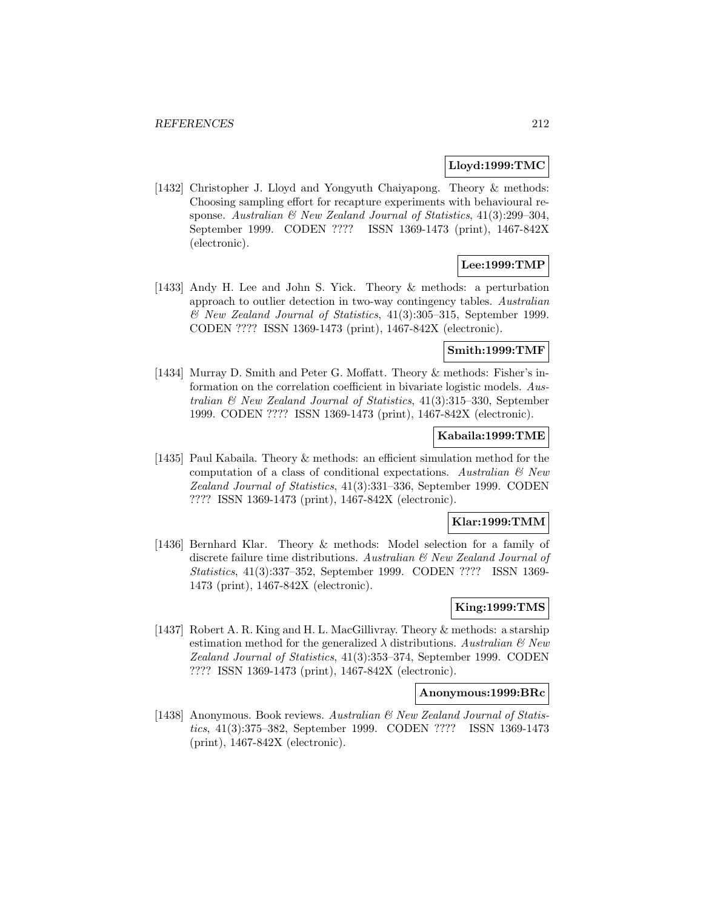**Lloyd:1999:TMC**

[1432] Christopher J. Lloyd and Yongyuth Chaiyapong. Theory & methods: Choosing sampling effort for recapture experiments with behavioural response. *Australian & New Zealand Journal of Statistics*, 41(3):299–304, September 1999. CODEN ???? ISSN 1369-1473 (print), 1467-842X (electronic).

**Lee:1999:TMP**

[1433] Andy H. Lee and John S. Yick. Theory & methods: a perturbation approach to outlier detection in two-way contingency tables. *Australian & New Zealand Journal of Statistics*, 41(3):305–315, September 1999. CODEN ???? ISSN 1369-1473 (print), 1467-842X (electronic).

**Smith:1999:TMF**

[1434] Murray D. Smith and Peter G. Moffatt. Theory & methods: Fisher's information on the correlation coefficient in bivariate logistic models. *Australian & New Zealand Journal of Statistics*, 41(3):315–330, September 1999. CODEN ???? ISSN 1369-1473 (print), 1467-842X (electronic).

**Kabaila:1999:TME**

[1435] Paul Kabaila. Theory & methods: an efficient simulation method for the computation of a class of conditional expectations. *Australian & New Zealand Journal of Statistics*, 41(3):331–336, September 1999. CODEN ???? ISSN 1369-1473 (print), 1467-842X (electronic).

**Klar:1999:TMM**

[1436] Bernhard Klar. Theory & methods: Model selection for a family of discrete failure time distributions. *Australian & New Zealand Journal of Statistics*, 41(3):337–352, September 1999. CODEN ???? ISSN 1369-1473 (print), 1467-842X (electronic).

**King:1999:TMS**

[1437] Robert A. R. King and H. L. MacGillivray. Theory & methods: a starship estimation method for the generalized $\lambda$ distributions. *Australian & New Zealand Journal of Statistics*, 41(3):353–374, September 1999. CODEN ???? ISSN 1369-1473 (print), 1467-842X (electronic).

**Anonymous:1999:BRc**

[1438] Anonymous. Book reviews. *Australian & New Zealand Journal of Statistics*, 41(3):375–382, September 1999. CODEN ???? ISSN 1369-1473 (print), 1467-842X (electronic).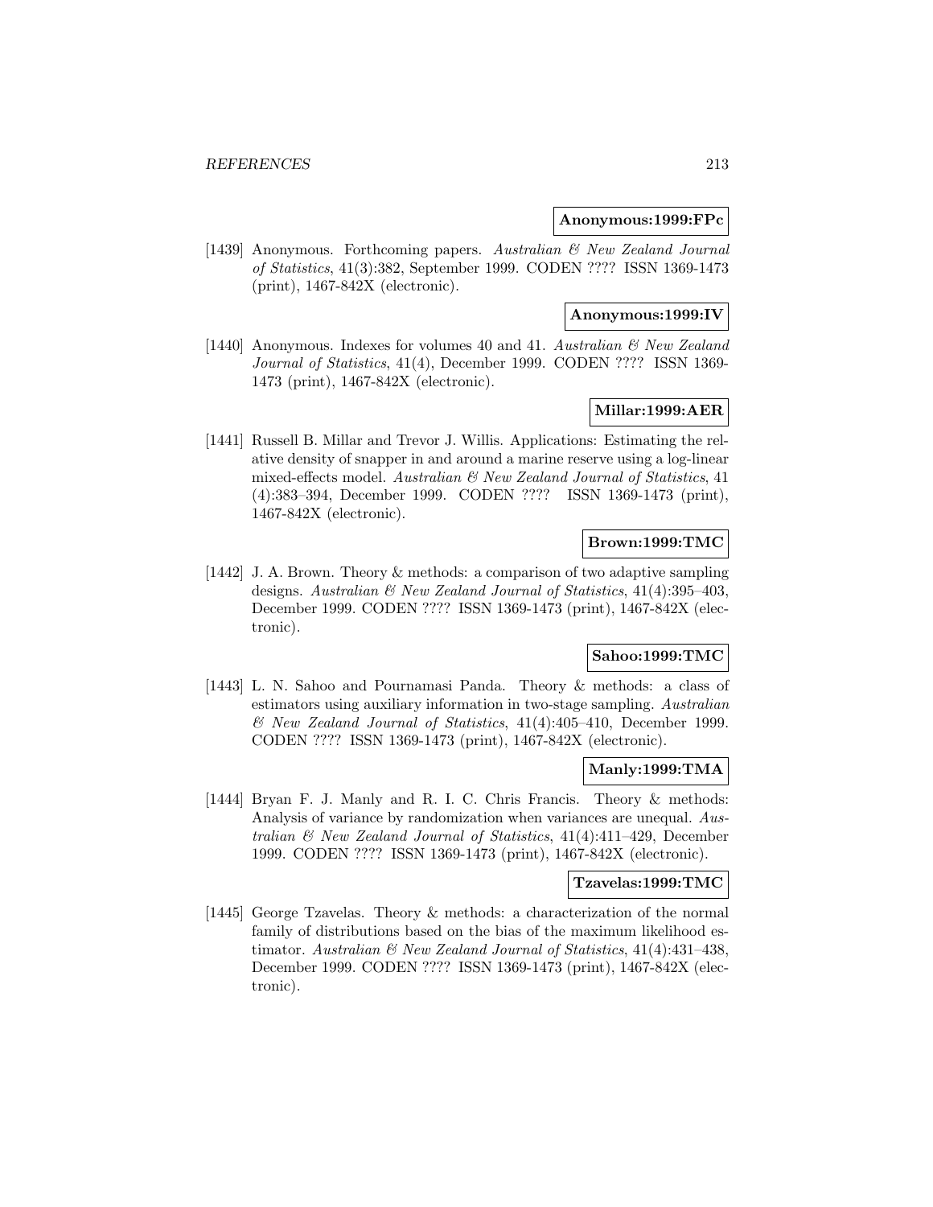**Anonymous:1999:FPc**

[1439] Anonymous. Forthcoming papers. *Australian & New Zealand Journal of Statistics*, 41(3):382, September 1999. CODEN ???? ISSN 1369-1473 (print), 1467-842X (electronic).

**Anonymous:1999:IV**

[1440] Anonymous. Indexes for volumes 40 and 41. *Australian & New Zealand Journal of Statistics*, 41(4), December 1999. CODEN ???? ISSN 1369-1473 (print), 1467-842X (electronic).

**Millar:1999:AER**

[1441] Russell B. Millar and Trevor J. Willis. Applications: Estimating the relative density of snapper in and around a marine reserve using a log-linear mixed-effects model. *Australian & New Zealand Journal of Statistics*, 41 (4):383–394, December 1999. CODEN ???? ISSN 1369-1473 (print), 1467-842X (electronic).

**Brown:1999:TMC**

[1442] J. A. Brown. Theory & methods: a comparison of two adaptive sampling designs. *Australian & New Zealand Journal of Statistics*, 41(4):395–403, December 1999. CODEN ???? ISSN 1369-1473 (print), 1467-842X (electronic).

**Sahoo:1999:TMC**

[1443] L. N. Sahoo and Pournamasi Panda. Theory & methods: a class of estimators using auxiliary information in two-stage sampling. *Australian & New Zealand Journal of Statistics*, 41(4):405–410, December 1999. CODEN ???? ISSN 1369-1473 (print), 1467-842X (electronic).

**Manly:1999:TMA**

[1444] Bryan F. J. Manly and R. I. C. Chris Francis. Theory & methods: Analysis of variance by randomization when variances are unequal. *Australian & New Zealand Journal of Statistics*, 41(4):411–429, December 1999. CODEN ???? ISSN 1369-1473 (print), 1467-842X (electronic).

**Tzavelas:1999:TMC**

[1445] George Tzavelas. Theory & methods: a characterization of the normal family of distributions based on the bias of the maximum likelihood estimator. *Australian & New Zealand Journal of Statistics*, 41(4):431–438, December 1999. CODEN ???? ISSN 1369-1473 (print), 1467-842X (electronic).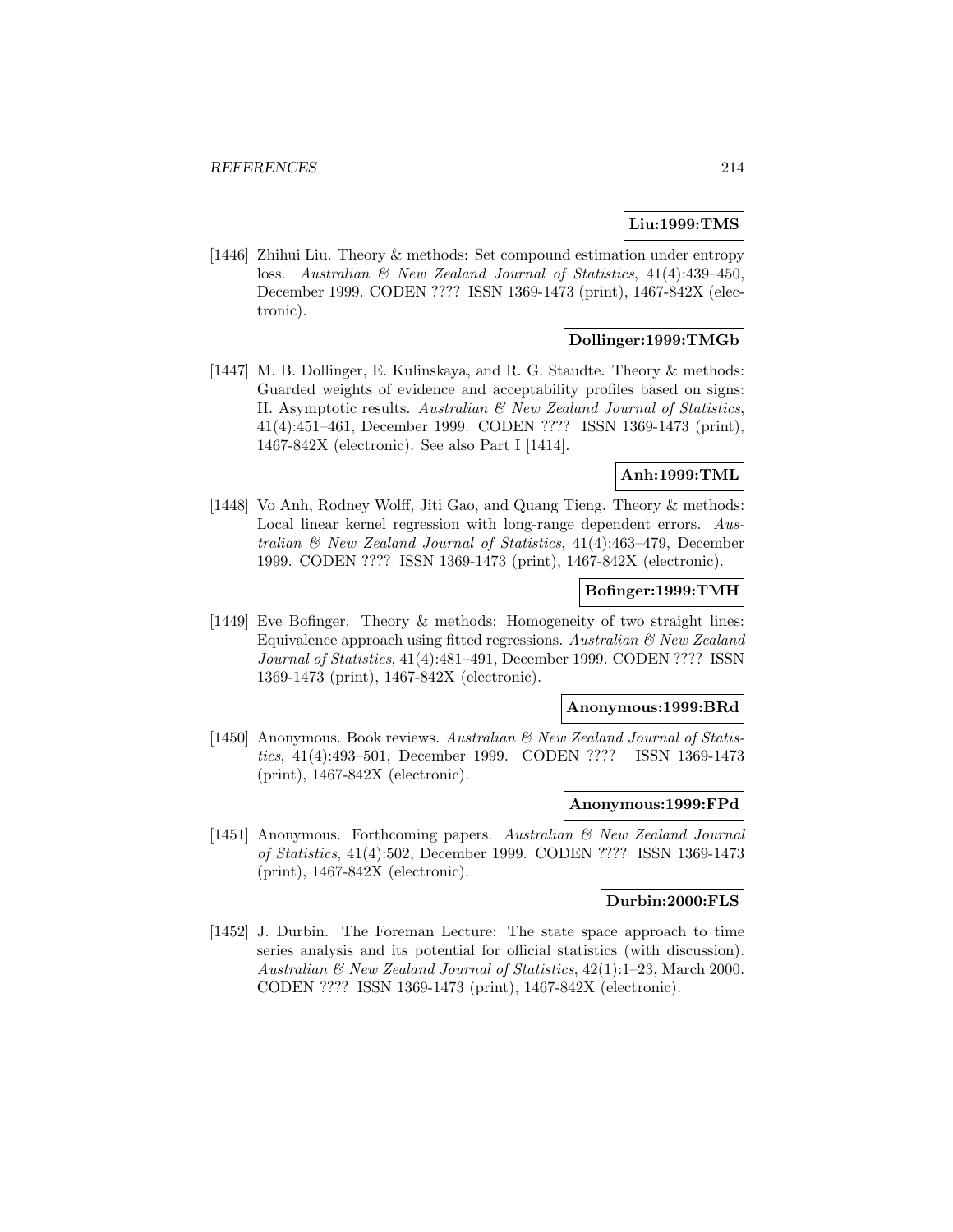**Liu:1999:TMS**

[1446] Zhihui Liu. Theory & methods: Set compound estimation under entropy loss. *Australian & New Zealand Journal of Statistics*, 41(4):439–450, December 1999. CODEN ???? ISSN 1369-1473 (print), 1467-842X (electronic).

**Dollinger:1999:TMGb**

[1447] M. B. Dollinger, E. Kulinskaya, and R. G. Staudte. Theory & methods: Guarded weights of evidence and acceptability profiles based on signs: II. Asymptotic results. *Australian & New Zealand Journal of Statistics*, 41(4):451–461, December 1999. CODEN ???? ISSN 1369-1473 (print), 1467-842X (electronic). See also Part I [1414].

**Anh:1999:TML**

[1448] Vo Anh, Rodney Wolff, Jiti Gao, and Quang Tieng. Theory & methods: Local linear kernel regression with long-range dependent errors. *Australian & New Zealand Journal of Statistics*, 41(4):463–479, December 1999. CODEN ???? ISSN 1369-1473 (print), 1467-842X (electronic).

**Bofinger:1999:TMH**

[1449] Eve Bofinger. Theory & methods: Homogeneity of two straight lines: Equivalence approach using fitted regressions. *Australian & New Zealand Journal of Statistics*, 41(4):481–491, December 1999. CODEN ???? ISSN 1369-1473 (print), 1467-842X (electronic).

**Anonymous:1999:BRd**

[1450] Anonymous. Book reviews. *Australian & New Zealand Journal of Statistics*, 41(4):493–501, December 1999. CODEN ???? ISSN 1369-1473 (print), 1467-842X (electronic).

**Anonymous:1999:FPd**

[1451] Anonymous. Forthcoming papers. *Australian & New Zealand Journal of Statistics*, 41(4):502, December 1999. CODEN ???? ISSN 1369-1473 (print), 1467-842X (electronic).

**Durbin:2000:FLS**

[1452] J. Durbin. The Foreman Lecture: The state space approach to time series analysis and its potential for official statistics (with discussion). *Australian & New Zealand Journal of Statistics*, 42(1):1–23, March 2000. CODEN ???? ISSN 1369-1473 (print), 1467-842X (electronic).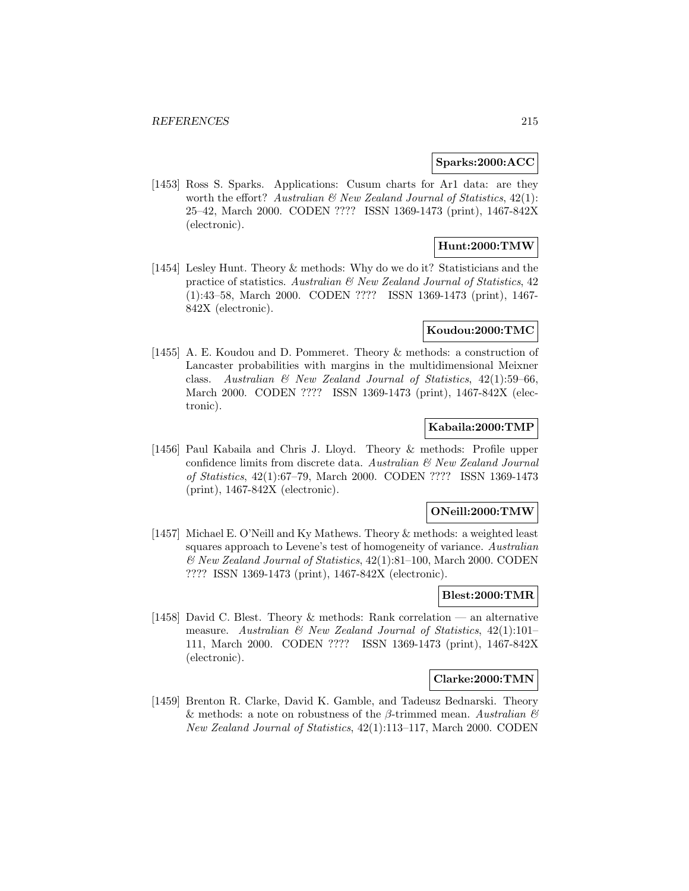**Sparks:2000:ACC**

[1453] Ross S. Sparks. Applications: Cusum charts for Ar1 data: are they worth the effort? *Australian & New Zealand Journal of Statistics*, 42(1): 25–42, March 2000. CODEN ???? ISSN 1369-1473 (print), 1467-842X (electronic).

**Hunt:2000:TMW**

[1454] Lesley Hunt. Theory & methods: Why do we do it? Statisticians and the practice of statistics. *Australian & New Zealand Journal of Statistics*, 42 (1):43–58, March 2000. CODEN ???? ISSN 1369-1473 (print), 1467-842X (electronic).

**Koudou:2000:TMC**

[1455] A. E. Koudou and D. Pommeret. Theory & methods: a construction of Lancaster probabilities with margins in the multidimensional Meixner class. *Australian & New Zealand Journal of Statistics*, 42(1):59–66, March 2000. CODEN ???? ISSN 1369-1473 (print), 1467-842X (electronic).

**Kabaila:2000:TMP**

[1456] Paul Kabaila and Chris J. Lloyd. Theory & methods: Profile upper confidence limits from discrete data. *Australian & New Zealand Journal of Statistics*, 42(1):67–79, March 2000. CODEN ???? ISSN 1369-1473 (print), 1467-842X (electronic).

**ONeill:2000:TMW**

[1457] Michael E. O'Neill and Ky Mathews. Theory & methods: a weighted least squares approach to Levene's test of homogeneity of variance. *Australian & New Zealand Journal of Statistics*, 42(1):81–100, March 2000. CODEN ???? ISSN 1369-1473 (print), 1467-842X (electronic).

**Blest:2000:TMR**

[1458] David C. Blest. Theory & methods: Rank correlation — an alternative measure. *Australian & New Zealand Journal of Statistics*, 42(1):101–111, March 2000. CODEN ???? ISSN 1369-1473 (print), 1467-842X (electronic).

**Clarke:2000:TMN**

[1459] Brenton R. Clarke, David K. Gamble, and Tadeusz Bednarski. Theory & methods: a note on robustness of the $\beta$-trimmed mean. *Australian & New Zealand Journal of Statistics*, 42(1):113–117, March 2000. CODEN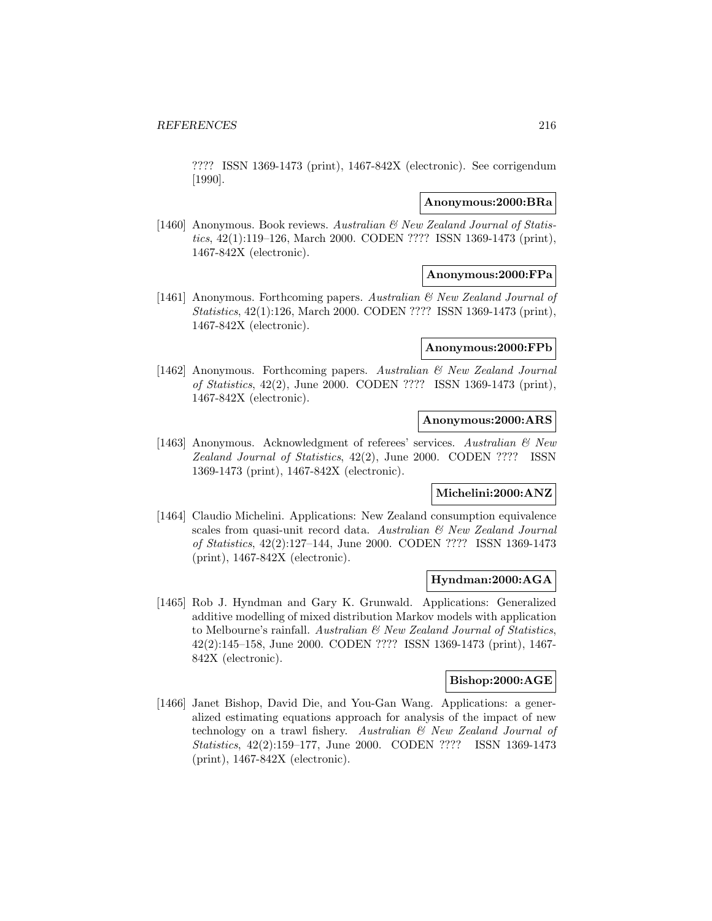???? ISSN 1369-1473 (print), 1467-842X (electronic). See corrigendum [1990].

**Anonymous:2000:BRa**

[1460] Anonymous. Book reviews. *Australian & New Zealand Journal of Statistics*, 42(1):119–126, March 2000. CODEN ???? ISSN 1369-1473 (print), 1467-842X (electronic).

**Anonymous:2000:FPa**

[1461] Anonymous. Forthcoming papers. *Australian & New Zealand Journal of Statistics*, 42(1):126, March 2000. CODEN ???? ISSN 1369-1473 (print), 1467-842X (electronic).

**Anonymous:2000:FPb**

[1462] Anonymous. Forthcoming papers. *Australian & New Zealand Journal of Statistics*, 42(2), June 2000. CODEN ???? ISSN 1369-1473 (print), 1467-842X (electronic).

**Anonymous:2000:ARS**

[1463] Anonymous. Acknowledgment of referees' services. *Australian & New Zealand Journal of Statistics*, 42(2), June 2000. CODEN ???? ISSN 1369-1473 (print), 1467-842X (electronic).

**Michelini:2000:ANZ**

[1464] Claudio Michelini. Applications: New Zealand consumption equivalence scales from quasi-unit record data. *Australian & New Zealand Journal of Statistics*, 42(2):127–144, June 2000. CODEN ???? ISSN 1369-1473 (print), 1467-842X (electronic).

**Hyndman:2000:AGA**

[1465] Rob J. Hyndman and Gary K. Grunwald. Applications: Generalized additive modelling of mixed distribution Markov models with application to Melbourne's rainfall. *Australian & New Zealand Journal of Statistics*, 42(2):145–158, June 2000. CODEN ???? ISSN 1369-1473 (print), 1467-842X (electronic).

**Bishop:2000:AGE**

[1466] Janet Bishop, David Die, and You-Gan Wang. Applications: a generalized estimating equations approach for analysis of the impact of new technology on a trawl fishery. *Australian & New Zealand Journal of Statistics*, 42(2):159–177, June 2000. CODEN ???? ISSN 1369-1473 (print), 1467-842X (electronic).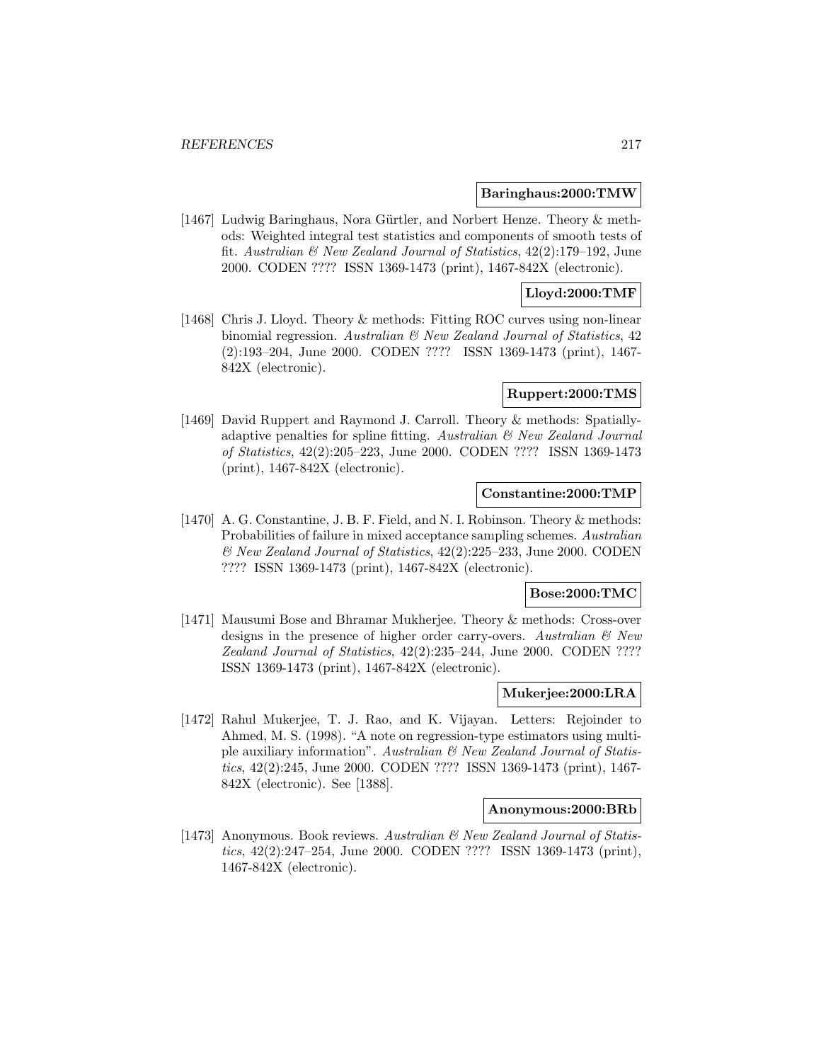**Baringhaus:2000:TMW**

[1467] Ludwig Baringhaus, Nora Gürtler, and Norbert Henze. Theory & methods: Weighted integral test statistics and components of smooth tests of fit. *Australian & New Zealand Journal of Statistics*, 42(2):179–192, June 2000. CODEN ???? ISSN 1369-1473 (print), 1467-842X (electronic).

**Lloyd:2000:TMF**

[1468] Chris J. Lloyd. Theory & methods: Fitting ROC curves using non-linear binomial regression. *Australian & New Zealand Journal of Statistics*, 42 (2):193–204, June 2000. CODEN ???? ISSN 1369-1473 (print), 1467-842X (electronic).

**Ruppert:2000:TMS**

[1469] David Ruppert and Raymond J. Carroll. Theory & methods: Spatially-adaptive penalties for spline fitting. *Australian & New Zealand Journal of Statistics*, 42(2):205–223, June 2000. CODEN ???? ISSN 1369-1473 (print), 1467-842X (electronic).

**Constantine:2000:TMP**

[1470] A. G. Constantine, J. B. F. Field, and N. I. Robinson. Theory & methods: Probabilities of failure in mixed acceptance sampling schemes. *Australian & New Zealand Journal of Statistics*, 42(2):225–233, June 2000. CODEN ???? ISSN 1369-1473 (print), 1467-842X (electronic).

**Bose:2000:TMC**

[1471] Mausumi Bose and Bhramar Mukherjee. Theory & methods: Cross-over designs in the presence of higher order carry-overs. *Australian & New Zealand Journal of Statistics*, 42(2):235–244, June 2000. CODEN ???? ISSN 1369-1473 (print), 1467-842X (electronic).

**Mukerjee:2000:LRA**

[1472] Rahul Mukerjee, T. J. Rao, and K. Vijayan. Letters: Rejoinder to Ahmed, M. S. (1998). "A note on regression-type estimators using multiple auxiliary information". *Australian & New Zealand Journal of Statistics*, 42(2):245, June 2000. CODEN ???? ISSN 1369-1473 (print), 1467-842X (electronic). See [1388].

**Anonymous:2000:BRb**

[1473] Anonymous. Book reviews. *Australian & New Zealand Journal of Statistics*, 42(2):247–254, June 2000. CODEN ???? ISSN 1369-1473 (print), 1467-842X (electronic).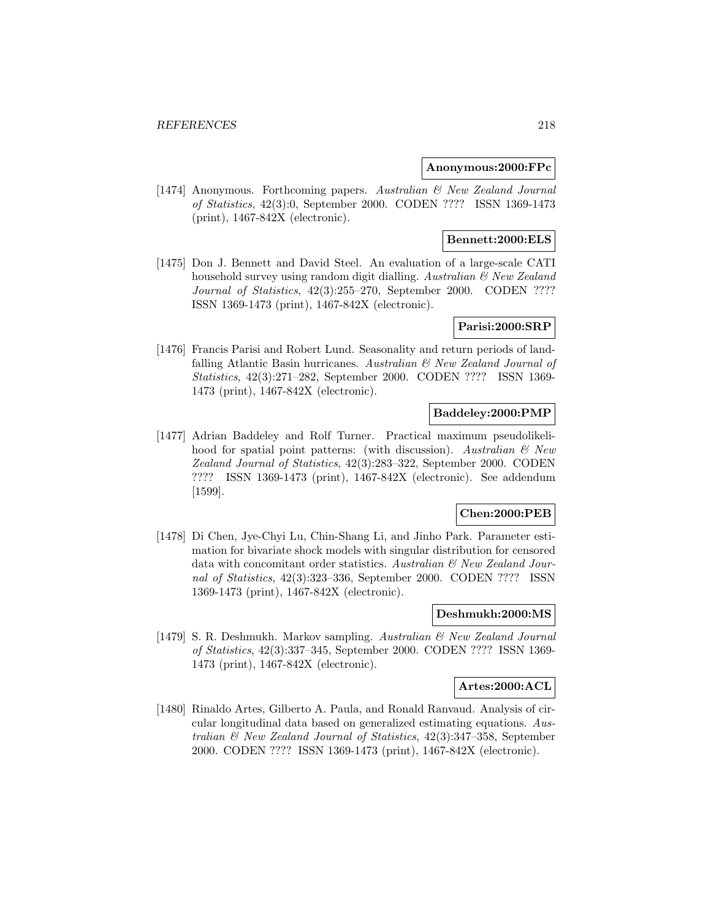**Anonymous:2000:FPc**

[1474] Anonymous. Forthcoming papers. *Australian & New Zealand Journal of Statistics*, 42(3):0, September 2000. CODEN ???? ISSN 1369-1473 (print), 1467-842X (electronic).

**Bennett:2000:ELS**

[1475] Don J. Bennett and David Steel. An evaluation of a large-scale CATI household survey using random digit dialling. *Australian & New Zealand Journal of Statistics*, 42(3):255–270, September 2000. CODEN ???? ISSN 1369-1473 (print), 1467-842X (electronic).

**Parisi:2000:SRP**

[1476] Francis Parisi and Robert Lund. Seasonality and return periods of landfalling Atlantic Basin hurricanes. *Australian & New Zealand Journal of Statistics*, 42(3):271–282, September 2000. CODEN ???? ISSN 1369-1473 (print), 1467-842X (electronic).

**Baddeley:2000:PMP**

[1477] Adrian Baddeley and Rolf Turner. Practical maximum pseudolikelihood for spatial point patterns: (with discussion). *Australian & New Zealand Journal of Statistics*, 42(3):283–322, September 2000. CODEN ???? ISSN 1369-1473 (print), 1467-842X (electronic). See addendum [1599].

**Chen:2000:PEB**

[1478] Di Chen, Jye-Chyi Lu, Chin-Shang Li, and Jinho Park. Parameter estimation for bivariate shock models with singular distribution for censored data with concomitant order statistics. *Australian & New Zealand Journal of Statistics*, 42(3):323–336, September 2000. CODEN ???? ISSN 1369-1473 (print), 1467-842X (electronic).

**Deshmukh:2000:MS**

[1479] S. R. Deshmukh. Markov sampling. *Australian & New Zealand Journal of Statistics*, 42(3):337–345, September 2000. CODEN ???? ISSN 1369-1473 (print), 1467-842X (electronic).

**Artes:2000:ACL**

[1480] Rinaldo Artes, Gilberto A. Paula, and Ronald Ranvaud. Analysis of circular longitudinal data based on generalized estimating equations. *Australian & New Zealand Journal of Statistics*, 42(3):347–358, September 2000. CODEN ???? ISSN 1369-1473 (print), 1467-842X (electronic).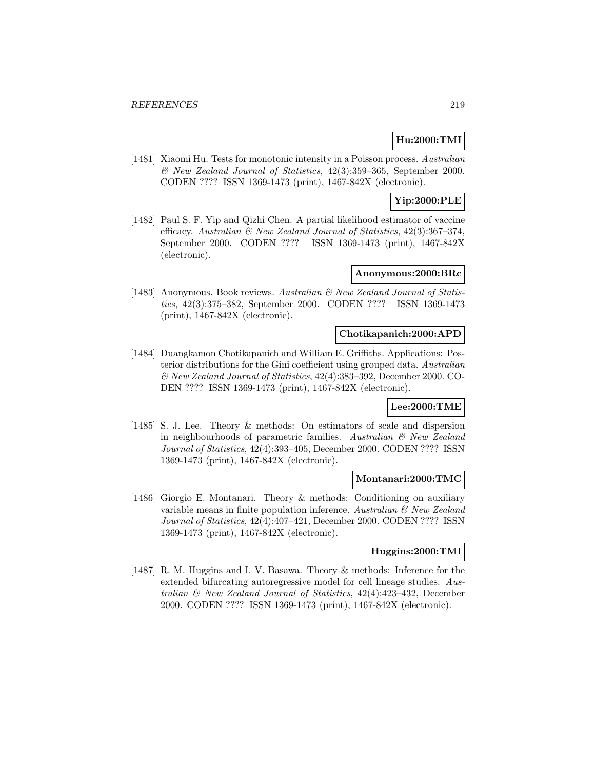**Hu:2000:TMI**

[1481] Xiaomi Hu. Tests for monotonic intensity in a Poisson process. *Australian & New Zealand Journal of Statistics*, 42(3):359–365, September 2000. CODEN ???? ISSN 1369-1473 (print), 1467-842X (electronic).

**Yip:2000:PLE**

[1482] Paul S. F. Yip and Qizhi Chen. A partial likelihood estimator of vaccine efficacy. *Australian & New Zealand Journal of Statistics*, 42(3):367–374, September 2000. CODEN ???? ISSN 1369-1473 (print), 1467-842X (electronic).

**Anonymous:2000:BRc**

[1483] Anonymous. Book reviews. *Australian & New Zealand Journal of Statistics*, 42(3):375–382, September 2000. CODEN ???? ISSN 1369-1473 (print), 1467-842X (electronic).

**Chotikapanich:2000:APD**

[1484] Duangkamon Chotikapanich and William E. Griffiths. Applications: Posterior distributions for the Gini coefficient using grouped data. *Australian & New Zealand Journal of Statistics*, 42(4):383–392, December 2000. CODEN ???? ISSN 1369-1473 (print), 1467-842X (electronic).

**Lee:2000:TME**

[1485] S. J. Lee. Theory & methods: On estimators of scale and dispersion in neighbourhoods of parametric families. *Australian & New Zealand Journal of Statistics*, 42(4):393–405, December 2000. CODEN ???? ISSN 1369-1473 (print), 1467-842X (electronic).

**Montanari:2000:TMC**

[1486] Giorgio E. Montanari. Theory & methods: Conditioning on auxiliary variable means in finite population inference. *Australian & New Zealand Journal of Statistics*, 42(4):407–421, December 2000. CODEN ???? ISSN 1369-1473 (print), 1467-842X (electronic).

**Huggins:2000:TMI**

[1487] R. M. Huggins and I. V. Basawa. Theory & methods: Inference for the extended bifurcating autoregressive model for cell lineage studies. *Australian & New Zealand Journal of Statistics*, 42(4):423–432, December 2000. CODEN ???? ISSN 1369-1473 (print), 1467-842X (electronic).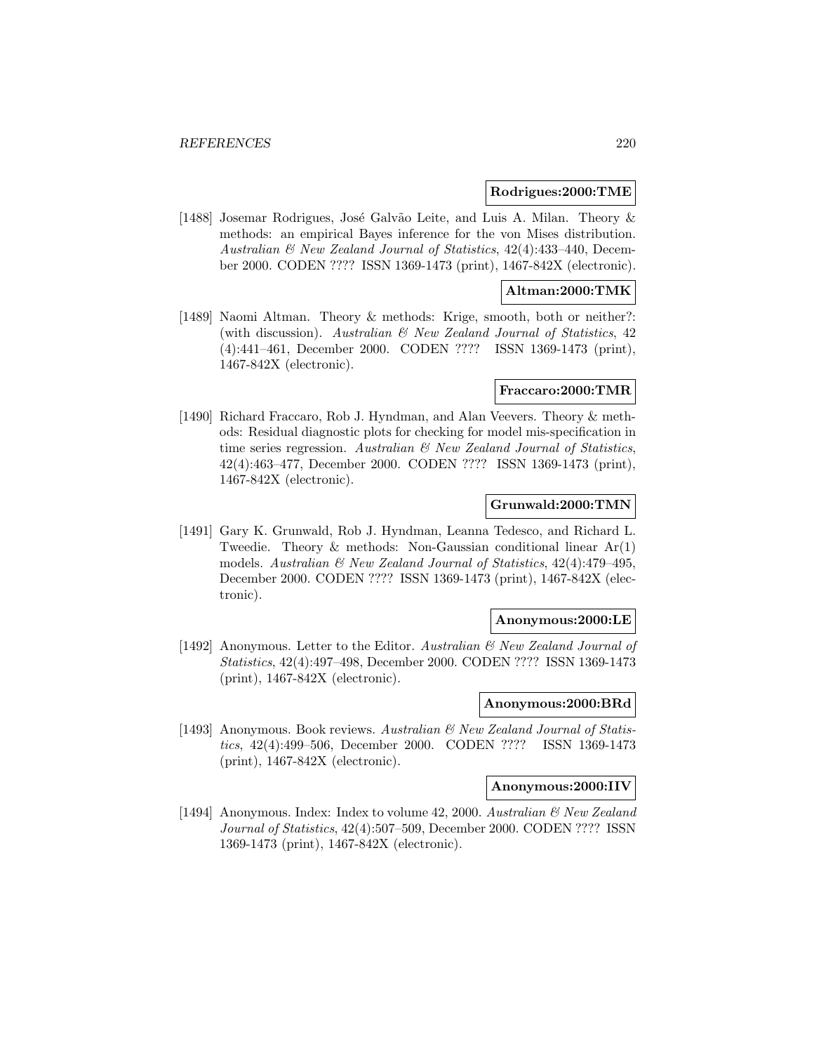**Rodrigues:2000:TME**

[1488] Josemar Rodrigues, José Galvão Leite, and Luis A. Milan. Theory & methods: an empirical Bayes inference for the von Mises distribution. *Australian & New Zealand Journal of Statistics*, 42(4):433–440, December 2000. CODEN ???? ISSN 1369-1473 (print), 1467-842X (electronic).

**Altman:2000:TMK**

[1489] Naomi Altman. Theory & methods: Krige, smooth, both or neither?: (with discussion). *Australian & New Zealand Journal of Statistics*, 42 (4):441–461, December 2000. CODEN ???? ISSN 1369-1473 (print), 1467-842X (electronic).

**Fraccaro:2000:TMR**

[1490] Richard Fraccaro, Rob J. Hyndman, and Alan Veevers. Theory & methods: Residual diagnostic plots for checking for model mis-specification in time series regression. *Australian & New Zealand Journal of Statistics*, 42(4):463–477, December 2000. CODEN ???? ISSN 1369-1473 (print), 1467-842X (electronic).

**Grunwald:2000:TMN**

[1491] Gary K. Grunwald, Rob J. Hyndman, Leanna Tedesco, and Richard L. Tweedie. Theory & methods: Non-Gaussian conditional linear Ar(1) models. *Australian & New Zealand Journal of Statistics*, 42(4):479–495, December 2000. CODEN ???? ISSN 1369-1473 (print), 1467-842X (electronic).

**Anonymous:2000:LE**

[1492] Anonymous. Letter to the Editor. *Australian & New Zealand Journal of Statistics*, 42(4):497–498, December 2000. CODEN ???? ISSN 1369-1473 (print), 1467-842X (electronic).

**Anonymous:2000:BRd**

[1493] Anonymous. Book reviews. *Australian & New Zealand Journal of Statistics*, 42(4):499–506, December 2000. CODEN ???? ISSN 1369-1473 (print), 1467-842X (electronic).

**Anonymous:2000:IIV**

[1494] Anonymous. Index: Index to volume 42, 2000. *Australian & New Zealand Journal of Statistics*, 42(4):507–509, December 2000. CODEN ???? ISSN 1369-1473 (print), 1467-842X (electronic).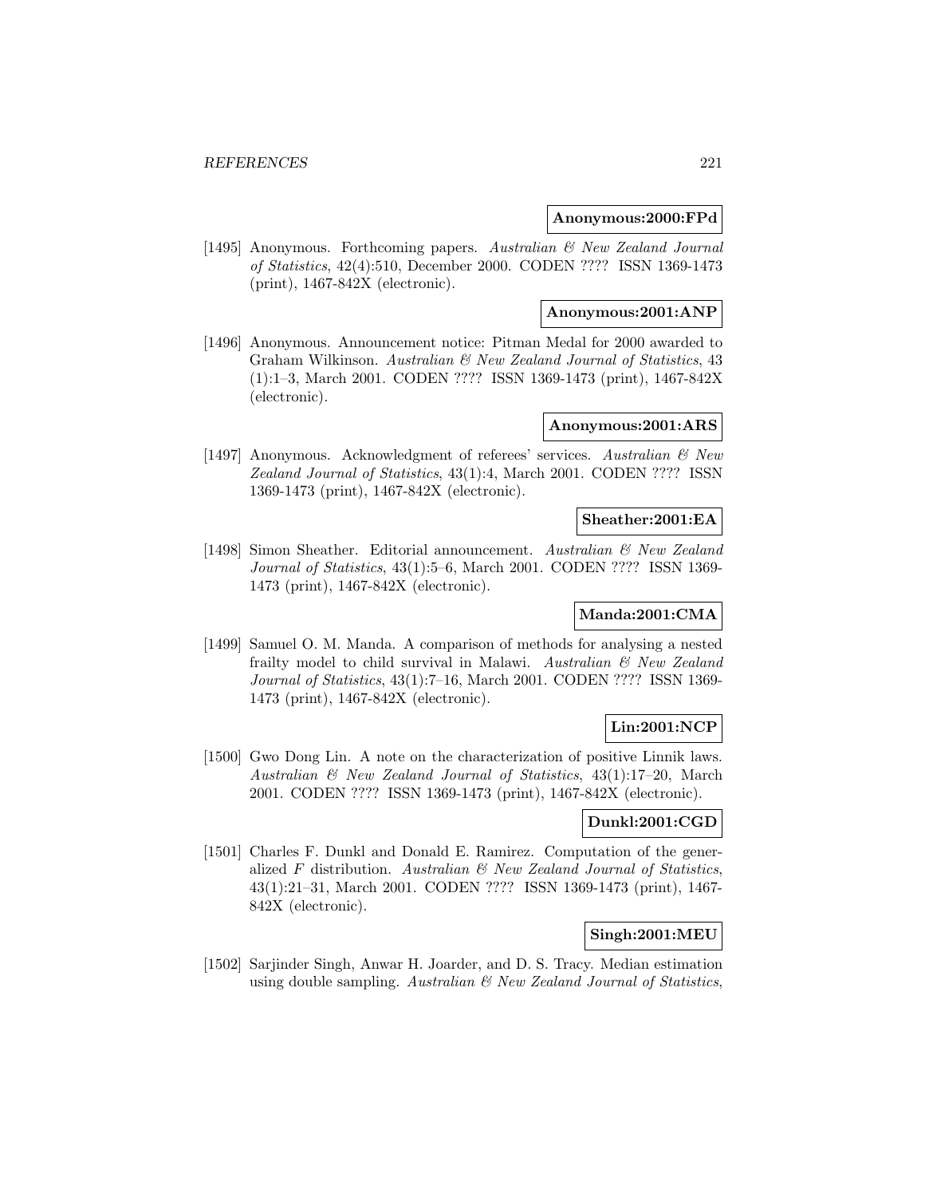**Anonymous:2000:FPd**

[1495] Anonymous. Forthcoming papers. *Australian & New Zealand Journal of Statistics*, 42(4):510, December 2000. CODEN ???? ISSN 1369-1473 (print), 1467-842X (electronic).

**Anonymous:2001:ANP**

[1496] Anonymous. Announcement notice: Pitman Medal for 2000 awarded to Graham Wilkinson. *Australian & New Zealand Journal of Statistics*, 43 (1):1–3, March 2001. CODEN ???? ISSN 1369-1473 (print), 1467-842X (electronic).

**Anonymous:2001:ARS**

[1497] Anonymous. Acknowledgment of referees' services. *Australian & New Zealand Journal of Statistics*, 43(1):4, March 2001. CODEN ???? ISSN 1369-1473 (print), 1467-842X (electronic).

**Sheather:2001:EA**

[1498] Simon Sheather. Editorial announcement. *Australian & New Zealand Journal of Statistics*, 43(1):5–6, March 2001. CODEN ???? ISSN 1369-1473 (print), 1467-842X (electronic).

**Manda:2001:CMA**

[1499] Samuel O. M. Manda. A comparison of methods for analysing a nested frailty model to child survival in Malawi. *Australian & New Zealand Journal of Statistics*, 43(1):7–16, March 2001. CODEN ???? ISSN 1369-1473 (print), 1467-842X (electronic).

**Lin:2001:NCP**

[1500] Gwo Dong Lin. A note on the characterization of positive Linnik laws. *Australian & New Zealand Journal of Statistics*, 43(1):17–20, March 2001. CODEN ???? ISSN 1369-1473 (print), 1467-842X (electronic).

**Dunkl:2001:CGD**

[1501] Charles F. Dunkl and Donald E. Ramirez. Computation of the generalized $F$ distribution. *Australian & New Zealand Journal of Statistics*, 43(1):21–31, March 2001. CODEN ???? ISSN 1369-1473 (print), 1467-842X (electronic).

**Singh:2001:MEU**

[1502] Sarjinder Singh, Anwar H. Joarder, and D. S. Tracy. Median estimation using double sampling. *Australian & New Zealand Journal of Statistics*,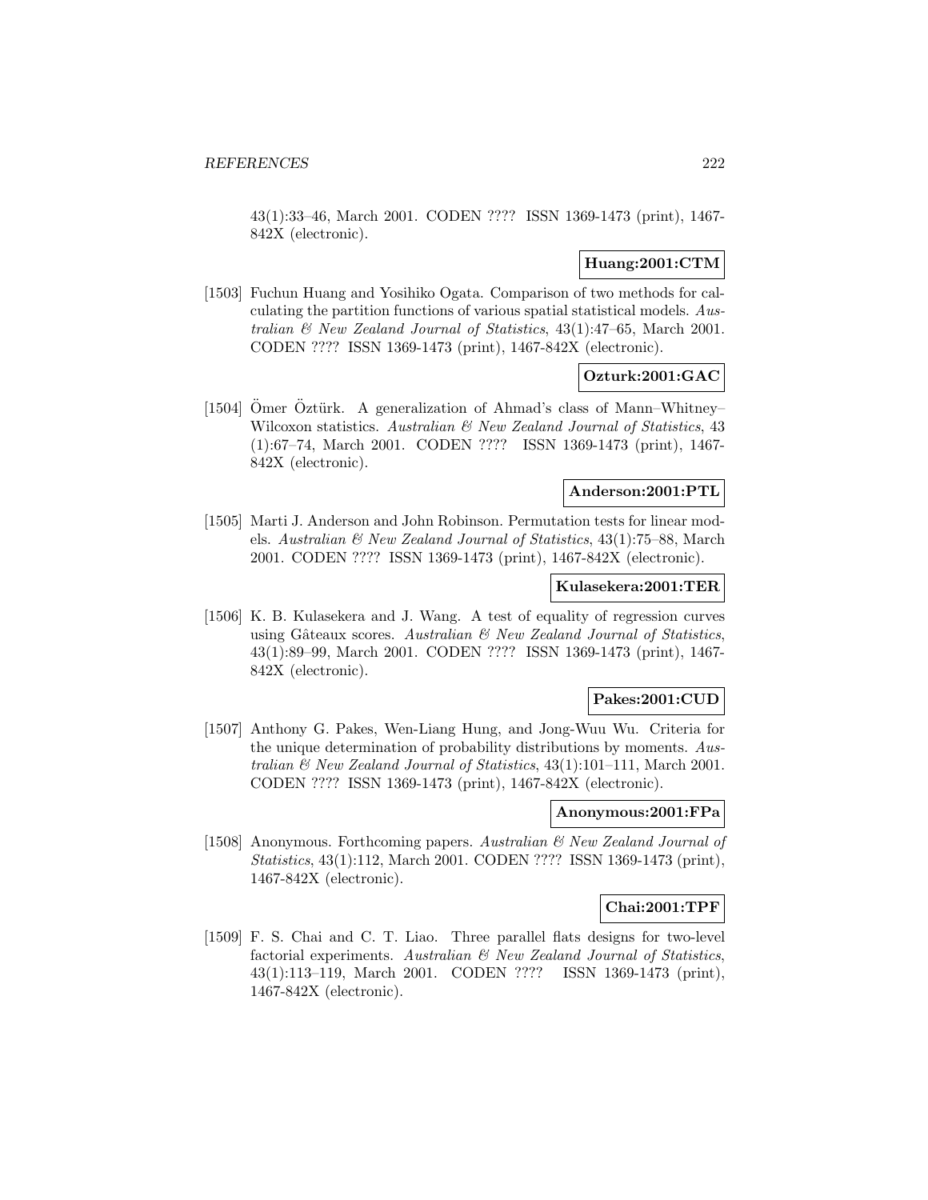43(1):33–46, March 2001. CODEN ???? ISSN 1369-1473 (print), 1467-842X (electronic).

**Huang:2001:CTM**

[1503] Fuchun Huang and Yosihiko Ogata. Comparison of two methods for calculating the partition functions of various spatial statistical models. *Australian & New Zealand Journal of Statistics*, 43(1):47–65, March 2001. CODEN ???? ISSN 1369-1473 (print), 1467-842X (electronic).

**Ozturk:2001:GAC**

[1504] Ömer Öztürk. A generalization of Ahmad's class of Mann–Whitney–Wilcoxon statistics. *Australian & New Zealand Journal of Statistics*, 43 (1):67–74, March 2001. CODEN ???? ISSN 1369-1473 (print), 1467-842X (electronic).

**Anderson:2001:PTL**

[1505] Marti J. Anderson and John Robinson. Permutation tests for linear models. *Australian & New Zealand Journal of Statistics*, 43(1):75–88, March 2001. CODEN ???? ISSN 1369-1473 (print), 1467-842X (electronic).

**Kulasekera:2001:TER**

[1506] K. B. Kulasekera and J. Wang. A test of equality of regression curves using Gâteaux scores. *Australian & New Zealand Journal of Statistics*, 43(1):89–99, March 2001. CODEN ???? ISSN 1369-1473 (print), 1467-842X (electronic).

**Pakes:2001:CUD**

[1507] Anthony G. Pakes, Wen-Liang Hung, and Jong-Wuu Wu. Criteria for the unique determination of probability distributions by moments. *Australian & New Zealand Journal of Statistics*, 43(1):101–111, March 2001. CODEN ???? ISSN 1369-1473 (print), 1467-842X (electronic).

**Anonymous:2001:FPa**

[1508] Anonymous. Forthcoming papers. *Australian & New Zealand Journal of Statistics*, 43(1):112, March 2001. CODEN ???? ISSN 1369-1473 (print), 1467-842X (electronic).

**Chai:2001:TPF**

[1509] F. S. Chai and C. T. Liao. Three parallel flats designs for two-level factorial experiments. *Australian & New Zealand Journal of Statistics*, 43(1):113–119, March 2001. CODEN ???? ISSN 1369-1473 (print), 1467-842X (electronic).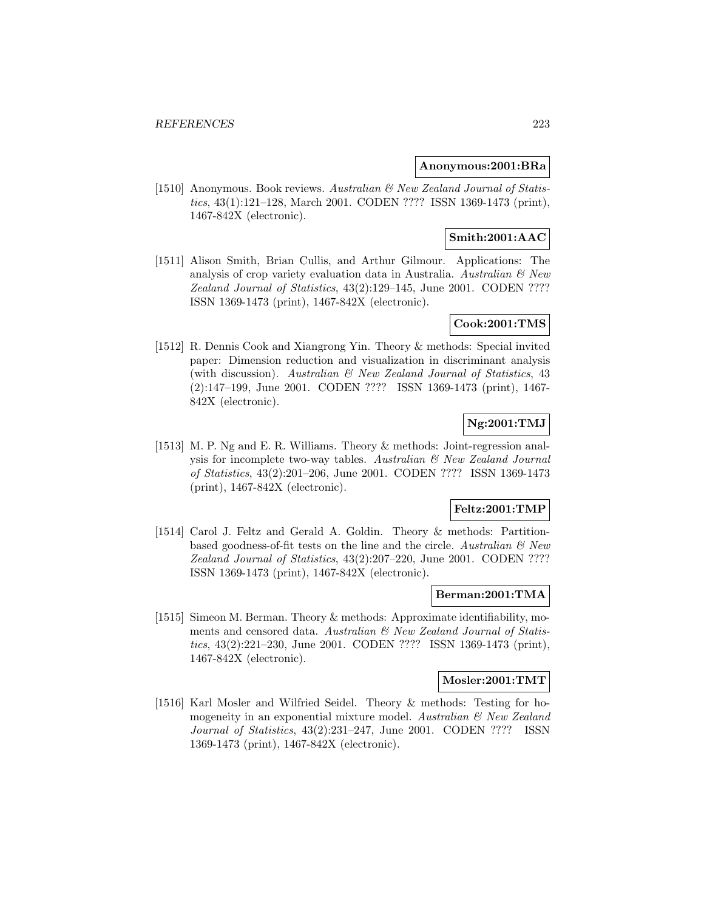**Anonymous:2001:BRa**

[1510] Anonymous. Book reviews. *Australian & New Zealand Journal of Statistics*, 43(1):121–128, March 2001. CODEN ???? ISSN 1369-1473 (print), 1467-842X (electronic).

**Smith:2001:AAC**

[1511] Alison Smith, Brian Cullis, and Arthur Gilmour. Applications: The analysis of crop variety evaluation data in Australia. *Australian & New Zealand Journal of Statistics*, 43(2):129–145, June 2001. CODEN ???? ISSN 1369-1473 (print), 1467-842X (electronic).

**Cook:2001:TMS**

[1512] R. Dennis Cook and Xiangrong Yin. Theory & methods: Special invited paper: Dimension reduction and visualization in discriminant analysis (with discussion). *Australian & New Zealand Journal of Statistics*, 43 (2):147–199, June 2001. CODEN ???? ISSN 1369-1473 (print), 1467-842X (electronic).

**Ng:2001:TMJ**

[1513] M. P. Ng and E. R. Williams. Theory & methods: Joint-regression analysis for incomplete two-way tables. *Australian & New Zealand Journal of Statistics*, 43(2):201–206, June 2001. CODEN ???? ISSN 1369-1473 (print), 1467-842X (electronic).

**Feltz:2001:TMP**

[1514] Carol J. Feltz and Gerald A. Goldin. Theory & methods: Partition-based goodness-of-fit tests on the line and the circle. *Australian & New Zealand Journal of Statistics*, 43(2):207–220, June 2001. CODEN ???? ISSN 1369-1473 (print), 1467-842X (electronic).

**Berman:2001:TMA**

[1515] Simeon M. Berman. Theory & methods: Approximate identifiability, moments and censored data. *Australian & New Zealand Journal of Statistics*, 43(2):221–230, June 2001. CODEN ???? ISSN 1369-1473 (print), 1467-842X (electronic).

**Mosler:2001:TMT**

[1516] Karl Mosler and Wilfried Seidel. Theory & methods: Testing for homogeneity in an exponential mixture model. *Australian & New Zealand Journal of Statistics*, 43(2):231–247, June 2001. CODEN ???? ISSN 1369-1473 (print), 1467-842X (electronic).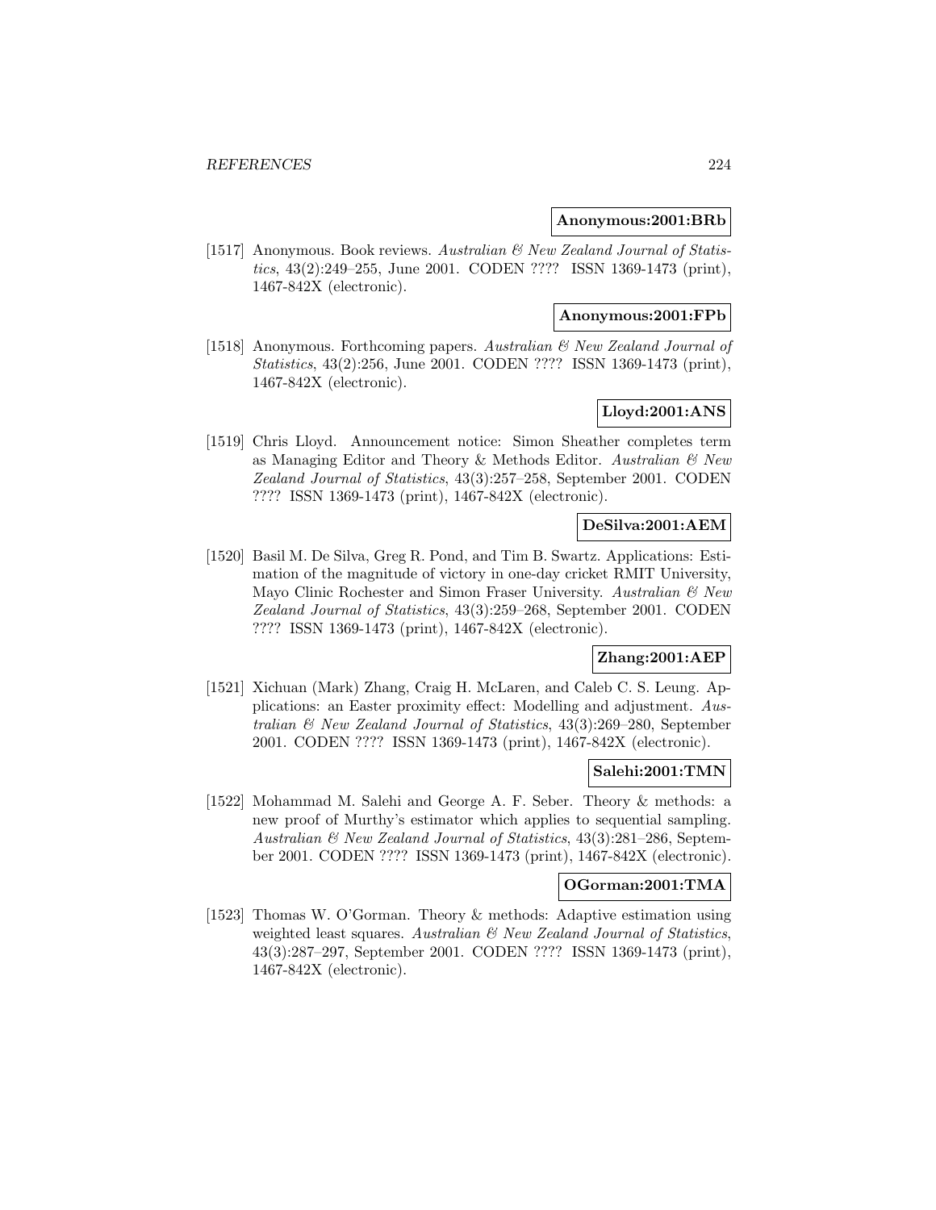**Anonymous:2001:BRb**

[1517] Anonymous. Book reviews. *Australian & New Zealand Journal of Statistics*, 43(2):249–255, June 2001. CODEN ???? ISSN 1369-1473 (print), 1467-842X (electronic).

**Anonymous:2001:FPb**

[1518] Anonymous. Forthcoming papers. *Australian & New Zealand Journal of Statistics*, 43(2):256, June 2001. CODEN ???? ISSN 1369-1473 (print), 1467-842X (electronic).

**Lloyd:2001:ANS**

[1519] Chris Lloyd. Announcement notice: Simon Sheather completes term as Managing Editor and Theory & Methods Editor. *Australian & New Zealand Journal of Statistics*, 43(3):257–258, September 2001. CODEN ???? ISSN 1369-1473 (print), 1467-842X (electronic).

**DeSilva:2001:AEM**

[1520] Basil M. De Silva, Greg R. Pond, and Tim B. Swartz. Applications: Estimation of the magnitude of victory in one-day cricket RMIT University, Mayo Clinic Rochester and Simon Fraser University. *Australian & New Zealand Journal of Statistics*, 43(3):259–268, September 2001. CODEN ???? ISSN 1369-1473 (print), 1467-842X (electronic).

**Zhang:2001:AEP**

[1521] Xichuan (Mark) Zhang, Craig H. McLaren, and Caleb C. S. Leung. Applications: an Easter proximity effect: Modelling and adjustment. *Australian & New Zealand Journal of Statistics*, 43(3):269–280, September 2001. CODEN ???? ISSN 1369-1473 (print), 1467-842X (electronic).

**Salehi:2001:TMN**

[1522] Mohammad M. Salehi and George A. F. Seber. Theory & methods: a new proof of Murthy's estimator which applies to sequential sampling. *Australian & New Zealand Journal of Statistics*, 43(3):281–286, September 2001. CODEN ???? ISSN 1369-1473 (print), 1467-842X (electronic).

**OGorman:2001:TMA**

[1523] Thomas W. O'Gorman. Theory & methods: Adaptive estimation using weighted least squares. *Australian & New Zealand Journal of Statistics*, 43(3):287–297, September 2001. CODEN ???? ISSN 1369-1473 (print), 1467-842X (electronic).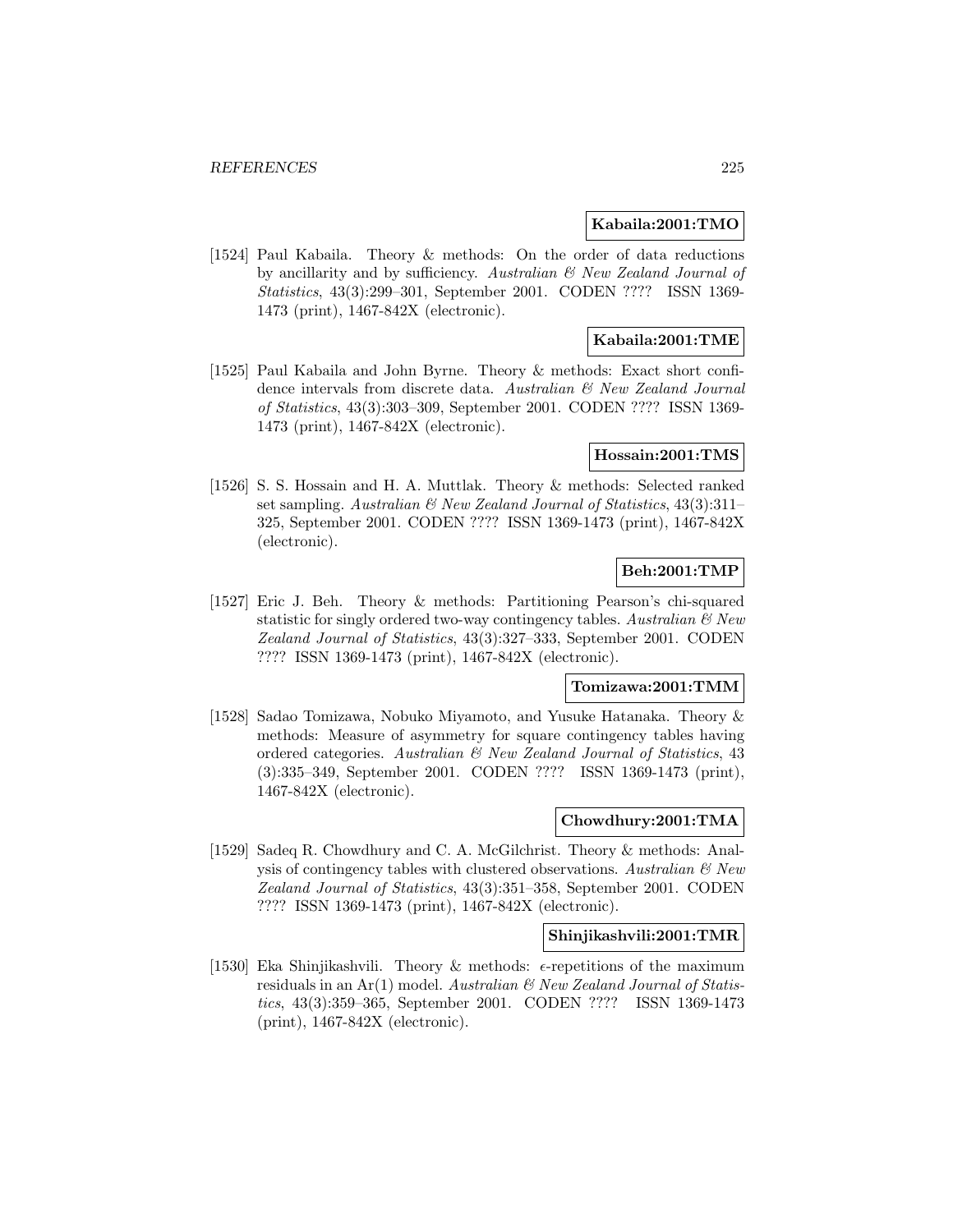**Kabaila:2001:TMO**

[1524] Paul Kabaila. Theory & methods: On the order of data reductions by ancillarity and by sufficiency. *Australian & New Zealand Journal of Statistics*, 43(3):299–301, September 2001. CODEN ???? ISSN 1369-1473 (print), 1467-842X (electronic).

**Kabaila:2001:TME**

[1525] Paul Kabaila and John Byrne. Theory & methods: Exact short confidence intervals from discrete data. *Australian & New Zealand Journal of Statistics*, 43(3):303–309, September 2001. CODEN ???? ISSN 1369-1473 (print), 1467-842X (electronic).

**Hossain:2001:TMS**

[1526] S. S. Hossain and H. A. Muttlak. Theory & methods: Selected ranked set sampling. *Australian & New Zealand Journal of Statistics*, 43(3):311–325, September 2001. CODEN ???? ISSN 1369-1473 (print), 1467-842X (electronic).

**Beh:2001:TMP**

[1527] Eric J. Beh. Theory & methods: Partitioning Pearson's chi-squared statistic for singly ordered two-way contingency tables. *Australian & New Zealand Journal of Statistics*, 43(3):327–333, September 2001. CODEN ???? ISSN 1369-1473 (print), 1467-842X (electronic).

**Tomizawa:2001:TMM**

[1528] Sadao Tomizawa, Nobuko Miyamoto, and Yusuke Hatanaka. Theory & methods: Measure of asymmetry for square contingency tables having ordered categories. *Australian & New Zealand Journal of Statistics*, 43 (3):335–349, September 2001. CODEN ???? ISSN 1369-1473 (print), 1467-842X (electronic).

**Chowdhury:2001:TMA**

[1529] Sadeq R. Chowdhury and C. A. McGilchrist. Theory & methods: Analysis of contingency tables with clustered observations. *Australian & New Zealand Journal of Statistics*, 43(3):351–358, September 2001. CODEN ???? ISSN 1369-1473 (print), 1467-842X (electronic).

**Shinjikashvili:2001:TMR**

[1530] Eka Shinjikashvili. Theory & methods: $\epsilon$-repetitions of the maximum residuals in an Ar(1) model. *Australian & New Zealand Journal of Statistics*, 43(3):359–365, September 2001. CODEN ???? ISSN 1369-1473 (print), 1467-842X (electronic).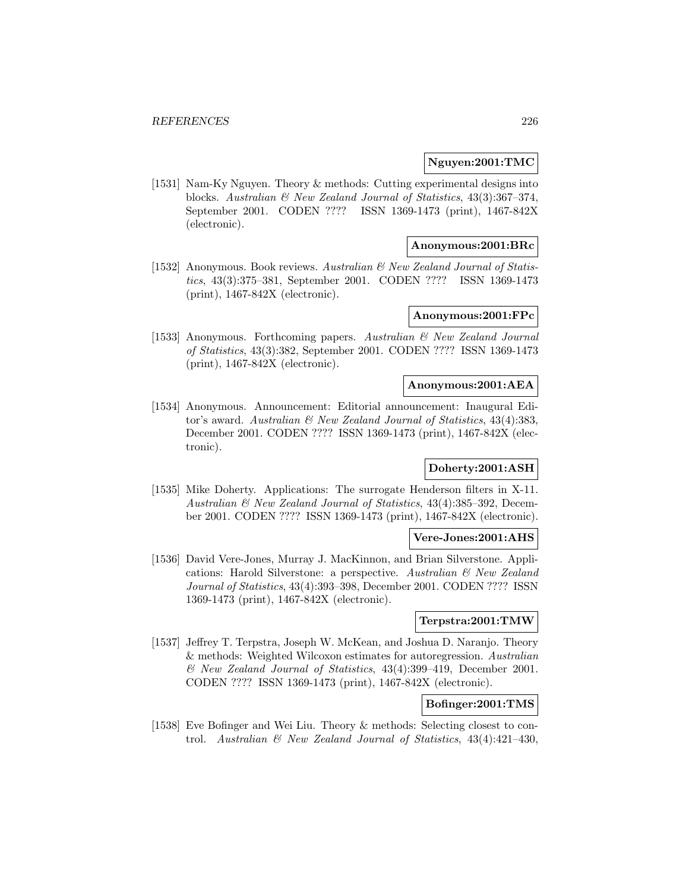**Nguyen:2001:TMC**

[1531] Nam-Ky Nguyen. Theory & methods: Cutting experimental designs into blocks. *Australian & New Zealand Journal of Statistics*, 43(3):367–374, September 2001. CODEN ???? ISSN 1369-1473 (print), 1467-842X (electronic).

**Anonymous:2001:BRc**

[1532] Anonymous. Book reviews. *Australian & New Zealand Journal of Statistics*, 43(3):375–381, September 2001. CODEN ???? ISSN 1369-1473 (print), 1467-842X (electronic).

**Anonymous:2001:FPc**

[1533] Anonymous. Forthcoming papers. *Australian & New Zealand Journal of Statistics*, 43(3):382, September 2001. CODEN ???? ISSN 1369-1473 (print), 1467-842X (electronic).

**Anonymous:2001:AEA**

[1534] Anonymous. Announcement: Editorial announcement: Inaugural Editor's award. *Australian & New Zealand Journal of Statistics*, 43(4):383, December 2001. CODEN ???? ISSN 1369-1473 (print), 1467-842X (electronic).

**Doherty:2001:ASH**

[1535] Mike Doherty. Applications: The surrogate Henderson filters in X-11. *Australian & New Zealand Journal of Statistics*, 43(4):385–392, December 2001. CODEN ???? ISSN 1369-1473 (print), 1467-842X (electronic).

**Vere-Jones:2001:AHS**

[1536] David Vere-Jones, Murray J. MacKinnon, and Brian Silverstone. Applications: Harold Silverstone: a perspective. *Australian & New Zealand Journal of Statistics*, 43(4):393–398, December 2001. CODEN ???? ISSN 1369-1473 (print), 1467-842X (electronic).

**Terpstra:2001:TMW**

[1537] Jeffrey T. Terpstra, Joseph W. McKean, and Joshua D. Naranjo. Theory & methods: Weighted Wilcoxon estimates for autoregression. *Australian & New Zealand Journal of Statistics*, 43(4):399–419, December 2001. CODEN ???? ISSN 1369-1473 (print), 1467-842X (electronic).

**Bofinger:2001:TMS**

[1538] Eve Bofinger and Wei Liu. Theory & methods: Selecting closest to control. *Australian & New Zealand Journal of Statistics*, 43(4):421–430,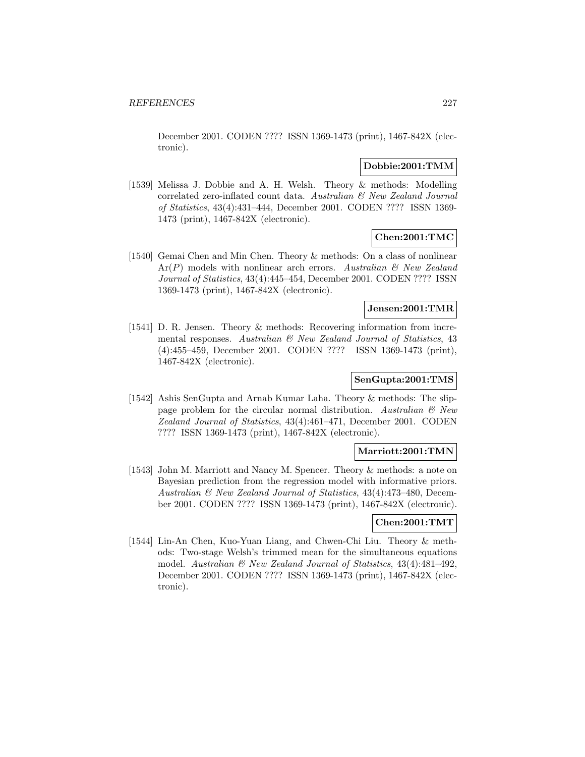December 2001. CODEN ???? ISSN 1369-1473 (print), 1467-842X (electronic).

**Dobbie:2001:TMM**

[1539] Melissa J. Dobbie and A. H. Welsh. Theory & methods: Modelling correlated zero-inflated count data. *Australian & New Zealand Journal of Statistics*, 43(4):431–444, December 2001. CODEN ???? ISSN 1369-1473 (print), 1467-842X (electronic).

**Chen:2001:TMC**

[1540] Gemai Chen and Min Chen. Theory & methods: On a class of nonlinear Ar($P$) models with nonlinear arch errors. *Australian & New Zealand Journal of Statistics*, 43(4):445–454, December 2001. CODEN ???? ISSN 1369-1473 (print), 1467-842X (electronic).

**Jensen:2001:TMR**

[1541] D. R. Jensen. Theory & methods: Recovering information from incremental responses. *Australian & New Zealand Journal of Statistics*, 43 (4):455–459, December 2001. CODEN ???? ISSN 1369-1473 (print), 1467-842X (electronic).

**SenGupta:2001:TMS**

[1542] Ashis SenGupta and Arnab Kumar Laha. Theory & methods: The slippage problem for the circular normal distribution. *Australian & New Zealand Journal of Statistics*, 43(4):461–471, December 2001. CODEN ???? ISSN 1369-1473 (print), 1467-842X (electronic).

**Marriott:2001:TMN**

[1543] John M. Marriott and Nancy M. Spencer. Theory & methods: a note on Bayesian prediction from the regression model with informative priors. *Australian & New Zealand Journal of Statistics*, 43(4):473–480, December 2001. CODEN ???? ISSN 1369-1473 (print), 1467-842X (electronic).

**Chen:2001:TMT**

[1544] Lin-An Chen, Kuo-Yuan Liang, and Chwen-Chi Liu. Theory & methods: Two-stage Welsh's trimmed mean for the simultaneous equations model. *Australian & New Zealand Journal of Statistics*, 43(4):481–492, December 2001. CODEN ???? ISSN 1369-1473 (print), 1467-842X (electronic).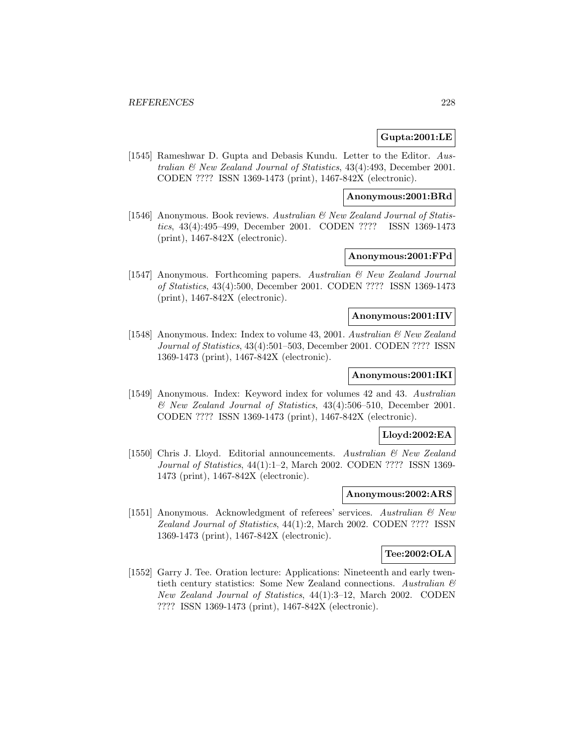**Gupta:2001:LE**

[1545] Rameshwar D. Gupta and Debasis Kundu. Letter to the Editor. *Australian & New Zealand Journal of Statistics*, 43(4):493, December 2001. CODEN ???? ISSN 1369-1473 (print), 1467-842X (electronic).

**Anonymous:2001:BRd**

[1546] Anonymous. Book reviews. *Australian & New Zealand Journal of Statistics*, 43(4):495–499, December 2001. CODEN ???? ISSN 1369-1473 (print), 1467-842X (electronic).

**Anonymous:2001:FPd**

[1547] Anonymous. Forthcoming papers. *Australian & New Zealand Journal of Statistics*, 43(4):500, December 2001. CODEN ???? ISSN 1369-1473 (print), 1467-842X (electronic).

**Anonymous:2001:IIV**

[1548] Anonymous. Index: Index to volume 43, 2001. *Australian & New Zealand Journal of Statistics*, 43(4):501–503, December 2001. CODEN ???? ISSN 1369-1473 (print), 1467-842X (electronic).

**Anonymous:2001:IKI**

[1549] Anonymous. Index: Keyword index for volumes 42 and 43. *Australian & New Zealand Journal of Statistics*, 43(4):506–510, December 2001. CODEN ???? ISSN 1369-1473 (print), 1467-842X (electronic).

**Lloyd:2002:EA**

[1550] Chris J. Lloyd. Editorial announcements. *Australian & New Zealand Journal of Statistics*, 44(1):1–2, March 2002. CODEN ???? ISSN 1369-1473 (print), 1467-842X (electronic).

**Anonymous:2002:ARS**

[1551] Anonymous. Acknowledgment of referees' services. *Australian & New Zealand Journal of Statistics*, 44(1):2, March 2002. CODEN ???? ISSN 1369-1473 (print), 1467-842X (electronic).

**Tee:2002:OLA**

[1552] Garry J. Tee. Oration lecture: Applications: Nineteenth and early twentieth century statistics: Some New Zealand connections. *Australian & New Zealand Journal of Statistics*, 44(1):3–12, March 2002. CODEN ???? ISSN 1369-1473 (print), 1467-842X (electronic).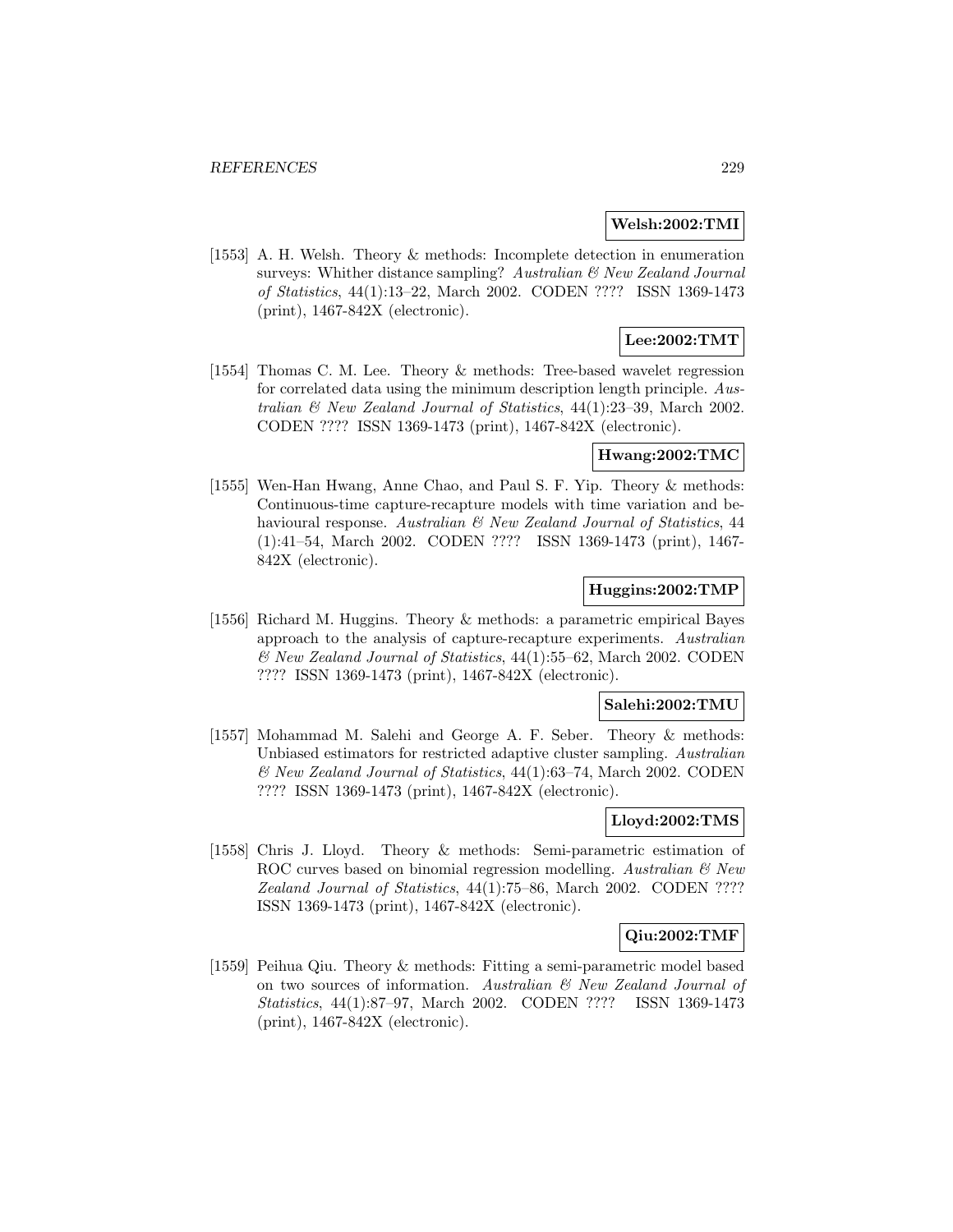**Welsh:2002:TMI**

[1553] A. H. Welsh. Theory & methods: Incomplete detection in enumeration surveys: Whither distance sampling? *Australian & New Zealand Journal of Statistics*, 44(1):13–22, March 2002. CODEN ???? ISSN 1369-1473 (print), 1467-842X (electronic).

**Lee:2002:TMT**

[1554] Thomas C. M. Lee. Theory & methods: Tree-based wavelet regression for correlated data using the minimum description length principle. *Australian & New Zealand Journal of Statistics*, 44(1):23–39, March 2002. CODEN ???? ISSN 1369-1473 (print), 1467-842X (electronic).

**Hwang:2002:TMC**

[1555] Wen-Han Hwang, Anne Chao, and Paul S. F. Yip. Theory & methods: Continuous-time capture-recapture models with time variation and behavioural response. *Australian & New Zealand Journal of Statistics*, 44 (1):41–54, March 2002. CODEN ???? ISSN 1369-1473 (print), 1467-842X (electronic).

**Huggins:2002:TMP**

[1556] Richard M. Huggins. Theory & methods: a parametric empirical Bayes approach to the analysis of capture-recapture experiments. *Australian & New Zealand Journal of Statistics*, 44(1):55–62, March 2002. CODEN ???? ISSN 1369-1473 (print), 1467-842X (electronic).

**Salehi:2002:TMU**

[1557] Mohammad M. Salehi and George A. F. Seber. Theory & methods: Unbiased estimators for restricted adaptive cluster sampling. *Australian & New Zealand Journal of Statistics*, 44(1):63–74, March 2002. CODEN ???? ISSN 1369-1473 (print), 1467-842X (electronic).

**Lloyd:2002:TMS**

[1558] Chris J. Lloyd. Theory & methods: Semi-parametric estimation of ROC curves based on binomial regression modelling. *Australian & New Zealand Journal of Statistics*, 44(1):75–86, March 2002. CODEN ???? ISSN 1369-1473 (print), 1467-842X (electronic).

**Qiu:2002:TMF**

[1559] Peihua Qiu. Theory & methods: Fitting a semi-parametric model based on two sources of information. *Australian & New Zealand Journal of Statistics*, 44(1):87–97, March 2002. CODEN ???? ISSN 1369-1473 (print), 1467-842X (electronic).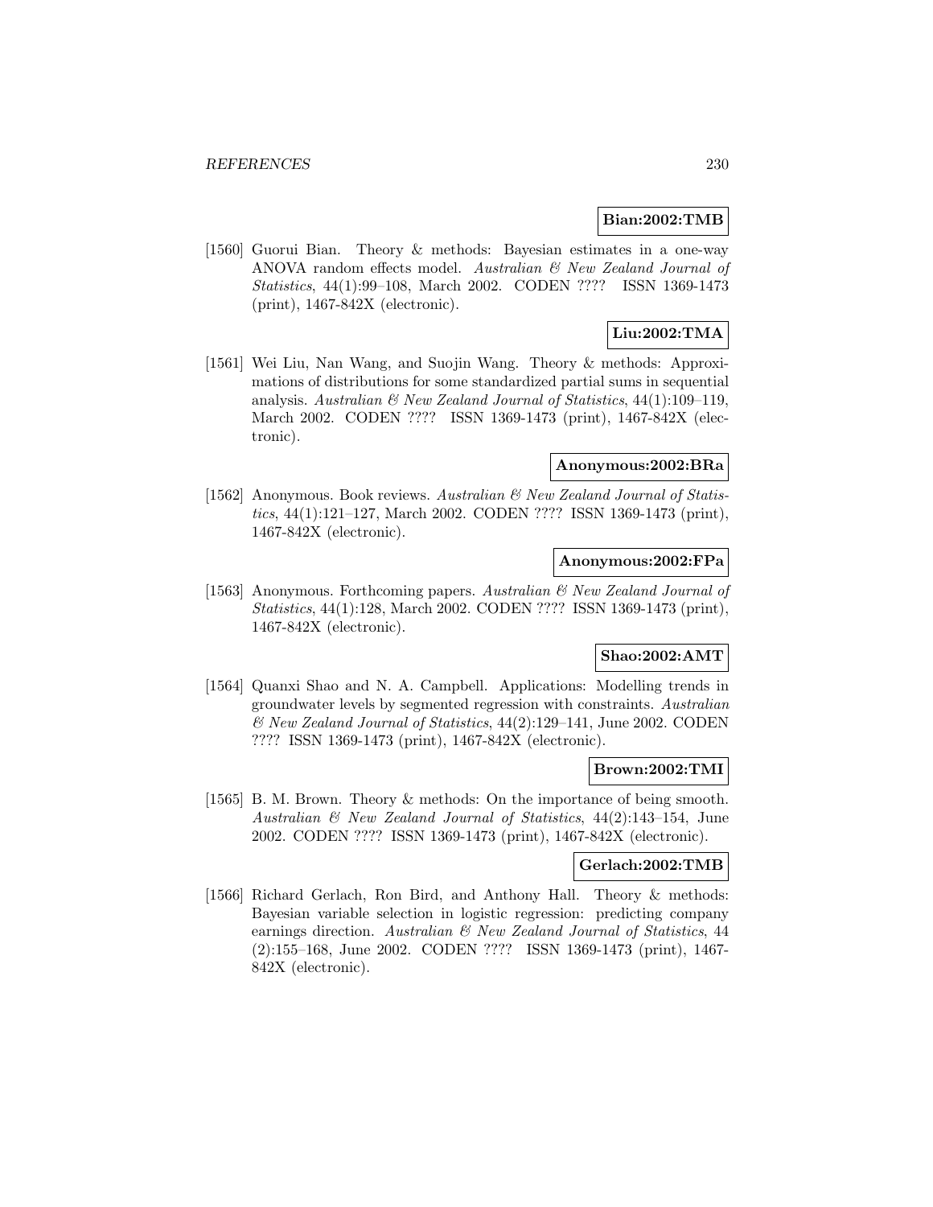**Bian:2002:TMB**

[1560] Guorui Bian. Theory & methods: Bayesian estimates in a one-way ANOVA random effects model. *Australian & New Zealand Journal of Statistics*, 44(1):99–108, March 2002. CODEN ???? ISSN 1369-1473 (print), 1467-842X (electronic).

**Liu:2002:TMA**

[1561] Wei Liu, Nan Wang, and Suojin Wang. Theory & methods: Approximations of distributions for some standardized partial sums in sequential analysis. *Australian & New Zealand Journal of Statistics*, 44(1):109–119, March 2002. CODEN ???? ISSN 1369-1473 (print), 1467-842X (electronic).

**Anonymous:2002:BRa**

[1562] Anonymous. Book reviews. *Australian & New Zealand Journal of Statistics*, 44(1):121–127, March 2002. CODEN ???? ISSN 1369-1473 (print), 1467-842X (electronic).

**Anonymous:2002:FPa**

[1563] Anonymous. Forthcoming papers. *Australian & New Zealand Journal of Statistics*, 44(1):128, March 2002. CODEN ???? ISSN 1369-1473 (print), 1467-842X (electronic).

**Shao:2002:AMT**

[1564] Quanxi Shao and N. A. Campbell. Applications: Modelling trends in groundwater levels by segmented regression with constraints. *Australian & New Zealand Journal of Statistics*, 44(2):129–141, June 2002. CODEN ???? ISSN 1369-1473 (print), 1467-842X (electronic).

**Brown:2002:TMI**

[1565] B. M. Brown. Theory & methods: On the importance of being smooth. *Australian & New Zealand Journal of Statistics*, 44(2):143–154, June 2002. CODEN ???? ISSN 1369-1473 (print), 1467-842X (electronic).

**Gerlach:2002:TMB**

[1566] Richard Gerlach, Ron Bird, and Anthony Hall. Theory & methods: Bayesian variable selection in logistic regression: predicting company earnings direction. *Australian & New Zealand Journal of Statistics*, 44 (2):155–168, June 2002. CODEN ???? ISSN 1369-1473 (print), 1467-842X (electronic).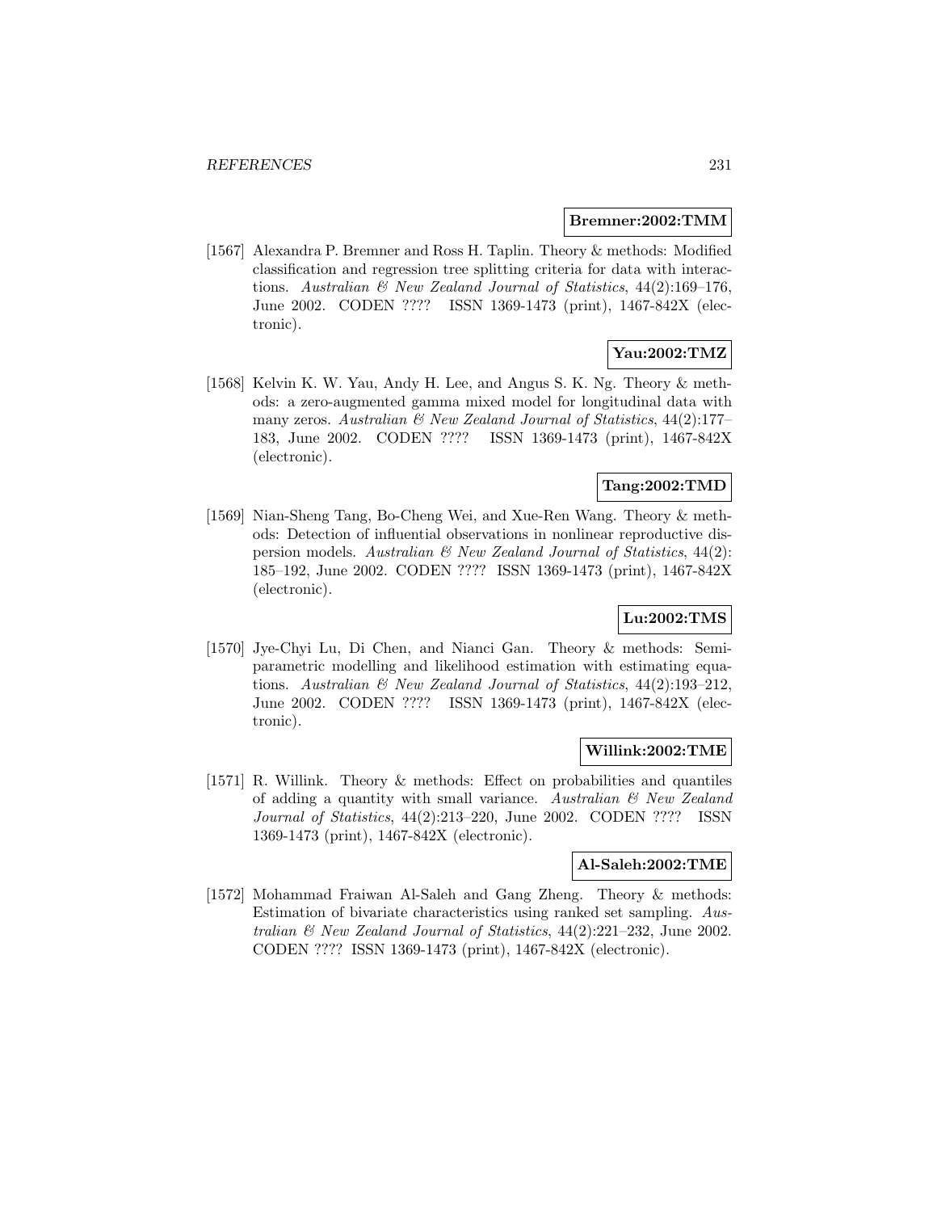**Bremner:2002:TMM**

[1567] Alexandra P. Bremner and Ross H. Taplin. Theory & methods: Modified classification and regression tree splitting criteria for data with interactions. *Australian & New Zealand Journal of Statistics*, 44(2):169–176, June 2002. CODEN ???? ISSN 1369-1473 (print), 1467-842X (electronic).

**Yau:2002:TMZ**

[1568] Kelvin K. W. Yau, Andy H. Lee, and Angus S. K. Ng. Theory & methods: a zero-augmented gamma mixed model for longitudinal data with many zeros. *Australian & New Zealand Journal of Statistics*, 44(2):177–183, June 2002. CODEN ???? ISSN 1369-1473 (print), 1467-842X (electronic).

**Tang:2002:TMD**

[1569] Nian-Sheng Tang, Bo-Cheng Wei, and Xue-Ren Wang. Theory & methods: Detection of influential observations in nonlinear reproductive dispersion models. *Australian & New Zealand Journal of Statistics*, 44(2): 185–192, June 2002. CODEN ???? ISSN 1369-1473 (print), 1467-842X (electronic).

**Lu:2002:TMS**

[1570] Jye-Chyi Lu, Di Chen, and Nianci Gan. Theory & methods: Semi-parametric modelling and likelihood estimation with estimating equations. *Australian & New Zealand Journal of Statistics*, 44(2):193–212, June 2002. CODEN ???? ISSN 1369-1473 (print), 1467-842X (electronic).

**Willink:2002:TME**

[1571] R. Willink. Theory & methods: Effect on probabilities and quantiles of adding a quantity with small variance. *Australian & New Zealand Journal of Statistics*, 44(2):213–220, June 2002. CODEN ???? ISSN 1369-1473 (print), 1467-842X (electronic).

**Al-Saleh:2002:TME**

[1572] Mohammad Fraiwan Al-Saleh and Gang Zheng. Theory & methods: Estimation of bivariate characteristics using ranked set sampling. *Australian & New Zealand Journal of Statistics*, 44(2):221–232, June 2002. CODEN ???? ISSN 1369-1473 (print), 1467-842X (electronic).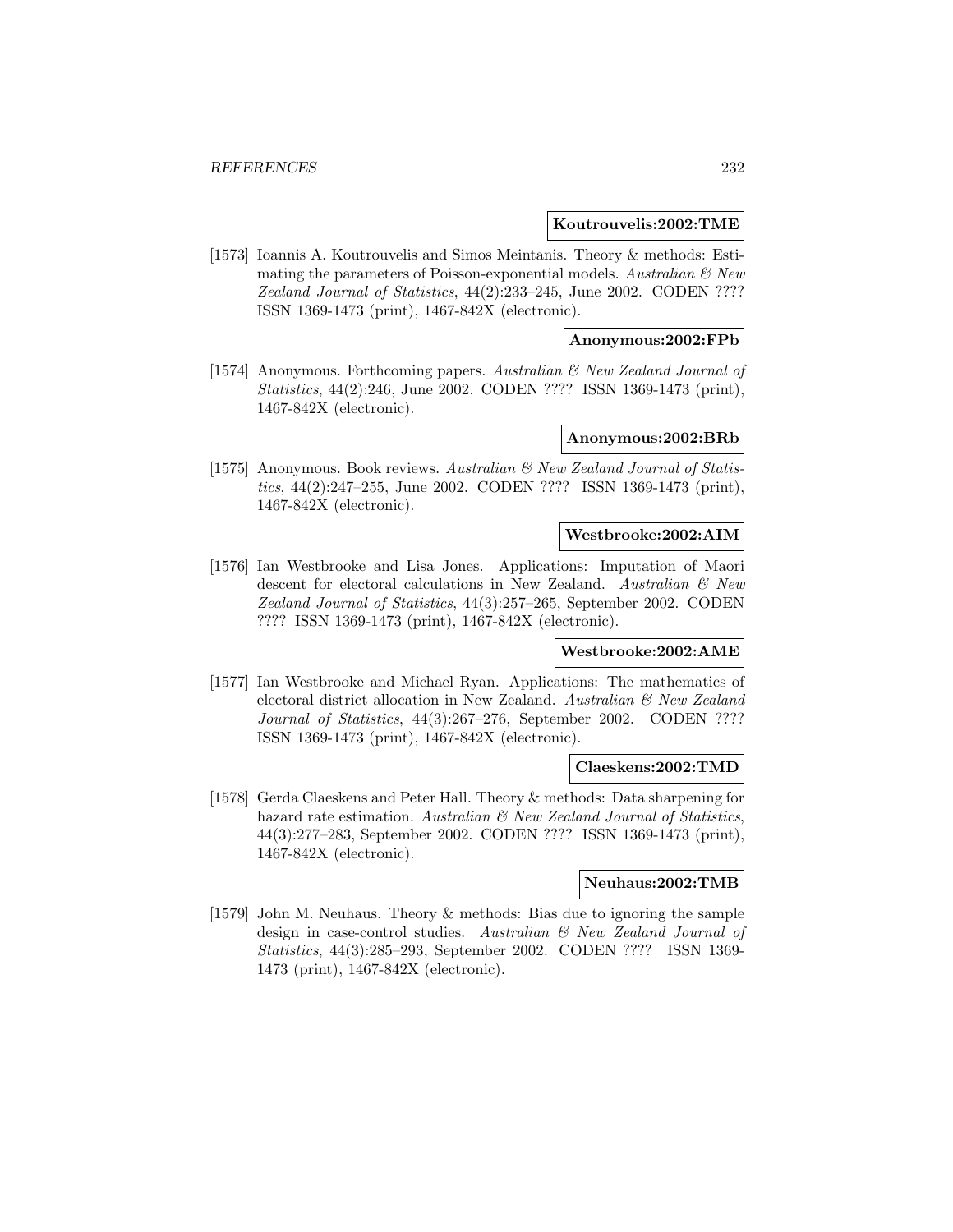**Koutrouvelis:2002:TME**

[1573] Ioannis A. Koutrouvelis and Simos Meintanis. Theory & methods: Estimating the parameters of Poisson-exponential models. *Australian & New Zealand Journal of Statistics*, 44(2):233–245, June 2002. CODEN ???? ISSN 1369-1473 (print), 1467-842X (electronic).

**Anonymous:2002:FPb**

[1574] Anonymous. Forthcoming papers. *Australian & New Zealand Journal of Statistics*, 44(2):246, June 2002. CODEN ???? ISSN 1369-1473 (print), 1467-842X (electronic).

**Anonymous:2002:BRb**

[1575] Anonymous. Book reviews. *Australian & New Zealand Journal of Statistics*, 44(2):247–255, June 2002. CODEN ???? ISSN 1369-1473 (print), 1467-842X (electronic).

**Westbrooke:2002:AIM**

[1576] Ian Westbrooke and Lisa Jones. Applications: Imputation of Maori descent for electoral calculations in New Zealand. *Australian & New Zealand Journal of Statistics*, 44(3):257–265, September 2002. CODEN ???? ISSN 1369-1473 (print), 1467-842X (electronic).

**Westbrooke:2002:AME**

[1577] Ian Westbrooke and Michael Ryan. Applications: The mathematics of electoral district allocation in New Zealand. *Australian & New Zealand Journal of Statistics*, 44(3):267–276, September 2002. CODEN ???? ISSN 1369-1473 (print), 1467-842X (electronic).

**Claeskens:2002:TMD**

[1578] Gerda Claeskens and Peter Hall. Theory & methods: Data sharpening for hazard rate estimation. *Australian & New Zealand Journal of Statistics*, 44(3):277–283, September 2002. CODEN ???? ISSN 1369-1473 (print), 1467-842X (electronic).

**Neuhaus:2002:TMB**

[1579] John M. Neuhaus. Theory & methods: Bias due to ignoring the sample design in case-control studies. *Australian & New Zealand Journal of Statistics*, 44(3):285–293, September 2002. CODEN ???? ISSN 1369-1473 (print), 1467-842X (electronic).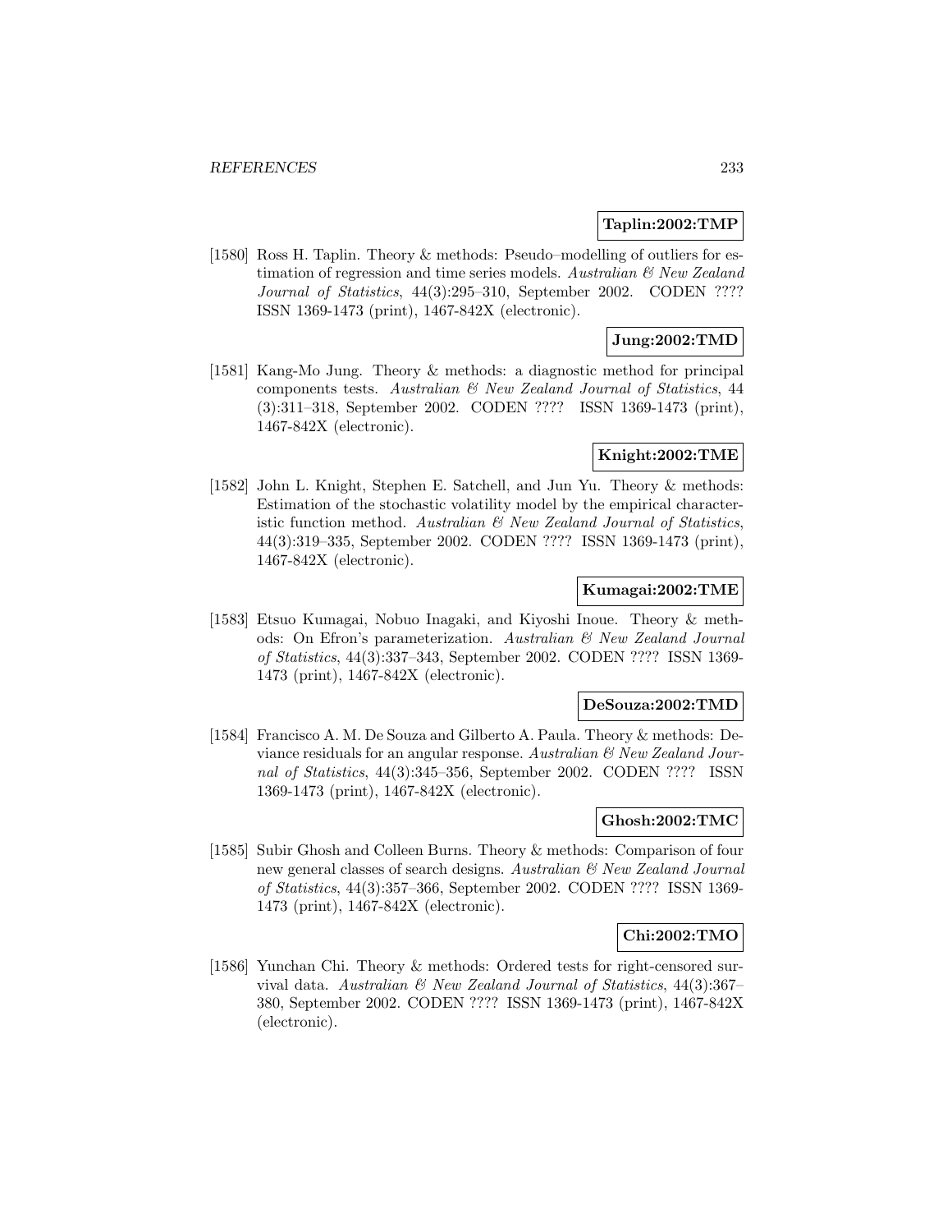**Taplin:2002:TMP**

[1580] Ross H. Taplin. Theory & methods: Pseudo–modelling of outliers for estimation of regression and time series models. *Australian & New Zealand Journal of Statistics*, 44(3):295–310, September 2002. CODEN ???? ISSN 1369-1473 (print), 1467-842X (electronic).

**Jung:2002:TMD**

[1581] Kang-Mo Jung. Theory & methods: a diagnostic method for principal components tests. *Australian & New Zealand Journal of Statistics*, 44 (3):311–318, September 2002. CODEN ???? ISSN 1369-1473 (print), 1467-842X (electronic).

**Knight:2002:TME**

[1582] John L. Knight, Stephen E. Satchell, and Jun Yu. Theory & methods: Estimation of the stochastic volatility model by the empirical characteristic function method. *Australian & New Zealand Journal of Statistics*, 44(3):319–335, September 2002. CODEN ???? ISSN 1369-1473 (print), 1467-842X (electronic).

**Kumagai:2002:TME**

[1583] Etsuo Kumagai, Nobuo Inagaki, and Kiyoshi Inoue. Theory & methods: On Efron's parameterization. *Australian & New Zealand Journal of Statistics*, 44(3):337–343, September 2002. CODEN ???? ISSN 1369-1473 (print), 1467-842X (electronic).

**DeSouza:2002:TMD**

[1584] Francisco A. M. De Souza and Gilberto A. Paula. Theory & methods: Deviance residuals for an angular response. *Australian & New Zealand Journal of Statistics*, 44(3):345–356, September 2002. CODEN ???? ISSN 1369-1473 (print), 1467-842X (electronic).

**Ghosh:2002:TMC**

[1585] Subir Ghosh and Colleen Burns. Theory & methods: Comparison of four new general classes of search designs. *Australian & New Zealand Journal of Statistics*, 44(3):357–366, September 2002. CODEN ???? ISSN 1369-1473 (print), 1467-842X (electronic).

**Chi:2002:TMO**

[1586] Yunchan Chi. Theory & methods: Ordered tests for right-censored survival data. *Australian & New Zealand Journal of Statistics*, 44(3):367–380, September 2002. CODEN ???? ISSN 1369-1473 (print), 1467-842X (electronic).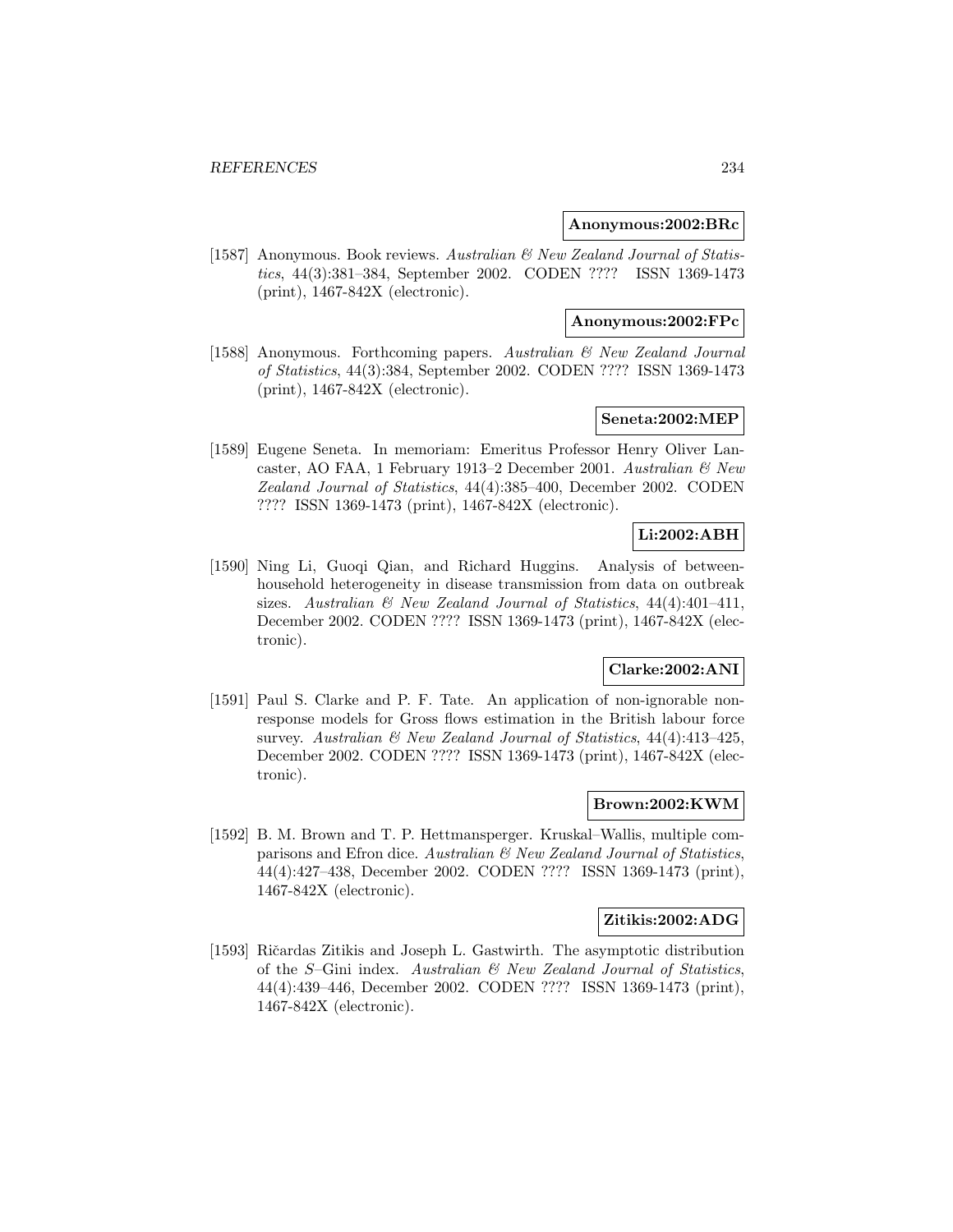**Anonymous:2002:BRc**

[1587] Anonymous. Book reviews. *Australian & New Zealand Journal of Statistics*, 44(3):381–384, September 2002. CODEN ???? ISSN 1369-1473 (print), 1467-842X (electronic).

**Anonymous:2002:FPc**

[1588] Anonymous. Forthcoming papers. *Australian & New Zealand Journal of Statistics*, 44(3):384, September 2002. CODEN ???? ISSN 1369-1473 (print), 1467-842X (electronic).

**Seneta:2002:MEP**

[1589] Eugene Seneta. In memoriam: Emeritus Professor Henry Oliver Lancaster, AO FAA, 1 February 1913–2 December 2001. *Australian & New Zealand Journal of Statistics*, 44(4):385–400, December 2002. CODEN ???? ISSN 1369-1473 (print), 1467-842X (electronic).

**Li:2002:ABH**

[1590] Ning Li, Guoqi Qian, and Richard Huggins. Analysis of between-household heterogeneity in disease transmission from data on outbreak sizes. *Australian & New Zealand Journal of Statistics*, 44(4):401–411, December 2002. CODEN ???? ISSN 1369-1473 (print), 1467-842X (electronic).

**Clarke:2002:ANI**

[1591] Paul S. Clarke and P. F. Tate. An application of non-ignorable non-response models for Gross flows estimation in the British labour force survey. *Australian & New Zealand Journal of Statistics*, 44(4):413–425, December 2002. CODEN ???? ISSN 1369-1473 (print), 1467-842X (electronic).

**Brown:2002:KWM**

[1592] B. M. Brown and T. P. Hettmansperger. Kruskal–Wallis, multiple comparisons and Efron dice. *Australian & New Zealand Journal of Statistics*, 44(4):427–438, December 2002. CODEN ???? ISSN 1369-1473 (print), 1467-842X (electronic).

**Zitikis:2002:ADG**

[1593] Ričardas Zitikis and Joseph L. Gastwirth. The asymptotic distribution of the $S$–Gini index. *Australian & New Zealand Journal of Statistics*, 44(4):439–446, December 2002. CODEN ???? ISSN 1369-1473 (print), 1467-842X (electronic).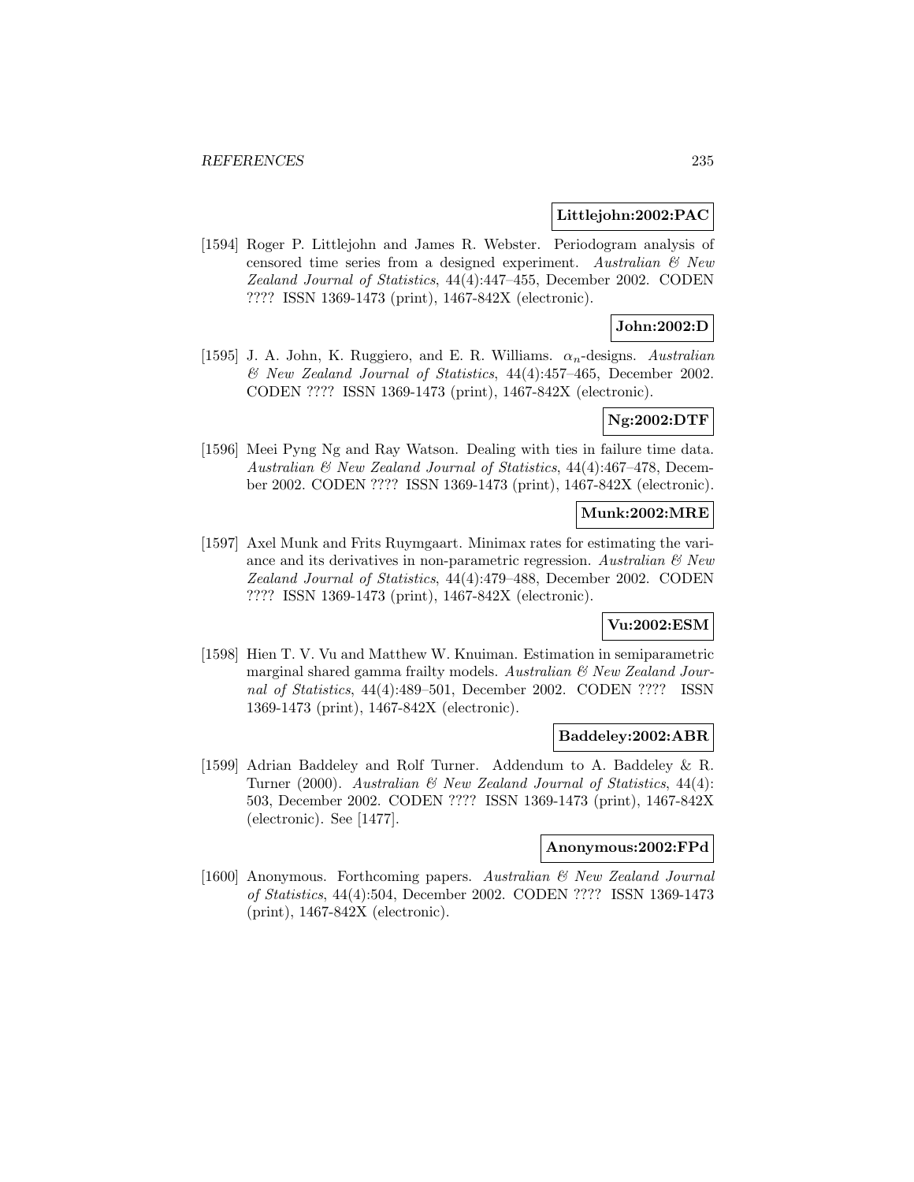**Littlejohn:2002:PAC**

[1594] Roger P. Littlejohn and James R. Webster. Periodogram analysis of censored time series from a designed experiment. *Australian & New Zealand Journal of Statistics*, 44(4):447–455, December 2002. CODEN ???? ISSN 1369-1473 (print), 1467-842X (electronic).

**John:2002:D**

[1595] J. A. John, K. Ruggiero, and E. R. Williams. $\alpha_n$-designs. *Australian & New Zealand Journal of Statistics*, 44(4):457–465, December 2002. CODEN ???? ISSN 1369-1473 (print), 1467-842X (electronic).

**Ng:2002:DTF**

[1596] Meei Pyng Ng and Ray Watson. Dealing with ties in failure time data. *Australian & New Zealand Journal of Statistics*, 44(4):467–478, December 2002. CODEN ???? ISSN 1369-1473 (print), 1467-842X (electronic).

**Munk:2002:MRE**

[1597] Axel Munk and Frits Ruymgaart. Minimax rates for estimating the variance and its derivatives in non-parametric regression. *Australian & New Zealand Journal of Statistics*, 44(4):479–488, December 2002. CODEN ???? ISSN 1369-1473 (print), 1467-842X (electronic).

**Vu:2002:ESM**

[1598] Hien T. V. Vu and Matthew W. Knuiman. Estimation in semiparametric marginal shared gamma frailty models. *Australian & New Zealand Journal of Statistics*, 44(4):489–501, December 2002. CODEN ???? ISSN 1369-1473 (print), 1467-842X (electronic).

**Baddeley:2002:ABR**

[1599] Adrian Baddeley and Rolf Turner. Addendum to A. Baddeley & R. Turner (2000). *Australian & New Zealand Journal of Statistics*, 44(4): 503, December 2002. CODEN ???? ISSN 1369-1473 (print), 1467-842X (electronic). See [1477].

**Anonymous:2002:FPd**

[1600] Anonymous. Forthcoming papers. *Australian & New Zealand Journal of Statistics*, 44(4):504, December 2002. CODEN ???? ISSN 1369-1473 (print), 1467-842X (electronic).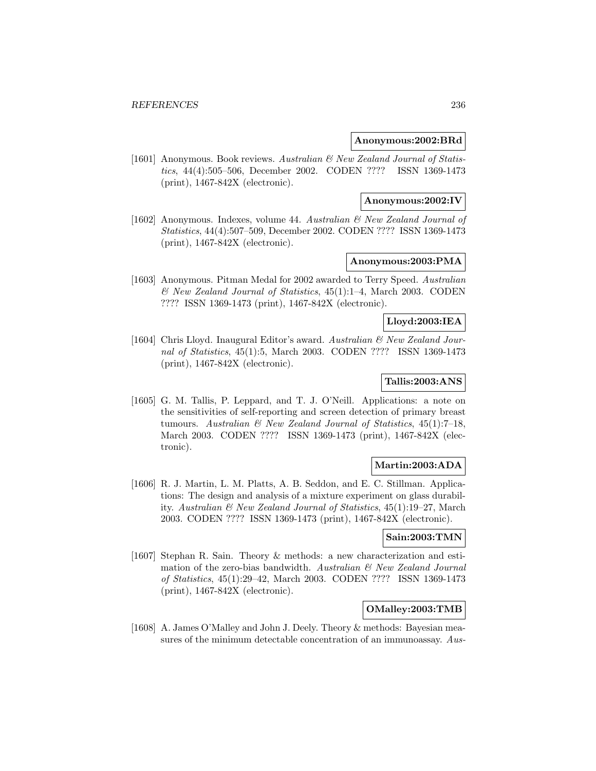**Anonymous:2002:BRd**

[1601] Anonymous. Book reviews. *Australian & New Zealand Journal of Statistics*, 44(4):505–506, December 2002. CODEN ???? ISSN 1369-1473 (print), 1467-842X (electronic).

**Anonymous:2002:IV**

[1602] Anonymous. Indexes, volume 44. *Australian & New Zealand Journal of Statistics*, 44(4):507–509, December 2002. CODEN ???? ISSN 1369-1473 (print), 1467-842X (electronic).

**Anonymous:2003:PMA**

[1603] Anonymous. Pitman Medal for 2002 awarded to Terry Speed. *Australian & New Zealand Journal of Statistics*, 45(1):1–4, March 2003. CODEN ???? ISSN 1369-1473 (print), 1467-842X (electronic).

**Lloyd:2003:IEA**

[1604] Chris Lloyd. Inaugural Editor's award. *Australian & New Zealand Journal of Statistics*, 45(1):5, March 2003. CODEN ???? ISSN 1369-1473 (print), 1467-842X (electronic).

**Tallis:2003:ANS**

[1605] G. M. Tallis, P. Leppard, and T. J. O'Neill. Applications: a note on the sensitivities of self-reporting and screen detection of primary breast tumours. *Australian & New Zealand Journal of Statistics*, 45(1):7–18, March 2003. CODEN ???? ISSN 1369-1473 (print), 1467-842X (electronic).

**Martin:2003:ADA**

[1606] R. J. Martin, L. M. Platts, A. B. Seddon, and E. C. Stillman. Applications: The design and analysis of a mixture experiment on glass durability. *Australian & New Zealand Journal of Statistics*, 45(1):19–27, March 2003. CODEN ???? ISSN 1369-1473 (print), 1467-842X (electronic).

**Sain:2003:TMN**

[1607] Stephan R. Sain. Theory & methods: a new characterization and estimation of the zero-bias bandwidth. *Australian & New Zealand Journal of Statistics*, 45(1):29–42, March 2003. CODEN ???? ISSN 1369-1473 (print), 1467-842X (electronic).

**OMalley:2003:TMB**

[1608] A. James O'Malley and John J. Deely. Theory & methods: Bayesian measures of the minimum detectable concentration of an immunoassay. *Aus-*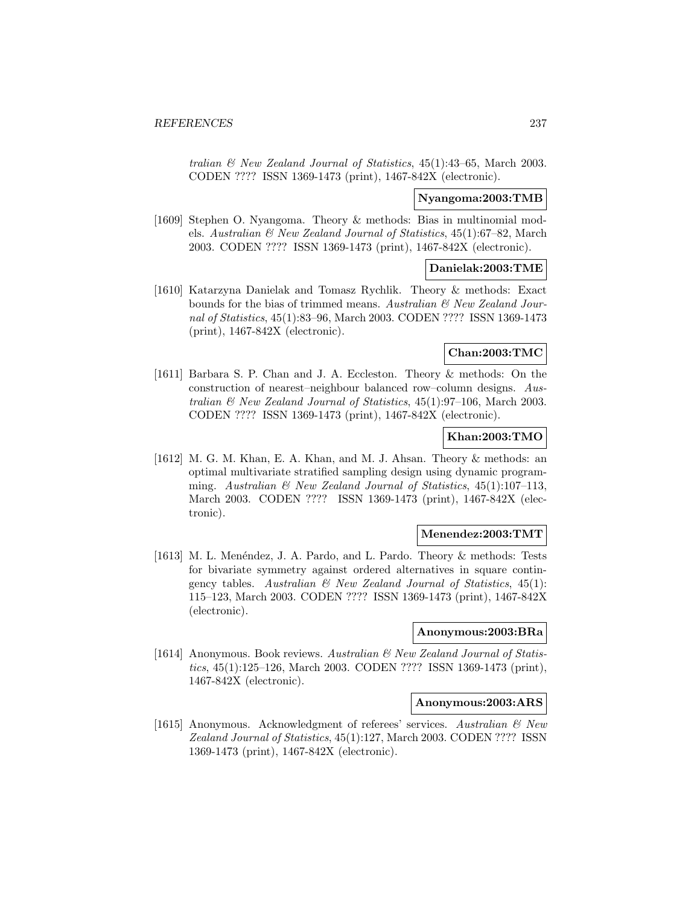*tralian & New Zealand Journal of Statistics*, 45(1):43–65, March 2003. CODEN ???? ISSN 1369-1473 (print), 1467-842X (electronic).

**Nyangoma:2003:TMB**

[1609] Stephen O. Nyangoma. Theory & methods: Bias in multinomial models. *Australian & New Zealand Journal of Statistics*, 45(1):67–82, March 2003. CODEN ???? ISSN 1369-1473 (print), 1467-842X (electronic).

**Danielak:2003:TME**

[1610] Katarzyna Danielak and Tomasz Rychlik. Theory & methods: Exact bounds for the bias of trimmed means. *Australian & New Zealand Journal of Statistics*, 45(1):83–96, March 2003. CODEN ???? ISSN 1369-1473 (print), 1467-842X (electronic).

**Chan:2003:TMC**

[1611] Barbara S. P. Chan and J. A. Eccleston. Theory & methods: On the construction of nearest–neighbour balanced row–column designs. *Australian & New Zealand Journal of Statistics*, 45(1):97–106, March 2003. CODEN ???? ISSN 1369-1473 (print), 1467-842X (electronic).

**Khan:2003:TMO**

[1612] M. G. M. Khan, E. A. Khan, and M. J. Ahsan. Theory & methods: an optimal multivariate stratified sampling design using dynamic programming. *Australian & New Zealand Journal of Statistics*, 45(1):107–113, March 2003. CODEN ???? ISSN 1369-1473 (print), 1467-842X (electronic).

**Menendez:2003:TMT**

[1613] M. L. Menéndez, J. A. Pardo, and L. Pardo. Theory & methods: Tests for bivariate symmetry against ordered alternatives in square contingency tables. *Australian & New Zealand Journal of Statistics*, 45(1): 115–123, March 2003. CODEN ???? ISSN 1369-1473 (print), 1467-842X (electronic).

**Anonymous:2003:BRa**

[1614] Anonymous. Book reviews. *Australian & New Zealand Journal of Statistics*, 45(1):125–126, March 2003. CODEN ???? ISSN 1369-1473 (print), 1467-842X (electronic).

**Anonymous:2003:ARS**

[1615] Anonymous. Acknowledgment of referees' services. *Australian & New Zealand Journal of Statistics*, 45(1):127, March 2003. CODEN ???? ISSN 1369-1473 (print), 1467-842X (electronic).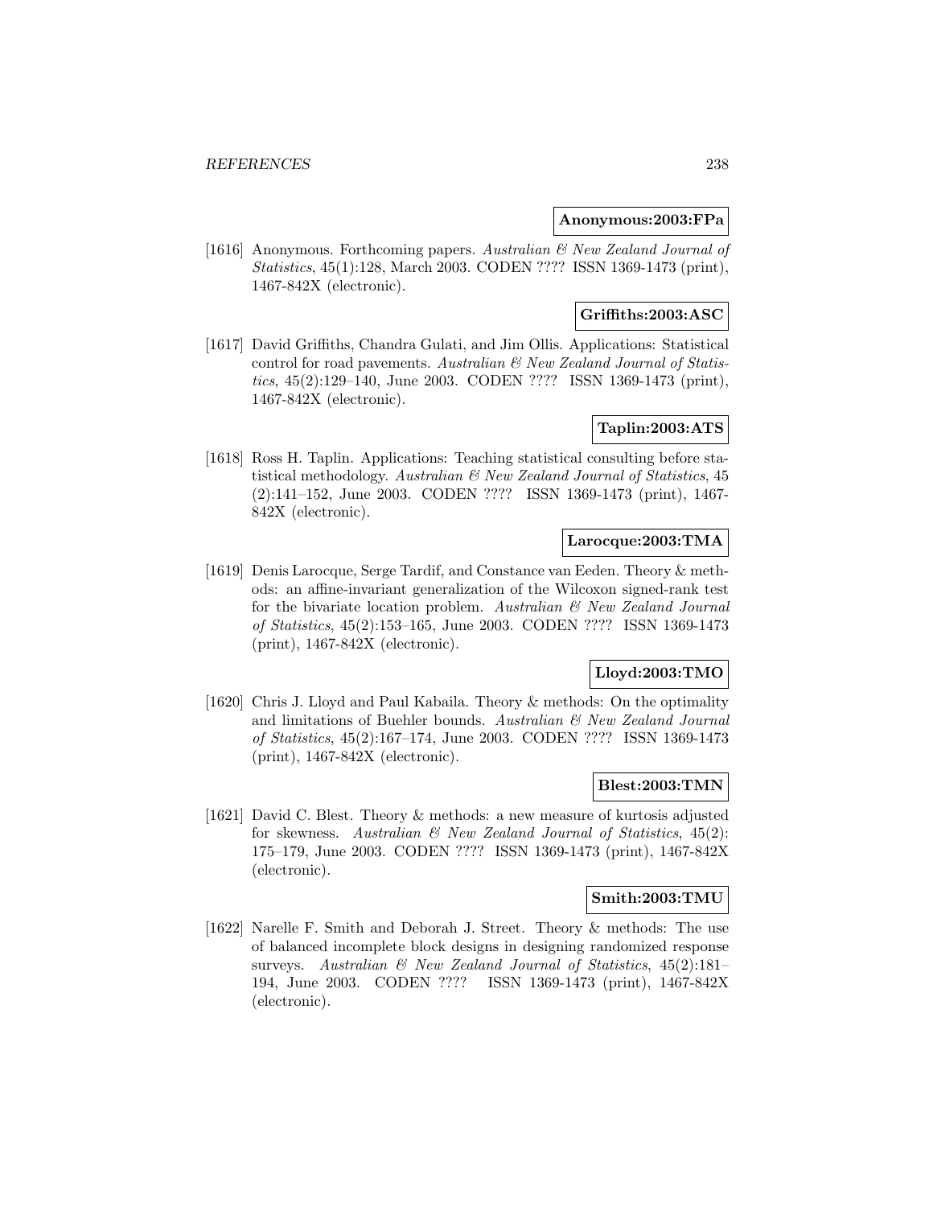**Anonymous:2003:FPa**

[1616] Anonymous. Forthcoming papers. *Australian & New Zealand Journal of Statistics*, 45(1):128, March 2003. CODEN ???? ISSN 1369-1473 (print), 1467-842X (electronic).

**Griffiths:2003:ASC**

[1617] David Griffiths, Chandra Gulati, and Jim Ollis. Applications: Statistical control for road pavements. *Australian & New Zealand Journal of Statistics*, 45(2):129–140, June 2003. CODEN ???? ISSN 1369-1473 (print), 1467-842X (electronic).

**Taplin:2003:ATS**

[1618] Ross H. Taplin. Applications: Teaching statistical consulting before statistical methodology. *Australian & New Zealand Journal of Statistics*, 45 (2):141–152, June 2003. CODEN ???? ISSN 1369-1473 (print), 1467-842X (electronic).

**Larocque:2003:TMA**

[1619] Denis Larocque, Serge Tardif, and Constance van Eeden. Theory & methods: an affine-invariant generalization of the Wilcoxon signed-rank test for the bivariate location problem. *Australian & New Zealand Journal of Statistics*, 45(2):153–165, June 2003. CODEN ???? ISSN 1369-1473 (print), 1467-842X (electronic).

**Lloyd:2003:TMO**

[1620] Chris J. Lloyd and Paul Kabaila. Theory & methods: On the optimality and limitations of Buehler bounds. *Australian & New Zealand Journal of Statistics*, 45(2):167–174, June 2003. CODEN ???? ISSN 1369-1473 (print), 1467-842X (electronic).

**Blest:2003:TMN**

[1621] David C. Blest. Theory & methods: a new measure of kurtosis adjusted for skewness. *Australian & New Zealand Journal of Statistics*, 45(2): 175–179, June 2003. CODEN ???? ISSN 1369-1473 (print), 1467-842X (electronic).

**Smith:2003:TMU**

[1622] Narelle F. Smith and Deborah J. Street. Theory & methods: The use of balanced incomplete block designs in designing randomized response surveys. *Australian & New Zealand Journal of Statistics*, 45(2):181–194, June 2003. CODEN ???? ISSN 1369-1473 (print), 1467-842X (electronic).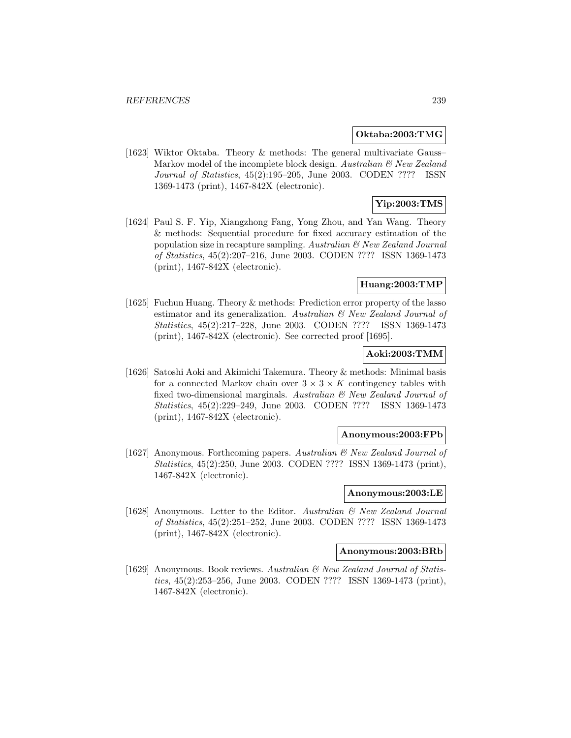**Oktaba:2003:TMG**

[1623] Wiktor Oktaba. Theory & methods: The general multivariate Gauss–Markov model of the incomplete block design. *Australian & New Zealand Journal of Statistics*, 45(2):195–205, June 2003. CODEN ???? ISSN 1369-1473 (print), 1467-842X (electronic).

**Yip:2003:TMS**

[1624] Paul S. F. Yip, Xiangzhong Fang, Yong Zhou, and Yan Wang. Theory & methods: Sequential procedure for fixed accuracy estimation of the population size in recapture sampling. *Australian & New Zealand Journal of Statistics*, 45(2):207–216, June 2003. CODEN ???? ISSN 1369-1473 (print), 1467-842X (electronic).

**Huang:2003:TMP**

[1625] Fuchun Huang. Theory & methods: Prediction error property of the lasso estimator and its generalization. *Australian & New Zealand Journal of Statistics*, 45(2):217–228, June 2003. CODEN ???? ISSN 1369-1473 (print), 1467-842X (electronic). See corrected proof [1695].

**Aoki:2003:TMM**

[1626] Satoshi Aoki and Akimichi Takemura. Theory & methods: Minimal basis for a connected Markov chain over $3 \times 3 \times K$ contingency tables with fixed two-dimensional marginals. *Australian & New Zealand Journal of Statistics*, 45(2):229–249, June 2003. CODEN ???? ISSN 1369-1473 (print), 1467-842X (electronic).

**Anonymous:2003:FPb**

[1627] Anonymous. Forthcoming papers. *Australian & New Zealand Journal of Statistics*, 45(2):250, June 2003. CODEN ???? ISSN 1369-1473 (print), 1467-842X (electronic).

**Anonymous:2003:LE**

[1628] Anonymous. Letter to the Editor. *Australian & New Zealand Journal of Statistics*, 45(2):251–252, June 2003. CODEN ???? ISSN 1369-1473 (print), 1467-842X (electronic).

**Anonymous:2003:BRb**

[1629] Anonymous. Book reviews. *Australian & New Zealand Journal of Statistics*, 45(2):253–256, June 2003. CODEN ???? ISSN 1369-1473 (print), 1467-842X (electronic).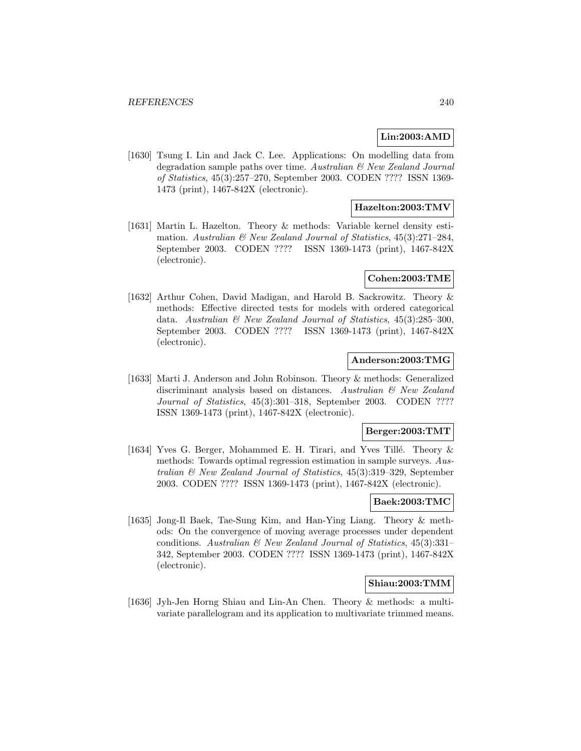**Lin:2003:AMD**

[1630] Tsung I. Lin and Jack C. Lee. Applications: On modelling data from degradation sample paths over time. *Australian & New Zealand Journal of Statistics*, 45(3):257–270, September 2003. CODEN ???? ISSN 1369-1473 (print), 1467-842X (electronic).

**Hazelton:2003:TMV**

[1631] Martin L. Hazelton. Theory & methods: Variable kernel density estimation. *Australian & New Zealand Journal of Statistics*, 45(3):271–284, September 2003. CODEN ???? ISSN 1369-1473 (print), 1467-842X (electronic).

**Cohen:2003:TME**

[1632] Arthur Cohen, David Madigan, and Harold B. Sackrowitz. Theory & methods: Effective directed tests for models with ordered categorical data. *Australian & New Zealand Journal of Statistics*, 45(3):285–300, September 2003. CODEN ???? ISSN 1369-1473 (print), 1467-842X (electronic).

**Anderson:2003:TMG**

[1633] Marti J. Anderson and John Robinson. Theory & methods: Generalized discriminant analysis based on distances. *Australian & New Zealand Journal of Statistics*, 45(3):301–318, September 2003. CODEN ???? ISSN 1369-1473 (print), 1467-842X (electronic).

**Berger:2003:TMT**

[1634] Yves G. Berger, Mohammed E. H. Tirari, and Yves Tillé. Theory & methods: Towards optimal regression estimation in sample surveys. *Australian & New Zealand Journal of Statistics*, 45(3):319–329, September 2003. CODEN ???? ISSN 1369-1473 (print), 1467-842X (electronic).

**Baek:2003:TMC**

[1635] Jong-Il Baek, Tae-Sung Kim, and Han-Ying Liang. Theory & methods: On the convergence of moving average processes under dependent conditions. *Australian & New Zealand Journal of Statistics*, 45(3):331–342, September 2003. CODEN ???? ISSN 1369-1473 (print), 1467-842X (electronic).

**Shiau:2003:TMM**

[1636] Jyh-Jen Horng Shiau and Lin-An Chen. Theory & methods: a multivariate parallelogram and its application to multivariate trimmed means.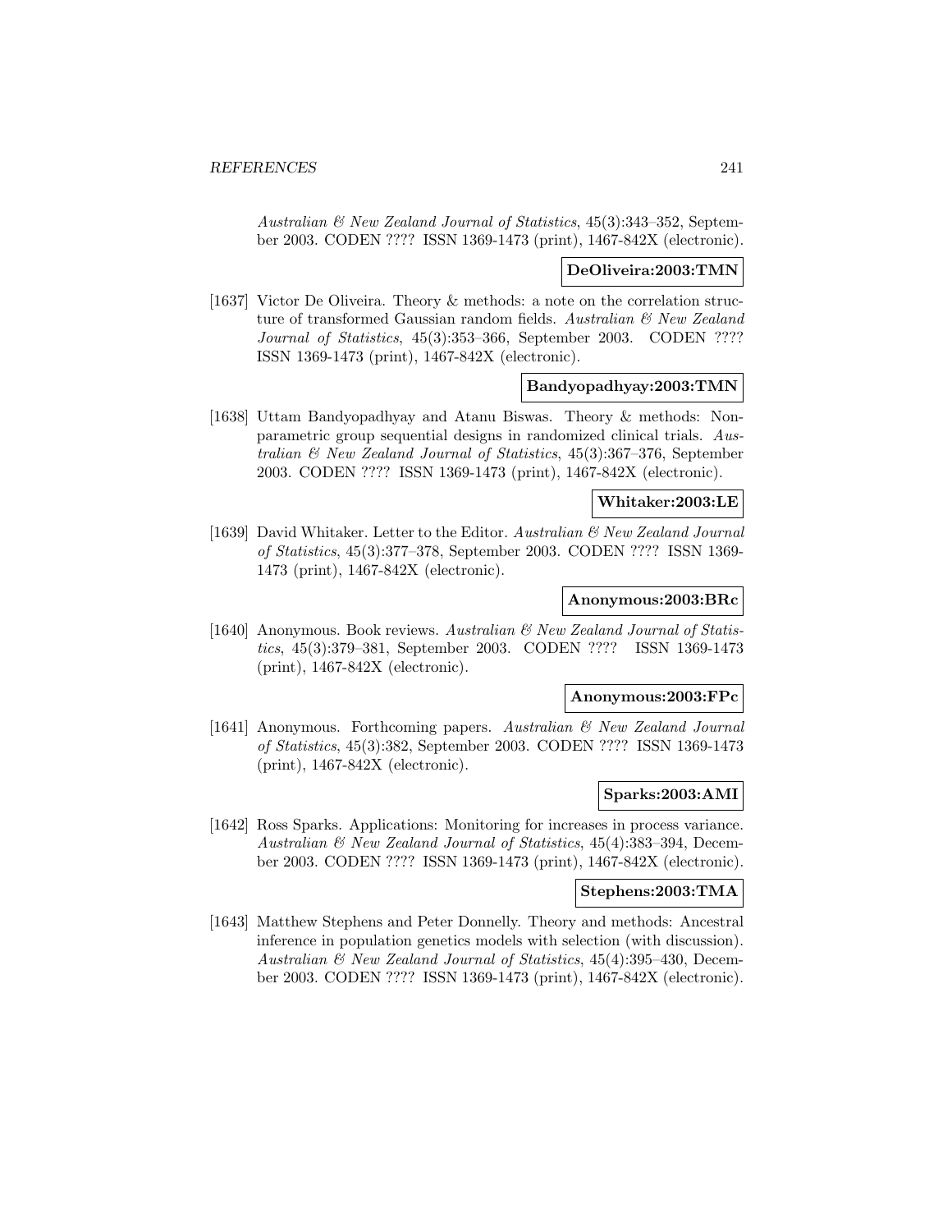*Australian & New Zealand Journal of Statistics*, 45(3):343–352, September 2003. CODEN ???? ISSN 1369-1473 (print), 1467-842X (electronic).

**DeOliveira:2003:TMN**

[1637] Victor De Oliveira. Theory & methods: a note on the correlation structure of transformed Gaussian random fields. *Australian & New Zealand Journal of Statistics*, 45(3):353–366, September 2003. CODEN ???? ISSN 1369-1473 (print), 1467-842X (electronic).

**Bandyopadhyay:2003:TMN**

[1638] Uttam Bandyopadhyay and Atanu Biswas. Theory & methods: Nonparametric group sequential designs in randomized clinical trials. *Australian & New Zealand Journal of Statistics*, 45(3):367–376, September 2003. CODEN ???? ISSN 1369-1473 (print), 1467-842X (electronic).

**Whitaker:2003:LE**

[1639] David Whitaker. Letter to the Editor. *Australian & New Zealand Journal of Statistics*, 45(3):377–378, September 2003. CODEN ???? ISSN 1369-1473 (print), 1467-842X (electronic).

**Anonymous:2003:BRc**

[1640] Anonymous. Book reviews. *Australian & New Zealand Journal of Statistics*, 45(3):379–381, September 2003. CODEN ???? ISSN 1369-1473 (print), 1467-842X (electronic).

**Anonymous:2003:FPc**

[1641] Anonymous. Forthcoming papers. *Australian & New Zealand Journal of Statistics*, 45(3):382, September 2003. CODEN ???? ISSN 1369-1473 (print), 1467-842X (electronic).

**Sparks:2003:AMI**

[1642] Ross Sparks. Applications: Monitoring for increases in process variance. *Australian & New Zealand Journal of Statistics*, 45(4):383–394, December 2003. CODEN ???? ISSN 1369-1473 (print), 1467-842X (electronic).

**Stephens:2003:TMA**

[1643] Matthew Stephens and Peter Donnelly. Theory and methods: Ancestral inference in population genetics models with selection (with discussion). *Australian & New Zealand Journal of Statistics*, 45(4):395–430, December 2003. CODEN ???? ISSN 1369-1473 (print), 1467-842X (electronic).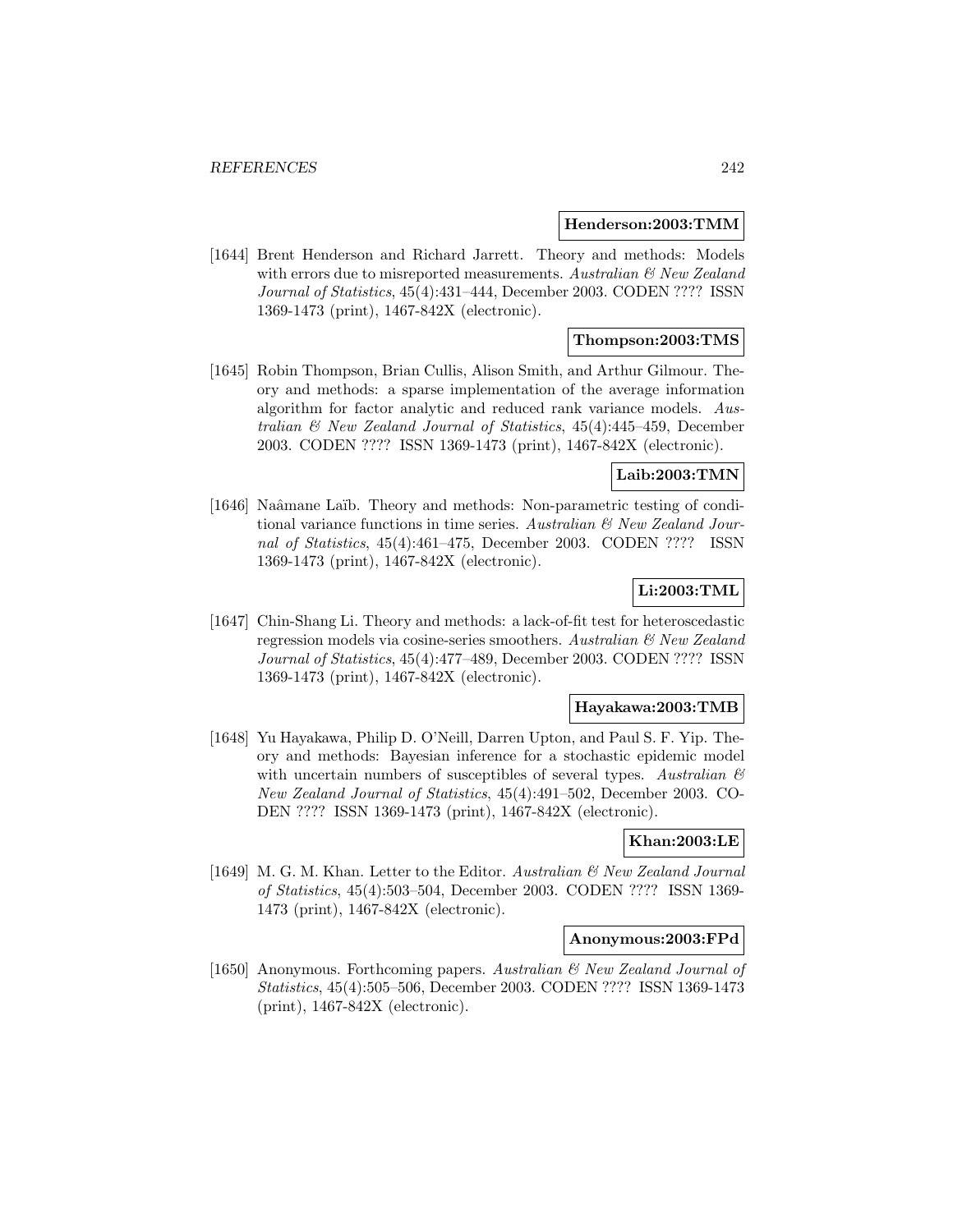**Henderson:2003:TMM**

[1644] Brent Henderson and Richard Jarrett. Theory and methods: Models with errors due to misreported measurements. *Australian & New Zealand Journal of Statistics*, 45(4):431–444, December 2003. CODEN ???? ISSN 1369-1473 (print), 1467-842X (electronic).

**Thompson:2003:TMS**

[1645] Robin Thompson, Brian Cullis, Alison Smith, and Arthur Gilmour. Theory and methods: a sparse implementation of the average information algorithm for factor analytic and reduced rank variance models. *Australian & New Zealand Journal of Statistics*, 45(4):445–459, December 2003. CODEN ???? ISSN 1369-1473 (print), 1467-842X (electronic).

**Laib:2003:TMN**

[1646] Naâmane Laïb. Theory and methods: Non-parametric testing of conditional variance functions in time series. *Australian & New Zealand Journal of Statistics*, 45(4):461–475, December 2003. CODEN ???? ISSN 1369-1473 (print), 1467-842X (electronic).

**Li:2003:TML**

[1647] Chin-Shang Li. Theory and methods: a lack-of-fit test for heteroscedastic regression models via cosine-series smoothers. *Australian & New Zealand Journal of Statistics*, 45(4):477–489, December 2003. CODEN ???? ISSN 1369-1473 (print), 1467-842X (electronic).

**Hayakawa:2003:TMB**

[1648] Yu Hayakawa, Philip D. O'Neill, Darren Upton, and Paul S. F. Yip. Theory and methods: Bayesian inference for a stochastic epidemic model with uncertain numbers of susceptibles of several types. *Australian & New Zealand Journal of Statistics*, 45(4):491–502, December 2003. CODEN ???? ISSN 1369-1473 (print), 1467-842X (electronic).

**Khan:2003:LE**

[1649] M. G. M. Khan. Letter to the Editor. *Australian & New Zealand Journal of Statistics*, 45(4):503–504, December 2003. CODEN ???? ISSN 1369-1473 (print), 1467-842X (electronic).

**Anonymous:2003:FPd**

[1650] Anonymous. Forthcoming papers. *Australian & New Zealand Journal of Statistics*, 45(4):505–506, December 2003. CODEN ???? ISSN 1369-1473 (print), 1467-842X (electronic).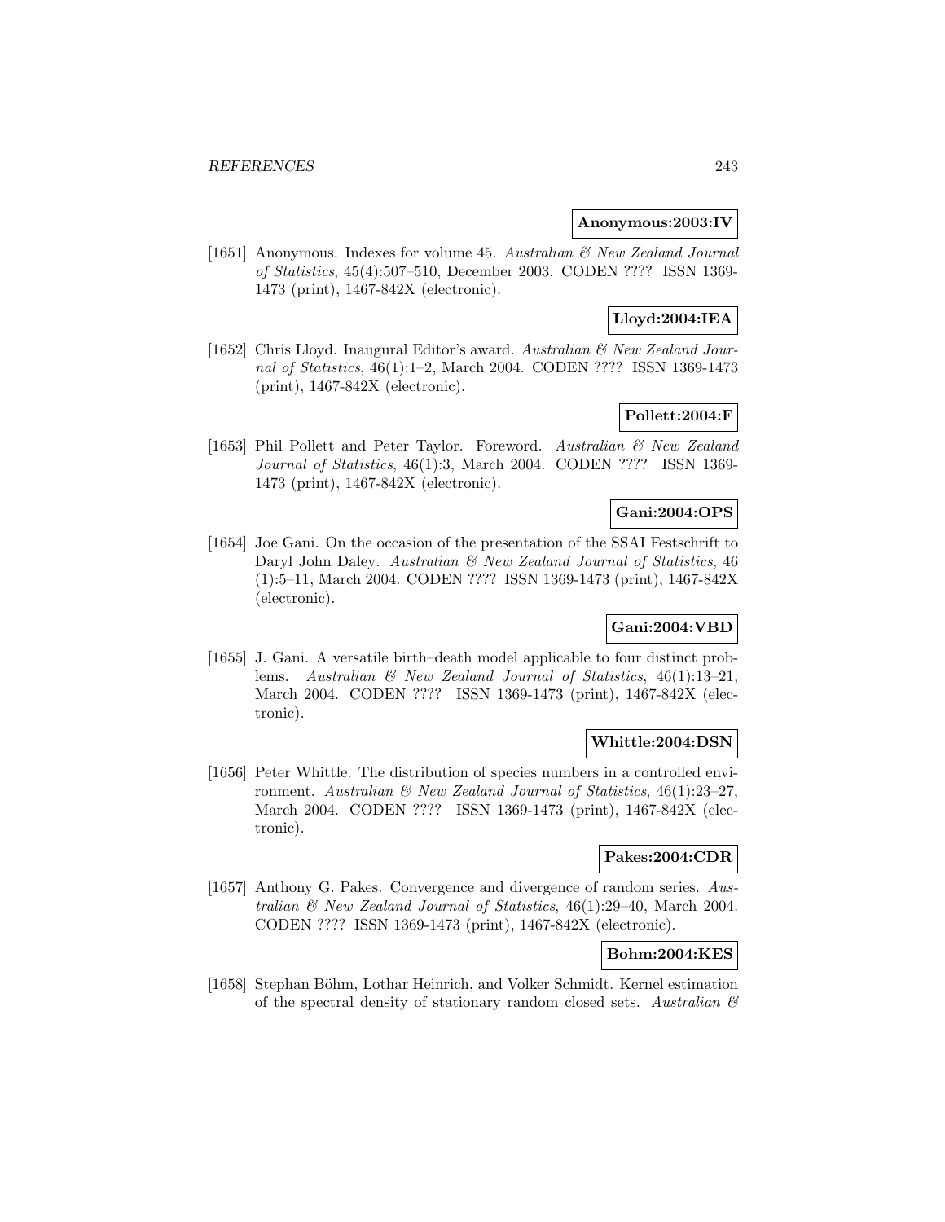**Anonymous:2003:IV**

[1651] Anonymous. Indexes for volume 45. *Australian & New Zealand Journal of Statistics*, 45(4):507–510, December 2003. CODEN ???? ISSN 1369-1473 (print), 1467-842X (electronic).

**Lloyd:2004:IEA**

[1652] Chris Lloyd. Inaugural Editor's award. *Australian & New Zealand Journal of Statistics*, 46(1):1–2, March 2004. CODEN ???? ISSN 1369-1473 (print), 1467-842X (electronic).

**Pollett:2004:F**

[1653] Phil Pollett and Peter Taylor. Foreword. *Australian & New Zealand Journal of Statistics*, 46(1):3, March 2004. CODEN ???? ISSN 1369-1473 (print), 1467-842X (electronic).

**Gani:2004:OPS**

[1654] Joe Gani. On the occasion of the presentation of the SSAI Festschrift to Daryl John Daley. *Australian & New Zealand Journal of Statistics*, 46 (1):5–11, March 2004. CODEN ???? ISSN 1369-1473 (print), 1467-842X (electronic).

**Gani:2004:VBD**

[1655] J. Gani. A versatile birth–death model applicable to four distinct problems. *Australian & New Zealand Journal of Statistics*, 46(1):13–21, March 2004. CODEN ???? ISSN 1369-1473 (print), 1467-842X (electronic).

**Whittle:2004:DSN**

[1656] Peter Whittle. The distribution of species numbers in a controlled environment. *Australian & New Zealand Journal of Statistics*, 46(1):23–27, March 2004. CODEN ???? ISSN 1369-1473 (print), 1467-842X (electronic).

**Pakes:2004:CDR**

[1657] Anthony G. Pakes. Convergence and divergence of random series. *Australian & New Zealand Journal of Statistics*, 46(1):29–40, March 2004. CODEN ???? ISSN 1369-1473 (print), 1467-842X (electronic).

**Bohm:2004:KES**

[1658] Stephan Böhm, Lothar Heinrich, and Volker Schmidt. Kernel estimation of the spectral density of stationary random closed sets. *Australian &*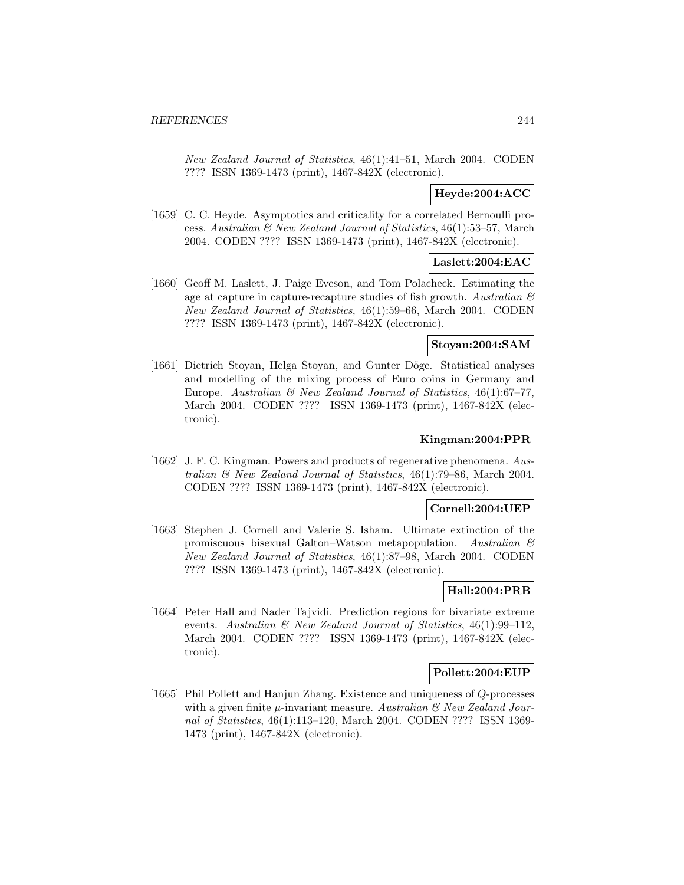*New Zealand Journal of Statistics*, 46(1):41–51, March 2004. CODEN ???? ISSN 1369-1473 (print), 1467-842X (electronic).

**Heyde:2004:ACC**

[1659] C. C. Heyde. Asymptotics and criticality for a correlated Bernoulli process. *Australian & New Zealand Journal of Statistics*, 46(1):53–57, March 2004. CODEN ???? ISSN 1369-1473 (print), 1467-842X (electronic).

**Laslett:2004:EAC**

[1660] Geoff M. Laslett, J. Paige Eveson, and Tom Polacheck. Estimating the age at capture in capture-recapture studies of fish growth. *Australian & New Zealand Journal of Statistics*, 46(1):59–66, March 2004. CODEN ???? ISSN 1369-1473 (print), 1467-842X (electronic).

**Stoyan:2004:SAM**

[1661] Dietrich Stoyan, Helga Stoyan, and Gunter Döge. Statistical analyses and modelling of the mixing process of Euro coins in Germany and Europe. *Australian & New Zealand Journal of Statistics*, 46(1):67–77, March 2004. CODEN ???? ISSN 1369-1473 (print), 1467-842X (electronic).

**Kingman:2004:PPR**

[1662] J. F. C. Kingman. Powers and products of regenerative phenomena. *Australian & New Zealand Journal of Statistics*, 46(1):79–86, March 2004. CODEN ???? ISSN 1369-1473 (print), 1467-842X (electronic).

**Cornell:2004:UEP**

[1663] Stephen J. Cornell and Valerie S. Isham. Ultimate extinction of the promiscuous bisexual Galton–Watson metapopulation. *Australian & New Zealand Journal of Statistics*, 46(1):87–98, March 2004. CODEN ???? ISSN 1369-1473 (print), 1467-842X (electronic).

**Hall:2004:PRB**

[1664] Peter Hall and Nader Tajvidi. Prediction regions for bivariate extreme events. *Australian & New Zealand Journal of Statistics*, 46(1):99–112, March 2004. CODEN ???? ISSN 1369-1473 (print), 1467-842X (electronic).

**Pollett:2004:EUP**

[1665] Phil Pollett and Hanjun Zhang. Existence and uniqueness of $Q$-processes with a given finite $\mu$-invariant measure. *Australian & New Zealand Journal of Statistics*, 46(1):113–120, March 2004. CODEN ???? ISSN 1369-1473 (print), 1467-842X (electronic).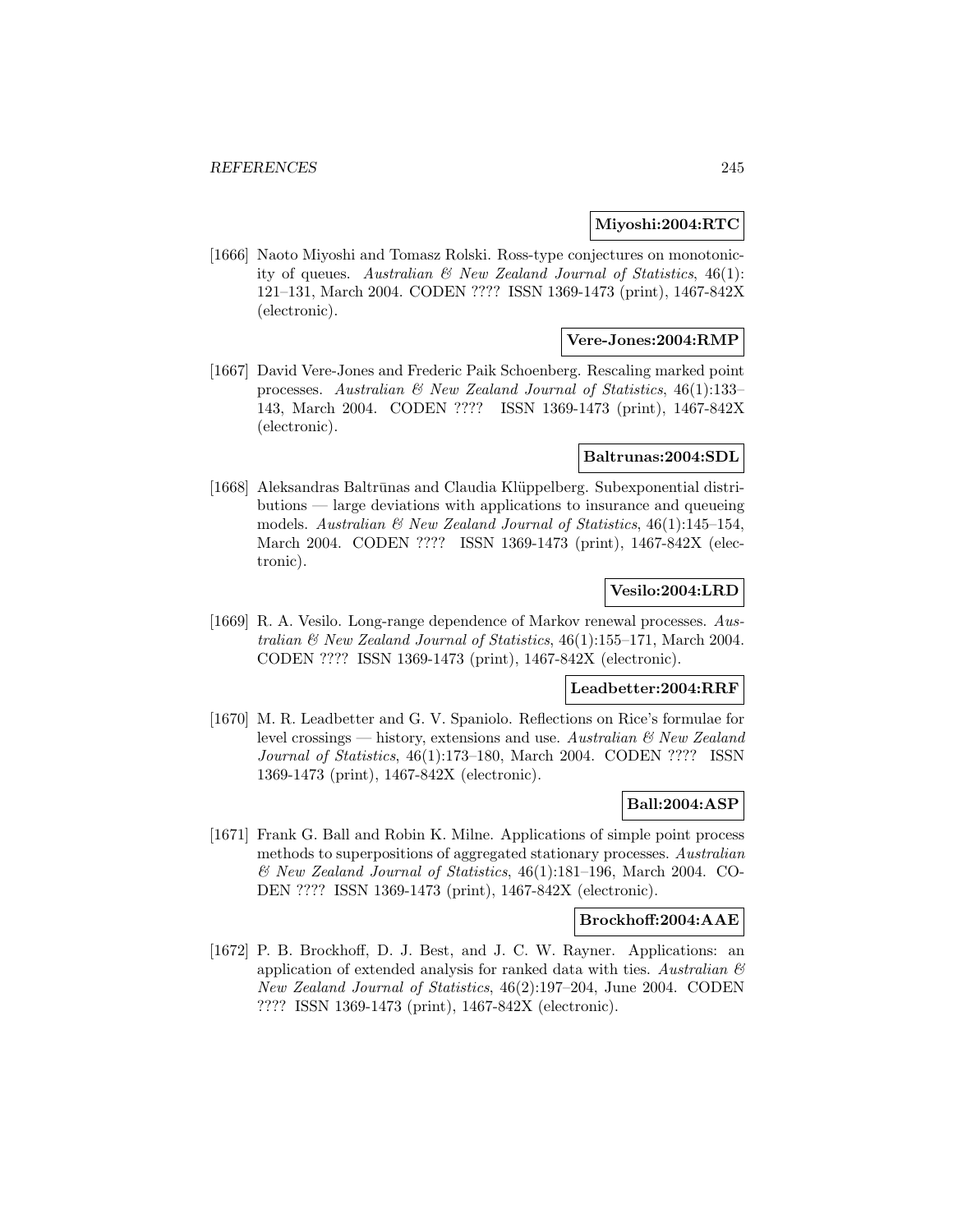**Miyoshi:2004:RTC**

[1666] Naoto Miyoshi and Tomasz Rolski. Ross-type conjectures on monotonicity of queues. *Australian & New Zealand Journal of Statistics*, 46(1): 121–131, March 2004. CODEN ???? ISSN 1369-1473 (print), 1467-842X (electronic).

**Vere-Jones:2004:RMP**

[1667] David Vere-Jones and Frederic Paik Schoenberg. Rescaling marked point processes. *Australian & New Zealand Journal of Statistics*, 46(1):133–143, March 2004. CODEN ???? ISSN 1369-1473 (print), 1467-842X (electronic).

**Baltrunas:2004:SDL**

[1668] Aleksandras Baltrūnas and Claudia Klüppelberg. Subexponential distributions — large deviations with applications to insurance and queueing models. *Australian & New Zealand Journal of Statistics*, 46(1):145–154, March 2004. CODEN ???? ISSN 1369-1473 (print), 1467-842X (electronic).

**Vesilo:2004:LRD**

[1669] R. A. Vesilo. Long-range dependence of Markov renewal processes. *Australian & New Zealand Journal of Statistics*, 46(1):155–171, March 2004. CODEN ???? ISSN 1369-1473 (print), 1467-842X (electronic).

**Leadbetter:2004:RRF**

[1670] M. R. Leadbetter and G. V. Spaniolo. Reflections on Rice's formulae for level crossings — history, extensions and use. *Australian & New Zealand Journal of Statistics*, 46(1):173–180, March 2004. CODEN ???? ISSN 1369-1473 (print), 1467-842X (electronic).

**Ball:2004:ASP**

[1671] Frank G. Ball and Robin K. Milne. Applications of simple point process methods to superpositions of aggregated stationary processes. *Australian & New Zealand Journal of Statistics*, 46(1):181–196, March 2004. CODEN ???? ISSN 1369-1473 (print), 1467-842X (electronic).

**Brockhoff:2004:AAE**

[1672] P. B. Brockhoff, D. J. Best, and J. C. W. Rayner. Applications: an application of extended analysis for ranked data with ties. *Australian & New Zealand Journal of Statistics*, 46(2):197–204, June 2004. CODEN ???? ISSN 1369-1473 (print), 1467-842X (electronic).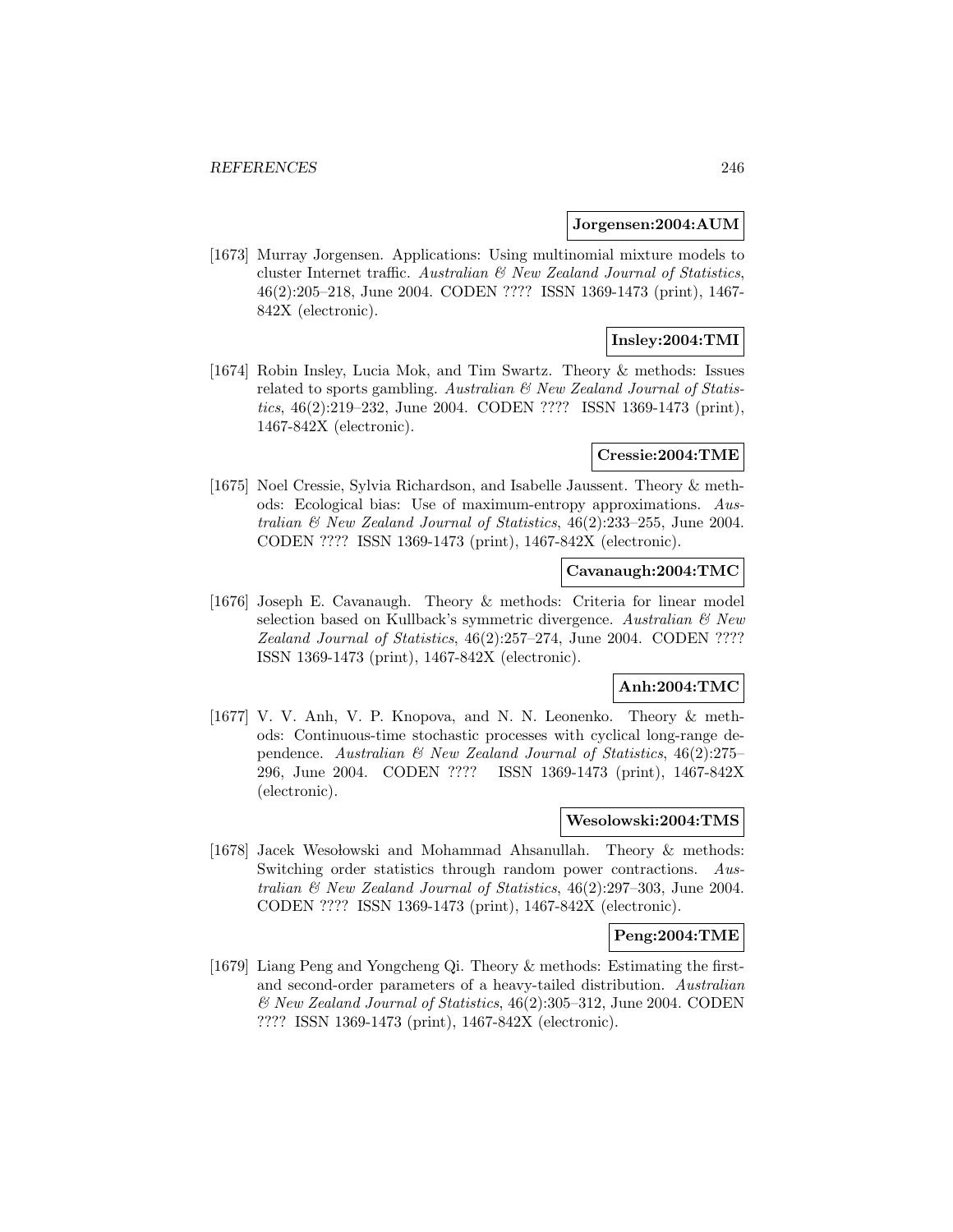**Jorgensen:2004:AUM**

[1673] Murray Jorgensen. Applications: Using multinomial mixture models to cluster Internet traffic. *Australian & New Zealand Journal of Statistics*, 46(2):205–218, June 2004. CODEN ???? ISSN 1369-1473 (print), 1467-842X (electronic).

**Insley:2004:TMI**

[1674] Robin Insley, Lucia Mok, and Tim Swartz. Theory & methods: Issues related to sports gambling. *Australian & New Zealand Journal of Statistics*, 46(2):219–232, June 2004. CODEN ???? ISSN 1369-1473 (print), 1467-842X (electronic).

**Cressie:2004:TME**

[1675] Noel Cressie, Sylvia Richardson, and Isabelle Jaussent. Theory & methods: Ecological bias: Use of maximum-entropy approximations. *Australian & New Zealand Journal of Statistics*, 46(2):233–255, June 2004. CODEN ???? ISSN 1369-1473 (print), 1467-842X (electronic).

**Cavanaugh:2004:TMC**

[1676] Joseph E. Cavanaugh. Theory & methods: Criteria for linear model selection based on Kullback's symmetric divergence. *Australian & New Zealand Journal of Statistics*, 46(2):257–274, June 2004. CODEN ???? ISSN 1369-1473 (print), 1467-842X (electronic).

**Anh:2004:TMC**

[1677] V. V. Anh, V. P. Knopova, and N. N. Leonenko. Theory & methods: Continuous-time stochastic processes with cyclical long-range dependence. *Australian & New Zealand Journal of Statistics*, 46(2):275–296, June 2004. CODEN ???? ISSN 1369-1473 (print), 1467-842X (electronic).

**Wesolowski:2004:TMS**

[1678] Jacek Wesołowski and Mohammad Ahsanullah. Theory & methods: Switching order statistics through random power contractions. *Australian & New Zealand Journal of Statistics*, 46(2):297–303, June 2004. CODEN ???? ISSN 1369-1473 (print), 1467-842X (electronic).

**Peng:2004:TME**

[1679] Liang Peng and Yongcheng Qi. Theory & methods: Estimating the first- and second-order parameters of a heavy-tailed distribution. *Australian & New Zealand Journal of Statistics*, 46(2):305–312, June 2004. CODEN ???? ISSN 1369-1473 (print), 1467-842X (electronic).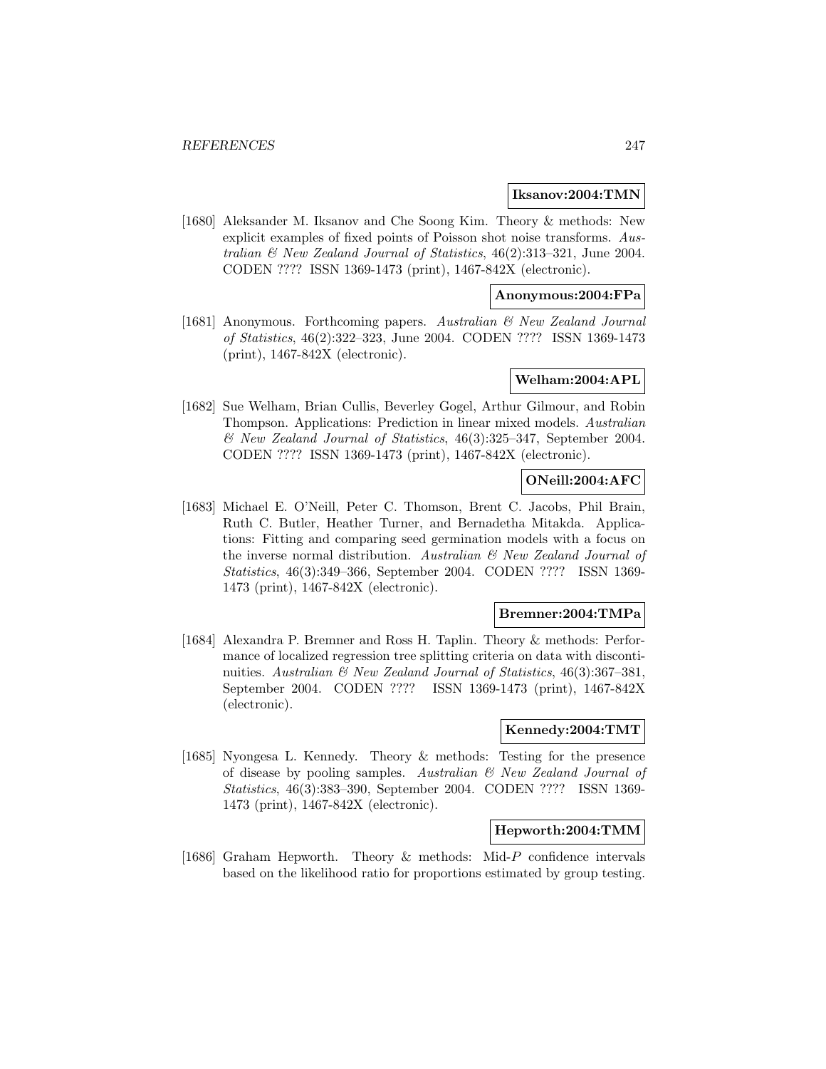**Iksanov:2004:TMN**

[1680] Aleksander M. Iksanov and Che Soong Kim. Theory & methods: New explicit examples of fixed points of Poisson shot noise transforms. *Australian & New Zealand Journal of Statistics*, 46(2):313–321, June 2004. CODEN ???? ISSN 1369-1473 (print), 1467-842X (electronic).

**Anonymous:2004:FPa**

[1681] Anonymous. Forthcoming papers. *Australian & New Zealand Journal of Statistics*, 46(2):322–323, June 2004. CODEN ???? ISSN 1369-1473 (print), 1467-842X (electronic).

**Welham:2004:APL**

[1682] Sue Welham, Brian Cullis, Beverley Gogel, Arthur Gilmour, and Robin Thompson. Applications: Prediction in linear mixed models. *Australian & New Zealand Journal of Statistics*, 46(3):325–347, September 2004. CODEN ???? ISSN 1369-1473 (print), 1467-842X (electronic).

**ONeill:2004:AFC**

[1683] Michael E. O'Neill, Peter C. Thomson, Brent C. Jacobs, Phil Brain, Ruth C. Butler, Heather Turner, and Bernadetha Mitakda. Applications: Fitting and comparing seed germination models with a focus on the inverse normal distribution. *Australian & New Zealand Journal of Statistics*, 46(3):349–366, September 2004. CODEN ???? ISSN 1369-1473 (print), 1467-842X (electronic).

**Bremner:2004:TMPa**

[1684] Alexandra P. Bremner and Ross H. Taplin. Theory & methods: Performance of localized regression tree splitting criteria on data with discontinuities. *Australian & New Zealand Journal of Statistics*, 46(3):367–381, September 2004. CODEN ???? ISSN 1369-1473 (print), 1467-842X (electronic).

**Kennedy:2004:TMT**

[1685] Nyongesa L. Kennedy. Theory & methods: Testing for the presence of disease by pooling samples. *Australian & New Zealand Journal of Statistics*, 46(3):383–390, September 2004. CODEN ???? ISSN 1369-1473 (print), 1467-842X (electronic).

**Hepworth:2004:TMM**

[1686] Graham Hepworth. Theory & methods: Mid-$P$ confidence intervals based on the likelihood ratio for proportions estimated by group testing.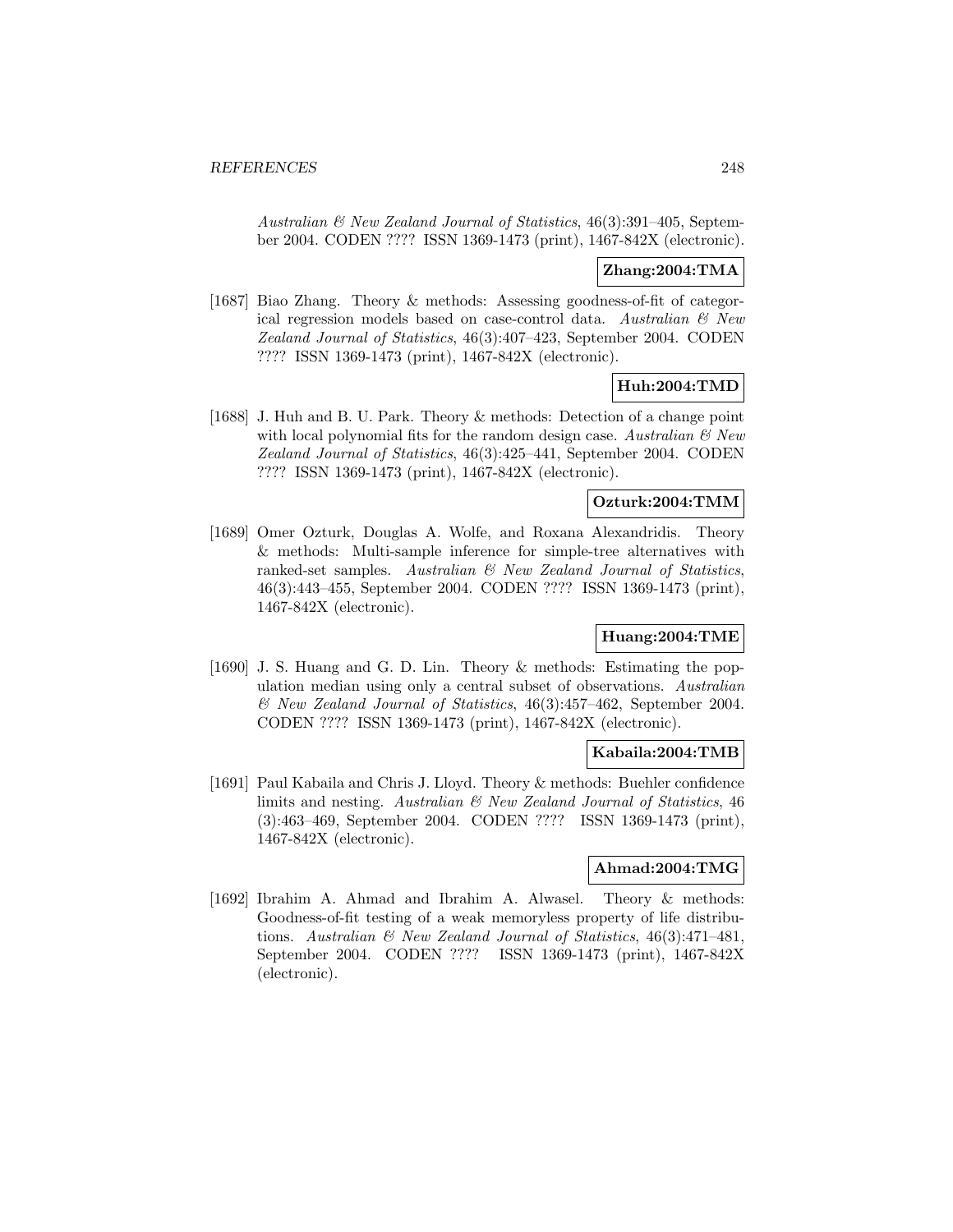*Australian & New Zealand Journal of Statistics*, 46(3):391–405, September 2004. CODEN ???? ISSN 1369-1473 (print), 1467-842X (electronic).

**Zhang:2004:TMA**

[1687] Biao Zhang. Theory & methods: Assessing goodness-of-fit of categorical regression models based on case-control data. *Australian & New Zealand Journal of Statistics*, 46(3):407–423, September 2004. CODEN ???? ISSN 1369-1473 (print), 1467-842X (electronic).

**Huh:2004:TMD**

[1688] J. Huh and B. U. Park. Theory & methods: Detection of a change point with local polynomial fits for the random design case. *Australian & New Zealand Journal of Statistics*, 46(3):425–441, September 2004. CODEN ???? ISSN 1369-1473 (print), 1467-842X (electronic).

**Ozturk:2004:TMM**

[1689] Omer Ozturk, Douglas A. Wolfe, and Roxana Alexandridis. Theory & methods: Multi-sample inference for simple-tree alternatives with ranked-set samples. *Australian & New Zealand Journal of Statistics*, 46(3):443–455, September 2004. CODEN ???? ISSN 1369-1473 (print), 1467-842X (electronic).

**Huang:2004:TME**

[1690] J. S. Huang and G. D. Lin. Theory & methods: Estimating the population median using only a central subset of observations. *Australian & New Zealand Journal of Statistics*, 46(3):457–462, September 2004. CODEN ???? ISSN 1369-1473 (print), 1467-842X (electronic).

**Kabaila:2004:TMB**

[1691] Paul Kabaila and Chris J. Lloyd. Theory & methods: Buehler confidence limits and nesting. *Australian & New Zealand Journal of Statistics*, 46 (3):463–469, September 2004. CODEN ???? ISSN 1369-1473 (print), 1467-842X (electronic).

**Ahmad:2004:TMG**

[1692] Ibrahim A. Ahmad and Ibrahim A. Alwasel. Theory & methods: Goodness-of-fit testing of a weak memoryless property of life distributions. *Australian & New Zealand Journal of Statistics*, 46(3):471–481, September 2004. CODEN ???? ISSN 1369-1473 (print), 1467-842X (electronic).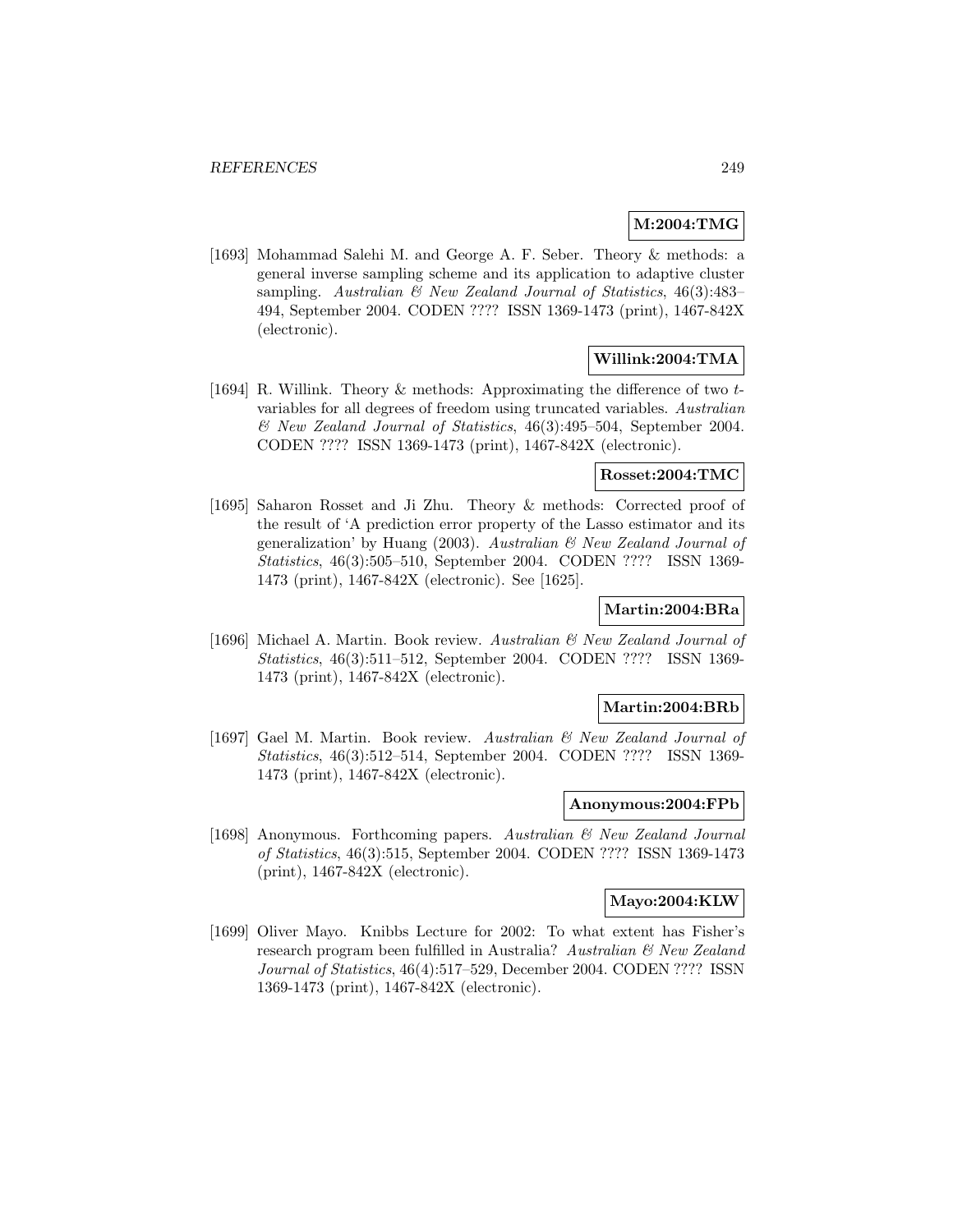**M:2004:TMG**

[1693] Mohammad Salehi M. and George A. F. Seber. Theory & methods: a general inverse sampling scheme and its application to adaptive cluster sampling. *Australian & New Zealand Journal of Statistics*, 46(3):483–494, September 2004. CODEN ???? ISSN 1369-1473 (print), 1467-842X (electronic).

**Willink:2004:TMA**

[1694] R. Willink. Theory & methods: Approximating the difference of two $t$-variables for all degrees of freedom using truncated variables. *Australian & New Zealand Journal of Statistics*, 46(3):495–504, September 2004. CODEN ???? ISSN 1369-1473 (print), 1467-842X (electronic).

**Rosset:2004:TMC**

[1695] Saharon Rosset and Ji Zhu. Theory & methods: Corrected proof of the result of 'A prediction error property of the Lasso estimator and its generalization' by Huang (2003). *Australian & New Zealand Journal of Statistics*, 46(3):505–510, September 2004. CODEN ???? ISSN 1369-1473 (print), 1467-842X (electronic). See [1625].

**Martin:2004:BRa**

[1696] Michael A. Martin. Book review. *Australian & New Zealand Journal of Statistics*, 46(3):511–512, September 2004. CODEN ???? ISSN 1369-1473 (print), 1467-842X (electronic).

**Martin:2004:BRb**

[1697] Gael M. Martin. Book review. *Australian & New Zealand Journal of Statistics*, 46(3):512–514, September 2004. CODEN ???? ISSN 1369-1473 (print), 1467-842X (electronic).

**Anonymous:2004:FPb**

[1698] Anonymous. Forthcoming papers. *Australian & New Zealand Journal of Statistics*, 46(3):515, September 2004. CODEN ???? ISSN 1369-1473 (print), 1467-842X (electronic).

**Mayo:2004:KLW**

[1699] Oliver Mayo. Knibbs Lecture for 2002: To what extent has Fisher's research program been fulfilled in Australia? *Australian & New Zealand Journal of Statistics*, 46(4):517–529, December 2004. CODEN ???? ISSN 1369-1473 (print), 1467-842X (electronic).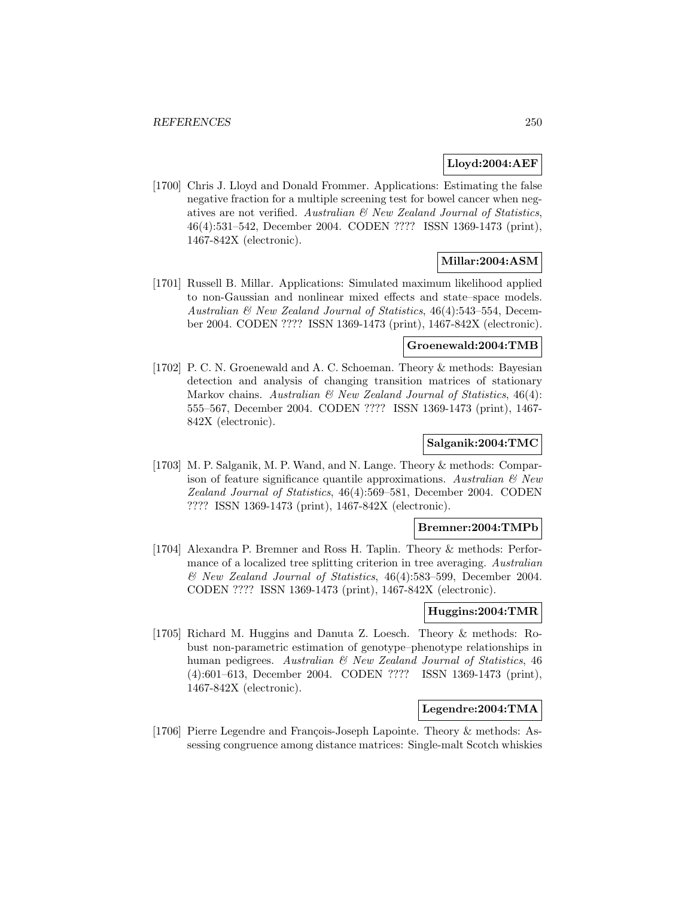**Lloyd:2004:AEF**

[1700] Chris J. Lloyd and Donald Frommer. Applications: Estimating the false negative fraction for a multiple screening test for bowel cancer when negatives are not verified. *Australian & New Zealand Journal of Statistics*, 46(4):531–542, December 2004. CODEN ???? ISSN 1369-1473 (print), 1467-842X (electronic).

**Millar:2004:ASM**

[1701] Russell B. Millar. Applications: Simulated maximum likelihood applied to non-Gaussian and nonlinear mixed effects and state–space models. *Australian & New Zealand Journal of Statistics*, 46(4):543–554, December 2004. CODEN ???? ISSN 1369-1473 (print), 1467-842X (electronic).

**Groenewald:2004:TMB**

[1702] P. C. N. Groenewald and A. C. Schoeman. Theory & methods: Bayesian detection and analysis of changing transition matrices of stationary Markov chains. *Australian & New Zealand Journal of Statistics*, 46(4): 555–567, December 2004. CODEN ???? ISSN 1369-1473 (print), 1467-842X (electronic).

**Salganik:2004:TMC**

[1703] M. P. Salganik, M. P. Wand, and N. Lange. Theory & methods: Comparison of feature significance quantile approximations. *Australian & New Zealand Journal of Statistics*, 46(4):569–581, December 2004. CODEN ???? ISSN 1369-1473 (print), 1467-842X (electronic).

**Bremner:2004:TMPb**

[1704] Alexandra P. Bremner and Ross H. Taplin. Theory & methods: Performance of a localized tree splitting criterion in tree averaging. *Australian & New Zealand Journal of Statistics*, 46(4):583–599, December 2004. CODEN ???? ISSN 1369-1473 (print), 1467-842X (electronic).

**Huggins:2004:TMR**

[1705] Richard M. Huggins and Danuta Z. Loesch. Theory & methods: Robust non-parametric estimation of genotype–phenotype relationships in human pedigrees. *Australian & New Zealand Journal of Statistics*, 46 (4):601–613, December 2004. CODEN ???? ISSN 1369-1473 (print), 1467-842X (electronic).

**Legendre:2004:TMA**

[1706] Pierre Legendre and François-Joseph Lapointe. Theory & methods: Assessing congruence among distance matrices: Single-malt Scotch whiskies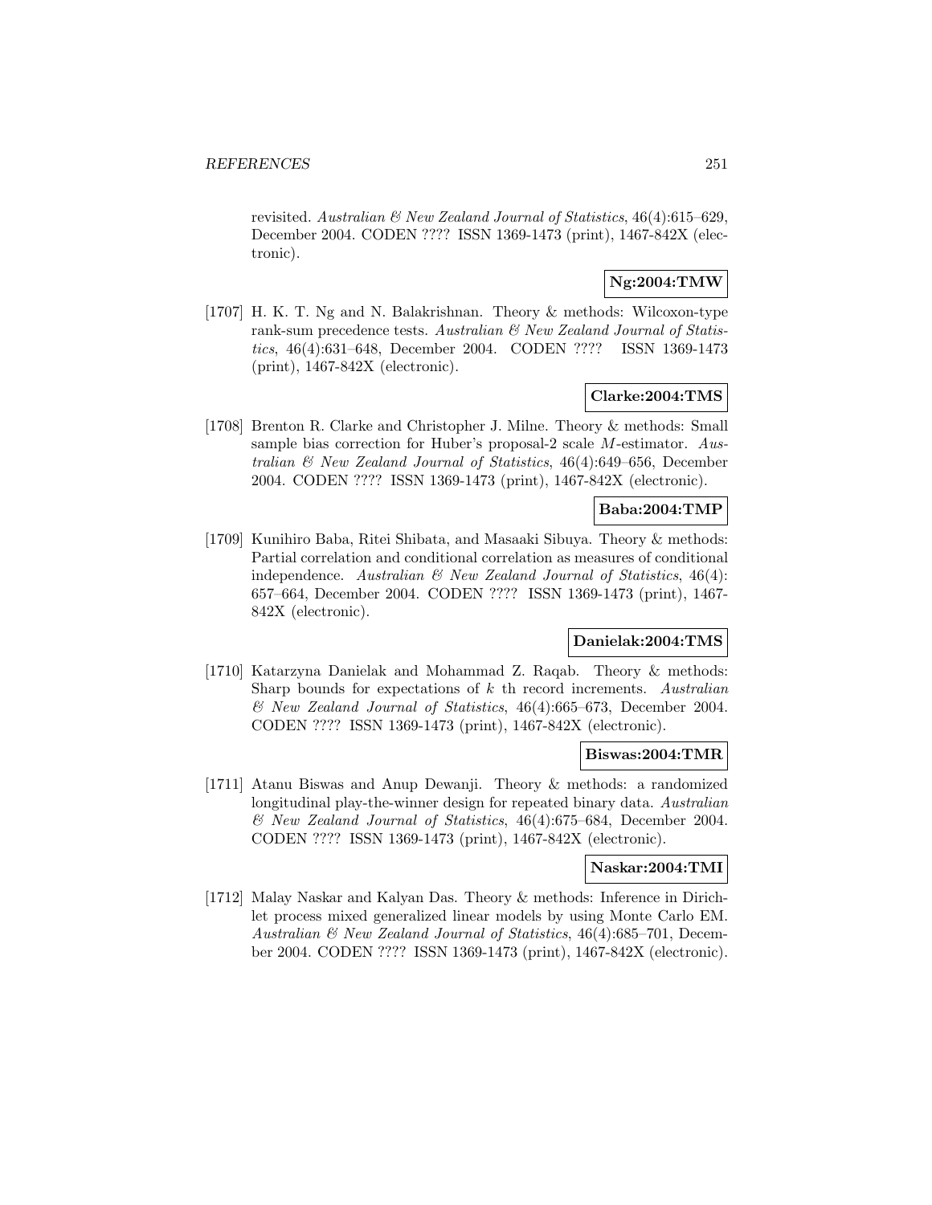revisited. *Australian & New Zealand Journal of Statistics*, 46(4):615–629, December 2004. CODEN ???? ISSN 1369-1473 (print), 1467-842X (electronic).

**Ng:2004:TMW**

[1707] H. K. T. Ng and N. Balakrishnan. Theory & methods: Wilcoxon-type rank-sum precedence tests. *Australian & New Zealand Journal of Statistics*, 46(4):631–648, December 2004. CODEN ???? ISSN 1369-1473 (print), 1467-842X (electronic).

**Clarke:2004:TMS**

[1708] Brenton R. Clarke and Christopher J. Milne. Theory & methods: Small sample bias correction for Huber's proposal-2 scale $M$-estimator. *Australian & New Zealand Journal of Statistics*, 46(4):649–656, December 2004. CODEN ???? ISSN 1369-1473 (print), 1467-842X (electronic).

**Baba:2004:TMP**

[1709] Kunihiro Baba, Ritei Shibata, and Masaaki Sibuya. Theory & methods: Partial correlation and conditional correlation as measures of conditional independence. *Australian & New Zealand Journal of Statistics*, 46(4): 657–664, December 2004. CODEN ???? ISSN 1369-1473 (print), 1467-842X (electronic).

**Danielak:2004:TMS**

[1710] Katarzyna Danielak and Mohammad Z. Raqab. Theory & methods: Sharp bounds for expectations of $k$ th record increments. *Australian & New Zealand Journal of Statistics*, 46(4):665–673, December 2004. CODEN ???? ISSN 1369-1473 (print), 1467-842X (electronic).

**Biswas:2004:TMR**

[1711] Atanu Biswas and Anup Dewanji. Theory & methods: a randomized longitudinal play-the-winner design for repeated binary data. *Australian & New Zealand Journal of Statistics*, 46(4):675–684, December 2004. CODEN ???? ISSN 1369-1473 (print), 1467-842X (electronic).

**Naskar:2004:TMI**

[1712] Malay Naskar and Kalyan Das. Theory & methods: Inference in Dirichlet process mixed generalized linear models by using Monte Carlo EM. *Australian & New Zealand Journal of Statistics*, 46(4):685–701, December 2004. CODEN ???? ISSN 1369-1473 (print), 1467-842X (electronic).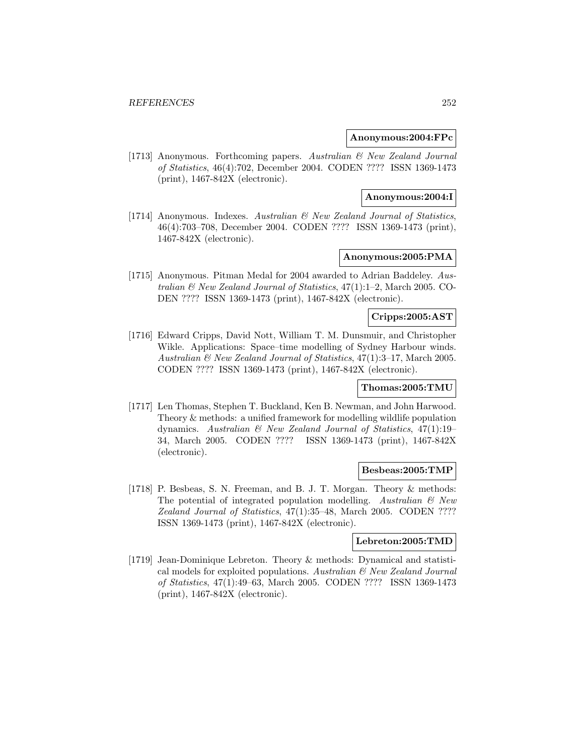**Anonymous:2004:FPc**

[1713] Anonymous. Forthcoming papers. *Australian & New Zealand Journal of Statistics*, 46(4):702, December 2004. CODEN ???? ISSN 1369-1473 (print), 1467-842X (electronic).

**Anonymous:2004:I**

[1714] Anonymous. Indexes. *Australian & New Zealand Journal of Statistics*, 46(4):703–708, December 2004. CODEN ???? ISSN 1369-1473 (print), 1467-842X (electronic).

**Anonymous:2005:PMA**

[1715] Anonymous. Pitman Medal for 2004 awarded to Adrian Baddeley. *Australian & New Zealand Journal of Statistics*, 47(1):1–2, March 2005. CODEN ???? ISSN 1369-1473 (print), 1467-842X (electronic).

**Cripps:2005:AST**

[1716] Edward Cripps, David Nott, William T. M. Dunsmuir, and Christopher Wikle. Applications: Space–time modelling of Sydney Harbour winds. *Australian & New Zealand Journal of Statistics*, 47(1):3–17, March 2005. CODEN ???? ISSN 1369-1473 (print), 1467-842X (electronic).

**Thomas:2005:TMU**

[1717] Len Thomas, Stephen T. Buckland, Ken B. Newman, and John Harwood. Theory & methods: a unified framework for modelling wildlife population dynamics. *Australian & New Zealand Journal of Statistics*, 47(1):19–34, March 2005. CODEN ???? ISSN 1369-1473 (print), 1467-842X (electronic).

**Besbeas:2005:TMP**

[1718] P. Besbeas, S. N. Freeman, and B. J. T. Morgan. Theory & methods: The potential of integrated population modelling. *Australian & New Zealand Journal of Statistics*, 47(1):35–48, March 2005. CODEN ???? ISSN 1369-1473 (print), 1467-842X (electronic).

**Lebreton:2005:TMD**

[1719] Jean-Dominique Lebreton. Theory & methods: Dynamical and statistical models for exploited populations. *Australian & New Zealand Journal of Statistics*, 47(1):49–63, March 2005. CODEN ???? ISSN 1369-1473 (print), 1467-842X (electronic).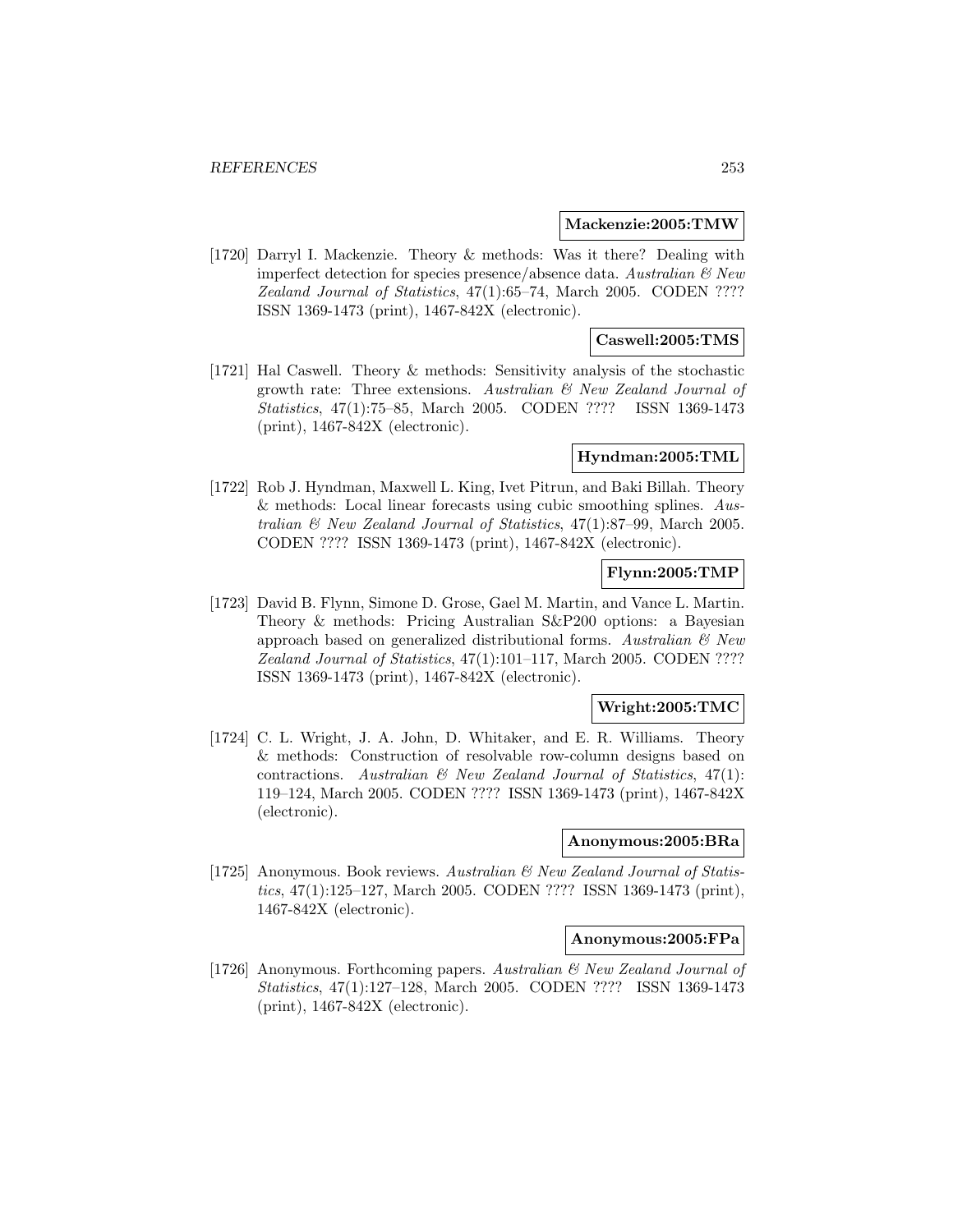**Mackenzie:2005:TMW**

[1720] Darryl I. Mackenzie. Theory & methods: Was it there? Dealing with imperfect detection for species presence/absence data. *Australian & New Zealand Journal of Statistics*, 47(1):65–74, March 2005. CODEN ???? ISSN 1369-1473 (print), 1467-842X (electronic).

**Caswell:2005:TMS**

[1721] Hal Caswell. Theory & methods: Sensitivity analysis of the stochastic growth rate: Three extensions. *Australian & New Zealand Journal of Statistics*, 47(1):75–85, March 2005. CODEN ???? ISSN 1369-1473 (print), 1467-842X (electronic).

**Hyndman:2005:TML**

[1722] Rob J. Hyndman, Maxwell L. King, Ivet Pitrun, and Baki Billah. Theory & methods: Local linear forecasts using cubic smoothing splines. *Australian & New Zealand Journal of Statistics*, 47(1):87–99, March 2005. CODEN ???? ISSN 1369-1473 (print), 1467-842X (electronic).

**Flynn:2005:TMP**

[1723] David B. Flynn, Simone D. Grose, Gael M. Martin, and Vance L. Martin. Theory & methods: Pricing Australian S&P200 options: a Bayesian approach based on generalized distributional forms. *Australian & New Zealand Journal of Statistics*, 47(1):101–117, March 2005. CODEN ???? ISSN 1369-1473 (print), 1467-842X (electronic).

**Wright:2005:TMC**

[1724] C. L. Wright, J. A. John, D. Whitaker, and E. R. Williams. Theory & methods: Construction of resolvable row-column designs based on contractions. *Australian & New Zealand Journal of Statistics*, 47(1): 119–124, March 2005. CODEN ???? ISSN 1369-1473 (print), 1467-842X (electronic).

**Anonymous:2005:BRa**

[1725] Anonymous. Book reviews. *Australian & New Zealand Journal of Statistics*, 47(1):125–127, March 2005. CODEN ???? ISSN 1369-1473 (print), 1467-842X (electronic).

**Anonymous:2005:FPa**

[1726] Anonymous. Forthcoming papers. *Australian & New Zealand Journal of Statistics*, 47(1):127–128, March 2005. CODEN ???? ISSN 1369-1473 (print), 1467-842X (electronic).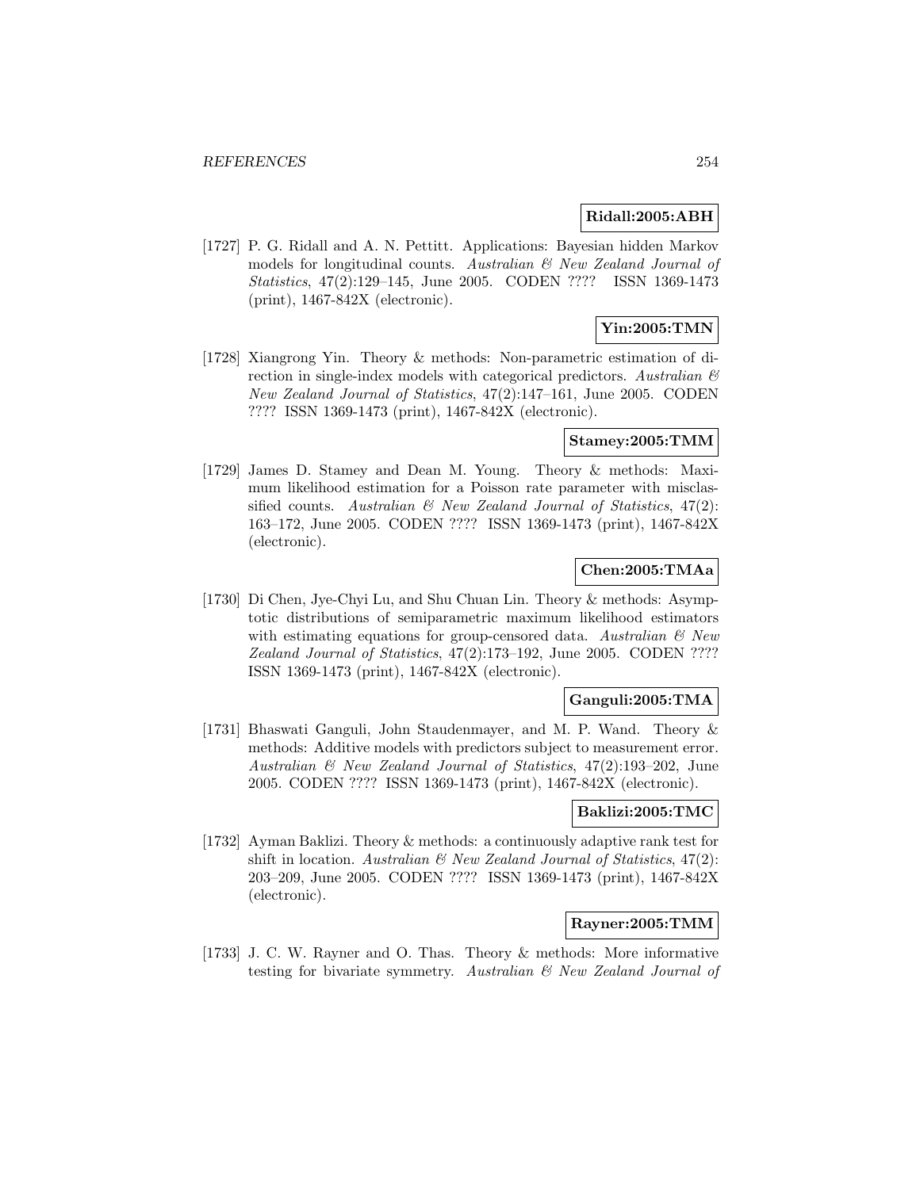**Ridall:2005:ABH**

[1727] P. G. Ridall and A. N. Pettitt. Applications: Bayesian hidden Markov models for longitudinal counts. *Australian & New Zealand Journal of Statistics*, 47(2):129–145, June 2005. CODEN ???? ISSN 1369-1473 (print), 1467-842X (electronic).

**Yin:2005:TMN**

[1728] Xiangrong Yin. Theory & methods: Non-parametric estimation of direction in single-index models with categorical predictors. *Australian & New Zealand Journal of Statistics*, 47(2):147–161, June 2005. CODEN ???? ISSN 1369-1473 (print), 1467-842X (electronic).

**Stamey:2005:TMM**

[1729] James D. Stamey and Dean M. Young. Theory & methods: Maximum likelihood estimation for a Poisson rate parameter with misclassified counts. *Australian & New Zealand Journal of Statistics*, 47(2):163–172, June 2005. CODEN ???? ISSN 1369-1473 (print), 1467-842X (electronic).

**Chen:2005:TMAa**

[1730] Di Chen, Jye-Chyi Lu, and Shu Chuan Lin. Theory & methods: Asymptotic distributions of semiparametric maximum likelihood estimators with estimating equations for group-censored data. *Australian & New Zealand Journal of Statistics*, 47(2):173–192, June 2005. CODEN ???? ISSN 1369-1473 (print), 1467-842X (electronic).

**Ganguli:2005:TMA**

[1731] Bhaswati Ganguli, John Staudenmayer, and M. P. Wand. Theory & methods: Additive models with predictors subject to measurement error. *Australian & New Zealand Journal of Statistics*, 47(2):193–202, June 2005. CODEN ???? ISSN 1369-1473 (print), 1467-842X (electronic).

**Baklizi:2005:TMC**

[1732] Ayman Baklizi. Theory & methods: a continuously adaptive rank test for shift in location. *Australian & New Zealand Journal of Statistics*, 47(2): 203–209, June 2005. CODEN ???? ISSN 1369-1473 (print), 1467-842X (electronic).

**Rayner:2005:TMM**

[1733] J. C. W. Rayner and O. Thas. Theory & methods: More informative testing for bivariate symmetry. *Australian & New Zealand Journal of*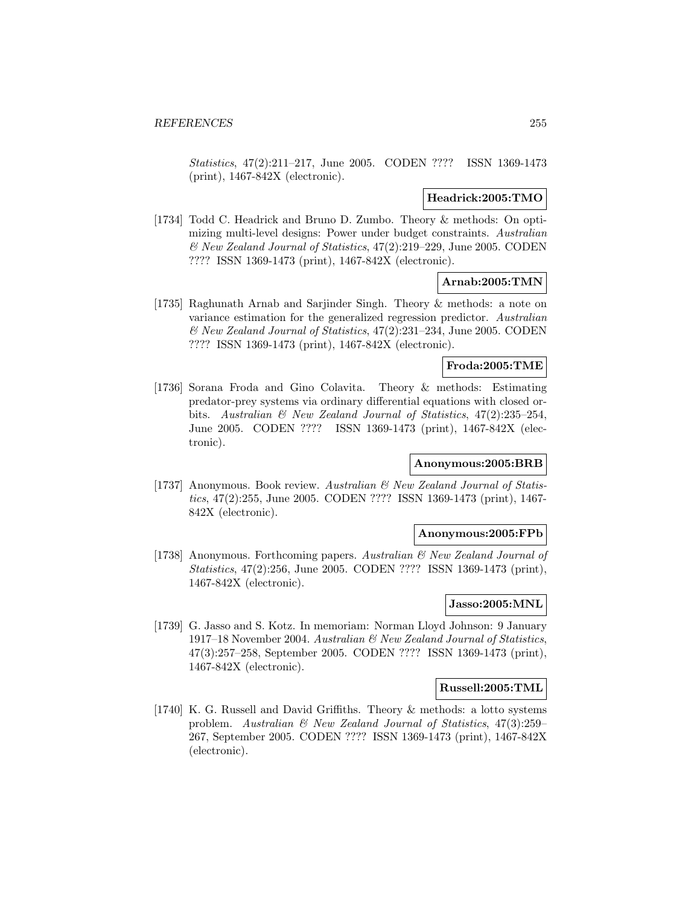*Statistics*, 47(2):211–217, June 2005. CODEN ???? ISSN 1369-1473 (print), 1467-842X (electronic).

**Headrick:2005:TMO**

[1734] Todd C. Headrick and Bruno D. Zumbo. Theory & methods: On optimizing multi-level designs: Power under budget constraints. *Australian & New Zealand Journal of Statistics*, 47(2):219–229, June 2005. CODEN ???? ISSN 1369-1473 (print), 1467-842X (electronic).

**Arnab:2005:TMN**

[1735] Raghunath Arnab and Sarjinder Singh. Theory & methods: a note on variance estimation for the generalized regression predictor. *Australian & New Zealand Journal of Statistics*, 47(2):231–234, June 2005. CODEN ???? ISSN 1369-1473 (print), 1467-842X (electronic).

**Froda:2005:TME**

[1736] Sorana Froda and Gino Colavita. Theory & methods: Estimating predator-prey systems via ordinary differential equations with closed orbits. *Australian & New Zealand Journal of Statistics*, 47(2):235–254, June 2005. CODEN ???? ISSN 1369-1473 (print), 1467-842X (electronic).

**Anonymous:2005:BRB**

[1737] Anonymous. Book review. *Australian & New Zealand Journal of Statistics*, 47(2):255, June 2005. CODEN ???? ISSN 1369-1473 (print), 1467-842X (electronic).

**Anonymous:2005:FPb**

[1738] Anonymous. Forthcoming papers. *Australian & New Zealand Journal of Statistics*, 47(2):256, June 2005. CODEN ???? ISSN 1369-1473 (print), 1467-842X (electronic).

**Jasso:2005:MNL**

[1739] G. Jasso and S. Kotz. In memoriam: Norman Lloyd Johnson: 9 January 1917–18 November 2004. *Australian & New Zealand Journal of Statistics*, 47(3):257–258, September 2005. CODEN ???? ISSN 1369-1473 (print), 1467-842X (electronic).

**Russell:2005:TML**

[1740] K. G. Russell and David Griffiths. Theory & methods: a lotto systems problem. *Australian & New Zealand Journal of Statistics*, 47(3):259–267, September 2005. CODEN ???? ISSN 1369-1473 (print), 1467-842X (electronic).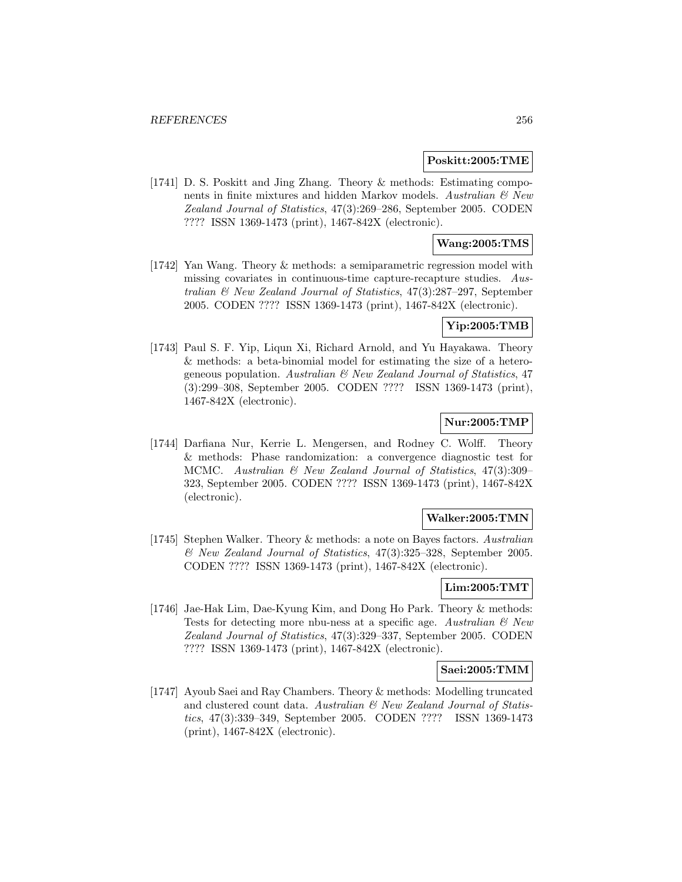**Poskitt:2005:TME**

[1741] D. S. Poskitt and Jing Zhang. Theory & methods: Estimating components in finite mixtures and hidden Markov models. *Australian & New Zealand Journal of Statistics*, 47(3):269–286, September 2005. CODEN ???? ISSN 1369-1473 (print), 1467-842X (electronic).

**Wang:2005:TMS**

[1742] Yan Wang. Theory & methods: a semiparametric regression model with missing covariates in continuous-time capture-recapture studies. *Australian & New Zealand Journal of Statistics*, 47(3):287–297, September 2005. CODEN ???? ISSN 1369-1473 (print), 1467-842X (electronic).

**Yip:2005:TMB**

[1743] Paul S. F. Yip, Liqun Xi, Richard Arnold, and Yu Hayakawa. Theory & methods: a beta-binomial model for estimating the size of a heterogeneous population. *Australian & New Zealand Journal of Statistics*, 47 (3):299–308, September 2005. CODEN ???? ISSN 1369-1473 (print), 1467-842X (electronic).

**Nur:2005:TMP**

[1744] Darfiana Nur, Kerrie L. Mengersen, and Rodney C. Wolff. Theory & methods: Phase randomization: a convergence diagnostic test for MCMC. *Australian & New Zealand Journal of Statistics*, 47(3):309–323, September 2005. CODEN ???? ISSN 1369-1473 (print), 1467-842X (electronic).

**Walker:2005:TMN**

[1745] Stephen Walker. Theory & methods: a note on Bayes factors. *Australian & New Zealand Journal of Statistics*, 47(3):325–328, September 2005. CODEN ???? ISSN 1369-1473 (print), 1467-842X (electronic).

**Lim:2005:TMT**

[1746] Jae-Hak Lim, Dae-Kyung Kim, and Dong Ho Park. Theory & methods: Tests for detecting more nbu-ness at a specific age. *Australian & New Zealand Journal of Statistics*, 47(3):329–337, September 2005. CODEN ???? ISSN 1369-1473 (print), 1467-842X (electronic).

**Saei:2005:TMM**

[1747] Ayoub Saei and Ray Chambers. Theory & methods: Modelling truncated and clustered count data. *Australian & New Zealand Journal of Statistics*, 47(3):339–349, September 2005. CODEN ???? ISSN 1369-1473 (print), 1467-842X (electronic).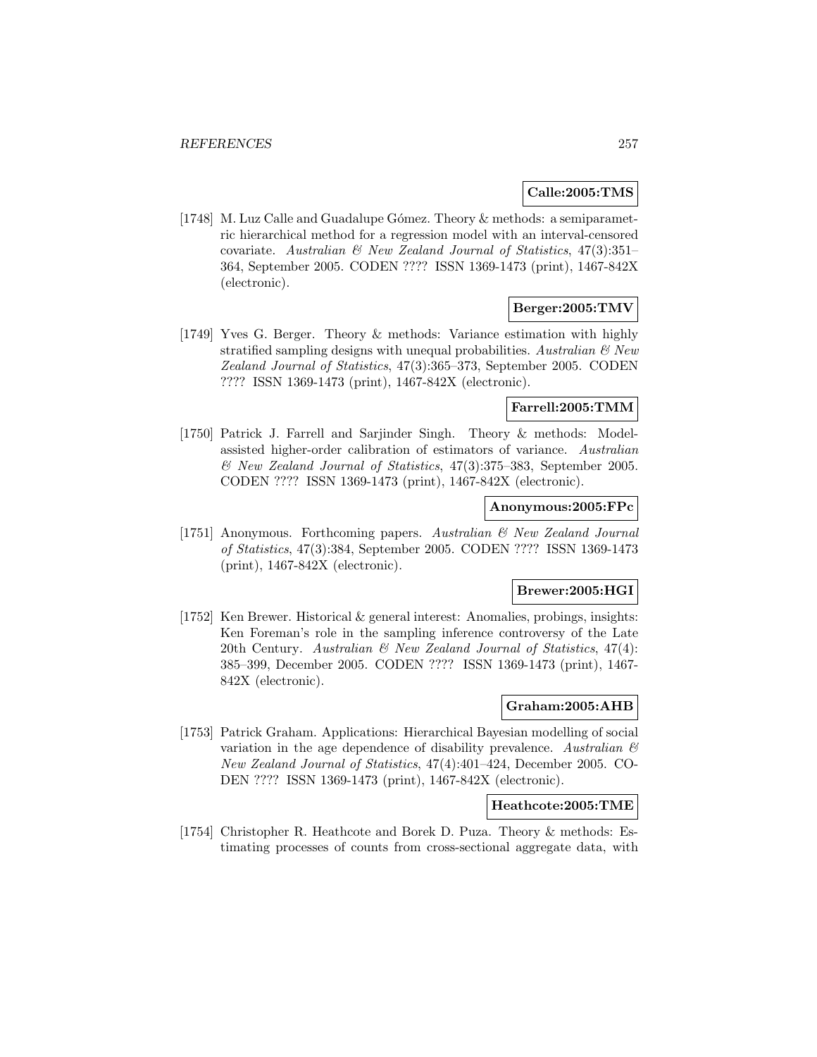**Calle:2005:TMS**

[1748] M. Luz Calle and Guadalupe Gómez. Theory & methods: a semiparametric hierarchical method for a regression model with an interval-censored covariate. *Australian & New Zealand Journal of Statistics*, 47(3):351–364, September 2005. CODEN ???? ISSN 1369-1473 (print), 1467-842X (electronic).

**Berger:2005:TMV**

[1749] Yves G. Berger. Theory & methods: Variance estimation with highly stratified sampling designs with unequal probabilities. *Australian & New Zealand Journal of Statistics*, 47(3):365–373, September 2005. CODEN ???? ISSN 1369-1473 (print), 1467-842X (electronic).

**Farrell:2005:TMM**

[1750] Patrick J. Farrell and Sarjinder Singh. Theory & methods: Model-assisted higher-order calibration of estimators of variance. *Australian & New Zealand Journal of Statistics*, 47(3):375–383, September 2005. CODEN ???? ISSN 1369-1473 (print), 1467-842X (electronic).

**Anonymous:2005:FPc**

[1751] Anonymous. Forthcoming papers. *Australian & New Zealand Journal of Statistics*, 47(3):384, September 2005. CODEN ???? ISSN 1369-1473 (print), 1467-842X (electronic).

**Brewer:2005:HGI**

[1752] Ken Brewer. Historical & general interest: Anomalies, probings, insights: Ken Foreman's role in the sampling inference controversy of the Late 20th Century. *Australian & New Zealand Journal of Statistics*, 47(4): 385–399, December 2005. CODEN ???? ISSN 1369-1473 (print), 1467-842X (electronic).

**Graham:2005:AHB**

[1753] Patrick Graham. Applications: Hierarchical Bayesian modelling of social variation in the age dependence of disability prevalence. *Australian & New Zealand Journal of Statistics*, 47(4):401–424, December 2005. CODEN ???? ISSN 1369-1473 (print), 1467-842X (electronic).

**Heathcote:2005:TME**

[1754] Christopher R. Heathcote and Borek D. Puza. Theory & methods: Estimating processes of counts from cross-sectional aggregate data, with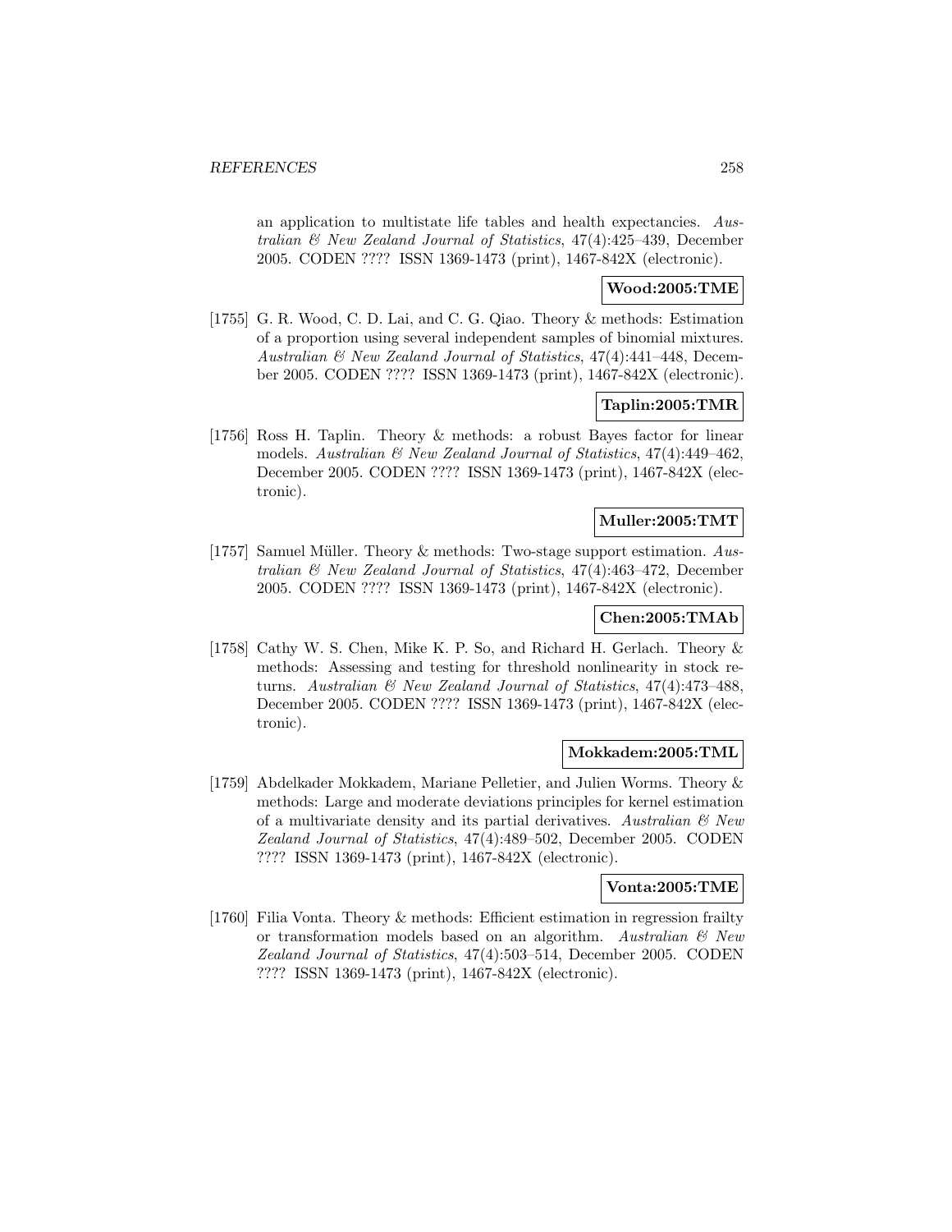an application to multistate life tables and health expectancies. *Australian & New Zealand Journal of Statistics*, 47(4):425–439, December 2005. CODEN ???? ISSN 1369-1473 (print), 1467-842X (electronic).

**Wood:2005:TME**

[1755] G. R. Wood, C. D. Lai, and C. G. Qiao. Theory & methods: Estimation of a proportion using several independent samples of binomial mixtures. *Australian & New Zealand Journal of Statistics*, 47(4):441–448, December 2005. CODEN ???? ISSN 1369-1473 (print), 1467-842X (electronic).

**Taplin:2005:TMR**

[1756] Ross H. Taplin. Theory & methods: a robust Bayes factor for linear models. *Australian & New Zealand Journal of Statistics*, 47(4):449–462, December 2005. CODEN ???? ISSN 1369-1473 (print), 1467-842X (electronic).

**Muller:2005:TMT**

[1757] Samuel Müller. Theory & methods: Two-stage support estimation. *Australian & New Zealand Journal of Statistics*, 47(4):463–472, December 2005. CODEN ???? ISSN 1369-1473 (print), 1467-842X (electronic).

**Chen:2005:TMAb**

[1758] Cathy W. S. Chen, Mike K. P. So, and Richard H. Gerlach. Theory & methods: Assessing and testing for threshold nonlinearity in stock returns. *Australian & New Zealand Journal of Statistics*, 47(4):473–488, December 2005. CODEN ???? ISSN 1369-1473 (print), 1467-842X (electronic).

**Mokkadem:2005:TML**

[1759] Abdelkader Mokkadem, Mariane Pelletier, and Julien Worms. Theory & methods: Large and moderate deviations principles for kernel estimation of a multivariate density and its partial derivatives. *Australian & New Zealand Journal of Statistics*, 47(4):489–502, December 2005. CODEN ???? ISSN 1369-1473 (print), 1467-842X (electronic).

**Vonta:2005:TME**

[1760] Filia Vonta. Theory & methods: Efficient estimation in regression frailty or transformation models based on an algorithm. *Australian & New Zealand Journal of Statistics*, 47(4):503–514, December 2005. CODEN ???? ISSN 1369-1473 (print), 1467-842X (electronic).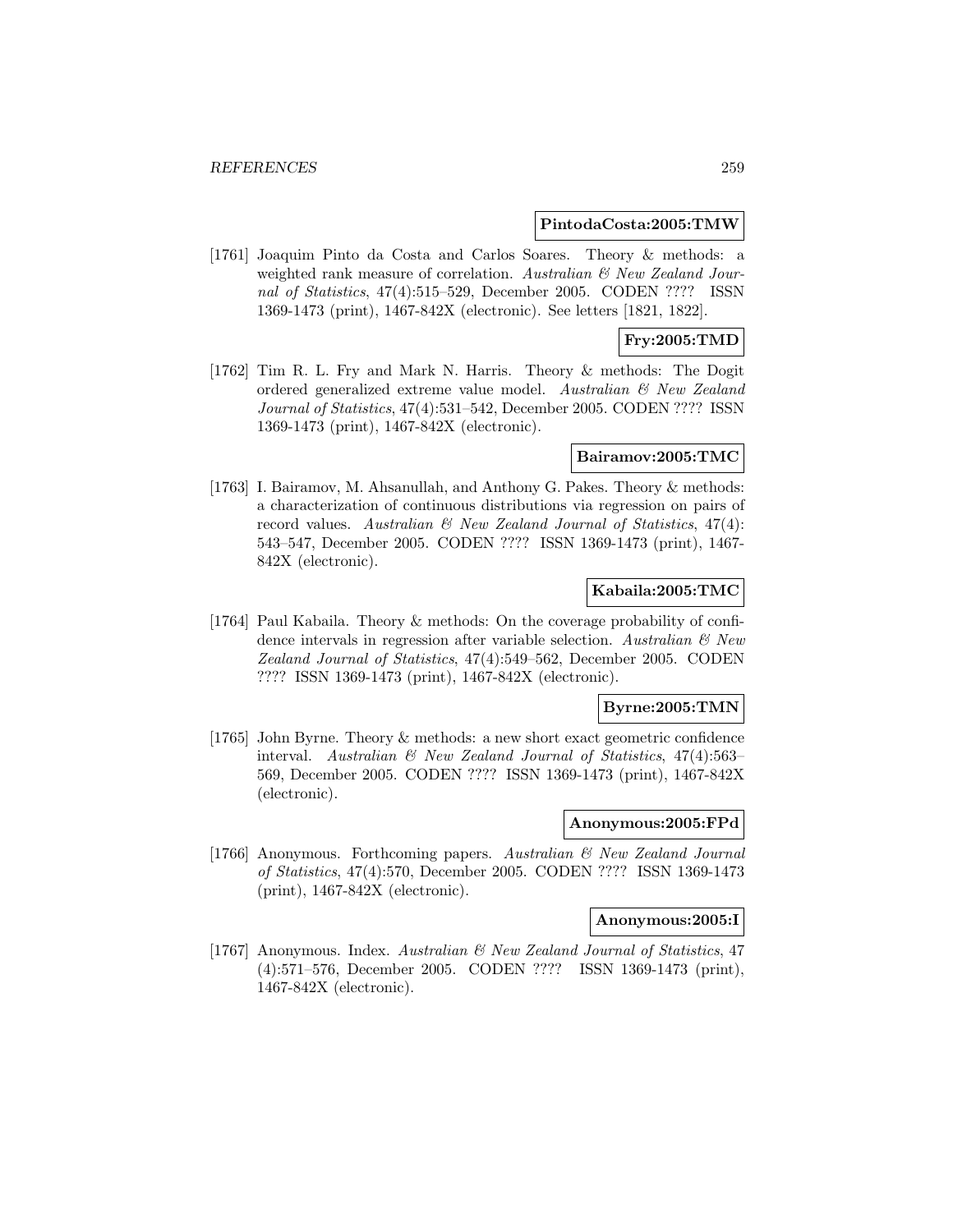**PintodaCosta:2005:TMW**

[1761] Joaquim Pinto da Costa and Carlos Soares. Theory & methods: a weighted rank measure of correlation. *Australian & New Zealand Journal of Statistics*, 47(4):515–529, December 2005. CODEN ???? ISSN 1369-1473 (print), 1467-842X (electronic). See letters [1821, 1822].

**Fry:2005:TMD**

[1762] Tim R. L. Fry and Mark N. Harris. Theory & methods: The Dogit ordered generalized extreme value model. *Australian & New Zealand Journal of Statistics*, 47(4):531–542, December 2005. CODEN ???? ISSN 1369-1473 (print), 1467-842X (electronic).

**Bairamov:2005:TMC**

[1763] I. Bairamov, M. Ahsanullah, and Anthony G. Pakes. Theory & methods: a characterization of continuous distributions via regression on pairs of record values. *Australian & New Zealand Journal of Statistics*, 47(4): 543–547, December 2005. CODEN ???? ISSN 1369-1473 (print), 1467-842X (electronic).

**Kabaila:2005:TMC**

[1764] Paul Kabaila. Theory & methods: On the coverage probability of confidence intervals in regression after variable selection. *Australian & New Zealand Journal of Statistics*, 47(4):549–562, December 2005. CODEN ???? ISSN 1369-1473 (print), 1467-842X (electronic).

**Byrne:2005:TMN**

[1765] John Byrne. Theory & methods: a new short exact geometric confidence interval. *Australian & New Zealand Journal of Statistics*, 47(4):563–569, December 2005. CODEN ???? ISSN 1369-1473 (print), 1467-842X (electronic).

**Anonymous:2005:FPd**

[1766] Anonymous. Forthcoming papers. *Australian & New Zealand Journal of Statistics*, 47(4):570, December 2005. CODEN ???? ISSN 1369-1473 (print), 1467-842X (electronic).

**Anonymous:2005:I**

[1767] Anonymous. Index. *Australian & New Zealand Journal of Statistics*, 47 (4):571–576, December 2005. CODEN ???? ISSN 1369-1473 (print), 1467-842X (electronic).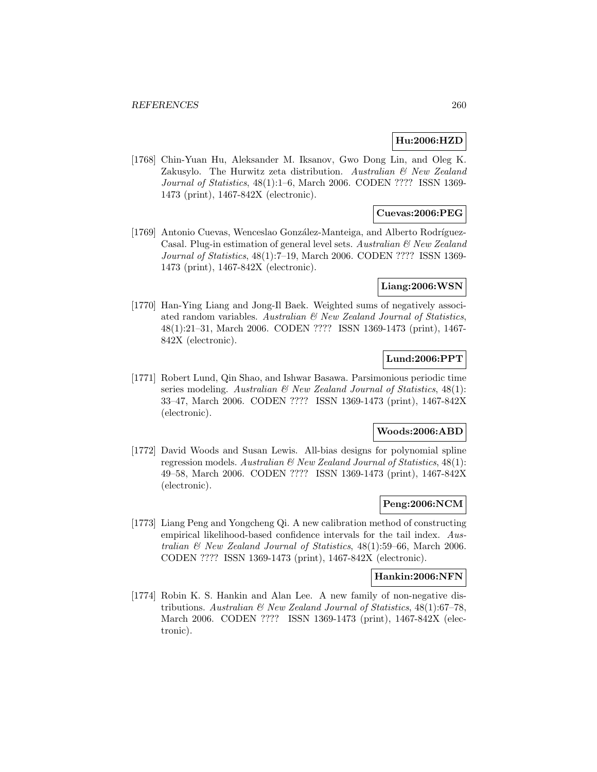**Hu:2006:HZD**

[1768] Chin-Yuan Hu, Aleksander M. Iksanov, Gwo Dong Lin, and Oleg K. Zakusylo. The Hurwitz zeta distribution. *Australian & New Zealand Journal of Statistics*, 48(1):1–6, March 2006. CODEN ???? ISSN 1369-1473 (print), 1467-842X (electronic).

**Cuevas:2006:PEG**

[1769] Antonio Cuevas, Wenceslao González-Manteiga, and Alberto Rodríguez-Casal. Plug-in estimation of general level sets. *Australian & New Zealand Journal of Statistics*, 48(1):7–19, March 2006. CODEN ???? ISSN 1369-1473 (print), 1467-842X (electronic).

**Liang:2006:WSN**

[1770] Han-Ying Liang and Jong-Il Baek. Weighted sums of negatively associated random variables. *Australian & New Zealand Journal of Statistics*, 48(1):21–31, March 2006. CODEN ???? ISSN 1369-1473 (print), 1467-842X (electronic).

**Lund:2006:PPT**

[1771] Robert Lund, Qin Shao, and Ishwar Basawa. Parsimonious periodic time series modeling. *Australian & New Zealand Journal of Statistics*, 48(1): 33–47, March 2006. CODEN ???? ISSN 1369-1473 (print), 1467-842X (electronic).

**Woods:2006:ABD**

[1772] David Woods and Susan Lewis. All-bias designs for polynomial spline regression models. *Australian & New Zealand Journal of Statistics*, 48(1): 49–58, March 2006. CODEN ???? ISSN 1369-1473 (print), 1467-842X (electronic).

**Peng:2006:NCM**

[1773] Liang Peng and Yongcheng Qi. A new calibration method of constructing empirical likelihood-based confidence intervals for the tail index. *Australian & New Zealand Journal of Statistics*, 48(1):59–66, March 2006. CODEN ???? ISSN 1369-1473 (print), 1467-842X (electronic).

**Hankin:2006:NFN**

[1774] Robin K. S. Hankin and Alan Lee. A new family of non-negative distributions. *Australian & New Zealand Journal of Statistics*, 48(1):67–78, March 2006. CODEN ???? ISSN 1369-1473 (print), 1467-842X (electronic).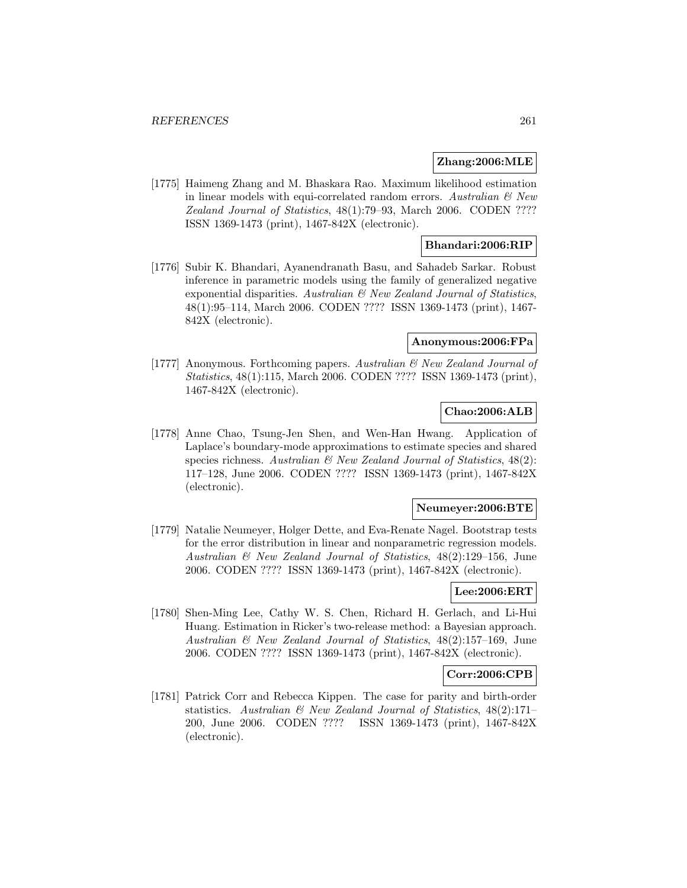**Zhang:2006:MLE**

[1775] Haimeng Zhang and M. Bhaskara Rao. Maximum likelihood estimation in linear models with equi-correlated random errors. *Australian & New Zealand Journal of Statistics*, 48(1):79–93, March 2006. CODEN ???? ISSN 1369-1473 (print), 1467-842X (electronic).

**Bhandari:2006:RIP**

[1776] Subir K. Bhandari, Ayanendranath Basu, and Sahadeb Sarkar. Robust inference in parametric models using the family of generalized negative exponential disparities. *Australian & New Zealand Journal of Statistics*, 48(1):95–114, March 2006. CODEN ???? ISSN 1369-1473 (print), 1467-842X (electronic).

**Anonymous:2006:FPa**

[1777] Anonymous. Forthcoming papers. *Australian & New Zealand Journal of Statistics*, 48(1):115, March 2006. CODEN ???? ISSN 1369-1473 (print), 1467-842X (electronic).

**Chao:2006:ALB**

[1778] Anne Chao, Tsung-Jen Shen, and Wen-Han Hwang. Application of Laplace's boundary-mode approximations to estimate species and shared species richness. *Australian & New Zealand Journal of Statistics*, 48(2): 117–128, June 2006. CODEN ???? ISSN 1369-1473 (print), 1467-842X (electronic).

**Neumeyer:2006:BTE**

[1779] Natalie Neumeyer, Holger Dette, and Eva-Renate Nagel. Bootstrap tests for the error distribution in linear and nonparametric regression models. *Australian & New Zealand Journal of Statistics*, 48(2):129–156, June 2006. CODEN ???? ISSN 1369-1473 (print), 1467-842X (electronic).

**Lee:2006:ERT**

[1780] Shen-Ming Lee, Cathy W. S. Chen, Richard H. Gerlach, and Li-Hui Huang. Estimation in Ricker's two-release method: a Bayesian approach. *Australian & New Zealand Journal of Statistics*, 48(2):157–169, June 2006. CODEN ???? ISSN 1369-1473 (print), 1467-842X (electronic).

**Corr:2006:CPB**

[1781] Patrick Corr and Rebecca Kippen. The case for parity and birth-order statistics. *Australian & New Zealand Journal of Statistics*, 48(2):171–200, June 2006. CODEN ???? ISSN 1369-1473 (print), 1467-842X (electronic).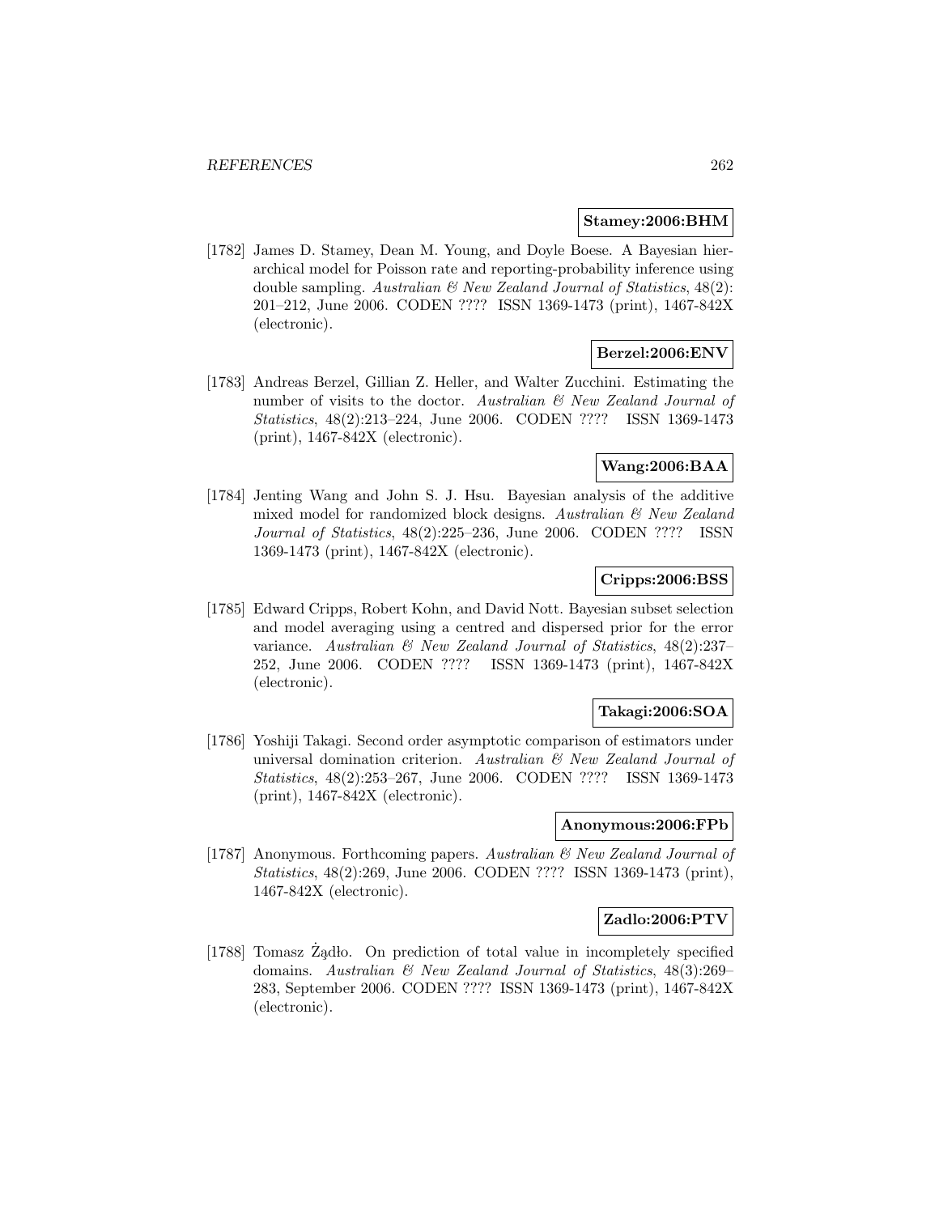**Stamey:2006:BHM**

[1782] James D. Stamey, Dean M. Young, and Doyle Boese. A Bayesian hierarchical model for Poisson rate and reporting-probability inference using double sampling. *Australian & New Zealand Journal of Statistics*, 48(2): 201–212, June 2006. CODEN ???? ISSN 1369-1473 (print), 1467-842X (electronic).

**Berzel:2006:ENV**

[1783] Andreas Berzel, Gillian Z. Heller, and Walter Zucchini. Estimating the number of visits to the doctor. *Australian & New Zealand Journal of Statistics*, 48(2):213–224, June 2006. CODEN ???? ISSN 1369-1473 (print), 1467-842X (electronic).

**Wang:2006:BAA**

[1784] Jenting Wang and John S. J. Hsu. Bayesian analysis of the additive mixed model for randomized block designs. *Australian & New Zealand Journal of Statistics*, 48(2):225–236, June 2006. CODEN ???? ISSN 1369-1473 (print), 1467-842X (electronic).

**Cripps:2006:BSS**

[1785] Edward Cripps, Robert Kohn, and David Nott. Bayesian subset selection and model averaging using a centred and dispersed prior for the error variance. *Australian & New Zealand Journal of Statistics*, 48(2):237–252, June 2006. CODEN ???? ISSN 1369-1473 (print), 1467-842X (electronic).

**Takagi:2006:SOA**

[1786] Yoshiji Takagi. Second order asymptotic comparison of estimators under universal domination criterion. *Australian & New Zealand Journal of Statistics*, 48(2):253–267, June 2006. CODEN ???? ISSN 1369-1473 (print), 1467-842X (electronic).

**Anonymous:2006:FPb**

[1787] Anonymous. Forthcoming papers. *Australian & New Zealand Journal of Statistics*, 48(2):269, June 2006. CODEN ???? ISSN 1369-1473 (print), 1467-842X (electronic).

**Zadlo:2006:PTV**

[1788] Tomasz Żądło. On prediction of total value in incompletely specified domains. *Australian & New Zealand Journal of Statistics*, 48(3):269–283, September 2006. CODEN ???? ISSN 1369-1473 (print), 1467-842X (electronic).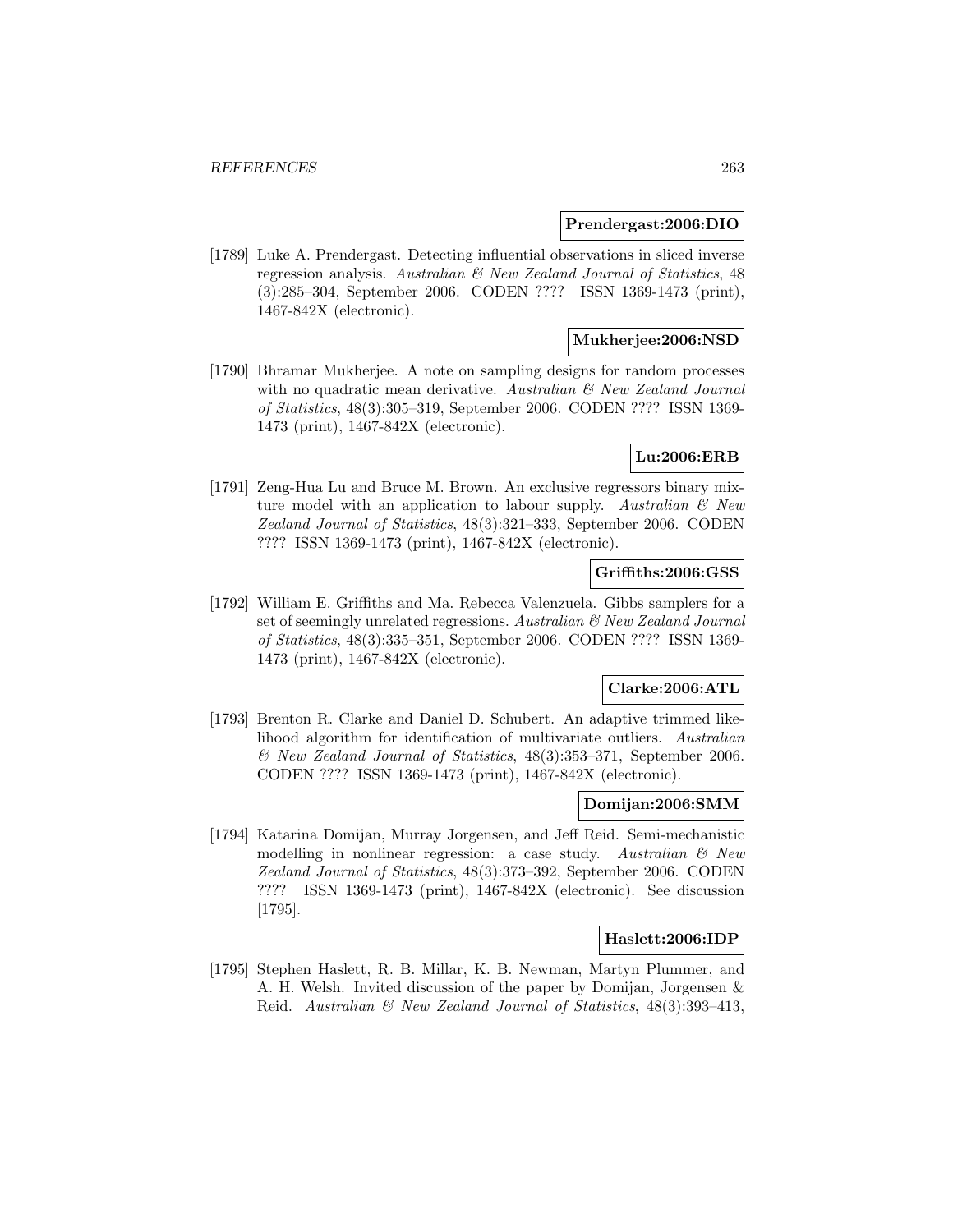**Prendergast:2006:DIO**

[1789] Luke A. Prendergast. Detecting influential observations in sliced inverse regression analysis. *Australian & New Zealand Journal of Statistics*, 48 (3):285–304, September 2006. CODEN ???? ISSN 1369-1473 (print), 1467-842X (electronic).

**Mukherjee:2006:NSD**

[1790] Bhramar Mukherjee. A note on sampling designs for random processes with no quadratic mean derivative. *Australian & New Zealand Journal of Statistics*, 48(3):305–319, September 2006. CODEN ???? ISSN 1369-1473 (print), 1467-842X (electronic).

**Lu:2006:ERB**

[1791] Zeng-Hua Lu and Bruce M. Brown. An exclusive regressors binary mixture model with an application to labour supply. *Australian & New Zealand Journal of Statistics*, 48(3):321–333, September 2006. CODEN ???? ISSN 1369-1473 (print), 1467-842X (electronic).

**Griffiths:2006:GSS**

[1792] William E. Griffiths and Ma. Rebecca Valenzuela. Gibbs samplers for a set of seemingly unrelated regressions. *Australian & New Zealand Journal of Statistics*, 48(3):335–351, September 2006. CODEN ???? ISSN 1369-1473 (print), 1467-842X (electronic).

**Clarke:2006:ATL**

[1793] Brenton R. Clarke and Daniel D. Schubert. An adaptive trimmed likelihood algorithm for identification of multivariate outliers. *Australian & New Zealand Journal of Statistics*, 48(3):353–371, September 2006. CODEN ???? ISSN 1369-1473 (print), 1467-842X (electronic).

**Domijan:2006:SMM**

[1794] Katarina Domijan, Murray Jorgensen, and Jeff Reid. Semi-mechanistic modelling in nonlinear regression: a case study. *Australian & New Zealand Journal of Statistics*, 48(3):373–392, September 2006. CODEN ???? ISSN 1369-1473 (print), 1467-842X (electronic). See discussion [1795].

**Haslett:2006:IDP**

[1795] Stephen Haslett, R. B. Millar, K. B. Newman, Martyn Plummer, and A. H. Welsh. Invited discussion of the paper by Domijan, Jorgensen & Reid. *Australian & New Zealand Journal of Statistics*, 48(3):393–413,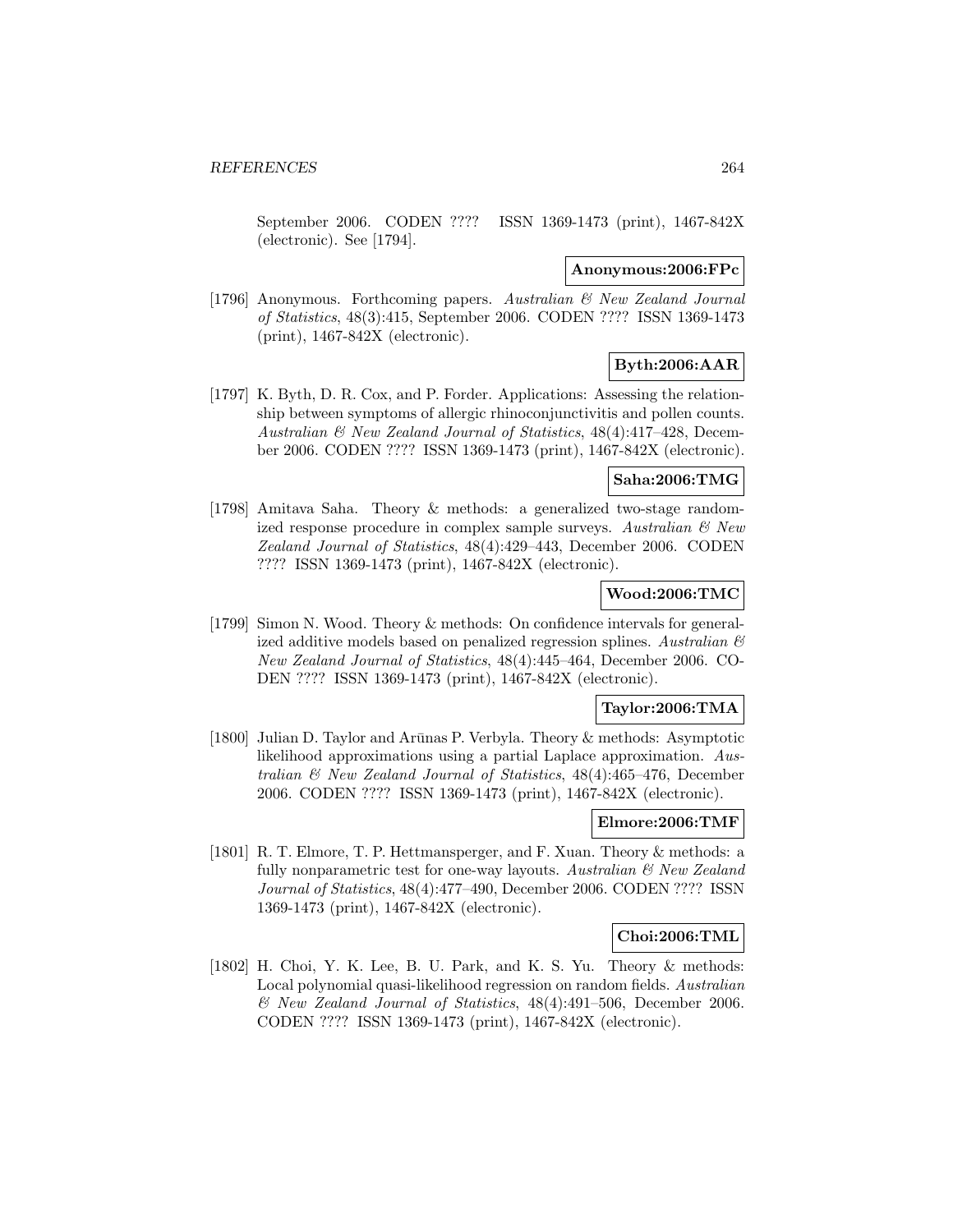September 2006. CODEN ???? ISSN 1369-1473 (print), 1467-842X (electronic). See [1794].

**Anonymous:2006:FPc**

[1796] Anonymous. Forthcoming papers. *Australian & New Zealand Journal of Statistics*, 48(3):415, September 2006. CODEN ???? ISSN 1369-1473 (print), 1467-842X (electronic).

**Byth:2006:AAR**

[1797] K. Byth, D. R. Cox, and P. Forder. Applications: Assessing the relationship between symptoms of allergic rhinoconjunctivitis and pollen counts. *Australian & New Zealand Journal of Statistics*, 48(4):417–428, December 2006. CODEN ???? ISSN 1369-1473 (print), 1467-842X (electronic).

**Saha:2006:TMG**

[1798] Amitava Saha. Theory & methods: a generalized two-stage randomized response procedure in complex sample surveys. *Australian & New Zealand Journal of Statistics*, 48(4):429–443, December 2006. CODEN ???? ISSN 1369-1473 (print), 1467-842X (electronic).

**Wood:2006:TMC**

[1799] Simon N. Wood. Theory & methods: On confidence intervals for generalized additive models based on penalized regression splines. *Australian & New Zealand Journal of Statistics*, 48(4):445–464, December 2006. CODEN ???? ISSN 1369-1473 (print), 1467-842X (electronic).

**Taylor:2006:TMA**

[1800] Julian D. Taylor and Arūnas P. Verbyla. Theory & methods: Asymptotic likelihood approximations using a partial Laplace approximation. *Australian & New Zealand Journal of Statistics*, 48(4):465–476, December 2006. CODEN ???? ISSN 1369-1473 (print), 1467-842X (electronic).

**Elmore:2006:TMF**

[1801] R. T. Elmore, T. P. Hettmansperger, and F. Xuan. Theory & methods: a fully nonparametric test for one-way layouts. *Australian & New Zealand Journal of Statistics*, 48(4):477–490, December 2006. CODEN ???? ISSN 1369-1473 (print), 1467-842X (electronic).

**Choi:2006:TML**

[1802] H. Choi, Y. K. Lee, B. U. Park, and K. S. Yu. Theory & methods: Local polynomial quasi-likelihood regression on random fields. *Australian & New Zealand Journal of Statistics*, 48(4):491–506, December 2006. CODEN ???? ISSN 1369-1473 (print), 1467-842X (electronic).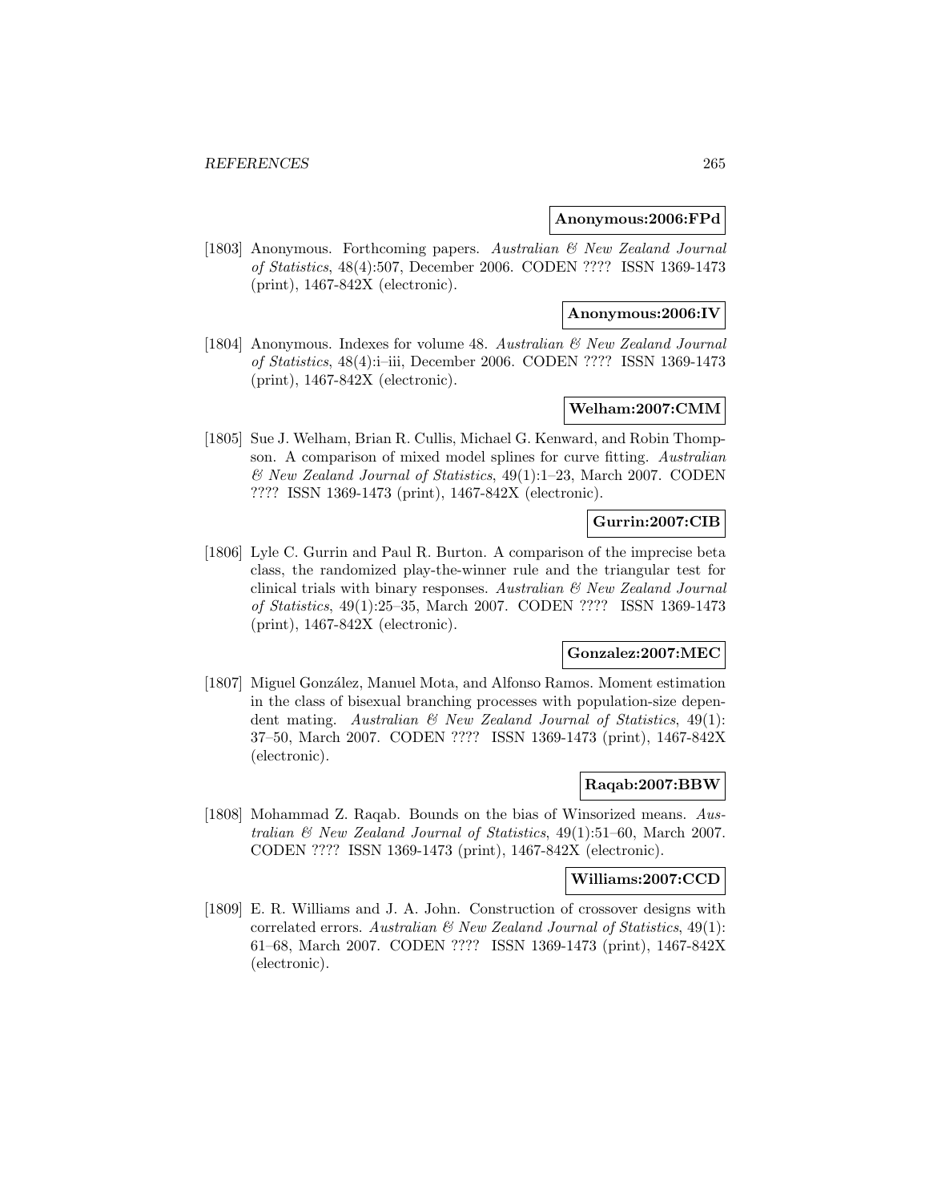**Anonymous:2006:FPd**

[1803] Anonymous. Forthcoming papers. *Australian & New Zealand Journal of Statistics*, 48(4):507, December 2006. CODEN ???? ISSN 1369-1473 (print), 1467-842X (electronic).

**Anonymous:2006:IV**

[1804] Anonymous. Indexes for volume 48. *Australian & New Zealand Journal of Statistics*, 48(4):i–iii, December 2006. CODEN ???? ISSN 1369-1473 (print), 1467-842X (electronic).

**Welham:2007:CMM**

[1805] Sue J. Welham, Brian R. Cullis, Michael G. Kenward, and Robin Thompson. A comparison of mixed model splines for curve fitting. *Australian & New Zealand Journal of Statistics*, 49(1):1–23, March 2007. CODEN ???? ISSN 1369-1473 (print), 1467-842X (electronic).

**Gurrin:2007:CIB**

[1806] Lyle C. Gurrin and Paul R. Burton. A comparison of the imprecise beta class, the randomized play-the-winner rule and the triangular test for clinical trials with binary responses. *Australian & New Zealand Journal of Statistics*, 49(1):25–35, March 2007. CODEN ???? ISSN 1369-1473 (print), 1467-842X (electronic).

**Gonzalez:2007:MEC**

[1807] Miguel González, Manuel Mota, and Alfonso Ramos. Moment estimation in the class of bisexual branching processes with population-size dependent mating. *Australian & New Zealand Journal of Statistics*, 49(1): 37–50, March 2007. CODEN ???? ISSN 1369-1473 (print), 1467-842X (electronic).

**Raqab:2007:BBW**

[1808] Mohammad Z. Raqab. Bounds on the bias of Winsorized means. *Australian & New Zealand Journal of Statistics*, 49(1):51–60, March 2007. CODEN ???? ISSN 1369-1473 (print), 1467-842X (electronic).

**Williams:2007:CCD**

[1809] E. R. Williams and J. A. John. Construction of crossover designs with correlated errors. *Australian & New Zealand Journal of Statistics*, 49(1): 61–68, March 2007. CODEN ???? ISSN 1369-1473 (print), 1467-842X (electronic).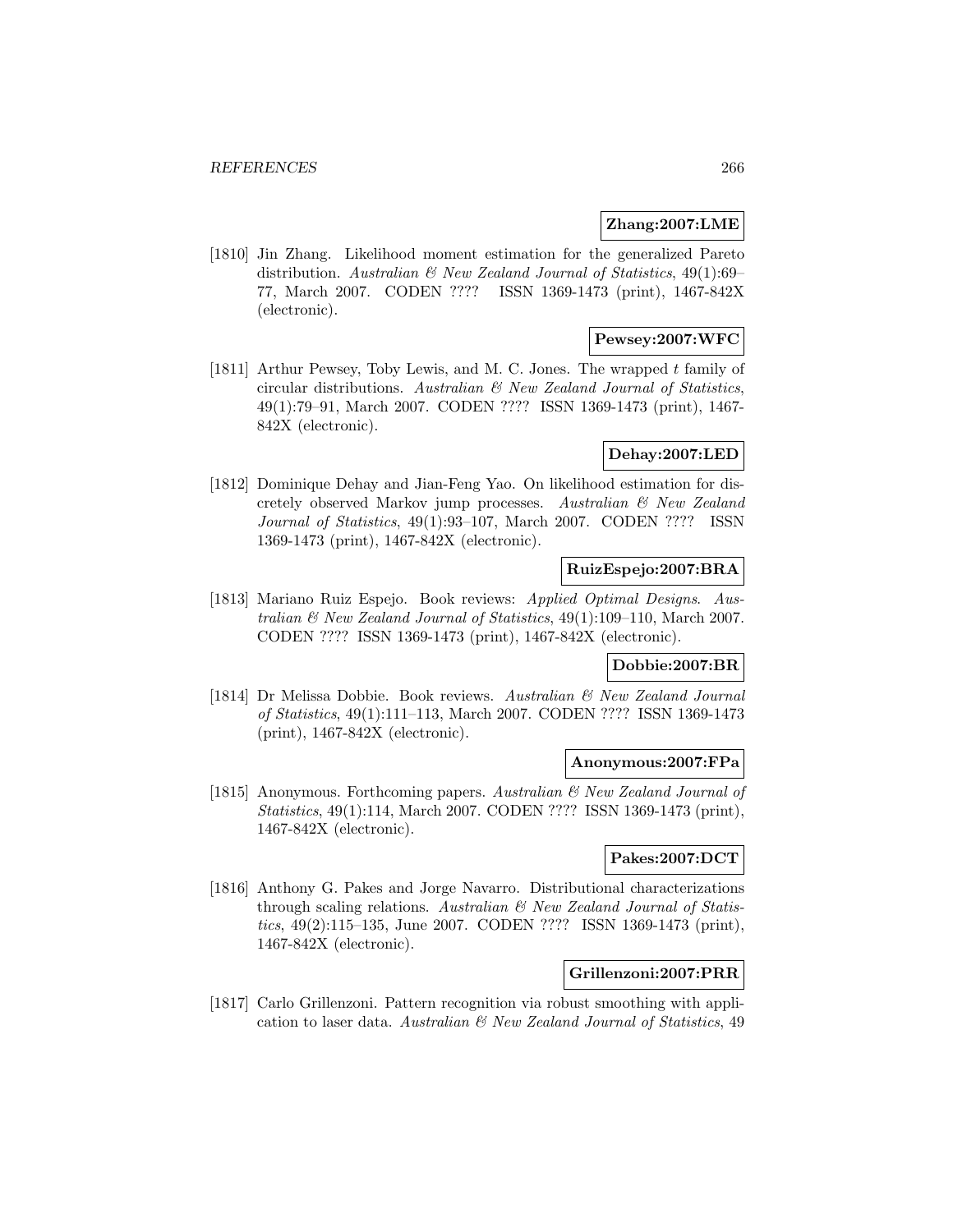**Zhang:2007:LME**

[1810] Jin Zhang. Likelihood moment estimation for the generalized Pareto distribution. *Australian & New Zealand Journal of Statistics*, 49(1):69–77, March 2007. CODEN ???? ISSN 1369-1473 (print), 1467-842X (electronic).

**Pewsey:2007:WFC**

[1811] Arthur Pewsey, Toby Lewis, and M. C. Jones. The wrapped $t$ family of circular distributions. *Australian & New Zealand Journal of Statistics*, 49(1):79–91, March 2007. CODEN ???? ISSN 1369-1473 (print), 1467-842X (electronic).

**Dehay:2007:LED**

[1812] Dominique Dehay and Jian-Feng Yao. On likelihood estimation for discretely observed Markov jump processes. *Australian & New Zealand Journal of Statistics*, 49(1):93–107, March 2007. CODEN ???? ISSN 1369-1473 (print), 1467-842X (electronic).

**RuizEspejo:2007:BRA**

[1813] Mariano Ruiz Espejo. Book reviews: *Applied Optimal Designs*. *Australian & New Zealand Journal of Statistics*, 49(1):109–110, March 2007. CODEN ???? ISSN 1369-1473 (print), 1467-842X (electronic).

**Dobbie:2007:BR**

[1814] Dr Melissa Dobbie. Book reviews. *Australian & New Zealand Journal of Statistics*, 49(1):111–113, March 2007. CODEN ???? ISSN 1369-1473 (print), 1467-842X (electronic).

**Anonymous:2007:FPa**

[1815] Anonymous. Forthcoming papers. *Australian & New Zealand Journal of Statistics*, 49(1):114, March 2007. CODEN ???? ISSN 1369-1473 (print), 1467-842X (electronic).

**Pakes:2007:DCT**

[1816] Anthony G. Pakes and Jorge Navarro. Distributional characterizations through scaling relations. *Australian & New Zealand Journal of Statistics*, 49(2):115–135, June 2007. CODEN ???? ISSN 1369-1473 (print), 1467-842X (electronic).

**Grillenzoni:2007:PRR**

[1817] Carlo Grillenzoni. Pattern recognition via robust smoothing with application to laser data. *Australian & New Zealand Journal of Statistics*, 49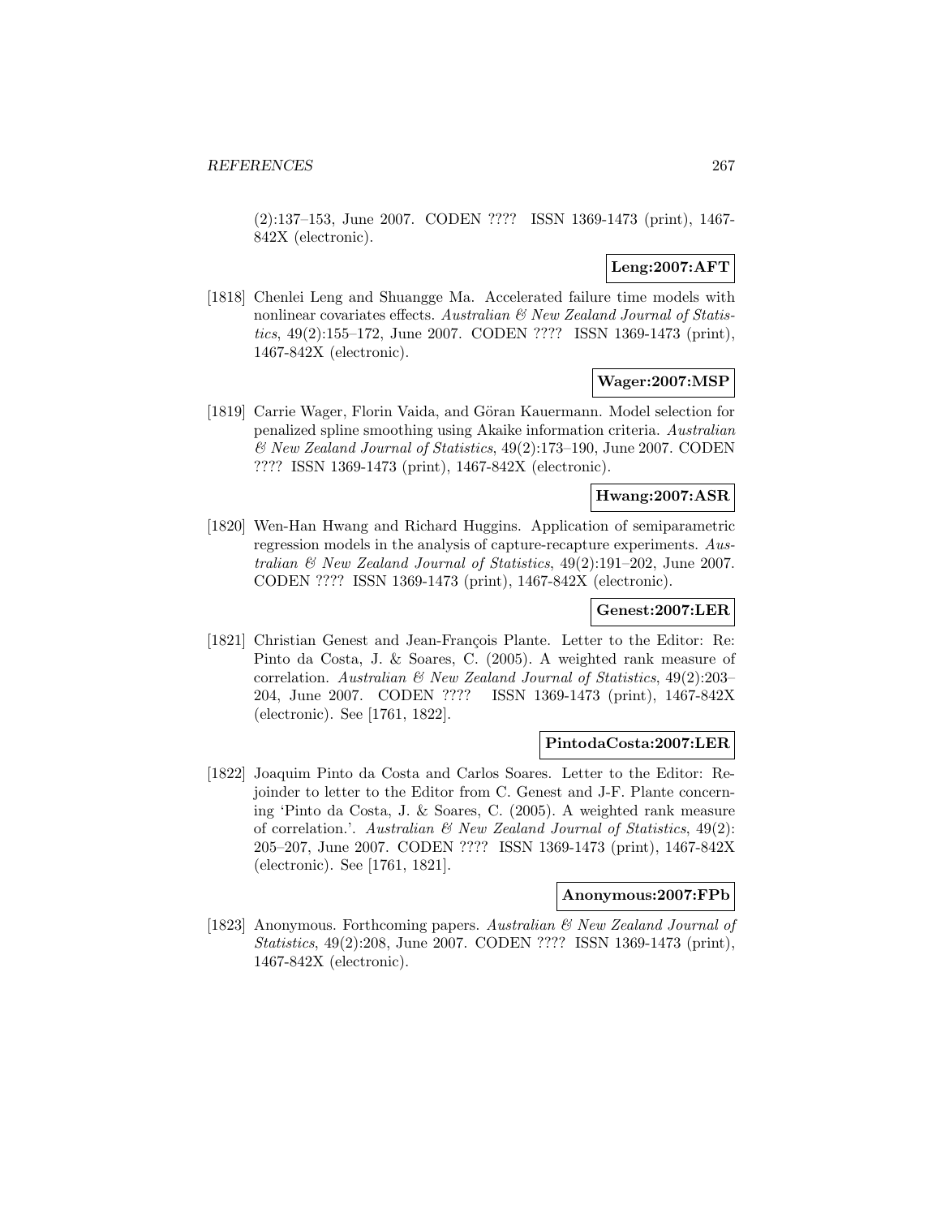(2):137–153, June 2007. CODEN ???? ISSN 1369-1473 (print), 1467-842X (electronic).

**Leng:2007:AFT**

[1818] Chenlei Leng and Shuangge Ma. Accelerated failure time models with nonlinear covariates effects. *Australian & New Zealand Journal of Statistics*, 49(2):155–172, June 2007. CODEN ???? ISSN 1369-1473 (print), 1467-842X (electronic).

**Wager:2007:MSP**

[1819] Carrie Wager, Florin Vaida, and Göran Kauermann. Model selection for penalized spline smoothing using Akaike information criteria. *Australian & New Zealand Journal of Statistics*, 49(2):173–190, June 2007. CODEN ???? ISSN 1369-1473 (print), 1467-842X (electronic).

**Hwang:2007:ASR**

[1820] Wen-Han Hwang and Richard Huggins. Application of semiparametric regression models in the analysis of capture-recapture experiments. *Australian & New Zealand Journal of Statistics*, 49(2):191–202, June 2007. CODEN ???? ISSN 1369-1473 (print), 1467-842X (electronic).

**Genest:2007:LER**

[1821] Christian Genest and Jean-François Plante. Letter to the Editor: Re: Pinto da Costa, J. & Soares, C. (2005). A weighted rank measure of correlation. *Australian & New Zealand Journal of Statistics*, 49(2):203–204, June 2007. CODEN ???? ISSN 1369-1473 (print), 1467-842X (electronic). See [1761, 1822].

**PintodaCosta:2007:LER**

[1822] Joaquim Pinto da Costa and Carlos Soares. Letter to the Editor: Rejoinder to letter to the Editor from C. Genest and J-F. Plante concerning 'Pinto da Costa, J. & Soares, C. (2005). A weighted rank measure of correlation.'. *Australian & New Zealand Journal of Statistics*, 49(2): 205–207, June 2007. CODEN ???? ISSN 1369-1473 (print), 1467-842X (electronic). See [1761, 1821].

**Anonymous:2007:FPb**

[1823] Anonymous. Forthcoming papers. *Australian & New Zealand Journal of Statistics*, 49(2):208, June 2007. CODEN ???? ISSN 1369-1473 (print), 1467-842X (electronic).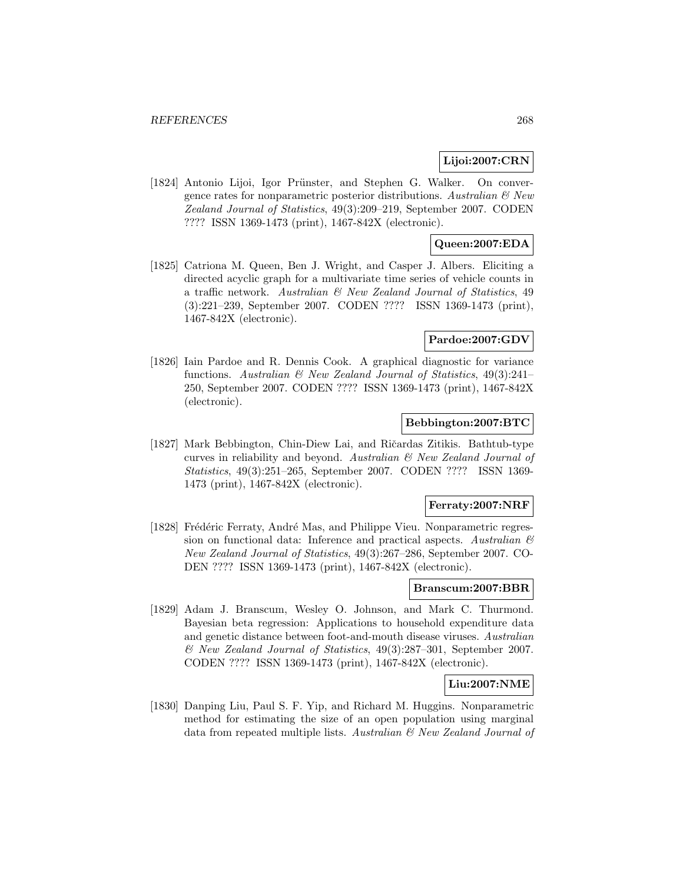**Lijoi:2007:CRN**

[1824] Antonio Lijoi, Igor Prünster, and Stephen G. Walker. On convergence rates for nonparametric posterior distributions. *Australian & New Zealand Journal of Statistics*, 49(3):209–219, September 2007. CODEN ???? ISSN 1369-1473 (print), 1467-842X (electronic).

**Queen:2007:EDA**

[1825] Catriona M. Queen, Ben J. Wright, and Casper J. Albers. Eliciting a directed acyclic graph for a multivariate time series of vehicle counts in a traffic network. *Australian & New Zealand Journal of Statistics*, 49 (3):221–239, September 2007. CODEN ???? ISSN 1369-1473 (print), 1467-842X (electronic).

**Pardoe:2007:GDV**

[1826] Iain Pardoe and R. Dennis Cook. A graphical diagnostic for variance functions. *Australian & New Zealand Journal of Statistics*, 49(3):241–250, September 2007. CODEN ???? ISSN 1369-1473 (print), 1467-842X (electronic).

**Bebbington:2007:BTC**

[1827] Mark Bebbington, Chin-Diew Lai, and Ričardas Zitikis. Bathtub-type curves in reliability and beyond. *Australian & New Zealand Journal of Statistics*, 49(3):251–265, September 2007. CODEN ???? ISSN 1369-1473 (print), 1467-842X (electronic).

**Ferraty:2007:NRF**

[1828] Frédéric Ferraty, André Mas, and Philippe Vieu. Nonparametric regression on functional data: Inference and practical aspects. *Australian & New Zealand Journal of Statistics*, 49(3):267–286, September 2007. CODEN ???? ISSN 1369-1473 (print), 1467-842X (electronic).

**Branscum:2007:BBR**

[1829] Adam J. Branscum, Wesley O. Johnson, and Mark C. Thurmond. Bayesian beta regression: Applications to household expenditure data and genetic distance between foot-and-mouth disease viruses. *Australian & New Zealand Journal of Statistics*, 49(3):287–301, September 2007. CODEN ???? ISSN 1369-1473 (print), 1467-842X (electronic).

**Liu:2007:NME**

[1830] Danping Liu, Paul S. F. Yip, and Richard M. Huggins. Nonparametric method for estimating the size of an open population using marginal data from repeated multiple lists. *Australian & New Zealand Journal of*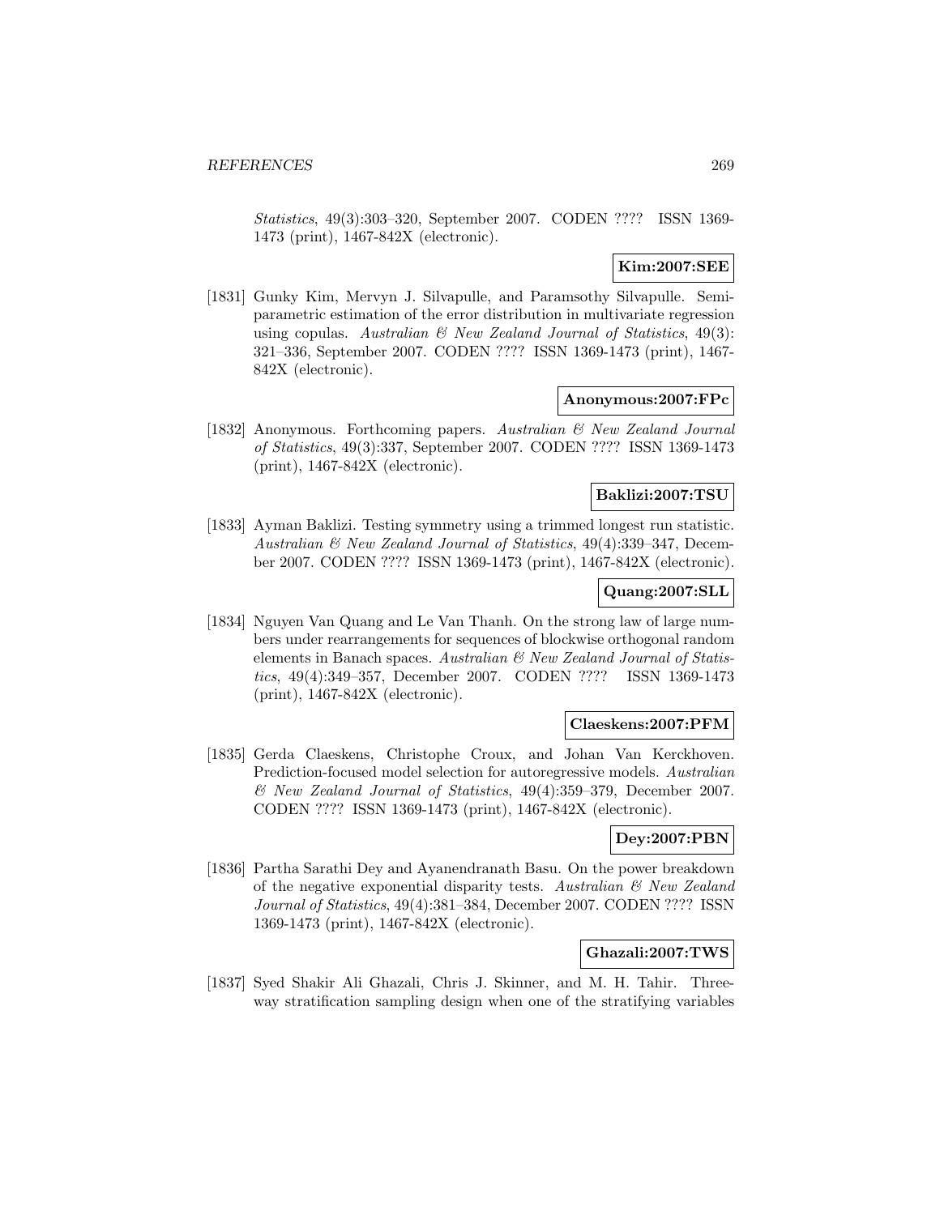*Statistics*, 49(3):303–320, September 2007. CODEN ???? ISSN 1369-1473 (print), 1467-842X (electronic).

**Kim:2007:SEE**

[1831] Gunky Kim, Mervyn J. Silvapulle, and Paramsothy Silvapulle. Semiparametric estimation of the error distribution in multivariate regression using copulas. *Australian & New Zealand Journal of Statistics*, 49(3): 321–336, September 2007. CODEN ???? ISSN 1369-1473 (print), 1467-842X (electronic).

**Anonymous:2007:FPc**

[1832] Anonymous. Forthcoming papers. *Australian & New Zealand Journal of Statistics*, 49(3):337, September 2007. CODEN ???? ISSN 1369-1473 (print), 1467-842X (electronic).

**Baklizi:2007:TSU**

[1833] Ayman Baklizi. Testing symmetry using a trimmed longest run statistic. *Australian & New Zealand Journal of Statistics*, 49(4):339–347, December 2007. CODEN ???? ISSN 1369-1473 (print), 1467-842X (electronic).

**Quang:2007:SLL**

[1834] Nguyen Van Quang and Le Van Thanh. On the strong law of large numbers under rearrangements for sequences of blockwise orthogonal random elements in Banach spaces. *Australian & New Zealand Journal of Statistics*, 49(4):349–357, December 2007. CODEN ???? ISSN 1369-1473 (print), 1467-842X (electronic).

**Claeskens:2007:PFM**

[1835] Gerda Claeskens, Christophe Croux, and Johan Van Kerckhoven. Prediction-focused model selection for autoregressive models. *Australian & New Zealand Journal of Statistics*, 49(4):359–379, December 2007. CODEN ???? ISSN 1369-1473 (print), 1467-842X (electronic).

**Dey:2007:PBN**

[1836] Partha Sarathi Dey and Ayanendranath Basu. On the power breakdown of the negative exponential disparity tests. *Australian & New Zealand Journal of Statistics*, 49(4):381–384, December 2007. CODEN ???? ISSN 1369-1473 (print), 1467-842X (electronic).

**Ghazali:2007:TWS**

[1837] Syed Shakir Ali Ghazali, Chris J. Skinner, and M. H. Tahir. Three-way stratification sampling design when one of the stratifying variables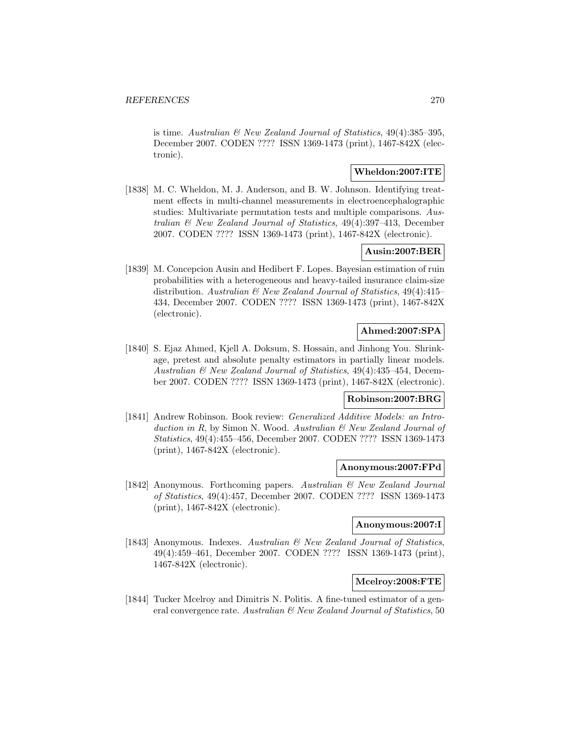is time. *Australian & New Zealand Journal of Statistics*, 49(4):385–395, December 2007. CODEN ???? ISSN 1369-1473 (print), 1467-842X (electronic).

**Wheldon:2007:ITE**

[1838] M. C. Wheldon, M. J. Anderson, and B. W. Johnson. Identifying treatment effects in multi-channel measurements in electroencephalographic studies: Multivariate permutation tests and multiple comparisons. *Australian & New Zealand Journal of Statistics*, 49(4):397–413, December 2007. CODEN ???? ISSN 1369-1473 (print), 1467-842X (electronic).

**Ausin:2007:BER**

[1839] M. Concepcion Ausin and Hedibert F. Lopes. Bayesian estimation of ruin probabilities with a heterogeneous and heavy-tailed insurance claim-size distribution. *Australian & New Zealand Journal of Statistics*, 49(4):415–434, December 2007. CODEN ???? ISSN 1369-1473 (print), 1467-842X (electronic).

**Ahmed:2007:SPA**

[1840] S. Ejaz Ahmed, Kjell A. Doksum, S. Hossain, and Jinhong You. Shrinkage, pretest and absolute penalty estimators in partially linear models. *Australian & New Zealand Journal of Statistics*, 49(4):435–454, December 2007. CODEN ???? ISSN 1369-1473 (print), 1467-842X (electronic).

**Robinson:2007:BRG**

[1841] Andrew Robinson. Book review: *Generalized Additive Models: an Introduction in R*, by Simon N. Wood. *Australian & New Zealand Journal of Statistics*, 49(4):455–456, December 2007. CODEN ???? ISSN 1369-1473 (print), 1467-842X (electronic).

**Anonymous:2007:FPd**

[1842] Anonymous. Forthcoming papers. *Australian & New Zealand Journal of Statistics*, 49(4):457, December 2007. CODEN ???? ISSN 1369-1473 (print), 1467-842X (electronic).

**Anonymous:2007:I**

[1843] Anonymous. Indexes. *Australian & New Zealand Journal of Statistics*, 49(4):459–461, December 2007. CODEN ???? ISSN 1369-1473 (print), 1467-842X (electronic).

**Mcelroy:2008:FTE**

[1844] Tucker Mcelroy and Dimitris N. Politis. A fine-tuned estimator of a general convergence rate. *Australian & New Zealand Journal of Statistics*, 50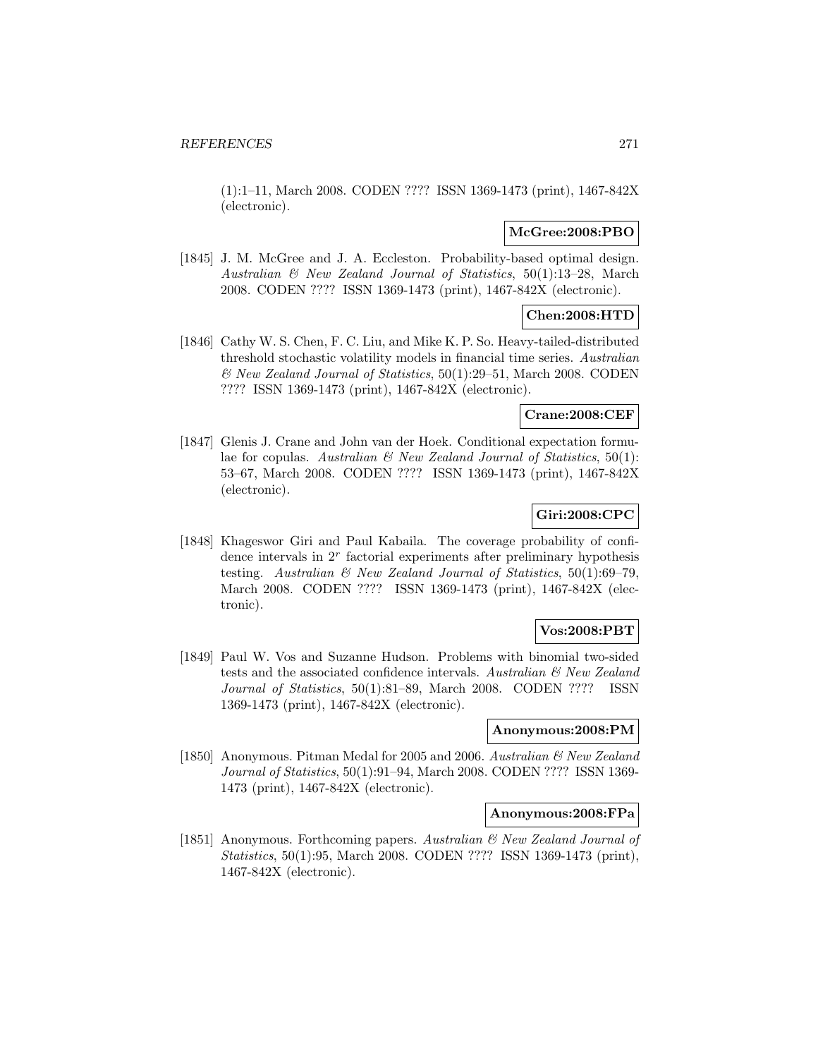(1):1–11, March 2008. CODEN ???? ISSN 1369-1473 (print), 1467-842X (electronic).

**McGree:2008:PBO**

[1845] J. M. McGree and J. A. Eccleston. Probability-based optimal design. *Australian & New Zealand Journal of Statistics*, 50(1):13–28, March 2008. CODEN ???? ISSN 1369-1473 (print), 1467-842X (electronic).

**Chen:2008:HTD**

[1846] Cathy W. S. Chen, F. C. Liu, and Mike K. P. So. Heavy-tailed-distributed threshold stochastic volatility models in financial time series. *Australian & New Zealand Journal of Statistics*, 50(1):29–51, March 2008. CODEN ???? ISSN 1369-1473 (print), 1467-842X (electronic).

**Crane:2008:CEF**

[1847] Glenis J. Crane and John van der Hoek. Conditional expectation formulae for copulas. *Australian & New Zealand Journal of Statistics*, 50(1): 53–67, March 2008. CODEN ???? ISSN 1369-1473 (print), 1467-842X (electronic).

**Giri:2008:CPC**

[1848] Khageswor Giri and Paul Kabaila. The coverage probability of confidence intervals in $2^r$ factorial experiments after preliminary hypothesis testing. *Australian & New Zealand Journal of Statistics*, 50(1):69–79, March 2008. CODEN ???? ISSN 1369-1473 (print), 1467-842X (electronic).

**Vos:2008:PBT**

[1849] Paul W. Vos and Suzanne Hudson. Problems with binomial two-sided tests and the associated confidence intervals. *Australian & New Zealand Journal of Statistics*, 50(1):81–89, March 2008. CODEN ???? ISSN 1369-1473 (print), 1467-842X (electronic).

**Anonymous:2008:PM**

[1850] Anonymous. Pitman Medal for 2005 and 2006. *Australian & New Zealand Journal of Statistics*, 50(1):91–94, March 2008. CODEN ???? ISSN 1369-1473 (print), 1467-842X (electronic).

**Anonymous:2008:FPa**

[1851] Anonymous. Forthcoming papers. *Australian & New Zealand Journal of Statistics*, 50(1):95, March 2008. CODEN ???? ISSN 1369-1473 (print), 1467-842X (electronic).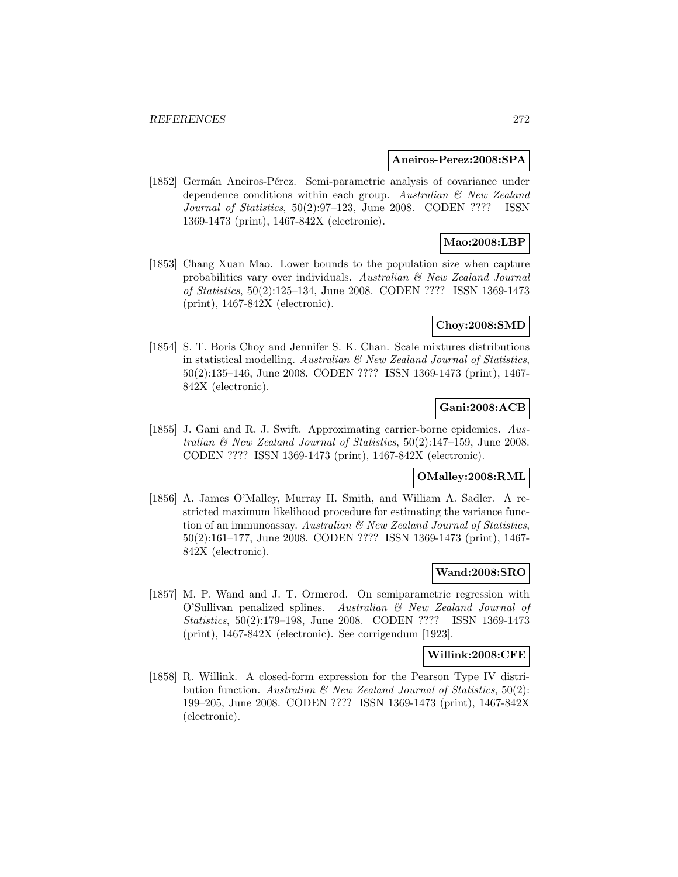**Aneiros-Perez:2008:SPA**

[1852] Germán Aneiros-Pérez. Semi-parametric analysis of covariance under dependence conditions within each group. *Australian & New Zealand Journal of Statistics*, 50(2):97–123, June 2008. CODEN ???? ISSN 1369-1473 (print), 1467-842X (electronic).

**Mao:2008:LBP**

[1853] Chang Xuan Mao. Lower bounds to the population size when capture probabilities vary over individuals. *Australian & New Zealand Journal of Statistics*, 50(2):125–134, June 2008. CODEN ???? ISSN 1369-1473 (print), 1467-842X (electronic).

**Choy:2008:SMD**

[1854] S. T. Boris Choy and Jennifer S. K. Chan. Scale mixtures distributions in statistical modelling. *Australian & New Zealand Journal of Statistics*, 50(2):135–146, June 2008. CODEN ???? ISSN 1369-1473 (print), 1467-842X (electronic).

**Gani:2008:ACB**

[1855] J. Gani and R. J. Swift. Approximating carrier-borne epidemics. *Australian & New Zealand Journal of Statistics*, 50(2):147–159, June 2008. CODEN ???? ISSN 1369-1473 (print), 1467-842X (electronic).

**OMalley:2008:RML**

[1856] A. James O'Malley, Murray H. Smith, and William A. Sadler. A restricted maximum likelihood procedure for estimating the variance function of an immunoassay. *Australian & New Zealand Journal of Statistics*, 50(2):161–177, June 2008. CODEN ???? ISSN 1369-1473 (print), 1467-842X (electronic).

**Wand:2008:SRO**

[1857] M. P. Wand and J. T. Ormerod. On semiparametric regression with O'Sullivan penalized splines. *Australian & New Zealand Journal of Statistics*, 50(2):179–198, June 2008. CODEN ???? ISSN 1369-1473 (print), 1467-842X (electronic). See corrigendum [1923].

**Willink:2008:CFE**

[1858] R. Willink. A closed-form expression for the Pearson Type IV distribution function. *Australian & New Zealand Journal of Statistics*, 50(2): 199–205, June 2008. CODEN ???? ISSN 1369-1473 (print), 1467-842X (electronic).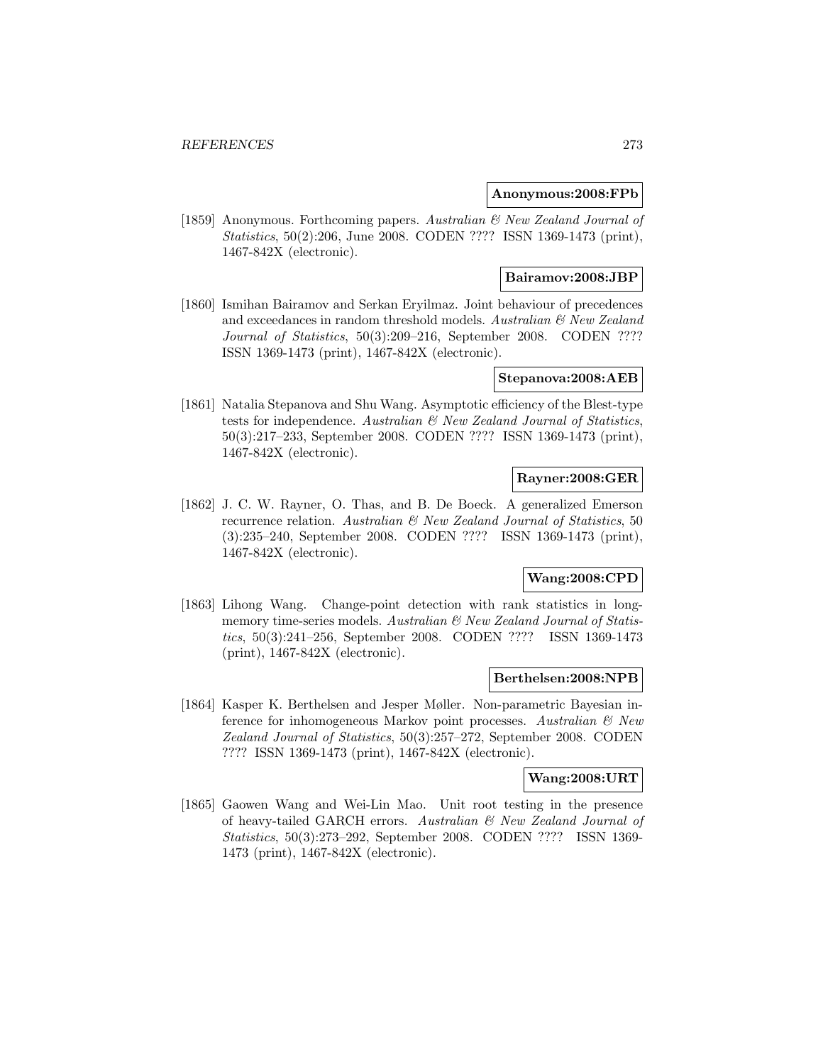**Anonymous:2008:FPb**

[1859] Anonymous. Forthcoming papers. *Australian & New Zealand Journal of Statistics*, 50(2):206, June 2008. CODEN ???? ISSN 1369-1473 (print), 1467-842X (electronic).

**Bairamov:2008:JBP**

[1860] Ismihan Bairamov and Serkan Eryilmaz. Joint behaviour of precedences and exceedances in random threshold models. *Australian & New Zealand Journal of Statistics*, 50(3):209–216, September 2008. CODEN ???? ISSN 1369-1473 (print), 1467-842X (electronic).

**Stepanova:2008:AEB**

[1861] Natalia Stepanova and Shu Wang. Asymptotic efficiency of the Blest-type tests for independence. *Australian & New Zealand Journal of Statistics*, 50(3):217–233, September 2008. CODEN ???? ISSN 1369-1473 (print), 1467-842X (electronic).

**Rayner:2008:GER**

[1862] J. C. W. Rayner, O. Thas, and B. De Boeck. A generalized Emerson recurrence relation. *Australian & New Zealand Journal of Statistics*, 50 (3):235–240, September 2008. CODEN ???? ISSN 1369-1473 (print), 1467-842X (electronic).

**Wang:2008:CPD**

[1863] Lihong Wang. Change-point detection with rank statistics in long-memory time-series models. *Australian & New Zealand Journal of Statistics*, 50(3):241–256, September 2008. CODEN ???? ISSN 1369-1473 (print), 1467-842X (electronic).

**Berthelsen:2008:NPB**

[1864] Kasper K. Berthelsen and Jesper Møller. Non-parametric Bayesian inference for inhomogeneous Markov point processes. *Australian & New Zealand Journal of Statistics*, 50(3):257–272, September 2008. CODEN ???? ISSN 1369-1473 (print), 1467-842X (electronic).

**Wang:2008:URT**

[1865] Gaowen Wang and Wei-Lin Mao. Unit root testing in the presence of heavy-tailed GARCH errors. *Australian & New Zealand Journal of Statistics*, 50(3):273–292, September 2008. CODEN ???? ISSN 1369-1473 (print), 1467-842X (electronic).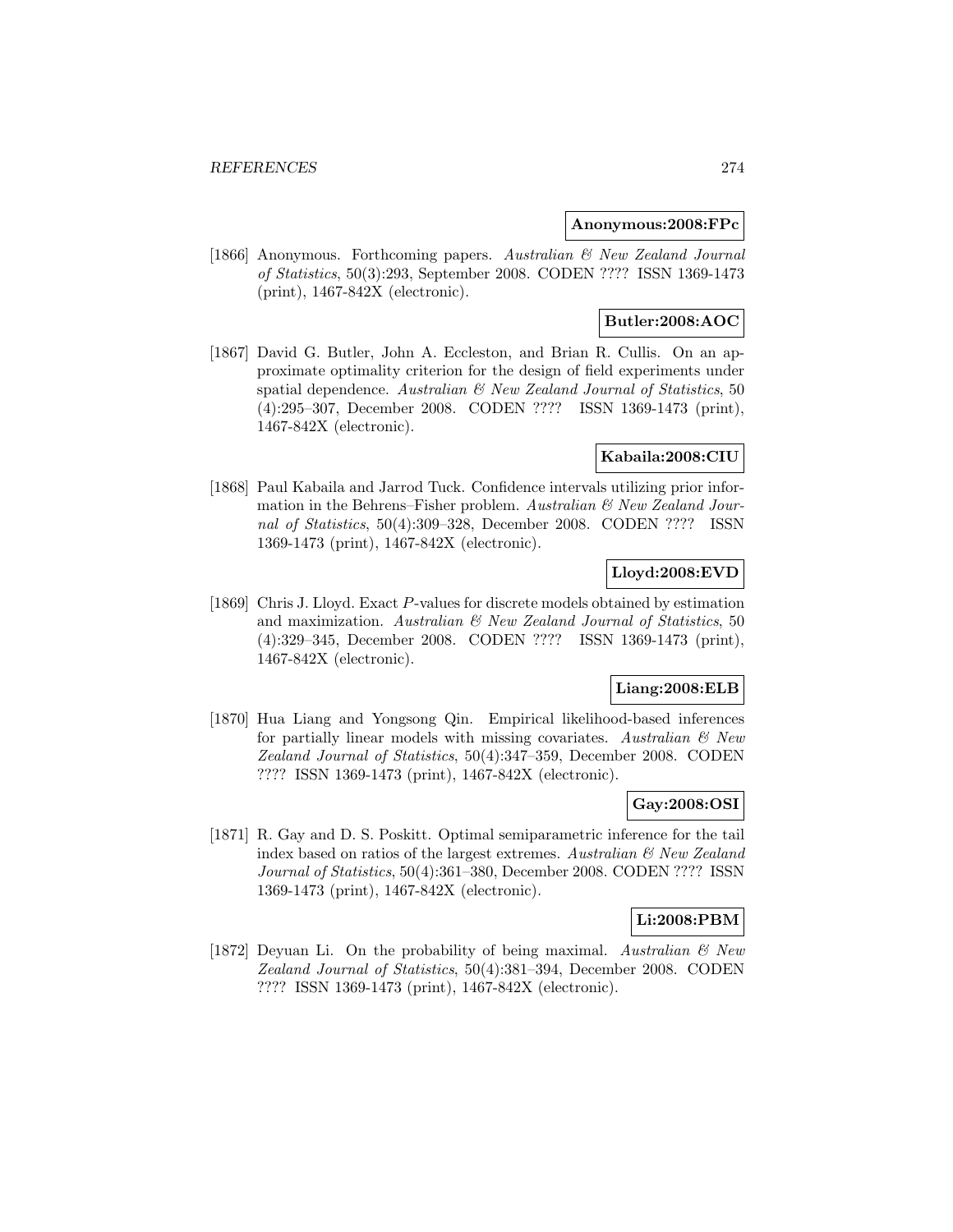**Anonymous:2008:FPc**

[1866] Anonymous. Forthcoming papers. *Australian & New Zealand Journal of Statistics*, 50(3):293, September 2008. CODEN ???? ISSN 1369-1473 (print), 1467-842X (electronic).

**Butler:2008:AOC**

[1867] David G. Butler, John A. Eccleston, and Brian R. Cullis. On an approximate optimality criterion for the design of field experiments under spatial dependence. *Australian & New Zealand Journal of Statistics*, 50 (4):295–307, December 2008. CODEN ???? ISSN 1369-1473 (print), 1467-842X (electronic).

**Kabaila:2008:CIU**

[1868] Paul Kabaila and Jarrod Tuck. Confidence intervals utilizing prior information in the Behrens–Fisher problem. *Australian & New Zealand Journal of Statistics*, 50(4):309–328, December 2008. CODEN ???? ISSN 1369-1473 (print), 1467-842X (electronic).

**Lloyd:2008:EVD**

[1869] Chris J. Lloyd. Exact $P$-values for discrete models obtained by estimation and maximization. *Australian & New Zealand Journal of Statistics*, 50 (4):329–345, December 2008. CODEN ???? ISSN 1369-1473 (print), 1467-842X (electronic).

**Liang:2008:ELB**

[1870] Hua Liang and Yongsong Qin. Empirical likelihood-based inferences for partially linear models with missing covariates. *Australian & New Zealand Journal of Statistics*, 50(4):347–359, December 2008. CODEN ???? ISSN 1369-1473 (print), 1467-842X (electronic).

**Gay:2008:OSI**

[1871] R. Gay and D. S. Poskitt. Optimal semiparametric inference for the tail index based on ratios of the largest extremes. *Australian & New Zealand Journal of Statistics*, 50(4):361–380, December 2008. CODEN ???? ISSN 1369-1473 (print), 1467-842X (electronic).

**Li:2008:PBM**

[1872] Deyuan Li. On the probability of being maximal. *Australian & New Zealand Journal of Statistics*, 50(4):381–394, December 2008. CODEN ???? ISSN 1369-1473 (print), 1467-842X (electronic).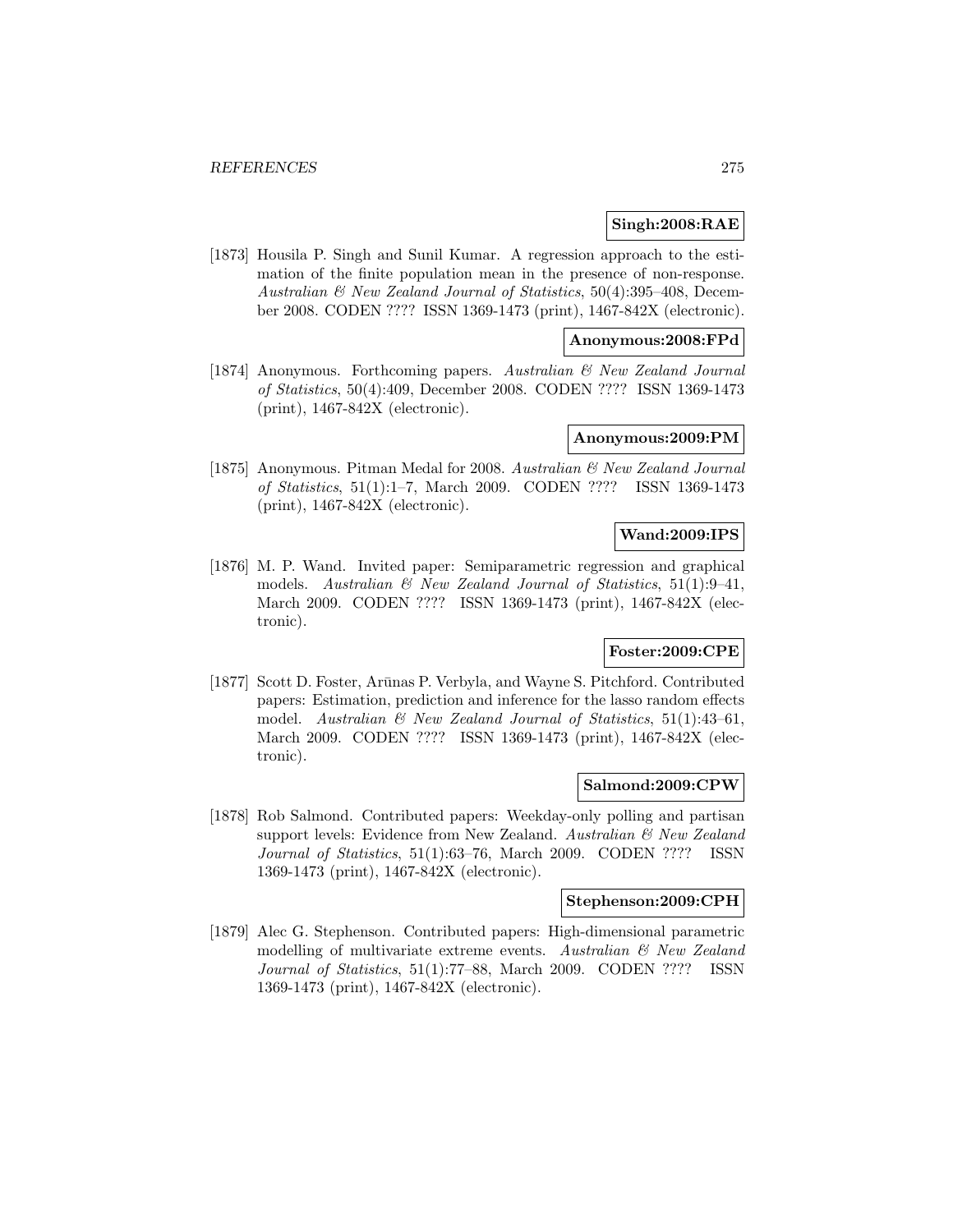**Singh:2008:RAE**

[1873] Housila P. Singh and Sunil Kumar. A regression approach to the estimation of the finite population mean in the presence of non-response. *Australian & New Zealand Journal of Statistics*, 50(4):395–408, December 2008. CODEN ???? ISSN 1369-1473 (print), 1467-842X (electronic).

**Anonymous:2008:FPd**

[1874] Anonymous. Forthcoming papers. *Australian & New Zealand Journal of Statistics*, 50(4):409, December 2008. CODEN ???? ISSN 1369-1473 (print), 1467-842X (electronic).

**Anonymous:2009:PM**

[1875] Anonymous. Pitman Medal for 2008. *Australian & New Zealand Journal of Statistics*, 51(1):1–7, March 2009. CODEN ???? ISSN 1369-1473 (print), 1467-842X (electronic).

**Wand:2009:IPS**

[1876] M. P. Wand. Invited paper: Semiparametric regression and graphical models. *Australian & New Zealand Journal of Statistics*, 51(1):9–41, March 2009. CODEN ???? ISSN 1369-1473 (print), 1467-842X (electronic).

**Foster:2009:CPE**

[1877] Scott D. Foster, Arūnas P. Verbyla, and Wayne S. Pitchford. Contributed papers: Estimation, prediction and inference for the lasso random effects model. *Australian & New Zealand Journal of Statistics*, 51(1):43–61, March 2009. CODEN ???? ISSN 1369-1473 (print), 1467-842X (electronic).

**Salmond:2009:CPW**

[1878] Rob Salmond. Contributed papers: Weekday-only polling and partisan support levels: Evidence from New Zealand. *Australian & New Zealand Journal of Statistics*, 51(1):63–76, March 2009. CODEN ???? ISSN 1369-1473 (print), 1467-842X (electronic).

**Stephenson:2009:CPH**

[1879] Alec G. Stephenson. Contributed papers: High-dimensional parametric modelling of multivariate extreme events. *Australian & New Zealand Journal of Statistics*, 51(1):77–88, March 2009. CODEN ???? ISSN 1369-1473 (print), 1467-842X (electronic).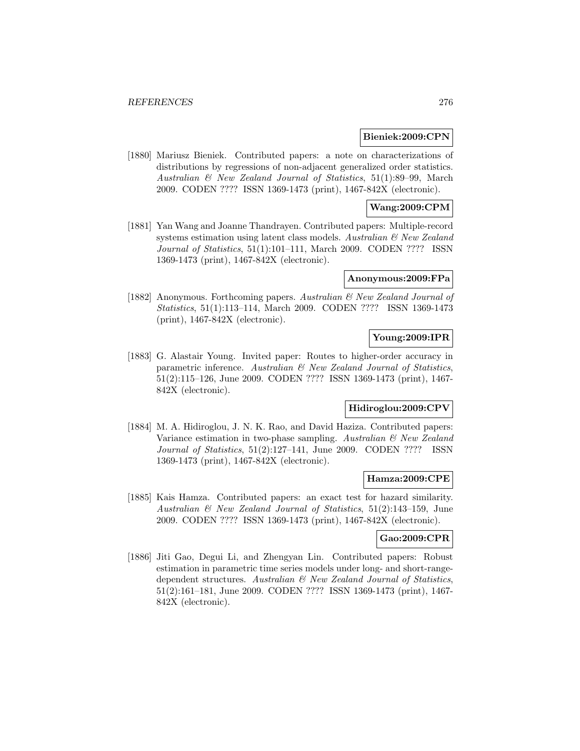**Bieniek:2009:CPN**

[1880] Mariusz Bieniek. Contributed papers: a note on characterizations of distributions by regressions of non-adjacent generalized order statistics. *Australian & New Zealand Journal of Statistics*, 51(1):89–99, March 2009. CODEN ???? ISSN 1369-1473 (print), 1467-842X (electronic).

**Wang:2009:CPM**

[1881] Yan Wang and Joanne Thandrayen. Contributed papers: Multiple-record systems estimation using latent class models. *Australian & New Zealand Journal of Statistics*, 51(1):101–111, March 2009. CODEN ???? ISSN 1369-1473 (print), 1467-842X (electronic).

**Anonymous:2009:FPa**

[1882] Anonymous. Forthcoming papers. *Australian & New Zealand Journal of Statistics*, 51(1):113–114, March 2009. CODEN ???? ISSN 1369-1473 (print), 1467-842X (electronic).

**Young:2009:IPR**

[1883] G. Alastair Young. Invited paper: Routes to higher-order accuracy in parametric inference. *Australian & New Zealand Journal of Statistics*, 51(2):115–126, June 2009. CODEN ???? ISSN 1369-1473 (print), 1467-842X (electronic).

**Hidiroglou:2009:CPV**

[1884] M. A. Hidiroglou, J. N. K. Rao, and David Haziza. Contributed papers: Variance estimation in two-phase sampling. *Australian & New Zealand Journal of Statistics*, 51(2):127–141, June 2009. CODEN ???? ISSN 1369-1473 (print), 1467-842X (electronic).

**Hamza:2009:CPE**

[1885] Kais Hamza. Contributed papers: an exact test for hazard similarity. *Australian & New Zealand Journal of Statistics*, 51(2):143–159, June 2009. CODEN ???? ISSN 1369-1473 (print), 1467-842X (electronic).

**Gao:2009:CPR**

[1886] Jiti Gao, Degui Li, and Zhengyan Lin. Contributed papers: Robust estimation in parametric time series models under long- and short-range-dependent structures. *Australian & New Zealand Journal of Statistics*, 51(2):161–181, June 2009. CODEN ???? ISSN 1369-1473 (print), 1467-842X (electronic).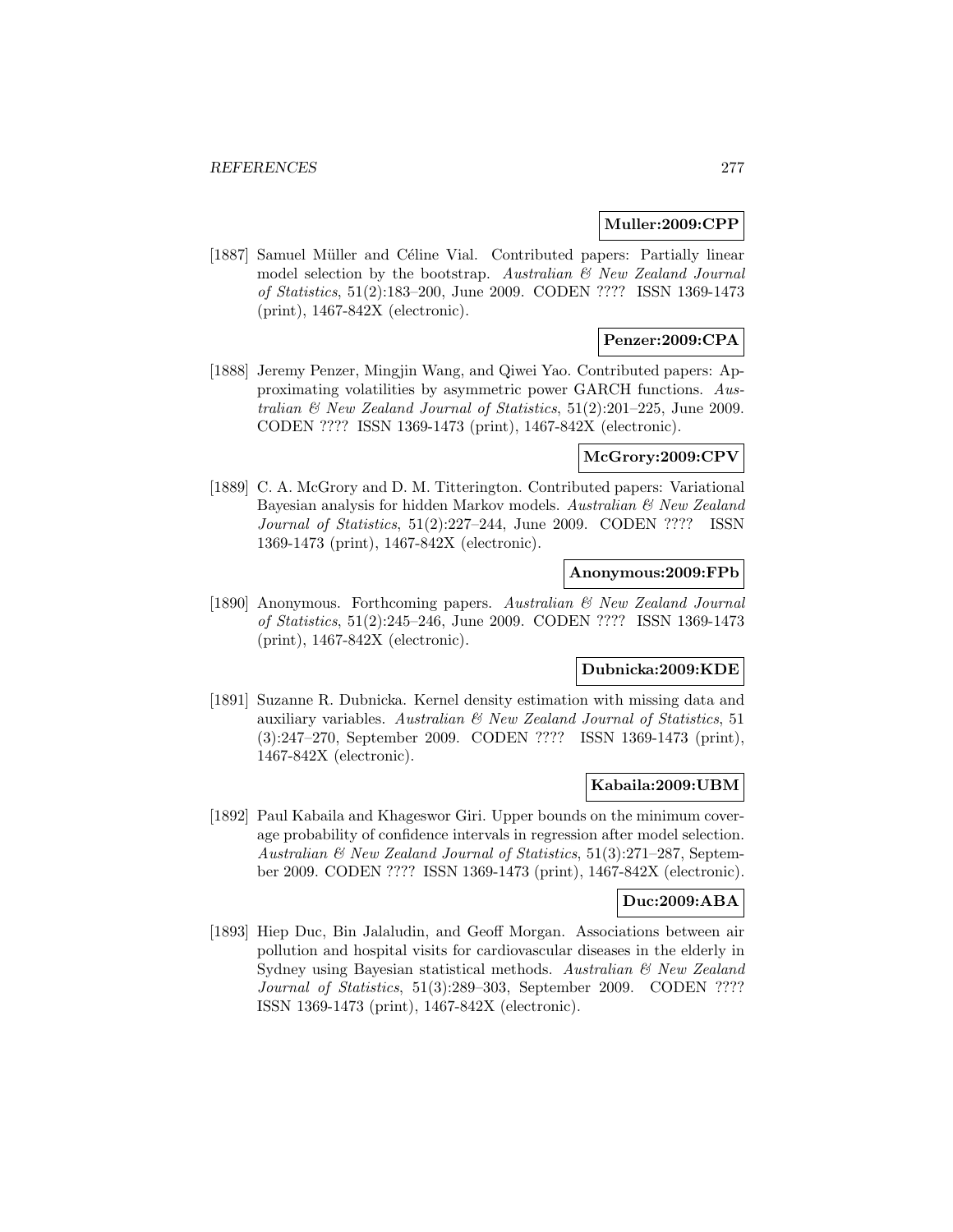**Muller:2009:CPP**

[1887] Samuel Müller and Céline Vial. Contributed papers: Partially linear model selection by the bootstrap. *Australian & New Zealand Journal of Statistics*, 51(2):183–200, June 2009. CODEN ???? ISSN 1369-1473 (print), 1467-842X (electronic).

**Penzer:2009:CPA**

[1888] Jeremy Penzer, Mingjin Wang, and Qiwei Yao. Contributed papers: Approximating volatilities by asymmetric power GARCH functions. *Australian & New Zealand Journal of Statistics*, 51(2):201–225, June 2009. CODEN ???? ISSN 1369-1473 (print), 1467-842X (electronic).

**McGrory:2009:CPV**

[1889] C. A. McGrory and D. M. Titterington. Contributed papers: Variational Bayesian analysis for hidden Markov models. *Australian & New Zealand Journal of Statistics*, 51(2):227–244, June 2009. CODEN ???? ISSN 1369-1473 (print), 1467-842X (electronic).

**Anonymous:2009:FPb**

[1890] Anonymous. Forthcoming papers. *Australian & New Zealand Journal of Statistics*, 51(2):245–246, June 2009. CODEN ???? ISSN 1369-1473 (print), 1467-842X (electronic).

**Dubnicka:2009:KDE**

[1891] Suzanne R. Dubnicka. Kernel density estimation with missing data and auxiliary variables. *Australian & New Zealand Journal of Statistics*, 51 (3):247–270, September 2009. CODEN ???? ISSN 1369-1473 (print), 1467-842X (electronic).

**Kabaila:2009:UBM**

[1892] Paul Kabaila and Khageswor Giri. Upper bounds on the minimum coverage probability of confidence intervals in regression after model selection. *Australian & New Zealand Journal of Statistics*, 51(3):271–287, September 2009. CODEN ???? ISSN 1369-1473 (print), 1467-842X (electronic).

**Duc:2009:ABA**

[1893] Hiep Duc, Bin Jalaludin, and Geoff Morgan. Associations between air pollution and hospital visits for cardiovascular diseases in the elderly in Sydney using Bayesian statistical methods. *Australian & New Zealand Journal of Statistics*, 51(3):289–303, September 2009. CODEN ???? ISSN 1369-1473 (print), 1467-842X (electronic).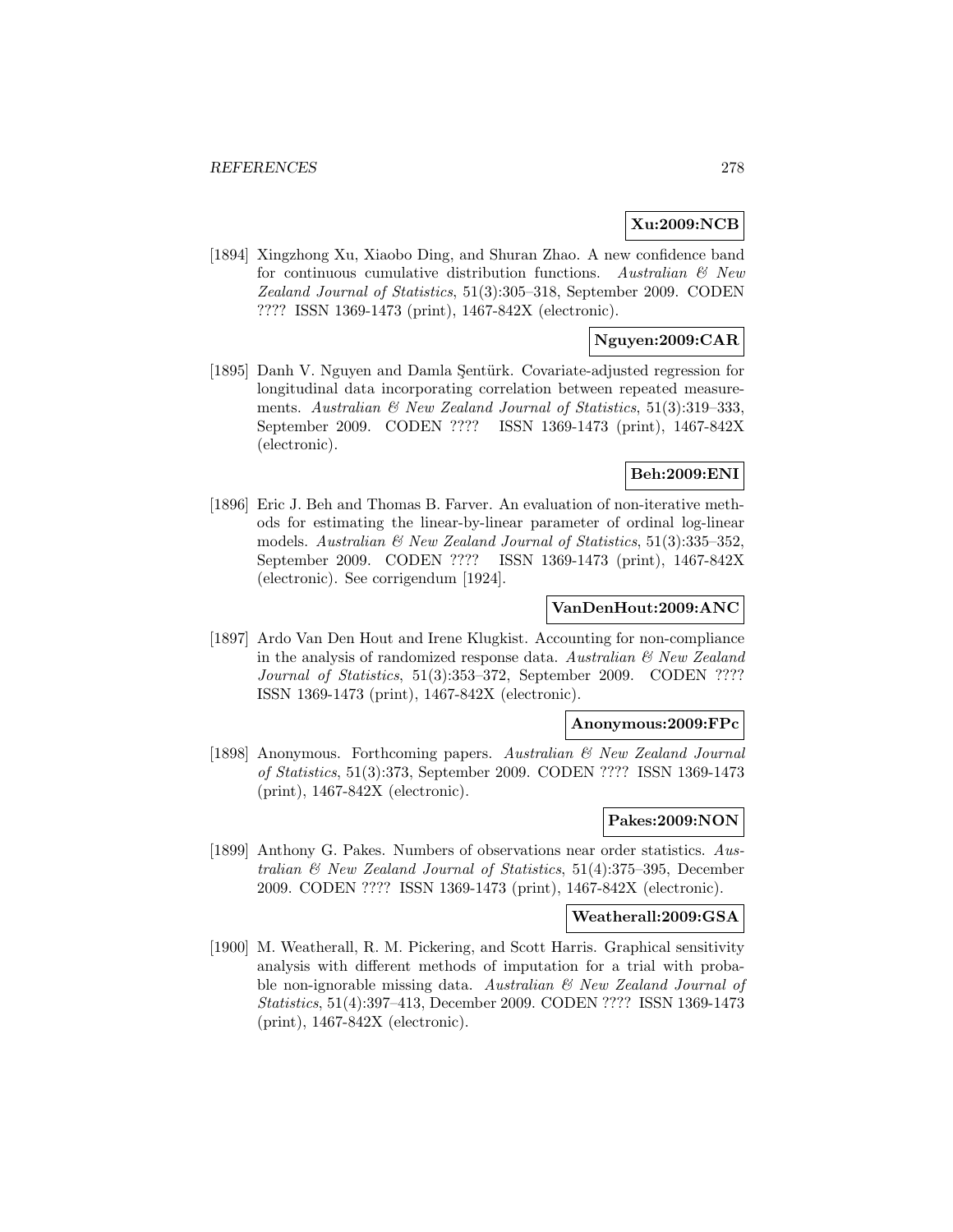**Xu:2009:NCB**

[1894] Xingzhong Xu, Xiaobo Ding, and Shuran Zhao. A new confidence band for continuous cumulative distribution functions. *Australian & New Zealand Journal of Statistics*, 51(3):305–318, September 2009. CODEN ???? ISSN 1369-1473 (print), 1467-842X (electronic).

**Nguyen:2009:CAR**

[1895] Danh V. Nguyen and Damla Şentürk. Covariate-adjusted regression for longitudinal data incorporating correlation between repeated measurements. *Australian & New Zealand Journal of Statistics*, 51(3):319–333, September 2009. CODEN ???? ISSN 1369-1473 (print), 1467-842X (electronic).

**Beh:2009:ENI**

[1896] Eric J. Beh and Thomas B. Farver. An evaluation of non-iterative methods for estimating the linear-by-linear parameter of ordinal log-linear models. *Australian & New Zealand Journal of Statistics*, 51(3):335–352, September 2009. CODEN ???? ISSN 1369-1473 (print), 1467-842X (electronic). See corrigendum [1924].

**VanDenHout:2009:ANC**

[1897] Ardo Van Den Hout and Irene Klugkist. Accounting for non-compliance in the analysis of randomized response data. *Australian & New Zealand Journal of Statistics*, 51(3):353–372, September 2009. CODEN ???? ISSN 1369-1473 (print), 1467-842X (electronic).

**Anonymous:2009:FPc**

[1898] Anonymous. Forthcoming papers. *Australian & New Zealand Journal of Statistics*, 51(3):373, September 2009. CODEN ???? ISSN 1369-1473 (print), 1467-842X (electronic).

**Pakes:2009:NON**

[1899] Anthony G. Pakes. Numbers of observations near order statistics. *Australian & New Zealand Journal of Statistics*, 51(4):375–395, December 2009. CODEN ???? ISSN 1369-1473 (print), 1467-842X (electronic).

**Weatherall:2009:GSA**

[1900] M. Weatherall, R. M. Pickering, and Scott Harris. Graphical sensitivity analysis with different methods of imputation for a trial with probable non-ignorable missing data. *Australian & New Zealand Journal of Statistics*, 51(4):397–413, December 2009. CODEN ???? ISSN 1369-1473 (print), 1467-842X (electronic).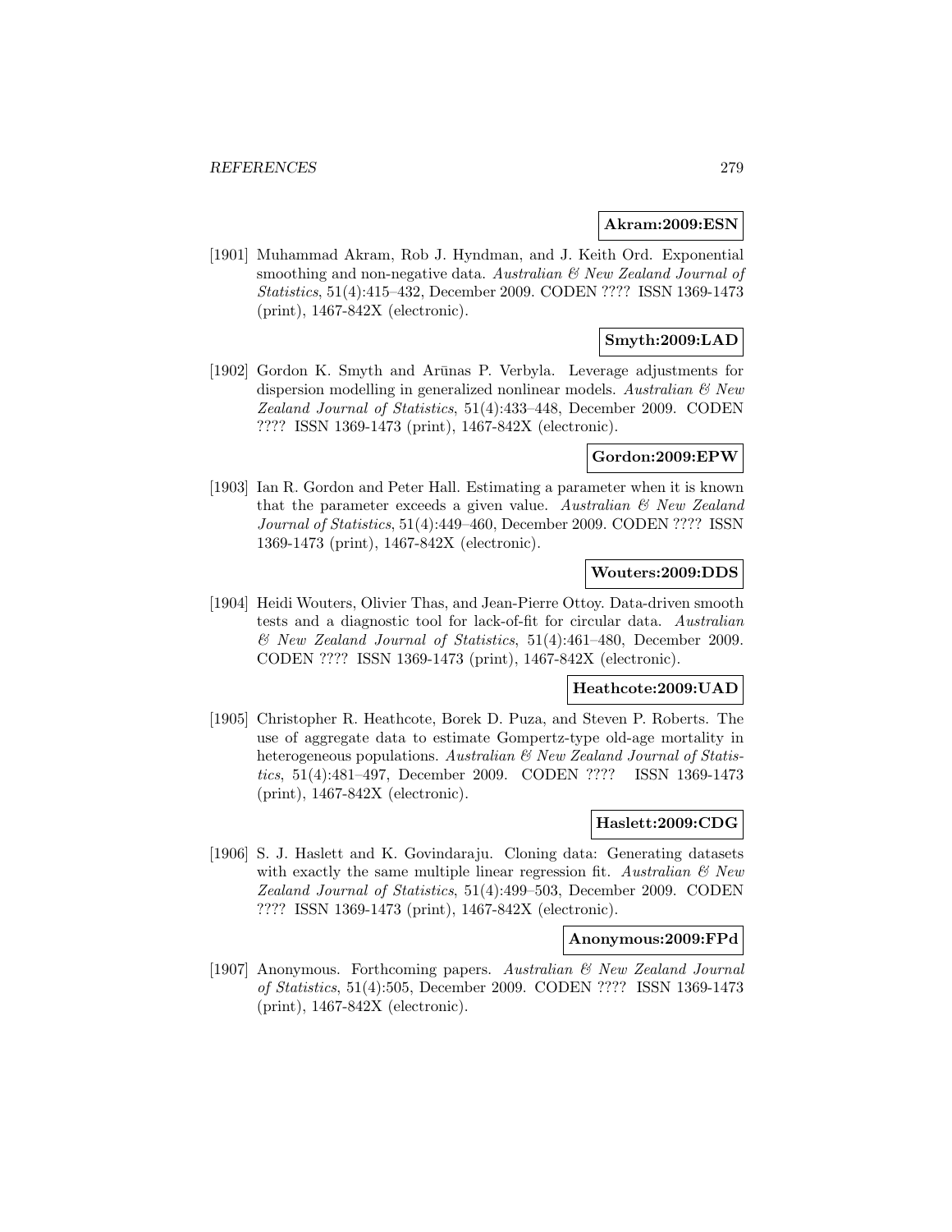**Akram:2009:ESN**

[1901] Muhammad Akram, Rob J. Hyndman, and J. Keith Ord. Exponential smoothing and non-negative data. *Australian & New Zealand Journal of Statistics*, 51(4):415–432, December 2009. CODEN ???? ISSN 1369-1473 (print), 1467-842X (electronic).

**Smyth:2009:LAD**

[1902] Gordon K. Smyth and Arūnas P. Verbyla. Leverage adjustments for dispersion modelling in generalized nonlinear models. *Australian & New Zealand Journal of Statistics*, 51(4):433–448, December 2009. CODEN ???? ISSN 1369-1473 (print), 1467-842X (electronic).

**Gordon:2009:EPW**

[1903] Ian R. Gordon and Peter Hall. Estimating a parameter when it is known that the parameter exceeds a given value. *Australian & New Zealand Journal of Statistics*, 51(4):449–460, December 2009. CODEN ???? ISSN 1369-1473 (print), 1467-842X (electronic).

**Wouters:2009:DDS**

[1904] Heidi Wouters, Olivier Thas, and Jean-Pierre Ottoy. Data-driven smooth tests and a diagnostic tool for lack-of-fit for circular data. *Australian & New Zealand Journal of Statistics*, 51(4):461–480, December 2009. CODEN ???? ISSN 1369-1473 (print), 1467-842X (electronic).

**Heathcote:2009:UAD**

[1905] Christopher R. Heathcote, Borek D. Puza, and Steven P. Roberts. The use of aggregate data to estimate Gompertz-type old-age mortality in heterogeneous populations. *Australian & New Zealand Journal of Statistics*, 51(4):481–497, December 2009. CODEN ???? ISSN 1369-1473 (print), 1467-842X (electronic).

**Haslett:2009:CDG**

[1906] S. J. Haslett and K. Govindaraju. Cloning data: Generating datasets with exactly the same multiple linear regression fit. *Australian & New Zealand Journal of Statistics*, 51(4):499–503, December 2009. CODEN ???? ISSN 1369-1473 (print), 1467-842X (electronic).

**Anonymous:2009:FPd**

[1907] Anonymous. Forthcoming papers. *Australian & New Zealand Journal of Statistics*, 51(4):505, December 2009. CODEN ???? ISSN 1369-1473 (print), 1467-842X (electronic).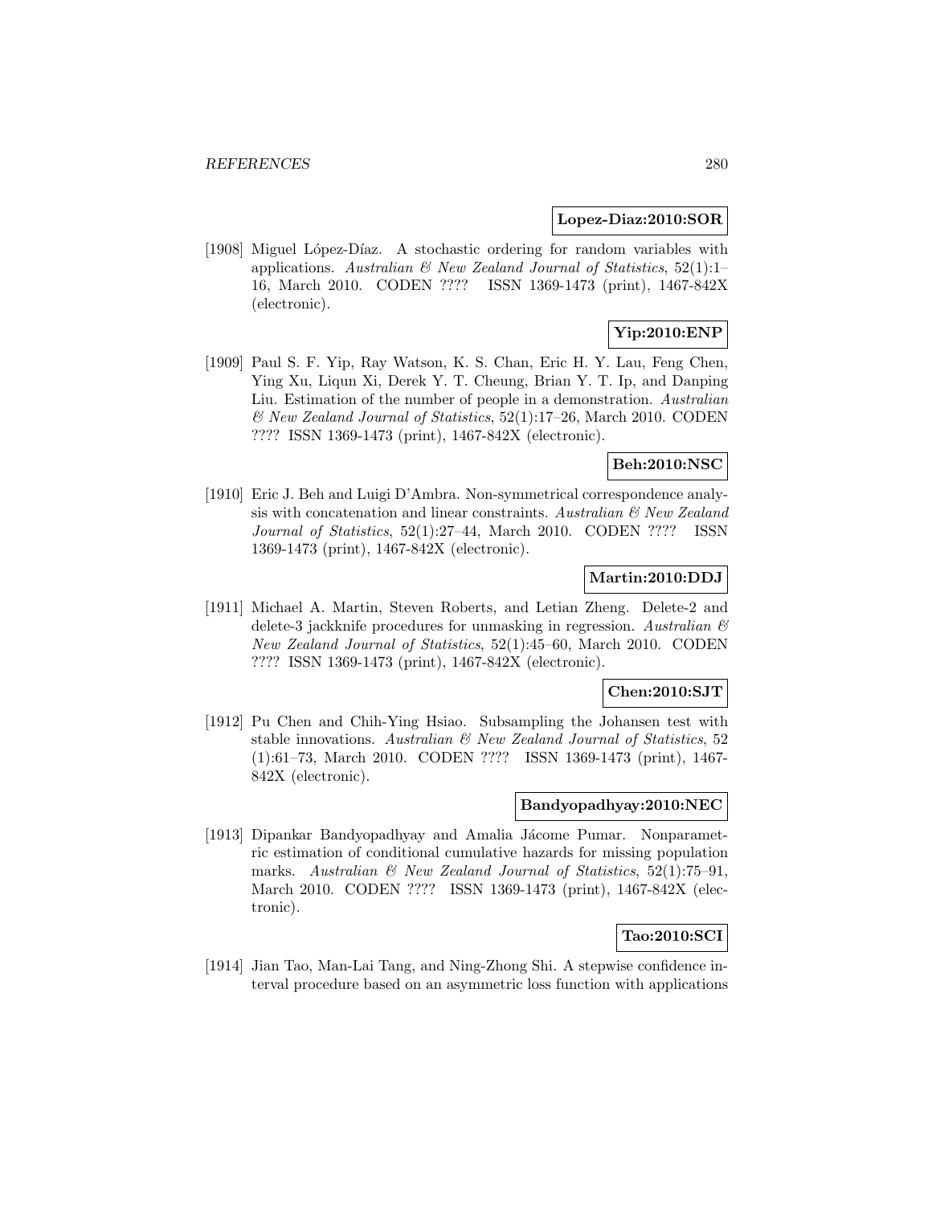**Lopez-Diaz:2010:SOR**

[1908] Miguel López-Díaz. A stochastic ordering for random variables with applications. *Australian & New Zealand Journal of Statistics*, 52(1):1–16, March 2010. CODEN ???? ISSN 1369-1473 (print), 1467-842X (electronic).

**Yip:2010:ENP**

[1909] Paul S. F. Yip, Ray Watson, K. S. Chan, Eric H. Y. Lau, Feng Chen, Ying Xu, Liqun Xi, Derek Y. T. Cheung, Brian Y. T. Ip, and Danping Liu. Estimation of the number of people in a demonstration. *Australian & New Zealand Journal of Statistics*, 52(1):17–26, March 2010. CODEN ???? ISSN 1369-1473 (print), 1467-842X (electronic).

**Beh:2010:NSC**

[1910] Eric J. Beh and Luigi D'Ambra. Non-symmetrical correspondence analysis with concatenation and linear constraints. *Australian & New Zealand Journal of Statistics*, 52(1):27–44, March 2010. CODEN ???? ISSN 1369-1473 (print), 1467-842X (electronic).

**Martin:2010:DDJ**

[1911] Michael A. Martin, Steven Roberts, and Letian Zheng. Delete-2 and delete-3 jackknife procedures for unmasking in regression. *Australian & New Zealand Journal of Statistics*, 52(1):45–60, March 2010. CODEN ???? ISSN 1369-1473 (print), 1467-842X (electronic).

**Chen:2010:SJT**

[1912] Pu Chen and Chih-Ying Hsiao. Subsampling the Johansen test with stable innovations. *Australian & New Zealand Journal of Statistics*, 52 (1):61–73, March 2010. CODEN ???? ISSN 1369-1473 (print), 1467-842X (electronic).

**Bandyopadhyay:2010:NEC**

[1913] Dipankar Bandyopadhyay and Amalia Jácome Pumar. Nonparametric estimation of conditional cumulative hazards for missing population marks. *Australian & New Zealand Journal of Statistics*, 52(1):75–91, March 2010. CODEN ???? ISSN 1369-1473 (print), 1467-842X (electronic).

**Tao:2010:SCI**

[1914] Jian Tao, Man-Lai Tang, and Ning-Zhong Shi. A stepwise confidence interval procedure based on an asymmetric loss function with applications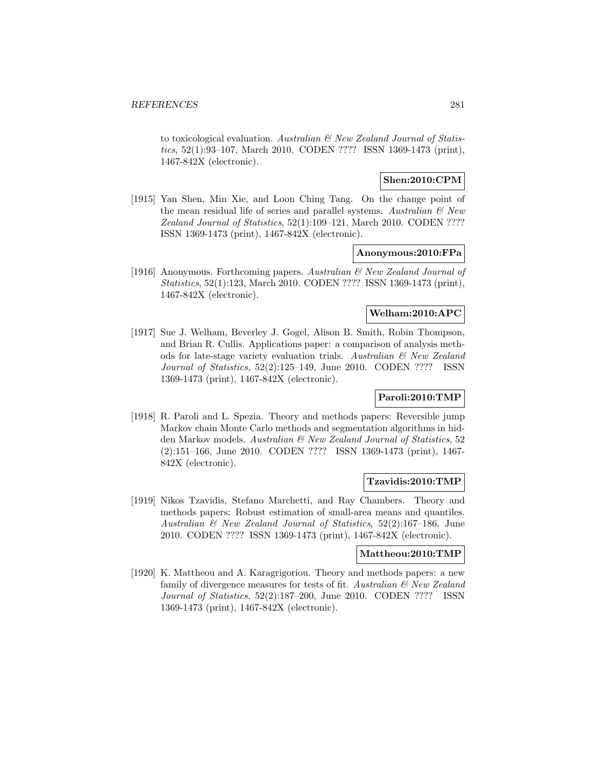to toxicological evaluation. *Australian & New Zealand Journal of Statistics*, 52(1):93–107, March 2010. CODEN ???? ISSN 1369-1473 (print), 1467-842X (electronic).

**Shen:2010:CPM**

[1915] Yan Shen, Min Xie, and Loon Ching Tang. On the change point of the mean residual life of series and parallel systems. *Australian & New Zealand Journal of Statistics*, 52(1):109–121, March 2010. CODEN ???? ISSN 1369-1473 (print), 1467-842X (electronic).

**Anonymous:2010:FPa**

[1916] Anonymous. Forthcoming papers. *Australian & New Zealand Journal of Statistics*, 52(1):123, March 2010. CODEN ???? ISSN 1369-1473 (print), 1467-842X (electronic).

**Welham:2010:APC**

[1917] Sue J. Welham, Beverley J. Gogel, Alison B. Smith, Robin Thompson, and Brian R. Cullis. Applications paper: a comparison of analysis methods for late-stage variety evaluation trials. *Australian & New Zealand Journal of Statistics*, 52(2):125–149, June 2010. CODEN ???? ISSN 1369-1473 (print), 1467-842X (electronic).

**Paroli:2010:TMP**

[1918] R. Paroli and L. Spezia. Theory and methods papers: Reversible jump Markov chain Monte Carlo methods and segmentation algorithms in hidden Markov models. *Australian & New Zealand Journal of Statistics*, 52 (2):151–166, June 2010. CODEN ???? ISSN 1369-1473 (print), 1467-842X (electronic).

**Tzavidis:2010:TMP**

[1919] Nikos Tzavidis, Stefano Marchetti, and Ray Chambers. Theory and methods papers: Robust estimation of small-area means and quantiles. *Australian & New Zealand Journal of Statistics*, 52(2):167–186, June 2010. CODEN ???? ISSN 1369-1473 (print), 1467-842X (electronic).

**Mattheou:2010:TMP**

[1920] K. Mattheou and A. Karagrigoriou. Theory and methods papers: a new family of divergence measures for tests of fit. *Australian & New Zealand Journal of Statistics*, 52(2):187–200, June 2010. CODEN ???? ISSN 1369-1473 (print), 1467-842X (electronic).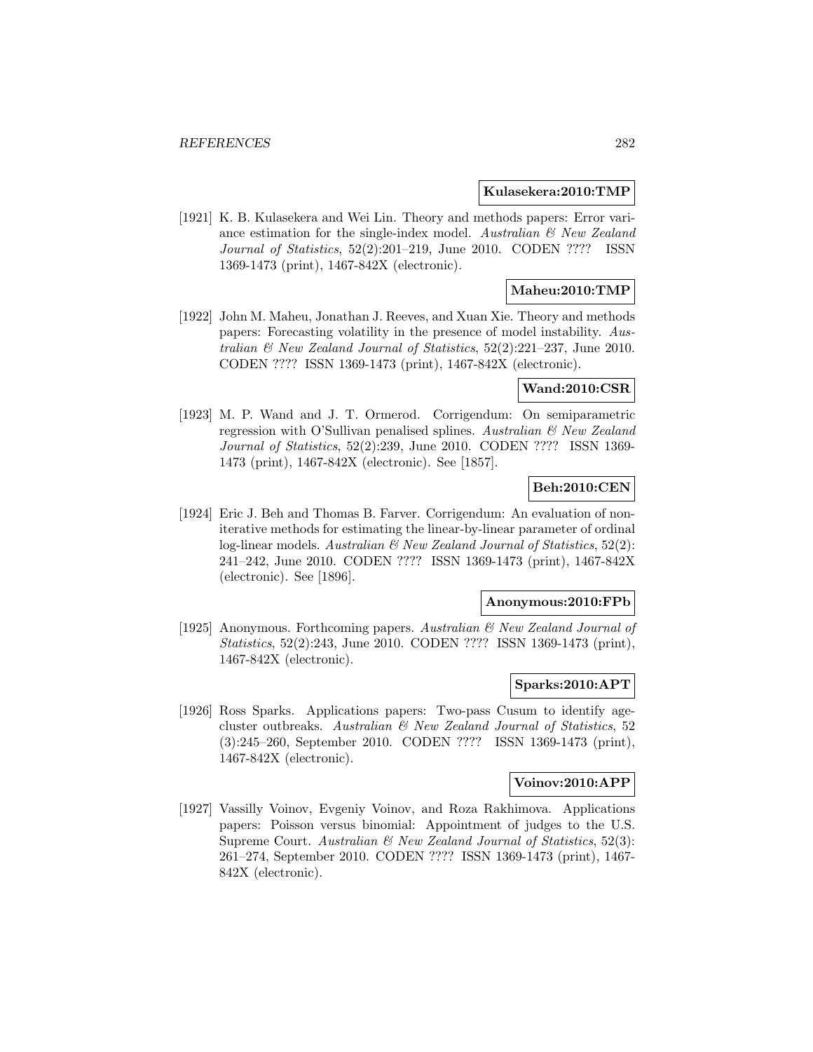**Kulasekera:2010:TMP**

[1921] K. B. Kulasekera and Wei Lin. Theory and methods papers: Error variance estimation for the single-index model. *Australian & New Zealand Journal of Statistics*, 52(2):201–219, June 2010. CODEN ???? ISSN 1369-1473 (print), 1467-842X (electronic).

**Maheu:2010:TMP**

[1922] John M. Maheu, Jonathan J. Reeves, and Xuan Xie. Theory and methods papers: Forecasting volatility in the presence of model instability. *Australian & New Zealand Journal of Statistics*, 52(2):221–237, June 2010. CODEN ???? ISSN 1369-1473 (print), 1467-842X (electronic).

**Wand:2010:CSR**

[1923] M. P. Wand and J. T. Ormerod. Corrigendum: On semiparametric regression with O'Sullivan penalised splines. *Australian & New Zealand Journal of Statistics*, 52(2):239, June 2010. CODEN ???? ISSN 1369-1473 (print), 1467-842X (electronic). See [1857].

**Beh:2010:CEN**

[1924] Eric J. Beh and Thomas B. Farver. Corrigendum: An evaluation of non-iterative methods for estimating the linear-by-linear parameter of ordinal log-linear models. *Australian & New Zealand Journal of Statistics*, 52(2): 241–242, June 2010. CODEN ???? ISSN 1369-1473 (print), 1467-842X (electronic). See [1896].

**Anonymous:2010:FPb**

[1925] Anonymous. Forthcoming papers. *Australian & New Zealand Journal of Statistics*, 52(2):243, June 2010. CODEN ???? ISSN 1369-1473 (print), 1467-842X (electronic).

**Sparks:2010:APT**

[1926] Ross Sparks. Applications papers: Two-pass Cusum to identify age-cluster outbreaks. *Australian & New Zealand Journal of Statistics*, 52 (3):245–260, September 2010. CODEN ???? ISSN 1369-1473 (print), 1467-842X (electronic).

**Voinov:2010:APP**

[1927] Vassilly Voinov, Evgeniy Voinov, and Roza Rakhimova. Applications papers: Poisson versus binomial: Appointment of judges to the U.S. Supreme Court. *Australian & New Zealand Journal of Statistics*, 52(3): 261–274, September 2010. CODEN ???? ISSN 1369-1473 (print), 1467-842X (electronic).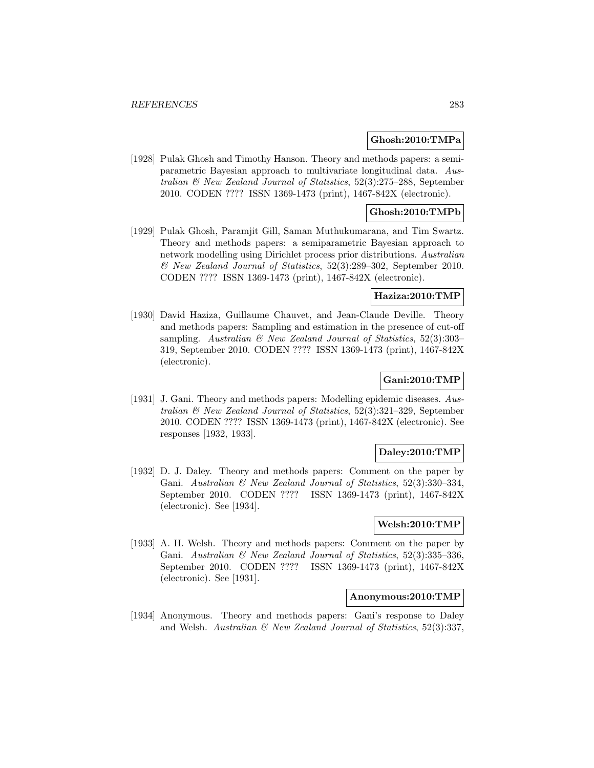**Ghosh:2010:TMPa**

[1928] Pulak Ghosh and Timothy Hanson. Theory and methods papers: a semiparametric Bayesian approach to multivariate longitudinal data. *Australian & New Zealand Journal of Statistics*, 52(3):275–288, September 2010. CODEN ???? ISSN 1369-1473 (print), 1467-842X (electronic).

**Ghosh:2010:TMPb**

[1929] Pulak Ghosh, Paramjit Gill, Saman Muthukumarana, and Tim Swartz. Theory and methods papers: a semiparametric Bayesian approach to network modelling using Dirichlet process prior distributions. *Australian & New Zealand Journal of Statistics*, 52(3):289–302, September 2010. CODEN ???? ISSN 1369-1473 (print), 1467-842X (electronic).

**Haziza:2010:TMP**

[1930] David Haziza, Guillaume Chauvet, and Jean-Claude Deville. Theory and methods papers: Sampling and estimation in the presence of cut-off sampling. *Australian & New Zealand Journal of Statistics*, 52(3):303–319, September 2010. CODEN ???? ISSN 1369-1473 (print), 1467-842X (electronic).

**Gani:2010:TMP**

[1931] J. Gani. Theory and methods papers: Modelling epidemic diseases. *Australian & New Zealand Journal of Statistics*, 52(3):321–329, September 2010. CODEN ???? ISSN 1369-1473 (print), 1467-842X (electronic). See responses [1932, 1933].

**Daley:2010:TMP**

[1932] D. J. Daley. Theory and methods papers: Comment on the paper by Gani. *Australian & New Zealand Journal of Statistics*, 52(3):330–334, September 2010. CODEN ???? ISSN 1369-1473 (print), 1467-842X (electronic). See [1934].

**Welsh:2010:TMP**

[1933] A. H. Welsh. Theory and methods papers: Comment on the paper by Gani. *Australian & New Zealand Journal of Statistics*, 52(3):335–336, September 2010. CODEN ???? ISSN 1369-1473 (print), 1467-842X (electronic). See [1931].

**Anonymous:2010:TMP**

[1934] Anonymous. Theory and methods papers: Gani's response to Daley and Welsh. *Australian & New Zealand Journal of Statistics*, 52(3):337,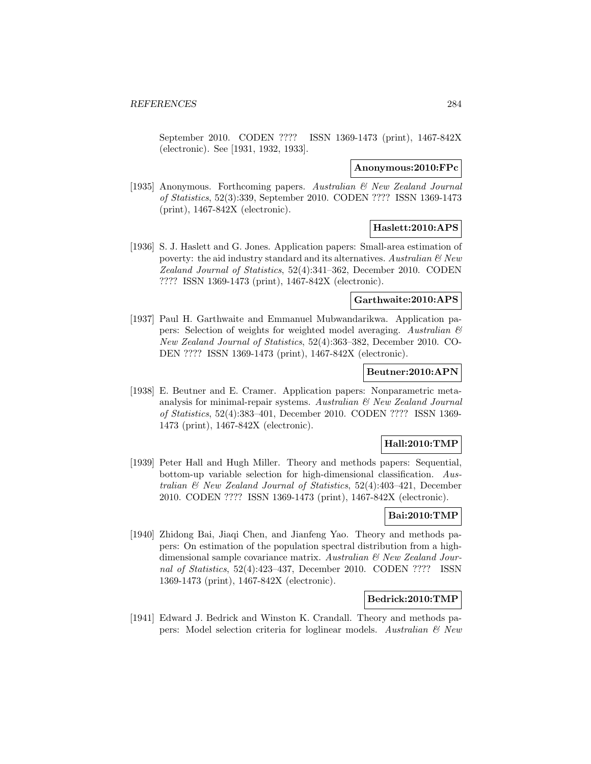September 2010. CODEN ???? ISSN 1369-1473 (print), 1467-842X (electronic). See [1931, 1932, 1933].

**Anonymous:2010:FPc**

[1935] Anonymous. Forthcoming papers. *Australian & New Zealand Journal of Statistics*, 52(3):339, September 2010. CODEN ???? ISSN 1369-1473 (print), 1467-842X (electronic).

**Haslett:2010:APS**

[1936] S. J. Haslett and G. Jones. Application papers: Small-area estimation of poverty: the aid industry standard and its alternatives. *Australian & New Zealand Journal of Statistics*, 52(4):341–362, December 2010. CODEN ???? ISSN 1369-1473 (print), 1467-842X (electronic).

**Garthwaite:2010:APS**

[1937] Paul H. Garthwaite and Emmanuel Mubwandarikwa. Application papers: Selection of weights for weighted model averaging. *Australian & New Zealand Journal of Statistics*, 52(4):363–382, December 2010. CODEN ???? ISSN 1369-1473 (print), 1467-842X (electronic).

**Beutner:2010:APN**

[1938] E. Beutner and E. Cramer. Application papers: Nonparametric meta-analysis for minimal-repair systems. *Australian & New Zealand Journal of Statistics*, 52(4):383–401, December 2010. CODEN ???? ISSN 1369-1473 (print), 1467-842X (electronic).

**Hall:2010:TMP**

[1939] Peter Hall and Hugh Miller. Theory and methods papers: Sequential, bottom-up variable selection for high-dimensional classification. *Australian & New Zealand Journal of Statistics*, 52(4):403–421, December 2010. CODEN ???? ISSN 1369-1473 (print), 1467-842X (electronic).

**Bai:2010:TMP**

[1940] Zhidong Bai, Jiaqi Chen, and Jianfeng Yao. Theory and methods papers: On estimation of the population spectral distribution from a high-dimensional sample covariance matrix. *Australian & New Zealand Journal of Statistics*, 52(4):423–437, December 2010. CODEN ???? ISSN 1369-1473 (print), 1467-842X (electronic).

**Bedrick:2010:TMP**

[1941] Edward J. Bedrick and Winston K. Crandall. Theory and methods papers: Model selection criteria for loglinear models. *Australian & New*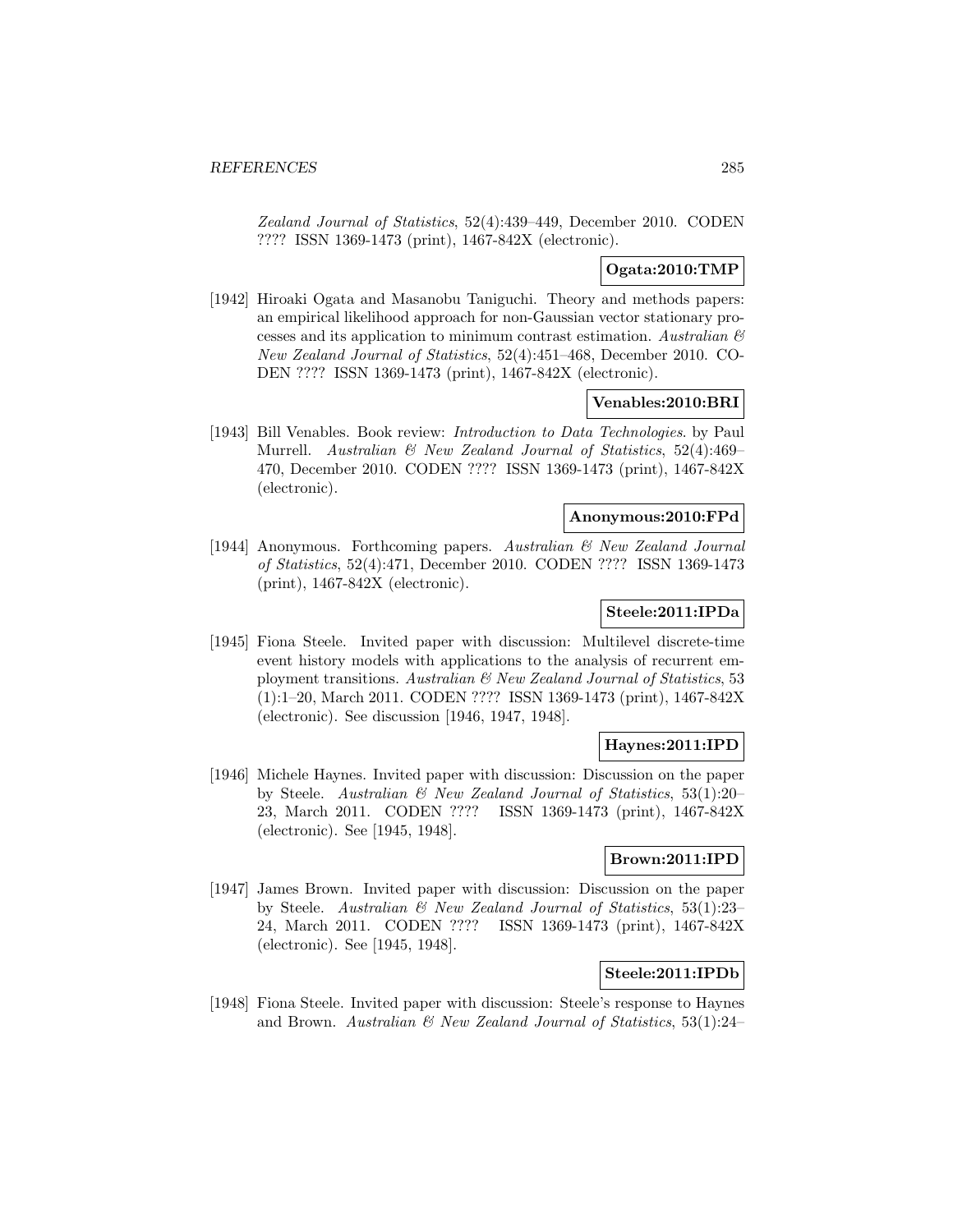*Zealand Journal of Statistics*, 52(4):439–449, December 2010. CODEN ???? ISSN 1369-1473 (print), 1467-842X (electronic).

**Ogata:2010:TMP**

[1942] Hiroaki Ogata and Masanobu Taniguchi. Theory and methods papers: an empirical likelihood approach for non-Gaussian vector stationary processes and its application to minimum contrast estimation. *Australian & New Zealand Journal of Statistics*, 52(4):451–468, December 2010. CODEN ???? ISSN 1369-1473 (print), 1467-842X (electronic).

**Venables:2010:BRI**

[1943] Bill Venables. Book review: *Introduction to Data Technologies*. by Paul Murrell. *Australian & New Zealand Journal of Statistics*, 52(4):469–470, December 2010. CODEN ???? ISSN 1369-1473 (print), 1467-842X (electronic).

**Anonymous:2010:FPd**

[1944] Anonymous. Forthcoming papers. *Australian & New Zealand Journal of Statistics*, 52(4):471, December 2010. CODEN ???? ISSN 1369-1473 (print), 1467-842X (electronic).

**Steele:2011:IPDa**

[1945] Fiona Steele. Invited paper with discussion: Multilevel discrete-time event history models with applications to the analysis of recurrent employment transitions. *Australian & New Zealand Journal of Statistics*, 53 (1):1–20, March 2011. CODEN ???? ISSN 1369-1473 (print), 1467-842X (electronic). See discussion [1946, 1947, 1948].

**Haynes:2011:IPD**

[1946] Michele Haynes. Invited paper with discussion: Discussion on the paper by Steele. *Australian & New Zealand Journal of Statistics*, 53(1):20–23, March 2011. CODEN ???? ISSN 1369-1473 (print), 1467-842X (electronic). See [1945, 1948].

**Brown:2011:IPD**

[1947] James Brown. Invited paper with discussion: Discussion on the paper by Steele. *Australian & New Zealand Journal of Statistics*, 53(1):23–24, March 2011. CODEN ???? ISSN 1369-1473 (print), 1467-842X (electronic). See [1945, 1948].

**Steele:2011:IPDb**

[1948] Fiona Steele. Invited paper with discussion: Steele's response to Haynes and Brown. *Australian & New Zealand Journal of Statistics*, 53(1):24–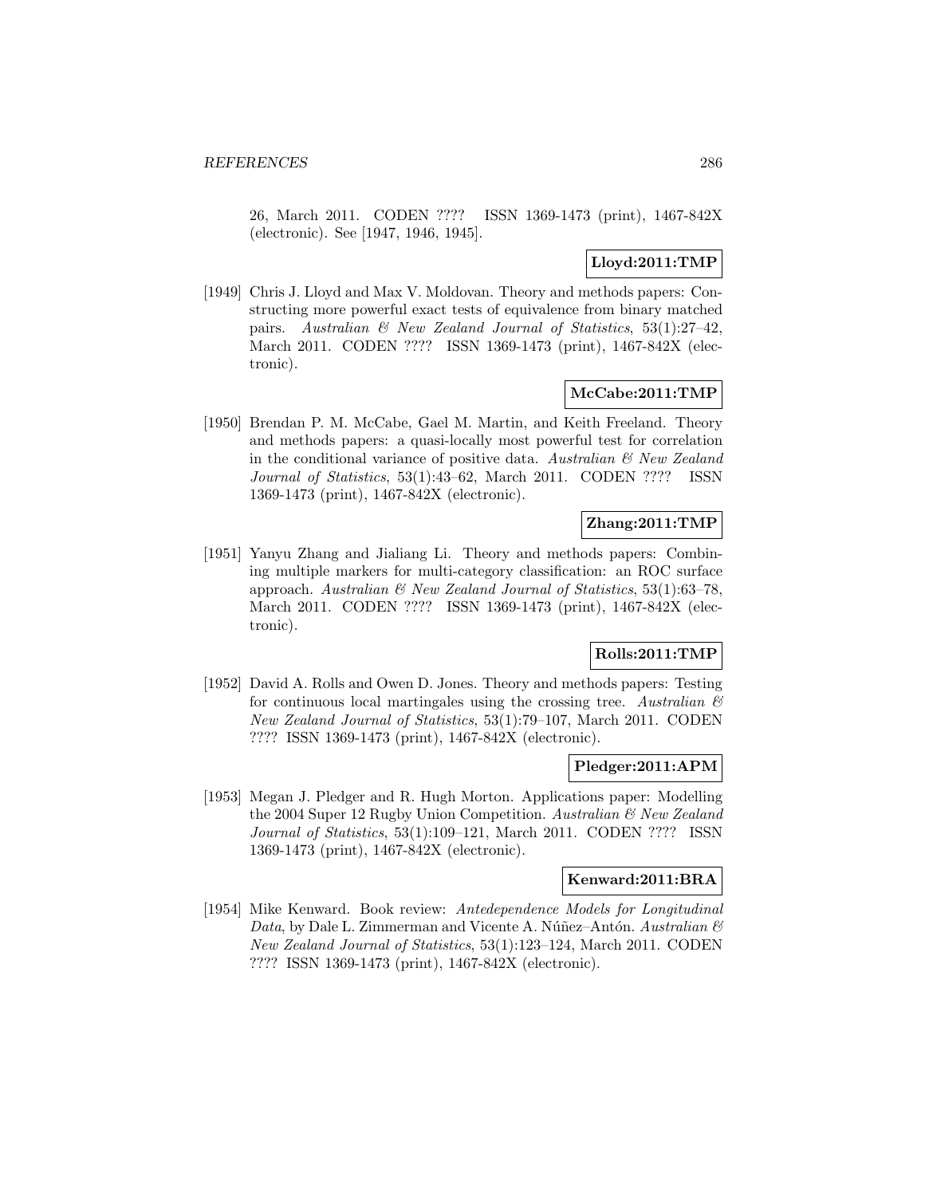26, March 2011. CODEN ???? ISSN 1369-1473 (print), 1467-842X (electronic). See [1947, 1946, 1945].

**Lloyd:2011:TMP**

[1949] Chris J. Lloyd and Max V. Moldovan. Theory and methods papers: Constructing more powerful exact tests of equivalence from binary matched pairs. *Australian & New Zealand Journal of Statistics*, 53(1):27–42, March 2011. CODEN ???? ISSN 1369-1473 (print), 1467-842X (electronic).

**McCabe:2011:TMP**

[1950] Brendan P. M. McCabe, Gael M. Martin, and Keith Freeland. Theory and methods papers: a quasi-locally most powerful test for correlation in the conditional variance of positive data. *Australian & New Zealand Journal of Statistics*, 53(1):43–62, March 2011. CODEN ???? ISSN 1369-1473 (print), 1467-842X (electronic).

**Zhang:2011:TMP**

[1951] Yanyu Zhang and Jialiang Li. Theory and methods papers: Combining multiple markers for multi-category classification: an ROC surface approach. *Australian & New Zealand Journal of Statistics*, 53(1):63–78, March 2011. CODEN ???? ISSN 1369-1473 (print), 1467-842X (electronic).

**Rolls:2011:TMP**

[1952] David A. Rolls and Owen D. Jones. Theory and methods papers: Testing for continuous local martingales using the crossing tree. *Australian & New Zealand Journal of Statistics*, 53(1):79–107, March 2011. CODEN ???? ISSN 1369-1473 (print), 1467-842X (electronic).

**Pledger:2011:APM**

[1953] Megan J. Pledger and R. Hugh Morton. Applications paper: Modelling the 2004 Super 12 Rugby Union Competition. *Australian & New Zealand Journal of Statistics*, 53(1):109–121, March 2011. CODEN ???? ISSN 1369-1473 (print), 1467-842X (electronic).

**Kenward:2011:BRA**

[1954] Mike Kenward. Book review: *Antedependence Models for Longitudinal Data*, by Dale L. Zimmerman and Vicente A. Núñez–Antón. *Australian & New Zealand Journal of Statistics*, 53(1):123–124, March 2011. CODEN ???? ISSN 1369-1473 (print), 1467-842X (electronic).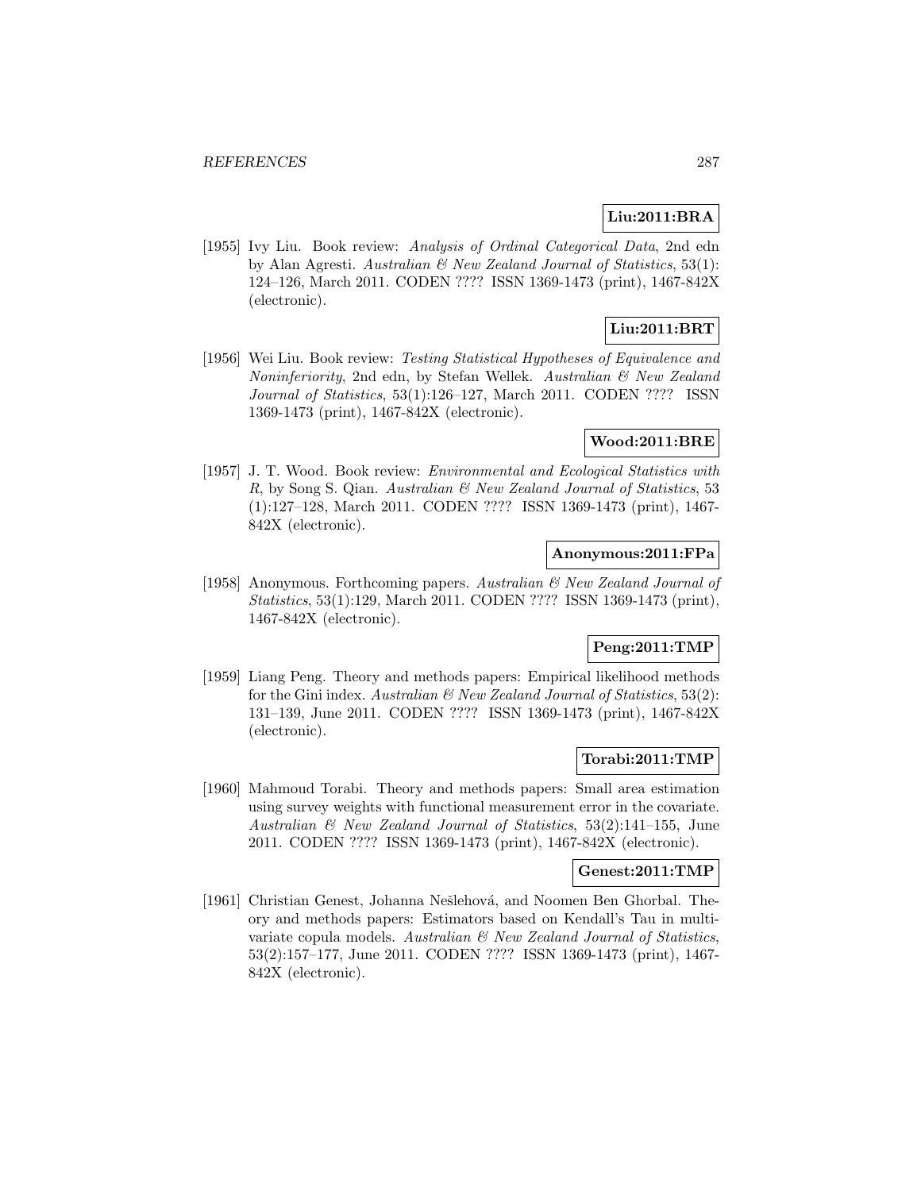**Liu:2011:BRA**

[1955] Ivy Liu. Book review: *Analysis of Ordinal Categorical Data*, 2nd edn by Alan Agresti. *Australian & New Zealand Journal of Statistics*, 53(1): 124–126, March 2011. CODEN ???? ISSN 1369-1473 (print), 1467-842X (electronic).

**Liu:2011:BRT**

[1956] Wei Liu. Book review: *Testing Statistical Hypotheses of Equivalence and Noninferiority*, 2nd edn, by Stefan Wellek. *Australian & New Zealand Journal of Statistics*, 53(1):126–127, March 2011. CODEN ???? ISSN 1369-1473 (print), 1467-842X (electronic).

**Wood:2011:BRE**

[1957] J. T. Wood. Book review: *Environmental and Ecological Statistics with R*, by Song S. Qian. *Australian & New Zealand Journal of Statistics*, 53 (1):127–128, March 2011. CODEN ???? ISSN 1369-1473 (print), 1467-842X (electronic).

**Anonymous:2011:FPa**

[1958] Anonymous. Forthcoming papers. *Australian & New Zealand Journal of Statistics*, 53(1):129, March 2011. CODEN ???? ISSN 1369-1473 (print), 1467-842X (electronic).

**Peng:2011:TMP**

[1959] Liang Peng. Theory and methods papers: Empirical likelihood methods for the Gini index. *Australian & New Zealand Journal of Statistics*, 53(2): 131–139, June 2011. CODEN ???? ISSN 1369-1473 (print), 1467-842X (electronic).

**Torabi:2011:TMP**

[1960] Mahmoud Torabi. Theory and methods papers: Small area estimation using survey weights with functional measurement error in the covariate. *Australian & New Zealand Journal of Statistics*, 53(2):141–155, June 2011. CODEN ???? ISSN 1369-1473 (print), 1467-842X (electronic).

**Genest:2011:TMP**

[1961] Christian Genest, Johanna Nešlehová, and Noomen Ben Ghorbal. Theory and methods papers: Estimators based on Kendall's Tau in multivariate copula models. *Australian & New Zealand Journal of Statistics*, 53(2):157–177, June 2011. CODEN ???? ISSN 1369-1473 (print), 1467-842X (electronic).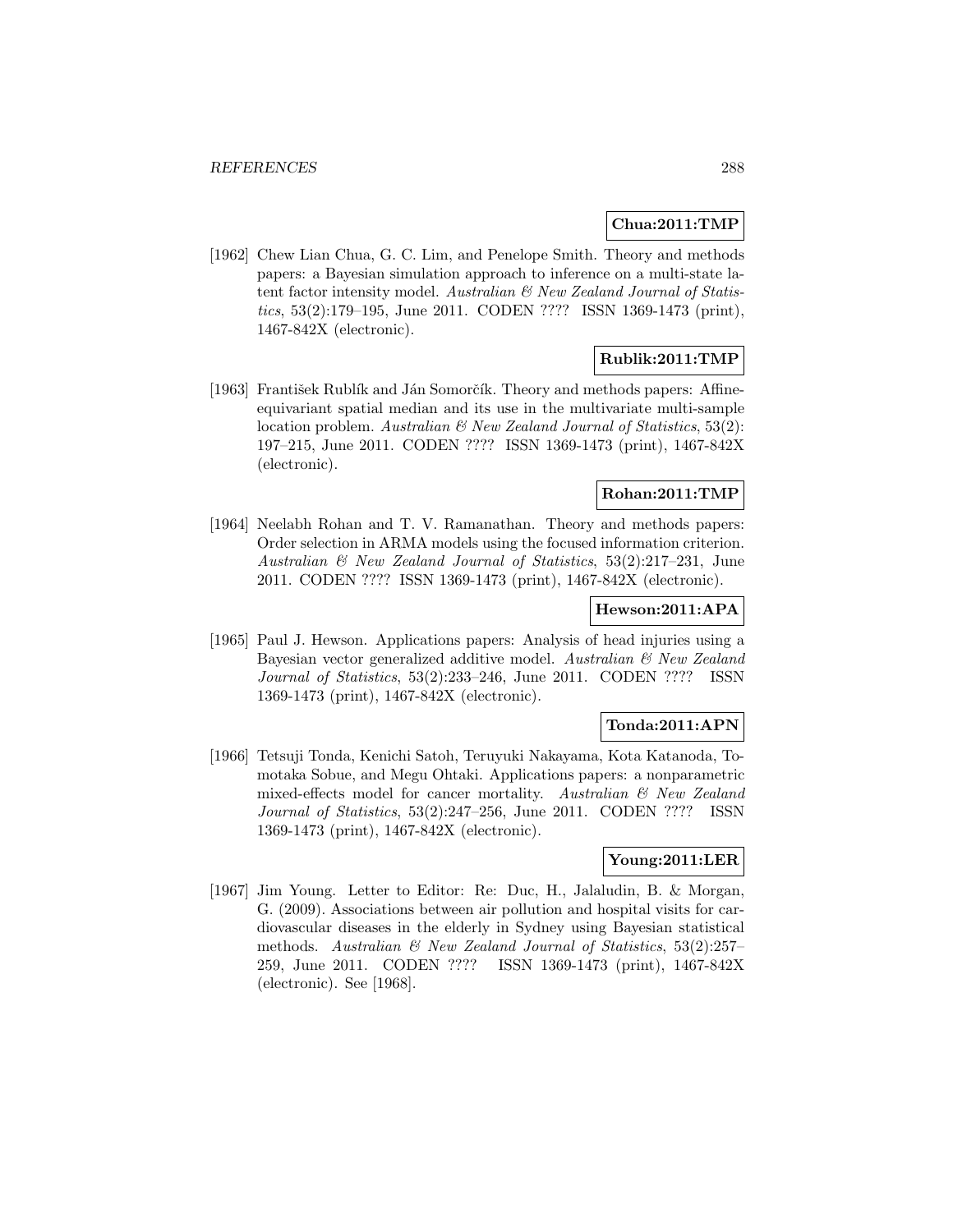**Chua:2011:TMP**

[1962] Chew Lian Chua, G. C. Lim, and Penelope Smith. Theory and methods papers: a Bayesian simulation approach to inference on a multi-state latent factor intensity model. *Australian & New Zealand Journal of Statistics*, 53(2):179–195, June 2011. CODEN ???? ISSN 1369-1473 (print), 1467-842X (electronic).

**Rublik:2011:TMP**

[1963] František Rublík and Ján Somorčík. Theory and methods papers: Affine-equivariant spatial median and its use in the multivariate multi-sample location problem. *Australian & New Zealand Journal of Statistics*, 53(2): 197–215, June 2011. CODEN ???? ISSN 1369-1473 (print), 1467-842X (electronic).

**Rohan:2011:TMP**

[1964] Neelabh Rohan and T. V. Ramanathan. Theory and methods papers: Order selection in ARMA models using the focused information criterion. *Australian & New Zealand Journal of Statistics*, 53(2):217–231, June 2011. CODEN ???? ISSN 1369-1473 (print), 1467-842X (electronic).

**Hewson:2011:APA**

[1965] Paul J. Hewson. Applications papers: Analysis of head injuries using a Bayesian vector generalized additive model. *Australian & New Zealand Journal of Statistics*, 53(2):233–246, June 2011. CODEN ???? ISSN 1369-1473 (print), 1467-842X (electronic).

**Tonda:2011:APN**

[1966] Tetsuji Tonda, Kenichi Satoh, Teruyuki Nakayama, Kota Katanoda, Tomotaka Sobue, and Megu Ohtaki. Applications papers: a nonparametric mixed-effects model for cancer mortality. *Australian & New Zealand Journal of Statistics*, 53(2):247–256, June 2011. CODEN ???? ISSN 1369-1473 (print), 1467-842X (electronic).

**Young:2011:LER**

[1967] Jim Young. Letter to Editor: Re: Duc, H., Jalaludin, B. & Morgan, G. (2009). Associations between air pollution and hospital visits for cardiovascular diseases in the elderly in Sydney using Bayesian statistical methods. *Australian & New Zealand Journal of Statistics*, 53(2):257–259, June 2011. CODEN ???? ISSN 1369-1473 (print), 1467-842X (electronic). See [1968].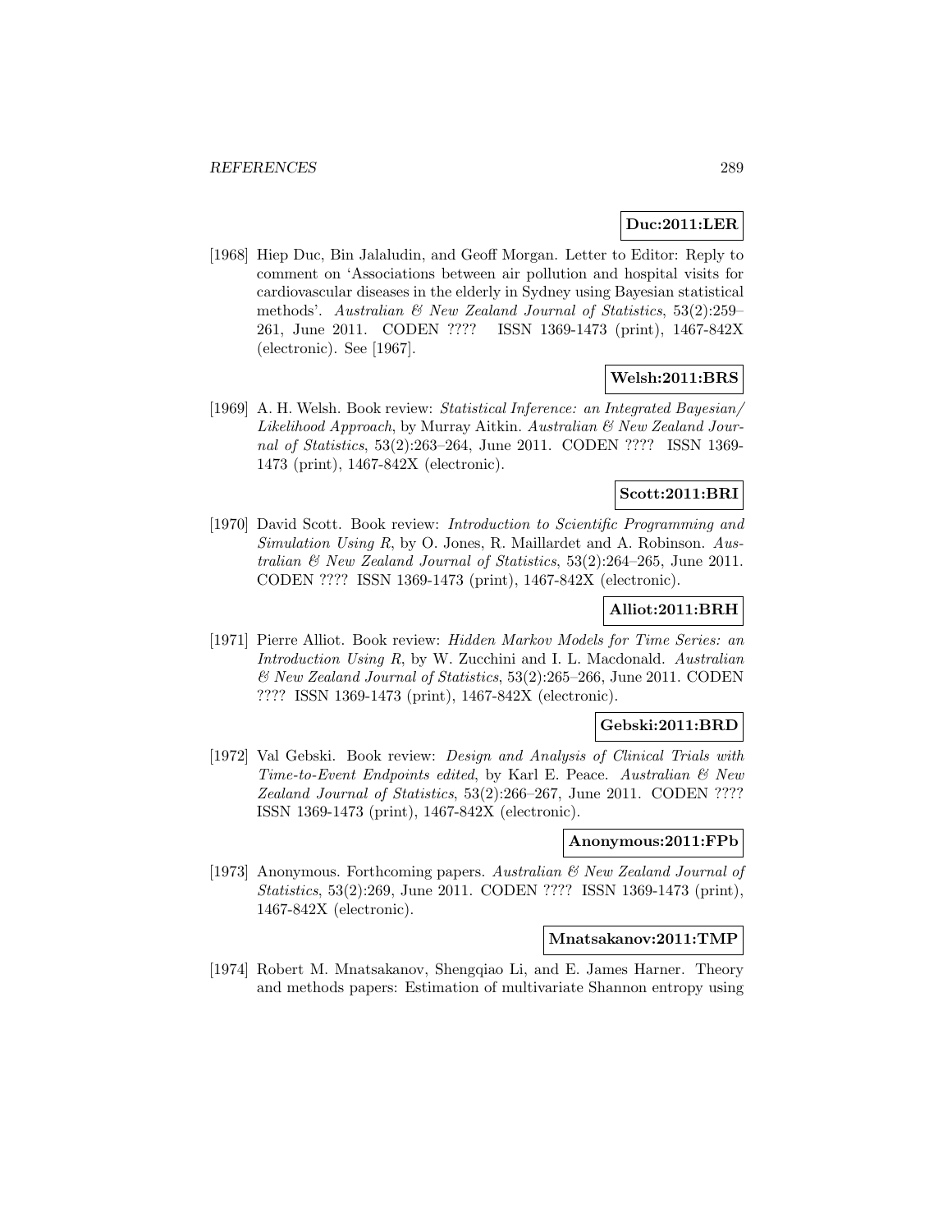**Duc:2011:LER**

[1968] Hiep Duc, Bin Jalaludin, and Geoff Morgan. Letter to Editor: Reply to comment on 'Associations between air pollution and hospital visits for cardiovascular diseases in the elderly in Sydney using Bayesian statistical methods'. *Australian & New Zealand Journal of Statistics*, 53(2):259–261, June 2011. CODEN ???? ISSN 1369-1473 (print), 1467-842X (electronic). See [1967].

**Welsh:2011:BRS**

[1969] A. H. Welsh. Book review: *Statistical Inference: an Integrated Bayesian/ Likelihood Approach*, by Murray Aitkin. *Australian & New Zealand Journal of Statistics*, 53(2):263–264, June 2011. CODEN ???? ISSN 1369-1473 (print), 1467-842X (electronic).

**Scott:2011:BRI**

[1970] David Scott. Book review: *Introduction to Scientific Programming and Simulation Using R*, by O. Jones, R. Maillardet and A. Robinson. *Australian & New Zealand Journal of Statistics*, 53(2):264–265, June 2011. CODEN ???? ISSN 1369-1473 (print), 1467-842X (electronic).

**Alliot:2011:BRH**

[1971] Pierre Alliot. Book review: *Hidden Markov Models for Time Series: an Introduction Using R*, by W. Zucchini and I. L. Macdonald. *Australian & New Zealand Journal of Statistics*, 53(2):265–266, June 2011. CODEN ???? ISSN 1369-1473 (print), 1467-842X (electronic).

**Gebski:2011:BRD**

[1972] Val Gebski. Book review: *Design and Analysis of Clinical Trials with Time-to-Event Endpoints edited*, by Karl E. Peace. *Australian & New Zealand Journal of Statistics*, 53(2):266–267, June 2011. CODEN ???? ISSN 1369-1473 (print), 1467-842X (electronic).

**Anonymous:2011:FPb**

[1973] Anonymous. Forthcoming papers. *Australian & New Zealand Journal of Statistics*, 53(2):269, June 2011. CODEN ???? ISSN 1369-1473 (print), 1467-842X (electronic).

**Mnatsakanov:2011:TMP**

[1974] Robert M. Mnatsakanov, Shengqiao Li, and E. James Harner. Theory and methods papers: Estimation of multivariate Shannon entropy using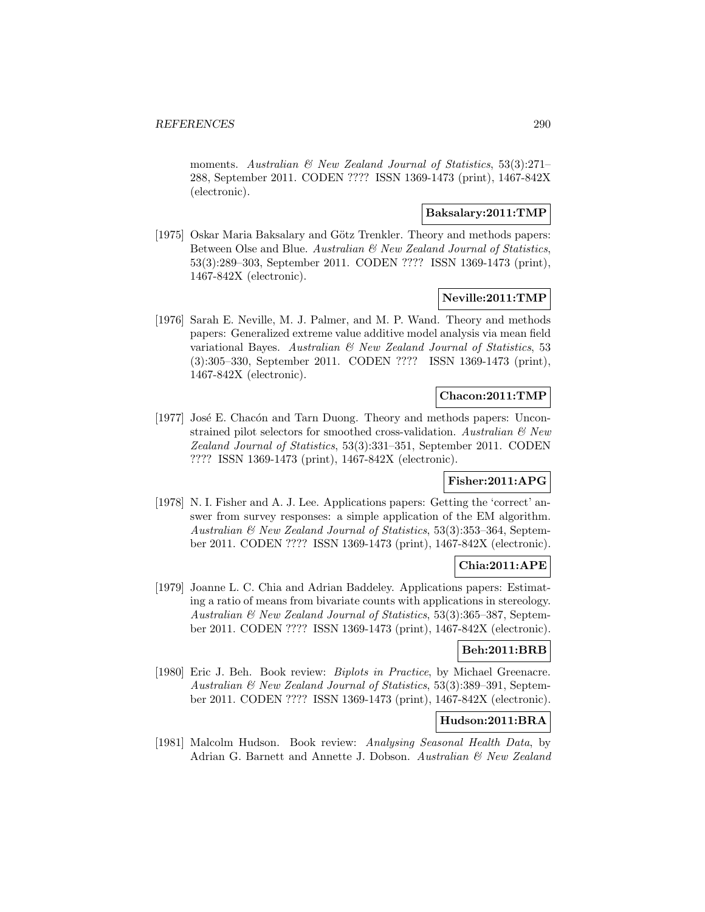moments. *Australian & New Zealand Journal of Statistics*, 53(3):271–288, September 2011. CODEN ???? ISSN 1369-1473 (print), 1467-842X (electronic).

**Baksalary:2011:TMP**

[1975] Oskar Maria Baksalary and Götz Trenkler. Theory and methods papers: Between Olse and Blue. *Australian & New Zealand Journal of Statistics*, 53(3):289–303, September 2011. CODEN ???? ISSN 1369-1473 (print), 1467-842X (electronic).

**Neville:2011:TMP**

[1976] Sarah E. Neville, M. J. Palmer, and M. P. Wand. Theory and methods papers: Generalized extreme value additive model analysis via mean field variational Bayes. *Australian & New Zealand Journal of Statistics*, 53 (3):305–330, September 2011. CODEN ???? ISSN 1369-1473 (print), 1467-842X (electronic).

**Chacon:2011:TMP**

[1977] José E. Chacón and Tarn Duong. Theory and methods papers: Unconstrained pilot selectors for smoothed cross-validation. *Australian & New Zealand Journal of Statistics*, 53(3):331–351, September 2011. CODEN ???? ISSN 1369-1473 (print), 1467-842X (electronic).

**Fisher:2011:APG**

[1978] N. I. Fisher and A. J. Lee. Applications papers: Getting the 'correct' answer from survey responses: a simple application of the EM algorithm. *Australian & New Zealand Journal of Statistics*, 53(3):353–364, September 2011. CODEN ???? ISSN 1369-1473 (print), 1467-842X (electronic).

**Chia:2011:APE**

[1979] Joanne L. C. Chia and Adrian Baddeley. Applications papers: Estimating a ratio of means from bivariate counts with applications in stereology. *Australian & New Zealand Journal of Statistics*, 53(3):365–387, September 2011. CODEN ???? ISSN 1369-1473 (print), 1467-842X (electronic).

**Beh:2011:BRB**

[1980] Eric J. Beh. Book review: *Biplots in Practice*, by Michael Greenacre. *Australian & New Zealand Journal of Statistics*, 53(3):389–391, September 2011. CODEN ???? ISSN 1369-1473 (print), 1467-842X (electronic).

**Hudson:2011:BRA**

[1981] Malcolm Hudson. Book review: *Analysing Seasonal Health Data*, by Adrian G. Barnett and Annette J. Dobson. *Australian & New Zealand*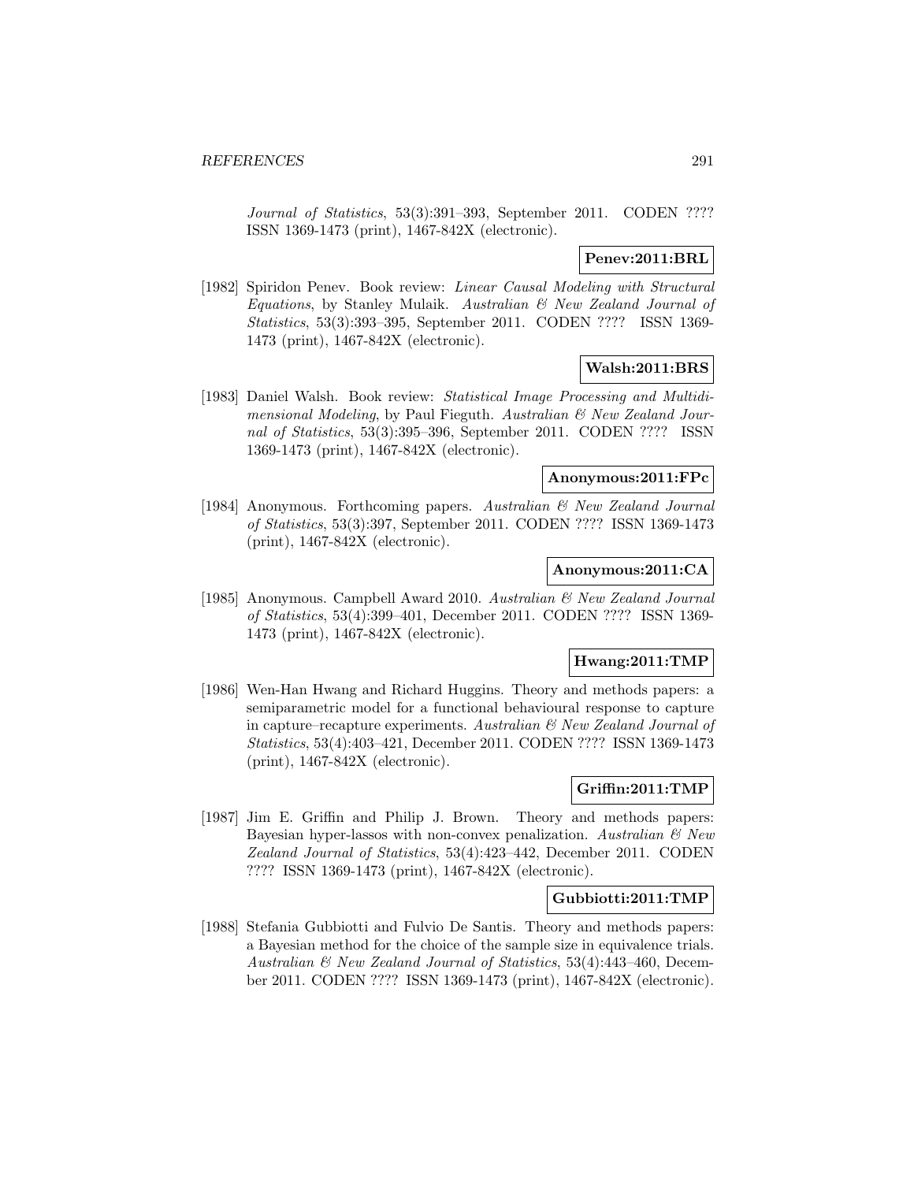*Journal of Statistics*, 53(3):391–393, September 2011. CODEN ???? ISSN 1369-1473 (print), 1467-842X (electronic).

**Penev:2011:BRL**

[1982] Spiridon Penev. Book review: *Linear Causal Modeling with Structural Equations*, by Stanley Mulaik. *Australian & New Zealand Journal of Statistics*, 53(3):393–395, September 2011. CODEN ???? ISSN 1369-1473 (print), 1467-842X (electronic).

**Walsh:2011:BRS**

[1983] Daniel Walsh. Book review: *Statistical Image Processing and Multidimensional Modeling*, by Paul Fieguth. *Australian & New Zealand Journal of Statistics*, 53(3):395–396, September 2011. CODEN ???? ISSN 1369-1473 (print), 1467-842X (electronic).

**Anonymous:2011:FPc**

[1984] Anonymous. Forthcoming papers. *Australian & New Zealand Journal of Statistics*, 53(3):397, September 2011. CODEN ???? ISSN 1369-1473 (print), 1467-842X (electronic).

**Anonymous:2011:CA**

[1985] Anonymous. Campbell Award 2010. *Australian & New Zealand Journal of Statistics*, 53(4):399–401, December 2011. CODEN ???? ISSN 1369-1473 (print), 1467-842X (electronic).

**Hwang:2011:TMP**

[1986] Wen-Han Hwang and Richard Huggins. Theory and methods papers: a semiparametric model for a functional behavioural response to capture in capture–recapture experiments. *Australian & New Zealand Journal of Statistics*, 53(4):403–421, December 2011. CODEN ???? ISSN 1369-1473 (print), 1467-842X (electronic).

**Griffin:2011:TMP**

[1987] Jim E. Griffin and Philip J. Brown. Theory and methods papers: Bayesian hyper-lassos with non-convex penalization. *Australian & New Zealand Journal of Statistics*, 53(4):423–442, December 2011. CODEN ???? ISSN 1369-1473 (print), 1467-842X (electronic).

**Gubbiotti:2011:TMP**

[1988] Stefania Gubbiotti and Fulvio De Santis. Theory and methods papers: a Bayesian method for the choice of the sample size in equivalence trials. *Australian & New Zealand Journal of Statistics*, 53(4):443–460, December 2011. CODEN ???? ISSN 1369-1473 (print), 1467-842X (electronic).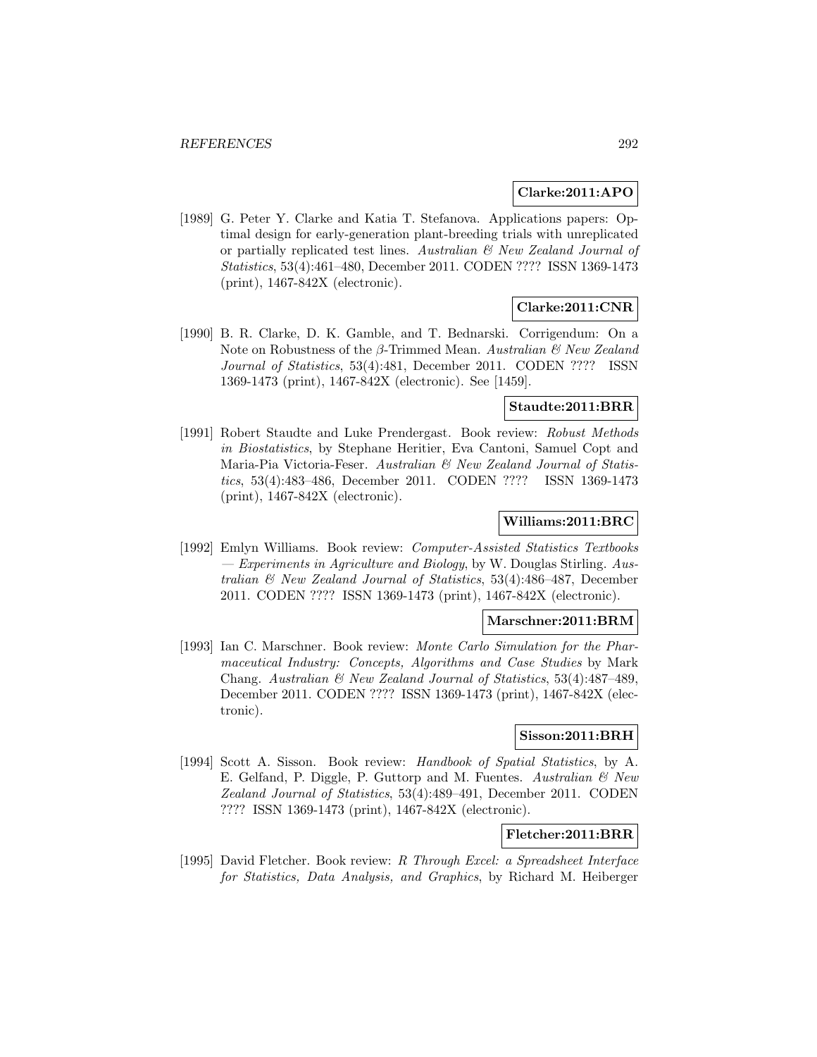**Clarke:2011:APO**

[1989] G. Peter Y. Clarke and Katia T. Stefanova. Applications papers: Optimal design for early-generation plant-breeding trials with unreplicated or partially replicated test lines. *Australian & New Zealand Journal of Statistics*, 53(4):461–480, December 2011. CODEN ???? ISSN 1369-1473 (print), 1467-842X (electronic).

**Clarke:2011:CNR**

[1990] B. R. Clarke, D. K. Gamble, and T. Bednarski. Corrigendum: On a Note on Robustness of the $\beta$-Trimmed Mean. *Australian & New Zealand Journal of Statistics*, 53(4):481, December 2011. CODEN ???? ISSN 1369-1473 (print), 1467-842X (electronic). See [1459].

**Staudte:2011:BRR**

[1991] Robert Staudte and Luke Prendergast. Book review: *Robust Methods in Biostatistics*, by Stephane Heritier, Eva Cantoni, Samuel Copt and Maria-Pia Victoria-Feser. *Australian & New Zealand Journal of Statistics*, 53(4):483–486, December 2011. CODEN ???? ISSN 1369-1473 (print), 1467-842X (electronic).

**Williams:2011:BRC**

[1992] Emlyn Williams. Book review: *Computer-Assisted Statistics Textbooks — Experiments in Agriculture and Biology*, by W. Douglas Stirling. *Australian & New Zealand Journal of Statistics*, 53(4):486–487, December 2011. CODEN ???? ISSN 1369-1473 (print), 1467-842X (electronic).

**Marschner:2011:BRM**

[1993] Ian C. Marschner. Book review: *Monte Carlo Simulation for the Pharmaceutical Industry: Concepts, Algorithms and Case Studies* by Mark Chang. *Australian & New Zealand Journal of Statistics*, 53(4):487–489, December 2011. CODEN ???? ISSN 1369-1473 (print), 1467-842X (electronic).

**Sisson:2011:BRH**

[1994] Scott A. Sisson. Book review: *Handbook of Spatial Statistics*, by A. E. Gelfand, P. Diggle, P. Guttorp and M. Fuentes. *Australian & New Zealand Journal of Statistics*, 53(4):489–491, December 2011. CODEN ???? ISSN 1369-1473 (print), 1467-842X (electronic).

**Fletcher:2011:BRR**

[1995] David Fletcher. Book review: *R Through Excel: a Spreadsheet Interface for Statistics, Data Analysis, and Graphics*, by Richard M. Heiberger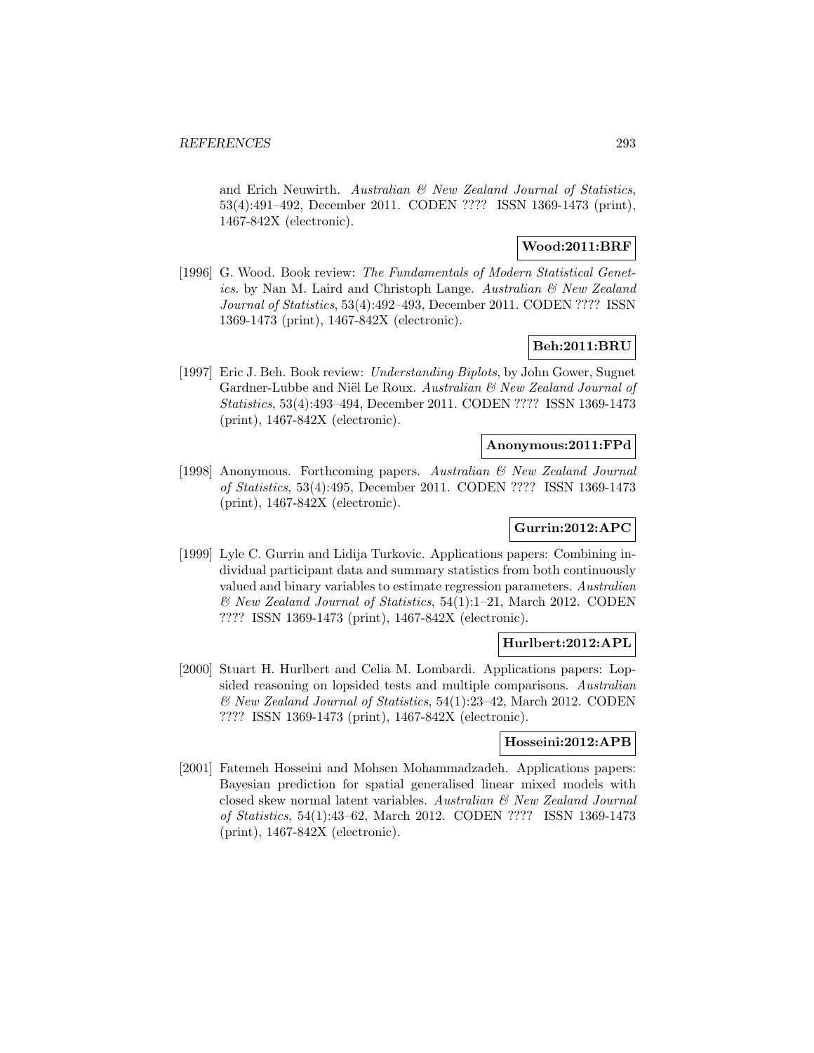and Erich Neuwirth. *Australian & New Zealand Journal of Statistics*, 53(4):491–492, December 2011. CODEN ???? ISSN 1369-1473 (print), 1467-842X (electronic).

**Wood:2011:BRF**

[1996] G. Wood. Book review: *The Fundamentals of Modern Statistical Genetics*. by Nan M. Laird and Christoph Lange. *Australian & New Zealand Journal of Statistics*, 53(4):492–493, December 2011. CODEN ???? ISSN 1369-1473 (print), 1467-842X (electronic).

**Beh:2011:BRU**

[1997] Eric J. Beh. Book review: *Understanding Biplots*, by John Gower, Sugnet Gardner-Lubbe and Niël Le Roux. *Australian & New Zealand Journal of Statistics*, 53(4):493–494, December 2011. CODEN ???? ISSN 1369-1473 (print), 1467-842X (electronic).

**Anonymous:2011:FPd**

[1998] Anonymous. Forthcoming papers. *Australian & New Zealand Journal of Statistics*, 53(4):495, December 2011. CODEN ???? ISSN 1369-1473 (print), 1467-842X (electronic).

**Gurrin:2012:APC**

[1999] Lyle C. Gurrin and Lidija Turkovic. Applications papers: Combining individual participant data and summary statistics from both continuously valued and binary variables to estimate regression parameters. *Australian & New Zealand Journal of Statistics*, 54(1):1–21, March 2012. CODEN ???? ISSN 1369-1473 (print), 1467-842X (electronic).

**Hurlbert:2012:APL**

[2000] Stuart H. Hurlbert and Celia M. Lombardi. Applications papers: Lopsided reasoning on lopsided tests and multiple comparisons. *Australian & New Zealand Journal of Statistics*, 54(1):23–42, March 2012. CODEN ???? ISSN 1369-1473 (print), 1467-842X (electronic).

**Hosseini:2012:APB**

[2001] Fatemeh Hosseini and Mohsen Mohammadzadeh. Applications papers: Bayesian prediction for spatial generalised linear mixed models with closed skew normal latent variables. *Australian & New Zealand Journal of Statistics*, 54(1):43–62, March 2012. CODEN ???? ISSN 1369-1473 (print), 1467-842X (electronic).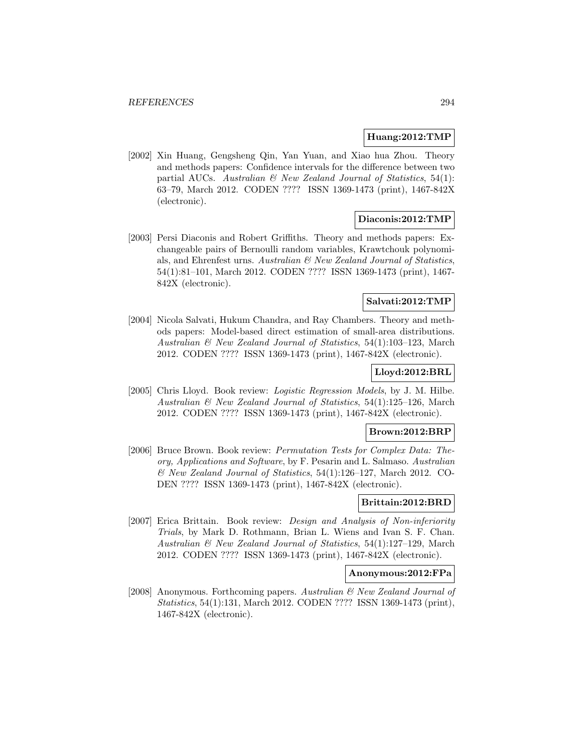**Huang:2012:TMP**

[2002] Xin Huang, Gengsheng Qin, Yan Yuan, and Xiao hua Zhou. Theory and methods papers: Confidence intervals for the difference between two partial AUCs. *Australian & New Zealand Journal of Statistics*, 54(1): 63–79, March 2012. CODEN ???? ISSN 1369-1473 (print), 1467-842X (electronic).

**Diaconis:2012:TMP**

[2003] Persi Diaconis and Robert Griffiths. Theory and methods papers: Exchangeable pairs of Bernoulli random variables, Krawtchouk polynomials, and Ehrenfest urns. *Australian & New Zealand Journal of Statistics*, 54(1):81–101, March 2012. CODEN ???? ISSN 1369-1473 (print), 1467-842X (electronic).

**Salvati:2012:TMP**

[2004] Nicola Salvati, Hukum Chandra, and Ray Chambers. Theory and methods papers: Model-based direct estimation of small-area distributions. *Australian & New Zealand Journal of Statistics*, 54(1):103–123, March 2012. CODEN ???? ISSN 1369-1473 (print), 1467-842X (electronic).

**Lloyd:2012:BRL**

[2005] Chris Lloyd. Book review: *Logistic Regression Models*, by J. M. Hilbe. *Australian & New Zealand Journal of Statistics*, 54(1):125–126, March 2012. CODEN ???? ISSN 1369-1473 (print), 1467-842X (electronic).

**Brown:2012:BRP**

[2006] Bruce Brown. Book review: *Permutation Tests for Complex Data: Theory, Applications and Software*, by F. Pesarin and L. Salmaso. *Australian & New Zealand Journal of Statistics*, 54(1):126–127, March 2012. CODEN ???? ISSN 1369-1473 (print), 1467-842X (electronic).

**Brittain:2012:BRD**

[2007] Erica Brittain. Book review: *Design and Analysis of Non-inferiority Trials*, by Mark D. Rothmann, Brian L. Wiens and Ivan S. F. Chan. *Australian & New Zealand Journal of Statistics*, 54(1):127–129, March 2012. CODEN ???? ISSN 1369-1473 (print), 1467-842X (electronic).

**Anonymous:2012:FPa**

[2008] Anonymous. Forthcoming papers. *Australian & New Zealand Journal of Statistics*, 54(1):131, March 2012. CODEN ???? ISSN 1369-1473 (print), 1467-842X (electronic).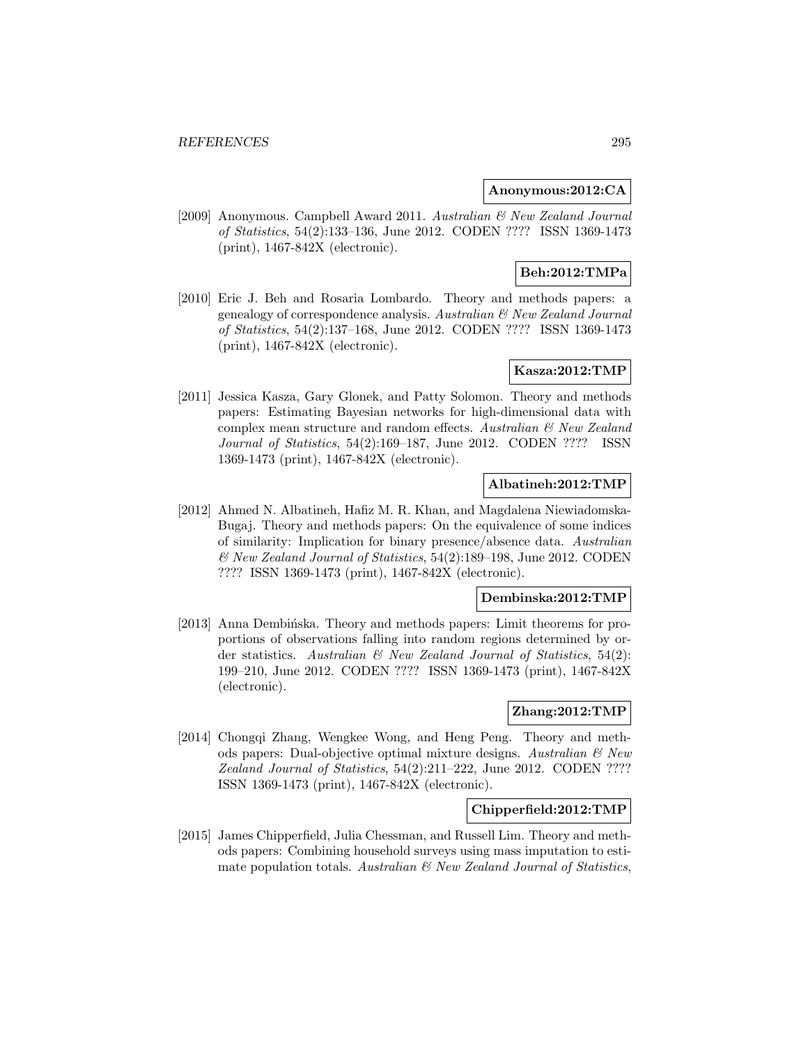**Anonymous:2012:CA**

[2009] Anonymous. Campbell Award 2011. *Australian & New Zealand Journal of Statistics*, 54(2):133–136, June 2012. CODEN ???? ISSN 1369-1473 (print), 1467-842X (electronic).

**Beh:2012:TMPa**

[2010] Eric J. Beh and Rosaria Lombardo. Theory and methods papers: a genealogy of correspondence analysis. *Australian & New Zealand Journal of Statistics*, 54(2):137–168, June 2012. CODEN ???? ISSN 1369-1473 (print), 1467-842X (electronic).

**Kasza:2012:TMP**

[2011] Jessica Kasza, Gary Glonek, and Patty Solomon. Theory and methods papers: Estimating Bayesian networks for high-dimensional data with complex mean structure and random effects. *Australian & New Zealand Journal of Statistics*, 54(2):169–187, June 2012. CODEN ???? ISSN 1369-1473 (print), 1467-842X (electronic).

**Albatineh:2012:TMP**

[2012] Ahmed N. Albatineh, Hafiz M. R. Khan, and Magdalena Niewiadomska-Bugaj. Theory and methods papers: On the equivalence of some indices of similarity: Implication for binary presence/absence data. *Australian & New Zealand Journal of Statistics*, 54(2):189–198, June 2012. CODEN ???? ISSN 1369-1473 (print), 1467-842X (electronic).

**Dembinska:2012:TMP**

[2013] Anna Dembińska. Theory and methods papers: Limit theorems for proportions of observations falling into random regions determined by order statistics. *Australian & New Zealand Journal of Statistics*, 54(2): 199–210, June 2012. CODEN ???? ISSN 1369-1473 (print), 1467-842X (electronic).

**Zhang:2012:TMP**

[2014] Chongqi Zhang, Wengkee Wong, and Heng Peng. Theory and methods papers: Dual-objective optimal mixture designs. *Australian & New Zealand Journal of Statistics*, 54(2):211–222, June 2012. CODEN ???? ISSN 1369-1473 (print), 1467-842X (electronic).

**Chipperfield:2012:TMP**

[2015] James Chipperfield, Julia Chessman, and Russell Lim. Theory and methods papers: Combining household surveys using mass imputation to estimate population totals. *Australian & New Zealand Journal of Statistics*,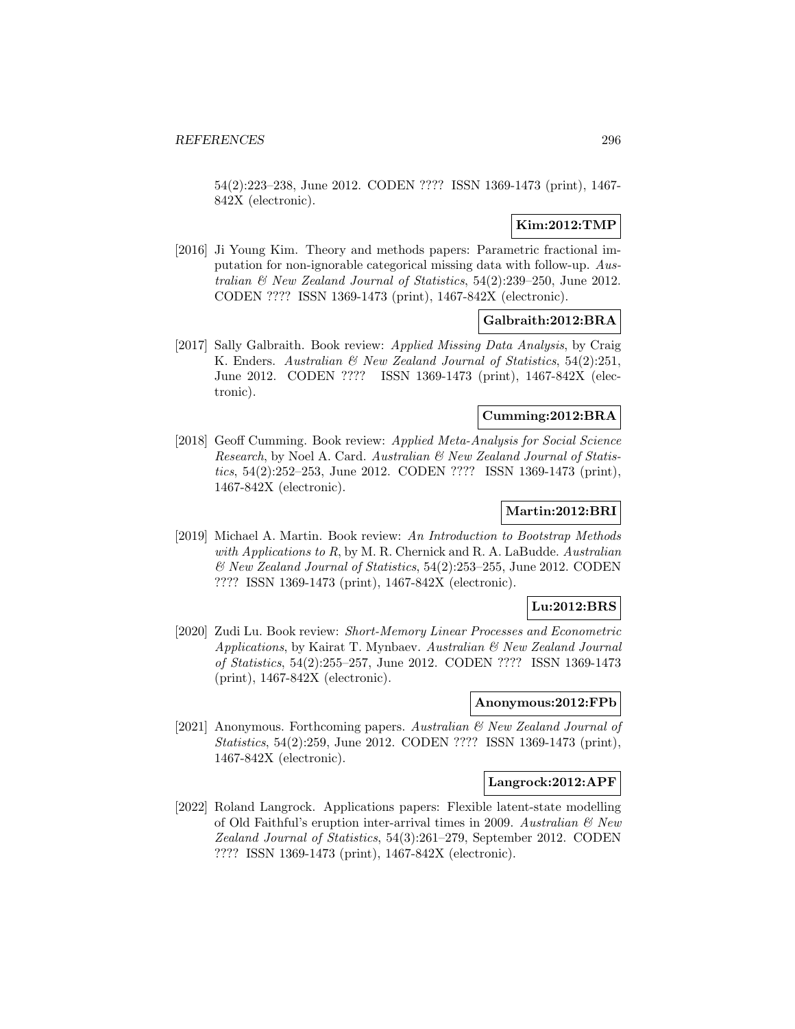54(2):223–238, June 2012. CODEN ???? ISSN 1369-1473 (print), 1467-842X (electronic).

**Kim:2012:TMP**

[2016] Ji Young Kim. Theory and methods papers: Parametric fractional imputation for non-ignorable categorical missing data with follow-up. *Australian & New Zealand Journal of Statistics*, 54(2):239–250, June 2012. CODEN ???? ISSN 1369-1473 (print), 1467-842X (electronic).

**Galbraith:2012:BRA**

[2017] Sally Galbraith. Book review: *Applied Missing Data Analysis*, by Craig K. Enders. *Australian & New Zealand Journal of Statistics*, 54(2):251, June 2012. CODEN ???? ISSN 1369-1473 (print), 1467-842X (electronic).

**Cumming:2012:BRA**

[2018] Geoff Cumming. Book review: *Applied Meta-Analysis for Social Science Research*, by Noel A. Card. *Australian & New Zealand Journal of Statistics*, 54(2):252–253, June 2012. CODEN ???? ISSN 1369-1473 (print), 1467-842X (electronic).

**Martin:2012:BRI**

[2019] Michael A. Martin. Book review: *An Introduction to Bootstrap Methods with Applications to R*, by M. R. Chernick and R. A. LaBudde. *Australian & New Zealand Journal of Statistics*, 54(2):253–255, June 2012. CODEN ???? ISSN 1369-1473 (print), 1467-842X (electronic).

**Lu:2012:BRS**

[2020] Zudi Lu. Book review: *Short-Memory Linear Processes and Econometric Applications*, by Kairat T. Mynbaev. *Australian & New Zealand Journal of Statistics*, 54(2):255–257, June 2012. CODEN ???? ISSN 1369-1473 (print), 1467-842X (electronic).

**Anonymous:2012:FPb**

[2021] Anonymous. Forthcoming papers. *Australian & New Zealand Journal of Statistics*, 54(2):259, June 2012. CODEN ???? ISSN 1369-1473 (print), 1467-842X (electronic).

**Langrock:2012:APF**

[2022] Roland Langrock. Applications papers: Flexible latent-state modelling of Old Faithful's eruption inter-arrival times in 2009. *Australian & New Zealand Journal of Statistics*, 54(3):261–279, September 2012. CODEN ???? ISSN 1369-1473 (print), 1467-842X (electronic).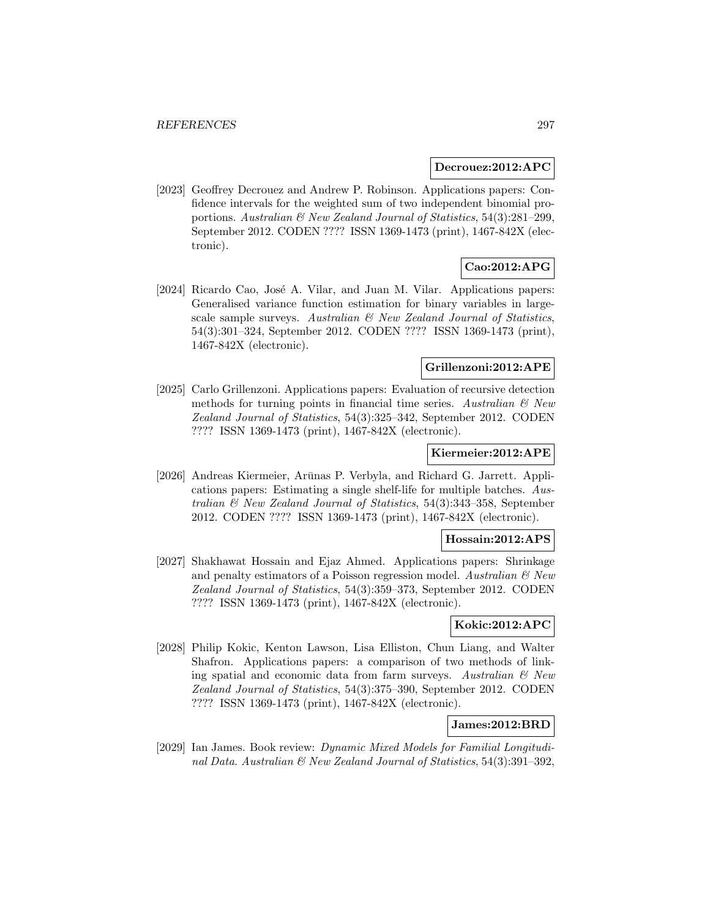**Decrouez:2012:APC**

[2023] Geoffrey Decrouez and Andrew P. Robinson. Applications papers: Confidence intervals for the weighted sum of two independent binomial proportions. *Australian & New Zealand Journal of Statistics*, 54(3):281–299, September 2012. CODEN ???? ISSN 1369-1473 (print), 1467-842X (electronic).

**Cao:2012:APG**

[2024] Ricardo Cao, José A. Vilar, and Juan M. Vilar. Applications papers: Generalised variance function estimation for binary variables in large-scale sample surveys. *Australian & New Zealand Journal of Statistics*, 54(3):301–324, September 2012. CODEN ???? ISSN 1369-1473 (print), 1467-842X (electronic).

**Grillenzoni:2012:APE**

[2025] Carlo Grillenzoni. Applications papers: Evaluation of recursive detection methods for turning points in financial time series. *Australian & New Zealand Journal of Statistics*, 54(3):325–342, September 2012. CODEN ???? ISSN 1369-1473 (print), 1467-842X (electronic).

**Kiermeier:2012:APE**

[2026] Andreas Kiermeier, Arūnas P. Verbyla, and Richard G. Jarrett. Applications papers: Estimating a single shelf-life for multiple batches. *Australian & New Zealand Journal of Statistics*, 54(3):343–358, September 2012. CODEN ???? ISSN 1369-1473 (print), 1467-842X (electronic).

**Hossain:2012:APS**

[2027] Shakhawat Hossain and Ejaz Ahmed. Applications papers: Shrinkage and penalty estimators of a Poisson regression model. *Australian & New Zealand Journal of Statistics*, 54(3):359–373, September 2012. CODEN ???? ISSN 1369-1473 (print), 1467-842X (electronic).

**Kokic:2012:APC**

[2028] Philip Kokic, Kenton Lawson, Lisa Elliston, Chun Liang, and Walter Shafron. Applications papers: a comparison of two methods of linking spatial and economic data from farm surveys. *Australian & New Zealand Journal of Statistics*, 54(3):375–390, September 2012. CODEN ???? ISSN 1369-1473 (print), 1467-842X (electronic).

**James:2012:BRD**

[2029] Ian James. Book review: *Dynamic Mixed Models for Familial Longitudinal Data*. *Australian & New Zealand Journal of Statistics*, 54(3):391–392,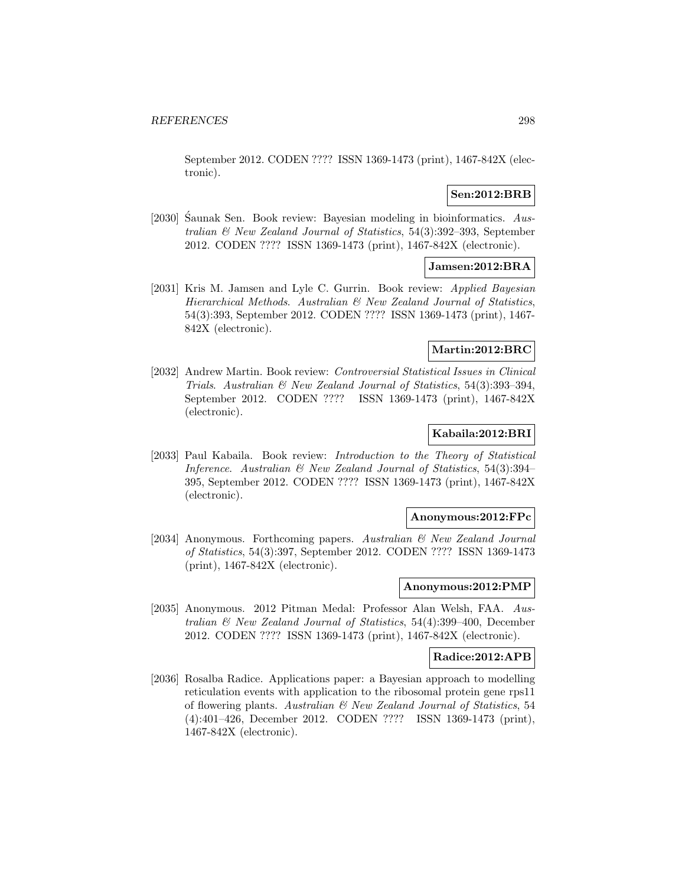September 2012. CODEN ???? ISSN 1369-1473 (print), 1467-842X (electronic).

**Sen:2012:BRB**

[2030] Śaunak Sen. Book review: Bayesian modeling in bioinformatics. *Australian & New Zealand Journal of Statistics*, 54(3):392–393, September 2012. CODEN ???? ISSN 1369-1473 (print), 1467-842X (electronic).

**Jamsen:2012:BRA**

[2031] Kris M. Jamsen and Lyle C. Gurrin. Book review: *Applied Bayesian Hierarchical Methods*. *Australian & New Zealand Journal of Statistics*, 54(3):393, September 2012. CODEN ???? ISSN 1369-1473 (print), 1467-842X (electronic).

**Martin:2012:BRC**

[2032] Andrew Martin. Book review: *Controversial Statistical Issues in Clinical Trials*. *Australian & New Zealand Journal of Statistics*, 54(3):393–394, September 2012. CODEN ???? ISSN 1369-1473 (print), 1467-842X (electronic).

**Kabaila:2012:BRI**

[2033] Paul Kabaila. Book review: *Introduction to the Theory of Statistical Inference*. *Australian & New Zealand Journal of Statistics*, 54(3):394–395, September 2012. CODEN ???? ISSN 1369-1473 (print), 1467-842X (electronic).

**Anonymous:2012:FPc**

[2034] Anonymous. Forthcoming papers. *Australian & New Zealand Journal of Statistics*, 54(3):397, September 2012. CODEN ???? ISSN 1369-1473 (print), 1467-842X (electronic).

**Anonymous:2012:PMP**

[2035] Anonymous. 2012 Pitman Medal: Professor Alan Welsh, FAA. *Australian & New Zealand Journal of Statistics*, 54(4):399–400, December 2012. CODEN ???? ISSN 1369-1473 (print), 1467-842X (electronic).

**Radice:2012:APB**

[2036] Rosalba Radice. Applications paper: a Bayesian approach to modelling reticulation events with application to the ribosomal protein gene rps11 of flowering plants. *Australian & New Zealand Journal of Statistics*, 54 (4):401–426, December 2012. CODEN ???? ISSN 1369-1473 (print), 1467-842X (electronic).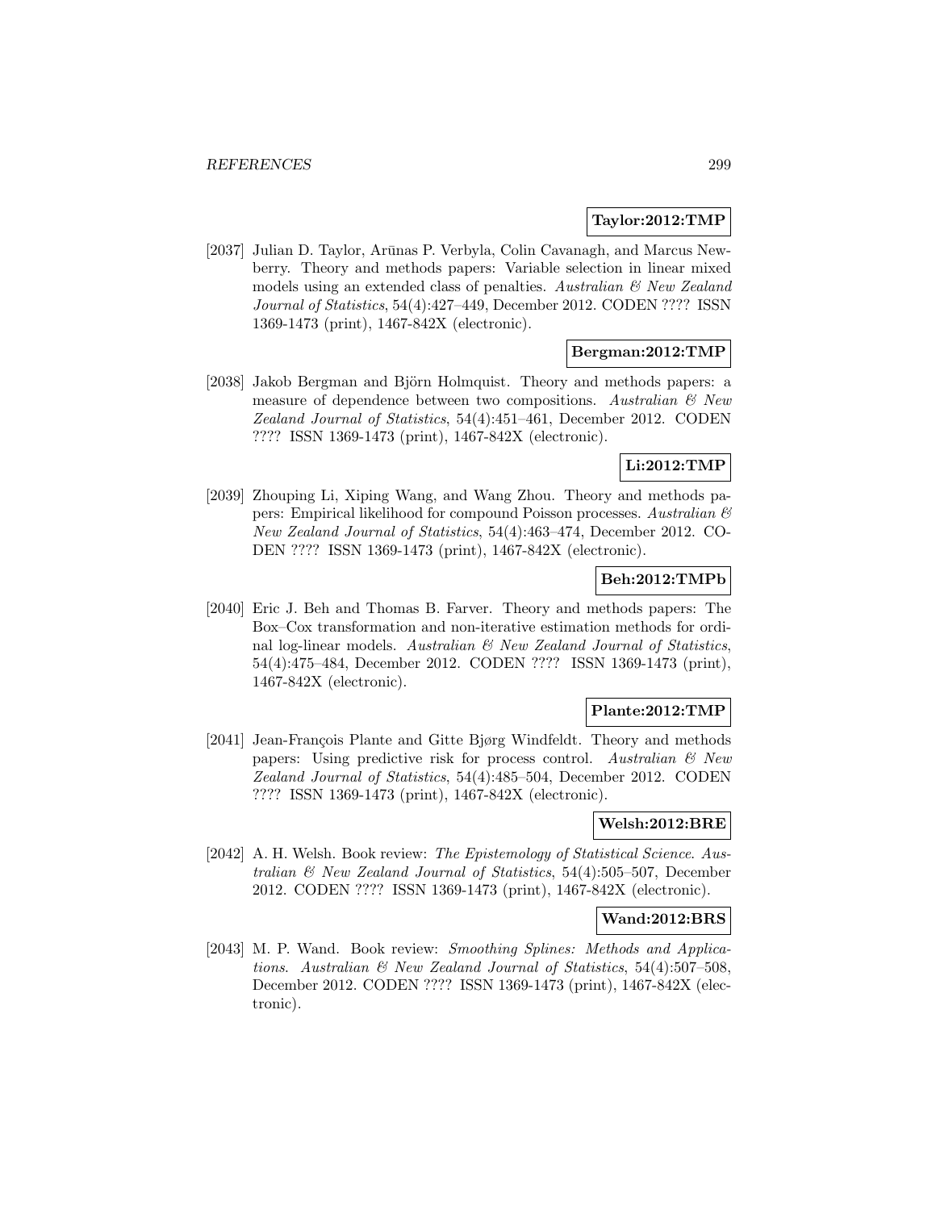**Taylor:2012:TMP**

[2037] Julian D. Taylor, Arūnas P. Verbyla, Colin Cavanagh, and Marcus Newberry. Theory and methods papers: Variable selection in linear mixed models using an extended class of penalties. *Australian & New Zealand Journal of Statistics*, 54(4):427–449, December 2012. CODEN ???? ISSN 1369-1473 (print), 1467-842X (electronic).

**Bergman:2012:TMP**

[2038] Jakob Bergman and Björn Holmquist. Theory and methods papers: a measure of dependence between two compositions. *Australian & New Zealand Journal of Statistics*, 54(4):451–461, December 2012. CODEN ???? ISSN 1369-1473 (print), 1467-842X (electronic).

**Li:2012:TMP**

[2039] Zhouping Li, Xiping Wang, and Wang Zhou. Theory and methods papers: Empirical likelihood for compound Poisson processes. *Australian & New Zealand Journal of Statistics*, 54(4):463–474, December 2012. CODEN ???? ISSN 1369-1473 (print), 1467-842X (electronic).

**Beh:2012:TMPb**

[2040] Eric J. Beh and Thomas B. Farver. Theory and methods papers: The Box–Cox transformation and non-iterative estimation methods for ordinal log-linear models. *Australian & New Zealand Journal of Statistics*, 54(4):475–484, December 2012. CODEN ???? ISSN 1369-1473 (print), 1467-842X (electronic).

**Plante:2012:TMP**

[2041] Jean-François Plante and Gitte Bjørg Windfeldt. Theory and methods papers: Using predictive risk for process control. *Australian & New Zealand Journal of Statistics*, 54(4):485–504, December 2012. CODEN ???? ISSN 1369-1473 (print), 1467-842X (electronic).

**Welsh:2012:BRE**

[2042] A. H. Welsh. Book review: *The Epistemology of Statistical Science*. *Australian & New Zealand Journal of Statistics*, 54(4):505–507, December 2012. CODEN ???? ISSN 1369-1473 (print), 1467-842X (electronic).

**Wand:2012:BRS**

[2043] M. P. Wand. Book review: *Smoothing Splines: Methods and Applications*. *Australian & New Zealand Journal of Statistics*, 54(4):507–508, December 2012. CODEN ???? ISSN 1369-1473 (print), 1467-842X (electronic).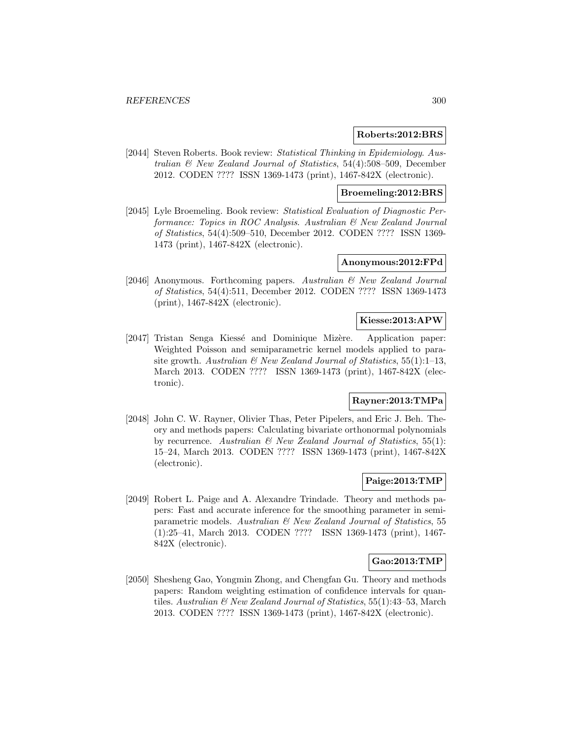**Roberts:2012:BRS**

[2044] Steven Roberts. Book review: *Statistical Thinking in Epidemiology*. *Australian & New Zealand Journal of Statistics*, 54(4):508–509, December 2012. CODEN ???? ISSN 1369-1473 (print), 1467-842X (electronic).

**Broemeling:2012:BRS**

[2045] Lyle Broemeling. Book review: *Statistical Evaluation of Diagnostic Performance: Topics in ROC Analysis*. *Australian & New Zealand Journal of Statistics*, 54(4):509–510, December 2012. CODEN ???? ISSN 1369-1473 (print), 1467-842X (electronic).

**Anonymous:2012:FPd**

[2046] Anonymous. Forthcoming papers. *Australian & New Zealand Journal of Statistics*, 54(4):511, December 2012. CODEN ???? ISSN 1369-1473 (print), 1467-842X (electronic).

**Kiesse:2013:APW**

[2047] Tristan Senga Kiessé and Dominique Mizère. Application paper: Weighted Poisson and semiparametric kernel models applied to parasite growth. *Australian & New Zealand Journal of Statistics*, 55(1):1–13, March 2013. CODEN ???? ISSN 1369-1473 (print), 1467-842X (electronic).

**Rayner:2013:TMPa**

[2048] John C. W. Rayner, Olivier Thas, Peter Pipelers, and Eric J. Beh. Theory and methods papers: Calculating bivariate orthonormal polynomials by recurrence. *Australian & New Zealand Journal of Statistics*, 55(1): 15–24, March 2013. CODEN ???? ISSN 1369-1473 (print), 1467-842X (electronic).

**Paige:2013:TMP**

[2049] Robert L. Paige and A. Alexandre Trindade. Theory and methods papers: Fast and accurate inference for the smoothing parameter in semiparametric models. *Australian & New Zealand Journal of Statistics*, 55 (1):25–41, March 2013. CODEN ???? ISSN 1369-1473 (print), 1467-842X (electronic).

**Gao:2013:TMP**

[2050] Shesheng Gao, Yongmin Zhong, and Chengfan Gu. Theory and methods papers: Random weighting estimation of confidence intervals for quantiles. *Australian & New Zealand Journal of Statistics*, 55(1):43–53, March 2013. CODEN ???? ISSN 1369-1473 (print), 1467-842X (electronic).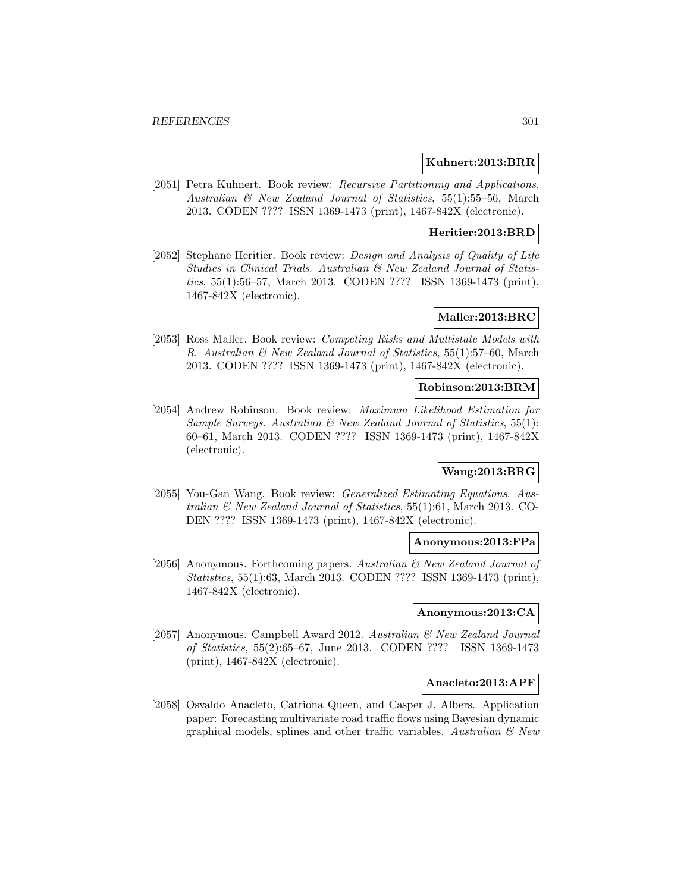**Kuhnert:2013:BRR**

[2051] Petra Kuhnert. Book review: *Recursive Partitioning and Applications*. *Australian & New Zealand Journal of Statistics*, 55(1):55–56, March 2013. CODEN ???? ISSN 1369-1473 (print), 1467-842X (electronic).

**Heritier:2013:BRD**

[2052] Stephane Heritier. Book review: *Design and Analysis of Quality of Life Studies in Clinical Trials*. *Australian & New Zealand Journal of Statistics*, 55(1):56–57, March 2013. CODEN ???? ISSN 1369-1473 (print), 1467-842X (electronic).

**Maller:2013:BRC**

[2053] Ross Maller. Book review: *Competing Risks and Multistate Models with R*. *Australian & New Zealand Journal of Statistics*, 55(1):57–60, March 2013. CODEN ???? ISSN 1369-1473 (print), 1467-842X (electronic).

**Robinson:2013:BRM**

[2054] Andrew Robinson. Book review: *Maximum Likelihood Estimation for Sample Surveys*. *Australian & New Zealand Journal of Statistics*, 55(1): 60–61, March 2013. CODEN ???? ISSN 1369-1473 (print), 1467-842X (electronic).

**Wang:2013:BRG**

[2055] You-Gan Wang. Book review: *Generalized Estimating Equations*. *Australian & New Zealand Journal of Statistics*, 55(1):61, March 2013. CODEN ???? ISSN 1369-1473 (print), 1467-842X (electronic).

**Anonymous:2013:FPa**

[2056] Anonymous. Forthcoming papers. *Australian & New Zealand Journal of Statistics*, 55(1):63, March 2013. CODEN ???? ISSN 1369-1473 (print), 1467-842X (electronic).

**Anonymous:2013:CA**

[2057] Anonymous. Campbell Award 2012. *Australian & New Zealand Journal of Statistics*, 55(2):65–67, June 2013. CODEN ???? ISSN 1369-1473 (print), 1467-842X (electronic).

**Anacleto:2013:APF**

[2058] Osvaldo Anacleto, Catriona Queen, and Casper J. Albers. Application paper: Forecasting multivariate road traffic flows using Bayesian dynamic graphical models, splines and other traffic variables. *Australian & New*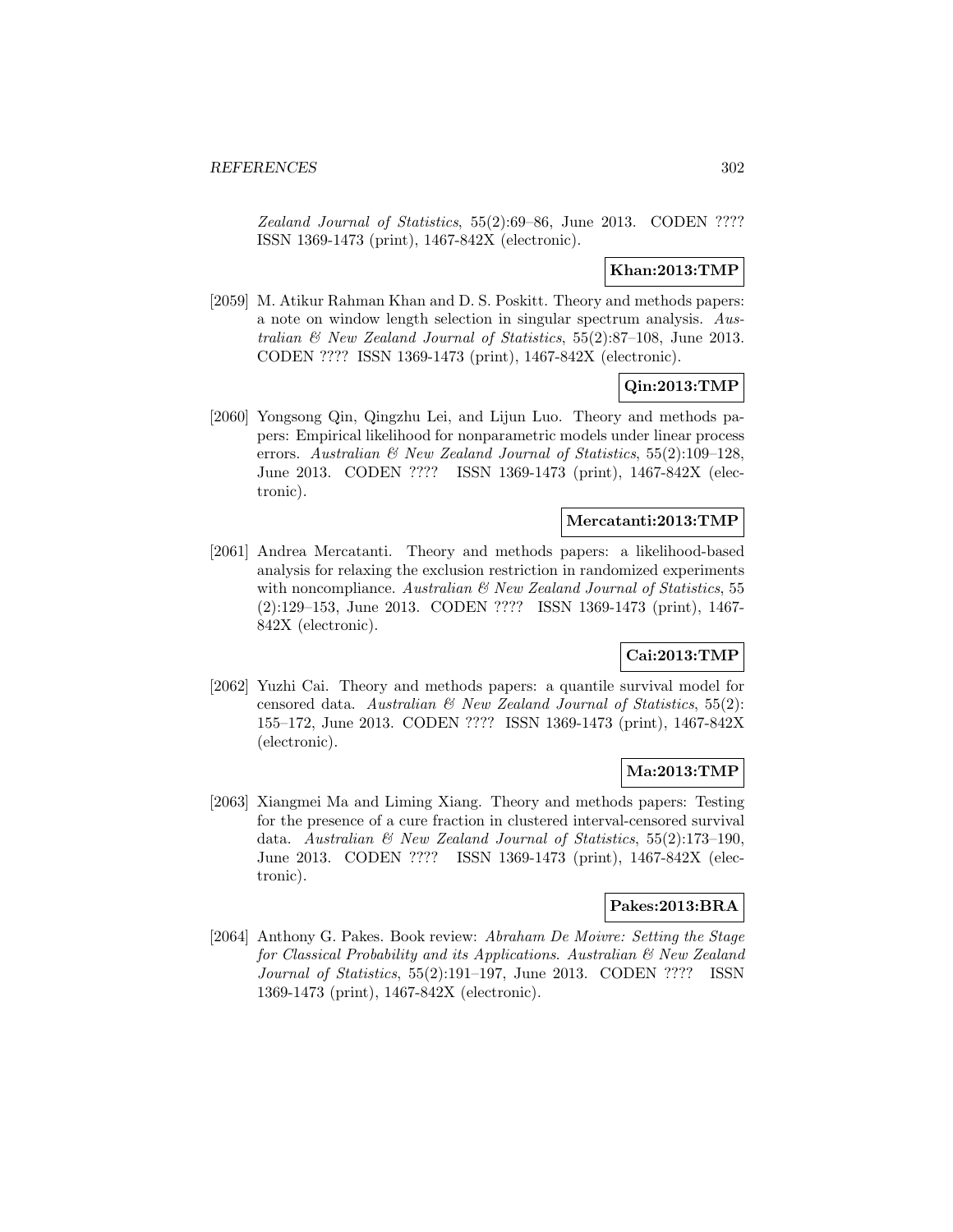*Zealand Journal of Statistics*, 55(2):69–86, June 2013. CODEN ???? ISSN 1369-1473 (print), 1467-842X (electronic).

**Khan:2013:TMP**

[2059] M. Atikur Rahman Khan and D. S. Poskitt. Theory and methods papers: a note on window length selection in singular spectrum analysis. *Australian & New Zealand Journal of Statistics*, 55(2):87–108, June 2013. CODEN ???? ISSN 1369-1473 (print), 1467-842X (electronic).

**Qin:2013:TMP**

[2060] Yongsong Qin, Qingzhu Lei, and Lijun Luo. Theory and methods papers: Empirical likelihood for nonparametric models under linear process errors. *Australian & New Zealand Journal of Statistics*, 55(2):109–128, June 2013. CODEN ???? ISSN 1369-1473 (print), 1467-842X (electronic).

**Mercatanti:2013:TMP**

[2061] Andrea Mercatanti. Theory and methods papers: a likelihood-based analysis for relaxing the exclusion restriction in randomized experiments with noncompliance. *Australian & New Zealand Journal of Statistics*, 55 (2):129–153, June 2013. CODEN ???? ISSN 1369-1473 (print), 1467-842X (electronic).

**Cai:2013:TMP**

[2062] Yuzhi Cai. Theory and methods papers: a quantile survival model for censored data. *Australian & New Zealand Journal of Statistics*, 55(2): 155–172, June 2013. CODEN ???? ISSN 1369-1473 (print), 1467-842X (electronic).

**Ma:2013:TMP**

[2063] Xiangmei Ma and Liming Xiang. Theory and methods papers: Testing for the presence of a cure fraction in clustered interval-censored survival data. *Australian & New Zealand Journal of Statistics*, 55(2):173–190, June 2013. CODEN ???? ISSN 1369-1473 (print), 1467-842X (electronic).

**Pakes:2013:BRA**

[2064] Anthony G. Pakes. Book review: *Abraham De Moivre: Setting the Stage for Classical Probability and its Applications*. *Australian & New Zealand Journal of Statistics*, 55(2):191–197, June 2013. CODEN ???? ISSN 1369-1473 (print), 1467-842X (electronic).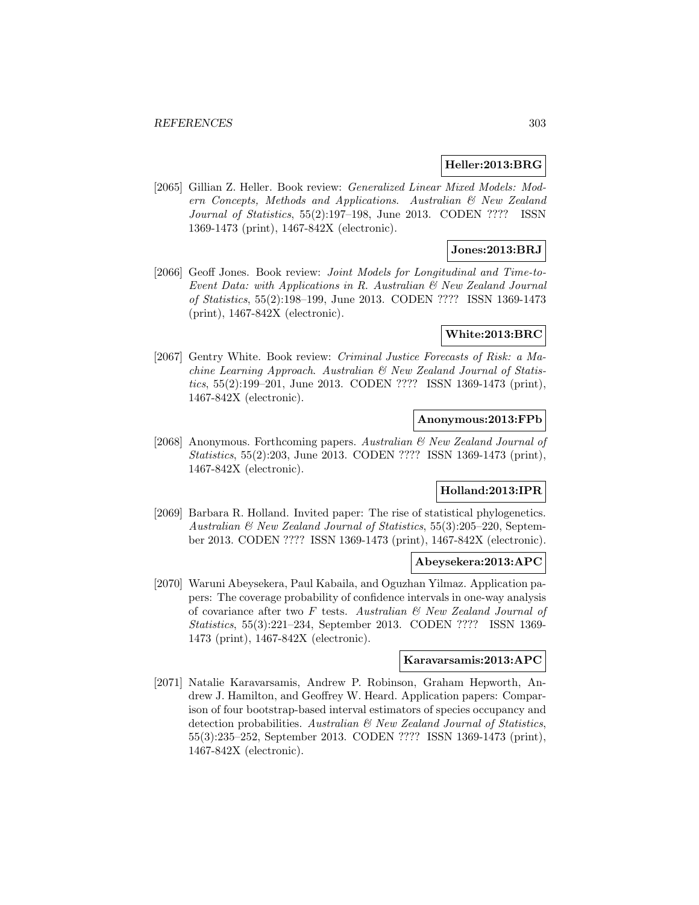**Heller:2013:BRG**

[2065] Gillian Z. Heller. Book review: *Generalized Linear Mixed Models: Modern Concepts, Methods and Applications*. *Australian & New Zealand Journal of Statistics*, 55(2):197–198, June 2013. CODEN ???? ISSN 1369-1473 (print), 1467-842X (electronic).

**Jones:2013:BRJ**

[2066] Geoff Jones. Book review: *Joint Models for Longitudinal and Time-to-Event Data: with Applications in R*. *Australian & New Zealand Journal of Statistics*, 55(2):198–199, June 2013. CODEN ???? ISSN 1369-1473 (print), 1467-842X (electronic).

**White:2013:BRC**

[2067] Gentry White. Book review: *Criminal Justice Forecasts of Risk: a Machine Learning Approach*. *Australian & New Zealand Journal of Statistics*, 55(2):199–201, June 2013. CODEN ???? ISSN 1369-1473 (print), 1467-842X (electronic).

**Anonymous:2013:FPb**

[2068] Anonymous. Forthcoming papers. *Australian & New Zealand Journal of Statistics*, 55(2):203, June 2013. CODEN ???? ISSN 1369-1473 (print), 1467-842X (electronic).

**Holland:2013:IPR**

[2069] Barbara R. Holland. Invited paper: The rise of statistical phylogenetics. *Australian & New Zealand Journal of Statistics*, 55(3):205–220, September 2013. CODEN ???? ISSN 1369-1473 (print), 1467-842X (electronic).

**Abeysekera:2013:APC**

[2070] Waruni Abeysekera, Paul Kabaila, and Oguzhan Yilmaz. Application papers: The coverage probability of confidence intervals in one-way analysis of covariance after two $F$ tests. *Australian & New Zealand Journal of Statistics*, 55(3):221–234, September 2013. CODEN ???? ISSN 1369-1473 (print), 1467-842X (electronic).

**Karavarsamis:2013:APC**

[2071] Natalie Karavarsamis, Andrew P. Robinson, Graham Hepworth, Andrew J. Hamilton, and Geoffrey W. Heard. Application papers: Comparison of four bootstrap-based interval estimators of species occupancy and detection probabilities. *Australian & New Zealand Journal of Statistics*, 55(3):235–252, September 2013. CODEN ???? ISSN 1369-1473 (print), 1467-842X (electronic).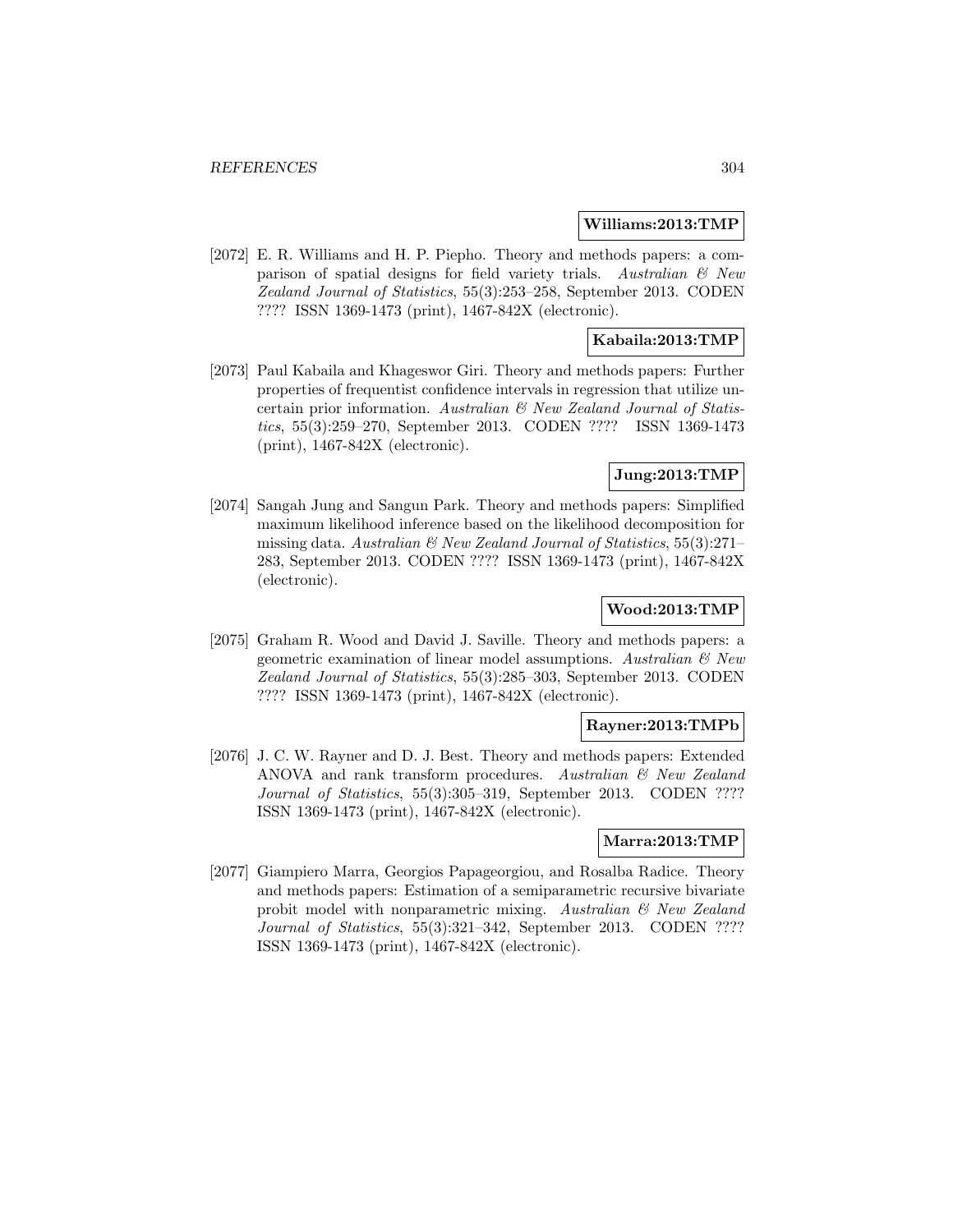**Williams:2013:TMP**

[2072] E. R. Williams and H. P. Piepho. Theory and methods papers: a comparison of spatial designs for field variety trials. *Australian & New Zealand Journal of Statistics*, 55(3):253–258, September 2013. CODEN ???? ISSN 1369-1473 (print), 1467-842X (electronic).

**Kabaila:2013:TMP**

[2073] Paul Kabaila and Khageswor Giri. Theory and methods papers: Further properties of frequentist confidence intervals in regression that utilize uncertain prior information. *Australian & New Zealand Journal of Statistics*, 55(3):259–270, September 2013. CODEN ???? ISSN 1369-1473 (print), 1467-842X (electronic).

**Jung:2013:TMP**

[2074] Sangah Jung and Sangun Park. Theory and methods papers: Simplified maximum likelihood inference based on the likelihood decomposition for missing data. *Australian & New Zealand Journal of Statistics*, 55(3):271–283, September 2013. CODEN ???? ISSN 1369-1473 (print), 1467-842X (electronic).

**Wood:2013:TMP**

[2075] Graham R. Wood and David J. Saville. Theory and methods papers: a geometric examination of linear model assumptions. *Australian & New Zealand Journal of Statistics*, 55(3):285–303, September 2013. CODEN ???? ISSN 1369-1473 (print), 1467-842X (electronic).

**Rayner:2013:TMPb**

[2076] J. C. W. Rayner and D. J. Best. Theory and methods papers: Extended ANOVA and rank transform procedures. *Australian & New Zealand Journal of Statistics*, 55(3):305–319, September 2013. CODEN ???? ISSN 1369-1473 (print), 1467-842X (electronic).

**Marra:2013:TMP**

[2077] Giampiero Marra, Georgios Papageorgiou, and Rosalba Radice. Theory and methods papers: Estimation of a semiparametric recursive bivariate probit model with nonparametric mixing. *Australian & New Zealand Journal of Statistics*, 55(3):321–342, September 2013. CODEN ???? ISSN 1369-1473 (print), 1467-842X (electronic).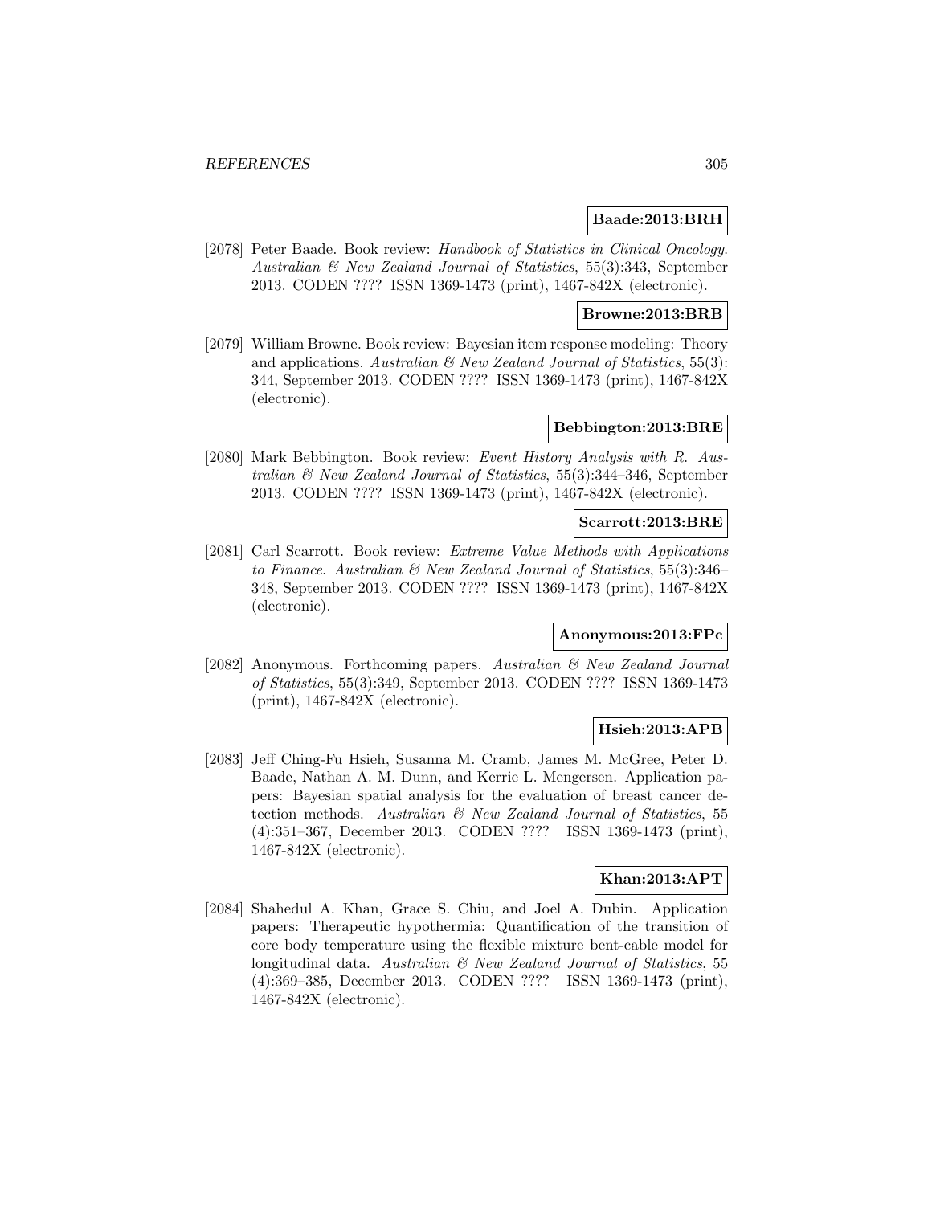**Baade:2013:BRH**

[2078] Peter Baade. Book review: *Handbook of Statistics in Clinical Oncology*. *Australian & New Zealand Journal of Statistics*, 55(3):343, September 2013. CODEN ???? ISSN 1369-1473 (print), 1467-842X (electronic).

**Browne:2013:BRB**

[2079] William Browne. Book review: Bayesian item response modeling: Theory and applications. *Australian & New Zealand Journal of Statistics*, 55(3):344, September 2013. CODEN ???? ISSN 1369-1473 (print), 1467-842X (electronic).

**Bebbington:2013:BRE**

[2080] Mark Bebbington. Book review: *Event History Analysis with R*. *Australian & New Zealand Journal of Statistics*, 55(3):344–346, September 2013. CODEN ???? ISSN 1369-1473 (print), 1467-842X (electronic).

**Scarrott:2013:BRE**

[2081] Carl Scarrott. Book review: *Extreme Value Methods with Applications to Finance*. *Australian & New Zealand Journal of Statistics*, 55(3):346–348, September 2013. CODEN ???? ISSN 1369-1473 (print), 1467-842X (electronic).

**Anonymous:2013:FPc**

[2082] Anonymous. Forthcoming papers. *Australian & New Zealand Journal of Statistics*, 55(3):349, September 2013. CODEN ???? ISSN 1369-1473 (print), 1467-842X (electronic).

**Hsieh:2013:APB**

[2083] Jeff Ching-Fu Hsieh, Susanna M. Cramb, James M. McGree, Peter D. Baade, Nathan A. M. Dunn, and Kerrie L. Mengersen. Application papers: Bayesian spatial analysis for the evaluation of breast cancer detection methods. *Australian & New Zealand Journal of Statistics*, 55 (4):351–367, December 2013. CODEN ???? ISSN 1369-1473 (print), 1467-842X (electronic).

**Khan:2013:APT**

[2084] Shahedul A. Khan, Grace S. Chiu, and Joel A. Dubin. Application papers: Therapeutic hypothermia: Quantification of the transition of core body temperature using the flexible mixture bent-cable model for longitudinal data. *Australian & New Zealand Journal of Statistics*, 55 (4):369–385, December 2013. CODEN ???? ISSN 1369-1473 (print), 1467-842X (electronic).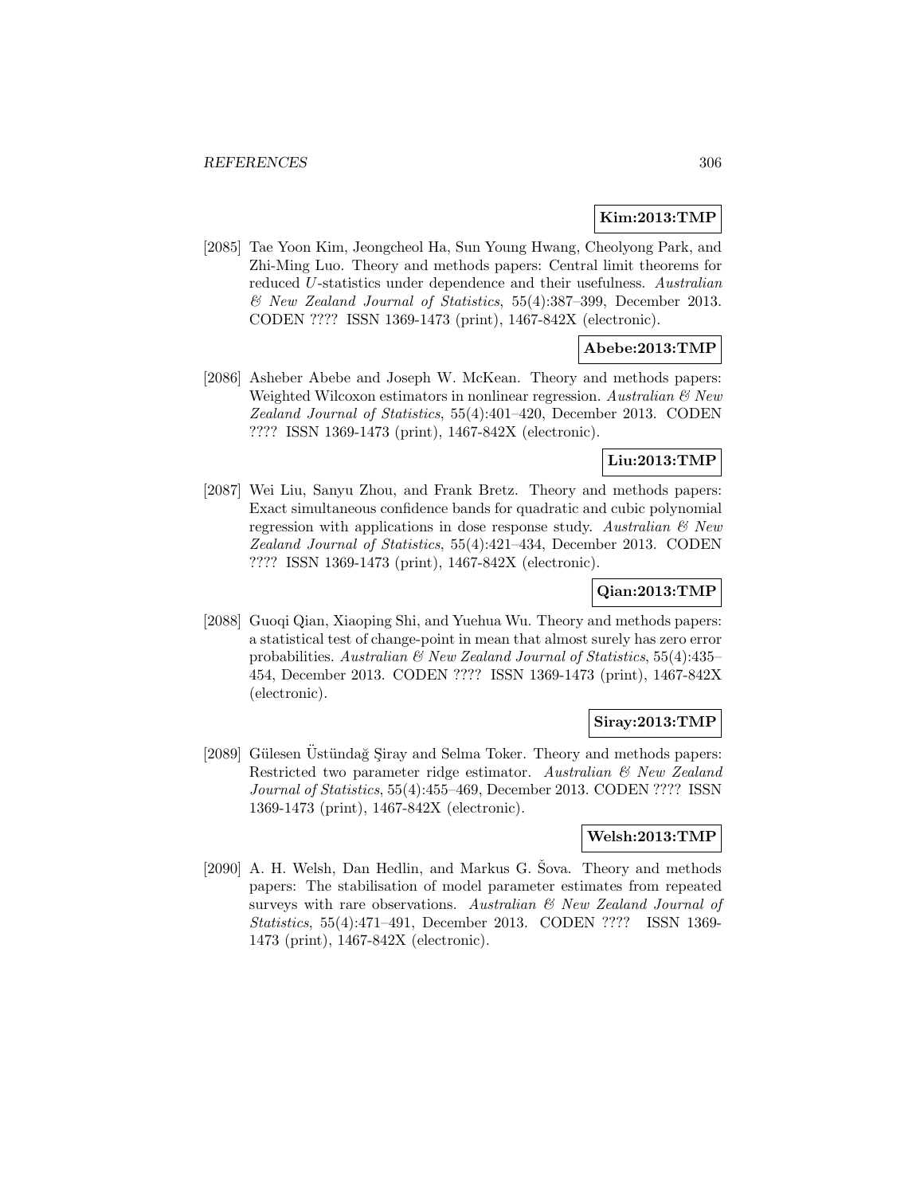**Kim:2013:TMP**

[2085] Tae Yoon Kim, Jeongcheol Ha, Sun Young Hwang, Cheolyong Park, and Zhi-Ming Luo. Theory and methods papers: Central limit theorems for reduced $U$-statistics under dependence and their usefulness. *Australian & New Zealand Journal of Statistics*, 55(4):387–399, December 2013. CODEN ???? ISSN 1369-1473 (print), 1467-842X (electronic).

**Abebe:2013:TMP**

[2086] Asheber Abebe and Joseph W. McKean. Theory and methods papers: Weighted Wilcoxon estimators in nonlinear regression. *Australian & New Zealand Journal of Statistics*, 55(4):401–420, December 2013. CODEN ???? ISSN 1369-1473 (print), 1467-842X (electronic).

**Liu:2013:TMP**

[2087] Wei Liu, Sanyu Zhou, and Frank Bretz. Theory and methods papers: Exact simultaneous confidence bands for quadratic and cubic polynomial regression with applications in dose response study. *Australian & New Zealand Journal of Statistics*, 55(4):421–434, December 2013. CODEN ???? ISSN 1369-1473 (print), 1467-842X (electronic).

**Qian:2013:TMP**

[2088] Guoqi Qian, Xiaoping Shi, and Yuehua Wu. Theory and methods papers: a statistical test of change-point in mean that almost surely has zero error probabilities. *Australian & New Zealand Journal of Statistics*, 55(4):435–454, December 2013. CODEN ???? ISSN 1369-1473 (print), 1467-842X (electronic).

**Siray:2013:TMP**

[2089] Gülesen Üstündağ Şiray and Selma Toker. Theory and methods papers: Restricted two parameter ridge estimator. *Australian & New Zealand Journal of Statistics*, 55(4):455–469, December 2013. CODEN ???? ISSN 1369-1473 (print), 1467-842X (electronic).

**Welsh:2013:TMP**

[2090] A. H. Welsh, Dan Hedlin, and Markus G. Šova. Theory and methods papers: The stabilisation of model parameter estimates from repeated surveys with rare observations. *Australian & New Zealand Journal of Statistics*, 55(4):471–491, December 2013. CODEN ???? ISSN 1369-1473 (print), 1467-842X (electronic).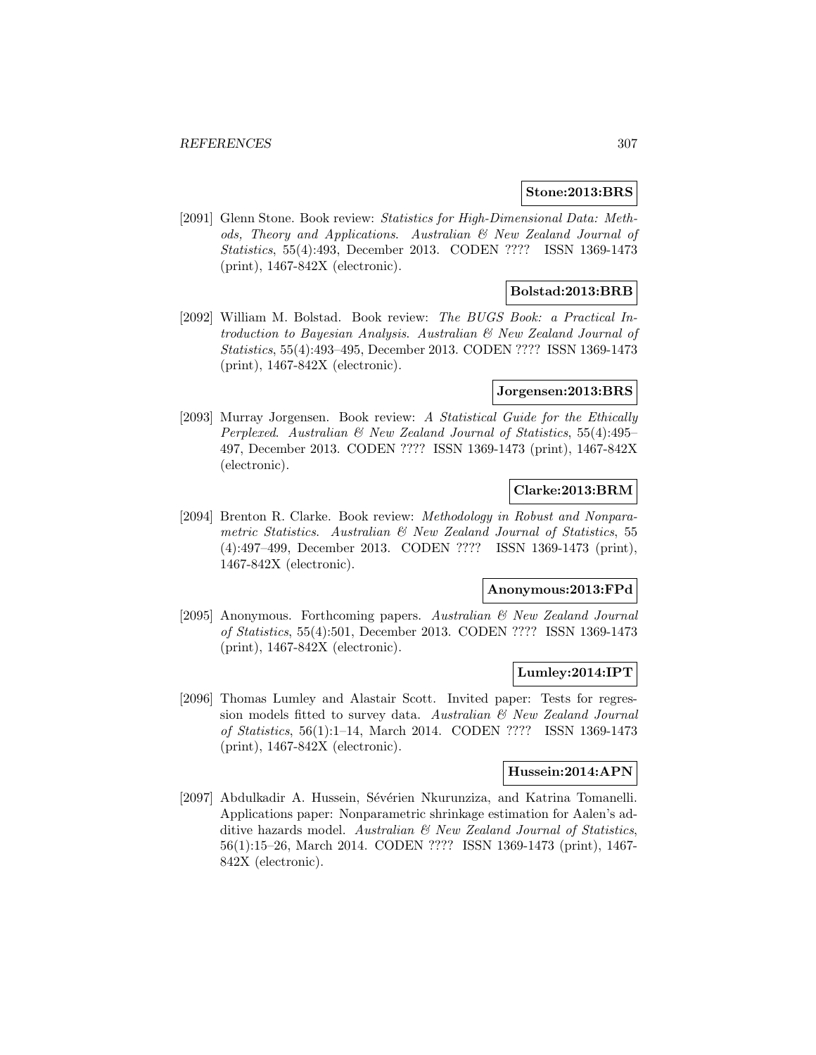**Stone:2013:BRS**

[2091] Glenn Stone. Book review: *Statistics for High-Dimensional Data: Methods, Theory and Applications*. *Australian & New Zealand Journal of Statistics*, 55(4):493, December 2013. CODEN ???? ISSN 1369-1473 (print), 1467-842X (electronic).

**Bolstad:2013:BRB**

[2092] William M. Bolstad. Book review: *The BUGS Book: a Practical Introduction to Bayesian Analysis*. *Australian & New Zealand Journal of Statistics*, 55(4):493–495, December 2013. CODEN ???? ISSN 1369-1473 (print), 1467-842X (electronic).

**Jorgensen:2013:BRS**

[2093] Murray Jorgensen. Book review: *A Statistical Guide for the Ethically Perplexed*. *Australian & New Zealand Journal of Statistics*, 55(4):495–497, December 2013. CODEN ???? ISSN 1369-1473 (print), 1467-842X (electronic).

**Clarke:2013:BRM**

[2094] Brenton R. Clarke. Book review: *Methodology in Robust and Nonparametric Statistics*. *Australian & New Zealand Journal of Statistics*, 55 (4):497–499, December 2013. CODEN ???? ISSN 1369-1473 (print), 1467-842X (electronic).

**Anonymous:2013:FPd**

[2095] Anonymous. Forthcoming papers. *Australian & New Zealand Journal of Statistics*, 55(4):501, December 2013. CODEN ???? ISSN 1369-1473 (print), 1467-842X (electronic).

**Lumley:2014:IPT**

[2096] Thomas Lumley and Alastair Scott. Invited paper: Tests for regression models fitted to survey data. *Australian & New Zealand Journal of Statistics*, 56(1):1–14, March 2014. CODEN ???? ISSN 1369-1473 (print), 1467-842X (electronic).

**Hussein:2014:APN**

[2097] Abdulkadir A. Hussein, Sévérien Nkurunziza, and Katrina Tomanelli. Applications paper: Nonparametric shrinkage estimation for Aalen's additive hazards model. *Australian & New Zealand Journal of Statistics*, 56(1):15–26, March 2014. CODEN ???? ISSN 1369-1473 (print), 1467-842X (electronic).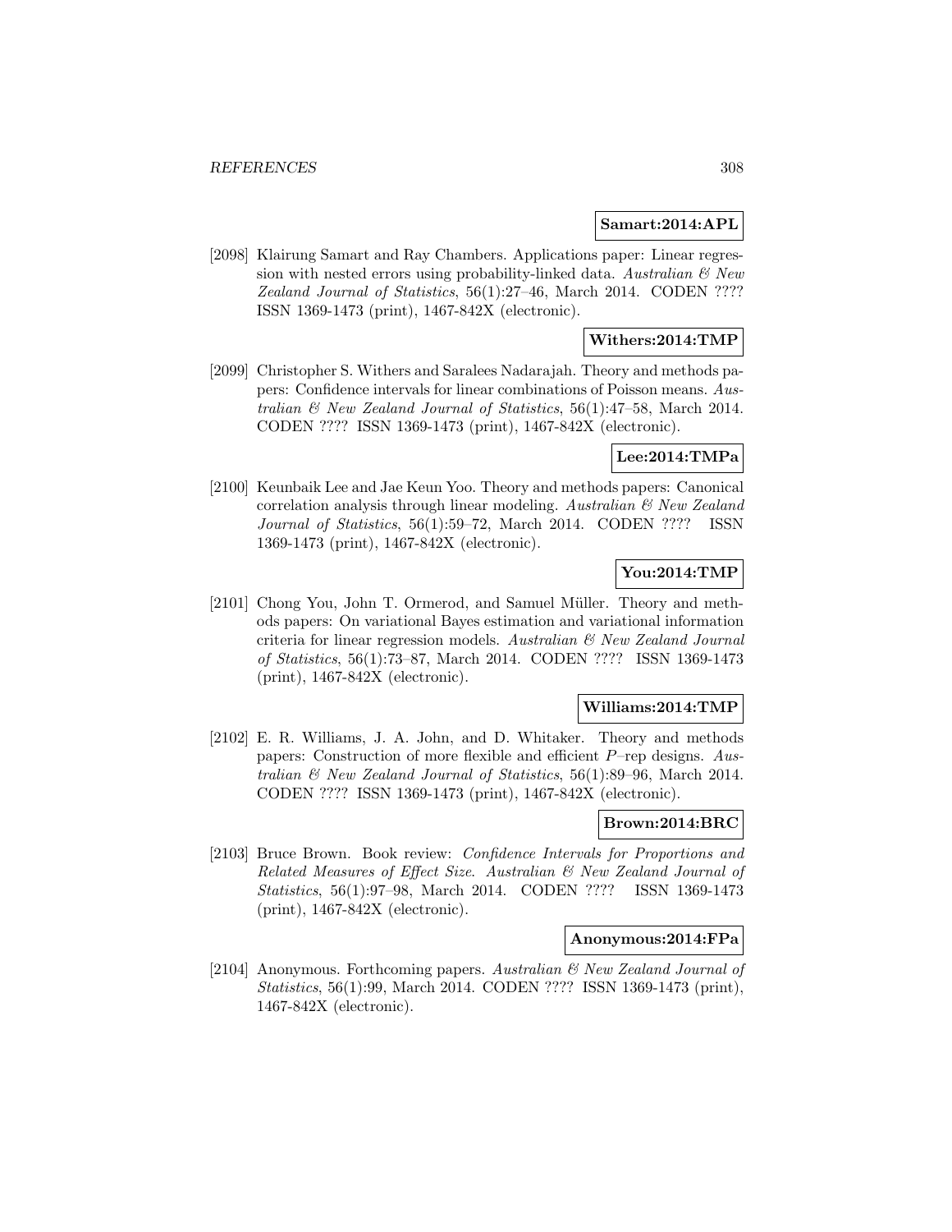**Samart:2014:APL**

[2098] Klairung Samart and Ray Chambers. Applications paper: Linear regression with nested errors using probability-linked data. *Australian & New Zealand Journal of Statistics*, 56(1):27–46, March 2014. CODEN ???? ISSN 1369-1473 (print), 1467-842X (electronic).

**Withers:2014:TMP**

[2099] Christopher S. Withers and Saralees Nadarajah. Theory and methods papers: Confidence intervals for linear combinations of Poisson means. *Australian & New Zealand Journal of Statistics*, 56(1):47–58, March 2014. CODEN ???? ISSN 1369-1473 (print), 1467-842X (electronic).

**Lee:2014:TMPa**

[2100] Keunbaik Lee and Jae Keun Yoo. Theory and methods papers: Canonical correlation analysis through linear modeling. *Australian & New Zealand Journal of Statistics*, 56(1):59–72, March 2014. CODEN ???? ISSN 1369-1473 (print), 1467-842X (electronic).

**You:2014:TMP**

[2101] Chong You, John T. Ormerod, and Samuel Müller. Theory and methods papers: On variational Bayes estimation and variational information criteria for linear regression models. *Australian & New Zealand Journal of Statistics*, 56(1):73–87, March 2014. CODEN ???? ISSN 1369-1473 (print), 1467-842X (electronic).

**Williams:2014:TMP**

[2102] E. R. Williams, J. A. John, and D. Whitaker. Theory and methods papers: Construction of more flexible and efficient $P$–rep designs. *Australian & New Zealand Journal of Statistics*, 56(1):89–96, March 2014. CODEN ???? ISSN 1369-1473 (print), 1467-842X (electronic).

**Brown:2014:BRC**

[2103] Bruce Brown. Book review: *Confidence Intervals for Proportions and Related Measures of Effect Size*. *Australian & New Zealand Journal of Statistics*, 56(1):97–98, March 2014. CODEN ???? ISSN 1369-1473 (print), 1467-842X (electronic).

**Anonymous:2014:FPa**

[2104] Anonymous. Forthcoming papers. *Australian & New Zealand Journal of Statistics*, 56(1):99, March 2014. CODEN ???? ISSN 1369-1473 (print), 1467-842X (electronic).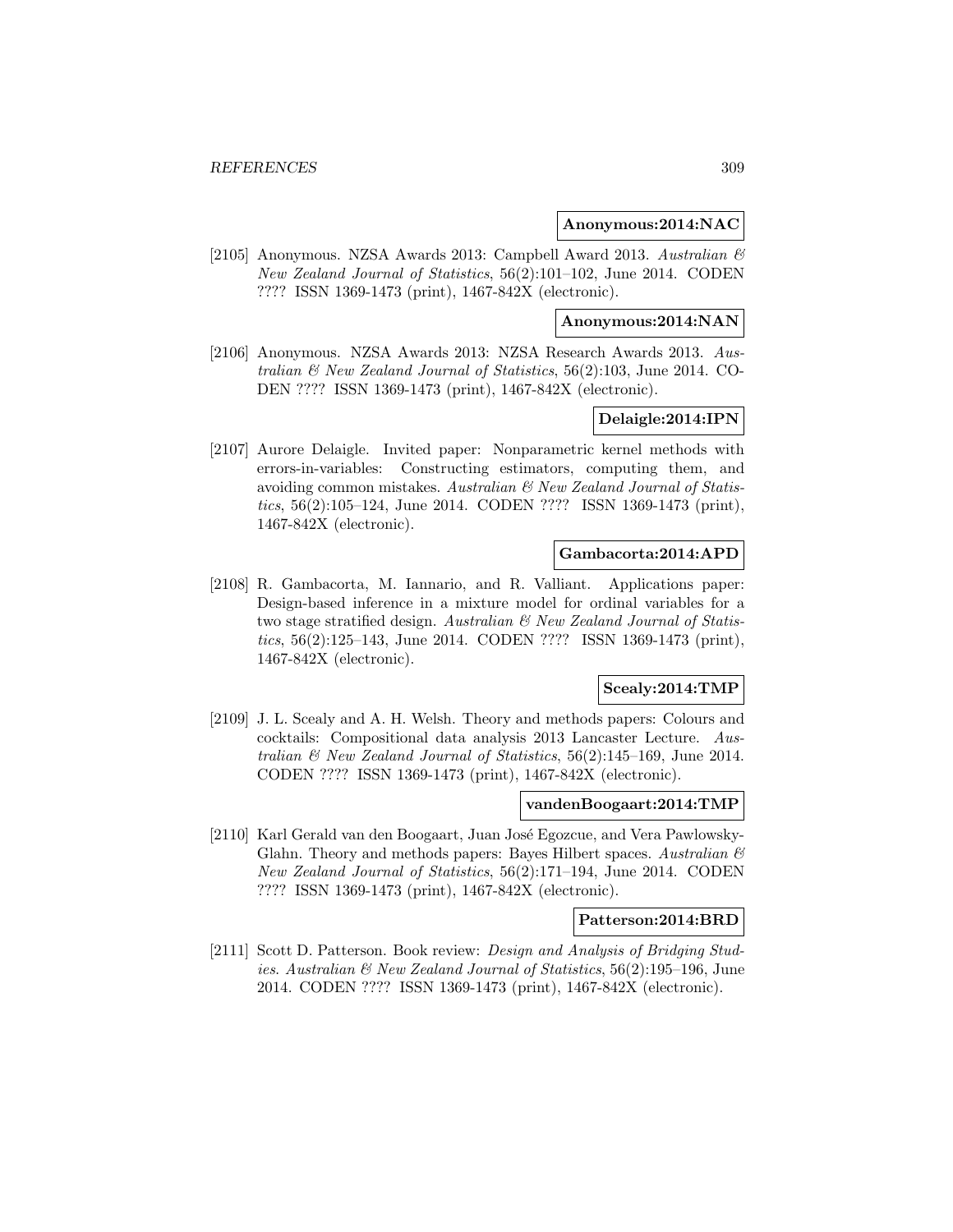**Anonymous:2014:NAC**

[2105] Anonymous. NZSA Awards 2013: Campbell Award 2013. *Australian & New Zealand Journal of Statistics*, 56(2):101–102, June 2014. CODEN ???? ISSN 1369-1473 (print), 1467-842X (electronic).

**Anonymous:2014:NAN**

[2106] Anonymous. NZSA Awards 2013: NZSA Research Awards 2013. *Australian & New Zealand Journal of Statistics*, 56(2):103, June 2014. CODEN ???? ISSN 1369-1473 (print), 1467-842X (electronic).

**Delaigle:2014:IPN**

[2107] Aurore Delaigle. Invited paper: Nonparametric kernel methods with errors-in-variables: Constructing estimators, computing them, and avoiding common mistakes. *Australian & New Zealand Journal of Statistics*, 56(2):105–124, June 2014. CODEN ???? ISSN 1369-1473 (print), 1467-842X (electronic).

**Gambacorta:2014:APD**

[2108] R. Gambacorta, M. Iannario, and R. Valliant. Applications paper: Design-based inference in a mixture model for ordinal variables for a two stage stratified design. *Australian & New Zealand Journal of Statistics*, 56(2):125–143, June 2014. CODEN ???? ISSN 1369-1473 (print), 1467-842X (electronic).

**Scealy:2014:TMP**

[2109] J. L. Scealy and A. H. Welsh. Theory and methods papers: Colours and cocktails: Compositional data analysis 2013 Lancaster Lecture. *Australian & New Zealand Journal of Statistics*, 56(2):145–169, June 2014. CODEN ???? ISSN 1369-1473 (print), 1467-842X (electronic).

**vandenBoogaart:2014:TMP**

[2110] Karl Gerald van den Boogaart, Juan José Egozcue, and Vera Pawlowsky-Glahn. Theory and methods papers: Bayes Hilbert spaces. *Australian & New Zealand Journal of Statistics*, 56(2):171–194, June 2014. CODEN ???? ISSN 1369-1473 (print), 1467-842X (electronic).

**Patterson:2014:BRD**

[2111] Scott D. Patterson. Book review: *Design and Analysis of Bridging Studies*. *Australian & New Zealand Journal of Statistics*, 56(2):195–196, June 2014. CODEN ???? ISSN 1369-1473 (print), 1467-842X (electronic).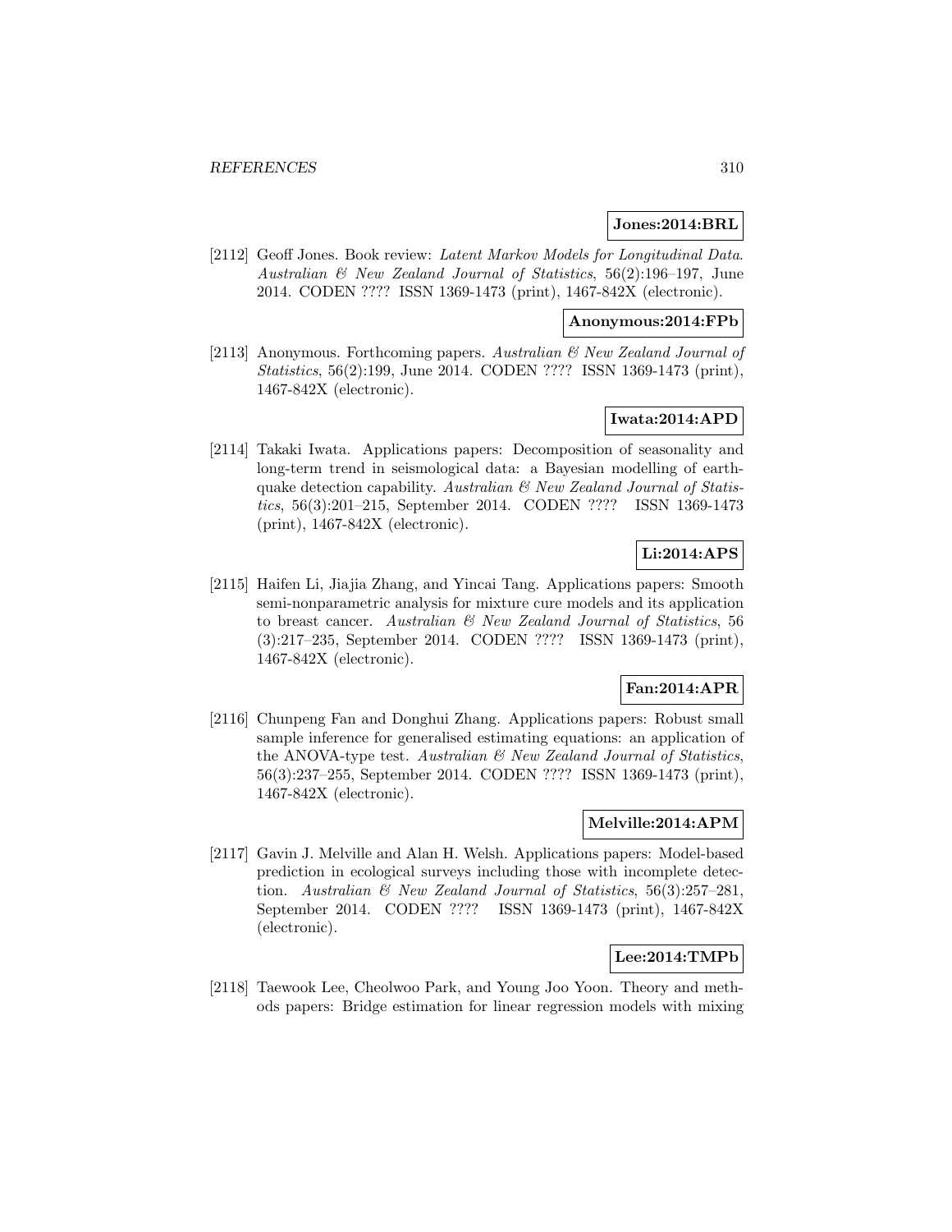**Jones:2014:BRL**

[2112] Geoff Jones. Book review: *Latent Markov Models for Longitudinal Data*. *Australian & New Zealand Journal of Statistics*, 56(2):196–197, June 2014. CODEN ???? ISSN 1369-1473 (print), 1467-842X (electronic).

**Anonymous:2014:FPb**

[2113] Anonymous. Forthcoming papers. *Australian & New Zealand Journal of Statistics*, 56(2):199, June 2014. CODEN ???? ISSN 1369-1473 (print), 1467-842X (electronic).

**Iwata:2014:APD**

[2114] Takaki Iwata. Applications papers: Decomposition of seasonality and long-term trend in seismological data: a Bayesian modelling of earthquake detection capability. *Australian & New Zealand Journal of Statistics*, 56(3):201–215, September 2014. CODEN ???? ISSN 1369-1473 (print), 1467-842X (electronic).

**Li:2014:APS**

[2115] Haifen Li, Jiajia Zhang, and Yincai Tang. Applications papers: Smooth semi-nonparametric analysis for mixture cure models and its application to breast cancer. *Australian & New Zealand Journal of Statistics*, 56 (3):217–235, September 2014. CODEN ???? ISSN 1369-1473 (print), 1467-842X (electronic).

**Fan:2014:APR**

[2116] Chunpeng Fan and Donghui Zhang. Applications papers: Robust small sample inference for generalised estimating equations: an application of the ANOVA-type test. *Australian & New Zealand Journal of Statistics*, 56(3):237–255, September 2014. CODEN ???? ISSN 1369-1473 (print), 1467-842X (electronic).

**Melville:2014:APM**

[2117] Gavin J. Melville and Alan H. Welsh. Applications papers: Model-based prediction in ecological surveys including those with incomplete detection. *Australian & New Zealand Journal of Statistics*, 56(3):257–281, September 2014. CODEN ???? ISSN 1369-1473 (print), 1467-842X (electronic).

**Lee:2014:TMPb**

[2118] Taewook Lee, Cheolwoo Park, and Young Joo Yoon. Theory and methods papers: Bridge estimation for linear regression models with mixing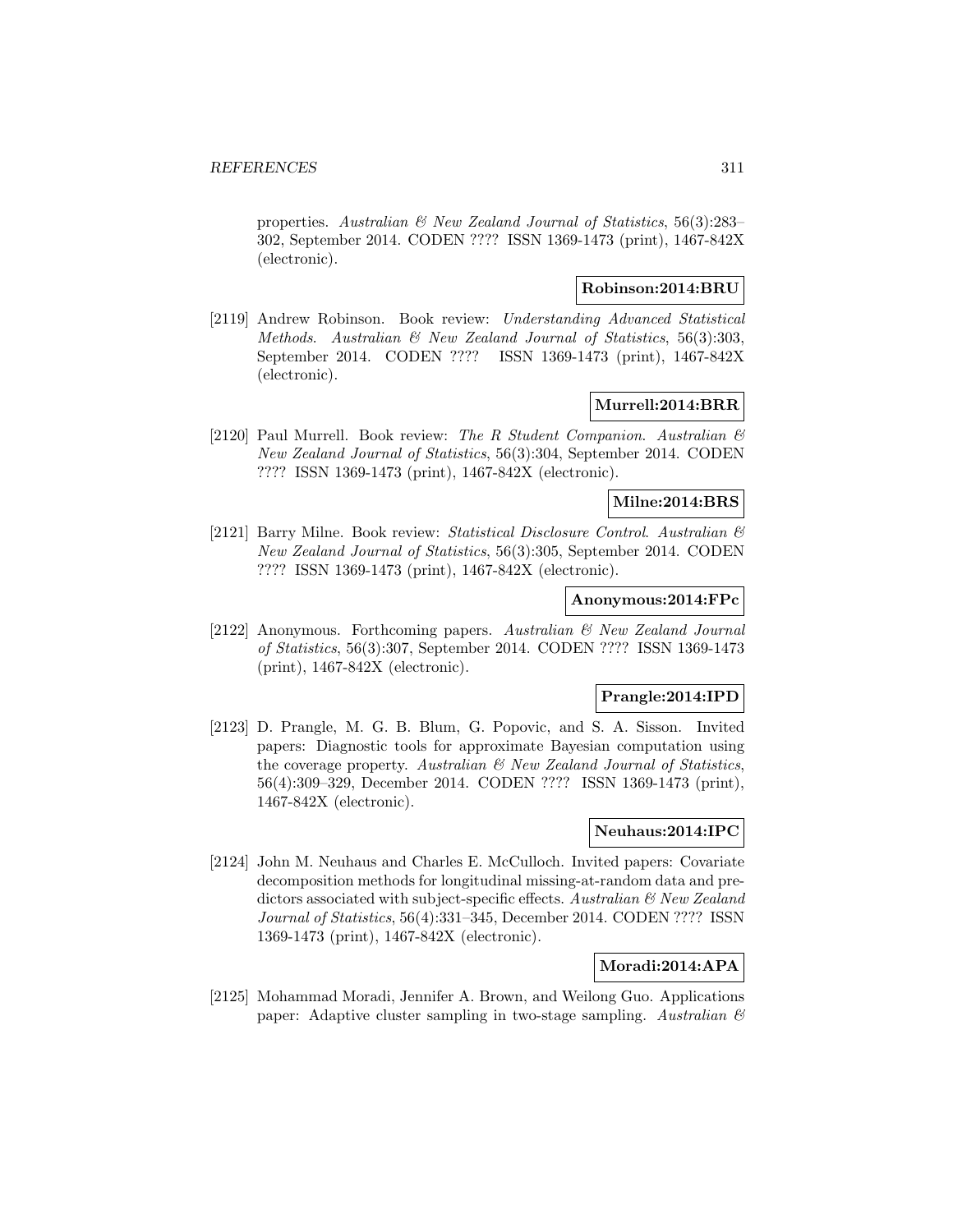properties. *Australian & New Zealand Journal of Statistics*, 56(3):283–302, September 2014. CODEN ???? ISSN 1369-1473 (print), 1467-842X (electronic).

**Robinson:2014:BRU**

[2119] Andrew Robinson. Book review: *Understanding Advanced Statistical Methods*. *Australian & New Zealand Journal of Statistics*, 56(3):303, September 2014. CODEN ???? ISSN 1369-1473 (print), 1467-842X (electronic).

**Murrell:2014:BRR**

[2120] Paul Murrell. Book review: *The R Student Companion*. *Australian & New Zealand Journal of Statistics*, 56(3):304, September 2014. CODEN ???? ISSN 1369-1473 (print), 1467-842X (electronic).

**Milne:2014:BRS**

[2121] Barry Milne. Book review: *Statistical Disclosure Control*. *Australian & New Zealand Journal of Statistics*, 56(3):305, September 2014. CODEN ???? ISSN 1369-1473 (print), 1467-842X (electronic).

**Anonymous:2014:FPc**

[2122] Anonymous. Forthcoming papers. *Australian & New Zealand Journal of Statistics*, 56(3):307, September 2014. CODEN ???? ISSN 1369-1473 (print), 1467-842X (electronic).

**Prangle:2014:IPD**

[2123] D. Prangle, M. G. B. Blum, G. Popovic, and S. A. Sisson. Invited papers: Diagnostic tools for approximate Bayesian computation using the coverage property. *Australian & New Zealand Journal of Statistics*, 56(4):309–329, December 2014. CODEN ???? ISSN 1369-1473 (print), 1467-842X (electronic).

**Neuhaus:2014:IPC**

[2124] John M. Neuhaus and Charles E. McCulloch. Invited papers: Covariate decomposition methods for longitudinal missing-at-random data and predictors associated with subject-specific effects. *Australian & New Zealand Journal of Statistics*, 56(4):331–345, December 2014. CODEN ???? ISSN 1369-1473 (print), 1467-842X (electronic).

**Moradi:2014:APA**

[2125] Mohammad Moradi, Jennifer A. Brown, and Weilong Guo. Applications paper: Adaptive cluster sampling in two-stage sampling. *Australian &*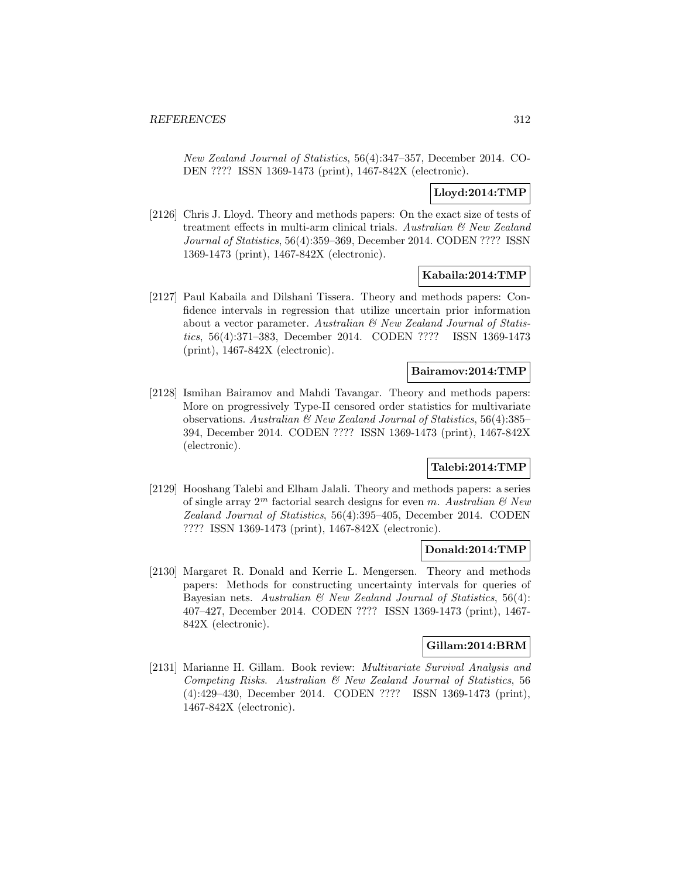*New Zealand Journal of Statistics*, 56(4):347–357, December 2014. CODEN ???? ISSN 1369-1473 (print), 1467-842X (electronic).

**Lloyd:2014:TMP**

[2126] Chris J. Lloyd. Theory and methods papers: On the exact size of tests of treatment effects in multi-arm clinical trials. *Australian & New Zealand Journal of Statistics*, 56(4):359–369, December 2014. CODEN ???? ISSN 1369-1473 (print), 1467-842X (electronic).

**Kabaila:2014:TMP**

[2127] Paul Kabaila and Dilshani Tissera. Theory and methods papers: Confidence intervals in regression that utilize uncertain prior information about a vector parameter. *Australian & New Zealand Journal of Statistics*, 56(4):371–383, December 2014. CODEN ???? ISSN 1369-1473 (print), 1467-842X (electronic).

**Bairamov:2014:TMP**

[2128] Ismihan Bairamov and Mahdi Tavangar. Theory and methods papers: More on progressively Type-II censored order statistics for multivariate observations. *Australian & New Zealand Journal of Statistics*, 56(4):385–394, December 2014. CODEN ???? ISSN 1369-1473 (print), 1467-842X (electronic).

**Talebi:2014:TMP**

[2129] Hooshang Talebi and Elham Jalali. Theory and methods papers: a series of single array $2^m$ factorial search designs for even $m$. *Australian & New Zealand Journal of Statistics*, 56(4):395–405, December 2014. CODEN ???? ISSN 1369-1473 (print), 1467-842X (electronic).

**Donald:2014:TMP**

[2130] Margaret R. Donald and Kerrie L. Mengersen. Theory and methods papers: Methods for constructing uncertainty intervals for queries of Bayesian nets. *Australian & New Zealand Journal of Statistics*, 56(4): 407–427, December 2014. CODEN ???? ISSN 1369-1473 (print), 1467-842X (electronic).

**Gillam:2014:BRM**

[2131] Marianne H. Gillam. Book review: *Multivariate Survival Analysis and Competing Risks*. *Australian & New Zealand Journal of Statistics*, 56 (4):429–430, December 2014. CODEN ???? ISSN 1369-1473 (print), 1467-842X (electronic).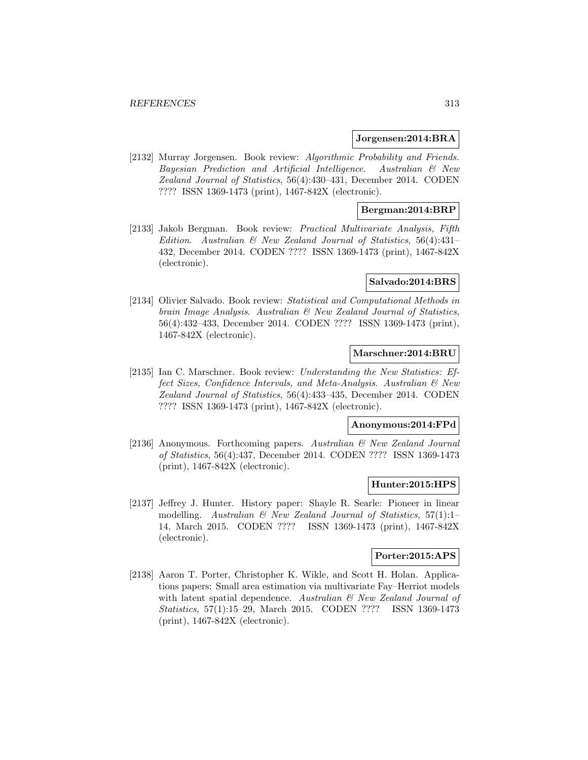**Jorgensen:2014:BRA**

[2132] Murray Jorgensen. Book review: *Algorithmic Probability and Friends. Bayesian Prediction and Artificial Intelligence*. *Australian & New Zealand Journal of Statistics*, 56(4):430–431, December 2014. CODEN ???? ISSN 1369-1473 (print), 1467-842X (electronic).

**Bergman:2014:BRP**

[2133] Jakob Bergman. Book review: *Practical Multivariate Analysis, Fifth Edition*. *Australian & New Zealand Journal of Statistics*, 56(4):431–432, December 2014. CODEN ???? ISSN 1369-1473 (print), 1467-842X (electronic).

**Salvado:2014:BRS**

[2134] Olivier Salvado. Book review: *Statistical and Computational Methods in brain Image Analysis*. *Australian & New Zealand Journal of Statistics*, 56(4):432–433, December 2014. CODEN ???? ISSN 1369-1473 (print), 1467-842X (electronic).

**Marschner:2014:BRU**

[2135] Ian C. Marschner. Book review: *Understanding the New Statistics: Effect Sizes, Confidence Intervals, and Meta-Analysis*. *Australian & New Zealand Journal of Statistics*, 56(4):433–435, December 2014. CODEN ???? ISSN 1369-1473 (print), 1467-842X (electronic).

**Anonymous:2014:FPd**

[2136] Anonymous. Forthcoming papers. *Australian & New Zealand Journal of Statistics*, 56(4):437, December 2014. CODEN ???? ISSN 1369-1473 (print), 1467-842X (electronic).

**Hunter:2015:HPS**

[2137] Jeffrey J. Hunter. History paper: Shayle R. Searle: Pioneer in linear modelling. *Australian & New Zealand Journal of Statistics*, 57(1):1–14, March 2015. CODEN ???? ISSN 1369-1473 (print), 1467-842X (electronic).

**Porter:2015:APS**

[2138] Aaron T. Porter, Christopher K. Wikle, and Scott H. Holan. Applications papers: Small area estimation via multivariate Fay–Herriot models with latent spatial dependence. *Australian & New Zealand Journal of Statistics*, 57(1):15–29, March 2015. CODEN ???? ISSN 1369-1473 (print), 1467-842X (electronic).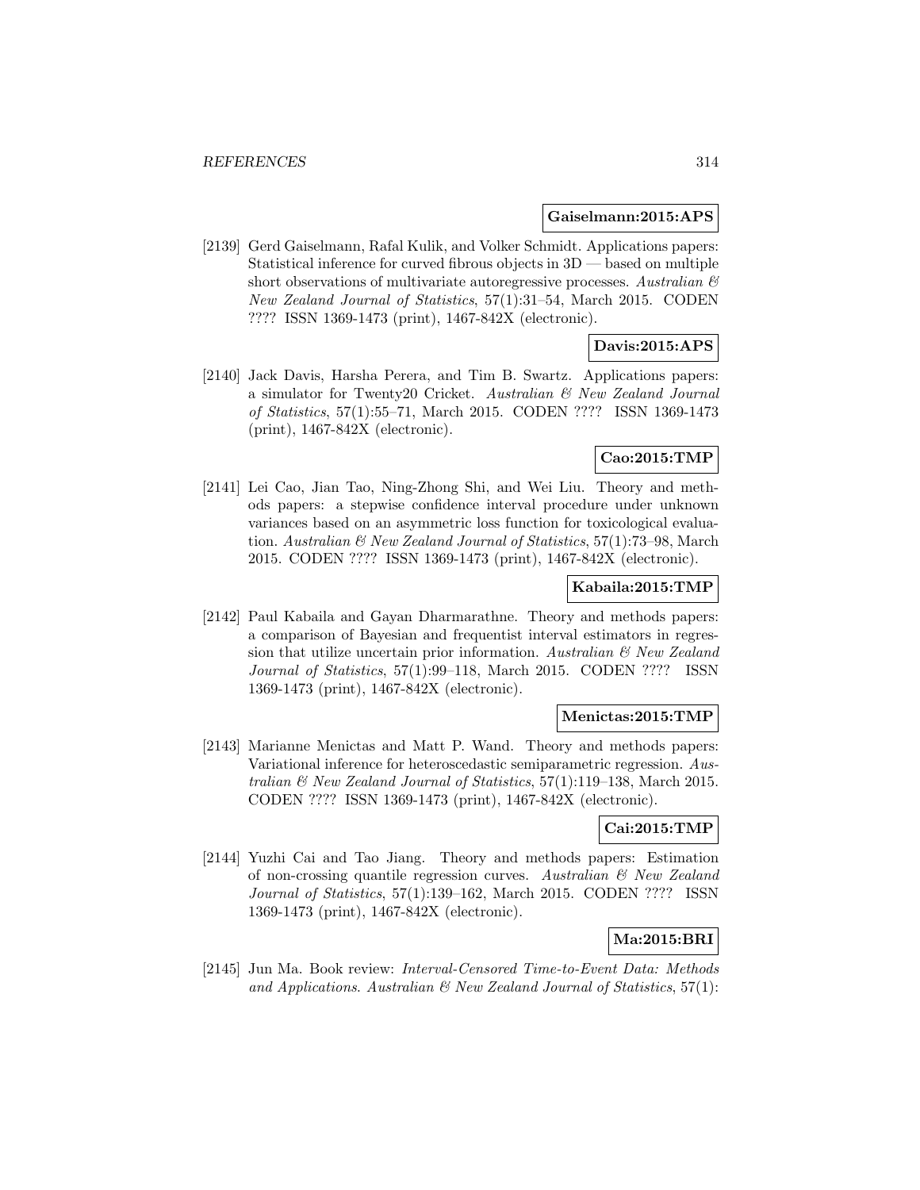**Gaiselmann:2015:APS**

[2139] Gerd Gaiselmann, Rafal Kulik, and Volker Schmidt. Applications papers: Statistical inference for curved fibrous objects in 3D — based on multiple short observations of multivariate autoregressive processes. *Australian & New Zealand Journal of Statistics*, 57(1):31–54, March 2015. CODEN ???? ISSN 1369-1473 (print), 1467-842X (electronic).

**Davis:2015:APS**

[2140] Jack Davis, Harsha Perera, and Tim B. Swartz. Applications papers: a simulator for Twenty20 Cricket. *Australian & New Zealand Journal of Statistics*, 57(1):55–71, March 2015. CODEN ???? ISSN 1369-1473 (print), 1467-842X (electronic).

**Cao:2015:TMP**

[2141] Lei Cao, Jian Tao, Ning-Zhong Shi, and Wei Liu. Theory and methods papers: a stepwise confidence interval procedure under unknown variances based on an asymmetric loss function for toxicological evaluation. *Australian & New Zealand Journal of Statistics*, 57(1):73–98, March 2015. CODEN ???? ISSN 1369-1473 (print), 1467-842X (electronic).

**Kabaila:2015:TMP**

[2142] Paul Kabaila and Gayan Dharmarathne. Theory and methods papers: a comparison of Bayesian and frequentist interval estimators in regression that utilize uncertain prior information. *Australian & New Zealand Journal of Statistics*, 57(1):99–118, March 2015. CODEN ???? ISSN 1369-1473 (print), 1467-842X (electronic).

**Menictas:2015:TMP**

[2143] Marianne Menictas and Matt P. Wand. Theory and methods papers: Variational inference for heteroscedastic semiparametric regression. *Australian & New Zealand Journal of Statistics*, 57(1):119–138, March 2015. CODEN ???? ISSN 1369-1473 (print), 1467-842X (electronic).

**Cai:2015:TMP**

[2144] Yuzhi Cai and Tao Jiang. Theory and methods papers: Estimation of non-crossing quantile regression curves. *Australian & New Zealand Journal of Statistics*, 57(1):139–162, March 2015. CODEN ???? ISSN 1369-1473 (print), 1467-842X (electronic).

**Ma:2015:BRI**

[2145] Jun Ma. Book review: *Interval-Censored Time-to-Event Data: Methods and Applications*. *Australian & New Zealand Journal of Statistics*, 57(1):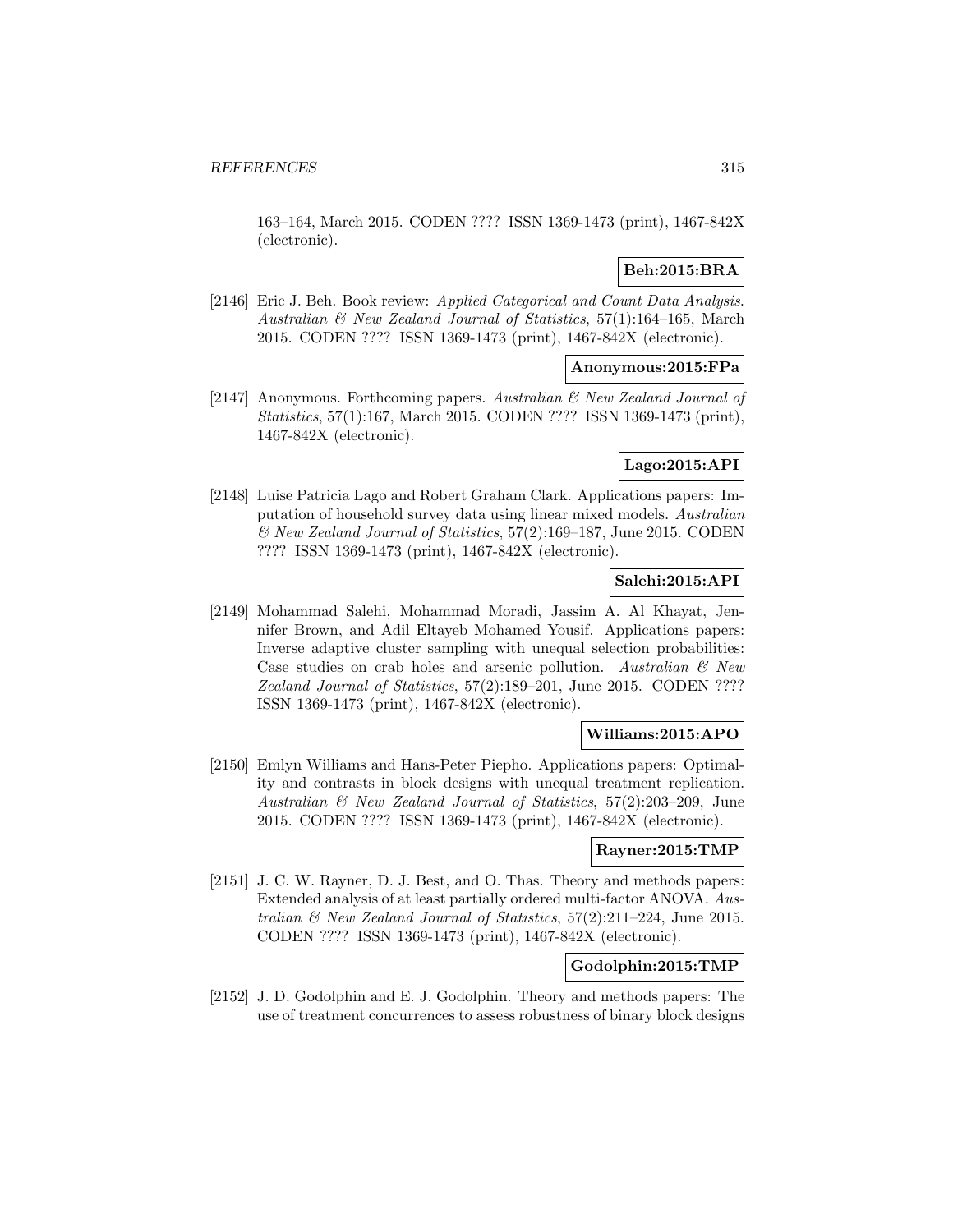163–164, March 2015. CODEN ???? ISSN 1369-1473 (print), 1467-842X (electronic).

**Beh:2015:BRA**

[2146] Eric J. Beh. Book review: *Applied Categorical and Count Data Analysis*. *Australian & New Zealand Journal of Statistics*, 57(1):164–165, March 2015. CODEN ???? ISSN 1369-1473 (print), 1467-842X (electronic).

**Anonymous:2015:FPa**

[2147] Anonymous. Forthcoming papers. *Australian & New Zealand Journal of Statistics*, 57(1):167, March 2015. CODEN ???? ISSN 1369-1473 (print), 1467-842X (electronic).

**Lago:2015:API**

[2148] Luise Patricia Lago and Robert Graham Clark. Applications papers: Imputation of household survey data using linear mixed models. *Australian & New Zealand Journal of Statistics*, 57(2):169–187, June 2015. CODEN ???? ISSN 1369-1473 (print), 1467-842X (electronic).

**Salehi:2015:API**

[2149] Mohammad Salehi, Mohammad Moradi, Jassim A. Al Khayat, Jennifer Brown, and Adil Eltayeb Mohamed Yousif. Applications papers: Inverse adaptive cluster sampling with unequal selection probabilities: Case studies on crab holes and arsenic pollution. *Australian & New Zealand Journal of Statistics*, 57(2):189–201, June 2015. CODEN ???? ISSN 1369-1473 (print), 1467-842X (electronic).

**Williams:2015:APO**

[2150] Emlyn Williams and Hans-Peter Piepho. Applications papers: Optimality and contrasts in block designs with unequal treatment replication. *Australian & New Zealand Journal of Statistics*, 57(2):203–209, June 2015. CODEN ???? ISSN 1369-1473 (print), 1467-842X (electronic).

**Rayner:2015:TMP**

[2151] J. C. W. Rayner, D. J. Best, and O. Thas. Theory and methods papers: Extended analysis of at least partially ordered multi-factor ANOVA. *Australian & New Zealand Journal of Statistics*, 57(2):211–224, June 2015. CODEN ???? ISSN 1369-1473 (print), 1467-842X (electronic).

**Godolphin:2015:TMP**

[2152] J. D. Godolphin and E. J. Godolphin. Theory and methods papers: The use of treatment concurrences to assess robustness of binary block designs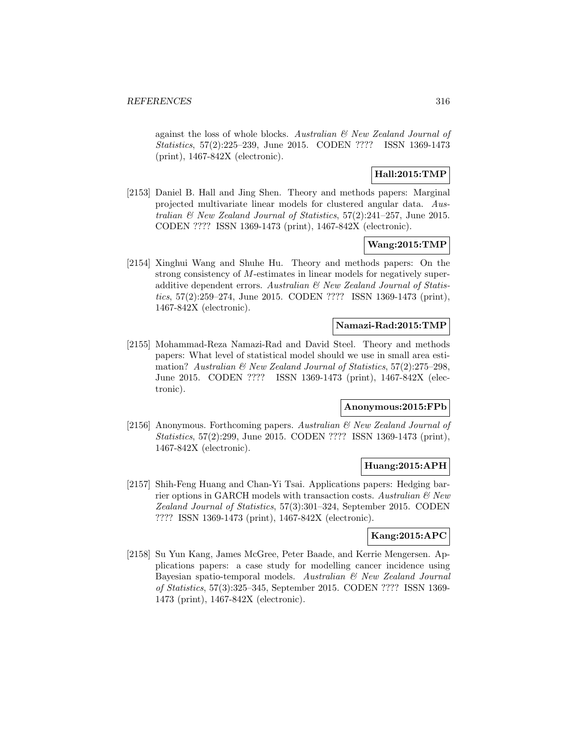against the loss of whole blocks. *Australian & New Zealand Journal of Statistics*, 57(2):225–239, June 2015. CODEN ???? ISSN 1369-1473 (print), 1467-842X (electronic).

**Hall:2015:TMP**

[2153] Daniel B. Hall and Jing Shen. Theory and methods papers: Marginal projected multivariate linear models for clustered angular data. *Australian & New Zealand Journal of Statistics*, 57(2):241–257, June 2015. CODEN ???? ISSN 1369-1473 (print), 1467-842X (electronic).

**Wang:2015:TMP**

[2154] Xinghui Wang and Shuhe Hu. Theory and methods papers: On the strong consistency of $M$-estimates in linear models for negatively superadditive dependent errors. *Australian & New Zealand Journal of Statistics*, 57(2):259–274, June 2015. CODEN ???? ISSN 1369-1473 (print), 1467-842X (electronic).

**Namazi-Rad:2015:TMP**

[2155] Mohammad-Reza Namazi-Rad and David Steel. Theory and methods papers: What level of statistical model should we use in small area estimation? *Australian & New Zealand Journal of Statistics*, 57(2):275–298, June 2015. CODEN ???? ISSN 1369-1473 (print), 1467-842X (electronic).

**Anonymous:2015:FPb**

[2156] Anonymous. Forthcoming papers. *Australian & New Zealand Journal of Statistics*, 57(2):299, June 2015. CODEN ???? ISSN 1369-1473 (print), 1467-842X (electronic).

**Huang:2015:APH**

[2157] Shih-Feng Huang and Chan-Yi Tsai. Applications papers: Hedging barrier options in GARCH models with transaction costs. *Australian & New Zealand Journal of Statistics*, 57(3):301–324, September 2015. CODEN ???? ISSN 1369-1473 (print), 1467-842X (electronic).

**Kang:2015:APC**

[2158] Su Yun Kang, James McGree, Peter Baade, and Kerrie Mengersen. Applications papers: a case study for modelling cancer incidence using Bayesian spatio-temporal models. *Australian & New Zealand Journal of Statistics*, 57(3):325–345, September 2015. CODEN ???? ISSN 1369-1473 (print), 1467-842X (electronic).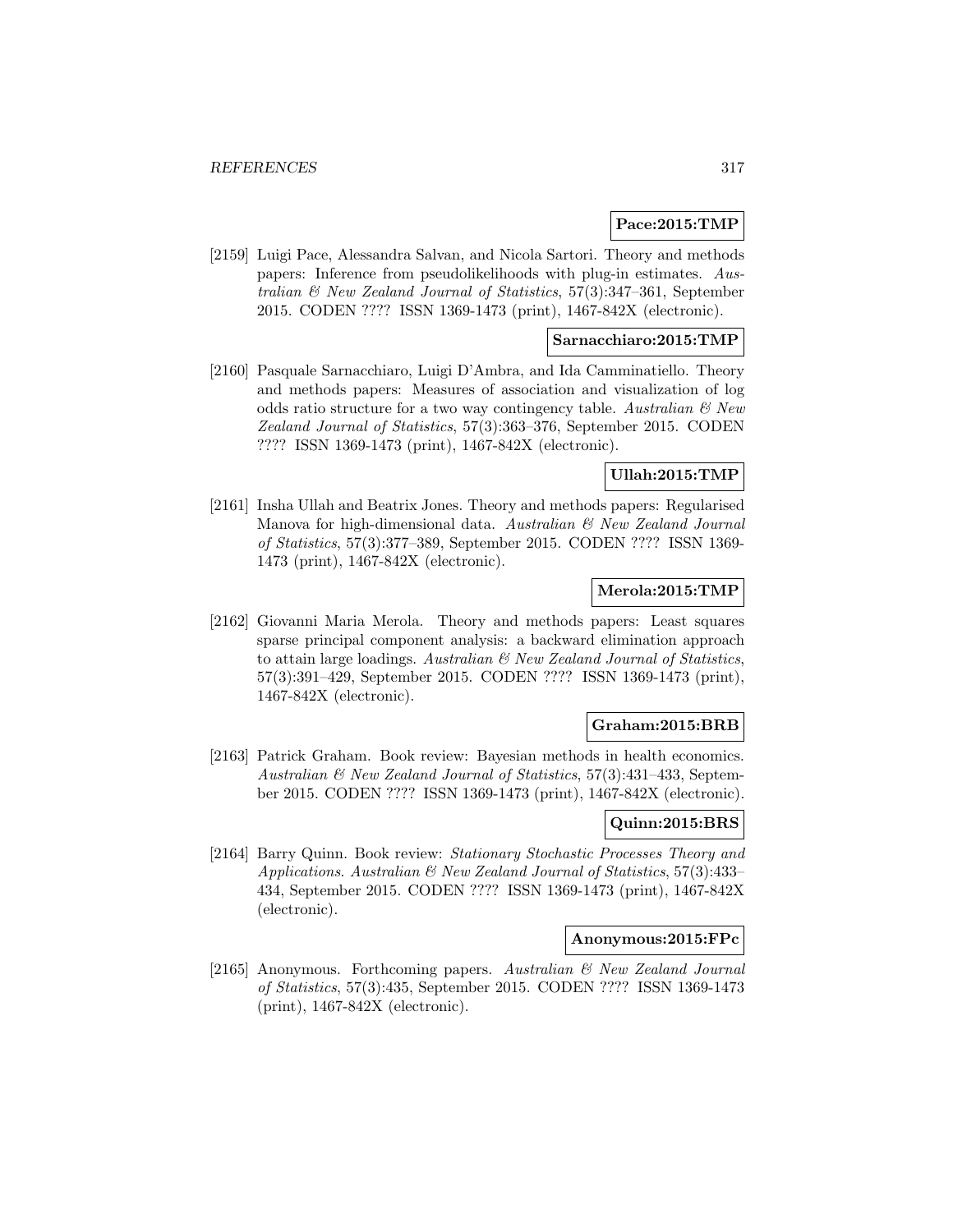**Pace:2015:TMP**

[2159] Luigi Pace, Alessandra Salvan, and Nicola Sartori. Theory and methods papers: Inference from pseudolikelihoods with plug-in estimates. *Australian & New Zealand Journal of Statistics*, 57(3):347–361, September 2015. CODEN ???? ISSN 1369-1473 (print), 1467-842X (electronic).

**Sarnacchiaro:2015:TMP**

[2160] Pasquale Sarnacchiaro, Luigi D'Ambra, and Ida Camminatiello. Theory and methods papers: Measures of association and visualization of log odds ratio structure for a two way contingency table. *Australian & New Zealand Journal of Statistics*, 57(3):363–376, September 2015. CODEN ???? ISSN 1369-1473 (print), 1467-842X (electronic).

**Ullah:2015:TMP**

[2161] Insha Ullah and Beatrix Jones. Theory and methods papers: Regularised Manova for high-dimensional data. *Australian & New Zealand Journal of Statistics*, 57(3):377–389, September 2015. CODEN ???? ISSN 1369-1473 (print), 1467-842X (electronic).

**Merola:2015:TMP**

[2162] Giovanni Maria Merola. Theory and methods papers: Least squares sparse principal component analysis: a backward elimination approach to attain large loadings. *Australian & New Zealand Journal of Statistics*, 57(3):391–429, September 2015. CODEN ???? ISSN 1369-1473 (print), 1467-842X (electronic).

**Graham:2015:BRB**

[2163] Patrick Graham. Book review: Bayesian methods in health economics. *Australian & New Zealand Journal of Statistics*, 57(3):431–433, September 2015. CODEN ???? ISSN 1369-1473 (print), 1467-842X (electronic).

**Quinn:2015:BRS**

[2164] Barry Quinn. Book review: *Stationary Stochastic Processes Theory and Applications*. *Australian & New Zealand Journal of Statistics*, 57(3):433–434, September 2015. CODEN ???? ISSN 1369-1473 (print), 1467-842X (electronic).

**Anonymous:2015:FPc**

[2165] Anonymous. Forthcoming papers. *Australian & New Zealand Journal of Statistics*, 57(3):435, September 2015. CODEN ???? ISSN 1369-1473 (print), 1467-842X (electronic).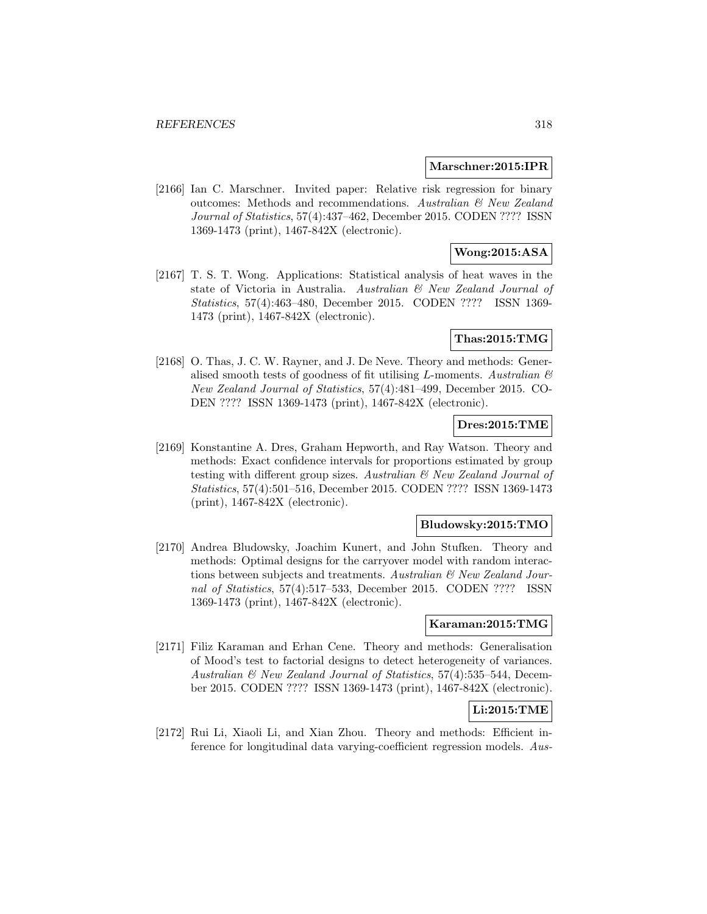**Marschner:2015:IPR**

[2166] Ian C. Marschner. Invited paper: Relative risk regression for binary outcomes: Methods and recommendations. *Australian & New Zealand Journal of Statistics*, 57(4):437–462, December 2015. CODEN ???? ISSN 1369-1473 (print), 1467-842X (electronic).

**Wong:2015:ASA**

[2167] T. S. T. Wong. Applications: Statistical analysis of heat waves in the state of Victoria in Australia. *Australian & New Zealand Journal of Statistics*, 57(4):463–480, December 2015. CODEN ???? ISSN 1369-1473 (print), 1467-842X (electronic).

**Thas:2015:TMG**

[2168] O. Thas, J. C. W. Rayner, and J. De Neve. Theory and methods: Generalised smooth tests of goodness of fit utilising $L$-moments. *Australian & New Zealand Journal of Statistics*, 57(4):481–499, December 2015. CODEN ???? ISSN 1369-1473 (print), 1467-842X (electronic).

**Dres:2015:TME**

[2169] Konstantine A. Dres, Graham Hepworth, and Ray Watson. Theory and methods: Exact confidence intervals for proportions estimated by group testing with different group sizes. *Australian & New Zealand Journal of Statistics*, 57(4):501–516, December 2015. CODEN ???? ISSN 1369-1473 (print), 1467-842X (electronic).

**Bludowsky:2015:TMO**

[2170] Andrea Bludowsky, Joachim Kunert, and John Stufken. Theory and methods: Optimal designs for the carryover model with random interactions between subjects and treatments. *Australian & New Zealand Journal of Statistics*, 57(4):517–533, December 2015. CODEN ???? ISSN 1369-1473 (print), 1467-842X (electronic).

**Karaman:2015:TMG**

[2171] Filiz Karaman and Erhan Cene. Theory and methods: Generalisation of Mood's test to factorial designs to detect heterogeneity of variances. *Australian & New Zealand Journal of Statistics*, 57(4):535–544, December 2015. CODEN ???? ISSN 1369-1473 (print), 1467-842X (electronic).

**Li:2015:TME**

[2172] Rui Li, Xiaoli Li, and Xian Zhou. Theory and methods: Efficient inference for longitudinal data varying-coefficient regression models. *Aus-*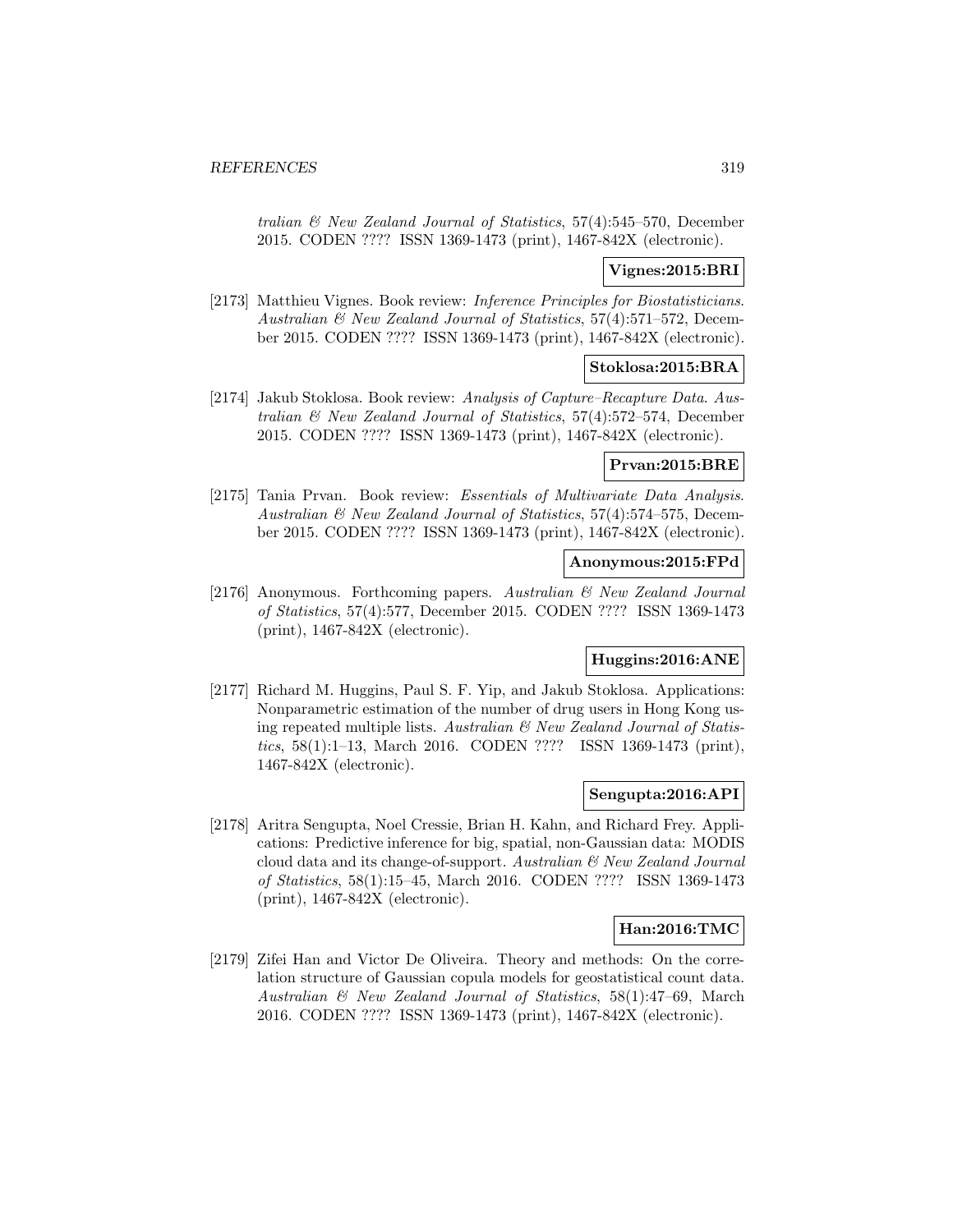*tralian & New Zealand Journal of Statistics*, 57(4):545–570, December 2015. CODEN ???? ISSN 1369-1473 (print), 1467-842X (electronic).

**Vignes:2015:BRI**

[2173] Matthieu Vignes. Book review: *Inference Principles for Biostatisticians*. *Australian & New Zealand Journal of Statistics*, 57(4):571–572, December 2015. CODEN ???? ISSN 1369-1473 (print), 1467-842X (electronic).

**Stoklosa:2015:BRA**

[2174] Jakub Stoklosa. Book review: *Analysis of Capture–Recapture Data*. *Australian & New Zealand Journal of Statistics*, 57(4):572–574, December 2015. CODEN ???? ISSN 1369-1473 (print), 1467-842X (electronic).

**Prvan:2015:BRE**

[2175] Tania Prvan. Book review: *Essentials of Multivariate Data Analysis*. *Australian & New Zealand Journal of Statistics*, 57(4):574–575, December 2015. CODEN ???? ISSN 1369-1473 (print), 1467-842X (electronic).

**Anonymous:2015:FPd**

[2176] Anonymous. Forthcoming papers. *Australian & New Zealand Journal of Statistics*, 57(4):577, December 2015. CODEN ???? ISSN 1369-1473 (print), 1467-842X (electronic).

**Huggins:2016:ANE**

[2177] Richard M. Huggins, Paul S. F. Yip, and Jakub Stoklosa. Applications: Nonparametric estimation of the number of drug users in Hong Kong using repeated multiple lists. *Australian & New Zealand Journal of Statistics*, 58(1):1–13, March 2016. CODEN ???? ISSN 1369-1473 (print), 1467-842X (electronic).

**Sengupta:2016:API**

[2178] Aritra Sengupta, Noel Cressie, Brian H. Kahn, and Richard Frey. Applications: Predictive inference for big, spatial, non-Gaussian data: MODIS cloud data and its change-of-support. *Australian & New Zealand Journal of Statistics*, 58(1):15–45, March 2016. CODEN ???? ISSN 1369-1473 (print), 1467-842X (electronic).

**Han:2016:TMC**

[2179] Zifei Han and Victor De Oliveira. Theory and methods: On the correlation structure of Gaussian copula models for geostatistical count data. *Australian & New Zealand Journal of Statistics*, 58(1):47–69, March 2016. CODEN ???? ISSN 1369-1473 (print), 1467-842X (electronic).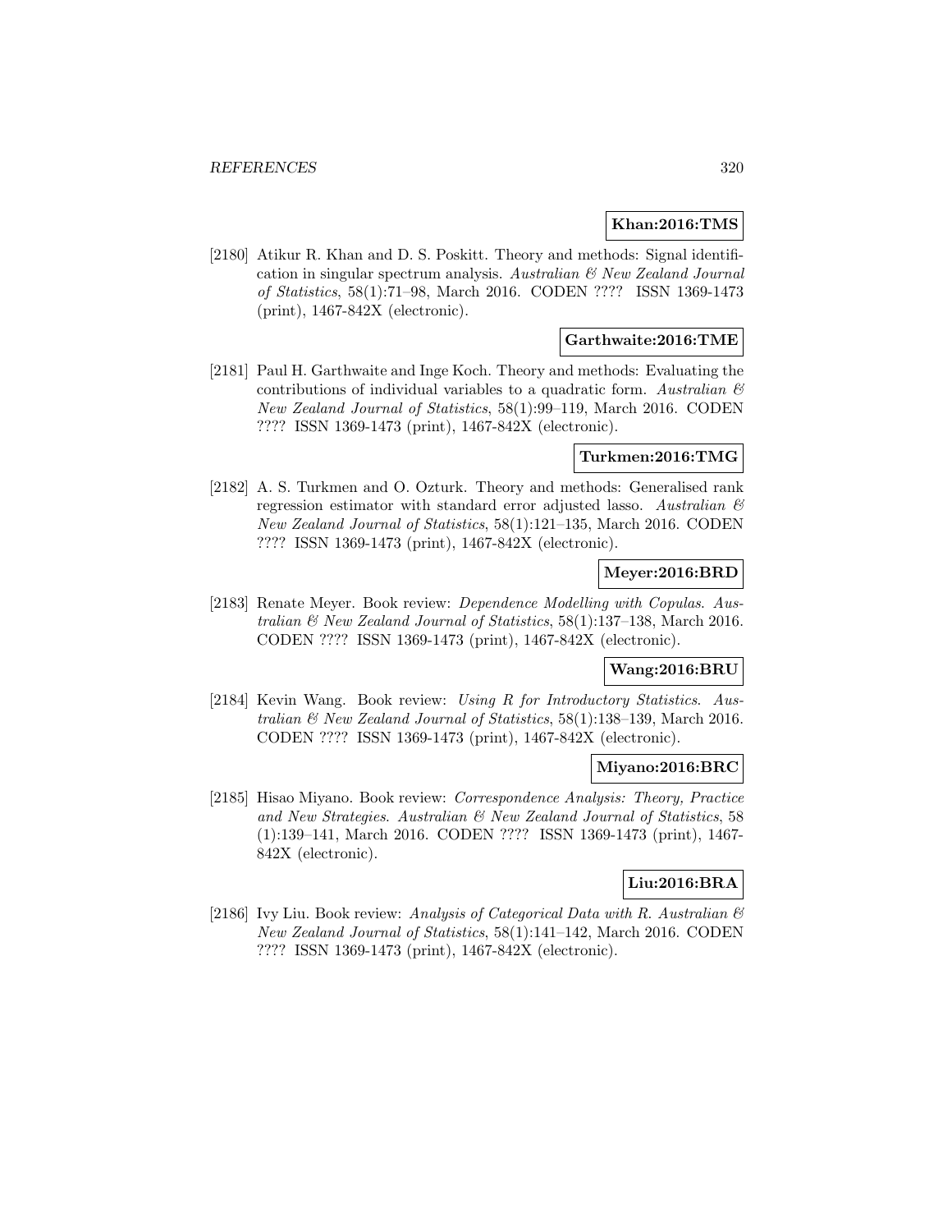**Khan:2016:TMS**

[2180] Atikur R. Khan and D. S. Poskitt. Theory and methods: Signal identification in singular spectrum analysis. *Australian & New Zealand Journal of Statistics*, 58(1):71–98, March 2016. CODEN ???? ISSN 1369-1473 (print), 1467-842X (electronic).

**Garthwaite:2016:TME**

[2181] Paul H. Garthwaite and Inge Koch. Theory and methods: Evaluating the contributions of individual variables to a quadratic form. *Australian & New Zealand Journal of Statistics*, 58(1):99–119, March 2016. CODEN ???? ISSN 1369-1473 (print), 1467-842X (electronic).

**Turkmen:2016:TMG**

[2182] A. S. Turkmen and O. Ozturk. Theory and methods: Generalised rank regression estimator with standard error adjusted lasso. *Australian & New Zealand Journal of Statistics*, 58(1):121–135, March 2016. CODEN ???? ISSN 1369-1473 (print), 1467-842X (electronic).

**Meyer:2016:BRD**

[2183] Renate Meyer. Book review: *Dependence Modelling with Copulas*. *Australian & New Zealand Journal of Statistics*, 58(1):137–138, March 2016. CODEN ???? ISSN 1369-1473 (print), 1467-842X (electronic).

**Wang:2016:BRU**

[2184] Kevin Wang. Book review: *Using R for Introductory Statistics*. *Australian & New Zealand Journal of Statistics*, 58(1):138–139, March 2016. CODEN ???? ISSN 1369-1473 (print), 1467-842X (electronic).

**Miyano:2016:BRC**

[2185] Hisao Miyano. Book review: *Correspondence Analysis: Theory, Practice and New Strategies*. *Australian & New Zealand Journal of Statistics*, 58 (1):139–141, March 2016. CODEN ???? ISSN 1369-1473 (print), 1467-842X (electronic).

**Liu:2016:BRA**

[2186] Ivy Liu. Book review: *Analysis of Categorical Data with R*. *Australian & New Zealand Journal of Statistics*, 58(1):141–142, March 2016. CODEN ???? ISSN 1369-1473 (print), 1467-842X (electronic).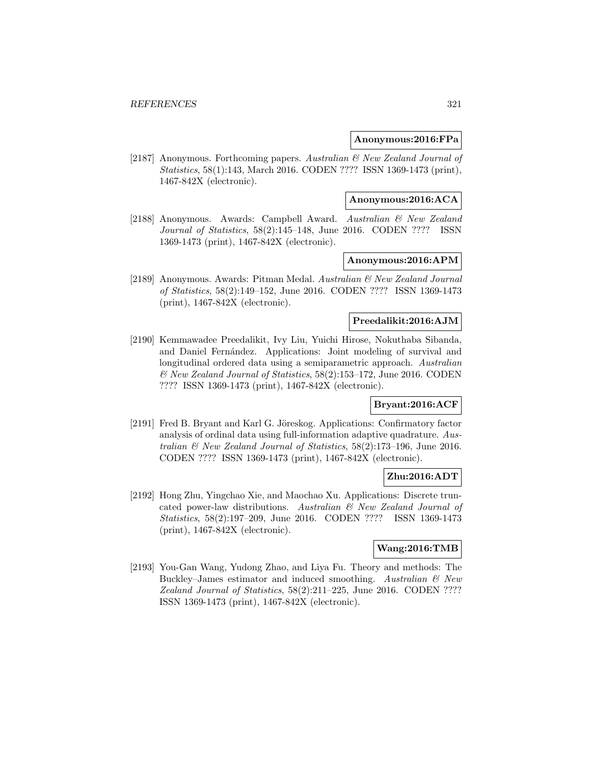**Anonymous:2016:FPa**

[2187] Anonymous. Forthcoming papers. *Australian & New Zealand Journal of Statistics*, 58(1):143, March 2016. CODEN ???? ISSN 1369-1473 (print), 1467-842X (electronic).

**Anonymous:2016:ACA**

[2188] Anonymous. Awards: Campbell Award. *Australian & New Zealand Journal of Statistics*, 58(2):145–148, June 2016. CODEN ???? ISSN 1369-1473 (print), 1467-842X (electronic).

**Anonymous:2016:APM**

[2189] Anonymous. Awards: Pitman Medal. *Australian & New Zealand Journal of Statistics*, 58(2):149–152, June 2016. CODEN ???? ISSN 1369-1473 (print), 1467-842X (electronic).

**Preedalikit:2016:AJM**

[2190] Kemmawadee Preedalikit, Ivy Liu, Yuichi Hirose, Nokuthaba Sibanda, and Daniel Fernández. Applications: Joint modeling of survival and longitudinal ordered data using a semiparametric approach. *Australian & New Zealand Journal of Statistics*, 58(2):153–172, June 2016. CODEN ???? ISSN 1369-1473 (print), 1467-842X (electronic).

**Bryant:2016:ACF**

[2191] Fred B. Bryant and Karl G. Jöreskog. Applications: Confirmatory factor analysis of ordinal data using full-information adaptive quadrature. *Australian & New Zealand Journal of Statistics*, 58(2):173–196, June 2016. CODEN ???? ISSN 1369-1473 (print), 1467-842X (electronic).

**Zhu:2016:ADT**

[2192] Hong Zhu, Yingchao Xie, and Maochao Xu. Applications: Discrete truncated power-law distributions. *Australian & New Zealand Journal of Statistics*, 58(2):197–209, June 2016. CODEN ???? ISSN 1369-1473 (print), 1467-842X (electronic).

**Wang:2016:TMB**

[2193] You-Gan Wang, Yudong Zhao, and Liya Fu. Theory and methods: The Buckley–James estimator and induced smoothing. *Australian & New Zealand Journal of Statistics*, 58(2):211–225, June 2016. CODEN ???? ISSN 1369-1473 (print), 1467-842X (electronic).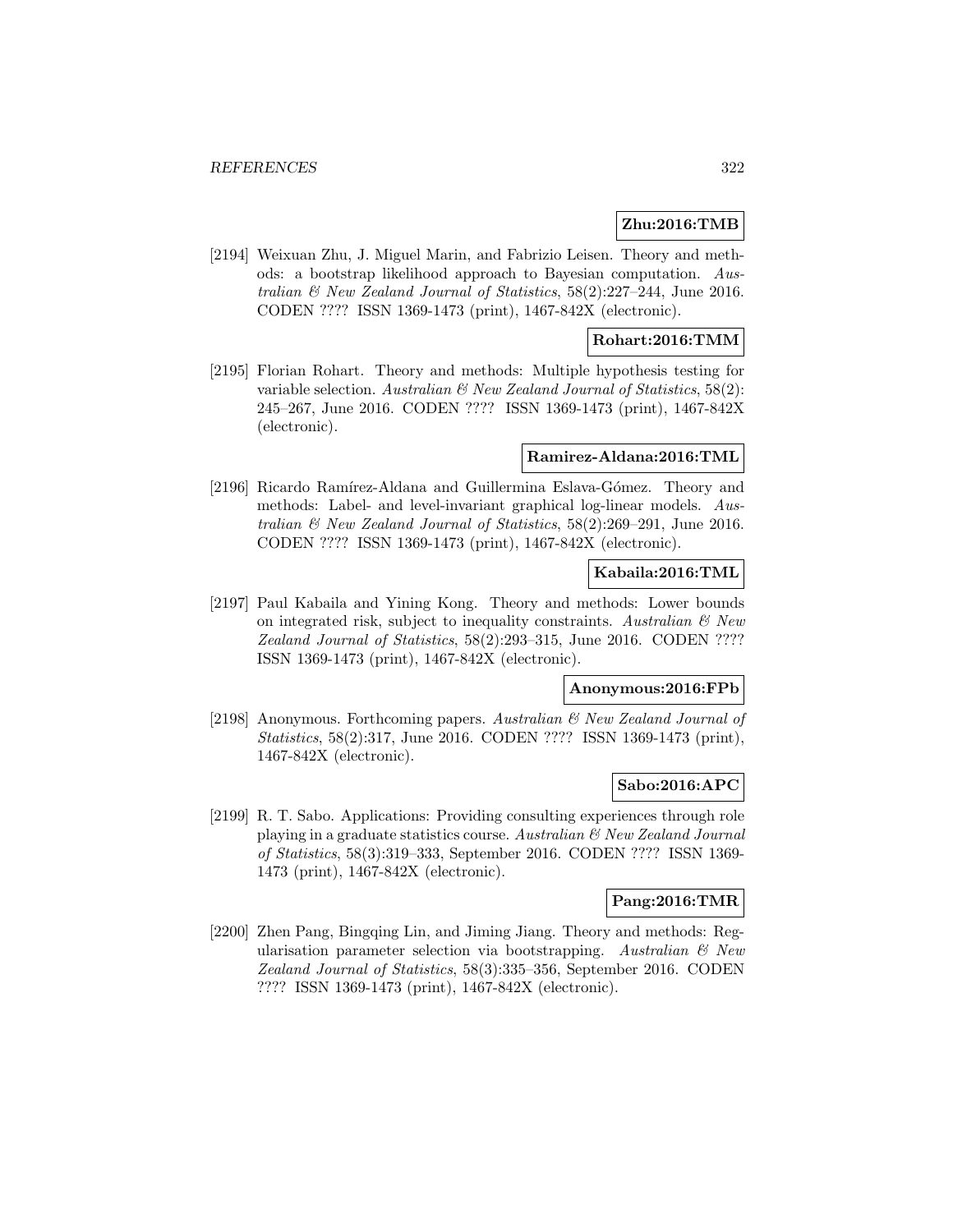**Zhu:2016:TMB**

[2194] Weixuan Zhu, J. Miguel Marin, and Fabrizio Leisen. Theory and methods: a bootstrap likelihood approach to Bayesian computation. *Australian & New Zealand Journal of Statistics*, 58(2):227–244, June 2016. CODEN ???? ISSN 1369-1473 (print), 1467-842X (electronic).

**Rohart:2016:TMM**

[2195] Florian Rohart. Theory and methods: Multiple hypothesis testing for variable selection. *Australian & New Zealand Journal of Statistics*, 58(2): 245–267, June 2016. CODEN ???? ISSN 1369-1473 (print), 1467-842X (electronic).

**Ramirez-Aldana:2016:TML**

[2196] Ricardo Ramírez-Aldana and Guillermina Eslava-Gómez. Theory and methods: Label- and level-invariant graphical log-linear models. *Australian & New Zealand Journal of Statistics*, 58(2):269–291, June 2016. CODEN ???? ISSN 1369-1473 (print), 1467-842X (electronic).

**Kabaila:2016:TML**

[2197] Paul Kabaila and Yining Kong. Theory and methods: Lower bounds on integrated risk, subject to inequality constraints. *Australian & New Zealand Journal of Statistics*, 58(2):293–315, June 2016. CODEN ???? ISSN 1369-1473 (print), 1467-842X (electronic).

**Anonymous:2016:FPb**

[2198] Anonymous. Forthcoming papers. *Australian & New Zealand Journal of Statistics*, 58(2):317, June 2016. CODEN ???? ISSN 1369-1473 (print), 1467-842X (electronic).

**Sabo:2016:APC**

[2199] R. T. Sabo. Applications: Providing consulting experiences through role playing in a graduate statistics course. *Australian & New Zealand Journal of Statistics*, 58(3):319–333, September 2016. CODEN ???? ISSN 1369-1473 (print), 1467-842X (electronic).

**Pang:2016:TMR**

[2200] Zhen Pang, Bingqing Lin, and Jiming Jiang. Theory and methods: Regularisation parameter selection via bootstrapping. *Australian & New Zealand Journal of Statistics*, 58(3):335–356, September 2016. CODEN ???? ISSN 1369-1473 (print), 1467-842X (electronic).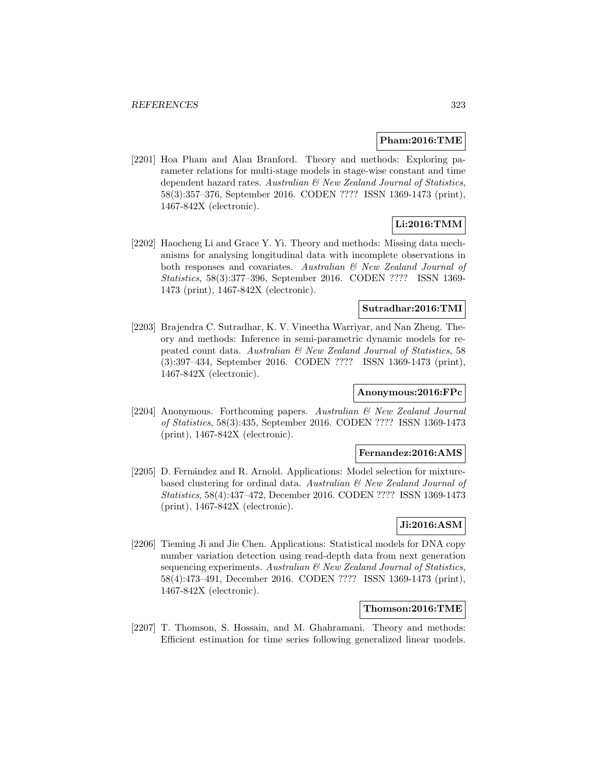**Pham:2016:TME**

[2201] Hoa Pham and Alan Branford. Theory and methods: Exploring parameter relations for multi-stage models in stage-wise constant and time dependent hazard rates. *Australian & New Zealand Journal of Statistics*, 58(3):357–376, September 2016. CODEN ???? ISSN 1369-1473 (print), 1467-842X (electronic).

**Li:2016:TMM**

[2202] Haocheng Li and Grace Y. Yi. Theory and methods: Missing data mechanisms for analysing longitudinal data with incomplete observations in both responses and covariates. *Australian & New Zealand Journal of Statistics*, 58(3):377–396, September 2016. CODEN ???? ISSN 1369-1473 (print), 1467-842X (electronic).

**Sutradhar:2016:TMI**

[2203] Brajendra C. Sutradhar, K. V. Vineetha Warriyar, and Nan Zheng. Theory and methods: Inference in semi-parametric dynamic models for repeated count data. *Australian & New Zealand Journal of Statistics*, 58 (3):397–434, September 2016. CODEN ???? ISSN 1369-1473 (print), 1467-842X (electronic).

**Anonymous:2016:FPc**

[2204] Anonymous. Forthcoming papers. *Australian & New Zealand Journal of Statistics*, 58(3):435, September 2016. CODEN ???? ISSN 1369-1473 (print), 1467-842X (electronic).

**Fernandez:2016:AMS**

[2205] D. Fernández and R. Arnold. Applications: Model selection for mixture-based clustering for ordinal data. *Australian & New Zealand Journal of Statistics*, 58(4):437–472, December 2016. CODEN ???? ISSN 1369-1473 (print), 1467-842X (electronic).

**Ji:2016:ASM**

[2206] Tieming Ji and Jie Chen. Applications: Statistical models for DNA copy number variation detection using read-depth data from next generation sequencing experiments. *Australian & New Zealand Journal of Statistics*, 58(4):473–491, December 2016. CODEN ???? ISSN 1369-1473 (print), 1467-842X (electronic).

**Thomson:2016:TME**

[2207] T. Thomson, S. Hossain, and M. Ghahramani. Theory and methods: Efficient estimation for time series following generalized linear models.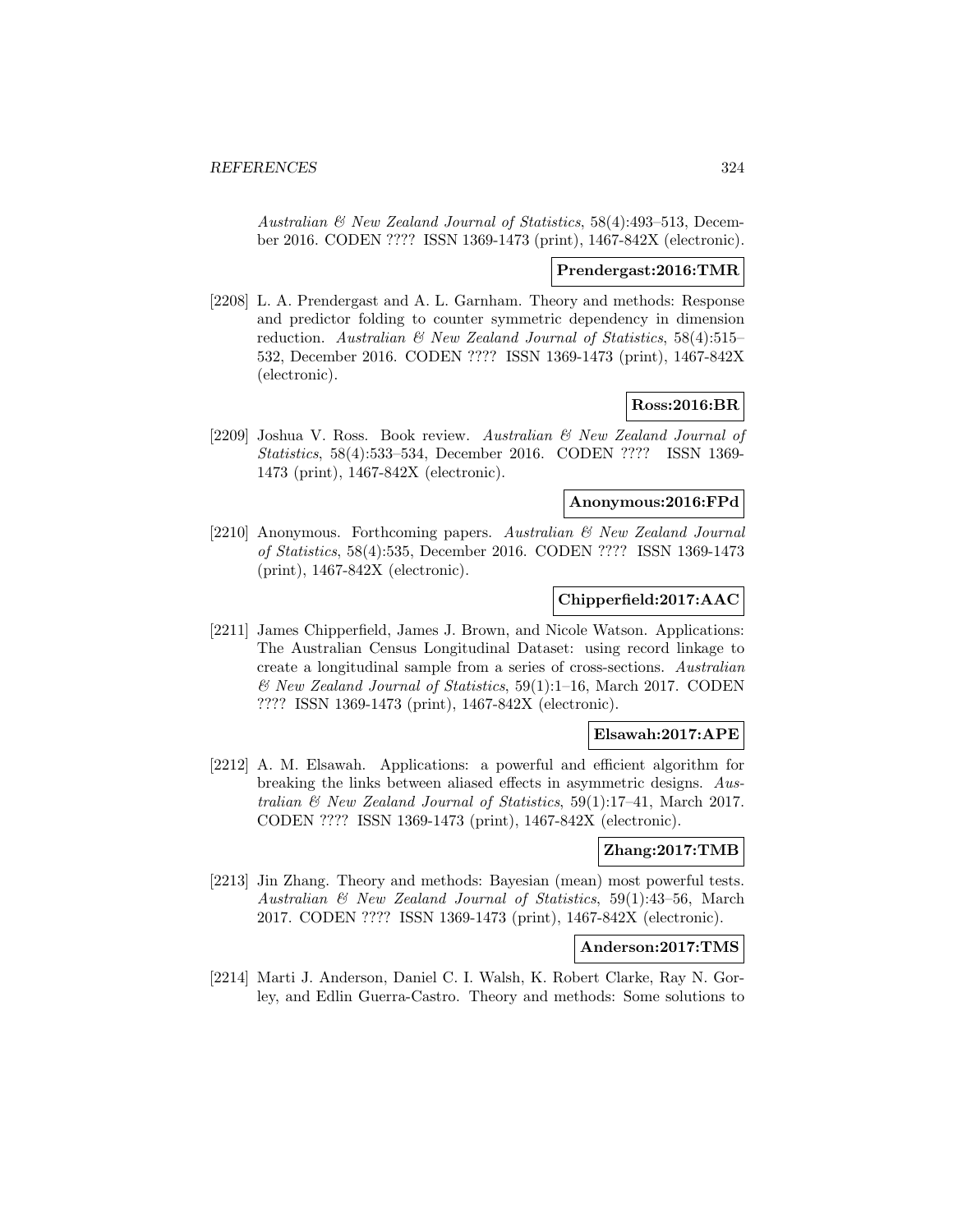*Australian & New Zealand Journal of Statistics*, 58(4):493–513, December 2016. CODEN ???? ISSN 1369-1473 (print), 1467-842X (electronic).

**Prendergast:2016:TMR**

[2208] L. A. Prendergast and A. L. Garnham. Theory and methods: Response and predictor folding to counter symmetric dependency in dimension reduction. *Australian & New Zealand Journal of Statistics*, 58(4):515–532, December 2016. CODEN ???? ISSN 1369-1473 (print), 1467-842X (electronic).

**Ross:2016:BR**

[2209] Joshua V. Ross. Book review. *Australian & New Zealand Journal of Statistics*, 58(4):533–534, December 2016. CODEN ???? ISSN 1369-1473 (print), 1467-842X (electronic).

**Anonymous:2016:FPd**

[2210] Anonymous. Forthcoming papers. *Australian & New Zealand Journal of Statistics*, 58(4):535, December 2016. CODEN ???? ISSN 1369-1473 (print), 1467-842X (electronic).

**Chipperfield:2017:AAC**

[2211] James Chipperfield, James J. Brown, and Nicole Watson. Applications: The Australian Census Longitudinal Dataset: using record linkage to create a longitudinal sample from a series of cross-sections. *Australian & New Zealand Journal of Statistics*, 59(1):1–16, March 2017. CODEN ???? ISSN 1369-1473 (print), 1467-842X (electronic).

**Elsawah:2017:APE**

[2212] A. M. Elsawah. Applications: a powerful and efficient algorithm for breaking the links between aliased effects in asymmetric designs. *Australian & New Zealand Journal of Statistics*, 59(1):17–41, March 2017. CODEN ???? ISSN 1369-1473 (print), 1467-842X (electronic).

**Zhang:2017:TMB**

[2213] Jin Zhang. Theory and methods: Bayesian (mean) most powerful tests. *Australian & New Zealand Journal of Statistics*, 59(1):43–56, March 2017. CODEN ???? ISSN 1369-1473 (print), 1467-842X (electronic).

**Anderson:2017:TMS**

[2214] Marti J. Anderson, Daniel C. I. Walsh, K. Robert Clarke, Ray N. Gorley, and Edlin Guerra-Castro. Theory and methods: Some solutions to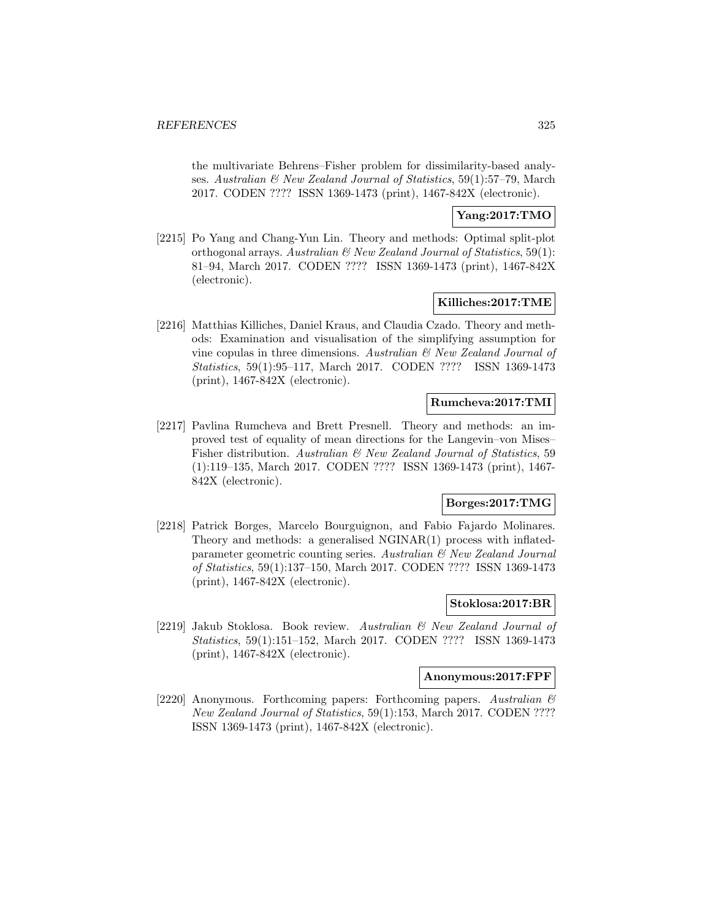the multivariate Behrens–Fisher problem for dissimilarity-based analyses. *Australian & New Zealand Journal of Statistics*, 59(1):57–79, March 2017. CODEN ???? ISSN 1369-1473 (print), 1467-842X (electronic).

**Yang:2017:TMO**

[2215] Po Yang and Chang-Yun Lin. Theory and methods: Optimal split-plot orthogonal arrays. *Australian & New Zealand Journal of Statistics*, 59(1): 81–94, March 2017. CODEN ???? ISSN 1369-1473 (print), 1467-842X (electronic).

**Killiches:2017:TME**

[2216] Matthias Killiches, Daniel Kraus, and Claudia Czado. Theory and methods: Examination and visualisation of the simplifying assumption for vine copulas in three dimensions. *Australian & New Zealand Journal of Statistics*, 59(1):95–117, March 2017. CODEN ???? ISSN 1369-1473 (print), 1467-842X (electronic).

**Rumcheva:2017:TMI**

[2217] Pavlina Rumcheva and Brett Presnell. Theory and methods: an improved test of equality of mean directions for the Langevin–von Mises–Fisher distribution. *Australian & New Zealand Journal of Statistics*, 59 (1):119–135, March 2017. CODEN ???? ISSN 1369-1473 (print), 1467-842X (electronic).

**Borges:2017:TMG**

[2218] Patrick Borges, Marcelo Bourguignon, and Fabio Fajardo Molinares. Theory and methods: a generalised NGINAR(1) process with inflated-parameter geometric counting series. *Australian & New Zealand Journal of Statistics*, 59(1):137–150, March 2017. CODEN ???? ISSN 1369-1473 (print), 1467-842X (electronic).

**Stoklosa:2017:BR**

[2219] Jakub Stoklosa. Book review. *Australian & New Zealand Journal of Statistics*, 59(1):151–152, March 2017. CODEN ???? ISSN 1369-1473 (print), 1467-842X (electronic).

**Anonymous:2017:FPF**

[2220] Anonymous. Forthcoming papers: Forthcoming papers. *Australian & New Zealand Journal of Statistics*, 59(1):153, March 2017. CODEN ???? ISSN 1369-1473 (print), 1467-842X (electronic).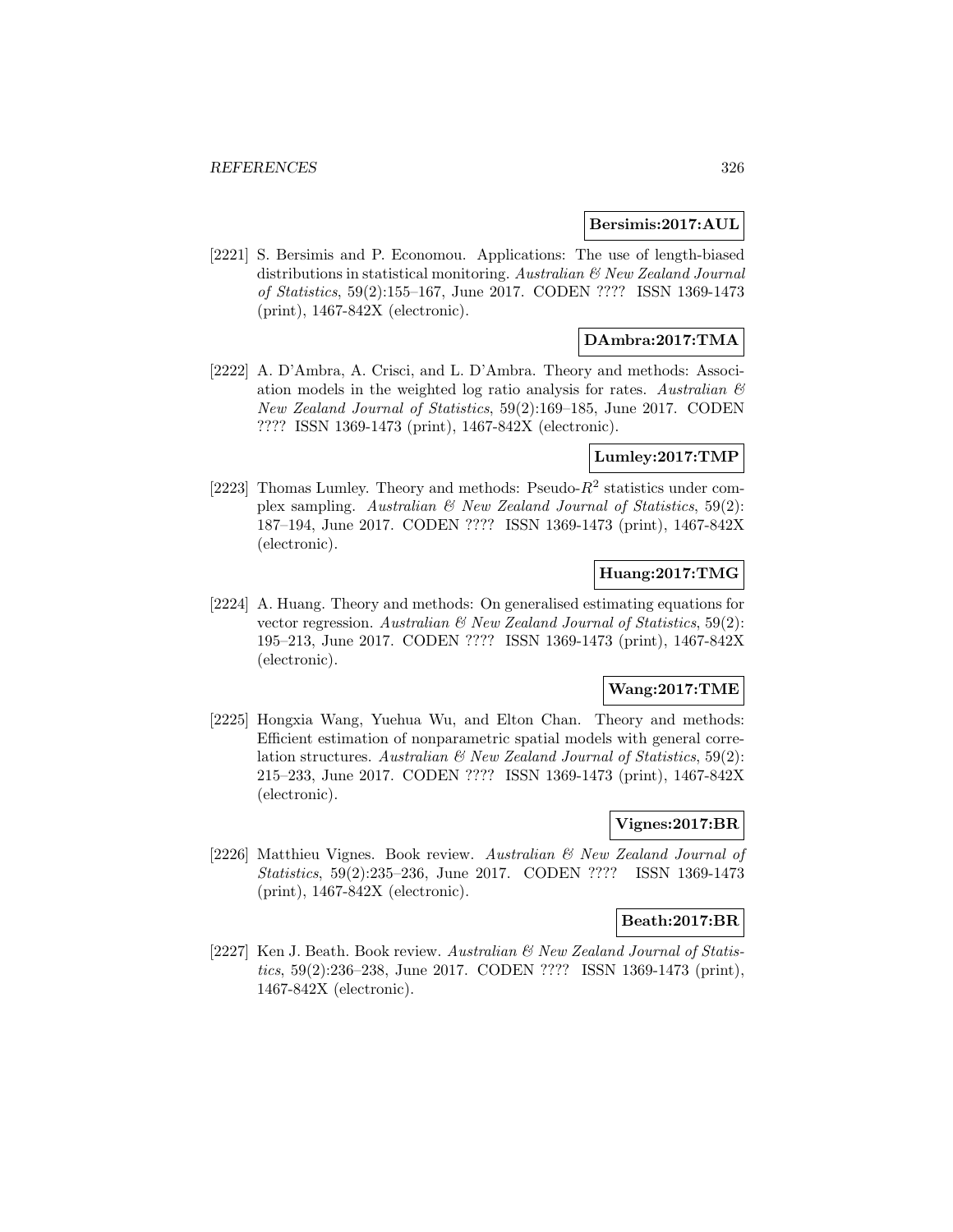**Bersimis:2017:AUL**

[2221] S. Bersimis and P. Economou. Applications: The use of length-biased distributions in statistical monitoring. *Australian & New Zealand Journal of Statistics*, 59(2):155–167, June 2017. CODEN ???? ISSN 1369-1473 (print), 1467-842X (electronic).

**DAmbra:2017:TMA**

[2222] A. D'Ambra, A. Crisci, and L. D'Ambra. Theory and methods: Association models in the weighted log ratio analysis for rates. *Australian & New Zealand Journal of Statistics*, 59(2):169–185, June 2017. CODEN ???? ISSN 1369-1473 (print), 1467-842X (electronic).

**Lumley:2017:TMP**

[2223] Thomas Lumley. Theory and methods: Pseudo-$R^2$ statistics under complex sampling. *Australian & New Zealand Journal of Statistics*, 59(2): 187–194, June 2017. CODEN ???? ISSN 1369-1473 (print), 1467-842X (electronic).

**Huang:2017:TMG**

[2224] A. Huang. Theory and methods: On generalised estimating equations for vector regression. *Australian & New Zealand Journal of Statistics*, 59(2): 195–213, June 2017. CODEN ???? ISSN 1369-1473 (print), 1467-842X (electronic).

**Wang:2017:TME**

[2225] Hongxia Wang, Yuehua Wu, and Elton Chan. Theory and methods: Efficient estimation of nonparametric spatial models with general correlation structures. *Australian & New Zealand Journal of Statistics*, 59(2): 215–233, June 2017. CODEN ???? ISSN 1369-1473 (print), 1467-842X (electronic).

**Vignes:2017:BR**

[2226] Matthieu Vignes. Book review. *Australian & New Zealand Journal of Statistics*, 59(2):235–236, June 2017. CODEN ???? ISSN 1369-1473 (print), 1467-842X (electronic).

**Beath:2017:BR**

[2227] Ken J. Beath. Book review. *Australian & New Zealand Journal of Statistics*, 59(2):236–238, June 2017. CODEN ???? ISSN 1369-1473 (print), 1467-842X (electronic).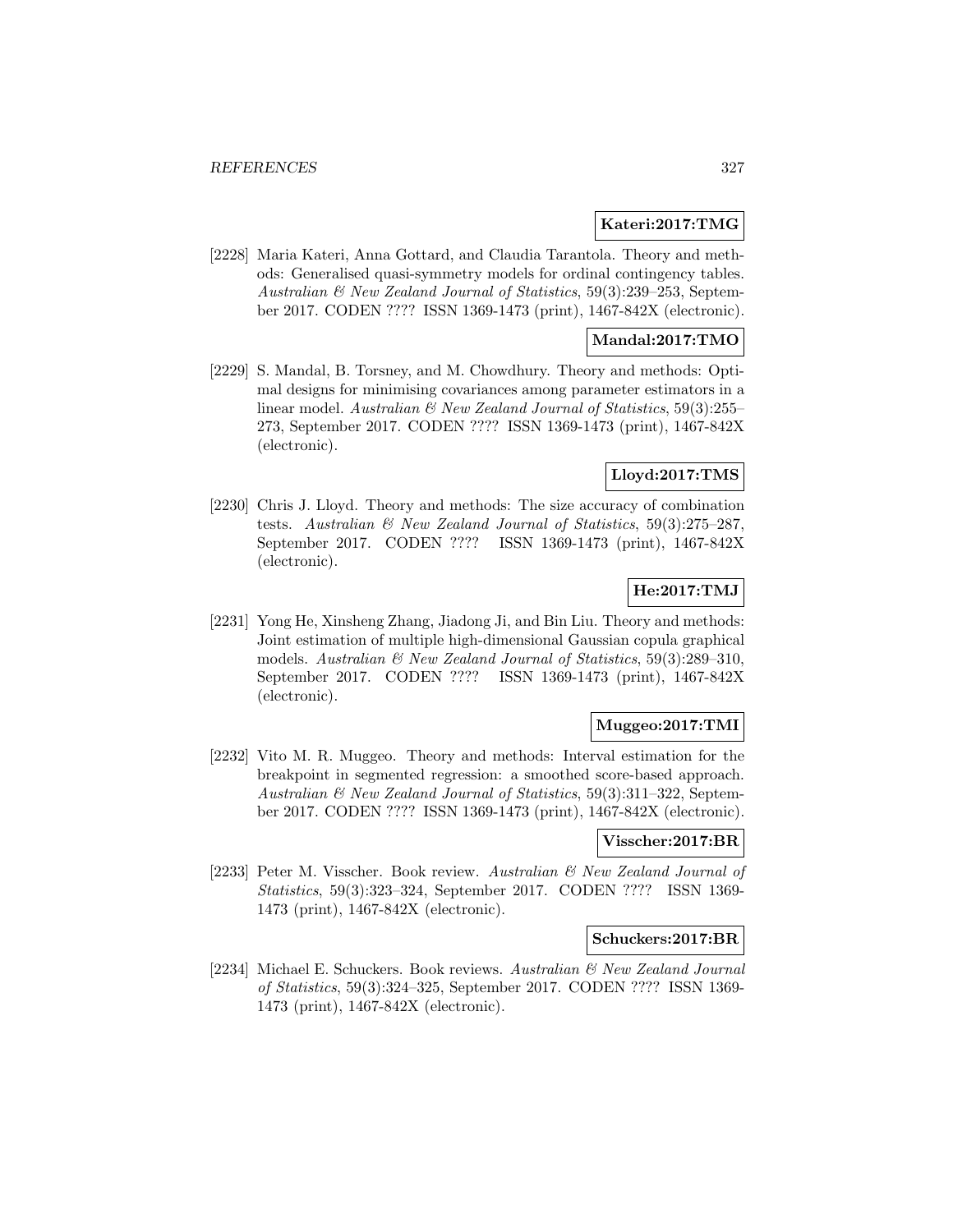**Kateri:2017:TMG**

[2228] Maria Kateri, Anna Gottard, and Claudia Tarantola. Theory and methods: Generalised quasi-symmetry models for ordinal contingency tables. *Australian & New Zealand Journal of Statistics*, 59(3):239–253, September 2017. CODEN ???? ISSN 1369-1473 (print), 1467-842X (electronic).

**Mandal:2017:TMO**

[2229] S. Mandal, B. Torsney, and M. Chowdhury. Theory and methods: Optimal designs for minimising covariances among parameter estimators in a linear model. *Australian & New Zealand Journal of Statistics*, 59(3):255–273, September 2017. CODEN ???? ISSN 1369-1473 (print), 1467-842X (electronic).

**Lloyd:2017:TMS**

[2230] Chris J. Lloyd. Theory and methods: The size accuracy of combination tests. *Australian & New Zealand Journal of Statistics*, 59(3):275–287, September 2017. CODEN ???? ISSN 1369-1473 (print), 1467-842X (electronic).

**He:2017:TMJ**

[2231] Yong He, Xinsheng Zhang, Jiadong Ji, and Bin Liu. Theory and methods: Joint estimation of multiple high-dimensional Gaussian copula graphical models. *Australian & New Zealand Journal of Statistics*, 59(3):289–310, September 2017. CODEN ???? ISSN 1369-1473 (print), 1467-842X (electronic).

**Muggeo:2017:TMI**

[2232] Vito M. R. Muggeo. Theory and methods: Interval estimation for the breakpoint in segmented regression: a smoothed score-based approach. *Australian & New Zealand Journal of Statistics*, 59(3):311–322, September 2017. CODEN ???? ISSN 1369-1473 (print), 1467-842X (electronic).

**Visscher:2017:BR**

[2233] Peter M. Visscher. Book review. *Australian & New Zealand Journal of Statistics*, 59(3):323–324, September 2017. CODEN ???? ISSN 1369-1473 (print), 1467-842X (electronic).

**Schuckers:2017:BR**

[2234] Michael E. Schuckers. Book reviews. *Australian & New Zealand Journal of Statistics*, 59(3):324–325, September 2017. CODEN ???? ISSN 1369-1473 (print), 1467-842X (electronic).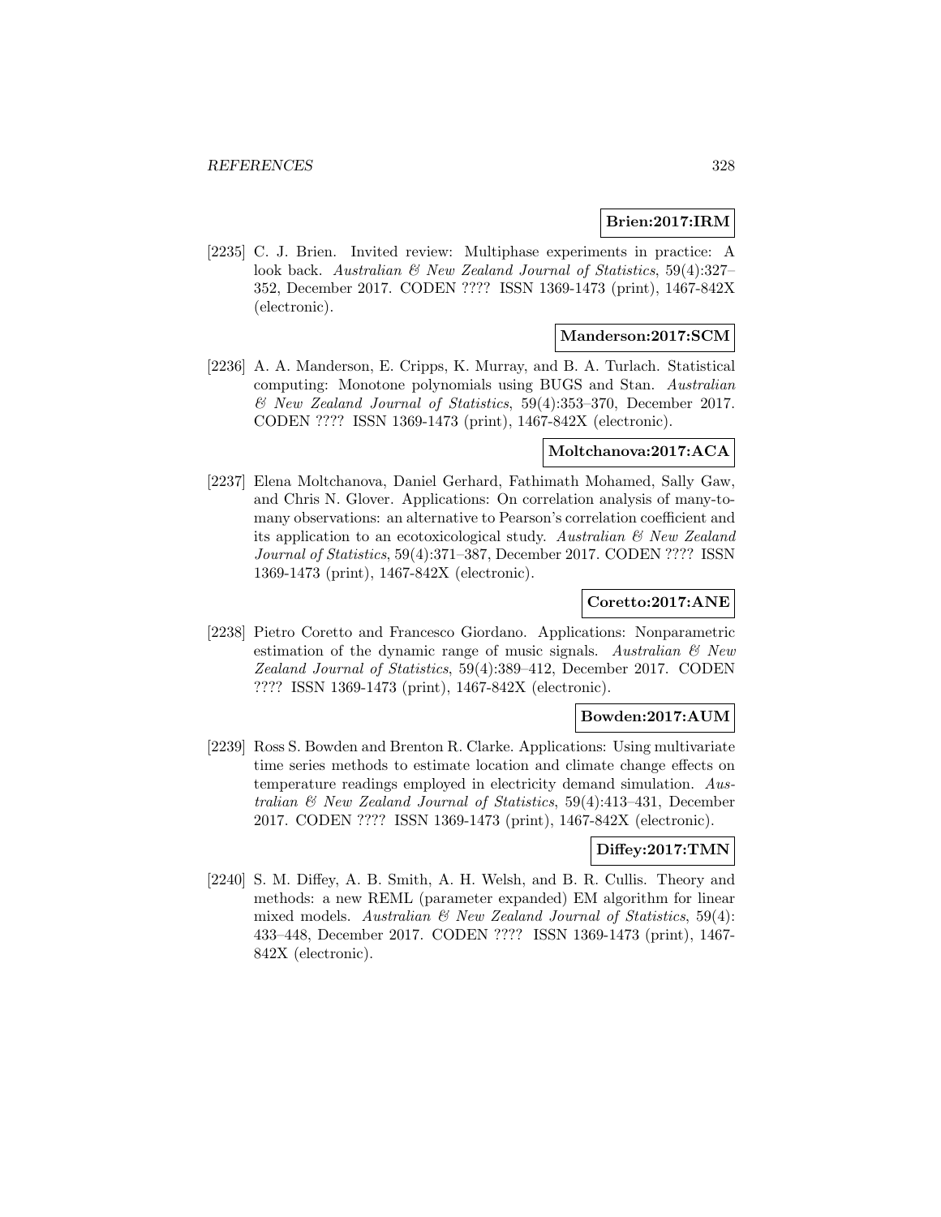**Brien:2017:IRM**

[2235] C. J. Brien. Invited review: Multiphase experiments in practice: A look back. *Australian & New Zealand Journal of Statistics*, 59(4):327–352, December 2017. CODEN ???? ISSN 1369-1473 (print), 1467-842X (electronic).

**Manderson:2017:SCM**

[2236] A. A. Manderson, E. Cripps, K. Murray, and B. A. Turlach. Statistical computing: Monotone polynomials using BUGS and Stan. *Australian & New Zealand Journal of Statistics*, 59(4):353–370, December 2017. CODEN ???? ISSN 1369-1473 (print), 1467-842X (electronic).

**Moltchanova:2017:ACA**

[2237] Elena Moltchanova, Daniel Gerhard, Fathimath Mohamed, Sally Gaw, and Chris N. Glover. Applications: On correlation analysis of many-to-many observations: an alternative to Pearson's correlation coefficient and its application to an ecotoxicological study. *Australian & New Zealand Journal of Statistics*, 59(4):371–387, December 2017. CODEN ???? ISSN 1369-1473 (print), 1467-842X (electronic).

**Coretto:2017:ANE**

[2238] Pietro Coretto and Francesco Giordano. Applications: Nonparametric estimation of the dynamic range of music signals. *Australian & New Zealand Journal of Statistics*, 59(4):389–412, December 2017. CODEN ???? ISSN 1369-1473 (print), 1467-842X (electronic).

**Bowden:2017:AUM**

[2239] Ross S. Bowden and Brenton R. Clarke. Applications: Using multivariate time series methods to estimate location and climate change effects on temperature readings employed in electricity demand simulation. *Australian & New Zealand Journal of Statistics*, 59(4):413–431, December 2017. CODEN ???? ISSN 1369-1473 (print), 1467-842X (electronic).

**Diffey:2017:TMN**

[2240] S. M. Diffey, A. B. Smith, A. H. Welsh, and B. R. Cullis. Theory and methods: a new REML (parameter expanded) EM algorithm for linear mixed models. *Australian & New Zealand Journal of Statistics*, 59(4): 433–448, December 2017. CODEN ???? ISSN 1369-1473 (print), 1467-842X (electronic).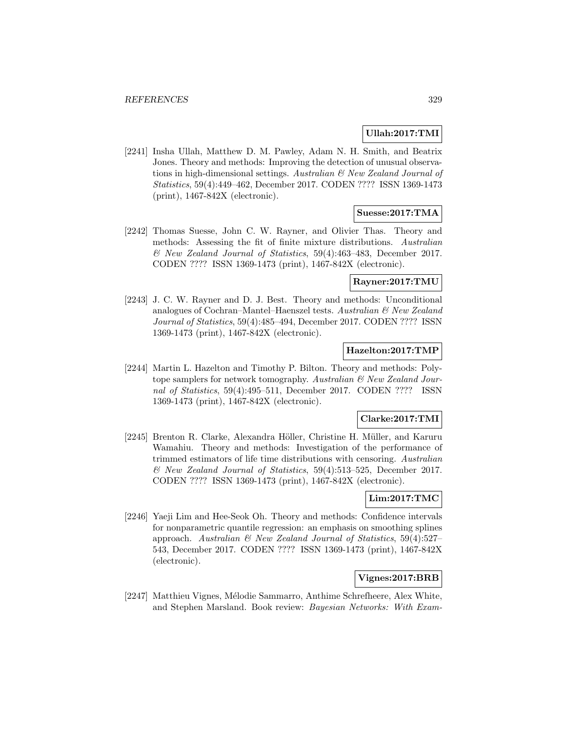**Ullah:2017:TMI**

[2241] Insha Ullah, Matthew D. M. Pawley, Adam N. H. Smith, and Beatrix Jones. Theory and methods: Improving the detection of unusual observations in high-dimensional settings. *Australian & New Zealand Journal of Statistics*, 59(4):449–462, December 2017. CODEN ???? ISSN 1369-1473 (print), 1467-842X (electronic).

**Suesse:2017:TMA**

[2242] Thomas Suesse, John C. W. Rayner, and Olivier Thas. Theory and methods: Assessing the fit of finite mixture distributions. *Australian & New Zealand Journal of Statistics*, 59(4):463–483, December 2017. CODEN ???? ISSN 1369-1473 (print), 1467-842X (electronic).

**Rayner:2017:TMU**

[2243] J. C. W. Rayner and D. J. Best. Theory and methods: Unconditional analogues of Cochran–Mantel–Haenszel tests. *Australian & New Zealand Journal of Statistics*, 59(4):485–494, December 2017. CODEN ???? ISSN 1369-1473 (print), 1467-842X (electronic).

**Hazelton:2017:TMP**

[2244] Martin L. Hazelton and Timothy P. Bilton. Theory and methods: Polytope samplers for network tomography. *Australian & New Zealand Journal of Statistics*, 59(4):495–511, December 2017. CODEN ???? ISSN 1369-1473 (print), 1467-842X (electronic).

**Clarke:2017:TMI**

[2245] Brenton R. Clarke, Alexandra Höller, Christine H. Müller, and Karuru Wamahiu. Theory and methods: Investigation of the performance of trimmed estimators of life time distributions with censoring. *Australian & New Zealand Journal of Statistics*, 59(4):513–525, December 2017. CODEN ???? ISSN 1369-1473 (print), 1467-842X (electronic).

**Lim:2017:TMC**

[2246] Yaeji Lim and Hee-Seok Oh. Theory and methods: Confidence intervals for nonparametric quantile regression: an emphasis on smoothing splines approach. *Australian & New Zealand Journal of Statistics*, 59(4):527–543, December 2017. CODEN ???? ISSN 1369-1473 (print), 1467-842X (electronic).

**Vignes:2017:BRB**

[2247] Matthieu Vignes, Mélodie Sammarro, Anthime Schrefheere, Alex White, and Stephen Marsland. Book review: *Bayesian Networks: With Exam-*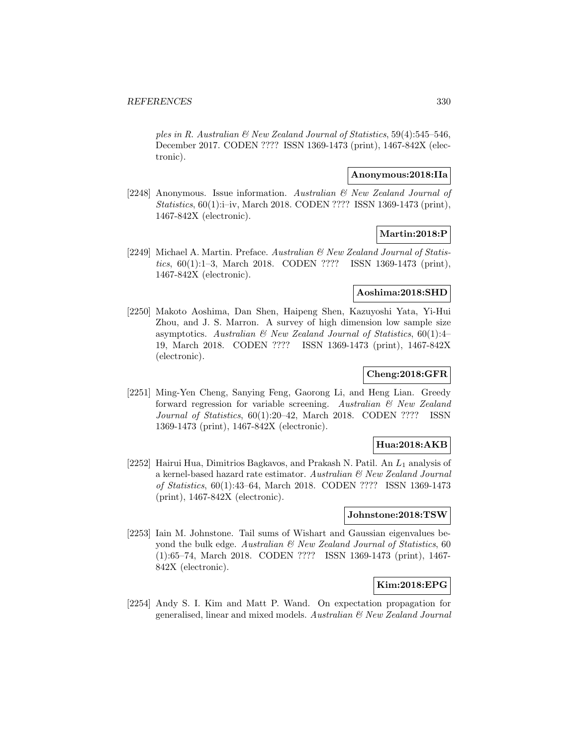*ples in R. Australian & New Zealand Journal of Statistics*, 59(4):545–546, December 2017. CODEN ???? ISSN 1369-1473 (print), 1467-842X (electronic).

**Anonymous:2018:IIa**

[2248] Anonymous. Issue information. *Australian & New Zealand Journal of Statistics*, 60(1):i–iv, March 2018. CODEN ???? ISSN 1369-1473 (print), 1467-842X (electronic).

**Martin:2018:P**

[2249] Michael A. Martin. Preface. *Australian & New Zealand Journal of Statistics*, 60(1):1–3, March 2018. CODEN ???? ISSN 1369-1473 (print), 1467-842X (electronic).

**Aoshima:2018:SHD**

[2250] Makoto Aoshima, Dan Shen, Haipeng Shen, Kazuyoshi Yata, Yi-Hui Zhou, and J. S. Marron. A survey of high dimension low sample size asymptotics. *Australian & New Zealand Journal of Statistics*, 60(1):4–19, March 2018. CODEN ???? ISSN 1369-1473 (print), 1467-842X (electronic).

**Cheng:2018:GFR**

[2251] Ming-Yen Cheng, Sanying Feng, Gaorong Li, and Heng Lian. Greedy forward regression for variable screening. *Australian & New Zealand Journal of Statistics*, 60(1):20–42, March 2018. CODEN ???? ISSN 1369-1473 (print), 1467-842X (electronic).

**Hua:2018:AKB**

[2252] Hairui Hua, Dimitrios Bagkavos, and Prakash N. Patil. An $L_1$ analysis of a kernel-based hazard rate estimator. *Australian & New Zealand Journal of Statistics*, 60(1):43–64, March 2018. CODEN ???? ISSN 1369-1473 (print), 1467-842X (electronic).

**Johnstone:2018:TSW**

[2253] Iain M. Johnstone. Tail sums of Wishart and Gaussian eigenvalues beyond the bulk edge. *Australian & New Zealand Journal of Statistics*, 60 (1):65–74, March 2018. CODEN ???? ISSN 1369-1473 (print), 1467-842X (electronic).

**Kim:2018:EPG**

[2254] Andy S. I. Kim and Matt P. Wand. On expectation propagation for generalised, linear and mixed models. *Australian & New Zealand Journal*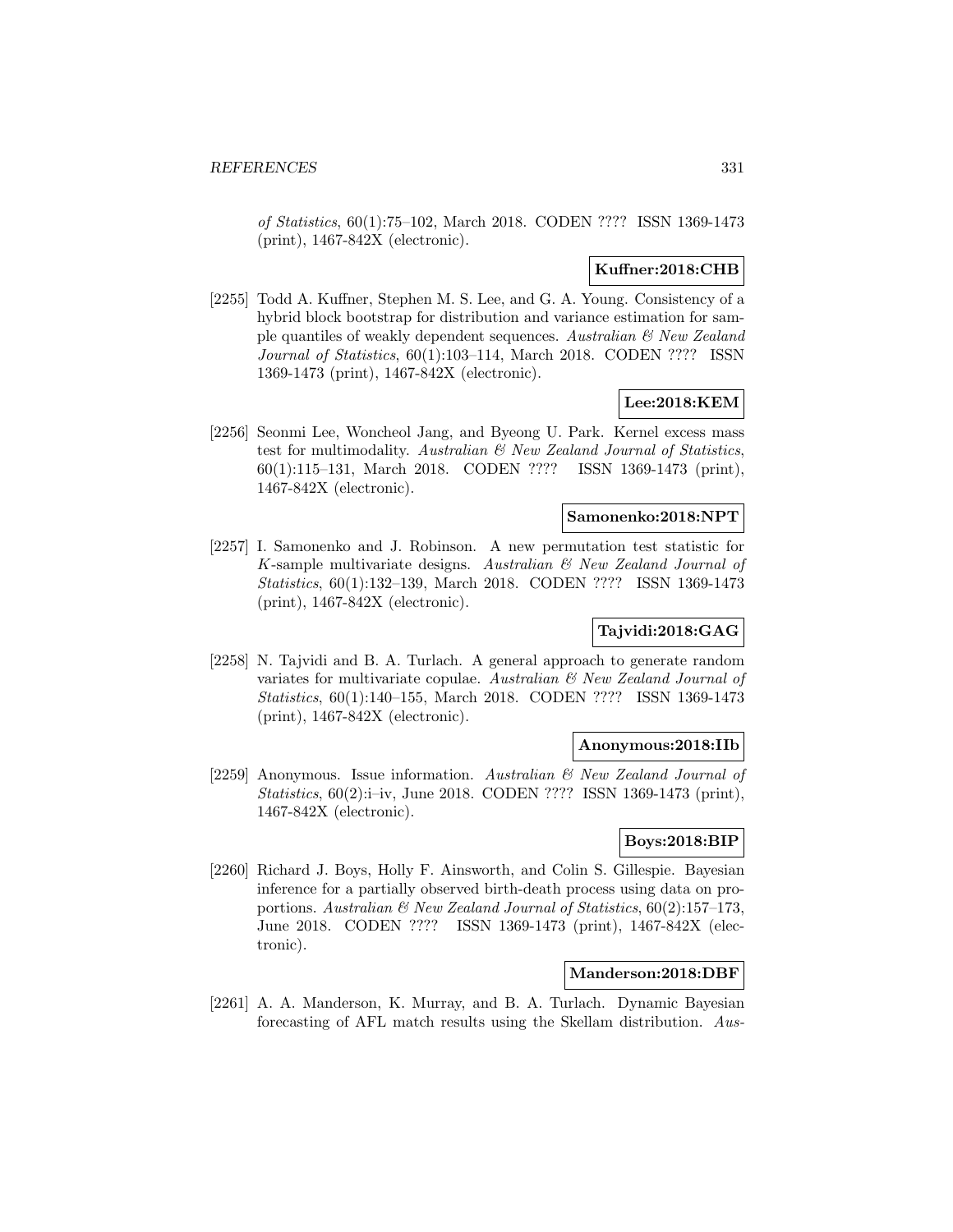*of Statistics*, 60(1):75–102, March 2018. CODEN ???? ISSN 1369-1473 (print), 1467-842X (electronic).

**Kuffner:2018:CHB**

[2255] Todd A. Kuffner, Stephen M. S. Lee, and G. A. Young. Consistency of a hybrid block bootstrap for distribution and variance estimation for sample quantiles of weakly dependent sequences. *Australian & New Zealand Journal of Statistics*, 60(1):103–114, March 2018. CODEN ???? ISSN 1369-1473 (print), 1467-842X (electronic).

**Lee:2018:KEM**

[2256] Seonmi Lee, Woncheol Jang, and Byeong U. Park. Kernel excess mass test for multimodality. *Australian & New Zealand Journal of Statistics*, 60(1):115–131, March 2018. CODEN ???? ISSN 1369-1473 (print), 1467-842X (electronic).

**Samonenko:2018:NPT**

[2257] I. Samonenko and J. Robinson. A new permutation test statistic for $K$-sample multivariate designs. *Australian & New Zealand Journal of Statistics*, 60(1):132–139, March 2018. CODEN ???? ISSN 1369-1473 (print), 1467-842X (electronic).

**Tajvidi:2018:GAG**

[2258] N. Tajvidi and B. A. Turlach. A general approach to generate random variates for multivariate copulae. *Australian & New Zealand Journal of Statistics*, 60(1):140–155, March 2018. CODEN ???? ISSN 1369-1473 (print), 1467-842X (electronic).

**Anonymous:2018:IIb**

[2259] Anonymous. Issue information. *Australian & New Zealand Journal of Statistics*, 60(2):i–iv, June 2018. CODEN ???? ISSN 1369-1473 (print), 1467-842X (electronic).

**Boys:2018:BIP**

[2260] Richard J. Boys, Holly F. Ainsworth, and Colin S. Gillespie. Bayesian inference for a partially observed birth-death process using data on proportions. *Australian & New Zealand Journal of Statistics*, 60(2):157–173, June 2018. CODEN ???? ISSN 1369-1473 (print), 1467-842X (electronic).

**Manderson:2018:DBF**

[2261] A. A. Manderson, K. Murray, and B. A. Turlach. Dynamic Bayesian forecasting of AFL match results using the Skellam distribution. *Aus-*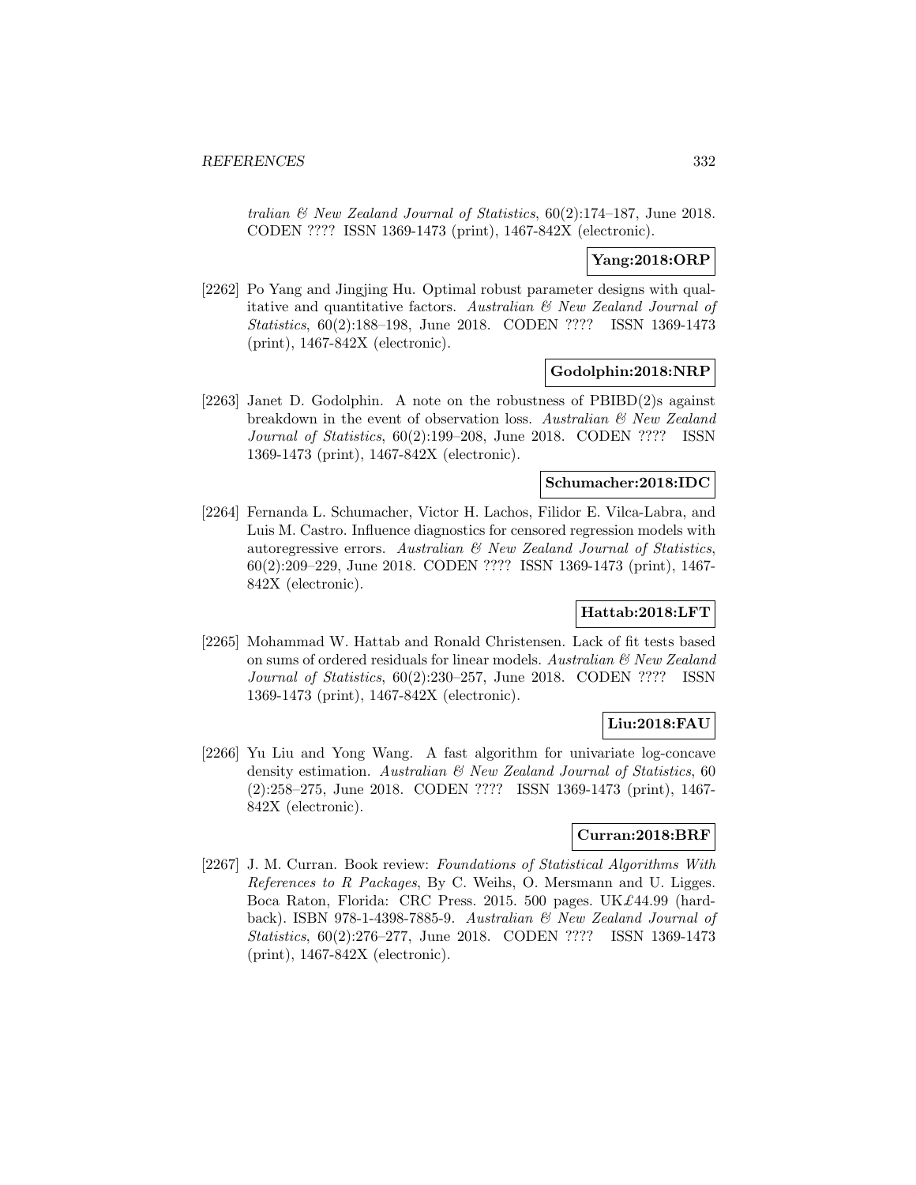*tralian & New Zealand Journal of Statistics*, 60(2):174–187, June 2018. CODEN ???? ISSN 1369-1473 (print), 1467-842X (electronic).

**Yang:2018:ORP**

[2262] Po Yang and Jingjing Hu. Optimal robust parameter designs with qualitative and quantitative factors. *Australian & New Zealand Journal of Statistics*, 60(2):188–198, June 2018. CODEN ???? ISSN 1369-1473 (print), 1467-842X (electronic).

**Godolphin:2018:NRP**

[2263] Janet D. Godolphin. A note on the robustness of PBIBD(2)s against breakdown in the event of observation loss. *Australian & New Zealand Journal of Statistics*, 60(2):199–208, June 2018. CODEN ???? ISSN 1369-1473 (print), 1467-842X (electronic).

**Schumacher:2018:IDC**

[2264] Fernanda L. Schumacher, Victor H. Lachos, Filidor E. Vilca-Labra, and Luis M. Castro. Influence diagnostics for censored regression models with autoregressive errors. *Australian & New Zealand Journal of Statistics*, 60(2):209–229, June 2018. CODEN ???? ISSN 1369-1473 (print), 1467-842X (electronic).

**Hattab:2018:LFT**

[2265] Mohammad W. Hattab and Ronald Christensen. Lack of fit tests based on sums of ordered residuals for linear models. *Australian & New Zealand Journal of Statistics*, 60(2):230–257, June 2018. CODEN ???? ISSN 1369-1473 (print), 1467-842X (electronic).

**Liu:2018:FAU**

[2266] Yu Liu and Yong Wang. A fast algorithm for univariate log-concave density estimation. *Australian & New Zealand Journal of Statistics*, 60 (2):258–275, June 2018. CODEN ???? ISSN 1369-1473 (print), 1467-842X (electronic).

**Curran:2018:BRF**

[2267] J. M. Curran. Book review: *Foundations of Statistical Algorithms With References to R Packages*, By C. Weihs, O. Mersmann and U. Ligges. Boca Raton, Florida: CRC Press. 2015. 500 pages. UK£44.99 (hardback). ISBN 978-1-4398-7885-9. *Australian & New Zealand Journal of Statistics*, 60(2):276–277, June 2018. CODEN ???? ISSN 1369-1473 (print), 1467-842X (electronic).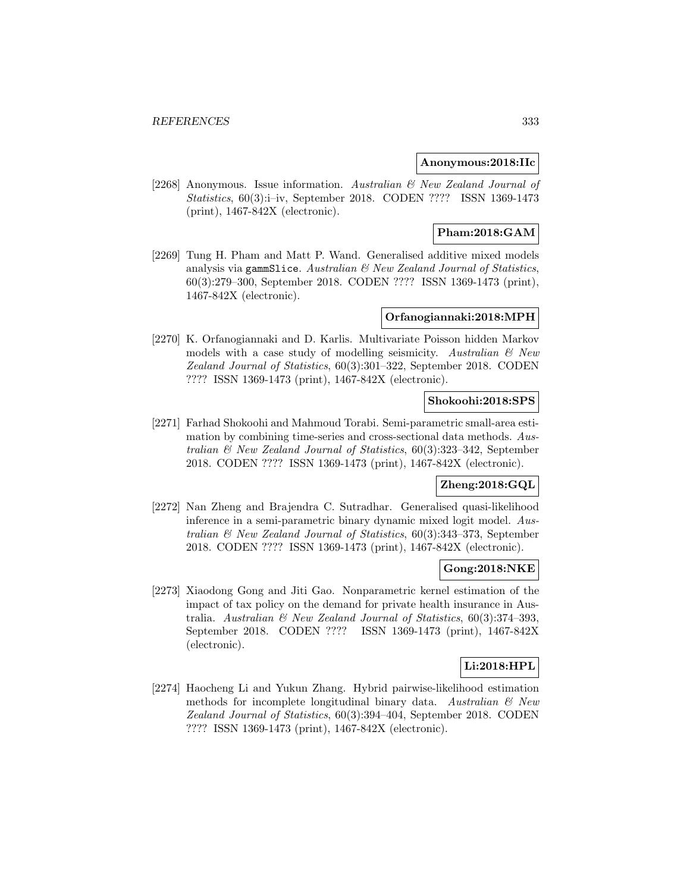**Anonymous:2018:IIc**

[2268] Anonymous. Issue information. *Australian & New Zealand Journal of Statistics*, 60(3):i–iv, September 2018. CODEN ???? ISSN 1369-1473 (print), 1467-842X (electronic).

**Pham:2018:GAM**

[2269] Tung H. Pham and Matt P. Wand. Generalised additive mixed models analysis via `gammSlice`. *Australian & New Zealand Journal of Statistics*, 60(3):279–300, September 2018. CODEN ???? ISSN 1369-1473 (print), 1467-842X (electronic).

**Orfanogiannaki:2018:MPH**

[2270] K. Orfanogiannaki and D. Karlis. Multivariate Poisson hidden Markov models with a case study of modelling seismicity. *Australian & New Zealand Journal of Statistics*, 60(3):301–322, September 2018. CODEN ???? ISSN 1369-1473 (print), 1467-842X (electronic).

**Shokoohi:2018:SPS**

[2271] Farhad Shokoohi and Mahmoud Torabi. Semi-parametric small-area estimation by combining time-series and cross-sectional data methods. *Australian & New Zealand Journal of Statistics*, 60(3):323–342, September 2018. CODEN ???? ISSN 1369-1473 (print), 1467-842X (electronic).

**Zheng:2018:GQL**

[2272] Nan Zheng and Brajendra C. Sutradhar. Generalised quasi-likelihood inference in a semi-parametric binary dynamic mixed logit model. *Australian & New Zealand Journal of Statistics*, 60(3):343–373, September 2018. CODEN ???? ISSN 1369-1473 (print), 1467-842X (electronic).

**Gong:2018:NKE**

[2273] Xiaodong Gong and Jiti Gao. Nonparametric kernel estimation of the impact of tax policy on the demand for private health insurance in Australia. *Australian & New Zealand Journal of Statistics*, 60(3):374–393, September 2018. CODEN ???? ISSN 1369-1473 (print), 1467-842X (electronic).

**Li:2018:HPL**

[2274] Haocheng Li and Yukun Zhang. Hybrid pairwise-likelihood estimation methods for incomplete longitudinal binary data. *Australian & New Zealand Journal of Statistics*, 60(3):394–404, September 2018. CODEN ???? ISSN 1369-1473 (print), 1467-842X (electronic).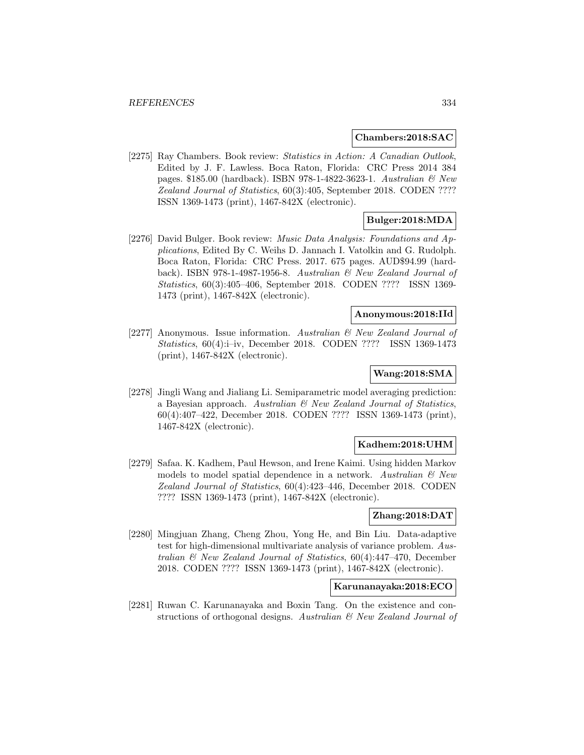**Chambers:2018:SAC**

[2275] Ray Chambers. Book review: *Statistics in Action: A Canadian Outlook*, Edited by J. F. Lawless. Boca Raton, Florida: CRC Press 2014 384 pages. $185.00 (hardback). ISBN 978-1-4822-3623-1. *Australian & New Zealand Journal of Statistics*, 60(3):405, September 2018. CODEN ???? ISSN 1369-1473 (print), 1467-842X (electronic).

**Bulger:2018:MDA**

[2276] David Bulger. Book review: *Music Data Analysis: Foundations and Applications*, Edited By C. Weihs D. Jannach I. Vatolkin and G. Rudolph. Boca Raton, Florida: CRC Press. 2017. 675 pages. AUD$94.99 (hardback). ISBN 978-1-4987-1956-8. *Australian & New Zealand Journal of Statistics*, 60(3):405–406, September 2018. CODEN ???? ISSN 1369-1473 (print), 1467-842X (electronic).

**Anonymous:2018:IId**

[2277] Anonymous. Issue information. *Australian & New Zealand Journal of Statistics*, 60(4):i–iv, December 2018. CODEN ???? ISSN 1369-1473 (print), 1467-842X (electronic).

**Wang:2018:SMA**

[2278] Jingli Wang and Jialiang Li. Semiparametric model averaging prediction: a Bayesian approach. *Australian & New Zealand Journal of Statistics*, 60(4):407–422, December 2018. CODEN ???? ISSN 1369-1473 (print), 1467-842X (electronic).

**Kadhem:2018:UHM**

[2279] Safaa. K. Kadhem, Paul Hewson, and Irene Kaimi. Using hidden Markov models to model spatial dependence in a network. *Australian & New Zealand Journal of Statistics*, 60(4):423–446, December 2018. CODEN ???? ISSN 1369-1473 (print), 1467-842X (electronic).

**Zhang:2018:DAT**

[2280] Mingjuan Zhang, Cheng Zhou, Yong He, and Bin Liu. Data-adaptive test for high-dimensional multivariate analysis of variance problem. *Australian & New Zealand Journal of Statistics*, 60(4):447–470, December 2018. CODEN ???? ISSN 1369-1473 (print), 1467-842X (electronic).

**Karunanayaka:2018:ECO**

[2281] Ruwan C. Karunanayaka and Boxin Tang. On the existence and constructions of orthogonal designs. *Australian & New Zealand Journal of*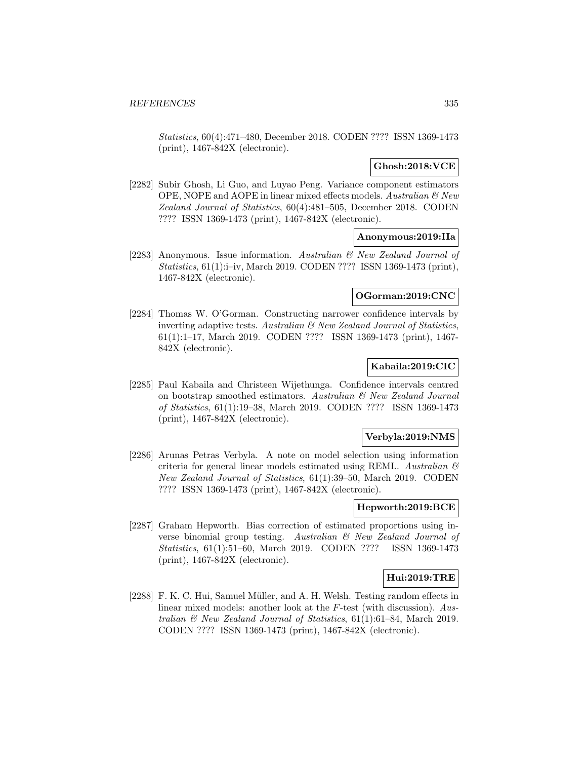*Statistics*, 60(4):471–480, December 2018. CODEN ???? ISSN 1369-1473 (print), 1467-842X (electronic).

**Ghosh:2018:VCE**

[2282] Subir Ghosh, Li Guo, and Luyao Peng. Variance component estimators OPE, NOPE and AOPE in linear mixed effects models. *Australian & New Zealand Journal of Statistics*, 60(4):481–505, December 2018. CODEN ???? ISSN 1369-1473 (print), 1467-842X (electronic).

**Anonymous:2019:IIa**

[2283] Anonymous. Issue information. *Australian & New Zealand Journal of Statistics*, 61(1):i–iv, March 2019. CODEN ???? ISSN 1369-1473 (print), 1467-842X (electronic).

**OGorman:2019:CNC**

[2284] Thomas W. O'Gorman. Constructing narrower confidence intervals by inverting adaptive tests. *Australian & New Zealand Journal of Statistics*, 61(1):1–17, March 2019. CODEN ???? ISSN 1369-1473 (print), 1467-842X (electronic).

**Kabaila:2019:CIC**

[2285] Paul Kabaila and Christeen Wijethunga. Confidence intervals centred on bootstrap smoothed estimators. *Australian & New Zealand Journal of Statistics*, 61(1):19–38, March 2019. CODEN ???? ISSN 1369-1473 (print), 1467-842X (electronic).

**Verbyla:2019:NMS**

[2286] Arunas Petras Verbyla. A note on model selection using information criteria for general linear models estimated using REML. *Australian & New Zealand Journal of Statistics*, 61(1):39–50, March 2019. CODEN ???? ISSN 1369-1473 (print), 1467-842X (electronic).

**Hepworth:2019:BCE**

[2287] Graham Hepworth. Bias correction of estimated proportions using inverse binomial group testing. *Australian & New Zealand Journal of Statistics*, 61(1):51–60, March 2019. CODEN ???? ISSN 1369-1473 (print), 1467-842X (electronic).

**Hui:2019:TRE**

[2288] F. K. C. Hui, Samuel Müller, and A. H. Welsh. Testing random effects in linear mixed models: another look at the $F$-test (with discussion). *Australian & New Zealand Journal of Statistics*, 61(1):61–84, March 2019. CODEN ???? ISSN 1369-1473 (print), 1467-842X (electronic).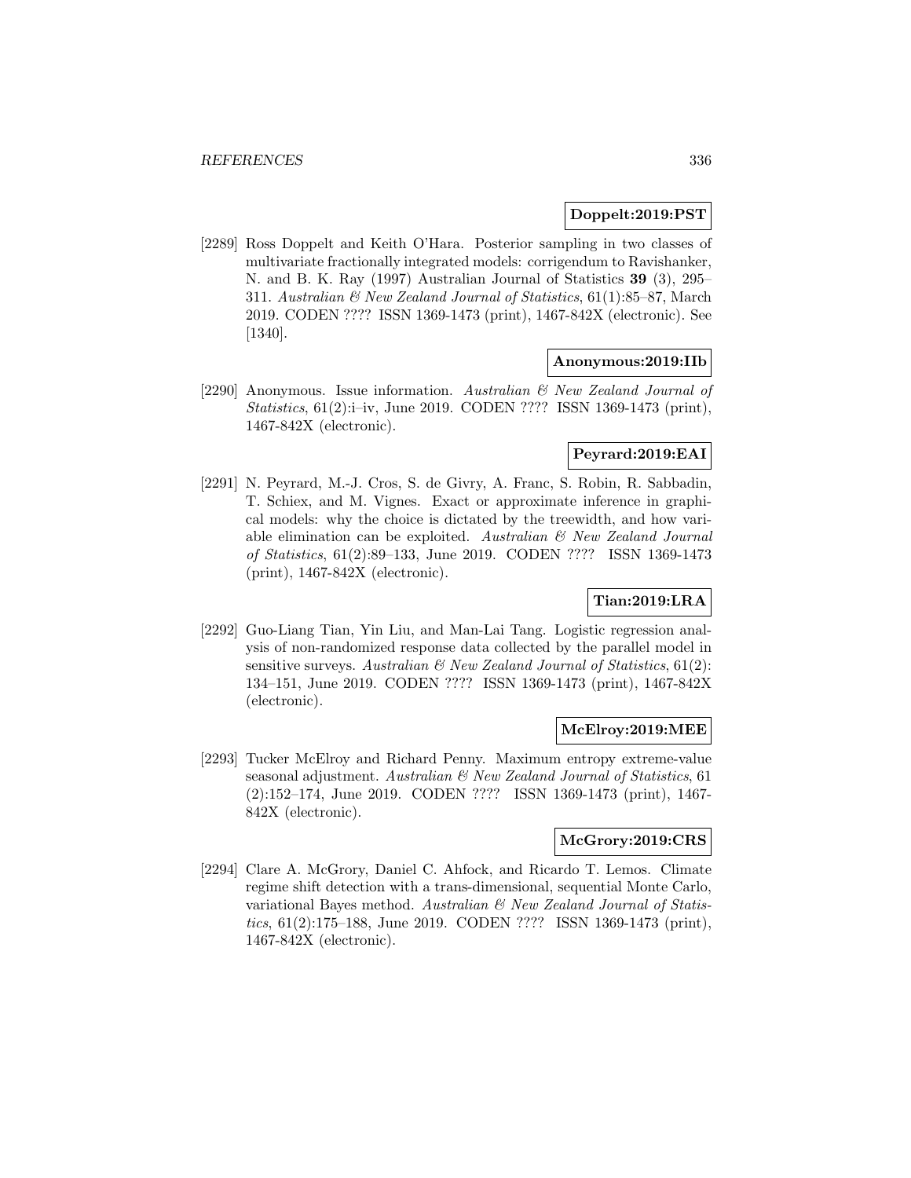**Doppelt:2019:PST**

[2289] Ross Doppelt and Keith O'Hara. Posterior sampling in two classes of multivariate fractionally integrated models: corrigendum to Ravishanker, N. and B. K. Ray (1997) Australian Journal of Statistics **39** (3), 295–311. *Australian & New Zealand Journal of Statistics*, 61(1):85–87, March 2019. CODEN ???? ISSN 1369-1473 (print), 1467-842X (electronic). See [1340].

**Anonymous:2019:IIb**

[2290] Anonymous. Issue information. *Australian & New Zealand Journal of Statistics*, 61(2):i–iv, June 2019. CODEN ???? ISSN 1369-1473 (print), 1467-842X (electronic).

**Peyrard:2019:EAI**

[2291] N. Peyrard, M.-J. Cros, S. de Givry, A. Franc, S. Robin, R. Sabbadin, T. Schiex, and M. Vignes. Exact or approximate inference in graphical models: why the choice is dictated by the treewidth, and how variable elimination can be exploited. *Australian & New Zealand Journal of Statistics*, 61(2):89–133, June 2019. CODEN ???? ISSN 1369-1473 (print), 1467-842X (electronic).

**Tian:2019:LRA**

[2292] Guo-Liang Tian, Yin Liu, and Man-Lai Tang. Logistic regression analysis of non-randomized response data collected by the parallel model in sensitive surveys. *Australian & New Zealand Journal of Statistics*, 61(2): 134–151, June 2019. CODEN ???? ISSN 1369-1473 (print), 1467-842X (electronic).

**McElroy:2019:MEE**

[2293] Tucker McElroy and Richard Penny. Maximum entropy extreme-value seasonal adjustment. *Australian & New Zealand Journal of Statistics*, 61 (2):152–174, June 2019. CODEN ???? ISSN 1369-1473 (print), 1467-842X (electronic).

**McGrory:2019:CRS**

[2294] Clare A. McGrory, Daniel C. Ahfock, and Ricardo T. Lemos. Climate regime shift detection with a trans-dimensional, sequential Monte Carlo, variational Bayes method. *Australian & New Zealand Journal of Statistics*, 61(2):175–188, June 2019. CODEN ???? ISSN 1369-1473 (print), 1467-842X (electronic).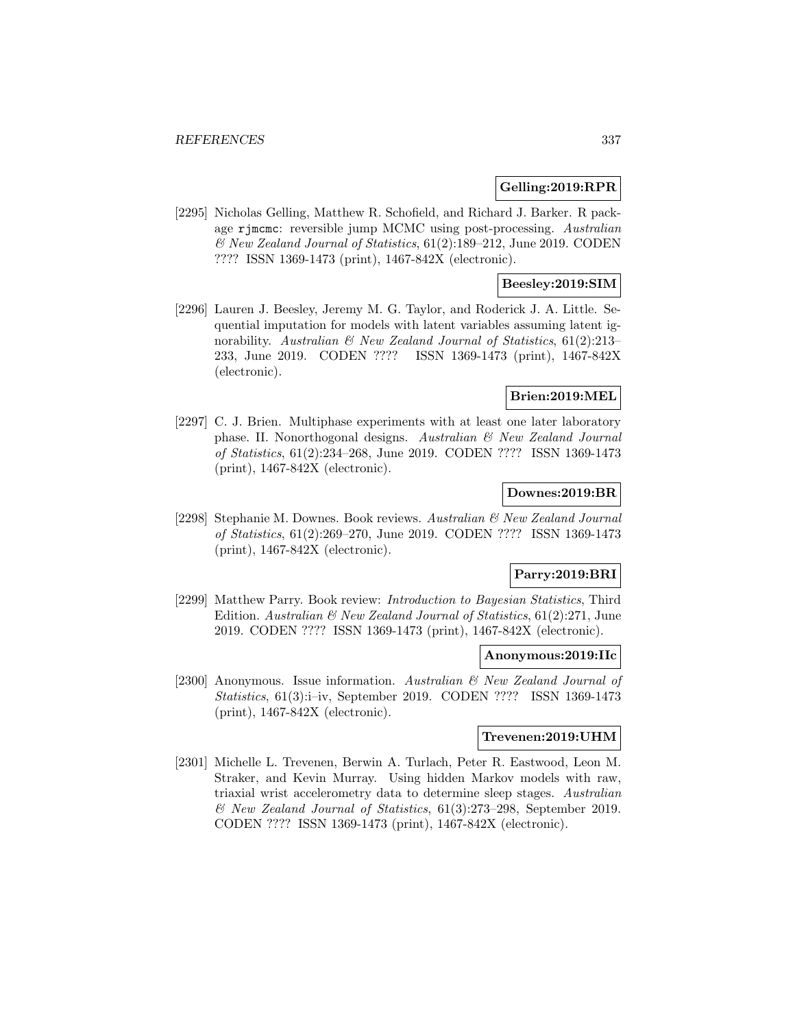**Gelling:2019:RPR**

[2295] Nicholas Gelling, Matthew R. Schofield, and Richard J. Barker. R package `rjmcmc`: reversible jump MCMC using post-processing. *Australian & New Zealand Journal of Statistics*, 61(2):189–212, June 2019. CODEN ???? ISSN 1369-1473 (print), 1467-842X (electronic).

**Beesley:2019:SIM**

[2296] Lauren J. Beesley, Jeremy M. G. Taylor, and Roderick J. A. Little. Sequential imputation for models with latent variables assuming latent ignorability. *Australian & New Zealand Journal of Statistics*, 61(2):213–233, June 2019. CODEN ???? ISSN 1369-1473 (print), 1467-842X (electronic).

**Brien:2019:MEL**

[2297] C. J. Brien. Multiphase experiments with at least one later laboratory phase. II. Nonorthogonal designs. *Australian & New Zealand Journal of Statistics*, 61(2):234–268, June 2019. CODEN ???? ISSN 1369-1473 (print), 1467-842X (electronic).

**Downes:2019:BR**

[2298] Stephanie M. Downes. Book reviews. *Australian & New Zealand Journal of Statistics*, 61(2):269–270, June 2019. CODEN ???? ISSN 1369-1473 (print), 1467-842X (electronic).

**Parry:2019:BRI**

[2299] Matthew Parry. Book review: *Introduction to Bayesian Statistics*, Third Edition. *Australian & New Zealand Journal of Statistics*, 61(2):271, June 2019. CODEN ???? ISSN 1369-1473 (print), 1467-842X (electronic).

**Anonymous:2019:IIc**

[2300] Anonymous. Issue information. *Australian & New Zealand Journal of Statistics*, 61(3):i–iv, September 2019. CODEN ???? ISSN 1369-1473 (print), 1467-842X (electronic).

**Trevenen:2019:UHM**

[2301] Michelle L. Trevenen, Berwin A. Turlach, Peter R. Eastwood, Leon M. Straker, and Kevin Murray. Using hidden Markov models with raw, triaxial wrist accelerometry data to determine sleep stages. *Australian & New Zealand Journal of Statistics*, 61(3):273–298, September 2019. CODEN ???? ISSN 1369-1473 (print), 1467-842X (electronic).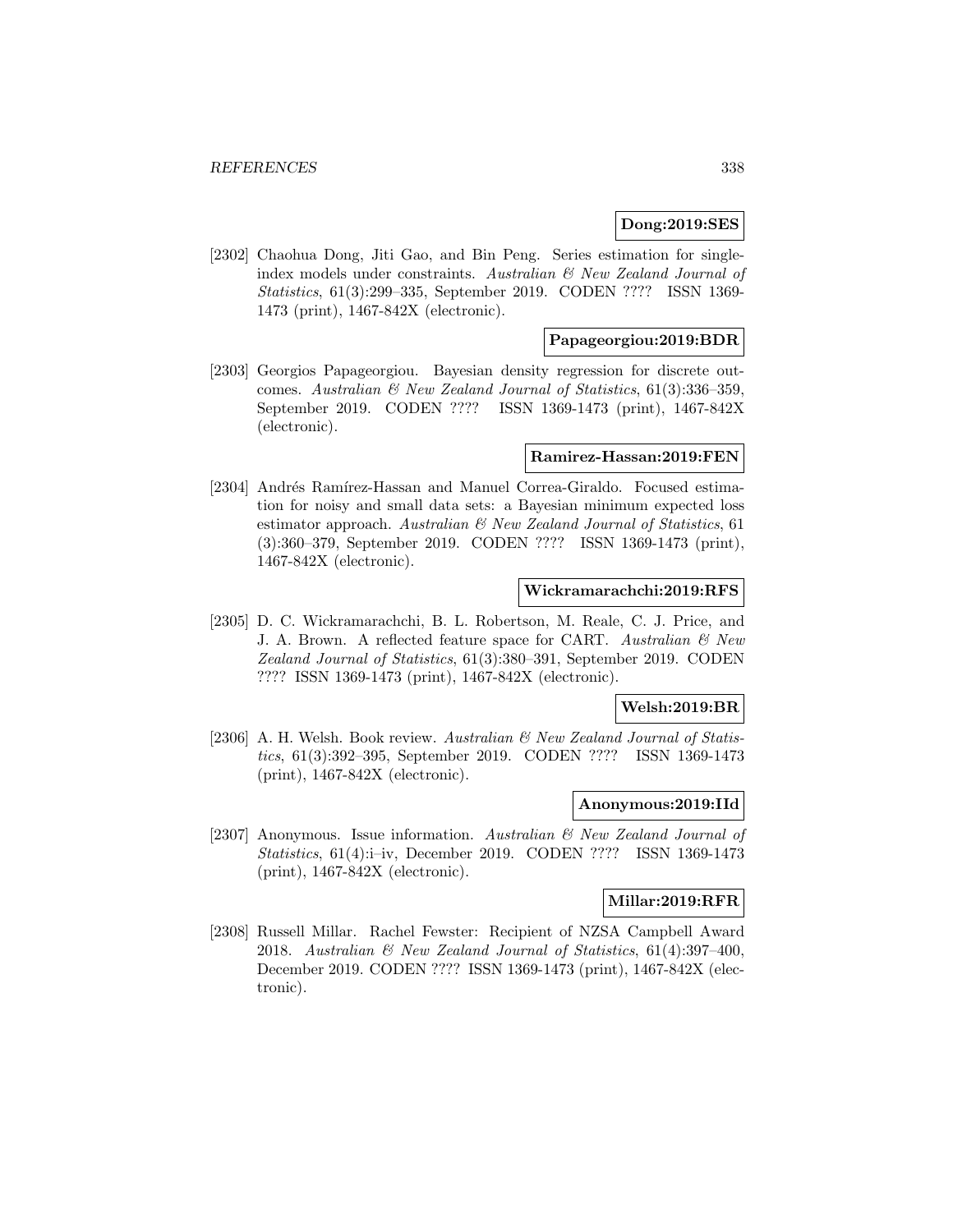**Dong:2019:SES**

[2302] Chaohua Dong, Jiti Gao, and Bin Peng. Series estimation for single-index models under constraints. *Australian & New Zealand Journal of Statistics*, 61(3):299–335, September 2019. CODEN ???? ISSN 1369-1473 (print), 1467-842X (electronic).

**Papageorgiou:2019:BDR**

[2303] Georgios Papageorgiou. Bayesian density regression for discrete outcomes. *Australian & New Zealand Journal of Statistics*, 61(3):336–359, September 2019. CODEN ???? ISSN 1369-1473 (print), 1467-842X (electronic).

**Ramirez-Hassan:2019:FEN**

[2304] Andrés Ramírez-Hassan and Manuel Correa-Giraldo. Focused estimation for noisy and small data sets: a Bayesian minimum expected loss estimator approach. *Australian & New Zealand Journal of Statistics*, 61 (3):360–379, September 2019. CODEN ???? ISSN 1369-1473 (print), 1467-842X (electronic).

**Wickramarachchi:2019:RFS**

[2305] D. C. Wickramarachchi, B. L. Robertson, M. Reale, C. J. Price, and J. A. Brown. A reflected feature space for CART. *Australian & New Zealand Journal of Statistics*, 61(3):380–391, September 2019. CODEN ???? ISSN 1369-1473 (print), 1467-842X (electronic).

**Welsh:2019:BR**

[2306] A. H. Welsh. Book review. *Australian & New Zealand Journal of Statistics*, 61(3):392–395, September 2019. CODEN ???? ISSN 1369-1473 (print), 1467-842X (electronic).

**Anonymous:2019:IId**

[2307] Anonymous. Issue information. *Australian & New Zealand Journal of Statistics*, 61(4):i–iv, December 2019. CODEN ???? ISSN 1369-1473 (print), 1467-842X (electronic).

**Millar:2019:RFR**

[2308] Russell Millar. Rachel Fewster: Recipient of NZSA Campbell Award 2018. *Australian & New Zealand Journal of Statistics*, 61(4):397–400, December 2019. CODEN ???? ISSN 1369-1473 (print), 1467-842X (electronic).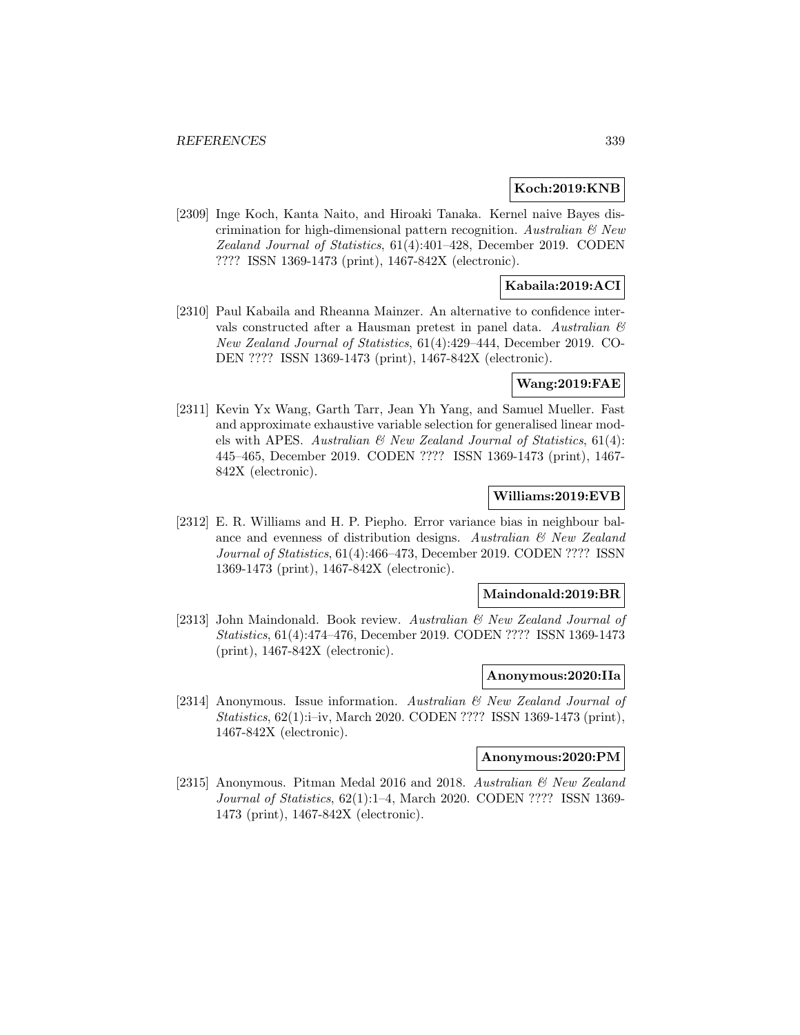**Koch:2019:KNB**

[2309] Inge Koch, Kanta Naito, and Hiroaki Tanaka. Kernel naive Bayes discrimination for high-dimensional pattern recognition. *Australian & New Zealand Journal of Statistics*, 61(4):401–428, December 2019. CODEN ???? ISSN 1369-1473 (print), 1467-842X (electronic).

**Kabaila:2019:ACI**

[2310] Paul Kabaila and Rheanna Mainzer. An alternative to confidence intervals constructed after a Hausman pretest in panel data. *Australian & New Zealand Journal of Statistics*, 61(4):429–444, December 2019. CODEN ???? ISSN 1369-1473 (print), 1467-842X (electronic).

**Wang:2019:FAE**

[2311] Kevin Yx Wang, Garth Tarr, Jean Yh Yang, and Samuel Mueller. Fast and approximate exhaustive variable selection for generalised linear models with APES. *Australian & New Zealand Journal of Statistics*, 61(4): 445–465, December 2019. CODEN ???? ISSN 1369-1473 (print), 1467-842X (electronic).

**Williams:2019:EVB**

[2312] E. R. Williams and H. P. Piepho. Error variance bias in neighbour balance and evenness of distribution designs. *Australian & New Zealand Journal of Statistics*, 61(4):466–473, December 2019. CODEN ???? ISSN 1369-1473 (print), 1467-842X (electronic).

**Maindonald:2019:BR**

[2313] John Maindonald. Book review. *Australian & New Zealand Journal of Statistics*, 61(4):474–476, December 2019. CODEN ???? ISSN 1369-1473 (print), 1467-842X (electronic).

**Anonymous:2020:IIa**

[2314] Anonymous. Issue information. *Australian & New Zealand Journal of Statistics*, 62(1):i–iv, March 2020. CODEN ???? ISSN 1369-1473 (print), 1467-842X (electronic).

**Anonymous:2020:PM**

[2315] Anonymous. Pitman Medal 2016 and 2018. *Australian & New Zealand Journal of Statistics*, 62(1):1–4, March 2020. CODEN ???? ISSN 1369-1473 (print), 1467-842X (electronic).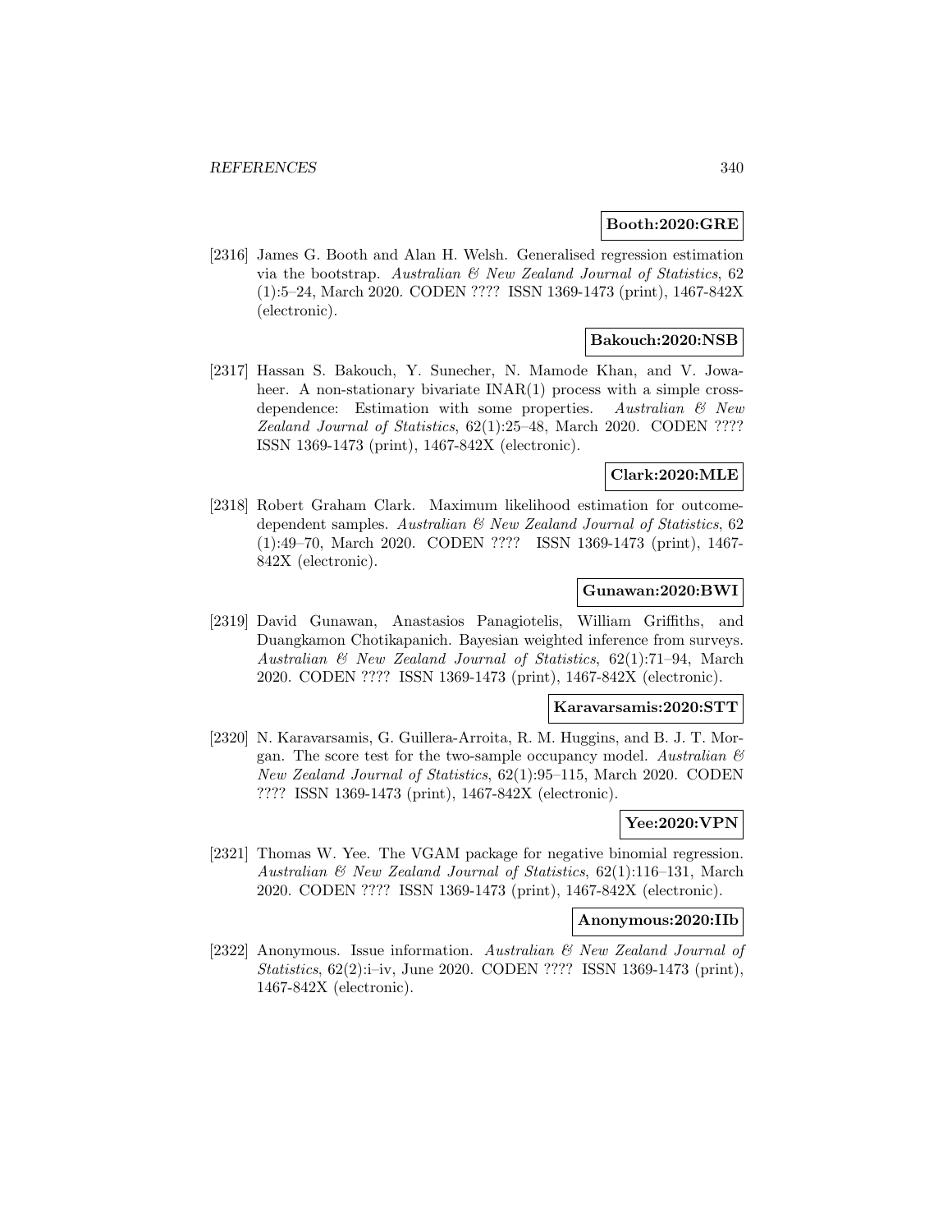**Booth:2020:GRE**

[2316] James G. Booth and Alan H. Welsh. Generalised regression estimation via the bootstrap. *Australian & New Zealand Journal of Statistics*, 62 (1):5–24, March 2020. CODEN ???? ISSN 1369-1473 (print), 1467-842X (electronic).

**Bakouch:2020:NSB**

[2317] Hassan S. Bakouch, Y. Sunecher, N. Mamode Khan, and V. Jowaheer. A non-stationary bivariate INAR(1) process with a simple cross-dependence: Estimation with some properties. *Australian & New Zealand Journal of Statistics*, 62(1):25–48, March 2020. CODEN ???? ISSN 1369-1473 (print), 1467-842X (electronic).

**Clark:2020:MLE**

[2318] Robert Graham Clark. Maximum likelihood estimation for outcome-dependent samples. *Australian & New Zealand Journal of Statistics*, 62 (1):49–70, March 2020. CODEN ???? ISSN 1369-1473 (print), 1467-842X (electronic).

**Gunawan:2020:BWI**

[2319] David Gunawan, Anastasios Panagiotelis, William Griffiths, and Duangkamon Chotikapanich. Bayesian weighted inference from surveys. *Australian & New Zealand Journal of Statistics*, 62(1):71–94, March 2020. CODEN ???? ISSN 1369-1473 (print), 1467-842X (electronic).

**Karavarsamis:2020:STT**

[2320] N. Karavarsamis, G. Guillera-Arroita, R. M. Huggins, and B. J. T. Morgan. The score test for the two-sample occupancy model. *Australian & New Zealand Journal of Statistics*, 62(1):95–115, March 2020. CODEN ???? ISSN 1369-1473 (print), 1467-842X (electronic).

**Yee:2020:VPN**

[2321] Thomas W. Yee. The VGAM package for negative binomial regression. *Australian & New Zealand Journal of Statistics*, 62(1):116–131, March 2020. CODEN ???? ISSN 1369-1473 (print), 1467-842X (electronic).

**Anonymous:2020:IIb**

[2322] Anonymous. Issue information. *Australian & New Zealand Journal of Statistics*, 62(2):i–iv, June 2020. CODEN ???? ISSN 1369-1473 (print), 1467-842X (electronic).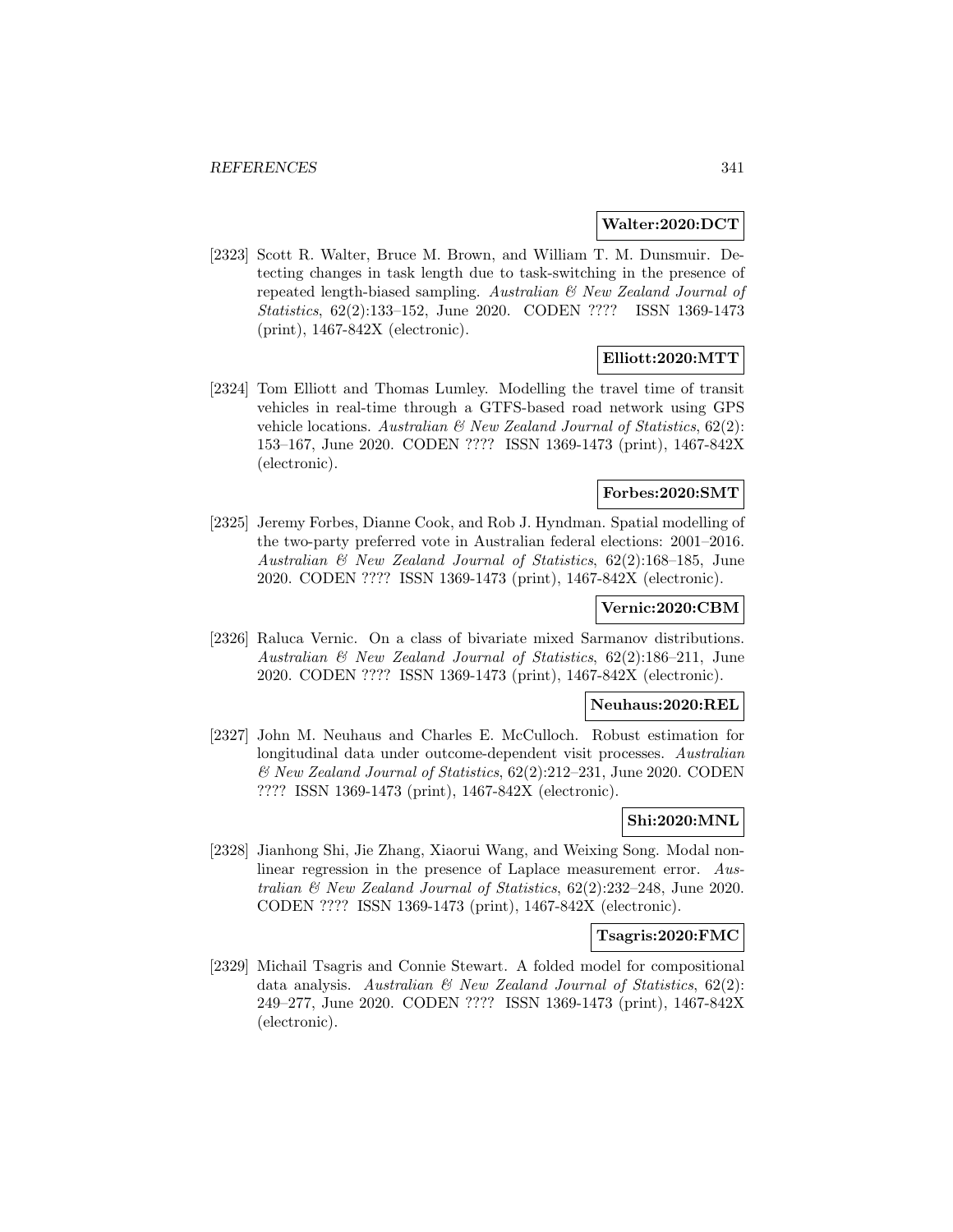**Walter:2020:DCT**

[2323] Scott R. Walter, Bruce M. Brown, and William T. M. Dunsmuir. Detecting changes in task length due to task-switching in the presence of repeated length-biased sampling. *Australian & New Zealand Journal of Statistics*, 62(2):133–152, June 2020. CODEN ???? ISSN 1369-1473 (print), 1467-842X (electronic).

**Elliott:2020:MTT**

[2324] Tom Elliott and Thomas Lumley. Modelling the travel time of transit vehicles in real-time through a GTFS-based road network using GPS vehicle locations. *Australian & New Zealand Journal of Statistics*, 62(2): 153–167, June 2020. CODEN ???? ISSN 1369-1473 (print), 1467-842X (electronic).

**Forbes:2020:SMT**

[2325] Jeremy Forbes, Dianne Cook, and Rob J. Hyndman. Spatial modelling of the two-party preferred vote in Australian federal elections: 2001–2016. *Australian & New Zealand Journal of Statistics*, 62(2):168–185, June 2020. CODEN ???? ISSN 1369-1473 (print), 1467-842X (electronic).

**Vernic:2020:CBM**

[2326] Raluca Vernic. On a class of bivariate mixed Sarmanov distributions. *Australian & New Zealand Journal of Statistics*, 62(2):186–211, June 2020. CODEN ???? ISSN 1369-1473 (print), 1467-842X (electronic).

**Neuhaus:2020:REL**

[2327] John M. Neuhaus and Charles E. McCulloch. Robust estimation for longitudinal data under outcome-dependent visit processes. *Australian & New Zealand Journal of Statistics*, 62(2):212–231, June 2020. CODEN ???? ISSN 1369-1473 (print), 1467-842X (electronic).

**Shi:2020:MNL**

[2328] Jianhong Shi, Jie Zhang, Xiaorui Wang, and Weixing Song. Modal nonlinear regression in the presence of Laplace measurement error. *Australian & New Zealand Journal of Statistics*, 62(2):232–248, June 2020. CODEN ???? ISSN 1369-1473 (print), 1467-842X (electronic).

**Tsagris:2020:FMC**

[2329] Michail Tsagris and Connie Stewart. A folded model for compositional data analysis. *Australian & New Zealand Journal of Statistics*, 62(2): 249–277, June 2020. CODEN ???? ISSN 1369-1473 (print), 1467-842X (electronic).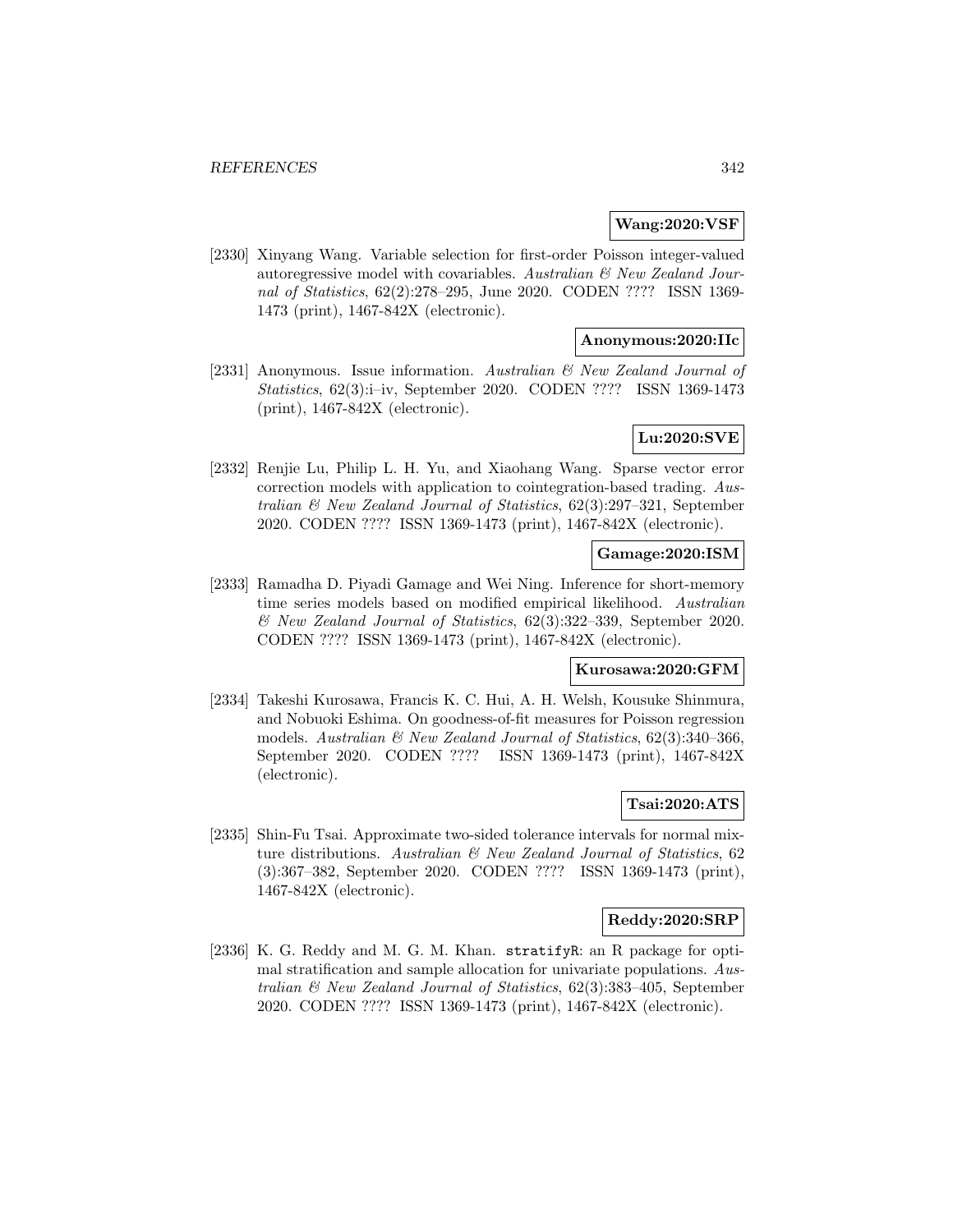**Wang:2020:VSF**

[2330] Xinyang Wang. Variable selection for first-order Poisson integer-valued autoregressive model with covariables. *Australian & New Zealand Journal of Statistics*, 62(2):278–295, June 2020. CODEN ???? ISSN 1369-1473 (print), 1467-842X (electronic).

**Anonymous:2020:IIc**

[2331] Anonymous. Issue information. *Australian & New Zealand Journal of Statistics*, 62(3):i–iv, September 2020. CODEN ???? ISSN 1369-1473 (print), 1467-842X (electronic).

**Lu:2020:SVE**

[2332] Renjie Lu, Philip L. H. Yu, and Xiaohang Wang. Sparse vector error correction models with application to cointegration-based trading. *Australian & New Zealand Journal of Statistics*, 62(3):297–321, September 2020. CODEN ???? ISSN 1369-1473 (print), 1467-842X (electronic).

**Gamage:2020:ISM**

[2333] Ramadha D. Piyadi Gamage and Wei Ning. Inference for short-memory time series models based on modified empirical likelihood. *Australian & New Zealand Journal of Statistics*, 62(3):322–339, September 2020. CODEN ???? ISSN 1369-1473 (print), 1467-842X (electronic).

**Kurosawa:2020:GFM**

[2334] Takeshi Kurosawa, Francis K. C. Hui, A. H. Welsh, Kousuke Shinmura, and Nobuoki Eshima. On goodness-of-fit measures for Poisson regression models. *Australian & New Zealand Journal of Statistics*, 62(3):340–366, September 2020. CODEN ???? ISSN 1369-1473 (print), 1467-842X (electronic).

**Tsai:2020:ATS**

[2335] Shin-Fu Tsai. Approximate two-sided tolerance intervals for normal mixture distributions. *Australian & New Zealand Journal of Statistics*, 62 (3):367–382, September 2020. CODEN ???? ISSN 1369-1473 (print), 1467-842X (electronic).

**Reddy:2020:SRP**

[2336] K. G. Reddy and M. G. M. Khan. `stratifyR`: an R package for optimal stratification and sample allocation for univariate populations. *Australian & New Zealand Journal of Statistics*, 62(3):383–405, September 2020. CODEN ???? ISSN 1369-1473 (print), 1467-842X (electronic).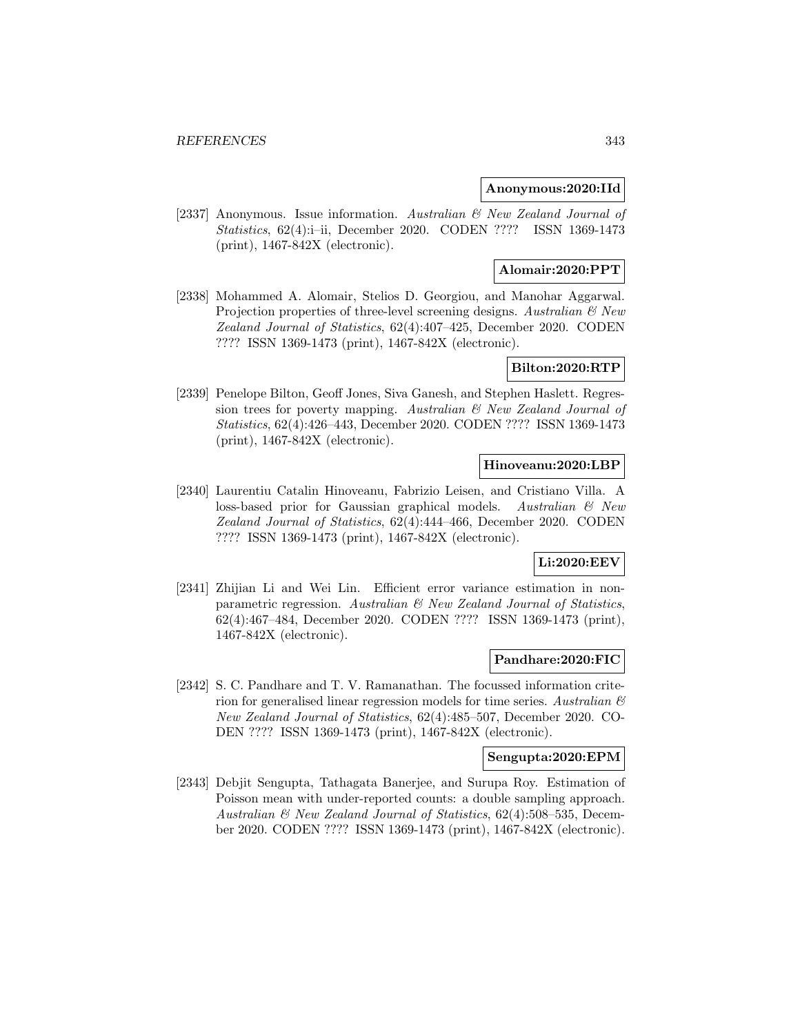**Anonymous:2020:IId**

[2337] Anonymous. Issue information. *Australian & New Zealand Journal of Statistics*, 62(4):i–ii, December 2020. CODEN ???? ISSN 1369-1473 (print), 1467-842X (electronic).

**Alomair:2020:PPT**

[2338] Mohammed A. Alomair, Stelios D. Georgiou, and Manohar Aggarwal. Projection properties of three-level screening designs. *Australian & New Zealand Journal of Statistics*, 62(4):407–425, December 2020. CODEN ???? ISSN 1369-1473 (print), 1467-842X (electronic).

**Bilton:2020:RTP**

[2339] Penelope Bilton, Geoff Jones, Siva Ganesh, and Stephen Haslett. Regression trees for poverty mapping. *Australian & New Zealand Journal of Statistics*, 62(4):426–443, December 2020. CODEN ???? ISSN 1369-1473 (print), 1467-842X (electronic).

**Hinoveanu:2020:LBP**

[2340] Laurentiu Catalin Hinoveanu, Fabrizio Leisen, and Cristiano Villa. A loss-based prior for Gaussian graphical models. *Australian & New Zealand Journal of Statistics*, 62(4):444–466, December 2020. CODEN ???? ISSN 1369-1473 (print), 1467-842X (electronic).

**Li:2020:EEV**

[2341] Zhijian Li and Wei Lin. Efficient error variance estimation in nonparametric regression. *Australian & New Zealand Journal of Statistics*, 62(4):467–484, December 2020. CODEN ???? ISSN 1369-1473 (print), 1467-842X (electronic).

**Pandhare:2020:FIC**

[2342] S. C. Pandhare and T. V. Ramanathan. The focussed information criterion for generalised linear regression models for time series. *Australian & New Zealand Journal of Statistics*, 62(4):485–507, December 2020. CODEN ???? ISSN 1369-1473 (print), 1467-842X (electronic).

**Sengupta:2020:EPM**

[2343] Debjit Sengupta, Tathagata Banerjee, and Surupa Roy. Estimation of Poisson mean with under-reported counts: a double sampling approach. *Australian & New Zealand Journal of Statistics*, 62(4):508–535, December 2020. CODEN ???? ISSN 1369-1473 (print), 1467-842X (electronic).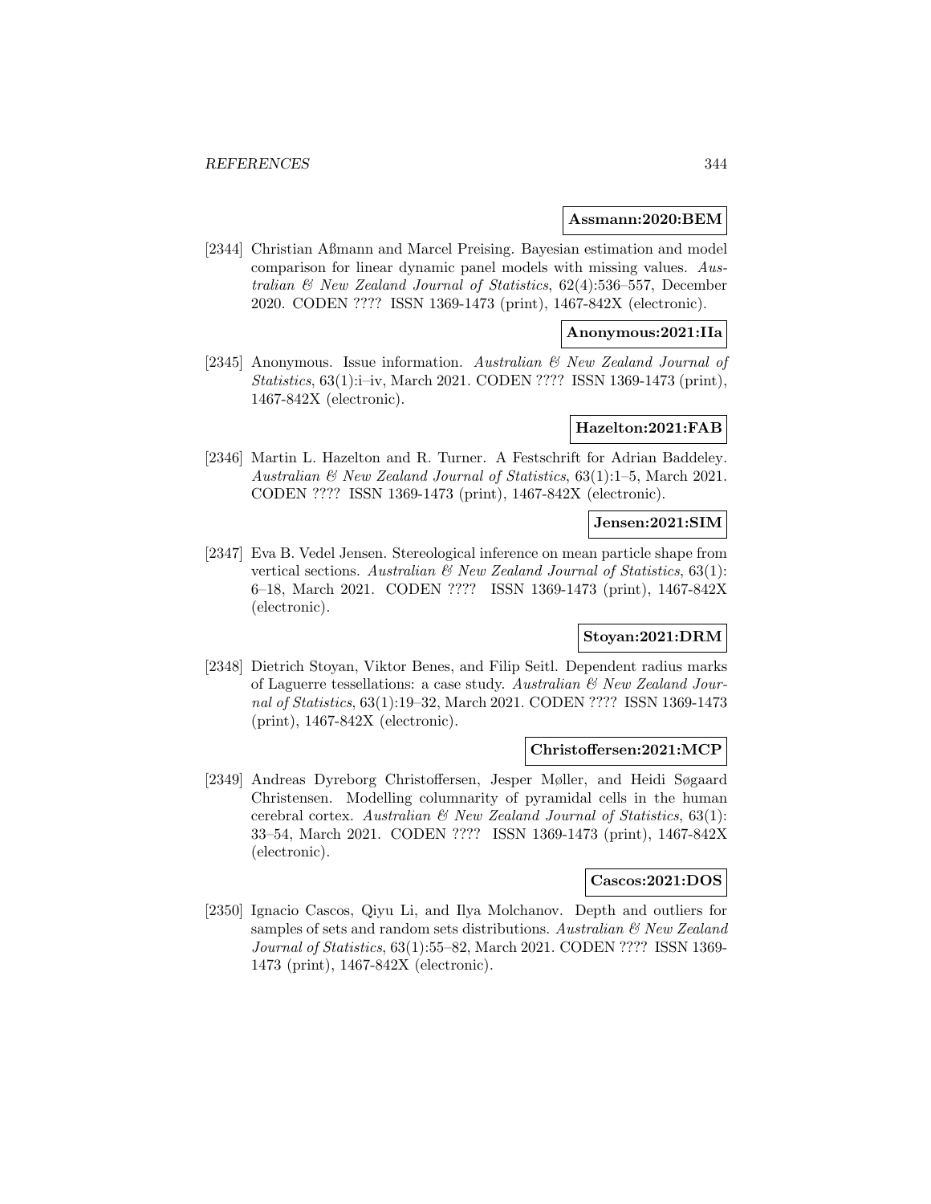**Assmann:2020:BEM**

[2344] Christian Aßmann and Marcel Preising. Bayesian estimation and model comparison for linear dynamic panel models with missing values. *Australian & New Zealand Journal of Statistics*, 62(4):536–557, December 2020. CODEN ???? ISSN 1369-1473 (print), 1467-842X (electronic).

**Anonymous:2021:IIa**

[2345] Anonymous. Issue information. *Australian & New Zealand Journal of Statistics*, 63(1):i–iv, March 2021. CODEN ???? ISSN 1369-1473 (print), 1467-842X (electronic).

**Hazelton:2021:FAB**

[2346] Martin L. Hazelton and R. Turner. A Festschrift for Adrian Baddeley. *Australian & New Zealand Journal of Statistics*, 63(1):1–5, March 2021. CODEN ???? ISSN 1369-1473 (print), 1467-842X (electronic).

**Jensen:2021:SIM**

[2347] Eva B. Vedel Jensen. Stereological inference on mean particle shape from vertical sections. *Australian & New Zealand Journal of Statistics*, 63(1): 6–18, March 2021. CODEN ???? ISSN 1369-1473 (print), 1467-842X (electronic).

**Stoyan:2021:DRM**

[2348] Dietrich Stoyan, Viktor Benes, and Filip Seitl. Dependent radius marks of Laguerre tessellations: a case study. *Australian & New Zealand Journal of Statistics*, 63(1):19–32, March 2021. CODEN ???? ISSN 1369-1473 (print), 1467-842X (electronic).

**Christoffersen:2021:MCP**

[2349] Andreas Dyreborg Christoffersen, Jesper Møller, and Heidi Søgaard Christensen. Modelling columnarity of pyramidal cells in the human cerebral cortex. *Australian & New Zealand Journal of Statistics*, 63(1): 33–54, March 2021. CODEN ???? ISSN 1369-1473 (print), 1467-842X (electronic).

**Cascos:2021:DOS**

[2350] Ignacio Cascos, Qiyu Li, and Ilya Molchanov. Depth and outliers for samples of sets and random sets distributions. *Australian & New Zealand Journal of Statistics*, 63(1):55–82, March 2021. CODEN ???? ISSN 1369-1473 (print), 1467-842X (electronic).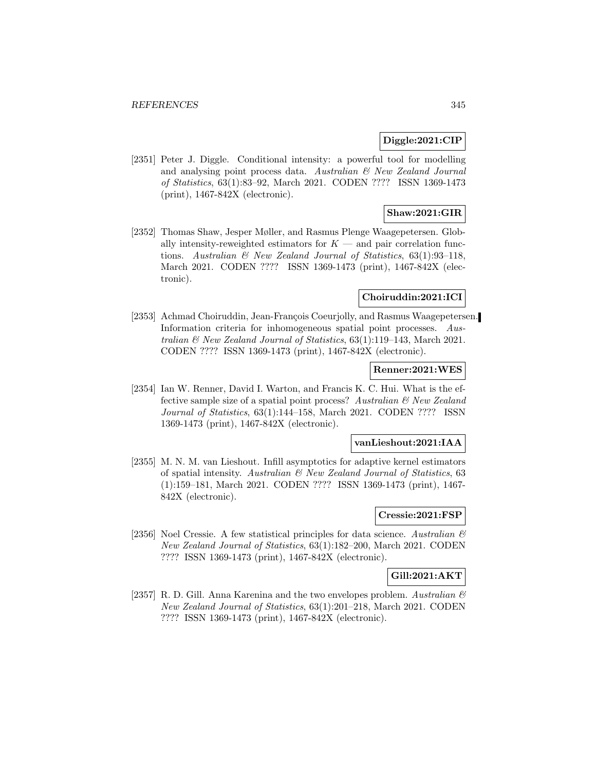**Diggle:2021:CIP**

[2351] Peter J. Diggle. Conditional intensity: a powerful tool for modelling and analysing point process data. *Australian & New Zealand Journal of Statistics*, 63(1):83–92, March 2021. CODEN ???? ISSN 1369-1473 (print), 1467-842X (electronic).

**Shaw:2021:GIR**

[2352] Thomas Shaw, Jesper Møller, and Rasmus Plenge Waagepetersen. Globally intensity-reweighted estimators for $K$ — and pair correlation functions. *Australian & New Zealand Journal of Statistics*, 63(1):93–118, March 2021. CODEN ???? ISSN 1369-1473 (print), 1467-842X (electronic).

**Choiruddin:2021:ICI**

[2353] Achmad Choiruddin, Jean-François Coeurjolly, and Rasmus Waagepetersen. Information criteria for inhomogeneous spatial point processes. *Australian & New Zealand Journal of Statistics*, 63(1):119–143, March 2021. CODEN ???? ISSN 1369-1473 (print), 1467-842X (electronic).

**Renner:2021:WES**

[2354] Ian W. Renner, David I. Warton, and Francis K. C. Hui. What is the effective sample size of a spatial point process? *Australian & New Zealand Journal of Statistics*, 63(1):144–158, March 2021. CODEN ???? ISSN 1369-1473 (print), 1467-842X (electronic).

**vanLieshout:2021:IAA**

[2355] M. N. M. van Lieshout. Infill asymptotics for adaptive kernel estimators of spatial intensity. *Australian & New Zealand Journal of Statistics*, 63 (1):159–181, March 2021. CODEN ???? ISSN 1369-1473 (print), 1467-842X (electronic).

**Cressie:2021:FSP**

[2356] Noel Cressie. A few statistical principles for data science. *Australian & New Zealand Journal of Statistics*, 63(1):182–200, March 2021. CODEN ???? ISSN 1369-1473 (print), 1467-842X (electronic).

**Gill:2021:AKT**

[2357] R. D. Gill. Anna Karenina and the two envelopes problem. *Australian & New Zealand Journal of Statistics*, 63(1):201–218, March 2021. CODEN ???? ISSN 1369-1473 (print), 1467-842X (electronic).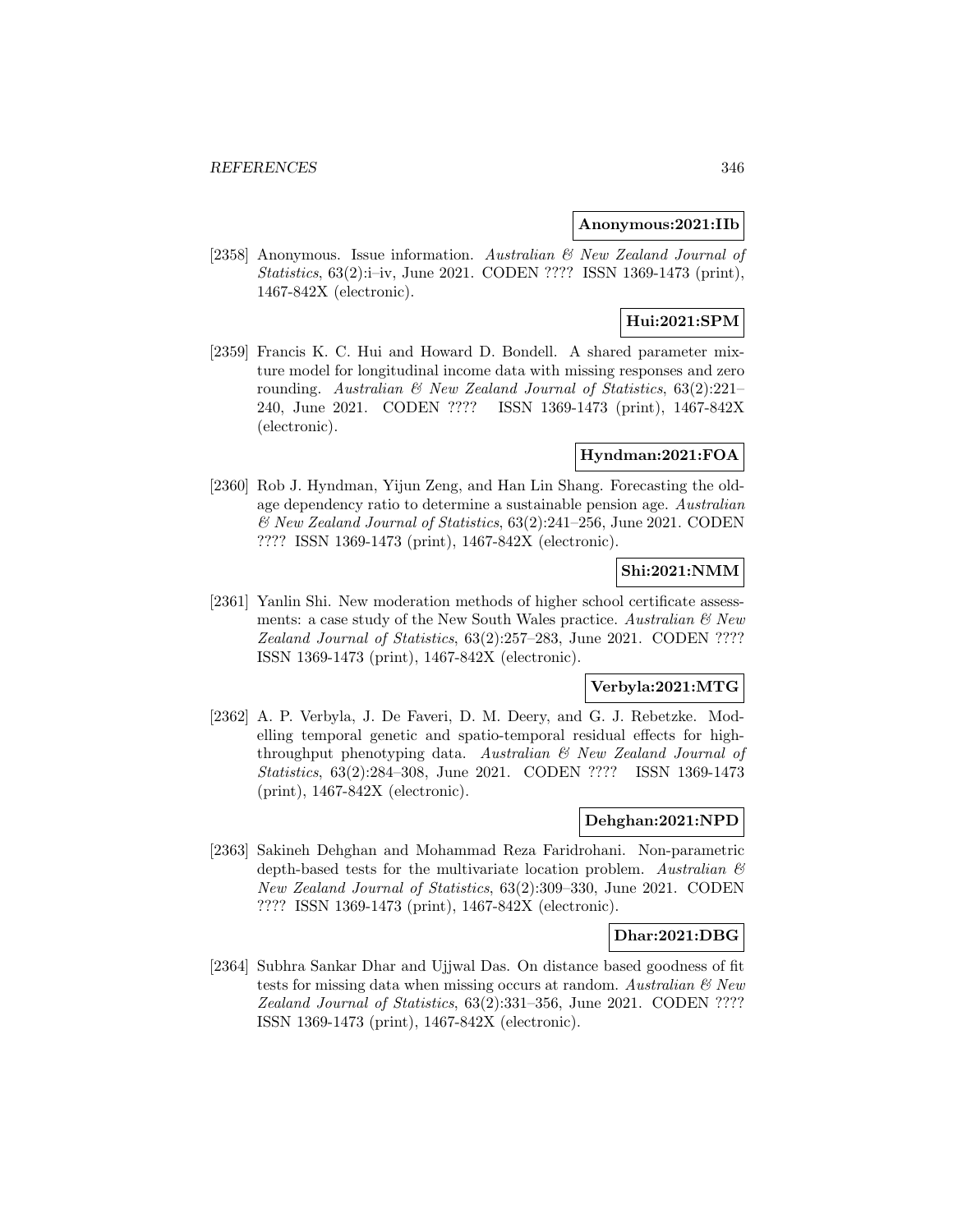**Anonymous:2021:IIb**

[2358] Anonymous. Issue information. *Australian & New Zealand Journal of Statistics*, 63(2):i–iv, June 2021. CODEN ???? ISSN 1369-1473 (print), 1467-842X (electronic).

**Hui:2021:SPM**

[2359] Francis K. C. Hui and Howard D. Bondell. A shared parameter mixture model for longitudinal income data with missing responses and zero rounding. *Australian & New Zealand Journal of Statistics*, 63(2):221–240, June 2021. CODEN ???? ISSN 1369-1473 (print), 1467-842X (electronic).

**Hyndman:2021:FOA**

[2360] Rob J. Hyndman, Yijun Zeng, and Han Lin Shang. Forecasting the old-age dependency ratio to determine a sustainable pension age. *Australian & New Zealand Journal of Statistics*, 63(2):241–256, June 2021. CODEN ???? ISSN 1369-1473 (print), 1467-842X (electronic).

**Shi:2021:NMM**

[2361] Yanlin Shi. New moderation methods of higher school certificate assessments: a case study of the New South Wales practice. *Australian & New Zealand Journal of Statistics*, 63(2):257–283, June 2021. CODEN ???? ISSN 1369-1473 (print), 1467-842X (electronic).

**Verbyla:2021:MTG**

[2362] A. P. Verbyla, J. De Faveri, D. M. Deery, and G. J. Rebetzke. Modelling temporal genetic and spatio-temporal residual effects for high-throughput phenotyping data. *Australian & New Zealand Journal of Statistics*, 63(2):284–308, June 2021. CODEN ???? ISSN 1369-1473 (print), 1467-842X (electronic).

**Dehghan:2021:NPD**

[2363] Sakineh Dehghan and Mohammad Reza Faridrohani. Non-parametric depth-based tests for the multivariate location problem. *Australian & New Zealand Journal of Statistics*, 63(2):309–330, June 2021. CODEN ???? ISSN 1369-1473 (print), 1467-842X (electronic).

**Dhar:2021:DBG**

[2364] Subhra Sankar Dhar and Ujjwal Das. On distance based goodness of fit tests for missing data when missing occurs at random. *Australian & New Zealand Journal of Statistics*, 63(2):331–356, June 2021. CODEN ???? ISSN 1369-1473 (print), 1467-842X (electronic).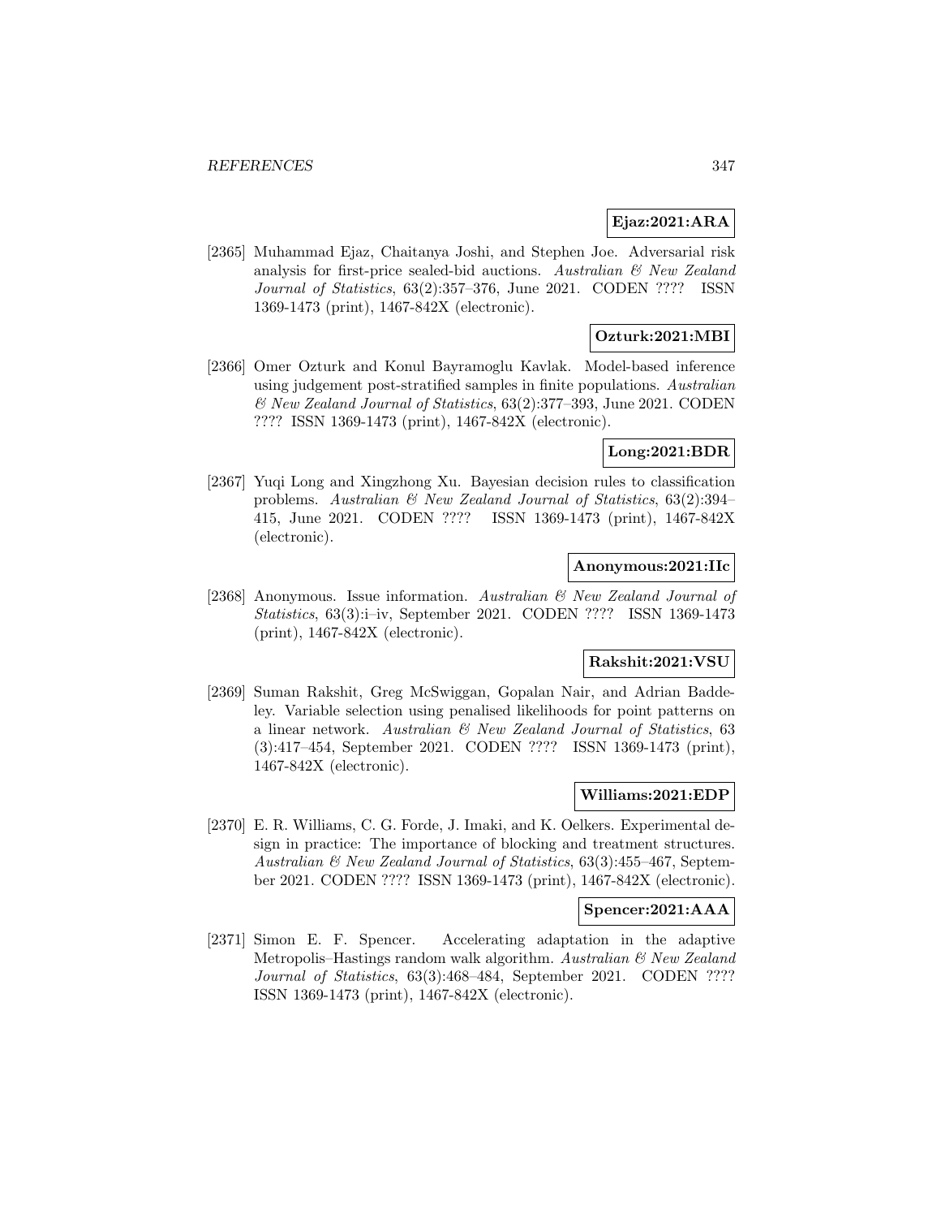**Ejaz:2021:ARA**

[2365] Muhammad Ejaz, Chaitanya Joshi, and Stephen Joe. Adversarial risk analysis for first-price sealed-bid auctions. *Australian & New Zealand Journal of Statistics*, 63(2):357–376, June 2021. CODEN ???? ISSN 1369-1473 (print), 1467-842X (electronic).

**Ozturk:2021:MBI**

[2366] Omer Ozturk and Konul Bayramoglu Kavlak. Model-based inference using judgement post-stratified samples in finite populations. *Australian & New Zealand Journal of Statistics*, 63(2):377–393, June 2021. CODEN ???? ISSN 1369-1473 (print), 1467-842X (electronic).

**Long:2021:BDR**

[2367] Yuqi Long and Xingzhong Xu. Bayesian decision rules to classification problems. *Australian & New Zealand Journal of Statistics*, 63(2):394–415, June 2021. CODEN ???? ISSN 1369-1473 (print), 1467-842X (electronic).

**Anonymous:2021:IIc**

[2368] Anonymous. Issue information. *Australian & New Zealand Journal of Statistics*, 63(3):i–iv, September 2021. CODEN ???? ISSN 1369-1473 (print), 1467-842X (electronic).

**Rakshit:2021:VSU**

[2369] Suman Rakshit, Greg McSwiggan, Gopalan Nair, and Adrian Baddeley. Variable selection using penalised likelihoods for point patterns on a linear network. *Australian & New Zealand Journal of Statistics*, 63 (3):417–454, September 2021. CODEN ???? ISSN 1369-1473 (print), 1467-842X (electronic).

**Williams:2021:EDP**

[2370] E. R. Williams, C. G. Forde, J. Imaki, and K. Oelkers. Experimental design in practice: The importance of blocking and treatment structures. *Australian & New Zealand Journal of Statistics*, 63(3):455–467, September 2021. CODEN ???? ISSN 1369-1473 (print), 1467-842X (electronic).

**Spencer:2021:AAA**

[2371] Simon E. F. Spencer. Accelerating adaptation in the adaptive Metropolis–Hastings random walk algorithm. *Australian & New Zealand Journal of Statistics*, 63(3):468–484, September 2021. CODEN ???? ISSN 1369-1473 (print), 1467-842X (electronic).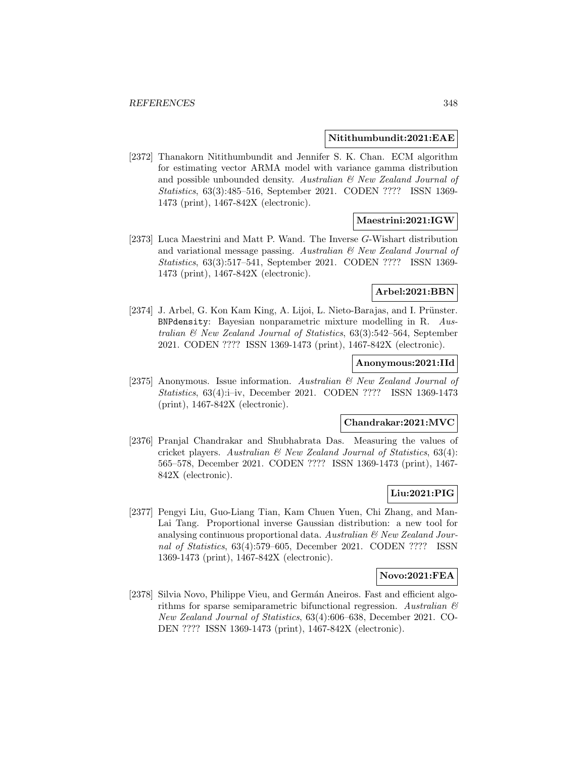**Nitithumbundit:2021:EAE**

[2372] Thanakorn Nitithumbundit and Jennifer S. K. Chan. ECM algorithm for estimating vector ARMA model with variance gamma distribution and possible unbounded density. *Australian & New Zealand Journal of Statistics*, 63(3):485–516, September 2021. CODEN ???? ISSN 1369-1473 (print), 1467-842X (electronic).

**Maestrini:2021:IGW**

[2373] Luca Maestrini and Matt P. Wand. The Inverse $G$-Wishart distribution and variational message passing. *Australian & New Zealand Journal of Statistics*, 63(3):517–541, September 2021. CODEN ???? ISSN 1369-1473 (print), 1467-842X (electronic).

**Arbel:2021:BBN**

[2374] J. Arbel, G. Kon Kam King, A. Lijoi, L. Nieto-Barajas, and I. Prünster. `BNPdensity`: Bayesian nonparametric mixture modelling in R. *Australian & New Zealand Journal of Statistics*, 63(3):542–564, September 2021. CODEN ???? ISSN 1369-1473 (print), 1467-842X (electronic).

**Anonymous:2021:IId**

[2375] Anonymous. Issue information. *Australian & New Zealand Journal of Statistics*, 63(4):i–iv, December 2021. CODEN ???? ISSN 1369-1473 (print), 1467-842X (electronic).

**Chandrakar:2021:MVC**

[2376] Pranjal Chandrakar and Shubhabrata Das. Measuring the values of cricket players. *Australian & New Zealand Journal of Statistics*, 63(4): 565–578, December 2021. CODEN ???? ISSN 1369-1473 (print), 1467-842X (electronic).

**Liu:2021:PIG**

[2377] Pengyi Liu, Guo-Liang Tian, Kam Chuen Yuen, Chi Zhang, and Man-Lai Tang. Proportional inverse Gaussian distribution: a new tool for analysing continuous proportional data. *Australian & New Zealand Journal of Statistics*, 63(4):579–605, December 2021. CODEN ???? ISSN 1369-1473 (print), 1467-842X (electronic).

**Novo:2021:FEA**

[2378] Silvia Novo, Philippe Vieu, and Germán Aneiros. Fast and efficient algorithms for sparse semiparametric bifunctional regression. *Australian & New Zealand Journal of Statistics*, 63(4):606–638, December 2021. CODEN ???? ISSN 1369-1473 (print), 1467-842X (electronic).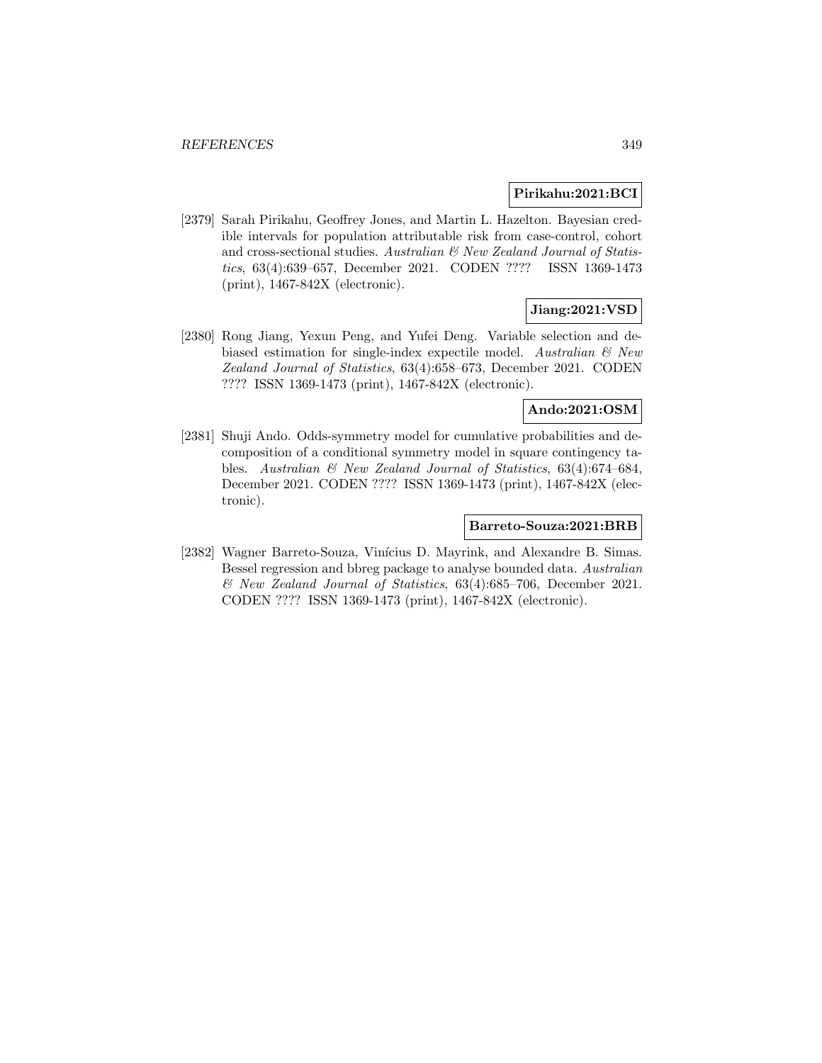**Pirikahu:2021:BCI**

[2379] Sarah Pirikahu, Geoffrey Jones, and Martin L. Hazelton. Bayesian credible intervals for population attributable risk from case-control, cohort and cross-sectional studies. *Australian & New Zealand Journal of Statistics*, 63(4):639–657, December 2021. CODEN ???? ISSN 1369-1473 (print), 1467-842X (electronic).

**Jiang:2021:VSD**

[2380] Rong Jiang, Yexun Peng, and Yufei Deng. Variable selection and debiased estimation for single-index expectile model. *Australian & New Zealand Journal of Statistics*, 63(4):658–673, December 2021. CODEN ???? ISSN 1369-1473 (print), 1467-842X (electronic).

**Ando:2021:OSM**

[2381] Shuji Ando. Odds-symmetry model for cumulative probabilities and decomposition of a conditional symmetry model in square contingency tables. *Australian & New Zealand Journal of Statistics*, 63(4):674–684, December 2021. CODEN ???? ISSN 1369-1473 (print), 1467-842X (electronic).

**Barreto-Souza:2021:BRB**

[2382] Wagner Barreto-Souza, Vinícius D. Mayrink, and Alexandre B. Simas. Bessel regression and bbreg package to analyse bounded data. *Australian & New Zealand Journal of Statistics*, 63(4):685–706, December 2021. CODEN ???? ISSN 1369-1473 (print), 1467-842X (electronic).